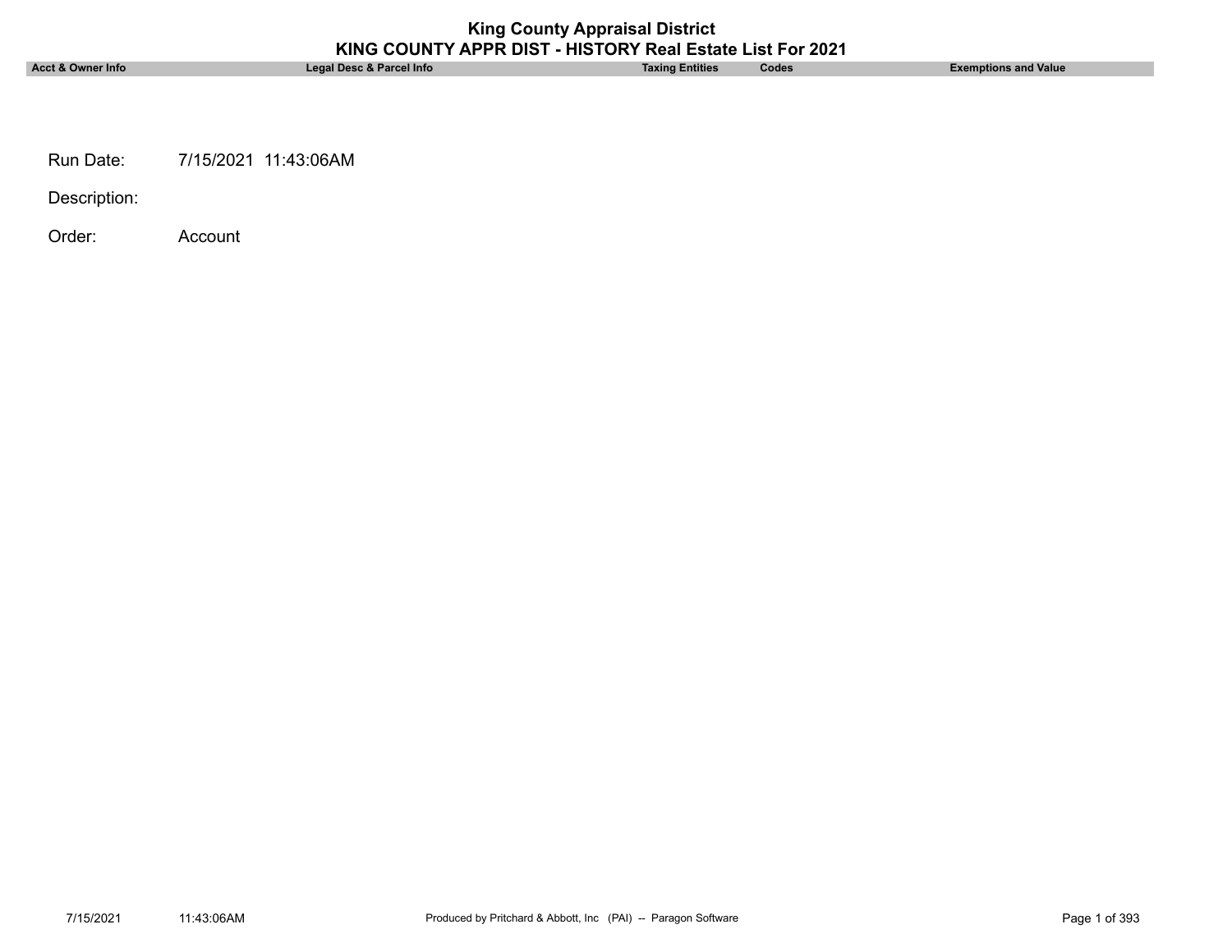# King County Appraisal District

## KING COUNTY APPR DIST - HISTORY Real Estate List For 2021

| Acct & Owner Info | Legal Desc & Parcel Info | Taxing Entities | Codes | Exemptions and Value |
| --- | --- | --- | --- | --- |

Run Date: 7/15/2021 11:43:06AM

Description:

Order: Account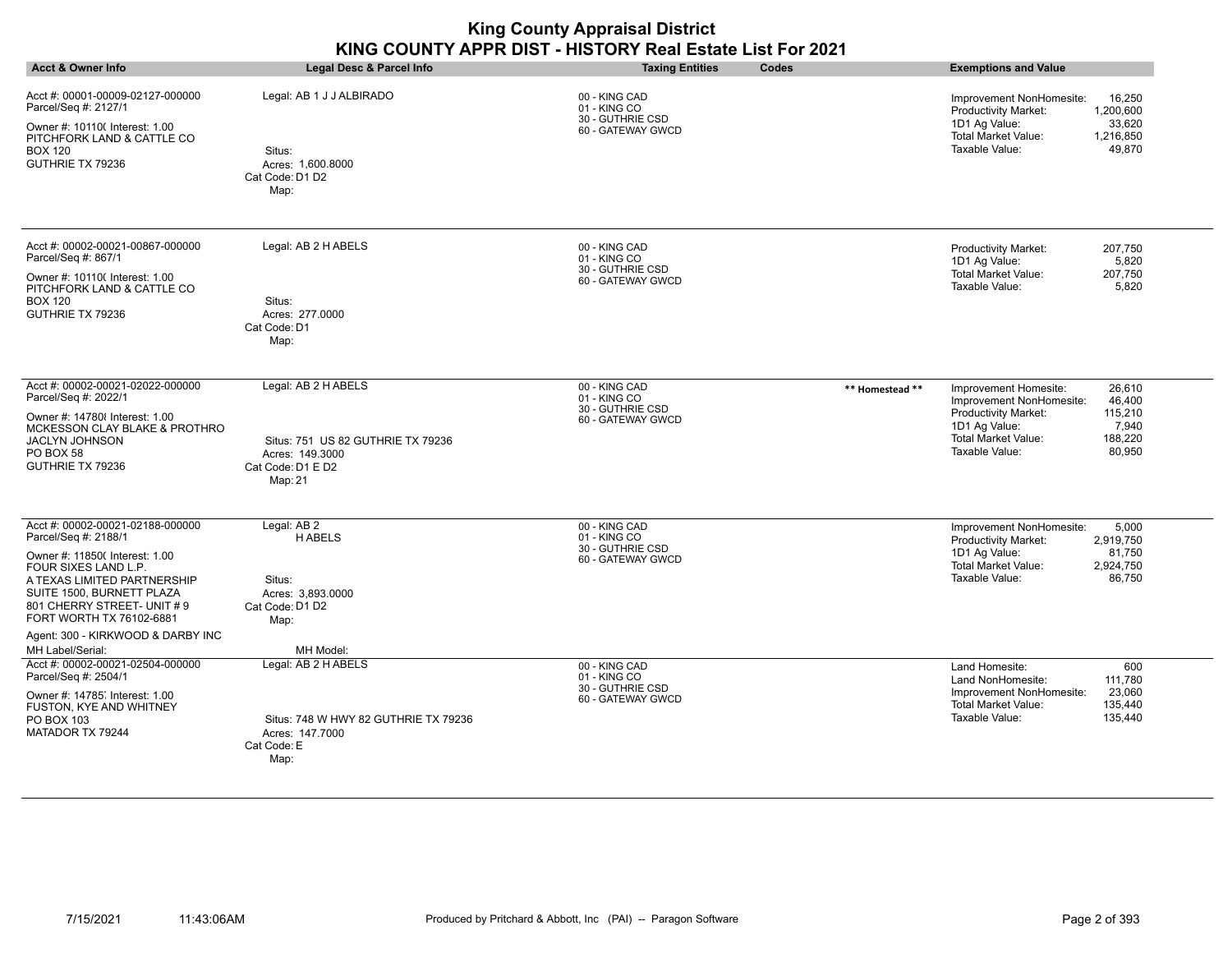# King County Appraisal District
## KING COUNTY APPR DIST - HISTORY Real Estate List For 2021

| Acct & Owner Info | Legal Desc & Parcel Info | Taxing Entities | Codes | Exemptions and Value |
|---|---|---|---|---|
| Acct #: 00001-00009-02127-000000<br>Parcel/Seq #: 2127/1<br>Owner #: 10110( Interest: 1.00<br>PITCHFORK LAND & CATTLE CO<br>BOX 120<br>GUTHRIE TX 79236 | Legal: AB 1 J J ALBIRADO<br>Situs:<br>Acres: 1,600.8000<br>Cat Code: D1 D2<br>Map: | 00 - KING CAD<br>01 - KING CO<br>30 - GUTHRIE CSD<br>60 - GATEWAY GWCD | | Improvement NonHomesite: 16,250<br>Productivity Market: 1,200,600<br>1D1 Ag Value: 33,620<br>Total Market Value: 1,216,850<br>Taxable Value: 49,870 |
| Acct #: 00002-00021-00867-000000<br>Parcel/Seq #: 867/1<br>Owner #: 10110( Interest: 1.00<br>PITCHFORK LAND & CATTLE CO<br>BOX 120<br>GUTHRIE TX 79236 | Legal: AB 2 H ABELS<br>Situs:<br>Acres: 277.0000<br>Cat Code: D1<br>Map: | 00 - KING CAD<br>01 - KING CO<br>30 - GUTHRIE CSD<br>60 - GATEWAY GWCD | | Productivity Market: 207,750<br>1D1 Ag Value: 5,820<br>Total Market Value: 207,750<br>Taxable Value: 5,820 |
| Acct #: 00002-00021-02022-000000<br>Parcel/Seq #: 2022/1<br>Owner #: 14780( Interest: 1.00<br>MCKESSON CLAY BLAKE & PROTHRO<br>JACLYN JOHNSON<br>PO BOX 58<br>GUTHRIE TX 79236 | Legal: AB 2 H ABELS<br>Situs: 751 US 82 GUTHRIE TX 79236<br>Acres: 149.3000<br>Cat Code: D1 E D2<br>Map: 21 | 00 - KING CAD<br>01 - KING CO<br>30 - GUTHRIE CSD<br>60 - GATEWAY GWCD | ** Homestead ** | Improvement Homesite: 26,610<br>Improvement NonHomesite: 46,400<br>Productivity Market: 115,210<br>1D1 Ag Value: 7,940<br>Total Market Value: 188,220<br>Taxable Value: 80,950 |
| Acct #: 00002-00021-02188-000000<br>Parcel/Seq #: 2188/1<br>Owner #: 11850( Interest: 1.00<br>FOUR SIXES LAND L.P.<br>A TEXAS LIMITED PARTNERSHIP<br>SUITE 1500, BURNETT PLAZA<br>801 CHERRY STREET- UNIT # 9<br>FORT WORTH TX 76102-6881<br>Agent: 300 - KIRKWOOD & DARBY INC<br>MH Label/Serial: | Legal: AB 2 H ABELS<br>Situs:<br>Acres: 3,893.0000<br>Cat Code: D1 D2<br>Map:<br>MH Model: | 00 - KING CAD<br>01 - KING CO<br>30 - GUTHRIE CSD<br>60 - GATEWAY GWCD | | Improvement NonHomesite: 5,000<br>Productivity Market: 2,919,750<br>1D1 Ag Value: 81,750<br>Total Market Value: 2,924,750<br>Taxable Value: 86,750 |
| Acct #: 00002-00021-02504-000000<br>Parcel/Seq #: 2504/1<br>Owner #: 14785; Interest: 1.00<br>FUSTON, KYE AND WHITNEY<br>PO BOX 103<br>MATADOR TX 79244 | Legal: AB 2 H ABELS<br>Situs: 748 W HWY 82 GUTHRIE TX 79236<br>Acres: 147.7000<br>Cat Code: E<br>Map: | 00 - KING CAD<br>01 - KING CO<br>30 - GUTHRIE CSD<br>60 - GATEWAY GWCD | | Land Homesite: 600<br>Land NonHomesite: 111,780<br>Improvement NonHomesite: 23,060<br>Total Market Value: 135,440<br>Taxable Value: 135,440 |

7/15/2021 11:43:06AM Produced by Pritchard & Abbott, Inc (PAI) -- Paragon Software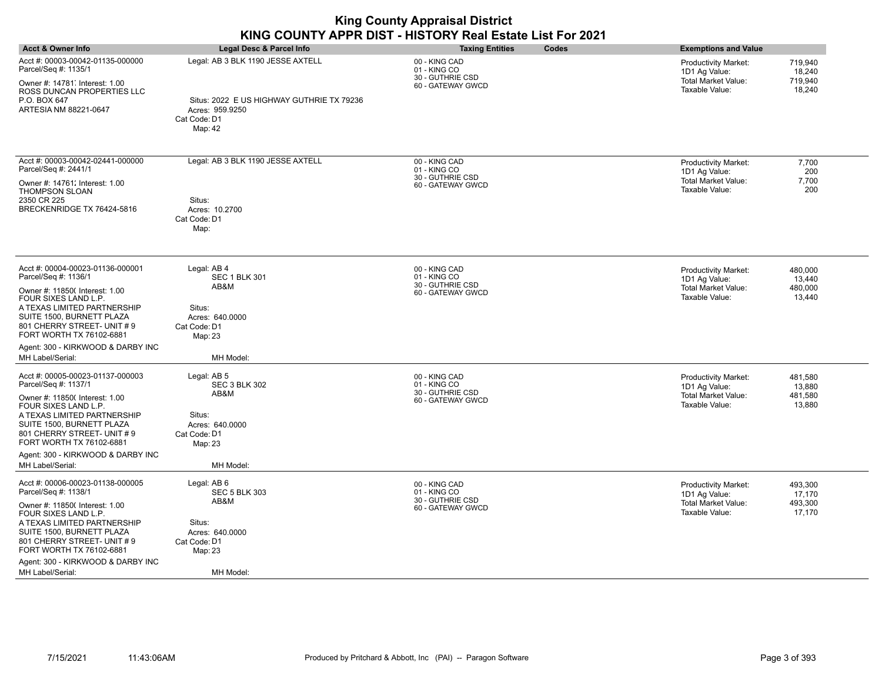# King County Appraisal District

## KING COUNTY APPR DIST - HISTORY Real Estate List For 2021

| Acct & Owner Info | Legal Desc & Parcel Info | Taxing Entities | Codes | Exemptions and Value |
|---|---|---|---|---|
| Acct #: 00003-00042-01135-000000<br>Parcel/Seq #: 1135/1<br>Owner #: 14781; Interest: 1.00<br>ROSS DUNCAN PROPERTIES LLC<br>P.O. BOX 647<br>ARTESIA NM 88221-0647 | Legal: AB 3 BLK 1190 JESSE AXTELL<br>Situs: 2022 E US HIGHWAY GUTHRIE TX 79236<br>Acres: 959.9250<br>Cat Code: D1<br>Map: 42 | 00 - KING CAD<br>01 - KING CO<br>30 - GUTHRIE CSD<br>60 - GATEWAY GWCD | | Productivity Market: 719,940<br>1D1 Ag Value: 18,240<br>Total Market Value: 719,940<br>Taxable Value: 18,240 |
| Acct #: 00003-00042-02441-000000<br>Parcel/Seq #: 2441/1<br>Owner #: 14761; Interest: 1.00<br>THOMPSON SLOAN<br>2350 CR 225<br>BRECKENRIDGE TX 76424-5816 | Legal: AB 3 BLK 1190 JESSE AXTELL<br>Situs:<br>Acres: 10.2700<br>Cat Code: D1<br>Map: | 00 - KING CAD<br>01 - KING CO<br>30 - GUTHRIE CSD<br>60 - GATEWAY GWCD | | Productivity Market: 7,700<br>1D1 Ag Value: 200<br>Total Market Value: 7,700<br>Taxable Value: 200 |
| Acct #: 00004-00023-01136-000001<br>Parcel/Seq #: 1136/1<br>Owner #: 11850( Interest: 1.00<br>FOUR SIXES LAND L.P.<br>A TEXAS LIMITED PARTNERSHIP<br>SUITE 1500, BURNETT PLAZA<br>801 CHERRY STREET- UNIT # 9<br>FORT WORTH TX 76102-6881<br>Agent: 300 - KIRKWOOD & DARBY INC<br>MH Label/Serial: | Legal: AB 4<br>SEC 1 BLK 301<br>AB&M<br>Situs:<br>Acres: 640.0000<br>Cat Code: D1<br>Map: 23<br>MH Model: | 00 - KING CAD<br>01 - KING CO<br>30 - GUTHRIE CSD<br>60 - GATEWAY GWCD | | Productivity Market: 480,000<br>1D1 Ag Value: 13,440<br>Total Market Value: 480,000<br>Taxable Value: 13,440 |
| Acct #: 00005-00023-01137-000003<br>Parcel/Seq #: 1137/1<br>Owner #: 11850( Interest: 1.00<br>FOUR SIXES LAND L.P.<br>A TEXAS LIMITED PARTNERSHIP<br>SUITE 1500, BURNETT PLAZA<br>801 CHERRY STREET- UNIT # 9<br>FORT WORTH TX 76102-6881<br>Agent: 300 - KIRKWOOD & DARBY INC<br>MH Label/Serial: | Legal: AB 5<br>SEC 3 BLK 302<br>AB&M<br>Situs:<br>Acres: 640.0000<br>Cat Code: D1<br>Map: 23<br>MH Model: | 00 - KING CAD<br>01 - KING CO<br>30 - GUTHRIE CSD<br>60 - GATEWAY GWCD | | Productivity Market: 481,580<br>1D1 Ag Value: 13,880<br>Total Market Value: 481,580<br>Taxable Value: 13,880 |
| Acct #: 00006-00023-01138-000005<br>Parcel/Seq #: 1138/1<br>Owner #: 11850( Interest: 1.00<br>FOUR SIXES LAND L.P.<br>A TEXAS LIMITED PARTNERSHIP<br>SUITE 1500, BURNETT PLAZA<br>801 CHERRY STREET- UNIT # 9<br>FORT WORTH TX 76102-6881<br>Agent: 300 - KIRKWOOD & DARBY INC<br>MH Label/Serial: | Legal: AB 6<br>SEC 5 BLK 303<br>AB&M<br>Situs:<br>Acres: 640.0000<br>Cat Code: D1<br>Map: 23<br>MH Model: | 00 - KING CAD<br>01 - KING CO<br>30 - GUTHRIE CSD<br>60 - GATEWAY GWCD | | Productivity Market: 493,300<br>1D1 Ag Value: 17,170<br>Total Market Value: 493,300<br>Taxable Value: 17,170 |

7/15/2021 11:43:06AM Produced by Pritchard & Abbott, Inc (PAI) -- Paragon Software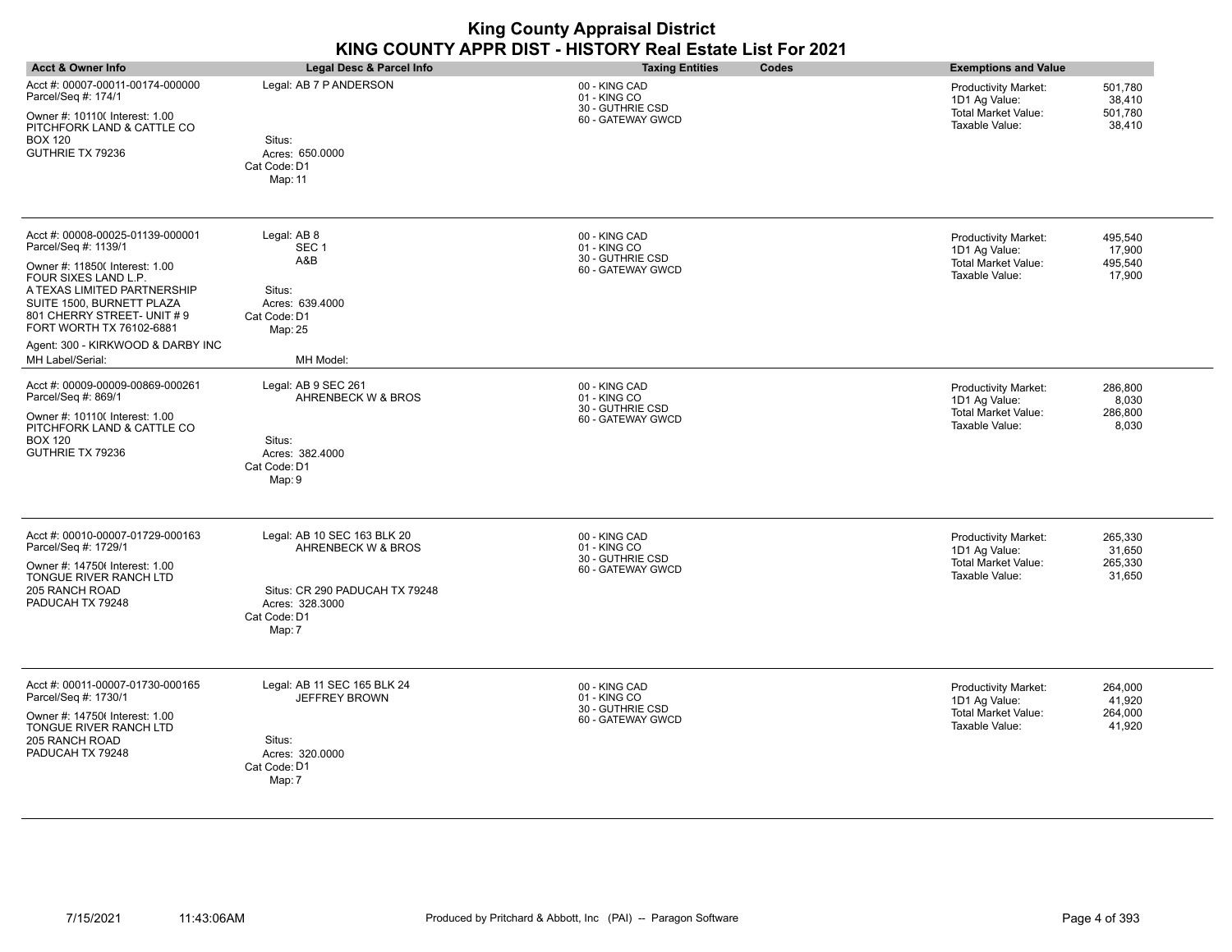# King County Appraisal District

## KING COUNTY APPR DIST - HISTORY Real Estate List For 2021

| Acct & Owner Info | Legal Desc & Parcel Info | Taxing Entities | Codes | Exemptions and Value |
|---|---|---|---|---|
| Acct #: 00007-00011-00174-000000<br>Parcel/Seq #: 174/1<br>Owner #: 10110( Interest: 1.00<br>PITCHFORK LAND & CATTLE CO<br>BOX 120<br>GUTHRIE TX 79236 | Legal: AB 7 P ANDERSON<br>Situs:<br>Acres: 650.0000<br>Cat Code: D1<br>Map: 11 | 00 - KING CAD<br>01 - KING CO<br>30 - GUTHRIE CSD<br>60 - GATEWAY GWCD | | Productivity Market: 501,780<br>1D1 Ag Value: 38,410<br>Total Market Value: 501,780<br>Taxable Value: 38,410 |
| Acct #: 00008-00025-01139-000001<br>Parcel/Seq #: 1139/1<br>Owner #: 11850( Interest: 1.00<br>FOUR SIXES LAND L.P.<br>A TEXAS LIMITED PARTNERSHIP<br>SUITE 1500, BURNETT PLAZA<br>801 CHERRY STREET- UNIT # 9<br>FORT WORTH TX 76102-6881<br>Agent: 300 - KIRKWOOD & DARBY INC<br>MH Label/Serial: | Legal: AB 8<br>SEC 1<br>A&B<br>Situs:<br>Acres: 639.4000<br>Cat Code: D1<br>Map: 25<br>MH Model: | 00 - KING CAD<br>01 - KING CO<br>30 - GUTHRIE CSD<br>60 - GATEWAY GWCD | | Productivity Market: 495,540<br>1D1 Ag Value: 17,900<br>Total Market Value: 495,540<br>Taxable Value: 17,900 |
| Acct #: 00009-00009-00869-000261<br>Parcel/Seq #: 869/1<br>Owner #: 10110( Interest: 1.00<br>PITCHFORK LAND & CATTLE CO<br>BOX 120<br>GUTHRIE TX 79236 | Legal: AB 9 SEC 261<br>AHRENBECK W & BROS<br>Situs:<br>Acres: 382.4000<br>Cat Code: D1<br>Map: 9 | 00 - KING CAD<br>01 - KING CO<br>30 - GUTHRIE CSD<br>60 - GATEWAY GWCD | | Productivity Market: 286,800<br>1D1 Ag Value: 8,030<br>Total Market Value: 286,800<br>Taxable Value: 8,030 |
| Acct #: 00010-00007-01729-000163<br>Parcel/Seq #: 1729/1<br>Owner #: 14750( Interest: 1.00<br>TONGUE RIVER RANCH LTD<br>205 RANCH ROAD<br>PADUCAH TX 79248 | Legal: AB 10 SEC 163 BLK 20<br>AHRENBECK W & BROS<br>Situs: CR 290 PADUCAH TX 79248<br>Acres: 328.3000<br>Cat Code: D1<br>Map: 7 | 00 - KING CAD<br>01 - KING CO<br>30 - GUTHRIE CSD<br>60 - GATEWAY GWCD | | Productivity Market: 265,330<br>1D1 Ag Value: 31,650<br>Total Market Value: 265,330<br>Taxable Value: 31,650 |
| Acct #: 00011-00007-01730-000165<br>Parcel/Seq #: 1730/1<br>Owner #: 14750( Interest: 1.00<br>TONGUE RIVER RANCH LTD<br>205 RANCH ROAD<br>PADUCAH TX 79248 | Legal: AB 11 SEC 165 BLK 24<br>JEFFREY BROWN<br>Situs:<br>Acres: 320.0000<br>Cat Code: D1<br>Map: 7 | 00 - KING CAD<br>01 - KING CO<br>30 - GUTHRIE CSD<br>60 - GATEWAY GWCD | | Productivity Market: 264,000<br>1D1 Ag Value: 41,920<br>Total Market Value: 264,000<br>Taxable Value: 41,920 |

7/15/2021 11:43:06AM Produced by Pritchard & Abbott, Inc (PAI) -- Paragon Software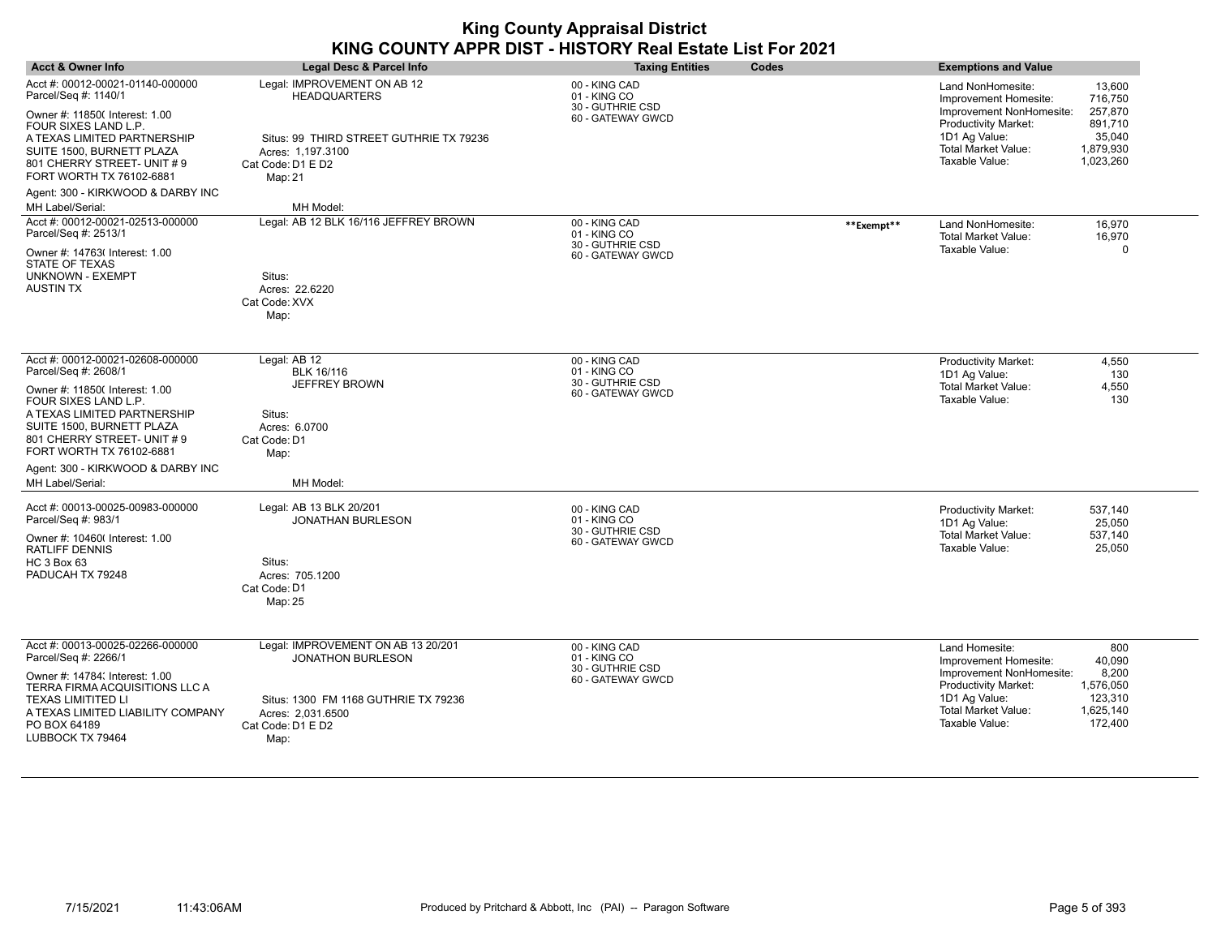# King County Appraisal District

## KING COUNTY APPR DIST - HISTORY Real Estate List For 2021

| Acct & Owner Info | Legal Desc & Parcel Info | Taxing Entities | Codes | Exemptions and Value |
|---|---|---|---|---|
| Acct #: 00012-00021-01140-000000<br>Parcel/Seq #: 1140/1<br>Owner #: 11850( Interest: 1.00<br>FOUR SIXES LAND L.P.<br>A TEXAS LIMITED PARTNERSHIP<br>SUITE 1500, BURNETT PLAZA<br>801 CHERRY STREET- UNIT # 9<br>FORT WORTH TX 76102-6881<br>Agent: 300 - KIRKWOOD & DARBY INC<br>MH Label/Serial: | Legal: IMPROVEMENT ON AB 12 HEADQUARTERS<br>Situs: 99 THIRD STREET GUTHRIE TX 79236<br>Acres: 1,197.3100<br>Cat Code: D1 E D2<br>Map: 21<br>MH Model: | 00 - KING CAD<br>01 - KING CO<br>30 - GUTHRIE CSD<br>60 - GATEWAY GWCD | | Land NonHomesite: 13,600<br>Improvement Homesite: 716,750<br>Improvement NonHomesite: 257,870<br>Productivity Market: 891,710<br>1D1 Ag Value: 35,040<br>Total Market Value: 1,879,930<br>Taxable Value: 1,023,260 |
| Acct #: 00012-00021-02513-000000<br>Parcel/Seq #: 2513/1<br>Owner #: 14763( Interest: 1.00<br>STATE OF TEXAS<br>UNKNOWN - EXEMPT<br>AUSTIN TX | Legal: AB 12 BLK 16/116 JEFFREY BROWN<br>Situs:<br>Acres: 22.6220<br>Cat Code: XVX<br>Map: | 00 - KING CAD<br>01 - KING CO<br>30 - GUTHRIE CSD<br>60 - GATEWAY GWCD | **Exempt** | Land NonHomesite: 16,970<br>Total Market Value: 16,970<br>Taxable Value: 0 |
| Acct #: 00012-00021-02608-000000<br>Parcel/Seq #: 2608/1<br>Owner #: 11850( Interest: 1.00<br>FOUR SIXES LAND L.P.<br>A TEXAS LIMITED PARTNERSHIP<br>SUITE 1500, BURNETT PLAZA<br>801 CHERRY STREET- UNIT # 9<br>FORT WORTH TX 76102-6881<br>Agent: 300 - KIRKWOOD & DARBY INC<br>MH Label/Serial: | Legal: AB 12 BLK 16/116 JEFFREY BROWN<br>Situs:<br>Acres: 6.0700<br>Cat Code: D1<br>Map:<br>MH Model: | 00 - KING CAD<br>01 - KING CO<br>30 - GUTHRIE CSD<br>60 - GATEWAY GWCD | | Productivity Market: 4,550<br>1D1 Ag Value: 130<br>Total Market Value: 4,550<br>Taxable Value: 130 |
| Acct #: 00013-00025-00983-000000<br>Parcel/Seq #: 983/1<br>Owner #: 10460( Interest: 1.00<br>RATLIFF DENNIS<br>HC 3 Box 63<br>PADUCAH TX 79248 | Legal: AB 13 BLK 20/201 JONATHAN BURLESON<br>Situs:<br>Acres: 705.1200<br>Cat Code: D1<br>Map: 25 | 00 - KING CAD<br>01 - KING CO<br>30 - GUTHRIE CSD<br>60 - GATEWAY GWCD | | Productivity Market: 537,140<br>1D1 Ag Value: 25,050<br>Total Market Value: 537,140<br>Taxable Value: 25,050 |
| Acct #: 00013-00025-02266-000000<br>Parcel/Seq #: 2266/1<br>Owner #: 14784: Interest: 1.00<br>TERRA FIRMA ACQUISITIONS LLC A TEXAS LIMITITED LI<br>A TEXAS LIMITED LIABILITY COMPANY<br>PO BOX 64189<br>LUBBOCK TX 79464 | Legal: IMPROVEMENT ON AB 13 20/201 JONATHON BURLESON<br>Situs: 1300 FM 1168 GUTHRIE TX 79236<br>Acres: 2,031.6500<br>Cat Code: D1 E D2<br>Map: | 00 - KING CAD<br>01 - KING CO<br>30 - GUTHRIE CSD<br>60 - GATEWAY GWCD | | Land Homesite: 800<br>Improvement Homesite: 40,090<br>Improvement NonHomesite: 8,200<br>Productivity Market: 1,576,050<br>1D1 Ag Value: 123,310<br>Total Market Value: 1,625,140<br>Taxable Value: 172,400 |

7/15/2021 11:43:06AM Produced by Pritchard & Abbott, Inc (PAI) -- Paragon Software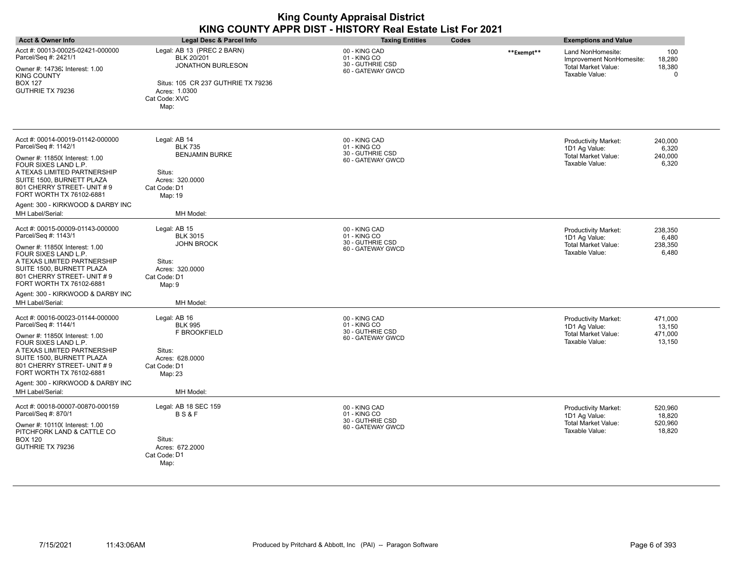# King County Appraisal District

## KING COUNTY APPR DIST - HISTORY Real Estate List For 2021

| Acct & Owner Info | Legal Desc & Parcel Info | Taxing Entities | Codes | Exemptions and Value |
|---|---|---|---|---|
| Acct #: 00013-00025-02421-000000<br>Parcel/Seq #: 2421/1<br>Owner #: 14736( Interest: 1.00<br>KING COUNTY<br>BOX 127<br>GUTHRIE TX 79236 | Legal: AB 13 (PREC 2 BARN)<br>BLK 20/201<br>JONATHON BURLESON<br>Situs: 105 CR 237 GUTHRIE TX 79236<br>Acres: 1.0300<br>Cat Code: XVC<br>Map: | 00 - KING CAD<br>01 - KING CO<br>30 - GUTHRIE CSD<br>60 - GATEWAY GWCD | **Exempt** | Land NonHomesite: 100<br>Improvement NonHomesite: 18,280<br>Total Market Value: 18,380<br>Taxable Value: 0 |
| Acct #: 00014-00019-01142-000000<br>Parcel/Seq #: 1142/1<br>Owner #: 11850( Interest: 1.00<br>FOUR SIXES LAND L.P.<br>A TEXAS LIMITED PARTNERSHIP<br>SUITE 1500, BURNETT PLAZA<br>801 CHERRY STREET- UNIT # 9<br>FORT WORTH TX 76102-6881<br>Agent: 300 - KIRKWOOD & DARBY INC<br>MH Label/Serial: | Legal: AB 14<br>BLK 735<br>BENJAMIN BURKE<br>Situs:<br>Acres: 320.0000<br>Cat Code: D1<br>Map: 19<br>MH Model: | 00 - KING CAD<br>01 - KING CO<br>30 - GUTHRIE CSD<br>60 - GATEWAY GWCD | | Productivity Market: 240,000<br>1D1 Ag Value: 6,320<br>Total Market Value: 240,000<br>Taxable Value: 6,320 |
| Acct #: 00015-00009-01143-000000<br>Parcel/Seq #: 1143/1<br>Owner #: 11850( Interest: 1.00<br>FOUR SIXES LAND L.P.<br>A TEXAS LIMITED PARTNERSHIP<br>SUITE 1500, BURNETT PLAZA<br>801 CHERRY STREET- UNIT # 9<br>FORT WORTH TX 76102-6881<br>Agent: 300 - KIRKWOOD & DARBY INC<br>MH Label/Serial: | Legal: AB 15<br>BLK 3015<br>JOHN BROCK<br>Situs:<br>Acres: 320.0000<br>Cat Code: D1<br>Map: 9<br>MH Model: | 00 - KING CAD<br>01 - KING CO<br>30 - GUTHRIE CSD<br>60 - GATEWAY GWCD | | Productivity Market: 238,350<br>1D1 Ag Value: 6,480<br>Total Market Value: 238,350<br>Taxable Value: 6,480 |
| Acct #: 00016-00023-01144-000000<br>Parcel/Seq #: 1144/1<br>Owner #: 11850( Interest: 1.00<br>FOUR SIXES LAND L.P.<br>A TEXAS LIMITED PARTNERSHIP<br>SUITE 1500, BURNETT PLAZA<br>801 CHERRY STREET- UNIT # 9<br>FORT WORTH TX 76102-6881<br>Agent: 300 - KIRKWOOD & DARBY INC<br>MH Label/Serial: | Legal: AB 16<br>BLK 995<br>F BROOKFIELD<br>Situs:<br>Acres: 628.0000<br>Cat Code: D1<br>Map: 23<br>MH Model: | 00 - KING CAD<br>01 - KING CO<br>30 - GUTHRIE CSD<br>60 - GATEWAY GWCD | | Productivity Market: 471,000<br>1D1 Ag Value: 13,150<br>Total Market Value: 471,000<br>Taxable Value: 13,150 |
| Acct #: 00018-00007-00870-000159<br>Parcel/Seq #: 870/1<br>Owner #: 10110( Interest: 1.00<br>PITCHFORK LAND & CATTLE CO<br>BOX 120<br>GUTHRIE TX 79236 | Legal: AB 18 SEC 159<br>B S & F<br>Situs:<br>Acres: 672.2000<br>Cat Code: D1<br>Map: | 00 - KING CAD<br>01 - KING CO<br>30 - GUTHRIE CSD<br>60 - GATEWAY GWCD | | Productivity Market: 520,960<br>1D1 Ag Value: 18,820<br>Total Market Value: 520,960<br>Taxable Value: 18,820 |

7/15/2021 11:43:06AM Produced by Pritchard & Abbott, Inc (PAI) -- Paragon Software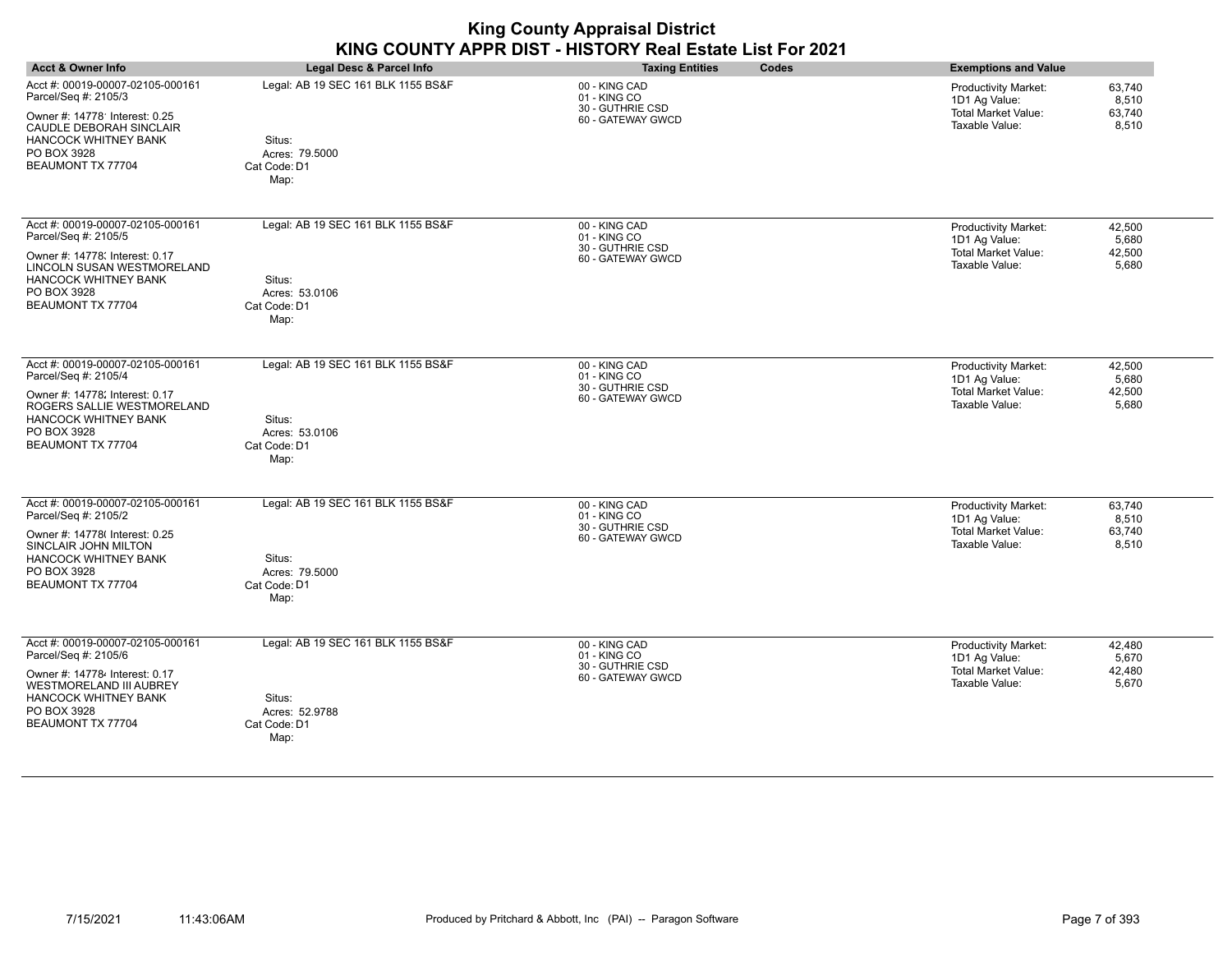# King County Appraisal District

## KING COUNTY APPR DIST - HISTORY Real Estate List For 2021

| Acct & Owner Info | Legal Desc & Parcel Info | Taxing Entities | Codes | Exemptions and Value |
|---|---|---|---|---|
| Acct #: 00019-00007-02105-000161<br>Parcel/Seq #: 2105/3<br>Owner #: 14778' Interest: 0.25<br>CAUDLE DEBORAH SINCLAIR<br>HANCOCK WHITNEY BANK<br>PO BOX 3928<br>BEAUMONT TX 77704 | Legal: AB 19 SEC 161 BLK 1155 BS&F<br>Situs:<br>Acres: 79.5000<br>Cat Code: D1<br>Map: | 00 - KING CAD<br>01 - KING CO<br>30 - GUTHRIE CSD<br>60 - GATEWAY GWCD | | Productivity Market: 63,740<br>1D1 Ag Value: 8,510<br>Total Market Value: 63,740<br>Taxable Value: 8,510 |
| Acct #: 00019-00007-02105-000161<br>Parcel/Seq #: 2105/5<br>Owner #: 14778: Interest: 0.17<br>LINCOLN SUSAN WESTMORELAND<br>HANCOCK WHITNEY BANK<br>PO BOX 3928<br>BEAUMONT TX 77704 | Legal: AB 19 SEC 161 BLK 1155 BS&F<br>Situs:<br>Acres: 53.0106<br>Cat Code: D1<br>Map: | 00 - KING CAD<br>01 - KING CO<br>30 - GUTHRIE CSD<br>60 - GATEWAY GWCD | | Productivity Market: 42,500<br>1D1 Ag Value: 5,680<br>Total Market Value: 42,500<br>Taxable Value: 5,680 |
| Acct #: 00019-00007-02105-000161<br>Parcel/Seq #: 2105/4<br>Owner #: 14778; Interest: 0.17<br>ROGERS SALLIE WESTMORELAND<br>HANCOCK WHITNEY BANK<br>PO BOX 3928<br>BEAUMONT TX 77704 | Legal: AB 19 SEC 161 BLK 1155 BS&F<br>Situs:<br>Acres: 53.0106<br>Cat Code: D1<br>Map: | 00 - KING CAD<br>01 - KING CO<br>30 - GUTHRIE CSD<br>60 - GATEWAY GWCD | | Productivity Market: 42,500<br>1D1 Ag Value: 5,680<br>Total Market Value: 42,500<br>Taxable Value: 5,680 |
| Acct #: 00019-00007-02105-000161<br>Parcel/Seq #: 2105/2<br>Owner #: 14778( Interest: 0.25<br>SINCLAIR JOHN MILTON<br>HANCOCK WHITNEY BANK<br>PO BOX 3928<br>BEAUMONT TX 77704 | Legal: AB 19 SEC 161 BLK 1155 BS&F<br>Situs:<br>Acres: 79.5000<br>Cat Code: D1<br>Map: | 00 - KING CAD<br>01 - KING CO<br>30 - GUTHRIE CSD<br>60 - GATEWAY GWCD | | Productivity Market: 63,740<br>1D1 Ag Value: 8,510<br>Total Market Value: 63,740<br>Taxable Value: 8,510 |
| Acct #: 00019-00007-02105-000161<br>Parcel/Seq #: 2105/6<br>Owner #: 14778( Interest: 0.17<br>WESTMORELAND III AUBREY<br>HANCOCK WHITNEY BANK<br>PO BOX 3928<br>BEAUMONT TX 77704 | Legal: AB 19 SEC 161 BLK 1155 BS&F<br>Situs:<br>Acres: 52.9788<br>Cat Code: D1<br>Map: | 00 - KING CAD<br>01 - KING CO<br>30 - GUTHRIE CSD<br>60 - GATEWAY GWCD | | Productivity Market: 42,480<br>1D1 Ag Value: 5,670<br>Total Market Value: 42,480<br>Taxable Value: 5,670 |

7/15/2021 11:43:06AM Produced by Pritchard & Abbott, Inc (PAI) -- Paragon Software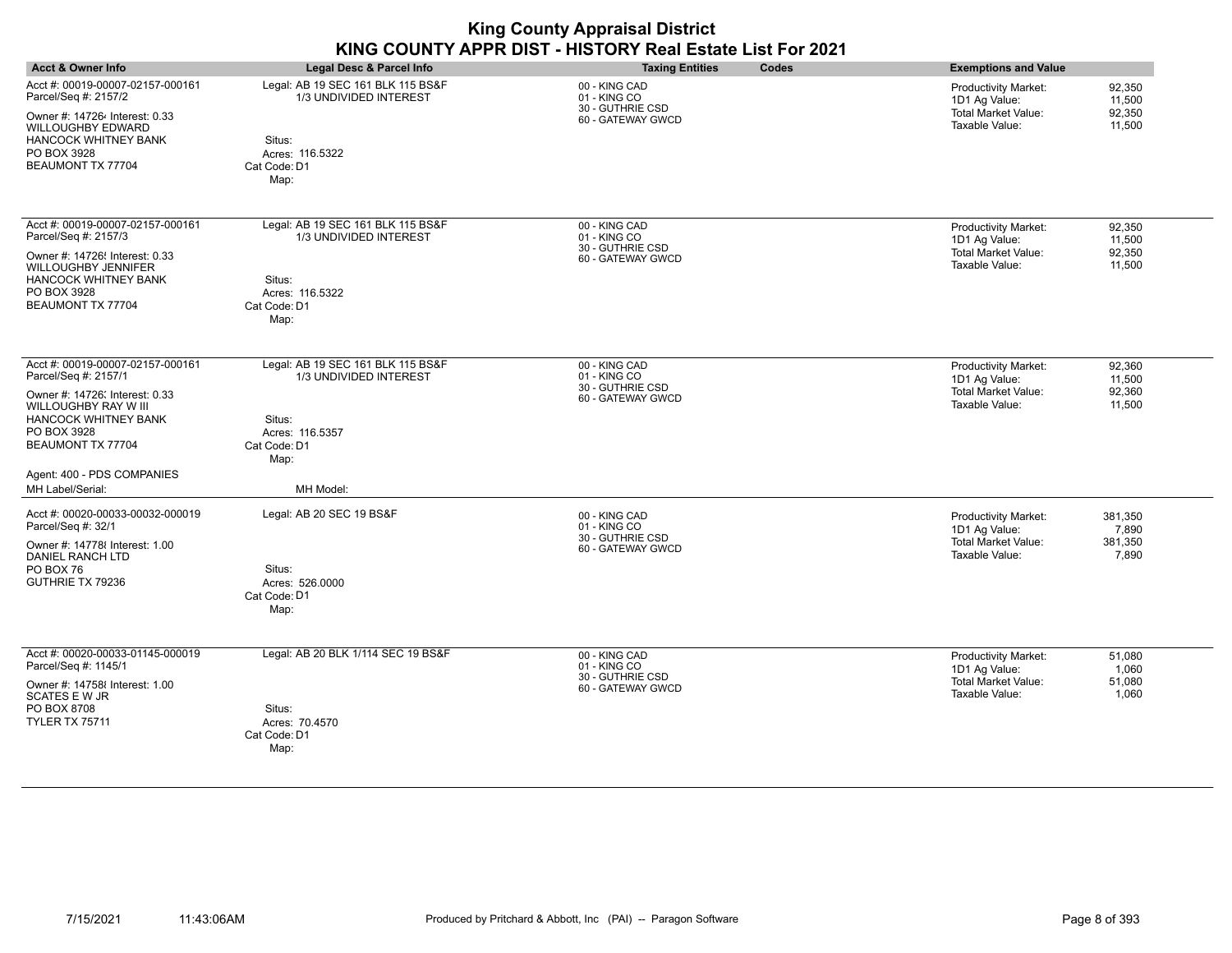# King County Appraisal District

## KING COUNTY APPR DIST - HISTORY Real Estate List For 2021

| Acct & Owner Info | Legal Desc & Parcel Info | Taxing Entities | Codes | Exemptions and Value | |
|---|---|---|---|---|---|
| Acct #: 00019-00007-02157-000161<br>Parcel/Seq #: 2157/2<br>Owner #: 14726‹ Interest: 0.33<br>WILLOUGHBY EDWARD<br>HANCOCK WHITNEY BANK<br>PO BOX 3928<br>BEAUMONT TX 77704 | Legal: AB 19 SEC 161 BLK 115 BS&F<br>1/3 UNDIVIDED INTEREST<br>Situs:<br>Acres: 116.5322<br>Cat Code: D1<br>Map: | 00 - KING CAD<br>01 - KING CO<br>30 - GUTHRIE CSD<br>60 - GATEWAY GWCD | | Productivity Market:<br>1D1 Ag Value:<br>Total Market Value:<br>Taxable Value: | 92,350<br>11,500<br>92,350<br>11,500 |
| Acct #: 00019-00007-02157-000161<br>Parcel/Seq #: 2157/3<br>Owner #: 14726! Interest: 0.33<br>WILLOUGHBY JENNIFER<br>HANCOCK WHITNEY BANK<br>PO BOX 3928<br>BEAUMONT TX 77704 | Legal: AB 19 SEC 161 BLK 115 BS&F<br>1/3 UNDIVIDED INTEREST<br>Situs:<br>Acres: 116.5322<br>Cat Code: D1<br>Map: | 00 - KING CAD<br>01 - KING CO<br>30 - GUTHRIE CSD<br>60 - GATEWAY GWCD | | Productivity Market:<br>1D1 Ag Value:<br>Total Market Value:<br>Taxable Value: | 92,350<br>11,500<br>92,350<br>11,500 |
| Acct #: 00019-00007-02157-000161<br>Parcel/Seq #: 2157/1<br>Owner #: 14726: Interest: 0.33<br>WILLOUGHBY RAY W III<br>HANCOCK WHITNEY BANK<br>PO BOX 3928<br>BEAUMONT TX 77704<br>Agent: 400 - PDS COMPANIES<br>MH Label/Serial: | Legal: AB 19 SEC 161 BLK 115 BS&F<br>1/3 UNDIVIDED INTEREST<br>Situs:<br>Acres: 116.5357<br>Cat Code: D1<br>Map:<br>MH Model: | 00 - KING CAD<br>01 - KING CO<br>30 - GUTHRIE CSD<br>60 - GATEWAY GWCD | | Productivity Market:<br>1D1 Ag Value:<br>Total Market Value:<br>Taxable Value: | 92,360<br>11,500<br>92,360<br>11,500 |
| Acct #: 00020-00033-00032-000019<br>Parcel/Seq #: 32/1<br>Owner #: 14778( Interest: 1.00<br>DANIEL RANCH LTD<br>PO BOX 76<br>GUTHRIE TX 79236 | Legal: AB 20 SEC 19 BS&F<br>Situs:<br>Acres: 526.0000<br>Cat Code: D1<br>Map: | 00 - KING CAD<br>01 - KING CO<br>30 - GUTHRIE CSD<br>60 - GATEWAY GWCD | | Productivity Market:<br>1D1 Ag Value:<br>Total Market Value:<br>Taxable Value: | 381,350<br>7,890<br>381,350<br>7,890 |
| Acct #: 00020-00033-01145-000019<br>Parcel/Seq #: 1145/1<br>Owner #: 14758( Interest: 1.00<br>SCATES E W JR<br>PO BOX 8708<br>TYLER TX 75711 | Legal: AB 20 BLK 1/114 SEC 19 BS&F<br>Situs:<br>Acres: 70.4570<br>Cat Code: D1<br>Map: | 00 - KING CAD<br>01 - KING CO<br>30 - GUTHRIE CSD<br>60 - GATEWAY GWCD | | Productivity Market:<br>1D1 Ag Value:<br>Total Market Value:<br>Taxable Value: | 51,080<br>1,060<br>51,080<br>1,060 |

7/15/2021 11:43:06AM Produced by Pritchard & Abbott, Inc (PAI) -- Paragon Software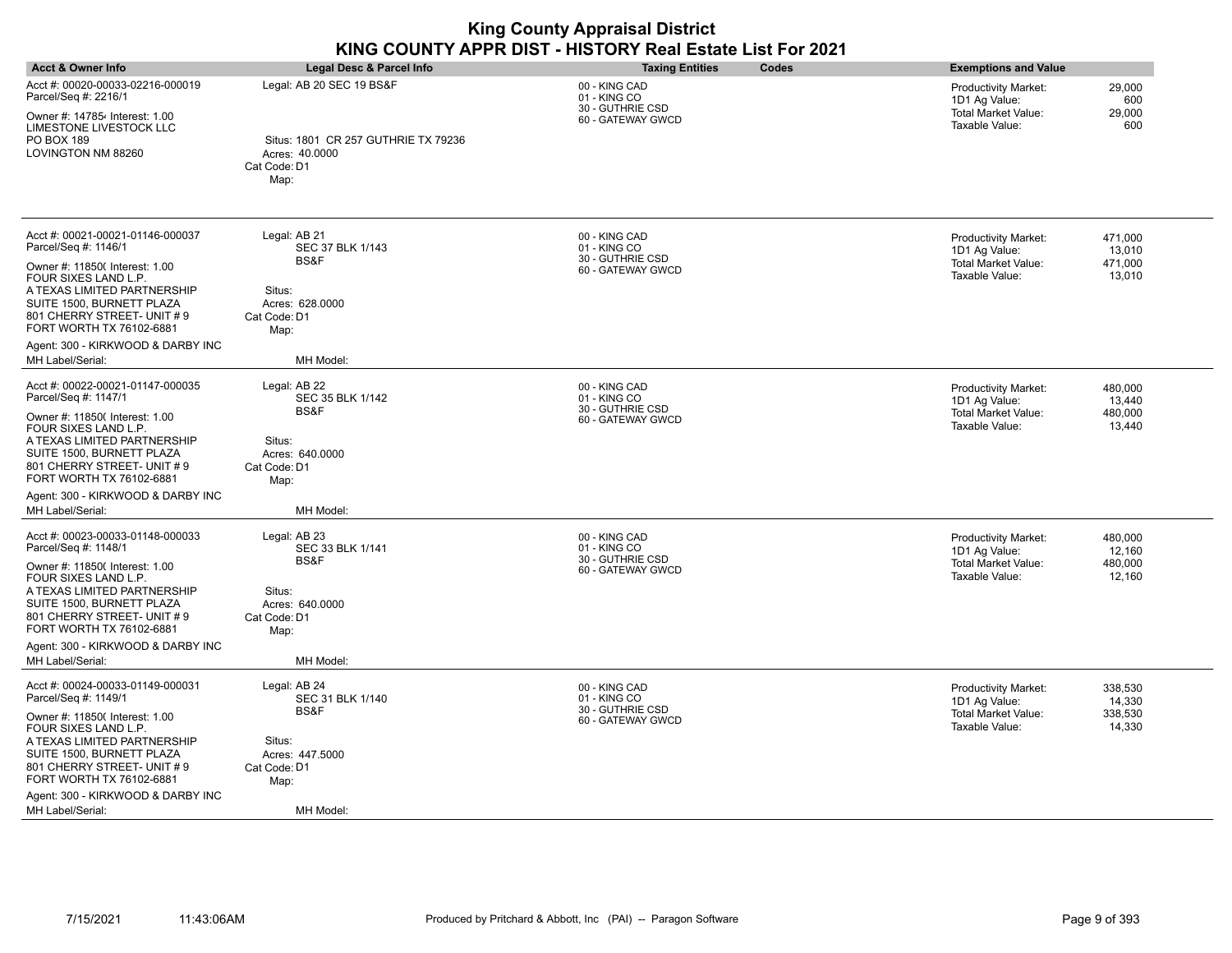# King County Appraisal District
## KING COUNTY APPR DIST - HISTORY Real Estate List For 2021

| Acct & Owner Info | Legal Desc & Parcel Info | Taxing Entities | Codes | Exemptions and Value |
|---|---|---|---|---|
| Acct #: 00020-00033-02216-000019<br>Parcel/Seq #: 2216/1<br>Owner #: 14785( Interest: 1.00<br>LIMESTONE LIVESTOCK LLC<br>PO BOX 189<br>LOVINGTON NM 88260 | Legal: AB 20 SEC 19 BS&F<br>Situs: 1801 CR 257 GUTHRIE TX 79236<br>Acres: 40.0000<br>Cat Code: D1<br>Map: | 00 - KING CAD<br>01 - KING CO<br>30 - GUTHRIE CSD<br>60 - GATEWAY GWCD | | Productivity Market: 29,000<br>1D1 Ag Value: 600<br>Total Market Value: 29,000<br>Taxable Value: 600 |
| Acct #: 00021-00021-01146-000037<br>Parcel/Seq #: 1146/1<br>Owner #: 11850( Interest: 1.00<br>FOUR SIXES LAND L.P.<br>A TEXAS LIMITED PARTNERSHIP<br>SUITE 1500, BURNETT PLAZA<br>801 CHERRY STREET- UNIT # 9<br>FORT WORTH TX 76102-6881<br>Agent: 300 - KIRKWOOD & DARBY INC<br>MH Label/Serial: | Legal: AB 21<br>SEC 37 BLK 1/143<br>BS&F<br>Situs:<br>Acres: 628.0000<br>Cat Code: D1<br>Map:<br>MH Model: | 00 - KING CAD<br>01 - KING CO<br>30 - GUTHRIE CSD<br>60 - GATEWAY GWCD | | Productivity Market: 471,000<br>1D1 Ag Value: 13,010<br>Total Market Value: 471,000<br>Taxable Value: 13,010 |
| Acct #: 00022-00021-01147-000035<br>Parcel/Seq #: 1147/1<br>Owner #: 11850( Interest: 1.00<br>FOUR SIXES LAND L.P.<br>A TEXAS LIMITED PARTNERSHIP<br>SUITE 1500, BURNETT PLAZA<br>801 CHERRY STREET- UNIT # 9<br>FORT WORTH TX 76102-6881<br>Agent: 300 - KIRKWOOD & DARBY INC<br>MH Label/Serial: | Legal: AB 22<br>SEC 35 BLK 1/142<br>BS&F<br>Situs:<br>Acres: 640.0000<br>Cat Code: D1<br>Map:<br>MH Model: | 00 - KING CAD<br>01 - KING CO<br>30 - GUTHRIE CSD<br>60 - GATEWAY GWCD | | Productivity Market: 480,000<br>1D1 Ag Value: 13,440<br>Total Market Value: 480,000<br>Taxable Value: 13,440 |
| Acct #: 00023-00033-01148-000033<br>Parcel/Seq #: 1148/1<br>Owner #: 11850( Interest: 1.00<br>FOUR SIXES LAND L.P.<br>A TEXAS LIMITED PARTNERSHIP<br>SUITE 1500, BURNETT PLAZA<br>801 CHERRY STREET- UNIT # 9<br>FORT WORTH TX 76102-6881<br>Agent: 300 - KIRKWOOD & DARBY INC<br>MH Label/Serial: | Legal: AB 23<br>SEC 33 BLK 1/141<br>BS&F<br>Situs:<br>Acres: 640.0000<br>Cat Code: D1<br>Map:<br>MH Model: | 00 - KING CAD<br>01 - KING CO<br>30 - GUTHRIE CSD<br>60 - GATEWAY GWCD | | Productivity Market: 480,000<br>1D1 Ag Value: 12,160<br>Total Market Value: 480,000<br>Taxable Value: 12,160 |
| Acct #: 00024-00033-01149-000031<br>Parcel/Seq #: 1149/1<br>Owner #: 11850( Interest: 1.00<br>FOUR SIXES LAND L.P.<br>A TEXAS LIMITED PARTNERSHIP<br>SUITE 1500, BURNETT PLAZA<br>801 CHERRY STREET- UNIT # 9<br>FORT WORTH TX 76102-6881<br>Agent: 300 - KIRKWOOD & DARBY INC<br>MH Label/Serial: | Legal: AB 24<br>SEC 31 BLK 1/140<br>BS&F<br>Situs:<br>Acres: 447.5000<br>Cat Code: D1<br>Map:<br>MH Model: | 00 - KING CAD<br>01 - KING CO<br>30 - GUTHRIE CSD<br>60 - GATEWAY GWCD | | Productivity Market: 338,530<br>1D1 Ag Value: 14,330<br>Total Market Value: 338,530<br>Taxable Value: 14,330 |

7/15/2021 11:43:06AM Produced by Pritchard & Abbott, Inc (PAI) -- Paragon Software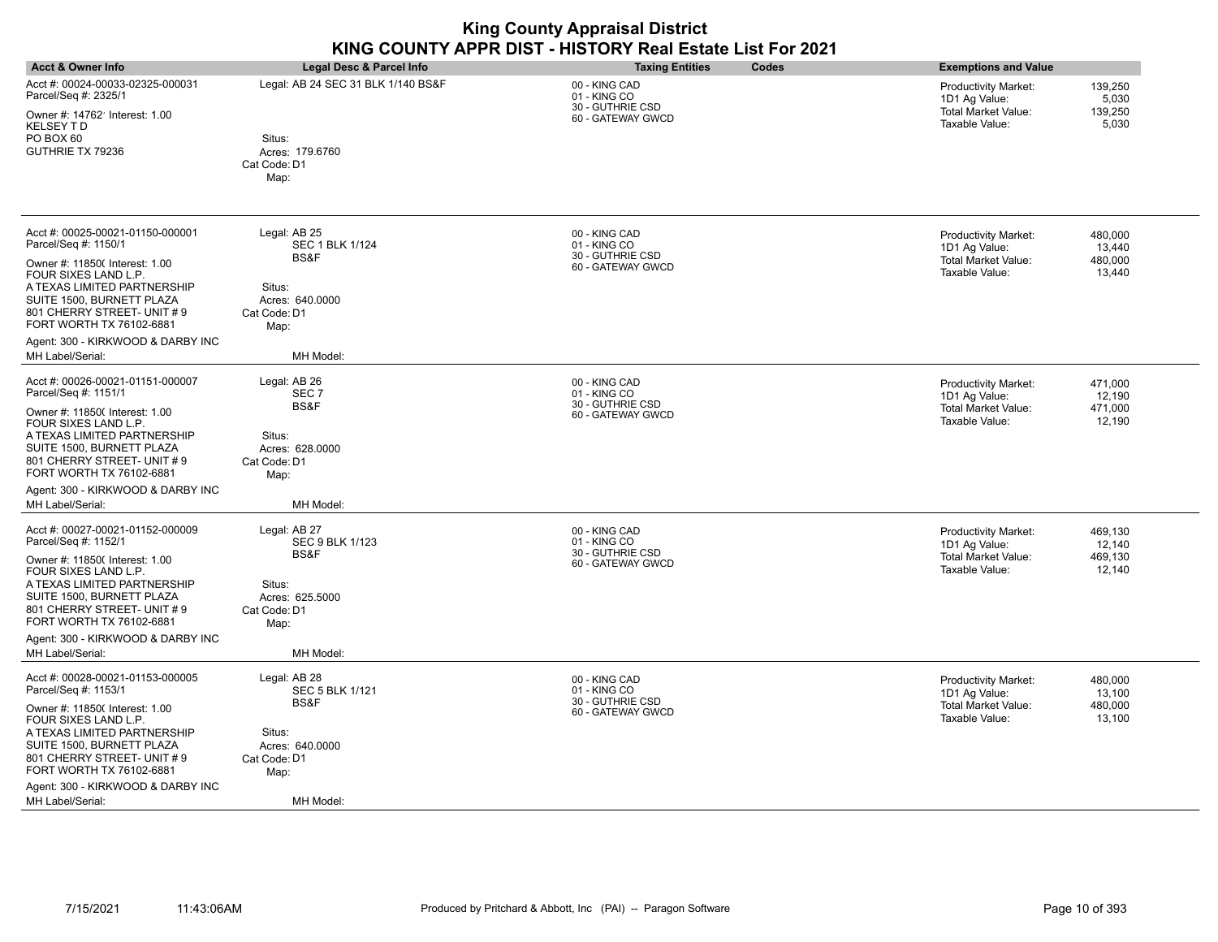# King County Appraisal District

## KING COUNTY APPR DIST - HISTORY Real Estate List For 2021

| Acct & Owner Info | Legal Desc & Parcel Info | Taxing Entities | Codes | Exemptions and Value |
|---|---|---|---|---|
| Acct #: 00024-00033-02325-000031<br>Parcel/Seq #: 2325/1<br>Owner #: 14762' Interest: 1.00<br>KELSEY T D<br>PO BOX 60<br>GUTHRIE TX 79236 | Legal: AB 24 SEC 31 BLK 1/140 BS&F<br>Situs:<br>Acres: 179.6760<br>Cat Code: D1<br>Map: | 00 - KING CAD<br>01 - KING CO<br>30 - GUTHRIE CSD<br>60 - GATEWAY GWCD | | Productivity Market: 139,250<br>1D1 Ag Value: 5,030<br>Total Market Value: 139,250<br>Taxable Value: 5,030 |
| Acct #: 00025-00021-01150-000001<br>Parcel/Seq #: 1150/1<br>Owner #: 11850( Interest: 1.00<br>FOUR SIXES LAND L.P.<br>A TEXAS LIMITED PARTNERSHIP<br>SUITE 1500, BURNETT PLAZA<br>801 CHERRY STREET- UNIT # 9<br>FORT WORTH TX 76102-6881<br>Agent: 300 - KIRKWOOD & DARBY INC<br>MH Label/Serial: | Legal: AB 25<br>SEC 1 BLK 1/124<br>BS&F<br>Situs:<br>Acres: 640.0000<br>Cat Code: D1<br>Map:<br>MH Model: | 00 - KING CAD<br>01 - KING CO<br>30 - GUTHRIE CSD<br>60 - GATEWAY GWCD | | Productivity Market: 480,000<br>1D1 Ag Value: 13,440<br>Total Market Value: 480,000<br>Taxable Value: 13,440 |
| Acct #: 00026-00021-01151-000007<br>Parcel/Seq #: 1151/1<br>Owner #: 11850( Interest: 1.00<br>FOUR SIXES LAND L.P.<br>A TEXAS LIMITED PARTNERSHIP<br>SUITE 1500, BURNETT PLAZA<br>801 CHERRY STREET- UNIT # 9<br>FORT WORTH TX 76102-6881<br>Agent: 300 - KIRKWOOD & DARBY INC<br>MH Label/Serial: | Legal: AB 26<br>SEC 7<br>BS&F<br>Situs:<br>Acres: 628.0000<br>Cat Code: D1<br>Map:<br>MH Model: | 00 - KING CAD<br>01 - KING CO<br>30 - GUTHRIE CSD<br>60 - GATEWAY GWCD | | Productivity Market: 471,000<br>1D1 Ag Value: 12,190<br>Total Market Value: 471,000<br>Taxable Value: 12,190 |
| Acct #: 00027-00021-01152-000009<br>Parcel/Seq #: 1152/1<br>Owner #: 11850( Interest: 1.00<br>FOUR SIXES LAND L.P.<br>A TEXAS LIMITED PARTNERSHIP<br>SUITE 1500, BURNETT PLAZA<br>801 CHERRY STREET- UNIT # 9<br>FORT WORTH TX 76102-6881<br>Agent: 300 - KIRKWOOD & DARBY INC<br>MH Label/Serial: | Legal: AB 27<br>SEC 9 BLK 1/123<br>BS&F<br>Situs:<br>Acres: 625.5000<br>Cat Code: D1<br>Map:<br>MH Model: | 00 - KING CAD<br>01 - KING CO<br>30 - GUTHRIE CSD<br>60 - GATEWAY GWCD | | Productivity Market: 469,130<br>1D1 Ag Value: 12,140<br>Total Market Value: 469,130<br>Taxable Value: 12,140 |
| Acct #: 00028-00021-01153-000005<br>Parcel/Seq #: 1153/1<br>Owner #: 11850( Interest: 1.00<br>FOUR SIXES LAND L.P.<br>A TEXAS LIMITED PARTNERSHIP<br>SUITE 1500, BURNETT PLAZA<br>801 CHERRY STREET- UNIT # 9<br>FORT WORTH TX 76102-6881<br>Agent: 300 - KIRKWOOD & DARBY INC<br>MH Label/Serial: | Legal: AB 28<br>SEC 5 BLK 1/121<br>BS&F<br>Situs:<br>Acres: 640.0000<br>Cat Code: D1<br>Map:<br>MH Model: | 00 - KING CAD<br>01 - KING CO<br>30 - GUTHRIE CSD<br>60 - GATEWAY GWCD | | Productivity Market: 480,000<br>1D1 Ag Value: 13,100<br>Total Market Value: 480,000<br>Taxable Value: 13,100 |

7/15/2021 11:43:06AM Produced by Pritchard & Abbott, Inc (PAI) -- Paragon Software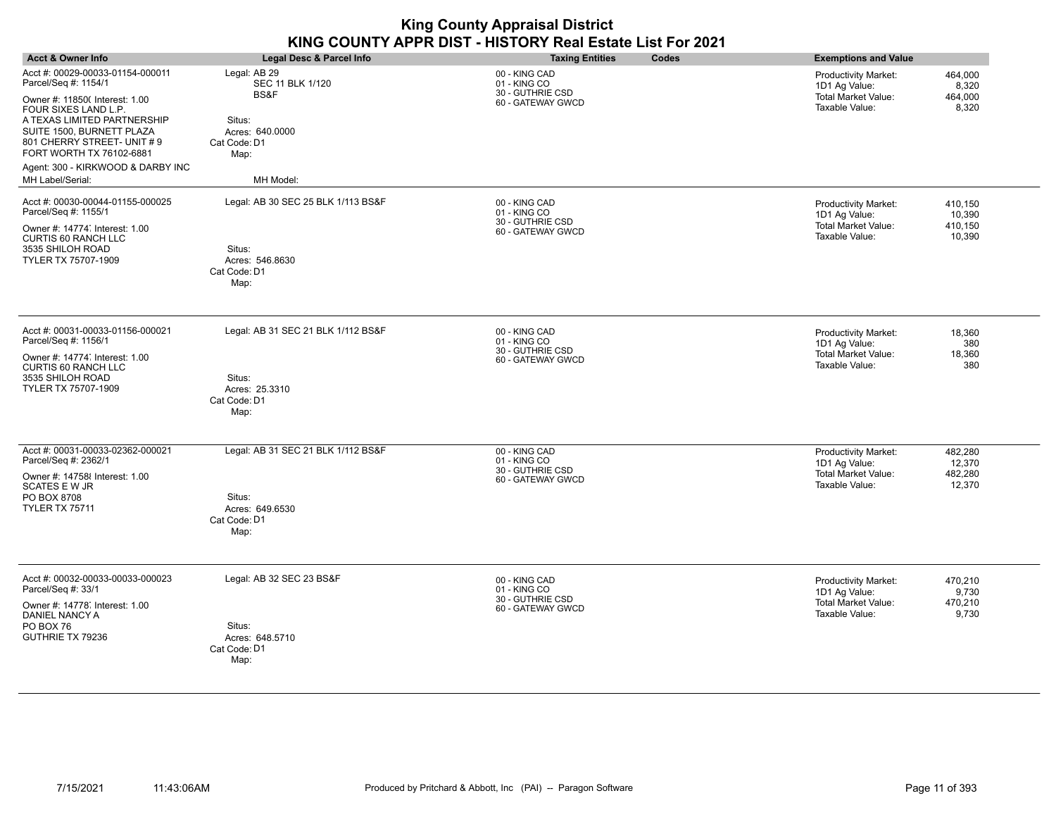# King County Appraisal District
## KING COUNTY APPR DIST - HISTORY Real Estate List For 2021

| Acct & Owner Info | Legal Desc & Parcel Info | Taxing Entities | Codes | Exemptions and Value |
|---|---|---|---|---|
| Acct #: 00029-00033-01154-000011<br>Parcel/Seq #: 1154/1<br>Owner #: 11850( Interest: 1.00<br>FOUR SIXES LAND L.P.<br>A TEXAS LIMITED PARTNERSHIP<br>SUITE 1500, BURNETT PLAZA<br>801 CHERRY STREET- UNIT # 9<br>FORT WORTH TX 76102-6881<br>Agent: 300 - KIRKWOOD & DARBY INC<br>MH Label/Serial: | Legal: AB 29<br>SEC 11 BLK 1/120<br>BS&F<br>Situs:<br>Acres: 640.0000<br>Cat Code: D1<br>Map:<br>MH Model: | 00 - KING CAD<br>01 - KING CO<br>30 - GUTHRIE CSD<br>60 - GATEWAY GWCD | | Productivity Market: 464,000<br>1D1 Ag Value: 8,320<br>Total Market Value: 464,000<br>Taxable Value: 8,320 |
| Acct #: 00030-00044-01155-000025<br>Parcel/Seq #: 1155/1<br>Owner #: 14774; Interest: 1.00<br>CURTIS 60 RANCH LLC<br>3535 SHILOH ROAD<br>TYLER TX 75707-1909 | Legal: AB 30 SEC 25 BLK 1/113 BS&F<br>Situs:<br>Acres: 546.8630<br>Cat Code: D1<br>Map: | 00 - KING CAD<br>01 - KING CO<br>30 - GUTHRIE CSD<br>60 - GATEWAY GWCD | | Productivity Market: 410,150<br>1D1 Ag Value: 10,390<br>Total Market Value: 410,150<br>Taxable Value: 10,390 |
| Acct #: 00031-00033-01156-000021<br>Parcel/Seq #: 1156/1<br>Owner #: 14774; Interest: 1.00<br>CURTIS 60 RANCH LLC<br>3535 SHILOH ROAD<br>TYLER TX 75707-1909 | Legal: AB 31 SEC 21 BLK 1/112 BS&F<br>Situs:<br>Acres: 25.3310<br>Cat Code: D1<br>Map: | 00 - KING CAD<br>01 - KING CO<br>30 - GUTHRIE CSD<br>60 - GATEWAY GWCD | | Productivity Market: 18,360<br>1D1 Ag Value: 380<br>Total Market Value: 18,360<br>Taxable Value: 380 |
| Acct #: 00031-00033-02362-000021<br>Parcel/Seq #: 2362/1<br>Owner #: 14758( Interest: 1.00<br>SCATES E W JR<br>PO BOX 8708<br>TYLER TX 75711 | Legal: AB 31 SEC 21 BLK 1/112 BS&F<br>Situs:<br>Acres: 649.6530<br>Cat Code: D1<br>Map: | 00 - KING CAD<br>01 - KING CO<br>30 - GUTHRIE CSD<br>60 - GATEWAY GWCD | | Productivity Market: 482,280<br>1D1 Ag Value: 12,370<br>Total Market Value: 482,280<br>Taxable Value: 12,370 |
| Acct #: 00032-00033-00033-000023<br>Parcel/Seq #: 33/1<br>Owner #: 14778; Interest: 1.00<br>DANIEL NANCY A<br>PO BOX 76<br>GUTHRIE TX 79236 | Legal: AB 32 SEC 23 BS&F<br>Situs:<br>Acres: 648.5710<br>Cat Code: D1<br>Map: | 00 - KING CAD<br>01 - KING CO<br>30 - GUTHRIE CSD<br>60 - GATEWAY GWCD | | Productivity Market: 470,210<br>1D1 Ag Value: 9,730<br>Total Market Value: 470,210<br>Taxable Value: 9,730 |

7/15/2021 11:43:06AM Produced by Pritchard & Abbott, Inc (PAI) -- Paragon Software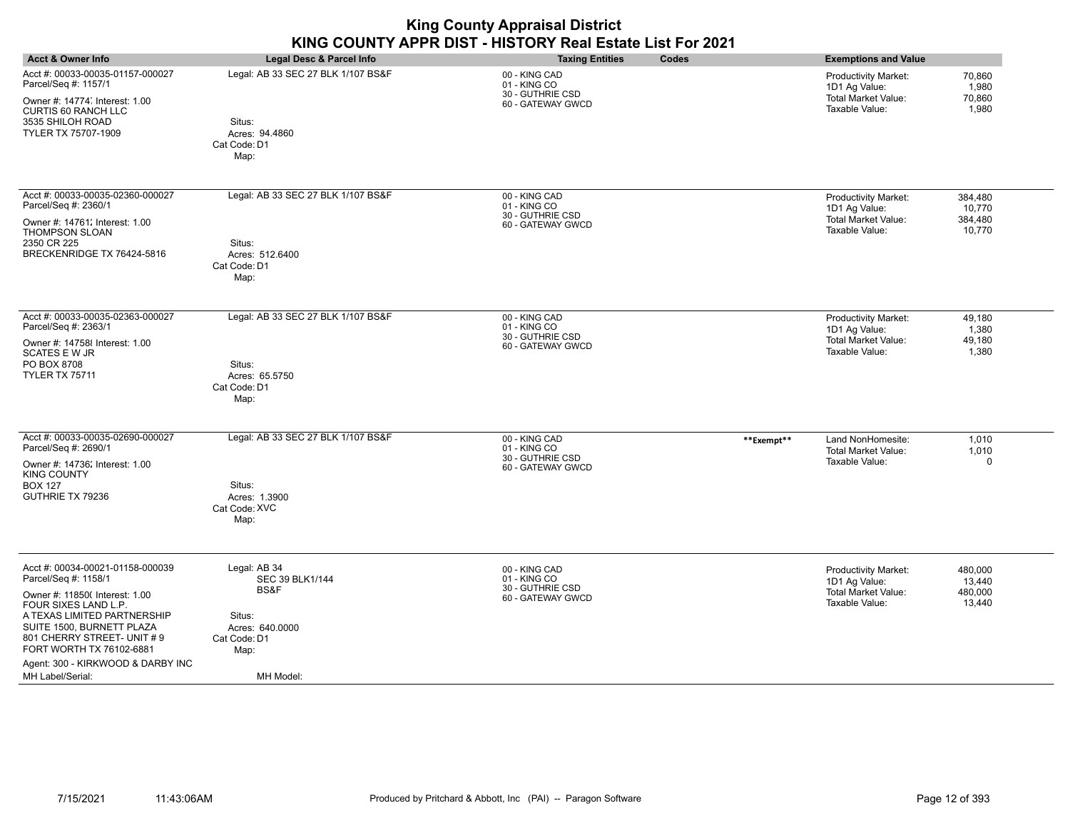# King County Appraisal District

## KING COUNTY APPR DIST - HISTORY Real Estate List For 2021

| Acct & Owner Info | Legal Desc & Parcel Info | Taxing Entities | Codes | Exemptions and Value |
|---|---|---|---|---|
| Acct #: 00033-00035-01157-000027<br>Parcel/Seq #: 1157/1<br>Owner #: 14774; Interest: 1.00<br>CURTIS 60 RANCH LLC<br>3535 SHILOH ROAD<br>TYLER TX 75707-1909 | Legal: AB 33 SEC 27 BLK 1/107 BS&F<br>Situs:<br>Acres: 94.4860<br>Cat Code: D1<br>Map: | 00 - KING CAD<br>01 - KING CO<br>30 - GUTHRIE CSD<br>60 - GATEWAY GWCD | | Productivity Market: 70,860<br>1D1 Ag Value: 1,980<br>Total Market Value: 70,860<br>Taxable Value: 1,980 |
| Acct #: 00033-00035-02360-000027<br>Parcel/Seq #: 2360/1<br>Owner #: 147612 Interest: 1.00<br>THOMPSON SLOAN<br>2350 CR 225<br>BRECKENRIDGE TX 76424-5816 | Legal: AB 33 SEC 27 BLK 1/107 BS&F<br>Situs:<br>Acres: 512.6400<br>Cat Code: D1<br>Map: | 00 - KING CAD<br>01 - KING CO<br>30 - GUTHRIE CSD<br>60 - GATEWAY GWCD | | Productivity Market: 384,480<br>1D1 Ag Value: 10,770<br>Total Market Value: 384,480<br>Taxable Value: 10,770 |
| Acct #: 00033-00035-02363-000027<br>Parcel/Seq #: 2363/1<br>Owner #: 14758( Interest: 1.00<br>SCATES E W JR<br>PO BOX 8708<br>TYLER TX 75711 | Legal: AB 33 SEC 27 BLK 1/107 BS&F<br>Situs:<br>Acres: 65.5750<br>Cat Code: D1<br>Map: | 00 - KING CAD<br>01 - KING CO<br>30 - GUTHRIE CSD<br>60 - GATEWAY GWCD | | Productivity Market: 49,180<br>1D1 Ag Value: 1,380<br>Total Market Value: 49,180<br>Taxable Value: 1,380 |
| Acct #: 00033-00035-02690-000027<br>Parcel/Seq #: 2690/1<br>Owner #: 14736; Interest: 1.00<br>KING COUNTY<br>BOX 127<br>GUTHRIE TX 79236 | Legal: AB 33 SEC 27 BLK 1/107 BS&F<br>Situs:<br>Acres: 1.3900<br>Cat Code: XVC<br>Map: | 00 - KING CAD<br>01 - KING CO<br>30 - GUTHRIE CSD<br>60 - GATEWAY GWCD | **Exempt** | Land NonHomesite: 1,010<br>Total Market Value: 1,010<br>Taxable Value: 0 |
| Acct #: 00034-00021-01158-000039<br>Parcel/Seq #: 1158/1<br>Owner #: 11850( Interest: 1.00<br>FOUR SIXES LAND L.P.<br>A TEXAS LIMITED PARTNERSHIP<br>SUITE 1500, BURNETT PLAZA<br>801 CHERRY STREET- UNIT # 9<br>FORT WORTH TX 76102-6881<br>Agent: 300 - KIRKWOOD & DARBY INC<br>MH Label/Serial: | Legal: AB 34 SEC 39 BLK1/144 BS&F<br>Situs:<br>Acres: 640.0000<br>Cat Code: D1<br>Map:<br>MH Model: | 00 - KING CAD<br>01 - KING CO<br>30 - GUTHRIE CSD<br>60 - GATEWAY GWCD | | Productivity Market: 480,000<br>1D1 Ag Value: 13,440<br>Total Market Value: 480,000<br>Taxable Value: 13,440 |

7/15/2021 11:43:06AM Produced by Pritchard & Abbott, Inc (PAI) -- Paragon Software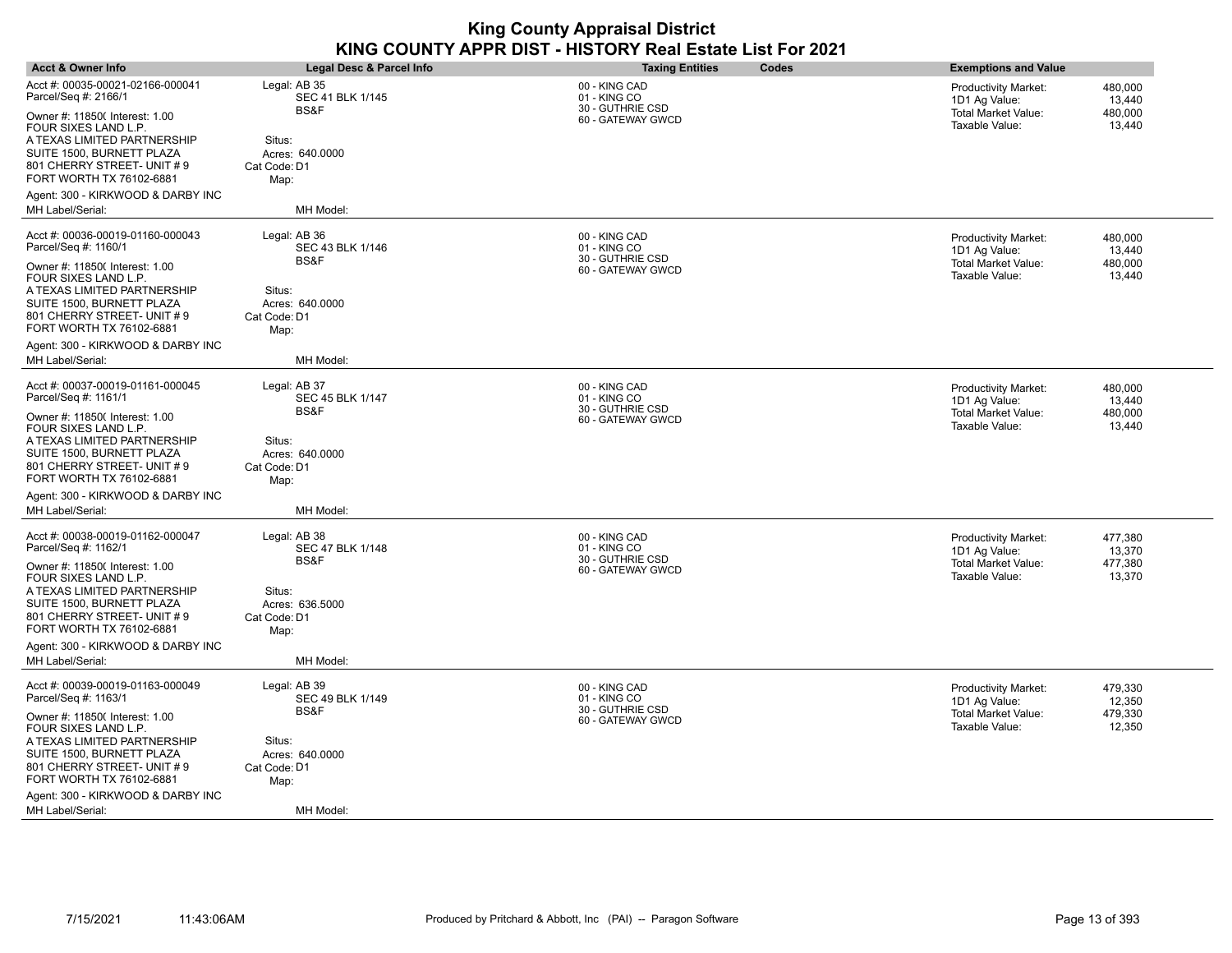# King County Appraisal District

## KING COUNTY APPR DIST - HISTORY Real Estate List For 2021

| Acct & Owner Info | Legal Desc & Parcel Info | Taxing Entities | Codes | Exemptions and Value |
|---|---|---|---|---|
| Acct #: 00035-00021-02166-000041<br>Parcel/Seq #: 2166/1<br>Owner #: 11850( Interest: 1.00<br>FOUR SIXES LAND L.P.<br>A TEXAS LIMITED PARTNERSHIP<br>SUITE 1500, BURNETT PLAZA<br>801 CHERRY STREET- UNIT # 9<br>FORT WORTH TX 76102-6881<br>Agent: 300 - KIRKWOOD & DARBY INC<br>MH Label/Serial: | Legal: AB 35<br>SEC 41 BLK 1/145<br>BS&F<br>Situs:<br>Acres: 640.0000<br>Cat Code: D1<br>Map:<br>MH Model: | 00 - KING CAD<br>01 - KING CO<br>30 - GUTHRIE CSD<br>60 - GATEWAY GWCD | | Productivity Market: 480,000<br>1D1 Ag Value: 13,440<br>Total Market Value: 480,000<br>Taxable Value: 13,440 |
| Acct #: 00036-00019-01160-000043<br>Parcel/Seq #: 1160/1<br>Owner #: 11850( Interest: 1.00<br>FOUR SIXES LAND L.P.<br>A TEXAS LIMITED PARTNERSHIP<br>SUITE 1500, BURNETT PLAZA<br>801 CHERRY STREET- UNIT # 9<br>FORT WORTH TX 76102-6881<br>Agent: 300 - KIRKWOOD & DARBY INC<br>MH Label/Serial: | Legal: AB 36<br>SEC 43 BLK 1/146<br>BS&F<br>Situs:<br>Acres: 640.0000<br>Cat Code: D1<br>Map:<br>MH Model: | 00 - KING CAD<br>01 - KING CO<br>30 - GUTHRIE CSD<br>60 - GATEWAY GWCD | | Productivity Market: 480,000<br>1D1 Ag Value: 13,440<br>Total Market Value: 480,000<br>Taxable Value: 13,440 |
| Acct #: 00037-00019-01161-000045<br>Parcel/Seq #: 1161/1<br>Owner #: 11850( Interest: 1.00<br>FOUR SIXES LAND L.P.<br>A TEXAS LIMITED PARTNERSHIP<br>SUITE 1500, BURNETT PLAZA<br>801 CHERRY STREET- UNIT # 9<br>FORT WORTH TX 76102-6881<br>Agent: 300 - KIRKWOOD & DARBY INC<br>MH Label/Serial: | Legal: AB 37<br>SEC 45 BLK 1/147<br>BS&F<br>Situs:<br>Acres: 640.0000<br>Cat Code: D1<br>Map:<br>MH Model: | 00 - KING CAD<br>01 - KING CO<br>30 - GUTHRIE CSD<br>60 - GATEWAY GWCD | | Productivity Market: 480,000<br>1D1 Ag Value: 13,440<br>Total Market Value: 480,000<br>Taxable Value: 13,440 |
| Acct #: 00038-00019-01162-000047<br>Parcel/Seq #: 1162/1<br>Owner #: 11850( Interest: 1.00<br>FOUR SIXES LAND L.P.<br>A TEXAS LIMITED PARTNERSHIP<br>SUITE 1500, BURNETT PLAZA<br>801 CHERRY STREET- UNIT # 9<br>FORT WORTH TX 76102-6881<br>Agent: 300 - KIRKWOOD & DARBY INC<br>MH Label/Serial: | Legal: AB 38<br>SEC 47 BLK 1/148<br>BS&F<br>Situs:<br>Acres: 636.5000<br>Cat Code: D1<br>Map:<br>MH Model: | 00 - KING CAD<br>01 - KING CO<br>30 - GUTHRIE CSD<br>60 - GATEWAY GWCD | | Productivity Market: 477,380<br>1D1 Ag Value: 13,370<br>Total Market Value: 477,380<br>Taxable Value: 13,370 |
| Acct #: 00039-00019-01163-000049<br>Parcel/Seq #: 1163/1<br>Owner #: 11850( Interest: 1.00<br>FOUR SIXES LAND L.P.<br>A TEXAS LIMITED PARTNERSHIP<br>SUITE 1500, BURNETT PLAZA<br>801 CHERRY STREET- UNIT # 9<br>FORT WORTH TX 76102-6881<br>Agent: 300 - KIRKWOOD & DARBY INC<br>MH Label/Serial: | Legal: AB 39<br>SEC 49 BLK 1/149<br>BS&F<br>Situs:<br>Acres: 640.0000<br>Cat Code: D1<br>Map:<br>MH Model: | 00 - KING CAD<br>01 - KING CO<br>30 - GUTHRIE CSD<br>60 - GATEWAY GWCD | | Productivity Market: 479,330<br>1D1 Ag Value: 12,350<br>Total Market Value: 479,330<br>Taxable Value: 12,350 |

7/15/2021 11:43:06AM Produced by Pritchard & Abbott, Inc (PAI) -- Paragon Software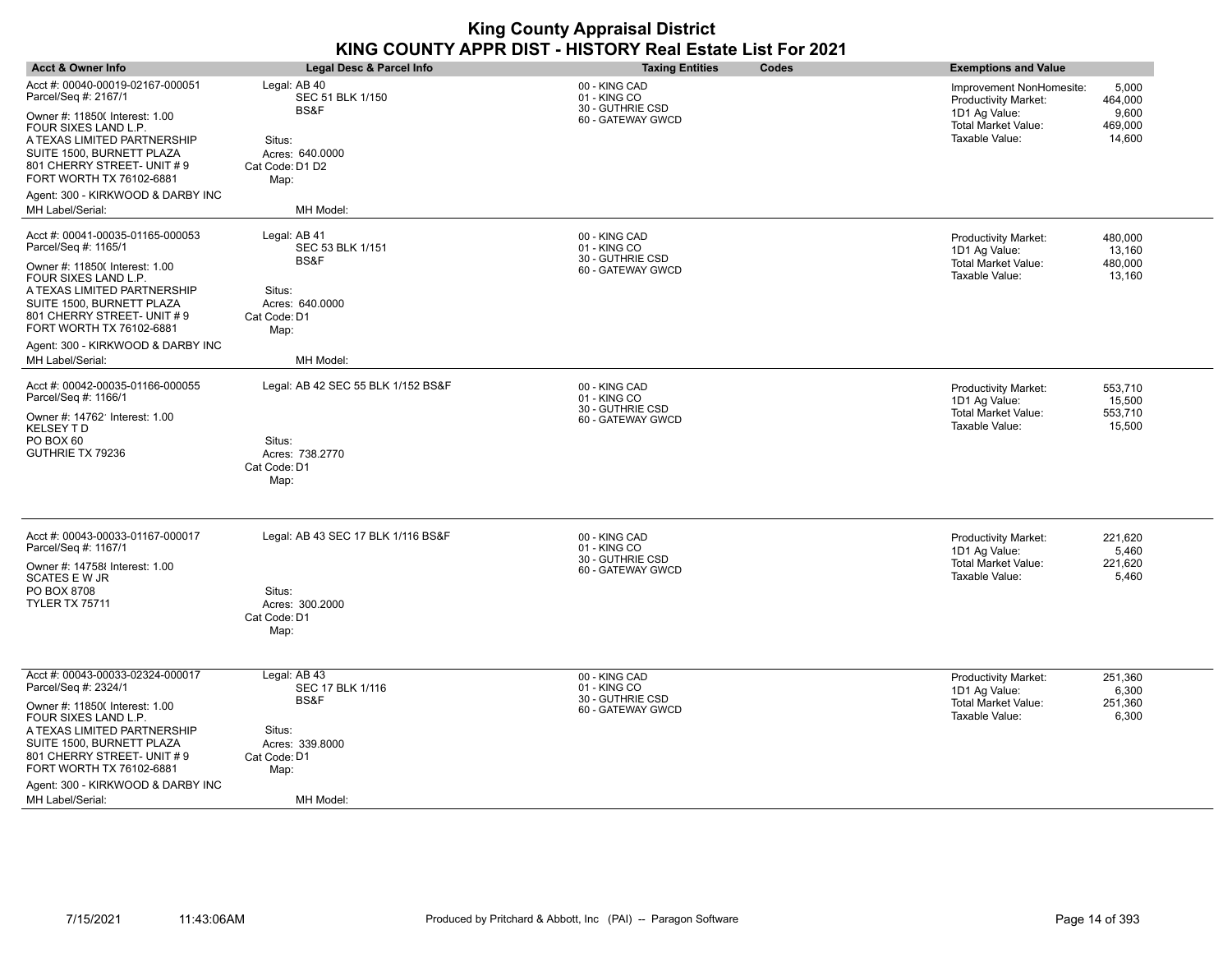# King County Appraisal District

## KING COUNTY APPR DIST - HISTORY Real Estate List For 2021

| Acct & Owner Info | Legal Desc & Parcel Info | Taxing Entities | Codes | Exemptions and Value |
|---|---|---|---|---|
| Acct #: 00040-00019-02167-000051<br>Parcel/Seq #: 2167/1<br>Owner #: 11850( Interest: 1.00<br>FOUR SIXES LAND L.P.<br>A TEXAS LIMITED PARTNERSHIP<br>SUITE 1500, BURNETT PLAZA<br>801 CHERRY STREET- UNIT # 9<br>FORT WORTH TX 76102-6881<br>Agent: 300 - KIRKWOOD & DARBY INC<br>MH Label/Serial: | Legal: AB 40<br>SEC 51 BLK 1/150<br>BS&F<br>Situs:<br>Acres: 640.0000<br>Cat Code: D1 D2<br>Map:<br>MH Model: | 00 - KING CAD<br>01 - KING CO<br>30 - GUTHRIE CSD<br>60 - GATEWAY GWCD | | Improvement NonHomesite: 5,000<br>Productivity Market: 464,000<br>1D1 Ag Value: 9,600<br>Total Market Value: 469,000<br>Taxable Value: 14,600 |
| Acct #: 00041-00035-01165-000053<br>Parcel/Seq #: 1165/1<br>Owner #: 11850( Interest: 1.00<br>FOUR SIXES LAND L.P.<br>A TEXAS LIMITED PARTNERSHIP<br>SUITE 1500, BURNETT PLAZA<br>801 CHERRY STREET- UNIT # 9<br>FORT WORTH TX 76102-6881<br>Agent: 300 - KIRKWOOD & DARBY INC<br>MH Label/Serial: | Legal: AB 41<br>SEC 53 BLK 1/151<br>BS&F<br>Situs:<br>Acres: 640.0000<br>Cat Code: D1<br>Map:<br>MH Model: | 00 - KING CAD<br>01 - KING CO<br>30 - GUTHRIE CSD<br>60 - GATEWAY GWCD | | Productivity Market: 480,000<br>1D1 Ag Value: 13,160<br>Total Market Value: 480,000<br>Taxable Value: 13,160 |
| Acct #: 00042-00035-01166-000055<br>Parcel/Seq #: 1166/1<br>Owner #: 14762' Interest: 1.00<br>KELSEY T D<br>PO BOX 60<br>GUTHRIE TX 79236 | Legal: AB 42 SEC 55 BLK 1/152 BS&F<br>Situs:<br>Acres: 738.2770<br>Cat Code: D1<br>Map: | 00 - KING CAD<br>01 - KING CO<br>30 - GUTHRIE CSD<br>60 - GATEWAY GWCD | | Productivity Market: 553,710<br>1D1 Ag Value: 15,500<br>Total Market Value: 553,710<br>Taxable Value: 15,500 |
| Acct #: 00043-00033-01167-000017<br>Parcel/Seq #: 1167/1<br>Owner #: 14758( Interest: 1.00<br>SCATES E W JR<br>PO BOX 8708<br>TYLER TX 75711 | Legal: AB 43 SEC 17 BLK 1/116 BS&F<br>Situs:<br>Acres: 300.2000<br>Cat Code: D1<br>Map: | 00 - KING CAD<br>01 - KING CO<br>30 - GUTHRIE CSD<br>60 - GATEWAY GWCD | | Productivity Market: 221,620<br>1D1 Ag Value: 5,460<br>Total Market Value: 221,620<br>Taxable Value: 5,460 |
| Acct #: 00043-00033-02324-000017<br>Parcel/Seq #: 2324/1<br>Owner #: 11850( Interest: 1.00<br>FOUR SIXES LAND L.P.<br>A TEXAS LIMITED PARTNERSHIP<br>SUITE 1500, BURNETT PLAZA<br>801 CHERRY STREET- UNIT # 9<br>FORT WORTH TX 76102-6881<br>Agent: 300 - KIRKWOOD & DARBY INC<br>MH Label/Serial: | Legal: AB 43<br>SEC 17 BLK 1/116<br>BS&F<br>Situs:<br>Acres: 339.8000<br>Cat Code: D1<br>Map:<br>MH Model: | 00 - KING CAD<br>01 - KING CO<br>30 - GUTHRIE CSD<br>60 - GATEWAY GWCD | | Productivity Market: 251,360<br>1D1 Ag Value: 6,300<br>Total Market Value: 251,360<br>Taxable Value: 6,300 |

7/15/2021 11:43:06AM Produced by Pritchard & Abbott, Inc (PAI) -- Paragon Software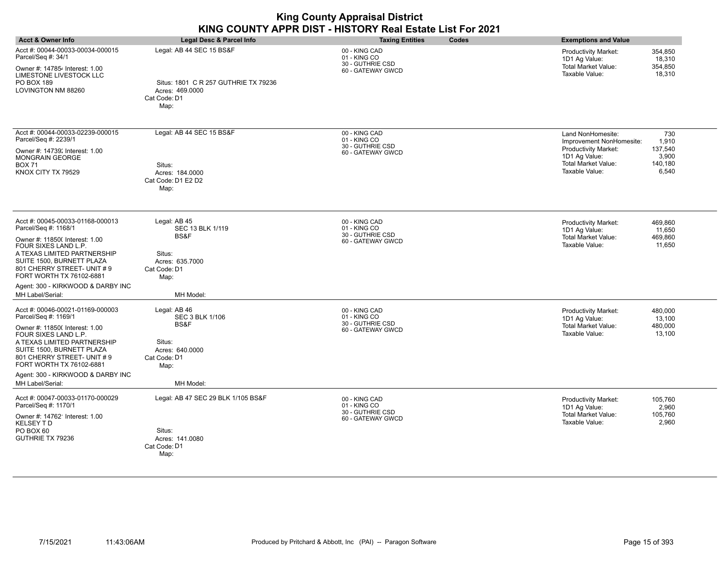# King County Appraisal District

## KING COUNTY APPR DIST - HISTORY Real Estate List For 2021

| Acct & Owner Info | Legal Desc & Parcel Info | Taxing Entities | Codes | Exemptions and Value |
|---|---|---|---|---|
| Acct #: 00044-00033-00034-000015<br>Parcel/Seq #: 34/1<br>Owner #: 14785 Interest: 1.00<br>LIMESTONE LIVESTOCK LLC<br>PO BOX 189<br>LOVINGTON NM 88260 | Legal: AB 44 SEC 15 BS&F<br>Situs: 1801 C R 257 GUTHRIE TX 79236<br>Acres: 469.0000<br>Cat Code: D1<br>Map: | 00 - KING CAD<br>01 - KING CO<br>30 - GUTHRIE CSD<br>60 - GATEWAY GWCD | | Productivity Market: 354,850<br>1D1 Ag Value: 18,310<br>Total Market Value: 354,850<br>Taxable Value: 18,310 |
| Acct #: 00044-00033-02239-000015<br>Parcel/Seq #: 2239/1<br>Owner #: 14739 Interest: 1.00<br>MONGRAIN GEORGE<br>BOX 71<br>KNOX CITY TX 79529 | Legal: AB 44 SEC 15 BS&F<br>Situs:<br>Acres: 184.0000<br>Cat Code: D1 E2 D2<br>Map: | 00 - KING CAD<br>01 - KING CO<br>30 - GUTHRIE CSD<br>60 - GATEWAY GWCD | | Land NonHomesite: 730<br>Improvement NonHomesite: 1,910<br>Productivity Market: 137,540<br>1D1 Ag Value: 3,900<br>Total Market Value: 140,180<br>Taxable Value: 6,540 |
| Acct #: 00045-00033-01168-000013<br>Parcel/Seq #: 1168/1<br>Owner #: 11850 Interest: 1.00<br>FOUR SIXES LAND L.P.<br>A TEXAS LIMITED PARTNERSHIP<br>SUITE 1500, BURNETT PLAZA<br>801 CHERRY STREET- UNIT # 9<br>FORT WORTH TX 76102-6881<br>Agent: 300 - KIRKWOOD & DARBY INC<br>MH Label/Serial: | Legal: AB 45 SEC 13 BLK 1/119 BS&F<br>Situs:<br>Acres: 635.7000<br>Cat Code: D1<br>Map:<br>MH Model: | 00 - KING CAD<br>01 - KING CO<br>30 - GUTHRIE CSD<br>60 - GATEWAY GWCD | | Productivity Market: 469,860<br>1D1 Ag Value: 11,650<br>Total Market Value: 469,860<br>Taxable Value: 11,650 |
| Acct #: 00046-00021-01169-000003<br>Parcel/Seq #: 1169/1<br>Owner #: 11850 Interest: 1.00<br>FOUR SIXES LAND L.P.<br>A TEXAS LIMITED PARTNERSHIP<br>SUITE 1500, BURNETT PLAZA<br>801 CHERRY STREET- UNIT # 9<br>FORT WORTH TX 76102-6881<br>Agent: 300 - KIRKWOOD & DARBY INC<br>MH Label/Serial: | Legal: AB 46 SEC 3 BLK 1/106 BS&F<br>Situs:<br>Acres: 640.0000<br>Cat Code: D1<br>Map:<br>MH Model: | 00 - KING CAD<br>01 - KING CO<br>30 - GUTHRIE CSD<br>60 - GATEWAY GWCD | | Productivity Market: 480,000<br>1D1 Ag Value: 13,100<br>Total Market Value: 480,000<br>Taxable Value: 13,100 |
| Acct #: 00047-00033-01170-000029<br>Parcel/Seq #: 1170/1<br>Owner #: 14762 Interest: 1.00<br>KELSEY T D<br>PO BOX 60<br>GUTHRIE TX 79236 | Legal: AB 47 SEC 29 BLK 1/105 BS&F<br>Situs:<br>Acres: 141.0080<br>Cat Code: D1<br>Map: | 00 - KING CAD<br>01 - KING CO<br>30 - GUTHRIE CSD<br>60 - GATEWAY GWCD | | Productivity Market: 105,760<br>1D1 Ag Value: 2,960<br>Total Market Value: 105,760<br>Taxable Value: 2,960 |

7/15/2021 11:43:06AM Produced by Pritchard & Abbott, Inc (PAI) -- Paragon Software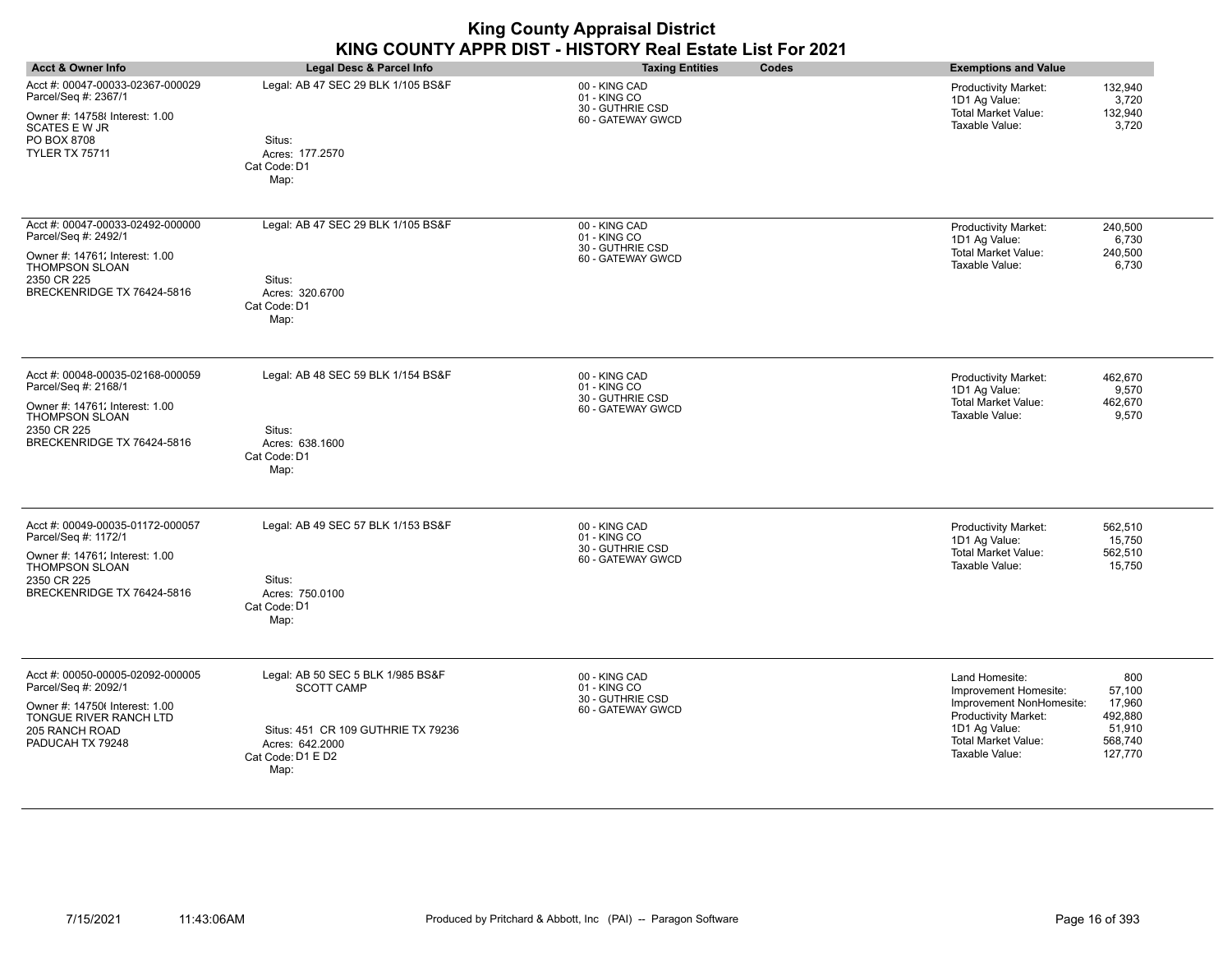# King County Appraisal District
## KING COUNTY APPR DIST - HISTORY Real Estate List For 2021

| Acct & Owner Info | Legal Desc & Parcel Info | Taxing Entities | Codes | Exemptions and Value |
|---|---|---|---|---|
| Acct #: 00047-00033-02367-000029<br>Parcel/Seq #: 2367/1<br>Owner #: 14758( Interest: 1.00<br>SCATES E W JR<br>PO BOX 8708<br>TYLER TX 75711 | Legal: AB 47 SEC 29 BLK 1/105 BS&F<br>Situs:<br>Acres: 177.2570<br>Cat Code: D1<br>Map: | 00 - KING CAD<br>01 - KING CO<br>30 - GUTHRIE CSD<br>60 - GATEWAY GWCD | | Productivity Market: 132,940<br>1D1 Ag Value: 3,720<br>Total Market Value: 132,940<br>Taxable Value: 3,720 |
| Acct #: 00047-00033-02492-000000<br>Parcel/Seq #: 2492/1<br>Owner #: 14761: Interest: 1.00<br>THOMPSON SLOAN<br>2350 CR 225<br>BRECKENRIDGE TX 76424-5816 | Legal: AB 47 SEC 29 BLK 1/105 BS&F<br>Situs:<br>Acres: 320.6700<br>Cat Code: D1<br>Map: | 00 - KING CAD<br>01 - KING CO<br>30 - GUTHRIE CSD<br>60 - GATEWAY GWCD | | Productivity Market: 240,500<br>1D1 Ag Value: 6,730<br>Total Market Value: 240,500<br>Taxable Value: 6,730 |
| Acct #: 00048-00035-02168-000059<br>Parcel/Seq #: 2168/1<br>Owner #: 14761: Interest: 1.00<br>THOMPSON SLOAN<br>2350 CR 225<br>BRECKENRIDGE TX 76424-5816 | Legal: AB 48 SEC 59 BLK 1/154 BS&F<br>Situs:<br>Acres: 638.1600<br>Cat Code: D1<br>Map: | 00 - KING CAD<br>01 - KING CO<br>30 - GUTHRIE CSD<br>60 - GATEWAY GWCD | | Productivity Market: 462,670<br>1D1 Ag Value: 9,570<br>Total Market Value: 462,670<br>Taxable Value: 9,570 |
| Acct #: 00049-00035-01172-000057<br>Parcel/Seq #: 1172/1<br>Owner #: 14761: Interest: 1.00<br>THOMPSON SLOAN<br>2350 CR 225<br>BRECKENRIDGE TX 76424-5816 | Legal: AB 49 SEC 57 BLK 1/153 BS&F<br>Situs:<br>Acres: 750.0100<br>Cat Code: D1<br>Map: | 00 - KING CAD<br>01 - KING CO<br>30 - GUTHRIE CSD<br>60 - GATEWAY GWCD | | Productivity Market: 562,510<br>1D1 Ag Value: 15,750<br>Total Market Value: 562,510<br>Taxable Value: 15,750 |
| Acct #: 00050-00005-02092-000005<br>Parcel/Seq #: 2092/1<br>Owner #: 14750( Interest: 1.00<br>TONGUE RIVER RANCH LTD<br>205 RANCH ROAD<br>PADUCAH TX 79248 | Legal: AB 50 SEC 5 BLK 1/985 BS&F<br>SCOTT CAMP<br>Situs: 451 CR 109 GUTHRIE TX 79236<br>Acres: 642.2000<br>Cat Code: D1 E D2<br>Map: | 00 - KING CAD<br>01 - KING CO<br>30 - GUTHRIE CSD<br>60 - GATEWAY GWCD | | Land Homesite: 800<br>Improvement Homesite: 57,100<br>Improvement NonHomesite: 17,960<br>Productivity Market: 492,880<br>1D1 Ag Value: 51,910<br>Total Market Value: 568,740<br>Taxable Value: 127,770 |

7/15/2021 11:43:06AM Produced by Pritchard & Abbott, Inc (PAI) -- Paragon Software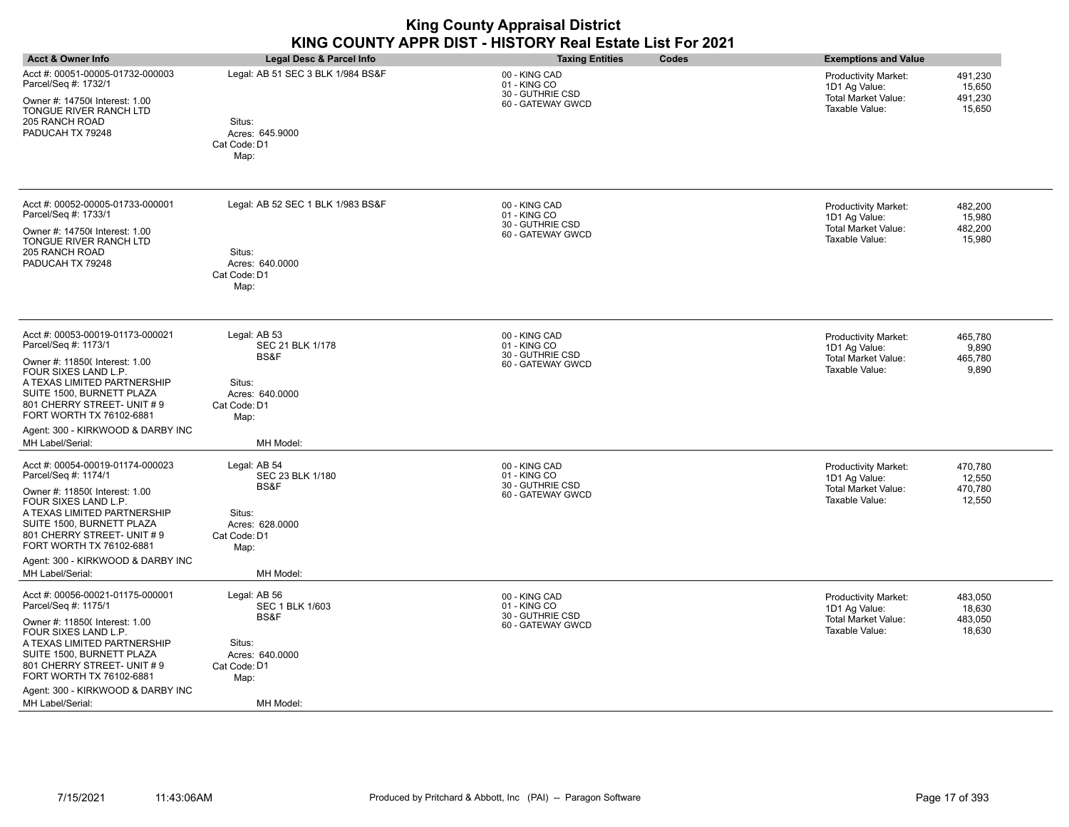# King County Appraisal District
## KING COUNTY APPR DIST - HISTORY Real Estate List For 2021

| Acct & Owner Info | Legal Desc & Parcel Info | Taxing Entities | Codes | Exemptions and Value |
|---|---|---|---|---|
| Acct #: 00051-00005-01732-000003<br>Parcel/Seq #: 1732/1<br>Owner #: 14750( Interest: 1.00<br>TONGUE RIVER RANCH LTD<br>205 RANCH ROAD<br>PADUCAH TX 79248 | Legal: AB 51 SEC 3 BLK 1/984 BS&F<br>Situs:<br>Acres: 645.9000<br>Cat Code: D1<br>Map: | 00 - KING CAD<br>01 - KING CO<br>30 - GUTHRIE CSD<br>60 - GATEWAY GWCD | | Productivity Market: 491,230<br>1D1 Ag Value: 15,650<br>Total Market Value: 491,230<br>Taxable Value: 15,650 |
| Acct #: 00052-00005-01733-000001<br>Parcel/Seq #: 1733/1<br>Owner #: 14750( Interest: 1.00<br>TONGUE RIVER RANCH LTD<br>205 RANCH ROAD<br>PADUCAH TX 79248 | Legal: AB 52 SEC 1 BLK 1/983 BS&F<br>Situs:<br>Acres: 640.0000<br>Cat Code: D1<br>Map: | 00 - KING CAD<br>01 - KING CO<br>30 - GUTHRIE CSD<br>60 - GATEWAY GWCD | | Productivity Market: 482,200<br>1D1 Ag Value: 15,980<br>Total Market Value: 482,200<br>Taxable Value: 15,980 |
| Acct #: 00053-00019-01173-000021<br>Parcel/Seq #: 1173/1<br>Owner #: 11850( Interest: 1.00<br>FOUR SIXES LAND L.P.<br>A TEXAS LIMITED PARTNERSHIP<br>SUITE 1500, BURNETT PLAZA<br>801 CHERRY STREET- UNIT # 9<br>FORT WORTH TX 76102-6881<br>Agent: 300 - KIRKWOOD & DARBY INC<br>MH Label/Serial: | Legal: AB 53 SEC 21 BLK 1/178 BS&F<br>Situs:<br>Acres: 640.0000<br>Cat Code: D1<br>Map:<br>MH Model: | 00 - KING CAD<br>01 - KING CO<br>30 - GUTHRIE CSD<br>60 - GATEWAY GWCD | | Productivity Market: 465,780<br>1D1 Ag Value: 9,890<br>Total Market Value: 465,780<br>Taxable Value: 9,890 |
| Acct #: 00054-00019-01174-000023<br>Parcel/Seq #: 1174/1<br>Owner #: 11850( Interest: 1.00<br>FOUR SIXES LAND L.P.<br>A TEXAS LIMITED PARTNERSHIP<br>SUITE 1500, BURNETT PLAZA<br>801 CHERRY STREET- UNIT # 9<br>FORT WORTH TX 76102-6881<br>Agent: 300 - KIRKWOOD & DARBY INC<br>MH Label/Serial: | Legal: AB 54 SEC 23 BLK 1/180 BS&F<br>Situs:<br>Acres: 628.0000<br>Cat Code: D1<br>Map:<br>MH Model: | 00 - KING CAD<br>01 - KING CO<br>30 - GUTHRIE CSD<br>60 - GATEWAY GWCD | | Productivity Market: 470,780<br>1D1 Ag Value: 12,550<br>Total Market Value: 470,780<br>Taxable Value: 12,550 |
| Acct #: 00056-00021-01175-000001<br>Parcel/Seq #: 1175/1<br>Owner #: 11850( Interest: 1.00<br>FOUR SIXES LAND L.P.<br>A TEXAS LIMITED PARTNERSHIP<br>SUITE 1500, BURNETT PLAZA<br>801 CHERRY STREET- UNIT # 9<br>FORT WORTH TX 76102-6881<br>Agent: 300 - KIRKWOOD & DARBY INC<br>MH Label/Serial: | Legal: AB 56 SEC 1 BLK 1/603 BS&F<br>Situs:<br>Acres: 640.0000<br>Cat Code: D1<br>Map:<br>MH Model: | 00 - KING CAD<br>01 - KING CO<br>30 - GUTHRIE CSD<br>60 - GATEWAY GWCD | | Productivity Market: 483,050<br>1D1 Ag Value: 18,630<br>Total Market Value: 483,050<br>Taxable Value: 18,630 |

7/15/2021 11:43:06AM Produced by Pritchard & Abbott, Inc (PAI) -- Paragon Software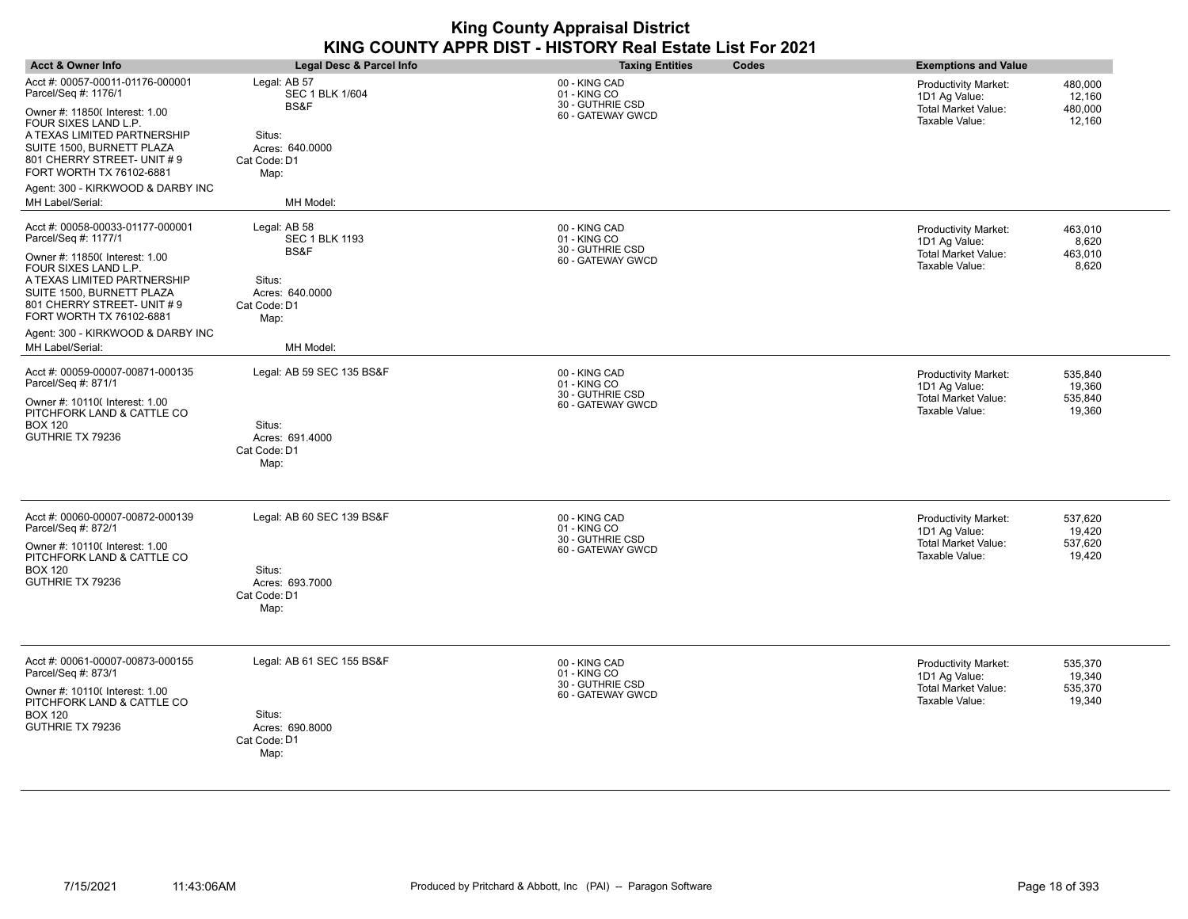# King County Appraisal District

## KING COUNTY APPR DIST - HISTORY Real Estate List For 2021

| Acct & Owner Info | Legal Desc & Parcel Info | Taxing Entities | Codes | Exemptions and Value |
|---|---|---|---|---|
| Acct #: 00057-00011-01176-000001<br>Parcel/Seq #: 1176/1<br>Owner #: 11850( Interest: 1.00<br>FOUR SIXES LAND L.P.<br>A TEXAS LIMITED PARTNERSHIP<br>SUITE 1500, BURNETT PLAZA<br>801 CHERRY STREET- UNIT # 9<br>FORT WORTH TX 76102-6881<br>Agent: 300 - KIRKWOOD & DARBY INC<br>MH Label/Serial: | Legal: AB 57<br>SEC 1 BLK 1/604<br>BS&F<br>Situs:<br>Acres: 640.0000<br>Cat Code: D1<br>Map:<br>MH Model: | 00 - KING CAD<br>01 - KING CO<br>30 - GUTHRIE CSD<br>60 - GATEWAY GWCD | | Productivity Market: 480,000<br>1D1 Ag Value: 12,160<br>Total Market Value: 480,000<br>Taxable Value: 12,160 |
| Acct #: 00058-00033-01177-000001<br>Parcel/Seq #: 1177/1<br>Owner #: 11850( Interest: 1.00<br>FOUR SIXES LAND L.P.<br>A TEXAS LIMITED PARTNERSHIP<br>SUITE 1500, BURNETT PLAZA<br>801 CHERRY STREET- UNIT # 9<br>FORT WORTH TX 76102-6881<br>Agent: 300 - KIRKWOOD & DARBY INC<br>MH Label/Serial: | Legal: AB 58<br>SEC 1 BLK 1193<br>BS&F<br>Situs:<br>Acres: 640.0000<br>Cat Code: D1<br>Map:<br>MH Model: | 00 - KING CAD<br>01 - KING CO<br>30 - GUTHRIE CSD<br>60 - GATEWAY GWCD | | Productivity Market: 463,010<br>1D1 Ag Value: 8,620<br>Total Market Value: 463,010<br>Taxable Value: 8,620 |
| Acct #: 00059-00007-00871-000135<br>Parcel/Seq #: 871/1<br>Owner #: 10110( Interest: 1.00<br>PITCHFORK LAND & CATTLE CO<br>BOX 120<br>GUTHRIE TX 79236 | Legal: AB 59 SEC 135 BS&F<br>Situs:<br>Acres: 691.4000<br>Cat Code: D1<br>Map: | 00 - KING CAD<br>01 - KING CO<br>30 - GUTHRIE CSD<br>60 - GATEWAY GWCD | | Productivity Market: 535,840<br>1D1 Ag Value: 19,360<br>Total Market Value: 535,840<br>Taxable Value: 19,360 |
| Acct #: 00060-00007-00872-000139<br>Parcel/Seq #: 872/1<br>Owner #: 10110( Interest: 1.00<br>PITCHFORK LAND & CATTLE CO<br>BOX 120<br>GUTHRIE TX 79236 | Legal: AB 60 SEC 139 BS&F<br>Situs:<br>Acres: 693.7000<br>Cat Code: D1<br>Map: | 00 - KING CAD<br>01 - KING CO<br>30 - GUTHRIE CSD<br>60 - GATEWAY GWCD | | Productivity Market: 537,620<br>1D1 Ag Value: 19,420<br>Total Market Value: 537,620<br>Taxable Value: 19,420 |
| Acct #: 00061-00007-00873-000155<br>Parcel/Seq #: 873/1<br>Owner #: 10110( Interest: 1.00<br>PITCHFORK LAND & CATTLE CO<br>BOX 120<br>GUTHRIE TX 79236 | Legal: AB 61 SEC 155 BS&F<br>Situs:<br>Acres: 690.8000<br>Cat Code: D1<br>Map: | 00 - KING CAD<br>01 - KING CO<br>30 - GUTHRIE CSD<br>60 - GATEWAY GWCD | | Productivity Market: 535,370<br>1D1 Ag Value: 19,340<br>Total Market Value: 535,370<br>Taxable Value: 19,340 |

7/15/2021 11:43:06AM Produced by Pritchard & Abbott, Inc (PAI) -- Paragon Software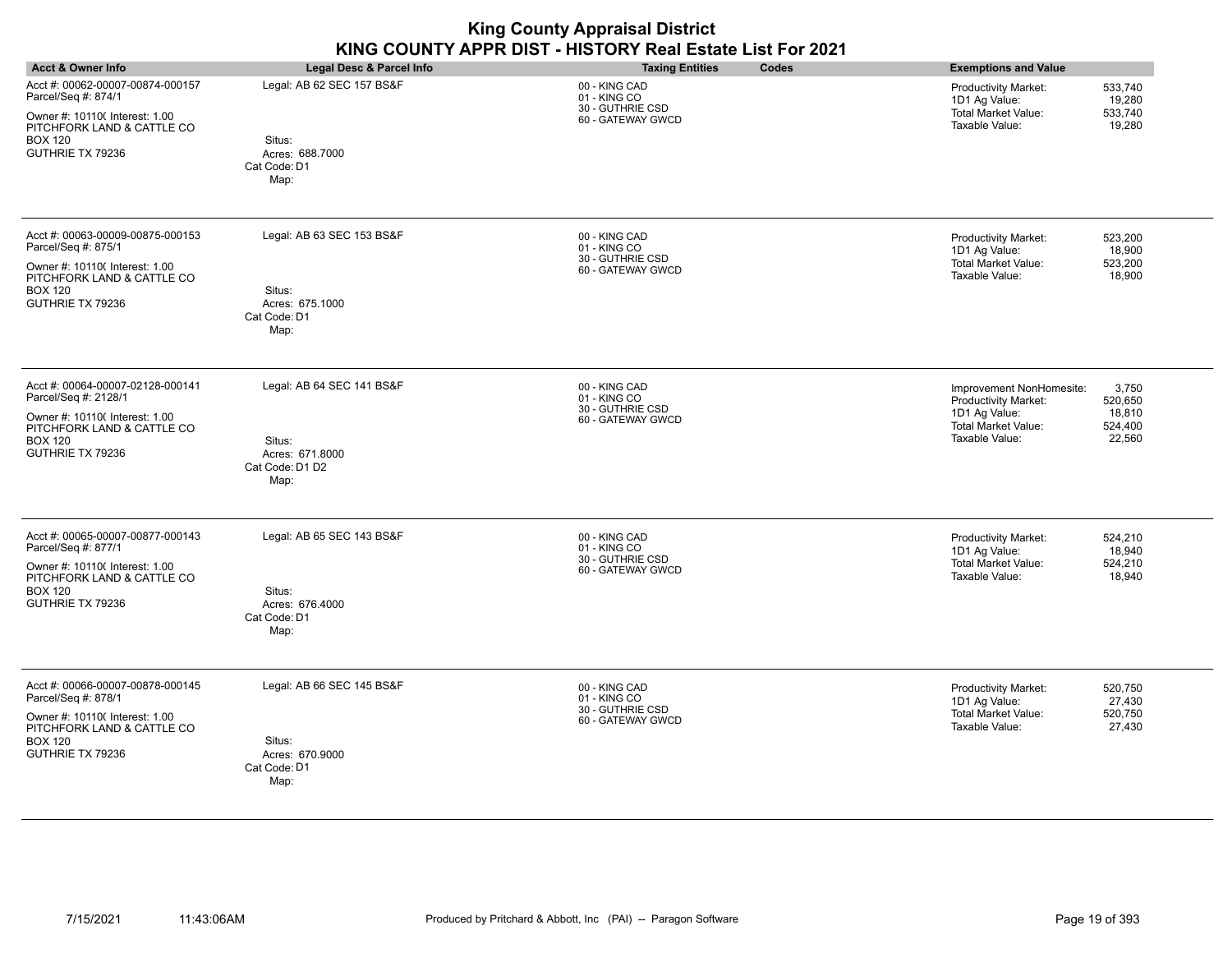# King County Appraisal District

## KING COUNTY APPR DIST - HISTORY Real Estate List For 2021

| Acct & Owner Info | Legal Desc & Parcel Info | Taxing Entities | Codes | Exemptions and Value |
|---|---|---|---|---|
| Acct #: 00062-00007-00874-000157<br>Parcel/Seq #: 874/1<br>Owner #: 10110( Interest: 1.00<br>PITCHFORK LAND & CATTLE CO<br>BOX 120<br>GUTHRIE TX 79236 | Legal: AB 62 SEC 157 BS&F<br>Situs:<br>Acres: 688.7000<br>Cat Code: D1<br>Map: | 00 - KING CAD<br>01 - KING CO<br>30 - GUTHRIE CSD<br>60 - GATEWAY GWCD | | Productivity Market: 533,740<br>1D1 Ag Value: 19,280<br>Total Market Value: 533,740<br>Taxable Value: 19,280 |
| Acct #: 00063-00009-00875-000153<br>Parcel/Seq #: 875/1<br>Owner #: 10110( Interest: 1.00<br>PITCHFORK LAND & CATTLE CO<br>BOX 120<br>GUTHRIE TX 79236 | Legal: AB 63 SEC 153 BS&F<br>Situs:<br>Acres: 675.1000<br>Cat Code: D1<br>Map: | 00 - KING CAD<br>01 - KING CO<br>30 - GUTHRIE CSD<br>60 - GATEWAY GWCD | | Productivity Market: 523,200<br>1D1 Ag Value: 18,900<br>Total Market Value: 523,200<br>Taxable Value: 18,900 |
| Acct #: 00064-00007-02128-000141<br>Parcel/Seq #: 2128/1<br>Owner #: 10110( Interest: 1.00<br>PITCHFORK LAND & CATTLE CO<br>BOX 120<br>GUTHRIE TX 79236 | Legal: AB 64 SEC 141 BS&F<br>Situs:<br>Acres: 671.8000<br>Cat Code: D1 D2<br>Map: | 00 - KING CAD<br>01 - KING CO<br>30 - GUTHRIE CSD<br>60 - GATEWAY GWCD | | Improvement NonHomesite: 3,750<br>Productivity Market: 520,650<br>1D1 Ag Value: 18,810<br>Total Market Value: 524,400<br>Taxable Value: 22,560 |
| Acct #: 00065-00007-00877-000143<br>Parcel/Seq #: 877/1<br>Owner #: 10110( Interest: 1.00<br>PITCHFORK LAND & CATTLE CO<br>BOX 120<br>GUTHRIE TX 79236 | Legal: AB 65 SEC 143 BS&F<br>Situs:<br>Acres: 676.4000<br>Cat Code: D1<br>Map: | 00 - KING CAD<br>01 - KING CO<br>30 - GUTHRIE CSD<br>60 - GATEWAY GWCD | | Productivity Market: 524,210<br>1D1 Ag Value: 18,940<br>Total Market Value: 524,210<br>Taxable Value: 18,940 |
| Acct #: 00066-00007-00878-000145<br>Parcel/Seq #: 878/1<br>Owner #: 10110( Interest: 1.00<br>PITCHFORK LAND & CATTLE CO<br>BOX 120<br>GUTHRIE TX 79236 | Legal: AB 66 SEC 145 BS&F<br>Situs:<br>Acres: 670.9000<br>Cat Code: D1<br>Map: | 00 - KING CAD<br>01 - KING CO<br>30 - GUTHRIE CSD<br>60 - GATEWAY GWCD | | Productivity Market: 520,750<br>1D1 Ag Value: 27,430<br>Total Market Value: 520,750<br>Taxable Value: 27,430 |

7/15/2021 11:43:06AM Produced by Pritchard & Abbott, Inc (PAI) -- Paragon Software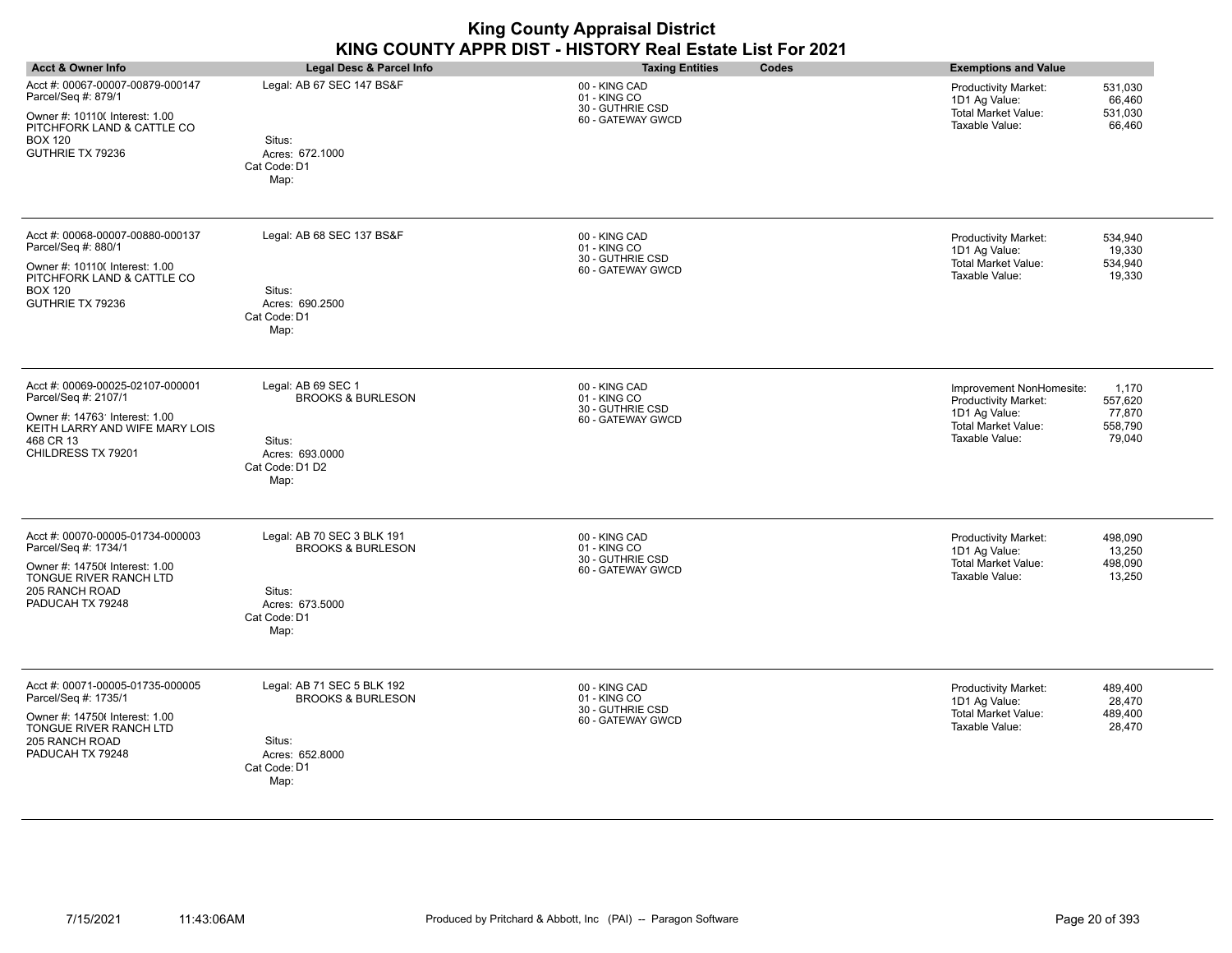# King County Appraisal District

## KING COUNTY APPR DIST - HISTORY Real Estate List For 2021

| Acct & Owner Info | Legal Desc & Parcel Info | Taxing Entities | Codes | Exemptions and Value |
|---|---|---|---|---|
| Acct #: 00067-00007-00879-000147<br>Parcel/Seq #: 879/1<br>Owner #: 10110( Interest: 1.00<br>PITCHFORK LAND & CATTLE CO<br>BOX 120<br>GUTHRIE TX 79236 | Legal: AB 67 SEC 147 BS&F<br>Situs:<br>Acres: 672.1000<br>Cat Code: D1<br>Map: | 00 - KING CAD<br>01 - KING CO<br>30 - GUTHRIE CSD<br>60 - GATEWAY GWCD | | Productivity Market: 531,030<br>1D1 Ag Value: 66,460<br>Total Market Value: 531,030<br>Taxable Value: 66,460 |
| Acct #: 00068-00007-00880-000137<br>Parcel/Seq #: 880/1<br>Owner #: 10110( Interest: 1.00<br>PITCHFORK LAND & CATTLE CO<br>BOX 120<br>GUTHRIE TX 79236 | Legal: AB 68 SEC 137 BS&F<br>Situs:<br>Acres: 690.2500<br>Cat Code: D1<br>Map: | 00 - KING CAD<br>01 - KING CO<br>30 - GUTHRIE CSD<br>60 - GATEWAY GWCD | | Productivity Market: 534,940<br>1D1 Ag Value: 19,330<br>Total Market Value: 534,940<br>Taxable Value: 19,330 |
| Acct #: 00069-00025-02107-000001<br>Parcel/Seq #: 2107/1<br>Owner #: 14763' Interest: 1.00<br>KEITH LARRY AND WIFE MARY LOIS<br>468 CR 13<br>CHILDRESS TX 79201 | Legal: AB 69 SEC 1<br>BROOKS & BURLESON<br>Situs:<br>Acres: 693.0000<br>Cat Code: D1 D2<br>Map: | 00 - KING CAD<br>01 - KING CO<br>30 - GUTHRIE CSD<br>60 - GATEWAY GWCD | | Improvement NonHomesite: 1,170<br>Productivity Market: 557,620<br>1D1 Ag Value: 77,870<br>Total Market Value: 558,790<br>Taxable Value: 79,040 |
| Acct #: 00070-00005-01734-000003<br>Parcel/Seq #: 1734/1<br>Owner #: 14750( Interest: 1.00<br>TONGUE RIVER RANCH LTD<br>205 RANCH ROAD<br>PADUCAH TX 79248 | Legal: AB 70 SEC 3 BLK 191<br>BROOKS & BURLESON<br>Situs:<br>Acres: 673.5000<br>Cat Code: D1<br>Map: | 00 - KING CAD<br>01 - KING CO<br>30 - GUTHRIE CSD<br>60 - GATEWAY GWCD | | Productivity Market: 498,090<br>1D1 Ag Value: 13,250<br>Total Market Value: 498,090<br>Taxable Value: 13,250 |
| Acct #: 00071-00005-01735-000005<br>Parcel/Seq #: 1735/1<br>Owner #: 14750( Interest: 1.00<br>TONGUE RIVER RANCH LTD<br>205 RANCH ROAD<br>PADUCAH TX 79248 | Legal: AB 71 SEC 5 BLK 192<br>BROOKS & BURLESON<br>Situs:<br>Acres: 652.8000<br>Cat Code: D1<br>Map: | 00 - KING CAD<br>01 - KING CO<br>30 - GUTHRIE CSD<br>60 - GATEWAY GWCD | | Productivity Market: 489,400<br>1D1 Ag Value: 28,470<br>Total Market Value: 489,400<br>Taxable Value: 28,470 |

7/15/2021 11:43:06AM Produced by Pritchard & Abbott, Inc (PAI) -- Paragon Software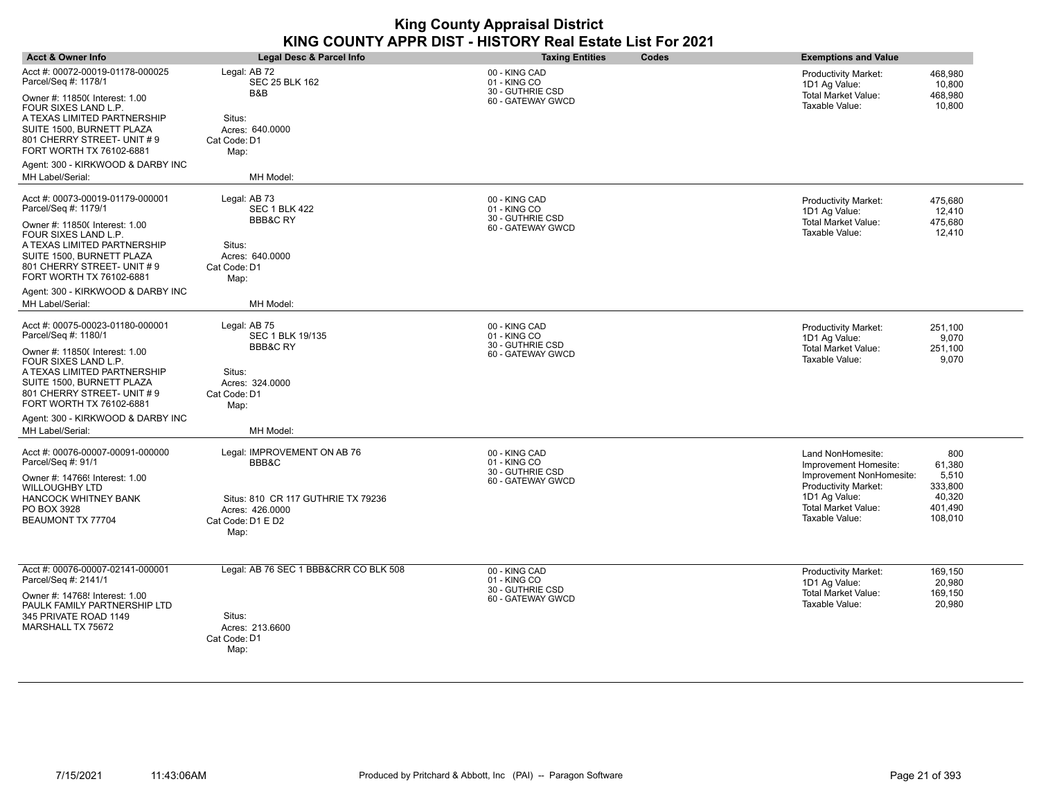# King County Appraisal District
## KING COUNTY APPR DIST - HISTORY Real Estate List For 2021

| Acct & Owner Info | Legal Desc & Parcel Info | Taxing Entities | Codes | Exemptions and Value |
|---|---|---|---|---|
| Acct #: 00072-00019-01178-000025<br>Parcel/Seq #: 1178/1<br>Owner #: 11850( Interest: 1.00<br>FOUR SIXES LAND L.P.<br>A TEXAS LIMITED PARTNERSHIP<br>SUITE 1500, BURNETT PLAZA<br>801 CHERRY STREET- UNIT # 9<br>FORT WORTH TX 76102-6881<br>Agent: 300 - KIRKWOOD & DARBY INC<br>MH Label/Serial: | Legal: AB 72<br>SEC 25 BLK 162<br>B&B<br>Situs:<br>Acres: 640.0000<br>Cat Code: D1<br>Map:<br>MH Model: | 00 - KING CAD<br>01 - KING CO<br>30 - GUTHRIE CSD<br>60 - GATEWAY GWCD | | Productivity Market: 468,980<br>1D1 Ag Value: 10,800<br>Total Market Value: 468,980<br>Taxable Value: 10,800 |
| Acct #: 00073-00019-01179-000001<br>Parcel/Seq #: 1179/1<br>Owner #: 11850( Interest: 1.00<br>FOUR SIXES LAND L.P.<br>A TEXAS LIMITED PARTNERSHIP<br>SUITE 1500, BURNETT PLAZA<br>801 CHERRY STREET- UNIT # 9<br>FORT WORTH TX 76102-6881<br>Agent: 300 - KIRKWOOD & DARBY INC<br>MH Label/Serial: | Legal: AB 73<br>SEC 1 BLK 422<br>BBB&C RY<br>Situs:<br>Acres: 640.0000<br>Cat Code: D1<br>Map:<br>MH Model: | 00 - KING CAD<br>01 - KING CO<br>30 - GUTHRIE CSD<br>60 - GATEWAY GWCD | | Productivity Market: 475,680<br>1D1 Ag Value: 12,410<br>Total Market Value: 475,680<br>Taxable Value: 12,410 |
| Acct #: 00075-00023-01180-000001<br>Parcel/Seq #: 1180/1<br>Owner #: 11850( Interest: 1.00<br>FOUR SIXES LAND L.P.<br>A TEXAS LIMITED PARTNERSHIP<br>SUITE 1500, BURNETT PLAZA<br>801 CHERRY STREET- UNIT # 9<br>FORT WORTH TX 76102-6881<br>Agent: 300 - KIRKWOOD & DARBY INC<br>MH Label/Serial: | Legal: AB 75<br>SEC 1 BLK 19/135<br>BBB&C RY<br>Situs:<br>Acres: 324.0000<br>Cat Code: D1<br>Map:<br>MH Model: | 00 - KING CAD<br>01 - KING CO<br>30 - GUTHRIE CSD<br>60 - GATEWAY GWCD | | Productivity Market: 251,100<br>1D1 Ag Value: 9,070<br>Total Market Value: 251,100<br>Taxable Value: 9,070 |
| Acct #: 00076-00007-00091-000000<br>Parcel/Seq #: 91/1<br>Owner #: 14766( Interest: 1.00<br>WILLOUGHBY LTD<br>HANCOCK WHITNEY BANK<br>PO BOX 3928<br>BEAUMONT TX 77704 | Legal: IMPROVEMENT ON AB 76<br>BBB&C<br>Situs: 810 CR 117 GUTHRIE TX 79236<br>Acres: 426.0000<br>Cat Code: D1 E D2<br>Map: | 00 - KING CAD<br>01 - KING CO<br>30 - GUTHRIE CSD<br>60 - GATEWAY GWCD | | Land NonHomesite: 800<br>Improvement Homesite: 61,380<br>Improvement NonHomesite: 5,510<br>Productivity Market: 333,800<br>1D1 Ag Value: 40,320<br>Total Market Value: 401,490<br>Taxable Value: 108,010 |
| Acct #: 00076-00007-02141-000001<br>Parcel/Seq #: 2141/1<br>Owner #: 14768( Interest: 1.00<br>PAULK FAMILY PARTNERSHIP LTD<br>345 PRIVATE ROAD 1149<br>MARSHALL TX 75672 | Legal: AB 76 SEC 1 BBB&CRR CO BLK 508<br>Situs:<br>Acres: 213.6600<br>Cat Code: D1<br>Map: | 00 - KING CAD<br>01 - KING CO<br>30 - GUTHRIE CSD<br>60 - GATEWAY GWCD | | Productivity Market: 169,150<br>1D1 Ag Value: 20,980<br>Total Market Value: 169,150<br>Taxable Value: 20,980 |

7/15/2021 11:43:06AM Produced by Pritchard & Abbott, Inc (PAI) -- Paragon Software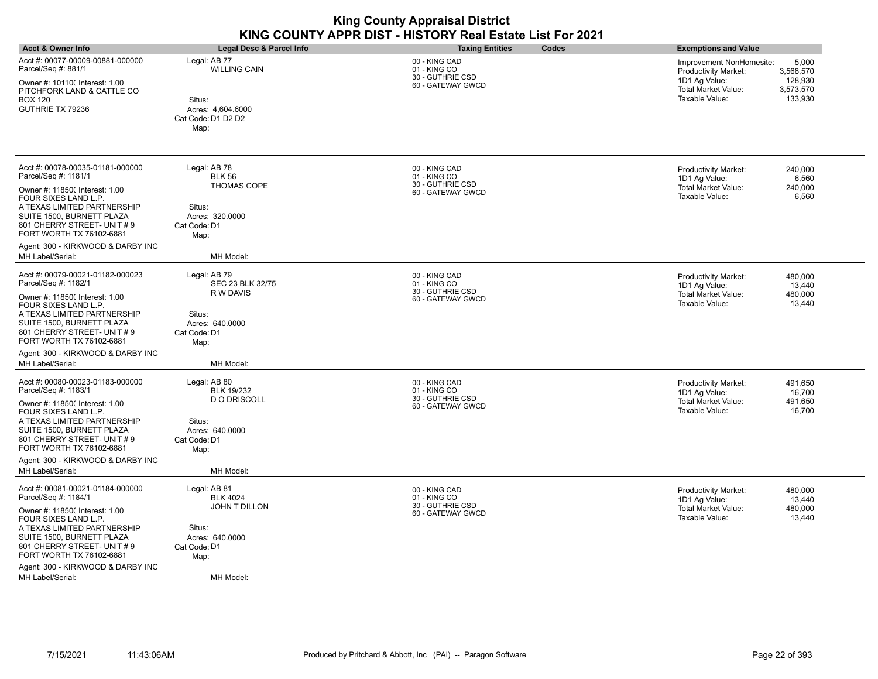# King County Appraisal District

## KING COUNTY APPR DIST - HISTORY Real Estate List For 2021

| Acct & Owner Info | Legal Desc & Parcel Info | Taxing Entities | Codes | Exemptions and Value |
|---|---|---|---|---|
| Acct #: 00077-00009-00881-000000<br>Parcel/Seq #: 881/1<br>Owner #: 10110( Interest: 1.00<br>PITCHFORK LAND & CATTLE CO<br>BOX 120<br>GUTHRIE TX 79236 | Legal: AB 77<br>WILLING CAIN<br>Situs:<br>Acres: 4,604.6000<br>Cat Code: D1 D2 D2<br>Map: | 00 - KING CAD<br>01 - KING CO<br>30 - GUTHRIE CSD<br>60 - GATEWAY GWCD | | Improvement NonHomesite: 5,000<br>Productivity Market: 3,568,570<br>1D1 Ag Value: 128,930<br>Total Market Value: 3,573,570<br>Taxable Value: 133,930 |
| Acct #: 00078-00035-01181-000000<br>Parcel/Seq #: 1181/1<br>Owner #: 11850( Interest: 1.00<br>FOUR SIXES LAND L.P.<br>A TEXAS LIMITED PARTNERSHIP<br>SUITE 1500, BURNETT PLAZA<br>801 CHERRY STREET- UNIT # 9<br>FORT WORTH TX 76102-6881<br>Agent: 300 - KIRKWOOD & DARBY INC<br>MH Label/Serial: | Legal: AB 78<br>BLK 56<br>THOMAS COPE<br>Situs:<br>Acres: 320.0000<br>Cat Code: D1<br>Map:<br>MH Model: | 00 - KING CAD<br>01 - KING CO<br>30 - GUTHRIE CSD<br>60 - GATEWAY GWCD | | Productivity Market: 240,000<br>1D1 Ag Value: 6,560<br>Total Market Value: 240,000<br>Taxable Value: 6,560 |
| Acct #: 00079-00021-01182-000023<br>Parcel/Seq #: 1182/1<br>Owner #: 11850( Interest: 1.00<br>FOUR SIXES LAND L.P.<br>A TEXAS LIMITED PARTNERSHIP<br>SUITE 1500, BURNETT PLAZA<br>801 CHERRY STREET- UNIT # 9<br>FORT WORTH TX 76102-6881<br>Agent: 300 - KIRKWOOD & DARBY INC<br>MH Label/Serial: | Legal: AB 79<br>SEC 23 BLK 32/75<br>R W DAVIS<br>Situs:<br>Acres: 640.0000<br>Cat Code: D1<br>Map:<br>MH Model: | 00 - KING CAD<br>01 - KING CO<br>30 - GUTHRIE CSD<br>60 - GATEWAY GWCD | | Productivity Market: 480,000<br>1D1 Ag Value: 13,440<br>Total Market Value: 480,000<br>Taxable Value: 13,440 |
| Acct #: 00080-00023-01183-000000<br>Parcel/Seq #: 1183/1<br>Owner #: 11850( Interest: 1.00<br>FOUR SIXES LAND L.P.<br>A TEXAS LIMITED PARTNERSHIP<br>SUITE 1500, BURNETT PLAZA<br>801 CHERRY STREET- UNIT # 9<br>FORT WORTH TX 76102-6881<br>Agent: 300 - KIRKWOOD & DARBY INC<br>MH Label/Serial: | Legal: AB 80<br>BLK 19/232<br>D O DRISCOLL<br>Situs:<br>Acres: 640.0000<br>Cat Code: D1<br>Map:<br>MH Model: | 00 - KING CAD<br>01 - KING CO<br>30 - GUTHRIE CSD<br>60 - GATEWAY GWCD | | Productivity Market: 491,650<br>1D1 Ag Value: 16,700<br>Total Market Value: 491,650<br>Taxable Value: 16,700 |
| Acct #: 00081-00021-01184-000000<br>Parcel/Seq #: 1184/1<br>Owner #: 11850( Interest: 1.00<br>FOUR SIXES LAND L.P.<br>A TEXAS LIMITED PARTNERSHIP<br>SUITE 1500, BURNETT PLAZA<br>801 CHERRY STREET- UNIT # 9<br>FORT WORTH TX 76102-6881<br>Agent: 300 - KIRKWOOD & DARBY INC<br>MH Label/Serial: | Legal: AB 81<br>BLK 4024<br>JOHN T DILLON<br>Situs:<br>Acres: 640.0000<br>Cat Code: D1<br>Map:<br>MH Model: | 00 - KING CAD<br>01 - KING CO<br>30 - GUTHRIE CSD<br>60 - GATEWAY GWCD | | Productivity Market: 480,000<br>1D1 Ag Value: 13,440<br>Total Market Value: 480,000<br>Taxable Value: 13,440 |

7/15/2021 11:43:06AM Produced by Pritchard & Abbott, Inc (PAI) -- Paragon Software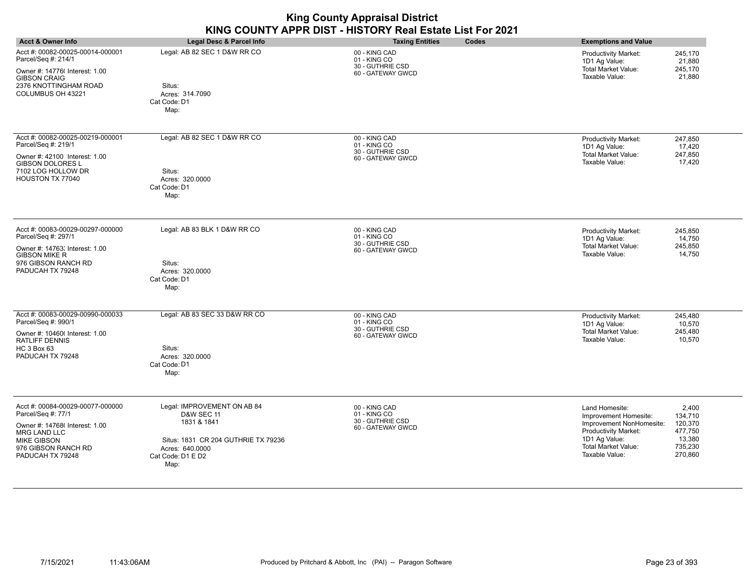# King County Appraisal District
## KING COUNTY APPR DIST - HISTORY Real Estate List For 2021

| Acct & Owner Info | Legal Desc & Parcel Info | Taxing Entities | Codes | Exemptions and Value |
|---|---|---|---|---|
| Acct #: 00082-00025-00014-000001<br>Parcel/Seq #: 214/1<br>Owner #: 14776( Interest: 1.00<br>GIBSON CRAIG<br>2376 KNOTTINGHAM ROAD<br>COLUMBUS OH 43221 | Legal: AB 82 SEC 1 D&W RR CO<br>Situs:<br>Acres: 314.7090<br>Cat Code: D1<br>Map: | 00 - KING CAD<br>01 - KING CO<br>30 - GUTHRIE CSD<br>60 - GATEWAY GWCD | | Productivity Market: 245,170<br>1D1 Ag Value: 21,880<br>Total Market Value: 245,170<br>Taxable Value: 21,880 |
| Acct #: 00082-00025-00219-000001<br>Parcel/Seq #: 219/1<br>Owner #: 42100 Interest: 1.00<br>GIBSON DOLORES L<br>7102 LOG HOLLOW DR<br>HOUSTON TX 77040 | Legal: AB 82 SEC 1 D&W RR CO<br>Situs:<br>Acres: 320.0000<br>Cat Code: D1<br>Map: | 00 - KING CAD<br>01 - KING CO<br>30 - GUTHRIE CSD<br>60 - GATEWAY GWCD | | Productivity Market: 247,850<br>1D1 Ag Value: 17,420<br>Total Market Value: 247,850<br>Taxable Value: 17,420 |
| Acct #: 00083-00029-00297-000000<br>Parcel/Seq #: 297/1<br>Owner #: 14763; Interest: 1.00<br>GIBSON MIKE R<br>976 GIBSON RANCH RD<br>PADUCAH TX 79248 | Legal: AB 83 BLK 1 D&W RR CO<br>Situs:<br>Acres: 320.0000<br>Cat Code: D1<br>Map: | 00 - KING CAD<br>01 - KING CO<br>30 - GUTHRIE CSD<br>60 - GATEWAY GWCD | | Productivity Market: 245,850<br>1D1 Ag Value: 14,750<br>Total Market Value: 245,850<br>Taxable Value: 14,750 |
| Acct #: 00083-00029-00990-000033<br>Parcel/Seq #: 990/1<br>Owner #: 10460( Interest: 1.00<br>RATLIFF DENNIS<br>HC 3 Box 63<br>PADUCAH TX 79248 | Legal: AB 83 SEC 33 D&W RR CO<br>Situs:<br>Acres: 320.0000<br>Cat Code: D1<br>Map: | 00 - KING CAD<br>01 - KING CO<br>30 - GUTHRIE CSD<br>60 - GATEWAY GWCD | | Productivity Market: 245,480<br>1D1 Ag Value: 10,570<br>Total Market Value: 245,480<br>Taxable Value: 10,570 |
| Acct #: 00084-00029-00077-000000<br>Parcel/Seq #: 77/1<br>Owner #: 14768( Interest: 1.00<br>MRG LAND LLC<br>MIKE GIBSON<br>976 GIBSON RANCH RD<br>PADUCAH TX 79248 | Legal: IMPROVEMENT ON AB 84 D&W SEC 11 1831 & 1841<br>Situs: 1831 CR 204 GUTHRIE TX 79236<br>Acres: 640.0000<br>Cat Code: D1 E D2<br>Map: | 00 - KING CAD<br>01 - KING CO<br>30 - GUTHRIE CSD<br>60 - GATEWAY GWCD | | Land Homesite: 2,400<br>Improvement Homesite: 134,710<br>Improvement NonHomesite: 120,370<br>Productivity Market: 477,750<br>1D1 Ag Value: 13,380<br>Total Market Value: 735,230<br>Taxable Value: 270,860 |

7/15/2021 11:43:06AM Produced by Pritchard & Abbott, Inc (PAI) -- Paragon Software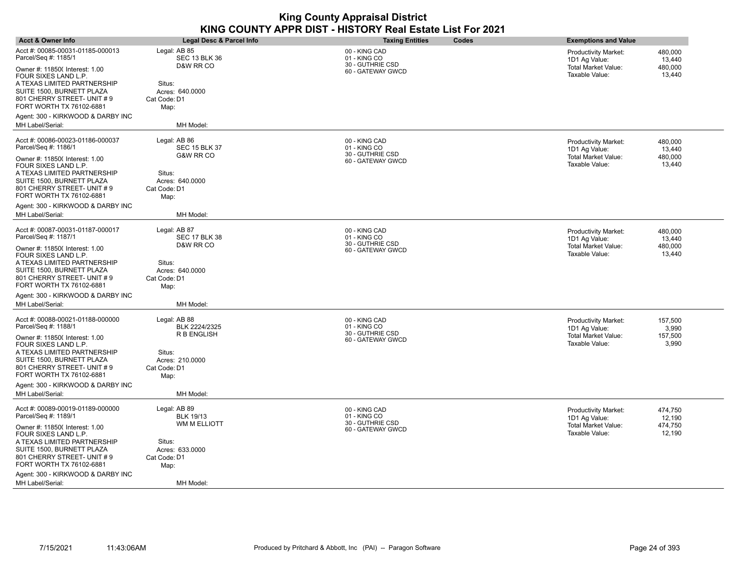# King County Appraisal District

## KING COUNTY APPR DIST - HISTORY Real Estate List For 2021

| Acct & Owner Info | Legal Desc & Parcel Info | Taxing Entities | Codes | Exemptions and Value |
|---|---|---|---|---|
| Acct #: 00085-00031-01185-000013<br>Parcel/Seq #: 1185/1<br>Owner #: 11850( Interest: 1.00<br>FOUR SIXES LAND L.P.<br>A TEXAS LIMITED PARTNERSHIP<br>SUITE 1500, BURNETT PLAZA<br>801 CHERRY STREET- UNIT # 9<br>FORT WORTH TX 76102-6881<br>Agent: 300 - KIRKWOOD & DARBY INC<br>MH Label/Serial: | Legal: AB 85<br>SEC 13 BLK 36<br>D&W RR CO<br>Situs:<br>Acres: 640.0000<br>Cat Code: D1<br>Map:<br>MH Model: | 00 - KING CAD<br>01 - KING CO<br>30 - GUTHRIE CSD<br>60 - GATEWAY GWCD | | Productivity Market: 480,000<br>1D1 Ag Value: 13,440<br>Total Market Value: 480,000<br>Taxable Value: 13,440 |
| Acct #: 00086-00023-01186-000037<br>Parcel/Seq #: 1186/1<br>Owner #: 11850( Interest: 1.00<br>FOUR SIXES LAND L.P.<br>A TEXAS LIMITED PARTNERSHIP<br>SUITE 1500, BURNETT PLAZA<br>801 CHERRY STREET- UNIT # 9<br>FORT WORTH TX 76102-6881<br>Agent: 300 - KIRKWOOD & DARBY INC<br>MH Label/Serial: | Legal: AB 86<br>SEC 15 BLK 37<br>G&W RR CO<br>Situs:<br>Acres: 640.0000<br>Cat Code: D1<br>Map:<br>MH Model: | 00 - KING CAD<br>01 - KING CO<br>30 - GUTHRIE CSD<br>60 - GATEWAY GWCD | | Productivity Market: 480,000<br>1D1 Ag Value: 13,440<br>Total Market Value: 480,000<br>Taxable Value: 13,440 |
| Acct #: 00087-00031-01187-000017<br>Parcel/Seq #: 1187/1<br>Owner #: 11850( Interest: 1.00<br>FOUR SIXES LAND L.P.<br>A TEXAS LIMITED PARTNERSHIP<br>SUITE 1500, BURNETT PLAZA<br>801 CHERRY STREET- UNIT # 9<br>FORT WORTH TX 76102-6881<br>Agent: 300 - KIRKWOOD & DARBY INC<br>MH Label/Serial: | Legal: AB 87<br>SEC 17 BLK 38<br>D&W RR CO<br>Situs:<br>Acres: 640.0000<br>Cat Code: D1<br>Map:<br>MH Model: | 00 - KING CAD<br>01 - KING CO<br>30 - GUTHRIE CSD<br>60 - GATEWAY GWCD | | Productivity Market: 480,000<br>1D1 Ag Value: 13,440<br>Total Market Value: 480,000<br>Taxable Value: 13,440 |
| Acct #: 00088-00021-01188-000000<br>Parcel/Seq #: 1188/1<br>Owner #: 11850( Interest: 1.00<br>FOUR SIXES LAND L.P.<br>A TEXAS LIMITED PARTNERSHIP<br>SUITE 1500, BURNETT PLAZA<br>801 CHERRY STREET- UNIT # 9<br>FORT WORTH TX 76102-6881<br>Agent: 300 - KIRKWOOD & DARBY INC<br>MH Label/Serial: | Legal: AB 88<br>BLK 2224/2325<br>R B ENGLISH<br>Situs:<br>Acres: 210.0000<br>Cat Code: D1<br>Map:<br>MH Model: | 00 - KING CAD<br>01 - KING CO<br>30 - GUTHRIE CSD<br>60 - GATEWAY GWCD | | Productivity Market: 157,500<br>1D1 Ag Value: 3,990<br>Total Market Value: 157,500<br>Taxable Value: 3,990 |
| Acct #: 00089-00019-01189-000000<br>Parcel/Seq #: 1189/1<br>Owner #: 11850( Interest: 1.00<br>FOUR SIXES LAND L.P.<br>A TEXAS LIMITED PARTNERSHIP<br>SUITE 1500, BURNETT PLAZA<br>801 CHERRY STREET- UNIT # 9<br>FORT WORTH TX 76102-6881<br>Agent: 300 - KIRKWOOD & DARBY INC<br>MH Label/Serial: | Legal: AB 89<br>BLK 19/13<br>WM M ELLIOTT<br>Situs:<br>Acres: 633.0000<br>Cat Code: D1<br>Map:<br>MH Model: | 00 - KING CAD<br>01 - KING CO<br>30 - GUTHRIE CSD<br>60 - GATEWAY GWCD | | Productivity Market: 474,750<br>1D1 Ag Value: 12,190<br>Total Market Value: 474,750<br>Taxable Value: 12,190 |

7/15/2021 11:43:06AM Produced by Pritchard & Abbott, Inc (PAI) -- Paragon Software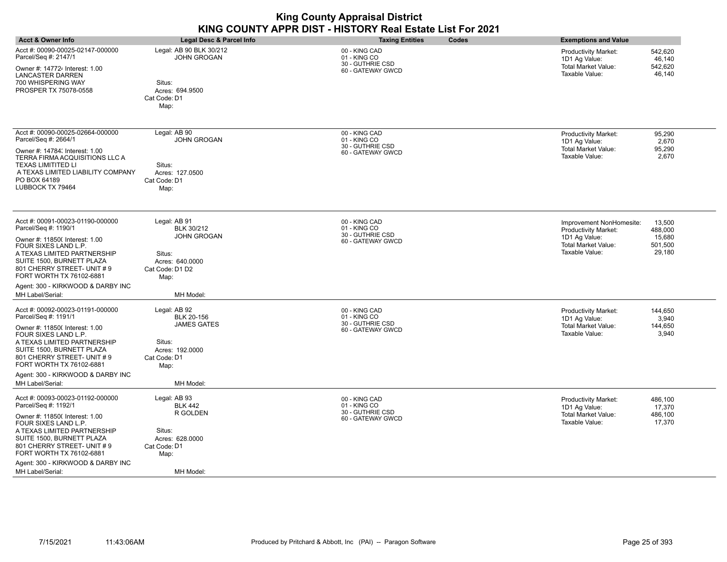# King County Appraisal District

## KING COUNTY APPR DIST - HISTORY Real Estate List For 2021

| Acct & Owner Info | Legal Desc & Parcel Info | Taxing Entities | Codes | Exemptions and Value |
|---|---|---|---|---|
| Acct #: 00090-00025-02147-000000<br>Parcel/Seq #: 2147/1<br>Owner #: 14772( Interest: 1.00<br>LANCASTER DARREN<br>700 WHISPERING WAY<br>PROSPER TX 75078-0558 | Legal: AB 90 BLK 30/212<br>JOHN GROGAN<br>Situs:<br>Acres: 694.9500<br>Cat Code: D1<br>Map: | 00 - KING CAD<br>01 - KING CO<br>30 - GUTHRIE CSD<br>60 - GATEWAY GWCD | | Productivity Market: 542,620<br>1D1 Ag Value: 46,140<br>Total Market Value: 542,620<br>Taxable Value: 46,140 |
| Acct #: 00090-00025-02664-000000<br>Parcel/Seq #: 2664/1<br>Owner #: 14784( Interest: 1.00<br>TERRA FIRMA ACQUISITIONS LLC A<br>TEXAS LIMITITED LI<br>A TEXAS LIMITED LIABILITY COMPANY<br>PO BOX 64189<br>LUBBOCK TX 79464 | Legal: AB 90<br>JOHN GROGAN<br>Situs:<br>Acres: 127.0500<br>Cat Code: D1<br>Map: | 00 - KING CAD<br>01 - KING CO<br>30 - GUTHRIE CSD<br>60 - GATEWAY GWCD | | Productivity Market: 95,290<br>1D1 Ag Value: 2,670<br>Total Market Value: 95,290<br>Taxable Value: 2,670 |
| Acct #: 00091-00023-01190-000000<br>Parcel/Seq #: 1190/1<br>Owner #: 11850( Interest: 1.00<br>FOUR SIXES LAND L.P.<br>A TEXAS LIMITED PARTNERSHIP<br>SUITE 1500, BURNETT PLAZA<br>801 CHERRY STREET- UNIT # 9<br>FORT WORTH TX 76102-6881<br>Agent: 300 - KIRKWOOD & DARBY INC<br>MH Label/Serial: | Legal: AB 91<br>BLK 30/212<br>JOHN GROGAN<br>Situs:<br>Acres: 640.0000<br>Cat Code: D1 D2<br>Map:<br>MH Model: | 00 - KING CAD<br>01 - KING CO<br>30 - GUTHRIE CSD<br>60 - GATEWAY GWCD | | Improvement NonHomesite: 13,500<br>Productivity Market: 488,000<br>1D1 Ag Value: 15,680<br>Total Market Value: 501,500<br>Taxable Value: 29,180 |
| Acct #: 00092-00023-01191-000000<br>Parcel/Seq #: 1191/1<br>Owner #: 11850( Interest: 1.00<br>FOUR SIXES LAND L.P.<br>A TEXAS LIMITED PARTNERSHIP<br>SUITE 1500, BURNETT PLAZA<br>801 CHERRY STREET- UNIT # 9<br>FORT WORTH TX 76102-6881<br>Agent: 300 - KIRKWOOD & DARBY INC<br>MH Label/Serial: | Legal: AB 92<br>BLK 20-156<br>JAMES GATES<br>Situs:<br>Acres: 192.0000<br>Cat Code: D1<br>Map:<br>MH Model: | 00 - KING CAD<br>01 - KING CO<br>30 - GUTHRIE CSD<br>60 - GATEWAY GWCD | | Productivity Market: 144,650<br>1D1 Ag Value: 3,940<br>Total Market Value: 144,650<br>Taxable Value: 3,940 |
| Acct #: 00093-00023-01192-000000<br>Parcel/Seq #: 1192/1<br>Owner #: 11850( Interest: 1.00<br>FOUR SIXES LAND L.P.<br>A TEXAS LIMITED PARTNERSHIP<br>SUITE 1500, BURNETT PLAZA<br>801 CHERRY STREET- UNIT # 9<br>FORT WORTH TX 76102-6881<br>Agent: 300 - KIRKWOOD & DARBY INC<br>MH Label/Serial: | Legal: AB 93<br>BLK 442<br>R GOLDEN<br>Situs:<br>Acres: 628.0000<br>Cat Code: D1<br>Map:<br>MH Model: | 00 - KING CAD<br>01 - KING CO<br>30 - GUTHRIE CSD<br>60 - GATEWAY GWCD | | Productivity Market: 486,100<br>1D1 Ag Value: 17,370<br>Total Market Value: 486,100<br>Taxable Value: 17,370 |

7/15/2021 11:43:06AM Produced by Pritchard & Abbott, Inc (PAI) -- Paragon Software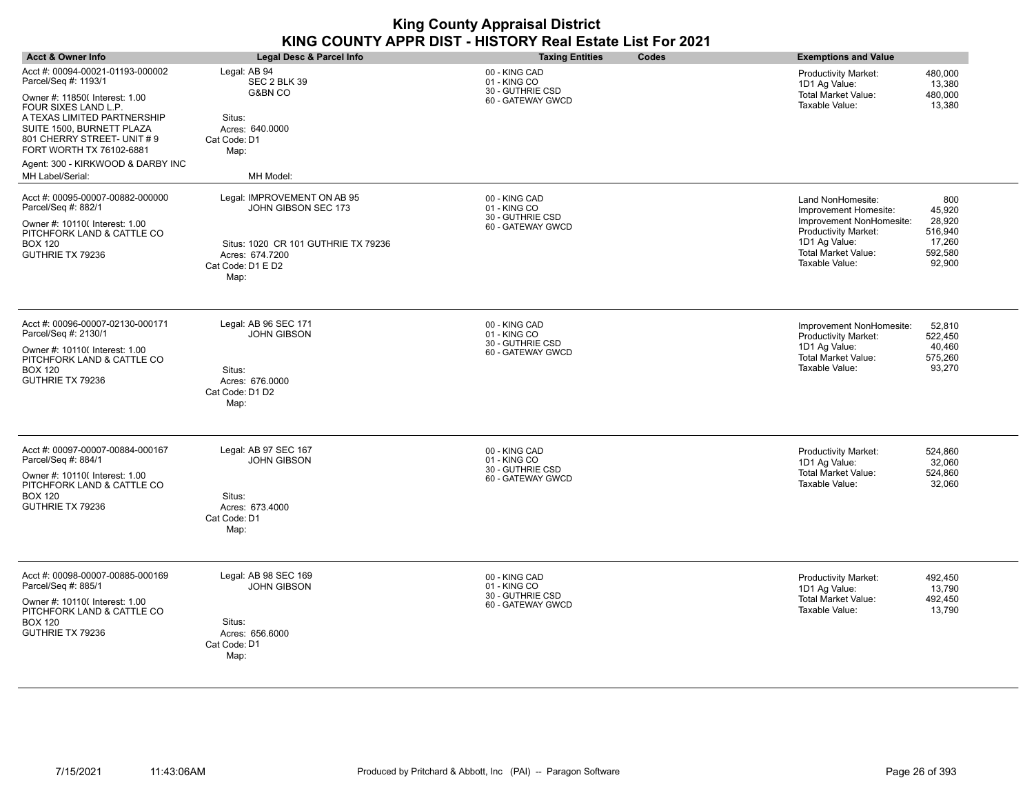# King County Appraisal District

## KING COUNTY APPR DIST - HISTORY Real Estate List For 2021

| Acct & Owner Info | Legal Desc & Parcel Info | Taxing Entities Codes | Exemptions and Value |
|---|---|---|---|
| Acct #: 00094-00021-01193-000002<br>Parcel/Seq #: 1193/1<br>Owner #: 11850( Interest: 1.00<br>FOUR SIXES LAND L.P.<br>A TEXAS LIMITED PARTNERSHIP<br>SUITE 1500, BURNETT PLAZA<br>801 CHERRY STREET- UNIT # 9<br>FORT WORTH TX 76102-6881<br>Agent: 300 - KIRKWOOD & DARBY INC<br>MH Label/Serial: | Legal: AB 94<br>SEC 2 BLK 39<br>G&BN CO<br>Situs:<br>Acres: 640.0000<br>Cat Code: D1<br>Map:<br>MH Model: | 00 - KING CAD<br>01 - KING CO<br>30 - GUTHRIE CSD<br>60 - GATEWAY GWCD | Productivity Market: 480,000<br>1D1 Ag Value: 13,380<br>Total Market Value: 480,000<br>Taxable Value: 13,380 |
| Acct #: 00095-00007-00882-000000<br>Parcel/Seq #: 882/1<br>Owner #: 10110( Interest: 1.00<br>PITCHFORK LAND & CATTLE CO<br>BOX 120<br>GUTHRIE TX 79236 | Legal: IMPROVEMENT ON AB 95<br>JOHN GIBSON SEC 173<br>Situs: 1020 CR 101 GUTHRIE TX 79236<br>Acres: 674.7200<br>Cat Code: D1 E D2<br>Map: | 00 - KING CAD<br>01 - KING CO<br>30 - GUTHRIE CSD<br>60 - GATEWAY GWCD | Land NonHomesite: 800<br>Improvement Homesite: 45,920<br>Improvement NonHomesite: 28,920<br>Productivity Market: 516,940<br>1D1 Ag Value: 17,260<br>Total Market Value: 592,580<br>Taxable Value: 92,900 |
| Acct #: 00096-00007-02130-000171<br>Parcel/Seq #: 2130/1<br>Owner #: 10110( Interest: 1.00<br>PITCHFORK LAND & CATTLE CO<br>BOX 120<br>GUTHRIE TX 79236 | Legal: AB 96 SEC 171<br>JOHN GIBSON<br>Situs:<br>Acres: 676.0000<br>Cat Code: D1 D2<br>Map: | 00 - KING CAD<br>01 - KING CO<br>30 - GUTHRIE CSD<br>60 - GATEWAY GWCD | Improvement NonHomesite: 52,810<br>Productivity Market: 522,450<br>1D1 Ag Value: 40,460<br>Total Market Value: 575,260<br>Taxable Value: 93,270 |
| Acct #: 00097-00007-00884-000167<br>Parcel/Seq #: 884/1<br>Owner #: 10110( Interest: 1.00<br>PITCHFORK LAND & CATTLE CO<br>BOX 120<br>GUTHRIE TX 79236 | Legal: AB 97 SEC 167<br>JOHN GIBSON<br>Situs:<br>Acres: 673.4000<br>Cat Code: D1<br>Map: | 00 - KING CAD<br>01 - KING CO<br>30 - GUTHRIE CSD<br>60 - GATEWAY GWCD | Productivity Market: 524,860<br>1D1 Ag Value: 32,060<br>Total Market Value: 524,860<br>Taxable Value: 32,060 |
| Acct #: 00098-00007-00885-000169<br>Parcel/Seq #: 885/1<br>Owner #: 10110( Interest: 1.00<br>PITCHFORK LAND & CATTLE CO<br>BOX 120<br>GUTHRIE TX 79236 | Legal: AB 98 SEC 169<br>JOHN GIBSON<br>Situs:<br>Acres: 656.6000<br>Cat Code: D1<br>Map: | 00 - KING CAD<br>01 - KING CO<br>30 - GUTHRIE CSD<br>60 - GATEWAY GWCD | Productivity Market: 492,450<br>1D1 Ag Value: 13,790<br>Total Market Value: 492,450<br>Taxable Value: 13,790 |

7/15/2021 11:43:06AM Produced by Pritchard & Abbott, Inc (PAI) -- Paragon Software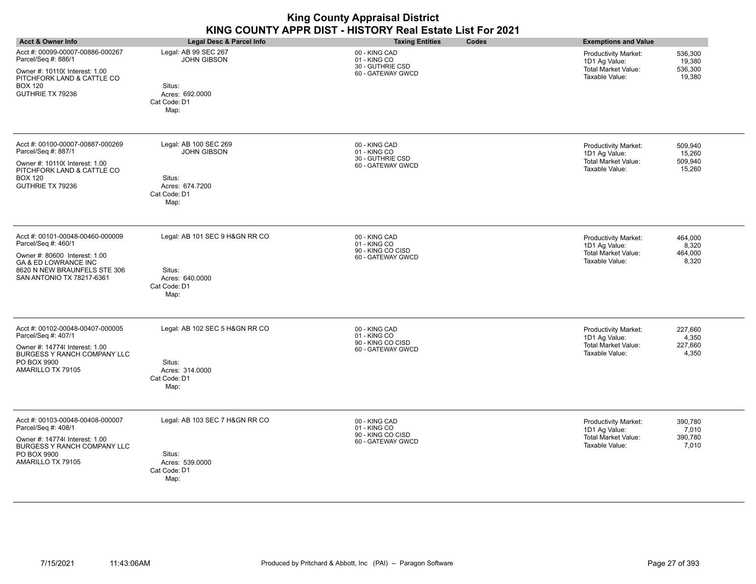# King County Appraisal District

## KING COUNTY APPR DIST - HISTORY Real Estate List For 2021

| Acct & Owner Info | Legal Desc & Parcel Info | Taxing Entities | Codes | Exemptions and Value |
|---|---|---|---|---|
| Acct #: 00099-00007-00886-000267<br>Parcel/Seq #: 886/1<br>Owner #: 10110( Interest: 1.00<br>PITCHFORK LAND & CATTLE CO<br>BOX 120<br>GUTHRIE TX 79236 | Legal: AB 99 SEC 267<br>JOHN GIBSON<br>Situs:<br>Acres: 692.0000<br>Cat Code: D1<br>Map: | 00 - KING CAD<br>01 - KING CO<br>30 - GUTHRIE CSD<br>60 - GATEWAY GWCD | | Productivity Market: 536,300<br>1D1 Ag Value: 19,380<br>Total Market Value: 536,300<br>Taxable Value: 19,380 |
| Acct #: 00100-00007-00887-000269<br>Parcel/Seq #: 887/1<br>Owner #: 10110( Interest: 1.00<br>PITCHFORK LAND & CATTLE CO<br>BOX 120<br>GUTHRIE TX 79236 | Legal: AB 100 SEC 269<br>JOHN GIBSON<br>Situs:<br>Acres: 674.7200<br>Cat Code: D1<br>Map: | 00 - KING CAD<br>01 - KING CO<br>30 - GUTHRIE CSD<br>60 - GATEWAY GWCD | | Productivity Market: 509,940<br>1D1 Ag Value: 15,260<br>Total Market Value: 509,940<br>Taxable Value: 15,260 |
| Acct #: 00101-00048-00460-000009<br>Parcel/Seq #: 460/1<br>Owner #: 80600 Interest: 1.00<br>GA & ED LOWRANCE INC<br>8620 N NEW BRAUNFELS STE 306<br>SAN ANTONIO TX 78217-6361 | Legal: AB 101 SEC 9 H&GN RR CO<br>Situs:<br>Acres: 640.0000<br>Cat Code: D1<br>Map: | 00 - KING CAD<br>01 - KING CO<br>90 - KING CO CISD<br>60 - GATEWAY GWCD | | Productivity Market: 464,000<br>1D1 Ag Value: 8,320<br>Total Market Value: 464,000<br>Taxable Value: 8,320 |
| Acct #: 00102-00048-00407-000005<br>Parcel/Seq #: 407/1<br>Owner #: 14774( Interest: 1.00<br>BURGESS Y RANCH COMPANY LLC<br>PO BOX 9900<br>AMARILLO TX 79105 | Legal: AB 102 SEC 5 H&GN RR CO<br>Situs:<br>Acres: 314.0000<br>Cat Code: D1<br>Map: | 00 - KING CAD<br>01 - KING CO<br>90 - KING CO CISD<br>60 - GATEWAY GWCD | | Productivity Market: 227,660<br>1D1 Ag Value: 4,350<br>Total Market Value: 227,660<br>Taxable Value: 4,350 |
| Acct #: 00103-00048-00408-000007<br>Parcel/Seq #: 408/1<br>Owner #: 14774( Interest: 1.00<br>BURGESS Y RANCH COMPANY LLC<br>PO BOX 9900<br>AMARILLO TX 79105 | Legal: AB 103 SEC 7 H&GN RR CO<br>Situs:<br>Acres: 539.0000<br>Cat Code: D1<br>Map: | 00 - KING CAD<br>01 - KING CO<br>90 - KING CO CISD<br>60 - GATEWAY GWCD | | Productivity Market: 390,780<br>1D1 Ag Value: 7,010<br>Total Market Value: 390,780<br>Taxable Value: 7,010 |

7/15/2021 11:43:06AM Produced by Pritchard & Abbott, Inc (PAI) -- Paragon Software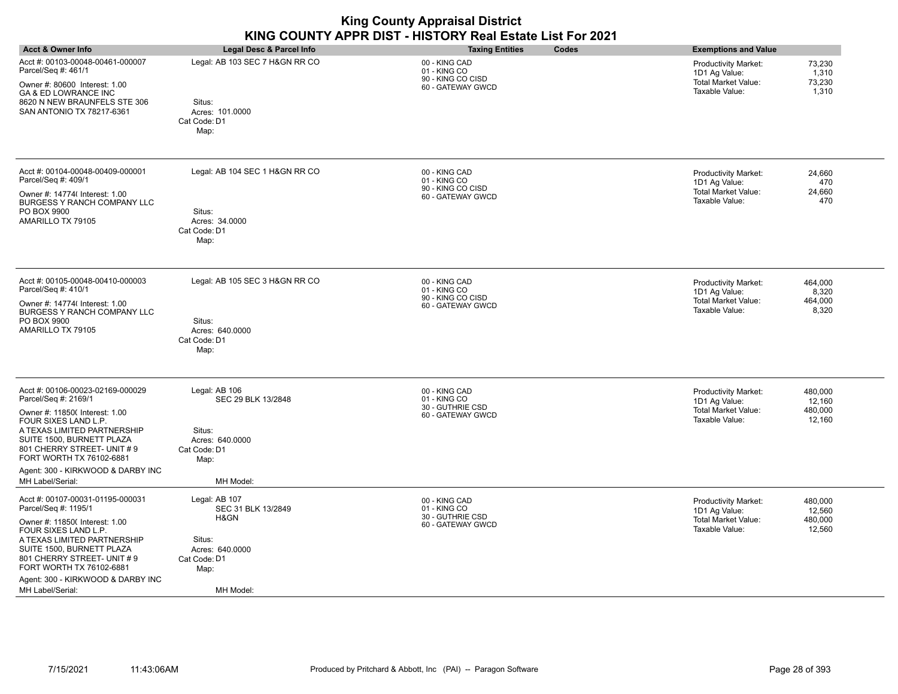# King County Appraisal District
## KING COUNTY APPR DIST - HISTORY Real Estate List For 2021

| Acct & Owner Info | Legal Desc & Parcel Info | Taxing Entities | Codes | Exemptions and Value |
|---|---|---|---|---|
| Acct #: 00103-00048-00461-000007<br>Parcel/Seq #: 461/1<br>Owner #: 80600 Interest: 1.00<br>GA & ED LOWRANCE INC<br>8620 N NEW BRAUNFELS STE 306<br>SAN ANTONIO TX 78217-6361 | Legal: AB 103 SEC 7 H&GN RR CO<br>Situs:<br>Acres: 101.0000<br>Cat Code: D1<br>Map: | 00 - KING CAD<br>01 - KING CO<br>90 - KING CO CISD<br>60 - GATEWAY GWCD | | Productivity Market: 73,230<br>1D1 Ag Value: 1,310<br>Total Market Value: 73,230<br>Taxable Value: 1,310 |
| Acct #: 00104-00048-00409-000001<br>Parcel/Seq #: 409/1<br>Owner #: 14774( Interest: 1.00<br>BURGESS Y RANCH COMPANY LLC<br>PO BOX 9900<br>AMARILLO TX 79105 | Legal: AB 104 SEC 1 H&GN RR CO<br>Situs:<br>Acres: 34.0000<br>Cat Code: D1<br>Map: | 00 - KING CAD<br>01 - KING CO<br>90 - KING CO CISD<br>60 - GATEWAY GWCD | | Productivity Market: 24,660<br>1D1 Ag Value: 470<br>Total Market Value: 24,660<br>Taxable Value: 470 |
| Acct #: 00105-00048-00410-000003<br>Parcel/Seq #: 410/1<br>Owner #: 14774( Interest: 1.00<br>BURGESS Y RANCH COMPANY LLC<br>PO BOX 9900<br>AMARILLO TX 79105 | Legal: AB 105 SEC 3 H&GN RR CO<br>Situs:<br>Acres: 640.0000<br>Cat Code: D1<br>Map: | 00 - KING CAD<br>01 - KING CO<br>90 - KING CO CISD<br>60 - GATEWAY GWCD | | Productivity Market: 464,000<br>1D1 Ag Value: 8,320<br>Total Market Value: 464,000<br>Taxable Value: 8,320 |
| Acct #: 00106-00023-02169-000029<br>Parcel/Seq #: 2169/1<br>Owner #: 11850( Interest: 1.00<br>FOUR SIXES LAND L.P.<br>A TEXAS LIMITED PARTNERSHIP<br>SUITE 1500, BURNETT PLAZA<br>801 CHERRY STREET- UNIT # 9<br>FORT WORTH TX 76102-6881<br>Agent: 300 - KIRKWOOD & DARBY INC<br>MH Label/Serial: | Legal: AB 106<br>SEC 29 BLK 13/2848<br>Situs:<br>Acres: 640.0000<br>Cat Code: D1<br>Map:<br>MH Model: | 00 - KING CAD<br>01 - KING CO<br>30 - GUTHRIE CSD<br>60 - GATEWAY GWCD | | Productivity Market: 480,000<br>1D1 Ag Value: 12,160<br>Total Market Value: 480,000<br>Taxable Value: 12,160 |
| Acct #: 00107-00031-01195-000031<br>Parcel/Seq #: 1195/1<br>Owner #: 11850( Interest: 1.00<br>FOUR SIXES LAND L.P.<br>A TEXAS LIMITED PARTNERSHIP<br>SUITE 1500, BURNETT PLAZA<br>801 CHERRY STREET- UNIT # 9<br>FORT WORTH TX 76102-6881<br>Agent: 300 - KIRKWOOD & DARBY INC<br>MH Label/Serial: | Legal: AB 107<br>SEC 31 BLK 13/2849<br>H&GN<br>Situs:<br>Acres: 640.0000<br>Cat Code: D1<br>Map:<br>MH Model: | 00 - KING CAD<br>01 - KING CO<br>30 - GUTHRIE CSD<br>60 - GATEWAY GWCD | | Productivity Market: 480,000<br>1D1 Ag Value: 12,560<br>Total Market Value: 480,000<br>Taxable Value: 12,560 |

7/15/2021 11:43:06AM Produced by Pritchard & Abbott, Inc (PAI) -- Paragon Software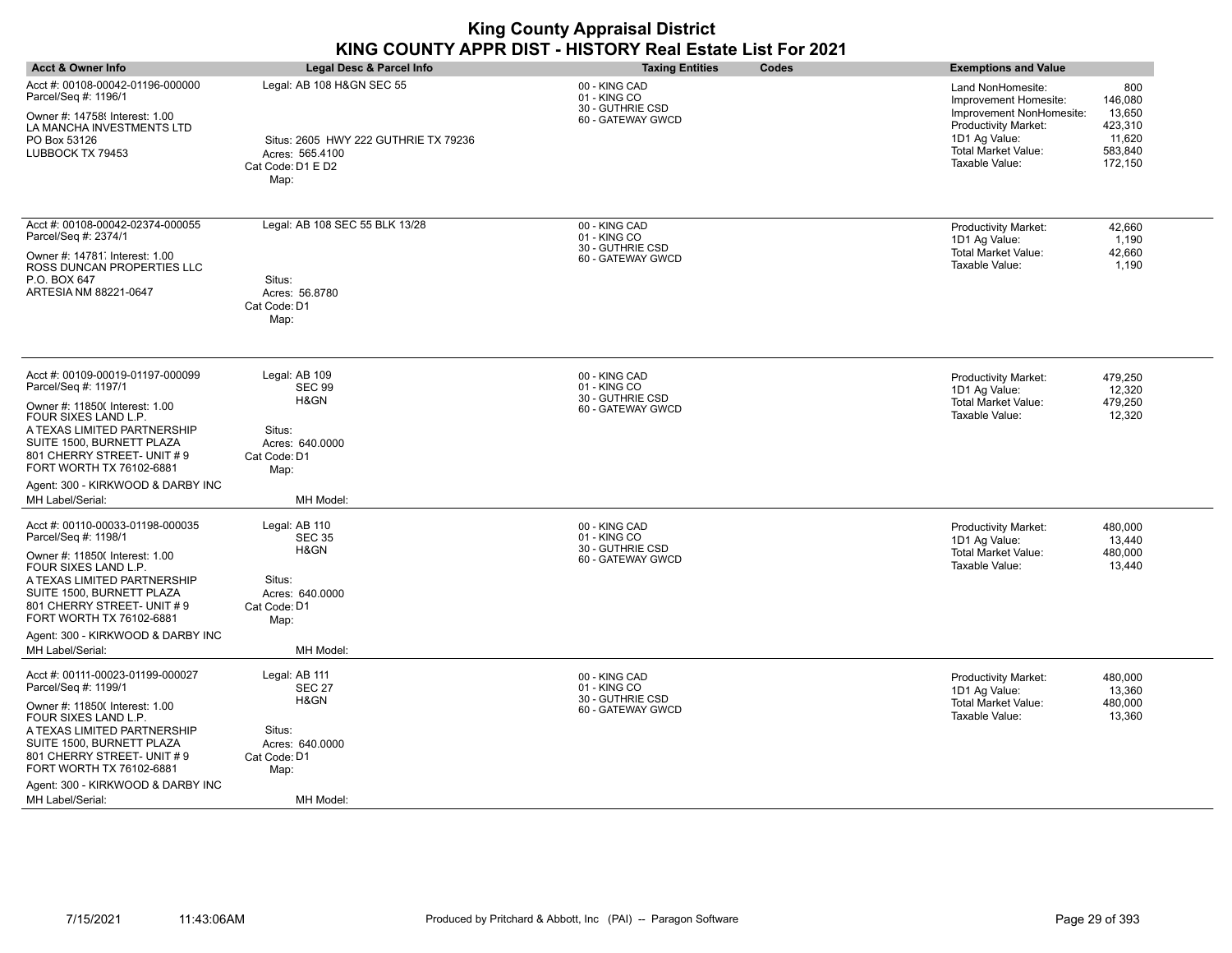# King County Appraisal District

## KING COUNTY APPR DIST - HISTORY Real Estate List For 2021

| Acct & Owner Info | Legal Desc & Parcel Info | Taxing Entities | Codes | Exemptions and Value |
|---|---|---|---|---|
| Acct #: 00108-00042-01196-000000<br>Parcel/Seq #: 1196/1<br>Owner #: 14758( Interest: 1.00<br>LA MANCHA INVESTMENTS LTD<br>PO Box 53126<br>LUBBOCK TX 79453 | Legal: AB 108 H&GN SEC 55<br>Situs: 2605 HWY 222 GUTHRIE TX 79236<br>Acres: 565.4100<br>Cat Code: D1 E D2<br>Map: | 00 - KING CAD<br>01 - KING CO<br>30 - GUTHRIE CSD<br>60 - GATEWAY GWCD | | Land NonHomesite: 800<br>Improvement Homesite: 146,080<br>Improvement NonHomesite: 13,650<br>Productivity Market: 423,310<br>1D1 Ag Value: 11,620<br>Total Market Value: 583,840<br>Taxable Value: 172,150 |
| Acct #: 00108-00042-02374-000055<br>Parcel/Seq #: 2374/1<br>Owner #: 14781; Interest: 1.00<br>ROSS DUNCAN PROPERTIES LLC<br>P.O. BOX 647<br>ARTESIA NM 88221-0647 | Legal: AB 108 SEC 55 BLK 13/28<br>Situs:<br>Acres: 56.8780<br>Cat Code: D1<br>Map: | 00 - KING CAD<br>01 - KING CO<br>30 - GUTHRIE CSD<br>60 - GATEWAY GWCD | | Productivity Market: 42,660<br>1D1 Ag Value: 1,190<br>Total Market Value: 42,660<br>Taxable Value: 1,190 |
| Acct #: 00109-00019-01197-000099<br>Parcel/Seq #: 1197/1<br>Owner #: 11850( Interest: 1.00<br>FOUR SIXES LAND L.P.<br>A TEXAS LIMITED PARTNERSHIP<br>SUITE 1500, BURNETT PLAZA<br>801 CHERRY STREET- UNIT # 9<br>FORT WORTH TX 76102-6881<br>Agent: 300 - KIRKWOOD & DARBY INC<br>MH Label/Serial: | Legal: AB 109 SEC 99 H&GN<br>Situs:<br>Acres: 640.0000<br>Cat Code: D1<br>Map:<br>MH Model: | 00 - KING CAD<br>01 - KING CO<br>30 - GUTHRIE CSD<br>60 - GATEWAY GWCD | | Productivity Market: 479,250<br>1D1 Ag Value: 12,320<br>Total Market Value: 479,250<br>Taxable Value: 12,320 |
| Acct #: 00110-00033-01198-000035<br>Parcel/Seq #: 1198/1<br>Owner #: 11850( Interest: 1.00<br>FOUR SIXES LAND L.P.<br>A TEXAS LIMITED PARTNERSHIP<br>SUITE 1500, BURNETT PLAZA<br>801 CHERRY STREET- UNIT # 9<br>FORT WORTH TX 76102-6881<br>Agent: 300 - KIRKWOOD & DARBY INC<br>MH Label/Serial: | Legal: AB 110 SEC 35 H&GN<br>Situs:<br>Acres: 640.0000<br>Cat Code: D1<br>Map:<br>MH Model: | 00 - KING CAD<br>01 - KING CO<br>30 - GUTHRIE CSD<br>60 - GATEWAY GWCD | | Productivity Market: 480,000<br>1D1 Ag Value: 13,440<br>Total Market Value: 480,000<br>Taxable Value: 13,440 |
| Acct #: 00111-00023-01199-000027<br>Parcel/Seq #: 1199/1<br>Owner #: 11850( Interest: 1.00<br>FOUR SIXES LAND L.P.<br>A TEXAS LIMITED PARTNERSHIP<br>SUITE 1500, BURNETT PLAZA<br>801 CHERRY STREET- UNIT # 9<br>FORT WORTH TX 76102-6881<br>Agent: 300 - KIRKWOOD & DARBY INC<br>MH Label/Serial: | Legal: AB 111 SEC 27 H&GN<br>Situs:<br>Acres: 640.0000<br>Cat Code: D1<br>Map:<br>MH Model: | 00 - KING CAD<br>01 - KING CO<br>30 - GUTHRIE CSD<br>60 - GATEWAY GWCD | | Productivity Market: 480,000<br>1D1 Ag Value: 13,360<br>Total Market Value: 480,000<br>Taxable Value: 13,360 |

7/15/2021 11:43:06AM Produced by Pritchard & Abbott, Inc (PAI) -- Paragon Software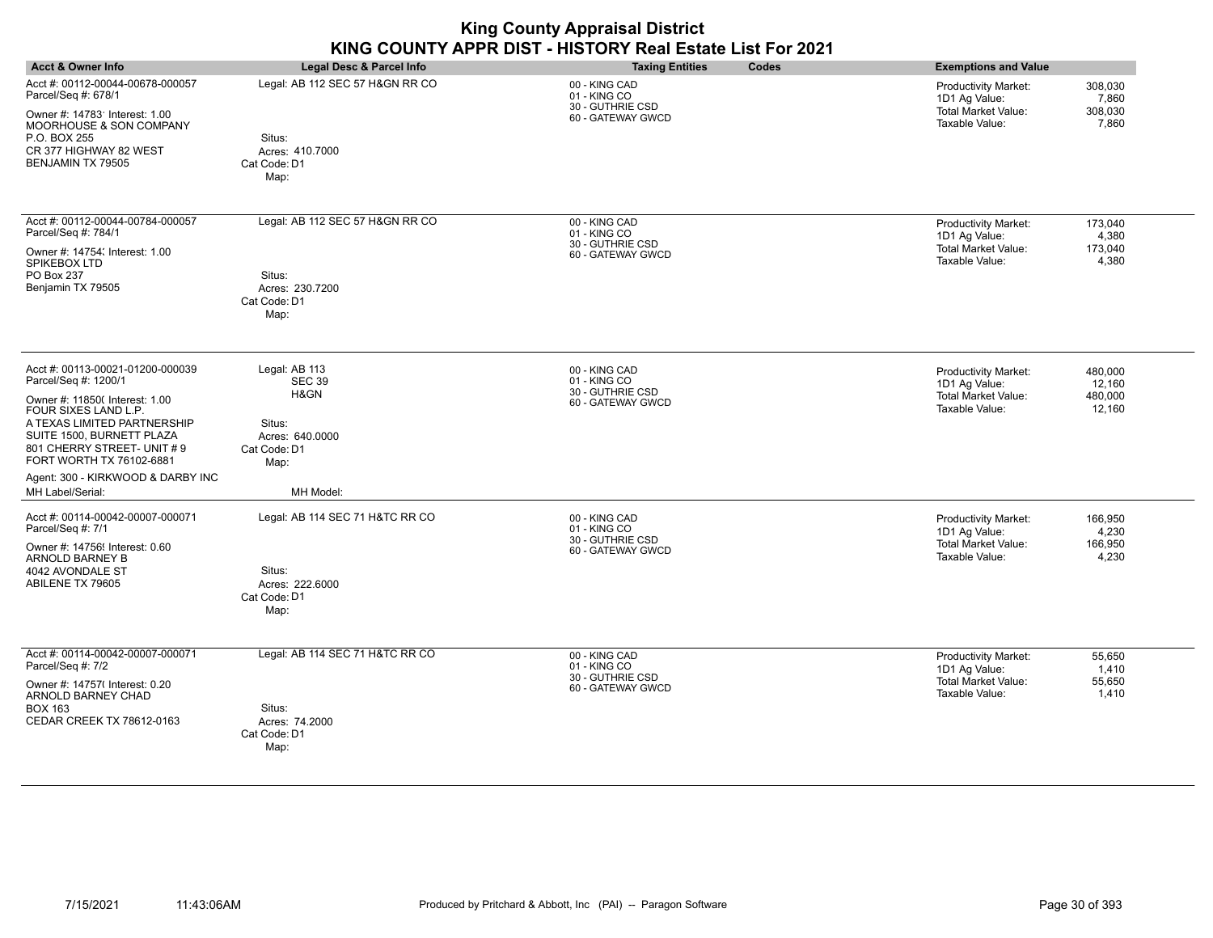# King County Appraisal District

## KING COUNTY APPR DIST - HISTORY Real Estate List For 2021

| Acct & Owner Info | Legal Desc & Parcel Info | Taxing Entities | Codes | Exemptions and Value |
|---|---|---|---|---|
| Acct #: 00112-00044-00678-000057<br>Parcel/Seq #: 678/1<br>Owner #: 14783' Interest: 1.00<br>MOORHOUSE & SON COMPANY<br>P.O. BOX 255<br>CR 377 HIGHWAY 82 WEST<br>BENJAMIN TX 79505 | Legal: AB 112 SEC 57 H&GN RR CO<br>Situs:<br>Acres: 410.7000<br>Cat Code: D1<br>Map: | 00 - KING CAD<br>01 - KING CO<br>30 - GUTHRIE CSD<br>60 - GATEWAY GWCD | | Productivity Market: 308,030<br>1D1 Ag Value: 7,860<br>Total Market Value: 308,030<br>Taxable Value: 7,860 |
| Acct #: 00112-00044-00784-000057<br>Parcel/Seq #: 784/1<br>Owner #: 14754: Interest: 1.00<br>SPIKEBOX LTD<br>PO Box 237<br>Benjamin TX 79505 | Legal: AB 112 SEC 57 H&GN RR CO<br>Situs:<br>Acres: 230.7200<br>Cat Code: D1<br>Map: | 00 - KING CAD<br>01 - KING CO<br>30 - GUTHRIE CSD<br>60 - GATEWAY GWCD | | Productivity Market: 173,040<br>1D1 Ag Value: 4,380<br>Total Market Value: 173,040<br>Taxable Value: 4,380 |
| Acct #: 00113-00021-01200-000039<br>Parcel/Seq #: 1200/1<br>Owner #: 11850( Interest: 1.00<br>FOUR SIXES LAND L.P.<br>A TEXAS LIMITED PARTNERSHIP<br>SUITE 1500, BURNETT PLAZA<br>801 CHERRY STREET- UNIT # 9<br>FORT WORTH TX 76102-6881<br>Agent: 300 - KIRKWOOD & DARBY INC<br>MH Label/Serial: | Legal: AB 113 SEC 39 H&GN<br>Situs:<br>Acres: 640.0000<br>Cat Code: D1<br>Map:<br>MH Model: | 00 - KING CAD<br>01 - KING CO<br>30 - GUTHRIE CSD<br>60 - GATEWAY GWCD | | Productivity Market: 480,000<br>1D1 Ag Value: 12,160<br>Total Market Value: 480,000<br>Taxable Value: 12,160 |
| Acct #: 00114-00042-00007-000071<br>Parcel/Seq #: 7/1<br>Owner #: 14756( Interest: 0.60<br>ARNOLD BARNEY B<br>4042 AVONDALE ST<br>ABILENE TX 79605 | Legal: AB 114 SEC 71 H&TC RR CO<br>Situs:<br>Acres: 222.6000<br>Cat Code: D1<br>Map: | 00 - KING CAD<br>01 - KING CO<br>30 - GUTHRIE CSD<br>60 - GATEWAY GWCD | | Productivity Market: 166,950<br>1D1 Ag Value: 4,230<br>Total Market Value: 166,950<br>Taxable Value: 4,230 |
| Acct #: 00114-00042-00007-000071<br>Parcel/Seq #: 7/2<br>Owner #: 14757( Interest: 0.20<br>ARNOLD BARNEY CHAD<br>BOX 163<br>CEDAR CREEK TX 78612-0163 | Legal: AB 114 SEC 71 H&TC RR CO<br>Situs:<br>Acres: 74.2000<br>Cat Code: D1<br>Map: | 00 - KING CAD<br>01 - KING CO<br>30 - GUTHRIE CSD<br>60 - GATEWAY GWCD | | Productivity Market: 55,650<br>1D1 Ag Value: 1,410<br>Total Market Value: 55,650<br>Taxable Value: 1,410 |

7/15/2021 11:43:06AM Produced by Pritchard & Abbott, Inc (PAI) -- Paragon Software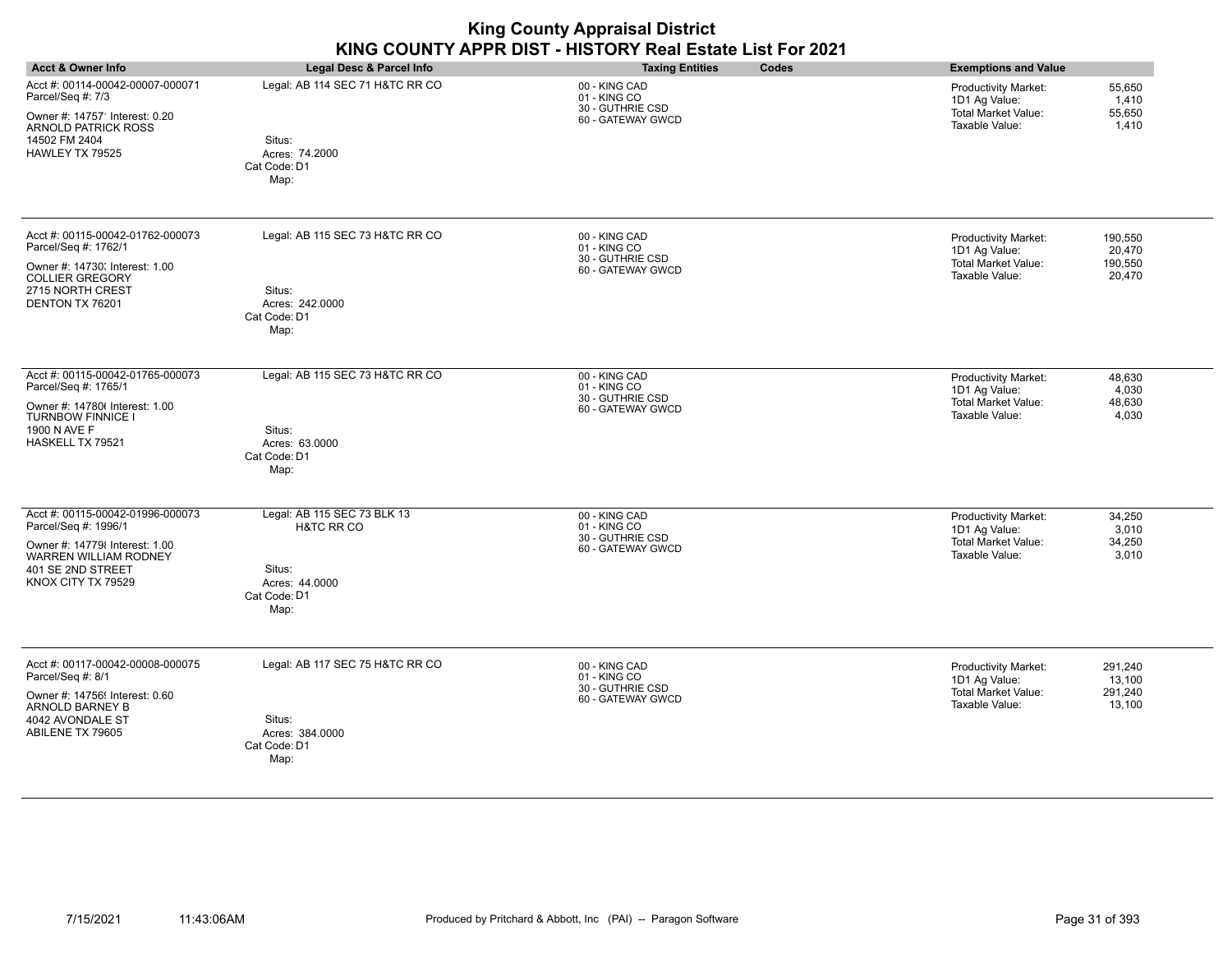# King County Appraisal District

## KING COUNTY APPR DIST - HISTORY Real Estate List For 2021

| Acct & Owner Info | Legal Desc & Parcel Info | Taxing Entities | Codes | Exemptions and Value |
|---|---|---|---|---|
| Acct #: 00114-00042-00007-000071<br>Parcel/Seq #: 7/3<br>Owner #: 14757' Interest: 0.20<br>ARNOLD PATRICK ROSS<br>14502 FM 2404<br>HAWLEY TX 79525 | Legal: AB 114 SEC 71 H&TC RR CO<br>Situs:<br>Acres: 74.2000<br>Cat Code: D1<br>Map: | 00 - KING CAD<br>01 - KING CO<br>30 - GUTHRIE CSD<br>60 - GATEWAY GWCD | | Productivity Market: 55,650<br>1D1 Ag Value: 1,410<br>Total Market Value: 55,650<br>Taxable Value: 1,410 |
| Acct #: 00115-00042-01762-000073<br>Parcel/Seq #: 1762/1<br>Owner #: 14730: Interest: 1.00<br>COLLIER GREGORY<br>2715 NORTH CREST<br>DENTON TX 76201 | Legal: AB 115 SEC 73 H&TC RR CO<br>Situs:<br>Acres: 242.0000<br>Cat Code: D1<br>Map: | 00 - KING CAD<br>01 - KING CO<br>30 - GUTHRIE CSD<br>60 - GATEWAY GWCD | | Productivity Market: 190,550<br>1D1 Ag Value: 20,470<br>Total Market Value: 190,550<br>Taxable Value: 20,470 |
| Acct #: 00115-00042-01765-000073<br>Parcel/Seq #: 1765/1<br>Owner #: 14780( Interest: 1.00<br>TURNBOW FINNICE I<br>1900 N AVE F<br>HASKELL TX 79521 | Legal: AB 115 SEC 73 H&TC RR CO<br>Situs:<br>Acres: 63.0000<br>Cat Code: D1<br>Map: | 00 - KING CAD<br>01 - KING CO<br>30 - GUTHRIE CSD<br>60 - GATEWAY GWCD | | Productivity Market: 48,630<br>1D1 Ag Value: 4,030<br>Total Market Value: 48,630<br>Taxable Value: 4,030 |
| Acct #: 00115-00042-01996-000073<br>Parcel/Seq #: 1996/1<br>Owner #: 14779( Interest: 1.00<br>WARREN WILLIAM RODNEY<br>401 SE 2ND STREET<br>KNOX CITY TX 79529 | Legal: AB 115 SEC 73 BLK 13 H&TC RR CO<br>Situs:<br>Acres: 44.0000<br>Cat Code: D1<br>Map: | 00 - KING CAD<br>01 - KING CO<br>30 - GUTHRIE CSD<br>60 - GATEWAY GWCD | | Productivity Market: 34,250<br>1D1 Ag Value: 3,010<br>Total Market Value: 34,250<br>Taxable Value: 3,010 |
| Acct #: 00117-00042-00008-000075<br>Parcel/Seq #: 8/1<br>Owner #: 14756( Interest: 0.60<br>ARNOLD BARNEY B<br>4042 AVONDALE ST<br>ABILENE TX 79605 | Legal: AB 117 SEC 75 H&TC RR CO<br>Situs:<br>Acres: 384.0000<br>Cat Code: D1<br>Map: | 00 - KING CAD<br>01 - KING CO<br>30 - GUTHRIE CSD<br>60 - GATEWAY GWCD | | Productivity Market: 291,240<br>1D1 Ag Value: 13,100<br>Total Market Value: 291,240<br>Taxable Value: 13,100 |

7/15/2021 11:43:06AM Produced by Pritchard & Abbott, Inc (PAI) -- Paragon Software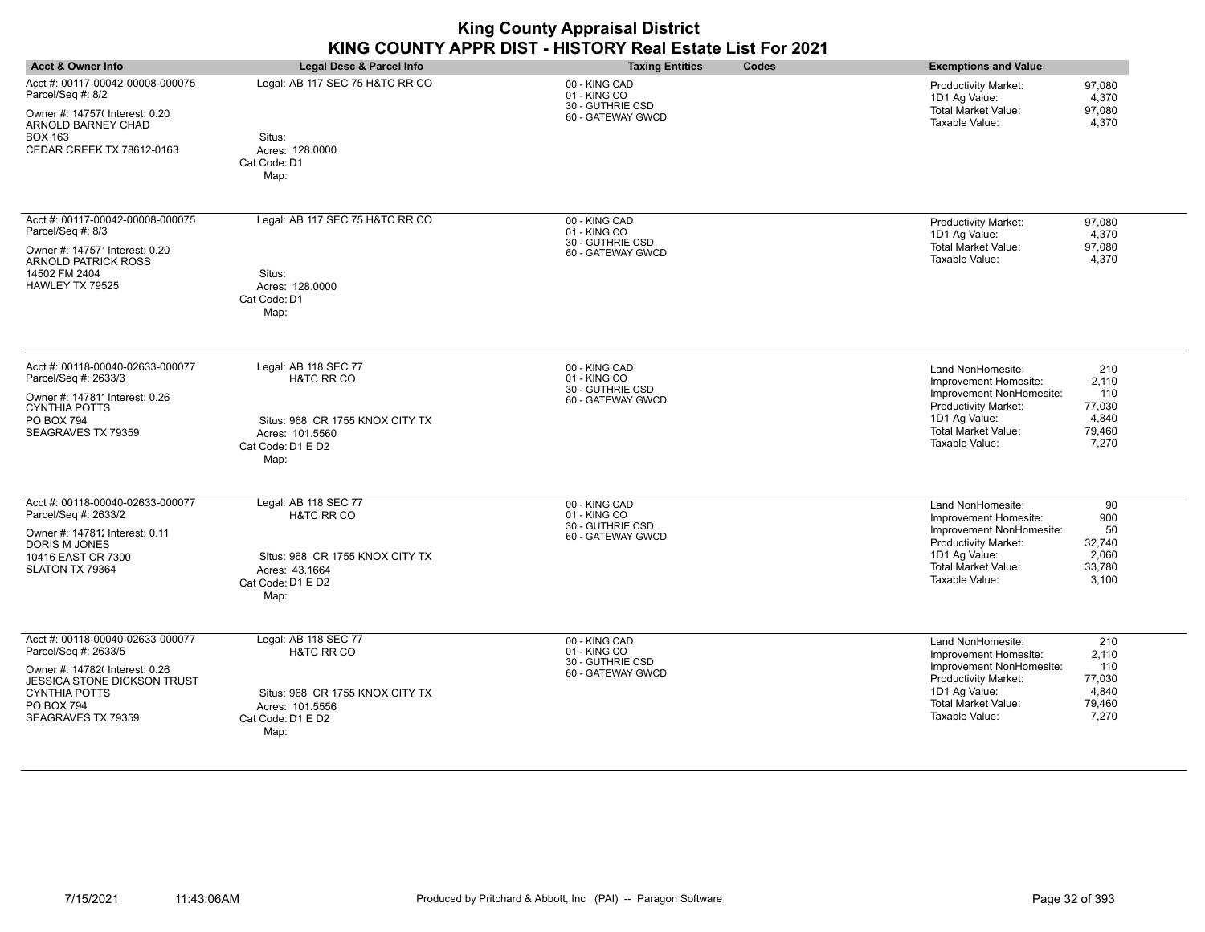# King County Appraisal District

## KING COUNTY APPR DIST - HISTORY Real Estate List For 2021

| Acct & Owner Info | Legal Desc & Parcel Info | Taxing Entities | Codes | Exemptions and Value |
|---|---|---|---|---|
| Acct #: 00117-00042-00008-000075<br>Parcel/Seq #: 8/2<br>Owner #: 14757( Interest: 0.20<br>ARNOLD BARNEY CHAD<br>BOX 163<br>CEDAR CREEK TX 78612-0163 | Legal: AB 117 SEC 75 H&TC RR CO<br>Situs:<br>Acres: 128.0000<br>Cat Code: D1<br>Map: | 00 - KING CAD<br>01 - KING CO<br>30 - GUTHRIE CSD<br>60 - GATEWAY GWCD | | Productivity Market: 97,080<br>1D1 Ag Value: 4,370<br>Total Market Value: 97,080<br>Taxable Value: 4,370 |
| Acct #: 00117-00042-00008-000075<br>Parcel/Seq #: 8/3<br>Owner #: 14757' Interest: 0.20<br>ARNOLD PATRICK ROSS<br>14502 FM 2404<br>HAWLEY TX 79525 | Legal: AB 117 SEC 75 H&TC RR CO<br>Situs:<br>Acres: 128.0000<br>Cat Code: D1<br>Map: | 00 - KING CAD<br>01 - KING CO<br>30 - GUTHRIE CSD<br>60 - GATEWAY GWCD | | Productivity Market: 97,080<br>1D1 Ag Value: 4,370<br>Total Market Value: 97,080<br>Taxable Value: 4,370 |
| Acct #: 00118-00040-02633-000077<br>Parcel/Seq #: 2633/3<br>Owner #: 14781' Interest: 0.26<br>CYNTHIA POTTS<br>PO BOX 794<br>SEAGRAVES TX 79359 | Legal: AB 118 SEC 77 H&TC RR CO<br>Situs: 968 CR 1755 KNOX CITY TX<br>Acres: 101.5560<br>Cat Code: D1 E D2<br>Map: | 00 - KING CAD<br>01 - KING CO<br>30 - GUTHRIE CSD<br>60 - GATEWAY GWCD | | Land NonHomesite: 210<br>Improvement Homesite: 2,110<br>Improvement NonHomesite: 110<br>Productivity Market: 77,030<br>1D1 Ag Value: 4,840<br>Total Market Value: 79,460<br>Taxable Value: 7,270 |
| Acct #: 00118-00040-02633-000077<br>Parcel/Seq #: 2633/2<br>Owner #: 14781: Interest: 0.11<br>DORIS M JONES<br>10416 EAST CR 7300<br>SLATON TX 79364 | Legal: AB 118 SEC 77 H&TC RR CO<br>Situs: 968 CR 1755 KNOX CITY TX<br>Acres: 43.1664<br>Cat Code: D1 E D2<br>Map: | 00 - KING CAD<br>01 - KING CO<br>30 - GUTHRIE CSD<br>60 - GATEWAY GWCD | | Land NonHomesite: 90<br>Improvement Homesite: 900<br>Improvement NonHomesite: 50<br>Productivity Market: 32,740<br>1D1 Ag Value: 2,060<br>Total Market Value: 33,780<br>Taxable Value: 3,100 |
| Acct #: 00118-00040-02633-000077<br>Parcel/Seq #: 2633/5<br>Owner #: 14782( Interest: 0.26<br>JESSICA STONE DICKSON TRUST<br>CYNTHIA POTTS<br>PO BOX 794<br>SEAGRAVES TX 79359 | Legal: AB 118 SEC 77 H&TC RR CO<br>Situs: 968 CR 1755 KNOX CITY TX<br>Acres: 101.5556<br>Cat Code: D1 E D2<br>Map: | 00 - KING CAD<br>01 - KING CO<br>30 - GUTHRIE CSD<br>60 - GATEWAY GWCD | | Land NonHomesite: 210<br>Improvement Homesite: 2,110<br>Improvement NonHomesite: 110<br>Productivity Market: 77,030<br>1D1 Ag Value: 4,840<br>Total Market Value: 79,460<br>Taxable Value: 7,270 |

7/15/2021 11:43:06AM Produced by Pritchard & Abbott, Inc (PAI) -- Paragon Software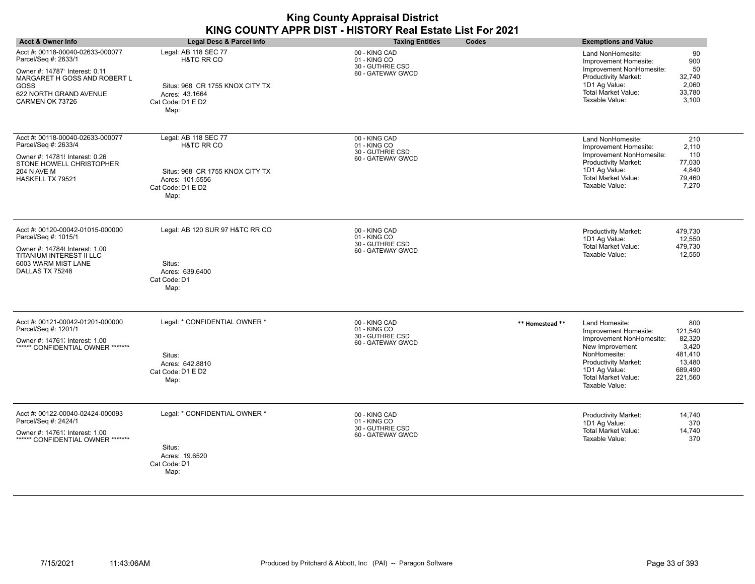# King County Appraisal District

## KING COUNTY APPR DIST - HISTORY Real Estate List For 2021

| Acct & Owner Info | Legal Desc & Parcel Info | Taxing Entities | Codes | Exemptions and Value |
|---|---|---|---|---|
| Acct #: 00118-00040-02633-000077<br>Parcel/Seq #: 2633/1<br>Owner #: 14787' Interest: 0.11<br>MARGARET H GOSS AND ROBERT L GOSS<br>622 NORTH GRAND AVENUE<br>CARMEN OK 73726 | Legal: AB 118 SEC 77 H&TC RR CO<br>Situs: 968 CR 1755 KNOX CITY TX<br>Acres: 43.1664<br>Cat Code: D1 E D2<br>Map: | 00 - KING CAD<br>01 - KING CO<br>30 - GUTHRIE CSD<br>60 - GATEWAY GWCD | | Land NonHomesite: 90<br>Improvement Homesite: 900<br>Improvement NonHomesite: 50<br>Productivity Market: 32,740<br>1D1 Ag Value: 2,060<br>Total Market Value: 33,780<br>Taxable Value: 3,100 |
| Acct #: 00118-00040-02633-000077<br>Parcel/Seq #: 2633/4<br>Owner #: 14781! Interest: 0.26<br>STONE HOWELL CHRISTOPHER<br>204 N AVE M<br>HASKELL TX 79521 | Legal: AB 118 SEC 77 H&TC RR CO<br>Situs: 968 CR 1755 KNOX CITY TX<br>Acres: 101.5556<br>Cat Code: D1 E D2<br>Map: | 00 - KING CAD<br>01 - KING CO<br>30 - GUTHRIE CSD<br>60 - GATEWAY GWCD | | Land NonHomesite: 210<br>Improvement Homesite: 2,110<br>Improvement NonHomesite: 110<br>Productivity Market: 77,030<br>1D1 Ag Value: 4,840<br>Total Market Value: 79,460<br>Taxable Value: 7,270 |
| Acct #: 00120-00042-01015-000000<br>Parcel/Seq #: 1015/1<br>Owner #: 14784( Interest: 1.00<br>TITANIUM INTEREST II LLC<br>6003 WARM MIST LANE<br>DALLAS TX 75248 | Legal: AB 120 SUR 97 H&TC RR CO<br>Situs:<br>Acres: 639.6400<br>Cat Code: D1<br>Map: | 00 - KING CAD<br>01 - KING CO<br>30 - GUTHRIE CSD<br>60 - GATEWAY GWCD | | Productivity Market: 479,730<br>1D1 Ag Value: 12,550<br>Total Market Value: 479,730<br>Taxable Value: 12,550 |
| Acct #: 00121-00042-01201-000000<br>Parcel/Seq #: 1201/1<br>Owner #: 14761: Interest: 1.00<br>****** CONFIDENTIAL OWNER ******* | Legal: * CONFIDENTIAL OWNER *<br>Situs:<br>Acres: 642.8810<br>Cat Code: D1 E D2<br>Map: | 00 - KING CAD<br>01 - KING CO<br>30 - GUTHRIE CSD<br>60 - GATEWAY GWCD | ** Homestead ** | Land Homesite: 800<br>Improvement Homesite: 121,540<br>Improvement NonHomesite: 82,320<br>New Improvement NonHomesite: 3,420<br>Productivity Market: 481,410<br>1D1 Ag Value: 13,480<br>Total Market Value: 689,490<br>Taxable Value: 221,560 |
| Acct #: 00122-00040-02424-000093<br>Parcel/Seq #: 2424/1<br>Owner #: 14761: Interest: 1.00<br>****** CONFIDENTIAL OWNER ******* | Legal: * CONFIDENTIAL OWNER *<br>Situs:<br>Acres: 19.6520<br>Cat Code: D1<br>Map: | 00 - KING CAD<br>01 - KING CO<br>30 - GUTHRIE CSD<br>60 - GATEWAY GWCD | | Productivity Market: 14,740<br>1D1 Ag Value: 370<br>Total Market Value: 14,740<br>Taxable Value: 370 |

7/15/2021 11:43:06AM Produced by Pritchard & Abbott, Inc (PAI) -- Paragon Software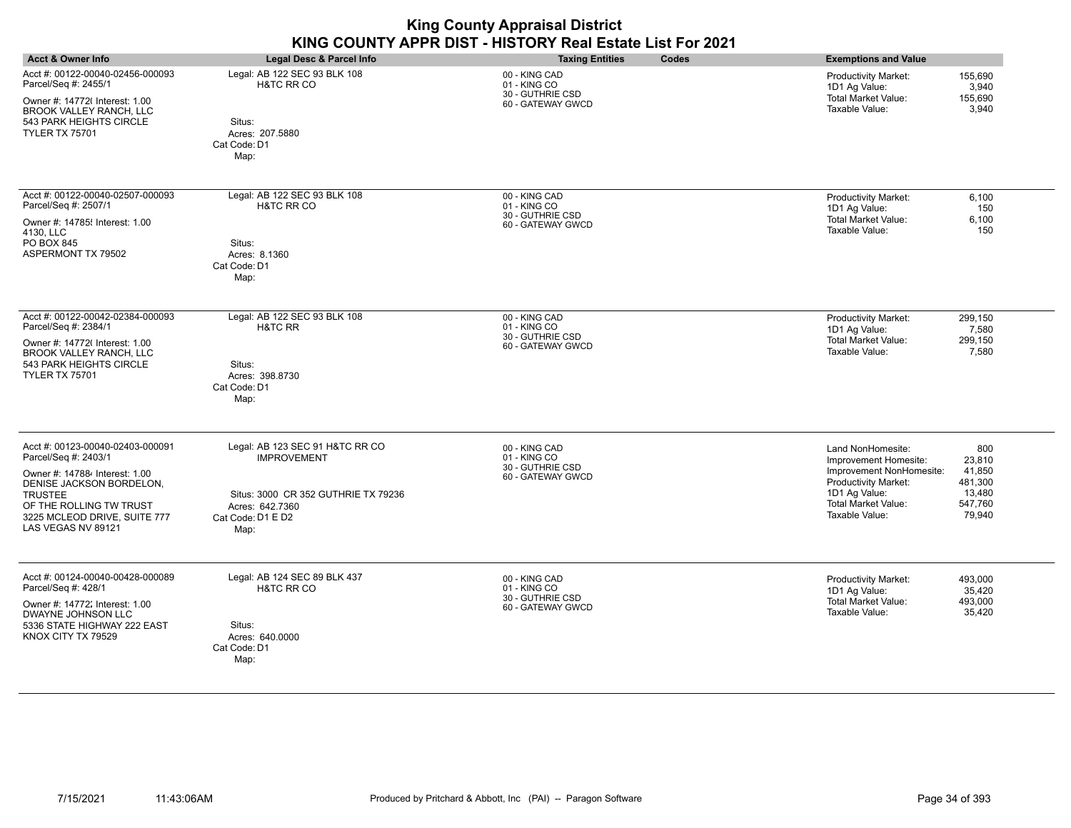# King County Appraisal District
## KING COUNTY APPR DIST - HISTORY Real Estate List For 2021

| Acct & Owner Info | Legal Desc & Parcel Info | Taxing Entities | Codes | Exemptions and Value |
|---|---|---|---|---|
| Acct #: 00122-00040-02456-000093<br>Parcel/Seq #: 2455/1<br>Owner #: 14772( Interest: 1.00<br>BROOK VALLEY RANCH, LLC<br>543 PARK HEIGHTS CIRCLE<br>TYLER TX 75701 | Legal: AB 122 SEC 93 BLK 108 H&TC RR CO<br>Situs:<br>Acres: 207.5880<br>Cat Code: D1<br>Map: | 00 - KING CAD<br>01 - KING CO<br>30 - GUTHRIE CSD<br>60 - GATEWAY GWCD | | Productivity Market: 155,690<br>1D1 Ag Value: 3,940<br>Total Market Value: 155,690<br>Taxable Value: 3,940 |
| Acct #: 00122-00040-02507-000093<br>Parcel/Seq #: 2507/1<br>Owner #: 14785! Interest: 1.00<br>4130, LLC<br>PO BOX 845<br>ASPERMONT TX 79502 | Legal: AB 122 SEC 93 BLK 108 H&TC RR CO<br>Situs:<br>Acres: 8.1360<br>Cat Code: D1<br>Map: | 00 - KING CAD<br>01 - KING CO<br>30 - GUTHRIE CSD<br>60 - GATEWAY GWCD | | Productivity Market: 6,100<br>1D1 Ag Value: 150<br>Total Market Value: 6,100<br>Taxable Value: 150 |
| Acct #: 00122-00042-02384-000093<br>Parcel/Seq #: 2384/1<br>Owner #: 14772( Interest: 1.00<br>BROOK VALLEY RANCH, LLC<br>543 PARK HEIGHTS CIRCLE<br>TYLER TX 75701 | Legal: AB 122 SEC 93 BLK 108 H&TC RR<br>Situs:<br>Acres: 398.8730<br>Cat Code: D1<br>Map: | 00 - KING CAD<br>01 - KING CO<br>30 - GUTHRIE CSD<br>60 - GATEWAY GWCD | | Productivity Market: 299,150<br>1D1 Ag Value: 7,580<br>Total Market Value: 299,150<br>Taxable Value: 7,580 |
| Acct #: 00123-00040-02403-000091<br>Parcel/Seq #: 2403/1<br>Owner #: 14788 Interest: 1.00<br>DENISE JACKSON BORDELON, TRUSTEE<br>OF THE ROLLING TW TRUST<br>3225 MCLEOD DRIVE, SUITE 777<br>LAS VEGAS NV 89121 | Legal: AB 123 SEC 91 H&TC RR CO IMPROVEMENT<br>Situs: 3000 CR 352 GUTHRIE TX 79236<br>Acres: 642.7360<br>Cat Code: D1 E D2<br>Map: | 00 - KING CAD<br>01 - KING CO<br>30 - GUTHRIE CSD<br>60 - GATEWAY GWCD | | Land NonHomesite: 800<br>Improvement Homesite: 23,810<br>Improvement NonHomesite: 41,850<br>Productivity Market: 481,300<br>1D1 Ag Value: 13,480<br>Total Market Value: 547,760<br>Taxable Value: 79,940 |
| Acct #: 00124-00040-00428-000089<br>Parcel/Seq #: 428/1<br>Owner #: 14772 Interest: 1.00<br>DWAYNE JOHNSON LLC<br>5336 STATE HIGHWAY 222 EAST<br>KNOX CITY TX 79529 | Legal: AB 124 SEC 89 BLK 437 H&TC RR CO<br>Situs:<br>Acres: 640.0000<br>Cat Code: D1<br>Map: | 00 - KING CAD<br>01 - KING CO<br>30 - GUTHRIE CSD<br>60 - GATEWAY GWCD | | Productivity Market: 493,000<br>1D1 Ag Value: 35,420<br>Total Market Value: 493,000<br>Taxable Value: 35,420 |

7/15/2021 11:43:06AM Produced by Pritchard & Abbott, Inc (PAI) -- Paragon Software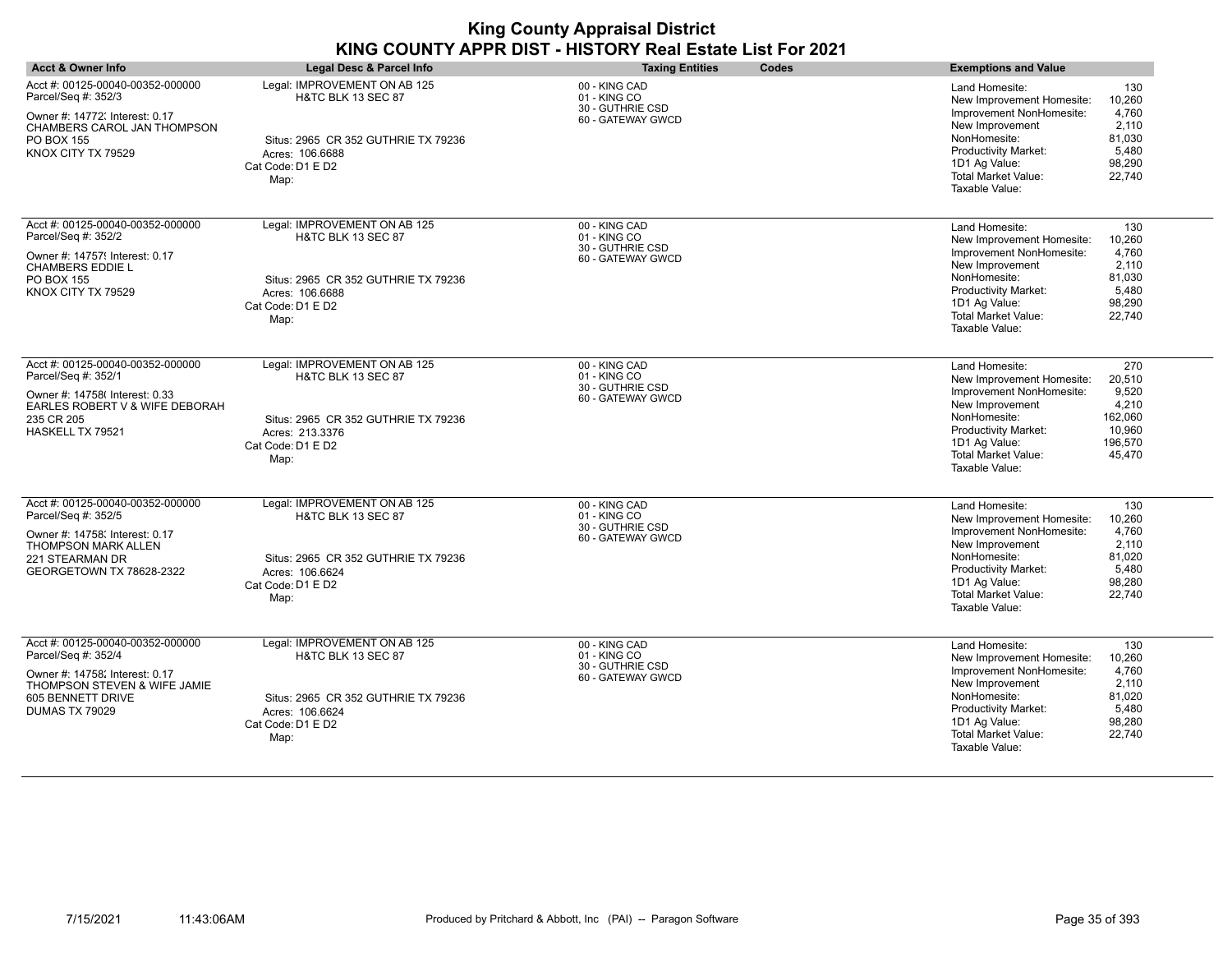# King County Appraisal District

## KING COUNTY APPR DIST - HISTORY Real Estate List For 2021

| Acct & Owner Info | Legal Desc & Parcel Info | Taxing Entities | Codes | Exemptions and Value |
|---|---|---|---|---|
| Acct #: 00125-00040-00352-000000<br>Parcel/Seq #: 352/3<br>Owner #: 14772; Interest: 0.17<br>CHAMBERS CAROL JAN THOMPSON<br>PO BOX 155<br>KNOX CITY TX 79529 | Legal: IMPROVEMENT ON AB 125 H&TC BLK 13 SEC 87<br>Situs: 2965 CR 352 GUTHRIE TX 79236<br>Acres: 106.6688<br>Cat Code: D1 E D2<br>Map: | 00 - KING CAD<br>01 - KING CO<br>30 - GUTHRIE CSD<br>60 - GATEWAY GWCD | | Land Homesite: 130<br>New Improvement Homesite: 10,260<br>Improvement NonHomesite: 4,760<br>New Improvement 2,110<br>NonHomesite: 81,030<br>Productivity Market: 5,480<br>1D1 Ag Value: 98,290<br>Total Market Value: 22,740<br>Taxable Value: |
| Acct #: 00125-00040-00352-000000<br>Parcel/Seq #: 352/2<br>Owner #: 14757! Interest: 0.17<br>CHAMBERS EDDIE L<br>PO BOX 155<br>KNOX CITY TX 79529 | Legal: IMPROVEMENT ON AB 125 H&TC BLK 13 SEC 87<br>Situs: 2965 CR 352 GUTHRIE TX 79236<br>Acres: 106.6688<br>Cat Code: D1 E D2<br>Map: | 00 - KING CAD<br>01 - KING CO<br>30 - GUTHRIE CSD<br>60 - GATEWAY GWCD | | Land Homesite: 130<br>New Improvement Homesite: 10,260<br>Improvement NonHomesite: 4,760<br>New Improvement 2,110<br>NonHomesite: 81,030<br>Productivity Market: 5,480<br>1D1 Ag Value: 98,290<br>Total Market Value: 22,740<br>Taxable Value: |
| Acct #: 00125-00040-00352-000000<br>Parcel/Seq #: 352/1<br>Owner #: 14758( Interest: 0.33<br>EARLES ROBERT V & WIFE DEBORAH<br>235 CR 205<br>HASKELL TX 79521 | Legal: IMPROVEMENT ON AB 125 H&TC BLK 13 SEC 87<br>Situs: 2965 CR 352 GUTHRIE TX 79236<br>Acres: 213.3376<br>Cat Code: D1 E D2<br>Map: | 00 - KING CAD<br>01 - KING CO<br>30 - GUTHRIE CSD<br>60 - GATEWAY GWCD | | Land Homesite: 270<br>New Improvement Homesite: 20,510<br>Improvement NonHomesite: 9,520<br>New Improvement 4,210<br>NonHomesite: 162,060<br>Productivity Market: 10,960<br>1D1 Ag Value: 196,570<br>Total Market Value: 45,470<br>Taxable Value: |
| Acct #: 00125-00040-00352-000000<br>Parcel/Seq #: 352/5<br>Owner #: 14758; Interest: 0.17<br>THOMPSON MARK ALLEN<br>221 STEARMAN DR<br>GEORGETOWN TX 78628-2322 | Legal: IMPROVEMENT ON AB 125 H&TC BLK 13 SEC 87<br>Situs: 2965 CR 352 GUTHRIE TX 79236<br>Acres: 106.6624<br>Cat Code: D1 E D2<br>Map: | 00 - KING CAD<br>01 - KING CO<br>30 - GUTHRIE CSD<br>60 - GATEWAY GWCD | | Land Homesite: 130<br>New Improvement Homesite: 10,260<br>Improvement NonHomesite: 4,760<br>New Improvement 2,110<br>NonHomesite: 81,020<br>Productivity Market: 5,480<br>1D1 Ag Value: 98,280<br>Total Market Value: 22,740<br>Taxable Value: |
| Acct #: 00125-00040-00352-000000<br>Parcel/Seq #: 352/4<br>Owner #: 14758; Interest: 0.17<br>THOMPSON STEVEN & WIFE JAMIE<br>605 BENNETT DRIVE<br>DUMAS TX 79029 | Legal: IMPROVEMENT ON AB 125 H&TC BLK 13 SEC 87<br>Situs: 2965 CR 352 GUTHRIE TX 79236<br>Acres: 106.6624<br>Cat Code: D1 E D2<br>Map: | 00 - KING CAD<br>01 - KING CO<br>30 - GUTHRIE CSD<br>60 - GATEWAY GWCD | | Land Homesite: 130<br>New Improvement Homesite: 10,260<br>Improvement NonHomesite: 4,760<br>New Improvement 2,110<br>NonHomesite: 81,020<br>Productivity Market: 5,480<br>1D1 Ag Value: 98,280<br>Total Market Value: 22,740<br>Taxable Value: |

7/15/2021 11:43:06AM Produced by Pritchard & Abbott, Inc (PAI) -- Paragon Software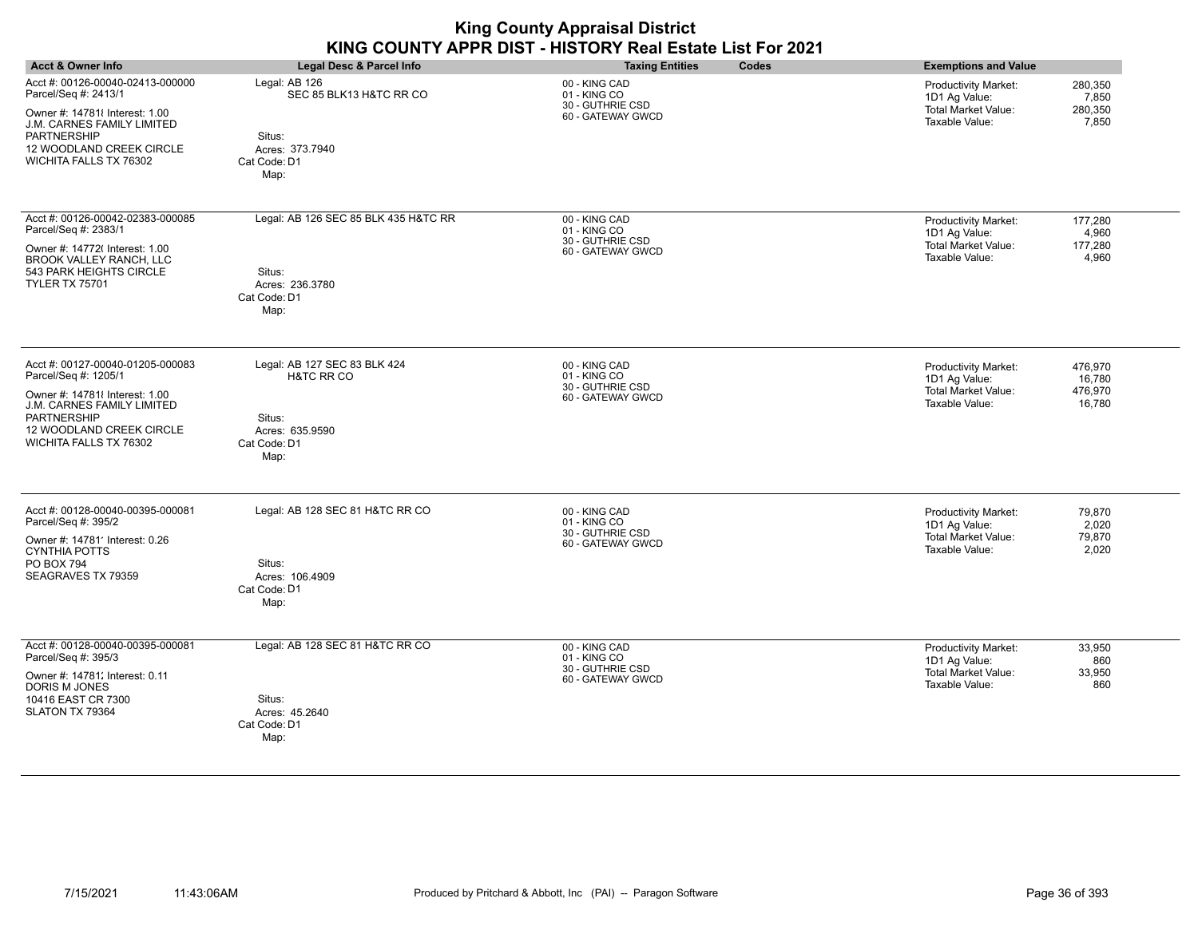# King County Appraisal District
## KING COUNTY APPR DIST - HISTORY Real Estate List For 2021

| Acct & Owner Info | Legal Desc & Parcel Info | Taxing Entities | Codes | Exemptions and Value |
|---|---|---|---|---|
| Acct #: 00126-00040-02413-000000<br>Parcel/Seq #: 2413/1<br>Owner #: 14781{ Interest: 1.00<br>J.M. CARNES FAMILY LIMITED PARTNERSHIP<br>12 WOODLAND CREEK CIRCLE<br>WICHITA FALLS TX 76302 | Legal: AB 126 SEC 85 BLK13 H&TC RR CO<br>Situs:<br>Acres: 373.7940<br>Cat Code: D1<br>Map: | 00 - KING CAD<br>01 - KING CO<br>30 - GUTHRIE CSD<br>60 - GATEWAY GWCD | | Productivity Market: 280,350<br>1D1 Ag Value: 7,850<br>Total Market Value: 280,350<br>Taxable Value: 7,850 |
| Acct #: 00126-00042-02383-000085<br>Parcel/Seq #: 2383/1<br>Owner #: 14772( Interest: 1.00<br>BROOK VALLEY RANCH, LLC<br>543 PARK HEIGHTS CIRCLE<br>TYLER TX 75701 | Legal: AB 126 SEC 85 BLK 435 H&TC RR<br>Situs:<br>Acres: 236.3780<br>Cat Code: D1<br>Map: | 00 - KING CAD<br>01 - KING CO<br>30 - GUTHRIE CSD<br>60 - GATEWAY GWCD | | Productivity Market: 177,280<br>1D1 Ag Value: 4,960<br>Total Market Value: 177,280<br>Taxable Value: 4,960 |
| Acct #: 00127-00040-01205-000083<br>Parcel/Seq #: 1205/1<br>Owner #: 14781{ Interest: 1.00<br>J.M. CARNES FAMILY LIMITED PARTNERSHIP<br>12 WOODLAND CREEK CIRCLE<br>WICHITA FALLS TX 76302 | Legal: AB 127 SEC 83 BLK 424 H&TC RR CO<br>Situs:<br>Acres: 635.9590<br>Cat Code: D1<br>Map: | 00 - KING CAD<br>01 - KING CO<br>30 - GUTHRIE CSD<br>60 - GATEWAY GWCD | | Productivity Market: 476,970<br>1D1 Ag Value: 16,780<br>Total Market Value: 476,970<br>Taxable Value: 16,780 |
| Acct #: 00128-00040-00395-000081<br>Parcel/Seq #: 395/2<br>Owner #: 14781' Interest: 0.26<br>CYNTHIA POTTS<br>PO BOX 794<br>SEAGRAVES TX 79359 | Legal: AB 128 SEC 81 H&TC RR CO<br>Situs:<br>Acres: 106.4909<br>Cat Code: D1<br>Map: | 00 - KING CAD<br>01 - KING CO<br>30 - GUTHRIE CSD<br>60 - GATEWAY GWCD | | Productivity Market: 79,870<br>1D1 Ag Value: 2,020<br>Total Market Value: 79,870<br>Taxable Value: 2,020 |
| Acct #: 00128-00040-00395-000081<br>Parcel/Seq #: 395/3<br>Owner #: 14781z Interest: 0.11<br>DORIS M JONES<br>10416 EAST CR 7300<br>SLATON TX 79364 | Legal: AB 128 SEC 81 H&TC RR CO<br>Situs:<br>Acres: 45.2640<br>Cat Code: D1<br>Map: | 00 - KING CAD<br>01 - KING CO<br>30 - GUTHRIE CSD<br>60 - GATEWAY GWCD | | Productivity Market: 33,950<br>1D1 Ag Value: 860<br>Total Market Value: 33,950<br>Taxable Value: 860 |

7/15/2021 11:43:06AM Produced by Pritchard & Abbott, Inc (PAI) -- Paragon Software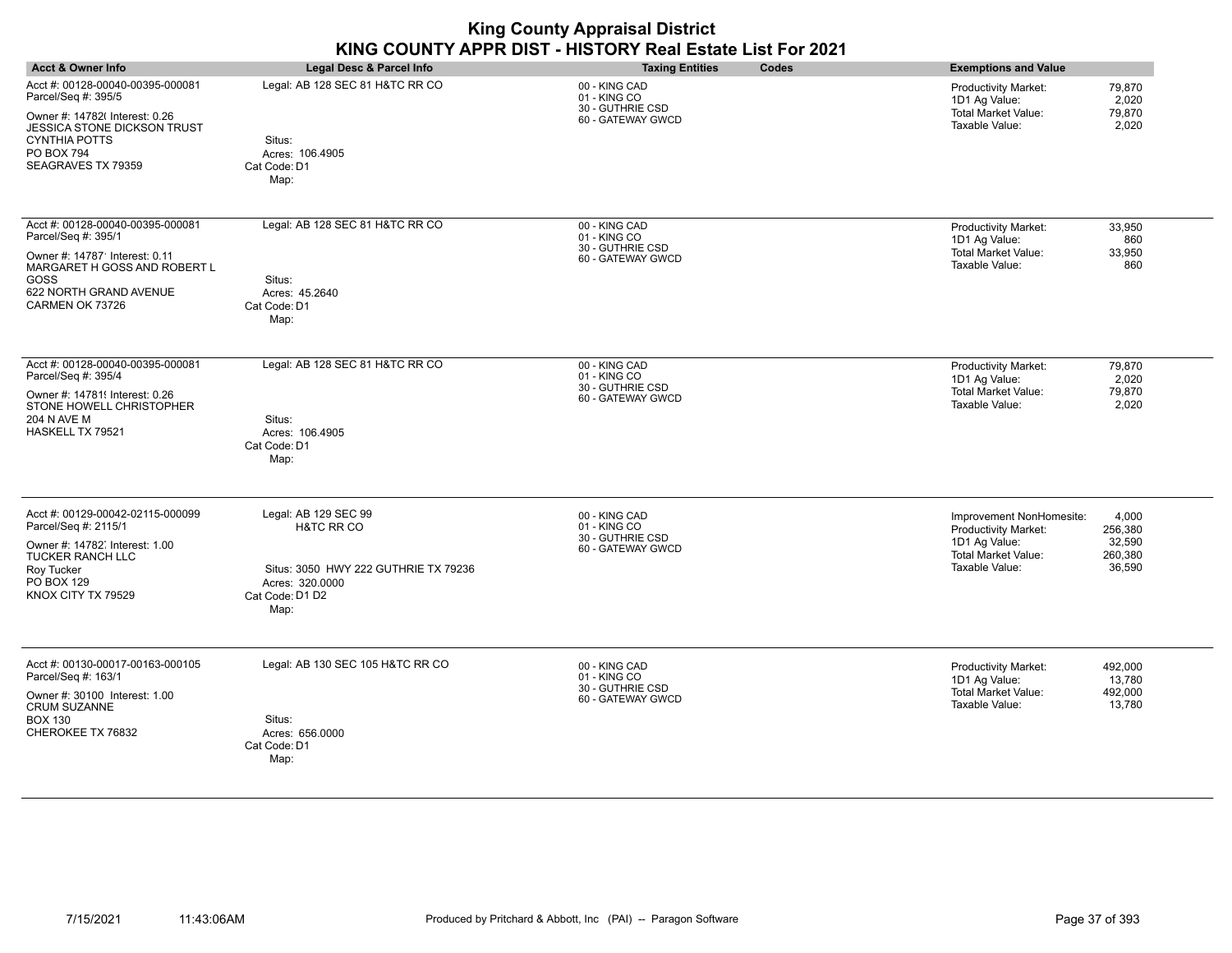# King County Appraisal District
## KING COUNTY APPR DIST - HISTORY Real Estate List For 2021

| Acct & Owner Info | Legal Desc & Parcel Info | Taxing Entities | Codes | Exemptions and Value |
|---|---|---|---|---|
| Acct #: 00128-00040-00395-000081<br>Parcel/Seq #: 395/5<br>Owner #: 14782( Interest: 0.26<br>JESSICA STONE DICKSON TRUST<br>CYNTHIA POTTS<br>PO BOX 794<br>SEAGRAVES TX 79359 | Legal: AB 128 SEC 81 H&TC RR CO<br>Situs:<br>Acres: 106.4905<br>Cat Code: D1<br>Map: | 00 - KING CAD<br>01 - KING CO<br>30 - GUTHRIE CSD<br>60 - GATEWAY GWCD | | Productivity Market: 79,870<br>1D1 Ag Value: 2,020<br>Total Market Value: 79,870<br>Taxable Value: 2,020 |
| Acct #: 00128-00040-00395-000081<br>Parcel/Seq #: 395/1<br>Owner #: 14787' Interest: 0.11<br>MARGARET H GOSS AND ROBERT L GOSS<br>622 NORTH GRAND AVENUE<br>CARMEN OK 73726 | Legal: AB 128 SEC 81 H&TC RR CO<br>Situs:<br>Acres: 45.2640<br>Cat Code: D1<br>Map: | 00 - KING CAD<br>01 - KING CO<br>30 - GUTHRIE CSD<br>60 - GATEWAY GWCD | | Productivity Market: 33,950<br>1D1 Ag Value: 860<br>Total Market Value: 33,950<br>Taxable Value: 860 |
| Acct #: 00128-00040-00395-000081<br>Parcel/Seq #: 395/4<br>Owner #: 14781! Interest: 0.26<br>STONE HOWELL CHRISTOPHER<br>204 N AVE M<br>HASKELL TX 79521 | Legal: AB 128 SEC 81 H&TC RR CO<br>Situs:<br>Acres: 106.4905<br>Cat Code: D1<br>Map: | 00 - KING CAD<br>01 - KING CO<br>30 - GUTHRIE CSD<br>60 - GATEWAY GWCD | | Productivity Market: 79,870<br>1D1 Ag Value: 2,020<br>Total Market Value: 79,870<br>Taxable Value: 2,020 |
| Acct #: 00129-00042-02115-000099<br>Parcel/Seq #: 2115/1<br>Owner #: 14782' Interest: 1.00<br>TUCKER RANCH LLC<br>Roy Tucker<br>PO BOX 129<br>KNOX CITY TX 79529 | Legal: AB 129 SEC 99 H&TC RR CO<br>Situs: 3050 HWY 222 GUTHRIE TX 79236<br>Acres: 320.0000<br>Cat Code: D1 D2<br>Map: | 00 - KING CAD<br>01 - KING CO<br>30 - GUTHRIE CSD<br>60 - GATEWAY GWCD | | Improvement NonHomesite: 4,000<br>Productivity Market: 256,380<br>1D1 Ag Value: 32,590<br>Total Market Value: 260,380<br>Taxable Value: 36,590 |
| Acct #: 00130-00017-00163-000105<br>Parcel/Seq #: 163/1<br>Owner #: 30100 Interest: 1.00<br>CRUM SUZANNE<br>BOX 130<br>CHEROKEE TX 76832 | Legal: AB 130 SEC 105 H&TC RR CO<br>Situs:<br>Acres: 656.0000<br>Cat Code: D1<br>Map: | 00 - KING CAD<br>01 - KING CO<br>30 - GUTHRIE CSD<br>60 - GATEWAY GWCD | | Productivity Market: 492,000<br>1D1 Ag Value: 13,780<br>Total Market Value: 492,000<br>Taxable Value: 13,780 |

7/15/2021 11:43:06AM Produced by Pritchard & Abbott, Inc (PAI) -- Paragon Software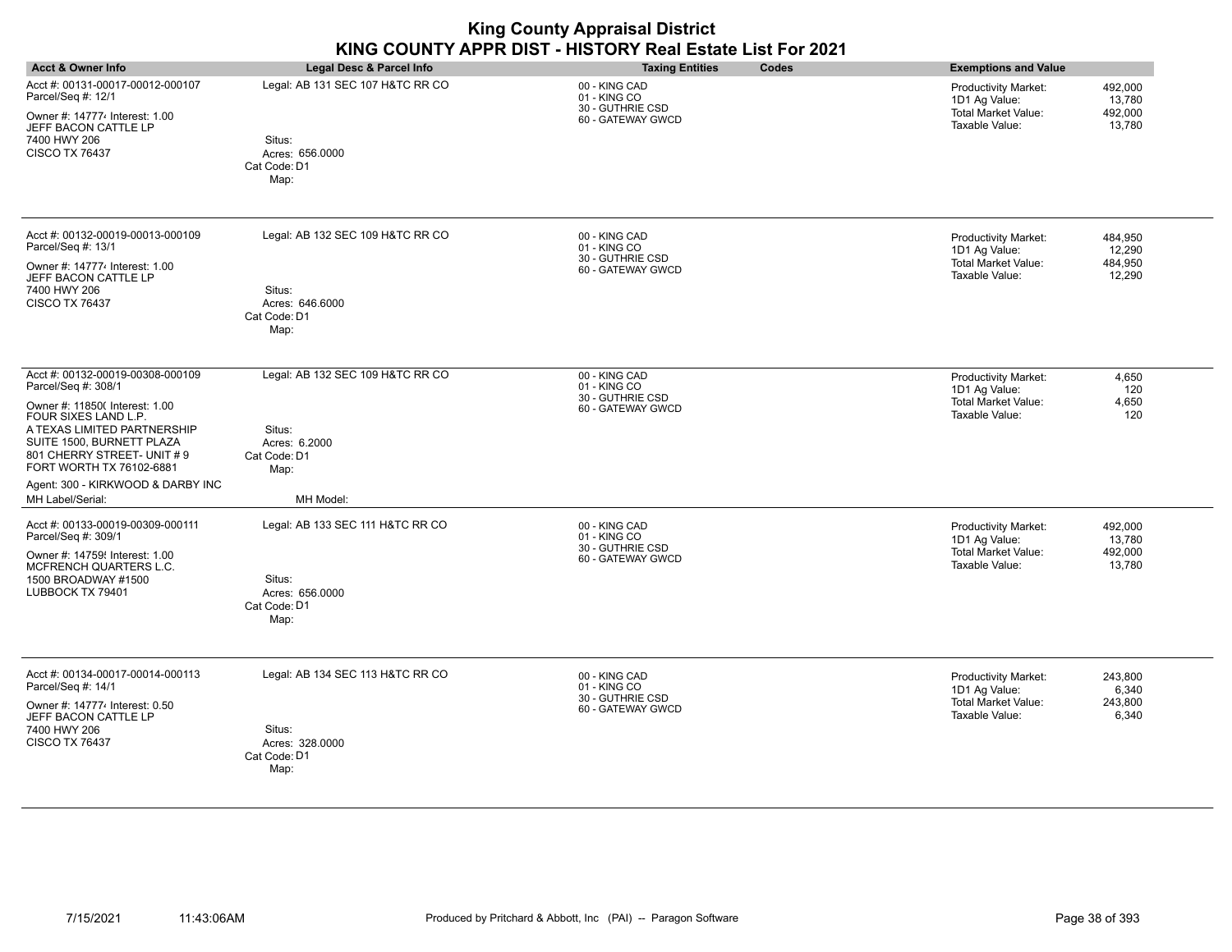# King County Appraisal District
## KING COUNTY APPR DIST - HISTORY Real Estate List For 2021

| Acct & Owner Info | Legal Desc & Parcel Info | Taxing Entities | Codes | Exemptions and Value |
|---|---|---|---|---|
| Acct #: 00131-00017-00012-000107<br>Parcel/Seq #: 12/1<br>Owner #: 14777‹ Interest: 1.00<br>JEFF BACON CATTLE LP<br>7400 HWY 206<br>CISCO TX 76437 | Legal: AB 131 SEC 107 H&TC RR CO<br>Situs:<br>Acres: 656.0000<br>Cat Code: D1<br>Map: | 00 - KING CAD<br>01 - KING CO<br>30 - GUTHRIE CSD<br>60 - GATEWAY GWCD | | Productivity Market: 492,000<br>1D1 Ag Value: 13,780<br>Total Market Value: 492,000<br>Taxable Value: 13,780 |
| Acct #: 00132-00019-00013-000109<br>Parcel/Seq #: 13/1<br>Owner #: 14777‹ Interest: 1.00<br>JEFF BACON CATTLE LP<br>7400 HWY 206<br>CISCO TX 76437 | Legal: AB 132 SEC 109 H&TC RR CO<br>Situs:<br>Acres: 646.6000<br>Cat Code: D1<br>Map: | 00 - KING CAD<br>01 - KING CO<br>30 - GUTHRIE CSD<br>60 - GATEWAY GWCD | | Productivity Market: 484,950<br>1D1 Ag Value: 12,290<br>Total Market Value: 484,950<br>Taxable Value: 12,290 |
| Acct #: 00132-00019-00308-000109<br>Parcel/Seq #: 308/1<br>Owner #: 11850( Interest: 1.00<br>FOUR SIXES LAND L.P.<br>A TEXAS LIMITED PARTNERSHIP<br>SUITE 1500, BURNETT PLAZA<br>801 CHERRY STREET- UNIT # 9<br>FORT WORTH TX 76102-6881<br>Agent: 300 - KIRKWOOD & DARBY INC<br>MH Label/Serial: | Legal: AB 132 SEC 109 H&TC RR CO<br>Situs:<br>Acres: 6.2000<br>Cat Code: D1<br>Map:<br>MH Model: | 00 - KING CAD<br>01 - KING CO<br>30 - GUTHRIE CSD<br>60 - GATEWAY GWCD | | Productivity Market: 4,650<br>1D1 Ag Value: 120<br>Total Market Value: 4,650<br>Taxable Value: 120 |
| Acct #: 00133-00019-00309-000111<br>Parcel/Seq #: 309/1<br>Owner #: 14759! Interest: 1.00<br>MCFRENCH QUARTERS L.C.<br>1500 BROADWAY #1500<br>LUBBOCK TX 79401 | Legal: AB 133 SEC 111 H&TC RR CO<br>Situs:<br>Acres: 656.0000<br>Cat Code: D1<br>Map: | 00 - KING CAD<br>01 - KING CO<br>30 - GUTHRIE CSD<br>60 - GATEWAY GWCD | | Productivity Market: 492,000<br>1D1 Ag Value: 13,780<br>Total Market Value: 492,000<br>Taxable Value: 13,780 |
| Acct #: 00134-00017-00014-000113<br>Parcel/Seq #: 14/1<br>Owner #: 14777‹ Interest: 0.50<br>JEFF BACON CATTLE LP<br>7400 HWY 206<br>CISCO TX 76437 | Legal: AB 134 SEC 113 H&TC RR CO<br>Situs:<br>Acres: 328.0000<br>Cat Code: D1<br>Map: | 00 - KING CAD<br>01 - KING CO<br>30 - GUTHRIE CSD<br>60 - GATEWAY GWCD | | Productivity Market: 243,800<br>1D1 Ag Value: 6,340<br>Total Market Value: 243,800<br>Taxable Value: 6,340 |

7/15/2021 11:43:06AM Produced by Pritchard & Abbott, Inc (PAI) -- Paragon Software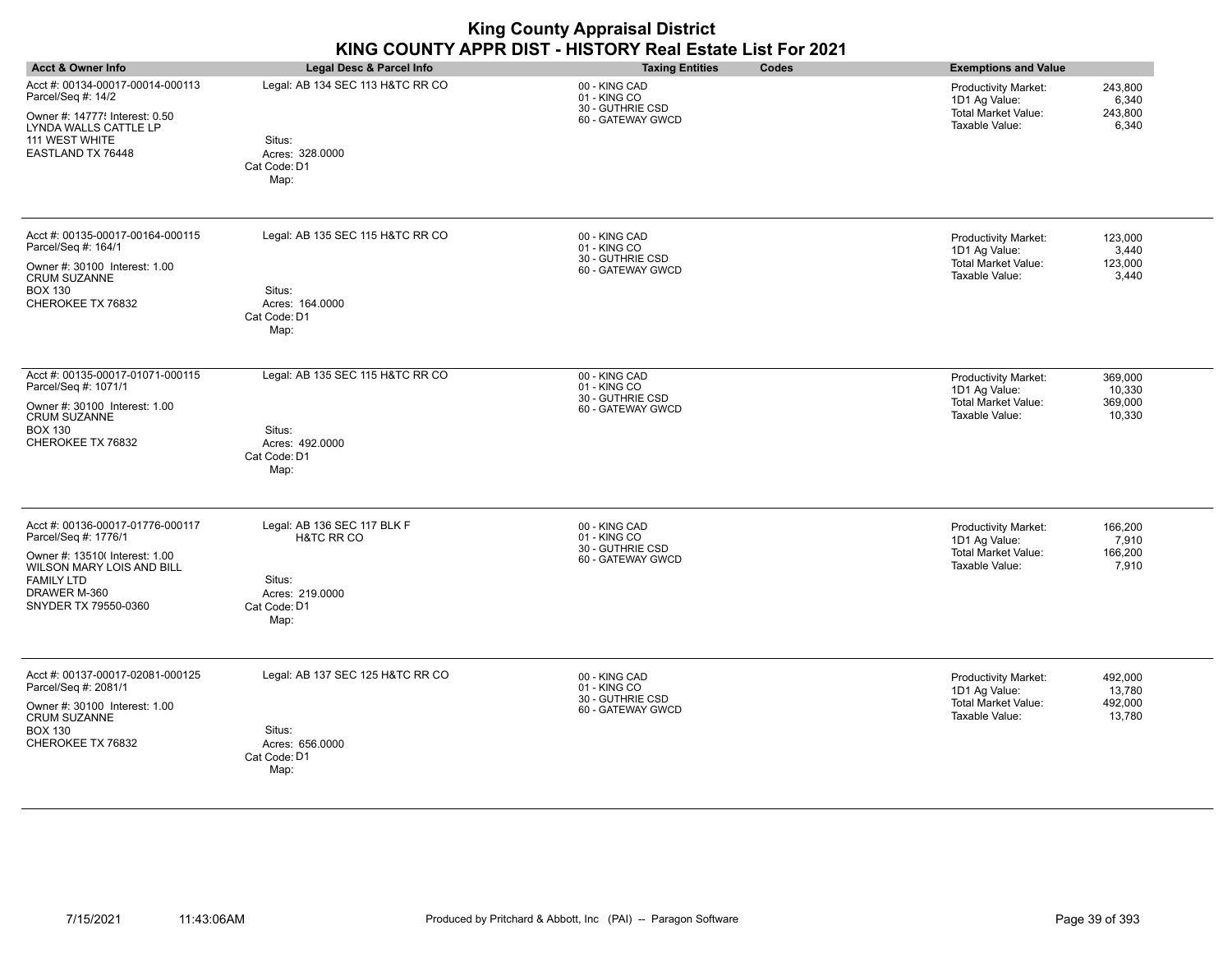# King County Appraisal District

## KING COUNTY APPR DIST - HISTORY Real Estate List For 2021

| Acct & Owner Info | Legal Desc & Parcel Info | Taxing Entities | Codes | Exemptions and Value |
|---|---|---|---|---|
| Acct #: 00134-00017-00014-000113<br>Parcel/Seq #: 14/2<br>Owner #: 14777! Interest: 0.50<br>LYNDA WALLS CATTLE LP<br>111 WEST WHITE<br>EASTLAND TX 76448 | Legal: AB 134 SEC 113 H&TC RR CO<br>Situs:<br>Acres: 328.0000<br>Cat Code: D1<br>Map: | 00 - KING CAD<br>01 - KING CO<br>30 - GUTHRIE CSD<br>60 - GATEWAY GWCD | | Productivity Market: 243,800<br>1D1 Ag Value: 6,340<br>Total Market Value: 243,800<br>Taxable Value: 6,340 |
| Acct #: 00135-00017-00164-000115<br>Parcel/Seq #: 164/1<br>Owner #: 30100 Interest: 1.00<br>CRUM SUZANNE<br>BOX 130<br>CHEROKEE TX 76832 | Legal: AB 135 SEC 115 H&TC RR CO<br>Situs:<br>Acres: 164.0000<br>Cat Code: D1<br>Map: | 00 - KING CAD<br>01 - KING CO<br>30 - GUTHRIE CSD<br>60 - GATEWAY GWCD | | Productivity Market: 123,000<br>1D1 Ag Value: 3,440<br>Total Market Value: 123,000<br>Taxable Value: 3,440 |
| Acct #: 00135-00017-01071-000115<br>Parcel/Seq #: 1071/1<br>Owner #: 30100 Interest: 1.00<br>CRUM SUZANNE<br>BOX 130<br>CHEROKEE TX 76832 | Legal: AB 135 SEC 115 H&TC RR CO<br>Situs:<br>Acres: 492.0000<br>Cat Code: D1<br>Map: | 00 - KING CAD<br>01 - KING CO<br>30 - GUTHRIE CSD<br>60 - GATEWAY GWCD | | Productivity Market: 369,000<br>1D1 Ag Value: 10,330<br>Total Market Value: 369,000<br>Taxable Value: 10,330 |
| Acct #: 00136-00017-01776-000117<br>Parcel/Seq #: 1776/1<br>Owner #: 13510( Interest: 1.00<br>WILSON MARY LOIS AND BILL<br>FAMILY LTD<br>DRAWER M-360<br>SNYDER TX 79550-0360 | Legal: AB 136 SEC 117 BLK F H&TC RR CO<br>Situs:<br>Acres: 219.0000<br>Cat Code: D1<br>Map: | 00 - KING CAD<br>01 - KING CO<br>30 - GUTHRIE CSD<br>60 - GATEWAY GWCD | | Productivity Market: 166,200<br>1D1 Ag Value: 7,910<br>Total Market Value: 166,200<br>Taxable Value: 7,910 |
| Acct #: 00137-00017-02081-000125<br>Parcel/Seq #: 2081/1<br>Owner #: 30100 Interest: 1.00<br>CRUM SUZANNE<br>BOX 130<br>CHEROKEE TX 76832 | Legal: AB 137 SEC 125 H&TC RR CO<br>Situs:<br>Acres: 656.0000<br>Cat Code: D1<br>Map: | 00 - KING CAD<br>01 - KING CO<br>30 - GUTHRIE CSD<br>60 - GATEWAY GWCD | | Productivity Market: 492,000<br>1D1 Ag Value: 13,780<br>Total Market Value: 492,000<br>Taxable Value: 13,780 |

7/15/2021 11:43:06AM Produced by Pritchard & Abbott, Inc (PAI) -- Paragon Software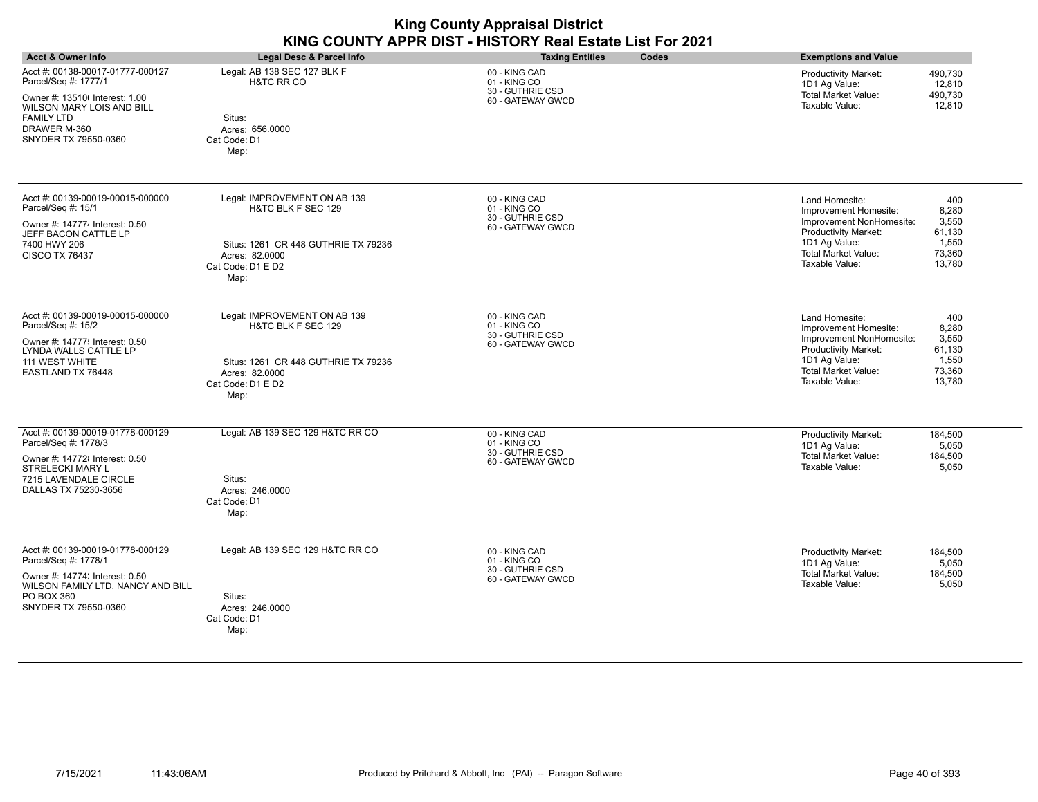# King County Appraisal District

## KING COUNTY APPR DIST - HISTORY Real Estate List For 2021

| Acct & Owner Info | Legal Desc & Parcel Info | Taxing Entities | Codes | Exemptions and Value |
|---|---|---|---|---|
| Acct #: 00138-00017-01777-000127<br>Parcel/Seq #: 1777/1<br>Owner #: 13510( Interest: 1.00<br>WILSON MARY LOIS AND BILL FAMILY LTD<br>DRAWER M-360<br>SNYDER TX 79550-0360 | Legal: AB 138 SEC 127 BLK F H&TC RR CO<br>Situs:<br>Acres: 656.0000<br>Cat Code: D1<br>Map: | 00 - KING CAD<br>01 - KING CO<br>30 - GUTHRIE CSD<br>60 - GATEWAY GWCD | | Productivity Market: 490,730<br>1D1 Ag Value: 12,810<br>Total Market Value: 490,730<br>Taxable Value: 12,810 |
| Acct #: 00139-00019-00015-000000<br>Parcel/Seq #: 15/1<br>Owner #: 14777 Interest: 0.50<br>JEFF BACON CATTLE LP<br>7400 HWY 206<br>CISCO TX 76437 | Legal: IMPROVEMENT ON AB 139 H&TC BLK F SEC 129<br>Situs: 1261 CR 448 GUTHRIE TX 79236<br>Acres: 82.0000<br>Cat Code: D1 E D2<br>Map: | 00 - KING CAD<br>01 - KING CO<br>30 - GUTHRIE CSD<br>60 - GATEWAY GWCD | | Land Homesite: 400<br>Improvement Homesite: 8,280<br>Improvement NonHomesite: 3,550<br>Productivity Market: 61,130<br>1D1 Ag Value: 1,550<br>Total Market Value: 73,360<br>Taxable Value: 13,780 |
| Acct #: 00139-00019-00015-000000<br>Parcel/Seq #: 15/2<br>Owner #: 14777 Interest: 0.50<br>LYNDA WALLS CATTLE LP<br>111 WEST WHITE<br>EASTLAND TX 76448 | Legal: IMPROVEMENT ON AB 139 H&TC BLK F SEC 129<br>Situs: 1261 CR 448 GUTHRIE TX 79236<br>Acres: 82.0000<br>Cat Code: D1 E D2<br>Map: | 00 - KING CAD<br>01 - KING CO<br>30 - GUTHRIE CSD<br>60 - GATEWAY GWCD | | Land Homesite: 400<br>Improvement Homesite: 8,280<br>Improvement NonHomesite: 3,550<br>Productivity Market: 61,130<br>1D1 Ag Value: 1,550<br>Total Market Value: 73,360<br>Taxable Value: 13,780 |
| Acct #: 00139-00019-01778-000129<br>Parcel/Seq #: 1778/3<br>Owner #: 14772 Interest: 0.50<br>STRELECKI MARY L<br>7215 LAVENDALE CIRCLE<br>DALLAS TX 75230-3656 | Legal: AB 139 SEC 129 H&TC RR CO<br>Situs:<br>Acres: 246.0000<br>Cat Code: D1<br>Map: | 00 - KING CAD<br>01 - KING CO<br>30 - GUTHRIE CSD<br>60 - GATEWAY GWCD | | Productivity Market: 184,500<br>1D1 Ag Value: 5,050<br>Total Market Value: 184,500<br>Taxable Value: 5,050 |
| Acct #: 00139-00019-01778-000129<br>Parcel/Seq #: 1778/1<br>Owner #: 14774 Interest: 0.50<br>WILSON FAMILY LTD, NANCY AND BILL<br>PO BOX 360<br>SNYDER TX 79550-0360 | Legal: AB 139 SEC 129 H&TC RR CO<br>Situs:<br>Acres: 246.0000<br>Cat Code: D1<br>Map: | 00 - KING CAD<br>01 - KING CO<br>30 - GUTHRIE CSD<br>60 - GATEWAY GWCD | | Productivity Market: 184,500<br>1D1 Ag Value: 5,050<br>Total Market Value: 184,500<br>Taxable Value: 5,050 |

7/15/2021 11:43:06AM Produced by Pritchard & Abbott, Inc (PAI) -- Paragon Software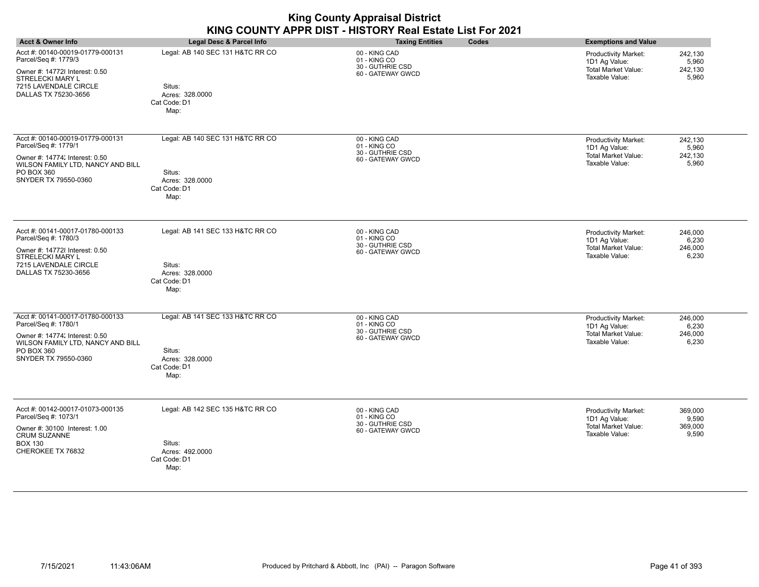# King County Appraisal District

## KING COUNTY APPR DIST - HISTORY Real Estate List For 2021

| Acct & Owner Info | Legal Desc & Parcel Info | Taxing Entities | Codes | Exemptions and Value |
|---|---|---|---|---|
| Acct #: 00140-00019-01779-000131<br>Parcel/Seq #: 1779/3<br>Owner #: 14772{ Interest: 0.50<br>STRELECKI MARY L<br>7215 LAVENDALE CIRCLE<br>DALLAS TX 75230-3656 | Legal: AB 140 SEC 131 H&TC RR CO<br>Situs:<br>Acres: 328.0000<br>Cat Code: D1<br>Map: | 00 - KING CAD<br>01 - KING CO<br>30 - GUTHRIE CSD<br>60 - GATEWAY GWCD | | Productivity Market: 242,130<br>1D1 Ag Value: 5,960<br>Total Market Value: 242,130<br>Taxable Value: 5,960 |
| Acct #: 00140-00019-01779-000131<br>Parcel/Seq #: 1779/1<br>Owner #: 14774; Interest: 0.50<br>WILSON FAMILY LTD, NANCY AND BILL<br>PO BOX 360<br>SNYDER TX 79550-0360 | Legal: AB 140 SEC 131 H&TC RR CO<br>Situs:<br>Acres: 328.0000<br>Cat Code: D1<br>Map: | 00 - KING CAD<br>01 - KING CO<br>30 - GUTHRIE CSD<br>60 - GATEWAY GWCD | | Productivity Market: 242,130<br>1D1 Ag Value: 5,960<br>Total Market Value: 242,130<br>Taxable Value: 5,960 |
| Acct #: 00141-00017-01780-000133<br>Parcel/Seq #: 1780/3<br>Owner #: 14772{ Interest: 0.50<br>STRELECKI MARY L<br>7215 LAVENDALE CIRCLE<br>DALLAS TX 75230-3656 | Legal: AB 141 SEC 133 H&TC RR CO<br>Situs:<br>Acres: 328.0000<br>Cat Code: D1<br>Map: | 00 - KING CAD<br>01 - KING CO<br>30 - GUTHRIE CSD<br>60 - GATEWAY GWCD | | Productivity Market: 246,000<br>1D1 Ag Value: 6,230<br>Total Market Value: 246,000<br>Taxable Value: 6,230 |
| Acct #: 00141-00017-01780-000133<br>Parcel/Seq #: 1780/1<br>Owner #: 14774; Interest: 0.50<br>WILSON FAMILY LTD, NANCY AND BILL<br>PO BOX 360<br>SNYDER TX 79550-0360 | Legal: AB 141 SEC 133 H&TC RR CO<br>Situs:<br>Acres: 328.0000<br>Cat Code: D1<br>Map: | 00 - KING CAD<br>01 - KING CO<br>30 - GUTHRIE CSD<br>60 - GATEWAY GWCD | | Productivity Market: 246,000<br>1D1 Ag Value: 6,230<br>Total Market Value: 246,000<br>Taxable Value: 6,230 |
| Acct #: 00142-00017-01073-000135<br>Parcel/Seq #: 1073/1<br>Owner #: 30100 Interest: 1.00<br>CRUM SUZANNE<br>BOX 130<br>CHEROKEE TX 76832 | Legal: AB 142 SEC 135 H&TC RR CO<br>Situs:<br>Acres: 492.0000<br>Cat Code: D1<br>Map: | 00 - KING CAD<br>01 - KING CO<br>30 - GUTHRIE CSD<br>60 - GATEWAY GWCD | | Productivity Market: 369,000<br>1D1 Ag Value: 9,590<br>Total Market Value: 369,000<br>Taxable Value: 9,590 |

7/15/2021 11:43:06AM Produced by Pritchard & Abbott, Inc (PAI) -- Paragon Software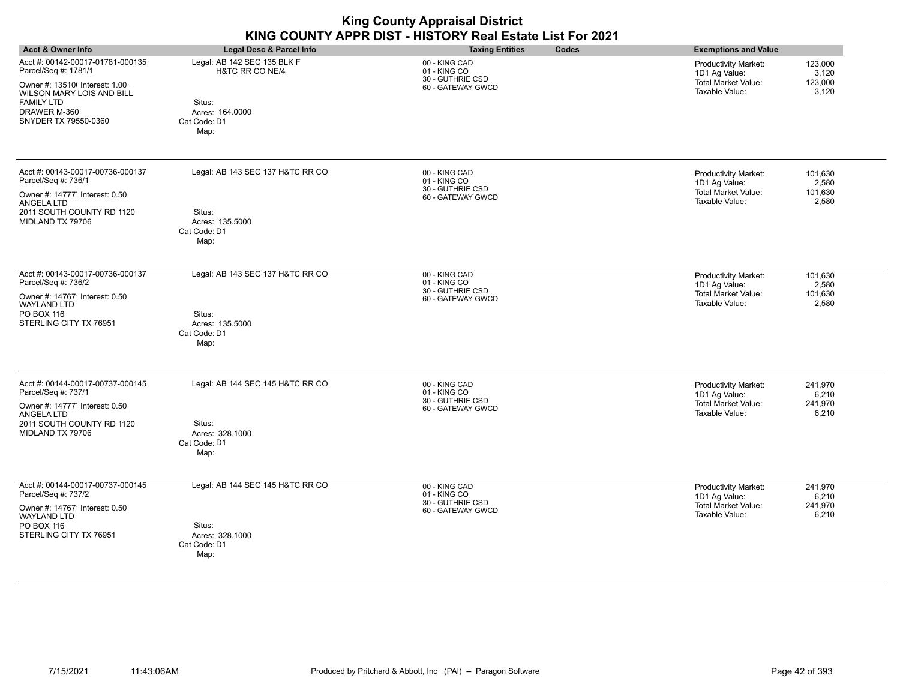# King County Appraisal District
## KING COUNTY APPR DIST - HISTORY Real Estate List For 2021

| Acct & Owner Info | Legal Desc & Parcel Info | Taxing Entities | Codes | Exemptions and Value |
|---|---|---|---|---|
| Acct #: 00142-00017-01781-000135<br>Parcel/Seq #: 1781/1<br>Owner #: 13510( Interest: 1.00<br>WILSON MARY LOIS AND BILL FAMILY LTD<br>DRAWER M-360<br>SNYDER TX 79550-0360 | Legal: AB 142 SEC 135 BLK F H&TC RR CO NE/4<br>Situs:<br>Acres: 164.0000<br>Cat Code: D1<br>Map: | 00 - KING CAD<br>01 - KING CO<br>30 - GUTHRIE CSD<br>60 - GATEWAY GWCD | | Productivity Market: 123,000<br>1D1 Ag Value: 3,120<br>Total Market Value: 123,000<br>Taxable Value: 3,120 |
| Acct #: 00143-00017-00736-000137<br>Parcel/Seq #: 736/1<br>Owner #: 14777; Interest: 0.50<br>ANGELA LTD<br>2011 SOUTH COUNTY RD 1120<br>MIDLAND TX 79706 | Legal: AB 143 SEC 137 H&TC RR CO<br>Situs:<br>Acres: 135.5000<br>Cat Code: D1<br>Map: | 00 - KING CAD<br>01 - KING CO<br>30 - GUTHRIE CSD<br>60 - GATEWAY GWCD | | Productivity Market: 101,630<br>1D1 Ag Value: 2,580<br>Total Market Value: 101,630<br>Taxable Value: 2,580 |
| Acct #: 00143-00017-00736-000137<br>Parcel/Seq #: 736/2<br>Owner #: 14767' Interest: 0.50<br>WAYLAND LTD<br>PO BOX 116<br>STERLING CITY TX 76951 | Legal: AB 143 SEC 137 H&TC RR CO<br>Situs:<br>Acres: 135.5000<br>Cat Code: D1<br>Map: | 00 - KING CAD<br>01 - KING CO<br>30 - GUTHRIE CSD<br>60 - GATEWAY GWCD | | Productivity Market: 101,630<br>1D1 Ag Value: 2,580<br>Total Market Value: 101,630<br>Taxable Value: 2,580 |
| Acct #: 00144-00017-00737-000145<br>Parcel/Seq #: 737/1<br>Owner #: 14777; Interest: 0.50<br>ANGELA LTD<br>2011 SOUTH COUNTY RD 1120<br>MIDLAND TX 79706 | Legal: AB 144 SEC 145 H&TC RR CO<br>Situs:<br>Acres: 328.1000<br>Cat Code: D1<br>Map: | 00 - KING CAD<br>01 - KING CO<br>30 - GUTHRIE CSD<br>60 - GATEWAY GWCD | | Productivity Market: 241,970<br>1D1 Ag Value: 6,210<br>Total Market Value: 241,970<br>Taxable Value: 6,210 |
| Acct #: 00144-00017-00737-000145<br>Parcel/Seq #: 737/2<br>Owner #: 14767' Interest: 0.50<br>WAYLAND LTD<br>PO BOX 116<br>STERLING CITY TX 76951 | Legal: AB 144 SEC 145 H&TC RR CO<br>Situs:<br>Acres: 328.1000<br>Cat Code: D1<br>Map: | 00 - KING CAD<br>01 - KING CO<br>30 - GUTHRIE CSD<br>60 - GATEWAY GWCD | | Productivity Market: 241,970<br>1D1 Ag Value: 6,210<br>Total Market Value: 241,970<br>Taxable Value: 6,210 |

7/15/2021 11:43:06AM Produced by Pritchard & Abbott, Inc (PAI) -- Paragon Software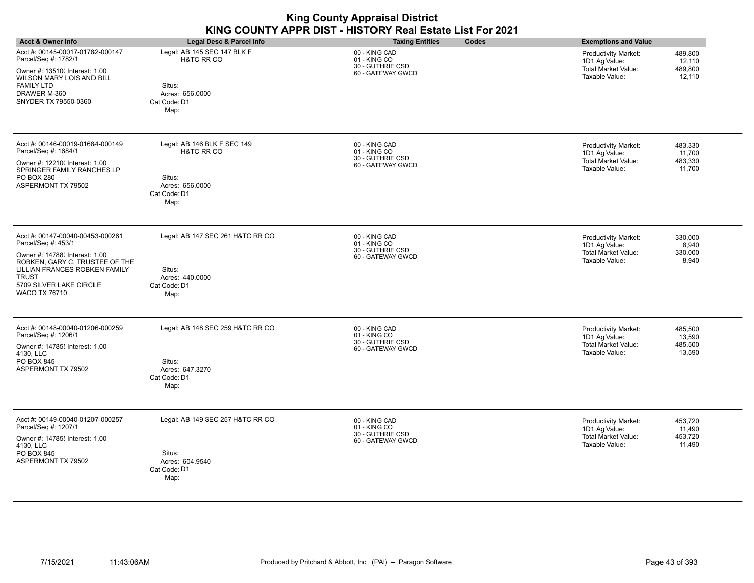# King County Appraisal District

## KING COUNTY APPR DIST - HISTORY Real Estate List For 2021

| Acct & Owner Info | Legal Desc & Parcel Info | Taxing Entities | Codes | Exemptions and Value |
|---|---|---|---|---|
| Acct #: 00145-00017-01782-000147<br>Parcel/Seq #: 1782/1<br>Owner #: 13510( Interest: 1.00<br>WILSON MARY LOIS AND BILL FAMILY LTD<br>DRAWER M-360<br>SNYDER TX 79550-0360 | Legal: AB 145 SEC 147 BLK F H&TC RR CO<br>Situs:<br>Acres: 656.0000<br>Cat Code: D1<br>Map: | 00 - KING CAD<br>01 - KING CO<br>30 - GUTHRIE CSD<br>60 - GATEWAY GWCD | | Productivity Market: 489,800<br>1D1 Ag Value: 12,110<br>Total Market Value: 489,800<br>Taxable Value: 12,110 |
| Acct #: 00146-00019-01684-000149<br>Parcel/Seq #: 1684/1<br>Owner #: 12210( Interest: 1.00<br>SPRINGER FAMILY RANCHES LP<br>PO BOX 280<br>ASPERMONT TX 79502 | Legal: AB 146 BLK F SEC 149 H&TC RR CO<br>Situs:<br>Acres: 656.0000<br>Cat Code: D1<br>Map: | 00 - KING CAD<br>01 - KING CO<br>30 - GUTHRIE CSD<br>60 - GATEWAY GWCD | | Productivity Market: 483,330<br>1D1 Ag Value: 11,700<br>Total Market Value: 483,330<br>Taxable Value: 11,700 |
| Acct #: 00147-00040-00453-000261<br>Parcel/Seq #: 453/1<br>Owner #: 14788 Interest: 1.00<br>ROBKEN, GARY C, TRUSTEE OF THE LILLIAN FRANCES ROBKEN FAMILY TRUST<br>5709 SILVER LAKE CIRCLE<br>WACO TX 76710 | Legal: AB 147 SEC 261 H&TC RR CO<br>Situs:<br>Acres: 440.0000<br>Cat Code: D1<br>Map: | 00 - KING CAD<br>01 - KING CO<br>30 - GUTHRIE CSD<br>60 - GATEWAY GWCD | | Productivity Market: 330,000<br>1D1 Ag Value: 8,940<br>Total Market Value: 330,000<br>Taxable Value: 8,940 |
| Acct #: 00148-00040-01206-000259<br>Parcel/Seq #: 1206/1<br>Owner #: 14785 Interest: 1.00<br>4130, LLC<br>PO BOX 845<br>ASPERMONT TX 79502 | Legal: AB 148 SEC 259 H&TC RR CO<br>Situs:<br>Acres: 647.3270<br>Cat Code: D1<br>Map: | 00 - KING CAD<br>01 - KING CO<br>30 - GUTHRIE CSD<br>60 - GATEWAY GWCD | | Productivity Market: 485,500<br>1D1 Ag Value: 13,590<br>Total Market Value: 485,500<br>Taxable Value: 13,590 |
| Acct #: 00149-00040-01207-000257<br>Parcel/Seq #: 1207/1<br>Owner #: 14785 Interest: 1.00<br>4130, LLC<br>PO BOX 845<br>ASPERMONT TX 79502 | Legal: AB 149 SEC 257 H&TC RR CO<br>Situs:<br>Acres: 604.9540<br>Cat Code: D1<br>Map: | 00 - KING CAD<br>01 - KING CO<br>30 - GUTHRIE CSD<br>60 - GATEWAY GWCD | | Productivity Market: 453,720<br>1D1 Ag Value: 11,490<br>Total Market Value: 453,720<br>Taxable Value: 11,490 |

7/15/2021 11:43:06AM Produced by Pritchard & Abbott, Inc (PAI) -- Paragon Software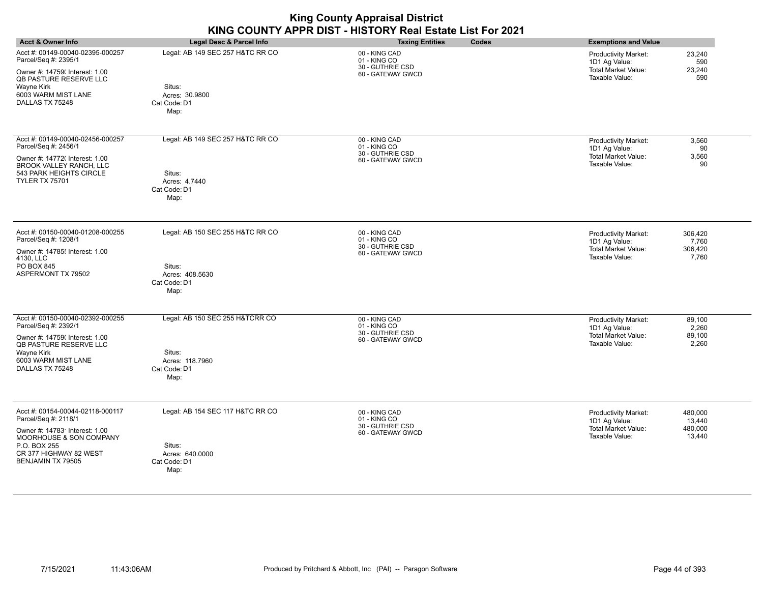# King County Appraisal District
## KING COUNTY APPR DIST - HISTORY Real Estate List For 2021

| Acct & Owner Info | Legal Desc & Parcel Info | Taxing Entities | Codes | Exemptions and Value |
|---|---|---|---|---|
| Acct #: 00149-00040-02395-000257<br>Parcel/Seq #: 2395/1<br>Owner #: 14759( Interest: 1.00<br>QB PASTURE RESERVE LLC<br>Wayne Kirk<br>6003 WARM MIST LANE<br>DALLAS TX 75248 | Legal: AB 149 SEC 257 H&TC RR CO<br>Situs:<br>Acres: 30.9800<br>Cat Code: D1<br>Map: | 00 - KING CAD<br>01 - KING CO<br>30 - GUTHRIE CSD<br>60 - GATEWAY GWCD | | Productivity Market: 23,240<br>1D1 Ag Value: 590<br>Total Market Value: 23,240<br>Taxable Value: 590 |
| Acct #: 00149-00040-02456-000257<br>Parcel/Seq #: 2456/1<br>Owner #: 14772( Interest: 1.00<br>BROOK VALLEY RANCH, LLC<br>543 PARK HEIGHTS CIRCLE<br>TYLER TX 75701 | Legal: AB 149 SEC 257 H&TC RR CO<br>Situs:<br>Acres: 4.7440<br>Cat Code: D1<br>Map: | 00 - KING CAD<br>01 - KING CO<br>30 - GUTHRIE CSD<br>60 - GATEWAY GWCD | | Productivity Market: 3,560<br>1D1 Ag Value: 90<br>Total Market Value: 3,560<br>Taxable Value: 90 |
| Acct #: 00150-00040-01208-000255<br>Parcel/Seq #: 1208/1<br>Owner #: 14785! Interest: 1.00<br>4130, LLC<br>PO BOX 845<br>ASPERMONT TX 79502 | Legal: AB 150 SEC 255 H&TC RR CO<br>Situs:<br>Acres: 408.5630<br>Cat Code: D1<br>Map: | 00 - KING CAD<br>01 - KING CO<br>30 - GUTHRIE CSD<br>60 - GATEWAY GWCD | | Productivity Market: 306,420<br>1D1 Ag Value: 7,760<br>Total Market Value: 306,420<br>Taxable Value: 7,760 |
| Acct #: 00150-00040-02392-000255<br>Parcel/Seq #: 2392/1<br>Owner #: 14759( Interest: 1.00<br>QB PASTURE RESERVE LLC<br>Wayne Kirk<br>6003 WARM MIST LANE<br>DALLAS TX 75248 | Legal: AB 150 SEC 255 H&TCRR CO<br>Situs:<br>Acres: 118.7960<br>Cat Code: D1<br>Map: | 00 - KING CAD<br>01 - KING CO<br>30 - GUTHRIE CSD<br>60 - GATEWAY GWCD | | Productivity Market: 89,100<br>1D1 Ag Value: 2,260<br>Total Market Value: 89,100<br>Taxable Value: 2,260 |
| Acct #: 00154-00044-02118-000117<br>Parcel/Seq #: 2118/1<br>Owner #: 14783' Interest: 1.00<br>MOORHOUSE & SON COMPANY<br>P.O. BOX 255<br>CR 377 HIGHWAY 82 WEST<br>BENJAMIN TX 79505 | Legal: AB 154 SEC 117 H&TC RR CO<br>Situs:<br>Acres: 640.0000<br>Cat Code: D1<br>Map: | 00 - KING CAD<br>01 - KING CO<br>30 - GUTHRIE CSD<br>60 - GATEWAY GWCD | | Productivity Market: 480,000<br>1D1 Ag Value: 13,440<br>Total Market Value: 480,000<br>Taxable Value: 13,440 |

7/15/2021 11:43:06AM Produced by Pritchard & Abbott, Inc (PAI) -- Paragon Software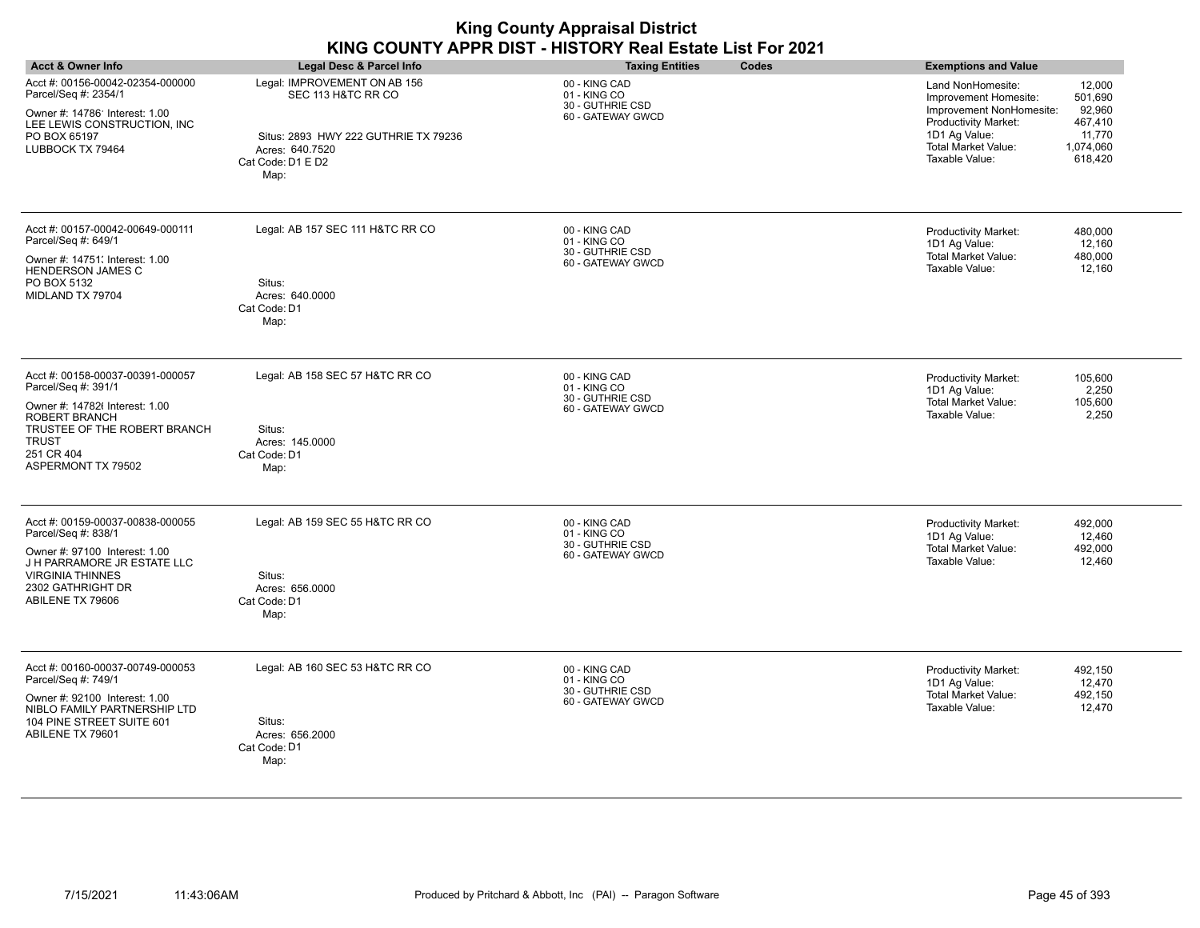# King County Appraisal District

## KING COUNTY APPR DIST - HISTORY Real Estate List For 2021

| Acct & Owner Info | Legal Desc & Parcel Info | Taxing Entities | Codes | Exemptions and Value |
|---|---|---|---|---|
| Acct #: 00156-00042-02354-000000<br>Parcel/Seq #: 2354/1<br>Owner #: 14786' Interest: 1.00<br>LEE LEWIS CONSTRUCTION, INC<br>PO BOX 65197<br>LUBBOCK TX 79464 | Legal: IMPROVEMENT ON AB 156 SEC 113 H&TC RR CO<br>Situs: 2893 HWY 222 GUTHRIE TX 79236<br>Acres: 640.7520<br>Cat Code: D1 E D2<br>Map: | 00 - KING CAD<br>01 - KING CO<br>30 - GUTHRIE CSD<br>60 - GATEWAY GWCD | | Land NonHomesite: 12,000<br>Improvement Homesite: 501,690<br>Improvement NonHomesite: 92,960<br>Productivity Market: 467,410<br>1D1 Ag Value: 11,770<br>Total Market Value: 1,074,060<br>Taxable Value: 618,420 |
| Acct #: 00157-00042-00649-000111<br>Parcel/Seq #: 649/1<br>Owner #: 14751; Interest: 1.00<br>HENDERSON JAMES C<br>PO BOX 5132<br>MIDLAND TX 79704 | Legal: AB 157 SEC 111 H&TC RR CO<br>Situs:<br>Acres: 640.0000<br>Cat Code: D1<br>Map: | 00 - KING CAD<br>01 - KING CO<br>30 - GUTHRIE CSD<br>60 - GATEWAY GWCD | | Productivity Market: 480,000<br>1D1 Ag Value: 12,160<br>Total Market Value: 480,000<br>Taxable Value: 12,160 |
| Acct #: 00158-00037-00391-000057<br>Parcel/Seq #: 391/1<br>Owner #: 14782( Interest: 1.00<br>ROBERT BRANCH<br>TRUSTEE OF THE ROBERT BRANCH TRUST<br>251 CR 404<br>ASPERMONT TX 79502 | Legal: AB 158 SEC 57 H&TC RR CO<br>Situs:<br>Acres: 145.0000<br>Cat Code: D1<br>Map: | 00 - KING CAD<br>01 - KING CO<br>30 - GUTHRIE CSD<br>60 - GATEWAY GWCD | | Productivity Market: 105,600<br>1D1 Ag Value: 2,250<br>Total Market Value: 105,600<br>Taxable Value: 2,250 |
| Acct #: 00159-00037-00838-000055<br>Parcel/Seq #: 838/1<br>Owner #: 97100 Interest: 1.00<br>J H PARRAMORE JR ESTATE LLC<br>VIRGINIA THINNES<br>2302 GATHRIGHT DR<br>ABILENE TX 79606 | Legal: AB 159 SEC 55 H&TC RR CO<br>Situs:<br>Acres: 656.0000<br>Cat Code: D1<br>Map: | 00 - KING CAD<br>01 - KING CO<br>30 - GUTHRIE CSD<br>60 - GATEWAY GWCD | | Productivity Market: 492,000<br>1D1 Ag Value: 12,460<br>Total Market Value: 492,000<br>Taxable Value: 12,460 |
| Acct #: 00160-00037-00749-000053<br>Parcel/Seq #: 749/1<br>Owner #: 92100 Interest: 1.00<br>NIBLO FAMILY PARTNERSHIP LTD<br>104 PINE STREET SUITE 601<br>ABILENE TX 79601 | Legal: AB 160 SEC 53 H&TC RR CO<br>Situs:<br>Acres: 656.2000<br>Cat Code: D1<br>Map: | 00 - KING CAD<br>01 - KING CO<br>30 - GUTHRIE CSD<br>60 - GATEWAY GWCD | | Productivity Market: 492,150<br>1D1 Ag Value: 12,470<br>Total Market Value: 492,150<br>Taxable Value: 12,470 |

7/15/2021 11:43:06AM Produced by Pritchard & Abbott, Inc (PAI) -- Paragon Software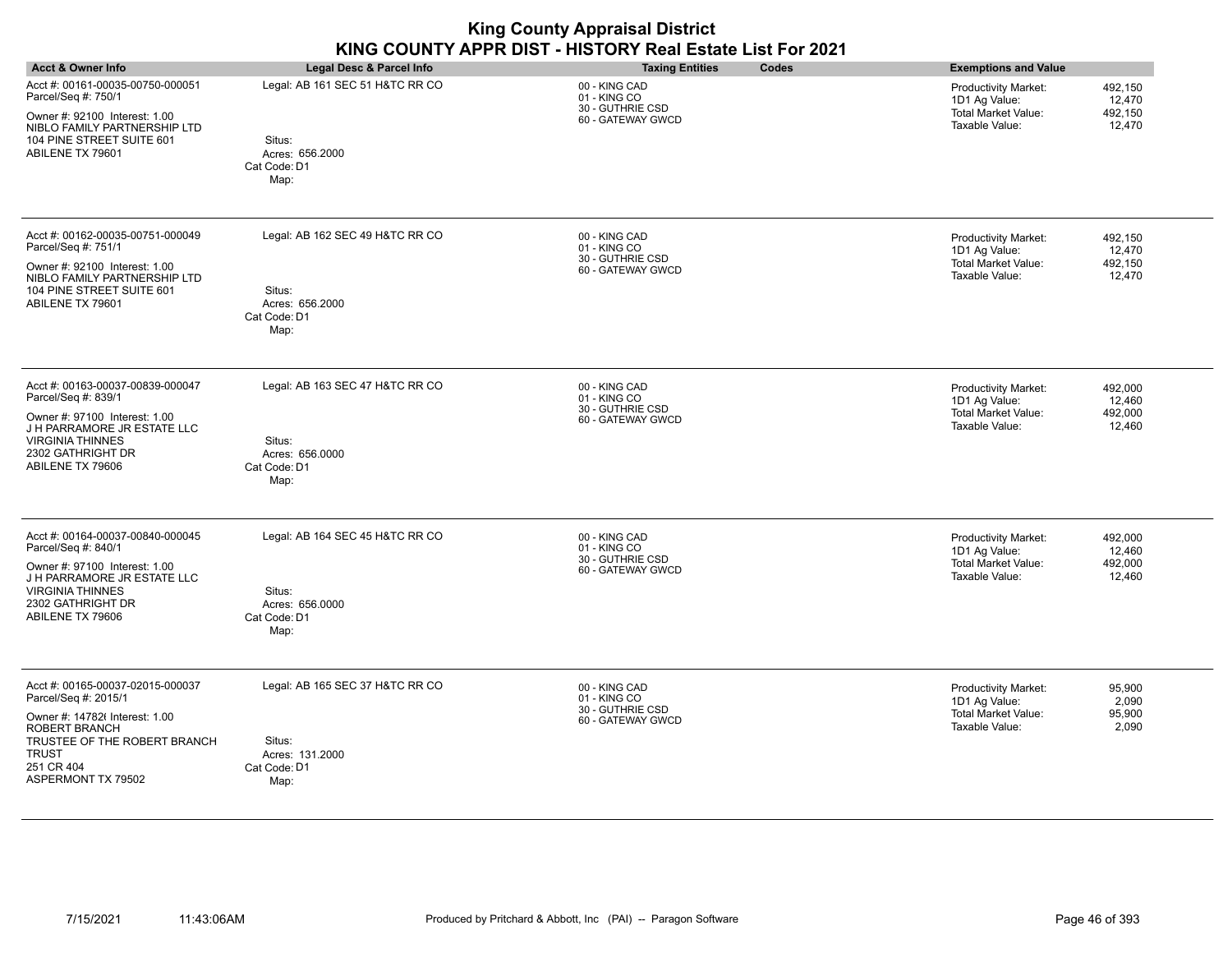# King County Appraisal District

## KING COUNTY APPR DIST - HISTORY Real Estate List For 2021

| Acct & Owner Info | Legal Desc & Parcel Info | Taxing Entities | Codes | Exemptions and Value |
|---|---|---|---|---|
| Acct #: 00161-00035-00750-000051<br>Parcel/Seq #: 750/1<br>Owner #: 92100 Interest: 1.00<br>NIBLO FAMILY PARTNERSHIP LTD<br>104 PINE STREET SUITE 601<br>ABILENE TX 79601 | Legal: AB 161 SEC 51 H&TC RR CO<br>Situs:<br>Acres: 656.2000<br>Cat Code: D1<br>Map: | 00 - KING CAD<br>01 - KING CO<br>30 - GUTHRIE CSD<br>60 - GATEWAY GWCD | | Productivity Market: 492,150<br>1D1 Ag Value: 12,470<br>Total Market Value: 492,150<br>Taxable Value: 12,470 |
| Acct #: 00162-00035-00751-000049<br>Parcel/Seq #: 751/1<br>Owner #: 92100 Interest: 1.00<br>NIBLO FAMILY PARTNERSHIP LTD<br>104 PINE STREET SUITE 601<br>ABILENE TX 79601 | Legal: AB 162 SEC 49 H&TC RR CO<br>Situs:<br>Acres: 656.2000<br>Cat Code: D1<br>Map: | 00 - KING CAD<br>01 - KING CO<br>30 - GUTHRIE CSD<br>60 - GATEWAY GWCD | | Productivity Market: 492,150<br>1D1 Ag Value: 12,470<br>Total Market Value: 492,150<br>Taxable Value: 12,470 |
| Acct #: 00163-00037-00839-000047<br>Parcel/Seq #: 839/1<br>Owner #: 97100 Interest: 1.00<br>J H PARRAMORE JR ESTATE LLC<br>VIRGINIA THINNES<br>2302 GATHRIGHT DR<br>ABILENE TX 79606 | Legal: AB 163 SEC 47 H&TC RR CO<br>Situs:<br>Acres: 656.0000<br>Cat Code: D1<br>Map: | 00 - KING CAD<br>01 - KING CO<br>30 - GUTHRIE CSD<br>60 - GATEWAY GWCD | | Productivity Market: 492,000<br>1D1 Ag Value: 12,460<br>Total Market Value: 492,000<br>Taxable Value: 12,460 |
| Acct #: 00164-00037-00840-000045<br>Parcel/Seq #: 840/1<br>Owner #: 97100 Interest: 1.00<br>J H PARRAMORE JR ESTATE LLC<br>VIRGINIA THINNES<br>2302 GATHRIGHT DR<br>ABILENE TX 79606 | Legal: AB 164 SEC 45 H&TC RR CO<br>Situs:<br>Acres: 656.0000<br>Cat Code: D1<br>Map: | 00 - KING CAD<br>01 - KING CO<br>30 - GUTHRIE CSD<br>60 - GATEWAY GWCD | | Productivity Market: 492,000<br>1D1 Ag Value: 12,460<br>Total Market Value: 492,000<br>Taxable Value: 12,460 |
| Acct #: 00165-00037-02015-000037<br>Parcel/Seq #: 2015/1<br>Owner #: 14782( Interest: 1.00<br>ROBERT BRANCH<br>TRUSTEE OF THE ROBERT BRANCH TRUST<br>251 CR 404<br>ASPERMONT TX 79502 | Legal: AB 165 SEC 37 H&TC RR CO<br>Situs:<br>Acres: 131.2000<br>Cat Code: D1<br>Map: | 00 - KING CAD<br>01 - KING CO<br>30 - GUTHRIE CSD<br>60 - GATEWAY GWCD | | Productivity Market: 95,900<br>1D1 Ag Value: 2,090<br>Total Market Value: 95,900<br>Taxable Value: 2,090 |

7/15/2021 11:43:06AM Produced by Pritchard & Abbott, Inc (PAI) -- Paragon Software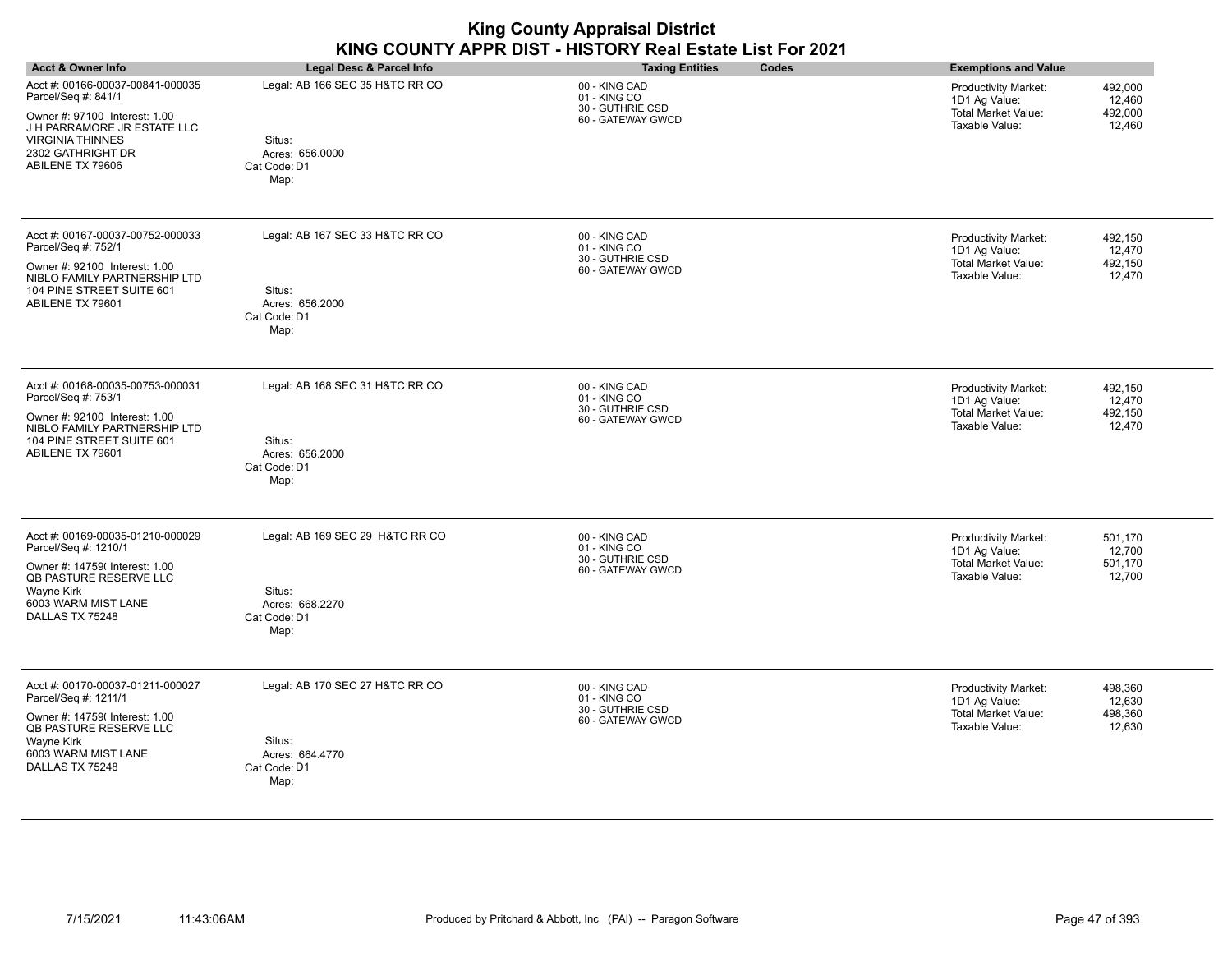# King County Appraisal District

## KING COUNTY APPR DIST - HISTORY Real Estate List For 2021

| Acct & Owner Info | Legal Desc & Parcel Info | Taxing Entities | Codes | Exemptions and Value |
|---|---|---|---|---|
| Acct #: 00166-00037-00841-000035<br>Parcel/Seq #: 841/1<br>Owner #: 97100 Interest: 1.00<br>J H PARRAMORE JR ESTATE LLC<br>VIRGINIA THINNES<br>2302 GATHRIGHT DR<br>ABILENE TX 79606 | Legal: AB 166 SEC 35 H&TC RR CO<br>Situs:<br>Acres: 656.0000<br>Cat Code: D1<br>Map: | 00 - KING CAD<br>01 - KING CO<br>30 - GUTHRIE CSD<br>60 - GATEWAY GWCD | | Productivity Market: 492,000<br>1D1 Ag Value: 12,460<br>Total Market Value: 492,000<br>Taxable Value: 12,460 |
| Acct #: 00167-00037-00752-000033<br>Parcel/Seq #: 752/1<br>Owner #: 92100 Interest: 1.00<br>NIBLO FAMILY PARTNERSHIP LTD<br>104 PINE STREET SUITE 601<br>ABILENE TX 79601 | Legal: AB 167 SEC 33 H&TC RR CO<br>Situs:<br>Acres: 656.2000<br>Cat Code: D1<br>Map: | 00 - KING CAD<br>01 - KING CO<br>30 - GUTHRIE CSD<br>60 - GATEWAY GWCD | | Productivity Market: 492,150<br>1D1 Ag Value: 12,470<br>Total Market Value: 492,150<br>Taxable Value: 12,470 |
| Acct #: 00168-00035-00753-000031<br>Parcel/Seq #: 753/1<br>Owner #: 92100 Interest: 1.00<br>NIBLO FAMILY PARTNERSHIP LTD<br>104 PINE STREET SUITE 601<br>ABILENE TX 79601 | Legal: AB 168 SEC 31 H&TC RR CO<br>Situs:<br>Acres: 656.2000<br>Cat Code: D1<br>Map: | 00 - KING CAD<br>01 - KING CO<br>30 - GUTHRIE CSD<br>60 - GATEWAY GWCD | | Productivity Market: 492,150<br>1D1 Ag Value: 12,470<br>Total Market Value: 492,150<br>Taxable Value: 12,470 |
| Acct #: 00169-00035-01210-000029<br>Parcel/Seq #: 1210/1<br>Owner #: 14759( Interest: 1.00<br>QB PASTURE RESERVE LLC<br>Wayne Kirk<br>6003 WARM MIST LANE<br>DALLAS TX 75248 | Legal: AB 169 SEC 29 H&TC RR CO<br>Situs:<br>Acres: 668.2270<br>Cat Code: D1<br>Map: | 00 - KING CAD<br>01 - KING CO<br>30 - GUTHRIE CSD<br>60 - GATEWAY GWCD | | Productivity Market: 501,170<br>1D1 Ag Value: 12,700<br>Total Market Value: 501,170<br>Taxable Value: 12,700 |
| Acct #: 00170-00037-01211-000027<br>Parcel/Seq #: 1211/1<br>Owner #: 14759( Interest: 1.00<br>QB PASTURE RESERVE LLC<br>Wayne Kirk<br>6003 WARM MIST LANE<br>DALLAS TX 75248 | Legal: AB 170 SEC 27 H&TC RR CO<br>Situs:<br>Acres: 664.4770<br>Cat Code: D1<br>Map: | 00 - KING CAD<br>01 - KING CO<br>30 - GUTHRIE CSD<br>60 - GATEWAY GWCD | | Productivity Market: 498,360<br>1D1 Ag Value: 12,630<br>Total Market Value: 498,360<br>Taxable Value: 12,630 |

7/15/2021 11:43:06AM Produced by Pritchard & Abbott, Inc (PAI) -- Paragon Software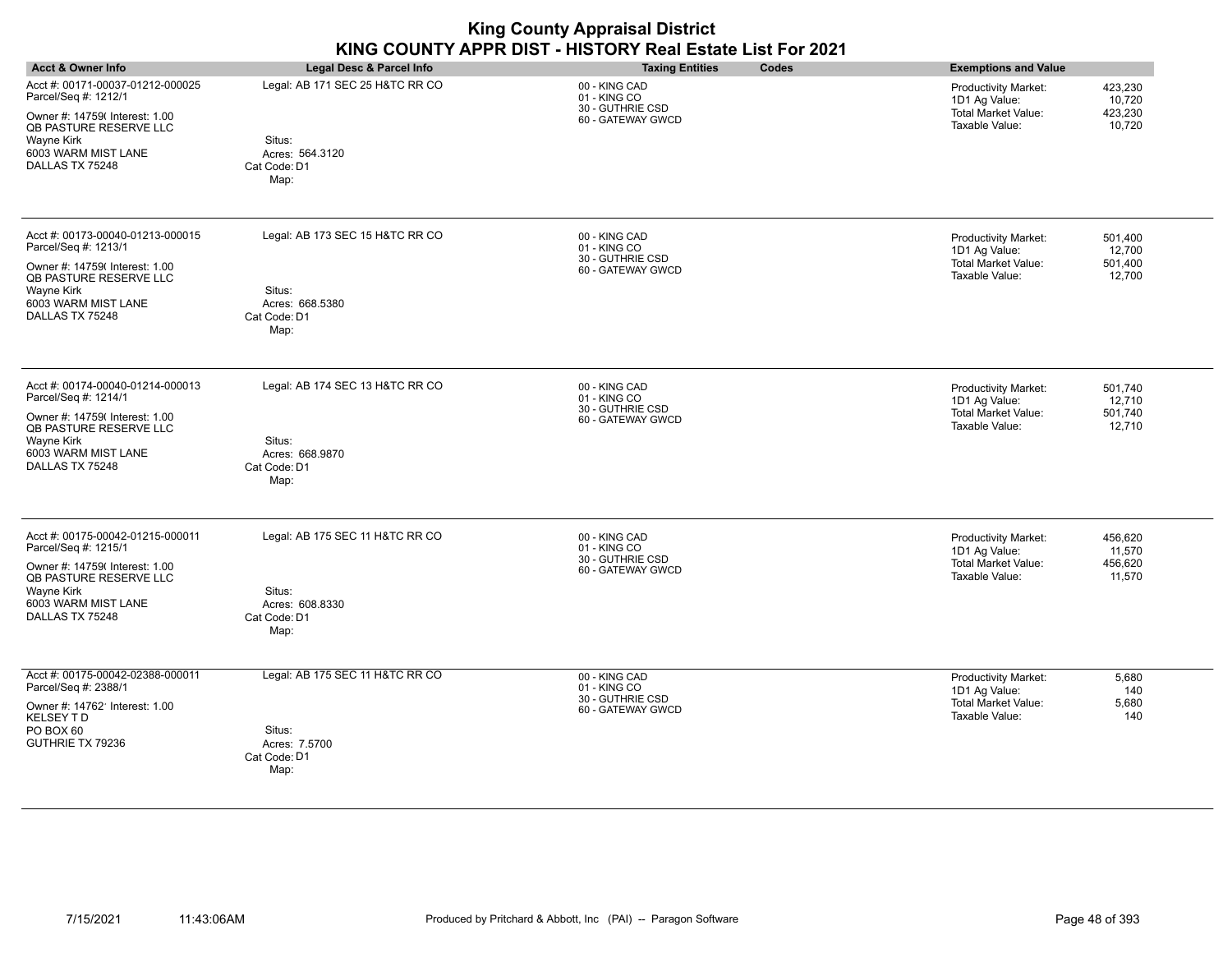# King County Appraisal District

## KING COUNTY APPR DIST - HISTORY Real Estate List For 2021

| Acct & Owner Info | Legal Desc & Parcel Info | Taxing Entities | Codes | Exemptions and Value |
|---|---|---|---|---|
| Acct #: 00171-00037-01212-000025<br>Parcel/Seq #: 1212/1<br>Owner #: 14759( Interest: 1.00<br>QB PASTURE RESERVE LLC<br>Wayne Kirk<br>6003 WARM MIST LANE<br>DALLAS TX 75248 | Legal: AB 171 SEC 25 H&TC RR CO<br>Situs:<br>Acres: 564.3120<br>Cat Code: D1<br>Map: | 00 - KING CAD<br>01 - KING CO<br>30 - GUTHRIE CSD<br>60 - GATEWAY GWCD | | Productivity Market: 423,230<br>1D1 Ag Value: 10,720<br>Total Market Value: 423,230<br>Taxable Value: 10,720 |
| Acct #: 00173-00040-01213-000015<br>Parcel/Seq #: 1213/1<br>Owner #: 14759( Interest: 1.00<br>QB PASTURE RESERVE LLC<br>Wayne Kirk<br>6003 WARM MIST LANE<br>DALLAS TX 75248 | Legal: AB 173 SEC 15 H&TC RR CO<br>Situs:<br>Acres: 668.5380<br>Cat Code: D1<br>Map: | 00 - KING CAD<br>01 - KING CO<br>30 - GUTHRIE CSD<br>60 - GATEWAY GWCD | | Productivity Market: 501,400<br>1D1 Ag Value: 12,700<br>Total Market Value: 501,400<br>Taxable Value: 12,700 |
| Acct #: 00174-00040-01214-000013<br>Parcel/Seq #: 1214/1<br>Owner #: 14759( Interest: 1.00<br>QB PASTURE RESERVE LLC<br>Wayne Kirk<br>6003 WARM MIST LANE<br>DALLAS TX 75248 | Legal: AB 174 SEC 13 H&TC RR CO<br>Situs:<br>Acres: 668.9870<br>Cat Code: D1<br>Map: | 00 - KING CAD<br>01 - KING CO<br>30 - GUTHRIE CSD<br>60 - GATEWAY GWCD | | Productivity Market: 501,740<br>1D1 Ag Value: 12,710<br>Total Market Value: 501,740<br>Taxable Value: 12,710 |
| Acct #: 00175-00042-01215-000011<br>Parcel/Seq #: 1215/1<br>Owner #: 14759( Interest: 1.00<br>QB PASTURE RESERVE LLC<br>Wayne Kirk<br>6003 WARM MIST LANE<br>DALLAS TX 75248 | Legal: AB 175 SEC 11 H&TC RR CO<br>Situs:<br>Acres: 608.8330<br>Cat Code: D1<br>Map: | 00 - KING CAD<br>01 - KING CO<br>30 - GUTHRIE CSD<br>60 - GATEWAY GWCD | | Productivity Market: 456,620<br>1D1 Ag Value: 11,570<br>Total Market Value: 456,620<br>Taxable Value: 11,570 |
| Acct #: 00175-00042-02388-000011<br>Parcel/Seq #: 2388/1<br>Owner #: 14762' Interest: 1.00<br>KELSEY T D<br>PO BOX 60<br>GUTHRIE TX 79236 | Legal: AB 175 SEC 11 H&TC RR CO<br>Situs:<br>Acres: 7.5700<br>Cat Code: D1<br>Map: | 00 - KING CAD<br>01 - KING CO<br>30 - GUTHRIE CSD<br>60 - GATEWAY GWCD | | Productivity Market: 5,680<br>1D1 Ag Value: 140<br>Total Market Value: 5,680<br>Taxable Value: 140 |

7/15/2021 11:43:06AM Produced by Pritchard & Abbott, Inc (PAI) -- Paragon Software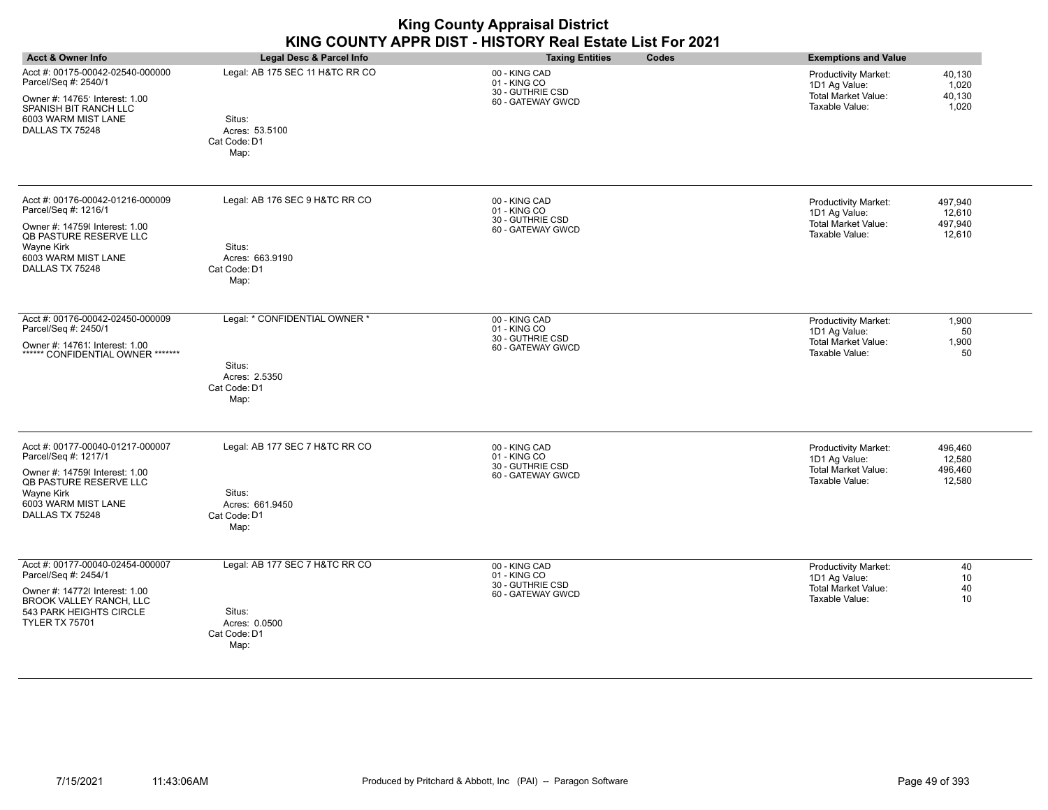# King County Appraisal District
## KING COUNTY APPR DIST - HISTORY Real Estate List For 2021

| Acct & Owner Info | Legal Desc & Parcel Info | Taxing Entities | Codes | Exemptions and Value |
|---|---|---|---|---|
| Acct #: 00175-00042-02540-000000<br>Parcel/Seq #: 2540/1<br>Owner #: 14765' Interest: 1.00<br>SPANISH BIT RANCH LLC<br>6003 WARM MIST LANE<br>DALLAS TX 75248 | Legal: AB 175 SEC 11 H&TC RR CO<br>Situs:<br>Acres: 53.5100<br>Cat Code: D1<br>Map: | 00 - KING CAD<br>01 - KING CO<br>30 - GUTHRIE CSD<br>60 - GATEWAY GWCD | | Productivity Market: 40,130<br>1D1 Ag Value: 1,020<br>Total Market Value: 40,130<br>Taxable Value: 1,020 |
| Acct #: 00176-00042-01216-000009<br>Parcel/Seq #: 1216/1<br>Owner #: 14759( Interest: 1.00<br>QB PASTURE RESERVE LLC<br>Wayne Kirk<br>6003 WARM MIST LANE<br>DALLAS TX 75248 | Legal: AB 176 SEC 9 H&TC RR CO<br>Situs:<br>Acres: 663.9190<br>Cat Code: D1<br>Map: | 00 - KING CAD<br>01 - KING CO<br>30 - GUTHRIE CSD<br>60 - GATEWAY GWCD | | Productivity Market: 497,940<br>1D1 Ag Value: 12,610<br>Total Market Value: 497,940<br>Taxable Value: 12,610 |
| Acct #: 00176-00042-02450-000009<br>Parcel/Seq #: 2450/1<br>Owner #: 14761: Interest: 1.00<br>****** CONFIDENTIAL OWNER ******* | Legal: * CONFIDENTIAL OWNER *<br>Situs:<br>Acres: 2.5350<br>Cat Code: D1<br>Map: | 00 - KING CAD<br>01 - KING CO<br>30 - GUTHRIE CSD<br>60 - GATEWAY GWCD | | Productivity Market: 1,900<br>1D1 Ag Value: 50<br>Total Market Value: 1,900<br>Taxable Value: 50 |
| Acct #: 00177-00040-01217-000007<br>Parcel/Seq #: 1217/1<br>Owner #: 14759( Interest: 1.00<br>QB PASTURE RESERVE LLC<br>Wayne Kirk<br>6003 WARM MIST LANE<br>DALLAS TX 75248 | Legal: AB 177 SEC 7 H&TC RR CO<br>Situs:<br>Acres: 661.9450<br>Cat Code: D1<br>Map: | 00 - KING CAD<br>01 - KING CO<br>30 - GUTHRIE CSD<br>60 - GATEWAY GWCD | | Productivity Market: 496,460<br>1D1 Ag Value: 12,580<br>Total Market Value: 496,460<br>Taxable Value: 12,580 |
| Acct #: 00177-00040-02454-000007<br>Parcel/Seq #: 2454/1<br>Owner #: 14772( Interest: 1.00<br>BROOK VALLEY RANCH, LLC<br>543 PARK HEIGHTS CIRCLE<br>TYLER TX 75701 | Legal: AB 177 SEC 7 H&TC RR CO<br>Situs:<br>Acres: 0.0500<br>Cat Code: D1<br>Map: | 00 - KING CAD<br>01 - KING CO<br>30 - GUTHRIE CSD<br>60 - GATEWAY GWCD | | Productivity Market: 40<br>1D1 Ag Value: 10<br>Total Market Value: 40<br>Taxable Value: 10 |

7/15/2021 11:43:06AM Produced by Pritchard & Abbott, Inc (PAI) -- Paragon Software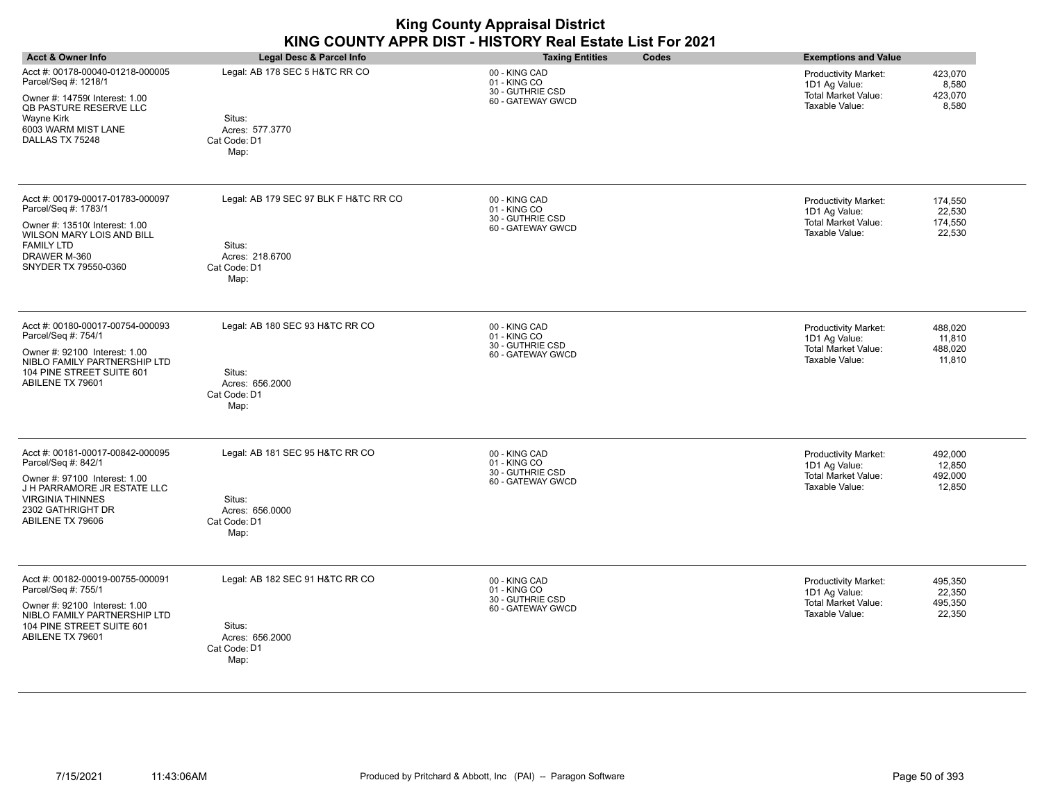# King County Appraisal District

## KING COUNTY APPR DIST - HISTORY Real Estate List For 2021

| Acct & Owner Info | Legal Desc & Parcel Info | Taxing Entities | Codes | Exemptions and Value |
|---|---|---|---|---|
| Acct #: 00178-00040-01218-000005<br>Parcel/Seq #: 1218/1<br>Owner #: 14759( Interest: 1.00<br>QB PASTURE RESERVE LLC<br>Wayne Kirk<br>6003 WARM MIST LANE<br>DALLAS TX 75248 | Legal: AB 178 SEC 5 H&TC RR CO<br>Situs:<br>Acres: 577.3770<br>Cat Code: D1<br>Map: | 00 - KING CAD<br>01 - KING CO<br>30 - GUTHRIE CSD<br>60 - GATEWAY GWCD | | Productivity Market: 423,070<br>1D1 Ag Value: 8,580<br>Total Market Value: 423,070<br>Taxable Value: 8,580 |
| Acct #: 00179-00017-01783-000097<br>Parcel/Seq #: 1783/1<br>Owner #: 13510( Interest: 1.00<br>WILSON MARY LOIS AND BILL<br>FAMILY LTD<br>DRAWER M-360<br>SNYDER TX 79550-0360 | Legal: AB 179 SEC 97 BLK F H&TC RR CO<br>Situs:<br>Acres: 218.6700<br>Cat Code: D1<br>Map: | 00 - KING CAD<br>01 - KING CO<br>30 - GUTHRIE CSD<br>60 - GATEWAY GWCD | | Productivity Market: 174,550<br>1D1 Ag Value: 22,530<br>Total Market Value: 174,550<br>Taxable Value: 22,530 |
| Acct #: 00180-00017-00754-000093<br>Parcel/Seq #: 754/1<br>Owner #: 92100 Interest: 1.00<br>NIBLO FAMILY PARTNERSHIP LTD<br>104 PINE STREET SUITE 601<br>ABILENE TX 79601 | Legal: AB 180 SEC 93 H&TC RR CO<br>Situs:<br>Acres: 656.2000<br>Cat Code: D1<br>Map: | 00 - KING CAD<br>01 - KING CO<br>30 - GUTHRIE CSD<br>60 - GATEWAY GWCD | | Productivity Market: 488,020<br>1D1 Ag Value: 11,810<br>Total Market Value: 488,020<br>Taxable Value: 11,810 |
| Acct #: 00181-00017-00842-000095<br>Parcel/Seq #: 842/1<br>Owner #: 97100 Interest: 1.00<br>J H PARRAMORE JR ESTATE LLC<br>VIRGINIA THINNES<br>2302 GATHRIGHT DR<br>ABILENE TX 79606 | Legal: AB 181 SEC 95 H&TC RR CO<br>Situs:<br>Acres: 656.0000<br>Cat Code: D1<br>Map: | 00 - KING CAD<br>01 - KING CO<br>30 - GUTHRIE CSD<br>60 - GATEWAY GWCD | | Productivity Market: 492,000<br>1D1 Ag Value: 12,850<br>Total Market Value: 492,000<br>Taxable Value: 12,850 |
| Acct #: 00182-00019-00755-000091<br>Parcel/Seq #: 755/1<br>Owner #: 92100 Interest: 1.00<br>NIBLO FAMILY PARTNERSHIP LTD<br>104 PINE STREET SUITE 601<br>ABILENE TX 79601 | Legal: AB 182 SEC 91 H&TC RR CO<br>Situs:<br>Acres: 656.2000<br>Cat Code: D1<br>Map: | 00 - KING CAD<br>01 - KING CO<br>30 - GUTHRIE CSD<br>60 - GATEWAY GWCD | | Productivity Market: 495,350<br>1D1 Ag Value: 22,350<br>Total Market Value: 495,350<br>Taxable Value: 22,350 |

7/15/2021 11:43:06AM Produced by Pritchard & Abbott, Inc (PAI) -- Paragon Software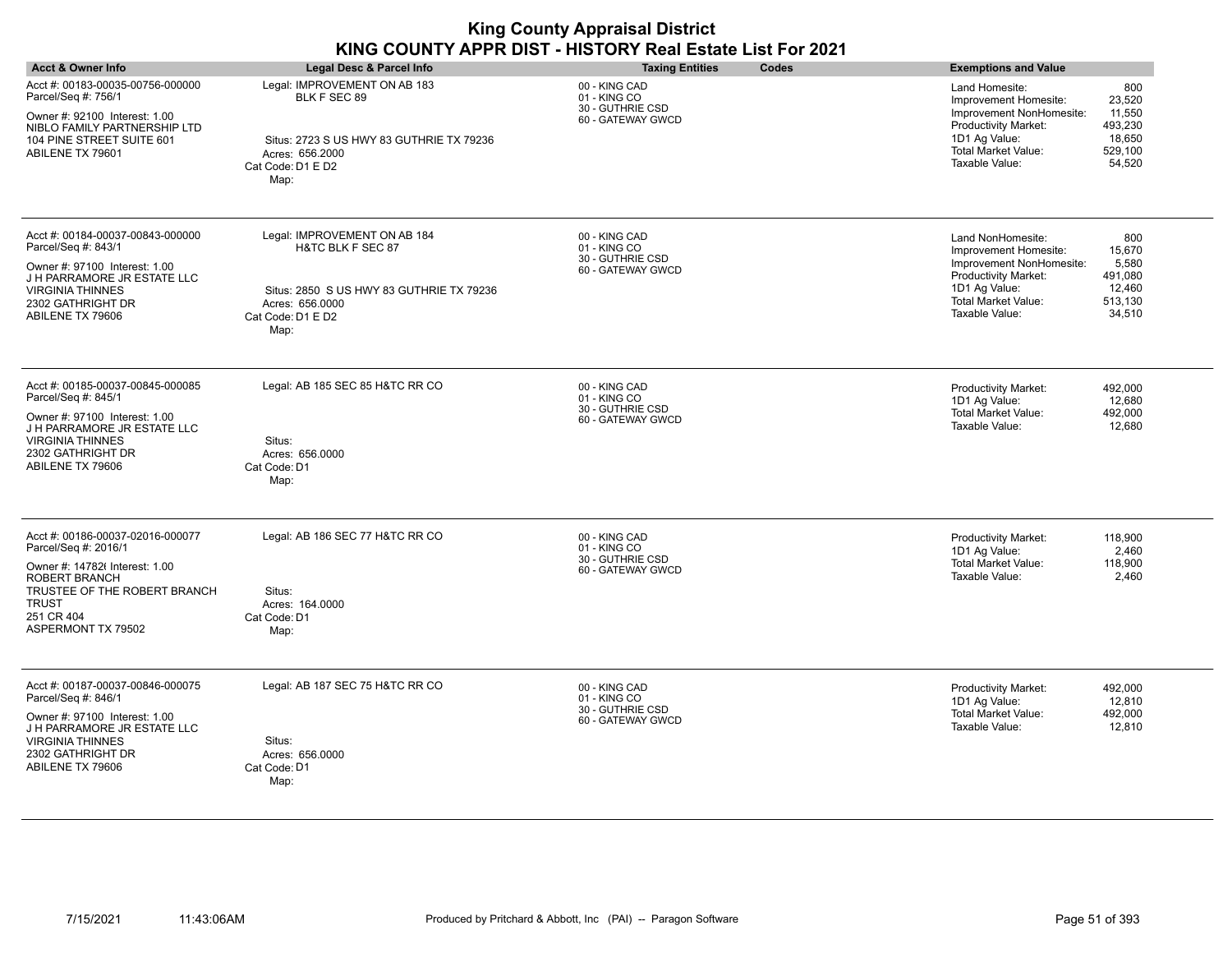# King County Appraisal District

## KING COUNTY APPR DIST - HISTORY Real Estate List For 2021

| Acct & Owner Info | Legal Desc & Parcel Info | Taxing Entities | Codes | Exemptions and Value |
|---|---|---|---|---|
| Acct #: 00183-00035-00756-000000<br>Parcel/Seq #: 756/1<br>Owner #: 92100 Interest: 1.00<br>NIBLO FAMILY PARTNERSHIP LTD<br>104 PINE STREET SUITE 601<br>ABILENE TX 79601 | Legal: IMPROVEMENT ON AB 183<br>BLK F SEC 89<br>Situs: 2723 S US HWY 83 GUTHRIE TX 79236<br>Acres: 656.2000<br>Cat Code: D1 E D2<br>Map: | 00 - KING CAD<br>01 - KING CO<br>30 - GUTHRIE CSD<br>60 - GATEWAY GWCD | | Land Homesite: 800<br>Improvement Homesite: 23,520<br>Improvement NonHomesite: 11,550<br>Productivity Market: 493,230<br>1D1 Ag Value: 18,650<br>Total Market Value: 529,100<br>Taxable Value: 54,520 |
| Acct #: 00184-00037-00843-000000<br>Parcel/Seq #: 843/1<br>Owner #: 97100 Interest: 1.00<br>J H PARRAMORE JR ESTATE LLC<br>VIRGINIA THINNES<br>2302 GATHRIGHT DR<br>ABILENE TX 79606 | Legal: IMPROVEMENT ON AB 184<br>H&TC BLK F SEC 87<br>Situs: 2850 S US HWY 83 GUTHRIE TX 79236<br>Acres: 656.0000<br>Cat Code: D1 E D2<br>Map: | 00 - KING CAD<br>01 - KING CO<br>30 - GUTHRIE CSD<br>60 - GATEWAY GWCD | | Land NonHomesite: 800<br>Improvement Homesite: 15,670<br>Improvement NonHomesite: 5,580<br>Productivity Market: 491,080<br>1D1 Ag Value: 12,460<br>Total Market Value: 513,130<br>Taxable Value: 34,510 |
| Acct #: 00185-00037-00845-000085<br>Parcel/Seq #: 845/1<br>Owner #: 97100 Interest: 1.00<br>J H PARRAMORE JR ESTATE LLC<br>VIRGINIA THINNES<br>2302 GATHRIGHT DR<br>ABILENE TX 79606 | Legal: AB 185 SEC 85 H&TC RR CO<br>Situs:<br>Acres: 656.0000<br>Cat Code: D1<br>Map: | 00 - KING CAD<br>01 - KING CO<br>30 - GUTHRIE CSD<br>60 - GATEWAY GWCD | | Productivity Market: 492,000<br>1D1 Ag Value: 12,680<br>Total Market Value: 492,000<br>Taxable Value: 12,680 |
| Acct #: 00186-00037-02016-000077<br>Parcel/Seq #: 2016/1<br>Owner #: 14782( Interest: 1.00<br>ROBERT BRANCH<br>TRUSTEE OF THE ROBERT BRANCH TRUST<br>251 CR 404<br>ASPERMONT TX 79502 | Legal: AB 186 SEC 77 H&TC RR CO<br>Situs:<br>Acres: 164.0000<br>Cat Code: D1<br>Map: | 00 - KING CAD<br>01 - KING CO<br>30 - GUTHRIE CSD<br>60 - GATEWAY GWCD | | Productivity Market: 118,900<br>1D1 Ag Value: 2,460<br>Total Market Value: 118,900<br>Taxable Value: 2,460 |
| Acct #: 00187-00037-00846-000075<br>Parcel/Seq #: 846/1<br>Owner #: 97100 Interest: 1.00<br>J H PARRAMORE JR ESTATE LLC<br>VIRGINIA THINNES<br>2302 GATHRIGHT DR<br>ABILENE TX 79606 | Legal: AB 187 SEC 75 H&TC RR CO<br>Situs:<br>Acres: 656.0000<br>Cat Code: D1<br>Map: | 00 - KING CAD<br>01 - KING CO<br>30 - GUTHRIE CSD<br>60 - GATEWAY GWCD | | Productivity Market: 492,000<br>1D1 Ag Value: 12,810<br>Total Market Value: 492,000<br>Taxable Value: 12,810 |

7/15/2021 11:43:06AM Produced by Pritchard & Abbott, Inc (PAI) -- Paragon Software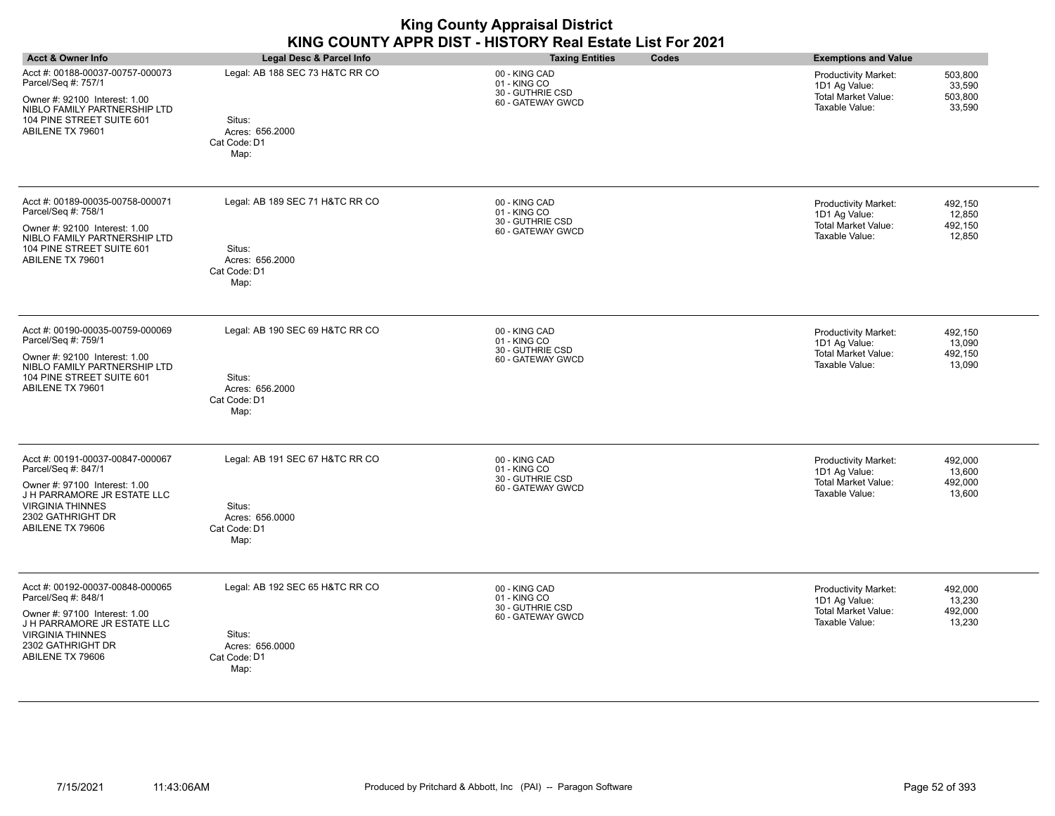# King County Appraisal District

## KING COUNTY APPR DIST - HISTORY Real Estate List For 2021

| Acct & Owner Info | Legal Desc & Parcel Info | Taxing Entities | Codes | Exemptions and Value |
|---|---|---|---|---|
| Acct #: 00188-00037-00757-000073<br>Parcel/Seq #: 757/1<br>Owner #: 92100 Interest: 1.00<br>NIBLO FAMILY PARTNERSHIP LTD<br>104 PINE STREET SUITE 601<br>ABILENE TX 79601 | Legal: AB 188 SEC 73 H&TC RR CO<br>Situs:<br>Acres: 656.2000<br>Cat Code: D1<br>Map: | 00 - KING CAD<br>01 - KING CO<br>30 - GUTHRIE CSD<br>60 - GATEWAY GWCD | | Productivity Market: 503,800<br>1D1 Ag Value: 33,590<br>Total Market Value: 503,800<br>Taxable Value: 33,590 |
| Acct #: 00189-00035-00758-000071<br>Parcel/Seq #: 758/1<br>Owner #: 92100 Interest: 1.00<br>NIBLO FAMILY PARTNERSHIP LTD<br>104 PINE STREET SUITE 601<br>ABILENE TX 79601 | Legal: AB 189 SEC 71 H&TC RR CO<br>Situs:<br>Acres: 656.2000<br>Cat Code: D1<br>Map: | 00 - KING CAD<br>01 - KING CO<br>30 - GUTHRIE CSD<br>60 - GATEWAY GWCD | | Productivity Market: 492,150<br>1D1 Ag Value: 12,850<br>Total Market Value: 492,150<br>Taxable Value: 12,850 |
| Acct #: 00190-00035-00759-000069<br>Parcel/Seq #: 759/1<br>Owner #: 92100 Interest: 1.00<br>NIBLO FAMILY PARTNERSHIP LTD<br>104 PINE STREET SUITE 601<br>ABILENE TX 79601 | Legal: AB 190 SEC 69 H&TC RR CO<br>Situs:<br>Acres: 656.2000<br>Cat Code: D1<br>Map: | 00 - KING CAD<br>01 - KING CO<br>30 - GUTHRIE CSD<br>60 - GATEWAY GWCD | | Productivity Market: 492,150<br>1D1 Ag Value: 13,090<br>Total Market Value: 492,150<br>Taxable Value: 13,090 |
| Acct #: 00191-00037-00847-000067<br>Parcel/Seq #: 847/1<br>Owner #: 97100 Interest: 1.00<br>J H PARRAMORE JR ESTATE LLC<br>VIRGINIA THINNES<br>2302 GATHRIGHT DR<br>ABILENE TX 79606 | Legal: AB 191 SEC 67 H&TC RR CO<br>Situs:<br>Acres: 656.0000<br>Cat Code: D1<br>Map: | 00 - KING CAD<br>01 - KING CO<br>30 - GUTHRIE CSD<br>60 - GATEWAY GWCD | | Productivity Market: 492,000<br>1D1 Ag Value: 13,600<br>Total Market Value: 492,000<br>Taxable Value: 13,600 |
| Acct #: 00192-00037-00848-000065<br>Parcel/Seq #: 848/1<br>Owner #: 97100 Interest: 1.00<br>J H PARRAMORE JR ESTATE LLC<br>VIRGINIA THINNES<br>2302 GATHRIGHT DR<br>ABILENE TX 79606 | Legal: AB 192 SEC 65 H&TC RR CO<br>Situs:<br>Acres: 656.0000<br>Cat Code: D1<br>Map: | 00 - KING CAD<br>01 - KING CO<br>30 - GUTHRIE CSD<br>60 - GATEWAY GWCD | | Productivity Market: 492,000<br>1D1 Ag Value: 13,230<br>Total Market Value: 492,000<br>Taxable Value: 13,230 |

7/15/2021 11:43:06AM Produced by Pritchard & Abbott, Inc (PAI) -- Paragon Software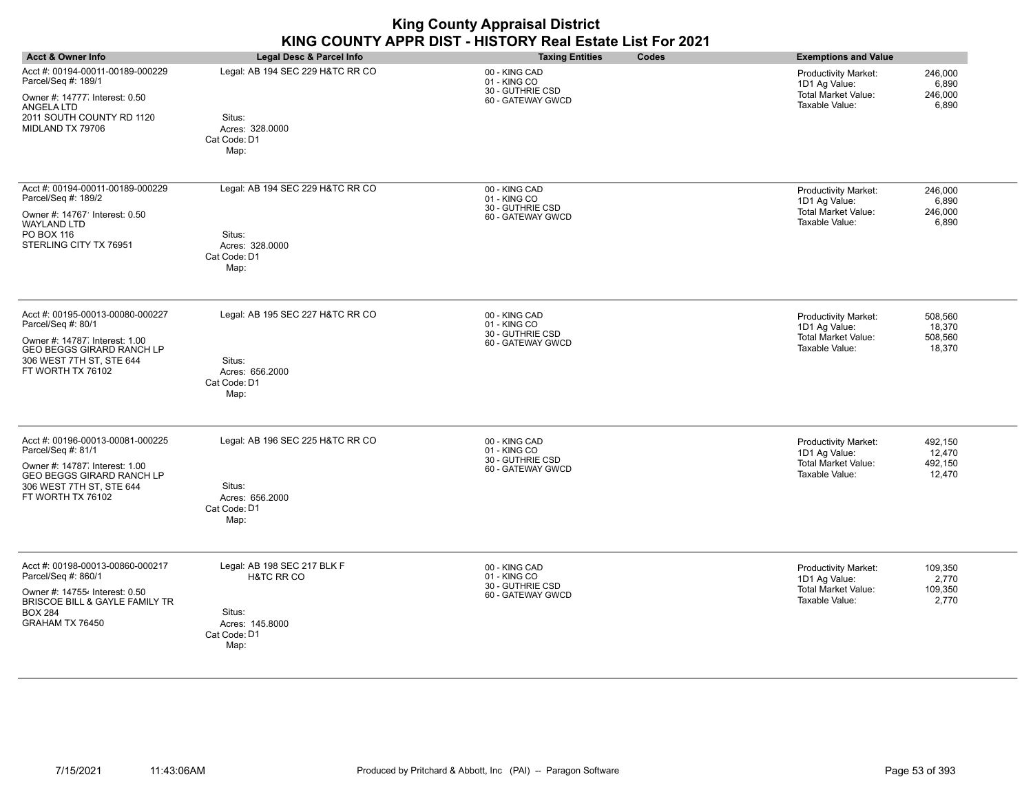# King County Appraisal District

## KING COUNTY APPR DIST - HISTORY Real Estate List For 2021

| Acct & Owner Info | Legal Desc & Parcel Info | Taxing Entities | Codes | Exemptions and Value |
|---|---|---|---|---|
| Acct #: 00194-00011-00189-000229<br>Parcel/Seq #: 189/1<br>Owner #: 14777; Interest: 0.50<br>ANGELA LTD<br>2011 SOUTH COUNTY RD 1120<br>MIDLAND TX 79706 | Legal: AB 194 SEC 229 H&TC RR CO<br>Situs:<br>Acres: 328.0000<br>Cat Code: D1<br>Map: | 00 - KING CAD<br>01 - KING CO<br>30 - GUTHRIE CSD<br>60 - GATEWAY GWCD | | Productivity Market: 246,000<br>1D1 Ag Value: 6,890<br>Total Market Value: 246,000<br>Taxable Value: 6,890 |
| Acct #: 00194-00011-00189-000229<br>Parcel/Seq #: 189/2<br>Owner #: 14767' Interest: 0.50<br>WAYLAND LTD<br>PO BOX 116<br>STERLING CITY TX 76951 | Legal: AB 194 SEC 229 H&TC RR CO<br>Situs:<br>Acres: 328.0000<br>Cat Code: D1<br>Map: | 00 - KING CAD<br>01 - KING CO<br>30 - GUTHRIE CSD<br>60 - GATEWAY GWCD | | Productivity Market: 246,000<br>1D1 Ag Value: 6,890<br>Total Market Value: 246,000<br>Taxable Value: 6,890 |
| Acct #: 00195-00013-00080-000227<br>Parcel/Seq #: 80/1<br>Owner #: 14787; Interest: 1.00<br>GEO BEGGS GIRARD RANCH LP<br>306 WEST 7TH ST, STE 644<br>FT WORTH TX 76102 | Legal: AB 195 SEC 227 H&TC RR CO<br>Situs:<br>Acres: 656.2000<br>Cat Code: D1<br>Map: | 00 - KING CAD<br>01 - KING CO<br>30 - GUTHRIE CSD<br>60 - GATEWAY GWCD | | Productivity Market: 508,560<br>1D1 Ag Value: 18,370<br>Total Market Value: 508,560<br>Taxable Value: 18,370 |
| Acct #: 00196-00013-00081-000225<br>Parcel/Seq #: 81/1<br>Owner #: 14787; Interest: 1.00<br>GEO BEGGS GIRARD RANCH LP<br>306 WEST 7TH ST, STE 644<br>FT WORTH TX 76102 | Legal: AB 196 SEC 225 H&TC RR CO<br>Situs:<br>Acres: 656.2000<br>Cat Code: D1<br>Map: | 00 - KING CAD<br>01 - KING CO<br>30 - GUTHRIE CSD<br>60 - GATEWAY GWCD | | Productivity Market: 492,150<br>1D1 Ag Value: 12,470<br>Total Market Value: 492,150<br>Taxable Value: 12,470 |
| Acct #: 00198-00013-00860-000217<br>Parcel/Seq #: 860/1<br>Owner #: 14755 Interest: 0.50<br>BRISCOE BILL & GAYLE FAMILY TR<br>BOX 284<br>GRAHAM TX 76450 | Legal: AB 198 SEC 217 BLK F H&TC RR CO<br>Situs:<br>Acres: 145.8000<br>Cat Code: D1<br>Map: | 00 - KING CAD<br>01 - KING CO<br>30 - GUTHRIE CSD<br>60 - GATEWAY GWCD | | Productivity Market: 109,350<br>1D1 Ag Value: 2,770<br>Total Market Value: 109,350<br>Taxable Value: 2,770 |

7/15/2021 11:43:06AM Produced by Pritchard & Abbott, Inc (PAI) -- Paragon Software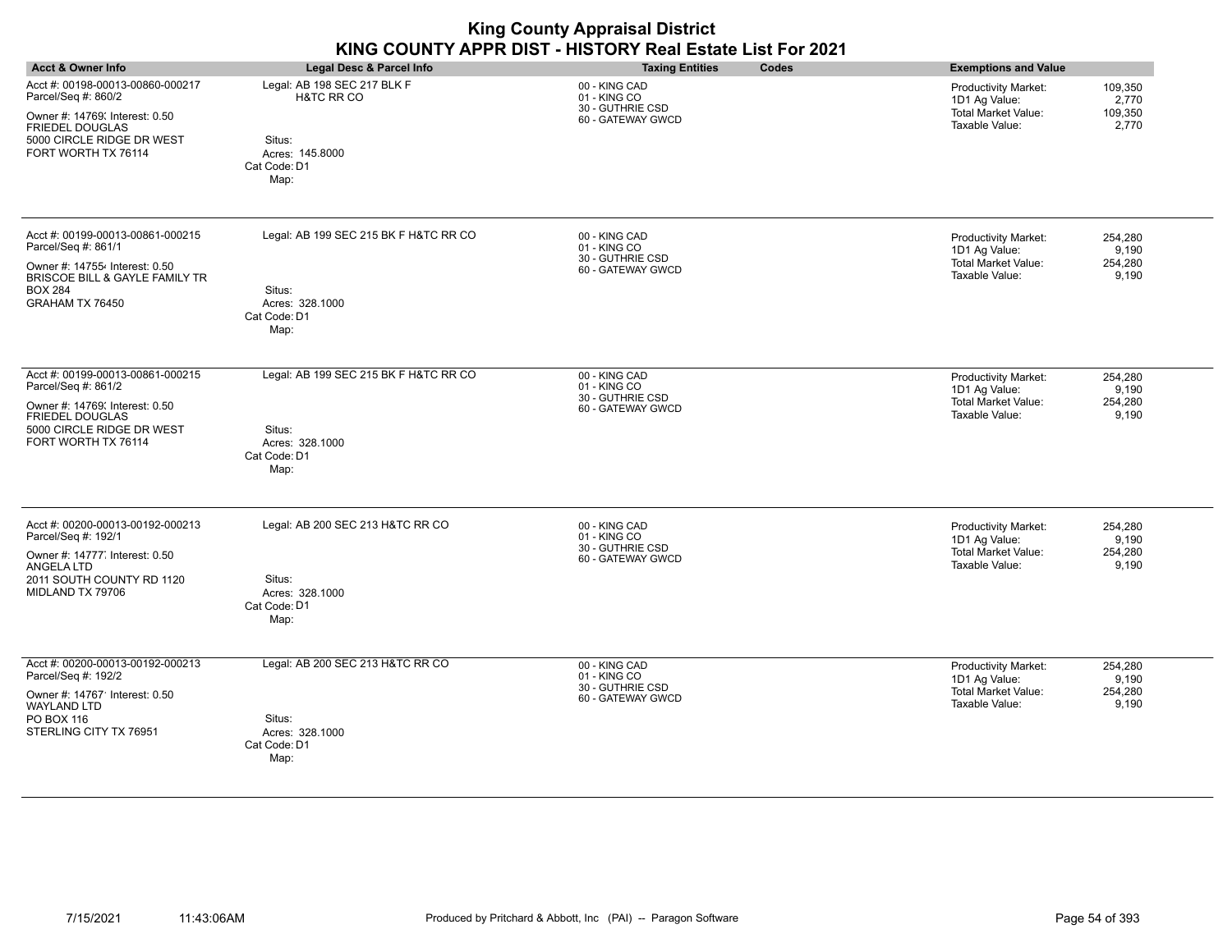# King County Appraisal District
## KING COUNTY APPR DIST - HISTORY Real Estate List For 2021

| Acct & Owner Info | Legal Desc & Parcel Info | Taxing Entities | Codes | Exemptions and Value |
|---|---|---|---|---|
| Acct #: 00198-00013-00860-000217<br>Parcel/Seq #: 860/2<br>Owner #: 14769: Interest: 0.50<br>FRIEDEL DOUGLAS<br>5000 CIRCLE RIDGE DR WEST<br>FORT WORTH TX 76114 | Legal: AB 198 SEC 217 BLK F H&TC RR CO<br>Situs:<br>Acres: 145.8000<br>Cat Code: D1<br>Map: | 00 - KING CAD<br>01 - KING CO<br>30 - GUTHRIE CSD<br>60 - GATEWAY GWCD | | Productivity Market: 109,350<br>1D1 Ag Value: 2,770<br>Total Market Value: 109,350<br>Taxable Value: 2,770 |
| Acct #: 00199-00013-00861-000215<br>Parcel/Seq #: 861/1<br>Owner #: 14755 Interest: 0.50<br>BRISCOE BILL & GAYLE FAMILY TR<br>BOX 284<br>GRAHAM TX 76450 | Legal: AB 199 SEC 215 BK F H&TC RR CO<br>Situs:<br>Acres: 328.1000<br>Cat Code: D1<br>Map: | 00 - KING CAD<br>01 - KING CO<br>30 - GUTHRIE CSD<br>60 - GATEWAY GWCD | | Productivity Market: 254,280<br>1D1 Ag Value: 9,190<br>Total Market Value: 254,280<br>Taxable Value: 9,190 |
| Acct #: 00199-00013-00861-000215<br>Parcel/Seq #: 861/2<br>Owner #: 14769: Interest: 0.50<br>FRIEDEL DOUGLAS<br>5000 CIRCLE RIDGE DR WEST<br>FORT WORTH TX 76114 | Legal: AB 199 SEC 215 BK F H&TC RR CO<br>Situs:<br>Acres: 328.1000<br>Cat Code: D1<br>Map: | 00 - KING CAD<br>01 - KING CO<br>30 - GUTHRIE CSD<br>60 - GATEWAY GWCD | | Productivity Market: 254,280<br>1D1 Ag Value: 9,190<br>Total Market Value: 254,280<br>Taxable Value: 9,190 |
| Acct #: 00200-00013-00192-000213<br>Parcel/Seq #: 192/1<br>Owner #: 14777 Interest: 0.50<br>ANGELA LTD<br>2011 SOUTH COUNTY RD 1120<br>MIDLAND TX 79706 | Legal: AB 200 SEC 213 H&TC RR CO<br>Situs:<br>Acres: 328.1000<br>Cat Code: D1<br>Map: | 00 - KING CAD<br>01 - KING CO<br>30 - GUTHRIE CSD<br>60 - GATEWAY GWCD | | Productivity Market: 254,280<br>1D1 Ag Value: 9,190<br>Total Market Value: 254,280<br>Taxable Value: 9,190 |
| Acct #: 00200-00013-00192-000213<br>Parcel/Seq #: 192/2<br>Owner #: 14767 Interest: 0.50<br>WAYLAND LTD<br>PO BOX 116<br>STERLING CITY TX 76951 | Legal: AB 200 SEC 213 H&TC RR CO<br>Situs:<br>Acres: 328.1000<br>Cat Code: D1<br>Map: | 00 - KING CAD<br>01 - KING CO<br>30 - GUTHRIE CSD<br>60 - GATEWAY GWCD | | Productivity Market: 254,280<br>1D1 Ag Value: 9,190<br>Total Market Value: 254,280<br>Taxable Value: 9,190 |

7/15/2021 11:43:06AM Produced by Pritchard & Abbott, Inc (PAI) -- Paragon Software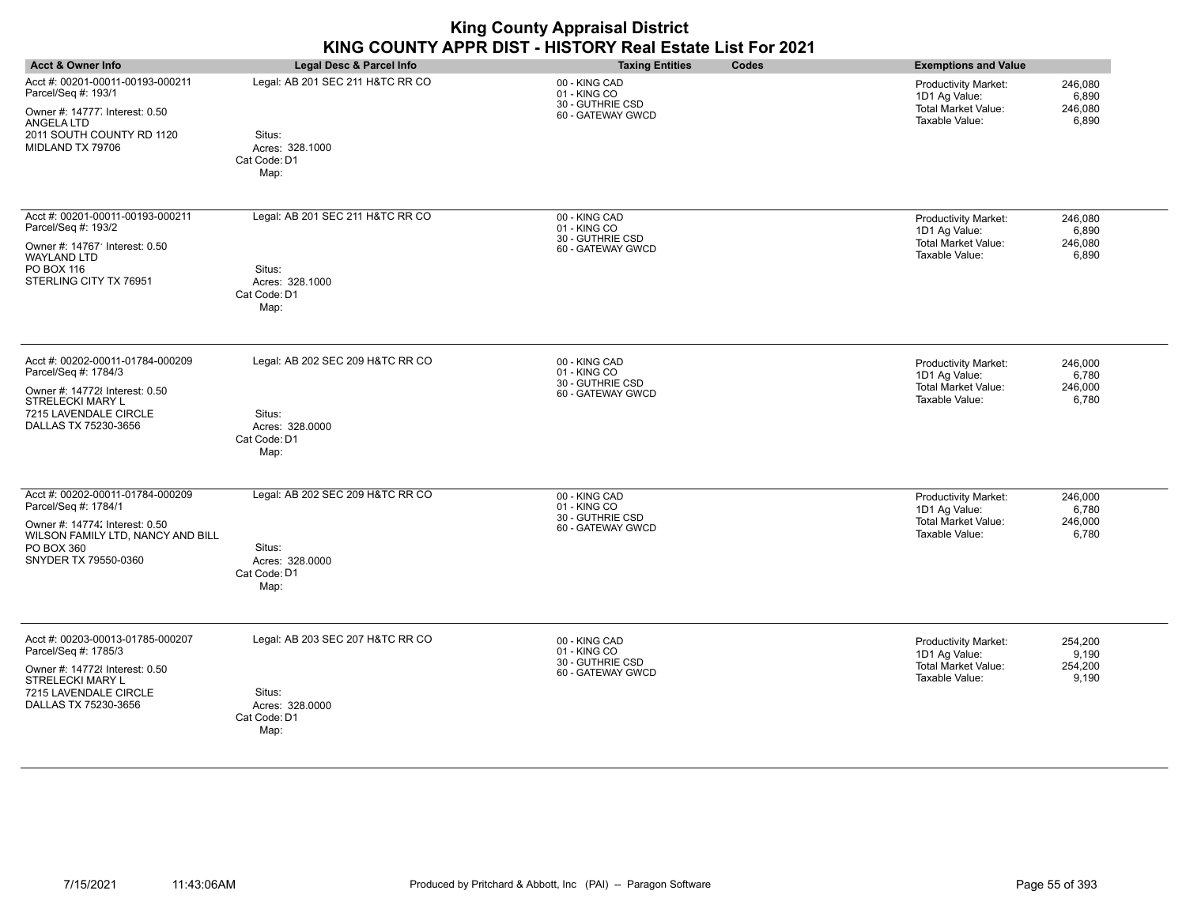# King County Appraisal District
## KING COUNTY APPR DIST - HISTORY Real Estate List For 2021

| Acct & Owner Info | Legal Desc & Parcel Info | Taxing Entities | Codes | Exemptions and Value |
|---|---|---|---|---|
| Acct #: 00201-00011-00193-000211<br>Parcel/Seq #: 193/1<br>Owner #: 14777. Interest: 0.50<br>ANGELA LTD<br>2011 SOUTH COUNTY RD 1120<br>MIDLAND TX 79706 | Legal: AB 201 SEC 211 H&TC RR CO<br>Situs:<br>Acres: 328.1000<br>Cat Code: D1<br>Map: | 00 - KING CAD<br>01 - KING CO<br>30 - GUTHRIE CSD<br>60 - GATEWAY GWCD | | Productivity Market: 246,080<br>1D1 Ag Value: 6,890<br>Total Market Value: 246,080<br>Taxable Value: 6,890 |
| Acct #: 00201-00011-00193-000211<br>Parcel/Seq #: 193/2<br>Owner #: 14767' Interest: 0.50<br>WAYLAND LTD<br>PO BOX 116<br>STERLING CITY TX 76951 | Legal: AB 201 SEC 211 H&TC RR CO<br>Situs:<br>Acres: 328.1000<br>Cat Code: D1<br>Map: | 00 - KING CAD<br>01 - KING CO<br>30 - GUTHRIE CSD<br>60 - GATEWAY GWCD | | Productivity Market: 246,080<br>1D1 Ag Value: 6,890<br>Total Market Value: 246,080<br>Taxable Value: 6,890 |
| Acct #: 00202-00011-01784-000209<br>Parcel/Seq #: 1784/3<br>Owner #: 14772( Interest: 0.50<br>STRELECKI MARY L<br>7215 LAVENDALE CIRCLE<br>DALLAS TX 75230-3656 | Legal: AB 202 SEC 209 H&TC RR CO<br>Situs:<br>Acres: 328.0000<br>Cat Code: D1<br>Map: | 00 - KING CAD<br>01 - KING CO<br>30 - GUTHRIE CSD<br>60 - GATEWAY GWCD | | Productivity Market: 246,000<br>1D1 Ag Value: 6,780<br>Total Market Value: 246,000<br>Taxable Value: 6,780 |
| Acct #: 00202-00011-01784-000209<br>Parcel/Seq #: 1784/1<br>Owner #: 14774. Interest: 0.50<br>WILSON FAMILY LTD, NANCY AND BILL<br>PO BOX 360<br>SNYDER TX 79550-0360 | Legal: AB 202 SEC 209 H&TC RR CO<br>Situs:<br>Acres: 328.0000<br>Cat Code: D1<br>Map: | 00 - KING CAD<br>01 - KING CO<br>30 - GUTHRIE CSD<br>60 - GATEWAY GWCD | | Productivity Market: 246,000<br>1D1 Ag Value: 6,780<br>Total Market Value: 246,000<br>Taxable Value: 6,780 |
| Acct #: 00203-00013-01785-000207<br>Parcel/Seq #: 1785/3<br>Owner #: 14772( Interest: 0.50<br>STRELECKI MARY L<br>7215 LAVENDALE CIRCLE<br>DALLAS TX 75230-3656 | Legal: AB 203 SEC 207 H&TC RR CO<br>Situs:<br>Acres: 328.0000<br>Cat Code: D1<br>Map: | 00 - KING CAD<br>01 - KING CO<br>30 - GUTHRIE CSD<br>60 - GATEWAY GWCD | | Productivity Market: 254,200<br>1D1 Ag Value: 9,190<br>Total Market Value: 254,200<br>Taxable Value: 9,190 |

7/15/2021 11:43:06AM Produced by Pritchard & Abbott, Inc (PAI) -- Paragon Software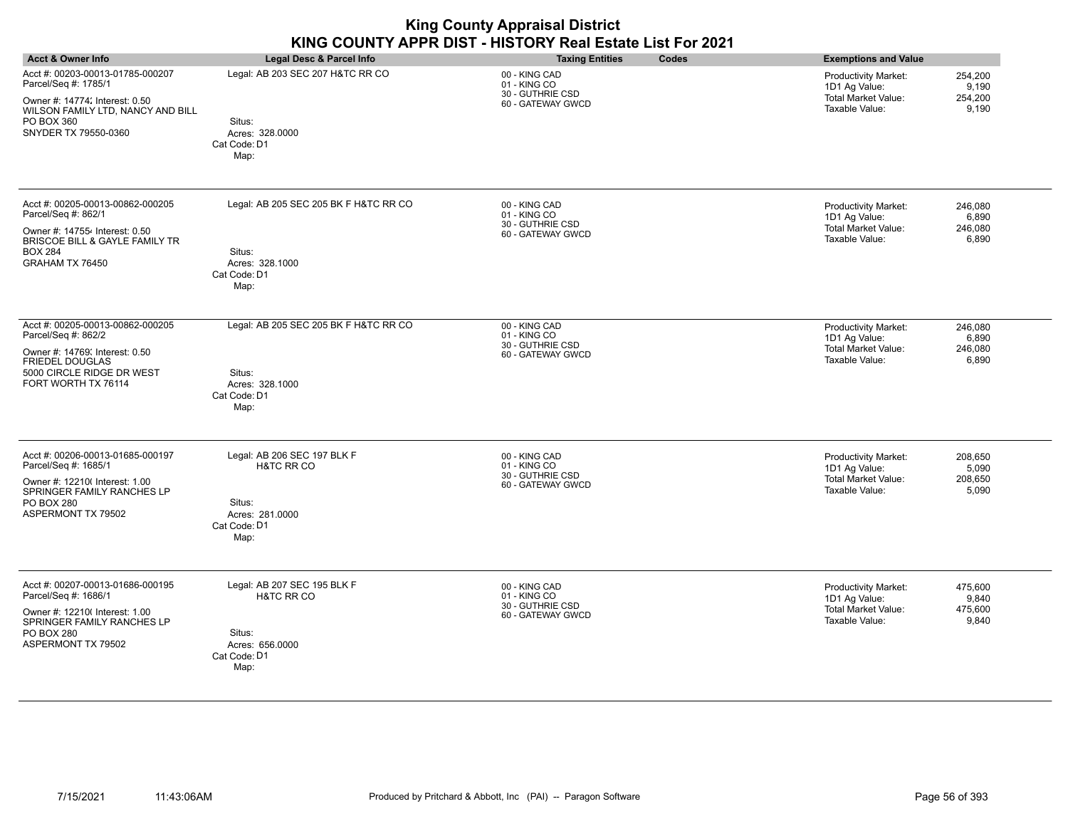# King County Appraisal District

## KING COUNTY APPR DIST - HISTORY Real Estate List For 2021

| Acct & Owner Info | Legal Desc & Parcel Info | Taxing Entities | Codes | Exemptions and Value |
|---|---|---|---|---|
| Acct #: 00203-00013-01785-000207<br>Parcel/Seq #: 1785/1<br>Owner #: 14774( Interest: 0.50<br>WILSON FAMILY LTD, NANCY AND BILL<br>PO BOX 360<br>SNYDER TX 79550-0360 | Legal: AB 203 SEC 207 H&TC RR CO<br>Situs:<br>Acres: 328.0000<br>Cat Code: D1<br>Map: | 00 - KING CAD<br>01 - KING CO<br>30 - GUTHRIE CSD<br>60 - GATEWAY GWCD | | Productivity Market: 254,200<br>1D1 Ag Value: 9,190<br>Total Market Value: 254,200<br>Taxable Value: 9,190 |
| Acct #: 00205-00013-00862-000205<br>Parcel/Seq #: 862/1<br>Owner #: 14755( Interest: 0.50<br>BRISCOE BILL & GAYLE FAMILY TR<br>BOX 284<br>GRAHAM TX 76450 | Legal: AB 205 SEC 205 BK F H&TC RR CO<br>Situs:<br>Acres: 328.1000<br>Cat Code: D1<br>Map: | 00 - KING CAD<br>01 - KING CO<br>30 - GUTHRIE CSD<br>60 - GATEWAY GWCD | | Productivity Market: 246,080<br>1D1 Ag Value: 6,890<br>Total Market Value: 246,080<br>Taxable Value: 6,890 |
| Acct #: 00205-00013-00862-000205<br>Parcel/Seq #: 862/2<br>Owner #: 14769( Interest: 0.50<br>FRIEDEL DOUGLAS<br>5000 CIRCLE RIDGE DR WEST<br>FORT WORTH TX 76114 | Legal: AB 205 SEC 205 BK F H&TC RR CO<br>Situs:<br>Acres: 328.1000<br>Cat Code: D1<br>Map: | 00 - KING CAD<br>01 - KING CO<br>30 - GUTHRIE CSD<br>60 - GATEWAY GWCD | | Productivity Market: 246,080<br>1D1 Ag Value: 6,890<br>Total Market Value: 246,080<br>Taxable Value: 6,890 |
| Acct #: 00206-00013-01685-000197<br>Parcel/Seq #: 1685/1<br>Owner #: 12210( Interest: 1.00<br>SPRINGER FAMILY RANCHES LP<br>PO BOX 280<br>ASPERMONT TX 79502 | Legal: AB 206 SEC 197 BLK F H&TC RR CO<br>Situs:<br>Acres: 281.0000<br>Cat Code: D1<br>Map: | 00 - KING CAD<br>01 - KING CO<br>30 - GUTHRIE CSD<br>60 - GATEWAY GWCD | | Productivity Market: 208,650<br>1D1 Ag Value: 5,090<br>Total Market Value: 208,650<br>Taxable Value: 5,090 |
| Acct #: 00207-00013-01686-000195<br>Parcel/Seq #: 1686/1<br>Owner #: 12210( Interest: 1.00<br>SPRINGER FAMILY RANCHES LP<br>PO BOX 280<br>ASPERMONT TX 79502 | Legal: AB 207 SEC 195 BLK F H&TC RR CO<br>Situs:<br>Acres: 656.0000<br>Cat Code: D1<br>Map: | 00 - KING CAD<br>01 - KING CO<br>30 - GUTHRIE CSD<br>60 - GATEWAY GWCD | | Productivity Market: 475,600<br>1D1 Ag Value: 9,840<br>Total Market Value: 475,600<br>Taxable Value: 9,840 |

7/15/2021 11:43:06AM Produced by Pritchard & Abbott, Inc (PAI) -- Paragon Software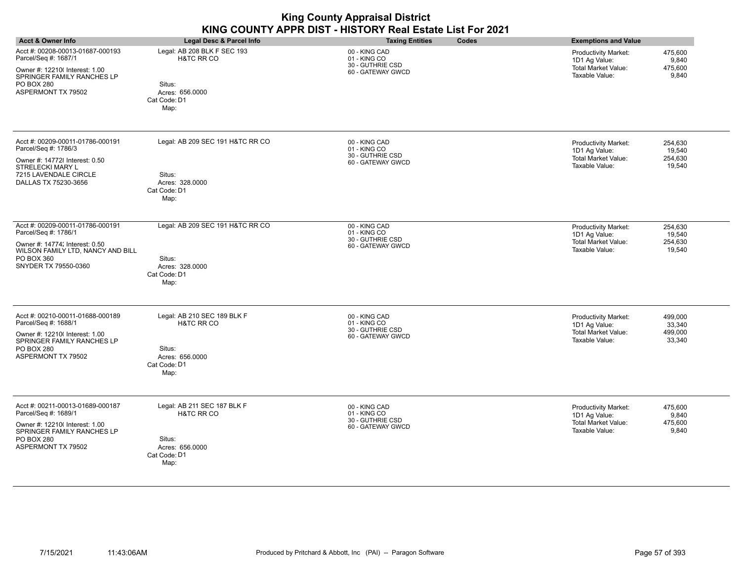# King County Appraisal District

## KING COUNTY APPR DIST - HISTORY Real Estate List For 2021

| Acct & Owner Info | Legal Desc & Parcel Info | Taxing Entities | Codes | Exemptions and Value |
|---|---|---|---|---|
| Acct #: 00208-00013-01687-000193<br>Parcel/Seq #: 1687/1<br>Owner #: 12210( Interest: 1.00<br>SPRINGER FAMILY RANCHES LP<br>PO BOX 280<br>ASPERMONT TX 79502 | Legal: AB 208 BLK F SEC 193 H&TC RR CO<br>Situs:<br>Acres: 656.0000<br>Cat Code: D1<br>Map: | 00 - KING CAD<br>01 - KING CO<br>30 - GUTHRIE CSD<br>60 - GATEWAY GWCD | | Productivity Market: 475,600<br>1D1 Ag Value: 9,840<br>Total Market Value: 475,600<br>Taxable Value: 9,840 |
| Acct #: 00209-00011-01786-000191<br>Parcel/Seq #: 1786/3<br>Owner #: 14772( Interest: 0.50<br>STRELECKI MARY L<br>7215 LAVENDALE CIRCLE<br>DALLAS TX 75230-3656 | Legal: AB 209 SEC 191 H&TC RR CO<br>Situs:<br>Acres: 328.0000<br>Cat Code: D1<br>Map: | 00 - KING CAD<br>01 - KING CO<br>30 - GUTHRIE CSD<br>60 - GATEWAY GWCD | | Productivity Market: 254,630<br>1D1 Ag Value: 19,540<br>Total Market Value: 254,630<br>Taxable Value: 19,540 |
| Acct #: 00209-00011-01786-000191<br>Parcel/Seq #: 1786/1<br>Owner #: 14774; Interest: 0.50<br>WILSON FAMILY LTD, NANCY AND BILL<br>PO BOX 360<br>SNYDER TX 79550-0360 | Legal: AB 209 SEC 191 H&TC RR CO<br>Situs:<br>Acres: 328.0000<br>Cat Code: D1<br>Map: | 00 - KING CAD<br>01 - KING CO<br>30 - GUTHRIE CSD<br>60 - GATEWAY GWCD | | Productivity Market: 254,630<br>1D1 Ag Value: 19,540<br>Total Market Value: 254,630<br>Taxable Value: 19,540 |
| Acct #: 00210-00011-01688-000189<br>Parcel/Seq #: 1688/1<br>Owner #: 12210( Interest: 1.00<br>SPRINGER FAMILY RANCHES LP<br>PO BOX 280<br>ASPERMONT TX 79502 | Legal: AB 210 SEC 189 BLK F H&TC RR CO<br>Situs:<br>Acres: 656.0000<br>Cat Code: D1<br>Map: | 00 - KING CAD<br>01 - KING CO<br>30 - GUTHRIE CSD<br>60 - GATEWAY GWCD | | Productivity Market: 499,000<br>1D1 Ag Value: 33,340<br>Total Market Value: 499,000<br>Taxable Value: 33,340 |
| Acct #: 00211-00013-01689-000187<br>Parcel/Seq #: 1689/1<br>Owner #: 12210( Interest: 1.00<br>SPRINGER FAMILY RANCHES LP<br>PO BOX 280<br>ASPERMONT TX 79502 | Legal: AB 211 SEC 187 BLK F H&TC RR CO<br>Situs:<br>Acres: 656.0000<br>Cat Code: D1<br>Map: | 00 - KING CAD<br>01 - KING CO<br>30 - GUTHRIE CSD<br>60 - GATEWAY GWCD | | Productivity Market: 475,600<br>1D1 Ag Value: 9,840<br>Total Market Value: 475,600<br>Taxable Value: 9,840 |

7/15/2021 11:43:06AM Produced by Pritchard & Abbott, Inc (PAI) -- Paragon Software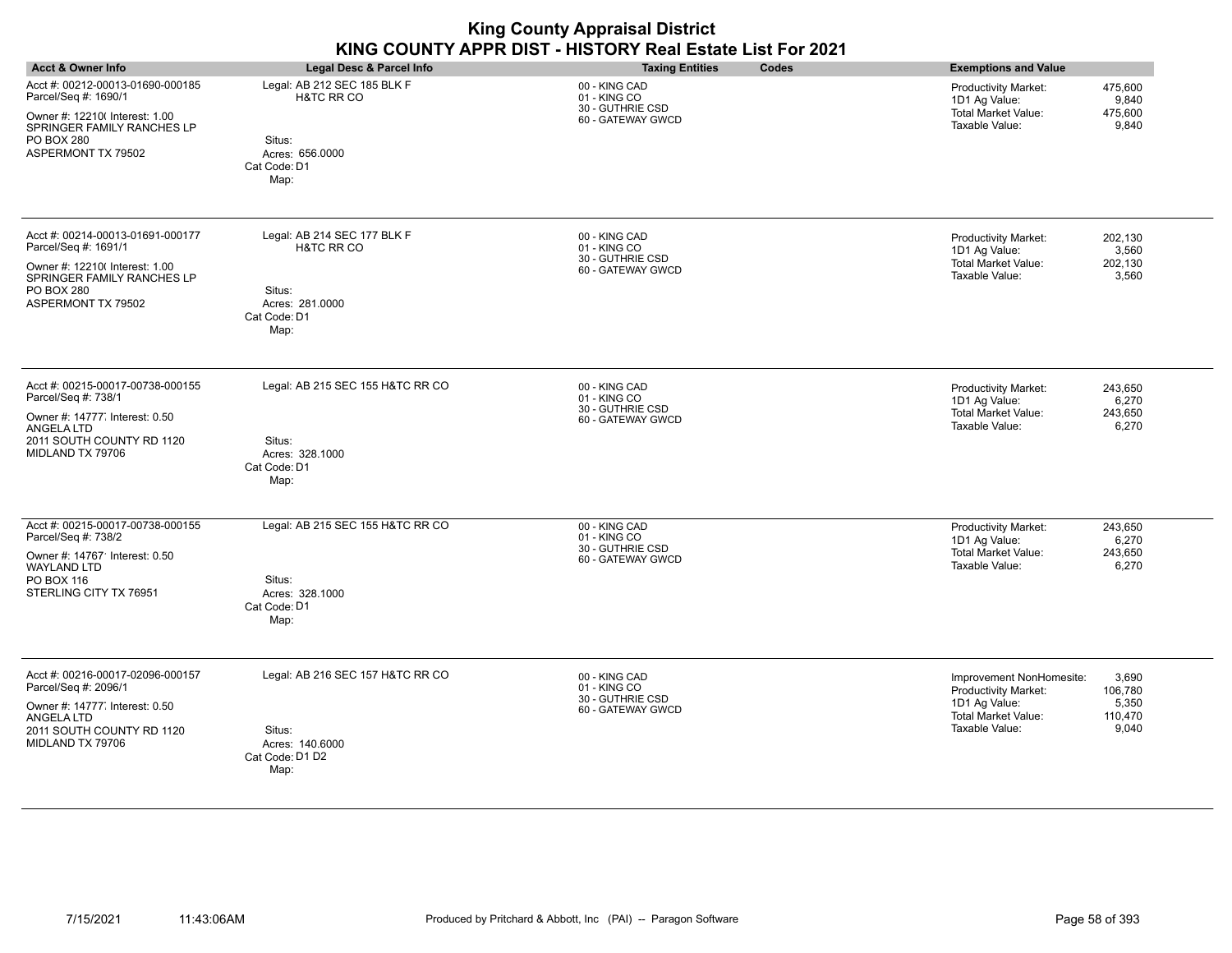# King County Appraisal District

## KING COUNTY APPR DIST - HISTORY Real Estate List For 2021

| Acct & Owner Info | Legal Desc & Parcel Info | Taxing Entities | Codes | Exemptions and Value |
|---|---|---|---|---|
| Acct #: 00212-00013-01690-000185<br>Parcel/Seq #: 1690/1<br>Owner #: 12210( Interest: 1.00<br>SPRINGER FAMILY RANCHES LP<br>PO BOX 280<br>ASPERMONT TX 79502 | Legal: AB 212 SEC 185 BLK F H&TC RR CO<br>Situs:<br>Acres: 656.0000<br>Cat Code: D1<br>Map: | 00 - KING CAD<br>01 - KING CO<br>30 - GUTHRIE CSD<br>60 - GATEWAY GWCD | | Productivity Market: 475,600<br>1D1 Ag Value: 9,840<br>Total Market Value: 475,600<br>Taxable Value: 9,840 |
| Acct #: 00214-00013-01691-000177<br>Parcel/Seq #: 1691/1<br>Owner #: 12210( Interest: 1.00<br>SPRINGER FAMILY RANCHES LP<br>PO BOX 280<br>ASPERMONT TX 79502 | Legal: AB 214 SEC 177 BLK F H&TC RR CO<br>Situs:<br>Acres: 281.0000<br>Cat Code: D1<br>Map: | 00 - KING CAD<br>01 - KING CO<br>30 - GUTHRIE CSD<br>60 - GATEWAY GWCD | | Productivity Market: 202,130<br>1D1 Ag Value: 3,560<br>Total Market Value: 202,130<br>Taxable Value: 3,560 |
| Acct #: 00215-00017-00738-000155<br>Parcel/Seq #: 738/1<br>Owner #: 14777; Interest: 0.50<br>ANGELA LTD<br>2011 SOUTH COUNTY RD 1120<br>MIDLAND TX 79706 | Legal: AB 215 SEC 155 H&TC RR CO<br>Situs:<br>Acres: 328.1000<br>Cat Code: D1<br>Map: | 00 - KING CAD<br>01 - KING CO<br>30 - GUTHRIE CSD<br>60 - GATEWAY GWCD | | Productivity Market: 243,650<br>1D1 Ag Value: 6,270<br>Total Market Value: 243,650<br>Taxable Value: 6,270 |
| Acct #: 00215-00017-00738-000155<br>Parcel/Seq #: 738/2<br>Owner #: 14767' Interest: 0.50<br>WAYLAND LTD<br>PO BOX 116<br>STERLING CITY TX 76951 | Legal: AB 215 SEC 155 H&TC RR CO<br>Situs:<br>Acres: 328.1000<br>Cat Code: D1<br>Map: | 00 - KING CAD<br>01 - KING CO<br>30 - GUTHRIE CSD<br>60 - GATEWAY GWCD | | Productivity Market: 243,650<br>1D1 Ag Value: 6,270<br>Total Market Value: 243,650<br>Taxable Value: 6,270 |
| Acct #: 00216-00017-02096-000157<br>Parcel/Seq #: 2096/1<br>Owner #: 14777; Interest: 0.50<br>ANGELA LTD<br>2011 SOUTH COUNTY RD 1120<br>MIDLAND TX 79706 | Legal: AB 216 SEC 157 H&TC RR CO<br>Situs:<br>Acres: 140.6000<br>Cat Code: D1 D2<br>Map: | 00 - KING CAD<br>01 - KING CO<br>30 - GUTHRIE CSD<br>60 - GATEWAY GWCD | | Improvement NonHomesite: 3,690<br>Productivity Market: 106,780<br>1D1 Ag Value: 5,350<br>Total Market Value: 110,470<br>Taxable Value: 9,040 |

7/15/2021 11:43:06AM Produced by Pritchard & Abbott, Inc (PAI) -- Paragon Software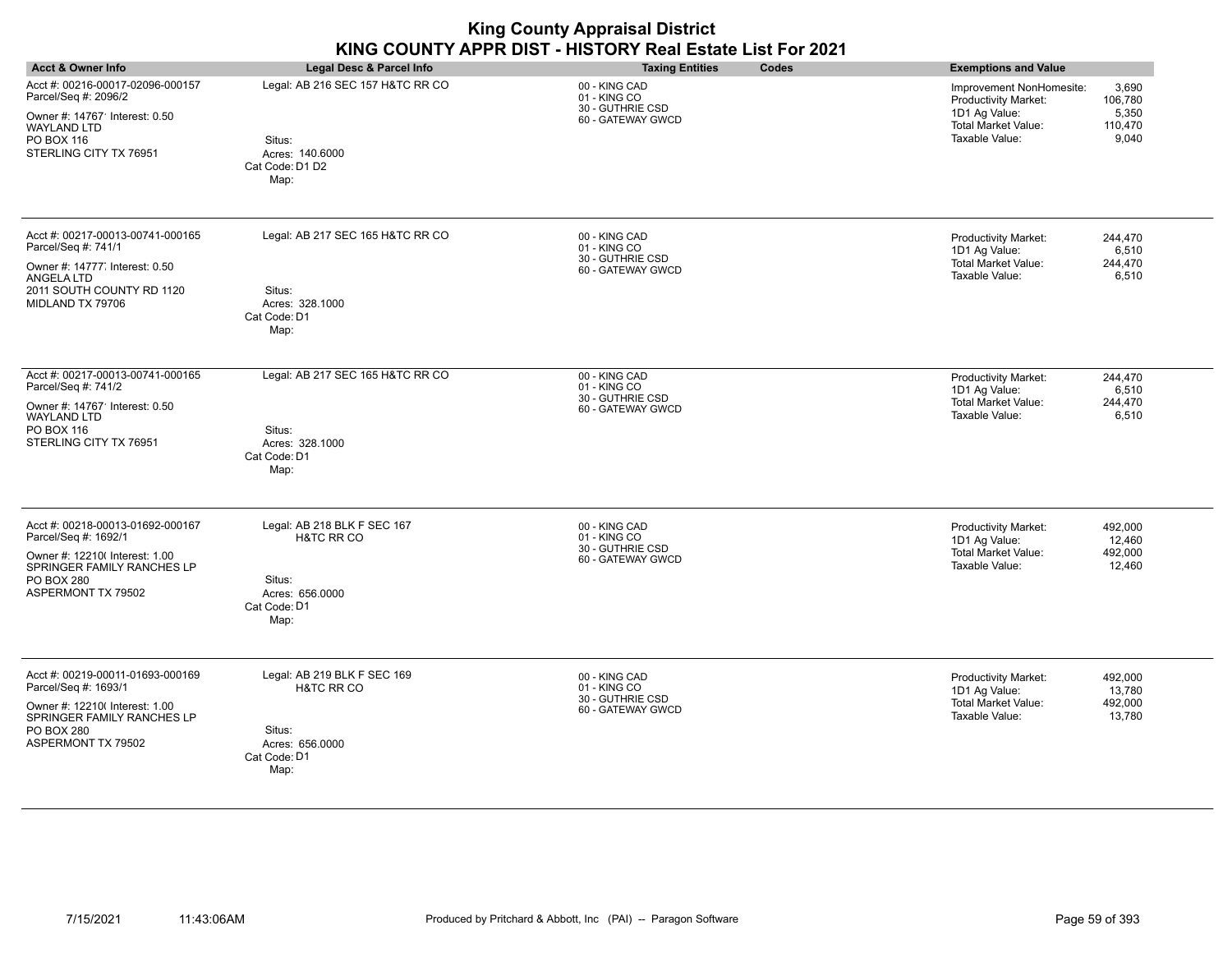# King County Appraisal District

## KING COUNTY APPR DIST - HISTORY Real Estate List For 2021

| Acct & Owner Info | Legal Desc & Parcel Info | Taxing Entities | Codes | Exemptions and Value |
|---|---|---|---|---|
| Acct #: 00216-00017-02096-000157<br>Parcel/Seq #: 2096/2<br>Owner #: 14767 Interest: 0.50<br>WAYLAND LTD<br>PO BOX 116<br>STERLING CITY TX 76951 | Legal: AB 216 SEC 157 H&TC RR CO<br>Situs:<br>Acres: 140.6000<br>Cat Code: D1 D2<br>Map: | 00 - KING CAD<br>01 - KING CO<br>30 - GUTHRIE CSD<br>60 - GATEWAY GWCD | | Improvement NonHomesite: 3,690<br>Productivity Market: 106,780<br>1D1 Ag Value: 5,350<br>Total Market Value: 110,470<br>Taxable Value: 9,040 |
| Acct #: 00217-00013-00741-000165<br>Parcel/Seq #: 741/1<br>Owner #: 14777 Interest: 0.50<br>ANGELA LTD<br>2011 SOUTH COUNTY RD 1120<br>MIDLAND TX 79706 | Legal: AB 217 SEC 165 H&TC RR CO<br>Situs:<br>Acres: 328.1000<br>Cat Code: D1<br>Map: | 00 - KING CAD<br>01 - KING CO<br>30 - GUTHRIE CSD<br>60 - GATEWAY GWCD | | Productivity Market: 244,470<br>1D1 Ag Value: 6,510<br>Total Market Value: 244,470<br>Taxable Value: 6,510 |
| Acct #: 00217-00013-00741-000165<br>Parcel/Seq #: 741/2<br>Owner #: 14767 Interest: 0.50<br>WAYLAND LTD<br>PO BOX 116<br>STERLING CITY TX 76951 | Legal: AB 217 SEC 165 H&TC RR CO<br>Situs:<br>Acres: 328.1000<br>Cat Code: D1<br>Map: | 00 - KING CAD<br>01 - KING CO<br>30 - GUTHRIE CSD<br>60 - GATEWAY GWCD | | Productivity Market: 244,470<br>1D1 Ag Value: 6,510<br>Total Market Value: 244,470<br>Taxable Value: 6,510 |
| Acct #: 00218-00013-01692-000167<br>Parcel/Seq #: 1692/1<br>Owner #: 12210 Interest: 1.00<br>SPRINGER FAMILY RANCHES LP<br>PO BOX 280<br>ASPERMONT TX 79502 | Legal: AB 218 BLK F SEC 167 H&TC RR CO<br>Situs:<br>Acres: 656.0000<br>Cat Code: D1<br>Map: | 00 - KING CAD<br>01 - KING CO<br>30 - GUTHRIE CSD<br>60 - GATEWAY GWCD | | Productivity Market: 492,000<br>1D1 Ag Value: 12,460<br>Total Market Value: 492,000<br>Taxable Value: 12,460 |
| Acct #: 00219-00011-01693-000169<br>Parcel/Seq #: 1693/1<br>Owner #: 12210 Interest: 1.00<br>SPRINGER FAMILY RANCHES LP<br>PO BOX 280<br>ASPERMONT TX 79502 | Legal: AB 219 BLK F SEC 169 H&TC RR CO<br>Situs:<br>Acres: 656.0000<br>Cat Code: D1<br>Map: | 00 - KING CAD<br>01 - KING CO<br>30 - GUTHRIE CSD<br>60 - GATEWAY GWCD | | Productivity Market: 492,000<br>1D1 Ag Value: 13,780<br>Total Market Value: 492,000<br>Taxable Value: 13,780 |

7/15/2021 11:43:06AM Produced by Pritchard & Abbott, Inc (PAI) -- Paragon Software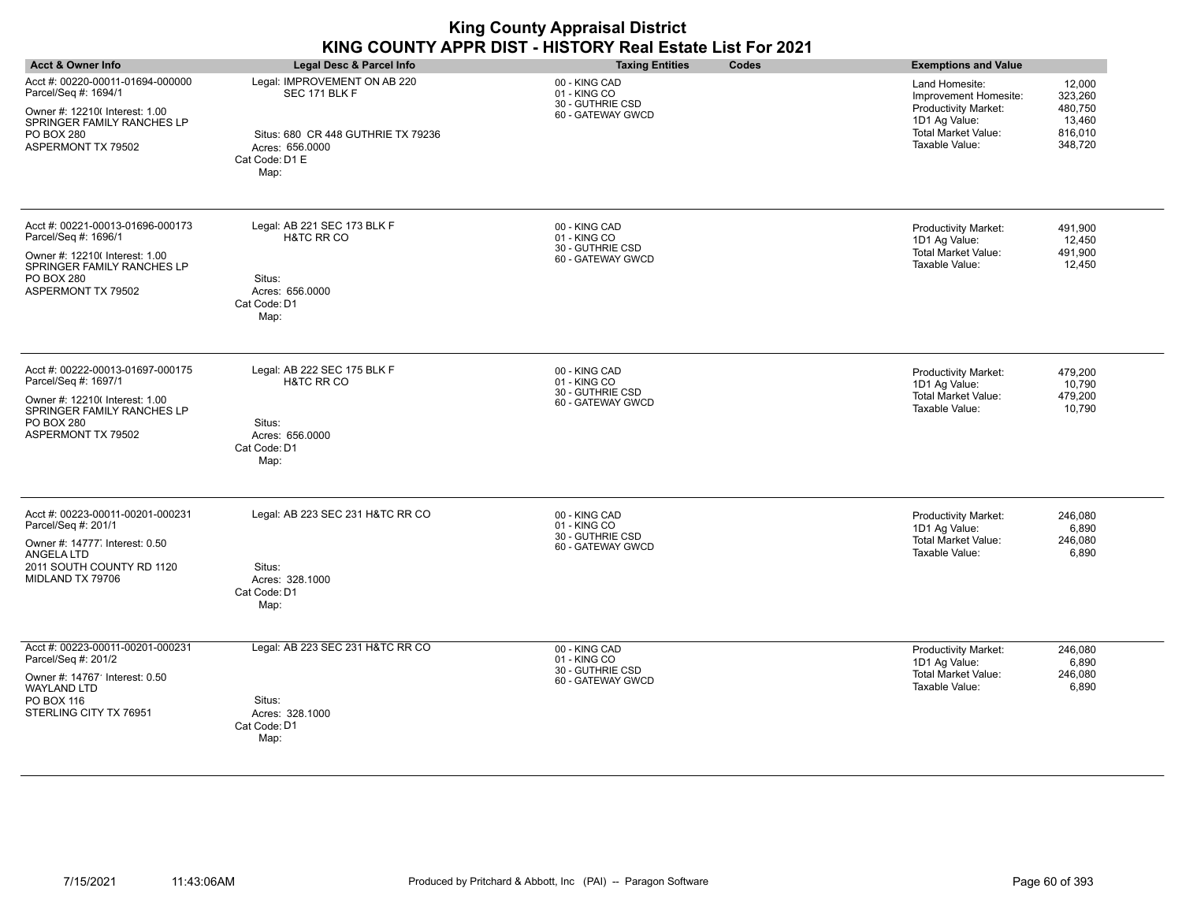# King County Appraisal District

## KING COUNTY APPR DIST - HISTORY Real Estate List For 2021

| Acct & Owner Info | Legal Desc & Parcel Info | Taxing Entities | Codes | Exemptions and Value |
|---|---|---|---|---|
| Acct #: 00220-00011-01694-000000<br>Parcel/Seq #: 1694/1<br>Owner #: 12210( Interest: 1.00<br>SPRINGER FAMILY RANCHES LP<br>PO BOX 280<br>ASPERMONT TX 79502 | Legal: IMPROVEMENT ON AB 220 SEC 171 BLK F<br>Situs: 680 CR 448 GUTHRIE TX 79236<br>Acres: 656.0000<br>Cat Code: D1 E<br>Map: | 00 - KING CAD<br>01 - KING CO<br>30 - GUTHRIE CSD<br>60 - GATEWAY GWCD | | Land Homesite: 12,000<br>Improvement Homesite: 323,260<br>Productivity Market: 480,750<br>1D1 Ag Value: 13,460<br>Total Market Value: 816,010<br>Taxable Value: 348,720 |
| Acct #: 00221-00013-01696-000173<br>Parcel/Seq #: 1696/1<br>Owner #: 12210( Interest: 1.00<br>SPRINGER FAMILY RANCHES LP<br>PO BOX 280<br>ASPERMONT TX 79502 | Legal: AB 221 SEC 173 BLK F H&TC RR CO<br>Situs:<br>Acres: 656.0000<br>Cat Code: D1<br>Map: | 00 - KING CAD<br>01 - KING CO<br>30 - GUTHRIE CSD<br>60 - GATEWAY GWCD | | Productivity Market: 491,900<br>1D1 Ag Value: 12,450<br>Total Market Value: 491,900<br>Taxable Value: 12,450 |
| Acct #: 00222-00013-01697-000175<br>Parcel/Seq #: 1697/1<br>Owner #: 12210( Interest: 1.00<br>SPRINGER FAMILY RANCHES LP<br>PO BOX 280<br>ASPERMONT TX 79502 | Legal: AB 222 SEC 175 BLK F H&TC RR CO<br>Situs:<br>Acres: 656.0000<br>Cat Code: D1<br>Map: | 00 - KING CAD<br>01 - KING CO<br>30 - GUTHRIE CSD<br>60 - GATEWAY GWCD | | Productivity Market: 479,200<br>1D1 Ag Value: 10,790<br>Total Market Value: 479,200<br>Taxable Value: 10,790 |
| Acct #: 00223-00011-00201-000231<br>Parcel/Seq #: 201/1<br>Owner #: 14777 Interest: 0.50<br>ANGELA LTD<br>2011 SOUTH COUNTY RD 1120<br>MIDLAND TX 79706 | Legal: AB 223 SEC 231 H&TC RR CO<br>Situs:<br>Acres: 328.1000<br>Cat Code: D1<br>Map: | 00 - KING CAD<br>01 - KING CO<br>30 - GUTHRIE CSD<br>60 - GATEWAY GWCD | | Productivity Market: 246,080<br>1D1 Ag Value: 6,890<br>Total Market Value: 246,080<br>Taxable Value: 6,890 |
| Acct #: 00223-00011-00201-000231<br>Parcel/Seq #: 201/2<br>Owner #: 14767' Interest: 0.50<br>WAYLAND LTD<br>PO BOX 116<br>STERLING CITY TX 76951 | Legal: AB 223 SEC 231 H&TC RR CO<br>Situs:<br>Acres: 328.1000<br>Cat Code: D1<br>Map: | 00 - KING CAD<br>01 - KING CO<br>30 - GUTHRIE CSD<br>60 - GATEWAY GWCD | | Productivity Market: 246,080<br>1D1 Ag Value: 6,890<br>Total Market Value: 246,080<br>Taxable Value: 6,890 |

7/15/2021 11:43:06AM Produced by Pritchard & Abbott, Inc (PAI) -- Paragon Software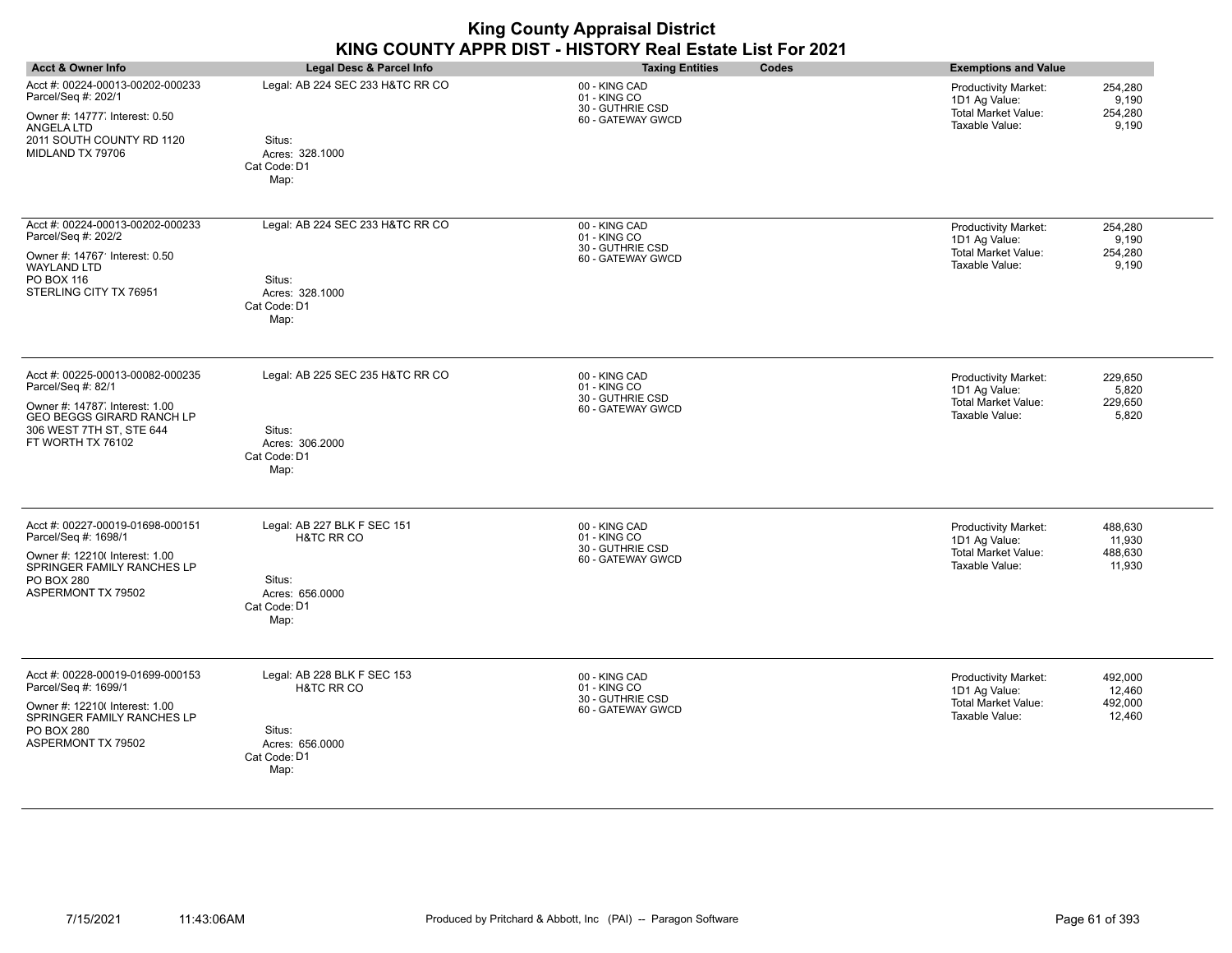# King County Appraisal District
## KING COUNTY APPR DIST - HISTORY Real Estate List For 2021

| Acct & Owner Info | Legal Desc & Parcel Info | Taxing Entities | Codes | Exemptions and Value |
|---|---|---|---|---|
| Acct #: 00224-00013-00202-000233<br>Parcel/Seq #: 202/1<br>Owner #: 14777; Interest: 0.50<br>ANGELA LTD<br>2011 SOUTH COUNTY RD 1120<br>MIDLAND TX 79706 | Legal: AB 224 SEC 233 H&TC RR CO<br>Situs:<br>Acres: 328.1000<br>Cat Code: D1<br>Map: | 00 - KING CAD<br>01 - KING CO<br>30 - GUTHRIE CSD<br>60 - GATEWAY GWCD | | Productivity Market: 254,280<br>1D1 Ag Value: 9,190<br>Total Market Value: 254,280<br>Taxable Value: 9,190 |
| Acct #: 00224-00013-00202-000233<br>Parcel/Seq #: 202/2<br>Owner #: 14767' Interest: 0.50<br>WAYLAND LTD<br>PO BOX 116<br>STERLING CITY TX 76951 | Legal: AB 224 SEC 233 H&TC RR CO<br>Situs:<br>Acres: 328.1000<br>Cat Code: D1<br>Map: | 00 - KING CAD<br>01 - KING CO<br>30 - GUTHRIE CSD<br>60 - GATEWAY GWCD | | Productivity Market: 254,280<br>1D1 Ag Value: 9,190<br>Total Market Value: 254,280<br>Taxable Value: 9,190 |
| Acct #: 00225-00013-00082-000235<br>Parcel/Seq #: 82/1<br>Owner #: 14787; Interest: 1.00<br>GEO BEGGS GIRARD RANCH LP<br>306 WEST 7TH ST, STE 644<br>FT WORTH TX 76102 | Legal: AB 225 SEC 235 H&TC RR CO<br>Situs:<br>Acres: 306.2000<br>Cat Code: D1<br>Map: | 00 - KING CAD<br>01 - KING CO<br>30 - GUTHRIE CSD<br>60 - GATEWAY GWCD | | Productivity Market: 229,650<br>1D1 Ag Value: 5,820<br>Total Market Value: 229,650<br>Taxable Value: 5,820 |
| Acct #: 00227-00019-01698-000151<br>Parcel/Seq #: 1698/1<br>Owner #: 12210( Interest: 1.00<br>SPRINGER FAMILY RANCHES LP<br>PO BOX 280<br>ASPERMONT TX 79502 | Legal: AB 227 BLK F SEC 151 H&TC RR CO<br>Situs:<br>Acres: 656.0000<br>Cat Code: D1<br>Map: | 00 - KING CAD<br>01 - KING CO<br>30 - GUTHRIE CSD<br>60 - GATEWAY GWCD | | Productivity Market: 488,630<br>1D1 Ag Value: 11,930<br>Total Market Value: 488,630<br>Taxable Value: 11,930 |
| Acct #: 00228-00019-01699-000153<br>Parcel/Seq #: 1699/1<br>Owner #: 12210( Interest: 1.00<br>SPRINGER FAMILY RANCHES LP<br>PO BOX 280<br>ASPERMONT TX 79502 | Legal: AB 228 BLK F SEC 153 H&TC RR CO<br>Situs:<br>Acres: 656.0000<br>Cat Code: D1<br>Map: | 00 - KING CAD<br>01 - KING CO<br>30 - GUTHRIE CSD<br>60 - GATEWAY GWCD | | Productivity Market: 492,000<br>1D1 Ag Value: 12,460<br>Total Market Value: 492,000<br>Taxable Value: 12,460 |

7/15/2021 11:43:06AM Produced by Pritchard & Abbott, Inc (PAI) -- Paragon Software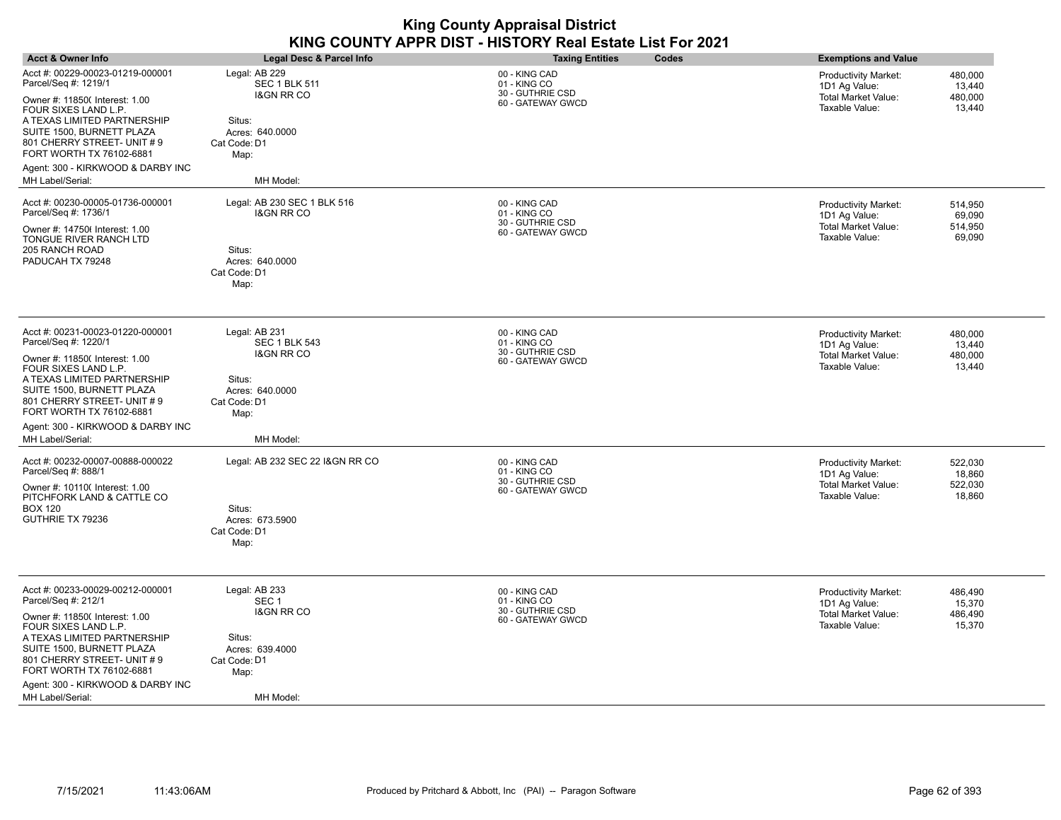# King County Appraisal District

## KING COUNTY APPR DIST - HISTORY Real Estate List For 2021

| Acct & Owner Info | Legal Desc & Parcel Info | Taxing Entities | Codes | Exemptions and Value |
|---|---|---|---|---|
| Acct #: 00229-00023-01219-000001<br>Parcel/Seq #: 1219/1<br>Owner #: 11850( Interest: 1.00<br>FOUR SIXES LAND L.P.<br>A TEXAS LIMITED PARTNERSHIP<br>SUITE 1500, BURNETT PLAZA<br>801 CHERRY STREET- UNIT # 9<br>FORT WORTH TX 76102-6881<br>Agent: 300 - KIRKWOOD & DARBY INC<br>MH Label/Serial: | Legal: AB 229<br>SEC 1 BLK 511<br>I&GN RR CO<br>Situs:<br>Acres: 640.0000<br>Cat Code: D1<br>Map:<br>MH Model: | 00 - KING CAD<br>01 - KING CO<br>30 - GUTHRIE CSD<br>60 - GATEWAY GWCD | | Productivity Market: 480,000<br>1D1 Ag Value: 13,440<br>Total Market Value: 480,000<br>Taxable Value: 13,440 |
| Acct #: 00230-00005-01736-000001<br>Parcel/Seq #: 1736/1<br>Owner #: 14750( Interest: 1.00<br>TONGUE RIVER RANCH LTD<br>205 RANCH ROAD<br>PADUCAH TX 79248 | Legal: AB 230 SEC 1 BLK 516<br>I&GN RR CO<br>Situs:<br>Acres: 640.0000<br>Cat Code: D1<br>Map: | 00 - KING CAD<br>01 - KING CO<br>30 - GUTHRIE CSD<br>60 - GATEWAY GWCD | | Productivity Market: 514,950<br>1D1 Ag Value: 69,090<br>Total Market Value: 514,950<br>Taxable Value: 69,090 |
| Acct #: 00231-00023-01220-000001<br>Parcel/Seq #: 1220/1<br>Owner #: 11850( Interest: 1.00<br>FOUR SIXES LAND L.P.<br>A TEXAS LIMITED PARTNERSHIP<br>SUITE 1500, BURNETT PLAZA<br>801 CHERRY STREET- UNIT # 9<br>FORT WORTH TX 76102-6881<br>Agent: 300 - KIRKWOOD & DARBY INC<br>MH Label/Serial: | Legal: AB 231<br>SEC 1 BLK 543<br>I&GN RR CO<br>Situs:<br>Acres: 640.0000<br>Cat Code: D1<br>Map:<br>MH Model: | 00 - KING CAD<br>01 - KING CO<br>30 - GUTHRIE CSD<br>60 - GATEWAY GWCD | | Productivity Market: 480,000<br>1D1 Ag Value: 13,440<br>Total Market Value: 480,000<br>Taxable Value: 13,440 |
| Acct #: 00232-00007-00888-000022<br>Parcel/Seq #: 888/1<br>Owner #: 10110( Interest: 1.00<br>PITCHFORK LAND & CATTLE CO<br>BOX 120<br>GUTHRIE TX 79236 | Legal: AB 232 SEC 22 I&GN RR CO<br>Situs:<br>Acres: 673.5900<br>Cat Code: D1<br>Map: | 00 - KING CAD<br>01 - KING CO<br>30 - GUTHRIE CSD<br>60 - GATEWAY GWCD | | Productivity Market: 522,030<br>1D1 Ag Value: 18,860<br>Total Market Value: 522,030<br>Taxable Value: 18,860 |
| Acct #: 00233-00029-00212-000001<br>Parcel/Seq #: 212/1<br>Owner #: 11850( Interest: 1.00<br>FOUR SIXES LAND L.P.<br>A TEXAS LIMITED PARTNERSHIP<br>SUITE 1500, BURNETT PLAZA<br>801 CHERRY STREET- UNIT # 9<br>FORT WORTH TX 76102-6881<br>Agent: 300 - KIRKWOOD & DARBY INC<br>MH Label/Serial: | Legal: AB 233<br>SEC 1<br>I&GN RR CO<br>Situs:<br>Acres: 639.4000<br>Cat Code: D1<br>Map:<br>MH Model: | 00 - KING CAD<br>01 - KING CO<br>30 - GUTHRIE CSD<br>60 - GATEWAY GWCD | | Productivity Market: 486,490<br>1D1 Ag Value: 15,370<br>Total Market Value: 486,490<br>Taxable Value: 15,370 |

7/15/2021 11:43:06AM Produced by Pritchard & Abbott, Inc (PAI) -- Paragon Software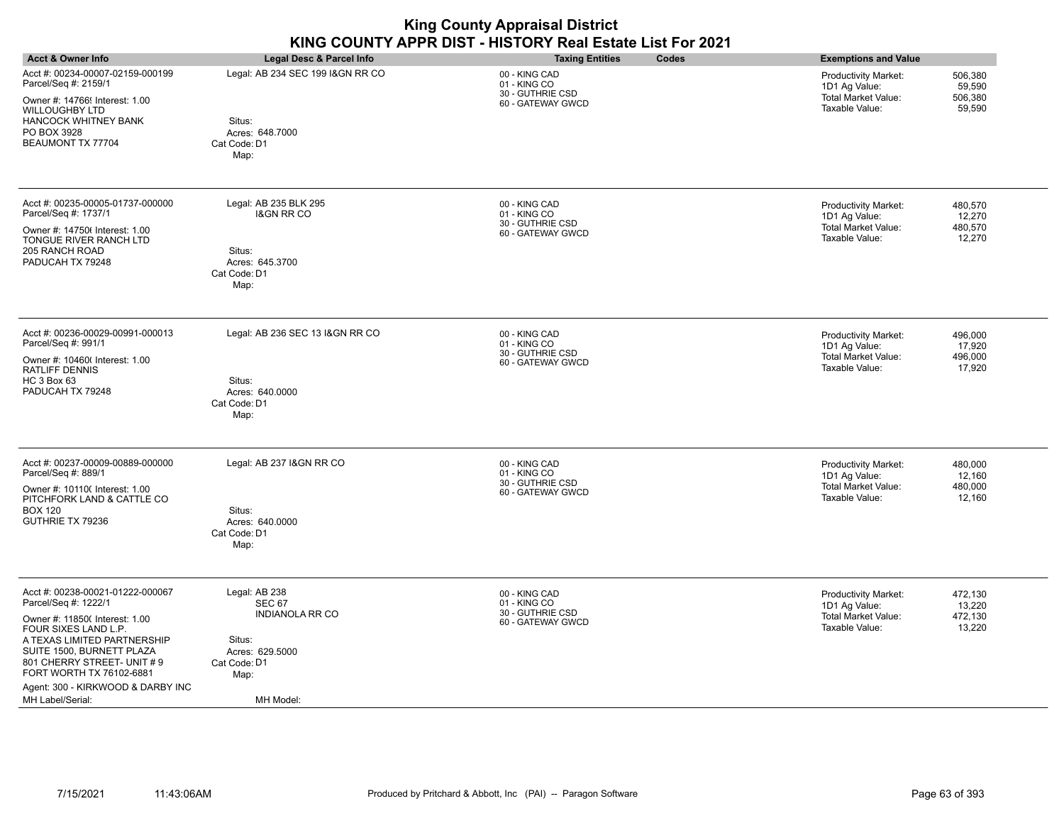# King County Appraisal District

## KING COUNTY APPR DIST - HISTORY Real Estate List For 2021

| Acct & Owner Info | Legal Desc & Parcel Info | Taxing Entities | Codes | Exemptions and Value |
|---|---|---|---|---|
| Acct #: 00234-00007-02159-000199<br>Parcel/Seq #: 2159/1<br>Owner #: 14766( Interest: 1.00<br>WILLOUGHBY LTD<br>HANCOCK WHITNEY BANK<br>PO BOX 3928<br>BEAUMONT TX 77704 | Legal: AB 234 SEC 199 I&GN RR CO<br>Situs:<br>Acres: 648.7000<br>Cat Code: D1<br>Map: | 00 - KING CAD<br>01 - KING CO<br>30 - GUTHRIE CSD<br>60 - GATEWAY GWCD | | Productivity Market: 506,380<br>1D1 Ag Value: 59,590<br>Total Market Value: 506,380<br>Taxable Value: 59,590 |
| Acct #: 00235-00005-01737-000000<br>Parcel/Seq #: 1737/1<br>Owner #: 14750( Interest: 1.00<br>TONGUE RIVER RANCH LTD<br>205 RANCH ROAD<br>PADUCAH TX 79248 | Legal: AB 235 BLK 295<br>I&GN RR CO<br>Situs:<br>Acres: 645.3700<br>Cat Code: D1<br>Map: | 00 - KING CAD<br>01 - KING CO<br>30 - GUTHRIE CSD<br>60 - GATEWAY GWCD | | Productivity Market: 480,570<br>1D1 Ag Value: 12,270<br>Total Market Value: 480,570<br>Taxable Value: 12,270 |
| Acct #: 00236-00029-00991-000013<br>Parcel/Seq #: 991/1<br>Owner #: 10460( Interest: 1.00<br>RATLIFF DENNIS<br>HC 3 Box 63<br>PADUCAH TX 79248 | Legal: AB 236 SEC 13 I&GN RR CO<br>Situs:<br>Acres: 640.0000<br>Cat Code: D1<br>Map: | 00 - KING CAD<br>01 - KING CO<br>30 - GUTHRIE CSD<br>60 - GATEWAY GWCD | | Productivity Market: 496,000<br>1D1 Ag Value: 17,920<br>Total Market Value: 496,000<br>Taxable Value: 17,920 |
| Acct #: 00237-00009-00889-000000<br>Parcel/Seq #: 889/1<br>Owner #: 10110( Interest: 1.00<br>PITCHFORK LAND & CATTLE CO<br>BOX 120<br>GUTHRIE TX 79236 | Legal: AB 237 I&GN RR CO<br>Situs:<br>Acres: 640.0000<br>Cat Code: D1<br>Map: | 00 - KING CAD<br>01 - KING CO<br>30 - GUTHRIE CSD<br>60 - GATEWAY GWCD | | Productivity Market: 480,000<br>1D1 Ag Value: 12,160<br>Total Market Value: 480,000<br>Taxable Value: 12,160 |
| Acct #: 00238-00021-01222-000067<br>Parcel/Seq #: 1222/1<br>Owner #: 11850( Interest: 1.00<br>FOUR SIXES LAND L.P.<br>A TEXAS LIMITED PARTNERSHIP<br>SUITE 1500, BURNETT PLAZA<br>801 CHERRY STREET- UNIT # 9<br>FORT WORTH TX 76102-6881<br>Agent: 300 - KIRKWOOD & DARBY INC<br>MH Label/Serial: | Legal: AB 238<br>SEC 67<br>INDIANOLA RR CO<br>Situs:<br>Acres: 629.5000<br>Cat Code: D1<br>Map:<br>MH Model: | 00 - KING CAD<br>01 - KING CO<br>30 - GUTHRIE CSD<br>60 - GATEWAY GWCD | | Productivity Market: 472,130<br>1D1 Ag Value: 13,220<br>Total Market Value: 472,130<br>Taxable Value: 13,220 |

7/15/2021 11:43:06AM Produced by Pritchard & Abbott, Inc (PAI) -- Paragon Software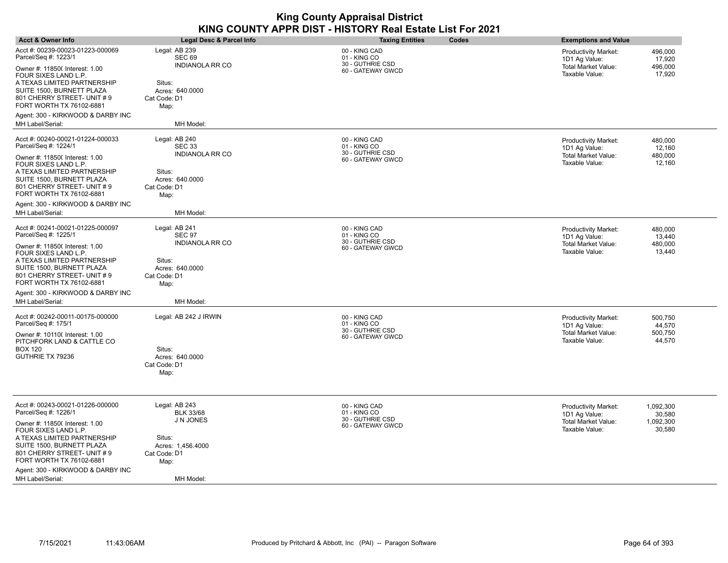# King County Appraisal District
## KING COUNTY APPR DIST - HISTORY Real Estate List For 2021

| Acct & Owner Info | Legal Desc & Parcel Info | Taxing Entities | Codes | Exemptions and Value |
|---|---|---|---|---|
| Acct #: 00239-00023-01223-000069<br>Parcel/Seq #: 1223/1<br>Owner #: 11850( Interest: 1.00<br>FOUR SIXES LAND L.P.<br>A TEXAS LIMITED PARTNERSHIP<br>SUITE 1500, BURNETT PLAZA<br>801 CHERRY STREET- UNIT # 9<br>FORT WORTH TX 76102-6881<br>Agent: 300 - KIRKWOOD & DARBY INC<br>MH Label/Serial: | Legal: AB 239<br>SEC 69<br>INDIANOLA RR CO<br>Situs:<br>Acres: 640.0000<br>Cat Code: D1<br>Map:<br>MH Model: | 00 - KING CAD<br>01 - KING CO<br>30 - GUTHRIE CSD<br>60 - GATEWAY GWCD | | Productivity Market: 496,000<br>1D1 Ag Value: 17,920<br>Total Market Value: 496,000<br>Taxable Value: 17,920 |
| Acct #: 00240-00021-01224-000033<br>Parcel/Seq #: 1224/1<br>Owner #: 11850( Interest: 1.00<br>FOUR SIXES LAND L.P.<br>A TEXAS LIMITED PARTNERSHIP<br>SUITE 1500, BURNETT PLAZA<br>801 CHERRY STREET- UNIT # 9<br>FORT WORTH TX 76102-6881<br>Agent: 300 - KIRKWOOD & DARBY INC<br>MH Label/Serial: | Legal: AB 240<br>SEC 33<br>INDIANOLA RR CO<br>Situs:<br>Acres: 640.0000<br>Cat Code: D1<br>Map:<br>MH Model: | 00 - KING CAD<br>01 - KING CO<br>30 - GUTHRIE CSD<br>60 - GATEWAY GWCD | | Productivity Market: 480,000<br>1D1 Ag Value: 12,160<br>Total Market Value: 480,000<br>Taxable Value: 12,160 |
| Acct #: 00241-00021-01225-000097<br>Parcel/Seq #: 1225/1<br>Owner #: 11850( Interest: 1.00<br>FOUR SIXES LAND L.P.<br>A TEXAS LIMITED PARTNERSHIP<br>SUITE 1500, BURNETT PLAZA<br>801 CHERRY STREET- UNIT # 9<br>FORT WORTH TX 76102-6881<br>Agent: 300 - KIRKWOOD & DARBY INC<br>MH Label/Serial: | Legal: AB 241<br>SEC 97<br>INDIANOLA RR CO<br>Situs:<br>Acres: 640.0000<br>Cat Code: D1<br>Map:<br>MH Model: | 00 - KING CAD<br>01 - KING CO<br>30 - GUTHRIE CSD<br>60 - GATEWAY GWCD | | Productivity Market: 480,000<br>1D1 Ag Value: 13,440<br>Total Market Value: 480,000<br>Taxable Value: 13,440 |
| Acct #: 00242-00011-00175-000000<br>Parcel/Seq #: 175/1<br>Owner #: 10110( Interest: 1.00<br>PITCHFORK LAND & CATTLE CO<br>BOX 120<br>GUTHRIE TX 79236 | Legal: AB 242 J IRWIN<br>Situs:<br>Acres: 640.0000<br>Cat Code: D1<br>Map: | 00 - KING CAD<br>01 - KING CO<br>30 - GUTHRIE CSD<br>60 - GATEWAY GWCD | | Productivity Market: 500,750<br>1D1 Ag Value: 44,570<br>Total Market Value: 500,750<br>Taxable Value: 44,570 |
| Acct #: 00243-00021-01226-000000<br>Parcel/Seq #: 1226/1<br>Owner #: 11850( Interest: 1.00<br>FOUR SIXES LAND L.P.<br>A TEXAS LIMITED PARTNERSHIP<br>SUITE 1500, BURNETT PLAZA<br>801 CHERRY STREET- UNIT # 9<br>FORT WORTH TX 76102-6881<br>Agent: 300 - KIRKWOOD & DARBY INC<br>MH Label/Serial: | Legal: AB 243<br>BLK 33/68<br>J N JONES<br>Situs:<br>Acres: 1,456.4000<br>Cat Code: D1<br>Map:<br>MH Model: | 00 - KING CAD<br>01 - KING CO<br>30 - GUTHRIE CSD<br>60 - GATEWAY GWCD | | Productivity Market: 1,092,300<br>1D1 Ag Value: 30,580<br>Total Market Value: 1,092,300<br>Taxable Value: 30,580 |

7/15/2021 11:43:06AM Produced by Pritchard & Abbott, Inc (PAI) -- Paragon Software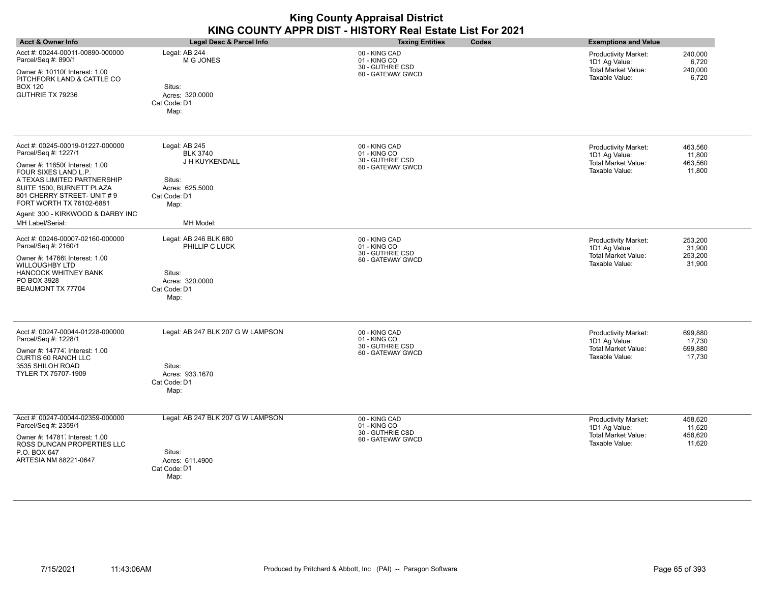# King County Appraisal District

## KING COUNTY APPR DIST - HISTORY Real Estate List For 2021

| Acct & Owner Info | Legal Desc & Parcel Info | Taxing Entities | Codes | Exemptions and Value |
|---|---|---|---|---|
| Acct #: 00244-00011-00890-000000<br>Parcel/Seq #: 890/1<br>Owner #: 10110( Interest: 1.00<br>PITCHFORK LAND & CATTLE CO<br>BOX 120<br>GUTHRIE TX 79236 | Legal: AB 244<br>M G JONES<br>Situs:<br>Acres: 320.0000<br>Cat Code: D1<br>Map: | 00 - KING CAD<br>01 - KING CO<br>30 - GUTHRIE CSD<br>60 - GATEWAY GWCD | | Productivity Market: 240,000<br>1D1 Ag Value: 6,720<br>Total Market Value: 240,000<br>Taxable Value: 6,720 |
| Acct #: 00245-00019-01227-000000<br>Parcel/Seq #: 1227/1<br>Owner #: 11850( Interest: 1.00<br>FOUR SIXES LAND L.P.<br>A TEXAS LIMITED PARTNERSHIP<br>SUITE 1500, BURNETT PLAZA<br>801 CHERRY STREET- UNIT # 9<br>FORT WORTH TX 76102-6881<br>Agent: 300 - KIRKWOOD & DARBY INC<br>MH Label/Serial: | Legal: AB 245<br>BLK 3740<br>J H KUYKENDALL<br>Situs:<br>Acres: 625.5000<br>Cat Code: D1<br>Map:<br>MH Model: | 00 - KING CAD<br>01 - KING CO<br>30 - GUTHRIE CSD<br>60 - GATEWAY GWCD | | Productivity Market: 463,560<br>1D1 Ag Value: 11,800<br>Total Market Value: 463,560<br>Taxable Value: 11,800 |
| Acct #: 00246-00007-02160-000000<br>Parcel/Seq #: 2160/1<br>Owner #: 14766( Interest: 1.00<br>WILLOUGHBY LTD<br>HANCOCK WHITNEY BANK<br>PO BOX 3928<br>BEAUMONT TX 77704 | Legal: AB 246 BLK 680<br>PHILLIP C LUCK<br>Situs:<br>Acres: 320.0000<br>Cat Code: D1<br>Map: | 00 - KING CAD<br>01 - KING CO<br>30 - GUTHRIE CSD<br>60 - GATEWAY GWCD | | Productivity Market: 253,200<br>1D1 Ag Value: 31,900<br>Total Market Value: 253,200<br>Taxable Value: 31,900 |
| Acct #: 00247-00044-01228-000000<br>Parcel/Seq #: 1228/1<br>Owner #: 14774( Interest: 1.00<br>CURTIS 60 RANCH LLC<br>3535 SHILOH ROAD<br>TYLER TX 75707-1909 | Legal: AB 247 BLK 207 G W LAMPSON<br>Situs:<br>Acres: 933.1670<br>Cat Code: D1<br>Map: | 00 - KING CAD<br>01 - KING CO<br>30 - GUTHRIE CSD<br>60 - GATEWAY GWCD | | Productivity Market: 699,880<br>1D1 Ag Value: 17,730<br>Total Market Value: 699,880<br>Taxable Value: 17,730 |
| Acct #: 00247-00044-02359-000000<br>Parcel/Seq #: 2359/1<br>Owner #: 14781( Interest: 1.00<br>ROSS DUNCAN PROPERTIES LLC<br>P.O. BOX 647<br>ARTESIA NM 88221-0647 | Legal: AB 247 BLK 207 G W LAMPSON<br>Situs:<br>Acres: 611.4900<br>Cat Code: D1<br>Map: | 00 - KING CAD<br>01 - KING CO<br>30 - GUTHRIE CSD<br>60 - GATEWAY GWCD | | Productivity Market: 458,620<br>1D1 Ag Value: 11,620<br>Total Market Value: 458,620<br>Taxable Value: 11,620 |

7/15/2021 11:43:06AM Produced by Pritchard & Abbott, Inc (PAI) -- Paragon Software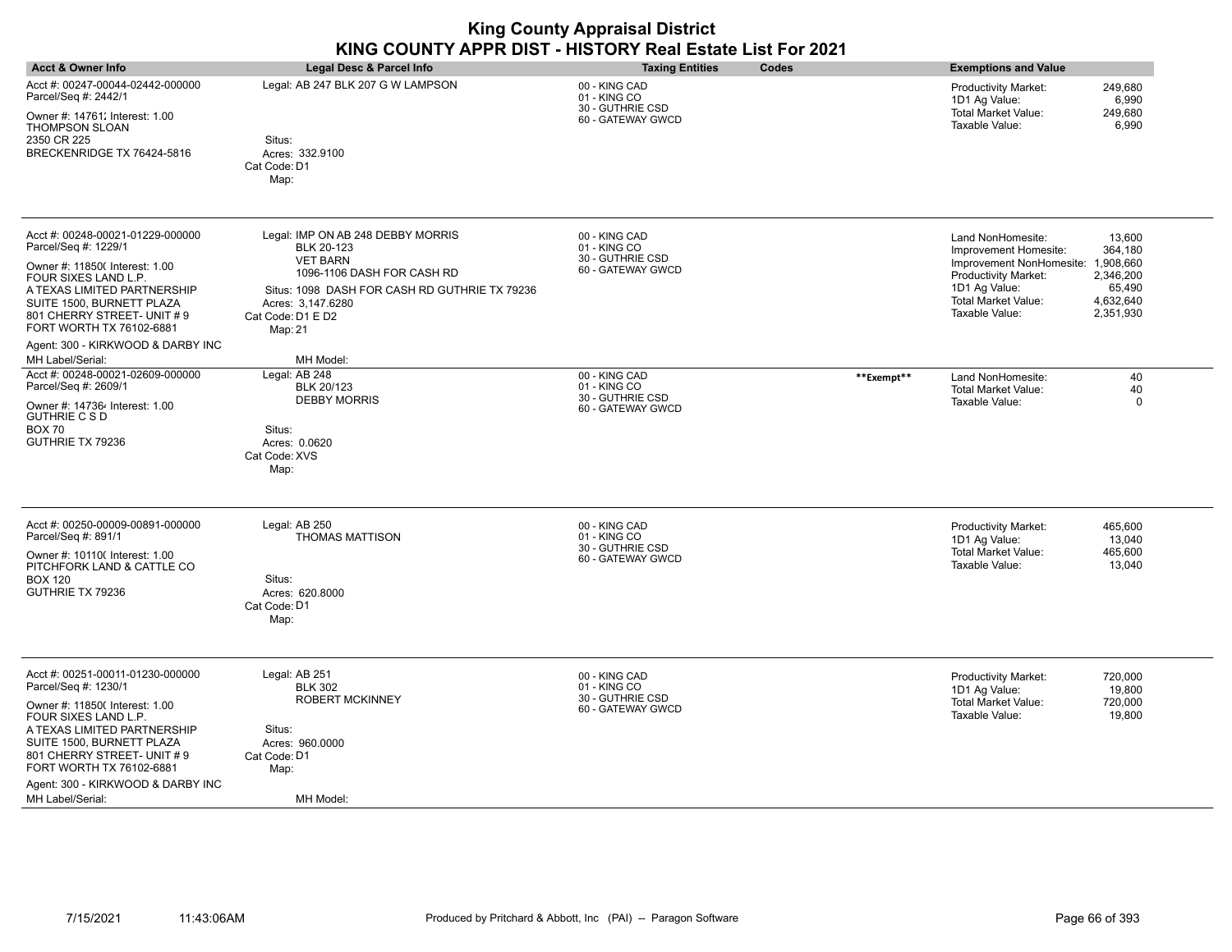# King County Appraisal District
## KING COUNTY APPR DIST - HISTORY Real Estate List For 2021

| Acct & Owner Info | Legal Desc & Parcel Info | Taxing Entities | Codes | Exemptions and Value |
|---|---|---|---|---|
| Acct #: 00247-00044-02442-000000<br>Parcel/Seq #: 2442/1<br>Owner #: 147612 Interest: 1.00<br>THOMPSON SLOAN<br>2350 CR 225<br>BRECKENRIDGE TX 76424-5816 | Legal: AB 247 BLK 207 G W LAMPSON<br>Situs:<br>Acres: 332.9100<br>Cat Code: D1<br>Map: | 00 - KING CAD<br>01 - KING CO<br>30 - GUTHRIE CSD<br>60 - GATEWAY GWCD | | Productivity Market: 249,680<br>1D1 Ag Value: 6,990<br>Total Market Value: 249,680<br>Taxable Value: 6,990 |
| Acct #: 00248-00021-01229-000000<br>Parcel/Seq #: 1229/1<br>Owner #: 118500 Interest: 1.00<br>FOUR SIXES LAND L.P.<br>A TEXAS LIMITED PARTNERSHIP<br>SUITE 1500, BURNETT PLAZA<br>801 CHERRY STREET- UNIT # 9<br>FORT WORTH TX 76102-6881<br>Agent: 300 - KIRKWOOD & DARBY INC<br>MH Label/Serial: | Legal: IMP ON AB 248 DEBBY MORRIS BLK 20-123 VET BARN 1096-1106 DASH FOR CASH RD<br>Situs: 1098 DASH FOR CASH RD GUTHRIE TX 79236<br>Acres: 3,147.6280<br>Cat Code: D1 E D2<br>Map: 21<br>MH Model: | 00 - KING CAD<br>01 - KING CO<br>30 - GUTHRIE CSD<br>60 - GATEWAY GWCD | | Land NonHomesite: 13,600<br>Improvement Homesite: 364,180<br>Improvement NonHomesite: 1,908,660<br>Productivity Market: 2,346,200<br>1D1 Ag Value: 65,490<br>Total Market Value: 4,632,640<br>Taxable Value: 2,351,930 |
| Acct #: 00248-00021-02609-000000<br>Parcel/Seq #: 2609/1<br>Owner #: 147364 Interest: 1.00<br>GUTHRIE C S D<br>BOX 70<br>GUTHRIE TX 79236 | Legal: AB 248 BLK 20/123 DEBBY MORRIS<br>Situs:<br>Acres: 0.0620<br>Cat Code: XVS<br>Map: | 00 - KING CAD<br>01 - KING CO<br>30 - GUTHRIE CSD<br>60 - GATEWAY GWCD | **Exempt** | Land NonHomesite: 40<br>Total Market Value: 40<br>Taxable Value: 0 |
| Acct #: 00250-00009-00891-000000<br>Parcel/Seq #: 891/1<br>Owner #: 101100 Interest: 1.00<br>PITCHFORK LAND & CATTLE CO<br>BOX 120<br>GUTHRIE TX 79236 | Legal: AB 250 THOMAS MATTISON<br>Situs:<br>Acres: 620.8000<br>Cat Code: D1<br>Map: | 00 - KING CAD<br>01 - KING CO<br>30 - GUTHRIE CSD<br>60 - GATEWAY GWCD | | Productivity Market: 465,600<br>1D1 Ag Value: 13,040<br>Total Market Value: 465,600<br>Taxable Value: 13,040 |
| Acct #: 00251-00011-01230-000000<br>Parcel/Seq #: 1230/1<br>Owner #: 118500 Interest: 1.00<br>FOUR SIXES LAND L.P.<br>A TEXAS LIMITED PARTNERSHIP<br>SUITE 1500, BURNETT PLAZA<br>801 CHERRY STREET- UNIT # 9<br>FORT WORTH TX 76102-6881<br>Agent: 300 - KIRKWOOD & DARBY INC<br>MH Label/Serial: | Legal: AB 251 BLK 302 ROBERT MCKINNEY<br>Situs:<br>Acres: 960.0000<br>Cat Code: D1<br>Map:<br>MH Model: | 00 - KING CAD<br>01 - KING CO<br>30 - GUTHRIE CSD<br>60 - GATEWAY GWCD | | Productivity Market: 720,000<br>1D1 Ag Value: 19,800<br>Total Market Value: 720,000<br>Taxable Value: 19,800 |

7/15/2021 11:43:06AM Produced by Pritchard & Abbott, Inc (PAI) -- Paragon Software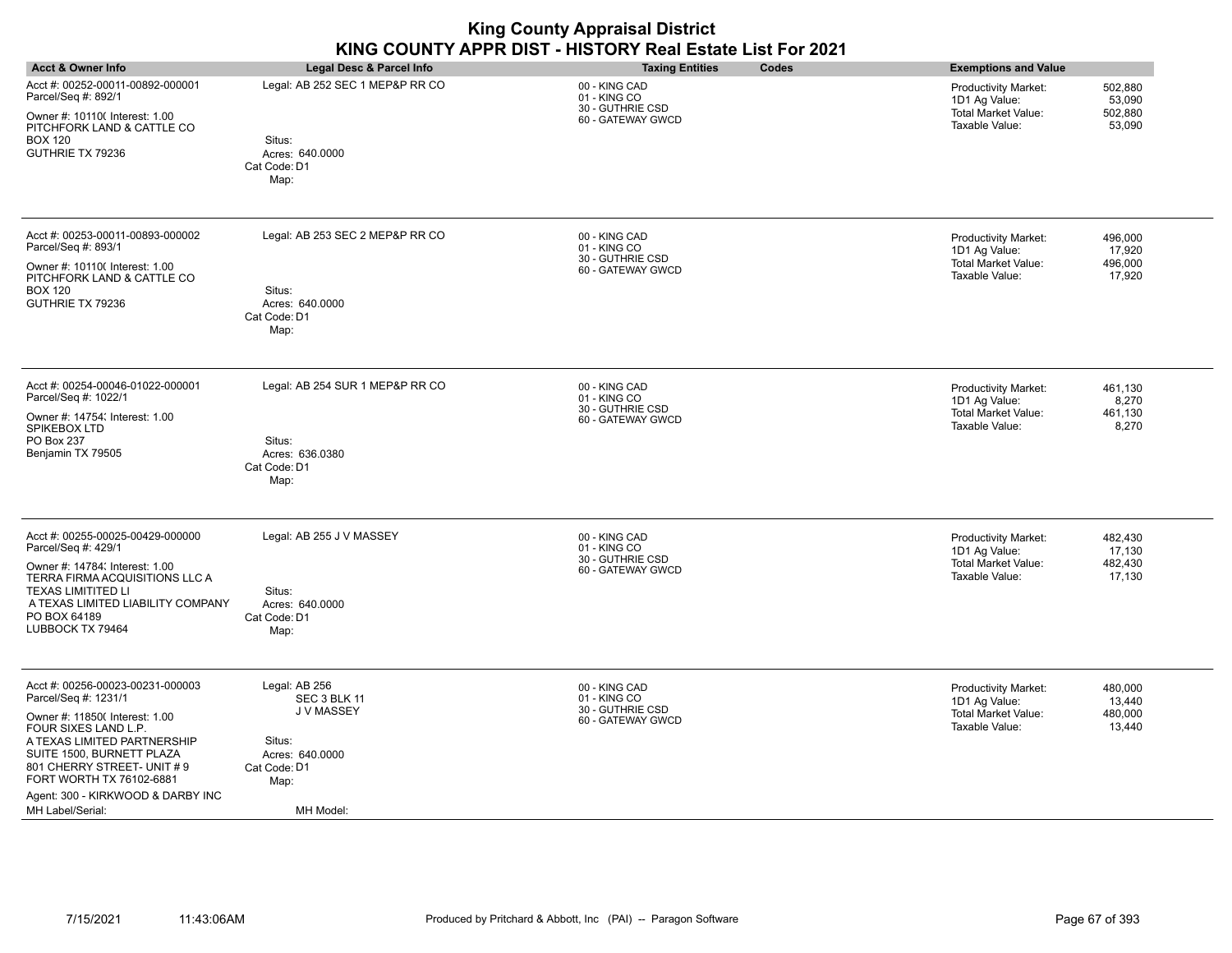# King County Appraisal District

## KING COUNTY APPR DIST - HISTORY Real Estate List For 2021

| Acct & Owner Info | Legal Desc & Parcel Info | Taxing Entities | Codes | Exemptions and Value |
|---|---|---|---|---|
| Acct #: 00252-00011-00892-000001<br>Parcel/Seq #: 892/1<br>Owner #: 10110( Interest: 1.00<br>PITCHFORK LAND & CATTLE CO<br>BOX 120<br>GUTHRIE TX 79236 | Legal: AB 252 SEC 1 MEP&P RR CO<br>Situs:<br>Acres: 640.0000<br>Cat Code: D1<br>Map: | 00 - KING CAD<br>01 - KING CO<br>30 - GUTHRIE CSD<br>60 - GATEWAY GWCD | | Productivity Market: 502,880<br>1D1 Ag Value: 53,090<br>Total Market Value: 502,880<br>Taxable Value: 53,090 |
| Acct #: 00253-00011-00893-000002<br>Parcel/Seq #: 893/1<br>Owner #: 10110( Interest: 1.00<br>PITCHFORK LAND & CATTLE CO<br>BOX 120<br>GUTHRIE TX 79236 | Legal: AB 253 SEC 2 MEP&P RR CO<br>Situs:<br>Acres: 640.0000<br>Cat Code: D1<br>Map: | 00 - KING CAD<br>01 - KING CO<br>30 - GUTHRIE CSD<br>60 - GATEWAY GWCD | | Productivity Market: 496,000<br>1D1 Ag Value: 17,920<br>Total Market Value: 496,000<br>Taxable Value: 17,920 |
| Acct #: 00254-00046-01022-000001<br>Parcel/Seq #: 1022/1<br>Owner #: 14754: Interest: 1.00<br>SPIKEBOX LTD<br>PO Box 237<br>Benjamin TX 79505 | Legal: AB 254 SUR 1 MEP&P RR CO<br>Situs:<br>Acres: 636.0380<br>Cat Code: D1<br>Map: | 00 - KING CAD<br>01 - KING CO<br>30 - GUTHRIE CSD<br>60 - GATEWAY GWCD | | Productivity Market: 461,130<br>1D1 Ag Value: 8,270<br>Total Market Value: 461,130<br>Taxable Value: 8,270 |
| Acct #: 00255-00025-00429-000000<br>Parcel/Seq #: 429/1<br>Owner #: 14784: Interest: 1.00<br>TERRA FIRMA ACQUISITIONS LLC A<br>TEXAS LIMITIED LI<br>A TEXAS LIMITED LIABILITY COMPANY<br>PO BOX 64189<br>LUBBOCK TX 79464 | Legal: AB 255 J V MASSEY<br>Situs:<br>Acres: 640.0000<br>Cat Code: D1<br>Map: | 00 - KING CAD<br>01 - KING CO<br>30 - GUTHRIE CSD<br>60 - GATEWAY GWCD | | Productivity Market: 482,430<br>1D1 Ag Value: 17,130<br>Total Market Value: 482,430<br>Taxable Value: 17,130 |
| Acct #: 00256-00023-00231-000003<br>Parcel/Seq #: 1231/1<br>Owner #: 11850( Interest: 1.00<br>FOUR SIXES LAND L.P.<br>A TEXAS LIMITED PARTNERSHIP<br>SUITE 1500, BURNETT PLAZA<br>801 CHERRY STREET- UNIT # 9<br>FORT WORTH TX 76102-6881<br>Agent: 300 - KIRKWOOD & DARBY INC<br>MH Label/Serial: | Legal: AB 256<br>SEC 3 BLK 11<br>J V MASSEY<br>Situs:<br>Acres: 640.0000<br>Cat Code: D1<br>Map:<br>MH Model: | 00 - KING CAD<br>01 - KING CO<br>30 - GUTHRIE CSD<br>60 - GATEWAY GWCD | | Productivity Market: 480,000<br>1D1 Ag Value: 13,440<br>Total Market Value: 480,000<br>Taxable Value: 13,440 |

7/15/2021 11:43:06AM Produced by Pritchard & Abbott, Inc (PAI) -- Paragon Software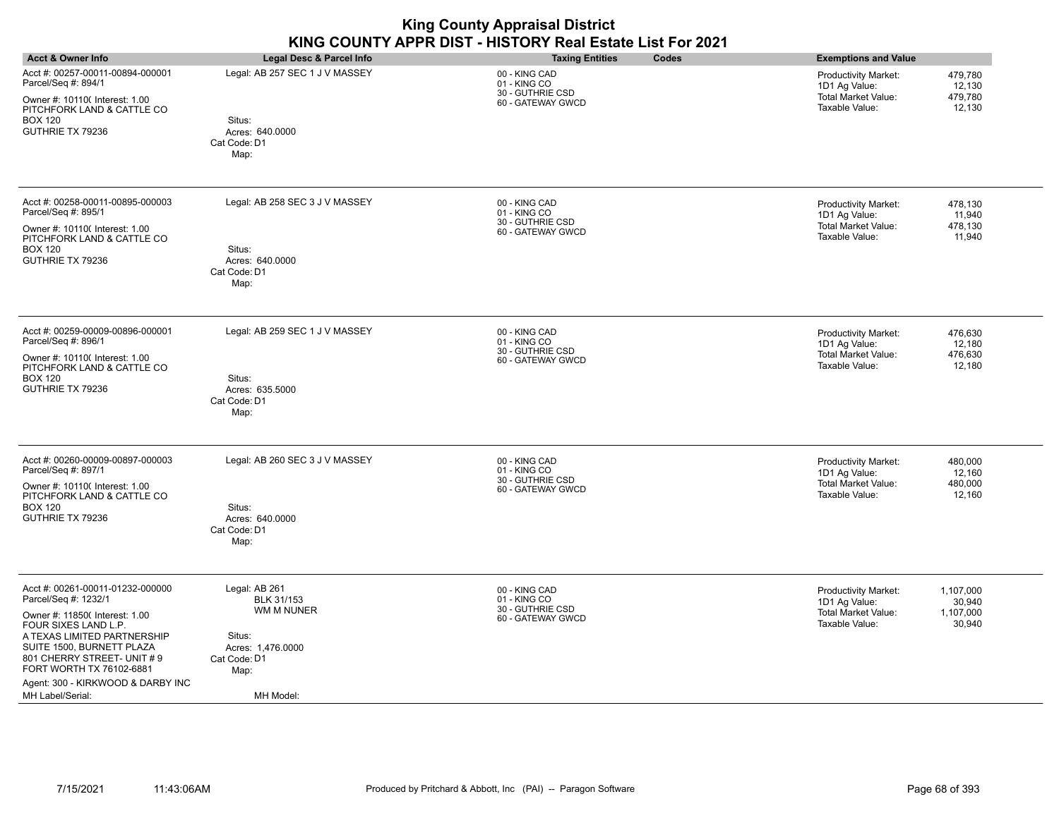# King County Appraisal District

## KING COUNTY APPR DIST - HISTORY Real Estate List For 2021

| Acct & Owner Info | Legal Desc & Parcel Info | Taxing Entities | Codes | Exemptions and Value |
|---|---|---|---|---|
| Acct #: 00257-00011-00894-000001<br>Parcel/Seq #: 894/1<br>Owner #: 10110( Interest: 1.00<br>PITCHFORK LAND & CATTLE CO<br>BOX 120<br>GUTHRIE TX 79236 | Legal: AB 257 SEC 1 J V MASSEY<br>Situs:<br>Acres: 640.0000<br>Cat Code: D1<br>Map: | 00 - KING CAD<br>01 - KING CO<br>30 - GUTHRIE CSD<br>60 - GATEWAY GWCD | | Productivity Market: 479,780<br>1D1 Ag Value: 12,130<br>Total Market Value: 479,780<br>Taxable Value: 12,130 |
| Acct #: 00258-00011-00895-000003<br>Parcel/Seq #: 895/1<br>Owner #: 10110( Interest: 1.00<br>PITCHFORK LAND & CATTLE CO<br>BOX 120<br>GUTHRIE TX 79236 | Legal: AB 258 SEC 3 J V MASSEY<br>Situs:<br>Acres: 640.0000<br>Cat Code: D1<br>Map: | 00 - KING CAD<br>01 - KING CO<br>30 - GUTHRIE CSD<br>60 - GATEWAY GWCD | | Productivity Market: 478,130<br>1D1 Ag Value: 11,940<br>Total Market Value: 478,130<br>Taxable Value: 11,940 |
| Acct #: 00259-00009-00896-000001<br>Parcel/Seq #: 896/1<br>Owner #: 10110( Interest: 1.00<br>PITCHFORK LAND & CATTLE CO<br>BOX 120<br>GUTHRIE TX 79236 | Legal: AB 259 SEC 1 J V MASSEY<br>Situs:<br>Acres: 635.5000<br>Cat Code: D1<br>Map: | 00 - KING CAD<br>01 - KING CO<br>30 - GUTHRIE CSD<br>60 - GATEWAY GWCD | | Productivity Market: 476,630<br>1D1 Ag Value: 12,180<br>Total Market Value: 476,630<br>Taxable Value: 12,180 |
| Acct #: 00260-00009-00897-000003<br>Parcel/Seq #: 897/1<br>Owner #: 10110( Interest: 1.00<br>PITCHFORK LAND & CATTLE CO<br>BOX 120<br>GUTHRIE TX 79236 | Legal: AB 260 SEC 3 J V MASSEY<br>Situs:<br>Acres: 640.0000<br>Cat Code: D1<br>Map: | 00 - KING CAD<br>01 - KING CO<br>30 - GUTHRIE CSD<br>60 - GATEWAY GWCD | | Productivity Market: 480,000<br>1D1 Ag Value: 12,160<br>Total Market Value: 480,000<br>Taxable Value: 12,160 |
| Acct #: 00261-00011-01232-000000<br>Parcel/Seq #: 1232/1<br>Owner #: 11850( Interest: 1.00<br>FOUR SIXES LAND L.P.<br>A TEXAS LIMITED PARTNERSHIP<br>SUITE 1500, BURNETT PLAZA<br>801 CHERRY STREET- UNIT # 9<br>FORT WORTH TX 76102-6881<br>Agent: 300 - KIRKWOOD & DARBY INC<br>MH Label/Serial: | Legal: AB 261<br>BLK 31/153<br>WM M NUNER<br>Situs:<br>Acres: 1,476.0000<br>Cat Code: D1<br>Map:<br>MH Model: | 00 - KING CAD<br>01 - KING CO<br>30 - GUTHRIE CSD<br>60 - GATEWAY GWCD | | Productivity Market: 1,107,000<br>1D1 Ag Value: 30,940<br>Total Market Value: 1,107,000<br>Taxable Value: 30,940 |

7/15/2021 11:43:06AM Produced by Pritchard & Abbott, Inc (PAI) -- Paragon Software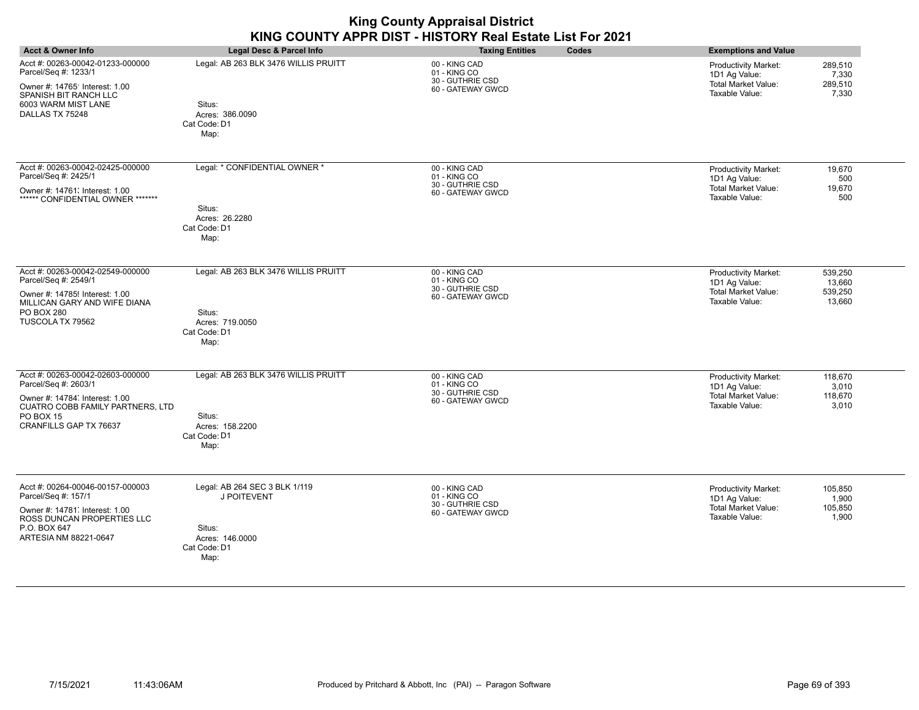# King County Appraisal District

## KING COUNTY APPR DIST - HISTORY Real Estate List For 2021

| Acct & Owner Info | Legal Desc & Parcel Info | Taxing Entities | Codes | Exemptions and Value |
|---|---|---|---|---|
| Acct #: 00263-00042-01233-000000<br>Parcel/Seq #: 1233/1<br>Owner #: 14765' Interest: 1.00<br>SPANISH BIT RANCH LLC<br>6003 WARM MIST LANE<br>DALLAS TX 75248 | Legal: AB 263 BLK 3476 WILLIS PRUITT<br>Situs:<br>Acres: 386.0090<br>Cat Code: D1<br>Map: | 00 - KING CAD<br>01 - KING CO<br>30 - GUTHRIE CSD<br>60 - GATEWAY GWCD | | Productivity Market: 289,510<br>1D1 Ag Value: 7,330<br>Total Market Value: 289,510<br>Taxable Value: 7,330 |
| Acct #: 00263-00042-02425-000000<br>Parcel/Seq #: 2425/1<br>Owner #: 14761: Interest: 1.00<br>****** CONFIDENTIAL OWNER ******* | Legal: * CONFIDENTIAL OWNER *<br>Situs:<br>Acres: 26.2280<br>Cat Code: D1<br>Map: | 00 - KING CAD<br>01 - KING CO<br>30 - GUTHRIE CSD<br>60 - GATEWAY GWCD | | Productivity Market: 19,670<br>1D1 Ag Value: 500<br>Total Market Value: 19,670<br>Taxable Value: 500 |
| Acct #: 00263-00042-02549-000000<br>Parcel/Seq #: 2549/1<br>Owner #: 14785( Interest: 1.00<br>MILLICAN GARY AND WIFE DIANA<br>PO BOX 280<br>TUSCOLA TX 79562 | Legal: AB 263 BLK 3476 WILLIS PRUITT<br>Situs:<br>Acres: 719.0050<br>Cat Code: D1<br>Map: | 00 - KING CAD<br>01 - KING CO<br>30 - GUTHRIE CSD<br>60 - GATEWAY GWCD | | Productivity Market: 539,250<br>1D1 Ag Value: 13,660<br>Total Market Value: 539,250<br>Taxable Value: 13,660 |
| Acct #: 00263-00042-02603-000000<br>Parcel/Seq #: 2603/1<br>Owner #: 14784: Interest: 1.00<br>CUATRO COBB FAMILY PARTNERS, LTD<br>PO BOX 15<br>CRANFILLS GAP TX 76637 | Legal: AB 263 BLK 3476 WILLIS PRUITT<br>Situs:<br>Acres: 158.2200<br>Cat Code: D1<br>Map: | 00 - KING CAD<br>01 - KING CO<br>30 - GUTHRIE CSD<br>60 - GATEWAY GWCD | | Productivity Market: 118,670<br>1D1 Ag Value: 3,010<br>Total Market Value: 118,670<br>Taxable Value: 3,010 |
| Acct #: 00264-00046-00157-000003<br>Parcel/Seq #: 157/1<br>Owner #: 14781: Interest: 1.00<br>ROSS DUNCAN PROPERTIES LLC<br>P.O. BOX 647<br>ARTESIA NM 88221-0647 | Legal: AB 264 SEC 3 BLK 1/119 J POITEVENT<br>Situs:<br>Acres: 146.0000<br>Cat Code: D1<br>Map: | 00 - KING CAD<br>01 - KING CO<br>30 - GUTHRIE CSD<br>60 - GATEWAY GWCD | | Productivity Market: 105,850<br>1D1 Ag Value: 1,900<br>Total Market Value: 105,850<br>Taxable Value: 1,900 |

7/15/2021 11:43:06AM Produced by Pritchard & Abbott, Inc (PAI) -- Paragon Software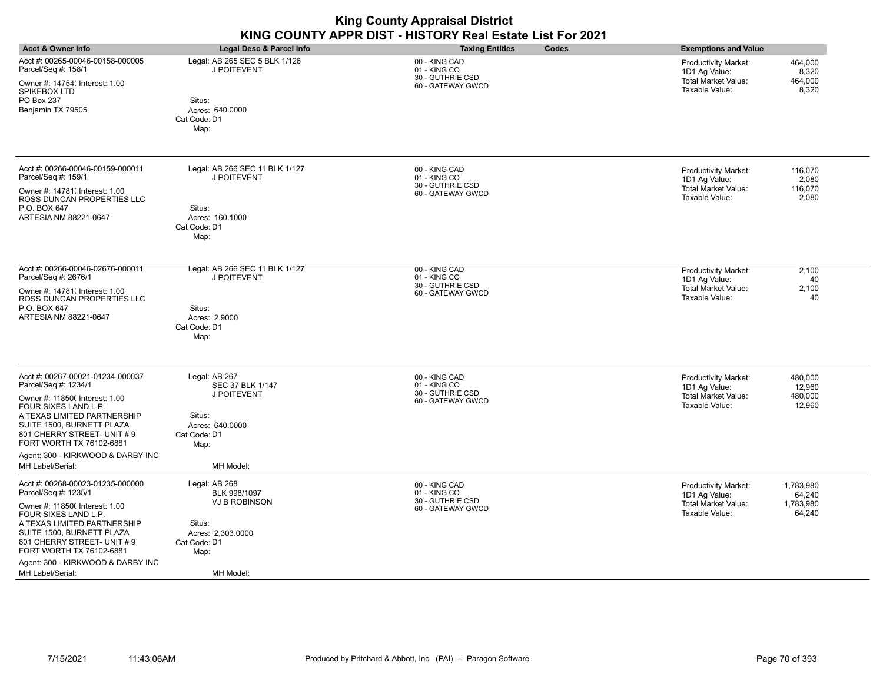# King County Appraisal District

## KING COUNTY APPR DIST - HISTORY Real Estate List For 2021

| Acct & Owner Info | Legal Desc & Parcel Info | Taxing Entities | Codes | Exemptions and Value |
|---|---|---|---|---|
| Acct #: 00265-00046-00158-000005<br>Parcel/Seq #: 158/1<br>Owner #: 14754; Interest: 1.00<br>SPIKEBOX LTD<br>PO Box 237<br>Benjamin TX 79505 | Legal: AB 265 SEC 5 BLK 1/126<br>J POITEVENT<br>Situs:<br>Acres: 640.0000<br>Cat Code: D1<br>Map: | 00 - KING CAD<br>01 - KING CO<br>30 - GUTHRIE CSD<br>60 - GATEWAY GWCD | | Productivity Market: 464,000<br>1D1 Ag Value: 8,320<br>Total Market Value: 464,000<br>Taxable Value: 8,320 |
| Acct #: 00266-00046-00159-000011<br>Parcel/Seq #: 159/1<br>Owner #: 14781; Interest: 1.00<br>ROSS DUNCAN PROPERTIES LLC<br>P.O. BOX 647<br>ARTESIA NM 88221-0647 | Legal: AB 266 SEC 11 BLK 1/127<br>J POITEVENT<br>Situs:<br>Acres: 160.1000<br>Cat Code: D1<br>Map: | 00 - KING CAD<br>01 - KING CO<br>30 - GUTHRIE CSD<br>60 - GATEWAY GWCD | | Productivity Market: 116,070<br>1D1 Ag Value: 2,080<br>Total Market Value: 116,070<br>Taxable Value: 2,080 |
| Acct #: 00266-00046-02676-000011<br>Parcel/Seq #: 2676/1<br>Owner #: 14781; Interest: 1.00<br>ROSS DUNCAN PROPERTIES LLC<br>P.O. BOX 647<br>ARTESIA NM 88221-0647 | Legal: AB 266 SEC 11 BLK 1/127<br>J POITEVENT<br>Situs:<br>Acres: 2.9000<br>Cat Code: D1<br>Map: | 00 - KING CAD<br>01 - KING CO<br>30 - GUTHRIE CSD<br>60 - GATEWAY GWCD | | Productivity Market: 2,100<br>1D1 Ag Value: 40<br>Total Market Value: 2,100<br>Taxable Value: 40 |
| Acct #: 00267-00021-01234-000037<br>Parcel/Seq #: 1234/1<br>Owner #: 11850( Interest: 1.00<br>FOUR SIXES LAND L.P.<br>A TEXAS LIMITED PARTNERSHIP<br>SUITE 1500, BURNETT PLAZA<br>801 CHERRY STREET- UNIT # 9<br>FORT WORTH TX 76102-6881<br>Agent: 300 - KIRKWOOD & DARBY INC<br>MH Label/Serial: | Legal: AB 267<br>SEC 37 BLK 1/147<br>J POITEVENT<br>Situs:<br>Acres: 640.0000<br>Cat Code: D1<br>Map:<br>MH Model: | 00 - KING CAD<br>01 - KING CO<br>30 - GUTHRIE CSD<br>60 - GATEWAY GWCD | | Productivity Market: 480,000<br>1D1 Ag Value: 12,960<br>Total Market Value: 480,000<br>Taxable Value: 12,960 |
| Acct #: 00268-00023-01235-000000<br>Parcel/Seq #: 1235/1<br>Owner #: 11850( Interest: 1.00<br>FOUR SIXES LAND L.P.<br>A TEXAS LIMITED PARTNERSHIP<br>SUITE 1500, BURNETT PLAZA<br>801 CHERRY STREET- UNIT # 9<br>FORT WORTH TX 76102-6881<br>Agent: 300 - KIRKWOOD & DARBY INC<br>MH Label/Serial: | Legal: AB 268<br>BLK 998/1097<br>VJ B ROBINSON<br>Situs:<br>Acres: 2,303.0000<br>Cat Code: D1<br>Map:<br>MH Model: | 00 - KING CAD<br>01 - KING CO<br>30 - GUTHRIE CSD<br>60 - GATEWAY GWCD | | Productivity Market: 1,783,980<br>1D1 Ag Value: 64,240<br>Total Market Value: 1,783,980<br>Taxable Value: 64,240 |

7/15/2021 11:43:06AM Produced by Pritchard & Abbott, Inc (PAI) -- Paragon Software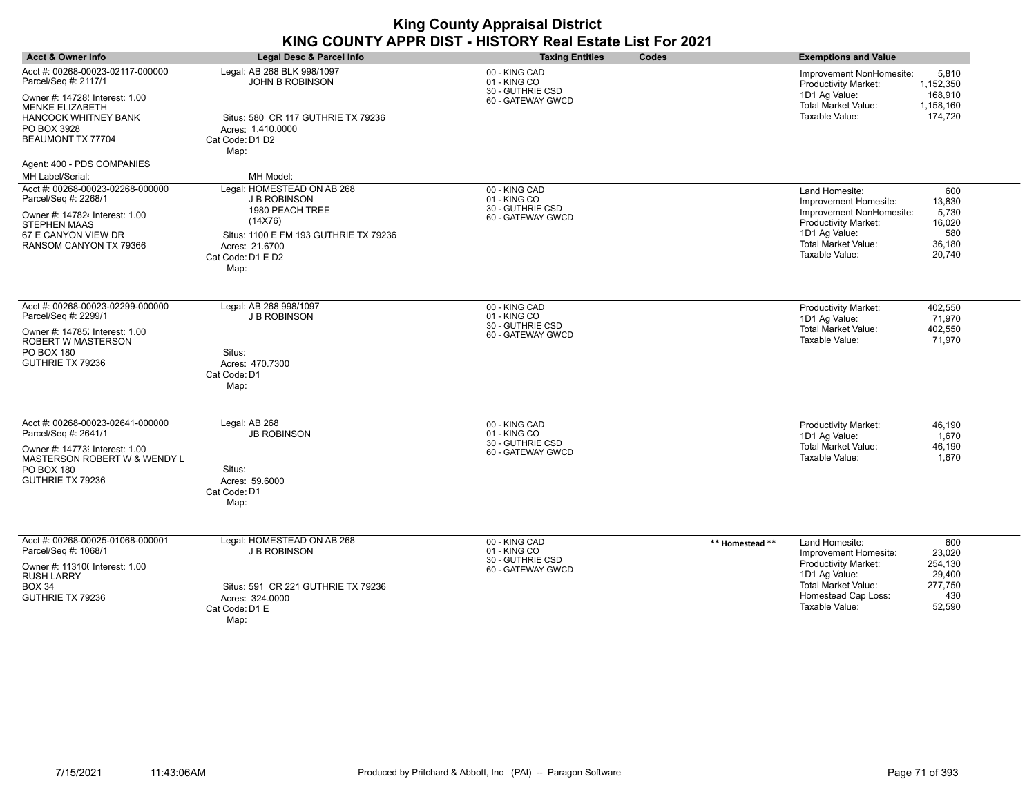# King County Appraisal District

## KING COUNTY APPR DIST - HISTORY Real Estate List For 2021

| Acct & Owner Info | Legal Desc & Parcel Info | Taxing Entities | Codes | Exemptions and Value |
|---|---|---|---|---|
| Acct #: 00268-00023-02117-000000<br>Parcel/Seq #: 2117/1<br>Owner #: 14728! Interest: 1.00<br>MENKE ELIZABETH<br>HANCOCK WHITNEY BANK<br>PO BOX 3928<br>BEAUMONT TX 77704<br>Agent: 400 - PDS COMPANIES<br>MH Label/Serial: | Legal: AB 268 BLK 998/1097<br>JOHN B ROBINSON<br>Situs: 580 CR 117 GUTHRIE TX 79236<br>Acres: 1,410.0000<br>Cat Code: D1 D2<br>Map:<br>MH Model: | 00 - KING CAD<br>01 - KING CO<br>30 - GUTHRIE CSD<br>60 - GATEWAY GWCD | | Improvement NonHomesite: 5,810<br>Productivity Market: 1,152,350<br>1D1 Ag Value: 168,910<br>Total Market Value: 1,158,160<br>Taxable Value: 174,720 |
| Acct #: 00268-00023-02268-000000<br>Parcel/Seq #: 2268/1<br>Owner #: 14782 Interest: 1.00<br>STEPHEN MAAS<br>67 E CANYON VIEW DR<br>RANSOM CANYON TX 79366 | Legal: HOMESTEAD ON AB 268<br>J B ROBINSON<br>1980 PEACH TREE<br>(14X76)<br>Situs: 1100 E FM 193 GUTHRIE TX 79236<br>Acres: 21.6700<br>Cat Code: D1 E D2<br>Map: | 00 - KING CAD<br>01 - KING CO<br>30 - GUTHRIE CSD<br>60 - GATEWAY GWCD | | Land Homesite: 600<br>Improvement Homesite: 13,830<br>Improvement NonHomesite: 5,730<br>Productivity Market: 16,020<br>1D1 Ag Value: 580<br>Total Market Value: 36,180<br>Taxable Value: 20,740 |
| Acct #: 00268-00023-02299-000000<br>Parcel/Seq #: 2299/1<br>Owner #: 14785 Interest: 1.00<br>ROBERT W MASTERSON<br>PO BOX 180<br>GUTHRIE TX 79236 | Legal: AB 268 998/1097<br>J B ROBINSON<br>Situs:<br>Acres: 470.7300<br>Cat Code: D1<br>Map: | 00 - KING CAD<br>01 - KING CO<br>30 - GUTHRIE CSD<br>60 - GATEWAY GWCD | | Productivity Market: 402,550<br>1D1 Ag Value: 71,970<br>Total Market Value: 402,550<br>Taxable Value: 71,970 |
| Acct #: 00268-00023-02641-000000<br>Parcel/Seq #: 2641/1<br>Owner #: 14773! Interest: 1.00<br>MASTERSON ROBERT W & WENDY L<br>PO BOX 180<br>GUTHRIE TX 79236 | Legal: AB 268<br>JB ROBINSON<br>Situs:<br>Acres: 59.6000<br>Cat Code: D1<br>Map: | 00 - KING CAD<br>01 - KING CO<br>30 - GUTHRIE CSD<br>60 - GATEWAY GWCD | | Productivity Market: 46,190<br>1D1 Ag Value: 1,670<br>Total Market Value: 46,190<br>Taxable Value: 1,670 |
| Acct #: 00268-00025-01068-000001<br>Parcel/Seq #: 1068/1<br>Owner #: 11310( Interest: 1.00<br>RUSH LARRY<br>BOX 34<br>GUTHRIE TX 79236 | Legal: HOMESTEAD ON AB 268<br>J B ROBINSON<br>Situs: 591 CR 221 GUTHRIE TX 79236<br>Acres: 324.0000<br>Cat Code: D1 E<br>Map: | 00 - KING CAD<br>01 - KING CO<br>30 - GUTHRIE CSD<br>60 - GATEWAY GWCD | ** Homestead ** | Land Homesite: 600<br>Improvement Homesite: 23,020<br>Productivity Market: 254,130<br>1D1 Ag Value: 29,400<br>Total Market Value: 277,750<br>Homestead Cap Loss: 430<br>Taxable Value: 52,590 |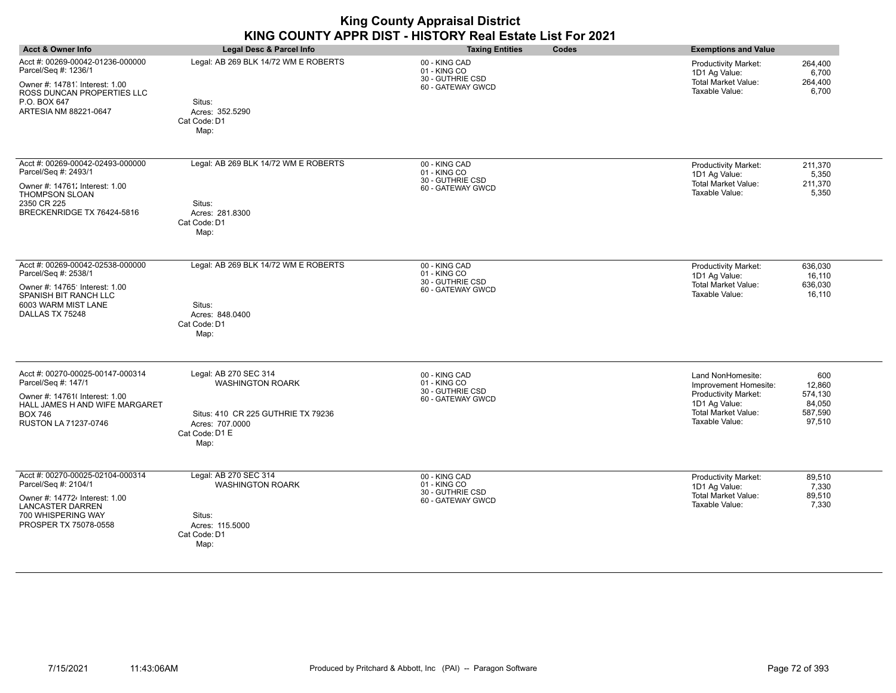# King County Appraisal District

## KING COUNTY APPR DIST - HISTORY Real Estate List For 2021

| Acct & Owner Info | Legal Desc & Parcel Info | Taxing Entities | Codes | Exemptions and Value |
|---|---|---|---|---|
| Acct #: 00269-00042-01236-000000<br>Parcel/Seq #: 1236/1<br>Owner #: 14781; Interest: 1.00<br>ROSS DUNCAN PROPERTIES LLC<br>P.O. BOX 647<br>ARTESIA NM 88221-0647 | Legal: AB 269 BLK 14/72 WM E ROBERTS<br>Situs:<br>Acres: 352.5290<br>Cat Code: D1<br>Map: | 00 - KING CAD<br>01 - KING CO<br>30 - GUTHRIE CSD<br>60 - GATEWAY GWCD | | Productivity Market: 264,400<br>1D1 Ag Value: 6,700<br>Total Market Value: 264,400<br>Taxable Value: 6,700 |
| Acct #: 00269-00042-02493-000000<br>Parcel/Seq #: 2493/1<br>Owner #: 14761; Interest: 1.00<br>THOMPSON SLOAN<br>2350 CR 225<br>BRECKENRIDGE TX 76424-5816 | Legal: AB 269 BLK 14/72 WM E ROBERTS<br>Situs:<br>Acres: 281.8300<br>Cat Code: D1<br>Map: | 00 - KING CAD<br>01 - KING CO<br>30 - GUTHRIE CSD<br>60 - GATEWAY GWCD | | Productivity Market: 211,370<br>1D1 Ag Value: 5,350<br>Total Market Value: 211,370<br>Taxable Value: 5,350 |
| Acct #: 00269-00042-02538-000000<br>Parcel/Seq #: 2538/1<br>Owner #: 14765' Interest: 1.00<br>SPANISH BIT RANCH LLC<br>6003 WARM MIST LANE<br>DALLAS TX 75248 | Legal: AB 269 BLK 14/72 WM E ROBERTS<br>Situs:<br>Acres: 848.0400<br>Cat Code: D1<br>Map: | 00 - KING CAD<br>01 - KING CO<br>30 - GUTHRIE CSD<br>60 - GATEWAY GWCD | | Productivity Market: 636,030<br>1D1 Ag Value: 16,110<br>Total Market Value: 636,030<br>Taxable Value: 16,110 |
| Acct #: 00270-00025-00147-000314<br>Parcel/Seq #: 147/1<br>Owner #: 14761( Interest: 1.00<br>HALL JAMES H AND WIFE MARGARET<br>BOX 746<br>RUSTON LA 71237-0746 | Legal: AB 270 SEC 314<br>WASHINGTON ROARK<br>Situs: 410 CR 225 GUTHRIE TX 79236<br>Acres: 707.0000<br>Cat Code: D1 E<br>Map: | 00 - KING CAD<br>01 - KING CO<br>30 - GUTHRIE CSD<br>60 - GATEWAY GWCD | | Land NonHomesite: 600<br>Improvement Homesite: 12,860<br>Productivity Market: 574,130<br>1D1 Ag Value: 84,050<br>Total Market Value: 587,590<br>Taxable Value: 97,510 |
| Acct #: 00270-00025-02104-000314<br>Parcel/Seq #: 2104/1<br>Owner #: 14772( Interest: 1.00<br>LANCASTER DARREN<br>700 WHISPERING WAY<br>PROSPER TX 75078-0558 | Legal: AB 270 SEC 314<br>WASHINGTON ROARK<br>Situs:<br>Acres: 115.5000<br>Cat Code: D1<br>Map: | 00 - KING CAD<br>01 - KING CO<br>30 - GUTHRIE CSD<br>60 - GATEWAY GWCD | | Productivity Market: 89,510<br>1D1 Ag Value: 7,330<br>Total Market Value: 89,510<br>Taxable Value: 7,330 |

7/15/2021 11:43:06AM Produced by Pritchard & Abbott, Inc (PAI) -- Paragon Software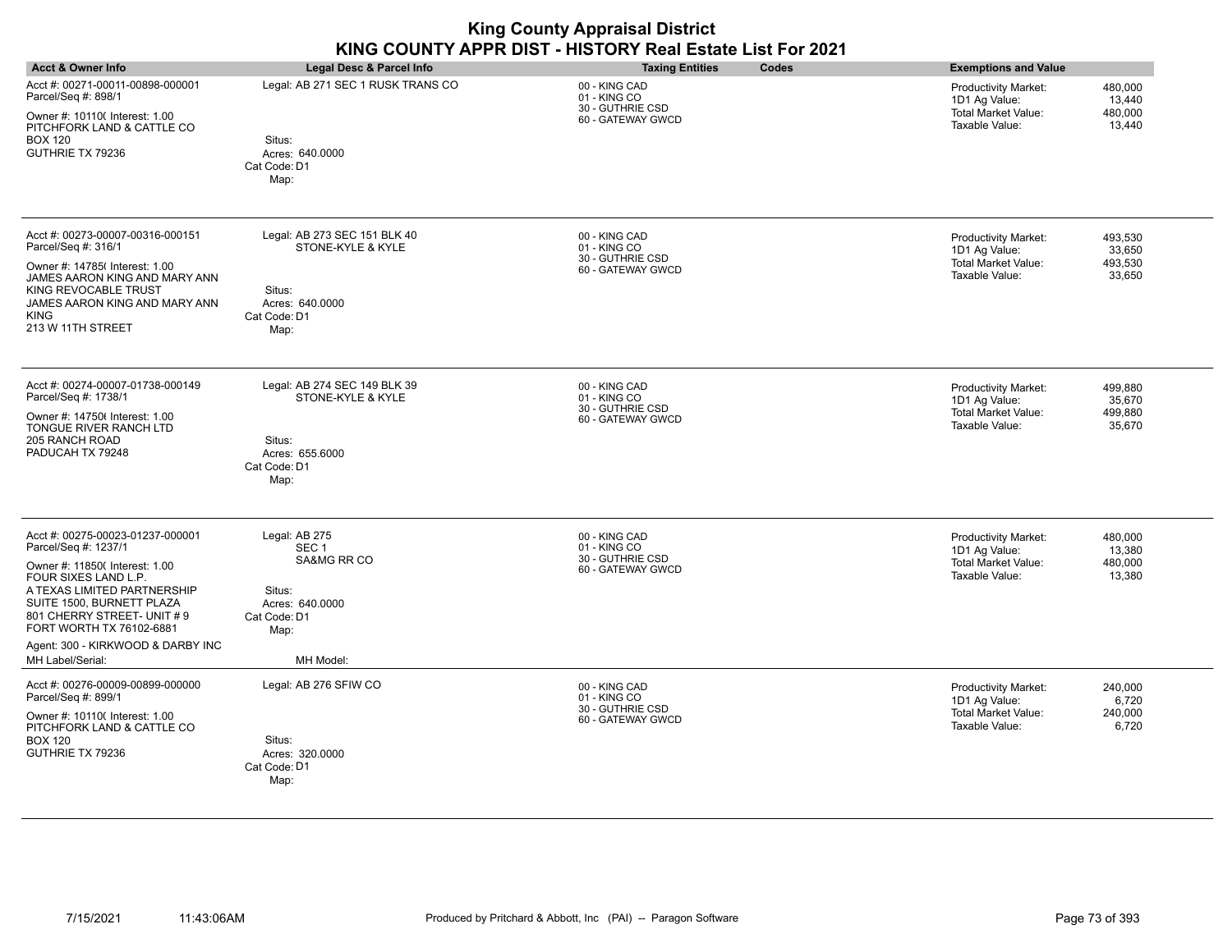# King County Appraisal District

## KING COUNTY APPR DIST - HISTORY Real Estate List For 2021

| Acct & Owner Info | Legal Desc & Parcel Info | Taxing Entities | Codes | Exemptions and Value |
|---|---|---|---|---|
| Acct #: 00271-00011-00898-000001<br>Parcel/Seq #: 898/1<br>Owner #: 10110( Interest: 1.00<br>PITCHFORK LAND & CATTLE CO<br>BOX 120<br>GUTHRIE TX 79236 | Legal: AB 271 SEC 1 RUSK TRANS CO<br>Situs:<br>Acres: 640.0000<br>Cat Code: D1<br>Map: | 00 - KING CAD<br>01 - KING CO<br>30 - GUTHRIE CSD<br>60 - GATEWAY GWCD | | Productivity Market: 480,000<br>1D1 Ag Value: 13,440<br>Total Market Value: 480,000<br>Taxable Value: 13,440 |
| Acct #: 00273-00007-00316-000151<br>Parcel/Seq #: 316/1<br>Owner #: 14785( Interest: 1.00<br>JAMES AARON KING AND MARY ANN KING REVOCABLE TRUST<br>JAMES AARON KING AND MARY ANN KING<br>213 W 11TH STREET | Legal: AB 273 SEC 151 BLK 40 STONE-KYLE & KYLE<br>Situs:<br>Acres: 640.0000<br>Cat Code: D1<br>Map: | 00 - KING CAD<br>01 - KING CO<br>30 - GUTHRIE CSD<br>60 - GATEWAY GWCD | | Productivity Market: 493,530<br>1D1 Ag Value: 33,650<br>Total Market Value: 493,530<br>Taxable Value: 33,650 |
| Acct #: 00274-00007-01738-000149<br>Parcel/Seq #: 1738/1<br>Owner #: 14750( Interest: 1.00<br>TONGUE RIVER RANCH LTD<br>205 RANCH ROAD<br>PADUCAH TX 79248 | Legal: AB 274 SEC 149 BLK 39 STONE-KYLE & KYLE<br>Situs:<br>Acres: 655.6000<br>Cat Code: D1<br>Map: | 00 - KING CAD<br>01 - KING CO<br>30 - GUTHRIE CSD<br>60 - GATEWAY GWCD | | Productivity Market: 499,880<br>1D1 Ag Value: 35,670<br>Total Market Value: 499,880<br>Taxable Value: 35,670 |
| Acct #: 00275-00023-01237-000001<br>Parcel/Seq #: 1237/1<br>Owner #: 11850( Interest: 1.00<br>FOUR SIXES LAND L.P.<br>A TEXAS LIMITED PARTNERSHIP<br>SUITE 1500, BURNETT PLAZA<br>801 CHERRY STREET- UNIT # 9<br>FORT WORTH TX 76102-6881<br>Agent: 300 - KIRKWOOD & DARBY INC<br>MH Label/Serial: | Legal: AB 275 SEC 1 SA&MG RR CO<br>Situs:<br>Acres: 640.0000<br>Cat Code: D1<br>Map:<br>MH Model: | 00 - KING CAD<br>01 - KING CO<br>30 - GUTHRIE CSD<br>60 - GATEWAY GWCD | | Productivity Market: 480,000<br>1D1 Ag Value: 13,380<br>Total Market Value: 480,000<br>Taxable Value: 13,380 |
| Acct #: 00276-00009-00899-000000<br>Parcel/Seq #: 899/1<br>Owner #: 10110( Interest: 1.00<br>PITCHFORK LAND & CATTLE CO<br>BOX 120<br>GUTHRIE TX 79236 | Legal: AB 276 SFIW CO<br>Situs:<br>Acres: 320.0000<br>Cat Code: D1<br>Map: | 00 - KING CAD<br>01 - KING CO<br>30 - GUTHRIE CSD<br>60 - GATEWAY GWCD | | Productivity Market: 240,000<br>1D1 Ag Value: 6,720<br>Total Market Value: 240,000<br>Taxable Value: 6,720 |

7/15/2021 11:43:06AM Produced by Pritchard & Abbott, Inc (PAI) -- Paragon Software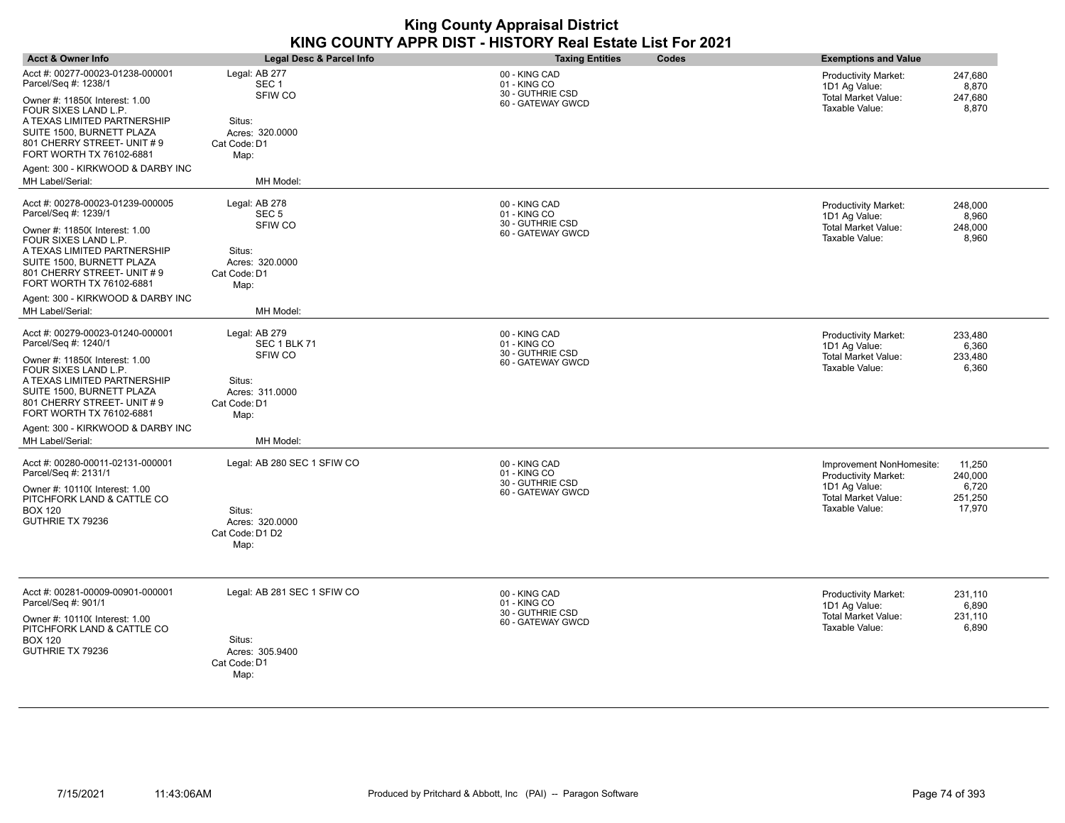# King County Appraisal District

## KING COUNTY APPR DIST - HISTORY Real Estate List For 2021

| Acct & Owner Info | Legal Desc & Parcel Info | Taxing Entities | Codes | Exemptions and Value |
|---|---|---|---|---|
| Acct #: 00277-00023-01238-000001<br>Parcel/Seq #: 1238/1<br>Owner #: 11850( Interest: 1.00<br>FOUR SIXES LAND L.P.<br>A TEXAS LIMITED PARTNERSHIP<br>SUITE 1500, BURNETT PLAZA<br>801 CHERRY STREET- UNIT # 9<br>FORT WORTH TX 76102-6881<br>Agent: 300 - KIRKWOOD & DARBY INC<br>MH Label/Serial: | Legal: AB 277<br>SEC 1<br>SFIW CO<br>Situs:<br>Acres: 320.0000<br>Cat Code: D1<br>Map:<br>MH Model: | 00 - KING CAD<br>01 - KING CO<br>30 - GUTHRIE CSD<br>60 - GATEWAY GWCD | | Productivity Market: 247,680<br>1D1 Ag Value: 8,870<br>Total Market Value: 247,680<br>Taxable Value: 8,870 |
| Acct #: 00278-00023-01239-000005<br>Parcel/Seq #: 1239/1<br>Owner #: 11850( Interest: 1.00<br>FOUR SIXES LAND L.P.<br>A TEXAS LIMITED PARTNERSHIP<br>SUITE 1500, BURNETT PLAZA<br>801 CHERRY STREET- UNIT # 9<br>FORT WORTH TX 76102-6881<br>Agent: 300 - KIRKWOOD & DARBY INC<br>MH Label/Serial: | Legal: AB 278<br>SEC 5<br>SFIW CO<br>Situs:<br>Acres: 320.0000<br>Cat Code: D1<br>Map:<br>MH Model: | 00 - KING CAD<br>01 - KING CO<br>30 - GUTHRIE CSD<br>60 - GATEWAY GWCD | | Productivity Market: 248,000<br>1D1 Ag Value: 8,960<br>Total Market Value: 248,000<br>Taxable Value: 8,960 |
| Acct #: 00279-00023-01240-000001<br>Parcel/Seq #: 1240/1<br>Owner #: 11850( Interest: 1.00<br>FOUR SIXES LAND L.P.<br>A TEXAS LIMITED PARTNERSHIP<br>SUITE 1500, BURNETT PLAZA<br>801 CHERRY STREET- UNIT # 9<br>FORT WORTH TX 76102-6881<br>Agent: 300 - KIRKWOOD & DARBY INC<br>MH Label/Serial: | Legal: AB 279<br>SEC 1 BLK 71<br>SFIW CO<br>Situs:<br>Acres: 311.0000<br>Cat Code: D1<br>Map:<br>MH Model: | 00 - KING CAD<br>01 - KING CO<br>30 - GUTHRIE CSD<br>60 - GATEWAY GWCD | | Productivity Market: 233,480<br>1D1 Ag Value: 6,360<br>Total Market Value: 233,480<br>Taxable Value: 6,360 |
| Acct #: 00280-00011-02131-000001<br>Parcel/Seq #: 2131/1<br>Owner #: 10110( Interest: 1.00<br>PITCHFORK LAND & CATTLE CO<br>BOX 120<br>GUTHRIE TX 79236 | Legal: AB 280 SEC 1 SFIW CO<br>Situs:<br>Acres: 320.0000<br>Cat Code: D1 D2<br>Map: | 00 - KING CAD<br>01 - KING CO<br>30 - GUTHRIE CSD<br>60 - GATEWAY GWCD | | Improvement NonHomesite: 11,250<br>Productivity Market: 240,000<br>1D1 Ag Value: 6,720<br>Total Market Value: 251,250<br>Taxable Value: 17,970 |
| Acct #: 00281-00009-00901-000001<br>Parcel/Seq #: 901/1<br>Owner #: 10110( Interest: 1.00<br>PITCHFORK LAND & CATTLE CO<br>BOX 120<br>GUTHRIE TX 79236 | Legal: AB 281 SEC 1 SFIW CO<br>Situs:<br>Acres: 305.9400<br>Cat Code: D1<br>Map: | 00 - KING CAD<br>01 - KING CO<br>30 - GUTHRIE CSD<br>60 - GATEWAY GWCD | | Productivity Market: 231,110<br>1D1 Ag Value: 6,890<br>Total Market Value: 231,110<br>Taxable Value: 6,890 |

7/15/2021 11:43:06AM Produced by Pritchard & Abbott, Inc (PAI) -- Paragon Software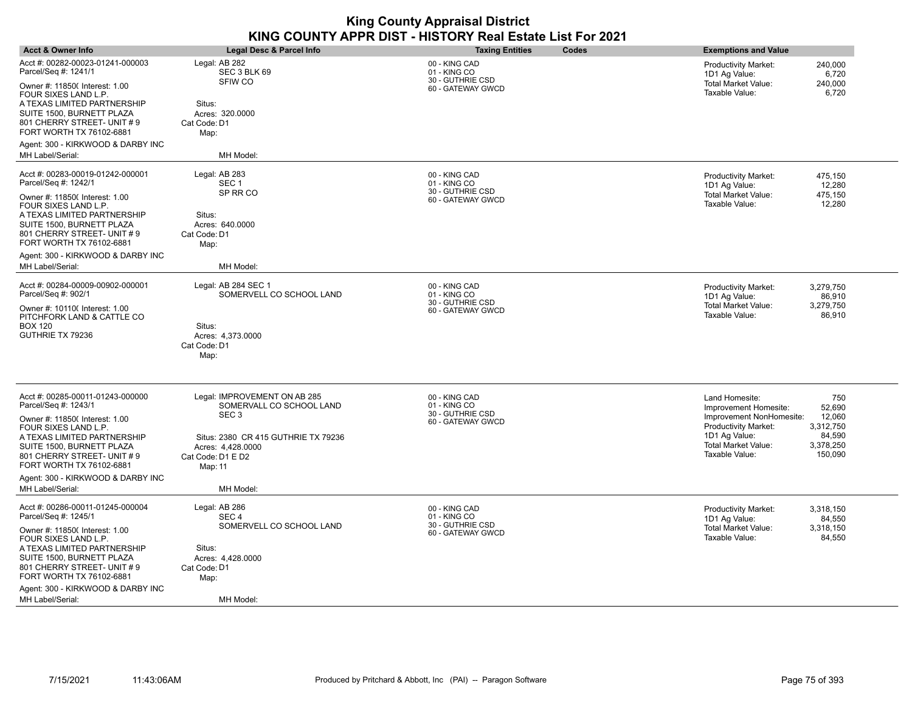# King County Appraisal District

## KING COUNTY APPR DIST - HISTORY Real Estate List For 2021

| Acct & Owner Info | Legal Desc & Parcel Info | Taxing Entities | Codes | Exemptions and Value |
|---|---|---|---|---|
| Acct #: 00282-00023-01241-000003<br>Parcel/Seq #: 1241/1<br>Owner #: 11850( Interest: 1.00<br>FOUR SIXES LAND L.P.<br>A TEXAS LIMITED PARTNERSHIP<br>SUITE 1500, BURNETT PLAZA<br>801 CHERRY STREET- UNIT # 9<br>FORT WORTH TX 76102-6881<br>Agent: 300 - KIRKWOOD & DARBY INC<br>MH Label/Serial: | Legal: AB 282<br>SEC 3 BLK 69<br>SFIW CO<br>Situs:<br>Acres: 320.0000<br>Cat Code: D1<br>Map:<br>MH Model: | 00 - KING CAD<br>01 - KING CO<br>30 - GUTHRIE CSD<br>60 - GATEWAY GWCD | | Productivity Market: 240,000<br>1D1 Ag Value: 6,720<br>Total Market Value: 240,000<br>Taxable Value: 6,720 |
| Acct #: 00283-00019-01242-000001<br>Parcel/Seq #: 1242/1<br>Owner #: 11850( Interest: 1.00<br>FOUR SIXES LAND L.P.<br>A TEXAS LIMITED PARTNERSHIP<br>SUITE 1500, BURNETT PLAZA<br>801 CHERRY STREET- UNIT # 9<br>FORT WORTH TX 76102-6881<br>Agent: 300 - KIRKWOOD & DARBY INC<br>MH Label/Serial: | Legal: AB 283<br>SEC 1<br>SP RR CO<br>Situs:<br>Acres: 640.0000<br>Cat Code: D1<br>Map:<br>MH Model: | 00 - KING CAD<br>01 - KING CO<br>30 - GUTHRIE CSD<br>60 - GATEWAY GWCD | | Productivity Market: 475,150<br>1D1 Ag Value: 12,280<br>Total Market Value: 475,150<br>Taxable Value: 12,280 |
| Acct #: 00284-00009-00902-000001<br>Parcel/Seq #: 902/1<br>Owner #: 10110( Interest: 1.00<br>PITCHFORK LAND & CATTLE CO<br>BOX 120<br>GUTHRIE TX 79236 | Legal: AB 284 SEC 1<br>SOMERVELL CO SCHOOL LAND<br>Situs:<br>Acres: 4,373.0000<br>Cat Code: D1<br>Map: | 00 - KING CAD<br>01 - KING CO<br>30 - GUTHRIE CSD<br>60 - GATEWAY GWCD | | Productivity Market: 3,279,750<br>1D1 Ag Value: 86,910<br>Total Market Value: 3,279,750<br>Taxable Value: 86,910 |
| Acct #: 00285-00011-01243-000000<br>Parcel/Seq #: 1243/1<br>Owner #: 11850( Interest: 1.00<br>FOUR SIXES LAND L.P.<br>A TEXAS LIMITED PARTNERSHIP<br>SUITE 1500, BURNETT PLAZA<br>801 CHERRY STREET- UNIT # 9<br>FORT WORTH TX 76102-6881<br>Agent: 300 - KIRKWOOD & DARBY INC<br>MH Label/Serial: | Legal: IMPROVEMENT ON AB 285<br>SOMERVALL CO SCHOOL LAND<br>SEC 3<br>Situs: 2380 CR 415 GUTHRIE TX 79236<br>Acres: 4,428.0000<br>Cat Code: D1 E D2<br>Map: 11<br>MH Model: | 00 - KING CAD<br>01 - KING CO<br>30 - GUTHRIE CSD<br>60 - GATEWAY GWCD | | Land Homesite: 750<br>Improvement Homesite: 52,690<br>Improvement NonHomesite: 12,060<br>Productivity Market: 3,312,750<br>1D1 Ag Value: 84,590<br>Total Market Value: 3,378,250<br>Taxable Value: 150,090 |
| Acct #: 00286-00011-01245-000004<br>Parcel/Seq #: 1245/1<br>Owner #: 11850( Interest: 1.00<br>FOUR SIXES LAND L.P.<br>A TEXAS LIMITED PARTNERSHIP<br>SUITE 1500, BURNETT PLAZA<br>801 CHERRY STREET- UNIT # 9<br>FORT WORTH TX 76102-6881<br>Agent: 300 - KIRKWOOD & DARBY INC<br>MH Label/Serial: | Legal: AB 286<br>SEC 4<br>SOMERVELL CO SCHOOL LAND<br>Situs:<br>Acres: 4,428.0000<br>Cat Code: D1<br>Map:<br>MH Model: | 00 - KING CAD<br>01 - KING CO<br>30 - GUTHRIE CSD<br>60 - GATEWAY GWCD | | Productivity Market: 3,318,150<br>1D1 Ag Value: 84,550<br>Total Market Value: 3,318,150<br>Taxable Value: 84,550 |

7/15/2021 11:43:06AM Produced by Pritchard & Abbott, Inc (PAI) -- Paragon Software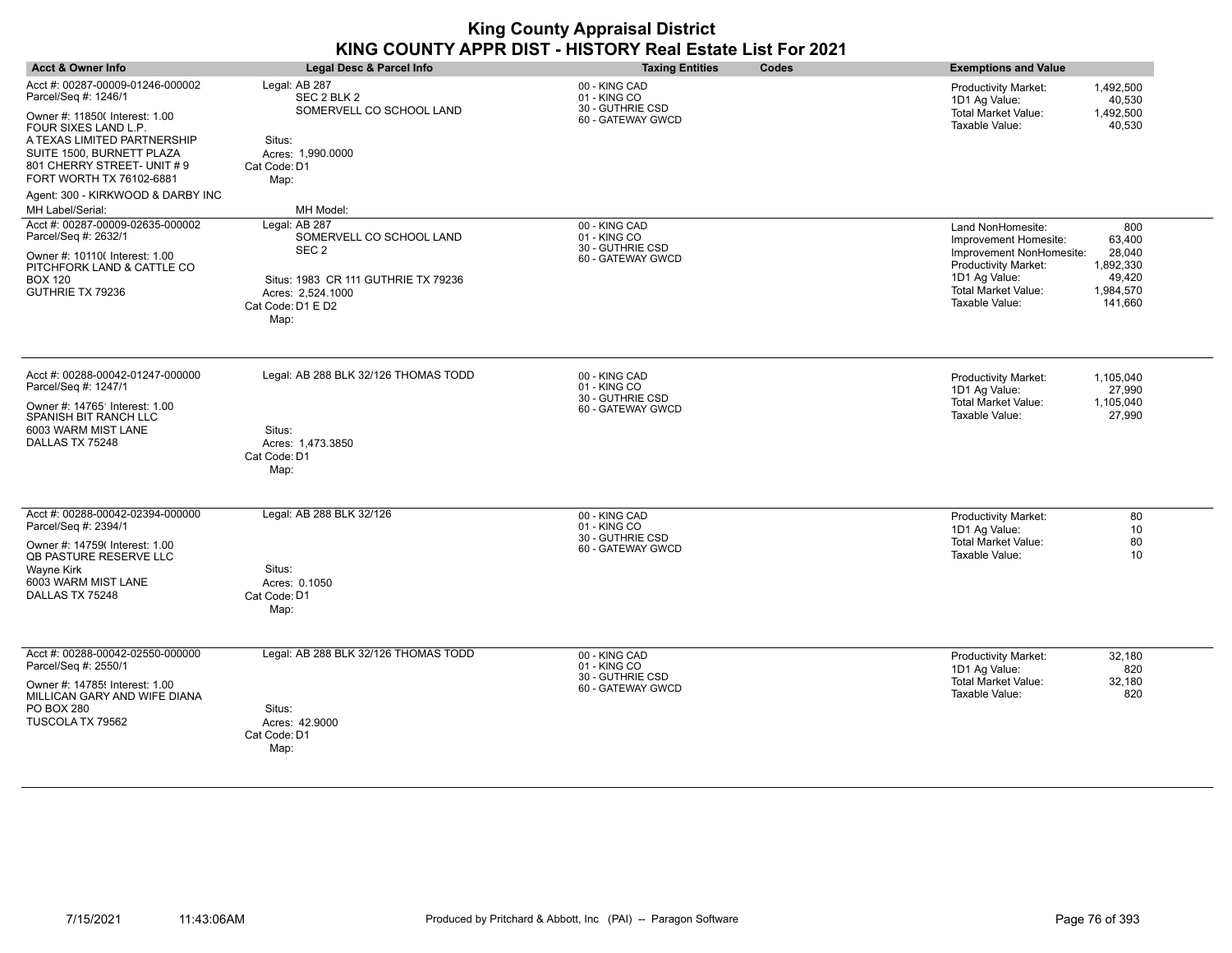# King County Appraisal District

## KING COUNTY APPR DIST - HISTORY Real Estate List For 2021

| Acct & Owner Info | Legal Desc & Parcel Info | Taxing Entities | Codes | Exemptions and Value |
|---|---|---|---|---|
| Acct #: 00287-00009-01246-000002<br>Parcel/Seq #: 1246/1<br>Owner #: 11850( Interest: 1.00<br>FOUR SIXES LAND L.P.<br>A TEXAS LIMITED PARTNERSHIP<br>SUITE 1500, BURNETT PLAZA<br>801 CHERRY STREET- UNIT # 9<br>FORT WORTH TX 76102-6881<br>Agent: 300 - KIRKWOOD & DARBY INC<br>MH Label/Serial: | Legal: AB 287<br>SEC 2 BLK 2<br>SOMERVELL CO SCHOOL LAND<br>Situs:<br>Acres: 1,990.0000<br>Cat Code: D1<br>Map:<br>MH Model: | 00 - KING CAD<br>01 - KING CO<br>30 - GUTHRIE CSD<br>60 - GATEWAY GWCD | | Productivity Market: 1,492,500<br>1D1 Ag Value: 40,530<br>Total Market Value: 1,492,500<br>Taxable Value: 40,530 |
| Acct #: 00287-00009-02635-000002<br>Parcel/Seq #: 2632/1<br>Owner #: 10110( Interest: 1.00<br>PITCHFORK LAND & CATTLE CO<br>BOX 120<br>GUTHRIE TX 79236 | Legal: AB 287<br>SOMERVELL CO SCHOOL LAND<br>SEC 2<br>Situs: 1983 CR 111 GUTHRIE TX 79236<br>Acres: 2,524.1000<br>Cat Code: D1 E D2<br>Map: | 00 - KING CAD<br>01 - KING CO<br>30 - GUTHRIE CSD<br>60 - GATEWAY GWCD | | Land NonHomesite: 800<br>Improvement Homesite: 63,400<br>Improvement NonHomesite: 28,040<br>Productivity Market: 1,892,330<br>1D1 Ag Value: 49,420<br>Total Market Value: 1,984,570<br>Taxable Value: 141,660 |
| Acct #: 00288-00042-01247-000000<br>Parcel/Seq #: 1247/1<br>Owner #: 14765' Interest: 1.00<br>SPANISH BIT RANCH LLC<br>6003 WARM MIST LANE<br>DALLAS TX 75248 | Legal: AB 288 BLK 32/126 THOMAS TODD<br>Situs:<br>Acres: 1,473.3850<br>Cat Code: D1<br>Map: | 00 - KING CAD<br>01 - KING CO<br>30 - GUTHRIE CSD<br>60 - GATEWAY GWCD | | Productivity Market: 1,105,040<br>1D1 Ag Value: 27,990<br>Total Market Value: 1,105,040<br>Taxable Value: 27,990 |
| Acct #: 00288-00042-02394-000000<br>Parcel/Seq #: 2394/1<br>Owner #: 14759( Interest: 1.00<br>QB PASTURE RESERVE LLC<br>Wayne Kirk<br>6003 WARM MIST LANE<br>DALLAS TX 75248 | Legal: AB 288 BLK 32/126<br>Situs:<br>Acres: 0.1050<br>Cat Code: D1<br>Map: | 00 - KING CAD<br>01 - KING CO<br>30 - GUTHRIE CSD<br>60 - GATEWAY GWCD | | Productivity Market: 80<br>1D1 Ag Value: 10<br>Total Market Value: 80<br>Taxable Value: 10 |
| Acct #: 00288-00042-02550-000000<br>Parcel/Seq #: 2550/1<br>Owner #: 14785! Interest: 1.00<br>MILLICAN GARY AND WIFE DIANA<br>PO BOX 280<br>TUSCOLA TX 79562 | Legal: AB 288 BLK 32/126 THOMAS TODD<br>Situs:<br>Acres: 42.9000<br>Cat Code: D1<br>Map: | 00 - KING CAD<br>01 - KING CO<br>30 - GUTHRIE CSD<br>60 - GATEWAY GWCD | | Productivity Market: 32,180<br>1D1 Ag Value: 820<br>Total Market Value: 32,180<br>Taxable Value: 820 |

7/15/2021 11:43:06AM Produced by Pritchard & Abbott, Inc (PAI) -- Paragon Software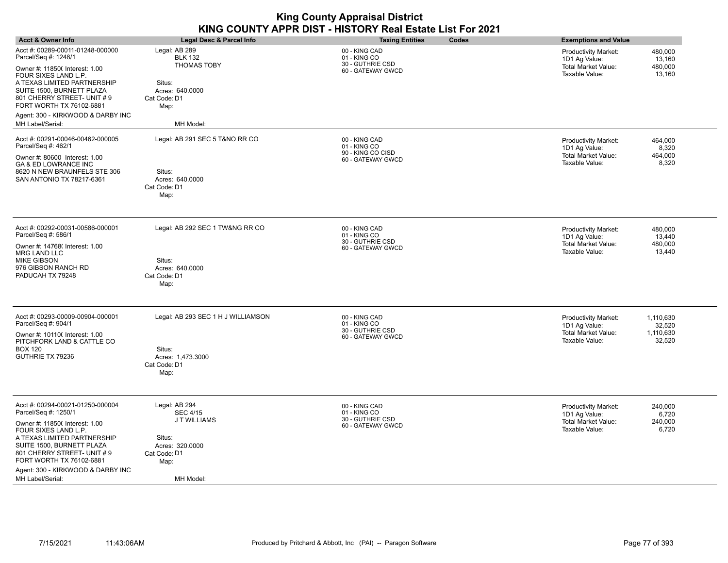# King County Appraisal District

## KING COUNTY APPR DIST - HISTORY Real Estate List For 2021

| Acct & Owner Info | Legal Desc & Parcel Info | Taxing Entities / Codes | Exemptions and Value |
|---|---|---|---|
| Acct #: 00289-00011-01248-000000<br>Parcel/Seq #: 1248/1<br>Owner #: 11850( Interest: 1.00<br>FOUR SIXES LAND L.P.<br>A TEXAS LIMITED PARTNERSHIP<br>SUITE 1500, BURNETT PLAZA<br>801 CHERRY STREET- UNIT # 9<br>FORT WORTH TX 76102-6881<br>Agent: 300 - KIRKWOOD & DARBY INC<br>MH Label/Serial: | Legal: AB 289<br>BLK 132<br>THOMAS TOBY<br>Situs:<br>Acres: 640.0000<br>Cat Code: D1<br>Map:<br>MH Model: | 00 - KING CAD<br>01 - KING CO<br>30 - GUTHRIE CSD<br>60 - GATEWAY GWCD | Productivity Market: 480,000<br>1D1 Ag Value: 13,160<br>Total Market Value: 480,000<br>Taxable Value: 13,160 |
| Acct #: 00291-00046-00462-000005<br>Parcel/Seq #: 462/1<br>Owner #: 80600 Interest: 1.00<br>GA & ED LOWRANCE INC<br>8620 N NEW BRAUNFELS STE 306<br>SAN ANTONIO TX 78217-6361 | Legal: AB 291 SEC 5 T&NO RR CO<br>Situs:<br>Acres: 640.0000<br>Cat Code: D1<br>Map: | 00 - KING CAD<br>01 - KING CO<br>90 - KING CO CISD<br>60 - GATEWAY GWCD | Productivity Market: 464,000<br>1D1 Ag Value: 8,320<br>Total Market Value: 464,000<br>Taxable Value: 8,320 |
| Acct #: 00292-00031-00586-000001<br>Parcel/Seq #: 586/1<br>Owner #: 14768( Interest: 1.00<br>MRG LAND LLC<br>MIKE GIBSON<br>976 GIBSON RANCH RD<br>PADUCAH TX 79248 | Legal: AB 292 SEC 1 TW&NG RR CO<br>Situs:<br>Acres: 640.0000<br>Cat Code: D1<br>Map: | 00 - KING CAD<br>01 - KING CO<br>30 - GUTHRIE CSD<br>60 - GATEWAY GWCD | Productivity Market: 480,000<br>1D1 Ag Value: 13,440<br>Total Market Value: 480,000<br>Taxable Value: 13,440 |
| Acct #: 00293-00009-00904-000001<br>Parcel/Seq #: 904/1<br>Owner #: 10110( Interest: 1.00<br>PITCHFORK LAND & CATTLE CO<br>BOX 120<br>GUTHRIE TX 79236 | Legal: AB 293 SEC 1 H J WILLIAMSON<br>Situs:<br>Acres: 1,473.3000<br>Cat Code: D1<br>Map: | 00 - KING CAD<br>01 - KING CO<br>30 - GUTHRIE CSD<br>60 - GATEWAY GWCD | Productivity Market: 1,110,630<br>1D1 Ag Value: 32,520<br>Total Market Value: 1,110,630<br>Taxable Value: 32,520 |
| Acct #: 00294-00021-01250-000004<br>Parcel/Seq #: 1250/1<br>Owner #: 11850( Interest: 1.00<br>FOUR SIXES LAND L.P.<br>A TEXAS LIMITED PARTNERSHIP<br>SUITE 1500, BURNETT PLAZA<br>801 CHERRY STREET- UNIT # 9<br>FORT WORTH TX 76102-6881<br>Agent: 300 - KIRKWOOD & DARBY INC<br>MH Label/Serial: | Legal: AB 294<br>SEC 4/15<br>J T WILLIAMS<br>Situs:<br>Acres: 320.0000<br>Cat Code: D1<br>Map:<br>MH Model: | 00 - KING CAD<br>01 - KING CO<br>30 - GUTHRIE CSD<br>60 - GATEWAY GWCD | Productivity Market: 240,000<br>1D1 Ag Value: 6,720<br>Total Market Value: 240,000<br>Taxable Value: 6,720 |

7/15/2021 11:43:06AM Produced by Pritchard & Abbott, Inc (PAI) -- Paragon Software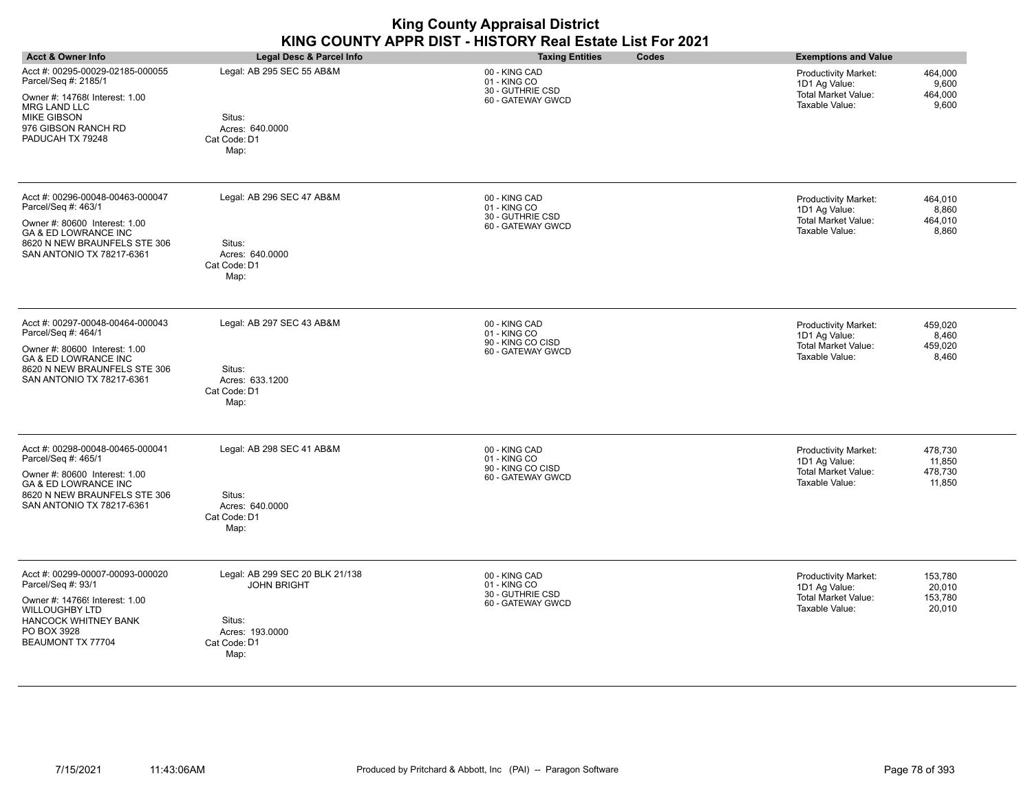# King County Appraisal District

## KING COUNTY APPR DIST - HISTORY Real Estate List For 2021

| Acct & Owner Info | Legal Desc & Parcel Info | Taxing Entities | Codes | Exemptions and Value |
|---|---|---|---|---|
| Acct #: 00295-00029-02185-000055<br>Parcel/Seq #: 2185/1<br>Owner #: 14768( Interest: 1.00<br>MRG LAND LLC<br>MIKE GIBSON<br>976 GIBSON RANCH RD<br>PADUCAH TX 79248 | Legal: AB 295 SEC 55 AB&M<br>Situs:<br>Acres: 640.0000<br>Cat Code: D1<br>Map: | 00 - KING CAD<br>01 - KING CO<br>30 - GUTHRIE CSD<br>60 - GATEWAY GWCD | | Productivity Market: 464,000<br>1D1 Ag Value: 9,600<br>Total Market Value: 464,000<br>Taxable Value: 9,600 |
| Acct #: 00296-00048-00463-000047<br>Parcel/Seq #: 463/1<br>Owner #: 80600 Interest: 1.00<br>GA & ED LOWRANCE INC<br>8620 N NEW BRAUNFELS STE 306<br>SAN ANTONIO TX 78217-6361 | Legal: AB 296 SEC 47 AB&M<br>Situs:<br>Acres: 640.0000<br>Cat Code: D1<br>Map: | 00 - KING CAD<br>01 - KING CO<br>30 - GUTHRIE CSD<br>60 - GATEWAY GWCD | | Productivity Market: 464,010<br>1D1 Ag Value: 8,860<br>Total Market Value: 464,010<br>Taxable Value: 8,860 |
| Acct #: 00297-00048-00464-000043<br>Parcel/Seq #: 464/1<br>Owner #: 80600 Interest: 1.00<br>GA & ED LOWRANCE INC<br>8620 N NEW BRAUNFELS STE 306<br>SAN ANTONIO TX 78217-6361 | Legal: AB 297 SEC 43 AB&M<br>Situs:<br>Acres: 633.1200<br>Cat Code: D1<br>Map: | 00 - KING CAD<br>01 - KING CO<br>90 - KING CO CISD<br>60 - GATEWAY GWCD | | Productivity Market: 459,020<br>1D1 Ag Value: 8,460<br>Total Market Value: 459,020<br>Taxable Value: 8,460 |
| Acct #: 00298-00048-00465-000041<br>Parcel/Seq #: 465/1<br>Owner #: 80600 Interest: 1.00<br>GA & ED LOWRANCE INC<br>8620 N NEW BRAUNFELS STE 306<br>SAN ANTONIO TX 78217-6361 | Legal: AB 298 SEC 41 AB&M<br>Situs:<br>Acres: 640.0000<br>Cat Code: D1<br>Map: | 00 - KING CAD<br>01 - KING CO<br>90 - KING CO CISD<br>60 - GATEWAY GWCD | | Productivity Market: 478,730<br>1D1 Ag Value: 11,850<br>Total Market Value: 478,730<br>Taxable Value: 11,850 |
| Acct #: 00299-00007-00093-000020<br>Parcel/Seq #: 93/1<br>Owner #: 14766( Interest: 1.00<br>WILLOUGHBY LTD<br>HANCOCK WHITNEY BANK<br>PO BOX 3928<br>BEAUMONT TX 77704 | Legal: AB 299 SEC 20 BLK 21/138<br>JOHN BRIGHT<br>Situs:<br>Acres: 193.0000<br>Cat Code: D1<br>Map: | 00 - KING CAD<br>01 - KING CO<br>30 - GUTHRIE CSD<br>60 - GATEWAY GWCD | | Productivity Market: 153,780<br>1D1 Ag Value: 20,010<br>Total Market Value: 153,780<br>Taxable Value: 20,010 |

7/15/2021 11:43:06AM Produced by Pritchard & Abbott, Inc (PAI) -- Paragon Software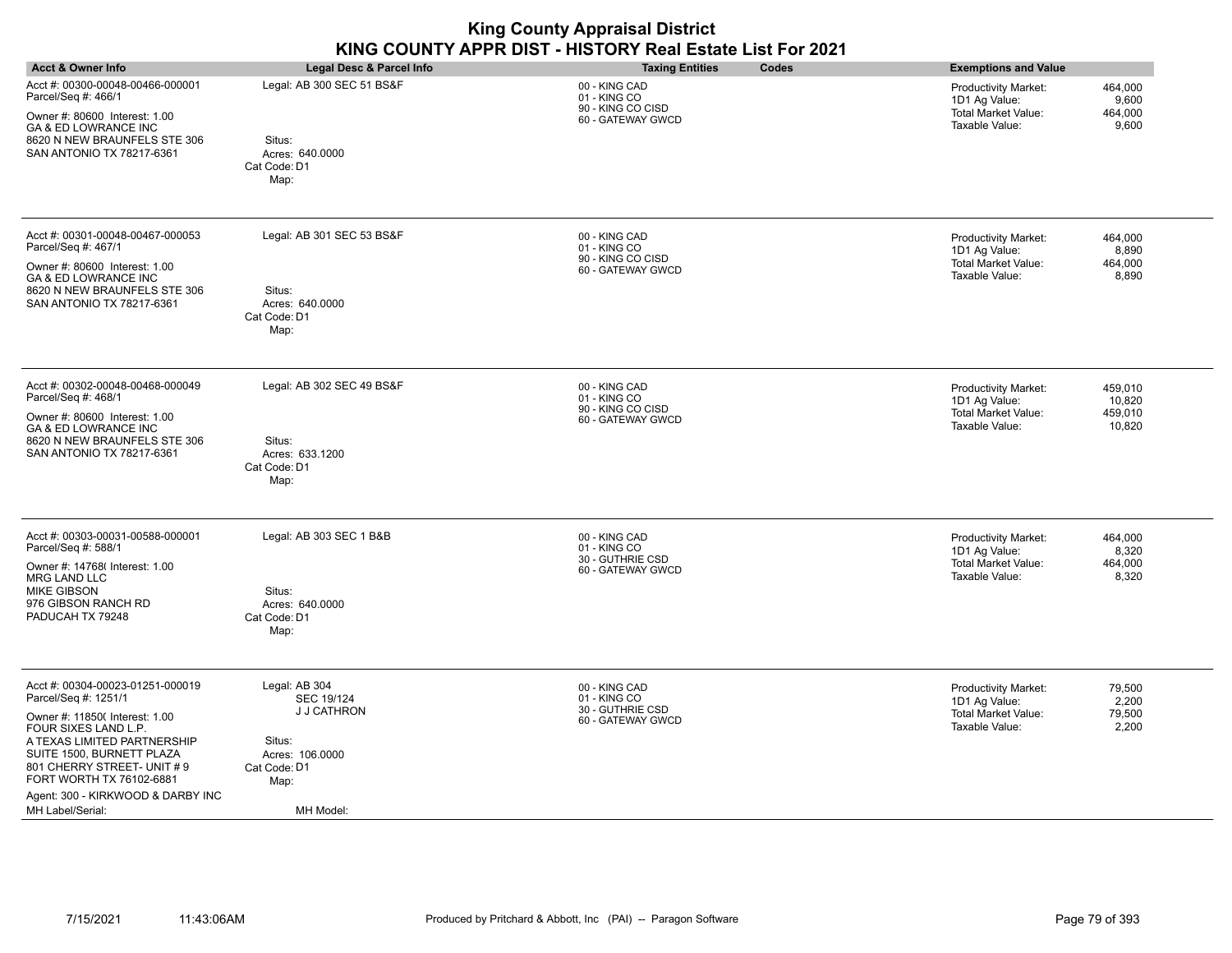# King County Appraisal District
## KING COUNTY APPR DIST - HISTORY Real Estate List For 2021

| Acct & Owner Info | Legal Desc & Parcel Info | Taxing Entities | Codes | Exemptions and Value |
|---|---|---|---|---|
| Acct #: 00300-00048-00466-000001<br>Parcel/Seq #: 466/1<br>Owner #: 80600 Interest: 1.00<br>GA & ED LOWRANCE INC<br>8620 N NEW BRAUNFELS STE 306<br>SAN ANTONIO TX 78217-6361 | Legal: AB 300 SEC 51 BS&F<br>Situs:<br>Acres: 640.0000<br>Cat Code: D1<br>Map: | 00 - KING CAD<br>01 - KING CO<br>90 - KING CO CISD<br>60 - GATEWAY GWCD | | Productivity Market: 464,000<br>1D1 Ag Value: 9,600<br>Total Market Value: 464,000<br>Taxable Value: 9,600 |
| Acct #: 00301-00048-00467-000053<br>Parcel/Seq #: 467/1<br>Owner #: 80600 Interest: 1.00<br>GA & ED LOWRANCE INC<br>8620 N NEW BRAUNFELS STE 306<br>SAN ANTONIO TX 78217-6361 | Legal: AB 301 SEC 53 BS&F<br>Situs:<br>Acres: 640.0000<br>Cat Code: D1<br>Map: | 00 - KING CAD<br>01 - KING CO<br>90 - KING CO CISD<br>60 - GATEWAY GWCD | | Productivity Market: 464,000<br>1D1 Ag Value: 8,890<br>Total Market Value: 464,000<br>Taxable Value: 8,890 |
| Acct #: 00302-00048-00468-000049<br>Parcel/Seq #: 468/1<br>Owner #: 80600 Interest: 1.00<br>GA & ED LOWRANCE INC<br>8620 N NEW BRAUNFELS STE 306<br>SAN ANTONIO TX 78217-6361 | Legal: AB 302 SEC 49 BS&F<br>Situs:<br>Acres: 633.1200<br>Cat Code: D1<br>Map: | 00 - KING CAD<br>01 - KING CO<br>90 - KING CO CISD<br>60 - GATEWAY GWCD | | Productivity Market: 459,010<br>1D1 Ag Value: 10,820<br>Total Market Value: 459,010<br>Taxable Value: 10,820 |
| Acct #: 00303-00031-00588-000001<br>Parcel/Seq #: 588/1<br>Owner #: 14768( Interest: 1.00<br>MRG LAND LLC<br>MIKE GIBSON<br>976 GIBSON RANCH RD<br>PADUCAH TX 79248 | Legal: AB 303 SEC 1 B&B<br>Situs:<br>Acres: 640.0000<br>Cat Code: D1<br>Map: | 00 - KING CAD<br>01 - KING CO<br>30 - GUTHRIE CSD<br>60 - GATEWAY GWCD | | Productivity Market: 464,000<br>1D1 Ag Value: 8,320<br>Total Market Value: 464,000<br>Taxable Value: 8,320 |
| Acct #: 00304-00023-01251-000019<br>Parcel/Seq #: 1251/1<br>Owner #: 11850( Interest: 1.00<br>FOUR SIXES LAND L.P.<br>A TEXAS LIMITED PARTNERSHIP<br>SUITE 1500, BURNETT PLAZA<br>801 CHERRY STREET- UNIT # 9<br>FORT WORTH TX 76102-6881<br>Agent: 300 - KIRKWOOD & DARBY INC<br>MH Label/Serial: | Legal: AB 304<br>SEC 19/124<br>J J CATHRON<br>Situs:<br>Acres: 106.0000<br>Cat Code: D1<br>Map:<br>MH Model: | 00 - KING CAD<br>01 - KING CO<br>30 - GUTHRIE CSD<br>60 - GATEWAY GWCD | | Productivity Market: 79,500<br>1D1 Ag Value: 2,200<br>Total Market Value: 79,500<br>Taxable Value: 2,200 |

7/15/2021 11:43:06AM Produced by Pritchard & Abbott, Inc (PAI) -- Paragon Software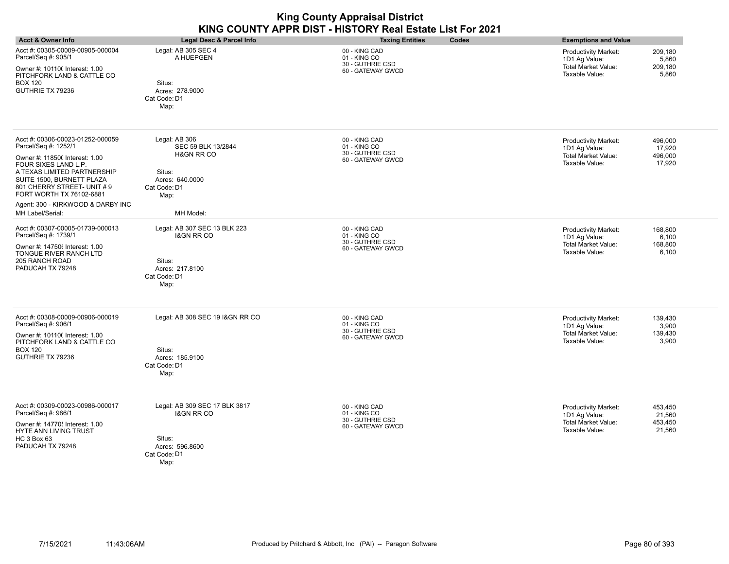# King County Appraisal District

## KING COUNTY APPR DIST - HISTORY Real Estate List For 2021

| Acct & Owner Info | Legal Desc & Parcel Info | Taxing Entities | Codes | Exemptions and Value |
|---|---|---|---|---|
| Acct #: 00305-00009-00905-000004<br>Parcel/Seq #: 905/1<br>Owner #: 10110( Interest: 1.00<br>PITCHFORK LAND & CATTLE CO<br>BOX 120<br>GUTHRIE TX 79236 | Legal: AB 305 SEC 4<br>A HUEPGEN<br>Situs:<br>Acres: 278.9000<br>Cat Code: D1<br>Map: | 00 - KING CAD<br>01 - KING CO<br>30 - GUTHRIE CSD<br>60 - GATEWAY GWCD | | Productivity Market: 209,180<br>1D1 Ag Value: 5,860<br>Total Market Value: 209,180<br>Taxable Value: 5,860 |
| Acct #: 00306-00023-01252-000059<br>Parcel/Seq #: 1252/1<br>Owner #: 11850( Interest: 1.00<br>FOUR SIXES LAND L.P.<br>A TEXAS LIMITED PARTNERSHIP<br>SUITE 1500, BURNETT PLAZA<br>801 CHERRY STREET- UNIT # 9<br>FORT WORTH TX 76102-6881<br>Agent: 300 - KIRKWOOD & DARBY INC<br>MH Label/Serial: | Legal: AB 306<br>SEC 59 BLK 13/2844<br>H&GN RR CO<br>Situs:<br>Acres: 640.0000<br>Cat Code: D1<br>Map:<br>MH Model: | 00 - KING CAD<br>01 - KING CO<br>30 - GUTHRIE CSD<br>60 - GATEWAY GWCD | | Productivity Market: 496,000<br>1D1 Ag Value: 17,920<br>Total Market Value: 496,000<br>Taxable Value: 17,920 |
| Acct #: 00307-00005-01739-000013<br>Parcel/Seq #: 1739/1<br>Owner #: 14750( Interest: 1.00<br>TONGUE RIVER RANCH LTD<br>205 RANCH ROAD<br>PADUCAH TX 79248 | Legal: AB 307 SEC 13 BLK 223<br>I&GN RR CO<br>Situs:<br>Acres: 217.8100<br>Cat Code: D1<br>Map: | 00 - KING CAD<br>01 - KING CO<br>30 - GUTHRIE CSD<br>60 - GATEWAY GWCD | | Productivity Market: 168,800<br>1D1 Ag Value: 6,100<br>Total Market Value: 168,800<br>Taxable Value: 6,100 |
| Acct #: 00308-00009-00906-000019<br>Parcel/Seq #: 906/1<br>Owner #: 10110( Interest: 1.00<br>PITCHFORK LAND & CATTLE CO<br>BOX 120<br>GUTHRIE TX 79236 | Legal: AB 308 SEC 19 I&GN RR CO<br>Situs:<br>Acres: 185.9100<br>Cat Code: D1<br>Map: | 00 - KING CAD<br>01 - KING CO<br>30 - GUTHRIE CSD<br>60 - GATEWAY GWCD | | Productivity Market: 139,430<br>1D1 Ag Value: 3,900<br>Total Market Value: 139,430<br>Taxable Value: 3,900 |
| Acct #: 00309-00023-00986-000017<br>Parcel/Seq #: 986/1<br>Owner #: 14770! Interest: 1.00<br>HYTE ANN LIVING TRUST<br>HC 3 Box 63<br>PADUCAH TX 79248 | Legal: AB 309 SEC 17 BLK 3817<br>I&GN RR CO<br>Situs:<br>Acres: 596.8600<br>Cat Code: D1<br>Map: | 00 - KING CAD<br>01 - KING CO<br>30 - GUTHRIE CSD<br>60 - GATEWAY GWCD | | Productivity Market: 453,450<br>1D1 Ag Value: 21,560<br>Total Market Value: 453,450<br>Taxable Value: 21,560 |

7/15/2021 11:43:06AM Produced by Pritchard & Abbott, Inc (PAI) -- Paragon Software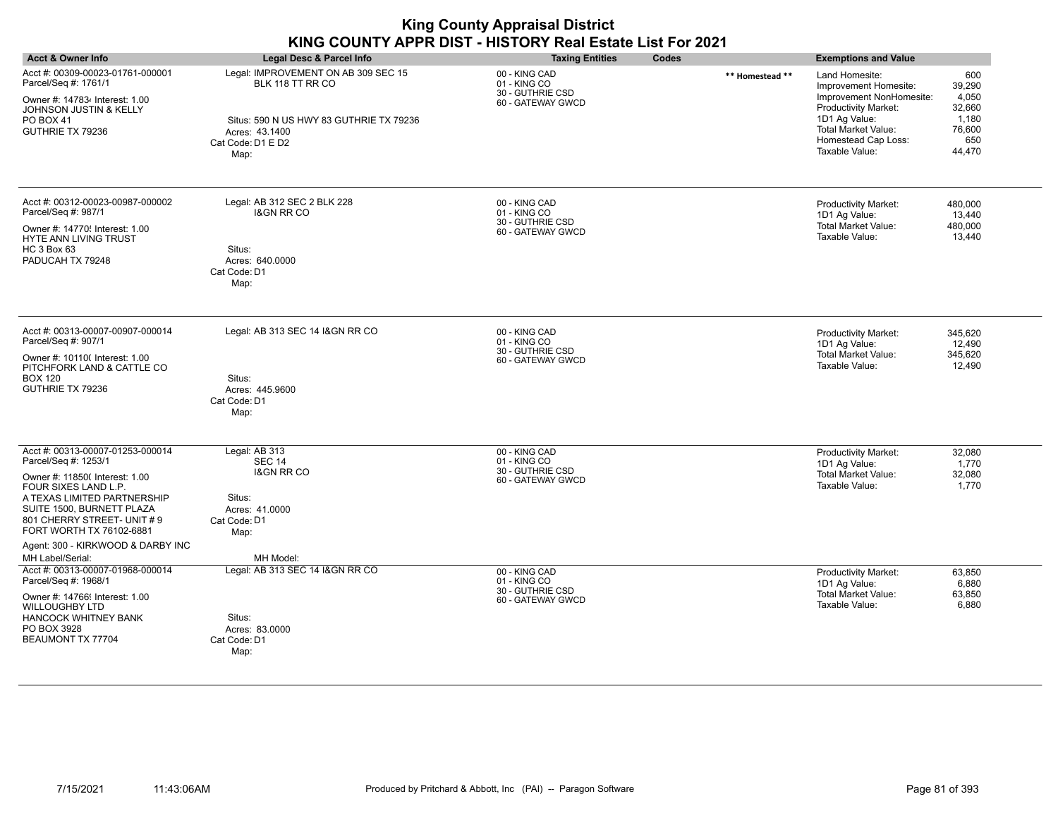# King County Appraisal District

## KING COUNTY APPR DIST - HISTORY Real Estate List For 2021

| Acct & Owner Info | Legal Desc & Parcel Info | Taxing Entities | Codes | Exemptions and Value |
|---|---|---|---|---|
| Acct #: 00309-00023-01761-000001<br>Parcel/Seq #: 1761/1<br>Owner #: 14783⁠ Interest: 1.00<br>JOHNSON JUSTIN & KELLY<br>PO BOX 41<br>GUTHRIE TX 79236 | Legal: IMPROVEMENT ON AB 309 SEC 15 BLK 118 TT RR CO<br>Situs: 590 N US HWY 83 GUTHRIE TX 79236<br>Acres: 43.1400<br>Cat Code: D1 E D2<br>Map: | 00 - KING CAD<br>01 - KING CO<br>30 - GUTHRIE CSD<br>60 - GATEWAY GWCD | ** Homestead ** | Land Homesite: 600<br>Improvement Homesite: 39,290<br>Improvement NonHomesite: 4,050<br>Productivity Market: 32,660<br>1D1 Ag Value: 1,180<br>Total Market Value: 76,600<br>Homestead Cap Loss: 650<br>Taxable Value: 44,470 |
| Acct #: 00312-00023-00987-000002<br>Parcel/Seq #: 987/1<br>Owner #: 14770⁠ Interest: 1.00<br>HYTE ANN LIVING TRUST<br>HC 3 Box 63<br>PADUCAH TX 79248 | Legal: AB 312 SEC 2 BLK 228 I&GN RR CO<br>Situs:<br>Acres: 640.0000<br>Cat Code: D1<br>Map: | 00 - KING CAD<br>01 - KING CO<br>30 - GUTHRIE CSD<br>60 - GATEWAY GWCD | | Productivity Market: 480,000<br>1D1 Ag Value: 13,440<br>Total Market Value: 480,000<br>Taxable Value: 13,440 |
| Acct #: 00313-00007-00907-000014<br>Parcel/Seq #: 907/1<br>Owner #: 10110⁠ Interest: 1.00<br>PITCHFORK LAND & CATTLE CO<br>BOX 120<br>GUTHRIE TX 79236 | Legal: AB 313 SEC 14 I&GN RR CO<br>Situs:<br>Acres: 445.9600<br>Cat Code: D1<br>Map: | 00 - KING CAD<br>01 - KING CO<br>30 - GUTHRIE CSD<br>60 - GATEWAY GWCD | | Productivity Market: 345,620<br>1D1 Ag Value: 12,490<br>Total Market Value: 345,620<br>Taxable Value: 12,490 |
| Acct #: 00313-00007-01253-000014<br>Parcel/Seq #: 1253/1<br>Owner #: 11850⁠ Interest: 1.00<br>FOUR SIXES LAND L.P.<br>A TEXAS LIMITED PARTNERSHIP<br>SUITE 1500, BURNETT PLAZA<br>801 CHERRY STREET- UNIT # 9<br>FORT WORTH TX 76102-6881<br>Agent: 300 - KIRKWOOD & DARBY INC<br>MH Label/Serial: | Legal: AB 313 SEC 14 I&GN RR CO<br>Situs:<br>Acres: 41.0000<br>Cat Code: D1<br>Map:<br>MH Model: | 00 - KING CAD<br>01 - KING CO<br>30 - GUTHRIE CSD<br>60 - GATEWAY GWCD | | Productivity Market: 32,080<br>1D1 Ag Value: 1,770<br>Total Market Value: 32,080<br>Taxable Value: 1,770 |
| Acct #: 00313-00007-01968-000014<br>Parcel/Seq #: 1968/1<br>Owner #: 14766⁠ Interest: 1.00<br>WILLOUGHBY LTD<br>HANCOCK WHITNEY BANK<br>PO BOX 3928<br>BEAUMONT TX 77704 | Legal: AB 313 SEC 14 I&GN RR CO<br>Situs:<br>Acres: 83.0000<br>Cat Code: D1<br>Map: | 00 - KING CAD<br>01 - KING CO<br>30 - GUTHRIE CSD<br>60 - GATEWAY GWCD | | Productivity Market: 63,850<br>1D1 Ag Value: 6,880<br>Total Market Value: 63,850<br>Taxable Value: 6,880 |

7/15/2021 11:43:06AM Produced by Pritchard & Abbott, Inc (PAI) -- Paragon Software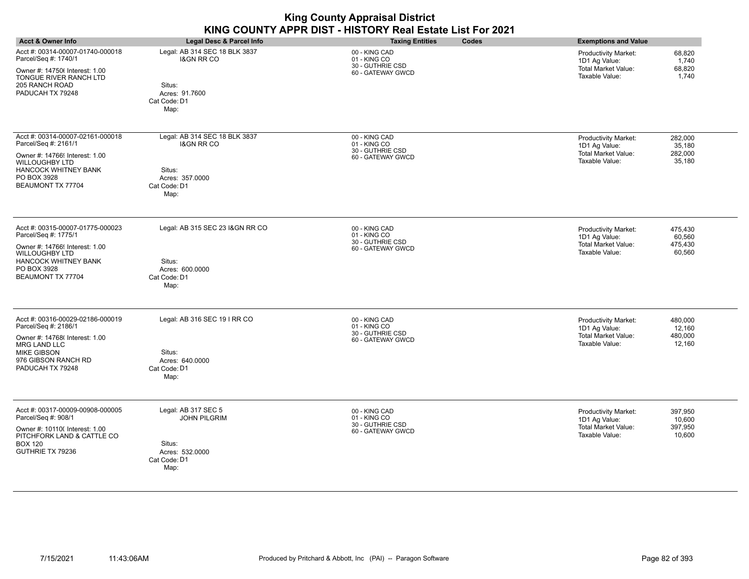# King County Appraisal District
## KING COUNTY APPR DIST - HISTORY Real Estate List For 2021

| Acct & Owner Info | Legal Desc & Parcel Info | Taxing Entities | Codes | Exemptions and Value |
|---|---|---|---|---|
| Acct #: 00314-00007-01740-000018<br>Parcel/Seq #: 1740/1<br>Owner #: 14750( Interest: 1.00<br>TONGUE RIVER RANCH LTD<br>205 RANCH ROAD<br>PADUCAH TX 79248 | Legal: AB 314 SEC 18 BLK 3837<br>I&GN RR CO<br>Situs:<br>Acres: 91.7600<br>Cat Code: D1<br>Map: | 00 - KING CAD<br>01 - KING CO<br>30 - GUTHRIE CSD<br>60 - GATEWAY GWCD | | Productivity Market: 68,820<br>1D1 Ag Value: 1,740<br>Total Market Value: 68,820<br>Taxable Value: 1,740 |
| Acct #: 00314-00007-02161-000018<br>Parcel/Seq #: 2161/1<br>Owner #: 14766( Interest: 1.00<br>WILLOUGHBY LTD<br>HANCOCK WHITNEY BANK<br>PO BOX 3928<br>BEAUMONT TX 77704 | Legal: AB 314 SEC 18 BLK 3837<br>I&GN RR CO<br>Situs:<br>Acres: 357.0000<br>Cat Code: D1<br>Map: | 00 - KING CAD<br>01 - KING CO<br>30 - GUTHRIE CSD<br>60 - GATEWAY GWCD | | Productivity Market: 282,000<br>1D1 Ag Value: 35,180<br>Total Market Value: 282,000<br>Taxable Value: 35,180 |
| Acct #: 00315-00007-01775-000023<br>Parcel/Seq #: 1775/1<br>Owner #: 14766( Interest: 1.00<br>WILLOUGHBY LTD<br>HANCOCK WHITNEY BANK<br>PO BOX 3928<br>BEAUMONT TX 77704 | Legal: AB 315 SEC 23 I&GN RR CO<br>Situs:<br>Acres: 600.0000<br>Cat Code: D1<br>Map: | 00 - KING CAD<br>01 - KING CO<br>30 - GUTHRIE CSD<br>60 - GATEWAY GWCD | | Productivity Market: 475,430<br>1D1 Ag Value: 60,560<br>Total Market Value: 475,430<br>Taxable Value: 60,560 |
| Acct #: 00316-00029-02186-000019<br>Parcel/Seq #: 2186/1<br>Owner #: 14768( Interest: 1.00<br>MRG LAND LLC<br>MIKE GIBSON<br>976 GIBSON RANCH RD<br>PADUCAH TX 79248 | Legal: AB 316 SEC 19 I RR CO<br>Situs:<br>Acres: 640.0000<br>Cat Code: D1<br>Map: | 00 - KING CAD<br>01 - KING CO<br>30 - GUTHRIE CSD<br>60 - GATEWAY GWCD | | Productivity Market: 480,000<br>1D1 Ag Value: 12,160<br>Total Market Value: 480,000<br>Taxable Value: 12,160 |
| Acct #: 00317-00009-00908-000005<br>Parcel/Seq #: 908/1<br>Owner #: 10110( Interest: 1.00<br>PITCHFORK LAND & CATTLE CO<br>BOX 120<br>GUTHRIE TX 79236 | Legal: AB 317 SEC 5<br>JOHN PILGRIM<br>Situs:<br>Acres: 532.0000<br>Cat Code: D1<br>Map: | 00 - KING CAD<br>01 - KING CO<br>30 - GUTHRIE CSD<br>60 - GATEWAY GWCD | | Productivity Market: 397,950<br>1D1 Ag Value: 10,600<br>Total Market Value: 397,950<br>Taxable Value: 10,600 |

7/15/2021 11:43:06AM Produced by Pritchard & Abbott, Inc (PAI) -- Paragon Software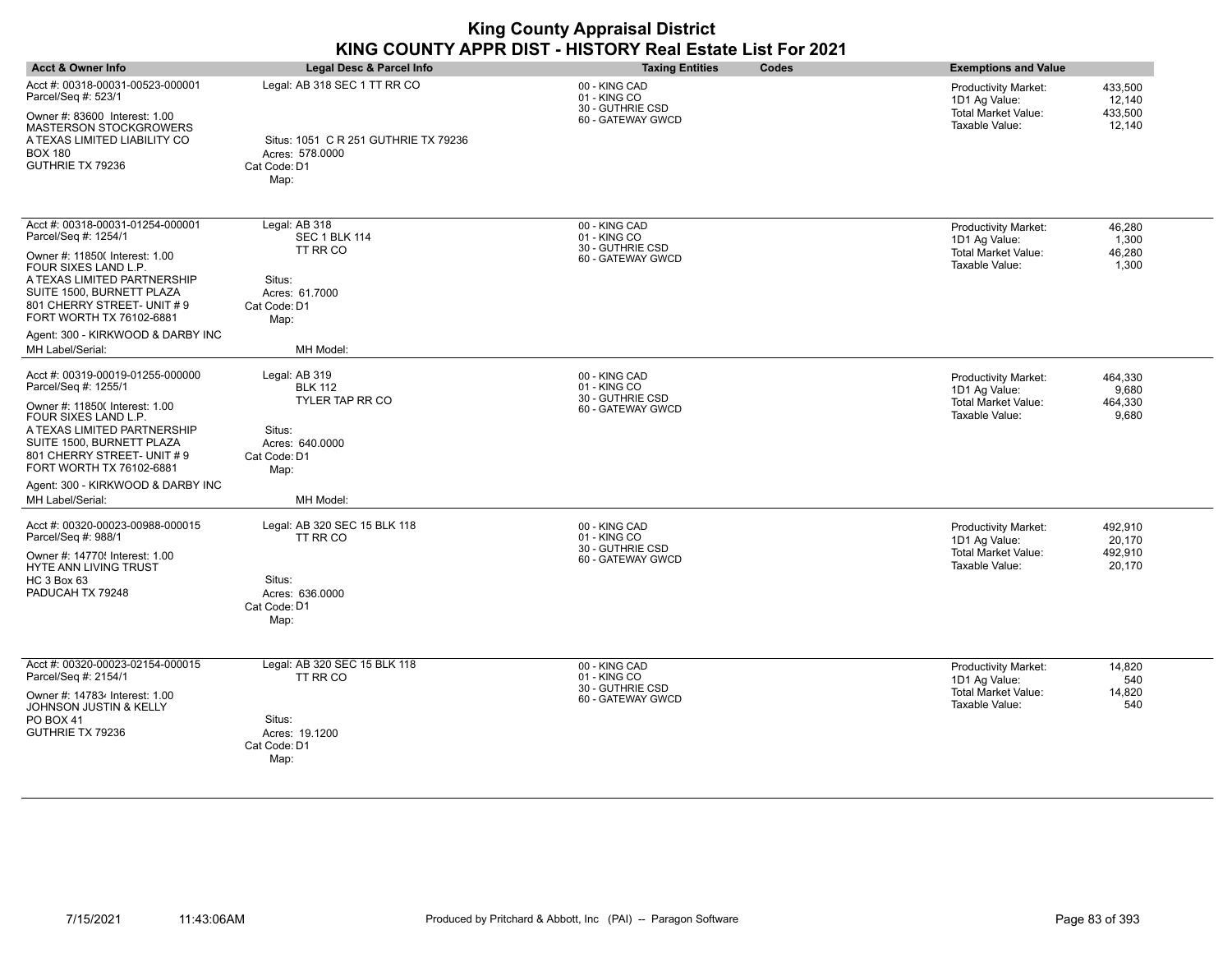# King County Appraisal District
## KING COUNTY APPR DIST - HISTORY Real Estate List For 2021

| Acct & Owner Info | Legal Desc & Parcel Info | Taxing Entities | Codes | Exemptions and Value |
|---|---|---|---|---|
| Acct #: 00318-00031-00523-000001<br>Parcel/Seq #: 523/1<br>Owner #: 83600 Interest: 1.00<br>MASTERSON STOCKGROWERS<br>A TEXAS LIMITED LIABILITY CO<br>BOX 180<br>GUTHRIE TX 79236 | Legal: AB 318 SEC 1 TT RR CO<br>Situs: 1051 C R 251 GUTHRIE TX 79236<br>Acres: 578.0000<br>Cat Code: D1<br>Map: | 00 - KING CAD<br>01 - KING CO<br>30 - GUTHRIE CSD<br>60 - GATEWAY GWCD | | Productivity Market: 433,500<br>1D1 Ag Value: 12,140<br>Total Market Value: 433,500<br>Taxable Value: 12,140 |
| Acct #: 00318-00031-01254-000001<br>Parcel/Seq #: 1254/1<br>Owner #: 11850( Interest: 1.00<br>FOUR SIXES LAND L.P.<br>A TEXAS LIMITED PARTNERSHIP<br>SUITE 1500, BURNETT PLAZA<br>801 CHERRY STREET- UNIT # 9<br>FORT WORTH TX 76102-6881<br>Agent: 300 - KIRKWOOD & DARBY INC<br>MH Label/Serial: | Legal: AB 318<br>SEC 1 BLK 114<br>TT RR CO<br>Situs:<br>Acres: 61.7000<br>Cat Code: D1<br>Map:<br>MH Model: | 00 - KING CAD<br>01 - KING CO<br>30 - GUTHRIE CSD<br>60 - GATEWAY GWCD | | Productivity Market: 46,280<br>1D1 Ag Value: 1,300<br>Total Market Value: 46,280<br>Taxable Value: 1,300 |
| Acct #: 00319-00019-01255-000000<br>Parcel/Seq #: 1255/1<br>Owner #: 11850( Interest: 1.00<br>FOUR SIXES LAND L.P.<br>A TEXAS LIMITED PARTNERSHIP<br>SUITE 1500, BURNETT PLAZA<br>801 CHERRY STREET- UNIT # 9<br>FORT WORTH TX 76102-6881<br>Agent: 300 - KIRKWOOD & DARBY INC<br>MH Label/Serial: | Legal: AB 319<br>BLK 112<br>TYLER TAP RR CO<br>Situs:<br>Acres: 640.0000<br>Cat Code: D1<br>Map:<br>MH Model: | 00 - KING CAD<br>01 - KING CO<br>30 - GUTHRIE CSD<br>60 - GATEWAY GWCD | | Productivity Market: 464,330<br>1D1 Ag Value: 9,680<br>Total Market Value: 464,330<br>Taxable Value: 9,680 |
| Acct #: 00320-00023-00988-000015<br>Parcel/Seq #: 988/1<br>Owner #: 14770! Interest: 1.00<br>HYTE ANN LIVING TRUST<br>HC 3 Box 63<br>PADUCAH TX 79248 | Legal: AB 320 SEC 15 BLK 118<br>TT RR CO<br>Situs:<br>Acres: 636.0000<br>Cat Code: D1<br>Map: | 00 - KING CAD<br>01 - KING CO<br>30 - GUTHRIE CSD<br>60 - GATEWAY GWCD | | Productivity Market: 492,910<br>1D1 Ag Value: 20,170<br>Total Market Value: 492,910<br>Taxable Value: 20,170 |
| Acct #: 00320-00023-02154-000015<br>Parcel/Seq #: 2154/1<br>Owner #: 14783( Interest: 1.00<br>JOHNSON JUSTIN & KELLY<br>PO BOX 41<br>GUTHRIE TX 79236 | Legal: AB 320 SEC 15 BLK 118<br>TT RR CO<br>Situs:<br>Acres: 19.1200<br>Cat Code: D1<br>Map: | 00 - KING CAD<br>01 - KING CO<br>30 - GUTHRIE CSD<br>60 - GATEWAY GWCD | | Productivity Market: 14,820<br>1D1 Ag Value: 540<br>Total Market Value: 14,820<br>Taxable Value: 540 |

7/15/2021 11:43:06AM Produced by Pritchard & Abbott, Inc (PAI) -- Paragon Software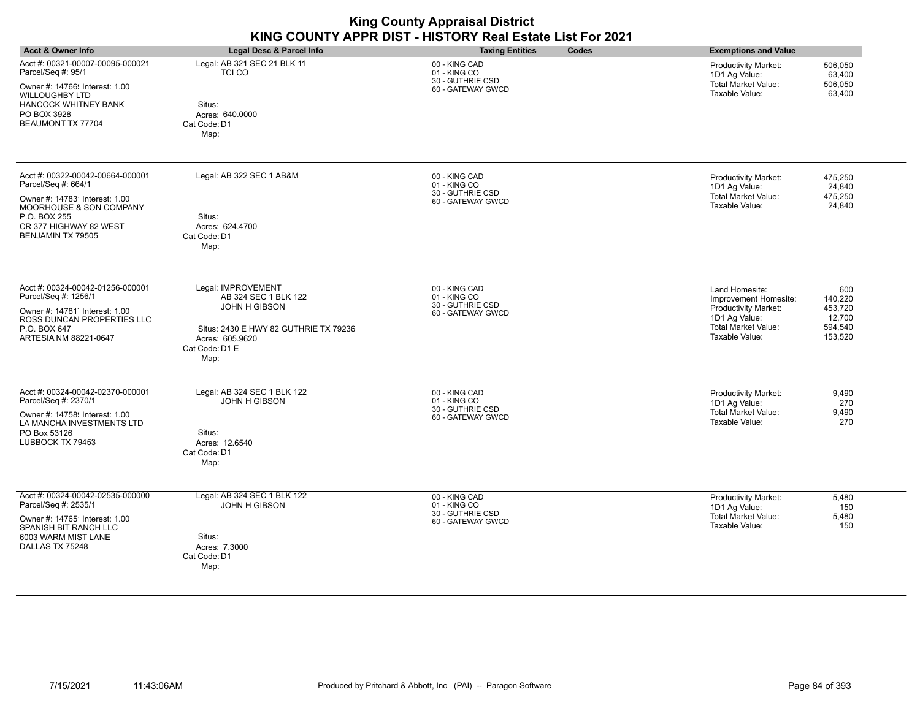# King County Appraisal District

## KING COUNTY APPR DIST - HISTORY Real Estate List For 2021

| Acct & Owner Info | Legal Desc & Parcel Info | Taxing Entities | Codes | Exemptions and Value |
|---|---|---|---|---|
| Acct #: 00321-00007-00095-000021<br>Parcel/Seq #: 95/1<br>Owner #: 14766( Interest: 1.00<br>WILLOUGHBY LTD<br>HANCOCK WHITNEY BANK<br>PO BOX 3928<br>BEAUMONT TX 77704 | Legal: AB 321 SEC 21 BLK 11<br>TCI CO<br>Situs:<br>Acres: 640.0000<br>Cat Code: D1<br>Map: | 00 - KING CAD<br>01 - KING CO<br>30 - GUTHRIE CSD<br>60 - GATEWAY GWCD | | Productivity Market: 506,050<br>1D1 Ag Value: 63,400<br>Total Market Value: 506,050<br>Taxable Value: 63,400 |
| Acct #: 00322-00042-00664-000001<br>Parcel/Seq #: 664/1<br>Owner #: 14783' Interest: 1.00<br>MOORHOUSE & SON COMPANY<br>P.O. BOX 255<br>CR 377 HIGHWAY 82 WEST<br>BENJAMIN TX 79505 | Legal: AB 322 SEC 1 AB&M<br>Situs:<br>Acres: 624.4700<br>Cat Code: D1<br>Map: | 00 - KING CAD<br>01 - KING CO<br>30 - GUTHRIE CSD<br>60 - GATEWAY GWCD | | Productivity Market: 475,250<br>1D1 Ag Value: 24,840<br>Total Market Value: 475,250<br>Taxable Value: 24,840 |
| Acct #: 00324-00042-01256-000001<br>Parcel/Seq #: 1256/1<br>Owner #: 14781; Interest: 1.00<br>ROSS DUNCAN PROPERTIES LLC<br>P.O. BOX 647<br>ARTESIA NM 88221-0647 | Legal: IMPROVEMENT<br>AB 324 SEC 1 BLK 122<br>JOHN H GIBSON<br>Situs: 2430 E HWY 82 GUTHRIE TX 79236<br>Acres: 605.9620<br>Cat Code: D1 E<br>Map: | 00 - KING CAD<br>01 - KING CO<br>30 - GUTHRIE CSD<br>60 - GATEWAY GWCD | | Land Homesite: 600<br>Improvement Homesite: 140,220<br>Productivity Market: 453,720<br>1D1 Ag Value: 12,700<br>Total Market Value: 594,540<br>Taxable Value: 153,520 |
| Acct #: 00324-00042-02370-000001<br>Parcel/Seq #: 2370/1<br>Owner #: 14758( Interest: 1.00<br>LA MANCHA INVESTMENTS LTD<br>PO Box 53126<br>LUBBOCK TX 79453 | Legal: AB 324 SEC 1 BLK 122<br>JOHN H GIBSON<br>Situs:<br>Acres: 12.6540<br>Cat Code: D1<br>Map: | 00 - KING CAD<br>01 - KING CO<br>30 - GUTHRIE CSD<br>60 - GATEWAY GWCD | | Productivity Market: 9,490<br>1D1 Ag Value: 270<br>Total Market Value: 9,490<br>Taxable Value: 270 |
| Acct #: 00324-00042-02535-000000<br>Parcel/Seq #: 2535/1<br>Owner #: 14765' Interest: 1.00<br>SPANISH BIT RANCH LLC<br>6003 WARM MIST LANE<br>DALLAS TX 75248 | Legal: AB 324 SEC 1 BLK 122<br>JOHN H GIBSON<br>Situs:<br>Acres: 7.3000<br>Cat Code: D1<br>Map: | 00 - KING CAD<br>01 - KING CO<br>30 - GUTHRIE CSD<br>60 - GATEWAY GWCD | | Productivity Market: 5,480<br>1D1 Ag Value: 150<br>Total Market Value: 5,480<br>Taxable Value: 150 |

7/15/2021 11:43:06AM Produced by Pritchard & Abbott, Inc (PAI) -- Paragon Software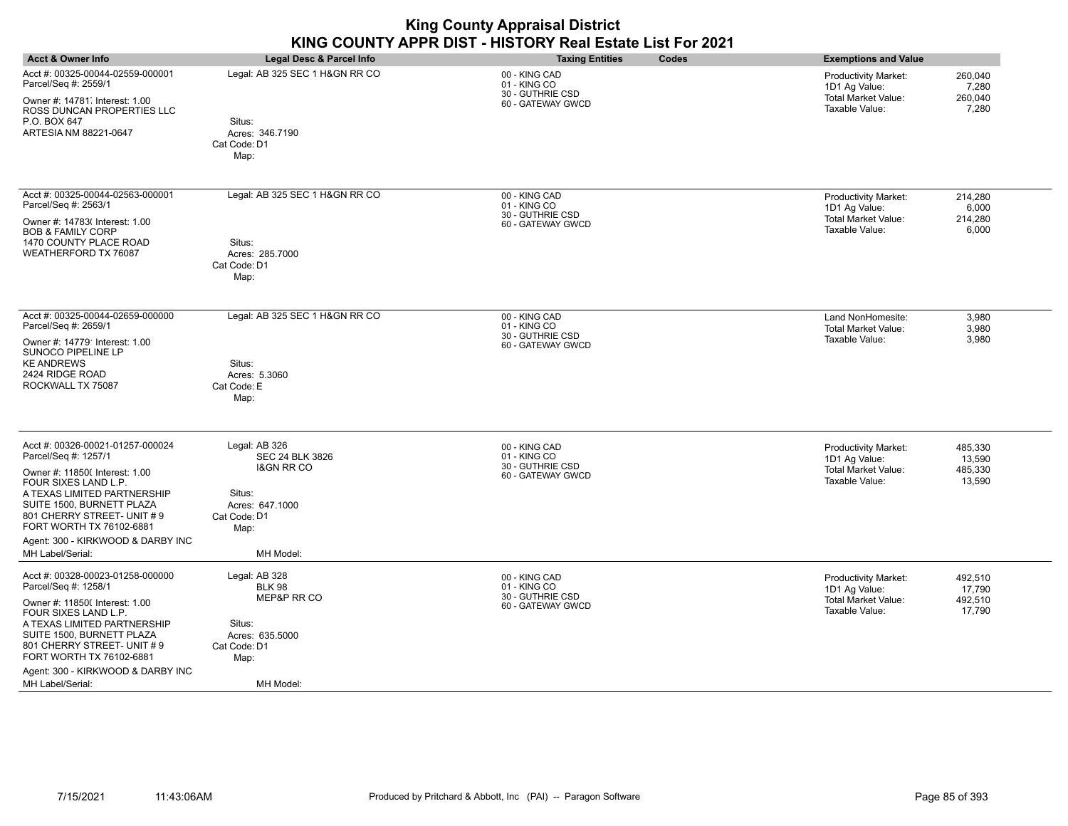# King County Appraisal District
## KING COUNTY APPR DIST - HISTORY Real Estate List For 2021

| Acct & Owner Info | Legal Desc & Parcel Info | Taxing Entities | Codes | Exemptions and Value |
|---|---|---|---|---|
| Acct #: 00325-00044-02559-000001<br>Parcel/Seq #: 2559/1<br>Owner #: 14781; Interest: 1.00<br>ROSS DUNCAN PROPERTIES LLC<br>P.O. BOX 647<br>ARTESIA NM 88221-0647 | Legal: AB 325 SEC 1 H&GN RR CO<br>Situs:<br>Acres: 346.7190<br>Cat Code: D1<br>Map: | 00 - KING CAD<br>01 - KING CO<br>30 - GUTHRIE CSD<br>60 - GATEWAY GWCD | | Productivity Market: 260,040<br>1D1 Ag Value: 7,280<br>Total Market Value: 260,040<br>Taxable Value: 7,280 |
| Acct #: 00325-00044-02563-000001<br>Parcel/Seq #: 2563/1<br>Owner #: 14783( Interest: 1.00<br>BOB & FAMILY CORP<br>1470 COUNTY PLACE ROAD<br>WEATHERFORD TX 76087 | Legal: AB 325 SEC 1 H&GN RR CO<br>Situs:<br>Acres: 285.7000<br>Cat Code: D1<br>Map: | 00 - KING CAD<br>01 - KING CO<br>30 - GUTHRIE CSD<br>60 - GATEWAY GWCD | | Productivity Market: 214,280<br>1D1 Ag Value: 6,000<br>Total Market Value: 214,280<br>Taxable Value: 6,000 |
| Acct #: 00325-00044-02659-000000<br>Parcel/Seq #: 2659/1<br>Owner #: 14779' Interest: 1.00<br>SUNOCO PIPELINE LP<br>KE ANDREWS<br>2424 RIDGE ROAD<br>ROCKWALL TX 75087 | Legal: AB 325 SEC 1 H&GN RR CO<br>Situs:<br>Acres: 5.3060<br>Cat Code: E<br>Map: | 00 - KING CAD<br>01 - KING CO<br>30 - GUTHRIE CSD<br>60 - GATEWAY GWCD | | Land NonHomesite: 3,980<br>Total Market Value: 3,980<br>Taxable Value: 3,980 |
| Acct #: 00326-00021-01257-000024<br>Parcel/Seq #: 1257/1<br>Owner #: 11850( Interest: 1.00<br>FOUR SIXES LAND L.P.<br>A TEXAS LIMITED PARTNERSHIP<br>SUITE 1500, BURNETT PLAZA<br>801 CHERRY STREET- UNIT # 9<br>FORT WORTH TX 76102-6881<br>Agent: 300 - KIRKWOOD & DARBY INC<br>MH Label/Serial: | Legal: AB 326<br>SEC 24 BLK 3826<br>I&GN RR CO<br>Situs:<br>Acres: 647.1000<br>Cat Code: D1<br>Map:<br>MH Model: | 00 - KING CAD<br>01 - KING CO<br>30 - GUTHRIE CSD<br>60 - GATEWAY GWCD | | Productivity Market: 485,330<br>1D1 Ag Value: 13,590<br>Total Market Value: 485,330<br>Taxable Value: 13,590 |
| Acct #: 00328-00023-01258-000000<br>Parcel/Seq #: 1258/1<br>Owner #: 11850( Interest: 1.00<br>FOUR SIXES LAND L.P.<br>A TEXAS LIMITED PARTNERSHIP<br>SUITE 1500, BURNETT PLAZA<br>801 CHERRY STREET- UNIT # 9<br>FORT WORTH TX 76102-6881<br>Agent: 300 - KIRKWOOD & DARBY INC<br>MH Label/Serial: | Legal: AB 328<br>BLK 98<br>MEP&P RR CO<br>Situs:<br>Acres: 635.5000<br>Cat Code: D1<br>Map:<br>MH Model: | 00 - KING CAD<br>01 - KING CO<br>30 - GUTHRIE CSD<br>60 - GATEWAY GWCD | | Productivity Market: 492,510<br>1D1 Ag Value: 17,790<br>Total Market Value: 492,510<br>Taxable Value: 17,790 |

7/15/2021 11:43:06AM Produced by Pritchard & Abbott, Inc (PAI) -- Paragon Software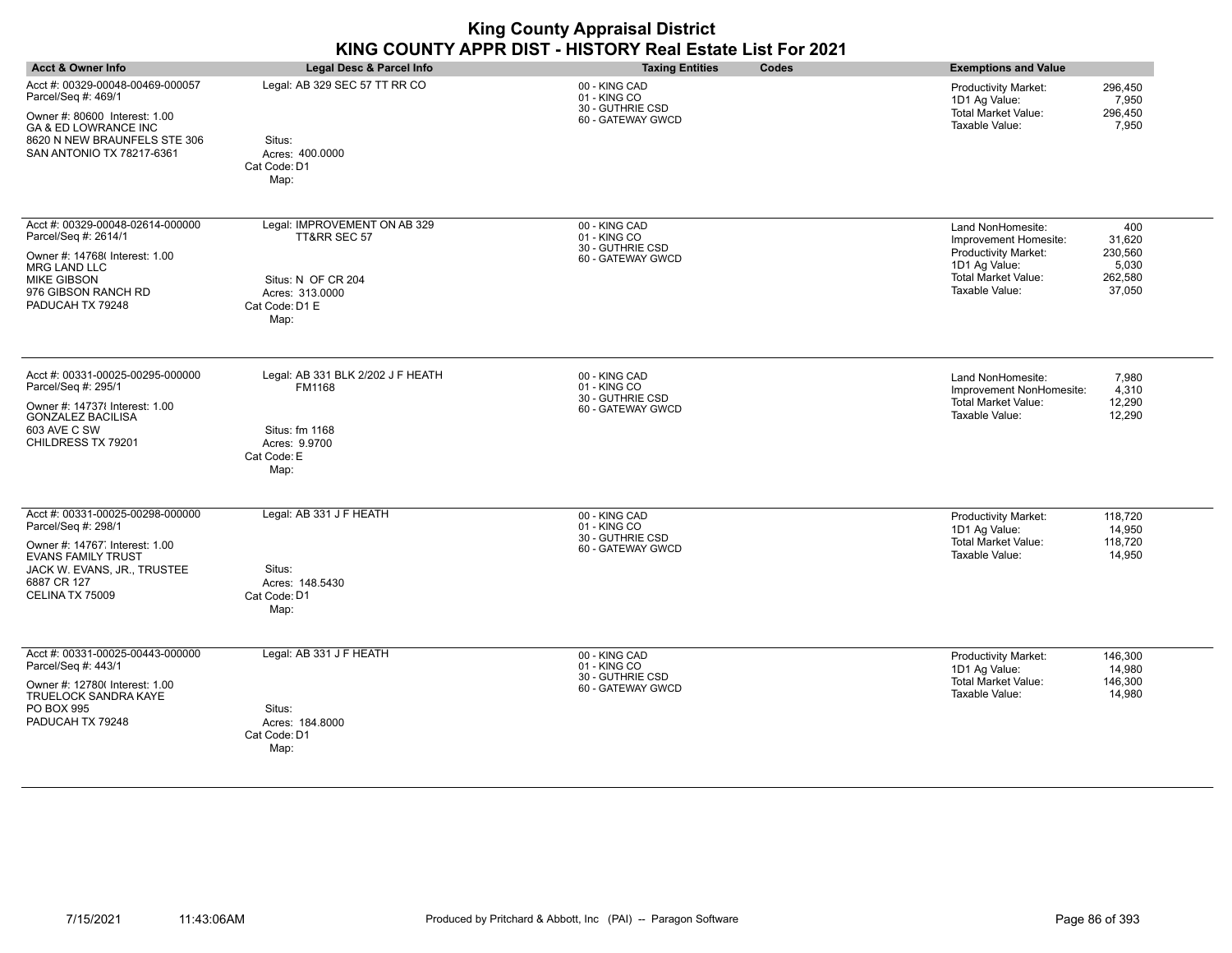# King County Appraisal District

## KING COUNTY APPR DIST - HISTORY Real Estate List For 2021

| Acct & Owner Info | Legal Desc & Parcel Info | Taxing Entities | Codes | Exemptions and Value |
|---|---|---|---|---|
| Acct #: 00329-00048-00469-000057<br>Parcel/Seq #: 469/1<br>Owner #: 80600 Interest: 1.00<br>GA & ED LOWRANCE INC<br>8620 N NEW BRAUNFELS STE 306<br>SAN ANTONIO TX 78217-6361 | Legal: AB 329 SEC 57 TT RR CO<br>Situs:<br>Acres: 400.0000<br>Cat Code: D1<br>Map: | 00 - KING CAD<br>01 - KING CO<br>30 - GUTHRIE CSD<br>60 - GATEWAY GWCD | | Productivity Market: 296,450<br>1D1 Ag Value: 7,950<br>Total Market Value: 296,450<br>Taxable Value: 7,950 |
| Acct #: 00329-00048-02614-000000<br>Parcel/Seq #: 2614/1<br>Owner #: 14768( Interest: 1.00<br>MRG LAND LLC<br>MIKE GIBSON<br>976 GIBSON RANCH RD<br>PADUCAH TX 79248 | Legal: IMPROVEMENT ON AB 329 TT&RR SEC 57<br>Situs: N OF CR 204<br>Acres: 313.0000<br>Cat Code: D1 E<br>Map: | 00 - KING CAD<br>01 - KING CO<br>30 - GUTHRIE CSD<br>60 - GATEWAY GWCD | | Land NonHomesite: 400<br>Improvement Homesite: 31,620<br>Productivity Market: 230,560<br>1D1 Ag Value: 5,030<br>Total Market Value: 262,580<br>Taxable Value: 37,050 |
| Acct #: 00331-00025-00295-000000<br>Parcel/Seq #: 295/1<br>Owner #: 14737( Interest: 1.00<br>GONZALEZ BACILISA<br>603 AVE C SW<br>CHILDRESS TX 79201 | Legal: AB 331 BLK 2/202 J F HEATH FM1168<br>Situs: fm 1168<br>Acres: 9.9700<br>Cat Code: E<br>Map: | 00 - KING CAD<br>01 - KING CO<br>30 - GUTHRIE CSD<br>60 - GATEWAY GWCD | | Land NonHomesite: 7,980<br>Improvement NonHomesite: 4,310<br>Total Market Value: 12,290<br>Taxable Value: 12,290 |
| Acct #: 00331-00025-00298-000000<br>Parcel/Seq #: 298/1<br>Owner #: 14767; Interest: 1.00<br>EVANS FAMILY TRUST<br>JACK W. EVANS, JR., TRUSTEE<br>6887 CR 127<br>CELINA TX 75009 | Legal: AB 331 J F HEATH<br>Situs:<br>Acres: 148.5430<br>Cat Code: D1<br>Map: | 00 - KING CAD<br>01 - KING CO<br>30 - GUTHRIE CSD<br>60 - GATEWAY GWCD | | Productivity Market: 118,720<br>1D1 Ag Value: 14,950<br>Total Market Value: 118,720<br>Taxable Value: 14,950 |
| Acct #: 00331-00025-00443-000000<br>Parcel/Seq #: 443/1<br>Owner #: 12780( Interest: 1.00<br>TRUELOCK SANDRA KAYE<br>PO BOX 995<br>PADUCAH TX 79248 | Legal: AB 331 J F HEATH<br>Situs:<br>Acres: 184.8000<br>Cat Code: D1<br>Map: | 00 - KING CAD<br>01 - KING CO<br>30 - GUTHRIE CSD<br>60 - GATEWAY GWCD | | Productivity Market: 146,300<br>1D1 Ag Value: 14,980<br>Total Market Value: 146,300<br>Taxable Value: 14,980 |

7/15/2021 11:43:06AM Produced by Pritchard & Abbott, Inc (PAI) -- Paragon Software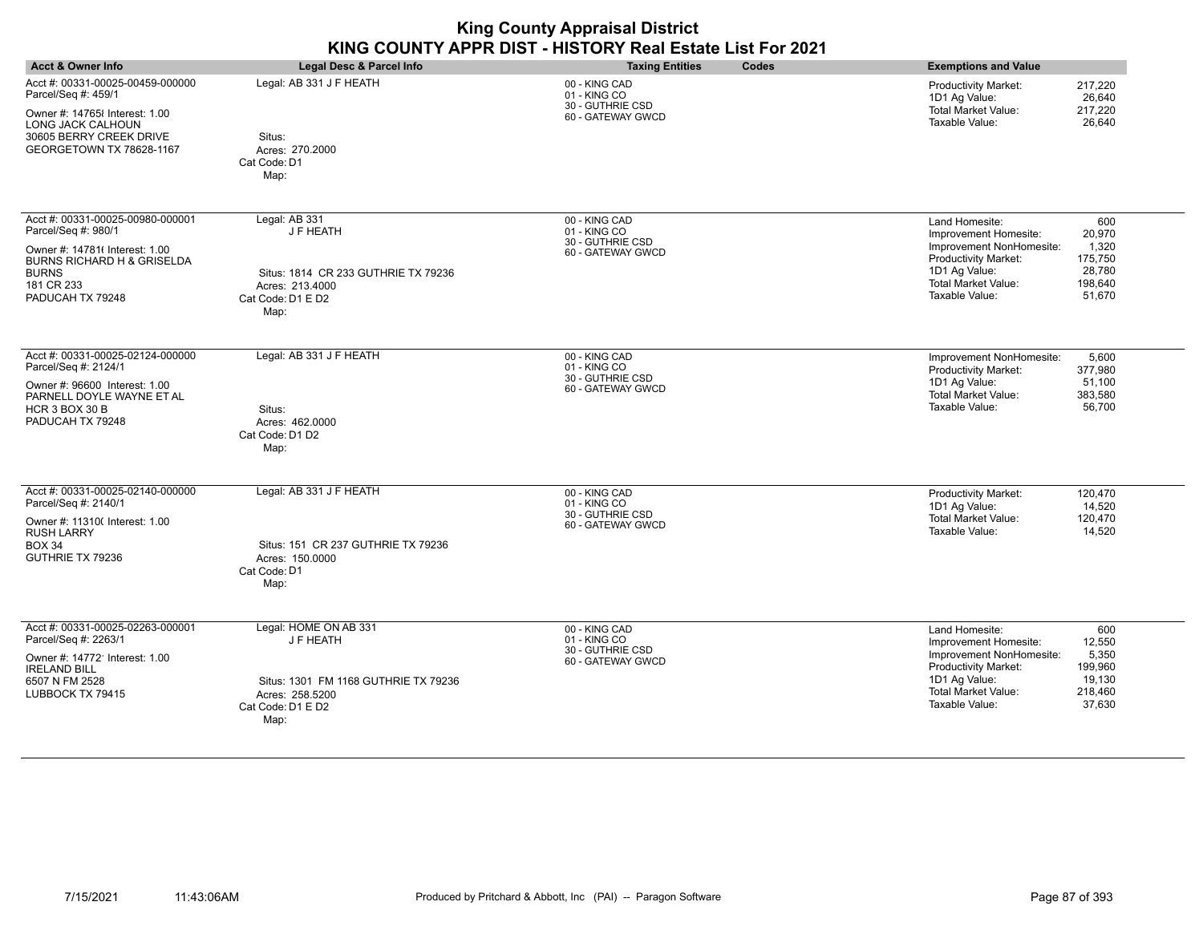# King County Appraisal District

## KING COUNTY APPR DIST - HISTORY Real Estate List For 2021

| Acct & Owner Info | Legal Desc & Parcel Info | Taxing Entities | Codes | Exemptions and Value |
|---|---|---|---|---|
| Acct #: 00331-00025-00459-000000<br>Parcel/Seq #: 459/1<br>Owner #: 14765( Interest: 1.00<br>LONG JACK CALHOUN<br>30605 BERRY CREEK DRIVE<br>GEORGETOWN TX 78628-1167 | Legal: AB 331 J F HEATH<br>Situs:<br>Acres: 270.2000<br>Cat Code: D1<br>Map: | 00 - KING CAD<br>01 - KING CO<br>30 - GUTHRIE CSD<br>60 - GATEWAY GWCD | | Productivity Market: 217,220<br>1D1 Ag Value: 26,640<br>Total Market Value: 217,220<br>Taxable Value: 26,640 |
| Acct #: 00331-00025-00980-000001<br>Parcel/Seq #: 980/1<br>Owner #: 14781( Interest: 1.00<br>BURNS RICHARD H & GRISELDA BURNS<br>181 CR 233<br>PADUCAH TX 79248 | Legal: AB 331 J F HEATH<br>Situs: 1814 CR 233 GUTHRIE TX 79236<br>Acres: 213.4000<br>Cat Code: D1 E D2<br>Map: | 00 - KING CAD<br>01 - KING CO<br>30 - GUTHRIE CSD<br>60 - GATEWAY GWCD | | Land Homesite: 600<br>Improvement Homesite: 20,970<br>Improvement NonHomesite: 1,320<br>Productivity Market: 175,750<br>1D1 Ag Value: 28,780<br>Total Market Value: 198,640<br>Taxable Value: 51,670 |
| Acct #: 00331-00025-02124-000000<br>Parcel/Seq #: 2124/1<br>Owner #: 96600 Interest: 1.00<br>PARNELL DOYLE WAYNE ET AL<br>HCR 3 BOX 30 B<br>PADUCAH TX 79248 | Legal: AB 331 J F HEATH<br>Situs:<br>Acres: 462.0000<br>Cat Code: D1 D2<br>Map: | 00 - KING CAD<br>01 - KING CO<br>30 - GUTHRIE CSD<br>60 - GATEWAY GWCD | | Improvement NonHomesite: 5,600<br>Productivity Market: 377,980<br>1D1 Ag Value: 51,100<br>Total Market Value: 383,580<br>Taxable Value: 56,700 |
| Acct #: 00331-00025-02140-000000<br>Parcel/Seq #: 2140/1<br>Owner #: 11310( Interest: 1.00<br>RUSH LARRY<br>BOX 34<br>GUTHRIE TX 79236 | Legal: AB 331 J F HEATH<br>Situs: 151 CR 237 GUTHRIE TX 79236<br>Acres: 150.0000<br>Cat Code: D1<br>Map: | 00 - KING CAD<br>01 - KING CO<br>30 - GUTHRIE CSD<br>60 - GATEWAY GWCD | | Productivity Market: 120,470<br>1D1 Ag Value: 14,520<br>Total Market Value: 120,470<br>Taxable Value: 14,520 |
| Acct #: 00331-00025-02263-000001<br>Parcel/Seq #: 2263/1<br>Owner #: 14772' Interest: 1.00<br>IRELAND BILL<br>6507 N FM 2528<br>LUBBOCK TX 79415 | Legal: HOME ON AB 331 J F HEATH<br>Situs: 1301 FM 1168 GUTHRIE TX 79236<br>Acres: 258.5200<br>Cat Code: D1 E D2<br>Map: | 00 - KING CAD<br>01 - KING CO<br>30 - GUTHRIE CSD<br>60 - GATEWAY GWCD | | Land Homesite: 600<br>Improvement Homesite: 12,550<br>Improvement NonHomesite: 5,350<br>Productivity Market: 199,960<br>1D1 Ag Value: 19,130<br>Total Market Value: 218,460<br>Taxable Value: 37,630 |

7/15/2021 11:43:06AM Produced by Pritchard & Abbott, Inc (PAI) -- Paragon Software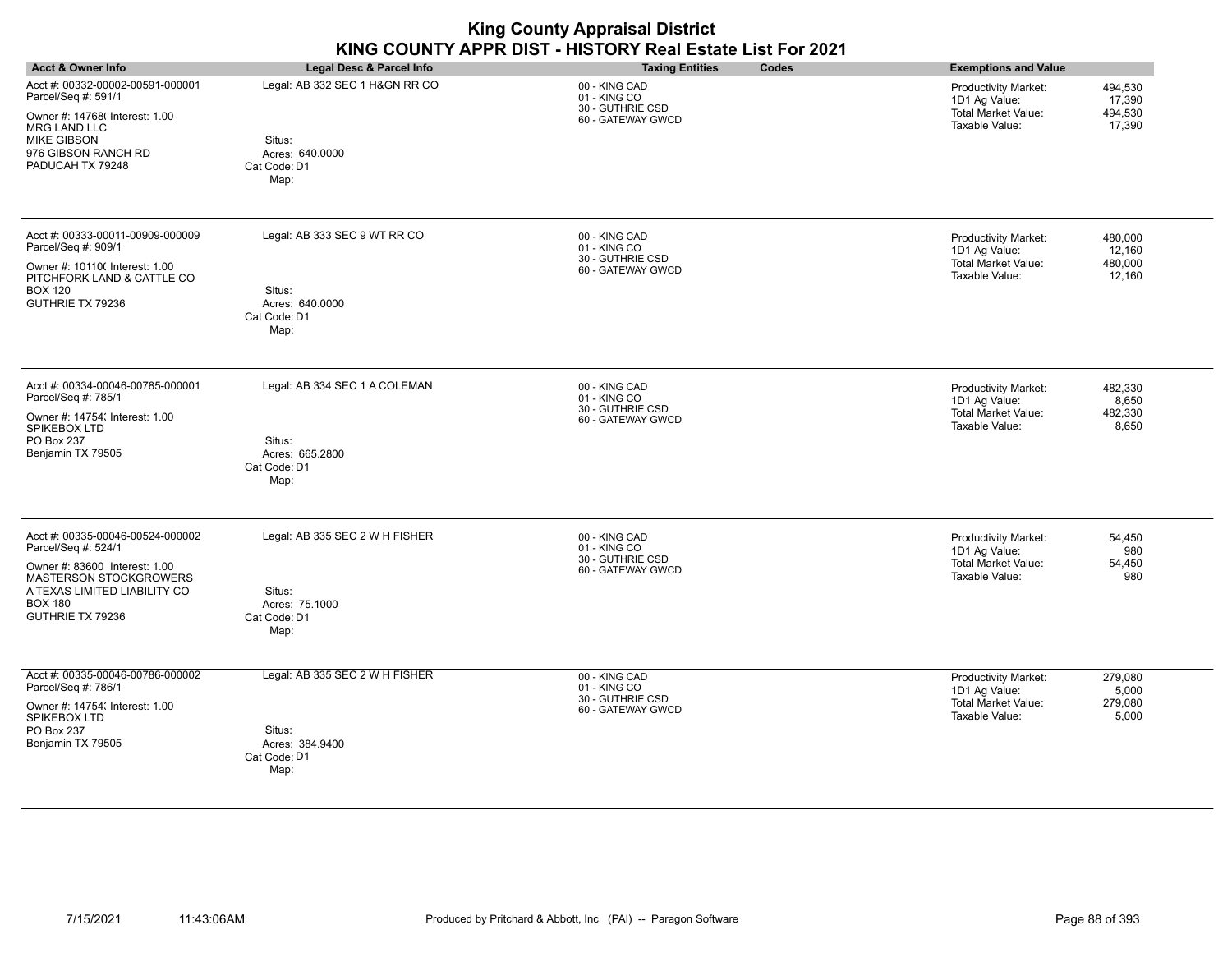# King County Appraisal District
## KING COUNTY APPR DIST - HISTORY Real Estate List For 2021

| Acct & Owner Info | Legal Desc & Parcel Info | Taxing Entities | Codes | Exemptions and Value |
|---|---|---|---|---|
| Acct #: 00332-00002-00591-000001<br>Parcel/Seq #: 591/1<br>Owner #: 14768( Interest: 1.00<br>MRG LAND LLC<br>MIKE GIBSON<br>976 GIBSON RANCH RD<br>PADUCAH TX 79248 | Legal: AB 332 SEC 1 H&GN RR CO<br>Situs:<br>Acres: 640.0000<br>Cat Code: D1<br>Map: | 00 - KING CAD<br>01 - KING CO<br>30 - GUTHRIE CSD<br>60 - GATEWAY GWCD | | Productivity Market: 494,530<br>1D1 Ag Value: 17,390<br>Total Market Value: 494,530<br>Taxable Value: 17,390 |
| Acct #: 00333-00011-00909-000009<br>Parcel/Seq #: 909/1<br>Owner #: 10110( Interest: 1.00<br>PITCHFORK LAND & CATTLE CO<br>BOX 120<br>GUTHRIE TX 79236 | Legal: AB 333 SEC 9 WT RR CO<br>Situs:<br>Acres: 640.0000<br>Cat Code: D1<br>Map: | 00 - KING CAD<br>01 - KING CO<br>30 - GUTHRIE CSD<br>60 - GATEWAY GWCD | | Productivity Market: 480,000<br>1D1 Ag Value: 12,160<br>Total Market Value: 480,000<br>Taxable Value: 12,160 |
| Acct #: 00334-00046-00785-000001<br>Parcel/Seq #: 785/1<br>Owner #: 14754: Interest: 1.00<br>SPIKEBOX LTD<br>PO Box 237<br>Benjamin TX 79505 | Legal: AB 334 SEC 1 A COLEMAN<br>Situs:<br>Acres: 665.2800<br>Cat Code: D1<br>Map: | 00 - KING CAD<br>01 - KING CO<br>30 - GUTHRIE CSD<br>60 - GATEWAY GWCD | | Productivity Market: 482,330<br>1D1 Ag Value: 8,650<br>Total Market Value: 482,330<br>Taxable Value: 8,650 |
| Acct #: 00335-00046-00524-000002<br>Parcel/Seq #: 524/1<br>Owner #: 83600 Interest: 1.00<br>MASTERSON STOCKGROWERS<br>A TEXAS LIMITED LIABILITY CO<br>BOX 180<br>GUTHRIE TX 79236 | Legal: AB 335 SEC 2 W H FISHER<br>Situs:<br>Acres: 75.1000<br>Cat Code: D1<br>Map: | 00 - KING CAD<br>01 - KING CO<br>30 - GUTHRIE CSD<br>60 - GATEWAY GWCD | | Productivity Market: 54,450<br>1D1 Ag Value: 980<br>Total Market Value: 54,450<br>Taxable Value: 980 |
| Acct #: 00335-00046-00786-000002<br>Parcel/Seq #: 786/1<br>Owner #: 14754: Interest: 1.00<br>SPIKEBOX LTD<br>PO Box 237<br>Benjamin TX 79505 | Legal: AB 335 SEC 2 W H FISHER<br>Situs:<br>Acres: 384.9400<br>Cat Code: D1<br>Map: | 00 - KING CAD<br>01 - KING CO<br>30 - GUTHRIE CSD<br>60 - GATEWAY GWCD | | Productivity Market: 279,080<br>1D1 Ag Value: 5,000<br>Total Market Value: 279,080<br>Taxable Value: 5,000 |

7/15/2021 11:43:06AM Produced by Pritchard & Abbott, Inc (PAI) -- Paragon Software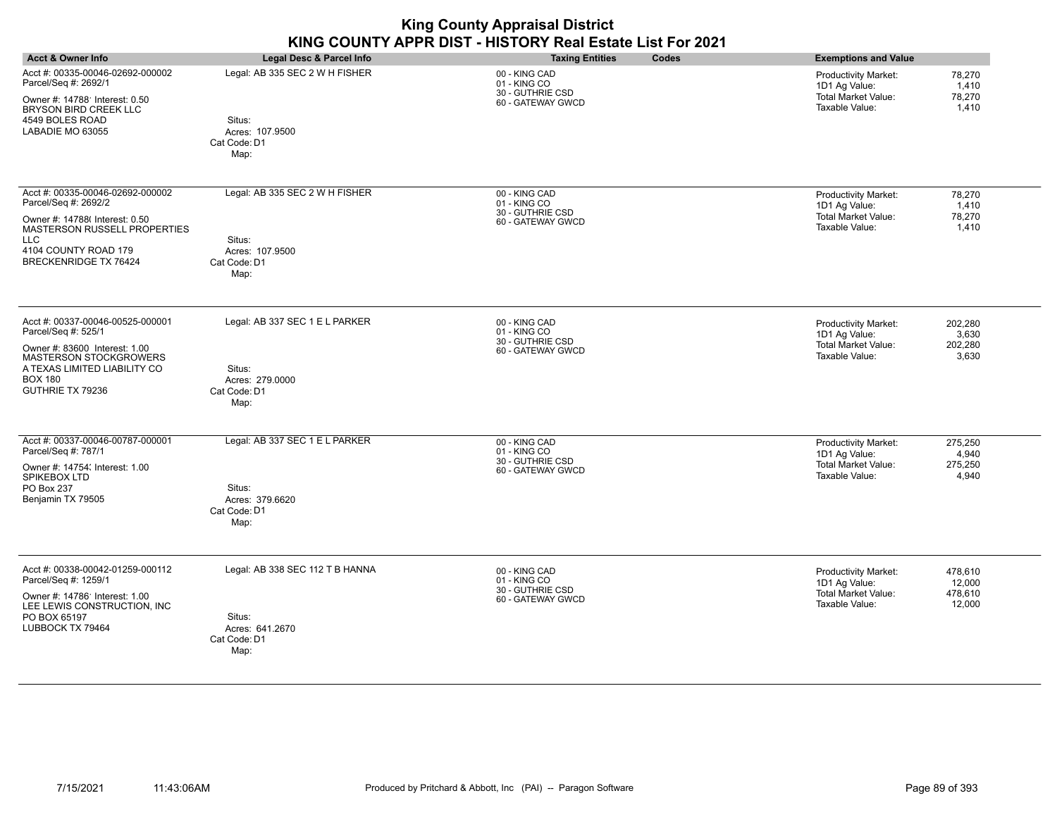# King County Appraisal District

## KING COUNTY APPR DIST - HISTORY Real Estate List For 2021

| Acct & Owner Info | Legal Desc & Parcel Info | Taxing Entities | Codes | Exemptions and Value |
|---|---|---|---|---|
| Acct #: 00335-00046-02692-000002<br>Parcel/Seq #: 2692/1<br>Owner #: 14788' Interest: 0.50<br>BRYSON BIRD CREEK LLC<br>4549 BOLES ROAD<br>LABADIE MO 63055 | Legal: AB 335 SEC 2 W H FISHER<br>Situs:<br>Acres: 107.9500<br>Cat Code: D1<br>Map: | 00 - KING CAD<br>01 - KING CO<br>30 - GUTHRIE CSD<br>60 - GATEWAY GWCD | | Productivity Market: 78,270<br>1D1 Ag Value: 1,410<br>Total Market Value: 78,270<br>Taxable Value: 1,410 |
| Acct #: 00335-00046-02692-000002<br>Parcel/Seq #: 2692/2<br>Owner #: 14788( Interest: 0.50<br>MASTERSON RUSSELL PROPERTIES LLC<br>4104 COUNTY ROAD 179<br>BRECKENRIDGE TX 76424 | Legal: AB 335 SEC 2 W H FISHER<br>Situs:<br>Acres: 107.9500<br>Cat Code: D1<br>Map: | 00 - KING CAD<br>01 - KING CO<br>30 - GUTHRIE CSD<br>60 - GATEWAY GWCD | | Productivity Market: 78,270<br>1D1 Ag Value: 1,410<br>Total Market Value: 78,270<br>Taxable Value: 1,410 |
| Acct #: 00337-00046-00525-000001<br>Parcel/Seq #: 525/1<br>Owner #: 83600 Interest: 1.00<br>MASTERSON STOCKGROWERS<br>A TEXAS LIMITED LIABILITY CO<br>BOX 180<br>GUTHRIE TX 79236 | Legal: AB 337 SEC 1 E L PARKER<br>Situs:<br>Acres: 279.0000<br>Cat Code: D1<br>Map: | 00 - KING CAD<br>01 - KING CO<br>30 - GUTHRIE CSD<br>60 - GATEWAY GWCD | | Productivity Market: 202,280<br>1D1 Ag Value: 3,630<br>Total Market Value: 202,280<br>Taxable Value: 3,630 |
| Acct #: 00337-00046-00787-000001<br>Parcel/Seq #: 787/1<br>Owner #: 14754; Interest: 1.00<br>SPIKEBOX LTD<br>PO Box 237<br>Benjamin TX 79505 | Legal: AB 337 SEC 1 E L PARKER<br>Situs:<br>Acres: 379.6620<br>Cat Code: D1<br>Map: | 00 - KING CAD<br>01 - KING CO<br>30 - GUTHRIE CSD<br>60 - GATEWAY GWCD | | Productivity Market: 275,250<br>1D1 Ag Value: 4,940<br>Total Market Value: 275,250<br>Taxable Value: 4,940 |
| Acct #: 00338-00042-01259-000112<br>Parcel/Seq #: 1259/1<br>Owner #: 14786' Interest: 1.00<br>LEE LEWIS CONSTRUCTION, INC<br>PO BOX 65197<br>LUBBOCK TX 79464 | Legal: AB 338 SEC 112 T B HANNA<br>Situs:<br>Acres: 641.2670<br>Cat Code: D1<br>Map: | 00 - KING CAD<br>01 - KING CO<br>30 - GUTHRIE CSD<br>60 - GATEWAY GWCD | | Productivity Market: 478,610<br>1D1 Ag Value: 12,000<br>Total Market Value: 478,610<br>Taxable Value: 12,000 |

7/15/2021 11:43:06AM Produced by Pritchard & Abbott, Inc (PAI) -- Paragon Software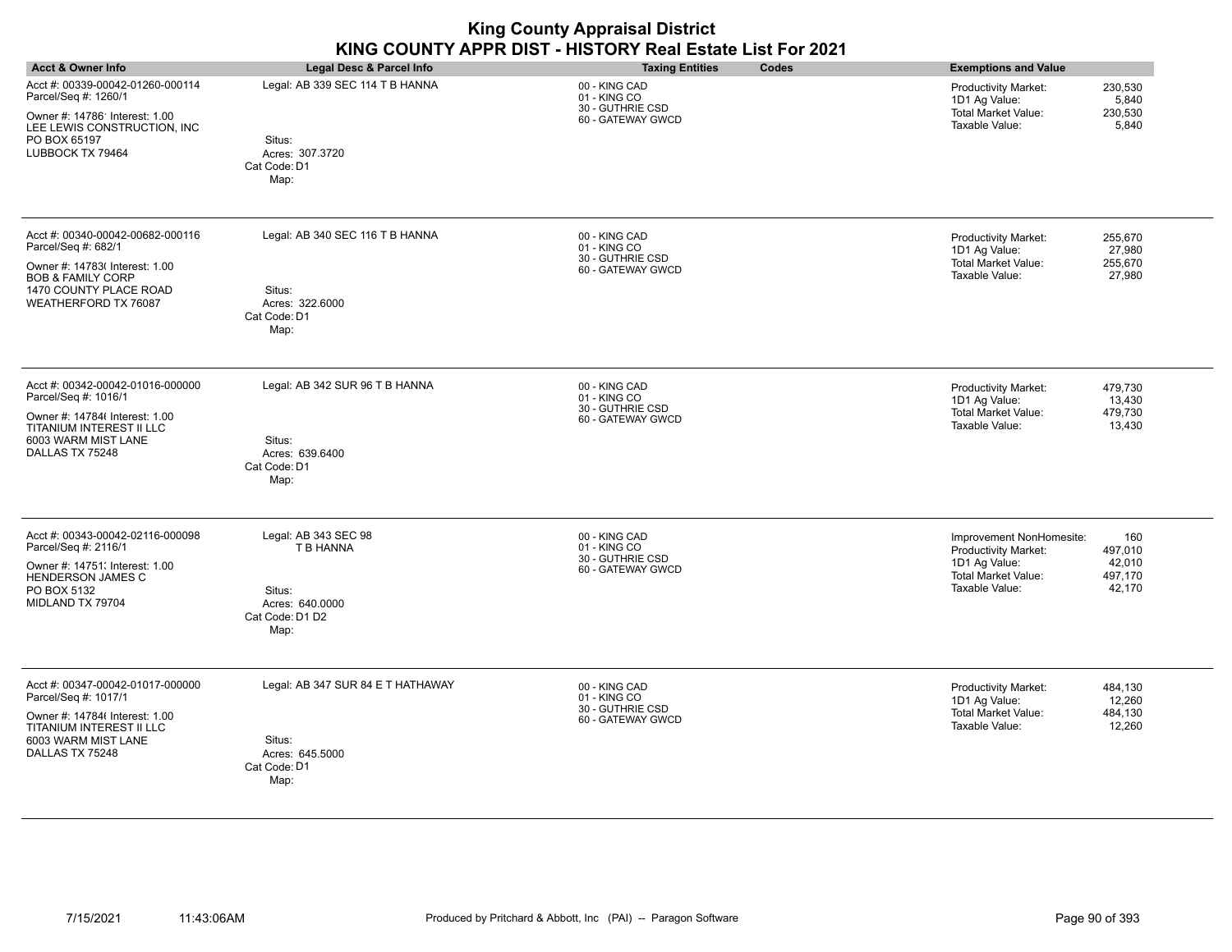# King County Appraisal District

## KING COUNTY APPR DIST - HISTORY Real Estate List For 2021

| Acct & Owner Info | Legal Desc & Parcel Info | Taxing Entities | Codes | Exemptions and Value |
|---|---|---|---|---|
| Acct #: 00339-00042-01260-000114<br>Parcel/Seq #: 1260/1<br>Owner #: 14786' Interest: 1.00<br>LEE LEWIS CONSTRUCTION, INC<br>PO BOX 65197<br>LUBBOCK TX 79464 | Legal: AB 339 SEC 114 T B HANNA<br>Situs:<br>Acres: 307.3720<br>Cat Code: D1<br>Map: | 00 - KING CAD<br>01 - KING CO<br>30 - GUTHRIE CSD<br>60 - GATEWAY GWCD | | Productivity Market: 230,530<br>1D1 Ag Value: 5,840<br>Total Market Value: 230,530<br>Taxable Value: 5,840 |
| Acct #: 00340-00042-00682-000116<br>Parcel/Seq #: 682/1<br>Owner #: 14783( Interest: 1.00<br>BOB & FAMILY CORP<br>1470 COUNTY PLACE ROAD<br>WEATHERFORD TX 76087 | Legal: AB 340 SEC 116 T B HANNA<br>Situs:<br>Acres: 322.6000<br>Cat Code: D1<br>Map: | 00 - KING CAD<br>01 - KING CO<br>30 - GUTHRIE CSD<br>60 - GATEWAY GWCD | | Productivity Market: 255,670<br>1D1 Ag Value: 27,980<br>Total Market Value: 255,670<br>Taxable Value: 27,980 |
| Acct #: 00342-00042-01016-000000<br>Parcel/Seq #: 1016/1<br>Owner #: 14784( Interest: 1.00<br>TITANIUM INTEREST II LLC<br>6003 WARM MIST LANE<br>DALLAS TX 75248 | Legal: AB 342 SUR 96 T B HANNA<br>Situs:<br>Acres: 639.6400<br>Cat Code: D1<br>Map: | 00 - KING CAD<br>01 - KING CO<br>30 - GUTHRIE CSD<br>60 - GATEWAY GWCD | | Productivity Market: 479,730<br>1D1 Ag Value: 13,430<br>Total Market Value: 479,730<br>Taxable Value: 13,430 |
| Acct #: 00343-00042-02116-000098<br>Parcel/Seq #: 2116/1<br>Owner #: 14751: Interest: 1.00<br>HENDERSON JAMES C<br>PO BOX 5132<br>MIDLAND TX 79704 | Legal: AB 343 SEC 98<br>T B HANNA<br>Situs:<br>Acres: 640.0000<br>Cat Code: D1 D2<br>Map: | 00 - KING CAD<br>01 - KING CO<br>30 - GUTHRIE CSD<br>60 - GATEWAY GWCD | | Improvement NonHomesite: 160<br>Productivity Market: 497,010<br>1D1 Ag Value: 42,010<br>Total Market Value: 497,170<br>Taxable Value: 42,170 |
| Acct #: 00347-00042-01017-000000<br>Parcel/Seq #: 1017/1<br>Owner #: 14784( Interest: 1.00<br>TITANIUM INTEREST II LLC<br>6003 WARM MIST LANE<br>DALLAS TX 75248 | Legal: AB 347 SUR 84 E T HATHAWAY<br>Situs:<br>Acres: 645.5000<br>Cat Code: D1<br>Map: | 00 - KING CAD<br>01 - KING CO<br>30 - GUTHRIE CSD<br>60 - GATEWAY GWCD | | Productivity Market: 484,130<br>1D1 Ag Value: 12,260<br>Total Market Value: 484,130<br>Taxable Value: 12,260 |

7/15/2021 11:43:06AM Produced by Pritchard & Abbott, Inc (PAI) -- Paragon Software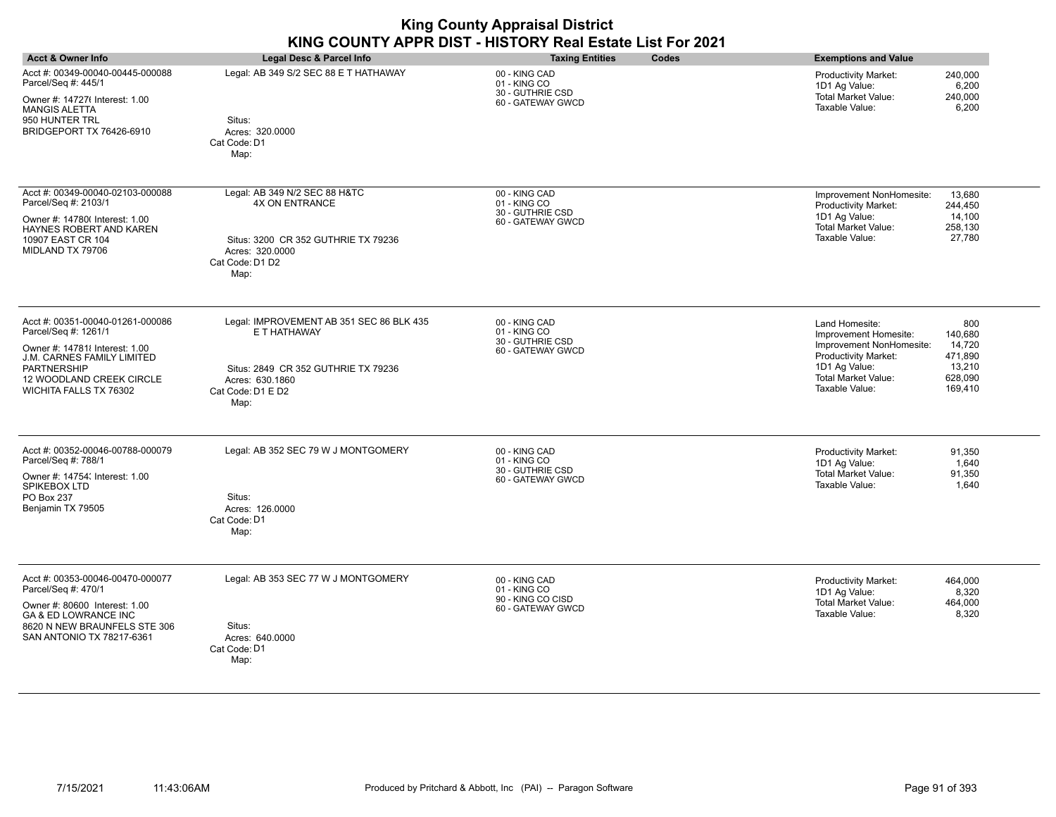# King County Appraisal District

## KING COUNTY APPR DIST - HISTORY Real Estate List For 2021

| Acct & Owner Info | Legal Desc & Parcel Info | Taxing Entities | Codes | Exemptions and Value |
|---|---|---|---|---|
| Acct #: 00349-00040-00445-000088<br>Parcel/Seq #: 445/1<br>Owner #: 14727( Interest: 1.00<br>MANGIS ALETTA<br>950 HUNTER TRL<br>BRIDGEPORT TX 76426-6910 | Legal: AB 349 S/2 SEC 88 E T HATHAWAY<br>Situs:<br>Acres: 320.0000<br>Cat Code: D1<br>Map: | 00 - KING CAD<br>01 - KING CO<br>30 - GUTHRIE CSD<br>60 - GATEWAY GWCD | | Productivity Market: 240,000<br>1D1 Ag Value: 6,200<br>Total Market Value: 240,000<br>Taxable Value: 6,200 |
| Acct #: 00349-00040-02103-000088<br>Parcel/Seq #: 2103/1<br>Owner #: 14780( Interest: 1.00<br>HAYNES ROBERT AND KAREN<br>10907 EAST CR 104<br>MIDLAND TX 79706 | Legal: AB 349 N/2 SEC 88 H&TC<br>4X ON ENTRANCE<br>Situs: 3200 CR 352 GUTHRIE TX 79236<br>Acres: 320.0000<br>Cat Code: D1 D2<br>Map: | 00 - KING CAD<br>01 - KING CO<br>30 - GUTHRIE CSD<br>60 - GATEWAY GWCD | | Improvement NonHomesite: 13,680<br>Productivity Market: 244,450<br>1D1 Ag Value: 14,100<br>Total Market Value: 258,130<br>Taxable Value: 27,780 |
| Acct #: 00351-00040-01261-000086<br>Parcel/Seq #: 1261/1<br>Owner #: 14781( Interest: 1.00<br>J.M. CARNES FAMILY LIMITED PARTNERSHIP<br>12 WOODLAND CREEK CIRCLE<br>WICHITA FALLS TX 76302 | Legal: IMPROVEMENT AB 351 SEC 86 BLK 435<br>E T HATHAWAY<br>Situs: 2849 CR 352 GUTHRIE TX 79236<br>Acres: 630.1860<br>Cat Code: D1 E D2<br>Map: | 00 - KING CAD<br>01 - KING CO<br>30 - GUTHRIE CSD<br>60 - GATEWAY GWCD | | Land Homesite: 800<br>Improvement Homesite: 140,680<br>Improvement NonHomesite: 14,720<br>Productivity Market: 471,890<br>1D1 Ag Value: 13,210<br>Total Market Value: 628,090<br>Taxable Value: 169,410 |
| Acct #: 00352-00046-00788-000079<br>Parcel/Seq #: 788/1<br>Owner #: 14754: Interest: 1.00<br>SPIKEBOX LTD<br>PO Box 237<br>Benjamin TX 79505 | Legal: AB 352 SEC 79 W J MONTGOMERY<br>Situs:<br>Acres: 126.0000<br>Cat Code: D1<br>Map: | 00 - KING CAD<br>01 - KING CO<br>30 - GUTHRIE CSD<br>60 - GATEWAY GWCD | | Productivity Market: 91,350<br>1D1 Ag Value: 1,640<br>Total Market Value: 91,350<br>Taxable Value: 1,640 |
| Acct #: 00353-00046-00470-000077<br>Parcel/Seq #: 470/1<br>Owner #: 80600 Interest: 1.00<br>GA & ED LOWRANCE INC<br>8620 N NEW BRAUNFELS STE 306<br>SAN ANTONIO TX 78217-6361 | Legal: AB 353 SEC 77 W J MONTGOMERY<br>Situs:<br>Acres: 640.0000<br>Cat Code: D1<br>Map: | 00 - KING CAD<br>01 - KING CO<br>90 - KING CO CISD<br>60 - GATEWAY GWCD | | Productivity Market: 464,000<br>1D1 Ag Value: 8,320<br>Total Market Value: 464,000<br>Taxable Value: 8,320 |

7/15/2021 11:43:06AM Produced by Pritchard & Abbott, Inc (PAI) -- Paragon Software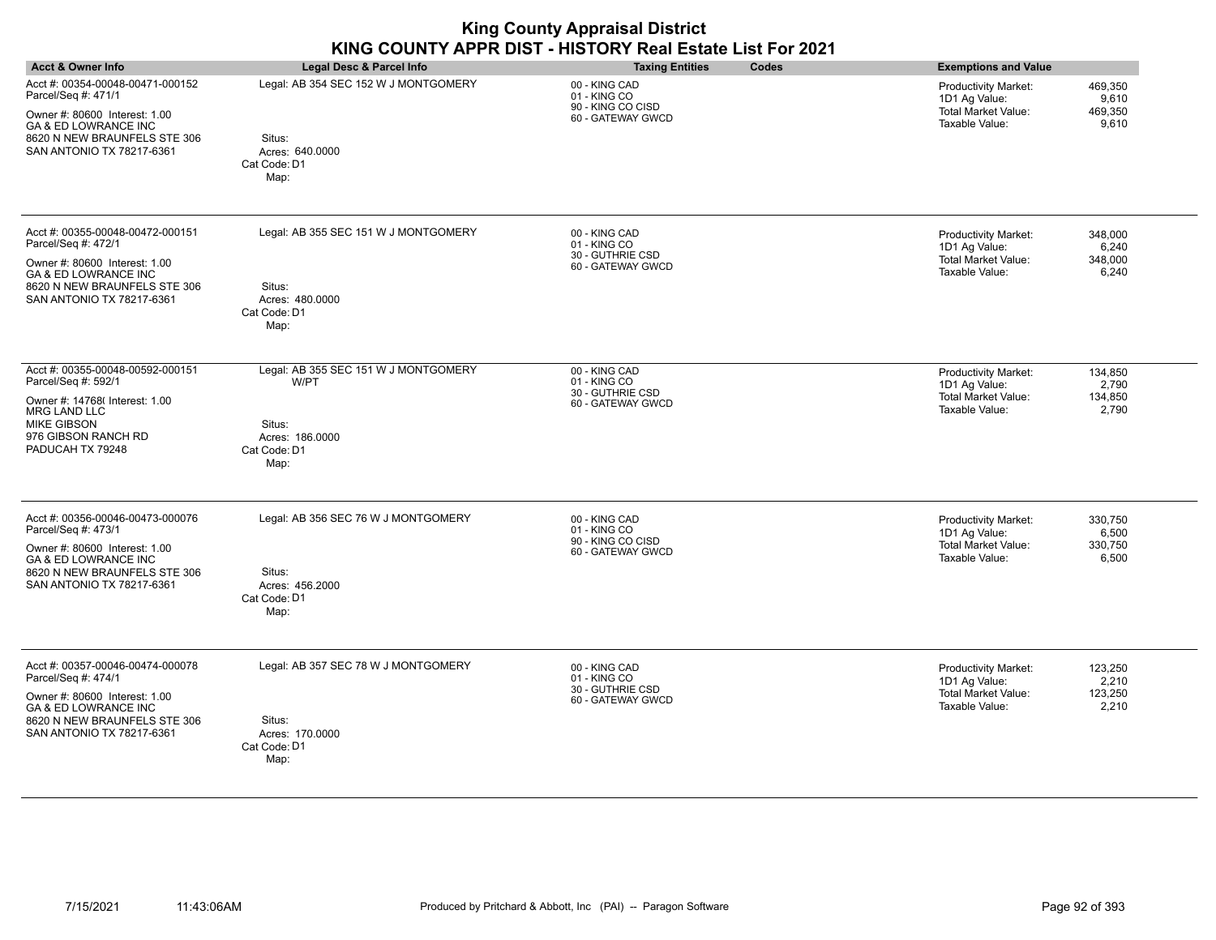# King County Appraisal District

## KING COUNTY APPR DIST - HISTORY Real Estate List For 2021

| Acct & Owner Info | Legal Desc & Parcel Info | Taxing Entities | Codes | Exemptions and Value |
|---|---|---|---|---|
| Acct #: 00354-00048-00471-000152<br>Parcel/Seq #: 471/1<br>Owner #: 80600 Interest: 1.00<br>GA & ED LOWRANCE INC<br>8620 N NEW BRAUNFELS STE 306<br>SAN ANTONIO TX 78217-6361 | Legal: AB 354 SEC 152 W J MONTGOMERY<br>Situs:<br>Acres: 640.0000<br>Cat Code: D1<br>Map: | 00 - KING CAD<br>01 - KING CO<br>90 - KING CO CISD<br>60 - GATEWAY GWCD | | Productivity Market: 469,350<br>1D1 Ag Value: 9,610<br>Total Market Value: 469,350<br>Taxable Value: 9,610 |
| Acct #: 00355-00048-00472-000151<br>Parcel/Seq #: 472/1<br>Owner #: 80600 Interest: 1.00<br>GA & ED LOWRANCE INC<br>8620 N NEW BRAUNFELS STE 306<br>SAN ANTONIO TX 78217-6361 | Legal: AB 355 SEC 151 W J MONTGOMERY<br>Situs:<br>Acres: 480.0000<br>Cat Code: D1<br>Map: | 00 - KING CAD<br>01 - KING CO<br>30 - GUTHRIE CSD<br>60 - GATEWAY GWCD | | Productivity Market: 348,000<br>1D1 Ag Value: 6,240<br>Total Market Value: 348,000<br>Taxable Value: 6,240 |
| Acct #: 00355-00048-00592-000151<br>Parcel/Seq #: 592/1<br>Owner #: 14768( Interest: 1.00<br>MRG LAND LLC<br>MIKE GIBSON<br>976 GIBSON RANCH RD<br>PADUCAH TX 79248 | Legal: AB 355 SEC 151 W J MONTGOMERY W/PT<br>Situs:<br>Acres: 186.0000<br>Cat Code: D1<br>Map: | 00 - KING CAD<br>01 - KING CO<br>30 - GUTHRIE CSD<br>60 - GATEWAY GWCD | | Productivity Market: 134,850<br>1D1 Ag Value: 2,790<br>Total Market Value: 134,850<br>Taxable Value: 2,790 |
| Acct #: 00356-00046-00473-000076<br>Parcel/Seq #: 473/1<br>Owner #: 80600 Interest: 1.00<br>GA & ED LOWRANCE INC<br>8620 N NEW BRAUNFELS STE 306<br>SAN ANTONIO TX 78217-6361 | Legal: AB 356 SEC 76 W J MONTGOMERY<br>Situs:<br>Acres: 456.2000<br>Cat Code: D1<br>Map: | 00 - KING CAD<br>01 - KING CO<br>90 - KING CO CISD<br>60 - GATEWAY GWCD | | Productivity Market: 330,750<br>1D1 Ag Value: 6,500<br>Total Market Value: 330,750<br>Taxable Value: 6,500 |
| Acct #: 00357-00046-00474-000078<br>Parcel/Seq #: 474/1<br>Owner #: 80600 Interest: 1.00<br>GA & ED LOWRANCE INC<br>8620 N NEW BRAUNFELS STE 306<br>SAN ANTONIO TX 78217-6361 | Legal: AB 357 SEC 78 W J MONTGOMERY<br>Situs:<br>Acres: 170.0000<br>Cat Code: D1<br>Map: | 00 - KING CAD<br>01 - KING CO<br>30 - GUTHRIE CSD<br>60 - GATEWAY GWCD | | Productivity Market: 123,250<br>1D1 Ag Value: 2,210<br>Total Market Value: 123,250<br>Taxable Value: 2,210 |

7/15/2021 11:43:06AM Produced by Pritchard & Abbott, Inc (PAI) -- Paragon Software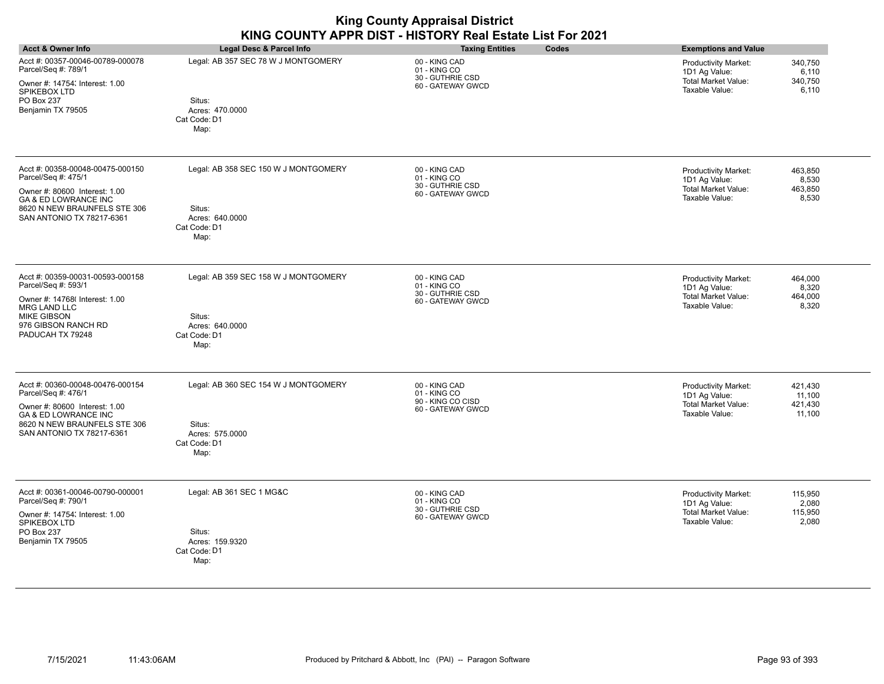# King County Appraisal District

## KING COUNTY APPR DIST - HISTORY Real Estate List For 2021

| Acct & Owner Info | Legal Desc & Parcel Info | Taxing Entities | Codes | Exemptions and Value |
|---|---|---|---|---|
| Acct #: 00357-00046-00789-000078<br>Parcel/Seq #: 789/1<br>Owner #: 14754; Interest: 1.00<br>SPIKEBOX LTD<br>PO Box 237<br>Benjamin TX 79505 | Legal: AB 357 SEC 78 W J MONTGOMERY<br>Situs:<br>Acres: 470.0000<br>Cat Code: D1<br>Map: | 00 - KING CAD<br>01 - KING CO<br>30 - GUTHRIE CSD<br>60 - GATEWAY GWCD | | Productivity Market: 340,750<br>1D1 Ag Value: 6,110<br>Total Market Value: 340,750<br>Taxable Value: 6,110 |
| Acct #: 00358-00048-00475-000150<br>Parcel/Seq #: 475/1<br>Owner #: 80600 Interest: 1.00<br>GA & ED LOWRANCE INC<br>8620 N NEW BRAUNFELS STE 306<br>SAN ANTONIO TX 78217-6361 | Legal: AB 358 SEC 150 W J MONTGOMERY<br>Situs:<br>Acres: 640.0000<br>Cat Code: D1<br>Map: | 00 - KING CAD<br>01 - KING CO<br>30 - GUTHRIE CSD<br>60 - GATEWAY GWCD | | Productivity Market: 463,850<br>1D1 Ag Value: 8,530<br>Total Market Value: 463,850<br>Taxable Value: 8,530 |
| Acct #: 00359-00031-00593-000158<br>Parcel/Seq #: 593/1<br>Owner #: 14768( Interest: 1.00<br>MRG LAND LLC<br>MIKE GIBSON<br>976 GIBSON RANCH RD<br>PADUCAH TX 79248 | Legal: AB 359 SEC 158 W J MONTGOMERY<br>Situs:<br>Acres: 640.0000<br>Cat Code: D1<br>Map: | 00 - KING CAD<br>01 - KING CO<br>30 - GUTHRIE CSD<br>60 - GATEWAY GWCD | | Productivity Market: 464,000<br>1D1 Ag Value: 8,320<br>Total Market Value: 464,000<br>Taxable Value: 8,320 |
| Acct #: 00360-00048-00476-000154<br>Parcel/Seq #: 476/1<br>Owner #: 80600 Interest: 1.00<br>GA & ED LOWRANCE INC<br>8620 N NEW BRAUNFELS STE 306<br>SAN ANTONIO TX 78217-6361 | Legal: AB 360 SEC 154 W J MONTGOMERY<br>Situs:<br>Acres: 575.0000<br>Cat Code: D1<br>Map: | 00 - KING CAD<br>01 - KING CO<br>90 - KING CO CISD<br>60 - GATEWAY GWCD | | Productivity Market: 421,430<br>1D1 Ag Value: 11,100<br>Total Market Value: 421,430<br>Taxable Value: 11,100 |
| Acct #: 00361-00046-00790-000001<br>Parcel/Seq #: 790/1<br>Owner #: 14754; Interest: 1.00<br>SPIKEBOX LTD<br>PO Box 237<br>Benjamin TX 79505 | Legal: AB 361 SEC 1 MG&C<br>Situs:<br>Acres: 159.9320<br>Cat Code: D1<br>Map: | 00 - KING CAD<br>01 - KING CO<br>30 - GUTHRIE CSD<br>60 - GATEWAY GWCD | | Productivity Market: 115,950<br>1D1 Ag Value: 2,080<br>Total Market Value: 115,950<br>Taxable Value: 2,080 |

7/15/2021 11:43:06AM Produced by Pritchard & Abbott, Inc (PAI) -- Paragon Software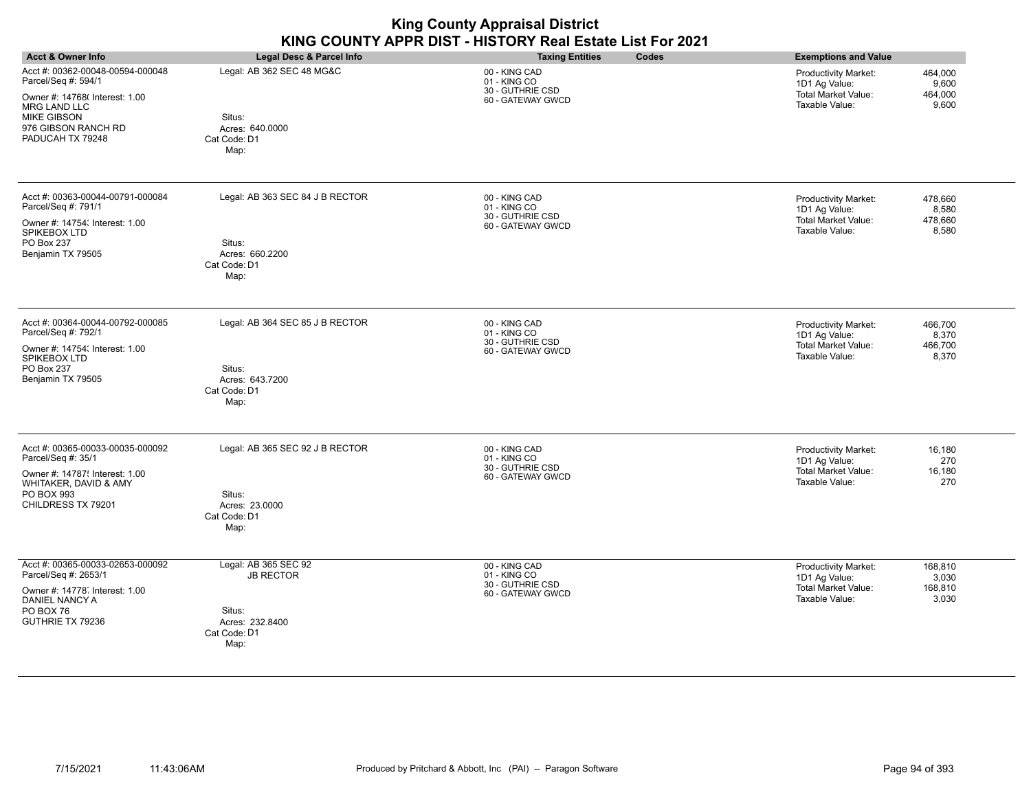# King County Appraisal District

## KING COUNTY APPR DIST - HISTORY Real Estate List For 2021

| Acct & Owner Info | Legal Desc & Parcel Info | Taxing Entities | Codes | Exemptions and Value |
|---|---|---|---|---|
| Acct #: 00362-00048-00594-000048<br>Parcel/Seq #: 594/1<br>Owner #: 14768( Interest: 1.00<br>MRG LAND LLC<br>MIKE GIBSON<br>976 GIBSON RANCH RD<br>PADUCAH TX 79248 | Legal: AB 362 SEC 48 MG&C<br>Situs:<br>Acres: 640.0000<br>Cat Code: D1<br>Map: | 00 - KING CAD<br>01 - KING CO<br>30 - GUTHRIE CSD<br>60 - GATEWAY GWCD | | Productivity Market: 464,000<br>1D1 Ag Value: 9,600<br>Total Market Value: 464,000<br>Taxable Value: 9,600 |
| Acct #: 00363-00044-00791-000084<br>Parcel/Seq #: 791/1<br>Owner #: 14754; Interest: 1.00<br>SPIKEBOX LTD<br>PO Box 237<br>Benjamin TX 79505 | Legal: AB 363 SEC 84 J B RECTOR<br>Situs:<br>Acres: 660.2200<br>Cat Code: D1<br>Map: | 00 - KING CAD<br>01 - KING CO<br>30 - GUTHRIE CSD<br>60 - GATEWAY GWCD | | Productivity Market: 478,660<br>1D1 Ag Value: 8,580<br>Total Market Value: 478,660<br>Taxable Value: 8,580 |
| Acct #: 00364-00044-00792-000085<br>Parcel/Seq #: 792/1<br>Owner #: 14754; Interest: 1.00<br>SPIKEBOX LTD<br>PO Box 237<br>Benjamin TX 79505 | Legal: AB 364 SEC 85 J B RECTOR<br>Situs:<br>Acres: 643.7200<br>Cat Code: D1<br>Map: | 00 - KING CAD<br>01 - KING CO<br>30 - GUTHRIE CSD<br>60 - GATEWAY GWCD | | Productivity Market: 466,700<br>1D1 Ag Value: 8,370<br>Total Market Value: 466,700<br>Taxable Value: 8,370 |
| Acct #: 00365-00033-00035-000092<br>Parcel/Seq #: 35/1<br>Owner #: 14787! Interest: 1.00<br>WHITAKER, DAVID & AMY<br>PO BOX 993<br>CHILDRESS TX 79201 | Legal: AB 365 SEC 92 J B RECTOR<br>Situs:<br>Acres: 23.0000<br>Cat Code: D1<br>Map: | 00 - KING CAD<br>01 - KING CO<br>30 - GUTHRIE CSD<br>60 - GATEWAY GWCD | | Productivity Market: 16,180<br>1D1 Ag Value: 270<br>Total Market Value: 16,180<br>Taxable Value: 270 |
| Acct #: 00365-00033-02653-000092<br>Parcel/Seq #: 2653/1<br>Owner #: 14778; Interest: 1.00<br>DANIEL NANCY A<br>PO BOX 76<br>GUTHRIE TX 79236 | Legal: AB 365 SEC 92 JB RECTOR<br>Situs:<br>Acres: 232.8400<br>Cat Code: D1<br>Map: | 00 - KING CAD<br>01 - KING CO<br>30 - GUTHRIE CSD<br>60 - GATEWAY GWCD | | Productivity Market: 168,810<br>1D1 Ag Value: 3,030<br>Total Market Value: 168,810<br>Taxable Value: 3,030 |

7/15/2021 11:43:06AM Produced by Pritchard & Abbott, Inc (PAI) -- Paragon Software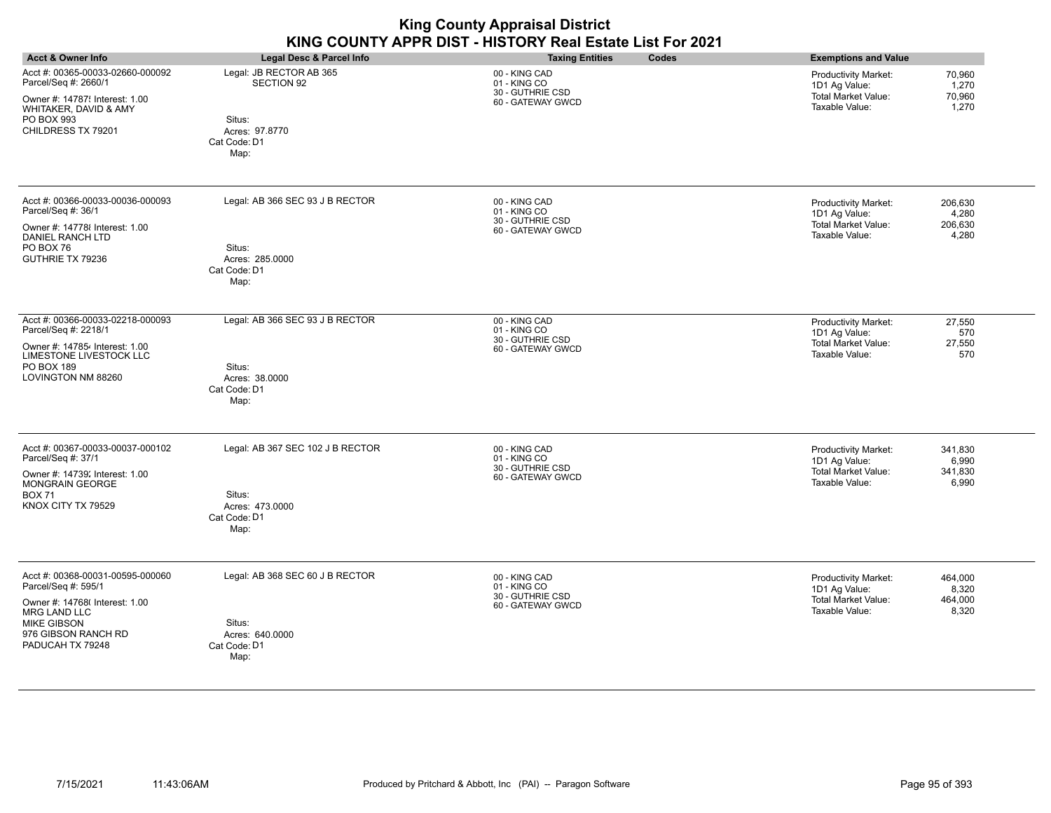# King County Appraisal District
## KING COUNTY APPR DIST - HISTORY Real Estate List For 2021

| Acct & Owner Info | Legal Desc & Parcel Info | Taxing Entities | Codes | Exemptions and Value |
|---|---|---|---|---|
| Acct #: 00365-00033-02660-000092<br>Parcel/Seq #: 2660/1<br>Owner #: 14787! Interest: 1.00<br>WHITAKER, DAVID & AMY<br>PO BOX 993<br>CHILDRESS TX 79201 | Legal: JB RECTOR AB 365<br>SECTION 92<br>Situs:<br>Acres: 97.8770<br>Cat Code: D1<br>Map: | 00 - KING CAD<br>01 - KING CO<br>30 - GUTHRIE CSD<br>60 - GATEWAY GWCD | | Productivity Market: 70,960<br>1D1 Ag Value: 1,270<br>Total Market Value: 70,960<br>Taxable Value: 1,270 |
| Acct #: 00366-00033-00036-000093<br>Parcel/Seq #: 36/1<br>Owner #: 14778( Interest: 1.00<br>DANIEL RANCH LTD<br>PO BOX 76<br>GUTHRIE TX 79236 | Legal: AB 366 SEC 93 J B RECTOR<br>Situs:<br>Acres: 285.0000<br>Cat Code: D1<br>Map: | 00 - KING CAD<br>01 - KING CO<br>30 - GUTHRIE CSD<br>60 - GATEWAY GWCD | | Productivity Market: 206,630<br>1D1 Ag Value: 4,280<br>Total Market Value: 206,630<br>Taxable Value: 4,280 |
| Acct #: 00366-00033-02218-000093<br>Parcel/Seq #: 2218/1<br>Owner #: 14785( Interest: 1.00<br>LIMESTONE LIVESTOCK LLC<br>PO BOX 189<br>LOVINGTON NM 88260 | Legal: AB 366 SEC 93 J B RECTOR<br>Situs:<br>Acres: 38.0000<br>Cat Code: D1<br>Map: | 00 - KING CAD<br>01 - KING CO<br>30 - GUTHRIE CSD<br>60 - GATEWAY GWCD | | Productivity Market: 27,550<br>1D1 Ag Value: 570<br>Total Market Value: 27,550<br>Taxable Value: 570 |
| Acct #: 00367-00033-00037-000102<br>Parcel/Seq #: 37/1<br>Owner #: 14739; Interest: 1.00<br>MONGRAIN GEORGE<br>BOX 71<br>KNOX CITY TX 79529 | Legal: AB 367 SEC 102 J B RECTOR<br>Situs:<br>Acres: 473.0000<br>Cat Code: D1<br>Map: | 00 - KING CAD<br>01 - KING CO<br>30 - GUTHRIE CSD<br>60 - GATEWAY GWCD | | Productivity Market: 341,830<br>1D1 Ag Value: 6,990<br>Total Market Value: 341,830<br>Taxable Value: 6,990 |
| Acct #: 00368-00031-00595-000060<br>Parcel/Seq #: 595/1<br>Owner #: 14768( Interest: 1.00<br>MRG LAND LLC<br>MIKE GIBSON<br>976 GIBSON RANCH RD<br>PADUCAH TX 79248 | Legal: AB 368 SEC 60 J B RECTOR<br>Situs:<br>Acres: 640.0000<br>Cat Code: D1<br>Map: | 00 - KING CAD<br>01 - KING CO<br>30 - GUTHRIE CSD<br>60 - GATEWAY GWCD | | Productivity Market: 464,000<br>1D1 Ag Value: 8,320<br>Total Market Value: 464,000<br>Taxable Value: 8,320 |

7/15/2021 11:43:06AM Produced by Pritchard & Abbott, Inc (PAI) -- Paragon Software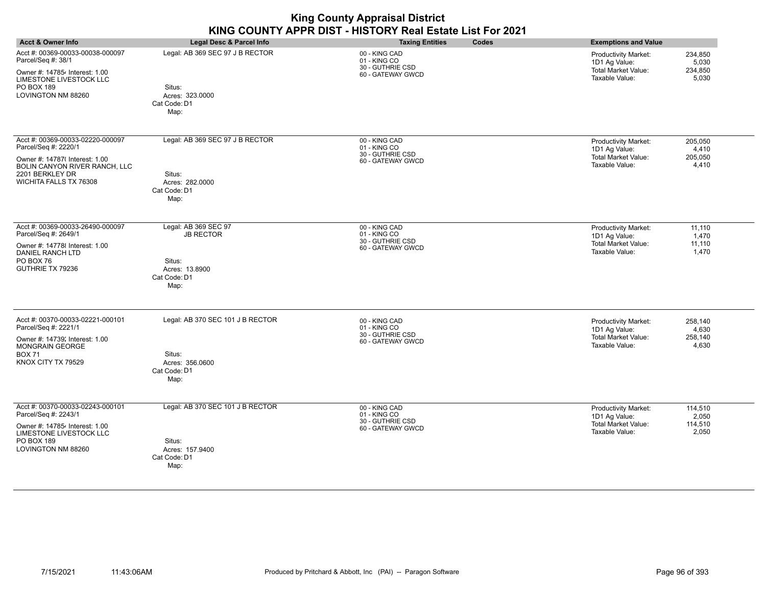# King County Appraisal District

## KING COUNTY APPR DIST - HISTORY Real Estate List For 2021

| Acct & Owner Info | Legal Desc & Parcel Info | Taxing Entities | Codes | Exemptions and Value |
|---|---|---|---|---|
| Acct #: 00369-00033-00038-000097<br>Parcel/Seq #: 38/1<br>Owner #: 14785 Interest: 1.00<br>LIMESTONE LIVESTOCK LLC<br>PO BOX 189<br>LOVINGTON NM 88260 | Legal: AB 369 SEC 97 J B RECTOR<br>Situs:<br>Acres: 323.0000<br>Cat Code: D1<br>Map: | 00 - KING CAD<br>01 - KING CO<br>30 - GUTHRIE CSD<br>60 - GATEWAY GWCD | | Productivity Market: 234,850<br>1D1 Ag Value: 5,030<br>Total Market Value: 234,850<br>Taxable Value: 5,030 |
| Acct #: 00369-00033-02220-000097<br>Parcel/Seq #: 2220/1<br>Owner #: 14787( Interest: 1.00<br>BOLIN CANYON RIVER RANCH, LLC<br>2201 BERKLEY DR<br>WICHITA FALLS TX 76308 | Legal: AB 369 SEC 97 J B RECTOR<br>Situs:<br>Acres: 282.0000<br>Cat Code: D1<br>Map: | 00 - KING CAD<br>01 - KING CO<br>30 - GUTHRIE CSD<br>60 - GATEWAY GWCD | | Productivity Market: 205,050<br>1D1 Ag Value: 4,410<br>Total Market Value: 205,050<br>Taxable Value: 4,410 |
| Acct #: 00369-00033-26490-000097<br>Parcel/Seq #: 2649/1<br>Owner #: 14778( Interest: 1.00<br>DANIEL RANCH LTD<br>PO BOX 76<br>GUTHRIE TX 79236 | Legal: AB 369 SEC 97 JB RECTOR<br>Situs:<br>Acres: 13.8900<br>Cat Code: D1<br>Map: | 00 - KING CAD<br>01 - KING CO<br>30 - GUTHRIE CSD<br>60 - GATEWAY GWCD | | Productivity Market: 11,110<br>1D1 Ag Value: 1,470<br>Total Market Value: 11,110<br>Taxable Value: 1,470 |
| Acct #: 00370-00033-02221-000101<br>Parcel/Seq #: 2221/1<br>Owner #: 14739; Interest: 1.00<br>MONGRAIN GEORGE<br>BOX 71<br>KNOX CITY TX 79529 | Legal: AB 370 SEC 101 J B RECTOR<br>Situs:<br>Acres: 356.0600<br>Cat Code: D1<br>Map: | 00 - KING CAD<br>01 - KING CO<br>30 - GUTHRIE CSD<br>60 - GATEWAY GWCD | | Productivity Market: 258,140<br>1D1 Ag Value: 4,630<br>Total Market Value: 258,140<br>Taxable Value: 4,630 |
| Acct #: 00370-00033-02243-000101<br>Parcel/Seq #: 2243/1<br>Owner #: 14785 Interest: 1.00<br>LIMESTONE LIVESTOCK LLC<br>PO BOX 189<br>LOVINGTON NM 88260 | Legal: AB 370 SEC 101 J B RECTOR<br>Situs:<br>Acres: 157.9400<br>Cat Code: D1<br>Map: | 00 - KING CAD<br>01 - KING CO<br>30 - GUTHRIE CSD<br>60 - GATEWAY GWCD | | Productivity Market: 114,510<br>1D1 Ag Value: 2,050<br>Total Market Value: 114,510<br>Taxable Value: 2,050 |

7/15/2021 11:43:06AM Produced by Pritchard & Abbott, Inc (PAI) -- Paragon Software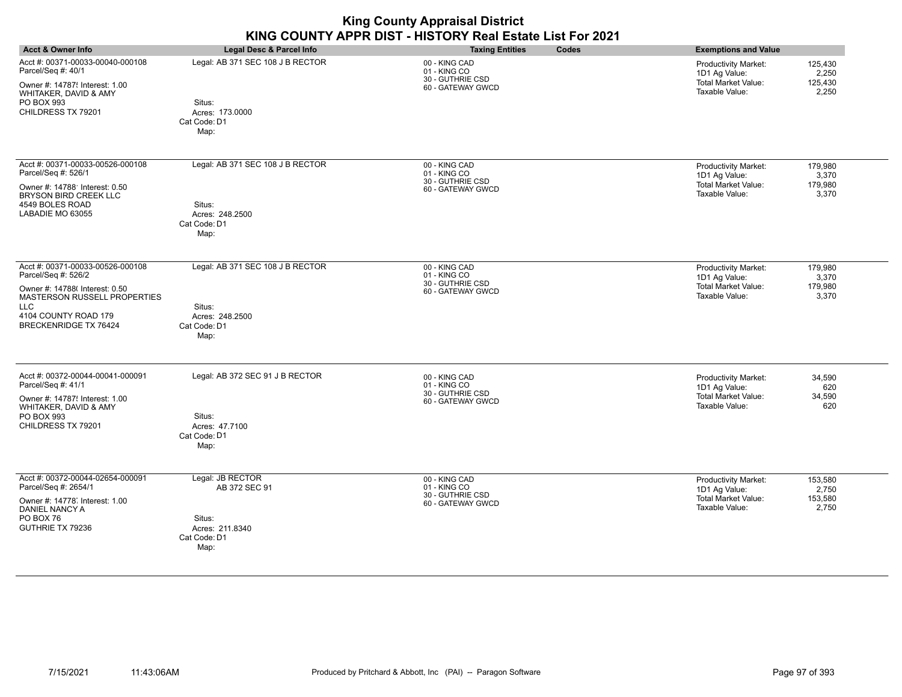# King County Appraisal District
## KING COUNTY APPR DIST - HISTORY Real Estate List For 2021

| Acct & Owner Info | Legal Desc & Parcel Info | Taxing Entities | Codes | Exemptions and Value |
|---|---|---|---|---|
| Acct #: 00371-00033-00040-000108<br>Parcel/Seq #: 40/1<br>Owner #: 14787! Interest: 1.00<br>WHITAKER, DAVID & AMY<br>PO BOX 993<br>CHILDRESS TX 79201 | Legal: AB 371 SEC 108 J B RECTOR<br>Situs:<br>Acres: 173.0000<br>Cat Code: D1<br>Map: | 00 - KING CAD<br>01 - KING CO<br>30 - GUTHRIE CSD<br>60 - GATEWAY GWCD | | Productivity Market: 125,430<br>1D1 Ag Value: 2,250<br>Total Market Value: 125,430<br>Taxable Value: 2,250 |
| Acct #: 00371-00033-00526-000108<br>Parcel/Seq #: 526/1<br>Owner #: 14788' Interest: 0.50<br>BRYSON BIRD CREEK LLC<br>4549 BOLES ROAD<br>LABADIE MO 63055 | Legal: AB 371 SEC 108 J B RECTOR<br>Situs:<br>Acres: 248.2500<br>Cat Code: D1<br>Map: | 00 - KING CAD<br>01 - KING CO<br>30 - GUTHRIE CSD<br>60 - GATEWAY GWCD | | Productivity Market: 179,980<br>1D1 Ag Value: 3,370<br>Total Market Value: 179,980<br>Taxable Value: 3,370 |
| Acct #: 00371-00033-00526-000108<br>Parcel/Seq #: 526/2<br>Owner #: 14788( Interest: 0.50<br>MASTERSON RUSSELL PROPERTIES LLC<br>4104 COUNTY ROAD 179<br>BRECKENRIDGE TX 76424 | Legal: AB 371 SEC 108 J B RECTOR<br>Situs:<br>Acres: 248.2500<br>Cat Code: D1<br>Map: | 00 - KING CAD<br>01 - KING CO<br>30 - GUTHRIE CSD<br>60 - GATEWAY GWCD | | Productivity Market: 179,980<br>1D1 Ag Value: 3,370<br>Total Market Value: 179,980<br>Taxable Value: 3,370 |
| Acct #: 00372-00044-00041-000091<br>Parcel/Seq #: 41/1<br>Owner #: 14787! Interest: 1.00<br>WHITAKER, DAVID & AMY<br>PO BOX 993<br>CHILDRESS TX 79201 | Legal: AB 372 SEC 91 J B RECTOR<br>Situs:<br>Acres: 47.7100<br>Cat Code: D1<br>Map: | 00 - KING CAD<br>01 - KING CO<br>30 - GUTHRIE CSD<br>60 - GATEWAY GWCD | | Productivity Market: 34,590<br>1D1 Ag Value: 620<br>Total Market Value: 34,590<br>Taxable Value: 620 |
| Acct #: 00372-00044-02654-000091<br>Parcel/Seq #: 2654/1<br>Owner #: 14778' Interest: 1.00<br>DANIEL NANCY A<br>PO BOX 76<br>GUTHRIE TX 79236 | Legal: JB RECTOR<br>AB 372 SEC 91<br>Situs:<br>Acres: 211.8340<br>Cat Code: D1<br>Map: | 00 - KING CAD<br>01 - KING CO<br>30 - GUTHRIE CSD<br>60 - GATEWAY GWCD | | Productivity Market: 153,580<br>1D1 Ag Value: 2,750<br>Total Market Value: 153,580<br>Taxable Value: 2,750 |

7/15/2021 11:43:06AM Produced by Pritchard & Abbott, Inc (PAI) -- Paragon Software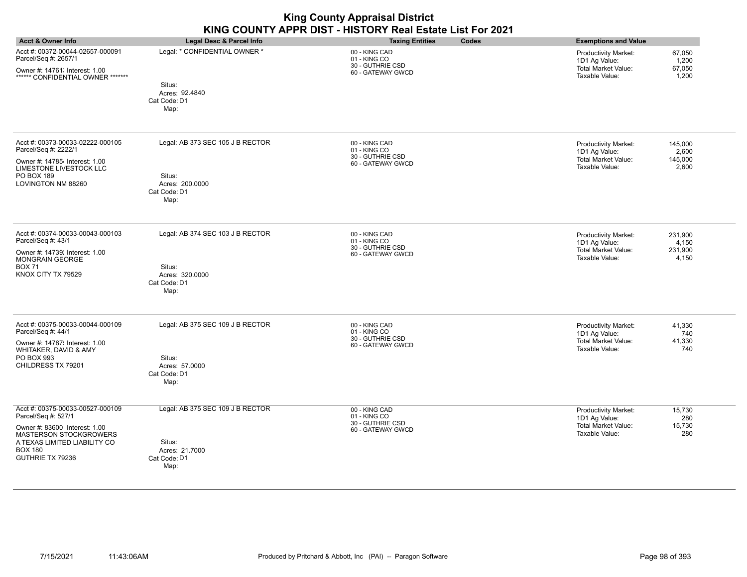# King County Appraisal District

## KING COUNTY APPR DIST - HISTORY Real Estate List For 2021

| Acct & Owner Info | Legal Desc & Parcel Info | Taxing Entities | Codes | Exemptions and Value |
|---|---|---|---|---|
| Acct #: 00372-00044-02657-000091<br>Parcel/Seq #: 2657/1<br>Owner #: 14761: Interest: 1.00<br>****** CONFIDENTIAL OWNER ******* | Legal: * CONFIDENTIAL OWNER *<br>Situs:<br>Acres: 92.4840<br>Cat Code: D1<br>Map: | 00 - KING CAD<br>01 - KING CO<br>30 - GUTHRIE CSD<br>60 - GATEWAY GWCD | | Productivity Market: 67,050<br>1D1 Ag Value: 1,200<br>Total Market Value: 67,050<br>Taxable Value: 1,200 |
| Acct #: 00373-00033-02222-000105<br>Parcel/Seq #: 2222/1<br>Owner #: 14785 Interest: 1.00<br>LIMESTONE LIVESTOCK LLC<br>PO BOX 189<br>LOVINGTON NM 88260 | Legal: AB 373 SEC 105 J B RECTOR<br>Situs:<br>Acres: 200.0000<br>Cat Code: D1<br>Map: | 00 - KING CAD<br>01 - KING CO<br>30 - GUTHRIE CSD<br>60 - GATEWAY GWCD | | Productivity Market: 145,000<br>1D1 Ag Value: 2,600<br>Total Market Value: 145,000<br>Taxable Value: 2,600 |
| Acct #: 00374-00033-00043-000103<br>Parcel/Seq #: 43/1<br>Owner #: 14739 Interest: 1.00<br>MONGRAIN GEORGE<br>BOX 71<br>KNOX CITY TX 79529 | Legal: AB 374 SEC 103 J B RECTOR<br>Situs:<br>Acres: 320.0000<br>Cat Code: D1<br>Map: | 00 - KING CAD<br>01 - KING CO<br>30 - GUTHRIE CSD<br>60 - GATEWAY GWCD | | Productivity Market: 231,900<br>1D1 Ag Value: 4,150<br>Total Market Value: 231,900<br>Taxable Value: 4,150 |
| Acct #: 00375-00033-00044-000109<br>Parcel/Seq #: 44/1<br>Owner #: 14787 Interest: 1.00<br>WHITAKER, DAVID & AMY<br>PO BOX 993<br>CHILDRESS TX 79201 | Legal: AB 375 SEC 109 J B RECTOR<br>Situs:<br>Acres: 57.0000<br>Cat Code: D1<br>Map: | 00 - KING CAD<br>01 - KING CO<br>30 - GUTHRIE CSD<br>60 - GATEWAY GWCD | | Productivity Market: 41,330<br>1D1 Ag Value: 740<br>Total Market Value: 41,330<br>Taxable Value: 740 |
| Acct #: 00375-00033-00527-000109<br>Parcel/Seq #: 527/1<br>Owner #: 83600 Interest: 1.00<br>MASTERSON STOCKGROWERS<br>A TEXAS LIMITED LIABILITY CO<br>BOX 180<br>GUTHRIE TX 79236 | Legal: AB 375 SEC 109 J B RECTOR<br>Situs:<br>Acres: 21.7000<br>Cat Code: D1<br>Map: | 00 - KING CAD<br>01 - KING CO<br>30 - GUTHRIE CSD<br>60 - GATEWAY GWCD | | Productivity Market: 15,730<br>1D1 Ag Value: 280<br>Total Market Value: 15,730<br>Taxable Value: 280 |

7/15/2021 11:43:06AM Produced by Pritchard & Abbott, Inc (PAI) -- Paragon Software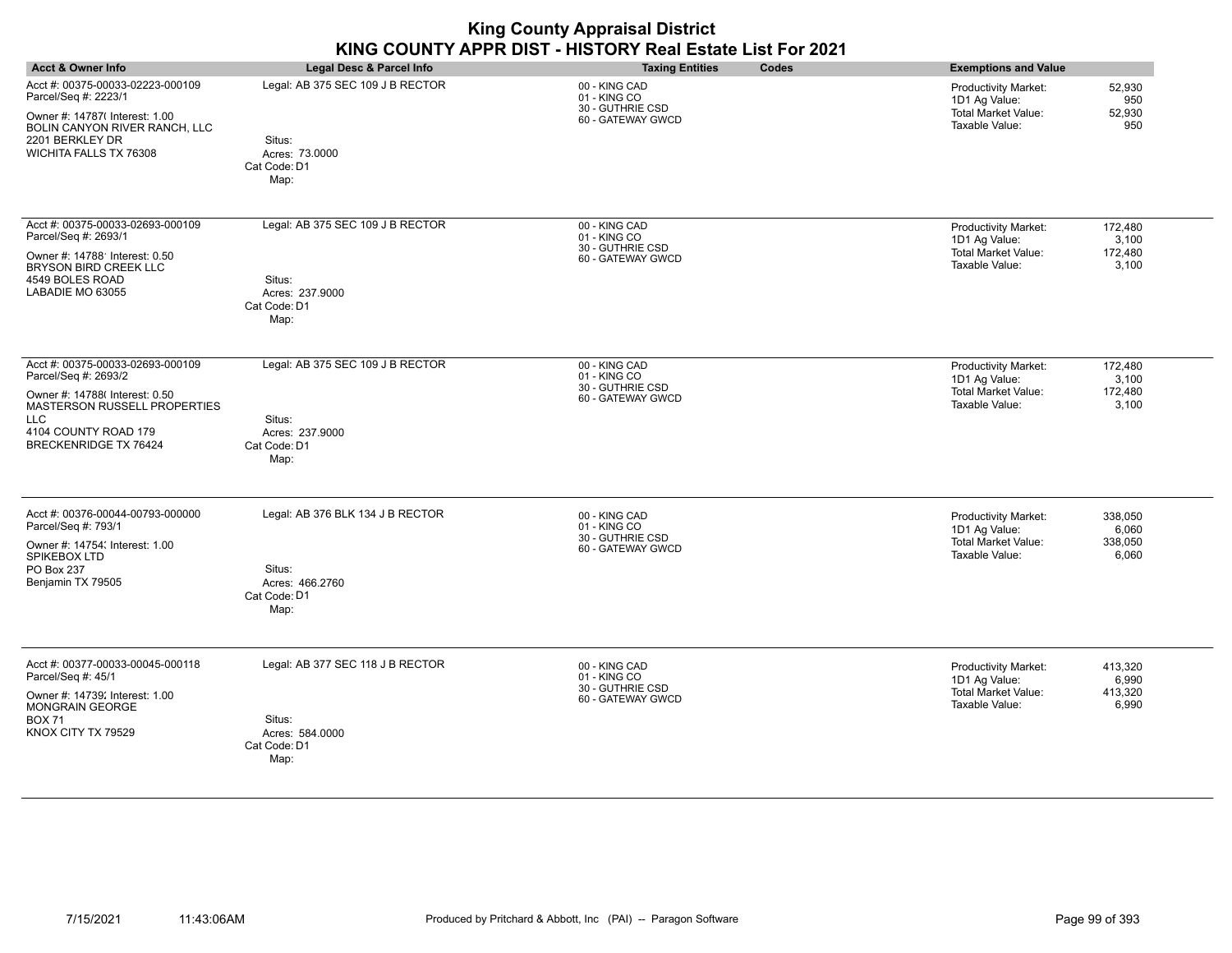# King County Appraisal District

## KING COUNTY APPR DIST - HISTORY Real Estate List For 2021

| Acct & Owner Info | Legal Desc & Parcel Info | Taxing Entities | Codes | Exemptions and Value |
|---|---|---|---|---|
| Acct #: 00375-00033-02223-000109<br>Parcel/Seq #: 2223/1<br>Owner #: 14787( Interest: 1.00<br>BOLIN CANYON RIVER RANCH, LLC<br>2201 BERKLEY DR<br>WICHITA FALLS TX 76308 | Legal: AB 375 SEC 109 J B RECTOR<br>Situs:<br>Acres: 73.0000<br>Cat Code: D1<br>Map: | 00 - KING CAD<br>01 - KING CO<br>30 - GUTHRIE CSD<br>60 - GATEWAY GWCD | | Productivity Market: 52,930<br>1D1 Ag Value: 950<br>Total Market Value: 52,930<br>Taxable Value: 950 |
| Acct #: 00375-00033-02693-000109<br>Parcel/Seq #: 2693/1<br>Owner #: 14788' Interest: 0.50<br>BRYSON BIRD CREEK LLC<br>4549 BOLES ROAD<br>LABADIE MO 63055 | Legal: AB 375 SEC 109 J B RECTOR<br>Situs:<br>Acres: 237.9000<br>Cat Code: D1<br>Map: | 00 - KING CAD<br>01 - KING CO<br>30 - GUTHRIE CSD<br>60 - GATEWAY GWCD | | Productivity Market: 172,480<br>1D1 Ag Value: 3,100<br>Total Market Value: 172,480<br>Taxable Value: 3,100 |
| Acct #: 00375-00033-02693-000109<br>Parcel/Seq #: 2693/2<br>Owner #: 14788( Interest: 0.50<br>MASTERSON RUSSELL PROPERTIES LLC<br>4104 COUNTY ROAD 179<br>BRECKENRIDGE TX 76424 | Legal: AB 375 SEC 109 J B RECTOR<br>Situs:<br>Acres: 237.9000<br>Cat Code: D1<br>Map: | 00 - KING CAD<br>01 - KING CO<br>30 - GUTHRIE CSD<br>60 - GATEWAY GWCD | | Productivity Market: 172,480<br>1D1 Ag Value: 3,100<br>Total Market Value: 172,480<br>Taxable Value: 3,100 |
| Acct #: 00376-00044-00793-000000<br>Parcel/Seq #: 793/1<br>Owner #: 14754; Interest: 1.00<br>SPIKEBOX LTD<br>PO Box 237<br>Benjamin TX 79505 | Legal: AB 376 BLK 134 J B RECTOR<br>Situs:<br>Acres: 466.2760<br>Cat Code: D1<br>Map: | 00 - KING CAD<br>01 - KING CO<br>30 - GUTHRIE CSD<br>60 - GATEWAY GWCD | | Productivity Market: 338,050<br>1D1 Ag Value: 6,060<br>Total Market Value: 338,050<br>Taxable Value: 6,060 |
| Acct #: 00377-00033-00045-000118<br>Parcel/Seq #: 45/1<br>Owner #: 14739; Interest: 1.00<br>MONGRAIN GEORGE<br>BOX 71<br>KNOX CITY TX 79529 | Legal: AB 377 SEC 118 J B RECTOR<br>Situs:<br>Acres: 584.0000<br>Cat Code: D1<br>Map: | 00 - KING CAD<br>01 - KING CO<br>30 - GUTHRIE CSD<br>60 - GATEWAY GWCD | | Productivity Market: 413,320<br>1D1 Ag Value: 6,990<br>Total Market Value: 413,320<br>Taxable Value: 6,990 |

7/15/2021 11:43:06AM Produced by Pritchard & Abbott, Inc (PAI) -- Paragon Software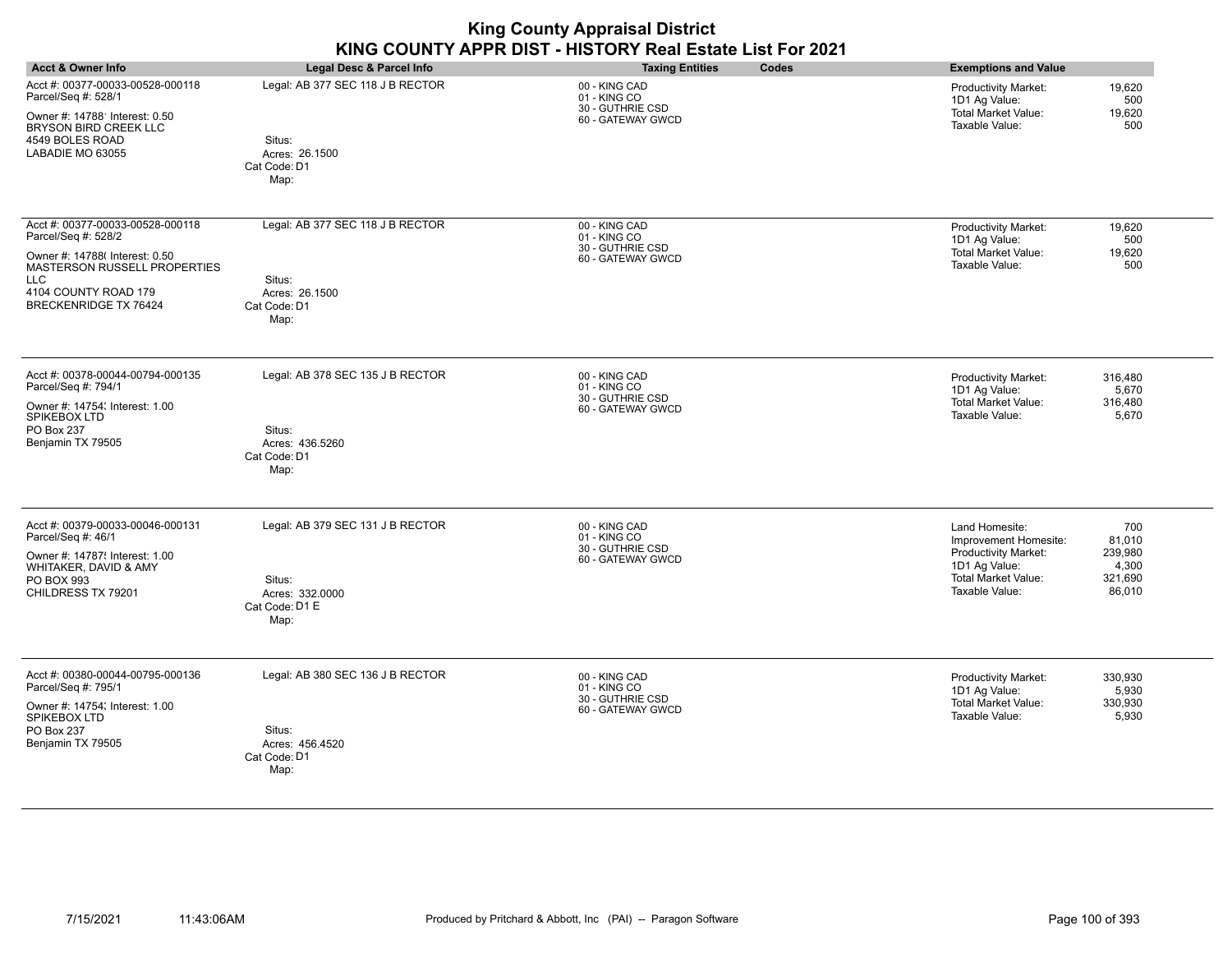# King County Appraisal District

## KING COUNTY APPR DIST - HISTORY Real Estate List For 2021

| Acct & Owner Info | Legal Desc & Parcel Info | Taxing Entities | Codes | Exemptions and Value |
|---|---|---|---|---|
| Acct #: 00377-00033-00528-000118<br>Parcel/Seq #: 528/1<br>Owner #: 14788' Interest: 0.50<br>BRYSON BIRD CREEK LLC<br>4549 BOLES ROAD<br>LABADIE MO 63055 | Legal: AB 377 SEC 118 J B RECTOR<br>Situs:<br>Acres: 26.1500<br>Cat Code: D1<br>Map: | 00 - KING CAD<br>01 - KING CO<br>30 - GUTHRIE CSD<br>60 - GATEWAY GWCD | | Productivity Market: 19,620<br>1D1 Ag Value: 500<br>Total Market Value: 19,620<br>Taxable Value: 500 |
| Acct #: 00377-00033-00528-000118<br>Parcel/Seq #: 528/2<br>Owner #: 14788( Interest: 0.50<br>MASTERSON RUSSELL PROPERTIES LLC<br>4104 COUNTY ROAD 179<br>BRECKENRIDGE TX 76424 | Legal: AB 377 SEC 118 J B RECTOR<br>Situs:<br>Acres: 26.1500<br>Cat Code: D1<br>Map: | 00 - KING CAD<br>01 - KING CO<br>30 - GUTHRIE CSD<br>60 - GATEWAY GWCD | | Productivity Market: 19,620<br>1D1 Ag Value: 500<br>Total Market Value: 19,620<br>Taxable Value: 500 |
| Acct #: 00378-00044-00794-000135<br>Parcel/Seq #: 794/1<br>Owner #: 14754: Interest: 1.00<br>SPIKEBOX LTD<br>PO Box 237<br>Benjamin TX 79505 | Legal: AB 378 SEC 135 J B RECTOR<br>Situs:<br>Acres: 436.5260<br>Cat Code: D1<br>Map: | 00 - KING CAD<br>01 - KING CO<br>30 - GUTHRIE CSD<br>60 - GATEWAY GWCD | | Productivity Market: 316,480<br>1D1 Ag Value: 5,670<br>Total Market Value: 316,480<br>Taxable Value: 5,670 |
| Acct #: 00379-00033-00046-000131<br>Parcel/Seq #: 46/1<br>Owner #: 14787! Interest: 1.00<br>WHITAKER, DAVID & AMY<br>PO BOX 993<br>CHILDRESS TX 79201 | Legal: AB 379 SEC 131 J B RECTOR<br>Situs:<br>Acres: 332.0000<br>Cat Code: D1 E<br>Map: | 00 - KING CAD<br>01 - KING CO<br>30 - GUTHRIE CSD<br>60 - GATEWAY GWCD | | Land Homesite: 700<br>Improvement Homesite: 81,010<br>Productivity Market: 239,980<br>1D1 Ag Value: 4,300<br>Total Market Value: 321,690<br>Taxable Value: 86,010 |
| Acct #: 00380-00044-00795-000136<br>Parcel/Seq #: 795/1<br>Owner #: 14754: Interest: 1.00<br>SPIKEBOX LTD<br>PO Box 237<br>Benjamin TX 79505 | Legal: AB 380 SEC 136 J B RECTOR<br>Situs:<br>Acres: 456.4520<br>Cat Code: D1<br>Map: | 00 - KING CAD<br>01 - KING CO<br>30 - GUTHRIE CSD<br>60 - GATEWAY GWCD | | Productivity Market: 330,930<br>1D1 Ag Value: 5,930<br>Total Market Value: 330,930<br>Taxable Value: 5,930 |

7/15/2021 11:43:06AM Produced by Pritchard & Abbott, Inc (PAI) -- Paragon Software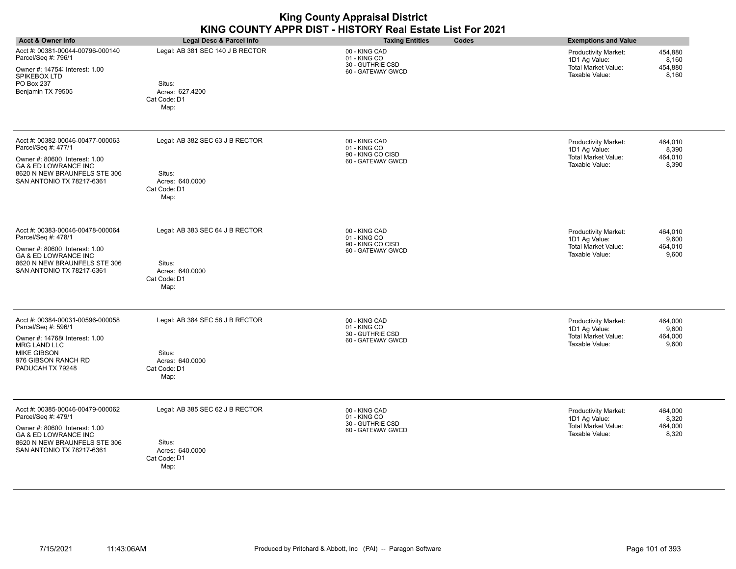# King County Appraisal District

## KING COUNTY APPR DIST - HISTORY Real Estate List For 2021

| Acct & Owner Info | Legal Desc & Parcel Info | Taxing Entities | Codes | Exemptions and Value |
|---|---|---|---|---|
| Acct #: 00381-00044-00796-000140<br>Parcel/Seq #: 796/1<br>Owner #: 14754; Interest: 1.00<br>SPIKEBOX LTD<br>PO Box 237<br>Benjamin TX 79505 | Legal: AB 381 SEC 140 J B RECTOR<br>Situs:<br>Acres: 627.4200<br>Cat Code: D1<br>Map: | 00 - KING CAD<br>01 - KING CO<br>30 - GUTHRIE CSD<br>60 - GATEWAY GWCD | | Productivity Market: 454,880<br>1D1 Ag Value: 8,160<br>Total Market Value: 454,880<br>Taxable Value: 8,160 |
| Acct #: 00382-00046-00477-000063<br>Parcel/Seq #: 477/1<br>Owner #: 80600 Interest: 1.00<br>GA & ED LOWRANCE INC<br>8620 N NEW BRAUNFELS STE 306<br>SAN ANTONIO TX 78217-6361 | Legal: AB 382 SEC 63 J B RECTOR<br>Situs:<br>Acres: 640.0000<br>Cat Code: D1<br>Map: | 00 - KING CAD<br>01 - KING CO<br>90 - KING CO CISD<br>60 - GATEWAY GWCD | | Productivity Market: 464,010<br>1D1 Ag Value: 8,390<br>Total Market Value: 464,010<br>Taxable Value: 8,390 |
| Acct #: 00383-00046-00478-000064<br>Parcel/Seq #: 478/1<br>Owner #: 80600 Interest: 1.00<br>GA & ED LOWRANCE INC<br>8620 N NEW BRAUNFELS STE 306<br>SAN ANTONIO TX 78217-6361 | Legal: AB 383 SEC 64 J B RECTOR<br>Situs:<br>Acres: 640.0000<br>Cat Code: D1<br>Map: | 00 - KING CAD<br>01 - KING CO<br>90 - KING CO CISD<br>60 - GATEWAY GWCD | | Productivity Market: 464,010<br>1D1 Ag Value: 9,600<br>Total Market Value: 464,010<br>Taxable Value: 9,600 |
| Acct #: 00384-00031-00596-000058<br>Parcel/Seq #: 596/1<br>Owner #: 14768( Interest: 1.00<br>MRG LAND LLC<br>MIKE GIBSON<br>976 GIBSON RANCH RD<br>PADUCAH TX 79248 | Legal: AB 384 SEC 58 J B RECTOR<br>Situs:<br>Acres: 640.0000<br>Cat Code: D1<br>Map: | 00 - KING CAD<br>01 - KING CO<br>30 - GUTHRIE CSD<br>60 - GATEWAY GWCD | | Productivity Market: 464,000<br>1D1 Ag Value: 9,600<br>Total Market Value: 464,000<br>Taxable Value: 9,600 |
| Acct #: 00385-00046-00479-000062<br>Parcel/Seq #: 479/1<br>Owner #: 80600 Interest: 1.00<br>GA & ED LOWRANCE INC<br>8620 N NEW BRAUNFELS STE 306<br>SAN ANTONIO TX 78217-6361 | Legal: AB 385 SEC 62 J B RECTOR<br>Situs:<br>Acres: 640.0000<br>Cat Code: D1<br>Map: | 00 - KING CAD<br>01 - KING CO<br>30 - GUTHRIE CSD<br>60 - GATEWAY GWCD | | Productivity Market: 464,000<br>1D1 Ag Value: 8,320<br>Total Market Value: 464,000<br>Taxable Value: 8,320 |

7/15/2021 11:43:06AM Produced by Pritchard & Abbott, Inc (PAI) -- Paragon Software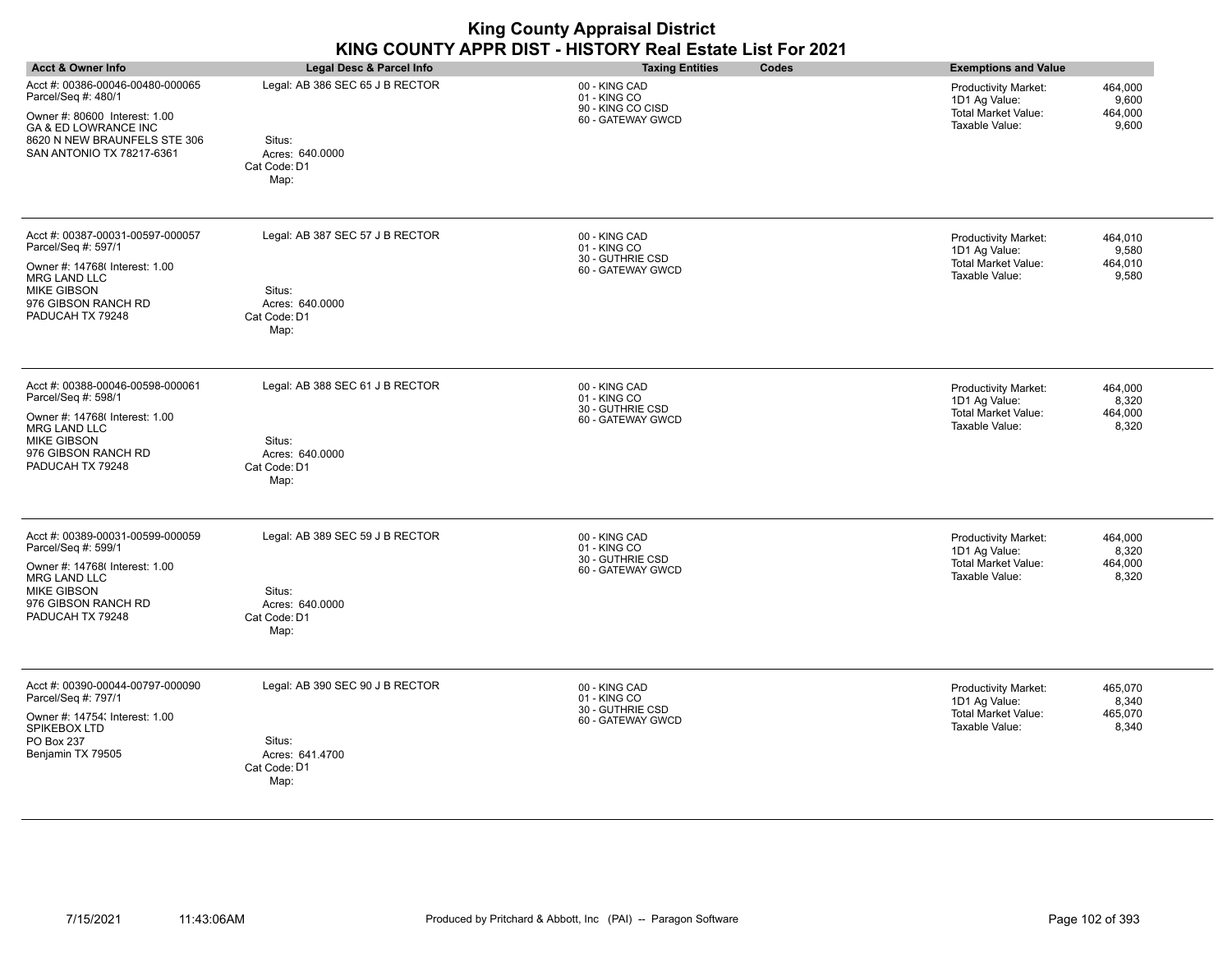# King County Appraisal District

## KING COUNTY APPR DIST - HISTORY Real Estate List For 2021

| Acct & Owner Info | Legal Desc & Parcel Info | Taxing Entities | Codes | Exemptions and Value |
|---|---|---|---|---|
| Acct #: 00386-00046-00480-000065<br>Parcel/Seq #: 480/1<br>Owner #: 80600 Interest: 1.00<br>GA & ED LOWRANCE INC<br>8620 N NEW BRAUNFELS STE 306<br>SAN ANTONIO TX 78217-6361 | Legal: AB 386 SEC 65 J B RECTOR<br>Situs:<br>Acres: 640.0000<br>Cat Code: D1<br>Map: | 00 - KING CAD<br>01 - KING CO<br>90 - KING CO CISD<br>60 - GATEWAY GWCD | | Productivity Market: 464,000<br>1D1 Ag Value: 9,600<br>Total Market Value: 464,000<br>Taxable Value: 9,600 |
| Acct #: 00387-00031-00597-000057<br>Parcel/Seq #: 597/1<br>Owner #: 14768( Interest: 1.00<br>MRG LAND LLC<br>MIKE GIBSON<br>976 GIBSON RANCH RD<br>PADUCAH TX 79248 | Legal: AB 387 SEC 57 J B RECTOR<br>Situs:<br>Acres: 640.0000<br>Cat Code: D1<br>Map: | 00 - KING CAD<br>01 - KING CO<br>30 - GUTHRIE CSD<br>60 - GATEWAY GWCD | | Productivity Market: 464,010<br>1D1 Ag Value: 9,580<br>Total Market Value: 464,010<br>Taxable Value: 9,580 |
| Acct #: 00388-00046-00598-000061<br>Parcel/Seq #: 598/1<br>Owner #: 14768( Interest: 1.00<br>MRG LAND LLC<br>MIKE GIBSON<br>976 GIBSON RANCH RD<br>PADUCAH TX 79248 | Legal: AB 388 SEC 61 J B RECTOR<br>Situs:<br>Acres: 640.0000<br>Cat Code: D1<br>Map: | 00 - KING CAD<br>01 - KING CO<br>30 - GUTHRIE CSD<br>60 - GATEWAY GWCD | | Productivity Market: 464,000<br>1D1 Ag Value: 8,320<br>Total Market Value: 464,000<br>Taxable Value: 8,320 |
| Acct #: 00389-00031-00599-000059<br>Parcel/Seq #: 599/1<br>Owner #: 14768( Interest: 1.00<br>MRG LAND LLC<br>MIKE GIBSON<br>976 GIBSON RANCH RD<br>PADUCAH TX 79248 | Legal: AB 389 SEC 59 J B RECTOR<br>Situs:<br>Acres: 640.0000<br>Cat Code: D1<br>Map: | 00 - KING CAD<br>01 - KING CO<br>30 - GUTHRIE CSD<br>60 - GATEWAY GWCD | | Productivity Market: 464,000<br>1D1 Ag Value: 8,320<br>Total Market Value: 464,000<br>Taxable Value: 8,320 |
| Acct #: 00390-00044-00797-000090<br>Parcel/Seq #: 797/1<br>Owner #: 14754: Interest: 1.00<br>SPIKEBOX LTD<br>PO Box 237<br>Benjamin TX 79505 | Legal: AB 390 SEC 90 J B RECTOR<br>Situs:<br>Acres: 641.4700<br>Cat Code: D1<br>Map: | 00 - KING CAD<br>01 - KING CO<br>30 - GUTHRIE CSD<br>60 - GATEWAY GWCD | | Productivity Market: 465,070<br>1D1 Ag Value: 8,340<br>Total Market Value: 465,070<br>Taxable Value: 8,340 |

7/15/2021 11:43:06AM Produced by Pritchard & Abbott, Inc (PAI) -- Paragon Software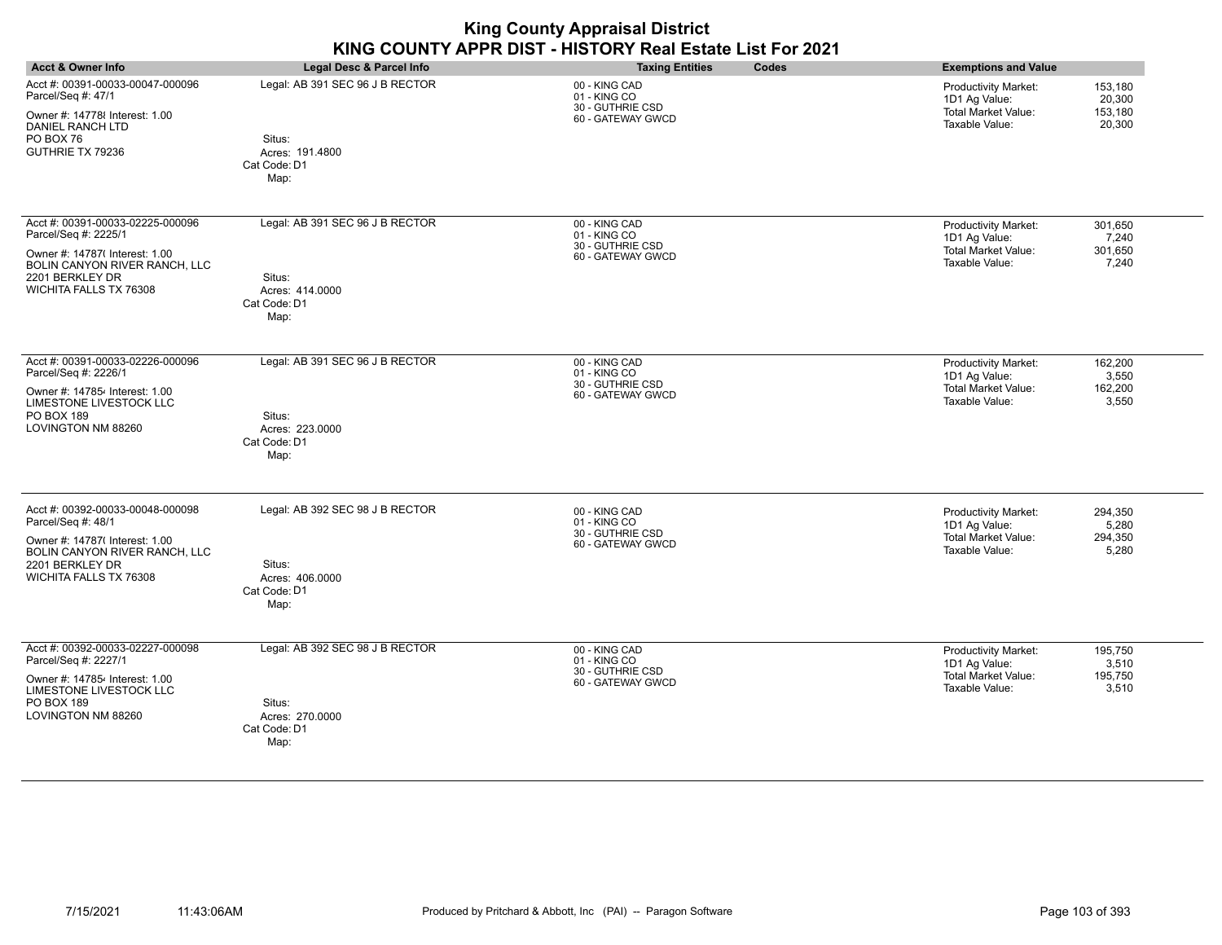# King County Appraisal District

## KING COUNTY APPR DIST - HISTORY Real Estate List For 2021

| Acct & Owner Info | Legal Desc & Parcel Info | Taxing Entities | Codes | Exemptions and Value | |
|---|---|---|---|---|---|
| Acct #: 00391-00033-00047-000096<br>Parcel/Seq #: 47/1<br>Owner #: 14778( Interest: 1.00<br>DANIEL RANCH LTD<br>PO BOX 76<br>GUTHRIE TX 79236 | Legal: AB 391 SEC 96 J B RECTOR<br>Situs:<br>Acres: 191.4800<br>Cat Code: D1<br>Map: | 00 - KING CAD<br>01 - KING CO<br>30 - GUTHRIE CSD<br>60 - GATEWAY GWCD | | Productivity Market:<br>1D1 Ag Value:<br>Total Market Value:<br>Taxable Value: | 153,180<br>20,300<br>153,180<br>20,300 |
| Acct #: 00391-00033-02225-000096<br>Parcel/Seq #: 2225/1<br>Owner #: 14787( Interest: 1.00<br>BOLIN CANYON RIVER RANCH, LLC<br>2201 BERKLEY DR<br>WICHITA FALLS TX 76308 | Legal: AB 391 SEC 96 J B RECTOR<br>Situs:<br>Acres: 414.0000<br>Cat Code: D1<br>Map: | 00 - KING CAD<br>01 - KING CO<br>30 - GUTHRIE CSD<br>60 - GATEWAY GWCD | | Productivity Market:<br>1D1 Ag Value:<br>Total Market Value:<br>Taxable Value: | 301,650<br>7,240<br>301,650<br>7,240 |
| Acct #: 00391-00033-02226-000096<br>Parcel/Seq #: 2226/1<br>Owner #: 14785( Interest: 1.00<br>LIMESTONE LIVESTOCK LLC<br>PO BOX 189<br>LOVINGTON NM 88260 | Legal: AB 391 SEC 96 J B RECTOR<br>Situs:<br>Acres: 223.0000<br>Cat Code: D1<br>Map: | 00 - KING CAD<br>01 - KING CO<br>30 - GUTHRIE CSD<br>60 - GATEWAY GWCD | | Productivity Market:<br>1D1 Ag Value:<br>Total Market Value:<br>Taxable Value: | 162,200<br>3,550<br>162,200<br>3,550 |
| Acct #: 00392-00033-00048-000098<br>Parcel/Seq #: 48/1<br>Owner #: 14787( Interest: 1.00<br>BOLIN CANYON RIVER RANCH, LLC<br>2201 BERKLEY DR<br>WICHITA FALLS TX 76308 | Legal: AB 392 SEC 98 J B RECTOR<br>Situs:<br>Acres: 406.0000<br>Cat Code: D1<br>Map: | 00 - KING CAD<br>01 - KING CO<br>30 - GUTHRIE CSD<br>60 - GATEWAY GWCD | | Productivity Market:<br>1D1 Ag Value:<br>Total Market Value:<br>Taxable Value: | 294,350<br>5,280<br>294,350<br>5,280 |
| Acct #: 00392-00033-02227-000098<br>Parcel/Seq #: 2227/1<br>Owner #: 14785( Interest: 1.00<br>LIMESTONE LIVESTOCK LLC<br>PO BOX 189<br>LOVINGTON NM 88260 | Legal: AB 392 SEC 98 J B RECTOR<br>Situs:<br>Acres: 270.0000<br>Cat Code: D1<br>Map: | 00 - KING CAD<br>01 - KING CO<br>30 - GUTHRIE CSD<br>60 - GATEWAY GWCD | | Productivity Market:<br>1D1 Ag Value:<br>Total Market Value:<br>Taxable Value: | 195,750<br>3,510<br>195,750<br>3,510 |

7/15/2021 11:43:06AM Produced by Pritchard & Abbott, Inc (PAI) -- Paragon Software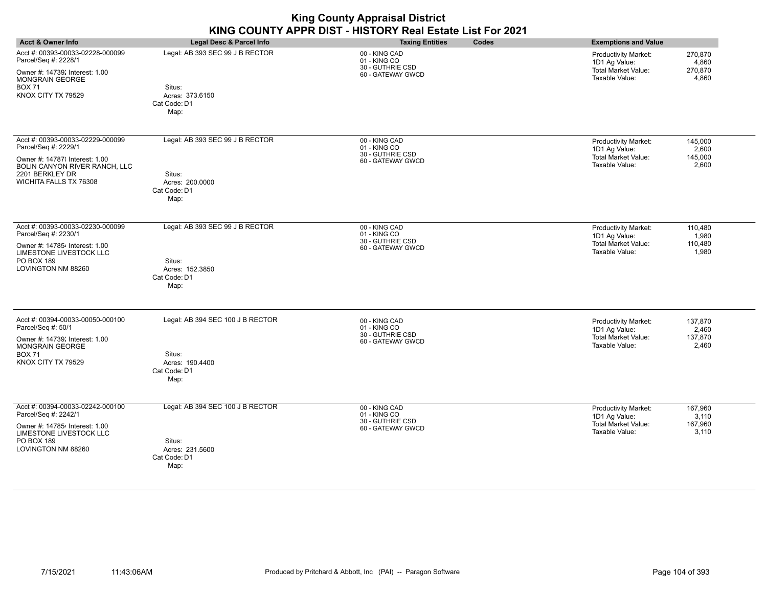# King County Appraisal District

## KING COUNTY APPR DIST - HISTORY Real Estate List For 2021

| Acct & Owner Info | Legal Desc & Parcel Info | Taxing Entities | Codes | Exemptions and Value |
|---|---|---|---|---|
| Acct #: 00393-00033-02228-000099<br>Parcel/Seq #: 2228/1<br>Owner #: 14739 Interest: 1.00<br>MONGRAIN GEORGE<br>BOX 71<br>KNOX CITY TX 79529 | Legal: AB 393 SEC 99 J B RECTOR<br>Situs:<br>Acres: 373.6150<br>Cat Code: D1<br>Map: | 00 - KING CAD<br>01 - KING CO<br>30 - GUTHRIE CSD<br>60 - GATEWAY GWCD | | Productivity Market: 270,870<br>1D1 Ag Value: 4,860<br>Total Market Value: 270,870<br>Taxable Value: 4,860 |
| Acct #: 00393-00033-02229-000099<br>Parcel/Seq #: 2229/1<br>Owner #: 14787 Interest: 1.00<br>BOLIN CANYON RIVER RANCH, LLC<br>2201 BERKLEY DR<br>WICHITA FALLS TX 76308 | Legal: AB 393 SEC 99 J B RECTOR<br>Situs:<br>Acres: 200.0000<br>Cat Code: D1<br>Map: | 00 - KING CAD<br>01 - KING CO<br>30 - GUTHRIE CSD<br>60 - GATEWAY GWCD | | Productivity Market: 145,000<br>1D1 Ag Value: 2,600<br>Total Market Value: 145,000<br>Taxable Value: 2,600 |
| Acct #: 00393-00033-02230-000099<br>Parcel/Seq #: 2230/1<br>Owner #: 14785 Interest: 1.00<br>LIMESTONE LIVESTOCK LLC<br>PO BOX 189<br>LOVINGTON NM 88260 | Legal: AB 393 SEC 99 J B RECTOR<br>Situs:<br>Acres: 152.3850<br>Cat Code: D1<br>Map: | 00 - KING CAD<br>01 - KING CO<br>30 - GUTHRIE CSD<br>60 - GATEWAY GWCD | | Productivity Market: 110,480<br>1D1 Ag Value: 1,980<br>Total Market Value: 110,480<br>Taxable Value: 1,980 |
| Acct #: 00394-00033-00050-000100<br>Parcel/Seq #: 50/1<br>Owner #: 14739 Interest: 1.00<br>MONGRAIN GEORGE<br>BOX 71<br>KNOX CITY TX 79529 | Legal: AB 394 SEC 100 J B RECTOR<br>Situs:<br>Acres: 190.4400<br>Cat Code: D1<br>Map: | 00 - KING CAD<br>01 - KING CO<br>30 - GUTHRIE CSD<br>60 - GATEWAY GWCD | | Productivity Market: 137,870<br>1D1 Ag Value: 2,460<br>Total Market Value: 137,870<br>Taxable Value: 2,460 |
| Acct #: 00394-00033-02242-000100<br>Parcel/Seq #: 2242/1<br>Owner #: 14785 Interest: 1.00<br>LIMESTONE LIVESTOCK LLC<br>PO BOX 189<br>LOVINGTON NM 88260 | Legal: AB 394 SEC 100 J B RECTOR<br>Situs:<br>Acres: 231.5600<br>Cat Code: D1<br>Map: | 00 - KING CAD<br>01 - KING CO<br>30 - GUTHRIE CSD<br>60 - GATEWAY GWCD | | Productivity Market: 167,960<br>1D1 Ag Value: 3,110<br>Total Market Value: 167,960<br>Taxable Value: 3,110 |

7/15/2021 11:43:06AM Produced by Pritchard & Abbott, Inc (PAI) -- Paragon Software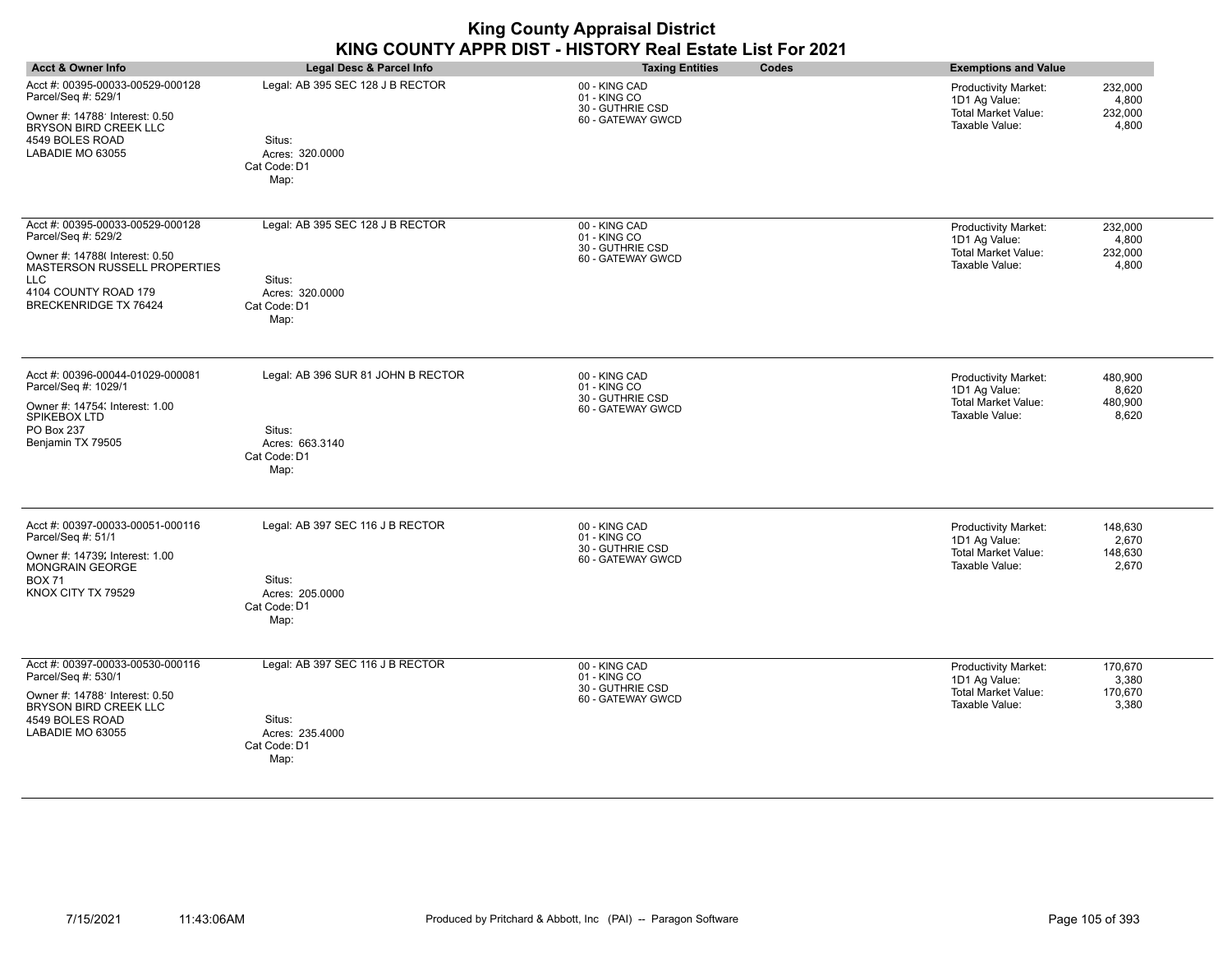# King County Appraisal District

## KING COUNTY APPR DIST - HISTORY Real Estate List For 2021

| Acct & Owner Info | Legal Desc & Parcel Info | Taxing Entities | Codes | Exemptions and Value |
|---|---|---|---|---|
| Acct #: 00395-00033-00529-000128<br>Parcel/Seq #: 529/1<br>Owner #: 14788' Interest: 0.50<br>BRYSON BIRD CREEK LLC<br>4549 BOLES ROAD<br>LABADIE MO 63055 | Legal: AB 395 SEC 128 J B RECTOR<br>Situs:<br>Acres: 320.0000<br>Cat Code: D1<br>Map: | 00 - KING CAD<br>01 - KING CO<br>30 - GUTHRIE CSD<br>60 - GATEWAY GWCD | | Productivity Market: 232,000<br>1D1 Ag Value: 4,800<br>Total Market Value: 232,000<br>Taxable Value: 4,800 |
| Acct #: 00395-00033-00529-000128<br>Parcel/Seq #: 529/2<br>Owner #: 14788( Interest: 0.50<br>MASTERSON RUSSELL PROPERTIES LLC<br>4104 COUNTY ROAD 179<br>BRECKENRIDGE TX 76424 | Legal: AB 395 SEC 128 J B RECTOR<br>Situs:<br>Acres: 320.0000<br>Cat Code: D1<br>Map: | 00 - KING CAD<br>01 - KING CO<br>30 - GUTHRIE CSD<br>60 - GATEWAY GWCD | | Productivity Market: 232,000<br>1D1 Ag Value: 4,800<br>Total Market Value: 232,000<br>Taxable Value: 4,800 |
| Acct #: 00396-00044-01029-000081<br>Parcel/Seq #: 1029/1<br>Owner #: 14754: Interest: 1.00<br>SPIKEBOX LTD<br>PO Box 237<br>Benjamin TX 79505 | Legal: AB 396 SUR 81 JOHN B RECTOR<br>Situs:<br>Acres: 663.3140<br>Cat Code: D1<br>Map: | 00 - KING CAD<br>01 - KING CO<br>30 - GUTHRIE CSD<br>60 - GATEWAY GWCD | | Productivity Market: 480,900<br>1D1 Ag Value: 8,620<br>Total Market Value: 480,900<br>Taxable Value: 8,620 |
| Acct #: 00397-00033-00051-000116<br>Parcel/Seq #: 51/1<br>Owner #: 14739: Interest: 1.00<br>MONGRAIN GEORGE<br>BOX 71<br>KNOX CITY TX 79529 | Legal: AB 397 SEC 116 J B RECTOR<br>Situs:<br>Acres: 205.0000<br>Cat Code: D1<br>Map: | 00 - KING CAD<br>01 - KING CO<br>30 - GUTHRIE CSD<br>60 - GATEWAY GWCD | | Productivity Market: 148,630<br>1D1 Ag Value: 2,670<br>Total Market Value: 148,630<br>Taxable Value: 2,670 |
| Acct #: 00397-00033-00530-000116<br>Parcel/Seq #: 530/1<br>Owner #: 14788' Interest: 0.50<br>BRYSON BIRD CREEK LLC<br>4549 BOLES ROAD<br>LABADIE MO 63055 | Legal: AB 397 SEC 116 J B RECTOR<br>Situs:<br>Acres: 235.4000<br>Cat Code: D1<br>Map: | 00 - KING CAD<br>01 - KING CO<br>30 - GUTHRIE CSD<br>60 - GATEWAY GWCD | | Productivity Market: 170,670<br>1D1 Ag Value: 3,380<br>Total Market Value: 170,670<br>Taxable Value: 3,380 |

7/15/2021 11:43:06AM Produced by Pritchard & Abbott, Inc (PAI) -- Paragon Software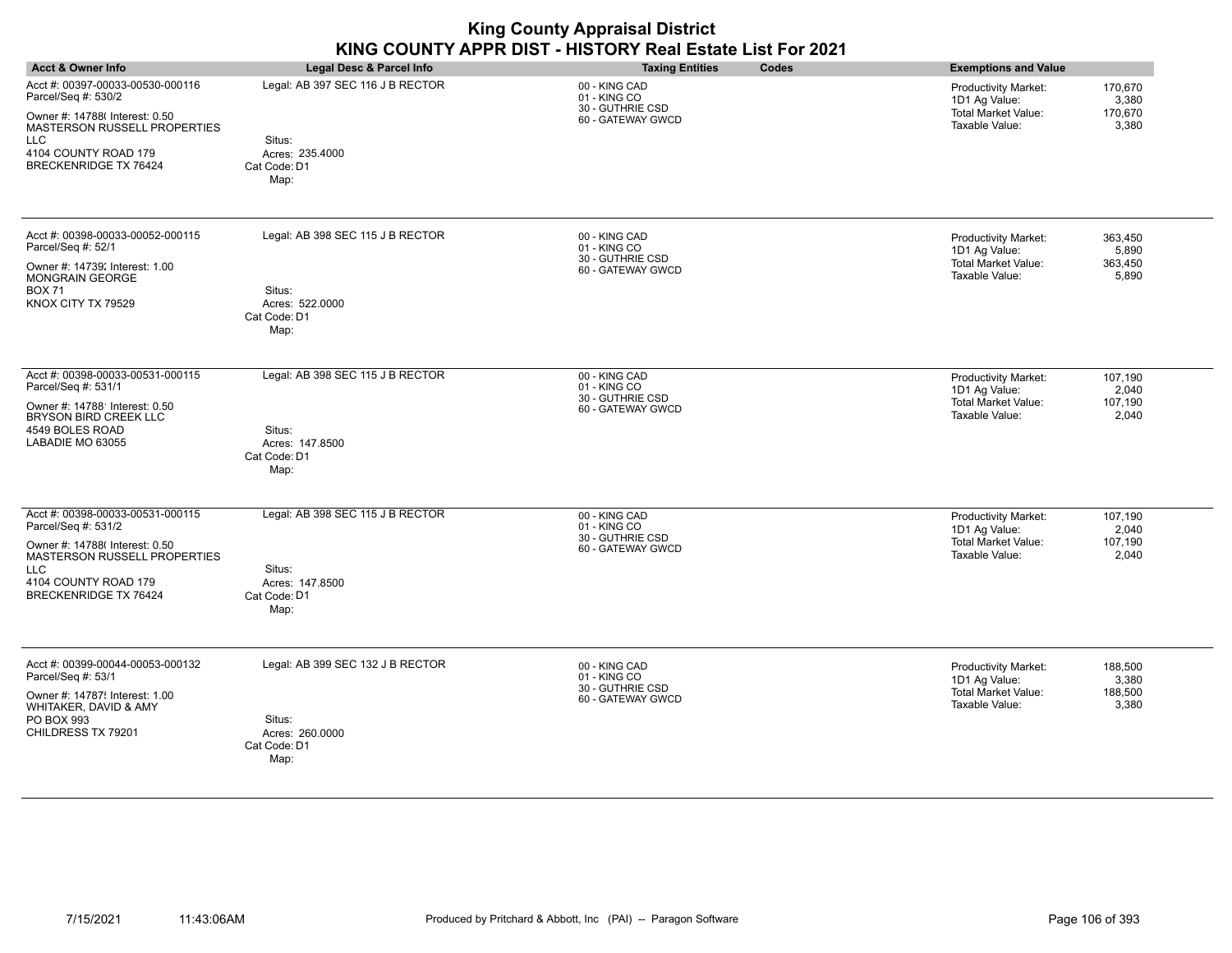# King County Appraisal District

## KING COUNTY APPR DIST - HISTORY Real Estate List For 2021

| Acct & Owner Info | Legal Desc & Parcel Info | Taxing Entities | Codes | Exemptions and Value |
|---|---|---|---|---|
| Acct #: 00397-00033-00530-000116<br>Parcel/Seq #: 530/2<br>Owner #: 14788( Interest: 0.50<br>MASTERSON RUSSELL PROPERTIES LLC<br>4104 COUNTY ROAD 179<br>BRECKENRIDGE TX 76424 | Legal: AB 397 SEC 116 J B RECTOR<br>Situs:<br>Acres: 235.4000<br>Cat Code: D1<br>Map: | 00 - KING CAD<br>01 - KING CO<br>30 - GUTHRIE CSD<br>60 - GATEWAY GWCD | | Productivity Market: 170,670<br>1D1 Ag Value: 3,380<br>Total Market Value: 170,670<br>Taxable Value: 3,380 |
| Acct #: 00398-00033-00052-000115<br>Parcel/Seq #: 52/1<br>Owner #: 14739; Interest: 1.00<br>MONGRAIN GEORGE<br>BOX 71<br>KNOX CITY TX 79529 | Legal: AB 398 SEC 115 J B RECTOR<br>Situs:<br>Acres: 522.0000<br>Cat Code: D1<br>Map: | 00 - KING CAD<br>01 - KING CO<br>30 - GUTHRIE CSD<br>60 - GATEWAY GWCD | | Productivity Market: 363,450<br>1D1 Ag Value: 5,890<br>Total Market Value: 363,450<br>Taxable Value: 5,890 |
| Acct #: 00398-00033-00531-000115<br>Parcel/Seq #: 531/1<br>Owner #: 14788' Interest: 0.50<br>BRYSON BIRD CREEK LLC<br>4549 BOLES ROAD<br>LABADIE MO 63055 | Legal: AB 398 SEC 115 J B RECTOR<br>Situs:<br>Acres: 147.8500<br>Cat Code: D1<br>Map: | 00 - KING CAD<br>01 - KING CO<br>30 - GUTHRIE CSD<br>60 - GATEWAY GWCD | | Productivity Market: 107,190<br>1D1 Ag Value: 2,040<br>Total Market Value: 107,190<br>Taxable Value: 2,040 |
| Acct #: 00398-00033-00531-000115<br>Parcel/Seq #: 531/2<br>Owner #: 14788( Interest: 0.50<br>MASTERSON RUSSELL PROPERTIES LLC<br>4104 COUNTY ROAD 179<br>BRECKENRIDGE TX 76424 | Legal: AB 398 SEC 115 J B RECTOR<br>Situs:<br>Acres: 147.8500<br>Cat Code: D1<br>Map: | 00 - KING CAD<br>01 - KING CO<br>30 - GUTHRIE CSD<br>60 - GATEWAY GWCD | | Productivity Market: 107,190<br>1D1 Ag Value: 2,040<br>Total Market Value: 107,190<br>Taxable Value: 2,040 |
| Acct #: 00399-00044-00053-000132<br>Parcel/Seq #: 53/1<br>Owner #: 14787! Interest: 1.00<br>WHITAKER, DAVID & AMY<br>PO BOX 993<br>CHILDRESS TX 79201 | Legal: AB 399 SEC 132 J B RECTOR<br>Situs:<br>Acres: 260.0000<br>Cat Code: D1<br>Map: | 00 - KING CAD<br>01 - KING CO<br>30 - GUTHRIE CSD<br>60 - GATEWAY GWCD | | Productivity Market: 188,500<br>1D1 Ag Value: 3,380<br>Total Market Value: 188,500<br>Taxable Value: 3,380 |

7/15/2021 11:43:06AM Produced by Pritchard & Abbott, Inc (PAI) -- Paragon Software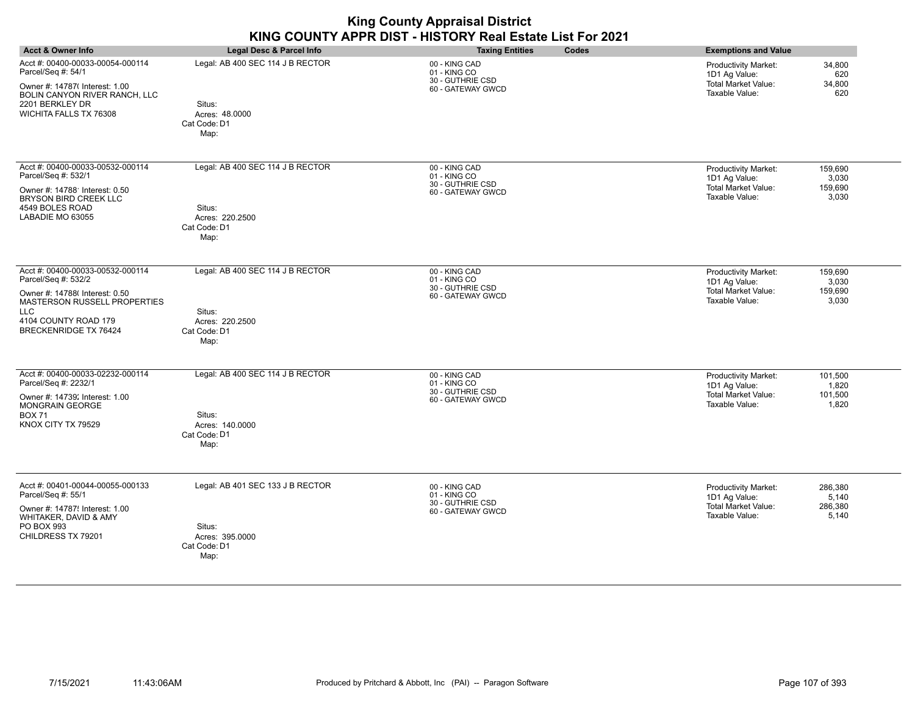# King County Appraisal District

## KING COUNTY APPR DIST - HISTORY Real Estate List For 2021

| Acct & Owner Info | Legal Desc & Parcel Info | Taxing Entities | Codes | Exemptions and Value |
|---|---|---|---|---|
| Acct #: 00400-00033-00054-000114<br>Parcel/Seq #: 54/1<br>Owner #: 14787( Interest: 1.00<br>BOLIN CANYON RIVER RANCH, LLC<br>2201 BERKLEY DR<br>WICHITA FALLS TX 76308 | Legal: AB 400 SEC 114 J B RECTOR<br>Situs:<br>Acres: 48.0000<br>Cat Code: D1<br>Map: | 00 - KING CAD<br>01 - KING CO<br>30 - GUTHRIE CSD<br>60 - GATEWAY GWCD | | Productivity Market: 34,800<br>1D1 Ag Value: 620<br>Total Market Value: 34,800<br>Taxable Value: 620 |
| Acct #: 00400-00033-00532-000114<br>Parcel/Seq #: 532/1<br>Owner #: 14788' Interest: 0.50<br>BRYSON BIRD CREEK LLC<br>4549 BOLES ROAD<br>LABADIE MO 63055 | Legal: AB 400 SEC 114 J B RECTOR<br>Situs:<br>Acres: 220.2500<br>Cat Code: D1<br>Map: | 00 - KING CAD<br>01 - KING CO<br>30 - GUTHRIE CSD<br>60 - GATEWAY GWCD | | Productivity Market: 159,690<br>1D1 Ag Value: 3,030<br>Total Market Value: 159,690<br>Taxable Value: 3,030 |
| Acct #: 00400-00033-00532-000114<br>Parcel/Seq #: 532/2<br>Owner #: 14788( Interest: 0.50<br>MASTERSON RUSSELL PROPERTIES LLC<br>4104 COUNTY ROAD 179<br>BRECKENRIDGE TX 76424 | Legal: AB 400 SEC 114 J B RECTOR<br>Situs:<br>Acres: 220.2500<br>Cat Code: D1<br>Map: | 00 - KING CAD<br>01 - KING CO<br>30 - GUTHRIE CSD<br>60 - GATEWAY GWCD | | Productivity Market: 159,690<br>1D1 Ag Value: 3,030<br>Total Market Value: 159,690<br>Taxable Value: 3,030 |
| Acct #: 00400-00033-02232-000114<br>Parcel/Seq #: 2232/1<br>Owner #: 14739; Interest: 1.00<br>MONGRAIN GEORGE<br>BOX 71<br>KNOX CITY TX 79529 | Legal: AB 400 SEC 114 J B RECTOR<br>Situs:<br>Acres: 140.0000<br>Cat Code: D1<br>Map: | 00 - KING CAD<br>01 - KING CO<br>30 - GUTHRIE CSD<br>60 - GATEWAY GWCD | | Productivity Market: 101,500<br>1D1 Ag Value: 1,820<br>Total Market Value: 101,500<br>Taxable Value: 1,820 |
| Acct #: 00401-00044-00055-000133<br>Parcel/Seq #: 55/1<br>Owner #: 14787! Interest: 1.00<br>WHITAKER, DAVID & AMY<br>PO BOX 993<br>CHILDRESS TX 79201 | Legal: AB 401 SEC 133 J B RECTOR<br>Situs:<br>Acres: 395.0000<br>Cat Code: D1<br>Map: | 00 - KING CAD<br>01 - KING CO<br>30 - GUTHRIE CSD<br>60 - GATEWAY GWCD | | Productivity Market: 286,380<br>1D1 Ag Value: 5,140<br>Total Market Value: 286,380<br>Taxable Value: 5,140 |

7/15/2021 11:43:06AM Produced by Pritchard & Abbott, Inc (PAI) -- Paragon Software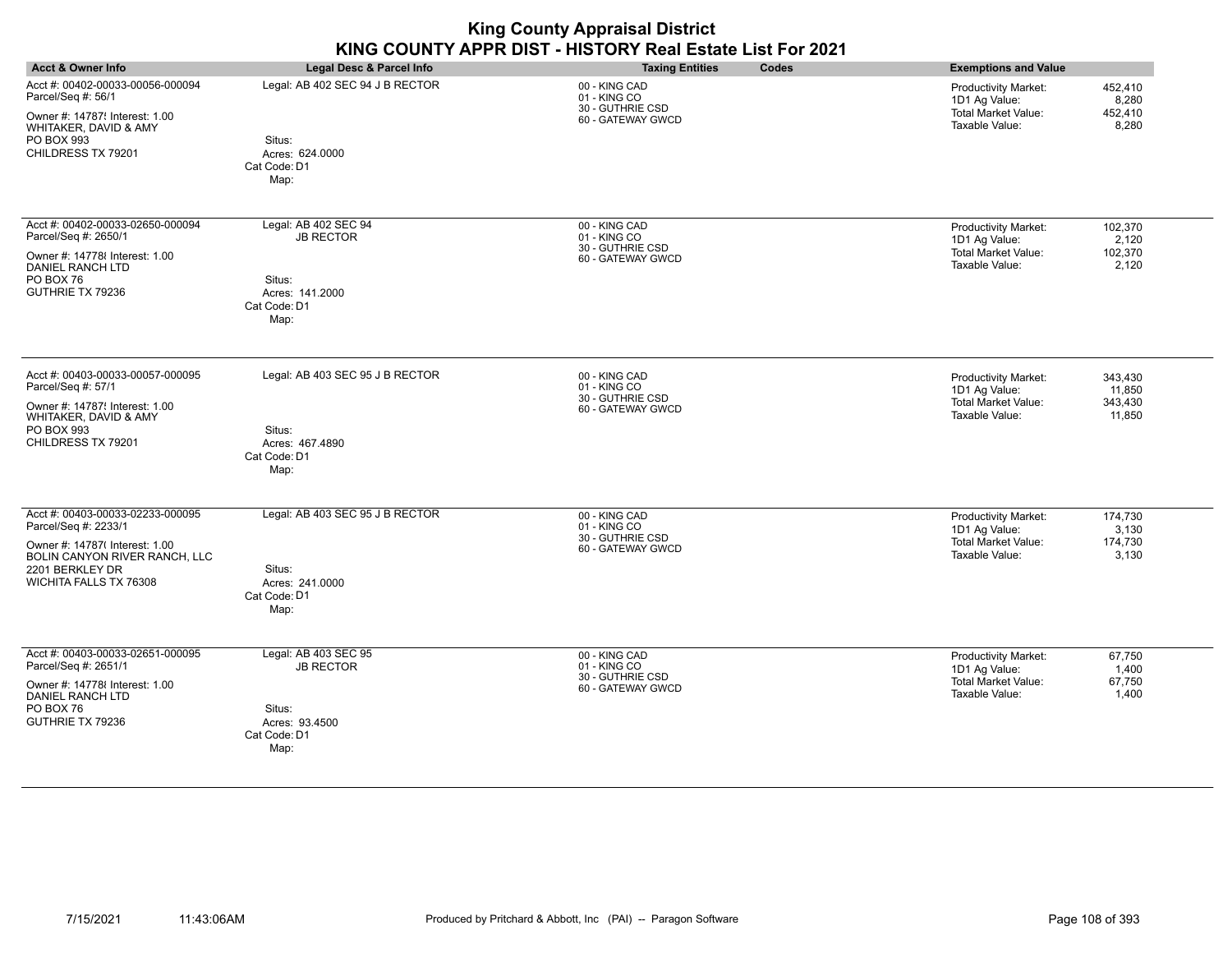# King County Appraisal District
## KING COUNTY APPR DIST - HISTORY Real Estate List For 2021

| Acct & Owner Info | Legal Desc & Parcel Info | Taxing Entities | Codes | Exemptions and Value |
|---|---|---|---|---|
| Acct #: 00402-00033-00056-000094<br>Parcel/Seq #: 56/1<br>Owner #: 14787! Interest: 1.00<br>WHITAKER, DAVID & AMY<br>PO BOX 993<br>CHILDRESS TX 79201 | Legal: AB 402 SEC 94 J B RECTOR<br>Situs:<br>Acres: 624.0000<br>Cat Code: D1<br>Map: | 00 - KING CAD<br>01 - KING CO<br>30 - GUTHRIE CSD<br>60 - GATEWAY GWCD | | Productivity Market: 452,410<br>1D1 Ag Value: 8,280<br>Total Market Value: 452,410<br>Taxable Value: 8,280 |
| Acct #: 00402-00033-02650-000094<br>Parcel/Seq #: 2650/1<br>Owner #: 14778( Interest: 1.00<br>DANIEL RANCH LTD<br>PO BOX 76<br>GUTHRIE TX 79236 | Legal: AB 402 SEC 94 JB RECTOR<br>Situs:<br>Acres: 141.2000<br>Cat Code: D1<br>Map: | 00 - KING CAD<br>01 - KING CO<br>30 - GUTHRIE CSD<br>60 - GATEWAY GWCD | | Productivity Market: 102,370<br>1D1 Ag Value: 2,120<br>Total Market Value: 102,370<br>Taxable Value: 2,120 |
| Acct #: 00403-00033-00057-000095<br>Parcel/Seq #: 57/1<br>Owner #: 14787! Interest: 1.00<br>WHITAKER, DAVID & AMY<br>PO BOX 993<br>CHILDRESS TX 79201 | Legal: AB 403 SEC 95 J B RECTOR<br>Situs:<br>Acres: 467.4890<br>Cat Code: D1<br>Map: | 00 - KING CAD<br>01 - KING CO<br>30 - GUTHRIE CSD<br>60 - GATEWAY GWCD | | Productivity Market: 343,430<br>1D1 Ag Value: 11,850<br>Total Market Value: 343,430<br>Taxable Value: 11,850 |
| Acct #: 00403-00033-02233-000095<br>Parcel/Seq #: 2233/1<br>Owner #: 14787( Interest: 1.00<br>BOLIN CANYON RIVER RANCH, LLC<br>2201 BERKLEY DR<br>WICHITA FALLS TX 76308 | Legal: AB 403 SEC 95 J B RECTOR<br>Situs:<br>Acres: 241.0000<br>Cat Code: D1<br>Map: | 00 - KING CAD<br>01 - KING CO<br>30 - GUTHRIE CSD<br>60 - GATEWAY GWCD | | Productivity Market: 174,730<br>1D1 Ag Value: 3,130<br>Total Market Value: 174,730<br>Taxable Value: 3,130 |
| Acct #: 00403-00033-02651-000095<br>Parcel/Seq #: 2651/1<br>Owner #: 14778( Interest: 1.00<br>DANIEL RANCH LTD<br>PO BOX 76<br>GUTHRIE TX 79236 | Legal: AB 403 SEC 95 JB RECTOR<br>Situs:<br>Acres: 93.4500<br>Cat Code: D1<br>Map: | 00 - KING CAD<br>01 - KING CO<br>30 - GUTHRIE CSD<br>60 - GATEWAY GWCD | | Productivity Market: 67,750<br>1D1 Ag Value: 1,400<br>Total Market Value: 67,750<br>Taxable Value: 1,400 |

7/15/2021 11:43:06AM Produced by Pritchard & Abbott, Inc (PAI) -- Paragon Software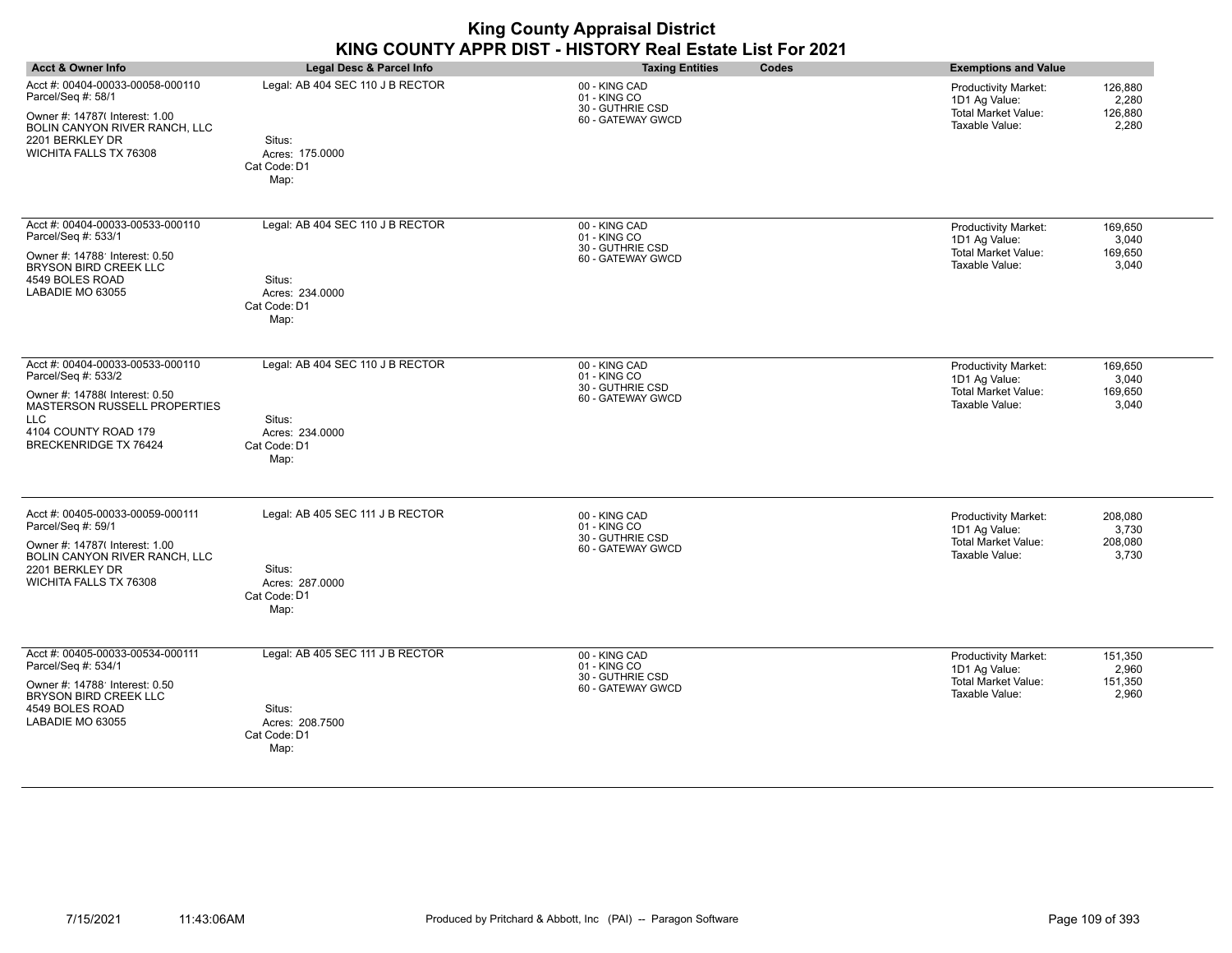# King County Appraisal District

## KING COUNTY APPR DIST - HISTORY Real Estate List For 2021

| Acct & Owner Info | Legal Desc & Parcel Info | Taxing Entities | Codes | Exemptions and Value |
|---|---|---|---|---|
| Acct #: 00404-00033-00058-000110<br>Parcel/Seq #: 58/1<br>Owner #: 14787( Interest: 1.00<br>BOLIN CANYON RIVER RANCH, LLC<br>2201 BERKLEY DR<br>WICHITA FALLS TX 76308 | Legal: AB 404 SEC 110 J B RECTOR<br>Situs:<br>Acres: 175.0000<br>Cat Code: D1<br>Map: | 00 - KING CAD<br>01 - KING CO<br>30 - GUTHRIE CSD<br>60 - GATEWAY GWCD | | Productivity Market: 126,880<br>1D1 Ag Value: 2,280<br>Total Market Value: 126,880<br>Taxable Value: 2,280 |
| Acct #: 00404-00033-00533-000110<br>Parcel/Seq #: 533/1<br>Owner #: 14788' Interest: 0.50<br>BRYSON BIRD CREEK LLC<br>4549 BOLES ROAD<br>LABADIE MO 63055 | Legal: AB 404 SEC 110 J B RECTOR<br>Situs:<br>Acres: 234.0000<br>Cat Code: D1<br>Map: | 00 - KING CAD<br>01 - KING CO<br>30 - GUTHRIE CSD<br>60 - GATEWAY GWCD | | Productivity Market: 169,650<br>1D1 Ag Value: 3,040<br>Total Market Value: 169,650<br>Taxable Value: 3,040 |
| Acct #: 00404-00033-00533-000110<br>Parcel/Seq #: 533/2<br>Owner #: 14788( Interest: 0.50<br>MASTERSON RUSSELL PROPERTIES LLC<br>4104 COUNTY ROAD 179<br>BRECKENRIDGE TX 76424 | Legal: AB 404 SEC 110 J B RECTOR<br>Situs:<br>Acres: 234.0000<br>Cat Code: D1<br>Map: | 00 - KING CAD<br>01 - KING CO<br>30 - GUTHRIE CSD<br>60 - GATEWAY GWCD | | Productivity Market: 169,650<br>1D1 Ag Value: 3,040<br>Total Market Value: 169,650<br>Taxable Value: 3,040 |
| Acct #: 00405-00033-00059-000111<br>Parcel/Seq #: 59/1<br>Owner #: 14787( Interest: 1.00<br>BOLIN CANYON RIVER RANCH, LLC<br>2201 BERKLEY DR<br>WICHITA FALLS TX 76308 | Legal: AB 405 SEC 111 J B RECTOR<br>Situs:<br>Acres: 287.0000<br>Cat Code: D1<br>Map: | 00 - KING CAD<br>01 - KING CO<br>30 - GUTHRIE CSD<br>60 - GATEWAY GWCD | | Productivity Market: 208,080<br>1D1 Ag Value: 3,730<br>Total Market Value: 208,080<br>Taxable Value: 3,730 |
| Acct #: 00405-00033-00534-000111<br>Parcel/Seq #: 534/1<br>Owner #: 14788' Interest: 0.50<br>BRYSON BIRD CREEK LLC<br>4549 BOLES ROAD<br>LABADIE MO 63055 | Legal: AB 405 SEC 111 J B RECTOR<br>Situs:<br>Acres: 208.7500<br>Cat Code: D1<br>Map: | 00 - KING CAD<br>01 - KING CO<br>30 - GUTHRIE CSD<br>60 - GATEWAY GWCD | | Productivity Market: 151,350<br>1D1 Ag Value: 2,960<br>Total Market Value: 151,350<br>Taxable Value: 2,960 |

7/15/2021 11:43:06AM Produced by Pritchard & Abbott, Inc (PAI) -- Paragon Software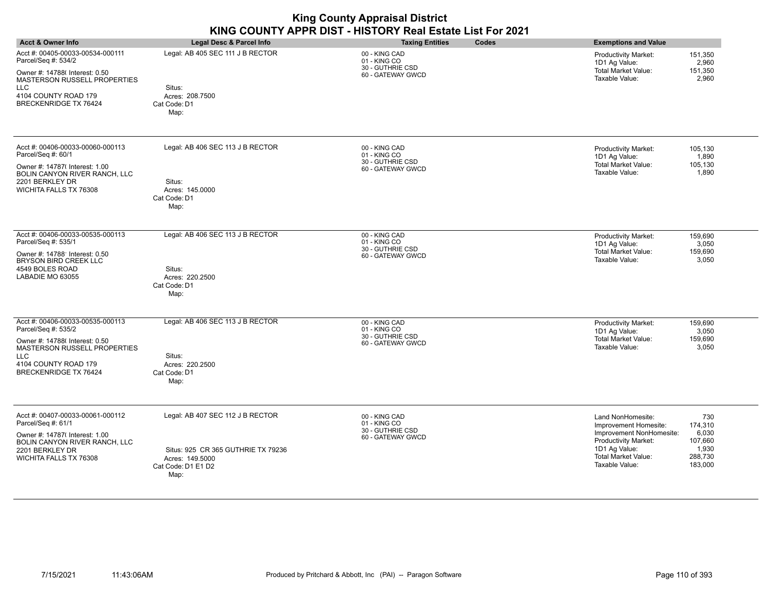# King County Appraisal District

## KING COUNTY APPR DIST - HISTORY Real Estate List For 2021

| Acct & Owner Info | Legal Desc & Parcel Info | Taxing Entities | Codes | Exemptions and Value |
|---|---|---|---|---|
| Acct #: 00405-00033-00534-000111<br>Parcel/Seq #: 534/2<br>Owner #: 14788( Interest: 0.50<br>MASTERSON RUSSELL PROPERTIES LLC<br>4104 COUNTY ROAD 179<br>BRECKENRIDGE TX 76424 | Legal: AB 405 SEC 111 J B RECTOR<br>Situs:<br>Acres: 208.7500<br>Cat Code: D1<br>Map: | 00 - KING CAD<br>01 - KING CO<br>30 - GUTHRIE CSD<br>60 - GATEWAY GWCD | | Productivity Market: 151,350<br>1D1 Ag Value: 2,960<br>Total Market Value: 151,350<br>Taxable Value: 2,960 |
| Acct #: 00406-00033-00060-000113<br>Parcel/Seq #: 60/1<br>Owner #: 14787( Interest: 1.00<br>BOLIN CANYON RIVER RANCH, LLC<br>2201 BERKLEY DR<br>WICHITA FALLS TX 76308 | Legal: AB 406 SEC 113 J B RECTOR<br>Situs:<br>Acres: 145.0000<br>Cat Code: D1<br>Map: | 00 - KING CAD<br>01 - KING CO<br>30 - GUTHRIE CSD<br>60 - GATEWAY GWCD | | Productivity Market: 105,130<br>1D1 Ag Value: 1,890<br>Total Market Value: 105,130<br>Taxable Value: 1,890 |
| Acct #: 00406-00033-00535-000113<br>Parcel/Seq #: 535/1<br>Owner #: 14788' Interest: 0.50<br>BRYSON BIRD CREEK LLC<br>4549 BOLES ROAD<br>LABADIE MO 63055 | Legal: AB 406 SEC 113 J B RECTOR<br>Situs:<br>Acres: 220.2500<br>Cat Code: D1<br>Map: | 00 - KING CAD<br>01 - KING CO<br>30 - GUTHRIE CSD<br>60 - GATEWAY GWCD | | Productivity Market: 159,690<br>1D1 Ag Value: 3,050<br>Total Market Value: 159,690<br>Taxable Value: 3,050 |
| Acct #: 00406-00033-00535-000113<br>Parcel/Seq #: 535/2<br>Owner #: 14788( Interest: 0.50<br>MASTERSON RUSSELL PROPERTIES LLC<br>4104 COUNTY ROAD 179<br>BRECKENRIDGE TX 76424 | Legal: AB 406 SEC 113 J B RECTOR<br>Situs:<br>Acres: 220.2500<br>Cat Code: D1<br>Map: | 00 - KING CAD<br>01 - KING CO<br>30 - GUTHRIE CSD<br>60 - GATEWAY GWCD | | Productivity Market: 159,690<br>1D1 Ag Value: 3,050<br>Total Market Value: 159,690<br>Taxable Value: 3,050 |
| Acct #: 00407-00033-00061-000112<br>Parcel/Seq #: 61/1<br>Owner #: 14787( Interest: 1.00<br>BOLIN CANYON RIVER RANCH, LLC<br>2201 BERKLEY DR<br>WICHITA FALLS TX 76308 | Legal: AB 407 SEC 112 J B RECTOR<br>Situs: 925 CR 365 GUTHRIE TX 79236<br>Acres: 149.5000<br>Cat Code: D1 E1 D2<br>Map: | 00 - KING CAD<br>01 - KING CO<br>30 - GUTHRIE CSD<br>60 - GATEWAY GWCD | | Land NonHomesite: 730<br>Improvement Homesite: 174,310<br>Improvement NonHomesite: 6,030<br>Productivity Market: 107,660<br>1D1 Ag Value: 1,930<br>Total Market Value: 288,730<br>Taxable Value: 183,000 |

7/15/2021 11:43:06AM Produced by Pritchard & Abbott, Inc (PAI) -- Paragon Software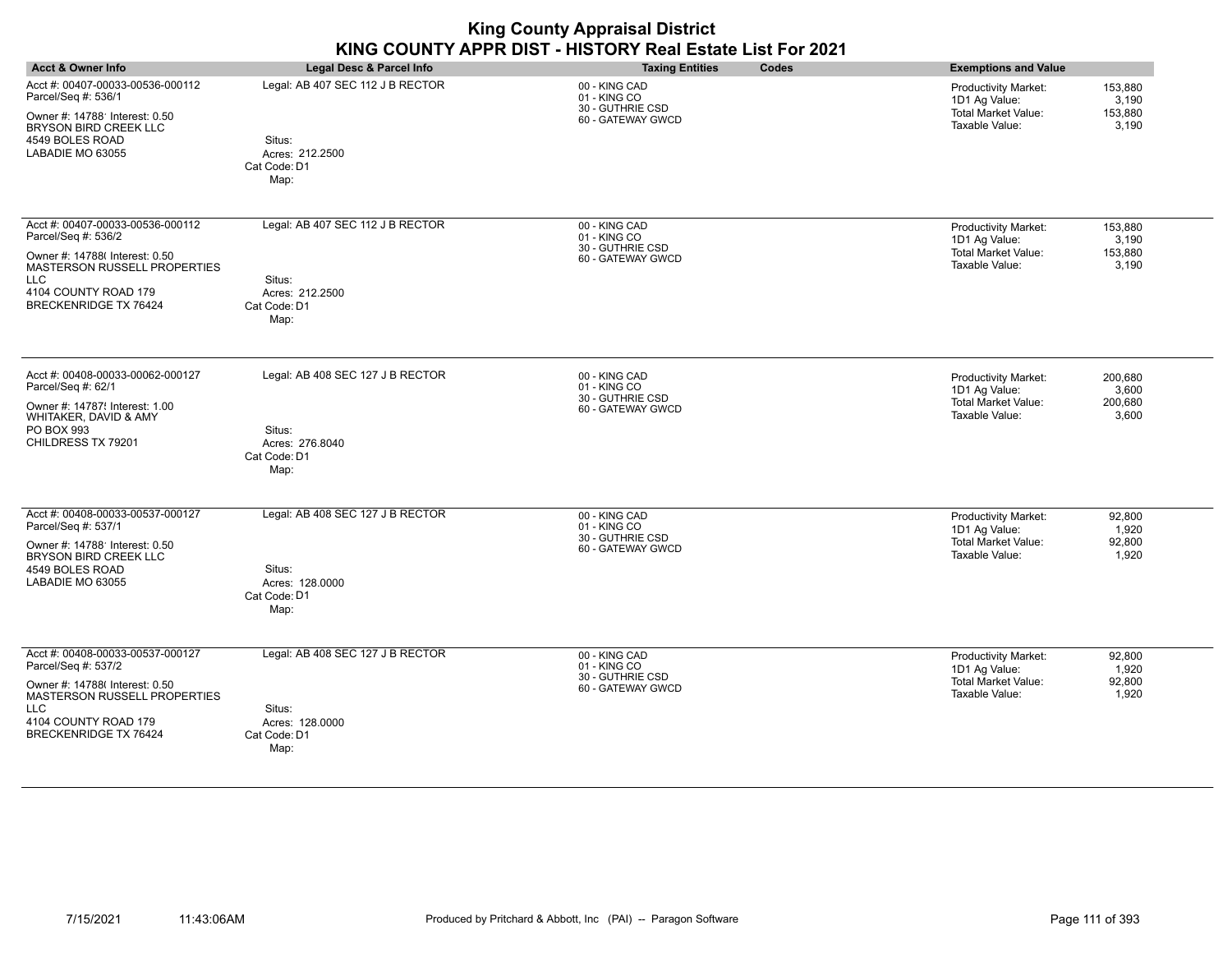# King County Appraisal District

## KING COUNTY APPR DIST - HISTORY Real Estate List For 2021

| Acct & Owner Info | Legal Desc & Parcel Info | Taxing Entities | Codes | Exemptions and Value |
|---|---|---|---|---|
| Acct #: 00407-00033-00536-000112<br>Parcel/Seq #: 536/1<br>Owner #: 14788' Interest: 0.50<br>BRYSON BIRD CREEK LLC<br>4549 BOLES ROAD<br>LABADIE MO 63055 | Legal: AB 407 SEC 112 J B RECTOR<br>Situs:<br>Acres: 212.2500<br>Cat Code: D1<br>Map: | 00 - KING CAD<br>01 - KING CO<br>30 - GUTHRIE CSD<br>60 - GATEWAY GWCD | | Productivity Market: 153,880<br>1D1 Ag Value: 3,190<br>Total Market Value: 153,880<br>Taxable Value: 3,190 |
| Acct #: 00407-00033-00536-000112<br>Parcel/Seq #: 536/2<br>Owner #: 14788( Interest: 0.50<br>MASTERSON RUSSELL PROPERTIES LLC<br>4104 COUNTY ROAD 179<br>BRECKENRIDGE TX 76424 | Legal: AB 407 SEC 112 J B RECTOR<br>Situs:<br>Acres: 212.2500<br>Cat Code: D1<br>Map: | 00 - KING CAD<br>01 - KING CO<br>30 - GUTHRIE CSD<br>60 - GATEWAY GWCD | | Productivity Market: 153,880<br>1D1 Ag Value: 3,190<br>Total Market Value: 153,880<br>Taxable Value: 3,190 |
| Acct #: 00408-00033-00062-000127<br>Parcel/Seq #: 62/1<br>Owner #: 14787! Interest: 1.00<br>WHITAKER, DAVID & AMY<br>PO BOX 993<br>CHILDRESS TX 79201 | Legal: AB 408 SEC 127 J B RECTOR<br>Situs:<br>Acres: 276.8040<br>Cat Code: D1<br>Map: | 00 - KING CAD<br>01 - KING CO<br>30 - GUTHRIE CSD<br>60 - GATEWAY GWCD | | Productivity Market: 200,680<br>1D1 Ag Value: 3,600<br>Total Market Value: 200,680<br>Taxable Value: 3,600 |
| Acct #: 00408-00033-00537-000127<br>Parcel/Seq #: 537/1<br>Owner #: 14788' Interest: 0.50<br>BRYSON BIRD CREEK LLC<br>4549 BOLES ROAD<br>LABADIE MO 63055 | Legal: AB 408 SEC 127 J B RECTOR<br>Situs:<br>Acres: 128.0000<br>Cat Code: D1<br>Map: | 00 - KING CAD<br>01 - KING CO<br>30 - GUTHRIE CSD<br>60 - GATEWAY GWCD | | Productivity Market: 92,800<br>1D1 Ag Value: 1,920<br>Total Market Value: 92,800<br>Taxable Value: 1,920 |
| Acct #: 00408-00033-00537-000127<br>Parcel/Seq #: 537/2<br>Owner #: 14788( Interest: 0.50<br>MASTERSON RUSSELL PROPERTIES LLC<br>4104 COUNTY ROAD 179<br>BRECKENRIDGE TX 76424 | Legal: AB 408 SEC 127 J B RECTOR<br>Situs:<br>Acres: 128.0000<br>Cat Code: D1<br>Map: | 00 - KING CAD<br>01 - KING CO<br>30 - GUTHRIE CSD<br>60 - GATEWAY GWCD | | Productivity Market: 92,800<br>1D1 Ag Value: 1,920<br>Total Market Value: 92,800<br>Taxable Value: 1,920 |

7/15/2021 11:43:06AM Produced by Pritchard & Abbott, Inc (PAI) -- Paragon Software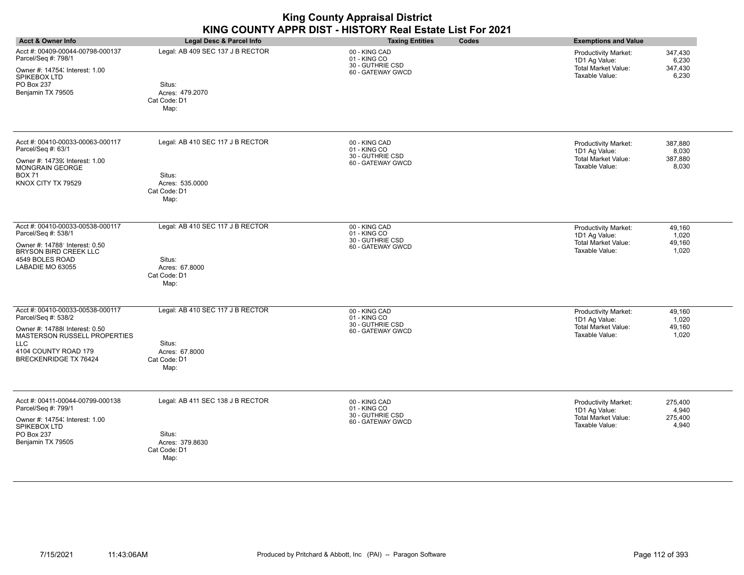# King County Appraisal District

## KING COUNTY APPR DIST - HISTORY Real Estate List For 2021

| Acct & Owner Info | Legal Desc & Parcel Info | Taxing Entities | Codes | Exemptions and Value |
|---|---|---|---|---|
| Acct #: 00409-00044-00798-000137<br>Parcel/Seq #: 798/1<br>Owner #: 14754: Interest: 1.00<br>SPIKEBOX LTD<br>PO Box 237<br>Benjamin TX 79505 | Legal: AB 409 SEC 137 J B RECTOR<br>Situs:<br>Acres: 479.2070<br>Cat Code: D1<br>Map: | 00 - KING CAD<br>01 - KING CO<br>30 - GUTHRIE CSD<br>60 - GATEWAY GWCD | | Productivity Market: 347,430<br>1D1 Ag Value: 6,230<br>Total Market Value: 347,430<br>Taxable Value: 6,230 |
| Acct #: 00410-00033-00063-000117<br>Parcel/Seq #: 63/1<br>Owner #: 14739: Interest: 1.00<br>MONGRAIN GEORGE<br>BOX 71<br>KNOX CITY TX 79529 | Legal: AB 410 SEC 117 J B RECTOR<br>Situs:<br>Acres: 535.0000<br>Cat Code: D1<br>Map: | 00 - KING CAD<br>01 - KING CO<br>30 - GUTHRIE CSD<br>60 - GATEWAY GWCD | | Productivity Market: 387,880<br>1D1 Ag Value: 8,030<br>Total Market Value: 387,880<br>Taxable Value: 8,030 |
| Acct #: 00410-00033-00538-000117<br>Parcel/Seq #: 538/1<br>Owner #: 14788' Interest: 0.50<br>BRYSON BIRD CREEK LLC<br>4549 BOLES ROAD<br>LABADIE MO 63055 | Legal: AB 410 SEC 117 J B RECTOR<br>Situs:<br>Acres: 67.8000<br>Cat Code: D1<br>Map: | 00 - KING CAD<br>01 - KING CO<br>30 - GUTHRIE CSD<br>60 - GATEWAY GWCD | | Productivity Market: 49,160<br>1D1 Ag Value: 1,020<br>Total Market Value: 49,160<br>Taxable Value: 1,020 |
| Acct #: 00410-00033-00538-000117<br>Parcel/Seq #: 538/2<br>Owner #: 14788( Interest: 0.50<br>MASTERSON RUSSELL PROPERTIES LLC<br>4104 COUNTY ROAD 179<br>BRECKENRIDGE TX 76424 | Legal: AB 410 SEC 117 J B RECTOR<br>Situs:<br>Acres: 67.8000<br>Cat Code: D1<br>Map: | 00 - KING CAD<br>01 - KING CO<br>30 - GUTHRIE CSD<br>60 - GATEWAY GWCD | | Productivity Market: 49,160<br>1D1 Ag Value: 1,020<br>Total Market Value: 49,160<br>Taxable Value: 1,020 |
| Acct #: 00411-00044-00799-000138<br>Parcel/Seq #: 799/1<br>Owner #: 14754: Interest: 1.00<br>SPIKEBOX LTD<br>PO Box 237<br>Benjamin TX 79505 | Legal: AB 411 SEC 138 J B RECTOR<br>Situs:<br>Acres: 379.8630<br>Cat Code: D1<br>Map: | 00 - KING CAD<br>01 - KING CO<br>30 - GUTHRIE CSD<br>60 - GATEWAY GWCD | | Productivity Market: 275,400<br>1D1 Ag Value: 4,940<br>Total Market Value: 275,400<br>Taxable Value: 4,940 |

7/15/2021 11:43:06AM Produced by Pritchard & Abbott, Inc (PAI) -- Paragon Software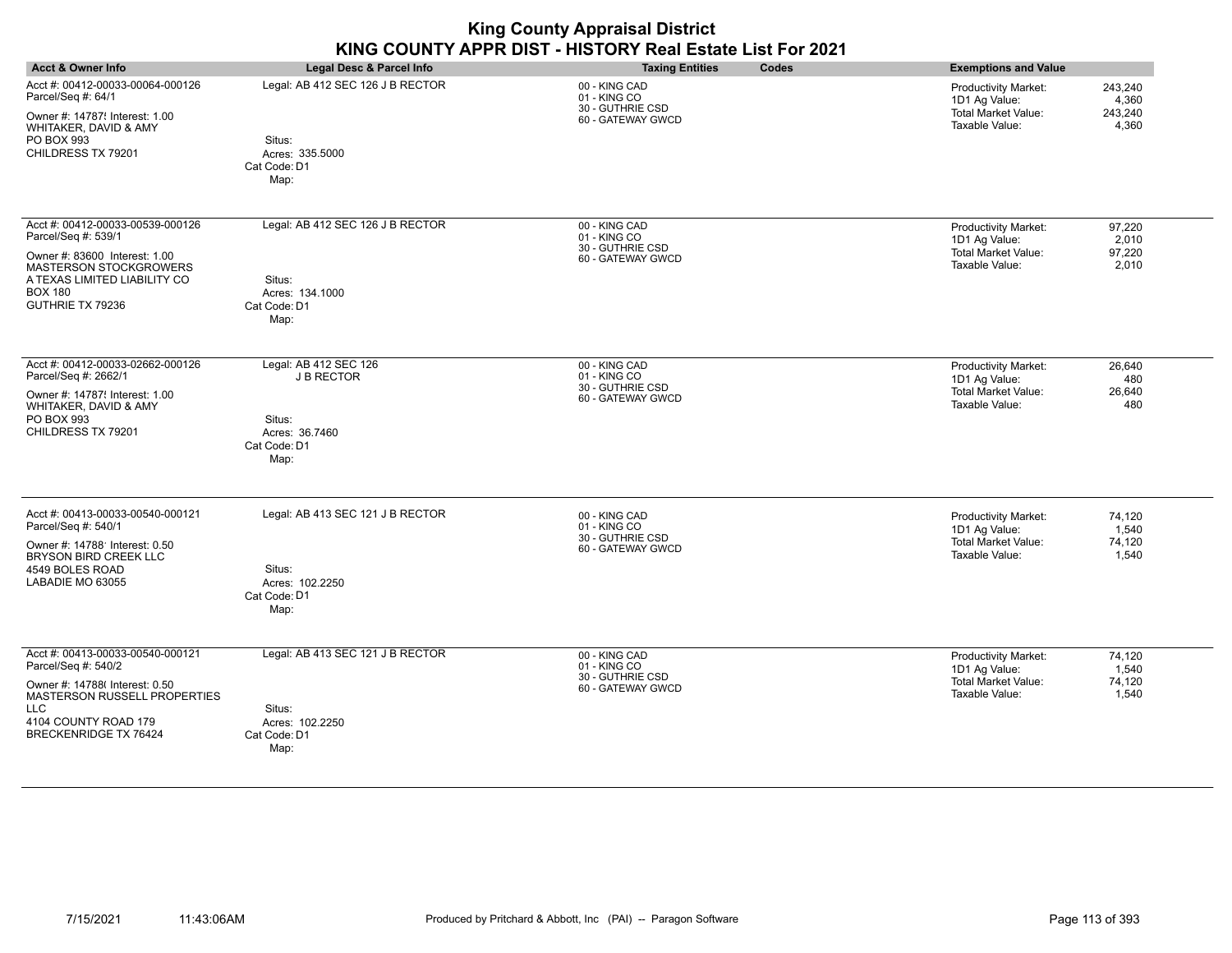# King County Appraisal District

## KING COUNTY APPR DIST - HISTORY Real Estate List For 2021

| Acct & Owner Info | Legal Desc & Parcel Info | Taxing Entities | Codes | Exemptions and Value |
|---|---|---|---|---|
| Acct #: 00412-00033-00064-000126<br>Parcel/Seq #: 64/1<br>Owner #: 14787! Interest: 1.00<br>WHITAKER, DAVID & AMY<br>PO BOX 993<br>CHILDRESS TX 79201 | Legal: AB 412 SEC 126 J B RECTOR<br>Situs:<br>Acres: 335.5000<br>Cat Code: D1<br>Map: | 00 - KING CAD<br>01 - KING CO<br>30 - GUTHRIE CSD<br>60 - GATEWAY GWCD | | Productivity Market: 243,240<br>1D1 Ag Value: 4,360<br>Total Market Value: 243,240<br>Taxable Value: 4,360 |
| Acct #: 00412-00033-00539-000126<br>Parcel/Seq #: 539/1<br>Owner #: 83600 Interest: 1.00<br>MASTERSON STOCKGROWERS<br>A TEXAS LIMITED LIABILITY CO<br>BOX 180<br>GUTHRIE TX 79236 | Legal: AB 412 SEC 126 J B RECTOR<br>Situs:<br>Acres: 134.1000<br>Cat Code: D1<br>Map: | 00 - KING CAD<br>01 - KING CO<br>30 - GUTHRIE CSD<br>60 - GATEWAY GWCD | | Productivity Market: 97,220<br>1D1 Ag Value: 2,010<br>Total Market Value: 97,220<br>Taxable Value: 2,010 |
| Acct #: 00412-00033-02662-000126<br>Parcel/Seq #: 2662/1<br>Owner #: 14787! Interest: 1.00<br>WHITAKER, DAVID & AMY<br>PO BOX 993<br>CHILDRESS TX 79201 | Legal: AB 412 SEC 126<br>J B RECTOR<br>Situs:<br>Acres: 36.7460<br>Cat Code: D1<br>Map: | 00 - KING CAD<br>01 - KING CO<br>30 - GUTHRIE CSD<br>60 - GATEWAY GWCD | | Productivity Market: 26,640<br>1D1 Ag Value: 480<br>Total Market Value: 26,640<br>Taxable Value: 480 |
| Acct #: 00413-00033-00540-000121<br>Parcel/Seq #: 540/1<br>Owner #: 14788' Interest: 0.50<br>BRYSON BIRD CREEK LLC<br>4549 BOLES ROAD<br>LABADIE MO 63055 | Legal: AB 413 SEC 121 J B RECTOR<br>Situs:<br>Acres: 102.2250<br>Cat Code: D1<br>Map: | 00 - KING CAD<br>01 - KING CO<br>30 - GUTHRIE CSD<br>60 - GATEWAY GWCD | | Productivity Market: 74,120<br>1D1 Ag Value: 1,540<br>Total Market Value: 74,120<br>Taxable Value: 1,540 |
| Acct #: 00413-00033-00540-000121<br>Parcel/Seq #: 540/2<br>Owner #: 14788( Interest: 0.50<br>MASTERSON RUSSELL PROPERTIES<br>LLC<br>4104 COUNTY ROAD 179<br>BRECKENRIDGE TX 76424 | Legal: AB 413 SEC 121 J B RECTOR<br>Situs:<br>Acres: 102.2250<br>Cat Code: D1<br>Map: | 00 - KING CAD<br>01 - KING CO<br>30 - GUTHRIE CSD<br>60 - GATEWAY GWCD | | Productivity Market: 74,120<br>1D1 Ag Value: 1,540<br>Total Market Value: 74,120<br>Taxable Value: 1,540 |

7/15/2021 11:43:06AM Produced by Pritchard & Abbott, Inc (PAI) -- Paragon Software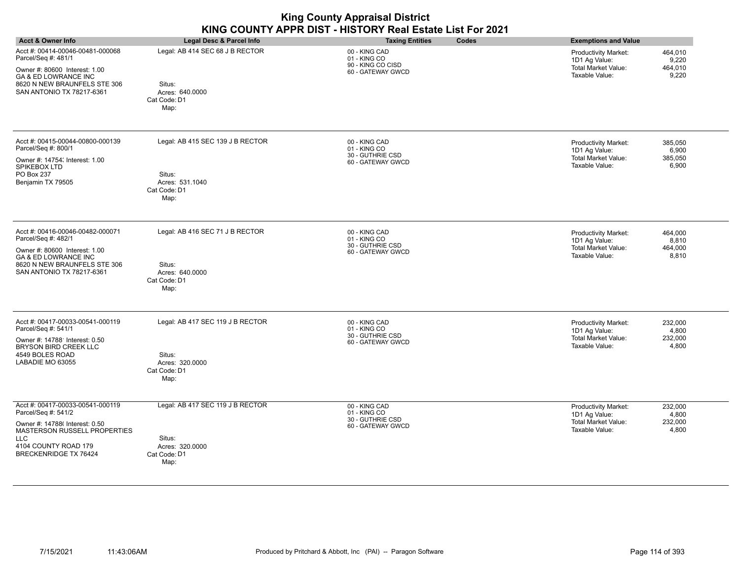# King County Appraisal District

## KING COUNTY APPR DIST - HISTORY Real Estate List For 2021

| Acct & Owner Info | Legal Desc & Parcel Info | Taxing Entities | Codes | Exemptions and Value |
|---|---|---|---|---|
| Acct #: 00414-00046-00481-000068<br>Parcel/Seq #: 481/1<br>Owner #: 80600 Interest: 1.00<br>GA & ED LOWRANCE INC<br>8620 N NEW BRAUNFELS STE 306<br>SAN ANTONIO TX 78217-6361 | Legal: AB 414 SEC 68 J B RECTOR<br>Situs:<br>Acres: 640.0000<br>Cat Code: D1<br>Map: | 00 - KING CAD<br>01 - KING CO<br>90 - KING CO CISD<br>60 - GATEWAY GWCD | | Productivity Market: 464,010<br>1D1 Ag Value: 9,220<br>Total Market Value: 464,010<br>Taxable Value: 9,220 |
| Acct #: 00415-00044-00800-000139<br>Parcel/Seq #: 800/1<br>Owner #: 14754: Interest: 1.00<br>SPIKEBOX LTD<br>PO Box 237<br>Benjamin TX 79505 | Legal: AB 415 SEC 139 J B RECTOR<br>Situs:<br>Acres: 531.1040<br>Cat Code: D1<br>Map: | 00 - KING CAD<br>01 - KING CO<br>30 - GUTHRIE CSD<br>60 - GATEWAY GWCD | | Productivity Market: 385,050<br>1D1 Ag Value: 6,900<br>Total Market Value: 385,050<br>Taxable Value: 6,900 |
| Acct #: 00416-00046-00482-000071<br>Parcel/Seq #: 482/1<br>Owner #: 80600 Interest: 1.00<br>GA & ED LOWRANCE INC<br>8620 N NEW BRAUNFELS STE 306<br>SAN ANTONIO TX 78217-6361 | Legal: AB 416 SEC 71 J B RECTOR<br>Situs:<br>Acres: 640.0000<br>Cat Code: D1<br>Map: | 00 - KING CAD<br>01 - KING CO<br>30 - GUTHRIE CSD<br>60 - GATEWAY GWCD | | Productivity Market: 464,000<br>1D1 Ag Value: 8,810<br>Total Market Value: 464,000<br>Taxable Value: 8,810 |
| Acct #: 00417-00033-00541-000119<br>Parcel/Seq #: 541/1<br>Owner #: 14788' Interest: 0.50<br>BRYSON BIRD CREEK LLC<br>4549 BOLES ROAD<br>LABADIE MO 63055 | Legal: AB 417 SEC 119 J B RECTOR<br>Situs:<br>Acres: 320.0000<br>Cat Code: D1<br>Map: | 00 - KING CAD<br>01 - KING CO<br>30 - GUTHRIE CSD<br>60 - GATEWAY GWCD | | Productivity Market: 232,000<br>1D1 Ag Value: 4,800<br>Total Market Value: 232,000<br>Taxable Value: 4,800 |
| Acct #: 00417-00033-00541-000119<br>Parcel/Seq #: 541/2<br>Owner #: 14788( Interest: 0.50<br>MASTERSON RUSSELL PROPERTIES LLC<br>4104 COUNTY ROAD 179<br>BRECKENRIDGE TX 76424 | Legal: AB 417 SEC 119 J B RECTOR<br>Situs:<br>Acres: 320.0000<br>Cat Code: D1<br>Map: | 00 - KING CAD<br>01 - KING CO<br>30 - GUTHRIE CSD<br>60 - GATEWAY GWCD | | Productivity Market: 232,000<br>1D1 Ag Value: 4,800<br>Total Market Value: 232,000<br>Taxable Value: 4,800 |

7/15/2021 11:43:06AM Produced by Pritchard & Abbott, Inc (PAI) -- Paragon Software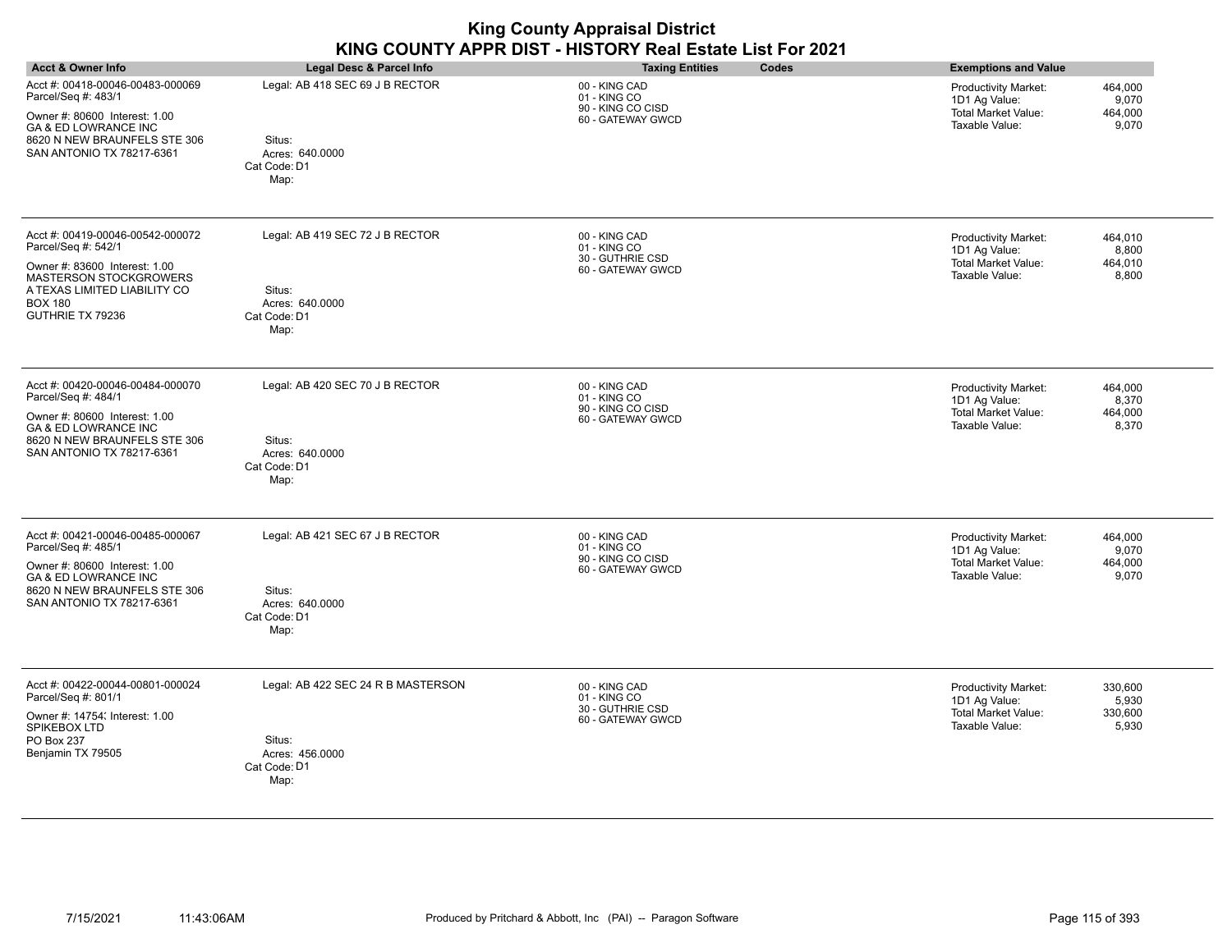# King County Appraisal District

## KING COUNTY APPR DIST - HISTORY Real Estate List For 2021

| Acct & Owner Info | Legal Desc & Parcel Info | Taxing Entities | Codes | Exemptions and Value |
|---|---|---|---|---|
| Acct #: 00418-00046-00483-000069<br>Parcel/Seq #: 483/1<br>Owner #: 80600 Interest: 1.00<br>GA & ED LOWRANCE INC<br>8620 N NEW BRAUNFELS STE 306<br>SAN ANTONIO TX 78217-6361 | Legal: AB 418 SEC 69 J B RECTOR<br>Situs:<br>Acres: 640.0000<br>Cat Code: D1<br>Map: | 00 - KING CAD<br>01 - KING CO<br>90 - KING CO CISD<br>60 - GATEWAY GWCD | | Productivity Market: 464,000<br>1D1 Ag Value: 9,070<br>Total Market Value: 464,000<br>Taxable Value: 9,070 |
| Acct #: 00419-00046-00542-000072<br>Parcel/Seq #: 542/1<br>Owner #: 83600 Interest: 1.00<br>MASTERSON STOCKGROWERS<br>A TEXAS LIMITED LIABILITY CO<br>BOX 180<br>GUTHRIE TX 79236 | Legal: AB 419 SEC 72 J B RECTOR<br>Situs:<br>Acres: 640.0000<br>Cat Code: D1<br>Map: | 00 - KING CAD<br>01 - KING CO<br>30 - GUTHRIE CSD<br>60 - GATEWAY GWCD | | Productivity Market: 464,010<br>1D1 Ag Value: 8,800<br>Total Market Value: 464,010<br>Taxable Value: 8,800 |
| Acct #: 00420-00046-00484-000070<br>Parcel/Seq #: 484/1<br>Owner #: 80600 Interest: 1.00<br>GA & ED LOWRANCE INC<br>8620 N NEW BRAUNFELS STE 306<br>SAN ANTONIO TX 78217-6361 | Legal: AB 420 SEC 70 J B RECTOR<br>Situs:<br>Acres: 640.0000<br>Cat Code: D1<br>Map: | 00 - KING CAD<br>01 - KING CO<br>90 - KING CO CISD<br>60 - GATEWAY GWCD | | Productivity Market: 464,000<br>1D1 Ag Value: 8,370<br>Total Market Value: 464,000<br>Taxable Value: 8,370 |
| Acct #: 00421-00046-00485-000067<br>Parcel/Seq #: 485/1<br>Owner #: 80600 Interest: 1.00<br>GA & ED LOWRANCE INC<br>8620 N NEW BRAUNFELS STE 306<br>SAN ANTONIO TX 78217-6361 | Legal: AB 421 SEC 67 J B RECTOR<br>Situs:<br>Acres: 640.0000<br>Cat Code: D1<br>Map: | 00 - KING CAD<br>01 - KING CO<br>90 - KING CO CISD<br>60 - GATEWAY GWCD | | Productivity Market: 464,000<br>1D1 Ag Value: 9,070<br>Total Market Value: 464,000<br>Taxable Value: 9,070 |
| Acct #: 00422-00044-00801-000024<br>Parcel/Seq #: 801/1<br>Owner #: 14754; Interest: 1.00<br>SPIKEBOX LTD<br>PO Box 237<br>Benjamin TX 79505 | Legal: AB 422 SEC 24 R B MASTERSON<br>Situs:<br>Acres: 456.0000<br>Cat Code: D1<br>Map: | 00 - KING CAD<br>01 - KING CO<br>30 - GUTHRIE CSD<br>60 - GATEWAY GWCD | | Productivity Market: 330,600<br>1D1 Ag Value: 5,930<br>Total Market Value: 330,600<br>Taxable Value: 5,930 |

7/15/2021 11:43:06AM Produced by Pritchard & Abbott, Inc (PAI) -- Paragon Software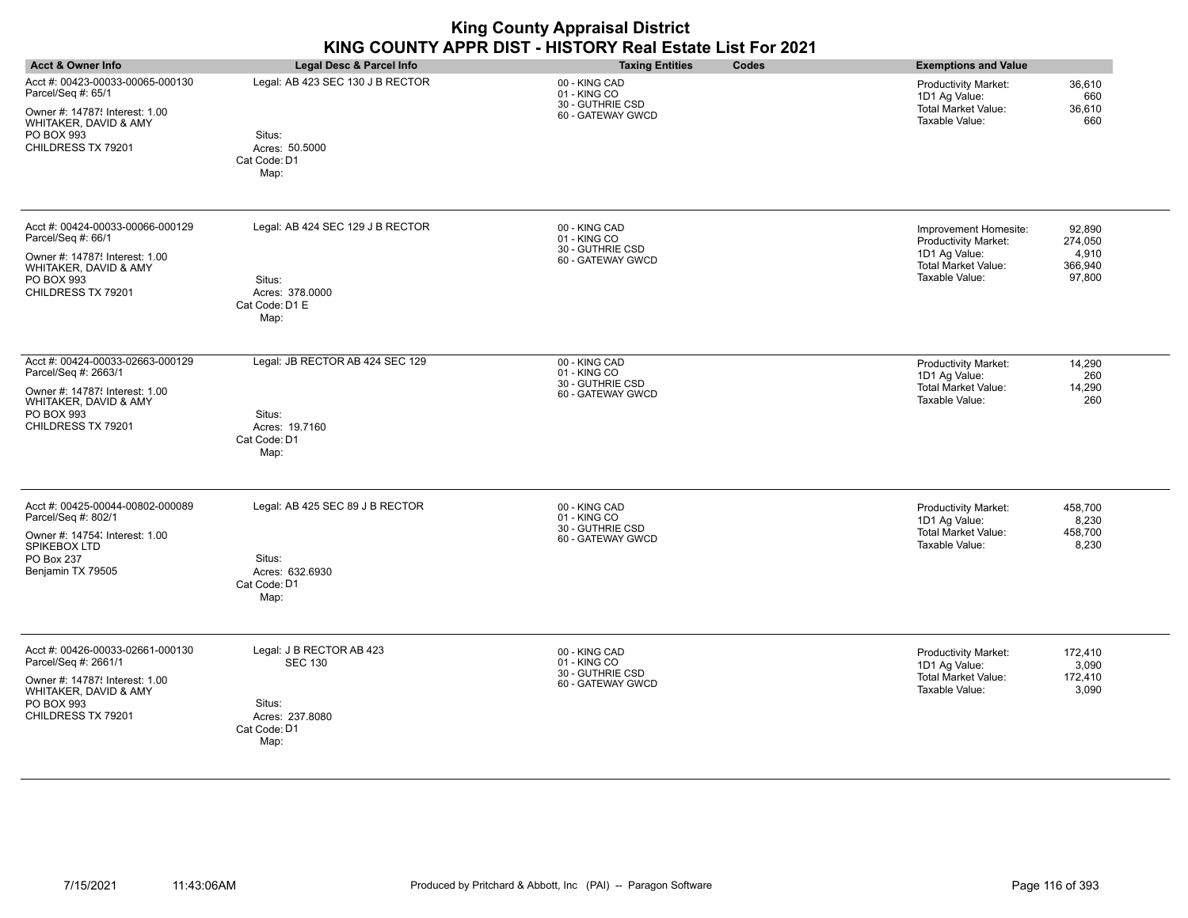# King County Appraisal District

## KING COUNTY APPR DIST - HISTORY Real Estate List For 2021

| Acct & Owner Info | Legal Desc & Parcel Info | Taxing Entities | Codes | Exemptions and Value |
|---|---|---|---|---|
| Acct #: 00423-00033-00065-000130<br>Parcel/Seq #: 65/1<br>Owner #: 14787! Interest: 1.00<br>WHITAKER, DAVID & AMY<br>PO BOX 993<br>CHILDRESS TX 79201 | Legal: AB 423 SEC 130 J B RECTOR<br>Situs:<br>Acres: 50.5000<br>Cat Code: D1<br>Map: | 00 - KING CAD<br>01 - KING CO<br>30 - GUTHRIE CSD<br>60 - GATEWAY GWCD | | Productivity Market: 36,610<br>1D1 Ag Value: 660<br>Total Market Value: 36,610<br>Taxable Value: 660 |
| Acct #: 00424-00033-00066-000129<br>Parcel/Seq #: 66/1<br>Owner #: 14787! Interest: 1.00<br>WHITAKER, DAVID & AMY<br>PO BOX 993<br>CHILDRESS TX 79201 | Legal: AB 424 SEC 129 J B RECTOR<br>Situs:<br>Acres: 378.0000<br>Cat Code: D1 E<br>Map: | 00 - KING CAD<br>01 - KING CO<br>30 - GUTHRIE CSD<br>60 - GATEWAY GWCD | | Improvement Homesite: 92,890<br>Productivity Market: 274,050<br>1D1 Ag Value: 4,910<br>Total Market Value: 366,940<br>Taxable Value: 97,800 |
| Acct #: 00424-00033-02663-000129<br>Parcel/Seq #: 2663/1<br>Owner #: 14787! Interest: 1.00<br>WHITAKER, DAVID & AMY<br>PO BOX 993<br>CHILDRESS TX 79201 | Legal: JB RECTOR AB 424 SEC 129<br>Situs:<br>Acres: 19.7160<br>Cat Code: D1<br>Map: | 00 - KING CAD<br>01 - KING CO<br>30 - GUTHRIE CSD<br>60 - GATEWAY GWCD | | Productivity Market: 14,290<br>1D1 Ag Value: 260<br>Total Market Value: 14,290<br>Taxable Value: 260 |
| Acct #: 00425-00044-00802-000089<br>Parcel/Seq #: 802/1<br>Owner #: 14754: Interest: 1.00<br>SPIKEBOX LTD<br>PO Box 237<br>Benjamin TX 79505 | Legal: AB 425 SEC 89 J B RECTOR<br>Situs:<br>Acres: 632.6930<br>Cat Code: D1<br>Map: | 00 - KING CAD<br>01 - KING CO<br>30 - GUTHRIE CSD<br>60 - GATEWAY GWCD | | Productivity Market: 458,700<br>1D1 Ag Value: 8,230<br>Total Market Value: 458,700<br>Taxable Value: 8,230 |
| Acct #: 00426-00033-02661-000130<br>Parcel/Seq #: 2661/1<br>Owner #: 14787! Interest: 1.00<br>WHITAKER, DAVID & AMY<br>PO BOX 993<br>CHILDRESS TX 79201 | Legal: J B RECTOR AB 423 SEC 130<br>Situs:<br>Acres: 237.8080<br>Cat Code: D1<br>Map: | 00 - KING CAD<br>01 - KING CO<br>30 - GUTHRIE CSD<br>60 - GATEWAY GWCD | | Productivity Market: 172,410<br>1D1 Ag Value: 3,090<br>Total Market Value: 172,410<br>Taxable Value: 3,090 |

7/15/2021 11:43:06AM Produced by Pritchard & Abbott, Inc (PAI) -- Paragon Software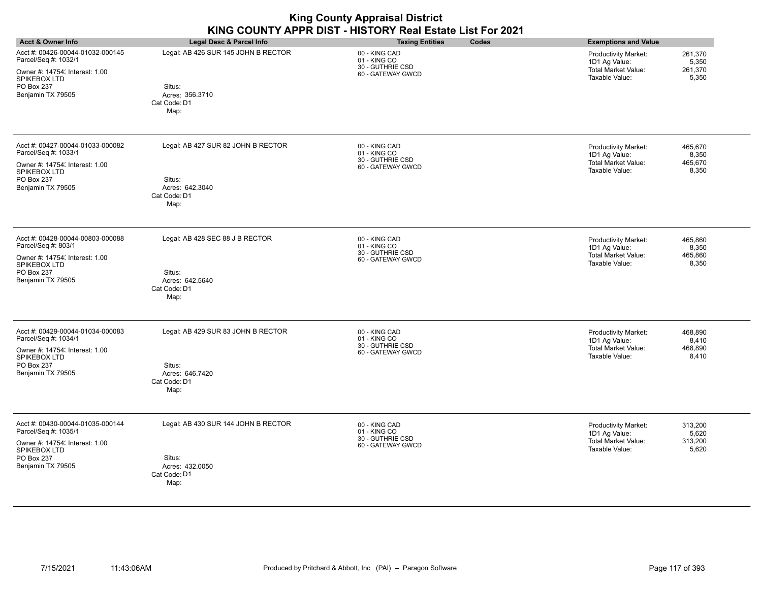# King County Appraisal District

## KING COUNTY APPR DIST - HISTORY Real Estate List For 2021

| Acct & Owner Info | Legal Desc & Parcel Info | Taxing Entities | Codes | Exemptions and Value |
|---|---|---|---|---|
| Acct #: 00426-00044-01032-000145<br>Parcel/Seq #: 1032/1<br>Owner #: 14754; Interest: 1.00<br>SPIKEBOX LTD<br>PO Box 237<br>Benjamin TX 79505 | Legal: AB 426 SUR 145 JOHN B RECTOR<br>Situs:<br>Acres: 356.3710<br>Cat Code: D1<br>Map: | 00 - KING CAD<br>01 - KING CO<br>30 - GUTHRIE CSD<br>60 - GATEWAY GWCD | | Productivity Market: 261,370<br>1D1 Ag Value: 5,350<br>Total Market Value: 261,370<br>Taxable Value: 5,350 |
| Acct #: 00427-00044-01033-000082<br>Parcel/Seq #: 1033/1<br>Owner #: 14754; Interest: 1.00<br>SPIKEBOX LTD<br>PO Box 237<br>Benjamin TX 79505 | Legal: AB 427 SUR 82 JOHN B RECTOR<br>Situs:<br>Acres: 642.3040<br>Cat Code: D1<br>Map: | 00 - KING CAD<br>01 - KING CO<br>30 - GUTHRIE CSD<br>60 - GATEWAY GWCD | | Productivity Market: 465,670<br>1D1 Ag Value: 8,350<br>Total Market Value: 465,670<br>Taxable Value: 8,350 |
| Acct #: 00428-00044-00803-000088<br>Parcel/Seq #: 803/1<br>Owner #: 14754; Interest: 1.00<br>SPIKEBOX LTD<br>PO Box 237<br>Benjamin TX 79505 | Legal: AB 428 SEC 88 J B RECTOR<br>Situs:<br>Acres: 642.5640<br>Cat Code: D1<br>Map: | 00 - KING CAD<br>01 - KING CO<br>30 - GUTHRIE CSD<br>60 - GATEWAY GWCD | | Productivity Market: 465,860<br>1D1 Ag Value: 8,350<br>Total Market Value: 465,860<br>Taxable Value: 8,350 |
| Acct #: 00429-00044-01034-000083<br>Parcel/Seq #: 1034/1<br>Owner #: 14754; Interest: 1.00<br>SPIKEBOX LTD<br>PO Box 237<br>Benjamin TX 79505 | Legal: AB 429 SUR 83 JOHN B RECTOR<br>Situs:<br>Acres: 646.7420<br>Cat Code: D1<br>Map: | 00 - KING CAD<br>01 - KING CO<br>30 - GUTHRIE CSD<br>60 - GATEWAY GWCD | | Productivity Market: 468,890<br>1D1 Ag Value: 8,410<br>Total Market Value: 468,890<br>Taxable Value: 8,410 |
| Acct #: 00430-00044-01035-000144<br>Parcel/Seq #: 1035/1<br>Owner #: 14754; Interest: 1.00<br>SPIKEBOX LTD<br>PO Box 237<br>Benjamin TX 79505 | Legal: AB 430 SUR 144 JOHN B RECTOR<br>Situs:<br>Acres: 432.0050<br>Cat Code: D1<br>Map: | 00 - KING CAD<br>01 - KING CO<br>30 - GUTHRIE CSD<br>60 - GATEWAY GWCD | | Productivity Market: 313,200<br>1D1 Ag Value: 5,620<br>Total Market Value: 313,200<br>Taxable Value: 5,620 |

7/15/2021 11:43:06AM Produced by Pritchard & Abbott, Inc (PAI) -- Paragon Software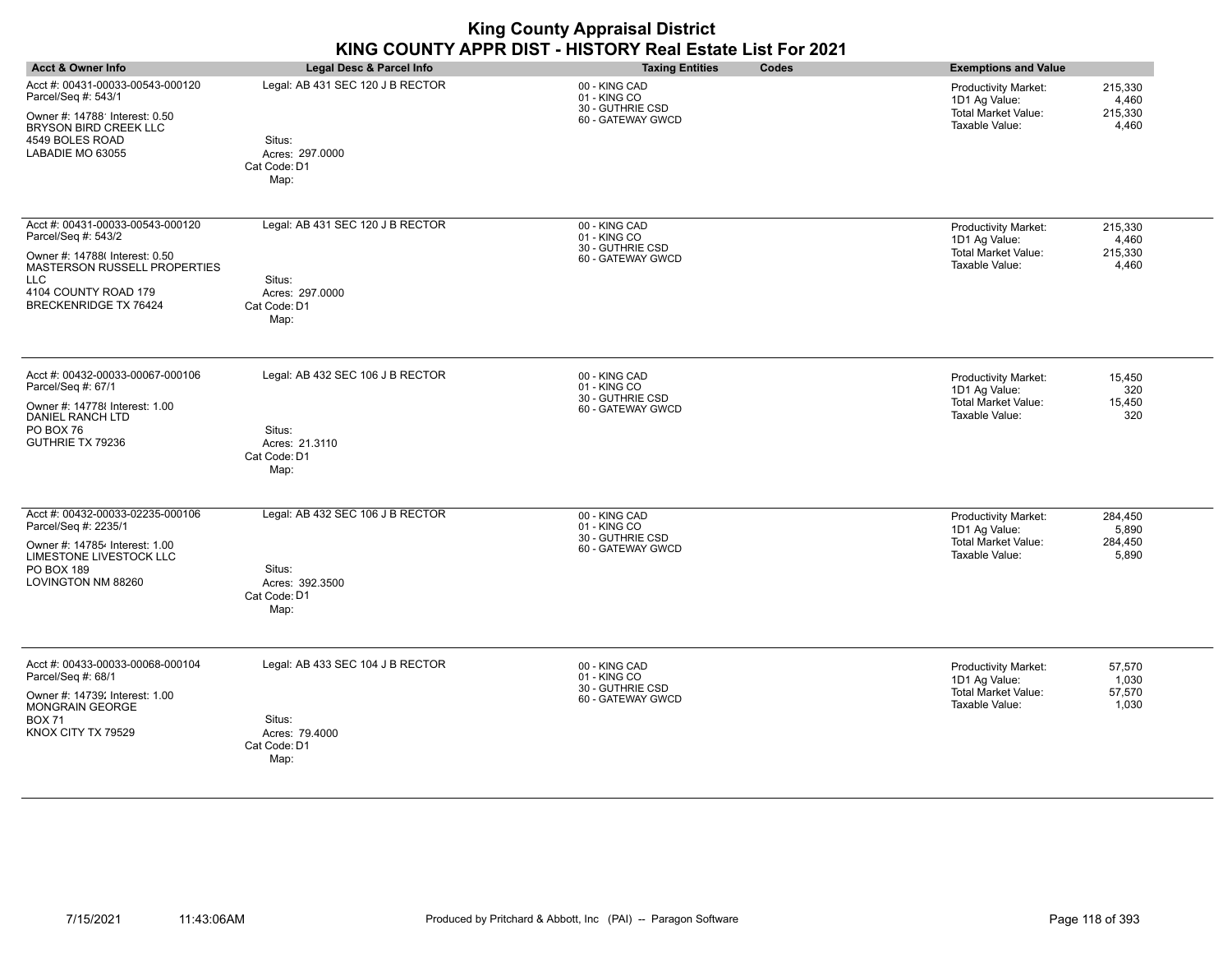# King County Appraisal District
## KING COUNTY APPR DIST - HISTORY Real Estate List For 2021

| Acct & Owner Info | Legal Desc & Parcel Info | Taxing Entities | Codes | Exemptions and Value |
|---|---|---|---|---|
| Acct #: 00431-00033-00543-000120<br>Parcel/Seq #: 543/1<br>Owner #: 14788' Interest: 0.50<br>BRYSON BIRD CREEK LLC<br>4549 BOLES ROAD<br>LABADIE MO 63055 | Legal: AB 431 SEC 120 J B RECTOR<br>Situs:<br>Acres: 297.0000<br>Cat Code: D1<br>Map: | 00 - KING CAD<br>01 - KING CO<br>30 - GUTHRIE CSD<br>60 - GATEWAY GWCD | | Productivity Market: 215,330<br>1D1 Ag Value: 4,460<br>Total Market Value: 215,330<br>Taxable Value: 4,460 |
| Acct #: 00431-00033-00543-000120<br>Parcel/Seq #: 543/2<br>Owner #: 14788( Interest: 0.50<br>MASTERSON RUSSELL PROPERTIES LLC<br>4104 COUNTY ROAD 179<br>BRECKENRIDGE TX 76424 | Legal: AB 431 SEC 120 J B RECTOR<br>Situs:<br>Acres: 297.0000<br>Cat Code: D1<br>Map: | 00 - KING CAD<br>01 - KING CO<br>30 - GUTHRIE CSD<br>60 - GATEWAY GWCD | | Productivity Market: 215,330<br>1D1 Ag Value: 4,460<br>Total Market Value: 215,330<br>Taxable Value: 4,460 |
| Acct #: 00432-00033-00067-000106<br>Parcel/Seq #: 67/1<br>Owner #: 14778( Interest: 1.00<br>DANIEL RANCH LTD<br>PO BOX 76<br>GUTHRIE TX 79236 | Legal: AB 432 SEC 106 J B RECTOR<br>Situs:<br>Acres: 21.3110<br>Cat Code: D1<br>Map: | 00 - KING CAD<br>01 - KING CO<br>30 - GUTHRIE CSD<br>60 - GATEWAY GWCD | | Productivity Market: 15,450<br>1D1 Ag Value: 320<br>Total Market Value: 15,450<br>Taxable Value: 320 |
| Acct #: 00432-00033-02235-000106<br>Parcel/Seq #: 2235/1<br>Owner #: 14785( Interest: 1.00<br>LIMESTONE LIVESTOCK LLC<br>PO BOX 189<br>LOVINGTON NM 88260 | Legal: AB 432 SEC 106 J B RECTOR<br>Situs:<br>Acres: 392.3500<br>Cat Code: D1<br>Map: | 00 - KING CAD<br>01 - KING CO<br>30 - GUTHRIE CSD<br>60 - GATEWAY GWCD | | Productivity Market: 284,450<br>1D1 Ag Value: 5,890<br>Total Market Value: 284,450<br>Taxable Value: 5,890 |
| Acct #: 00433-00033-00068-000104<br>Parcel/Seq #: 68/1<br>Owner #: 14739; Interest: 1.00<br>MONGRAIN GEORGE<br>BOX 71<br>KNOX CITY TX 79529 | Legal: AB 433 SEC 104 J B RECTOR<br>Situs:<br>Acres: 79.4000<br>Cat Code: D1<br>Map: | 00 - KING CAD<br>01 - KING CO<br>30 - GUTHRIE CSD<br>60 - GATEWAY GWCD | | Productivity Market: 57,570<br>1D1 Ag Value: 1,030<br>Total Market Value: 57,570<br>Taxable Value: 1,030 |

7/15/2021 11:43:06AM Produced by Pritchard & Abbott, Inc (PAI) -- Paragon Software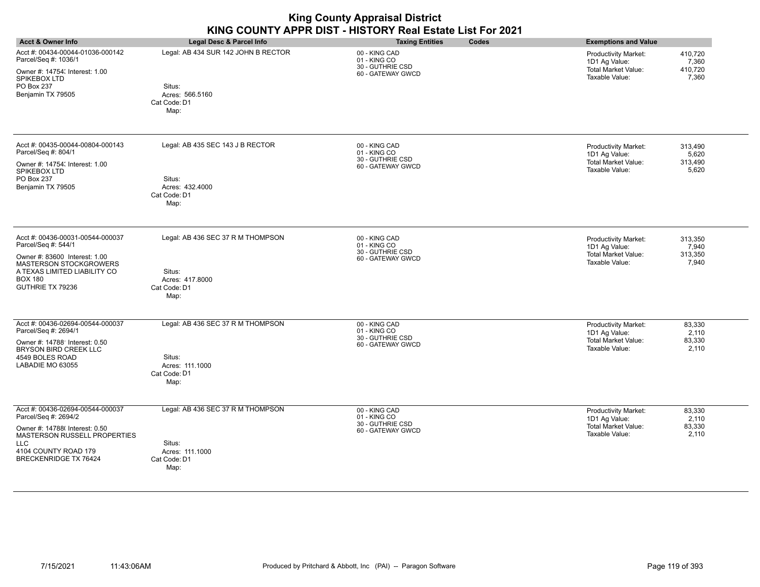# King County Appraisal District
## KING COUNTY APPR DIST - HISTORY Real Estate List For 2021

| Acct & Owner Info | Legal Desc & Parcel Info | Taxing Entities | Codes | Exemptions and Value |
|---|---|---|---|---|
| Acct #: 00434-00044-01036-000142<br>Parcel/Seq #: 1036/1<br>Owner #: 14754; Interest: 1.00<br>SPIKEBOX LTD<br>PO Box 237<br>Benjamin TX 79505 | Legal: AB 434 SUR 142 JOHN B RECTOR<br>Situs:<br>Acres: 566.5160<br>Cat Code: D1<br>Map: | 00 - KING CAD<br>01 - KING CO<br>30 - GUTHRIE CSD<br>60 - GATEWAY GWCD | | Productivity Market: 410,720<br>1D1 Ag Value: 7,360<br>Total Market Value: 410,720<br>Taxable Value: 7,360 |
| Acct #: 00435-00044-00804-000143<br>Parcel/Seq #: 804/1<br>Owner #: 14754; Interest: 1.00<br>SPIKEBOX LTD<br>PO Box 237<br>Benjamin TX 79505 | Legal: AB 435 SEC 143 J B RECTOR<br>Situs:<br>Acres: 432.4000<br>Cat Code: D1<br>Map: | 00 - KING CAD<br>01 - KING CO<br>30 - GUTHRIE CSD<br>60 - GATEWAY GWCD | | Productivity Market: 313,490<br>1D1 Ag Value: 5,620<br>Total Market Value: 313,490<br>Taxable Value: 5,620 |
| Acct #: 00436-00031-00544-000037<br>Parcel/Seq #: 544/1<br>Owner #: 83600 Interest: 1.00<br>MASTERSON STOCKGROWERS<br>A TEXAS LIMITED LIABILITY CO<br>BOX 180<br>GUTHRIE TX 79236 | Legal: AB 436 SEC 37 R M THOMPSON<br>Situs:<br>Acres: 417.8000<br>Cat Code: D1<br>Map: | 00 - KING CAD<br>01 - KING CO<br>30 - GUTHRIE CSD<br>60 - GATEWAY GWCD | | Productivity Market: 313,350<br>1D1 Ag Value: 7,940<br>Total Market Value: 313,350<br>Taxable Value: 7,940 |
| Acct #: 00436-02694-00544-000037<br>Parcel/Seq #: 2694/1<br>Owner #: 14788' Interest: 0.50<br>BRYSON BIRD CREEK LLC<br>4549 BOLES ROAD<br>LABADIE MO 63055 | Legal: AB 436 SEC 37 R M THOMPSON<br>Situs:<br>Acres: 111.1000<br>Cat Code: D1<br>Map: | 00 - KING CAD<br>01 - KING CO<br>30 - GUTHRIE CSD<br>60 - GATEWAY GWCD | | Productivity Market: 83,330<br>1D1 Ag Value: 2,110<br>Total Market Value: 83,330<br>Taxable Value: 2,110 |
| Acct #: 00436-02694-00544-000037<br>Parcel/Seq #: 2694/2<br>Owner #: 14788( Interest: 0.50<br>MASTERSON RUSSELL PROPERTIES<br>LLC<br>4104 COUNTY ROAD 179<br>BRECKENRIDGE TX 76424 | Legal: AB 436 SEC 37 R M THOMPSON<br>Situs:<br>Acres: 111.1000<br>Cat Code: D1<br>Map: | 00 - KING CAD<br>01 - KING CO<br>30 - GUTHRIE CSD<br>60 - GATEWAY GWCD | | Productivity Market: 83,330<br>1D1 Ag Value: 2,110<br>Total Market Value: 83,330<br>Taxable Value: 2,110 |

7/15/2021 11:43:06AM Produced by Pritchard & Abbott, Inc (PAI) -- Paragon Software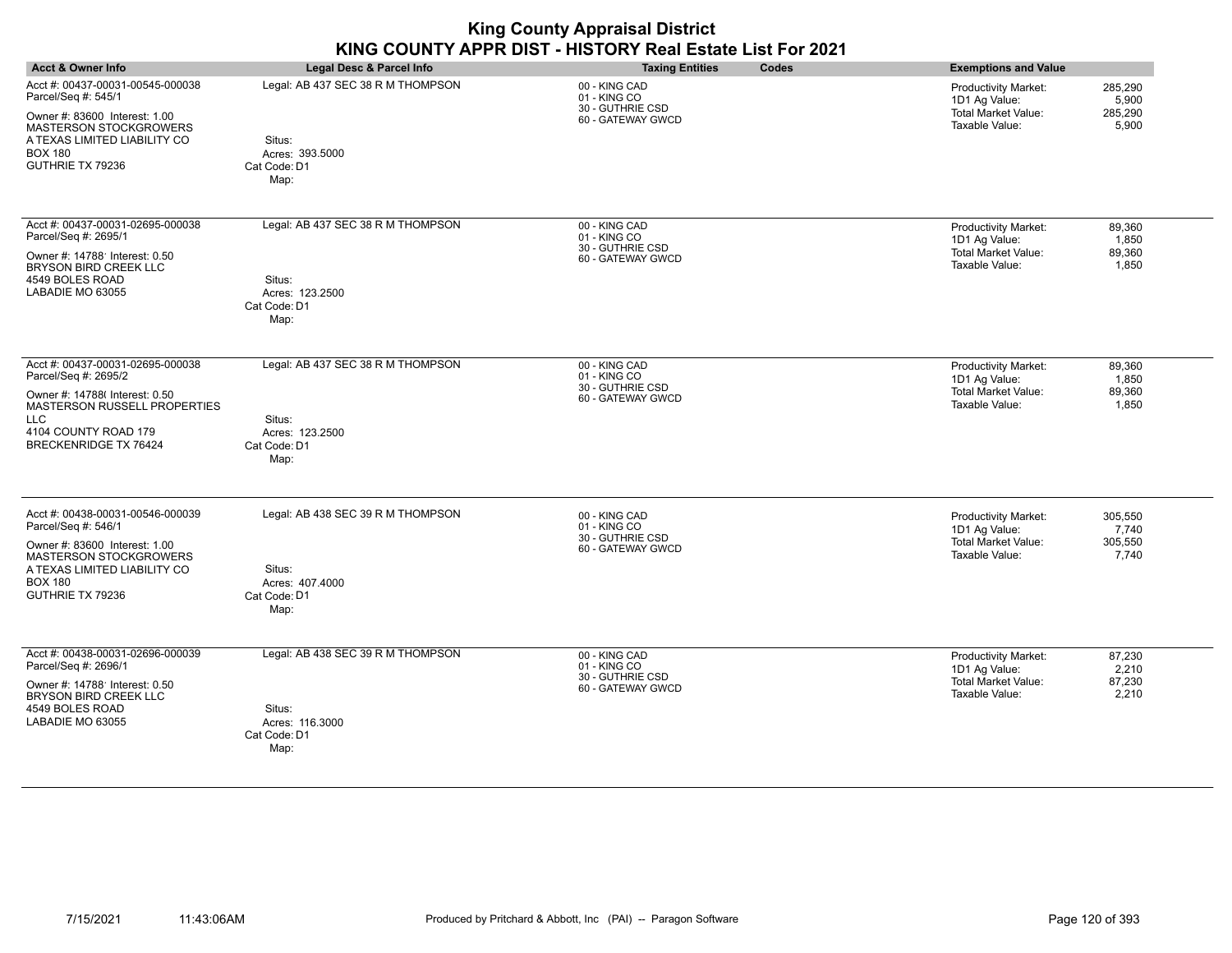# King County Appraisal District

## KING COUNTY APPR DIST - HISTORY Real Estate List For 2021

| Acct & Owner Info | Legal Desc & Parcel Info | Taxing Entities | Codes | Exemptions and Value |
|---|---|---|---|---|
| Acct #: 00437-00031-00545-000038<br>Parcel/Seq #: 545/1<br>Owner #: 83600 Interest: 1.00<br>MASTERSON STOCKGROWERS<br>A TEXAS LIMITED LIABILITY CO<br>BOX 180<br>GUTHRIE TX 79236 | Legal: AB 437 SEC 38 R M THOMPSON<br>Situs:<br>Acres: 393.5000<br>Cat Code: D1<br>Map: | 00 - KING CAD<br>01 - KING CO<br>30 - GUTHRIE CSD<br>60 - GATEWAY GWCD | | Productivity Market: 285,290<br>1D1 Ag Value: 5,900<br>Total Market Value: 285,290<br>Taxable Value: 5,900 |
| Acct #: 00437-00031-02695-000038<br>Parcel/Seq #: 2695/1<br>Owner #: 14788 Interest: 0.50<br>BRYSON BIRD CREEK LLC<br>4549 BOLES ROAD<br>LABADIE MO 63055 | Legal: AB 437 SEC 38 R M THOMPSON<br>Situs:<br>Acres: 123.2500<br>Cat Code: D1<br>Map: | 00 - KING CAD<br>01 - KING CO<br>30 - GUTHRIE CSD<br>60 - GATEWAY GWCD | | Productivity Market: 89,360<br>1D1 Ag Value: 1,850<br>Total Market Value: 89,360<br>Taxable Value: 1,850 |
| Acct #: 00437-00031-02695-000038<br>Parcel/Seq #: 2695/2<br>Owner #: 14788( Interest: 0.50<br>MASTERSON RUSSELL PROPERTIES LLC<br>4104 COUNTY ROAD 179<br>BRECKENRIDGE TX 76424 | Legal: AB 437 SEC 38 R M THOMPSON<br>Situs:<br>Acres: 123.2500<br>Cat Code: D1<br>Map: | 00 - KING CAD<br>01 - KING CO<br>30 - GUTHRIE CSD<br>60 - GATEWAY GWCD | | Productivity Market: 89,360<br>1D1 Ag Value: 1,850<br>Total Market Value: 89,360<br>Taxable Value: 1,850 |
| Acct #: 00438-00031-00546-000039<br>Parcel/Seq #: 546/1<br>Owner #: 83600 Interest: 1.00<br>MASTERSON STOCKGROWERS<br>A TEXAS LIMITED LIABILITY CO<br>BOX 180<br>GUTHRIE TX 79236 | Legal: AB 438 SEC 39 R M THOMPSON<br>Situs:<br>Acres: 407.4000<br>Cat Code: D1<br>Map: | 00 - KING CAD<br>01 - KING CO<br>30 - GUTHRIE CSD<br>60 - GATEWAY GWCD | | Productivity Market: 305,550<br>1D1 Ag Value: 7,740<br>Total Market Value: 305,550<br>Taxable Value: 7,740 |
| Acct #: 00438-00031-02696-000039<br>Parcel/Seq #: 2696/1<br>Owner #: 14788 Interest: 0.50<br>BRYSON BIRD CREEK LLC<br>4549 BOLES ROAD<br>LABADIE MO 63055 | Legal: AB 438 SEC 39 R M THOMPSON<br>Situs:<br>Acres: 116.3000<br>Cat Code: D1<br>Map: | 00 - KING CAD<br>01 - KING CO<br>30 - GUTHRIE CSD<br>60 - GATEWAY GWCD | | Productivity Market: 87,230<br>1D1 Ag Value: 2,210<br>Total Market Value: 87,230<br>Taxable Value: 2,210 |

7/15/2021 11:43:06AM Produced by Pritchard & Abbott, Inc (PAI) -- Paragon Software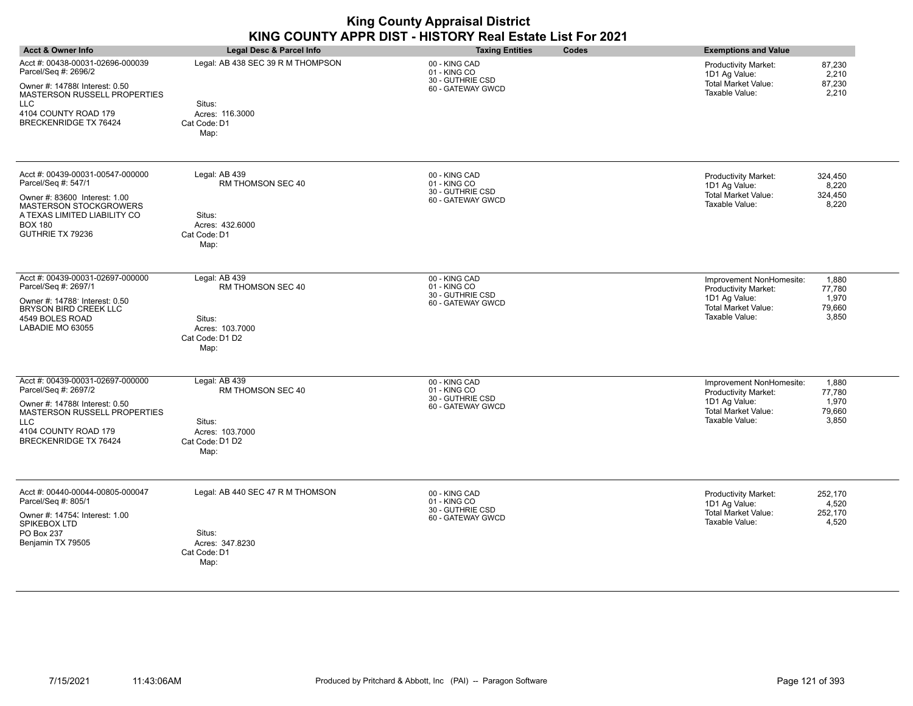# King County Appraisal District
## KING COUNTY APPR DIST - HISTORY Real Estate List For 2021

| Acct & Owner Info | Legal Desc & Parcel Info | Taxing Entities | Codes | Exemptions and Value |
|---|---|---|---|---|
| Acct #: 00438-00031-02696-000039<br>Parcel/Seq #: 2696/2<br>Owner #: 14788( Interest: 0.50<br>MASTERSON RUSSELL PROPERTIES LLC<br>4104 COUNTY ROAD 179<br>BRECKENRIDGE TX 76424 | Legal: AB 438 SEC 39 R M THOMPSON<br>Situs:<br>Acres: 116.3000<br>Cat Code: D1<br>Map: | 00 - KING CAD<br>01 - KING CO<br>30 - GUTHRIE CSD<br>60 - GATEWAY GWCD | | Productivity Market: 87,230<br>1D1 Ag Value: 2,210<br>Total Market Value: 87,230<br>Taxable Value: 2,210 |
| Acct #: 00439-00031-00547-000000<br>Parcel/Seq #: 547/1<br>Owner #: 83600 Interest: 1.00<br>MASTERSON STOCKGROWERS<br>A TEXAS LIMITED LIABILITY CO<br>BOX 180<br>GUTHRIE TX 79236 | Legal: AB 439<br>RM THOMSON SEC 40<br>Situs:<br>Acres: 432.6000<br>Cat Code: D1<br>Map: | 00 - KING CAD<br>01 - KING CO<br>30 - GUTHRIE CSD<br>60 - GATEWAY GWCD | | Productivity Market: 324,450<br>1D1 Ag Value: 8,220<br>Total Market Value: 324,450<br>Taxable Value: 8,220 |
| Acct #: 00439-00031-02697-000000<br>Parcel/Seq #: 2697/1<br>Owner #: 14788' Interest: 0.50<br>BRYSON BIRD CREEK LLC<br>4549 BOLES ROAD<br>LABADIE MO 63055 | Legal: AB 439<br>RM THOMSON SEC 40<br>Situs:<br>Acres: 103.7000<br>Cat Code: D1 D2<br>Map: | 00 - KING CAD<br>01 - KING CO<br>30 - GUTHRIE CSD<br>60 - GATEWAY GWCD | | Improvement NonHomesite: 1,880<br>Productivity Market: 77,780<br>1D1 Ag Value: 1,970<br>Total Market Value: 79,660<br>Taxable Value: 3,850 |
| Acct #: 00439-00031-02697-000000<br>Parcel/Seq #: 2697/2<br>Owner #: 14788( Interest: 0.50<br>MASTERSON RUSSELL PROPERTIES LLC<br>4104 COUNTY ROAD 179<br>BRECKENRIDGE TX 76424 | Legal: AB 439<br>RM THOMSON SEC 40<br>Situs:<br>Acres: 103.7000<br>Cat Code: D1 D2<br>Map: | 00 - KING CAD<br>01 - KING CO<br>30 - GUTHRIE CSD<br>60 - GATEWAY GWCD | | Improvement NonHomesite: 1,880<br>Productivity Market: 77,780<br>1D1 Ag Value: 1,970<br>Total Market Value: 79,660<br>Taxable Value: 3,850 |
| Acct #: 00440-00044-00805-000047<br>Parcel/Seq #: 805/1<br>Owner #: 14754: Interest: 1.00<br>SPIKEBOX LTD<br>PO Box 237<br>Benjamin TX 79505 | Legal: AB 440 SEC 47 R M THOMSON<br>Situs:<br>Acres: 347.8230<br>Cat Code: D1<br>Map: | 00 - KING CAD<br>01 - KING CO<br>30 - GUTHRIE CSD<br>60 - GATEWAY GWCD | | Productivity Market: 252,170<br>1D1 Ag Value: 4,520<br>Total Market Value: 252,170<br>Taxable Value: 4,520 |

7/15/2021 11:43:06AM Produced by Pritchard & Abbott, Inc (PAI) -- Paragon Software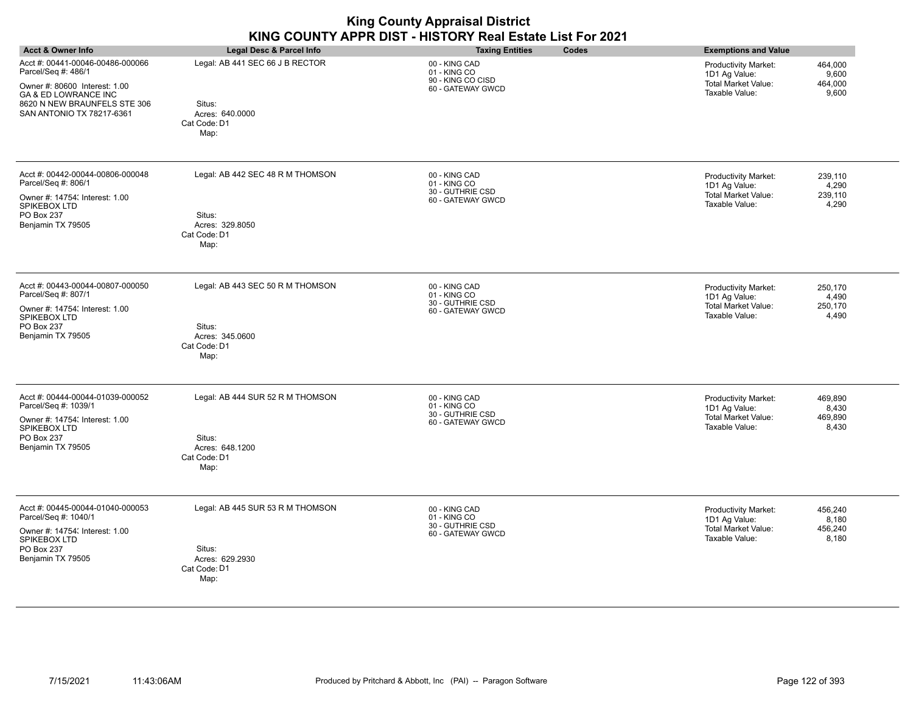# King County Appraisal District

## KING COUNTY APPR DIST - HISTORY Real Estate List For 2021

| Acct & Owner Info | Legal Desc & Parcel Info | Taxing Entities | Codes | Exemptions and Value |
|---|---|---|---|---|
| Acct #: 00441-00046-00486-000066<br>Parcel/Seq #: 486/1<br>Owner #: 80600 Interest: 1.00<br>GA & ED LOWRANCE INC<br>8620 N NEW BRAUNFELS STE 306<br>SAN ANTONIO TX 78217-6361 | Legal: AB 441 SEC 66 J B RECTOR<br>Situs:<br>Acres: 640.0000<br>Cat Code: D1<br>Map: | 00 - KING CAD<br>01 - KING CO<br>90 - KING CO CISD<br>60 - GATEWAY GWCD | | Productivity Market: 464,000<br>1D1 Ag Value: 9,600<br>Total Market Value: 464,000<br>Taxable Value: 9,600 |
| Acct #: 00442-00044-00806-000048<br>Parcel/Seq #: 806/1<br>Owner #: 14754; Interest: 1.00<br>SPIKEBOX LTD<br>PO Box 237<br>Benjamin TX 79505 | Legal: AB 442 SEC 48 R M THOMSON<br>Situs:<br>Acres: 329.8050<br>Cat Code: D1<br>Map: | 00 - KING CAD<br>01 - KING CO<br>30 - GUTHRIE CSD<br>60 - GATEWAY GWCD | | Productivity Market: 239,110<br>1D1 Ag Value: 4,290<br>Total Market Value: 239,110<br>Taxable Value: 4,290 |
| Acct #: 00443-00044-00807-000050<br>Parcel/Seq #: 807/1<br>Owner #: 14754; Interest: 1.00<br>SPIKEBOX LTD<br>PO Box 237<br>Benjamin TX 79505 | Legal: AB 443 SEC 50 R M THOMSON<br>Situs:<br>Acres: 345.0600<br>Cat Code: D1<br>Map: | 00 - KING CAD<br>01 - KING CO<br>30 - GUTHRIE CSD<br>60 - GATEWAY GWCD | | Productivity Market: 250,170<br>1D1 Ag Value: 4,490<br>Total Market Value: 250,170<br>Taxable Value: 4,490 |
| Acct #: 00444-00044-01039-000052<br>Parcel/Seq #: 1039/1<br>Owner #: 14754; Interest: 1.00<br>SPIKEBOX LTD<br>PO Box 237<br>Benjamin TX 79505 | Legal: AB 444 SUR 52 R M THOMSON<br>Situs:<br>Acres: 648.1200<br>Cat Code: D1<br>Map: | 00 - KING CAD<br>01 - KING CO<br>30 - GUTHRIE CSD<br>60 - GATEWAY GWCD | | Productivity Market: 469,890<br>1D1 Ag Value: 8,430<br>Total Market Value: 469,890<br>Taxable Value: 8,430 |
| Acct #: 00445-00044-01040-000053<br>Parcel/Seq #: 1040/1<br>Owner #: 14754; Interest: 1.00<br>SPIKEBOX LTD<br>PO Box 237<br>Benjamin TX 79505 | Legal: AB 445 SUR 53 R M THOMSON<br>Situs:<br>Acres: 629.2930<br>Cat Code: D1<br>Map: | 00 - KING CAD<br>01 - KING CO<br>30 - GUTHRIE CSD<br>60 - GATEWAY GWCD | | Productivity Market: 456,240<br>1D1 Ag Value: 8,180<br>Total Market Value: 456,240<br>Taxable Value: 8,180 |

7/15/2021 11:43:06AM Produced by Pritchard & Abbott, Inc (PAI) -- Paragon Software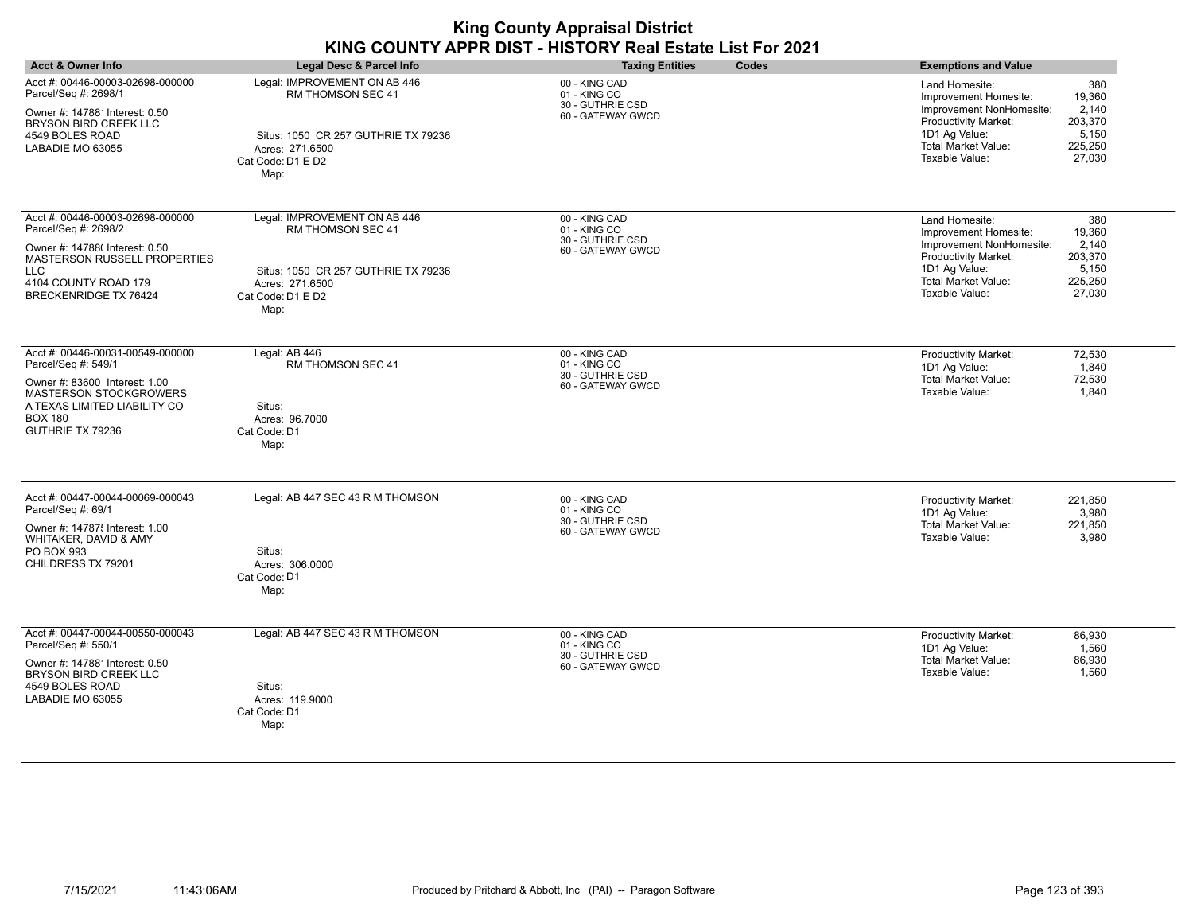# King County Appraisal District

## KING COUNTY APPR DIST - HISTORY Real Estate List For 2021

| Acct & Owner Info | Legal Desc & Parcel Info | Taxing Entities | Codes | Exemptions and Value |
|---|---|---|---|---|
| Acct #: 00446-00003-02698-000000<br>Parcel/Seq #: 2698/1<br>Owner #: 14788' Interest: 0.50<br>BRYSON BIRD CREEK LLC<br>4549 BOLES ROAD<br>LABADIE MO 63055 | Legal: IMPROVEMENT ON AB 446<br>RM THOMSON SEC 41<br>Situs: 1050 CR 257 GUTHRIE TX 79236<br>Acres: 271.6500<br>Cat Code: D1 E D2<br>Map: | 00 - KING CAD<br>01 - KING CO<br>30 - GUTHRIE CSD<br>60 - GATEWAY GWCD | | Land Homesite: 380<br>Improvement Homesite: 19,360<br>Improvement NonHomesite: 2,140<br>Productivity Market: 203,370<br>1D1 Ag Value: 5,150<br>Total Market Value: 225,250<br>Taxable Value: 27,030 |
| Acct #: 00446-00003-02698-000000<br>Parcel/Seq #: 2698/2<br>Owner #: 14788( Interest: 0.50<br>MASTERSON RUSSELL PROPERTIES LLC<br>4104 COUNTY ROAD 179<br>BRECKENRIDGE TX 76424 | Legal: IMPROVEMENT ON AB 446<br>RM THOMSON SEC 41<br>Situs: 1050 CR 257 GUTHRIE TX 79236<br>Acres: 271.6500<br>Cat Code: D1 E D2<br>Map: | 00 - KING CAD<br>01 - KING CO<br>30 - GUTHRIE CSD<br>60 - GATEWAY GWCD | | Land Homesite: 380<br>Improvement Homesite: 19,360<br>Improvement NonHomesite: 2,140<br>Productivity Market: 203,370<br>1D1 Ag Value: 5,150<br>Total Market Value: 225,250<br>Taxable Value: 27,030 |
| Acct #: 00446-00031-00549-000000<br>Parcel/Seq #: 549/1<br>Owner #: 83600 Interest: 1.00<br>MASTERSON STOCKGROWERS<br>A TEXAS LIMITED LIABILITY CO<br>BOX 180<br>GUTHRIE TX 79236 | Legal: AB 446<br>RM THOMSON SEC 41<br>Situs:<br>Acres: 96.7000<br>Cat Code: D1<br>Map: | 00 - KING CAD<br>01 - KING CO<br>30 - GUTHRIE CSD<br>60 - GATEWAY GWCD | | Productivity Market: 72,530<br>1D1 Ag Value: 1,840<br>Total Market Value: 72,530<br>Taxable Value: 1,840 |
| Acct #: 00447-00044-00069-000043<br>Parcel/Seq #: 69/1<br>Owner #: 14787! Interest: 1.00<br>WHITAKER, DAVID & AMY<br>PO BOX 993<br>CHILDRESS TX 79201 | Legal: AB 447 SEC 43 R M THOMSON<br>Situs:<br>Acres: 306.0000<br>Cat Code: D1<br>Map: | 00 - KING CAD<br>01 - KING CO<br>30 - GUTHRIE CSD<br>60 - GATEWAY GWCD | | Productivity Market: 221,850<br>1D1 Ag Value: 3,980<br>Total Market Value: 221,850<br>Taxable Value: 3,980 |
| Acct #: 00447-00044-00550-000043<br>Parcel/Seq #: 550/1<br>Owner #: 14788' Interest: 0.50<br>BRYSON BIRD CREEK LLC<br>4549 BOLES ROAD<br>LABADIE MO 63055 | Legal: AB 447 SEC 43 R M THOMSON<br>Situs:<br>Acres: 119.9000<br>Cat Code: D1<br>Map: | 00 - KING CAD<br>01 - KING CO<br>30 - GUTHRIE CSD<br>60 - GATEWAY GWCD | | Productivity Market: 86,930<br>1D1 Ag Value: 1,560<br>Total Market Value: 86,930<br>Taxable Value: 1,560 |

7/15/2021 11:43:06AM Produced by Pritchard & Abbott, Inc (PAI) -- Paragon Software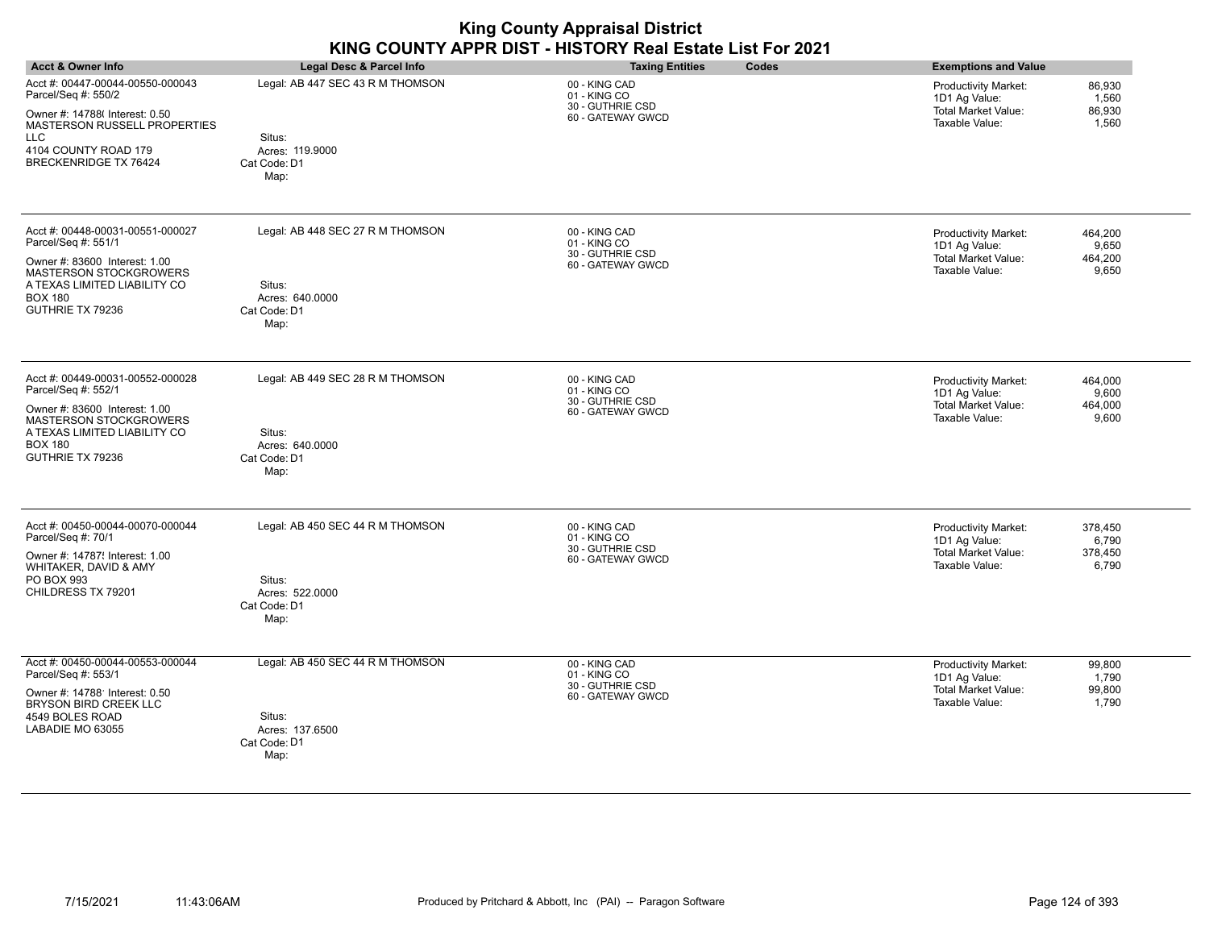# King County Appraisal District
## KING COUNTY APPR DIST - HISTORY Real Estate List For 2021

| Acct & Owner Info | Legal Desc & Parcel Info | Taxing Entities | Codes | Exemptions and Value |
|---|---|---|---|---|
| Acct #: 00447-00044-00550-000043<br>Parcel/Seq #: 550/2<br>Owner #: 14788( Interest: 0.50<br>MASTERSON RUSSELL PROPERTIES LLC<br>4104 COUNTY ROAD 179<br>BRECKENRIDGE TX 76424 | Legal: AB 447 SEC 43 R M THOMSON<br>Situs:<br>Acres: 119.9000<br>Cat Code: D1<br>Map: | 00 - KING CAD<br>01 - KING CO<br>30 - GUTHRIE CSD<br>60 - GATEWAY GWCD | | Productivity Market: 86,930<br>1D1 Ag Value: 1,560<br>Total Market Value: 86,930<br>Taxable Value: 1,560 |
| Acct #: 00448-00031-00551-000027<br>Parcel/Seq #: 551/1<br>Owner #: 83600 Interest: 1.00<br>MASTERSON STOCKGROWERS<br>A TEXAS LIMITED LIABILITY CO<br>BOX 180<br>GUTHRIE TX 79236 | Legal: AB 448 SEC 27 R M THOMSON<br>Situs:<br>Acres: 640.0000<br>Cat Code: D1<br>Map: | 00 - KING CAD<br>01 - KING CO<br>30 - GUTHRIE CSD<br>60 - GATEWAY GWCD | | Productivity Market: 464,200<br>1D1 Ag Value: 9,650<br>Total Market Value: 464,200<br>Taxable Value: 9,650 |
| Acct #: 00449-00031-00552-000028<br>Parcel/Seq #: 552/1<br>Owner #: 83600 Interest: 1.00<br>MASTERSON STOCKGROWERS<br>A TEXAS LIMITED LIABILITY CO<br>BOX 180<br>GUTHRIE TX 79236 | Legal: AB 449 SEC 28 R M THOMSON<br>Situs:<br>Acres: 640.0000<br>Cat Code: D1<br>Map: | 00 - KING CAD<br>01 - KING CO<br>30 - GUTHRIE CSD<br>60 - GATEWAY GWCD | | Productivity Market: 464,000<br>1D1 Ag Value: 9,600<br>Total Market Value: 464,000<br>Taxable Value: 9,600 |
| Acct #: 00450-00044-00070-000044<br>Parcel/Seq #: 70/1<br>Owner #: 14787! Interest: 1.00<br>WHITAKER, DAVID & AMY<br>PO BOX 993<br>CHILDRESS TX 79201 | Legal: AB 450 SEC 44 R M THOMSON<br>Situs:<br>Acres: 522.0000<br>Cat Code: D1<br>Map: | 00 - KING CAD<br>01 - KING CO<br>30 - GUTHRIE CSD<br>60 - GATEWAY GWCD | | Productivity Market: 378,450<br>1D1 Ag Value: 6,790<br>Total Market Value: 378,450<br>Taxable Value: 6,790 |
| Acct #: 00450-00044-00553-000044<br>Parcel/Seq #: 553/1<br>Owner #: 14788' Interest: 0.50<br>BRYSON BIRD CREEK LLC<br>4549 BOLES ROAD<br>LABADIE MO 63055 | Legal: AB 450 SEC 44 R M THOMSON<br>Situs:<br>Acres: 137.6500<br>Cat Code: D1<br>Map: | 00 - KING CAD<br>01 - KING CO<br>30 - GUTHRIE CSD<br>60 - GATEWAY GWCD | | Productivity Market: 99,800<br>1D1 Ag Value: 1,790<br>Total Market Value: 99,800<br>Taxable Value: 1,790 |

7/15/2021 11:43:06AM Produced by Pritchard & Abbott, Inc (PAI) -- Paragon Software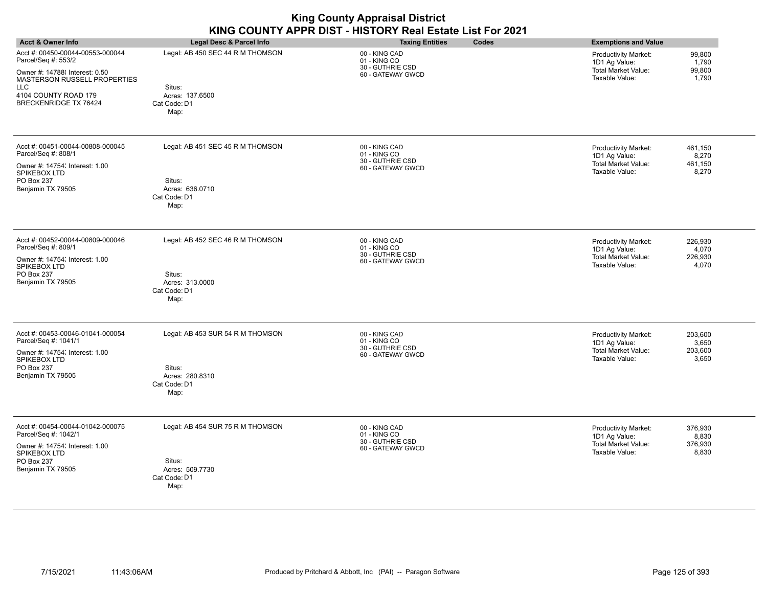# King County Appraisal District

## KING COUNTY APPR DIST - HISTORY Real Estate List For 2021

| Acct & Owner Info | Legal Desc & Parcel Info | Taxing Entities | Codes | Exemptions and Value |
|---|---|---|---|---|
| Acct #: 00450-00044-00553-000044<br>Parcel/Seq #: 553/2<br>Owner #: 14788( Interest: 0.50<br>MASTERSON RUSSELL PROPERTIES LLC<br>4104 COUNTY ROAD 179<br>BRECKENRIDGE TX 76424 | Legal: AB 450 SEC 44 R M THOMSON<br>Situs:<br>Acres: 137.6500<br>Cat Code: D1<br>Map: | 00 - KING CAD<br>01 - KING CO<br>30 - GUTHRIE CSD<br>60 - GATEWAY GWCD | | Productivity Market: 99,800<br>1D1 Ag Value: 1,790<br>Total Market Value: 99,800<br>Taxable Value: 1,790 |
| Acct #: 00451-00044-00808-000045<br>Parcel/Seq #: 808/1<br>Owner #: 14754; Interest: 1.00<br>SPIKEBOX LTD<br>PO Box 237<br>Benjamin TX 79505 | Legal: AB 451 SEC 45 R M THOMSON<br>Situs:<br>Acres: 636.0710<br>Cat Code: D1<br>Map: | 00 - KING CAD<br>01 - KING CO<br>30 - GUTHRIE CSD<br>60 - GATEWAY GWCD | | Productivity Market: 461,150<br>1D1 Ag Value: 8,270<br>Total Market Value: 461,150<br>Taxable Value: 8,270 |
| Acct #: 00452-00044-00809-000046<br>Parcel/Seq #: 809/1<br>Owner #: 14754; Interest: 1.00<br>SPIKEBOX LTD<br>PO Box 237<br>Benjamin TX 79505 | Legal: AB 452 SEC 46 R M THOMSON<br>Situs:<br>Acres: 313.0000<br>Cat Code: D1<br>Map: | 00 - KING CAD<br>01 - KING CO<br>30 - GUTHRIE CSD<br>60 - GATEWAY GWCD | | Productivity Market: 226,930<br>1D1 Ag Value: 4,070<br>Total Market Value: 226,930<br>Taxable Value: 4,070 |
| Acct #: 00453-00046-01041-000054<br>Parcel/Seq #: 1041/1<br>Owner #: 14754; Interest: 1.00<br>SPIKEBOX LTD<br>PO Box 237<br>Benjamin TX 79505 | Legal: AB 453 SUR 54 R M THOMSON<br>Situs:<br>Acres: 280.8310<br>Cat Code: D1<br>Map: | 00 - KING CAD<br>01 - KING CO<br>30 - GUTHRIE CSD<br>60 - GATEWAY GWCD | | Productivity Market: 203,600<br>1D1 Ag Value: 3,650<br>Total Market Value: 203,600<br>Taxable Value: 3,650 |
| Acct #: 00454-00044-01042-000075<br>Parcel/Seq #: 1042/1<br>Owner #: 14754; Interest: 1.00<br>SPIKEBOX LTD<br>PO Box 237<br>Benjamin TX 79505 | Legal: AB 454 SUR 75 R M THOMSON<br>Situs:<br>Acres: 509.7730<br>Cat Code: D1<br>Map: | 00 - KING CAD<br>01 - KING CO<br>30 - GUTHRIE CSD<br>60 - GATEWAY GWCD | | Productivity Market: 376,930<br>1D1 Ag Value: 8,830<br>Total Market Value: 376,930<br>Taxable Value: 8,830 |

7/15/2021 11:43:06AM Produced by Pritchard & Abbott, Inc (PAI) -- Paragon Software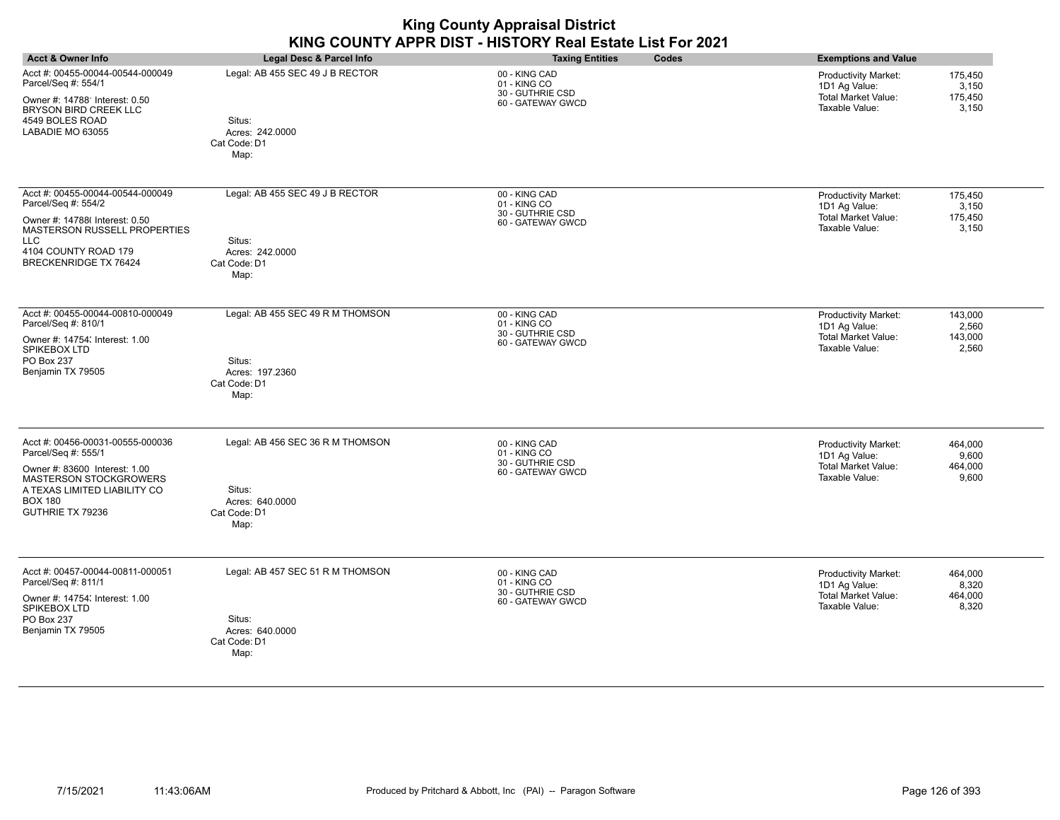# King County Appraisal District

## KING COUNTY APPR DIST - HISTORY Real Estate List For 2021

| Acct & Owner Info | Legal Desc & Parcel Info | Taxing Entities | Codes | Exemptions and Value |
|---|---|---|---|---|
| Acct #: 00455-00044-00544-000049<br>Parcel/Seq #: 554/1<br>Owner #: 14788' Interest: 0.50<br>BRYSON BIRD CREEK LLC<br>4549 BOLES ROAD<br>LABADIE MO 63055 | Legal: AB 455 SEC 49 J B RECTOR<br>Situs:<br>Acres: 242.0000<br>Cat Code: D1<br>Map: | 00 - KING CAD<br>01 - KING CO<br>30 - GUTHRIE CSD<br>60 - GATEWAY GWCD | | Productivity Market: 175,450<br>1D1 Ag Value: 3,150<br>Total Market Value: 175,450<br>Taxable Value: 3,150 |
| Acct #: 00455-00044-00544-000049<br>Parcel/Seq #: 554/2<br>Owner #: 14788( Interest: 0.50<br>MASTERSON RUSSELL PROPERTIES LLC<br>4104 COUNTY ROAD 179<br>BRECKENRIDGE TX 76424 | Legal: AB 455 SEC 49 J B RECTOR<br>Situs:<br>Acres: 242.0000<br>Cat Code: D1<br>Map: | 00 - KING CAD<br>01 - KING CO<br>30 - GUTHRIE CSD<br>60 - GATEWAY GWCD | | Productivity Market: 175,450<br>1D1 Ag Value: 3,150<br>Total Market Value: 175,450<br>Taxable Value: 3,150 |
| Acct #: 00455-00044-00810-000049<br>Parcel/Seq #: 810/1<br>Owner #: 14754; Interest: 1.00<br>SPIKEBOX LTD<br>PO Box 237<br>Benjamin TX 79505 | Legal: AB 455 SEC 49 R M THOMSON<br>Situs:<br>Acres: 197.2360<br>Cat Code: D1<br>Map: | 00 - KING CAD<br>01 - KING CO<br>30 - GUTHRIE CSD<br>60 - GATEWAY GWCD | | Productivity Market: 143,000<br>1D1 Ag Value: 2,560<br>Total Market Value: 143,000<br>Taxable Value: 2,560 |
| Acct #: 00456-00031-00555-000036<br>Parcel/Seq #: 555/1<br>Owner #: 83600 Interest: 1.00<br>MASTERSON STOCKGROWERS<br>A TEXAS LIMITED LIABILITY CO<br>BOX 180<br>GUTHRIE TX 79236 | Legal: AB 456 SEC 36 R M THOMSON<br>Situs:<br>Acres: 640.0000<br>Cat Code: D1<br>Map: | 00 - KING CAD<br>01 - KING CO<br>30 - GUTHRIE CSD<br>60 - GATEWAY GWCD | | Productivity Market: 464,000<br>1D1 Ag Value: 9,600<br>Total Market Value: 464,000<br>Taxable Value: 9,600 |
| Acct #: 00457-00044-00811-000051<br>Parcel/Seq #: 811/1<br>Owner #: 14754; Interest: 1.00<br>SPIKEBOX LTD<br>PO Box 237<br>Benjamin TX 79505 | Legal: AB 457 SEC 51 R M THOMSON<br>Situs:<br>Acres: 640.0000<br>Cat Code: D1<br>Map: | 00 - KING CAD<br>01 - KING CO<br>30 - GUTHRIE CSD<br>60 - GATEWAY GWCD | | Productivity Market: 464,000<br>1D1 Ag Value: 8,320<br>Total Market Value: 464,000<br>Taxable Value: 8,320 |

7/15/2021 11:43:06AM Produced by Pritchard & Abbott, Inc (PAI) -- Paragon Software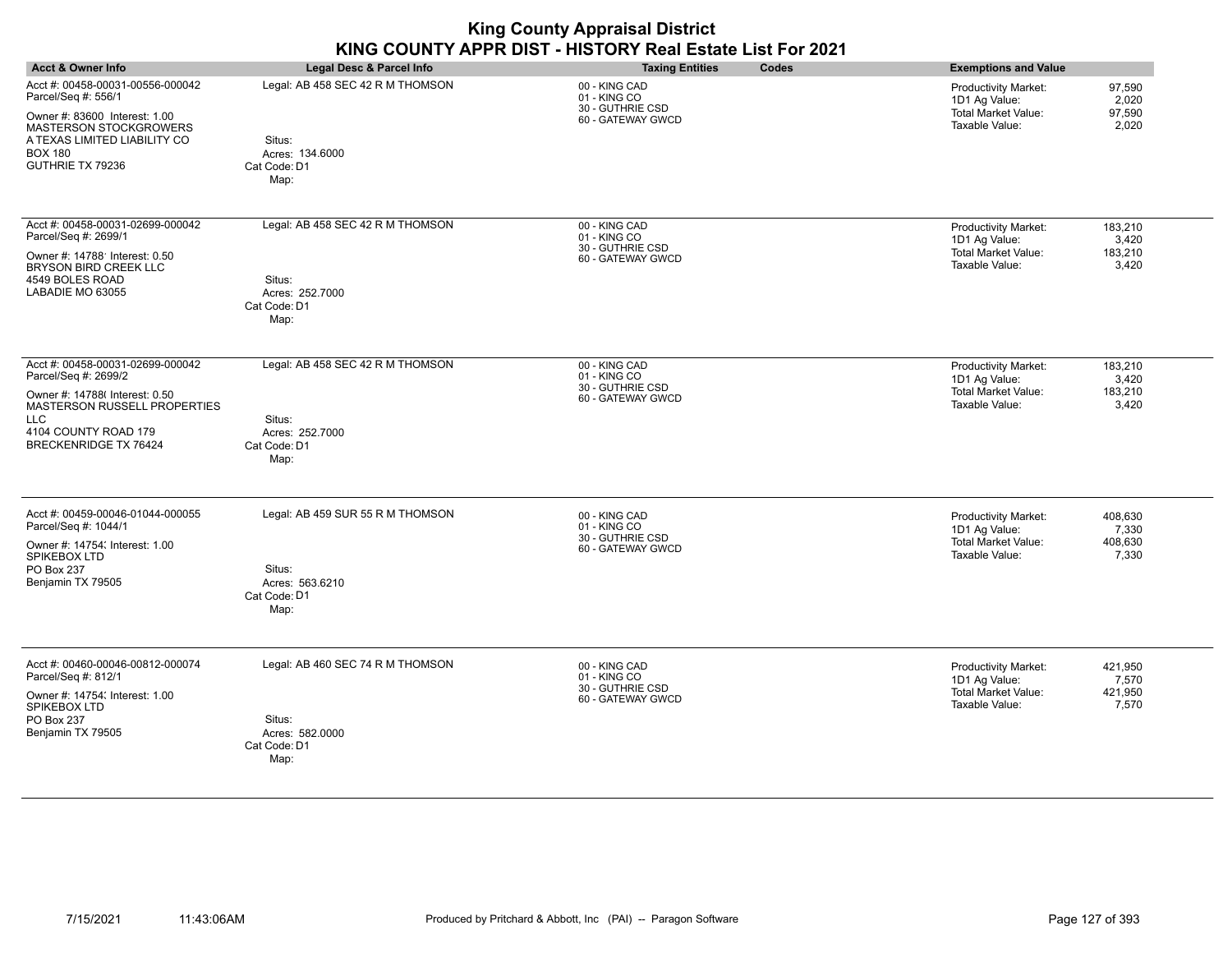# King County Appraisal District

## KING COUNTY APPR DIST - HISTORY Real Estate List For 2021

| Acct & Owner Info | Legal Desc & Parcel Info | Taxing Entities | Codes | Exemptions and Value |
|---|---|---|---|---|
| Acct #: 00458-00031-00556-000042<br>Parcel/Seq #: 556/1<br>Owner #: 83600 Interest: 1.00<br>MASTERSON STOCKGROWERS<br>A TEXAS LIMITED LIABILITY CO<br>BOX 180<br>GUTHRIE TX 79236 | Legal: AB 458 SEC 42 R M THOMSON<br>Situs:<br>Acres: 134.6000<br>Cat Code: D1<br>Map: | 00 - KING CAD<br>01 - KING CO<br>30 - GUTHRIE CSD<br>60 - GATEWAY GWCD | | Productivity Market: 97,590<br>1D1 Ag Value: 2,020<br>Total Market Value: 97,590<br>Taxable Value: 2,020 |
| Acct #: 00458-00031-02699-000042<br>Parcel/Seq #: 2699/1<br>Owner #: 14788' Interest: 0.50<br>BRYSON BIRD CREEK LLC<br>4549 BOLES ROAD<br>LABADIE MO 63055 | Legal: AB 458 SEC 42 R M THOMSON<br>Situs:<br>Acres: 252.7000<br>Cat Code: D1<br>Map: | 00 - KING CAD<br>01 - KING CO<br>30 - GUTHRIE CSD<br>60 - GATEWAY GWCD | | Productivity Market: 183,210<br>1D1 Ag Value: 3,420<br>Total Market Value: 183,210<br>Taxable Value: 3,420 |
| Acct #: 00458-00031-02699-000042<br>Parcel/Seq #: 2699/2<br>Owner #: 14788( Interest: 0.50<br>MASTERSON RUSSELL PROPERTIES LLC<br>4104 COUNTY ROAD 179<br>BRECKENRIDGE TX 76424 | Legal: AB 458 SEC 42 R M THOMSON<br>Situs:<br>Acres: 252.7000<br>Cat Code: D1<br>Map: | 00 - KING CAD<br>01 - KING CO<br>30 - GUTHRIE CSD<br>60 - GATEWAY GWCD | | Productivity Market: 183,210<br>1D1 Ag Value: 3,420<br>Total Market Value: 183,210<br>Taxable Value: 3,420 |
| Acct #: 00459-00046-01044-000055<br>Parcel/Seq #: 1044/1<br>Owner #: 14754: Interest: 1.00<br>SPIKEBOX LTD<br>PO Box 237<br>Benjamin TX 79505 | Legal: AB 459 SUR 55 R M THOMSON<br>Situs:<br>Acres: 563.6210<br>Cat Code: D1<br>Map: | 00 - KING CAD<br>01 - KING CO<br>30 - GUTHRIE CSD<br>60 - GATEWAY GWCD | | Productivity Market: 408,630<br>1D1 Ag Value: 7,330<br>Total Market Value: 408,630<br>Taxable Value: 7,330 |
| Acct #: 00460-00046-00812-000074<br>Parcel/Seq #: 812/1<br>Owner #: 14754: Interest: 1.00<br>SPIKEBOX LTD<br>PO Box 237<br>Benjamin TX 79505 | Legal: AB 460 SEC 74 R M THOMSON<br>Situs:<br>Acres: 582.0000<br>Cat Code: D1<br>Map: | 00 - KING CAD<br>01 - KING CO<br>30 - GUTHRIE CSD<br>60 - GATEWAY GWCD | | Productivity Market: 421,950<br>1D1 Ag Value: 7,570<br>Total Market Value: 421,950<br>Taxable Value: 7,570 |

7/15/2021 11:43:06AM Produced by Pritchard & Abbott, Inc (PAI) -- Paragon Software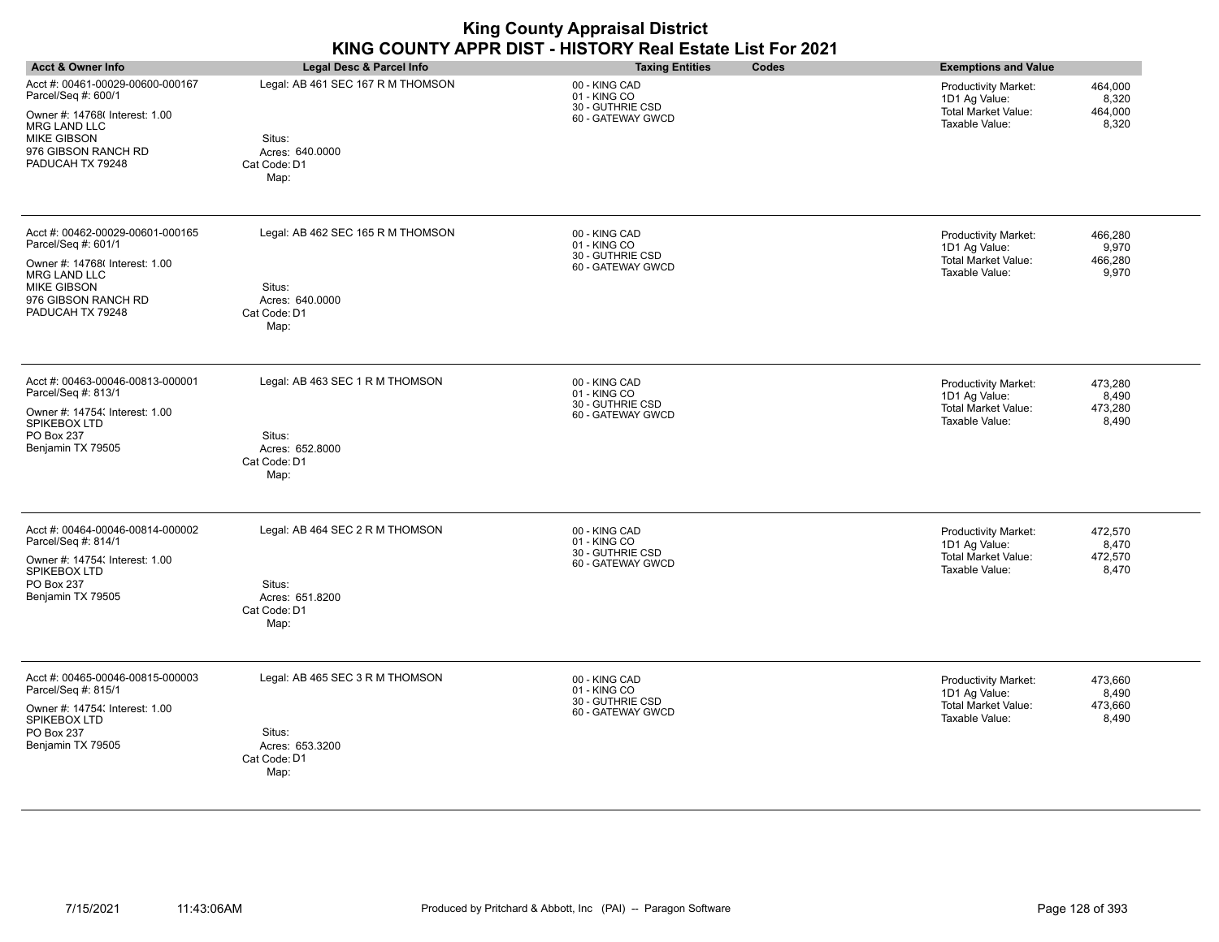# King County Appraisal District

## KING COUNTY APPR DIST - HISTORY Real Estate List For 2021

| Acct & Owner Info | Legal Desc & Parcel Info | Taxing Entities | Codes | Exemptions and Value |
|---|---|---|---|---|
| Acct #: 00461-00029-00600-000167<br>Parcel/Seq #: 600/1<br>Owner #: 14768( Interest: 1.00<br>MRG LAND LLC<br>MIKE GIBSON<br>976 GIBSON RANCH RD<br>PADUCAH TX 79248 | Legal: AB 461 SEC 167 R M THOMSON<br>Situs:<br>Acres: 640.0000<br>Cat Code: D1<br>Map: | 00 - KING CAD<br>01 - KING CO<br>30 - GUTHRIE CSD<br>60 - GATEWAY GWCD | | Productivity Market: 464,000<br>1D1 Ag Value: 8,320<br>Total Market Value: 464,000<br>Taxable Value: 8,320 |
| Acct #: 00462-00029-00601-000165<br>Parcel/Seq #: 601/1<br>Owner #: 14768( Interest: 1.00<br>MRG LAND LLC<br>MIKE GIBSON<br>976 GIBSON RANCH RD<br>PADUCAH TX 79248 | Legal: AB 462 SEC 165 R M THOMSON<br>Situs:<br>Acres: 640.0000<br>Cat Code: D1<br>Map: | 00 - KING CAD<br>01 - KING CO<br>30 - GUTHRIE CSD<br>60 - GATEWAY GWCD | | Productivity Market: 466,280<br>1D1 Ag Value: 9,970<br>Total Market Value: 466,280<br>Taxable Value: 9,970 |
| Acct #: 00463-00046-00813-000001<br>Parcel/Seq #: 813/1<br>Owner #: 14754; Interest: 1.00<br>SPIKEBOX LTD<br>PO Box 237<br>Benjamin TX 79505 | Legal: AB 463 SEC 1 R M THOMSON<br>Situs:<br>Acres: 652.8000<br>Cat Code: D1<br>Map: | 00 - KING CAD<br>01 - KING CO<br>30 - GUTHRIE CSD<br>60 - GATEWAY GWCD | | Productivity Market: 473,280<br>1D1 Ag Value: 8,490<br>Total Market Value: 473,280<br>Taxable Value: 8,490 |
| Acct #: 00464-00046-00814-000002<br>Parcel/Seq #: 814/1<br>Owner #: 14754; Interest: 1.00<br>SPIKEBOX LTD<br>PO Box 237<br>Benjamin TX 79505 | Legal: AB 464 SEC 2 R M THOMSON<br>Situs:<br>Acres: 651.8200<br>Cat Code: D1<br>Map: | 00 - KING CAD<br>01 - KING CO<br>30 - GUTHRIE CSD<br>60 - GATEWAY GWCD | | Productivity Market: 472,570<br>1D1 Ag Value: 8,470<br>Total Market Value: 472,570<br>Taxable Value: 8,470 |
| Acct #: 00465-00046-00815-000003<br>Parcel/Seq #: 815/1<br>Owner #: 14754; Interest: 1.00<br>SPIKEBOX LTD<br>PO Box 237<br>Benjamin TX 79505 | Legal: AB 465 SEC 3 R M THOMSON<br>Situs:<br>Acres: 653.3200<br>Cat Code: D1<br>Map: | 00 - KING CAD<br>01 - KING CO<br>30 - GUTHRIE CSD<br>60 - GATEWAY GWCD | | Productivity Market: 473,660<br>1D1 Ag Value: 8,490<br>Total Market Value: 473,660<br>Taxable Value: 8,490 |

7/15/2021 11:43:06AM Produced by Pritchard & Abbott, Inc (PAI) -- Paragon Software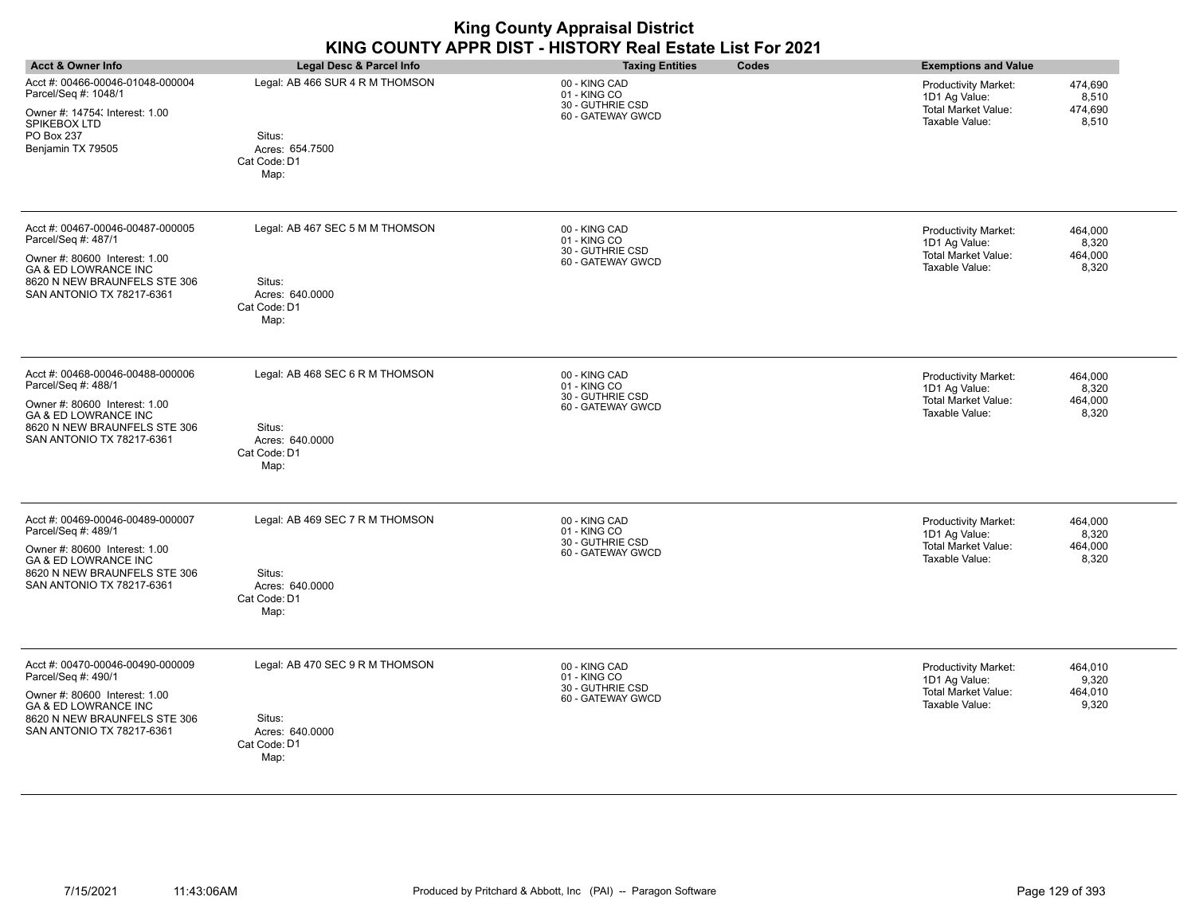# King County Appraisal District

## KING COUNTY APPR DIST - HISTORY Real Estate List For 2021

| Acct & Owner Info | Legal Desc & Parcel Info | Taxing Entities | Codes | Exemptions and Value |
|---|---|---|---|---|
| Acct #: 00466-00046-01048-000004<br>Parcel/Seq #: 1048/1<br>Owner #: 14754; Interest: 1.00<br>SPIKEBOX LTD<br>PO Box 237<br>Benjamin TX 79505 | Legal: AB 466 SUR 4 R M THOMSON<br>Situs:<br>Acres: 654.7500<br>Cat Code: D1<br>Map: | 00 - KING CAD<br>01 - KING CO<br>30 - GUTHRIE CSD<br>60 - GATEWAY GWCD | | Productivity Market: 474,690<br>1D1 Ag Value: 8,510<br>Total Market Value: 474,690<br>Taxable Value: 8,510 |
| Acct #: 00467-00046-00487-000005<br>Parcel/Seq #: 487/1<br>Owner #: 80600 Interest: 1.00<br>GA & ED LOWRANCE INC<br>8620 N NEW BRAUNFELS STE 306<br>SAN ANTONIO TX 78217-6361 | Legal: AB 467 SEC 5 M M THOMSON<br>Situs:<br>Acres: 640.0000<br>Cat Code: D1<br>Map: | 00 - KING CAD<br>01 - KING CO<br>30 - GUTHRIE CSD<br>60 - GATEWAY GWCD | | Productivity Market: 464,000<br>1D1 Ag Value: 8,320<br>Total Market Value: 464,000<br>Taxable Value: 8,320 |
| Acct #: 00468-00046-00488-000006<br>Parcel/Seq #: 488/1<br>Owner #: 80600 Interest: 1.00<br>GA & ED LOWRANCE INC<br>8620 N NEW BRAUNFELS STE 306<br>SAN ANTONIO TX 78217-6361 | Legal: AB 468 SEC 6 R M THOMSON<br>Situs:<br>Acres: 640.0000<br>Cat Code: D1<br>Map: | 00 - KING CAD<br>01 - KING CO<br>30 - GUTHRIE CSD<br>60 - GATEWAY GWCD | | Productivity Market: 464,000<br>1D1 Ag Value: 8,320<br>Total Market Value: 464,000<br>Taxable Value: 8,320 |
| Acct #: 00469-00046-00489-000007<br>Parcel/Seq #: 489/1<br>Owner #: 80600 Interest: 1.00<br>GA & ED LOWRANCE INC<br>8620 N NEW BRAUNFELS STE 306<br>SAN ANTONIO TX 78217-6361 | Legal: AB 469 SEC 7 R M THOMSON<br>Situs:<br>Acres: 640.0000<br>Cat Code: D1<br>Map: | 00 - KING CAD<br>01 - KING CO<br>30 - GUTHRIE CSD<br>60 - GATEWAY GWCD | | Productivity Market: 464,000<br>1D1 Ag Value: 8,320<br>Total Market Value: 464,000<br>Taxable Value: 8,320 |
| Acct #: 00470-00046-00490-000009<br>Parcel/Seq #: 490/1<br>Owner #: 80600 Interest: 1.00<br>GA & ED LOWRANCE INC<br>8620 N NEW BRAUNFELS STE 306<br>SAN ANTONIO TX 78217-6361 | Legal: AB 470 SEC 9 R M THOMSON<br>Situs:<br>Acres: 640.0000<br>Cat Code: D1<br>Map: | 00 - KING CAD<br>01 - KING CO<br>30 - GUTHRIE CSD<br>60 - GATEWAY GWCD | | Productivity Market: 464,010<br>1D1 Ag Value: 9,320<br>Total Market Value: 464,010<br>Taxable Value: 9,320 |

7/15/2021 11:43:06AM Produced by Pritchard & Abbott, Inc (PAI) -- Paragon Software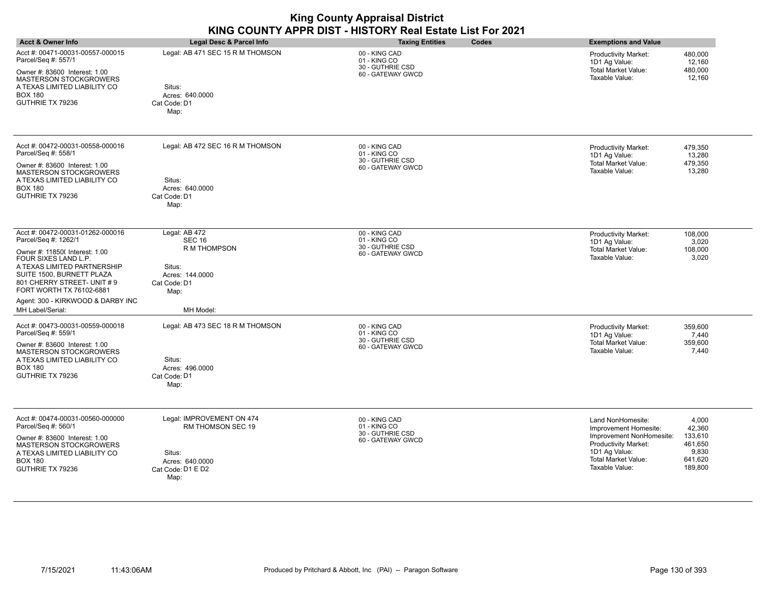# King County Appraisal District

## KING COUNTY APPR DIST - HISTORY Real Estate List For 2021

| Acct & Owner Info | Legal Desc & Parcel Info | Taxing Entities | Codes | Exemptions and Value |
|---|---|---|---|---|
| Acct #: 00471-00031-00557-000015<br>Parcel/Seq #: 557/1<br>Owner #: 83600 Interest: 1.00<br>MASTERSON STOCKGROWERS<br>A TEXAS LIMITED LIABILITY CO<br>BOX 180<br>GUTHRIE TX 79236 | Legal: AB 471 SEC 15 R M THOMSON<br>Situs:<br>Acres: 640.0000<br>Cat Code: D1<br>Map: | 00 - KING CAD<br>01 - KING CO<br>30 - GUTHRIE CSD<br>60 - GATEWAY GWCD | | Productivity Market: 480,000<br>1D1 Ag Value: 12,160<br>Total Market Value: 480,000<br>Taxable Value: 12,160 |
| Acct #: 00472-00031-00558-000016<br>Parcel/Seq #: 558/1<br>Owner #: 83600 Interest: 1.00<br>MASTERSON STOCKGROWERS<br>A TEXAS LIMITED LIABILITY CO<br>BOX 180<br>GUTHRIE TX 79236 | Legal: AB 472 SEC 16 R M THOMSON<br>Situs:<br>Acres: 640.0000<br>Cat Code: D1<br>Map: | 00 - KING CAD<br>01 - KING CO<br>30 - GUTHRIE CSD<br>60 - GATEWAY GWCD | | Productivity Market: 479,350<br>1D1 Ag Value: 13,280<br>Total Market Value: 479,350<br>Taxable Value: 13,280 |
| Acct #: 00472-00031-01262-000016<br>Parcel/Seq #: 1262/1<br>Owner #: 11850( Interest: 1.00<br>FOUR SIXES LAND L.P.<br>A TEXAS LIMITED PARTNERSHIP<br>SUITE 1500, BURNETT PLAZA<br>801 CHERRY STREET- UNIT # 9<br>FORT WORTH TX 76102-6881<br>Agent: 300 - KIRKWOOD & DARBY INC<br>MH Label/Serial: | Legal: AB 472<br>SEC 16<br>R M THOMPSON<br>Situs:<br>Acres: 144.0000<br>Cat Code: D1<br>Map:<br>MH Model: | 00 - KING CAD<br>01 - KING CO<br>30 - GUTHRIE CSD<br>60 - GATEWAY GWCD | | Productivity Market: 108,000<br>1D1 Ag Value: 3,020<br>Total Market Value: 108,000<br>Taxable Value: 3,020 |
| Acct #: 00473-00031-00559-000018<br>Parcel/Seq #: 559/1<br>Owner #: 83600 Interest: 1.00<br>MASTERSON STOCKGROWERS<br>A TEXAS LIMITED LIABILITY CO<br>BOX 180<br>GUTHRIE TX 79236 | Legal: AB 473 SEC 18 R M THOMSON<br>Situs:<br>Acres: 496.0000<br>Cat Code: D1<br>Map: | 00 - KING CAD<br>01 - KING CO<br>30 - GUTHRIE CSD<br>60 - GATEWAY GWCD | | Productivity Market: 359,600<br>1D1 Ag Value: 7,440<br>Total Market Value: 359,600<br>Taxable Value: 7,440 |
| Acct #: 00474-00031-00560-000000<br>Parcel/Seq #: 560/1<br>Owner #: 83600 Interest: 1.00<br>MASTERSON STOCKGROWERS<br>A TEXAS LIMITED LIABILITY CO<br>BOX 180<br>GUTHRIE TX 79236 | Legal: IMPROVEMENT ON 474<br>RM THOMSON SEC 19<br>Situs:<br>Acres: 640.0000<br>Cat Code: D1 E D2<br>Map: | 00 - KING CAD<br>01 - KING CO<br>30 - GUTHRIE CSD<br>60 - GATEWAY GWCD | | Land NonHomesite: 4,000<br>Improvement Homesite: 42,360<br>Improvement NonHomesite: 133,610<br>Productivity Market: 461,650<br>1D1 Ag Value: 9,830<br>Total Market Value: 641,620<br>Taxable Value: 189,800 |

7/15/2021 11:43:06AM Produced by Pritchard & Abbott, Inc (PAI) -- Paragon Software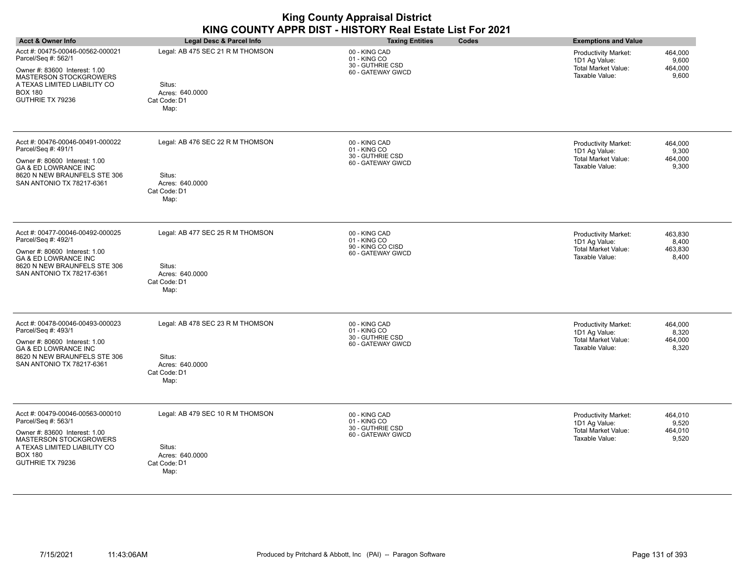# King County Appraisal District

## KING COUNTY APPR DIST - HISTORY Real Estate List For 2021

| Acct & Owner Info | Legal Desc & Parcel Info | Taxing Entities | Codes | Exemptions and Value |
|---|---|---|---|---|
| Acct #: 00475-00046-00562-000021<br>Parcel/Seq #: 562/1<br>Owner #: 83600 Interest: 1.00<br>MASTERSON STOCKGROWERS<br>A TEXAS LIMITED LIABILITY CO<br>BOX 180<br>GUTHRIE TX 79236 | Legal: AB 475 SEC 21 R M THOMSON<br>Situs:<br>Acres: 640.0000<br>Cat Code: D1<br>Map: | 00 - KING CAD<br>01 - KING CO<br>30 - GUTHRIE CSD<br>60 - GATEWAY GWCD | | Productivity Market: 464,000<br>1D1 Ag Value: 9,600<br>Total Market Value: 464,000<br>Taxable Value: 9,600 |
| Acct #: 00476-00046-00491-000022<br>Parcel/Seq #: 491/1<br>Owner #: 80600 Interest: 1.00<br>GA & ED LOWRANCE INC<br>8620 N NEW BRAUNFELS STE 306<br>SAN ANTONIO TX 78217-6361 | Legal: AB 476 SEC 22 R M THOMSON<br>Situs:<br>Acres: 640.0000<br>Cat Code: D1<br>Map: | 00 - KING CAD<br>01 - KING CO<br>30 - GUTHRIE CSD<br>60 - GATEWAY GWCD | | Productivity Market: 464,000<br>1D1 Ag Value: 9,300<br>Total Market Value: 464,000<br>Taxable Value: 9,300 |
| Acct #: 00477-00046-00492-000025<br>Parcel/Seq #: 492/1<br>Owner #: 80600 Interest: 1.00<br>GA & ED LOWRANCE INC<br>8620 N NEW BRAUNFELS STE 306<br>SAN ANTONIO TX 78217-6361 | Legal: AB 477 SEC 25 R M THOMSON<br>Situs:<br>Acres: 640.0000<br>Cat Code: D1<br>Map: | 00 - KING CAD<br>01 - KING CO<br>90 - KING CO CISD<br>60 - GATEWAY GWCD | | Productivity Market: 463,830<br>1D1 Ag Value: 8,400<br>Total Market Value: 463,830<br>Taxable Value: 8,400 |
| Acct #: 00478-00046-00493-000023<br>Parcel/Seq #: 493/1<br>Owner #: 80600 Interest: 1.00<br>GA & ED LOWRANCE INC<br>8620 N NEW BRAUNFELS STE 306<br>SAN ANTONIO TX 78217-6361 | Legal: AB 478 SEC 23 R M THOMSON<br>Situs:<br>Acres: 640.0000<br>Cat Code: D1<br>Map: | 00 - KING CAD<br>01 - KING CO<br>30 - GUTHRIE CSD<br>60 - GATEWAY GWCD | | Productivity Market: 464,000<br>1D1 Ag Value: 8,320<br>Total Market Value: 464,000<br>Taxable Value: 8,320 |
| Acct #: 00479-00046-00563-000010<br>Parcel/Seq #: 563/1<br>Owner #: 83600 Interest: 1.00<br>MASTERSON STOCKGROWERS<br>A TEXAS LIMITED LIABILITY CO<br>BOX 180<br>GUTHRIE TX 79236 | Legal: AB 479 SEC 10 R M THOMSON<br>Situs:<br>Acres: 640.0000<br>Cat Code: D1<br>Map: | 00 - KING CAD<br>01 - KING CO<br>30 - GUTHRIE CSD<br>60 - GATEWAY GWCD | | Productivity Market: 464,010<br>1D1 Ag Value: 9,520<br>Total Market Value: 464,010<br>Taxable Value: 9,520 |

7/15/2021 11:43:06AM Produced by Pritchard & Abbott, Inc (PAI) -- Paragon Software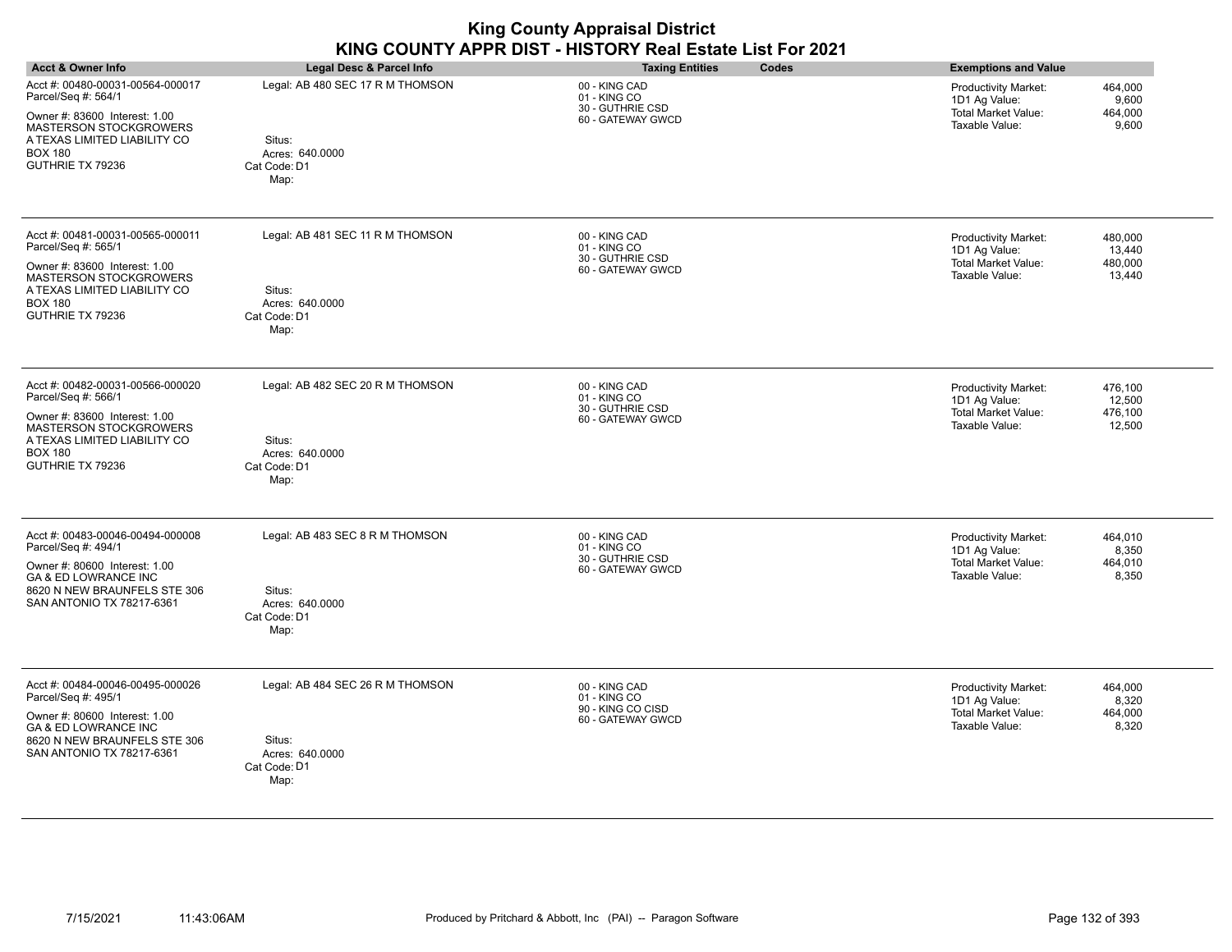# King County Appraisal District

## KING COUNTY APPR DIST - HISTORY Real Estate List For 2021

| Acct & Owner Info | Legal Desc & Parcel Info | Taxing Entities | Codes | Exemptions and Value |
|---|---|---|---|---|
| Acct #: 00480-00031-00564-000017<br>Parcel/Seq #: 564/1<br>Owner #: 83600 Interest: 1.00<br>MASTERSON STOCKGROWERS<br>A TEXAS LIMITED LIABILITY CO<br>BOX 180<br>GUTHRIE TX 79236 | Legal: AB 480 SEC 17 R M THOMSON<br>Situs:<br>Acres: 640.0000<br>Cat Code: D1<br>Map: | 00 - KING CAD<br>01 - KING CO<br>30 - GUTHRIE CSD<br>60 - GATEWAY GWCD | | Productivity Market: 464,000<br>1D1 Ag Value: 9,600<br>Total Market Value: 464,000<br>Taxable Value: 9,600 |
| Acct #: 00481-00031-00565-000011<br>Parcel/Seq #: 565/1<br>Owner #: 83600 Interest: 1.00<br>MASTERSON STOCKGROWERS<br>A TEXAS LIMITED LIABILITY CO<br>BOX 180<br>GUTHRIE TX 79236 | Legal: AB 481 SEC 11 R M THOMSON<br>Situs:<br>Acres: 640.0000<br>Cat Code: D1<br>Map: | 00 - KING CAD<br>01 - KING CO<br>30 - GUTHRIE CSD<br>60 - GATEWAY GWCD | | Productivity Market: 480,000<br>1D1 Ag Value: 13,440<br>Total Market Value: 480,000<br>Taxable Value: 13,440 |
| Acct #: 00482-00031-00566-000020<br>Parcel/Seq #: 566/1<br>Owner #: 83600 Interest: 1.00<br>MASTERSON STOCKGROWERS<br>A TEXAS LIMITED LIABILITY CO<br>BOX 180<br>GUTHRIE TX 79236 | Legal: AB 482 SEC 20 R M THOMSON<br>Situs:<br>Acres: 640.0000<br>Cat Code: D1<br>Map: | 00 - KING CAD<br>01 - KING CO<br>30 - GUTHRIE CSD<br>60 - GATEWAY GWCD | | Productivity Market: 476,100<br>1D1 Ag Value: 12,500<br>Total Market Value: 476,100<br>Taxable Value: 12,500 |
| Acct #: 00483-00046-00494-000008<br>Parcel/Seq #: 494/1<br>Owner #: 80600 Interest: 1.00<br>GA & ED LOWRANCE INC<br>8620 N NEW BRAUNFELS STE 306<br>SAN ANTONIO TX 78217-6361 | Legal: AB 483 SEC 8 R M THOMSON<br>Situs:<br>Acres: 640.0000<br>Cat Code: D1<br>Map: | 00 - KING CAD<br>01 - KING CO<br>30 - GUTHRIE CSD<br>60 - GATEWAY GWCD | | Productivity Market: 464,010<br>1D1 Ag Value: 8,350<br>Total Market Value: 464,010<br>Taxable Value: 8,350 |
| Acct #: 00484-00046-00495-000026<br>Parcel/Seq #: 495/1<br>Owner #: 80600 Interest: 1.00<br>GA & ED LOWRANCE INC<br>8620 N NEW BRAUNFELS STE 306<br>SAN ANTONIO TX 78217-6361 | Legal: AB 484 SEC 26 R M THOMSON<br>Situs:<br>Acres: 640.0000<br>Cat Code: D1<br>Map: | 00 - KING CAD<br>01 - KING CO<br>90 - KING CO CISD<br>60 - GATEWAY GWCD | | Productivity Market: 464,000<br>1D1 Ag Value: 8,320<br>Total Market Value: 464,000<br>Taxable Value: 8,320 |

7/15/2021 11:43:06AM Produced by Pritchard & Abbott, Inc (PAI) -- Paragon Software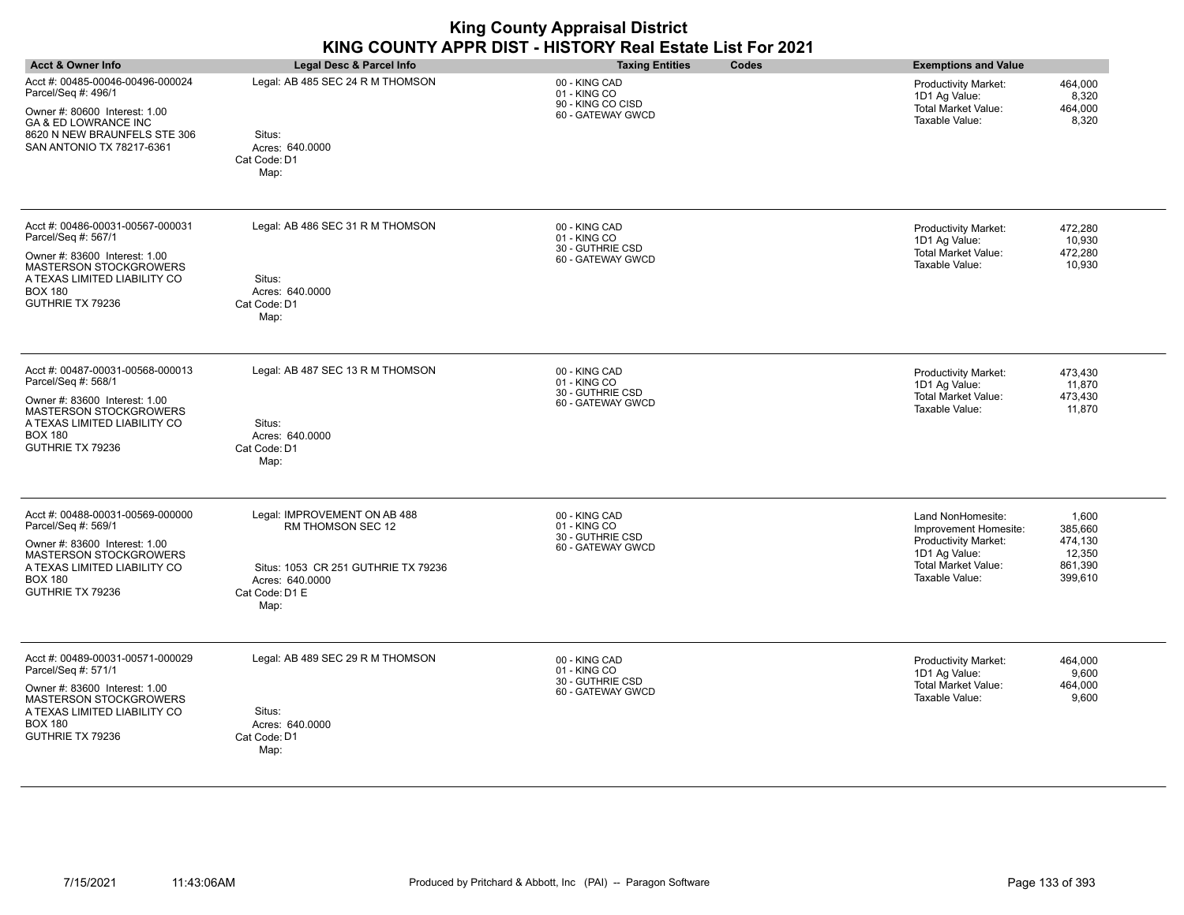# King County Appraisal District

## KING COUNTY APPR DIST - HISTORY Real Estate List For 2021

| Acct & Owner Info | Legal Desc & Parcel Info | Taxing Entities | Codes | Exemptions and Value |
|---|---|---|---|---|
| Acct #: 00485-00046-00496-000024<br>Parcel/Seq #: 496/1<br>Owner #: 80600 Interest: 1.00<br>GA & ED LOWRANCE INC<br>8620 N NEW BRAUNFELS STE 306<br>SAN ANTONIO TX 78217-6361 | Legal: AB 485 SEC 24 R M THOMSON<br>Situs:<br>Acres: 640.0000<br>Cat Code: D1<br>Map: | 00 - KING CAD<br>01 - KING CO<br>90 - KING CO CISD<br>60 - GATEWAY GWCD | | Productivity Market: 464,000<br>1D1 Ag Value: 8,320<br>Total Market Value: 464,000<br>Taxable Value: 8,320 |
| Acct #: 00486-00031-00567-000031<br>Parcel/Seq #: 567/1<br>Owner #: 83600 Interest: 1.00<br>MASTERSON STOCKGROWERS<br>A TEXAS LIMITED LIABILITY CO<br>BOX 180<br>GUTHRIE TX 79236 | Legal: AB 486 SEC 31 R M THOMSON<br>Situs:<br>Acres: 640.0000<br>Cat Code: D1<br>Map: | 00 - KING CAD<br>01 - KING CO<br>30 - GUTHRIE CSD<br>60 - GATEWAY GWCD | | Productivity Market: 472,280<br>1D1 Ag Value: 10,930<br>Total Market Value: 472,280<br>Taxable Value: 10,930 |
| Acct #: 00487-00031-00568-000013<br>Parcel/Seq #: 568/1<br>Owner #: 83600 Interest: 1.00<br>MASTERSON STOCKGROWERS<br>A TEXAS LIMITED LIABILITY CO<br>BOX 180<br>GUTHRIE TX 79236 | Legal: AB 487 SEC 13 R M THOMSON<br>Situs:<br>Acres: 640.0000<br>Cat Code: D1<br>Map: | 00 - KING CAD<br>01 - KING CO<br>30 - GUTHRIE CSD<br>60 - GATEWAY GWCD | | Productivity Market: 473,430<br>1D1 Ag Value: 11,870<br>Total Market Value: 473,430<br>Taxable Value: 11,870 |
| Acct #: 00488-00031-00569-000000<br>Parcel/Seq #: 569/1<br>Owner #: 83600 Interest: 1.00<br>MASTERSON STOCKGROWERS<br>A TEXAS LIMITED LIABILITY CO<br>BOX 180<br>GUTHRIE TX 79236 | Legal: IMPROVEMENT ON AB 488 RM THOMSON SEC 12<br>Situs: 1053 CR 251 GUTHRIE TX 79236<br>Acres: 640.0000<br>Cat Code: D1 E<br>Map: | 00 - KING CAD<br>01 - KING CO<br>30 - GUTHRIE CSD<br>60 - GATEWAY GWCD | | Land NonHomesite: 1,600<br>Improvement Homesite: 385,660<br>Productivity Market: 474,130<br>1D1 Ag Value: 12,350<br>Total Market Value: 861,390<br>Taxable Value: 399,610 |
| Acct #: 00489-00031-00571-000029<br>Parcel/Seq #: 571/1<br>Owner #: 83600 Interest: 1.00<br>MASTERSON STOCKGROWERS<br>A TEXAS LIMITED LIABILITY CO<br>BOX 180<br>GUTHRIE TX 79236 | Legal: AB 489 SEC 29 R M THOMSON<br>Situs:<br>Acres: 640.0000<br>Cat Code: D1<br>Map: | 00 - KING CAD<br>01 - KING CO<br>30 - GUTHRIE CSD<br>60 - GATEWAY GWCD | | Productivity Market: 464,000<br>1D1 Ag Value: 9,600<br>Total Market Value: 464,000<br>Taxable Value: 9,600 |

7/15/2021 11:43:06AM Produced by Pritchard & Abbott, Inc (PAI) -- Paragon Software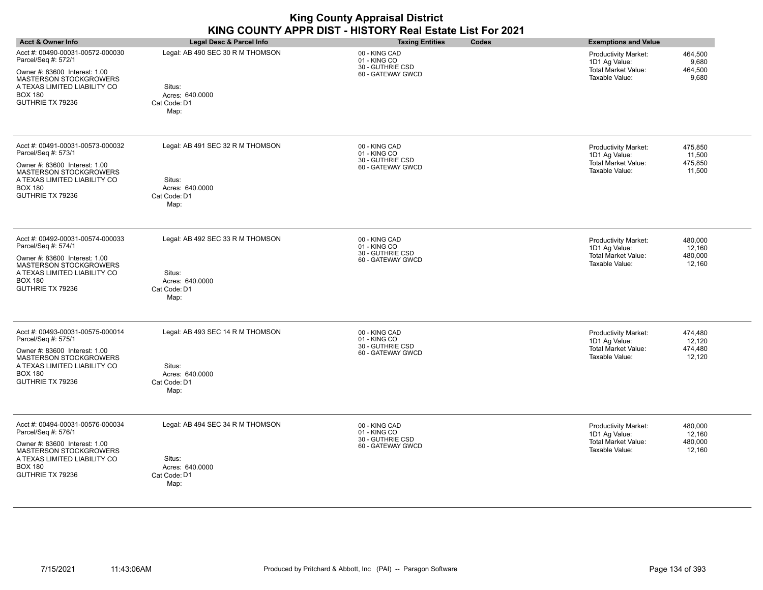# King County Appraisal District

## KING COUNTY APPR DIST - HISTORY Real Estate List For 2021

| Acct & Owner Info | Legal Desc & Parcel Info | Taxing Entities | Codes | Exemptions and Value |
|---|---|---|---|---|
| Acct #: 00490-00031-00572-000030<br>Parcel/Seq #: 572/1<br>Owner #: 83600 Interest: 1.00<br>MASTERSON STOCKGROWERS<br>A TEXAS LIMITED LIABILITY CO<br>BOX 180<br>GUTHRIE TX 79236 | Legal: AB 490 SEC 30 R M THOMSON<br>Situs:<br>Acres: 640.0000<br>Cat Code: D1<br>Map: | 00 - KING CAD<br>01 - KING CO<br>30 - GUTHRIE CSD<br>60 - GATEWAY GWCD | | Productivity Market: 464,500<br>1D1 Ag Value: 9,680<br>Total Market Value: 464,500<br>Taxable Value: 9,680 |
| Acct #: 00491-00031-00573-000032<br>Parcel/Seq #: 573/1<br>Owner #: 83600 Interest: 1.00<br>MASTERSON STOCKGROWERS<br>A TEXAS LIMITED LIABILITY CO<br>BOX 180<br>GUTHRIE TX 79236 | Legal: AB 491 SEC 32 R M THOMSON<br>Situs:<br>Acres: 640.0000<br>Cat Code: D1<br>Map: | 00 - KING CAD<br>01 - KING CO<br>30 - GUTHRIE CSD<br>60 - GATEWAY GWCD | | Productivity Market: 475,850<br>1D1 Ag Value: 11,500<br>Total Market Value: 475,850<br>Taxable Value: 11,500 |
| Acct #: 00492-00031-00574-000033<br>Parcel/Seq #: 574/1<br>Owner #: 83600 Interest: 1.00<br>MASTERSON STOCKGROWERS<br>A TEXAS LIMITED LIABILITY CO<br>BOX 180<br>GUTHRIE TX 79236 | Legal: AB 492 SEC 33 R M THOMSON<br>Situs:<br>Acres: 640.0000<br>Cat Code: D1<br>Map: | 00 - KING CAD<br>01 - KING CO<br>30 - GUTHRIE CSD<br>60 - GATEWAY GWCD | | Productivity Market: 480,000<br>1D1 Ag Value: 12,160<br>Total Market Value: 480,000<br>Taxable Value: 12,160 |
| Acct #: 00493-00031-00575-000014<br>Parcel/Seq #: 575/1<br>Owner #: 83600 Interest: 1.00<br>MASTERSON STOCKGROWERS<br>A TEXAS LIMITED LIABILITY CO<br>BOX 180<br>GUTHRIE TX 79236 | Legal: AB 493 SEC 14 R M THOMSON<br>Situs:<br>Acres: 640.0000<br>Cat Code: D1<br>Map: | 00 - KING CAD<br>01 - KING CO<br>30 - GUTHRIE CSD<br>60 - GATEWAY GWCD | | Productivity Market: 474,480<br>1D1 Ag Value: 12,120<br>Total Market Value: 474,480<br>Taxable Value: 12,120 |
| Acct #: 00494-00031-00576-000034<br>Parcel/Seq #: 576/1<br>Owner #: 83600 Interest: 1.00<br>MASTERSON STOCKGROWERS<br>A TEXAS LIMITED LIABILITY CO<br>BOX 180<br>GUTHRIE TX 79236 | Legal: AB 494 SEC 34 R M THOMSON<br>Situs:<br>Acres: 640.0000<br>Cat Code: D1<br>Map: | 00 - KING CAD<br>01 - KING CO<br>30 - GUTHRIE CSD<br>60 - GATEWAY GWCD | | Productivity Market: 480,000<br>1D1 Ag Value: 12,160<br>Total Market Value: 480,000<br>Taxable Value: 12,160 |

7/15/2021 11:43:06AM Produced by Pritchard & Abbott, Inc (PAI) -- Paragon Software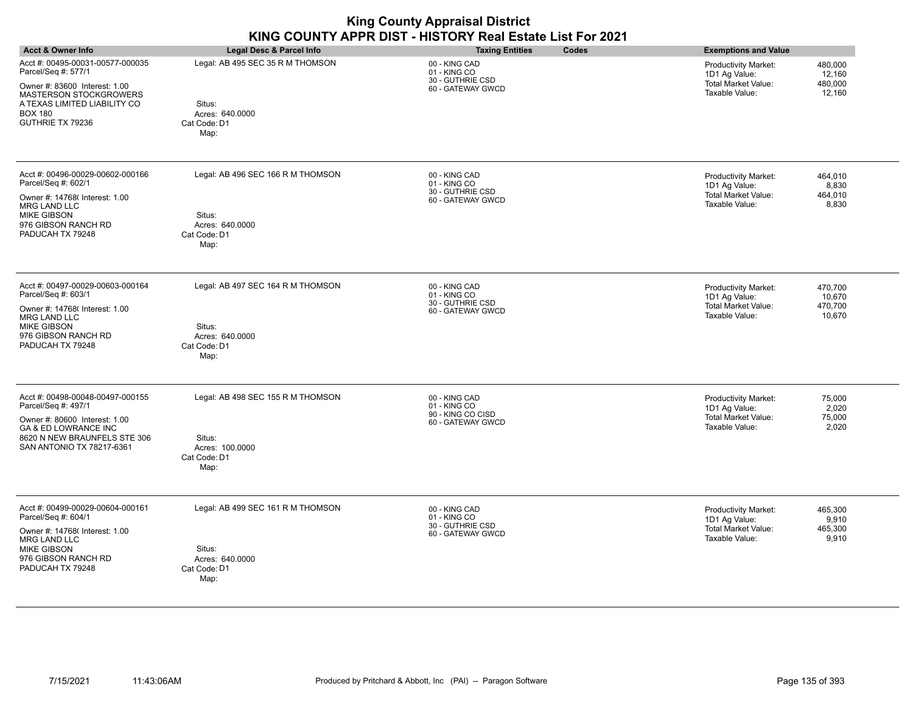# King County Appraisal District

## KING COUNTY APPR DIST - HISTORY Real Estate List For 2021

| Acct & Owner Info | Legal Desc & Parcel Info | Taxing Entities | Codes | Exemptions and Value |
|---|---|---|---|---|
| Acct #: 00495-00031-00577-000035<br>Parcel/Seq #: 577/1<br>Owner #: 83600 Interest: 1.00<br>MASTERSON STOCKGROWERS<br>A TEXAS LIMITED LIABILITY CO<br>BOX 180<br>GUTHRIE TX 79236 | Legal: AB 495 SEC 35 R M THOMSON<br>Situs:<br>Acres: 640.0000<br>Cat Code: D1<br>Map: | 00 - KING CAD<br>01 - KING CO<br>30 - GUTHRIE CSD<br>60 - GATEWAY GWCD | | Productivity Market: 480,000<br>1D1 Ag Value: 12,160<br>Total Market Value: 480,000<br>Taxable Value: 12,160 |
| Acct #: 00496-00029-00602-000166<br>Parcel/Seq #: 602/1<br>Owner #: 14768( Interest: 1.00<br>MRG LAND LLC<br>MIKE GIBSON<br>976 GIBSON RANCH RD<br>PADUCAH TX 79248 | Legal: AB 496 SEC 166 R M THOMSON<br>Situs:<br>Acres: 640.0000<br>Cat Code: D1<br>Map: | 00 - KING CAD<br>01 - KING CO<br>30 - GUTHRIE CSD<br>60 - GATEWAY GWCD | | Productivity Market: 464,010<br>1D1 Ag Value: 8,830<br>Total Market Value: 464,010<br>Taxable Value: 8,830 |
| Acct #: 00497-00029-00603-000164<br>Parcel/Seq #: 603/1<br>Owner #: 14768( Interest: 1.00<br>MRG LAND LLC<br>MIKE GIBSON<br>976 GIBSON RANCH RD<br>PADUCAH TX 79248 | Legal: AB 497 SEC 164 R M THOMSON<br>Situs:<br>Acres: 640.0000<br>Cat Code: D1<br>Map: | 00 - KING CAD<br>01 - KING CO<br>30 - GUTHRIE CSD<br>60 - GATEWAY GWCD | | Productivity Market: 470,700<br>1D1 Ag Value: 10,670<br>Total Market Value: 470,700<br>Taxable Value: 10,670 |
| Acct #: 00498-00048-00497-000155<br>Parcel/Seq #: 497/1<br>Owner #: 80600 Interest: 1.00<br>GA & ED LOWRANCE INC<br>8620 N NEW BRAUNFELS STE 306<br>SAN ANTONIO TX 78217-6361 | Legal: AB 498 SEC 155 R M THOMSON<br>Situs:<br>Acres: 100.0000<br>Cat Code: D1<br>Map: | 00 - KING CAD<br>01 - KING CO<br>90 - KING CO CISD<br>60 - GATEWAY GWCD | | Productivity Market: 75,000<br>1D1 Ag Value: 2,020<br>Total Market Value: 75,000<br>Taxable Value: 2,020 |
| Acct #: 00499-00029-00604-000161<br>Parcel/Seq #: 604/1<br>Owner #: 14768( Interest: 1.00<br>MRG LAND LLC<br>MIKE GIBSON<br>976 GIBSON RANCH RD<br>PADUCAH TX 79248 | Legal: AB 499 SEC 161 R M THOMSON<br>Situs:<br>Acres: 640.0000<br>Cat Code: D1<br>Map: | 00 - KING CAD<br>01 - KING CO<br>30 - GUTHRIE CSD<br>60 - GATEWAY GWCD | | Productivity Market: 465,300<br>1D1 Ag Value: 9,910<br>Total Market Value: 465,300<br>Taxable Value: 9,910 |

7/15/2021 11:43:06AM Produced by Pritchard & Abbott, Inc (PAI) -- Paragon Software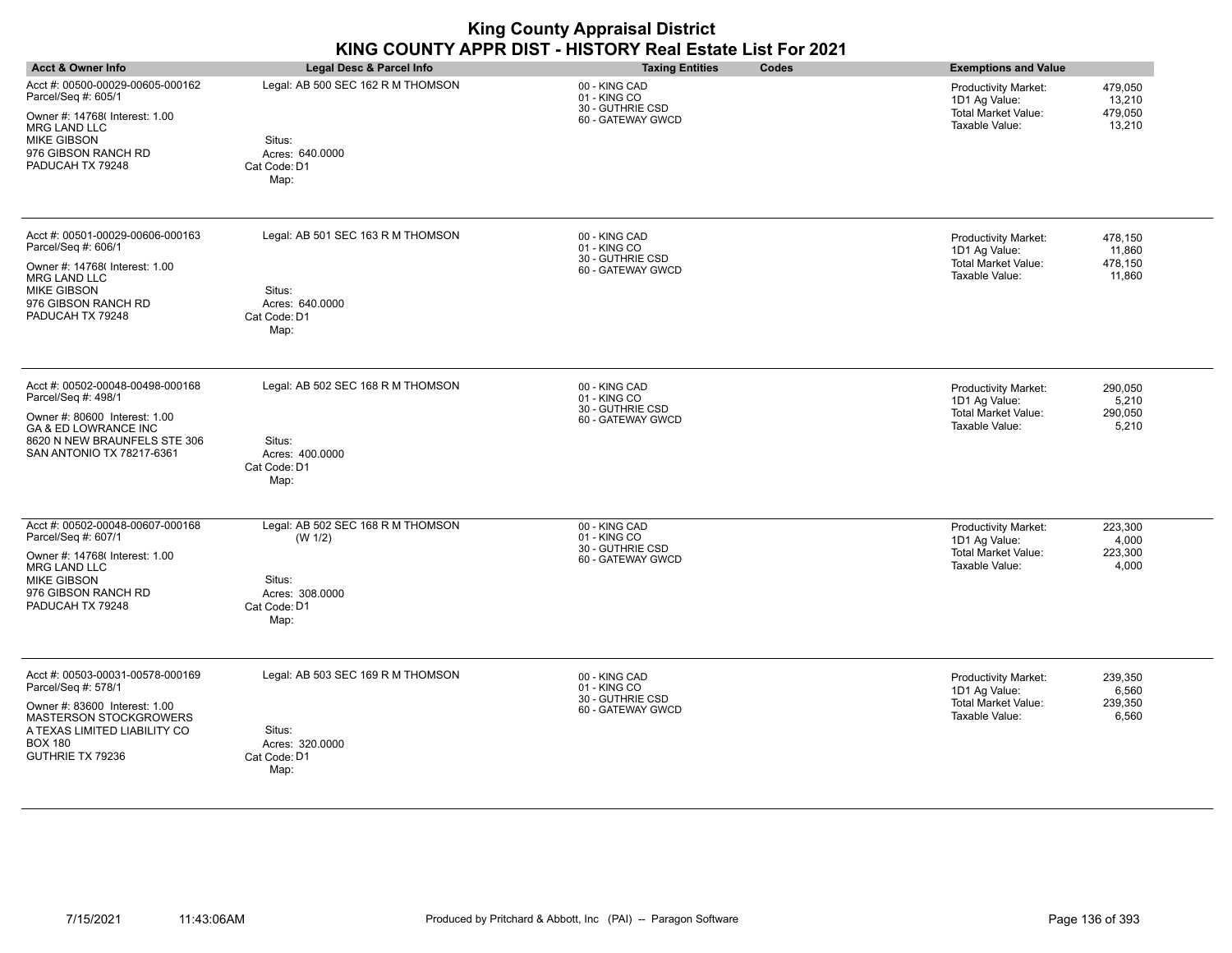# King County Appraisal District

## KING COUNTY APPR DIST - HISTORY Real Estate List For 2021

| Acct & Owner Info | Legal Desc & Parcel Info | Taxing Entities | Codes | Exemptions and Value |
|---|---|---|---|---|
| Acct #: 00500-00029-00605-000162<br>Parcel/Seq #: 605/1<br>Owner #: 14768( Interest: 1.00<br>MRG LAND LLC<br>MIKE GIBSON<br>976 GIBSON RANCH RD<br>PADUCAH TX 79248 | Legal: AB 500 SEC 162 R M THOMSON<br>Situs:<br>Acres: 640.0000<br>Cat Code: D1<br>Map: | 00 - KING CAD<br>01 - KING CO<br>30 - GUTHRIE CSD<br>60 - GATEWAY GWCD | | Productivity Market: 479,050<br>1D1 Ag Value: 13,210<br>Total Market Value: 479,050<br>Taxable Value: 13,210 |
| Acct #: 00501-00029-00606-000163<br>Parcel/Seq #: 606/1<br>Owner #: 14768( Interest: 1.00<br>MRG LAND LLC<br>MIKE GIBSON<br>976 GIBSON RANCH RD<br>PADUCAH TX 79248 | Legal: AB 501 SEC 163 R M THOMSON<br>Situs:<br>Acres: 640.0000<br>Cat Code: D1<br>Map: | 00 - KING CAD<br>01 - KING CO<br>30 - GUTHRIE CSD<br>60 - GATEWAY GWCD | | Productivity Market: 478,150<br>1D1 Ag Value: 11,860<br>Total Market Value: 478,150<br>Taxable Value: 11,860 |
| Acct #: 00502-00048-00498-000168<br>Parcel/Seq #: 498/1<br>Owner #: 80600 Interest: 1.00<br>GA & ED LOWRANCE INC<br>8620 N NEW BRAUNFELS STE 306<br>SAN ANTONIO TX 78217-6361 | Legal: AB 502 SEC 168 R M THOMSON<br>Situs:<br>Acres: 400.0000<br>Cat Code: D1<br>Map: | 00 - KING CAD<br>01 - KING CO<br>30 - GUTHRIE CSD<br>60 - GATEWAY GWCD | | Productivity Market: 290,050<br>1D1 Ag Value: 5,210<br>Total Market Value: 290,050<br>Taxable Value: 5,210 |
| Acct #: 00502-00048-00607-000168<br>Parcel/Seq #: 607/1<br>Owner #: 14768( Interest: 1.00<br>MRG LAND LLC<br>MIKE GIBSON<br>976 GIBSON RANCH RD<br>PADUCAH TX 79248 | Legal: AB 502 SEC 168 R M THOMSON (W 1/2)<br>Situs:<br>Acres: 308.0000<br>Cat Code: D1<br>Map: | 00 - KING CAD<br>01 - KING CO<br>30 - GUTHRIE CSD<br>60 - GATEWAY GWCD | | Productivity Market: 223,300<br>1D1 Ag Value: 4,000<br>Total Market Value: 223,300<br>Taxable Value: 4,000 |
| Acct #: 00503-00031-00578-000169<br>Parcel/Seq #: 578/1<br>Owner #: 83600 Interest: 1.00<br>MASTERSON STOCKGROWERS<br>A TEXAS LIMITED LIABILITY CO<br>BOX 180<br>GUTHRIE TX 79236 | Legal: AB 503 SEC 169 R M THOMSON<br>Situs:<br>Acres: 320.0000<br>Cat Code: D1<br>Map: | 00 - KING CAD<br>01 - KING CO<br>30 - GUTHRIE CSD<br>60 - GATEWAY GWCD | | Productivity Market: 239,350<br>1D1 Ag Value: 6,560<br>Total Market Value: 239,350<br>Taxable Value: 6,560 |

7/15/2021 11:43:06AM Produced by Pritchard & Abbott, Inc (PAI) -- Paragon Software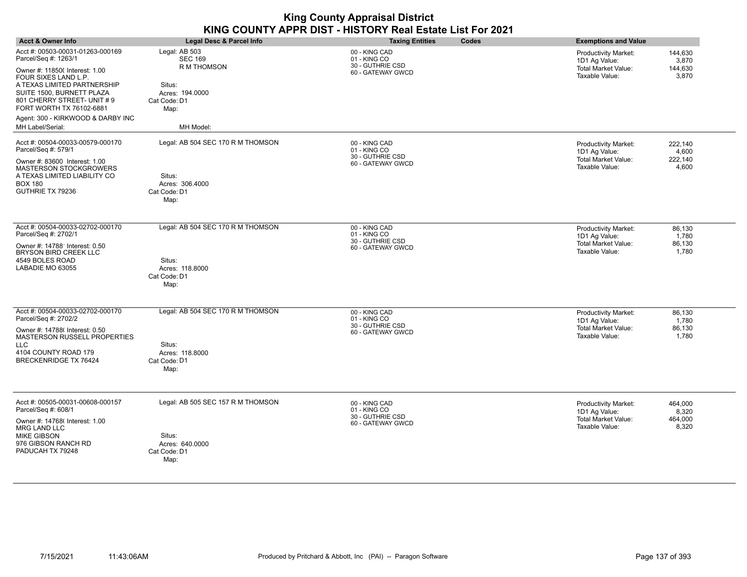# King County Appraisal District

## KING COUNTY APPR DIST - HISTORY Real Estate List For 2021

| Acct & Owner Info | Legal Desc & Parcel Info | Taxing Entities | Codes | Exemptions and Value |
|---|---|---|---|---|
| Acct #: 00503-00031-01263-000169<br>Parcel/Seq #: 1263/1<br>Owner #: 11850( Interest: 1.00<br>FOUR SIXES LAND L.P.<br>A TEXAS LIMITED PARTNERSHIP<br>SUITE 1500, BURNETT PLAZA<br>801 CHERRY STREET- UNIT # 9<br>FORT WORTH TX 76102-6881<br>Agent: 300 - KIRKWOOD & DARBY INC<br>MH Label/Serial: | Legal: AB 503<br>SEC 169<br>R M THOMSON<br>Situs:<br>Acres: 194.0000<br>Cat Code: D1<br>Map:<br>MH Model: | 00 - KING CAD<br>01 - KING CO<br>30 - GUTHRIE CSD<br>60 - GATEWAY GWCD | | Productivity Market: 144,630<br>1D1 Ag Value: 3,870<br>Total Market Value: 144,630<br>Taxable Value: 3,870 |
| Acct #: 00504-00033-00579-000170<br>Parcel/Seq #: 579/1<br>Owner #: 83600 Interest: 1.00<br>MASTERSON STOCKGROWERS<br>A TEXAS LIMITED LIABILITY CO<br>BOX 180<br>GUTHRIE TX 79236 | Legal: AB 504 SEC 170 R M THOMSON<br>Situs:<br>Acres: 306.4000<br>Cat Code: D1<br>Map: | 00 - KING CAD<br>01 - KING CO<br>30 - GUTHRIE CSD<br>60 - GATEWAY GWCD | | Productivity Market: 222,140<br>1D1 Ag Value: 4,600<br>Total Market Value: 222,140<br>Taxable Value: 4,600 |
| Acct #: 00504-00033-02702-000170<br>Parcel/Seq #: 2702/1<br>Owner #: 14788' Interest: 0.50<br>BRYSON BIRD CREEK LLC<br>4549 BOLES ROAD<br>LABADIE MO 63055 | Legal: AB 504 SEC 170 R M THOMSON<br>Situs:<br>Acres: 118.8000<br>Cat Code: D1<br>Map: | 00 - KING CAD<br>01 - KING CO<br>30 - GUTHRIE CSD<br>60 - GATEWAY GWCD | | Productivity Market: 86,130<br>1D1 Ag Value: 1,780<br>Total Market Value: 86,130<br>Taxable Value: 1,780 |
| Acct #: 00504-00033-02702-000170<br>Parcel/Seq #: 2702/2<br>Owner #: 14788( Interest: 0.50<br>MASTERSON RUSSELL PROPERTIES LLC<br>4104 COUNTY ROAD 179<br>BRECKENRIDGE TX 76424 | Legal: AB 504 SEC 170 R M THOMSON<br>Situs:<br>Acres: 118.8000<br>Cat Code: D1<br>Map: | 00 - KING CAD<br>01 - KING CO<br>30 - GUTHRIE CSD<br>60 - GATEWAY GWCD | | Productivity Market: 86,130<br>1D1 Ag Value: 1,780<br>Total Market Value: 86,130<br>Taxable Value: 1,780 |
| Acct #: 00505-00031-00608-000157<br>Parcel/Seq #: 608/1<br>Owner #: 14768( Interest: 1.00<br>MRG LAND LLC<br>MIKE GIBSON<br>976 GIBSON RANCH RD<br>PADUCAH TX 79248 | Legal: AB 505 SEC 157 R M THOMSON<br>Situs:<br>Acres: 640.0000<br>Cat Code: D1<br>Map: | 00 - KING CAD<br>01 - KING CO<br>30 - GUTHRIE CSD<br>60 - GATEWAY GWCD | | Productivity Market: 464,000<br>1D1 Ag Value: 8,320<br>Total Market Value: 464,000<br>Taxable Value: 8,320 |

7/15/2021 11:43:06AM Produced by Pritchard & Abbott, Inc (PAI) -- Paragon Software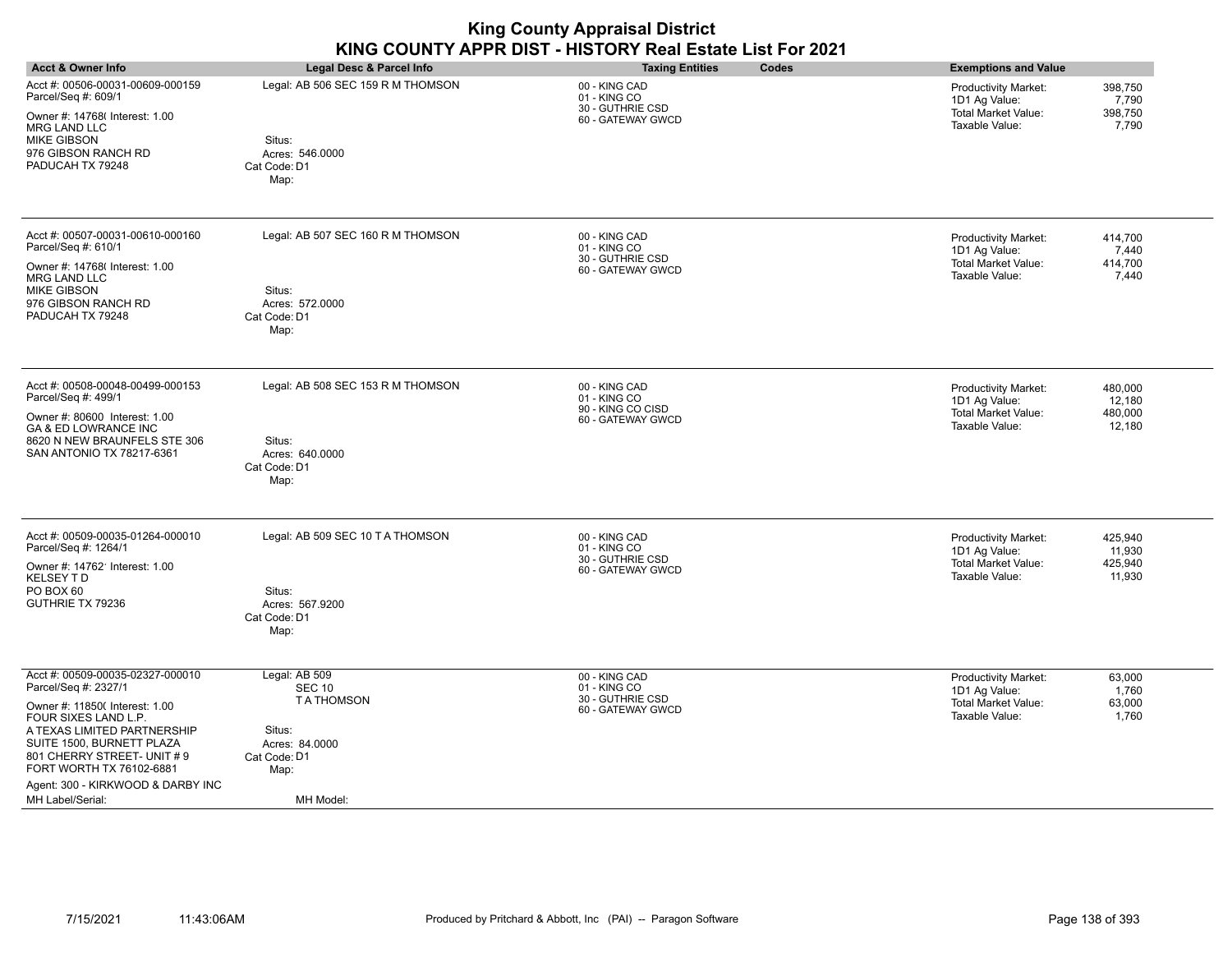# King County Appraisal District
## KING COUNTY APPR DIST - HISTORY Real Estate List For 2021

| Acct & Owner Info | Legal Desc & Parcel Info | Taxing Entities | Codes | Exemptions and Value |
|---|---|---|---|---|
| Acct #: 00506-00031-00609-000159<br>Parcel/Seq #: 609/1<br>Owner #: 14768( Interest: 1.00<br>MRG LAND LLC<br>MIKE GIBSON<br>976 GIBSON RANCH RD<br>PADUCAH TX 79248 | Legal: AB 506 SEC 159 R M THOMSON<br>Situs:<br>Acres: 546.0000<br>Cat Code: D1<br>Map: | 00 - KING CAD<br>01 - KING CO<br>30 - GUTHRIE CSD<br>60 - GATEWAY GWCD | | Productivity Market: 398,750<br>1D1 Ag Value: 7,790<br>Total Market Value: 398,750<br>Taxable Value: 7,790 |
| Acct #: 00507-00031-00610-000160<br>Parcel/Seq #: 610/1<br>Owner #: 14768( Interest: 1.00<br>MRG LAND LLC<br>MIKE GIBSON<br>976 GIBSON RANCH RD<br>PADUCAH TX 79248 | Legal: AB 507 SEC 160 R M THOMSON<br>Situs:<br>Acres: 572.0000<br>Cat Code: D1<br>Map: | 00 - KING CAD<br>01 - KING CO<br>30 - GUTHRIE CSD<br>60 - GATEWAY GWCD | | Productivity Market: 414,700<br>1D1 Ag Value: 7,440<br>Total Market Value: 414,700<br>Taxable Value: 7,440 |
| Acct #: 00508-00048-00499-000153<br>Parcel/Seq #: 499/1<br>Owner #: 80600 Interest: 1.00<br>GA & ED LOWRANCE INC<br>8620 N NEW BRAUNFELS STE 306<br>SAN ANTONIO TX 78217-6361 | Legal: AB 508 SEC 153 R M THOMSON<br>Situs:<br>Acres: 640.0000<br>Cat Code: D1<br>Map: | 00 - KING CAD<br>01 - KING CO<br>90 - KING CO CISD<br>60 - GATEWAY GWCD | | Productivity Market: 480,000<br>1D1 Ag Value: 12,180<br>Total Market Value: 480,000<br>Taxable Value: 12,180 |
| Acct #: 00509-00035-01264-000010<br>Parcel/Seq #: 1264/1<br>Owner #: 14762' Interest: 1.00<br>KELSEY T D<br>PO BOX 60<br>GUTHRIE TX 79236 | Legal: AB 509 SEC 10 T A THOMSON<br>Situs:<br>Acres: 567.9200<br>Cat Code: D1<br>Map: | 00 - KING CAD<br>01 - KING CO<br>30 - GUTHRIE CSD<br>60 - GATEWAY GWCD | | Productivity Market: 425,940<br>1D1 Ag Value: 11,930<br>Total Market Value: 425,940<br>Taxable Value: 11,930 |
| Acct #: 00509-00035-02327-000010<br>Parcel/Seq #: 2327/1<br>Owner #: 11850( Interest: 1.00<br>FOUR SIXES LAND L.P.<br>A TEXAS LIMITED PARTNERSHIP<br>SUITE 1500, BURNETT PLAZA<br>801 CHERRY STREET- UNIT # 9<br>FORT WORTH TX 76102-6881<br>Agent: 300 - KIRKWOOD & DARBY INC<br>MH Label/Serial: | Legal: AB 509<br>SEC 10<br>T A THOMSON<br>Situs:<br>Acres: 84.0000<br>Cat Code: D1<br>Map:<br>MH Model: | 00 - KING CAD<br>01 - KING CO<br>30 - GUTHRIE CSD<br>60 - GATEWAY GWCD | | Productivity Market: 63,000<br>1D1 Ag Value: 1,760<br>Total Market Value: 63,000<br>Taxable Value: 1,760 |

7/15/2021 11:43:06AM Produced by Pritchard & Abbott, Inc (PAI) -- Paragon Software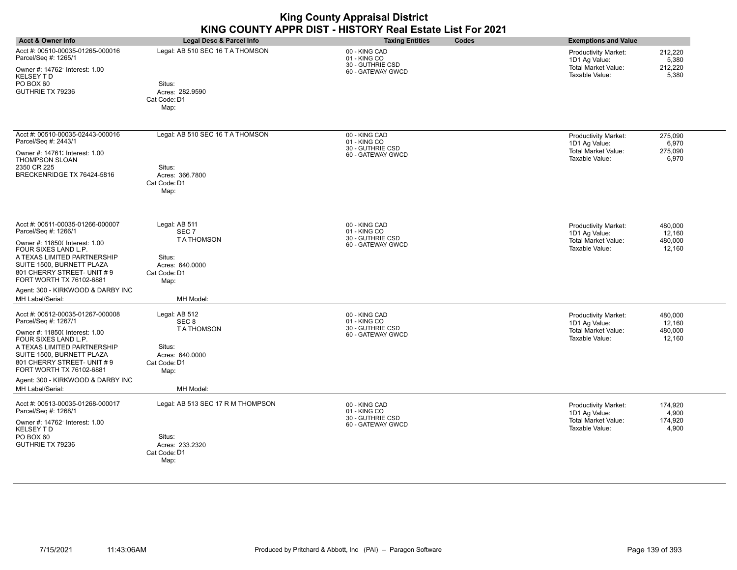# King County Appraisal District
## KING COUNTY APPR DIST - HISTORY Real Estate List For 2021

| Acct & Owner Info | Legal Desc & Parcel Info | Taxing Entities | Codes | Exemptions and Value |
|---|---|---|---|---|
| Acct #: 00510-00035-01265-000016<br>Parcel/Seq #: 1265/1<br>Owner #: 14762' Interest: 1.00<br>KELSEY T D<br>PO BOX 60<br>GUTHRIE TX 79236 | Legal: AB 510 SEC 16 T A THOMSON<br>Situs:<br>Acres: 282.9590<br>Cat Code: D1<br>Map: | 00 - KING CAD<br>01 - KING CO<br>30 - GUTHRIE CSD<br>60 - GATEWAY GWCD | | Productivity Market: 212,220<br>1D1 Ag Value: 5,380<br>Total Market Value: 212,220<br>Taxable Value: 5,380 |
| Acct #: 00510-00035-02443-000016<br>Parcel/Seq #: 2443/1<br>Owner #: 14761: Interest: 1.00<br>THOMPSON SLOAN<br>2350 CR 225<br>BRECKENRIDGE TX 76424-5816 | Legal: AB 510 SEC 16 T A THOMSON<br>Situs:<br>Acres: 366.7800<br>Cat Code: D1<br>Map: | 00 - KING CAD<br>01 - KING CO<br>30 - GUTHRIE CSD<br>60 - GATEWAY GWCD | | Productivity Market: 275,090<br>1D1 Ag Value: 6,970<br>Total Market Value: 275,090<br>Taxable Value: 6,970 |
| Acct #: 00511-00035-01266-000007<br>Parcel/Seq #: 1266/1<br>Owner #: 11850( Interest: 1.00<br>FOUR SIXES LAND L.P.<br>A TEXAS LIMITED PARTNERSHIP<br>SUITE 1500, BURNETT PLAZA<br>801 CHERRY STREET- UNIT # 9<br>FORT WORTH TX 76102-6881<br>Agent: 300 - KIRKWOOD & DARBY INC<br>MH Label/Serial: | Legal: AB 511<br>SEC 7<br>T A THOMSON<br>Situs:<br>Acres: 640.0000<br>Cat Code: D1<br>Map:<br>MH Model: | 00 - KING CAD<br>01 - KING CO<br>30 - GUTHRIE CSD<br>60 - GATEWAY GWCD | | Productivity Market: 480,000<br>1D1 Ag Value: 12,160<br>Total Market Value: 480,000<br>Taxable Value: 12,160 |
| Acct #: 00512-00035-01267-000008<br>Parcel/Seq #: 1267/1<br>Owner #: 11850( Interest: 1.00<br>FOUR SIXES LAND L.P.<br>A TEXAS LIMITED PARTNERSHIP<br>SUITE 1500, BURNETT PLAZA<br>801 CHERRY STREET- UNIT # 9<br>FORT WORTH TX 76102-6881<br>Agent: 300 - KIRKWOOD & DARBY INC<br>MH Label/Serial: | Legal: AB 512<br>SEC 8<br>T A THOMSON<br>Situs:<br>Acres: 640.0000<br>Cat Code: D1<br>Map:<br>MH Model: | 00 - KING CAD<br>01 - KING CO<br>30 - GUTHRIE CSD<br>60 - GATEWAY GWCD | | Productivity Market: 480,000<br>1D1 Ag Value: 12,160<br>Total Market Value: 480,000<br>Taxable Value: 12,160 |
| Acct #: 00513-00035-01268-000017<br>Parcel/Seq #: 1268/1<br>Owner #: 14762' Interest: 1.00<br>KELSEY T D<br>PO BOX 60<br>GUTHRIE TX 79236 | Legal: AB 513 SEC 17 R M THOMPSON<br>Situs:<br>Acres: 233.2320<br>Cat Code: D1<br>Map: | 00 - KING CAD<br>01 - KING CO<br>30 - GUTHRIE CSD<br>60 - GATEWAY GWCD | | Productivity Market: 174,920<br>1D1 Ag Value: 4,900<br>Total Market Value: 174,920<br>Taxable Value: 4,900 |

7/15/2021 11:43:06AM Produced by Pritchard & Abbott, Inc (PAI) -- Paragon Software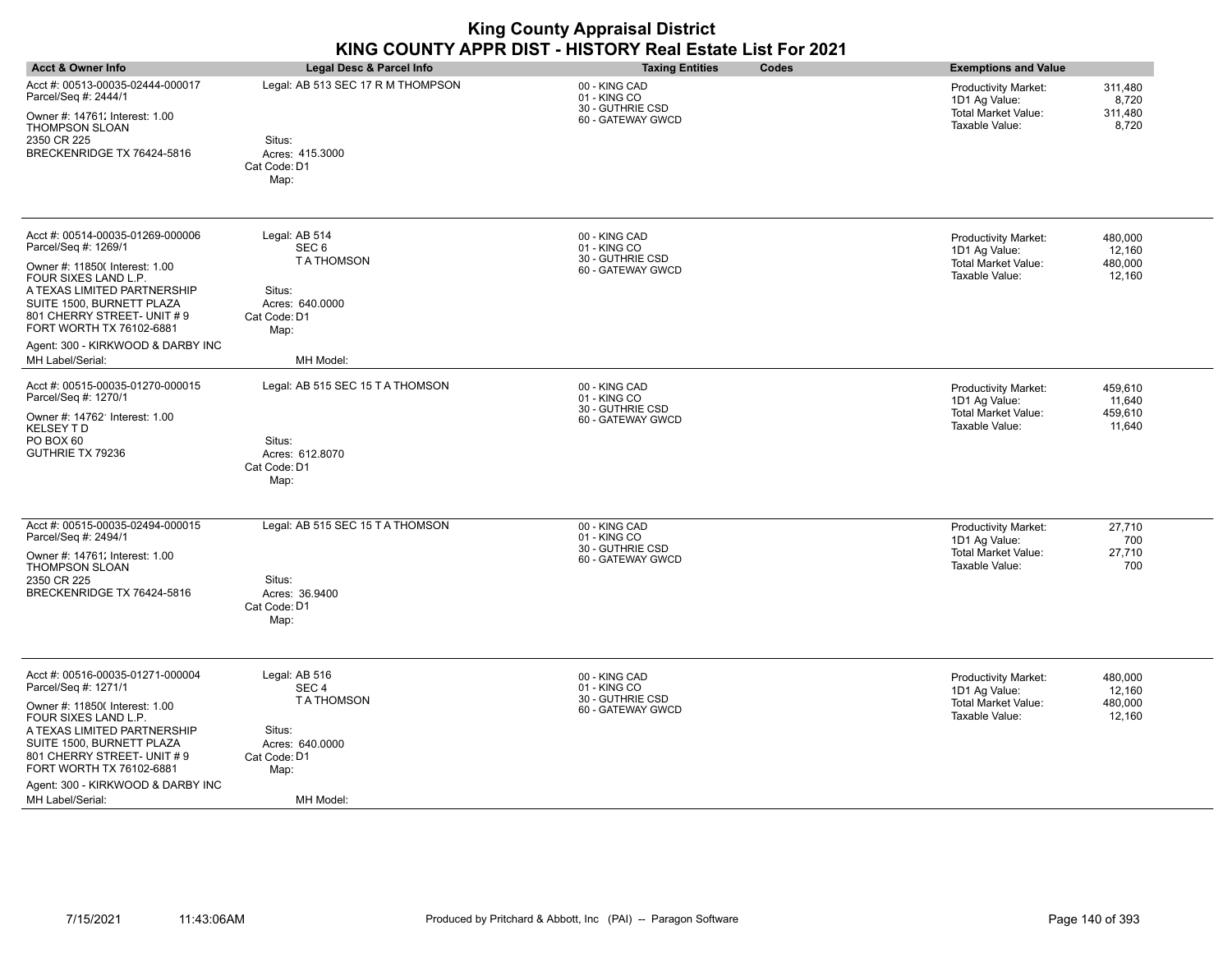# King County Appraisal District

## KING COUNTY APPR DIST - HISTORY Real Estate List For 2021

| Acct & Owner Info | Legal Desc & Parcel Info | Taxing Entities | Codes | Exemptions and Value |
|---|---|---|---|---|
| Acct #: 00513-00035-02444-000017<br>Parcel/Seq #: 2444/1<br>Owner #: 14761: Interest: 1.00<br>THOMPSON SLOAN<br>2350 CR 225<br>BRECKENRIDGE TX 76424-5816 | Legal: AB 513 SEC 17 R M THOMPSON<br>Situs:<br>Acres: 415.3000<br>Cat Code: D1<br>Map: | 00 - KING CAD<br>01 - KING CO<br>30 - GUTHRIE CSD<br>60 - GATEWAY GWCD | | Productivity Market: 311,480<br>1D1 Ag Value: 8,720<br>Total Market Value: 311,480<br>Taxable Value: 8,720 |
| Acct #: 00514-00035-01269-000006<br>Parcel/Seq #: 1269/1<br>Owner #: 11850( Interest: 1.00<br>FOUR SIXES LAND L.P.<br>A TEXAS LIMITED PARTNERSHIP<br>SUITE 1500, BURNETT PLAZA<br>801 CHERRY STREET- UNIT # 9<br>FORT WORTH TX 76102-6881<br>Agent: 300 - KIRKWOOD & DARBY INC<br>MH Label/Serial: | Legal: AB 514<br>SEC 6<br>T A THOMSON<br>Situs:<br>Acres: 640.0000<br>Cat Code: D1<br>Map:<br>MH Model: | 00 - KING CAD<br>01 - KING CO<br>30 - GUTHRIE CSD<br>60 - GATEWAY GWCD | | Productivity Market: 480,000<br>1D1 Ag Value: 12,160<br>Total Market Value: 480,000<br>Taxable Value: 12,160 |
| Acct #: 00515-00035-01270-000015<br>Parcel/Seq #: 1270/1<br>Owner #: 14762' Interest: 1.00<br>KELSEY T D<br>PO BOX 60<br>GUTHRIE TX 79236 | Legal: AB 515 SEC 15 T A THOMSON<br>Situs:<br>Acres: 612.8070<br>Cat Code: D1<br>Map: | 00 - KING CAD<br>01 - KING CO<br>30 - GUTHRIE CSD<br>60 - GATEWAY GWCD | | Productivity Market: 459,610<br>1D1 Ag Value: 11,640<br>Total Market Value: 459,610<br>Taxable Value: 11,640 |
| Acct #: 00515-00035-02494-000015<br>Parcel/Seq #: 2494/1<br>Owner #: 14761: Interest: 1.00<br>THOMPSON SLOAN<br>2350 CR 225<br>BRECKENRIDGE TX 76424-5816 | Legal: AB 515 SEC 15 T A THOMSON<br>Situs:<br>Acres: 36.9400<br>Cat Code: D1<br>Map: | 00 - KING CAD<br>01 - KING CO<br>30 - GUTHRIE CSD<br>60 - GATEWAY GWCD | | Productivity Market: 27,710<br>1D1 Ag Value: 700<br>Total Market Value: 27,710<br>Taxable Value: 700 |
| Acct #: 00516-00035-01271-000004<br>Parcel/Seq #: 1271/1<br>Owner #: 11850( Interest: 1.00<br>FOUR SIXES LAND L.P.<br>A TEXAS LIMITED PARTNERSHIP<br>SUITE 1500, BURNETT PLAZA<br>801 CHERRY STREET- UNIT # 9<br>FORT WORTH TX 76102-6881<br>Agent: 300 - KIRKWOOD & DARBY INC<br>MH Label/Serial: | Legal: AB 516<br>SEC 4<br>T A THOMSON<br>Situs:<br>Acres: 640.0000<br>Cat Code: D1<br>Map:<br>MH Model: | 00 - KING CAD<br>01 - KING CO<br>30 - GUTHRIE CSD<br>60 - GATEWAY GWCD | | Productivity Market: 480,000<br>1D1 Ag Value: 12,160<br>Total Market Value: 480,000<br>Taxable Value: 12,160 |

7/15/2021 11:43:06AM Produced by Pritchard & Abbott, Inc (PAI) -- Paragon Software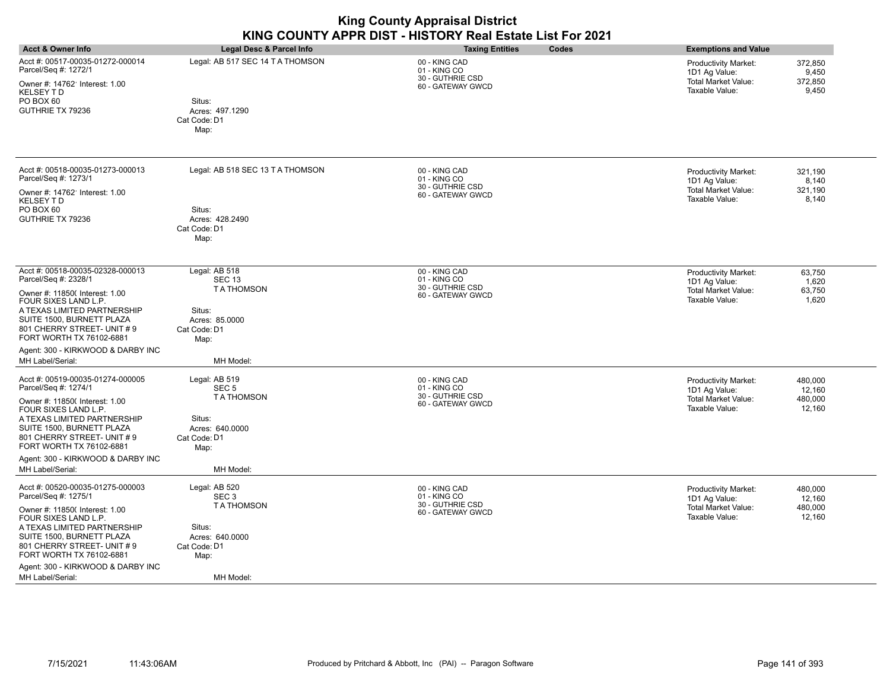# King County Appraisal District

## KING COUNTY APPR DIST - HISTORY Real Estate List For 2021

| Acct & Owner Info | Legal Desc & Parcel Info | Taxing Entities | Codes | Exemptions and Value |
|---|---|---|---|---|
| Acct #: 00517-00035-01272-000014<br>Parcel/Seq #: 1272/1<br>Owner #: 14762' Interest: 1.00<br>KELSEY T D<br>PO BOX 60<br>GUTHRIE TX 79236 | Legal: AB 517 SEC 14 T A THOMSON<br>Situs:<br>Acres: 497.1290<br>Cat Code: D1<br>Map: | 00 - KING CAD<br>01 - KING CO<br>30 - GUTHRIE CSD<br>60 - GATEWAY GWCD | | Productivity Market: 372,850<br>1D1 Ag Value: 9,450<br>Total Market Value: 372,850<br>Taxable Value: 9,450 |
| Acct #: 00518-00035-01273-000013<br>Parcel/Seq #: 1273/1<br>Owner #: 14762' Interest: 1.00<br>KELSEY T D<br>PO BOX 60<br>GUTHRIE TX 79236 | Legal: AB 518 SEC 13 T A THOMSON<br>Situs:<br>Acres: 428.2490<br>Cat Code: D1<br>Map: | 00 - KING CAD<br>01 - KING CO<br>30 - GUTHRIE CSD<br>60 - GATEWAY GWCD | | Productivity Market: 321,190<br>1D1 Ag Value: 8,140<br>Total Market Value: 321,190<br>Taxable Value: 8,140 |
| Acct #: 00518-00035-02328-000013<br>Parcel/Seq #: 2328/1<br>Owner #: 11850( Interest: 1.00<br>FOUR SIXES LAND L.P.<br>A TEXAS LIMITED PARTNERSHIP<br>SUITE 1500, BURNETT PLAZA<br>801 CHERRY STREET- UNIT # 9<br>FORT WORTH TX 76102-6881<br>Agent: 300 - KIRKWOOD & DARBY INC<br>MH Label/Serial: | Legal: AB 518<br>SEC 13<br>T A THOMSON<br>Situs:<br>Acres: 85.0000<br>Cat Code: D1<br>Map:<br>MH Model: | 00 - KING CAD<br>01 - KING CO<br>30 - GUTHRIE CSD<br>60 - GATEWAY GWCD | | Productivity Market: 63,750<br>1D1 Ag Value: 1,620<br>Total Market Value: 63,750<br>Taxable Value: 1,620 |
| Acct #: 00519-00035-01274-000005<br>Parcel/Seq #: 1274/1<br>Owner #: 11850( Interest: 1.00<br>FOUR SIXES LAND L.P.<br>A TEXAS LIMITED PARTNERSHIP<br>SUITE 1500, BURNETT PLAZA<br>801 CHERRY STREET- UNIT # 9<br>FORT WORTH TX 76102-6881<br>Agent: 300 - KIRKWOOD & DARBY INC<br>MH Label/Serial: | Legal: AB 519<br>SEC 5<br>T A THOMSON<br>Situs:<br>Acres: 640.0000<br>Cat Code: D1<br>Map:<br>MH Model: | 00 - KING CAD<br>01 - KING CO<br>30 - GUTHRIE CSD<br>60 - GATEWAY GWCD | | Productivity Market: 480,000<br>1D1 Ag Value: 12,160<br>Total Market Value: 480,000<br>Taxable Value: 12,160 |
| Acct #: 00520-00035-01275-000003<br>Parcel/Seq #: 1275/1<br>Owner #: 11850( Interest: 1.00<br>FOUR SIXES LAND L.P.<br>A TEXAS LIMITED PARTNERSHIP<br>SUITE 1500, BURNETT PLAZA<br>801 CHERRY STREET- UNIT # 9<br>FORT WORTH TX 76102-6881<br>Agent: 300 - KIRKWOOD & DARBY INC<br>MH Label/Serial: | Legal: AB 520<br>SEC 3<br>T A THOMSON<br>Situs:<br>Acres: 640.0000<br>Cat Code: D1<br>Map:<br>MH Model: | 00 - KING CAD<br>01 - KING CO<br>30 - GUTHRIE CSD<br>60 - GATEWAY GWCD | | Productivity Market: 480,000<br>1D1 Ag Value: 12,160<br>Total Market Value: 480,000<br>Taxable Value: 12,160 |

7/15/2021 11:43:06AM Produced by Pritchard & Abbott, Inc (PAI) -- Paragon Software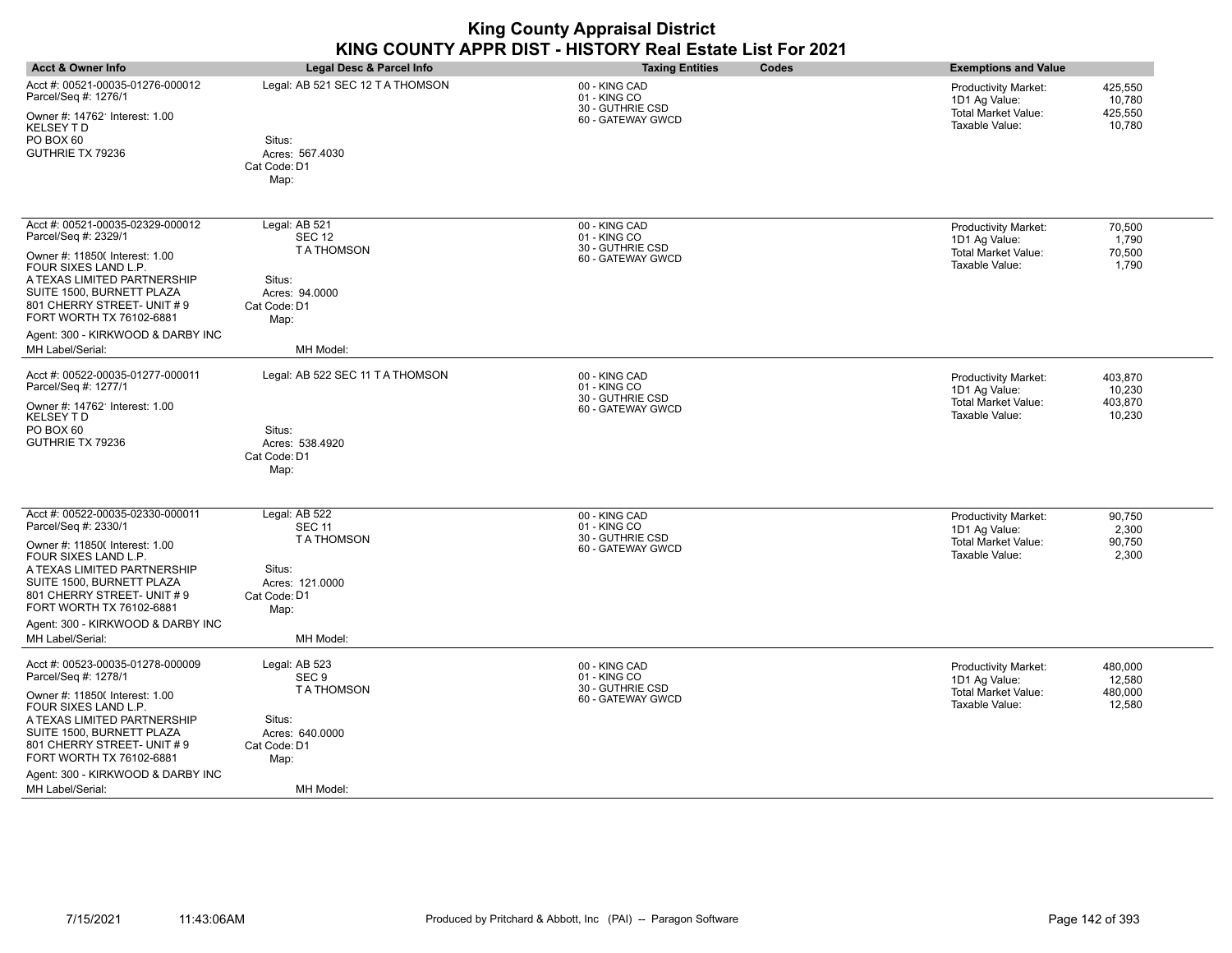# King County Appraisal District

## KING COUNTY APPR DIST - HISTORY Real Estate List For 2021

| Acct & Owner Info | Legal Desc & Parcel Info | Taxing Entities | Codes | Exemptions and Value |
|---|---|---|---|---|
| Acct #: 00521-00035-01276-000012<br>Parcel/Seq #: 1276/1<br>Owner #: 14762· Interest: 1.00<br>KELSEY T D<br>PO BOX 60<br>GUTHRIE TX 79236 | Legal: AB 521 SEC 12 T A THOMSON<br>Situs:<br>Acres: 567.4030<br>Cat Code: D1<br>Map: | 00 - KING CAD<br>01 - KING CO<br>30 - GUTHRIE CSD<br>60 - GATEWAY GWCD | | Productivity Market: 425,550<br>1D1 Ag Value: 10,780<br>Total Market Value: 425,550<br>Taxable Value: 10,780 |
| Acct #: 00521-00035-02329-000012<br>Parcel/Seq #: 2329/1<br>Owner #: 11850( Interest: 1.00<br>FOUR SIXES LAND L.P.<br>A TEXAS LIMITED PARTNERSHIP<br>SUITE 1500, BURNETT PLAZA<br>801 CHERRY STREET- UNIT # 9<br>FORT WORTH TX 76102-6881<br>Agent: 300 - KIRKWOOD & DARBY INC<br>MH Label/Serial: | Legal: AB 521<br>SEC 12<br>T A THOMSON<br>Situs:<br>Acres: 94.0000<br>Cat Code: D1<br>Map:<br>MH Model: | 00 - KING CAD<br>01 - KING CO<br>30 - GUTHRIE CSD<br>60 - GATEWAY GWCD | | Productivity Market: 70,500<br>1D1 Ag Value: 1,790<br>Total Market Value: 70,500<br>Taxable Value: 1,790 |
| Acct #: 00522-00035-01277-000011<br>Parcel/Seq #: 1277/1<br>Owner #: 14762· Interest: 1.00<br>KELSEY T D<br>PO BOX 60<br>GUTHRIE TX 79236 | Legal: AB 522 SEC 11 T A THOMSON<br>Situs:<br>Acres: 538.4920<br>Cat Code: D1<br>Map: | 00 - KING CAD<br>01 - KING CO<br>30 - GUTHRIE CSD<br>60 - GATEWAY GWCD | | Productivity Market: 403,870<br>1D1 Ag Value: 10,230<br>Total Market Value: 403,870<br>Taxable Value: 10,230 |
| Acct #: 00522-00035-02330-000011<br>Parcel/Seq #: 2330/1<br>Owner #: 11850( Interest: 1.00<br>FOUR SIXES LAND L.P.<br>A TEXAS LIMITED PARTNERSHIP<br>SUITE 1500, BURNETT PLAZA<br>801 CHERRY STREET- UNIT # 9<br>FORT WORTH TX 76102-6881<br>Agent: 300 - KIRKWOOD & DARBY INC<br>MH Label/Serial: | Legal: AB 522<br>SEC 11<br>T A THOMSON<br>Situs:<br>Acres: 121.0000<br>Cat Code: D1<br>Map:<br>MH Model: | 00 - KING CAD<br>01 - KING CO<br>30 - GUTHRIE CSD<br>60 - GATEWAY GWCD | | Productivity Market: 90,750<br>1D1 Ag Value: 2,300<br>Total Market Value: 90,750<br>Taxable Value: 2,300 |
| Acct #: 00523-00035-01278-000009<br>Parcel/Seq #: 1278/1<br>Owner #: 11850( Interest: 1.00<br>FOUR SIXES LAND L.P.<br>A TEXAS LIMITED PARTNERSHIP<br>SUITE 1500, BURNETT PLAZA<br>801 CHERRY STREET- UNIT # 9<br>FORT WORTH TX 76102-6881<br>Agent: 300 - KIRKWOOD & DARBY INC<br>MH Label/Serial: | Legal: AB 523<br>SEC 9<br>T A THOMSON<br>Situs:<br>Acres: 640.0000<br>Cat Code: D1<br>Map:<br>MH Model: | 00 - KING CAD<br>01 - KING CO<br>30 - GUTHRIE CSD<br>60 - GATEWAY GWCD | | Productivity Market: 480,000<br>1D1 Ag Value: 12,580<br>Total Market Value: 480,000<br>Taxable Value: 12,580 |

7/15/2021 11:43:06AM Produced by Pritchard & Abbott, Inc (PAI) -- Paragon Software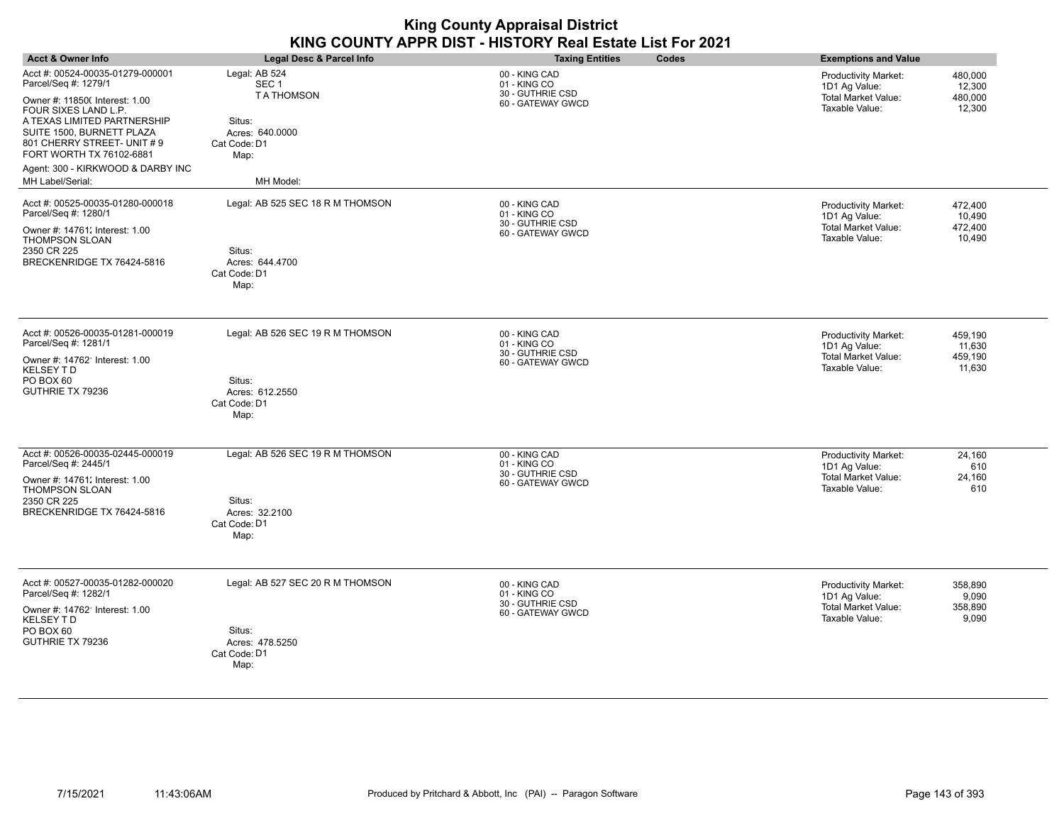# King County Appraisal District

## KING COUNTY APPR DIST - HISTORY Real Estate List For 2021

| Acct & Owner Info | Legal Desc & Parcel Info | Taxing Entities | Codes | Exemptions and Value |
|---|---|---|---|---|
| Acct #: 00524-00035-01279-000001<br>Parcel/Seq #: 1279/1<br>Owner #: 11850( Interest: 1.00<br>FOUR SIXES LAND L.P.<br>A TEXAS LIMITED PARTNERSHIP<br>SUITE 1500, BURNETT PLAZA<br>801 CHERRY STREET- UNIT # 9<br>FORT WORTH TX 76102-6881<br>Agent: 300 - KIRKWOOD & DARBY INC<br>MH Label/Serial: | Legal: AB 524<br>SEC 1<br>T A THOMSON<br>Situs:<br>Acres: 640.0000<br>Cat Code: D1<br>Map:<br>MH Model: | 00 - KING CAD<br>01 - KING CO<br>30 - GUTHRIE CSD<br>60 - GATEWAY GWCD | | Productivity Market: 480,000<br>1D1 Ag Value: 12,300<br>Total Market Value: 480,000<br>Taxable Value: 12,300 |
| Acct #: 00525-00035-01280-000018<br>Parcel/Seq #: 1280/1<br>Owner #: 14761: Interest: 1.00<br>THOMPSON SLOAN<br>2350 CR 225<br>BRECKENRIDGE TX 76424-5816 | Legal: AB 525 SEC 18 R M THOMSON<br>Situs:<br>Acres: 644.4700<br>Cat Code: D1<br>Map: | 00 - KING CAD<br>01 - KING CO<br>30 - GUTHRIE CSD<br>60 - GATEWAY GWCD | | Productivity Market: 472,400<br>1D1 Ag Value: 10,490<br>Total Market Value: 472,400<br>Taxable Value: 10,490 |
| Acct #: 00526-00035-01281-000019<br>Parcel/Seq #: 1281/1<br>Owner #: 14762' Interest: 1.00<br>KELSEY T D<br>PO BOX 60<br>GUTHRIE TX 79236 | Legal: AB 526 SEC 19 R M THOMSON<br>Situs:<br>Acres: 612.2550<br>Cat Code: D1<br>Map: | 00 - KING CAD<br>01 - KING CO<br>30 - GUTHRIE CSD<br>60 - GATEWAY GWCD | | Productivity Market: 459,190<br>1D1 Ag Value: 11,630<br>Total Market Value: 459,190<br>Taxable Value: 11,630 |
| Acct #: 00526-00035-02445-000019<br>Parcel/Seq #: 2445/1<br>Owner #: 14761: Interest: 1.00<br>THOMPSON SLOAN<br>2350 CR 225<br>BRECKENRIDGE TX 76424-5816 | Legal: AB 526 SEC 19 R M THOMSON<br>Situs:<br>Acres: 32.2100<br>Cat Code: D1<br>Map: | 00 - KING CAD<br>01 - KING CO<br>30 - GUTHRIE CSD<br>60 - GATEWAY GWCD | | Productivity Market: 24,160<br>1D1 Ag Value: 610<br>Total Market Value: 24,160<br>Taxable Value: 610 |
| Acct #: 00527-00035-01282-000020<br>Parcel/Seq #: 1282/1<br>Owner #: 14762' Interest: 1.00<br>KELSEY T D<br>PO BOX 60<br>GUTHRIE TX 79236 | Legal: AB 527 SEC 20 R M THOMSON<br>Situs:<br>Acres: 478.5250<br>Cat Code: D1<br>Map: | 00 - KING CAD<br>01 - KING CO<br>30 - GUTHRIE CSD<br>60 - GATEWAY GWCD | | Productivity Market: 358,890<br>1D1 Ag Value: 9,090<br>Total Market Value: 358,890<br>Taxable Value: 9,090 |

7/15/2021 11:43:06AM Produced by Pritchard & Abbott, Inc (PAI) -- Paragon Software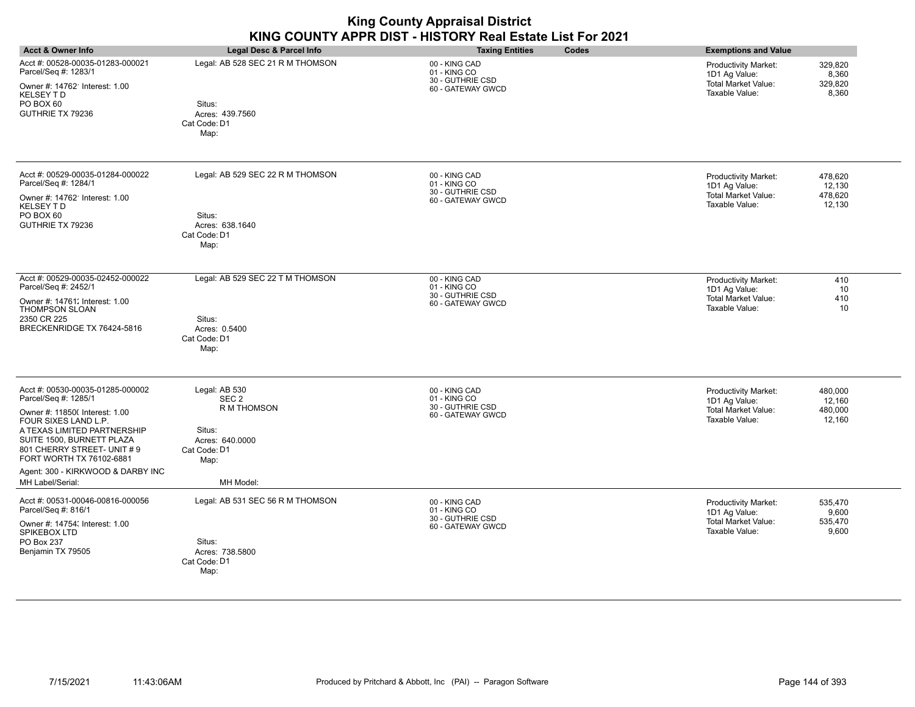# King County Appraisal District
## KING COUNTY APPR DIST - HISTORY Real Estate List For 2021

| Acct & Owner Info | Legal Desc & Parcel Info | Taxing Entities | Codes | Exemptions and Value |
|---|---|---|---|---|
| Acct #: 00528-00035-01283-000021<br>Parcel/Seq #: 1283/1<br>Owner #: 14762' Interest: 1.00<br>KELSEY T D<br>PO BOX 60<br>GUTHRIE TX 79236 | Legal: AB 528 SEC 21 R M THOMSON<br>Situs:<br>Acres: 439.7560<br>Cat Code: D1<br>Map: | 00 - KING CAD<br>01 - KING CO<br>30 - GUTHRIE CSD<br>60 - GATEWAY GWCD | | Productivity Market: 329,820<br>1D1 Ag Value: 8,360<br>Total Market Value: 329,820<br>Taxable Value: 8,360 |
| Acct #: 00529-00035-01284-000022<br>Parcel/Seq #: 1284/1<br>Owner #: 14762' Interest: 1.00<br>KELSEY T D<br>PO BOX 60<br>GUTHRIE TX 79236 | Legal: AB 529 SEC 22 R M THOMSON<br>Situs:<br>Acres: 638.1640<br>Cat Code: D1<br>Map: | 00 - KING CAD<br>01 - KING CO<br>30 - GUTHRIE CSD<br>60 - GATEWAY GWCD | | Productivity Market: 478,620<br>1D1 Ag Value: 12,130<br>Total Market Value: 478,620<br>Taxable Value: 12,130 |
| Acct #: 00529-00035-02452-000022<br>Parcel/Seq #: 2452/1<br>Owner #: 14761; Interest: 1.00<br>THOMPSON SLOAN<br>2350 CR 225<br>BRECKENRIDGE TX 76424-5816 | Legal: AB 529 SEC 22 T M THOMSON<br>Situs:<br>Acres: 0.5400<br>Cat Code: D1<br>Map: | 00 - KING CAD<br>01 - KING CO<br>30 - GUTHRIE CSD<br>60 - GATEWAY GWCD | | Productivity Market: 410<br>1D1 Ag Value: 10<br>Total Market Value: 410<br>Taxable Value: 10 |
| Acct #: 00530-00035-01285-000002<br>Parcel/Seq #: 1285/1<br>Owner #: 11850( Interest: 1.00<br>FOUR SIXES LAND L.P.<br>A TEXAS LIMITED PARTNERSHIP<br>SUITE 1500, BURNETT PLAZA<br>801 CHERRY STREET- UNIT # 9<br>FORT WORTH TX 76102-6881<br>Agent: 300 - KIRKWOOD & DARBY INC<br>MH Label/Serial: | Legal: AB 530<br>SEC 2<br>R M THOMSON<br>Situs:<br>Acres: 640.0000<br>Cat Code: D1<br>Map:<br>MH Model: | 00 - KING CAD<br>01 - KING CO<br>30 - GUTHRIE CSD<br>60 - GATEWAY GWCD | | Productivity Market: 480,000<br>1D1 Ag Value: 12,160<br>Total Market Value: 480,000<br>Taxable Value: 12,160 |
| Acct #: 00531-00046-00816-000056<br>Parcel/Seq #: 816/1<br>Owner #: 14754; Interest: 1.00<br>SPIKEBOX LTD<br>PO Box 237<br>Benjamin TX 79505 | Legal: AB 531 SEC 56 R M THOMSON<br>Situs:<br>Acres: 738.5800<br>Cat Code: D1<br>Map: | 00 - KING CAD<br>01 - KING CO<br>30 - GUTHRIE CSD<br>60 - GATEWAY GWCD | | Productivity Market: 535,470<br>1D1 Ag Value: 9,600<br>Total Market Value: 535,470<br>Taxable Value: 9,600 |

7/15/2021 11:43:06AM Produced by Pritchard & Abbott, Inc (PAI) -- Paragon Software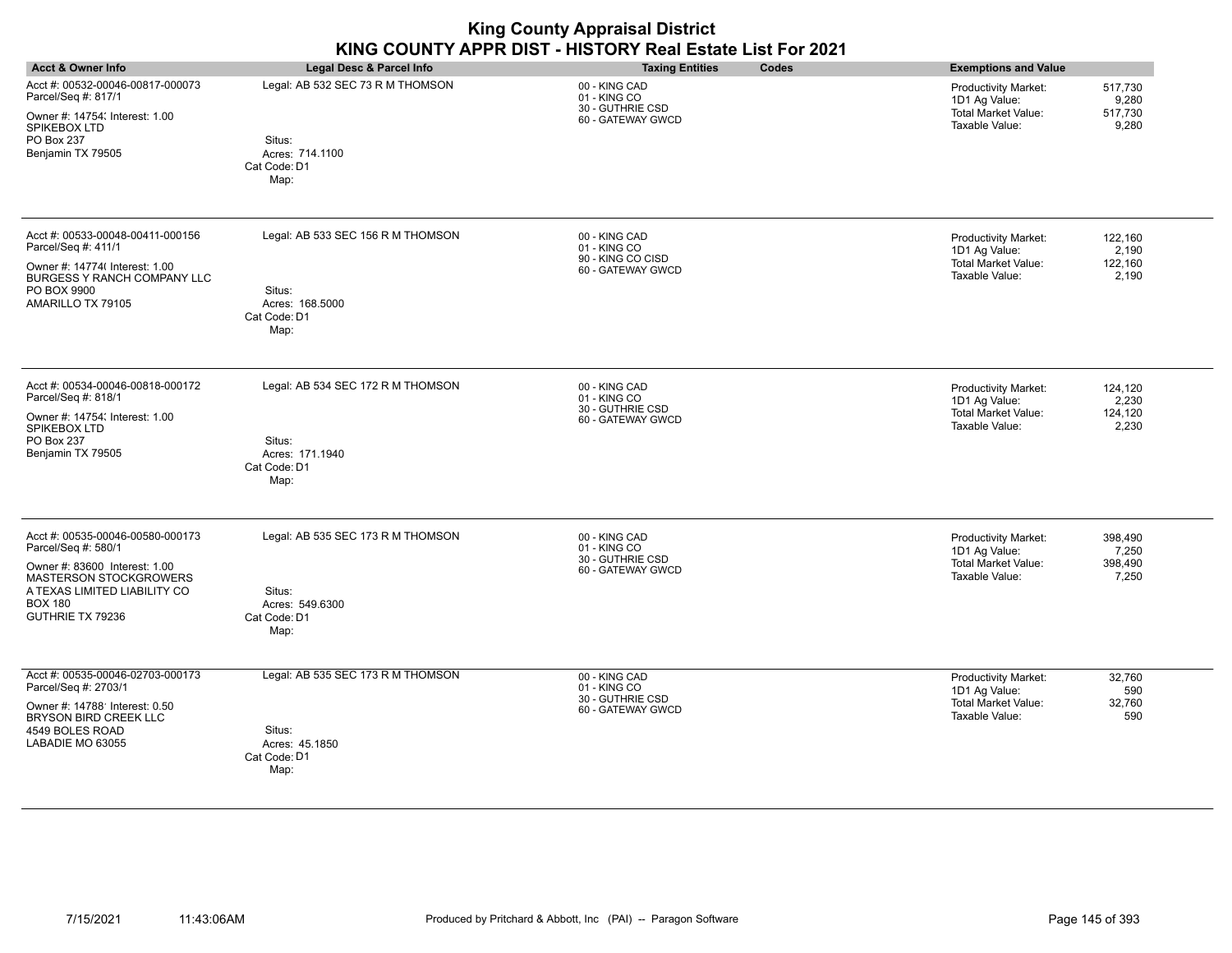# King County Appraisal District

## KING COUNTY APPR DIST - HISTORY Real Estate List For 2021

| Acct & Owner Info | Legal Desc & Parcel Info | Taxing Entities | Codes | Exemptions and Value |
|---|---|---|---|---|
| Acct #: 00532-00046-00817-000073<br>Parcel/Seq #: 817/1<br>Owner #: 14754; Interest: 1.00<br>SPIKEBOX LTD<br>PO Box 237<br>Benjamin TX 79505 | Legal: AB 532 SEC 73 R M THOMSON<br>Situs:<br>Acres: 714.1100<br>Cat Code: D1<br>Map: | 00 - KING CAD<br>01 - KING CO<br>30 - GUTHRIE CSD<br>60 - GATEWAY GWCD | | Productivity Market: 517,730<br>1D1 Ag Value: 9,280<br>Total Market Value: 517,730<br>Taxable Value: 9,280 |
| Acct #: 00533-00048-00411-000156<br>Parcel/Seq #: 411/1<br>Owner #: 14774( Interest: 1.00<br>BURGESS Y RANCH COMPANY LLC<br>PO BOX 9900<br>AMARILLO TX 79105 | Legal: AB 533 SEC 156 R M THOMSON<br>Situs:<br>Acres: 168.5000<br>Cat Code: D1<br>Map: | 00 - KING CAD<br>01 - KING CO<br>90 - KING CO CISD<br>60 - GATEWAY GWCD | | Productivity Market: 122,160<br>1D1 Ag Value: 2,190<br>Total Market Value: 122,160<br>Taxable Value: 2,190 |
| Acct #: 00534-00046-00818-000172<br>Parcel/Seq #: 818/1<br>Owner #: 14754; Interest: 1.00<br>SPIKEBOX LTD<br>PO Box 237<br>Benjamin TX 79505 | Legal: AB 534 SEC 172 R M THOMSON<br>Situs:<br>Acres: 171.1940<br>Cat Code: D1<br>Map: | 00 - KING CAD<br>01 - KING CO<br>30 - GUTHRIE CSD<br>60 - GATEWAY GWCD | | Productivity Market: 124,120<br>1D1 Ag Value: 2,230<br>Total Market Value: 124,120<br>Taxable Value: 2,230 |
| Acct #: 00535-00046-00580-000173<br>Parcel/Seq #: 580/1<br>Owner #: 83600 Interest: 1.00<br>MASTERSON STOCKGROWERS<br>A TEXAS LIMITED LIABILITY CO<br>BOX 180<br>GUTHRIE TX 79236 | Legal: AB 535 SEC 173 R M THOMSON<br>Situs:<br>Acres: 549.6300<br>Cat Code: D1<br>Map: | 00 - KING CAD<br>01 - KING CO<br>30 - GUTHRIE CSD<br>60 - GATEWAY GWCD | | Productivity Market: 398,490<br>1D1 Ag Value: 7,250<br>Total Market Value: 398,490<br>Taxable Value: 7,250 |
| Acct #: 00535-00046-02703-000173<br>Parcel/Seq #: 2703/1<br>Owner #: 14788' Interest: 0.50<br>BRYSON BIRD CREEK LLC<br>4549 BOLES ROAD<br>LABADIE MO 63055 | Legal: AB 535 SEC 173 R M THOMSON<br>Situs:<br>Acres: 45.1850<br>Cat Code: D1<br>Map: | 00 - KING CAD<br>01 - KING CO<br>30 - GUTHRIE CSD<br>60 - GATEWAY GWCD | | Productivity Market: 32,760<br>1D1 Ag Value: 590<br>Total Market Value: 32,760<br>Taxable Value: 590 |

7/15/2021 11:43:06AM Produced by Pritchard & Abbott, Inc (PAI) -- Paragon Software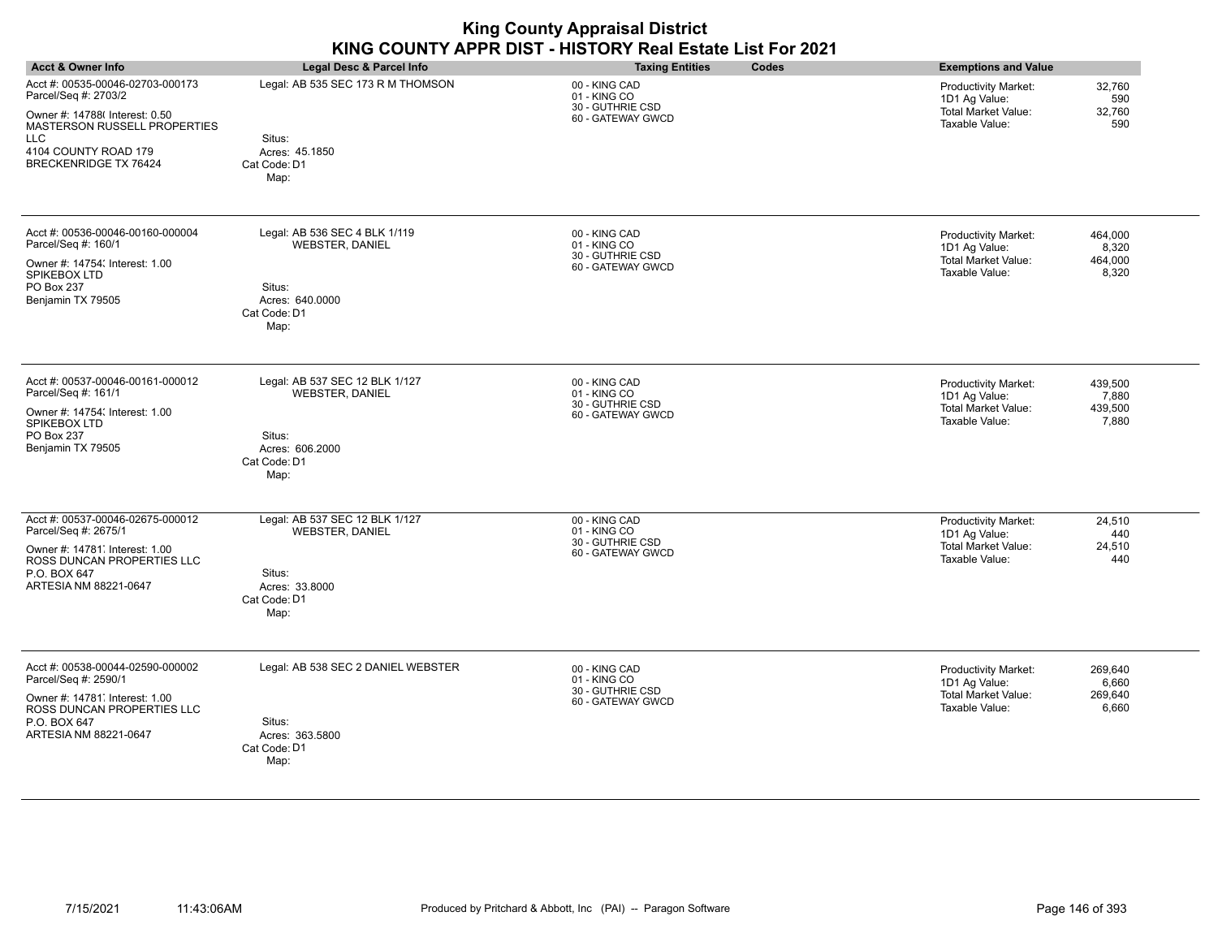# King County Appraisal District
## KING COUNTY APPR DIST - HISTORY Real Estate List For 2021

| Acct & Owner Info | Legal Desc & Parcel Info | Taxing Entities | Codes | Exemptions and Value |
|---|---|---|---|---|
| Acct #: 00535-00046-02703-000173<br>Parcel/Seq #: 2703/2<br>Owner #: 14788( Interest: 0.50<br>MASTERSON RUSSELL PROPERTIES LLC<br>4104 COUNTY ROAD 179<br>BRECKENRIDGE TX 76424 | Legal: AB 535 SEC 173 R M THOMSON<br>Situs:<br>Acres: 45.1850<br>Cat Code: D1<br>Map: | 00 - KING CAD<br>01 - KING CO<br>30 - GUTHRIE CSD<br>60 - GATEWAY GWCD | | Productivity Market: 32,760<br>1D1 Ag Value: 590<br>Total Market Value: 32,760<br>Taxable Value: 590 |
| Acct #: 00536-00046-00160-000004<br>Parcel/Seq #: 160/1<br>Owner #: 14754; Interest: 1.00<br>SPIKEBOX LTD<br>PO Box 237<br>Benjamin TX 79505 | Legal: AB 536 SEC 4 BLK 1/119 WEBSTER, DANIEL<br>Situs:<br>Acres: 640.0000<br>Cat Code: D1<br>Map: | 00 - KING CAD<br>01 - KING CO<br>30 - GUTHRIE CSD<br>60 - GATEWAY GWCD | | Productivity Market: 464,000<br>1D1 Ag Value: 8,320<br>Total Market Value: 464,000<br>Taxable Value: 8,320 |
| Acct #: 00537-00046-00161-000012<br>Parcel/Seq #: 161/1<br>Owner #: 14754; Interest: 1.00<br>SPIKEBOX LTD<br>PO Box 237<br>Benjamin TX 79505 | Legal: AB 537 SEC 12 BLK 1/127 WEBSTER, DANIEL<br>Situs:<br>Acres: 606.2000<br>Cat Code: D1<br>Map: | 00 - KING CAD<br>01 - KING CO<br>30 - GUTHRIE CSD<br>60 - GATEWAY GWCD | | Productivity Market: 439,500<br>1D1 Ag Value: 7,880<br>Total Market Value: 439,500<br>Taxable Value: 7,880 |
| Acct #: 00537-00046-02675-000012<br>Parcel/Seq #: 2675/1<br>Owner #: 14781; Interest: 1.00<br>ROSS DUNCAN PROPERTIES LLC<br>P.O. BOX 647<br>ARTESIA NM 88221-0647 | Legal: AB 537 SEC 12 BLK 1/127 WEBSTER, DANIEL<br>Situs:<br>Acres: 33.8000<br>Cat Code: D1<br>Map: | 00 - KING CAD<br>01 - KING CO<br>30 - GUTHRIE CSD<br>60 - GATEWAY GWCD | | Productivity Market: 24,510<br>1D1 Ag Value: 440<br>Total Market Value: 24,510<br>Taxable Value: 440 |
| Acct #: 00538-00044-02590-000002<br>Parcel/Seq #: 2590/1<br>Owner #: 14781; Interest: 1.00<br>ROSS DUNCAN PROPERTIES LLC<br>P.O. BOX 647<br>ARTESIA NM 88221-0647 | Legal: AB 538 SEC 2 DANIEL WEBSTER<br>Situs:<br>Acres: 363.5800<br>Cat Code: D1<br>Map: | 00 - KING CAD<br>01 - KING CO<br>30 - GUTHRIE CSD<br>60 - GATEWAY GWCD | | Productivity Market: 269,640<br>1D1 Ag Value: 6,660<br>Total Market Value: 269,640<br>Taxable Value: 6,660 |

7/15/2021 11:43:06AM Produced by Pritchard & Abbott, Inc (PAI) -- Paragon Software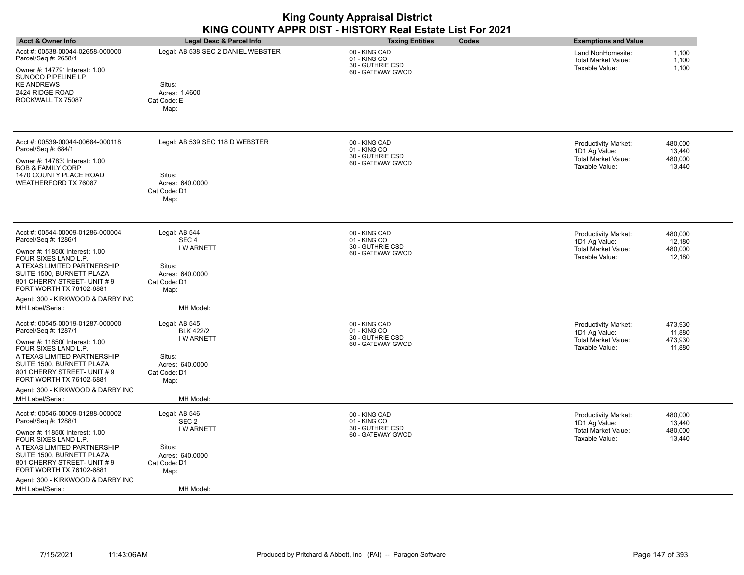# King County Appraisal District

## KING COUNTY APPR DIST - HISTORY Real Estate List For 2021

| Acct & Owner Info | Legal Desc & Parcel Info | Taxing Entities | Codes | Exemptions and Value |
|---|---|---|---|---|
| Acct #: 00538-00044-02658-000000<br>Parcel/Seq #: 2658/1<br>Owner #: 14779' Interest: 1.00<br>SUNOCO PIPELINE LP<br>KE ANDREWS<br>2424 RIDGE ROAD<br>ROCKWALL TX 75087 | Legal: AB 538 SEC 2 DANIEL WEBSTER<br>Situs:<br>Acres: 1.4600<br>Cat Code: E<br>Map: | 00 - KING CAD<br>01 - KING CO<br>30 - GUTHRIE CSD<br>60 - GATEWAY GWCD | | Land NonHomesite: 1,100<br>Total Market Value: 1,100<br>Taxable Value: 1,100 |
| Acct #: 00539-00044-00684-000118<br>Parcel/Seq #: 684/1<br>Owner #: 14783( Interest: 1.00<br>BOB & FAMILY CORP<br>1470 COUNTY PLACE ROAD<br>WEATHERFORD TX 76087 | Legal: AB 539 SEC 118 D WEBSTER<br>Situs:<br>Acres: 640.0000<br>Cat Code: D1<br>Map: | 00 - KING CAD<br>01 - KING CO<br>30 - GUTHRIE CSD<br>60 - GATEWAY GWCD | | Productivity Market: 480,000<br>1D1 Ag Value: 13,440<br>Total Market Value: 480,000<br>Taxable Value: 13,440 |
| Acct #: 00544-00009-01286-000004<br>Parcel/Seq #: 1286/1<br>Owner #: 11850( Interest: 1.00<br>FOUR SIXES LAND L.P.<br>A TEXAS LIMITED PARTNERSHIP<br>SUITE 1500, BURNETT PLAZA<br>801 CHERRY STREET- UNIT # 9<br>FORT WORTH TX 76102-6881<br>Agent: 300 - KIRKWOOD & DARBY INC<br>MH Label/Serial: | Legal: AB 544<br>SEC 4<br>I W ARNETT<br>Situs:<br>Acres: 640.0000<br>Cat Code: D1<br>Map:<br>MH Model: | 00 - KING CAD<br>01 - KING CO<br>30 - GUTHRIE CSD<br>60 - GATEWAY GWCD | | Productivity Market: 480,000<br>1D1 Ag Value: 12,180<br>Total Market Value: 480,000<br>Taxable Value: 12,180 |
| Acct #: 00545-00019-01287-000000<br>Parcel/Seq #: 1287/1<br>Owner #: 11850( Interest: 1.00<br>FOUR SIXES LAND L.P.<br>A TEXAS LIMITED PARTNERSHIP<br>SUITE 1500, BURNETT PLAZA<br>801 CHERRY STREET- UNIT # 9<br>FORT WORTH TX 76102-6881<br>Agent: 300 - KIRKWOOD & DARBY INC<br>MH Label/Serial: | Legal: AB 545<br>BLK 422/2<br>I W ARNETT<br>Situs:<br>Acres: 640.0000<br>Cat Code: D1<br>Map:<br>MH Model: | 00 - KING CAD<br>01 - KING CO<br>30 - GUTHRIE CSD<br>60 - GATEWAY GWCD | | Productivity Market: 473,930<br>1D1 Ag Value: 11,880<br>Total Market Value: 473,930<br>Taxable Value: 11,880 |
| Acct #: 00546-00009-01288-000002<br>Parcel/Seq #: 1288/1<br>Owner #: 11850( Interest: 1.00<br>FOUR SIXES LAND L.P.<br>A TEXAS LIMITED PARTNERSHIP<br>SUITE 1500, BURNETT PLAZA<br>801 CHERRY STREET- UNIT # 9<br>FORT WORTH TX 76102-6881<br>Agent: 300 - KIRKWOOD & DARBY INC<br>MH Label/Serial: | Legal: AB 546<br>SEC 2<br>I W ARNETT<br>Situs:<br>Acres: 640.0000<br>Cat Code: D1<br>Map:<br>MH Model: | 00 - KING CAD<br>01 - KING CO<br>30 - GUTHRIE CSD<br>60 - GATEWAY GWCD | | Productivity Market: 480,000<br>1D1 Ag Value: 13,440<br>Total Market Value: 480,000<br>Taxable Value: 13,440 |

7/15/2021 11:43:06AM Produced by Pritchard & Abbott, Inc (PAI) -- Paragon Software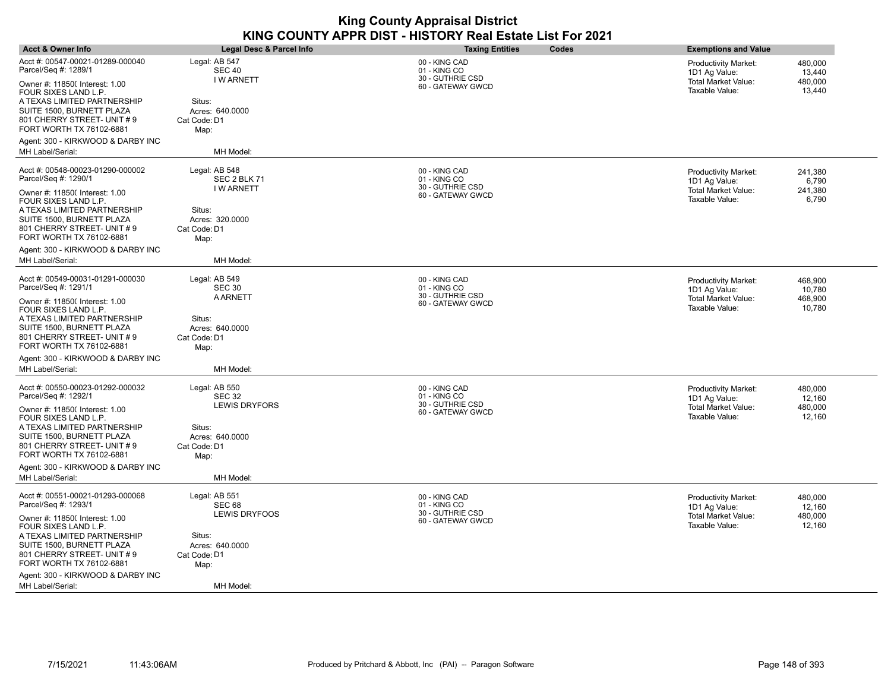# King County Appraisal District

## KING COUNTY APPR DIST - HISTORY Real Estate List For 2021

| Acct & Owner Info | Legal Desc & Parcel Info | Taxing Entities | Codes | Exemptions and Value |
|---|---|---|---|---|
| Acct #: 00547-00021-01289-000040<br>Parcel/Seq #: 1289/1<br>Owner #: 11850( Interest: 1.00<br>FOUR SIXES LAND L.P.<br>A TEXAS LIMITED PARTNERSHIP<br>SUITE 1500, BURNETT PLAZA<br>801 CHERRY STREET- UNIT # 9<br>FORT WORTH TX 76102-6881<br>Agent: 300 - KIRKWOOD & DARBY INC<br>MH Label/Serial: | Legal: AB 547<br>SEC 40<br>I W ARNETT<br>Situs:<br>Acres: 640.0000<br>Cat Code: D1<br>Map:<br>MH Model: | 00 - KING CAD<br>01 - KING CO<br>30 - GUTHRIE CSD<br>60 - GATEWAY GWCD | | Productivity Market: 480,000<br>1D1 Ag Value: 13,440<br>Total Market Value: 480,000<br>Taxable Value: 13,440 |
| Acct #: 00548-00023-01290-000002<br>Parcel/Seq #: 1290/1<br>Owner #: 11850( Interest: 1.00<br>FOUR SIXES LAND L.P.<br>A TEXAS LIMITED PARTNERSHIP<br>SUITE 1500, BURNETT PLAZA<br>801 CHERRY STREET- UNIT # 9<br>FORT WORTH TX 76102-6881<br>Agent: 300 - KIRKWOOD & DARBY INC<br>MH Label/Serial: | Legal: AB 548<br>SEC 2 BLK 71<br>I W ARNETT<br>Situs:<br>Acres: 320.0000<br>Cat Code: D1<br>Map:<br>MH Model: | 00 - KING CAD<br>01 - KING CO<br>30 - GUTHRIE CSD<br>60 - GATEWAY GWCD | | Productivity Market: 241,380<br>1D1 Ag Value: 6,790<br>Total Market Value: 241,380<br>Taxable Value: 6,790 |
| Acct #: 00549-00031-01291-000030<br>Parcel/Seq #: 1291/1<br>Owner #: 11850( Interest: 1.00<br>FOUR SIXES LAND L.P.<br>A TEXAS LIMITED PARTNERSHIP<br>SUITE 1500, BURNETT PLAZA<br>801 CHERRY STREET- UNIT # 9<br>FORT WORTH TX 76102-6881<br>Agent: 300 - KIRKWOOD & DARBY INC<br>MH Label/Serial: | Legal: AB 549<br>SEC 30<br>A ARNETT<br>Situs:<br>Acres: 640.0000<br>Cat Code: D1<br>Map:<br>MH Model: | 00 - KING CAD<br>01 - KING CO<br>30 - GUTHRIE CSD<br>60 - GATEWAY GWCD | | Productivity Market: 468,900<br>1D1 Ag Value: 10,780<br>Total Market Value: 468,900<br>Taxable Value: 10,780 |
| Acct #: 00550-00023-01292-000032<br>Parcel/Seq #: 1292/1<br>Owner #: 11850( Interest: 1.00<br>FOUR SIXES LAND L.P.<br>A TEXAS LIMITED PARTNERSHIP<br>SUITE 1500, BURNETT PLAZA<br>801 CHERRY STREET- UNIT # 9<br>FORT WORTH TX 76102-6881<br>Agent: 300 - KIRKWOOD & DARBY INC<br>MH Label/Serial: | Legal: AB 550<br>SEC 32<br>LEWIS DRYFORS<br>Situs:<br>Acres: 640.0000<br>Cat Code: D1<br>Map:<br>MH Model: | 00 - KING CAD<br>01 - KING CO<br>30 - GUTHRIE CSD<br>60 - GATEWAY GWCD | | Productivity Market: 480,000<br>1D1 Ag Value: 12,160<br>Total Market Value: 480,000<br>Taxable Value: 12,160 |
| Acct #: 00551-00021-01293-000068<br>Parcel/Seq #: 1293/1<br>Owner #: 11850( Interest: 1.00<br>FOUR SIXES LAND L.P.<br>A TEXAS LIMITED PARTNERSHIP<br>SUITE 1500, BURNETT PLAZA<br>801 CHERRY STREET- UNIT # 9<br>FORT WORTH TX 76102-6881<br>Agent: 300 - KIRKWOOD & DARBY INC<br>MH Label/Serial: | Legal: AB 551<br>SEC 68<br>LEWIS DRYFOOS<br>Situs:<br>Acres: 640.0000<br>Cat Code: D1<br>Map:<br>MH Model: | 00 - KING CAD<br>01 - KING CO<br>30 - GUTHRIE CSD<br>60 - GATEWAY GWCD | | Productivity Market: 480,000<br>1D1 Ag Value: 12,160<br>Total Market Value: 480,000<br>Taxable Value: 12,160 |

7/15/2021 11:43:06AM Produced by Pritchard & Abbott, Inc (PAI) -- Paragon Software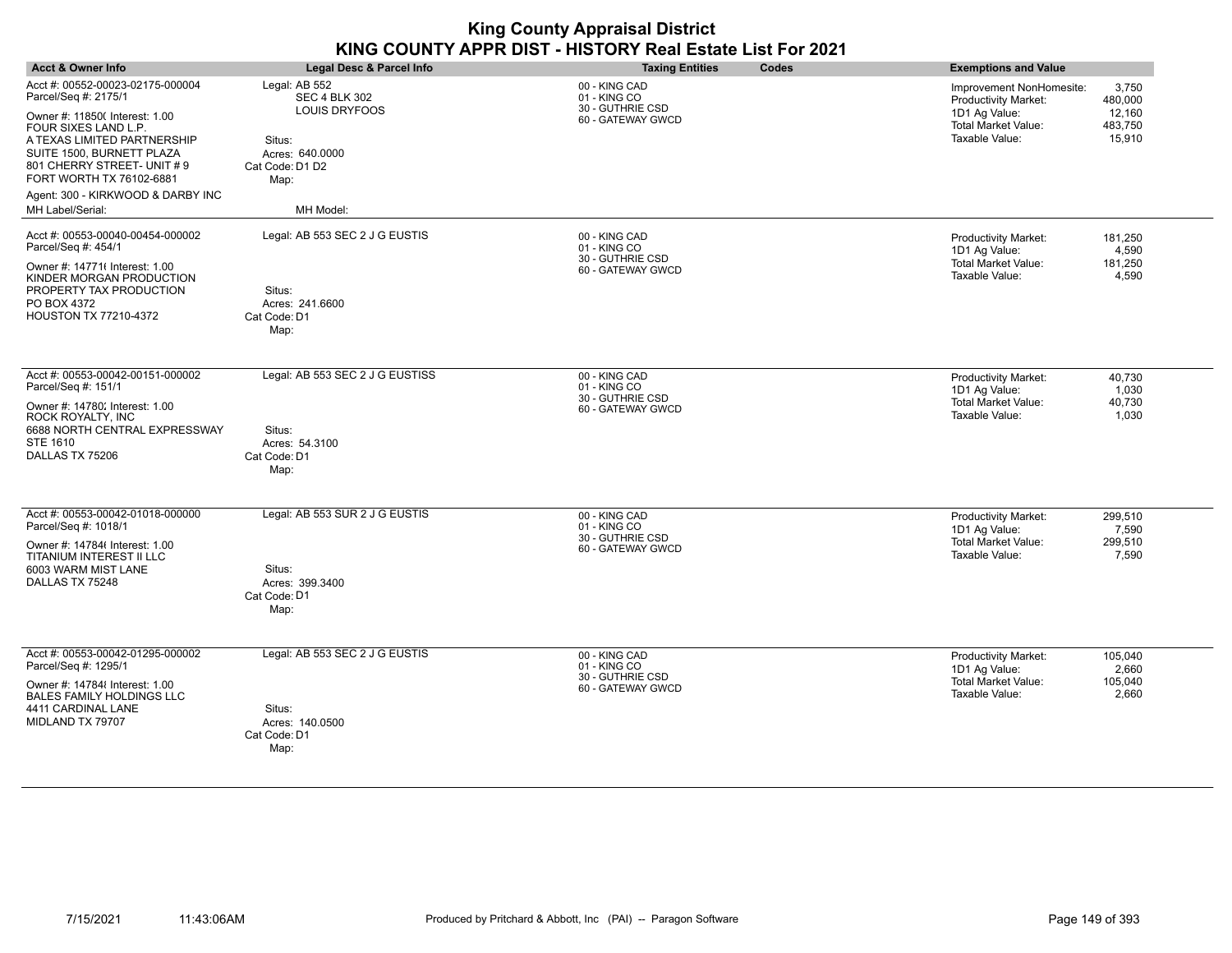# King County Appraisal District
## KING COUNTY APPR DIST - HISTORY Real Estate List For 2021

| Acct & Owner Info | Legal Desc & Parcel Info | Taxing Entities | Codes | Exemptions and Value |
|---|---|---|---|---|
| Acct #: 00552-00023-02175-000004<br>Parcel/Seq #: 2175/1<br>Owner #: 11850( Interest: 1.00<br>FOUR SIXES LAND L.P.<br>A TEXAS LIMITED PARTNERSHIP<br>SUITE 1500, BURNETT PLAZA<br>801 CHERRY STREET- UNIT # 9<br>FORT WORTH TX 76102-6881<br>Agent: 300 - KIRKWOOD & DARBY INC<br>MH Label/Serial: | Legal: AB 552<br>SEC 4 BLK 302<br>LOUIS DRYFOOS<br>Situs:<br>Acres: 640.0000<br>Cat Code: D1 D2<br>Map:<br>MH Model: | 00 - KING CAD<br>01 - KING CO<br>30 - GUTHRIE CSD<br>60 - GATEWAY GWCD | | Improvement NonHomesite: 3,750<br>Productivity Market: 480,000<br>1D1 Ag Value: 12,160<br>Total Market Value: 483,750<br>Taxable Value: 15,910 |
| Acct #: 00553-00040-00454-000002<br>Parcel/Seq #: 454/1<br>Owner #: 14771( Interest: 1.00<br>KINDER MORGAN PRODUCTION<br>PROPERTY TAX PRODUCTION<br>PO BOX 4372<br>HOUSTON TX 77210-4372 | Legal: AB 553 SEC 2 J G EUSTIS<br>Situs:<br>Acres: 241.6600<br>Cat Code: D1<br>Map: | 00 - KING CAD<br>01 - KING CO<br>30 - GUTHRIE CSD<br>60 - GATEWAY GWCD | | Productivity Market: 181,250<br>1D1 Ag Value: 4,590<br>Total Market Value: 181,250<br>Taxable Value: 4,590 |
| Acct #: 00553-00042-00151-000002<br>Parcel/Seq #: 151/1<br>Owner #: 14780; Interest: 1.00<br>ROCK ROYALTY, INC<br>6688 NORTH CENTRAL EXPRESSWAY<br>STE 1610<br>DALLAS TX 75206 | Legal: AB 553 SEC 2 J G EUSTISS<br>Situs:<br>Acres: 54.3100<br>Cat Code: D1<br>Map: | 00 - KING CAD<br>01 - KING CO<br>30 - GUTHRIE CSD<br>60 - GATEWAY GWCD | | Productivity Market: 40,730<br>1D1 Ag Value: 1,030<br>Total Market Value: 40,730<br>Taxable Value: 1,030 |
| Acct #: 00553-00042-01018-000000<br>Parcel/Seq #: 1018/1<br>Owner #: 14784( Interest: 1.00<br>TITANIUM INTEREST II LLC<br>6003 WARM MIST LANE<br>DALLAS TX 75248 | Legal: AB 553 SUR 2 J G EUSTIS<br>Situs:<br>Acres: 399.3400<br>Cat Code: D1<br>Map: | 00 - KING CAD<br>01 - KING CO<br>30 - GUTHRIE CSD<br>60 - GATEWAY GWCD | | Productivity Market: 299,510<br>1D1 Ag Value: 7,590<br>Total Market Value: 299,510<br>Taxable Value: 7,590 |
| Acct #: 00553-00042-01295-000002<br>Parcel/Seq #: 1295/1<br>Owner #: 14784( Interest: 1.00<br>BALES FAMILY HOLDINGS LLC<br>4411 CARDINAL LANE<br>MIDLAND TX 79707 | Legal: AB 553 SEC 2 J G EUSTIS<br>Situs:<br>Acres: 140.0500<br>Cat Code: D1<br>Map: | 00 - KING CAD<br>01 - KING CO<br>30 - GUTHRIE CSD<br>60 - GATEWAY GWCD | | Productivity Market: 105,040<br>1D1 Ag Value: 2,660<br>Total Market Value: 105,040<br>Taxable Value: 2,660 |

7/15/2021 11:43:06AM Produced by Pritchard & Abbott, Inc (PAI) -- Paragon Software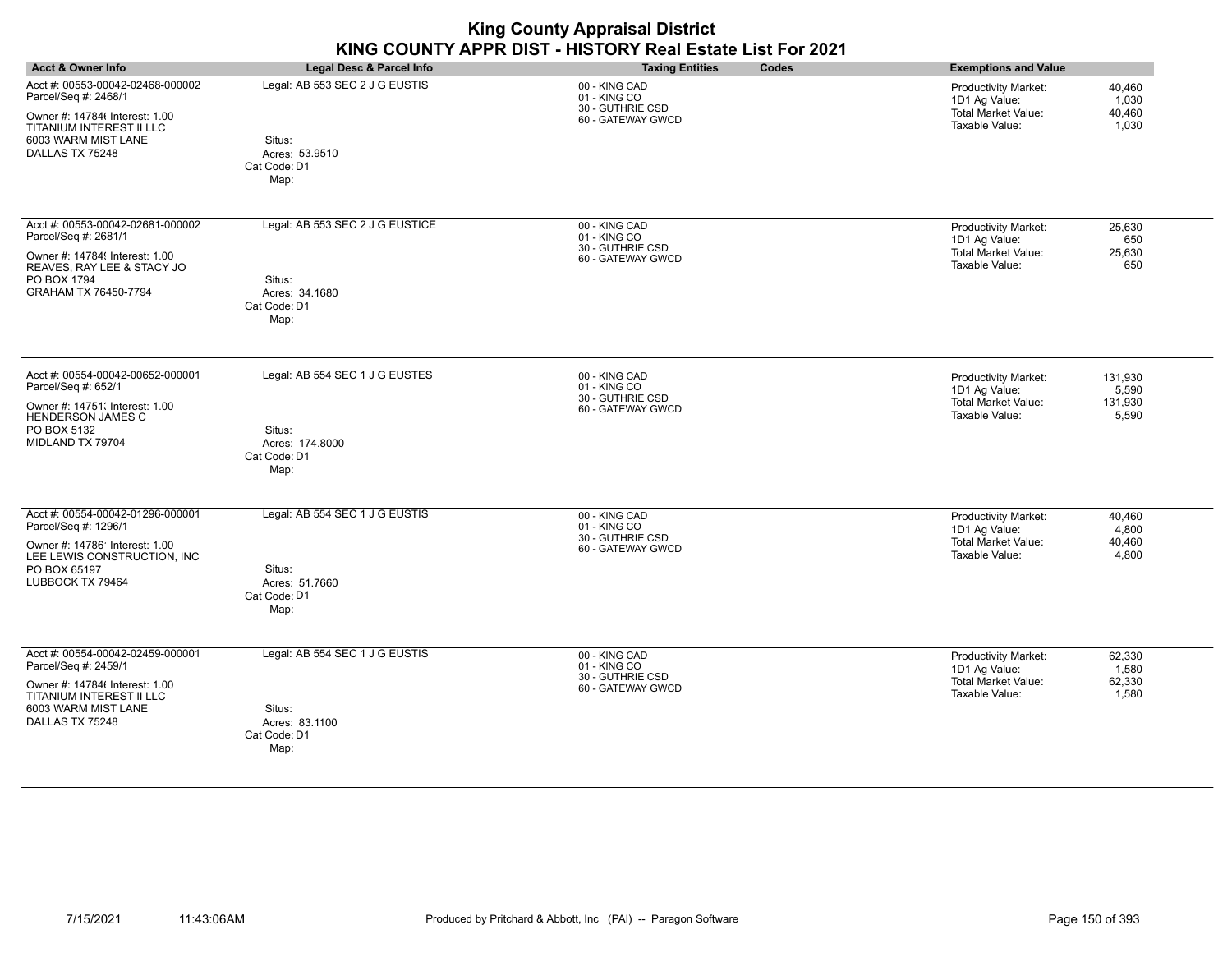# King County Appraisal District
## KING COUNTY APPR DIST - HISTORY Real Estate List For 2021

| Acct & Owner Info | Legal Desc & Parcel Info | Taxing Entities | Codes | Exemptions and Value |
|---|---|---|---|---|
| Acct #: 00553-00042-02468-000002<br>Parcel/Seq #: 2468/1<br>Owner #: 14784( Interest: 1.00<br>TITANIUM INTEREST II LLC<br>6003 WARM MIST LANE<br>DALLAS TX 75248 | Legal: AB 553 SEC 2 J G EUSTIS<br>Situs:<br>Acres: 53.9510<br>Cat Code: D1<br>Map: | 00 - KING CAD<br>01 - KING CO<br>30 - GUTHRIE CSD<br>60 - GATEWAY GWCD | | Productivity Market: 40,460<br>1D1 Ag Value: 1,030<br>Total Market Value: 40,460<br>Taxable Value: 1,030 |
| Acct #: 00553-00042-02681-000002<br>Parcel/Seq #: 2681/1<br>Owner #: 14784( Interest: 1.00<br>REAVES, RAY LEE & STACY JO<br>PO BOX 1794<br>GRAHAM TX 76450-7794 | Legal: AB 553 SEC 2 J G EUSTICE<br>Situs:<br>Acres: 34.1680<br>Cat Code: D1<br>Map: | 00 - KING CAD<br>01 - KING CO<br>30 - GUTHRIE CSD<br>60 - GATEWAY GWCD | | Productivity Market: 25,630<br>1D1 Ag Value: 650<br>Total Market Value: 25,630<br>Taxable Value: 650 |
| Acct #: 00554-00042-00652-000001<br>Parcel/Seq #: 652/1<br>Owner #: 14751: Interest: 1.00<br>HENDERSON JAMES C<br>PO BOX 5132<br>MIDLAND TX 79704 | Legal: AB 554 SEC 1 J G EUSTES<br>Situs:<br>Acres: 174.8000<br>Cat Code: D1<br>Map: | 00 - KING CAD<br>01 - KING CO<br>30 - GUTHRIE CSD<br>60 - GATEWAY GWCD | | Productivity Market: 131,930<br>1D1 Ag Value: 5,590<br>Total Market Value: 131,930<br>Taxable Value: 5,590 |
| Acct #: 00554-00042-01296-000001<br>Parcel/Seq #: 1296/1<br>Owner #: 14786' Interest: 1.00<br>LEE LEWIS CONSTRUCTION, INC<br>PO BOX 65197<br>LUBBOCK TX 79464 | Legal: AB 554 SEC 1 J G EUSTIS<br>Situs:<br>Acres: 51.7660<br>Cat Code: D1<br>Map: | 00 - KING CAD<br>01 - KING CO<br>30 - GUTHRIE CSD<br>60 - GATEWAY GWCD | | Productivity Market: 40,460<br>1D1 Ag Value: 4,800<br>Total Market Value: 40,460<br>Taxable Value: 4,800 |
| Acct #: 00554-00042-02459-000001<br>Parcel/Seq #: 2459/1<br>Owner #: 14784( Interest: 1.00<br>TITANIUM INTEREST II LLC<br>6003 WARM MIST LANE<br>DALLAS TX 75248 | Legal: AB 554 SEC 1 J G EUSTIS<br>Situs:<br>Acres: 83.1100<br>Cat Code: D1<br>Map: | 00 - KING CAD<br>01 - KING CO<br>30 - GUTHRIE CSD<br>60 - GATEWAY GWCD | | Productivity Market: 62,330<br>1D1 Ag Value: 1,580<br>Total Market Value: 62,330<br>Taxable Value: 1,580 |

7/15/2021 11:43:06AM Produced by Pritchard & Abbott, Inc (PAI) -- Paragon Software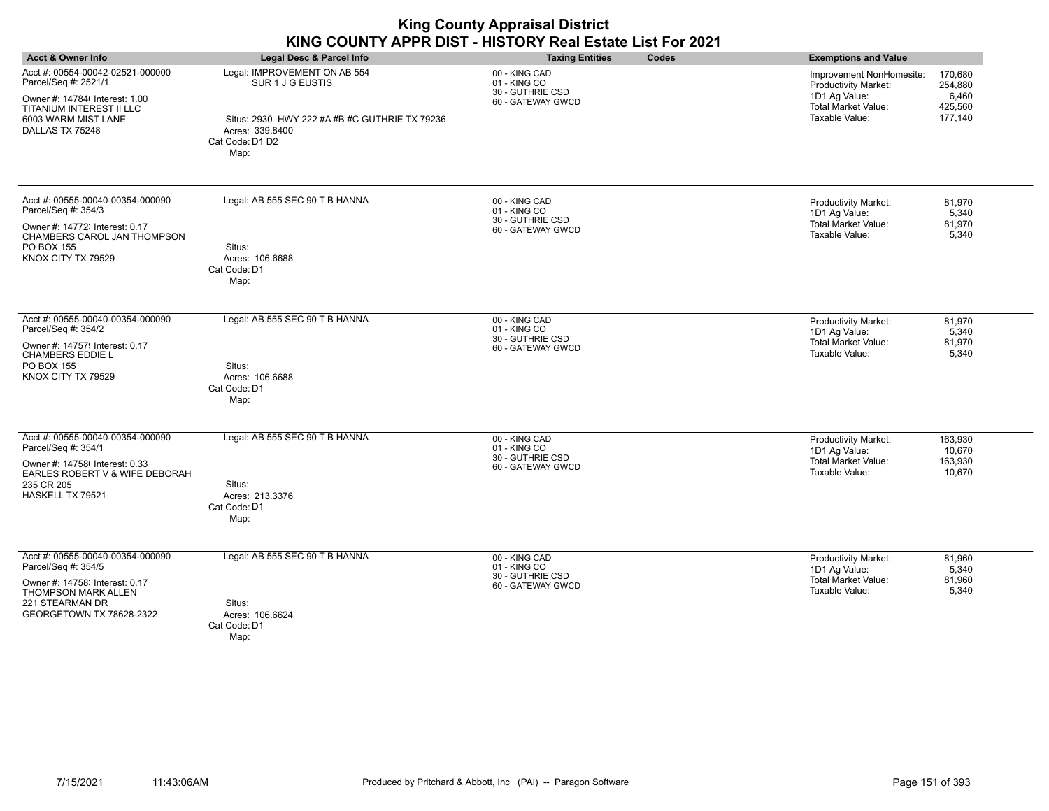# King County Appraisal District

## KING COUNTY APPR DIST - HISTORY Real Estate List For 2021

| Acct & Owner Info | Legal Desc & Parcel Info | Taxing Entities | Codes | Exemptions and Value |
|---|---|---|---|---|
| Acct #: 00554-00042-02521-000000<br>Parcel/Seq #: 2521/1<br>Owner #: 14784( Interest: 1.00<br>TITANIUM INTEREST II LLC<br>6003 WARM MIST LANE<br>DALLAS TX 75248 | Legal: IMPROVEMENT ON AB 554 SUR 1 J G EUSTIS<br>Situs: 2930 HWY 222 #A #B #C GUTHRIE TX 79236<br>Acres: 339.8400<br>Cat Code: D1 D2<br>Map: | 00 - KING CAD<br>01 - KING CO<br>30 - GUTHRIE CSD<br>60 - GATEWAY GWCD | | Improvement NonHomesite: 170,680<br>Productivity Market: 254,880<br>1D1 Ag Value: 6,460<br>Total Market Value: 425,560<br>Taxable Value: 177,140 |
| Acct #: 00555-00040-00354-000090<br>Parcel/Seq #: 354/3<br>Owner #: 14772; Interest: 0.17<br>CHAMBERS CAROL JAN THOMPSON<br>PO BOX 155<br>KNOX CITY TX 79529 | Legal: AB 555 SEC 90 T B HANNA<br>Situs:<br>Acres: 106.6688<br>Cat Code: D1<br>Map: | 00 - KING CAD<br>01 - KING CO<br>30 - GUTHRIE CSD<br>60 - GATEWAY GWCD | | Productivity Market: 81,970<br>1D1 Ag Value: 5,340<br>Total Market Value: 81,970<br>Taxable Value: 5,340 |
| Acct #: 00555-00040-00354-000090<br>Parcel/Seq #: 354/2<br>Owner #: 14757( Interest: 0.17<br>CHAMBERS EDDIE L<br>PO BOX 155<br>KNOX CITY TX 79529 | Legal: AB 555 SEC 90 T B HANNA<br>Situs:<br>Acres: 106.6688<br>Cat Code: D1<br>Map: | 00 - KING CAD<br>01 - KING CO<br>30 - GUTHRIE CSD<br>60 - GATEWAY GWCD | | Productivity Market: 81,970<br>1D1 Ag Value: 5,340<br>Total Market Value: 81,970<br>Taxable Value: 5,340 |
| Acct #: 00555-00040-00354-000090<br>Parcel/Seq #: 354/1<br>Owner #: 14758( Interest: 0.33<br>EARLES ROBERT V & WIFE DEBORAH<br>235 CR 205<br>HASKELL TX 79521 | Legal: AB 555 SEC 90 T B HANNA<br>Situs:<br>Acres: 213.3376<br>Cat Code: D1<br>Map: | 00 - KING CAD<br>01 - KING CO<br>30 - GUTHRIE CSD<br>60 - GATEWAY GWCD | | Productivity Market: 163,930<br>1D1 Ag Value: 10,670<br>Total Market Value: 163,930<br>Taxable Value: 10,670 |
| Acct #: 00555-00040-00354-000090<br>Parcel/Seq #: 354/5<br>Owner #: 14758; Interest: 0.17<br>THOMPSON MARK ALLEN<br>221 STEARMAN DR<br>GEORGETOWN TX 78628-2322 | Legal: AB 555 SEC 90 T B HANNA<br>Situs:<br>Acres: 106.6624<br>Cat Code: D1<br>Map: | 00 - KING CAD<br>01 - KING CO<br>30 - GUTHRIE CSD<br>60 - GATEWAY GWCD | | Productivity Market: 81,960<br>1D1 Ag Value: 5,340<br>Total Market Value: 81,960<br>Taxable Value: 5,340 |

7/15/2021 11:43:06AM Produced by Pritchard & Abbott, Inc (PAI) -- Paragon Software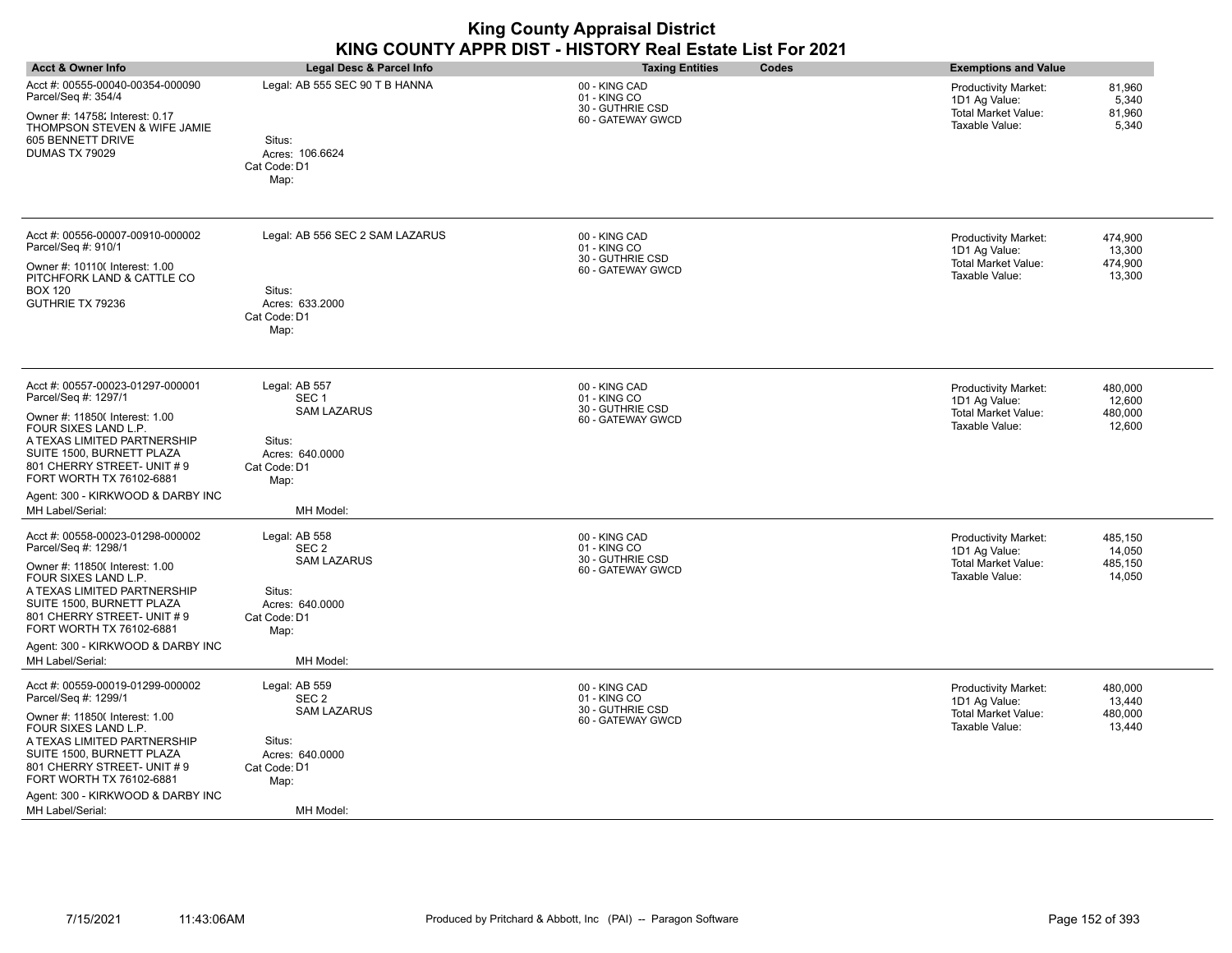# King County Appraisal District

## KING COUNTY APPR DIST - HISTORY Real Estate List For 2021

| Acct & Owner Info | Legal Desc & Parcel Info | Taxing Entities | Codes | Exemptions and Value |
|---|---|---|---|---|
| Acct #: 00555-00040-00354-000090<br>Parcel/Seq #: 354/4<br>Owner #: 14758( Interest: 0.17<br>THOMPSON STEVEN & WIFE JAMIE<br>605 BENNETT DRIVE<br>DUMAS TX 79029 | Legal: AB 555 SEC 90 T B HANNA<br>Situs:<br>Acres: 106.6624<br>Cat Code: D1<br>Map: | 00 - KING CAD<br>01 - KING CO<br>30 - GUTHRIE CSD<br>60 - GATEWAY GWCD | | Productivity Market: 81,960<br>1D1 Ag Value: 5,340<br>Total Market Value: 81,960<br>Taxable Value: 5,340 |
| Acct #: 00556-00007-00910-000002<br>Parcel/Seq #: 910/1<br>Owner #: 10110( Interest: 1.00<br>PITCHFORK LAND & CATTLE CO<br>BOX 120<br>GUTHRIE TX 79236 | Legal: AB 556 SEC 2 SAM LAZARUS<br>Situs:<br>Acres: 633.2000<br>Cat Code: D1<br>Map: | 00 - KING CAD<br>01 - KING CO<br>30 - GUTHRIE CSD<br>60 - GATEWAY GWCD | | Productivity Market: 474,900<br>1D1 Ag Value: 13,300<br>Total Market Value: 474,900<br>Taxable Value: 13,300 |
| Acct #: 00557-00023-01297-000001<br>Parcel/Seq #: 1297/1<br>Owner #: 11850( Interest: 1.00<br>FOUR SIXES LAND L.P.<br>A TEXAS LIMITED PARTNERSHIP<br>SUITE 1500, BURNETT PLAZA<br>801 CHERRY STREET- UNIT # 9<br>FORT WORTH TX 76102-6881<br>Agent: 300 - KIRKWOOD & DARBY INC<br>MH Label/Serial: | Legal: AB 557 SEC 1 SAM LAZARUS<br>Situs:<br>Acres: 640.0000<br>Cat Code: D1<br>Map:<br>MH Model: | 00 - KING CAD<br>01 - KING CO<br>30 - GUTHRIE CSD<br>60 - GATEWAY GWCD | | Productivity Market: 480,000<br>1D1 Ag Value: 12,600<br>Total Market Value: 480,000<br>Taxable Value: 12,600 |
| Acct #: 00558-00023-01298-000002<br>Parcel/Seq #: 1298/1<br>Owner #: 11850( Interest: 1.00<br>FOUR SIXES LAND L.P.<br>A TEXAS LIMITED PARTNERSHIP<br>SUITE 1500, BURNETT PLAZA<br>801 CHERRY STREET- UNIT # 9<br>FORT WORTH TX 76102-6881<br>Agent: 300 - KIRKWOOD & DARBY INC<br>MH Label/Serial: | Legal: AB 558 SEC 2 SAM LAZARUS<br>Situs:<br>Acres: 640.0000<br>Cat Code: D1<br>Map:<br>MH Model: | 00 - KING CAD<br>01 - KING CO<br>30 - GUTHRIE CSD<br>60 - GATEWAY GWCD | | Productivity Market: 485,150<br>1D1 Ag Value: 14,050<br>Total Market Value: 485,150<br>Taxable Value: 14,050 |
| Acct #: 00559-00019-01299-000002<br>Parcel/Seq #: 1299/1<br>Owner #: 11850( Interest: 1.00<br>FOUR SIXES LAND L.P.<br>A TEXAS LIMITED PARTNERSHIP<br>SUITE 1500, BURNETT PLAZA<br>801 CHERRY STREET- UNIT # 9<br>FORT WORTH TX 76102-6881<br>Agent: 300 - KIRKWOOD & DARBY INC<br>MH Label/Serial: | Legal: AB 559 SEC 2 SAM LAZARUS<br>Situs:<br>Acres: 640.0000<br>Cat Code: D1<br>Map:<br>MH Model: | 00 - KING CAD<br>01 - KING CO<br>30 - GUTHRIE CSD<br>60 - GATEWAY GWCD | | Productivity Market: 480,000<br>1D1 Ag Value: 13,440<br>Total Market Value: 480,000<br>Taxable Value: 13,440 |

7/15/2021 11:43:06AM Produced by Pritchard & Abbott, Inc (PAI) -- Paragon Software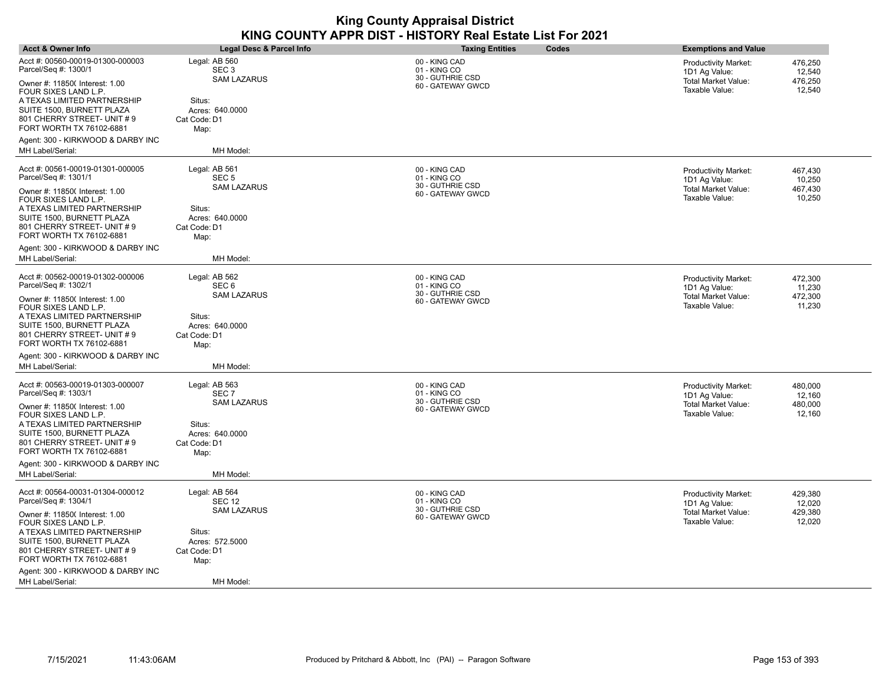# King County Appraisal District

## KING COUNTY APPR DIST - HISTORY Real Estate List For 2021

| Acct & Owner Info | Legal Desc & Parcel Info | Taxing Entities | Codes | Exemptions and Value |
|---|---|---|---|---|
| Acct #: 00560-00019-01300-000003<br>Parcel/Seq #: 1300/1<br>Owner #: 11850( Interest: 1.00<br>FOUR SIXES LAND L.P.<br>A TEXAS LIMITED PARTNERSHIP<br>SUITE 1500, BURNETT PLAZA<br>801 CHERRY STREET- UNIT # 9<br>FORT WORTH TX 76102-6881<br>Agent: 300 - KIRKWOOD & DARBY INC<br>MH Label/Serial: | Legal: AB 560<br>SEC 3<br>SAM LAZARUS<br>Situs:<br>Acres: 640.0000<br>Cat Code: D1<br>Map:<br>MH Model: | 00 - KING CAD<br>01 - KING CO<br>30 - GUTHRIE CSD<br>60 - GATEWAY GWCD | | Productivity Market: 476,250<br>1D1 Ag Value: 12,540<br>Total Market Value: 476,250<br>Taxable Value: 12,540 |
| Acct #: 00561-00019-01301-000005<br>Parcel/Seq #: 1301/1<br>Owner #: 11850( Interest: 1.00<br>FOUR SIXES LAND L.P.<br>A TEXAS LIMITED PARTNERSHIP<br>SUITE 1500, BURNETT PLAZA<br>801 CHERRY STREET- UNIT # 9<br>FORT WORTH TX 76102-6881<br>Agent: 300 - KIRKWOOD & DARBY INC<br>MH Label/Serial: | Legal: AB 561<br>SEC 5<br>SAM LAZARUS<br>Situs:<br>Acres: 640.0000<br>Cat Code: D1<br>Map:<br>MH Model: | 00 - KING CAD<br>01 - KING CO<br>30 - GUTHRIE CSD<br>60 - GATEWAY GWCD | | Productivity Market: 467,430<br>1D1 Ag Value: 10,250<br>Total Market Value: 467,430<br>Taxable Value: 10,250 |
| Acct #: 00562-00019-01302-000006<br>Parcel/Seq #: 1302/1<br>Owner #: 11850( Interest: 1.00<br>FOUR SIXES LAND L.P.<br>A TEXAS LIMITED PARTNERSHIP<br>SUITE 1500, BURNETT PLAZA<br>801 CHERRY STREET- UNIT # 9<br>FORT WORTH TX 76102-6881<br>Agent: 300 - KIRKWOOD & DARBY INC<br>MH Label/Serial: | Legal: AB 562<br>SEC 6<br>SAM LAZARUS<br>Situs:<br>Acres: 640.0000<br>Cat Code: D1<br>Map:<br>MH Model: | 00 - KING CAD<br>01 - KING CO<br>30 - GUTHRIE CSD<br>60 - GATEWAY GWCD | | Productivity Market: 472,300<br>1D1 Ag Value: 11,230<br>Total Market Value: 472,300<br>Taxable Value: 11,230 |
| Acct #: 00563-00019-01303-000007<br>Parcel/Seq #: 1303/1<br>Owner #: 11850( Interest: 1.00<br>FOUR SIXES LAND L.P.<br>A TEXAS LIMITED PARTNERSHIP<br>SUITE 1500, BURNETT PLAZA<br>801 CHERRY STREET- UNIT # 9<br>FORT WORTH TX 76102-6881<br>Agent: 300 - KIRKWOOD & DARBY INC<br>MH Label/Serial: | Legal: AB 563<br>SEC 7<br>SAM LAZARUS<br>Situs:<br>Acres: 640.0000<br>Cat Code: D1<br>Map:<br>MH Model: | 00 - KING CAD<br>01 - KING CO<br>30 - GUTHRIE CSD<br>60 - GATEWAY GWCD | | Productivity Market: 480,000<br>1D1 Ag Value: 12,160<br>Total Market Value: 480,000<br>Taxable Value: 12,160 |
| Acct #: 00564-00031-01304-000012<br>Parcel/Seq #: 1304/1<br>Owner #: 11850( Interest: 1.00<br>FOUR SIXES LAND L.P.<br>A TEXAS LIMITED PARTNERSHIP<br>SUITE 1500, BURNETT PLAZA<br>801 CHERRY STREET- UNIT # 9<br>FORT WORTH TX 76102-6881<br>Agent: 300 - KIRKWOOD & DARBY INC<br>MH Label/Serial: | Legal: AB 564<br>SEC 12<br>SAM LAZARUS<br>Situs:<br>Acres: 572.5000<br>Cat Code: D1<br>Map:<br>MH Model: | 00 - KING CAD<br>01 - KING CO<br>30 - GUTHRIE CSD<br>60 - GATEWAY GWCD | | Productivity Market: 429,380<br>1D1 Ag Value: 12,020<br>Total Market Value: 429,380<br>Taxable Value: 12,020 |

7/15/2021 11:43:06AM Produced by Pritchard & Abbott, Inc (PAI) -- Paragon Software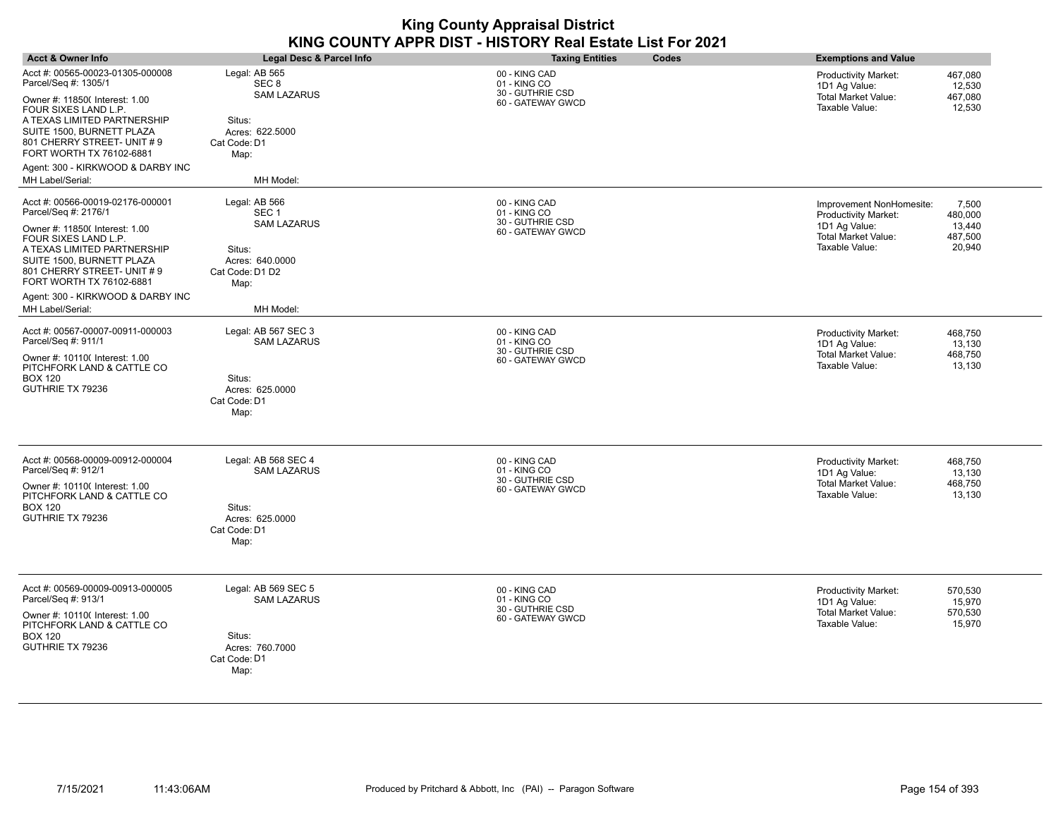# King County Appraisal District

## KING COUNTY APPR DIST - HISTORY Real Estate List For 2021

| Acct & Owner Info | Legal Desc & Parcel Info | Taxing Entities | Codes | Exemptions and Value |
|---|---|---|---|---|
| Acct #: 00565-00023-01305-000008<br>Parcel/Seq #: 1305/1<br>Owner #: 11850( Interest: 1.00<br>FOUR SIXES LAND L.P.<br>A TEXAS LIMITED PARTNERSHIP<br>SUITE 1500, BURNETT PLAZA<br>801 CHERRY STREET- UNIT # 9<br>FORT WORTH TX 76102-6881<br>Agent: 300 - KIRKWOOD & DARBY INC<br>MH Label/Serial: | Legal: AB 565<br>SEC 8<br>SAM LAZARUS<br>Situs:<br>Acres: 622.5000<br>Cat Code: D1<br>Map:<br>MH Model: | 00 - KING CAD<br>01 - KING CO<br>30 - GUTHRIE CSD<br>60 - GATEWAY GWCD | | Productivity Market: 467,080<br>1D1 Ag Value: 12,530<br>Total Market Value: 467,080<br>Taxable Value: 12,530 |
| Acct #: 00566-00019-02176-000001<br>Parcel/Seq #: 2176/1<br>Owner #: 11850( Interest: 1.00<br>FOUR SIXES LAND L.P.<br>A TEXAS LIMITED PARTNERSHIP<br>SUITE 1500, BURNETT PLAZA<br>801 CHERRY STREET- UNIT # 9<br>FORT WORTH TX 76102-6881<br>Agent: 300 - KIRKWOOD & DARBY INC<br>MH Label/Serial: | Legal: AB 566<br>SEC 1<br>SAM LAZARUS<br>Situs:<br>Acres: 640.0000<br>Cat Code: D1 D2<br>Map:<br>MH Model: | 00 - KING CAD<br>01 - KING CO<br>30 - GUTHRIE CSD<br>60 - GATEWAY GWCD | | Improvement NonHomesite: 7,500<br>Productivity Market: 480,000<br>1D1 Ag Value: 13,440<br>Total Market Value: 487,500<br>Taxable Value: 20,940 |
| Acct #: 00567-00007-00911-000003<br>Parcel/Seq #: 911/1<br>Owner #: 10110( Interest: 1.00<br>PITCHFORK LAND & CATTLE CO<br>BOX 120<br>GUTHRIE TX 79236 | Legal: AB 567 SEC 3<br>SAM LAZARUS<br>Situs:<br>Acres: 625.0000<br>Cat Code: D1<br>Map: | 00 - KING CAD<br>01 - KING CO<br>30 - GUTHRIE CSD<br>60 - GATEWAY GWCD | | Productivity Market: 468,750<br>1D1 Ag Value: 13,130<br>Total Market Value: 468,750<br>Taxable Value: 13,130 |
| Acct #: 00568-00009-00912-000004<br>Parcel/Seq #: 912/1<br>Owner #: 10110( Interest: 1.00<br>PITCHFORK LAND & CATTLE CO<br>BOX 120<br>GUTHRIE TX 79236 | Legal: AB 568 SEC 4<br>SAM LAZARUS<br>Situs:<br>Acres: 625.0000<br>Cat Code: D1<br>Map: | 00 - KING CAD<br>01 - KING CO<br>30 - GUTHRIE CSD<br>60 - GATEWAY GWCD | | Productivity Market: 468,750<br>1D1 Ag Value: 13,130<br>Total Market Value: 468,750<br>Taxable Value: 13,130 |
| Acct #: 00569-00009-00913-000005<br>Parcel/Seq #: 913/1<br>Owner #: 10110( Interest: 1.00<br>PITCHFORK LAND & CATTLE CO<br>BOX 120<br>GUTHRIE TX 79236 | Legal: AB 569 SEC 5<br>SAM LAZARUS<br>Situs:<br>Acres: 760.7000<br>Cat Code: D1<br>Map: | 00 - KING CAD<br>01 - KING CO<br>30 - GUTHRIE CSD<br>60 - GATEWAY GWCD | | Productivity Market: 570,530<br>1D1 Ag Value: 15,970<br>Total Market Value: 570,530<br>Taxable Value: 15,970 |

7/15/2021 11:43:06AM Produced by Pritchard & Abbott, Inc (PAI) -- Paragon Software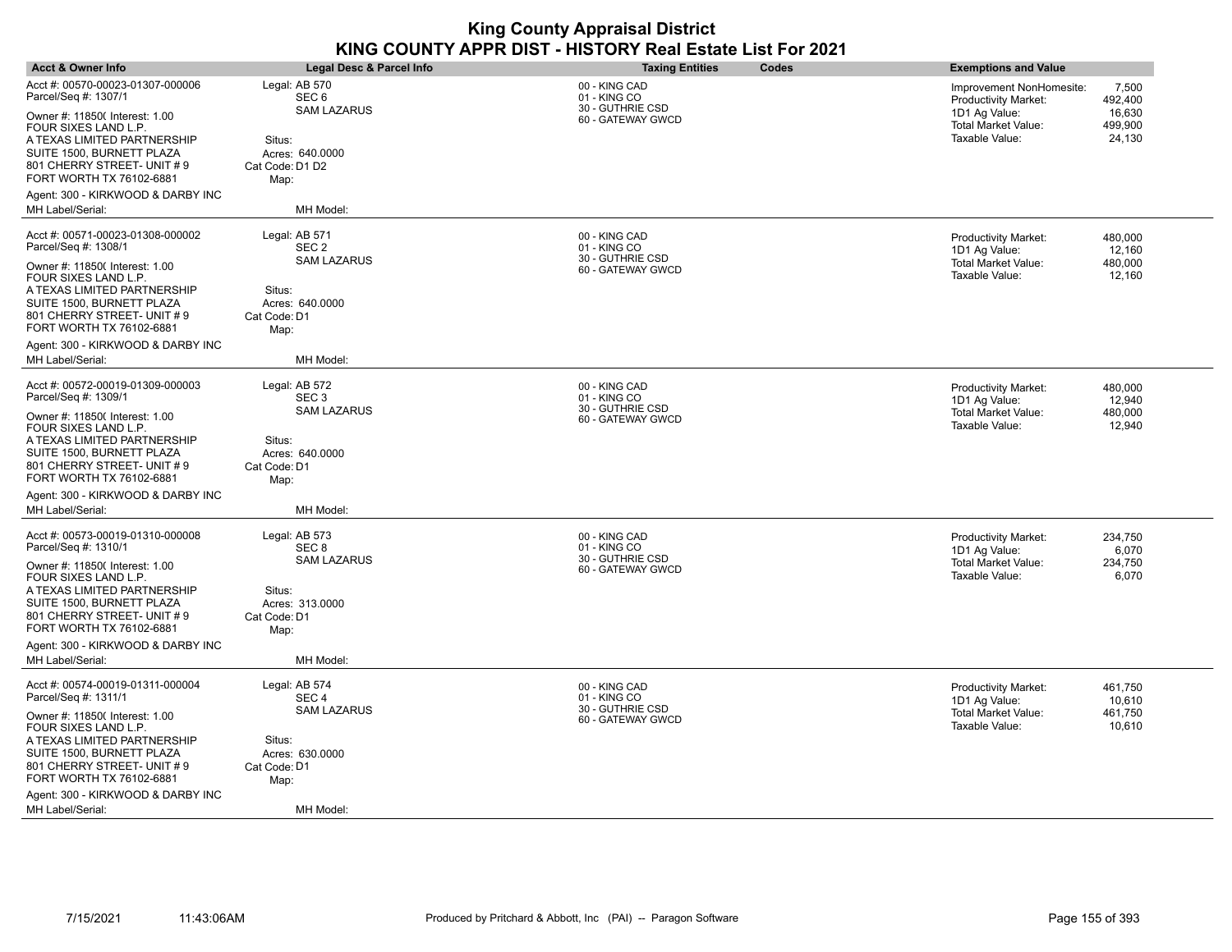# King County Appraisal District

## KING COUNTY APPR DIST - HISTORY Real Estate List For 2021

| Acct & Owner Info | Legal Desc & Parcel Info | Taxing Entities | Codes | Exemptions and Value |
|---|---|---|---|---|
| Acct #: 00570-00023-01307-000006<br>Parcel/Seq #: 1307/1<br>Owner #: 11850( Interest: 1.00<br>FOUR SIXES LAND L.P.<br>A TEXAS LIMITED PARTNERSHIP<br>SUITE 1500, BURNETT PLAZA<br>801 CHERRY STREET- UNIT # 9<br>FORT WORTH TX 76102-6881<br>Agent: 300 - KIRKWOOD & DARBY INC<br>MH Label/Serial: | Legal: AB 570<br>SEC 6<br>SAM LAZARUS<br>Situs:<br>Acres: 640.0000<br>Cat Code: D1 D2<br>Map:<br>MH Model: | 00 - KING CAD<br>01 - KING CO<br>30 - GUTHRIE CSD<br>60 - GATEWAY GWCD | | Improvement NonHomesite: 7,500<br>Productivity Market: 492,400<br>1D1 Ag Value: 16,630<br>Total Market Value: 499,900<br>Taxable Value: 24,130 |
| Acct #: 00571-00023-01308-000002<br>Parcel/Seq #: 1308/1<br>Owner #: 11850( Interest: 1.00<br>FOUR SIXES LAND L.P.<br>A TEXAS LIMITED PARTNERSHIP<br>SUITE 1500, BURNETT PLAZA<br>801 CHERRY STREET- UNIT # 9<br>FORT WORTH TX 76102-6881<br>Agent: 300 - KIRKWOOD & DARBY INC<br>MH Label/Serial: | Legal: AB 571<br>SEC 2<br>SAM LAZARUS<br>Situs:<br>Acres: 640.0000<br>Cat Code: D1<br>Map:<br>MH Model: | 00 - KING CAD<br>01 - KING CO<br>30 - GUTHRIE CSD<br>60 - GATEWAY GWCD | | Productivity Market: 480,000<br>1D1 Ag Value: 12,160<br>Total Market Value: 480,000<br>Taxable Value: 12,160 |
| Acct #: 00572-00019-01309-000003<br>Parcel/Seq #: 1309/1<br>Owner #: 11850( Interest: 1.00<br>FOUR SIXES LAND L.P.<br>A TEXAS LIMITED PARTNERSHIP<br>SUITE 1500, BURNETT PLAZA<br>801 CHERRY STREET- UNIT # 9<br>FORT WORTH TX 76102-6881<br>Agent: 300 - KIRKWOOD & DARBY INC<br>MH Label/Serial: | Legal: AB 572<br>SEC 3<br>SAM LAZARUS<br>Situs:<br>Acres: 640.0000<br>Cat Code: D1<br>Map:<br>MH Model: | 00 - KING CAD<br>01 - KING CO<br>30 - GUTHRIE CSD<br>60 - GATEWAY GWCD | | Productivity Market: 480,000<br>1D1 Ag Value: 12,940<br>Total Market Value: 480,000<br>Taxable Value: 12,940 |
| Acct #: 00573-00019-01310-000008<br>Parcel/Seq #: 1310/1<br>Owner #: 11850( Interest: 1.00<br>FOUR SIXES LAND L.P.<br>A TEXAS LIMITED PARTNERSHIP<br>SUITE 1500, BURNETT PLAZA<br>801 CHERRY STREET- UNIT # 9<br>FORT WORTH TX 76102-6881<br>Agent: 300 - KIRKWOOD & DARBY INC<br>MH Label/Serial: | Legal: AB 573<br>SEC 8<br>SAM LAZARUS<br>Situs:<br>Acres: 313.0000<br>Cat Code: D1<br>Map:<br>MH Model: | 00 - KING CAD<br>01 - KING CO<br>30 - GUTHRIE CSD<br>60 - GATEWAY GWCD | | Productivity Market: 234,750<br>1D1 Ag Value: 6,070<br>Total Market Value: 234,750<br>Taxable Value: 6,070 |
| Acct #: 00574-00019-01311-000004<br>Parcel/Seq #: 1311/1<br>Owner #: 11850( Interest: 1.00<br>FOUR SIXES LAND L.P.<br>A TEXAS LIMITED PARTNERSHIP<br>SUITE 1500, BURNETT PLAZA<br>801 CHERRY STREET- UNIT # 9<br>FORT WORTH TX 76102-6881<br>Agent: 300 - KIRKWOOD & DARBY INC<br>MH Label/Serial: | Legal: AB 574<br>SEC 4<br>SAM LAZARUS<br>Situs:<br>Acres: 630.0000<br>Cat Code: D1<br>Map:<br>MH Model: | 00 - KING CAD<br>01 - KING CO<br>30 - GUTHRIE CSD<br>60 - GATEWAY GWCD | | Productivity Market: 461,750<br>1D1 Ag Value: 10,610<br>Total Market Value: 461,750<br>Taxable Value: 10,610 |

7/15/2021 11:43:06AM Produced by Pritchard & Abbott, Inc (PAI) -- Paragon Software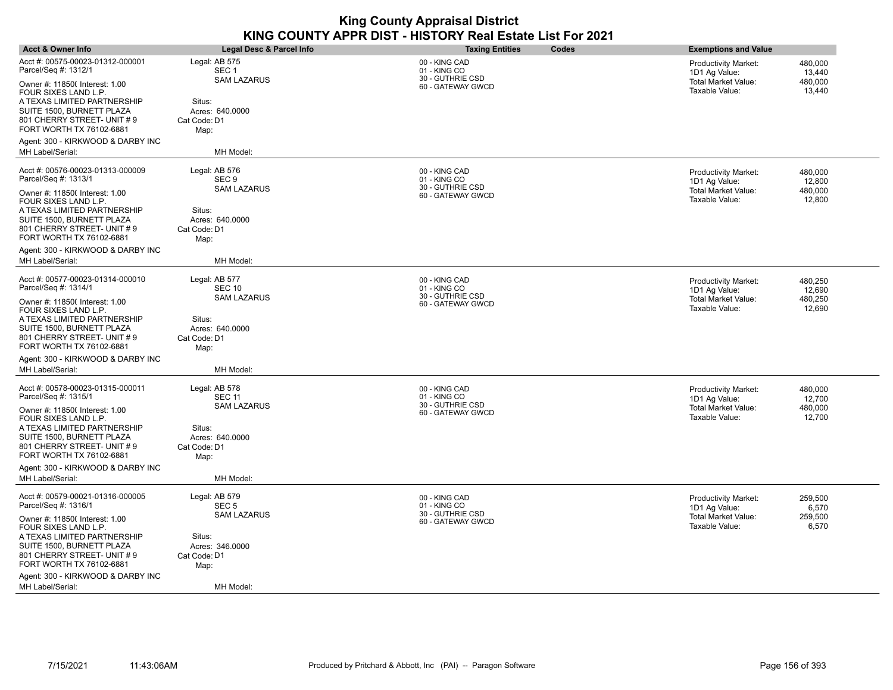# King County Appraisal District

## KING COUNTY APPR DIST - HISTORY Real Estate List For 2021

| Acct & Owner Info | Legal Desc & Parcel Info | Taxing Entities | Codes | Exemptions and Value |
|---|---|---|---|---|
| Acct #: 00575-00023-01312-000001<br>Parcel/Seq #: 1312/1<br>Owner #: 11850( Interest: 1.00<br>FOUR SIXES LAND L.P.<br>A TEXAS LIMITED PARTNERSHIP<br>SUITE 1500, BURNETT PLAZA<br>801 CHERRY STREET- UNIT # 9<br>FORT WORTH TX 76102-6881<br>Agent: 300 - KIRKWOOD & DARBY INC<br>MH Label/Serial: | Legal: AB 575<br>SEC 1<br>SAM LAZARUS<br>Situs:<br>Acres: 640.0000<br>Cat Code: D1<br>Map:<br>MH Model: | 00 - KING CAD<br>01 - KING CO<br>30 - GUTHRIE CSD<br>60 - GATEWAY GWCD | | Productivity Market: 480,000<br>1D1 Ag Value: 13,440<br>Total Market Value: 480,000<br>Taxable Value: 13,440 |
| Acct #: 00576-00023-01313-000009<br>Parcel/Seq #: 1313/1<br>Owner #: 11850( Interest: 1.00<br>FOUR SIXES LAND L.P.<br>A TEXAS LIMITED PARTNERSHIP<br>SUITE 1500, BURNETT PLAZA<br>801 CHERRY STREET- UNIT # 9<br>FORT WORTH TX 76102-6881<br>Agent: 300 - KIRKWOOD & DARBY INC<br>MH Label/Serial: | Legal: AB 576<br>SEC 9<br>SAM LAZARUS<br>Situs:<br>Acres: 640.0000<br>Cat Code: D1<br>Map:<br>MH Model: | 00 - KING CAD<br>01 - KING CO<br>30 - GUTHRIE CSD<br>60 - GATEWAY GWCD | | Productivity Market: 480,000<br>1D1 Ag Value: 12,800<br>Total Market Value: 480,000<br>Taxable Value: 12,800 |
| Acct #: 00577-00023-01314-000010<br>Parcel/Seq #: 1314/1<br>Owner #: 11850( Interest: 1.00<br>FOUR SIXES LAND L.P.<br>A TEXAS LIMITED PARTNERSHIP<br>SUITE 1500, BURNETT PLAZA<br>801 CHERRY STREET- UNIT # 9<br>FORT WORTH TX 76102-6881<br>Agent: 300 - KIRKWOOD & DARBY INC<br>MH Label/Serial: | Legal: AB 577<br>SEC 10<br>SAM LAZARUS<br>Situs:<br>Acres: 640.0000<br>Cat Code: D1<br>Map:<br>MH Model: | 00 - KING CAD<br>01 - KING CO<br>30 - GUTHRIE CSD<br>60 - GATEWAY GWCD | | Productivity Market: 480,250<br>1D1 Ag Value: 12,690<br>Total Market Value: 480,250<br>Taxable Value: 12,690 |
| Acct #: 00578-00023-01315-000011<br>Parcel/Seq #: 1315/1<br>Owner #: 11850( Interest: 1.00<br>FOUR SIXES LAND L.P.<br>A TEXAS LIMITED PARTNERSHIP<br>SUITE 1500, BURNETT PLAZA<br>801 CHERRY STREET- UNIT # 9<br>FORT WORTH TX 76102-6881<br>Agent: 300 - KIRKWOOD & DARBY INC<br>MH Label/Serial: | Legal: AB 578<br>SEC 11<br>SAM LAZARUS<br>Situs:<br>Acres: 640.0000<br>Cat Code: D1<br>Map:<br>MH Model: | 00 - KING CAD<br>01 - KING CO<br>30 - GUTHRIE CSD<br>60 - GATEWAY GWCD | | Productivity Market: 480,000<br>1D1 Ag Value: 12,700<br>Total Market Value: 480,000<br>Taxable Value: 12,700 |
| Acct #: 00579-00021-01316-000005<br>Parcel/Seq #: 1316/1<br>Owner #: 11850( Interest: 1.00<br>FOUR SIXES LAND L.P.<br>A TEXAS LIMITED PARTNERSHIP<br>SUITE 1500, BURNETT PLAZA<br>801 CHERRY STREET- UNIT # 9<br>FORT WORTH TX 76102-6881<br>Agent: 300 - KIRKWOOD & DARBY INC<br>MH Label/Serial: | Legal: AB 579<br>SEC 5<br>SAM LAZARUS<br>Situs:<br>Acres: 346.0000<br>Cat Code: D1<br>Map:<br>MH Model: | 00 - KING CAD<br>01 - KING CO<br>30 - GUTHRIE CSD<br>60 - GATEWAY GWCD | | Productivity Market: 259,500<br>1D1 Ag Value: 6,570<br>Total Market Value: 259,500<br>Taxable Value: 6,570 |

7/15/2021 11:43:06AM Produced by Pritchard & Abbott, Inc (PAI) -- Paragon Software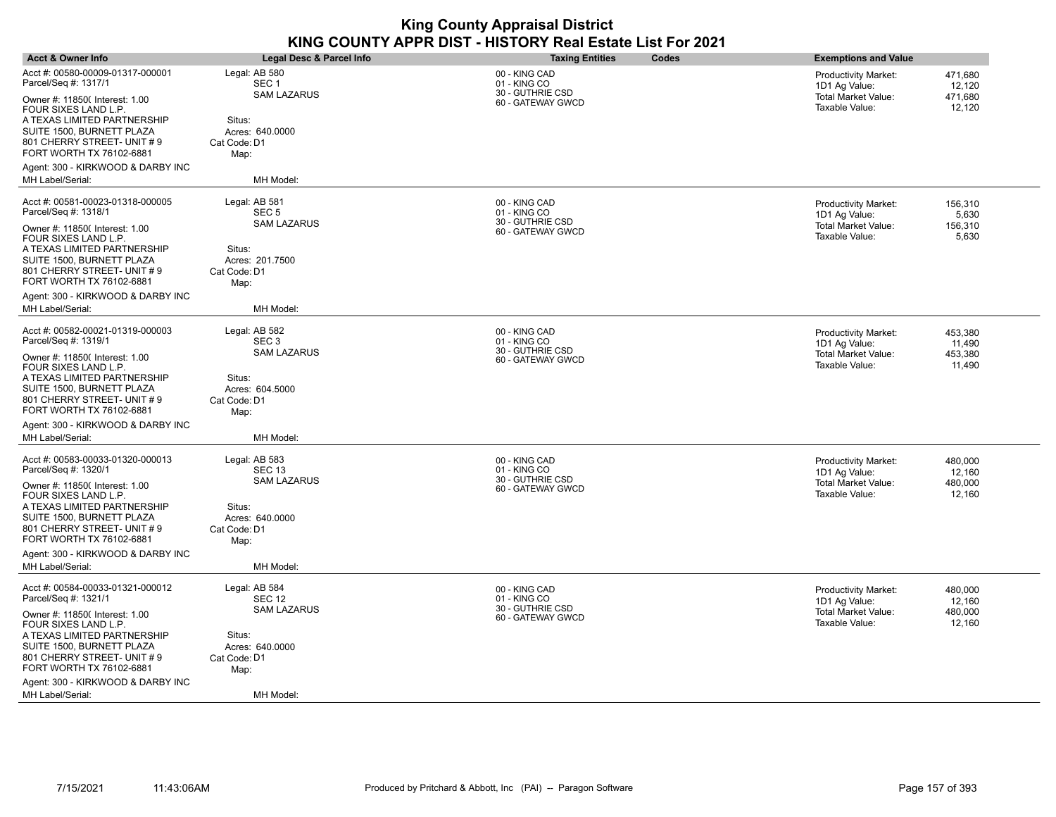# King County Appraisal District

## KING COUNTY APPR DIST - HISTORY Real Estate List For 2021

| Acct & Owner Info | Legal Desc & Parcel Info | Taxing Entities | Codes | Exemptions and Value |
|---|---|---|---|---|
| Acct #: 00580-00009-01317-000001<br>Parcel/Seq #: 1317/1<br>Owner #: 11850( Interest: 1.00<br>FOUR SIXES LAND L.P.<br>A TEXAS LIMITED PARTNERSHIP<br>SUITE 1500, BURNETT PLAZA<br>801 CHERRY STREET- UNIT # 9<br>FORT WORTH TX 76102-6881<br>Agent: 300 - KIRKWOOD & DARBY INC<br>MH Label/Serial: | Legal: AB 580<br>SEC 1<br>SAM LAZARUS<br>Situs:<br>Acres: 640.0000<br>Cat Code: D1<br>Map:<br>MH Model: | 00 - KING CAD<br>01 - KING CO<br>30 - GUTHRIE CSD<br>60 - GATEWAY GWCD | | Productivity Market: 471,680<br>1D1 Ag Value: 12,120<br>Total Market Value: 471,680<br>Taxable Value: 12,120 |
| Acct #: 00581-00023-01318-000005<br>Parcel/Seq #: 1318/1<br>Owner #: 11850( Interest: 1.00<br>FOUR SIXES LAND L.P.<br>A TEXAS LIMITED PARTNERSHIP<br>SUITE 1500, BURNETT PLAZA<br>801 CHERRY STREET- UNIT # 9<br>FORT WORTH TX 76102-6881<br>Agent: 300 - KIRKWOOD & DARBY INC<br>MH Label/Serial: | Legal: AB 581<br>SEC 5<br>SAM LAZARUS<br>Situs:<br>Acres: 201.7500<br>Cat Code: D1<br>Map:<br>MH Model: | 00 - KING CAD<br>01 - KING CO<br>30 - GUTHRIE CSD<br>60 - GATEWAY GWCD | | Productivity Market: 156,310<br>1D1 Ag Value: 5,630<br>Total Market Value: 156,310<br>Taxable Value: 5,630 |
| Acct #: 00582-00021-01319-000003<br>Parcel/Seq #: 1319/1<br>Owner #: 11850( Interest: 1.00<br>FOUR SIXES LAND L.P.<br>A TEXAS LIMITED PARTNERSHIP<br>SUITE 1500, BURNETT PLAZA<br>801 CHERRY STREET- UNIT # 9<br>FORT WORTH TX 76102-6881<br>Agent: 300 - KIRKWOOD & DARBY INC<br>MH Label/Serial: | Legal: AB 582<br>SEC 3<br>SAM LAZARUS<br>Situs:<br>Acres: 604.5000<br>Cat Code: D1<br>Map:<br>MH Model: | 00 - KING CAD<br>01 - KING CO<br>30 - GUTHRIE CSD<br>60 - GATEWAY GWCD | | Productivity Market: 453,380<br>1D1 Ag Value: 11,490<br>Total Market Value: 453,380<br>Taxable Value: 11,490 |
| Acct #: 00583-00033-01320-000013<br>Parcel/Seq #: 1320/1<br>Owner #: 11850( Interest: 1.00<br>FOUR SIXES LAND L.P.<br>A TEXAS LIMITED PARTNERSHIP<br>SUITE 1500, BURNETT PLAZA<br>801 CHERRY STREET- UNIT # 9<br>FORT WORTH TX 76102-6881<br>Agent: 300 - KIRKWOOD & DARBY INC<br>MH Label/Serial: | Legal: AB 583<br>SEC 13<br>SAM LAZARUS<br>Situs:<br>Acres: 640.0000<br>Cat Code: D1<br>Map:<br>MH Model: | 00 - KING CAD<br>01 - KING CO<br>30 - GUTHRIE CSD<br>60 - GATEWAY GWCD | | Productivity Market: 480,000<br>1D1 Ag Value: 12,160<br>Total Market Value: 480,000<br>Taxable Value: 12,160 |
| Acct #: 00584-00033-01321-000012<br>Parcel/Seq #: 1321/1<br>Owner #: 11850( Interest: 1.00<br>FOUR SIXES LAND L.P.<br>A TEXAS LIMITED PARTNERSHIP<br>SUITE 1500, BURNETT PLAZA<br>801 CHERRY STREET- UNIT # 9<br>FORT WORTH TX 76102-6881<br>Agent: 300 - KIRKWOOD & DARBY INC<br>MH Label/Serial: | Legal: AB 584<br>SEC 12<br>SAM LAZARUS<br>Situs:<br>Acres: 640.0000<br>Cat Code: D1<br>Map:<br>MH Model: | 00 - KING CAD<br>01 - KING CO<br>30 - GUTHRIE CSD<br>60 - GATEWAY GWCD | | Productivity Market: 480,000<br>1D1 Ag Value: 12,160<br>Total Market Value: 480,000<br>Taxable Value: 12,160 |

7/15/2021 11:43:06AM Produced by Pritchard & Abbott, Inc (PAI) -- Paragon Software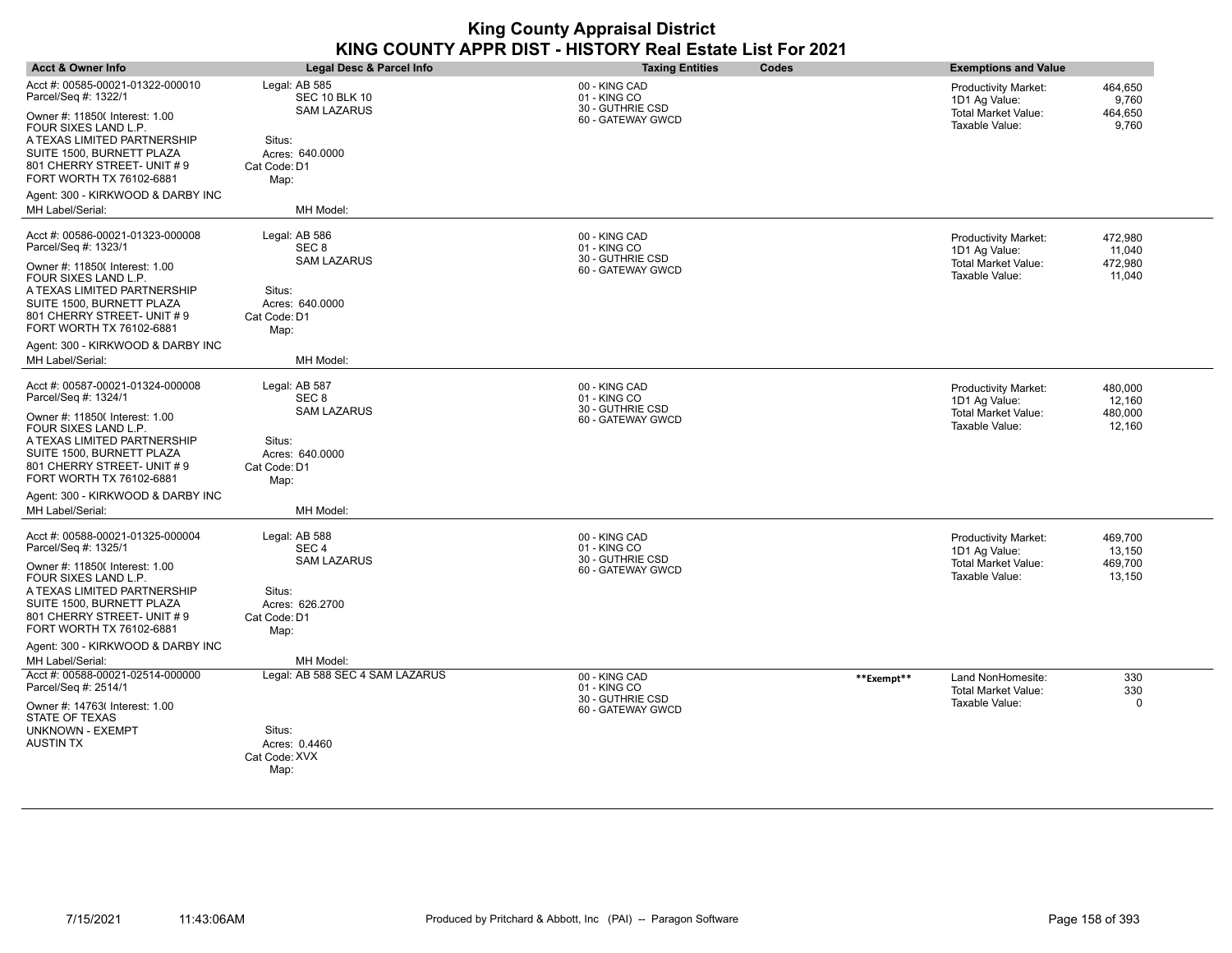# King County Appraisal District

## KING COUNTY APPR DIST - HISTORY Real Estate List For 2021

| Acct & Owner Info | Legal Desc & Parcel Info | Taxing Entities | Codes | Exemptions and Value |
|---|---|---|---|---|
| Acct #: 00585-00021-01322-000010<br>Parcel/Seq #: 1322/1<br>Owner #: 11850( Interest: 1.00<br>FOUR SIXES LAND L.P.<br>A TEXAS LIMITED PARTNERSHIP<br>SUITE 1500, BURNETT PLAZA<br>801 CHERRY STREET- UNIT # 9<br>FORT WORTH TX 76102-6881<br>Agent: 300 - KIRKWOOD & DARBY INC<br>MH Label/Serial: | Legal: AB 585<br>SEC 10 BLK 10<br>SAM LAZARUS<br>Situs:<br>Acres: 640.0000<br>Cat Code: D1<br>Map:<br>MH Model: | 00 - KING CAD<br>01 - KING CO<br>30 - GUTHRIE CSD<br>60 - GATEWAY GWCD | | Productivity Market: 464,650<br>1D1 Ag Value: 9,760<br>Total Market Value: 464,650<br>Taxable Value: 9,760 |
| Acct #: 00586-00021-01323-000008<br>Parcel/Seq #: 1323/1<br>Owner #: 11850( Interest: 1.00<br>FOUR SIXES LAND L.P.<br>A TEXAS LIMITED PARTNERSHIP<br>SUITE 1500, BURNETT PLAZA<br>801 CHERRY STREET- UNIT # 9<br>FORT WORTH TX 76102-6881<br>Agent: 300 - KIRKWOOD & DARBY INC<br>MH Label/Serial: | Legal: AB 586<br>SEC 8<br>SAM LAZARUS<br>Situs:<br>Acres: 640.0000<br>Cat Code: D1<br>Map:<br>MH Model: | 00 - KING CAD<br>01 - KING CO<br>30 - GUTHRIE CSD<br>60 - GATEWAY GWCD | | Productivity Market: 472,980<br>1D1 Ag Value: 11,040<br>Total Market Value: 472,980<br>Taxable Value: 11,040 |
| Acct #: 00587-00021-01324-000008<br>Parcel/Seq #: 1324/1<br>Owner #: 11850( Interest: 1.00<br>FOUR SIXES LAND L.P.<br>A TEXAS LIMITED PARTNERSHIP<br>SUITE 1500, BURNETT PLAZA<br>801 CHERRY STREET- UNIT # 9<br>FORT WORTH TX 76102-6881<br>Agent: 300 - KIRKWOOD & DARBY INC<br>MH Label/Serial: | Legal: AB 587<br>SEC 8<br>SAM LAZARUS<br>Situs:<br>Acres: 640.0000<br>Cat Code: D1<br>Map:<br>MH Model: | 00 - KING CAD<br>01 - KING CO<br>30 - GUTHRIE CSD<br>60 - GATEWAY GWCD | | Productivity Market: 480,000<br>1D1 Ag Value: 12,160<br>Total Market Value: 480,000<br>Taxable Value: 12,160 |
| Acct #: 00588-00021-01325-000004<br>Parcel/Seq #: 1325/1<br>Owner #: 11850( Interest: 1.00<br>FOUR SIXES LAND L.P.<br>A TEXAS LIMITED PARTNERSHIP<br>SUITE 1500, BURNETT PLAZA<br>801 CHERRY STREET- UNIT # 9<br>FORT WORTH TX 76102-6881<br>Agent: 300 - KIRKWOOD & DARBY INC<br>MH Label/Serial: | Legal: AB 588<br>SEC 4<br>SAM LAZARUS<br>Situs:<br>Acres: 626.2700<br>Cat Code: D1<br>Map:<br>MH Model: | 00 - KING CAD<br>01 - KING CO<br>30 - GUTHRIE CSD<br>60 - GATEWAY GWCD | | Productivity Market: 469,700<br>1D1 Ag Value: 13,150<br>Total Market Value: 469,700<br>Taxable Value: 13,150 |
| Acct #: 00588-00021-02514-000000<br>Parcel/Seq #: 2514/1<br>Owner #: 14763( Interest: 1.00<br>STATE OF TEXAS<br>UNKNOWN - EXEMPT<br>AUSTIN TX | Legal: AB 588 SEC 4 SAM LAZARUS<br>Situs:<br>Acres: 0.4460<br>Cat Code: XVX<br>Map: | 00 - KING CAD<br>01 - KING CO<br>30 - GUTHRIE CSD<br>60 - GATEWAY GWCD | \*\*Exempt\*\* | Land NonHomesite: 330<br>Total Market Value: 330<br>Taxable Value: 0 |

7/15/2021 11:43:06AM — Produced by Pritchard & Abbott, Inc (PAI) -- Paragon Software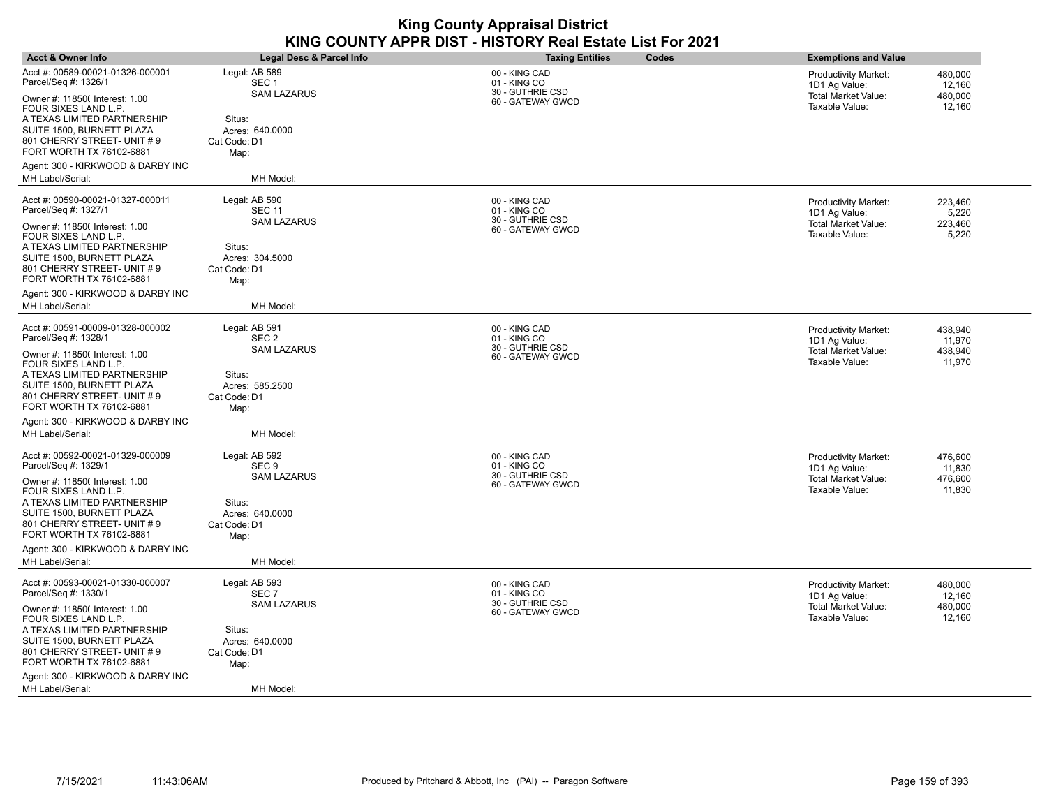# King County Appraisal District

## KING COUNTY APPR DIST - HISTORY Real Estate List For 2021

| Acct & Owner Info | Legal Desc & Parcel Info | Taxing Entities | Codes | Exemptions and Value |
|---|---|---|---|---|
| Acct #: 00589-00021-01326-000001<br>Parcel/Seq #: 1326/1<br>Owner #: 11850( Interest: 1.00<br>FOUR SIXES LAND L.P.<br>A TEXAS LIMITED PARTNERSHIP<br>SUITE 1500, BURNETT PLAZA<br>801 CHERRY STREET- UNIT # 9<br>FORT WORTH TX 76102-6881<br>Agent: 300 - KIRKWOOD & DARBY INC<br>MH Label/Serial: | Legal: AB 589<br>SEC 1<br>SAM LAZARUS<br>Situs:<br>Acres: 640.0000<br>Cat Code: D1<br>Map:<br>MH Model: | 00 - KING CAD<br>01 - KING CO<br>30 - GUTHRIE CSD<br>60 - GATEWAY GWCD | | Productivity Market: 480,000<br>1D1 Ag Value: 12,160<br>Total Market Value: 480,000<br>Taxable Value: 12,160 |
| Acct #: 00590-00021-01327-000011<br>Parcel/Seq #: 1327/1<br>Owner #: 11850( Interest: 1.00<br>FOUR SIXES LAND L.P.<br>A TEXAS LIMITED PARTNERSHIP<br>SUITE 1500, BURNETT PLAZA<br>801 CHERRY STREET- UNIT # 9<br>FORT WORTH TX 76102-6881<br>Agent: 300 - KIRKWOOD & DARBY INC<br>MH Label/Serial: | Legal: AB 590<br>SEC 11<br>SAM LAZARUS<br>Situs:<br>Acres: 304.5000<br>Cat Code: D1<br>Map:<br>MH Model: | 00 - KING CAD<br>01 - KING CO<br>30 - GUTHRIE CSD<br>60 - GATEWAY GWCD | | Productivity Market: 223,460<br>1D1 Ag Value: 5,220<br>Total Market Value: 223,460<br>Taxable Value: 5,220 |
| Acct #: 00591-00009-01328-000002<br>Parcel/Seq #: 1328/1<br>Owner #: 11850( Interest: 1.00<br>FOUR SIXES LAND L.P.<br>A TEXAS LIMITED PARTNERSHIP<br>SUITE 1500, BURNETT PLAZA<br>801 CHERRY STREET- UNIT # 9<br>FORT WORTH TX 76102-6881<br>Agent: 300 - KIRKWOOD & DARBY INC<br>MH Label/Serial: | Legal: AB 591<br>SEC 2<br>SAM LAZARUS<br>Situs:<br>Acres: 585.2500<br>Cat Code: D1<br>Map:<br>MH Model: | 00 - KING CAD<br>01 - KING CO<br>30 - GUTHRIE CSD<br>60 - GATEWAY GWCD | | Productivity Market: 438,940<br>1D1 Ag Value: 11,970<br>Total Market Value: 438,940<br>Taxable Value: 11,970 |
| Acct #: 00592-00021-01329-000009<br>Parcel/Seq #: 1329/1<br>Owner #: 11850( Interest: 1.00<br>FOUR SIXES LAND L.P.<br>A TEXAS LIMITED PARTNERSHIP<br>SUITE 1500, BURNETT PLAZA<br>801 CHERRY STREET- UNIT # 9<br>FORT WORTH TX 76102-6881<br>Agent: 300 - KIRKWOOD & DARBY INC<br>MH Label/Serial: | Legal: AB 592<br>SEC 9<br>SAM LAZARUS<br>Situs:<br>Acres: 640.0000<br>Cat Code: D1<br>Map:<br>MH Model: | 00 - KING CAD<br>01 - KING CO<br>30 - GUTHRIE CSD<br>60 - GATEWAY GWCD | | Productivity Market: 476,600<br>1D1 Ag Value: 11,830<br>Total Market Value: 476,600<br>Taxable Value: 11,830 |
| Acct #: 00593-00021-01330-000007<br>Parcel/Seq #: 1330/1<br>Owner #: 11850( Interest: 1.00<br>FOUR SIXES LAND L.P.<br>A TEXAS LIMITED PARTNERSHIP<br>SUITE 1500, BURNETT PLAZA<br>801 CHERRY STREET- UNIT # 9<br>FORT WORTH TX 76102-6881<br>Agent: 300 - KIRKWOOD & DARBY INC<br>MH Label/Serial: | Legal: AB 593<br>SEC 7<br>SAM LAZARUS<br>Situs:<br>Acres: 640.0000<br>Cat Code: D1<br>Map:<br>MH Model: | 00 - KING CAD<br>01 - KING CO<br>30 - GUTHRIE CSD<br>60 - GATEWAY GWCD | | Productivity Market: 480,000<br>1D1 Ag Value: 12,160<br>Total Market Value: 480,000<br>Taxable Value: 12,160 |

7/15/2021 11:43:06AM Produced by Pritchard & Abbott, Inc (PAI) -- Paragon Software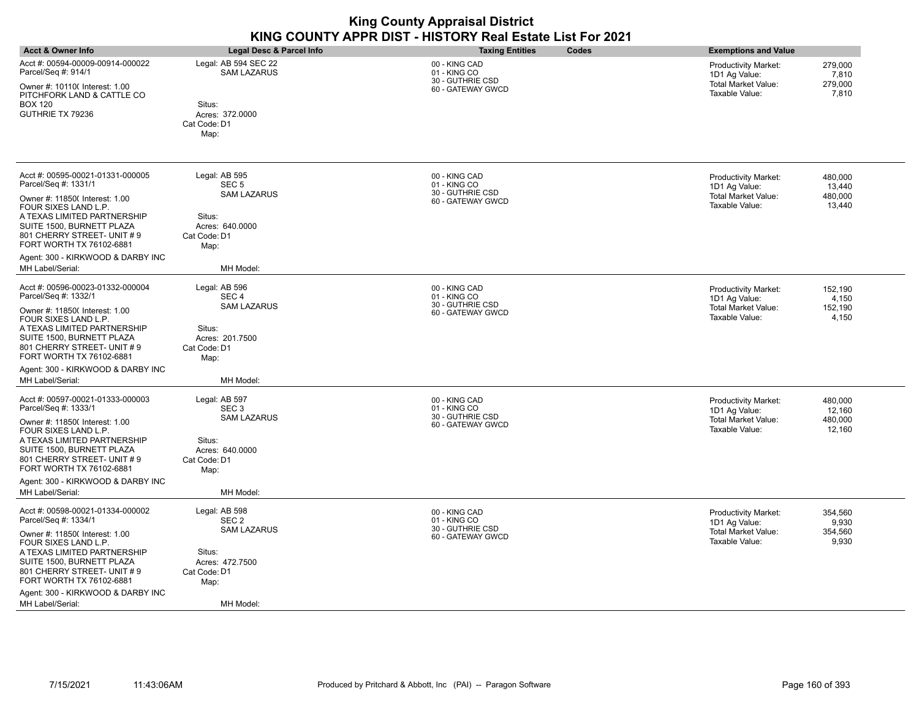# King County Appraisal District

## KING COUNTY APPR DIST - HISTORY Real Estate List For 2021

| Acct & Owner Info | Legal Desc & Parcel Info | Taxing Entities | Codes | Exemptions and Value |
|---|---|---|---|---|
| Acct #: 00594-00009-00914-000022<br>Parcel/Seq #: 914/1<br>Owner #: 10110( Interest: 1.00<br>PITCHFORK LAND & CATTLE CO<br>BOX 120<br>GUTHRIE TX 79236 | Legal: AB 594 SEC 22<br>SAM LAZARUS<br>Situs:<br>Acres: 372.0000<br>Cat Code: D1<br>Map: | 00 - KING CAD<br>01 - KING CO<br>30 - GUTHRIE CSD<br>60 - GATEWAY GWCD | | Productivity Market: 279,000<br>1D1 Ag Value: 7,810<br>Total Market Value: 279,000<br>Taxable Value: 7,810 |
| Acct #: 00595-00021-01331-000005<br>Parcel/Seq #: 1331/1<br>Owner #: 11850( Interest: 1.00<br>FOUR SIXES LAND L.P.<br>A TEXAS LIMITED PARTNERSHIP<br>SUITE 1500, BURNETT PLAZA<br>801 CHERRY STREET- UNIT # 9<br>FORT WORTH TX 76102-6881<br>Agent: 300 - KIRKWOOD & DARBY INC<br>MH Label/Serial: | Legal: AB 595<br>SEC 5<br>SAM LAZARUS<br>Situs:<br>Acres: 640.0000<br>Cat Code: D1<br>Map:<br>MH Model: | 00 - KING CAD<br>01 - KING CO<br>30 - GUTHRIE CSD<br>60 - GATEWAY GWCD | | Productivity Market: 480,000<br>1D1 Ag Value: 13,440<br>Total Market Value: 480,000<br>Taxable Value: 13,440 |
| Acct #: 00596-00023-01332-000004<br>Parcel/Seq #: 1332/1<br>Owner #: 11850( Interest: 1.00<br>FOUR SIXES LAND L.P.<br>A TEXAS LIMITED PARTNERSHIP<br>SUITE 1500, BURNETT PLAZA<br>801 CHERRY STREET- UNIT # 9<br>FORT WORTH TX 76102-6881<br>Agent: 300 - KIRKWOOD & DARBY INC<br>MH Label/Serial: | Legal: AB 596<br>SEC 4<br>SAM LAZARUS<br>Situs:<br>Acres: 201.7500<br>Cat Code: D1<br>Map:<br>MH Model: | 00 - KING CAD<br>01 - KING CO<br>30 - GUTHRIE CSD<br>60 - GATEWAY GWCD | | Productivity Market: 152,190<br>1D1 Ag Value: 4,150<br>Total Market Value: 152,190<br>Taxable Value: 4,150 |
| Acct #: 00597-00021-01333-000003<br>Parcel/Seq #: 1333/1<br>Owner #: 11850( Interest: 1.00<br>FOUR SIXES LAND L.P.<br>A TEXAS LIMITED PARTNERSHIP<br>SUITE 1500, BURNETT PLAZA<br>801 CHERRY STREET- UNIT # 9<br>FORT WORTH TX 76102-6881<br>Agent: 300 - KIRKWOOD & DARBY INC<br>MH Label/Serial: | Legal: AB 597<br>SEC 3<br>SAM LAZARUS<br>Situs:<br>Acres: 640.0000<br>Cat Code: D1<br>Map:<br>MH Model: | 00 - KING CAD<br>01 - KING CO<br>30 - GUTHRIE CSD<br>60 - GATEWAY GWCD | | Productivity Market: 480,000<br>1D1 Ag Value: 12,160<br>Total Market Value: 480,000<br>Taxable Value: 12,160 |
| Acct #: 00598-00021-01334-000002<br>Parcel/Seq #: 1334/1<br>Owner #: 11850( Interest: 1.00<br>FOUR SIXES LAND L.P.<br>A TEXAS LIMITED PARTNERSHIP<br>SUITE 1500, BURNETT PLAZA<br>801 CHERRY STREET- UNIT # 9<br>FORT WORTH TX 76102-6881<br>Agent: 300 - KIRKWOOD & DARBY INC<br>MH Label/Serial: | Legal: AB 598<br>SEC 2<br>SAM LAZARUS<br>Situs:<br>Acres: 472.7500<br>Cat Code: D1<br>Map:<br>MH Model: | 00 - KING CAD<br>01 - KING CO<br>30 - GUTHRIE CSD<br>60 - GATEWAY GWCD | | Productivity Market: 354,560<br>1D1 Ag Value: 9,930<br>Total Market Value: 354,560<br>Taxable Value: 9,930 |

7/15/2021 11:43:06AM Produced by Pritchard & Abbott, Inc (PAI) -- Paragon Software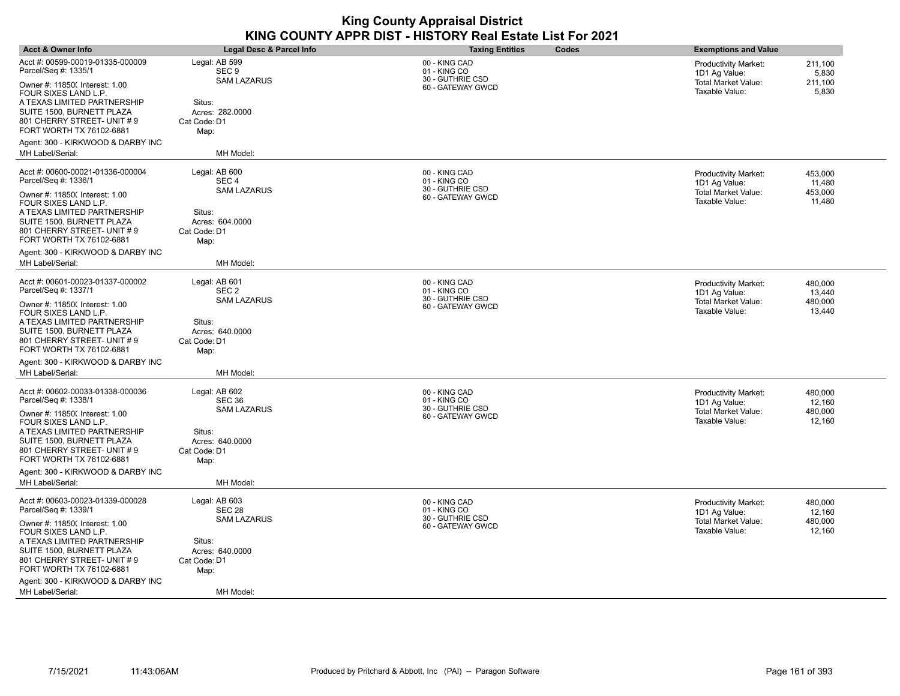# King County Appraisal District
## KING COUNTY APPR DIST - HISTORY Real Estate List For 2021

| Acct & Owner Info | Legal Desc & Parcel Info | Taxing Entities | Codes | Exemptions and Value |
|---|---|---|---|---|
| Acct #: 00599-00019-01335-000009<br>Parcel/Seq #: 1335/1<br>Owner #: 11850( Interest: 1.00<br>FOUR SIXES LAND L.P.<br>A TEXAS LIMITED PARTNERSHIP<br>SUITE 1500, BURNETT PLAZA<br>801 CHERRY STREET- UNIT # 9<br>FORT WORTH TX 76102-6881<br>Agent: 300 - KIRKWOOD & DARBY INC<br>MH Label/Serial: | Legal: AB 599<br>SEC 9<br>SAM LAZARUS<br>Situs:<br>Acres: 282.0000<br>Cat Code: D1<br>Map:<br>MH Model: | 00 - KING CAD<br>01 - KING CO<br>30 - GUTHRIE CSD<br>60 - GATEWAY GWCD | | Productivity Market: 211,100<br>1D1 Ag Value: 5,830<br>Total Market Value: 211,100<br>Taxable Value: 5,830 |
| Acct #: 00600-00021-01336-000004<br>Parcel/Seq #: 1336/1<br>Owner #: 11850( Interest: 1.00<br>FOUR SIXES LAND L.P.<br>A TEXAS LIMITED PARTNERSHIP<br>SUITE 1500, BURNETT PLAZA<br>801 CHERRY STREET- UNIT # 9<br>FORT WORTH TX 76102-6881<br>Agent: 300 - KIRKWOOD & DARBY INC<br>MH Label/Serial: | Legal: AB 600<br>SEC 4<br>SAM LAZARUS<br>Situs:<br>Acres: 604.0000<br>Cat Code: D1<br>Map:<br>MH Model: | 00 - KING CAD<br>01 - KING CO<br>30 - GUTHRIE CSD<br>60 - GATEWAY GWCD | | Productivity Market: 453,000<br>1D1 Ag Value: 11,480<br>Total Market Value: 453,000<br>Taxable Value: 11,480 |
| Acct #: 00601-00023-01337-000002<br>Parcel/Seq #: 1337/1<br>Owner #: 11850( Interest: 1.00<br>FOUR SIXES LAND L.P.<br>A TEXAS LIMITED PARTNERSHIP<br>SUITE 1500, BURNETT PLAZA<br>801 CHERRY STREET- UNIT # 9<br>FORT WORTH TX 76102-6881<br>Agent: 300 - KIRKWOOD & DARBY INC<br>MH Label/Serial: | Legal: AB 601<br>SEC 2<br>SAM LAZARUS<br>Situs:<br>Acres: 640.0000<br>Cat Code: D1<br>Map:<br>MH Model: | 00 - KING CAD<br>01 - KING CO<br>30 - GUTHRIE CSD<br>60 - GATEWAY GWCD | | Productivity Market: 480,000<br>1D1 Ag Value: 13,440<br>Total Market Value: 480,000<br>Taxable Value: 13,440 |
| Acct #: 00602-00033-01338-000036<br>Parcel/Seq #: 1338/1<br>Owner #: 11850( Interest: 1.00<br>FOUR SIXES LAND L.P.<br>A TEXAS LIMITED PARTNERSHIP<br>SUITE 1500, BURNETT PLAZA<br>801 CHERRY STREET- UNIT # 9<br>FORT WORTH TX 76102-6881<br>Agent: 300 - KIRKWOOD & DARBY INC<br>MH Label/Serial: | Legal: AB 602<br>SEC 36<br>SAM LAZARUS<br>Situs:<br>Acres: 640.0000<br>Cat Code: D1<br>Map:<br>MH Model: | 00 - KING CAD<br>01 - KING CO<br>30 - GUTHRIE CSD<br>60 - GATEWAY GWCD | | Productivity Market: 480,000<br>1D1 Ag Value: 12,160<br>Total Market Value: 480,000<br>Taxable Value: 12,160 |
| Acct #: 00603-00023-01339-000028<br>Parcel/Seq #: 1339/1<br>Owner #: 11850( Interest: 1.00<br>FOUR SIXES LAND L.P.<br>A TEXAS LIMITED PARTNERSHIP<br>SUITE 1500, BURNETT PLAZA<br>801 CHERRY STREET- UNIT # 9<br>FORT WORTH TX 76102-6881<br>Agent: 300 - KIRKWOOD & DARBY INC<br>MH Label/Serial: | Legal: AB 603<br>SEC 28<br>SAM LAZARUS<br>Situs:<br>Acres: 640.0000<br>Cat Code: D1<br>Map:<br>MH Model: | 00 - KING CAD<br>01 - KING CO<br>30 - GUTHRIE CSD<br>60 - GATEWAY GWCD | | Productivity Market: 480,000<br>1D1 Ag Value: 12,160<br>Total Market Value: 480,000<br>Taxable Value: 12,160 |

7/15/2021 11:43:06AM Produced by Pritchard & Abbott, Inc (PAI) -- Paragon Software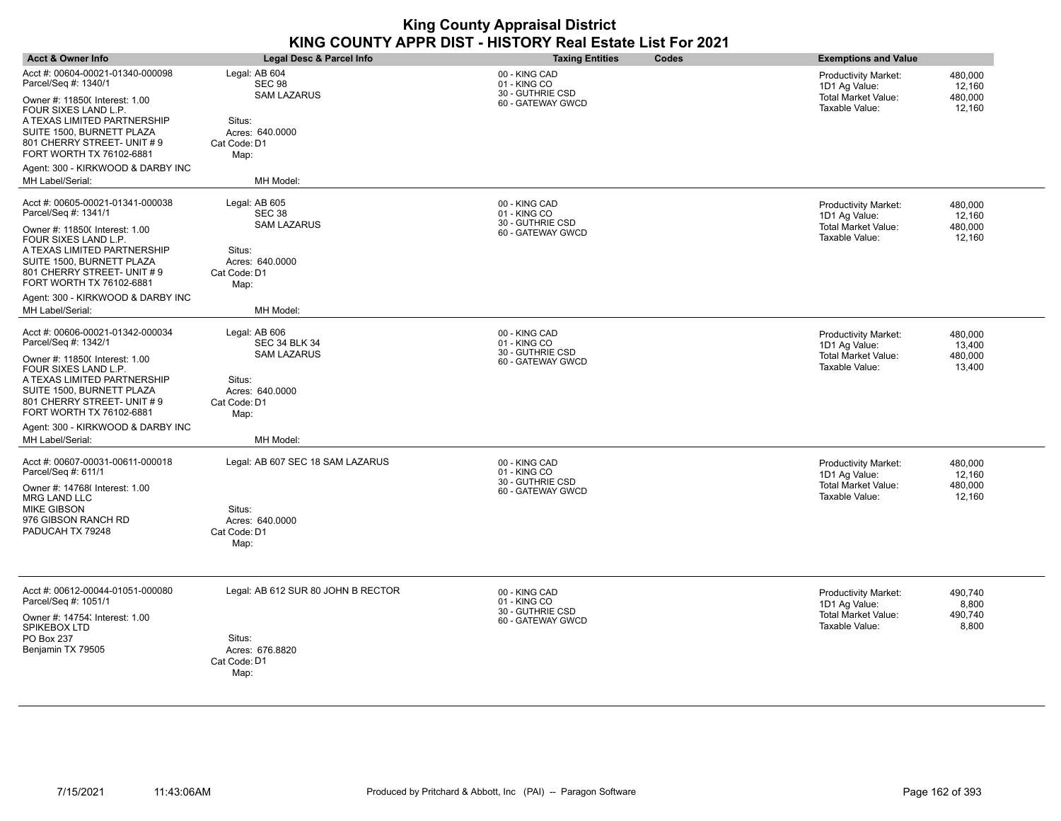# King County Appraisal District

## KING COUNTY APPR DIST - HISTORY Real Estate List For 2021

| Acct & Owner Info | Legal Desc & Parcel Info | Taxing Entities | Codes | Exemptions and Value |
|---|---|---|---|---|
| Acct #: 00604-00021-01340-000098<br>Parcel/Seq #: 1340/1<br>Owner #: 11850( Interest: 1.00<br>FOUR SIXES LAND L.P.<br>A TEXAS LIMITED PARTNERSHIP<br>SUITE 1500, BURNETT PLAZA<br>801 CHERRY STREET- UNIT # 9<br>FORT WORTH TX 76102-6881<br>Agent: 300 - KIRKWOOD & DARBY INC<br>MH Label/Serial: | Legal: AB 604<br>SEC 98<br>SAM LAZARUS<br>Situs:<br>Acres: 640.0000<br>Cat Code: D1<br>Map:<br>MH Model: | 00 - KING CAD<br>01 - KING CO<br>30 - GUTHRIE CSD<br>60 - GATEWAY GWCD | | Productivity Market: 480,000<br>1D1 Ag Value: 12,160<br>Total Market Value: 480,000<br>Taxable Value: 12,160 |
| Acct #: 00605-00021-01341-000038<br>Parcel/Seq #: 1341/1<br>Owner #: 11850( Interest: 1.00<br>FOUR SIXES LAND L.P.<br>A TEXAS LIMITED PARTNERSHIP<br>SUITE 1500, BURNETT PLAZA<br>801 CHERRY STREET- UNIT # 9<br>FORT WORTH TX 76102-6881<br>Agent: 300 - KIRKWOOD & DARBY INC<br>MH Label/Serial: | Legal: AB 605<br>SEC 38<br>SAM LAZARUS<br>Situs:<br>Acres: 640.0000<br>Cat Code: D1<br>Map:<br>MH Model: | 00 - KING CAD<br>01 - KING CO<br>30 - GUTHRIE CSD<br>60 - GATEWAY GWCD | | Productivity Market: 480,000<br>1D1 Ag Value: 12,160<br>Total Market Value: 480,000<br>Taxable Value: 12,160 |
| Acct #: 00606-00021-01342-000034<br>Parcel/Seq #: 1342/1<br>Owner #: 11850( Interest: 1.00<br>FOUR SIXES LAND L.P.<br>A TEXAS LIMITED PARTNERSHIP<br>SUITE 1500, BURNETT PLAZA<br>801 CHERRY STREET- UNIT # 9<br>FORT WORTH TX 76102-6881<br>Agent: 300 - KIRKWOOD & DARBY INC<br>MH Label/Serial: | Legal: AB 606<br>SEC 34 BLK 34<br>SAM LAZARUS<br>Situs:<br>Acres: 640.0000<br>Cat Code: D1<br>Map:<br>MH Model: | 00 - KING CAD<br>01 - KING CO<br>30 - GUTHRIE CSD<br>60 - GATEWAY GWCD | | Productivity Market: 480,000<br>1D1 Ag Value: 13,400<br>Total Market Value: 480,000<br>Taxable Value: 13,400 |
| Acct #: 00607-00031-00611-000018<br>Parcel/Seq #: 611/1<br>Owner #: 14768( Interest: 1.00<br>MRG LAND LLC<br>MIKE GIBSON<br>976 GIBSON RANCH RD<br>PADUCAH TX 79248 | Legal: AB 607 SEC 18 SAM LAZARUS<br>Situs:<br>Acres: 640.0000<br>Cat Code: D1<br>Map: | 00 - KING CAD<br>01 - KING CO<br>30 - GUTHRIE CSD<br>60 - GATEWAY GWCD | | Productivity Market: 480,000<br>1D1 Ag Value: 12,160<br>Total Market Value: 480,000<br>Taxable Value: 12,160 |
| Acct #: 00612-00044-01051-000080<br>Parcel/Seq #: 1051/1<br>Owner #: 14754; Interest: 1.00<br>SPIKEBOX LTD<br>PO Box 237<br>Benjamin TX 79505 | Legal: AB 612 SUR 80 JOHN B RECTOR<br>Situs:<br>Acres: 676.8820<br>Cat Code: D1<br>Map: | 00 - KING CAD<br>01 - KING CO<br>30 - GUTHRIE CSD<br>60 - GATEWAY GWCD | | Productivity Market: 490,740<br>1D1 Ag Value: 8,800<br>Total Market Value: 490,740<br>Taxable Value: 8,800 |

7/15/2021 11:43:06AM Produced by Pritchard & Abbott, Inc (PAI) -- Paragon Software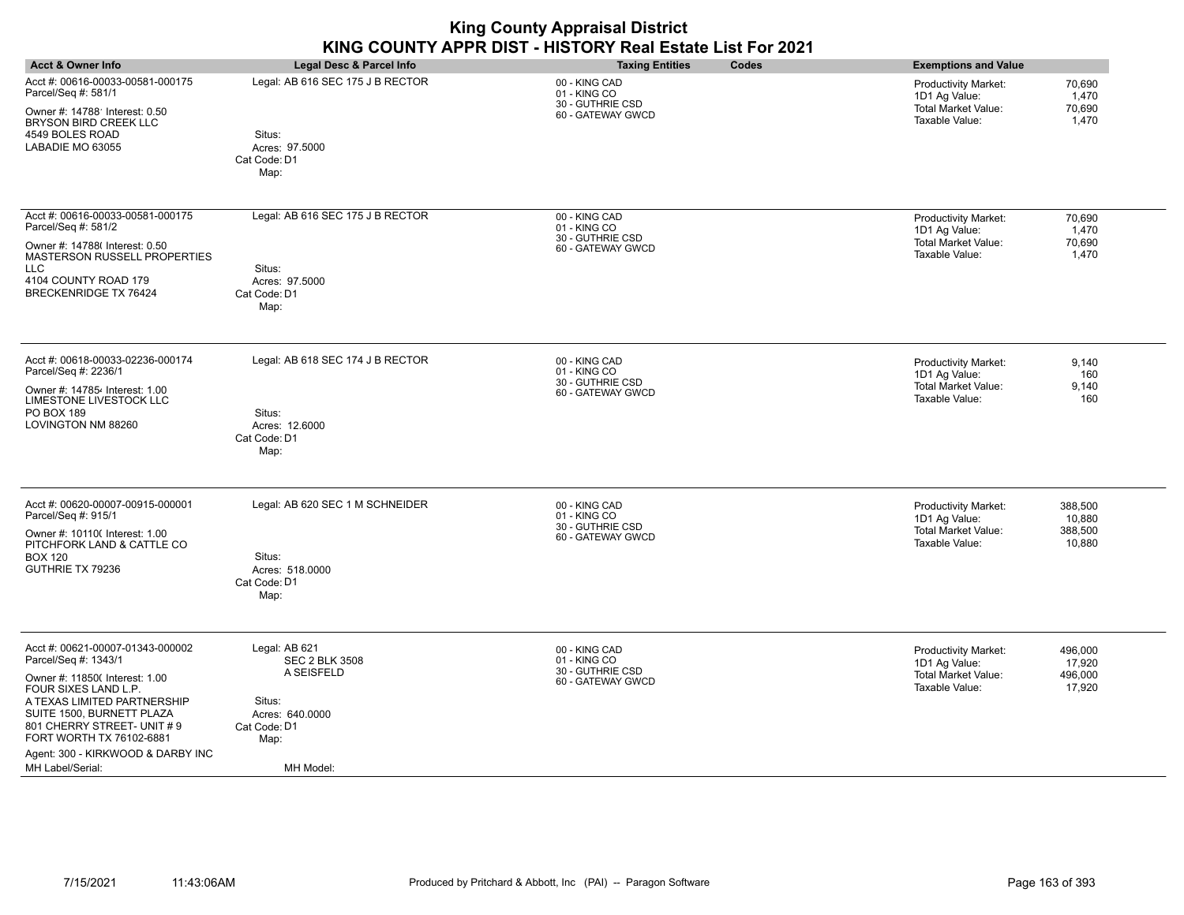# King County Appraisal District
## KING COUNTY APPR DIST - HISTORY Real Estate List For 2021

| Acct & Owner Info | Legal Desc & Parcel Info | Taxing Entities | Codes | Exemptions and Value |
|---|---|---|---|---|
| Acct #: 00616-00033-00581-000175<br>Parcel/Seq #: 581/1<br>Owner #: 14788' Interest: 0.50<br>BRYSON BIRD CREEK LLC<br>4549 BOLES ROAD<br>LABADIE MO 63055 | Legal: AB 616 SEC 175 J B RECTOR<br>Situs:<br>Acres: 97.5000<br>Cat Code: D1<br>Map: | 00 - KING CAD<br>01 - KING CO<br>30 - GUTHRIE CSD<br>60 - GATEWAY GWCD | | Productivity Market: 70,690<br>1D1 Ag Value: 1,470<br>Total Market Value: 70,690<br>Taxable Value: 1,470 |
| Acct #: 00616-00033-00581-000175<br>Parcel/Seq #: 581/2<br>Owner #: 14788( Interest: 0.50<br>MASTERSON RUSSELL PROPERTIES LLC<br>4104 COUNTY ROAD 179<br>BRECKENRIDGE TX 76424 | Legal: AB 616 SEC 175 J B RECTOR<br>Situs:<br>Acres: 97.5000<br>Cat Code: D1<br>Map: | 00 - KING CAD<br>01 - KING CO<br>30 - GUTHRIE CSD<br>60 - GATEWAY GWCD | | Productivity Market: 70,690<br>1D1 Ag Value: 1,470<br>Total Market Value: 70,690<br>Taxable Value: 1,470 |
| Acct #: 00618-00033-02236-000174<br>Parcel/Seq #: 2236/1<br>Owner #: 14785 Interest: 1.00<br>LIMESTONE LIVESTOCK LLC<br>PO BOX 189<br>LOVINGTON NM 88260 | Legal: AB 618 SEC 174 J B RECTOR<br>Situs:<br>Acres: 12.6000<br>Cat Code: D1<br>Map: | 00 - KING CAD<br>01 - KING CO<br>30 - GUTHRIE CSD<br>60 - GATEWAY GWCD | | Productivity Market: 9,140<br>1D1 Ag Value: 160<br>Total Market Value: 9,140<br>Taxable Value: 160 |
| Acct #: 00620-00007-00915-000001<br>Parcel/Seq #: 915/1<br>Owner #: 10110( Interest: 1.00<br>PITCHFORK LAND & CATTLE CO<br>BOX 120<br>GUTHRIE TX 79236 | Legal: AB 620 SEC 1 M SCHNEIDER<br>Situs:<br>Acres: 518.0000<br>Cat Code: D1<br>Map: | 00 - KING CAD<br>01 - KING CO<br>30 - GUTHRIE CSD<br>60 - GATEWAY GWCD | | Productivity Market: 388,500<br>1D1 Ag Value: 10,880<br>Total Market Value: 388,500<br>Taxable Value: 10,880 |
| Acct #: 00621-00007-01343-000002<br>Parcel/Seq #: 1343/1<br>Owner #: 11850( Interest: 1.00<br>FOUR SIXES LAND L.P.<br>A TEXAS LIMITED PARTNERSHIP<br>SUITE 1500, BURNETT PLAZA<br>801 CHERRY STREET- UNIT # 9<br>FORT WORTH TX 76102-6881<br>Agent: 300 - KIRKWOOD & DARBY INC<br>MH Label/Serial: | Legal: AB 621 SEC 2 BLK 3508 A SEISFELD<br>Situs:<br>Acres: 640.0000<br>Cat Code: D1<br>Map:<br>MH Model: | 00 - KING CAD<br>01 - KING CO<br>30 - GUTHRIE CSD<br>60 - GATEWAY GWCD | | Productivity Market: 496,000<br>1D1 Ag Value: 17,920<br>Total Market Value: 496,000<br>Taxable Value: 17,920 |

7/15/2021 11:43:06AM Produced by Pritchard & Abbott, Inc (PAI) -- Paragon Software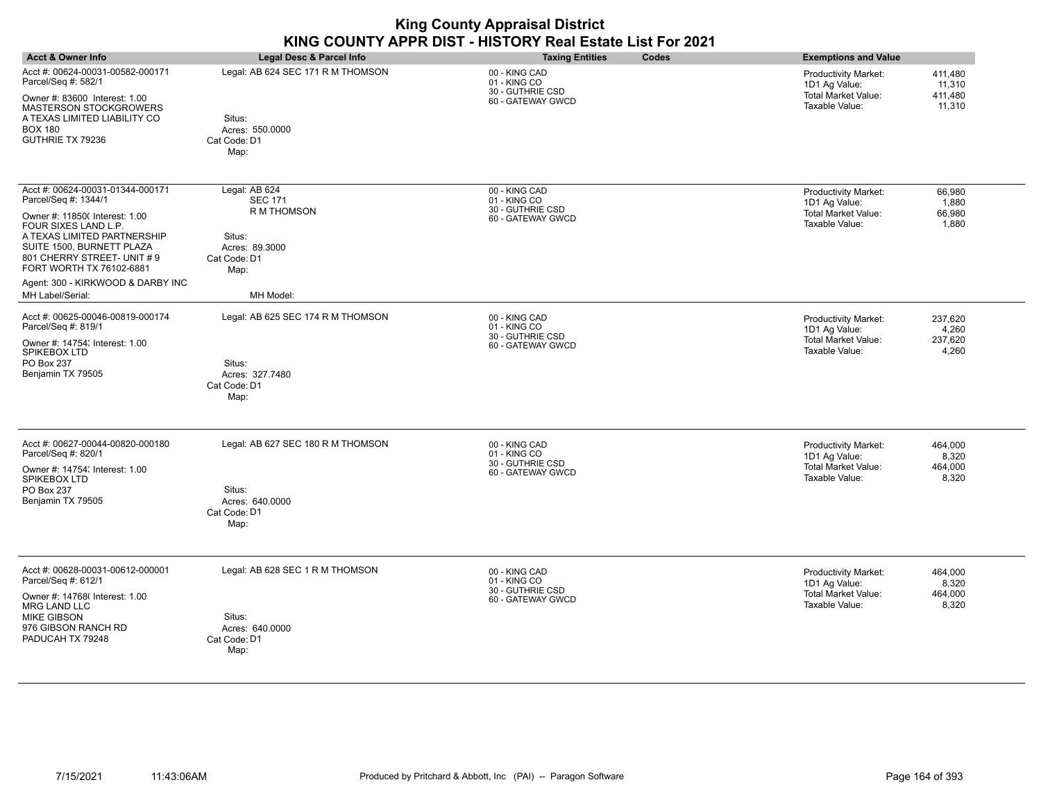# King County Appraisal District
## KING COUNTY APPR DIST - HISTORY Real Estate List For 2021

| Acct & Owner Info | Legal Desc & Parcel Info | Taxing Entities | Codes | Exemptions and Value |
|---|---|---|---|---|
| Acct #: 00624-00031-00582-000171<br>Parcel/Seq #: 582/1<br>Owner #: 83600 Interest: 1.00<br>MASTERSON STOCKGROWERS<br>A TEXAS LIMITED LIABILITY CO<br>BOX 180<br>GUTHRIE TX 79236 | Legal: AB 624 SEC 171 R M THOMSON<br>Situs:<br>Acres: 550.0000<br>Cat Code: D1<br>Map: | 00 - KING CAD<br>01 - KING CO<br>30 - GUTHRIE CSD<br>60 - GATEWAY GWCD | | Productivity Market: 411,480<br>1D1 Ag Value: 11,310<br>Total Market Value: 411,480<br>Taxable Value: 11,310 |
| Acct #: 00624-00031-01344-000171<br>Parcel/Seq #: 1344/1<br>Owner #: 11850( Interest: 1.00<br>FOUR SIXES LAND L.P.<br>A TEXAS LIMITED PARTNERSHIP<br>SUITE 1500, BURNETT PLAZA<br>801 CHERRY STREET- UNIT # 9<br>FORT WORTH TX 76102-6881<br>Agent: 300 - KIRKWOOD & DARBY INC<br>MH Label/Serial: | Legal: AB 624<br>SEC 171<br>R M THOMSON<br>Situs:<br>Acres: 89.3000<br>Cat Code: D1<br>Map:<br>MH Model: | 00 - KING CAD<br>01 - KING CO<br>30 - GUTHRIE CSD<br>60 - GATEWAY GWCD | | Productivity Market: 66,980<br>1D1 Ag Value: 1,880<br>Total Market Value: 66,980<br>Taxable Value: 1,880 |
| Acct #: 00625-00046-00819-000174<br>Parcel/Seq #: 819/1<br>Owner #: 14754: Interest: 1.00<br>SPIKEBOX LTD<br>PO Box 237<br>Benjamin TX 79505 | Legal: AB 625 SEC 174 R M THOMSON<br>Situs:<br>Acres: 327.7480<br>Cat Code: D1<br>Map: | 00 - KING CAD<br>01 - KING CO<br>30 - GUTHRIE CSD<br>60 - GATEWAY GWCD | | Productivity Market: 237,620<br>1D1 Ag Value: 4,260<br>Total Market Value: 237,620<br>Taxable Value: 4,260 |
| Acct #: 00627-00044-00820-000180<br>Parcel/Seq #: 820/1<br>Owner #: 14754: Interest: 1.00<br>SPIKEBOX LTD<br>PO Box 237<br>Benjamin TX 79505 | Legal: AB 627 SEC 180 R M THOMSON<br>Situs:<br>Acres: 640.0000<br>Cat Code: D1<br>Map: | 00 - KING CAD<br>01 - KING CO<br>30 - GUTHRIE CSD<br>60 - GATEWAY GWCD | | Productivity Market: 464,000<br>1D1 Ag Value: 8,320<br>Total Market Value: 464,000<br>Taxable Value: 8,320 |
| Acct #: 00628-00031-00612-000001<br>Parcel/Seq #: 612/1<br>Owner #: 14768( Interest: 1.00<br>MRG LAND LLC<br>MIKE GIBSON<br>976 GIBSON RANCH RD<br>PADUCAH TX 79248 | Legal: AB 628 SEC 1 R M THOMSON<br>Situs:<br>Acres: 640.0000<br>Cat Code: D1<br>Map: | 00 - KING CAD<br>01 - KING CO<br>30 - GUTHRIE CSD<br>60 - GATEWAY GWCD | | Productivity Market: 464,000<br>1D1 Ag Value: 8,320<br>Total Market Value: 464,000<br>Taxable Value: 8,320 |

7/15/2021 11:43:06AM Produced by Pritchard & Abbott, Inc (PAI) -- Paragon Software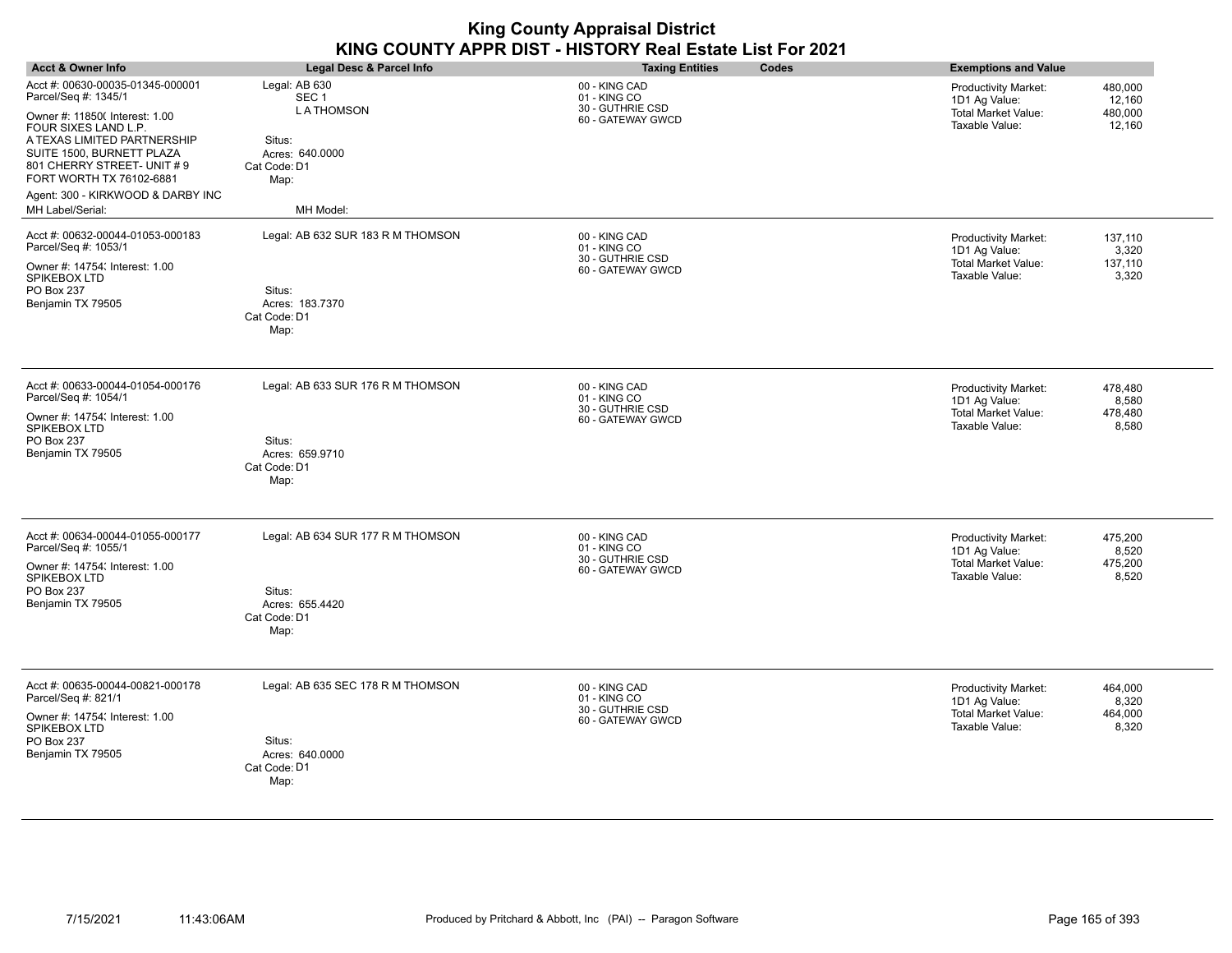# King County Appraisal District

## KING COUNTY APPR DIST - HISTORY Real Estate List For 2021

| Acct & Owner Info | Legal Desc & Parcel Info | Taxing Entities | Codes | Exemptions and Value |
|---|---|---|---|---|
| Acct #: 00630-00035-01345-000001<br>Parcel/Seq #: 1345/1<br>Owner #: 11850( Interest: 1.00<br>FOUR SIXES LAND L.P.<br>A TEXAS LIMITED PARTNERSHIP<br>SUITE 1500, BURNETT PLAZA<br>801 CHERRY STREET- UNIT # 9<br>FORT WORTH TX 76102-6881<br>Agent: 300 - KIRKWOOD & DARBY INC<br>MH Label/Serial: | Legal: AB 630<br>SEC 1<br>L A THOMSON<br>Situs:<br>Acres: 640.0000<br>Cat Code: D1<br>Map:<br>MH Model: | 00 - KING CAD<br>01 - KING CO<br>30 - GUTHRIE CSD<br>60 - GATEWAY GWCD | | Productivity Market: 480,000<br>1D1 Ag Value: 12,160<br>Total Market Value: 480,000<br>Taxable Value: 12,160 |
| Acct #: 00632-00044-01053-000183<br>Parcel/Seq #: 1053/1<br>Owner #: 14754: Interest: 1.00<br>SPIKEBOX LTD<br>PO Box 237<br>Benjamin TX 79505 | Legal: AB 632 SUR 183 R M THOMSON<br>Situs:<br>Acres: 183.7370<br>Cat Code: D1<br>Map: | 00 - KING CAD<br>01 - KING CO<br>30 - GUTHRIE CSD<br>60 - GATEWAY GWCD | | Productivity Market: 137,110<br>1D1 Ag Value: 3,320<br>Total Market Value: 137,110<br>Taxable Value: 3,320 |
| Acct #: 00633-00044-01054-000176<br>Parcel/Seq #: 1054/1<br>Owner #: 14754: Interest: 1.00<br>SPIKEBOX LTD<br>PO Box 237<br>Benjamin TX 79505 | Legal: AB 633 SUR 176 R M THOMSON<br>Situs:<br>Acres: 659.9710<br>Cat Code: D1<br>Map: | 00 - KING CAD<br>01 - KING CO<br>30 - GUTHRIE CSD<br>60 - GATEWAY GWCD | | Productivity Market: 478,480<br>1D1 Ag Value: 8,580<br>Total Market Value: 478,480<br>Taxable Value: 8,580 |
| Acct #: 00634-00044-01055-000177<br>Parcel/Seq #: 1055/1<br>Owner #: 14754: Interest: 1.00<br>SPIKEBOX LTD<br>PO Box 237<br>Benjamin TX 79505 | Legal: AB 634 SUR 177 R M THOMSON<br>Situs:<br>Acres: 655.4420<br>Cat Code: D1<br>Map: | 00 - KING CAD<br>01 - KING CO<br>30 - GUTHRIE CSD<br>60 - GATEWAY GWCD | | Productivity Market: 475,200<br>1D1 Ag Value: 8,520<br>Total Market Value: 475,200<br>Taxable Value: 8,520 |
| Acct #: 00635-00044-00821-000178<br>Parcel/Seq #: 821/1<br>Owner #: 14754: Interest: 1.00<br>SPIKEBOX LTD<br>PO Box 237<br>Benjamin TX 79505 | Legal: AB 635 SEC 178 R M THOMSON<br>Situs:<br>Acres: 640.0000<br>Cat Code: D1<br>Map: | 00 - KING CAD<br>01 - KING CO<br>30 - GUTHRIE CSD<br>60 - GATEWAY GWCD | | Productivity Market: 464,000<br>1D1 Ag Value: 8,320<br>Total Market Value: 464,000<br>Taxable Value: 8,320 |

7/15/2021 11:43:06AM Produced by Pritchard & Abbott, Inc (PAI) -- Paragon Software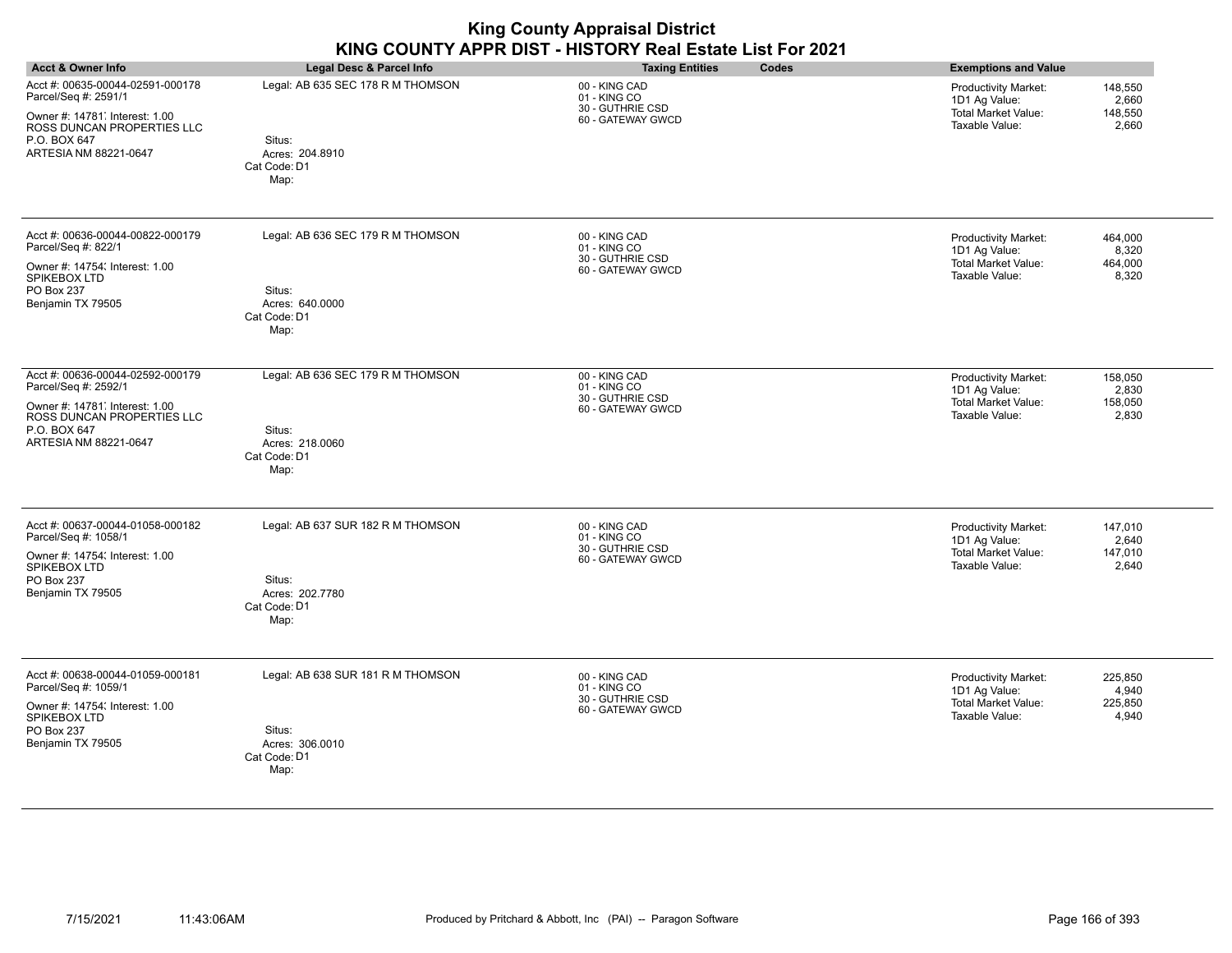# King County Appraisal District

## KING COUNTY APPR DIST - HISTORY Real Estate List For 2021

| Acct & Owner Info | Legal Desc & Parcel Info | Taxing Entities | Codes | Exemptions and Value |
|---|---|---|---|---|
| Acct #: 00635-00044-02591-000178<br>Parcel/Seq #: 2591/1<br>Owner #: 14781; Interest: 1.00<br>ROSS DUNCAN PROPERTIES LLC<br>P.O. BOX 647<br>ARTESIA NM 88221-0647 | Legal: AB 635 SEC 178 R M THOMSON<br>Situs:<br>Acres: 204.8910<br>Cat Code: D1<br>Map: | 00 - KING CAD<br>01 - KING CO<br>30 - GUTHRIE CSD<br>60 - GATEWAY GWCD | | Productivity Market: 148,550<br>1D1 Ag Value: 2,660<br>Total Market Value: 148,550<br>Taxable Value: 2,660 |
| Acct #: 00636-00044-00822-000179<br>Parcel/Seq #: 822/1<br>Owner #: 14754; Interest: 1.00<br>SPIKEBOX LTD<br>PO Box 237<br>Benjamin TX 79505 | Legal: AB 636 SEC 179 R M THOMSON<br>Situs:<br>Acres: 640.0000<br>Cat Code: D1<br>Map: | 00 - KING CAD<br>01 - KING CO<br>30 - GUTHRIE CSD<br>60 - GATEWAY GWCD | | Productivity Market: 464,000<br>1D1 Ag Value: 8,320<br>Total Market Value: 464,000<br>Taxable Value: 8,320 |
| Acct #: 00636-00044-02592-000179<br>Parcel/Seq #: 2592/1<br>Owner #: 14781; Interest: 1.00<br>ROSS DUNCAN PROPERTIES LLC<br>P.O. BOX 647<br>ARTESIA NM 88221-0647 | Legal: AB 636 SEC 179 R M THOMSON<br>Situs:<br>Acres: 218.0060<br>Cat Code: D1<br>Map: | 00 - KING CAD<br>01 - KING CO<br>30 - GUTHRIE CSD<br>60 - GATEWAY GWCD | | Productivity Market: 158,050<br>1D1 Ag Value: 2,830<br>Total Market Value: 158,050<br>Taxable Value: 2,830 |
| Acct #: 00637-00044-01058-000182<br>Parcel/Seq #: 1058/1<br>Owner #: 14754; Interest: 1.00<br>SPIKEBOX LTD<br>PO Box 237<br>Benjamin TX 79505 | Legal: AB 637 SUR 182 R M THOMSON<br>Situs:<br>Acres: 202.7780<br>Cat Code: D1<br>Map: | 00 - KING CAD<br>01 - KING CO<br>30 - GUTHRIE CSD<br>60 - GATEWAY GWCD | | Productivity Market: 147,010<br>1D1 Ag Value: 2,640<br>Total Market Value: 147,010<br>Taxable Value: 2,640 |
| Acct #: 00638-00044-01059-000181<br>Parcel/Seq #: 1059/1<br>Owner #: 14754; Interest: 1.00<br>SPIKEBOX LTD<br>PO Box 237<br>Benjamin TX 79505 | Legal: AB 638 SUR 181 R M THOMSON<br>Situs:<br>Acres: 306.0010<br>Cat Code: D1<br>Map: | 00 - KING CAD<br>01 - KING CO<br>30 - GUTHRIE CSD<br>60 - GATEWAY GWCD | | Productivity Market: 225,850<br>1D1 Ag Value: 4,940<br>Total Market Value: 225,850<br>Taxable Value: 4,940 |

7/15/2021 11:43:06AM Produced by Pritchard & Abbott, Inc (PAI) -- Paragon Software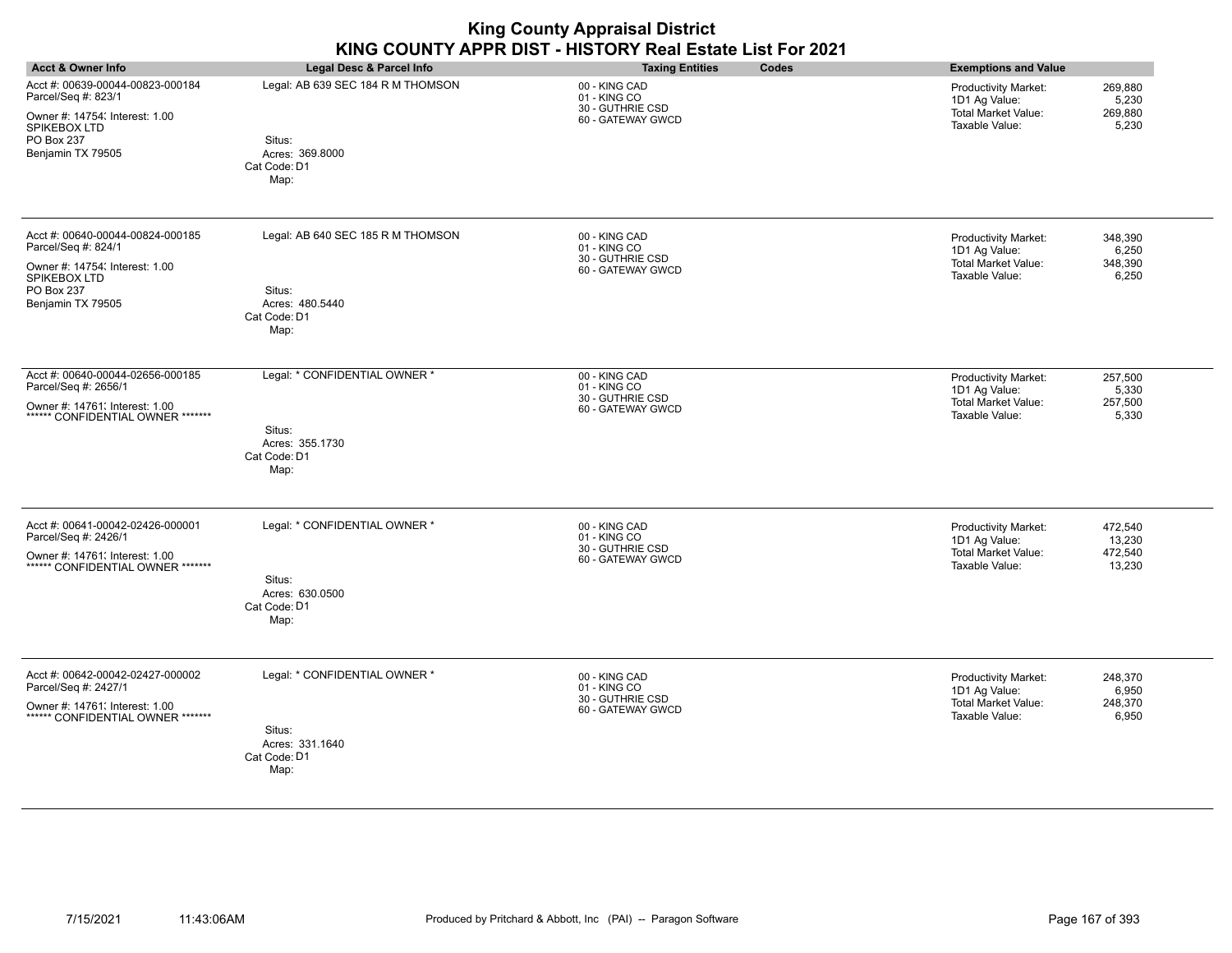# King County Appraisal District
## KING COUNTY APPR DIST - HISTORY Real Estate List For 2021

| Acct & Owner Info | Legal Desc & Parcel Info | Taxing Entities | Codes | Exemptions and Value |
|---|---|---|---|---|
| Acct #: 00639-00044-00823-000184<br>Parcel/Seq #: 823/1<br>Owner #: 14754; Interest: 1.00<br>SPIKEBOX LTD<br>PO Box 237<br>Benjamin TX 79505 | Legal: AB 639 SEC 184 R M THOMSON<br>Situs:<br>Acres: 369.8000<br>Cat Code: D1<br>Map: | 00 - KING CAD<br>01 - KING CO<br>30 - GUTHRIE CSD<br>60 - GATEWAY GWCD | | Productivity Market: 269,880<br>1D1 Ag Value: 5,230<br>Total Market Value: 269,880<br>Taxable Value: 5,230 |
| Acct #: 00640-00044-00824-000185<br>Parcel/Seq #: 824/1<br>Owner #: 14754; Interest: 1.00<br>SPIKEBOX LTD<br>PO Box 237<br>Benjamin TX 79505 | Legal: AB 640 SEC 185 R M THOMSON<br>Situs:<br>Acres: 480.5440<br>Cat Code: D1<br>Map: | 00 - KING CAD<br>01 - KING CO<br>30 - GUTHRIE CSD<br>60 - GATEWAY GWCD | | Productivity Market: 348,390<br>1D1 Ag Value: 6,250<br>Total Market Value: 348,390<br>Taxable Value: 6,250 |
| Acct #: 00640-00044-02656-000185<br>Parcel/Seq #: 2656/1<br>Owner #: 14761; Interest: 1.00<br>****** CONFIDENTIAL OWNER ******* | Legal: * CONFIDENTIAL OWNER *<br>Situs:<br>Acres: 355.1730<br>Cat Code: D1<br>Map: | 00 - KING CAD<br>01 - KING CO<br>30 - GUTHRIE CSD<br>60 - GATEWAY GWCD | | Productivity Market: 257,500<br>1D1 Ag Value: 5,330<br>Total Market Value: 257,500<br>Taxable Value: 5,330 |
| Acct #: 00641-00042-02426-000001<br>Parcel/Seq #: 2426/1<br>Owner #: 14761; Interest: 1.00<br>****** CONFIDENTIAL OWNER ******* | Legal: * CONFIDENTIAL OWNER *<br>Situs:<br>Acres: 630.0500<br>Cat Code: D1<br>Map: | 00 - KING CAD<br>01 - KING CO<br>30 - GUTHRIE CSD<br>60 - GATEWAY GWCD | | Productivity Market: 472,540<br>1D1 Ag Value: 13,230<br>Total Market Value: 472,540<br>Taxable Value: 13,230 |
| Acct #: 00642-00042-02427-000002<br>Parcel/Seq #: 2427/1<br>Owner #: 14761; Interest: 1.00<br>****** CONFIDENTIAL OWNER ******* | Legal: * CONFIDENTIAL OWNER *<br>Situs:<br>Acres: 331.1640<br>Cat Code: D1<br>Map: | 00 - KING CAD<br>01 - KING CO<br>30 - GUTHRIE CSD<br>60 - GATEWAY GWCD | | Productivity Market: 248,370<br>1D1 Ag Value: 6,950<br>Total Market Value: 248,370<br>Taxable Value: 6,950 |

7/15/2021 11:43:06AM Produced by Pritchard & Abbott, Inc (PAI) -- Paragon Software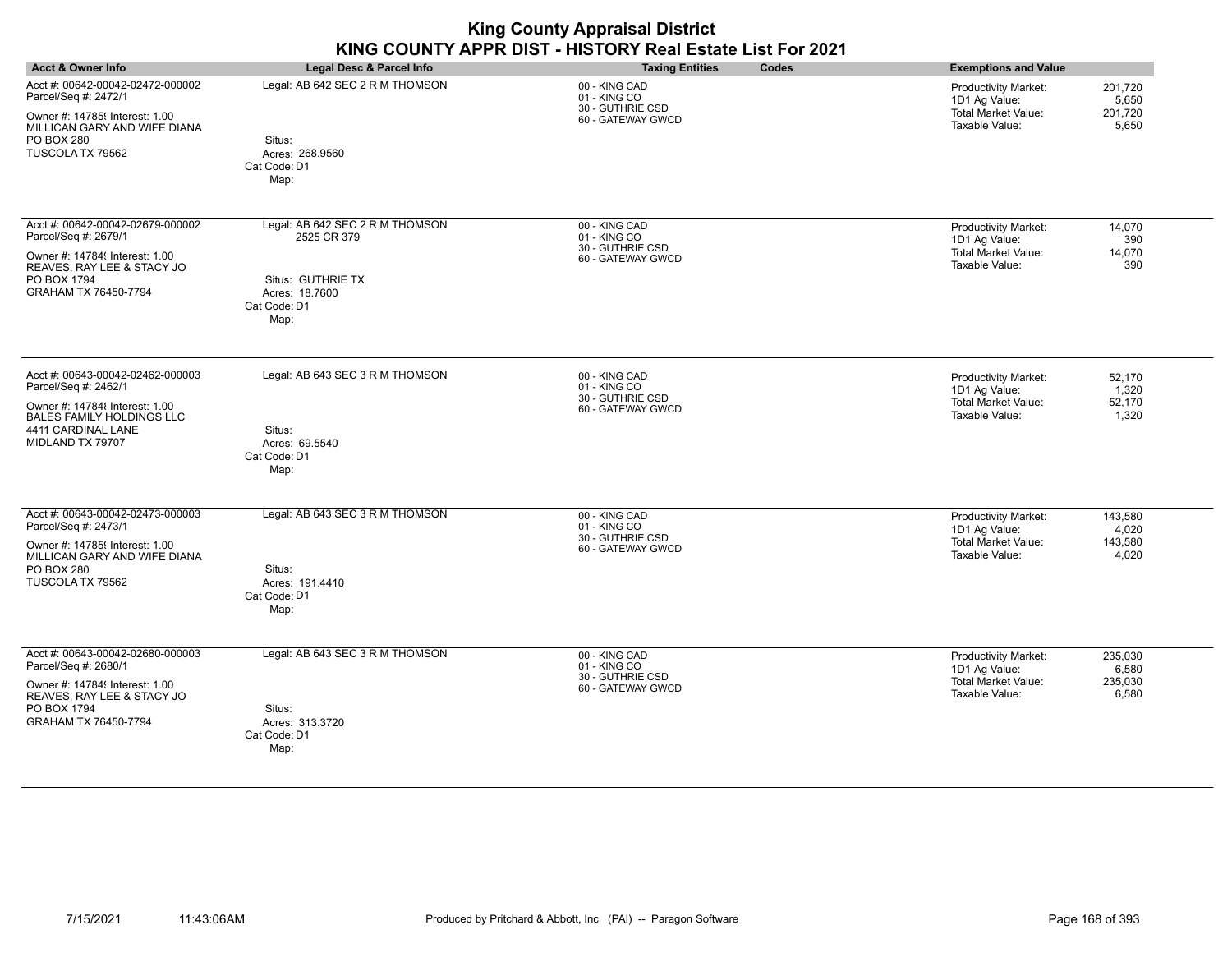# King County Appraisal District
## KING COUNTY APPR DIST - HISTORY Real Estate List For 2021

| Acct & Owner Info | Legal Desc & Parcel Info | Taxing Entities | Codes | Exemptions and Value |
|---|---|---|---|---|
| Acct #: 00642-00042-02472-000002<br>Parcel/Seq #: 2472/1<br>Owner #: 14785! Interest: 1.00<br>MILLICAN GARY AND WIFE DIANA<br>PO BOX 280<br>TUSCOLA TX 79562 | Legal: AB 642 SEC 2 R M THOMSON<br>Situs:<br>Acres: 268.9560<br>Cat Code: D1<br>Map: | 00 - KING CAD<br>01 - KING CO<br>30 - GUTHRIE CSD<br>60 - GATEWAY GWCD | | Productivity Market: 201,720<br>1D1 Ag Value: 5,650<br>Total Market Value: 201,720<br>Taxable Value: 5,650 |
| Acct #: 00642-00042-02679-000002<br>Parcel/Seq #: 2679/1<br>Owner #: 14784! Interest: 1.00<br>REAVES, RAY LEE & STACY JO<br>PO BOX 1794<br>GRAHAM TX 76450-7794 | Legal: AB 642 SEC 2 R M THOMSON<br>2525 CR 379<br>Situs: GUTHRIE TX<br>Acres: 18.7600<br>Cat Code: D1<br>Map: | 00 - KING CAD<br>01 - KING CO<br>30 - GUTHRIE CSD<br>60 - GATEWAY GWCD | | Productivity Market: 14,070<br>1D1 Ag Value: 390<br>Total Market Value: 14,070<br>Taxable Value: 390 |
| Acct #: 00643-00042-02462-000003<br>Parcel/Seq #: 2462/1<br>Owner #: 14784( Interest: 1.00<br>BALES FAMILY HOLDINGS LLC<br>4411 CARDINAL LANE<br>MIDLAND TX 79707 | Legal: AB 643 SEC 3 R M THOMSON<br>Situs:<br>Acres: 69.5540<br>Cat Code: D1<br>Map: | 00 - KING CAD<br>01 - KING CO<br>30 - GUTHRIE CSD<br>60 - GATEWAY GWCD | | Productivity Market: 52,170<br>1D1 Ag Value: 1,320<br>Total Market Value: 52,170<br>Taxable Value: 1,320 |
| Acct #: 00643-00042-02473-000003<br>Parcel/Seq #: 2473/1<br>Owner #: 14785! Interest: 1.00<br>MILLICAN GARY AND WIFE DIANA<br>PO BOX 280<br>TUSCOLA TX 79562 | Legal: AB 643 SEC 3 R M THOMSON<br>Situs:<br>Acres: 191.4410<br>Cat Code: D1<br>Map: | 00 - KING CAD<br>01 - KING CO<br>30 - GUTHRIE CSD<br>60 - GATEWAY GWCD | | Productivity Market: 143,580<br>1D1 Ag Value: 4,020<br>Total Market Value: 143,580<br>Taxable Value: 4,020 |
| Acct #: 00643-00042-02680-000003<br>Parcel/Seq #: 2680/1<br>Owner #: 14784! Interest: 1.00<br>REAVES, RAY LEE & STACY JO<br>PO BOX 1794<br>GRAHAM TX 76450-7794 | Legal: AB 643 SEC 3 R M THOMSON<br>Situs:<br>Acres: 313.3720<br>Cat Code: D1<br>Map: | 00 - KING CAD<br>01 - KING CO<br>30 - GUTHRIE CSD<br>60 - GATEWAY GWCD | | Productivity Market: 235,030<br>1D1 Ag Value: 6,580<br>Total Market Value: 235,030<br>Taxable Value: 6,580 |

7/15/2021 11:43:06AM Produced by Pritchard & Abbott, Inc (PAI) -- Paragon Software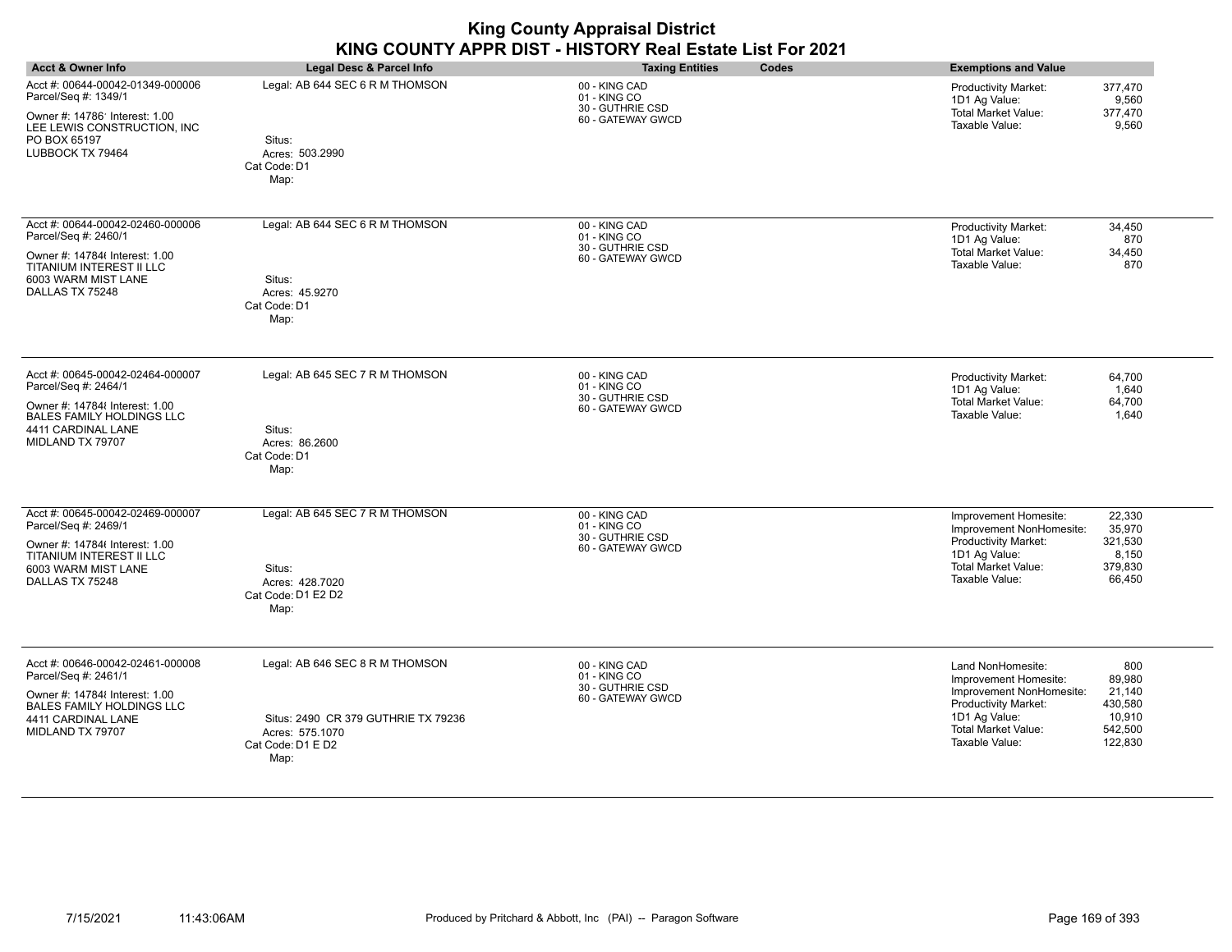# King County Appraisal District

## KING COUNTY APPR DIST - HISTORY Real Estate List For 2021

| Acct & Owner Info | Legal Desc & Parcel Info | Taxing Entities | Codes | Exemptions and Value |
|---|---|---|---|---|
| Acct #: 00644-00042-01349-000006<br>Parcel/Seq #: 1349/1<br>Owner #: 14786' Interest: 1.00<br>LEE LEWIS CONSTRUCTION, INC<br>PO BOX 65197<br>LUBBOCK TX 79464 | Legal: AB 644 SEC 6 R M THOMSON<br>Situs:<br>Acres: 503.2990<br>Cat Code: D1<br>Map: | 00 - KING CAD<br>01 - KING CO<br>30 - GUTHRIE CSD<br>60 - GATEWAY GWCD | | Productivity Market: 377,470<br>1D1 Ag Value: 9,560<br>Total Market Value: 377,470<br>Taxable Value: 9,560 |
| Acct #: 00644-00042-02460-000006<br>Parcel/Seq #: 2460/1<br>Owner #: 14784( Interest: 1.00<br>TITANIUM INTEREST II LLC<br>6003 WARM MIST LANE<br>DALLAS TX 75248 | Legal: AB 644 SEC 6 R M THOMSON<br>Situs:<br>Acres: 45.9270<br>Cat Code: D1<br>Map: | 00 - KING CAD<br>01 - KING CO<br>30 - GUTHRIE CSD<br>60 - GATEWAY GWCD | | Productivity Market: 34,450<br>1D1 Ag Value: 870<br>Total Market Value: 34,450<br>Taxable Value: 870 |
| Acct #: 00645-00042-02464-000007<br>Parcel/Seq #: 2464/1<br>Owner #: 14784( Interest: 1.00<br>BALES FAMILY HOLDINGS LLC<br>4411 CARDINAL LANE<br>MIDLAND TX 79707 | Legal: AB 645 SEC 7 R M THOMSON<br>Situs:<br>Acres: 86.2600<br>Cat Code: D1<br>Map: | 00 - KING CAD<br>01 - KING CO<br>30 - GUTHRIE CSD<br>60 - GATEWAY GWCD | | Productivity Market: 64,700<br>1D1 Ag Value: 1,640<br>Total Market Value: 64,700<br>Taxable Value: 1,640 |
| Acct #: 00645-00042-02469-000007<br>Parcel/Seq #: 2469/1<br>Owner #: 14784( Interest: 1.00<br>TITANIUM INTEREST II LLC<br>6003 WARM MIST LANE<br>DALLAS TX 75248 | Legal: AB 645 SEC 7 R M THOMSON<br>Situs:<br>Acres: 428.7020<br>Cat Code: D1 E2 D2<br>Map: | 00 - KING CAD<br>01 - KING CO<br>30 - GUTHRIE CSD<br>60 - GATEWAY GWCD | | Improvement Homesite: 22,330<br>Improvement NonHomesite: 35,970<br>Productivity Market: 321,530<br>1D1 Ag Value: 8,150<br>Total Market Value: 379,830<br>Taxable Value: 66,450 |
| Acct #: 00646-00042-02461-000008<br>Parcel/Seq #: 2461/1<br>Owner #: 14784( Interest: 1.00<br>BALES FAMILY HOLDINGS LLC<br>4411 CARDINAL LANE<br>MIDLAND TX 79707 | Legal: AB 646 SEC 8 R M THOMSON<br>Situs: 2490 CR 379 GUTHRIE TX 79236<br>Acres: 575.1070<br>Cat Code: D1 E D2<br>Map: | 00 - KING CAD<br>01 - KING CO<br>30 - GUTHRIE CSD<br>60 - GATEWAY GWCD | | Land NonHomesite: 800<br>Improvement Homesite: 89,980<br>Improvement NonHomesite: 21,140<br>Productivity Market: 430,580<br>1D1 Ag Value: 10,910<br>Total Market Value: 542,500<br>Taxable Value: 122,830 |

7/15/2021 11:43:06AM Produced by Pritchard & Abbott, Inc (PAI) -- Paragon Software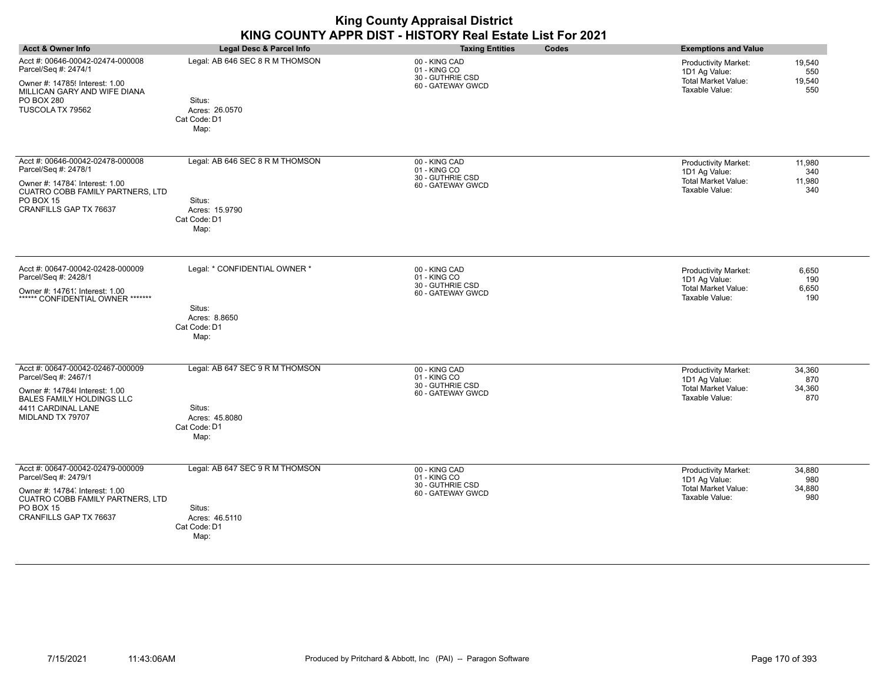# King County Appraisal District

## KING COUNTY APPR DIST - HISTORY Real Estate List For 2021

| Acct & Owner Info | Legal Desc & Parcel Info | Taxing Entities | Codes | Exemptions and Value |
|---|---|---|---|---|
| Acct #: 00646-00042-02474-000008<br>Parcel/Seq #: 2474/1<br>Owner #: 14785! Interest: 1.00<br>MILLICAN GARY AND WIFE DIANA<br>PO BOX 280<br>TUSCOLA TX 79562 | Legal: AB 646 SEC 8 R M THOMSON<br>Situs:<br>Acres: 26.0570<br>Cat Code: D1<br>Map: | 00 - KING CAD<br>01 - KING CO<br>30 - GUTHRIE CSD<br>60 - GATEWAY GWCD | | Productivity Market: 19,540<br>1D1 Ag Value: 550<br>Total Market Value: 19,540<br>Taxable Value: 550 |
| Acct #: 00646-00042-02478-000008<br>Parcel/Seq #: 2478/1<br>Owner #: 14784; Interest: 1.00<br>CUATRO COBB FAMILY PARTNERS, LTD<br>PO BOX 15<br>CRANFILLS GAP TX 76637 | Legal: AB 646 SEC 8 R M THOMSON<br>Situs:<br>Acres: 15.9790<br>Cat Code: D1<br>Map: | 00 - KING CAD<br>01 - KING CO<br>30 - GUTHRIE CSD<br>60 - GATEWAY GWCD | | Productivity Market: 11,980<br>1D1 Ag Value: 340<br>Total Market Value: 11,980<br>Taxable Value: 340 |
| Acct #: 00647-00042-02428-000009<br>Parcel/Seq #: 2428/1<br>Owner #: 14761: Interest: 1.00<br>****** CONFIDENTIAL OWNER ******* | Legal: * CONFIDENTIAL OWNER *<br>Situs:<br>Acres: 8.8650<br>Cat Code: D1<br>Map: | 00 - KING CAD<br>01 - KING CO<br>30 - GUTHRIE CSD<br>60 - GATEWAY GWCD | | Productivity Market: 6,650<br>1D1 Ag Value: 190<br>Total Market Value: 6,650<br>Taxable Value: 190 |
| Acct #: 00647-00042-02467-000009<br>Parcel/Seq #: 2467/1<br>Owner #: 14784( Interest: 1.00<br>BALES FAMILY HOLDINGS LLC<br>4411 CARDINAL LANE<br>MIDLAND TX 79707 | Legal: AB 647 SEC 9 R M THOMSON<br>Situs:<br>Acres: 45.8080<br>Cat Code: D1<br>Map: | 00 - KING CAD<br>01 - KING CO<br>30 - GUTHRIE CSD<br>60 - GATEWAY GWCD | | Productivity Market: 34,360<br>1D1 Ag Value: 870<br>Total Market Value: 34,360<br>Taxable Value: 870 |
| Acct #: 00647-00042-02479-000009<br>Parcel/Seq #: 2479/1<br>Owner #: 14784; Interest: 1.00<br>CUATRO COBB FAMILY PARTNERS, LTD<br>PO BOX 15<br>CRANFILLS GAP TX 76637 | Legal: AB 647 SEC 9 R M THOMSON<br>Situs:<br>Acres: 46.5110<br>Cat Code: D1<br>Map: | 00 - KING CAD<br>01 - KING CO<br>30 - GUTHRIE CSD<br>60 - GATEWAY GWCD | | Productivity Market: 34,880<br>1D1 Ag Value: 980<br>Total Market Value: 34,880<br>Taxable Value: 980 |

7/15/2021 11:43:06AM Produced by Pritchard & Abbott, Inc (PAI) -- Paragon Software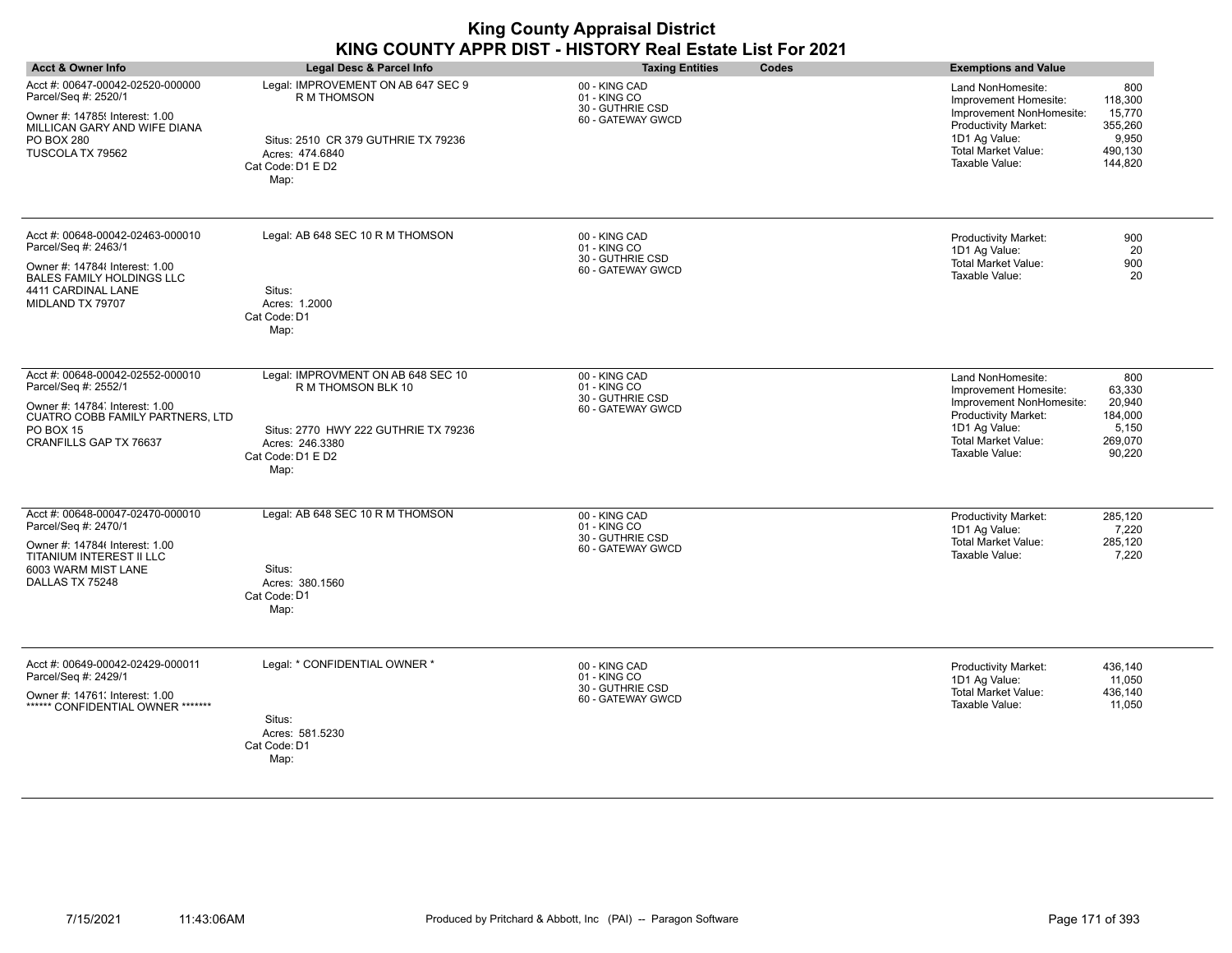# King County Appraisal District

## KING COUNTY APPR DIST - HISTORY Real Estate List For 2021

| Acct & Owner Info | Legal Desc & Parcel Info | Taxing Entities | Codes | Exemptions and Value |
|---|---|---|---|---|
| Acct #: 00647-00042-02520-000000<br>Parcel/Seq #: 2520/1<br>Owner #: 14785( Interest: 1.00<br>MILLICAN GARY AND WIFE DIANA<br>PO BOX 280<br>TUSCOLA TX 79562 | Legal: IMPROVEMENT ON AB 647 SEC 9 R M THOMSON<br>Situs: 2510 CR 379 GUTHRIE TX 79236<br>Acres: 474.6840<br>Cat Code: D1 E D2<br>Map: | 00 - KING CAD<br>01 - KING CO<br>30 - GUTHRIE CSD<br>60 - GATEWAY GWCD | | Land NonHomesite: 800<br>Improvement Homesite: 118,300<br>Improvement NonHomesite: 15,770<br>Productivity Market: 355,260<br>1D1 Ag Value: 9,950<br>Total Market Value: 490,130<br>Taxable Value: 144,820 |
| Acct #: 00648-00042-02463-000010<br>Parcel/Seq #: 2463/1<br>Owner #: 14784( Interest: 1.00<br>BALES FAMILY HOLDINGS LLC<br>4411 CARDINAL LANE<br>MIDLAND TX 79707 | Legal: AB 648 SEC 10 R M THOMSON<br>Situs:<br>Acres: 1.2000<br>Cat Code: D1<br>Map: | 00 - KING CAD<br>01 - KING CO<br>30 - GUTHRIE CSD<br>60 - GATEWAY GWCD | | Productivity Market: 900<br>1D1 Ag Value: 20<br>Total Market Value: 900<br>Taxable Value: 20 |
| Acct #: 00648-00042-02552-000010<br>Parcel/Seq #: 2552/1<br>Owner #: 14784: Interest: 1.00<br>CUATRO COBB FAMILY PARTNERS, LTD<br>PO BOX 15<br>CRANFILLS GAP TX 76637 | Legal: IMPROVMENT ON AB 648 SEC 10 R M THOMSON BLK 10<br>Situs: 2770 HWY 222 GUTHRIE TX 79236<br>Acres: 246.3380<br>Cat Code: D1 E D2<br>Map: | 00 - KING CAD<br>01 - KING CO<br>30 - GUTHRIE CSD<br>60 - GATEWAY GWCD | | Land NonHomesite: 800<br>Improvement Homesite: 63,330<br>Improvement NonHomesite: 20,940<br>Productivity Market: 184,000<br>1D1 Ag Value: 5,150<br>Total Market Value: 269,070<br>Taxable Value: 90,220 |
| Acct #: 00648-00047-02470-000010<br>Parcel/Seq #: 2470/1<br>Owner #: 14784( Interest: 1.00<br>TITANIUM INTEREST II LLC<br>6003 WARM MIST LANE<br>DALLAS TX 75248 | Legal: AB 648 SEC 10 R M THOMSON<br>Situs:<br>Acres: 380.1560<br>Cat Code: D1<br>Map: | 00 - KING CAD<br>01 - KING CO<br>30 - GUTHRIE CSD<br>60 - GATEWAY GWCD | | Productivity Market: 285,120<br>1D1 Ag Value: 7,220<br>Total Market Value: 285,120<br>Taxable Value: 7,220 |
| Acct #: 00649-00042-02429-000011<br>Parcel/Seq #: 2429/1<br>Owner #: 14761: Interest: 1.00<br>****** CONFIDENTIAL OWNER ******* | Legal: * CONFIDENTIAL OWNER *<br>Situs:<br>Acres: 581.5230<br>Cat Code: D1<br>Map: | 00 - KING CAD<br>01 - KING CO<br>30 - GUTHRIE CSD<br>60 - GATEWAY GWCD | | Productivity Market: 436,140<br>1D1 Ag Value: 11,050<br>Total Market Value: 436,140<br>Taxable Value: 11,050 |

7/15/2021 11:43:06AM Produced by Pritchard & Abbott, Inc (PAI) -- Paragon Software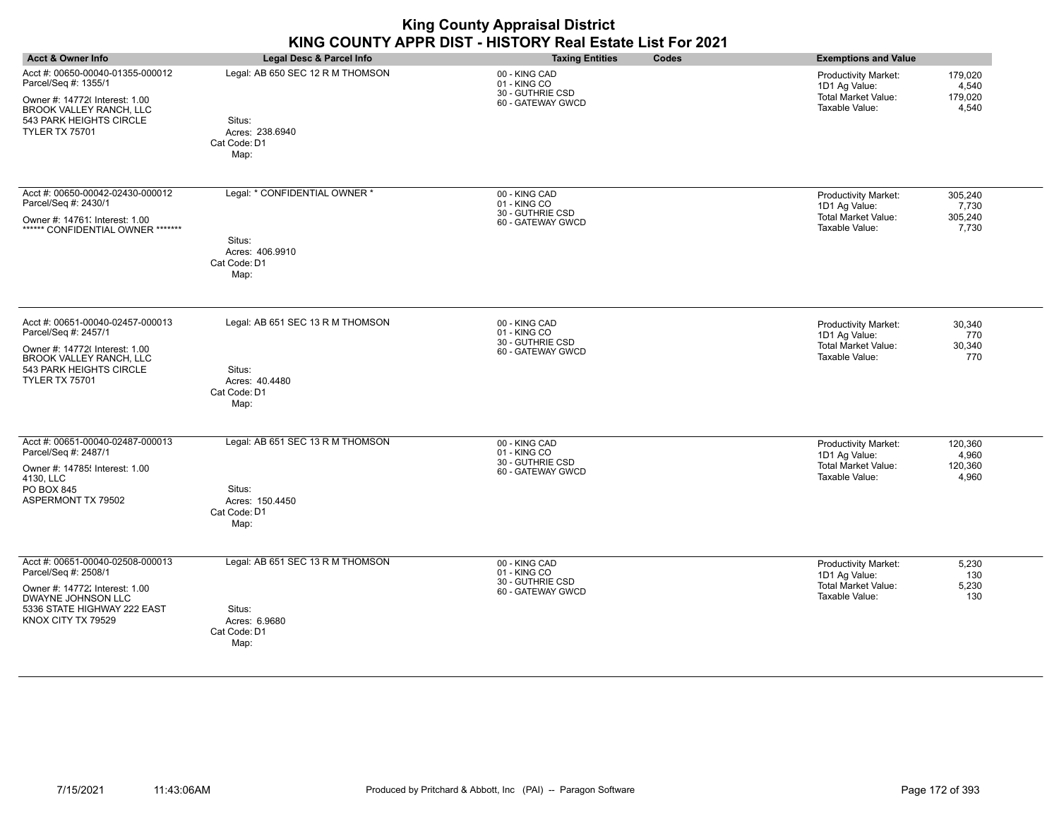# King County Appraisal District

## KING COUNTY APPR DIST - HISTORY Real Estate List For 2021

| Acct & Owner Info | Legal Desc & Parcel Info | Taxing Entities | Codes | Exemptions and Value |
|---|---|---|---|---|
| Acct #: 00650-00040-01355-000012<br>Parcel/Seq #: 1355/1<br>Owner #: 14772( Interest: 1.00<br>BROOK VALLEY RANCH, LLC<br>543 PARK HEIGHTS CIRCLE<br>TYLER TX 75701 | Legal: AB 650 SEC 12 R M THOMSON<br>Situs:<br>Acres: 238.6940<br>Cat Code: D1<br>Map: | 00 - KING CAD<br>01 - KING CO<br>30 - GUTHRIE CSD<br>60 - GATEWAY GWCD | | Productivity Market: 179,020<br>1D1 Ag Value: 4,540<br>Total Market Value: 179,020<br>Taxable Value: 4,540 |
| Acct #: 00650-00042-02430-000012<br>Parcel/Seq #: 2430/1<br>Owner #: 14761: Interest: 1.00<br>****** CONFIDENTIAL OWNER ******* | Legal: * CONFIDENTIAL OWNER *<br>Situs:<br>Acres: 406.9910<br>Cat Code: D1<br>Map: | 00 - KING CAD<br>01 - KING CO<br>30 - GUTHRIE CSD<br>60 - GATEWAY GWCD | | Productivity Market: 305,240<br>1D1 Ag Value: 7,730<br>Total Market Value: 305,240<br>Taxable Value: 7,730 |
| Acct #: 00651-00040-02457-000013<br>Parcel/Seq #: 2457/1<br>Owner #: 14772( Interest: 1.00<br>BROOK VALLEY RANCH, LLC<br>543 PARK HEIGHTS CIRCLE<br>TYLER TX 75701 | Legal: AB 651 SEC 13 R M THOMSON<br>Situs:<br>Acres: 40.4480<br>Cat Code: D1<br>Map: | 00 - KING CAD<br>01 - KING CO<br>30 - GUTHRIE CSD<br>60 - GATEWAY GWCD | | Productivity Market: 30,340<br>1D1 Ag Value: 770<br>Total Market Value: 30,340<br>Taxable Value: 770 |
| Acct #: 00651-00040-02487-000013<br>Parcel/Seq #: 2487/1<br>Owner #: 14785! Interest: 1.00<br>4130, LLC<br>PO BOX 845<br>ASPERMONT TX 79502 | Legal: AB 651 SEC 13 R M THOMSON<br>Situs:<br>Acres: 150.4450<br>Cat Code: D1<br>Map: | 00 - KING CAD<br>01 - KING CO<br>30 - GUTHRIE CSD<br>60 - GATEWAY GWCD | | Productivity Market: 120,360<br>1D1 Ag Value: 4,960<br>Total Market Value: 120,360<br>Taxable Value: 4,960 |
| Acct #: 00651-00040-02508-000013<br>Parcel/Seq #: 2508/1<br>Owner #: 14772: Interest: 1.00<br>DWAYNE JOHNSON LLC<br>5336 STATE HIGHWAY 222 EAST<br>KNOX CITY TX 79529 | Legal: AB 651 SEC 13 R M THOMSON<br>Situs:<br>Acres: 6.9680<br>Cat Code: D1<br>Map: | 00 - KING CAD<br>01 - KING CO<br>30 - GUTHRIE CSD<br>60 - GATEWAY GWCD | | Productivity Market: 5,230<br>1D1 Ag Value: 130<br>Total Market Value: 5,230<br>Taxable Value: 130 |

7/15/2021 11:43:06AM Produced by Pritchard & Abbott, Inc (PAI) -- Paragon Software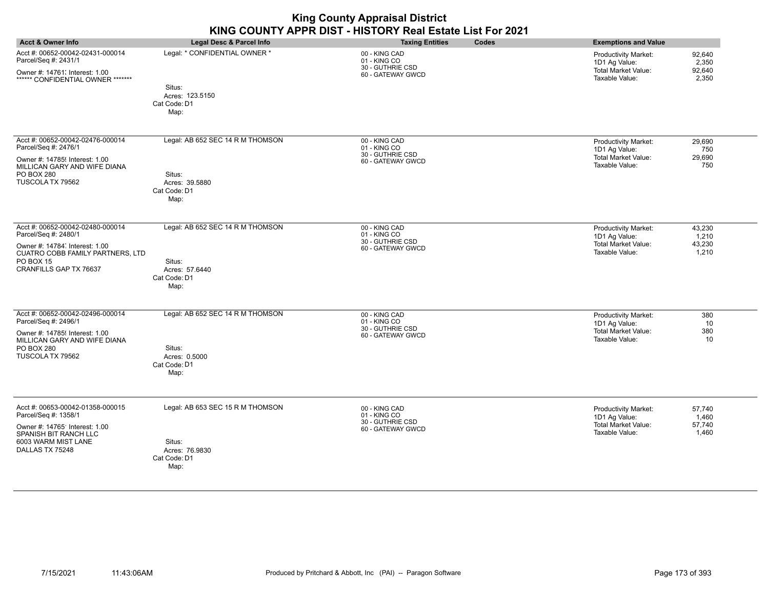# King County Appraisal District

## KING COUNTY APPR DIST - HISTORY Real Estate List For 2021

| Acct & Owner Info | Legal Desc & Parcel Info | Taxing Entities | Codes | Exemptions and Value |
|---|---|---|---|---|
| Acct #: 00652-00042-02431-000014<br>Parcel/Seq #: 2431/1<br>Owner #: 14761; Interest: 1.00<br>****** CONFIDENTIAL OWNER ******* | Legal: * CONFIDENTIAL OWNER *<br>Situs:<br>Acres: 123.5150<br>Cat Code: D1<br>Map: | 00 - KING CAD<br>01 - KING CO<br>30 - GUTHRIE CSD<br>60 - GATEWAY GWCD | | Productivity Market: 92,640<br>1D1 Ag Value: 2,350<br>Total Market Value: 92,640<br>Taxable Value: 2,350 |
| Acct #: 00652-00042-02476-000014<br>Parcel/Seq #: 2476/1<br>Owner #: 14785! Interest: 1.00<br>MILLICAN GARY AND WIFE DIANA<br>PO BOX 280<br>TUSCOLA TX 79562 | Legal: AB 652 SEC 14 R M THOMSON<br>Situs:<br>Acres: 39.5880<br>Cat Code: D1<br>Map: | 00 - KING CAD<br>01 - KING CO<br>30 - GUTHRIE CSD<br>60 - GATEWAY GWCD | | Productivity Market: 29,690<br>1D1 Ag Value: 750<br>Total Market Value: 29,690<br>Taxable Value: 750 |
| Acct #: 00652-00042-02480-000014<br>Parcel/Seq #: 2480/1<br>Owner #: 14784; Interest: 1.00<br>CUATRO COBB FAMILY PARTNERS, LTD<br>PO BOX 15<br>CRANFILLS GAP TX 76637 | Legal: AB 652 SEC 14 R M THOMSON<br>Situs:<br>Acres: 57.6440<br>Cat Code: D1<br>Map: | 00 - KING CAD<br>01 - KING CO<br>30 - GUTHRIE CSD<br>60 - GATEWAY GWCD | | Productivity Market: 43,230<br>1D1 Ag Value: 1,210<br>Total Market Value: 43,230<br>Taxable Value: 1,210 |
| Acct #: 00652-00042-02496-000014<br>Parcel/Seq #: 2496/1<br>Owner #: 14785! Interest: 1.00<br>MILLICAN GARY AND WIFE DIANA<br>PO BOX 280<br>TUSCOLA TX 79562 | Legal: AB 652 SEC 14 R M THOMSON<br>Situs:<br>Acres: 0.5000<br>Cat Code: D1<br>Map: | 00 - KING CAD<br>01 - KING CO<br>30 - GUTHRIE CSD<br>60 - GATEWAY GWCD | | Productivity Market: 380<br>1D1 Ag Value: 10<br>Total Market Value: 380<br>Taxable Value: 10 |
| Acct #: 00653-00042-01358-000015<br>Parcel/Seq #: 1358/1<br>Owner #: 14765' Interest: 1.00<br>SPANISH BIT RANCH LLC<br>6003 WARM MIST LANE<br>DALLAS TX 75248 | Legal: AB 653 SEC 15 R M THOMSON<br>Situs:<br>Acres: 76.9830<br>Cat Code: D1<br>Map: | 00 - KING CAD<br>01 - KING CO<br>30 - GUTHRIE CSD<br>60 - GATEWAY GWCD | | Productivity Market: 57,740<br>1D1 Ag Value: 1,460<br>Total Market Value: 57,740<br>Taxable Value: 1,460 |

7/15/2021 11:43:06AM Produced by Pritchard & Abbott, Inc (PAI) -- Paragon Software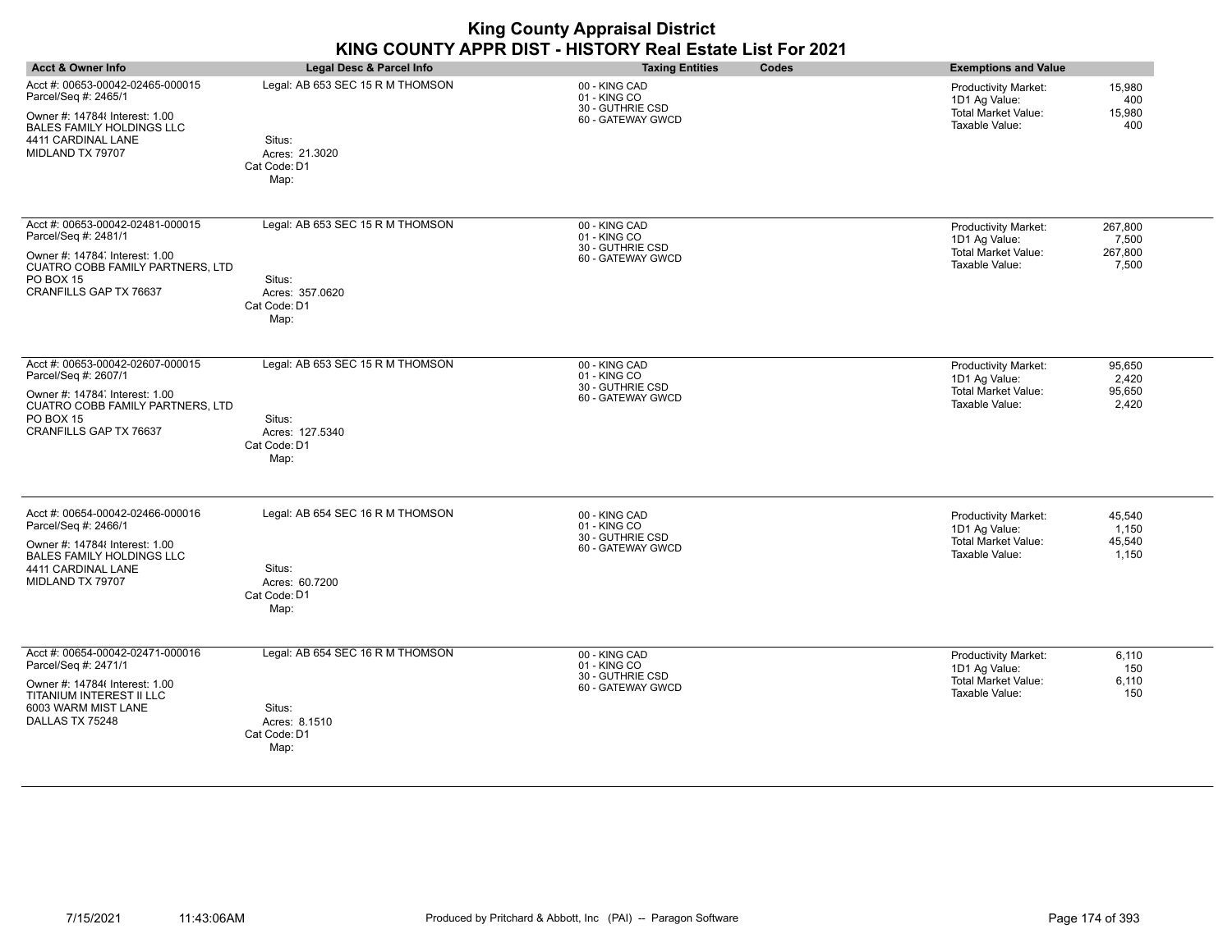# King County Appraisal District

## KING COUNTY APPR DIST - HISTORY Real Estate List For 2021

| Acct & Owner Info | Legal Desc & Parcel Info | Taxing Entities | Codes | Exemptions and Value |
|---|---|---|---|---|
| Acct #: 00653-00042-02465-000015<br>Parcel/Seq #: 2465/1<br>Owner #: 14784( Interest: 1.00<br>BALES FAMILY HOLDINGS LLC<br>4411 CARDINAL LANE<br>MIDLAND TX 79707 | Legal: AB 653 SEC 15 R M THOMSON<br>Situs:<br>Acres: 21.3020<br>Cat Code: D1<br>Map: | 00 - KING CAD<br>01 - KING CO<br>30 - GUTHRIE CSD<br>60 - GATEWAY GWCD | | Productivity Market: 15,980<br>1D1 Ag Value: 400<br>Total Market Value: 15,980<br>Taxable Value: 400 |
| Acct #: 00653-00042-02481-000015<br>Parcel/Seq #: 2481/1<br>Owner #: 14784; Interest: 1.00<br>CUATRO COBB FAMILY PARTNERS, LTD<br>PO BOX 15<br>CRANFILLS GAP TX 76637 | Legal: AB 653 SEC 15 R M THOMSON<br>Situs:<br>Acres: 357.0620<br>Cat Code: D1<br>Map: | 00 - KING CAD<br>01 - KING CO<br>30 - GUTHRIE CSD<br>60 - GATEWAY GWCD | | Productivity Market: 267,800<br>1D1 Ag Value: 7,500<br>Total Market Value: 267,800<br>Taxable Value: 7,500 |
| Acct #: 00653-00042-02607-000015<br>Parcel/Seq #: 2607/1<br>Owner #: 14784; Interest: 1.00<br>CUATRO COBB FAMILY PARTNERS, LTD<br>PO BOX 15<br>CRANFILLS GAP TX 76637 | Legal: AB 653 SEC 15 R M THOMSON<br>Situs:<br>Acres: 127.5340<br>Cat Code: D1<br>Map: | 00 - KING CAD<br>01 - KING CO<br>30 - GUTHRIE CSD<br>60 - GATEWAY GWCD | | Productivity Market: 95,650<br>1D1 Ag Value: 2,420<br>Total Market Value: 95,650<br>Taxable Value: 2,420 |
| Acct #: 00654-00042-02466-000016<br>Parcel/Seq #: 2466/1<br>Owner #: 14784( Interest: 1.00<br>BALES FAMILY HOLDINGS LLC<br>4411 CARDINAL LANE<br>MIDLAND TX 79707 | Legal: AB 654 SEC 16 R M THOMSON<br>Situs:<br>Acres: 60.7200<br>Cat Code: D1<br>Map: | 00 - KING CAD<br>01 - KING CO<br>30 - GUTHRIE CSD<br>60 - GATEWAY GWCD | | Productivity Market: 45,540<br>1D1 Ag Value: 1,150<br>Total Market Value: 45,540<br>Taxable Value: 1,150 |
| Acct #: 00654-00042-02471-000016<br>Parcel/Seq #: 2471/1<br>Owner #: 14784( Interest: 1.00<br>TITANIUM INTEREST II LLC<br>6003 WARM MIST LANE<br>DALLAS TX 75248 | Legal: AB 654 SEC 16 R M THOMSON<br>Situs:<br>Acres: 8.1510<br>Cat Code: D1<br>Map: | 00 - KING CAD<br>01 - KING CO<br>30 - GUTHRIE CSD<br>60 - GATEWAY GWCD | | Productivity Market: 6,110<br>1D1 Ag Value: 150<br>Total Market Value: 6,110<br>Taxable Value: 150 |

7/15/2021 11:43:06AM Produced by Pritchard & Abbott, Inc (PAI) -- Paragon Software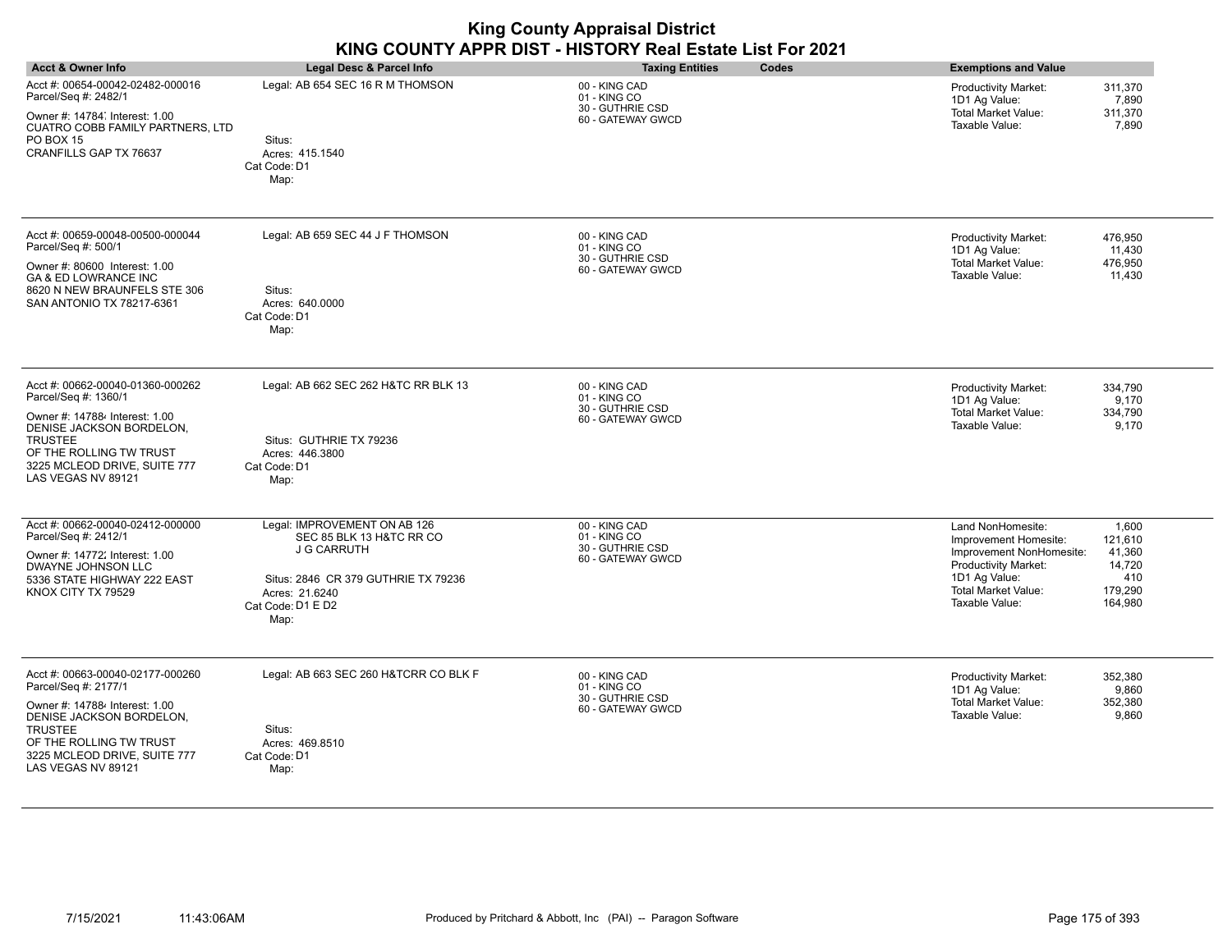# King County Appraisal District

## KING COUNTY APPR DIST - HISTORY Real Estate List For 2021

| Acct & Owner Info | Legal Desc & Parcel Info | Taxing Entities | Codes | Exemptions and Value |
|---|---|---|---|---|
| Acct #: 00654-00042-02482-000016<br>Parcel/Seq #: 2482/1<br>Owner #: 14784; Interest: 1.00<br>CUATRO COBB FAMILY PARTNERS, LTD<br>PO BOX 15<br>CRANFILLS GAP TX 76637 | Legal: AB 654 SEC 16 R M THOMSON<br>Situs:<br>Acres: 415.1540<br>Cat Code: D1<br>Map: | 00 - KING CAD<br>01 - KING CO<br>30 - GUTHRIE CSD<br>60 - GATEWAY GWCD | | Productivity Market: 311,370<br>1D1 Ag Value: 7,890<br>Total Market Value: 311,370<br>Taxable Value: 7,890 |
| Acct #: 00659-00048-00500-000044<br>Parcel/Seq #: 500/1<br>Owner #: 80600 Interest: 1.00<br>GA & ED LOWRANCE INC<br>8620 N NEW BRAUNFELS STE 306<br>SAN ANTONIO TX 78217-6361 | Legal: AB 659 SEC 44 J F THOMSON<br>Situs:<br>Acres: 640.0000<br>Cat Code: D1<br>Map: | 00 - KING CAD<br>01 - KING CO<br>30 - GUTHRIE CSD<br>60 - GATEWAY GWCD | | Productivity Market: 476,950<br>1D1 Ag Value: 11,430<br>Total Market Value: 476,950<br>Taxable Value: 11,430 |
| Acct #: 00662-00040-01360-000262<br>Parcel/Seq #: 1360/1<br>Owner #: 14788 Interest: 1.00<br>DENISE JACKSON BORDELON, TRUSTEE<br>OF THE ROLLING TW TRUST<br>3225 MCLEOD DRIVE, SUITE 777<br>LAS VEGAS NV 89121 | Legal: AB 662 SEC 262 H&TC RR BLK 13<br>Situs: GUTHRIE TX 79236<br>Acres: 446.3800<br>Cat Code: D1<br>Map: | 00 - KING CAD<br>01 - KING CO<br>30 - GUTHRIE CSD<br>60 - GATEWAY GWCD | | Productivity Market: 334,790<br>1D1 Ag Value: 9,170<br>Total Market Value: 334,790<br>Taxable Value: 9,170 |
| Acct #: 00662-00040-02412-000000<br>Parcel/Seq #: 2412/1<br>Owner #: 14772; Interest: 1.00<br>DWAYNE JOHNSON LLC<br>5336 STATE HIGHWAY 222 EAST<br>KNOX CITY TX 79529 | Legal: IMPROVEMENT ON AB 126 SEC 85 BLK 13 H&TC RR CO J G CARRUTH<br>Situs: 2846 CR 379 GUTHRIE TX 79236<br>Acres: 21.6240<br>Cat Code: D1 E D2<br>Map: | 00 - KING CAD<br>01 - KING CO<br>30 - GUTHRIE CSD<br>60 - GATEWAY GWCD | | Land NonHomesite: 1,600<br>Improvement Homesite: 121,610<br>Improvement NonHomesite: 41,360<br>Productivity Market: 14,720<br>1D1 Ag Value: 410<br>Total Market Value: 179,290<br>Taxable Value: 164,980 |
| Acct #: 00663-00040-02177-000260<br>Parcel/Seq #: 2177/1<br>Owner #: 14788 Interest: 1.00<br>DENISE JACKSON BORDELON, TRUSTEE<br>OF THE ROLLING TW TRUST<br>3225 MCLEOD DRIVE, SUITE 777<br>LAS VEGAS NV 89121 | Legal: AB 663 SEC 260 H&TCRR CO BLK F<br>Situs:<br>Acres: 469.8510<br>Cat Code: D1<br>Map: | 00 - KING CAD<br>01 - KING CO<br>30 - GUTHRIE CSD<br>60 - GATEWAY GWCD | | Productivity Market: 352,380<br>1D1 Ag Value: 9,860<br>Total Market Value: 352,380<br>Taxable Value: 9,860 |

7/15/2021 11:43:06AM Produced by Pritchard & Abbott, Inc (PAI) -- Paragon Software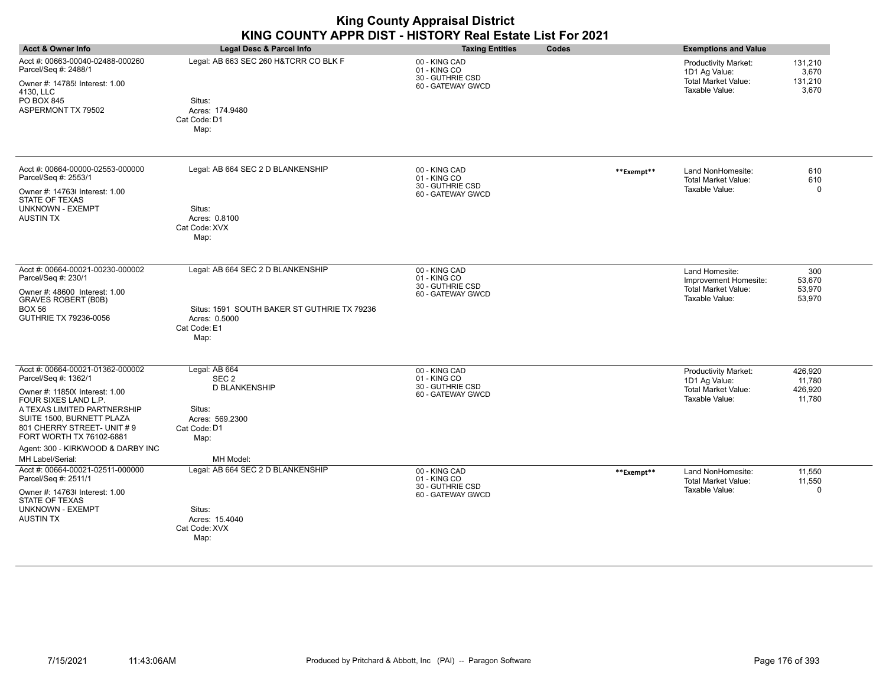# King County Appraisal District

## KING COUNTY APPR DIST - HISTORY Real Estate List For 2021

| Acct & Owner Info | Legal Desc & Parcel Info | Taxing Entities | Codes | Exemptions and Value |
|---|---|---|---|---|
| Acct #: 00663-00040-02488-000260<br>Parcel/Seq #: 2488/1<br>Owner #: 14785! Interest: 1.00<br>4130, LLC<br>PO BOX 845<br>ASPERMONT TX 79502 | Legal: AB 663 SEC 260 H&TCRR CO BLK F<br>Situs:<br>Acres: 174.9480<br>Cat Code: D1<br>Map: | 00 - KING CAD<br>01 - KING CO<br>30 - GUTHRIE CSD<br>60 - GATEWAY GWCD | | Productivity Market: 131,210<br>1D1 Ag Value: 3,670<br>Total Market Value: 131,210<br>Taxable Value: 3,670 |
| Acct #: 00664-00000-02553-000000<br>Parcel/Seq #: 2553/1<br>Owner #: 14763( Interest: 1.00<br>STATE OF TEXAS<br>UNKNOWN - EXEMPT<br>AUSTIN TX | Legal: AB 664 SEC 2 D BLANKENSHIP<br>Situs:<br>Acres: 0.8100<br>Cat Code: XVX<br>Map: | 00 - KING CAD<br>01 - KING CO<br>30 - GUTHRIE CSD<br>60 - GATEWAY GWCD | **Exempt** | Land NonHomesite: 610<br>Total Market Value: 610<br>Taxable Value: 0 |
| Acct #: 00664-00021-00230-000002<br>Parcel/Seq #: 230/1<br>Owner #: 48600 Interest: 1.00<br>GRAVES ROBERT (B0B)<br>BOX 56<br>GUTHRIE TX 79236-0056 | Legal: AB 664 SEC 2 D BLANKENSHIP<br>Situs: 1591 SOUTH BAKER ST GUTHRIE TX 79236<br>Acres: 0.5000<br>Cat Code: E1<br>Map: | 00 - KING CAD<br>01 - KING CO<br>30 - GUTHRIE CSD<br>60 - GATEWAY GWCD | | Land Homesite: 300<br>Improvement Homesite: 53,670<br>Total Market Value: 53,970<br>Taxable Value: 53,970 |
| Acct #: 00664-00021-01362-000002<br>Parcel/Seq #: 1362/1<br>Owner #: 11850( Interest: 1.00<br>FOUR SIXES LAND L.P.<br>A TEXAS LIMITED PARTNERSHIP<br>SUITE 1500, BURNETT PLAZA<br>801 CHERRY STREET- UNIT # 9<br>FORT WORTH TX 76102-6881<br>Agent: 300 - KIRKWOOD & DARBY INC<br>MH Label/Serial: | Legal: AB 664 SEC 2 D BLANKENSHIP<br>Situs:<br>Acres: 569.2300<br>Cat Code: D1<br>Map:<br>MH Model: | 00 - KING CAD<br>01 - KING CO<br>30 - GUTHRIE CSD<br>60 - GATEWAY GWCD | | Productivity Market: 426,920<br>1D1 Ag Value: 11,780<br>Total Market Value: 426,920<br>Taxable Value: 11,780 |
| Acct #: 00664-00021-02511-000000<br>Parcel/Seq #: 2511/1<br>Owner #: 14763( Interest: 1.00<br>STATE OF TEXAS<br>UNKNOWN - EXEMPT<br>AUSTIN TX | Legal: AB 664 SEC 2 D BLANKENSHIP<br>Situs:<br>Acres: 15.4040<br>Cat Code: XVX<br>Map: | 00 - KING CAD<br>01 - KING CO<br>30 - GUTHRIE CSD<br>60 - GATEWAY GWCD | **Exempt** | Land NonHomesite: 11,550<br>Total Market Value: 11,550<br>Taxable Value: 0 |

7/15/2021 11:43:06AM Produced by Pritchard & Abbott, Inc (PAI) -- Paragon Software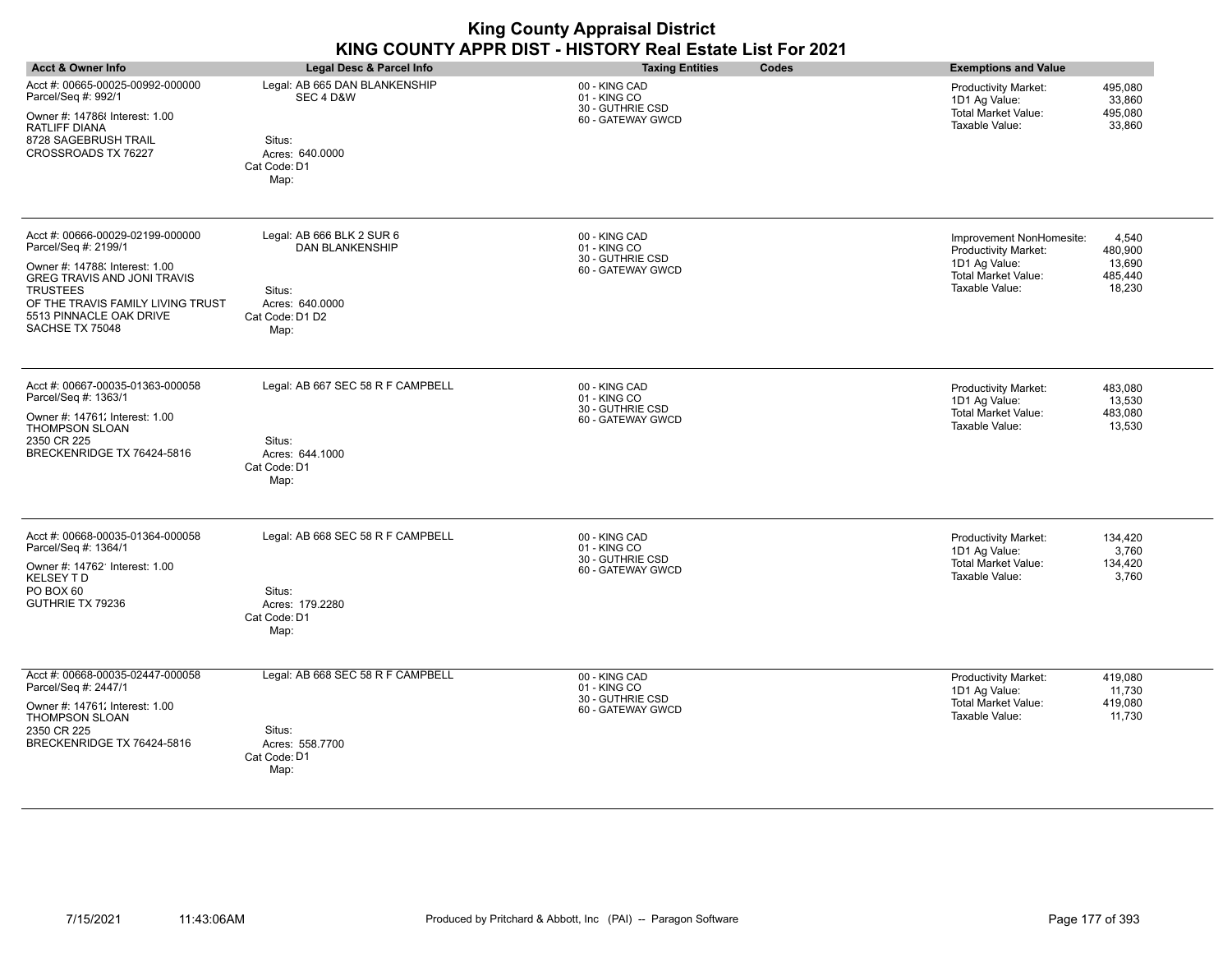# King County Appraisal District

## KING COUNTY APPR DIST - HISTORY Real Estate List For 2021

| Acct & Owner Info | Legal Desc & Parcel Info | Taxing Entities | Codes | Exemptions and Value |
|---|---|---|---|---|
| Acct #: 00665-00025-00992-000000<br>Parcel/Seq #: 992/1<br>Owner #: 14786( Interest: 1.00<br>RATLIFF DIANA<br>8728 SAGEBRUSH TRAIL<br>CROSSROADS TX 76227 | Legal: AB 665 DAN BLANKENSHIP SEC 4 D&W<br>Situs:<br>Acres: 640.0000<br>Cat Code: D1<br>Map: | 00 - KING CAD<br>01 - KING CO<br>30 - GUTHRIE CSD<br>60 - GATEWAY GWCD | | Productivity Market: 495,080<br>1D1 Ag Value: 33,860<br>Total Market Value: 495,080<br>Taxable Value: 33,860 |
| Acct #: 00666-00029-02199-000000<br>Parcel/Seq #: 2199/1<br>Owner #: 14788; Interest: 1.00<br>GREG TRAVIS AND JONI TRAVIS TRUSTEES<br>OF THE TRAVIS FAMILY LIVING TRUST<br>5513 PINNACLE OAK DRIVE<br>SACHSE TX 75048 | Legal: AB 666 BLK 2 SUR 6 DAN BLANKENSHIP<br>Situs:<br>Acres: 640.0000<br>Cat Code: D1 D2<br>Map: | 00 - KING CAD<br>01 - KING CO<br>30 - GUTHRIE CSD<br>60 - GATEWAY GWCD | | Improvement NonHomesite: 4,540<br>Productivity Market: 480,900<br>1D1 Ag Value: 13,690<br>Total Market Value: 485,440<br>Taxable Value: 18,230 |
| Acct #: 00667-00035-01363-000058<br>Parcel/Seq #: 1363/1<br>Owner #: 14761; Interest: 1.00<br>THOMPSON SLOAN<br>2350 CR 225<br>BRECKENRIDGE TX 76424-5816 | Legal: AB 667 SEC 58 R F CAMPBELL<br>Situs:<br>Acres: 644.1000<br>Cat Code: D1<br>Map: | 00 - KING CAD<br>01 - KING CO<br>30 - GUTHRIE CSD<br>60 - GATEWAY GWCD | | Productivity Market: 483,080<br>1D1 Ag Value: 13,530<br>Total Market Value: 483,080<br>Taxable Value: 13,530 |
| Acct #: 00668-00035-01364-000058<br>Parcel/Seq #: 1364/1<br>Owner #: 14762' Interest: 1.00<br>KELSEY T D<br>PO BOX 60<br>GUTHRIE TX 79236 | Legal: AB 668 SEC 58 R F CAMPBELL<br>Situs:<br>Acres: 179.2280<br>Cat Code: D1<br>Map: | 00 - KING CAD<br>01 - KING CO<br>30 - GUTHRIE CSD<br>60 - GATEWAY GWCD | | Productivity Market: 134,420<br>1D1 Ag Value: 3,760<br>Total Market Value: 134,420<br>Taxable Value: 3,760 |
| Acct #: 00668-00035-02447-000058<br>Parcel/Seq #: 2447/1<br>Owner #: 14761; Interest: 1.00<br>THOMPSON SLOAN<br>2350 CR 225<br>BRECKENRIDGE TX 76424-5816 | Legal: AB 668 SEC 58 R F CAMPBELL<br>Situs:<br>Acres: 558.7700<br>Cat Code: D1<br>Map: | 00 - KING CAD<br>01 - KING CO<br>30 - GUTHRIE CSD<br>60 - GATEWAY GWCD | | Productivity Market: 419,080<br>1D1 Ag Value: 11,730<br>Total Market Value: 419,080<br>Taxable Value: 11,730 |

7/15/2021 11:43:06AM Produced by Pritchard & Abbott, Inc (PAI) -- Paragon Software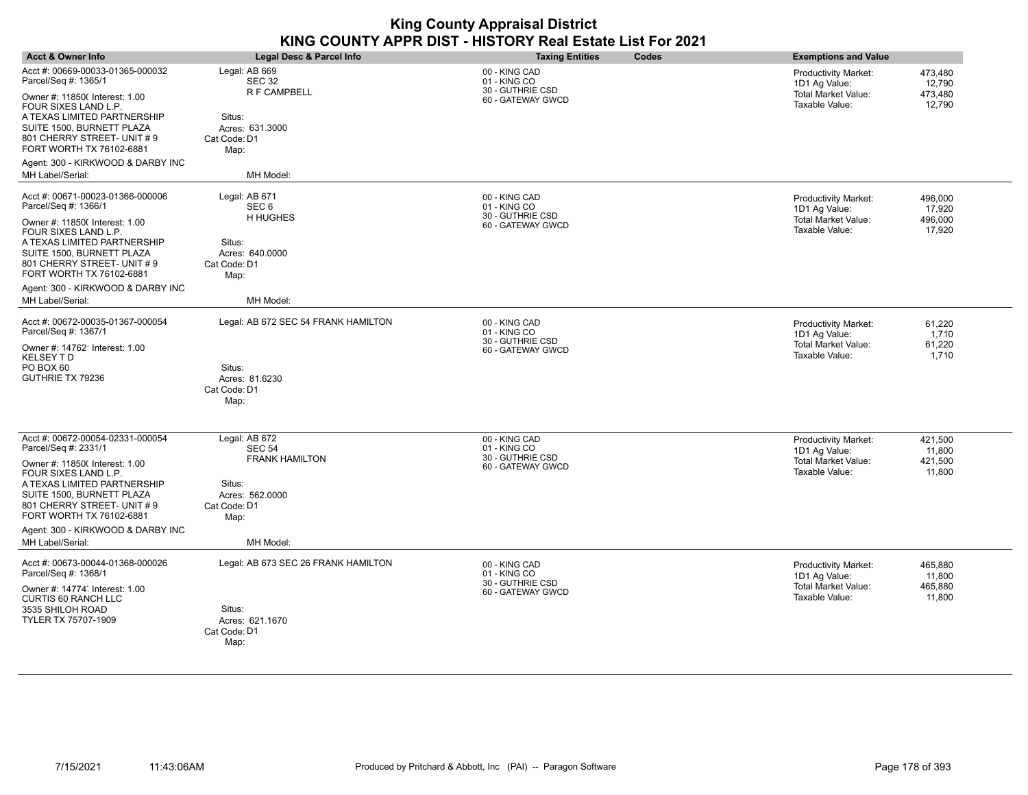# King County Appraisal District
## KING COUNTY APPR DIST - HISTORY Real Estate List For 2021

| Acct & Owner Info | Legal Desc & Parcel Info | Taxing Entities | Codes | Exemptions and Value |
|---|---|---|---|---|
| Acct #: 00669-00033-01365-000032<br>Parcel/Seq #: 1365/1<br>Owner #: 11850( Interest: 1.00<br>FOUR SIXES LAND L.P.<br>A TEXAS LIMITED PARTNERSHIP<br>SUITE 1500, BURNETT PLAZA<br>801 CHERRY STREET- UNIT # 9<br>FORT WORTH TX 76102-6881<br>Agent: 300 - KIRKWOOD & DARBY INC<br>MH Label/Serial: | Legal: AB 669<br>SEC 32<br>R F CAMPBELL<br>Situs:<br>Acres: 631.3000<br>Cat Code: D1<br>Map:<br>MH Model: | 00 - KING CAD<br>01 - KING CO<br>30 - GUTHRIE CSD<br>60 - GATEWAY GWCD | | Productivity Market: 473,480<br>1D1 Ag Value: 12,790<br>Total Market Value: 473,480<br>Taxable Value: 12,790 |
| Acct #: 00671-00023-01366-000006<br>Parcel/Seq #: 1366/1<br>Owner #: 11850( Interest: 1.00<br>FOUR SIXES LAND L.P.<br>A TEXAS LIMITED PARTNERSHIP<br>SUITE 1500, BURNETT PLAZA<br>801 CHERRY STREET- UNIT # 9<br>FORT WORTH TX 76102-6881<br>Agent: 300 - KIRKWOOD & DARBY INC<br>MH Label/Serial: | Legal: AB 671<br>SEC 6<br>H HUGHES<br>Situs:<br>Acres: 640.0000<br>Cat Code: D1<br>Map:<br>MH Model: | 00 - KING CAD<br>01 - KING CO<br>30 - GUTHRIE CSD<br>60 - GATEWAY GWCD | | Productivity Market: 496,000<br>1D1 Ag Value: 17,920<br>Total Market Value: 496,000<br>Taxable Value: 17,920 |
| Acct #: 00672-00035-01367-000054<br>Parcel/Seq #: 1367/1<br>Owner #: 14762' Interest: 1.00<br>KELSEY T D<br>PO BOX 60<br>GUTHRIE TX 79236 | Legal: AB 672 SEC 54 FRANK HAMILTON<br>Situs:<br>Acres: 81.6230<br>Cat Code: D1<br>Map: | 00 - KING CAD<br>01 - KING CO<br>30 - GUTHRIE CSD<br>60 - GATEWAY GWCD | | Productivity Market: 61,220<br>1D1 Ag Value: 1,710<br>Total Market Value: 61,220<br>Taxable Value: 1,710 |
| Acct #: 00672-00054-02331-000054<br>Parcel/Seq #: 2331/1<br>Owner #: 11850( Interest: 1.00<br>FOUR SIXES LAND L.P.<br>A TEXAS LIMITED PARTNERSHIP<br>SUITE 1500, BURNETT PLAZA<br>801 CHERRY STREET- UNIT # 9<br>FORT WORTH TX 76102-6881<br>Agent: 300 - KIRKWOOD & DARBY INC<br>MH Label/Serial: | Legal: AB 672<br>SEC 54<br>FRANK HAMILTON<br>Situs:<br>Acres: 562.0000<br>Cat Code: D1<br>Map:<br>MH Model: | 00 - KING CAD<br>01 - KING CO<br>30 - GUTHRIE CSD<br>60 - GATEWAY GWCD | | Productivity Market: 421,500<br>1D1 Ag Value: 11,800<br>Total Market Value: 421,500<br>Taxable Value: 11,800 |
| Acct #: 00673-00044-01368-000026<br>Parcel/Seq #: 1368/1<br>Owner #: 14774; Interest: 1.00<br>CURTIS 60 RANCH LLC<br>3535 SHILOH ROAD<br>TYLER TX 75707-1909 | Legal: AB 673 SEC 26 FRANK HAMILTON<br>Situs:<br>Acres: 621.1670<br>Cat Code: D1<br>Map: | 00 - KING CAD<br>01 - KING CO<br>30 - GUTHRIE CSD<br>60 - GATEWAY GWCD | | Productivity Market: 465,880<br>1D1 Ag Value: 11,800<br>Total Market Value: 465,880<br>Taxable Value: 11,800 |

7/15/2021 11:43:06AM Produced by Pritchard & Abbott, Inc (PAI) -- Paragon Software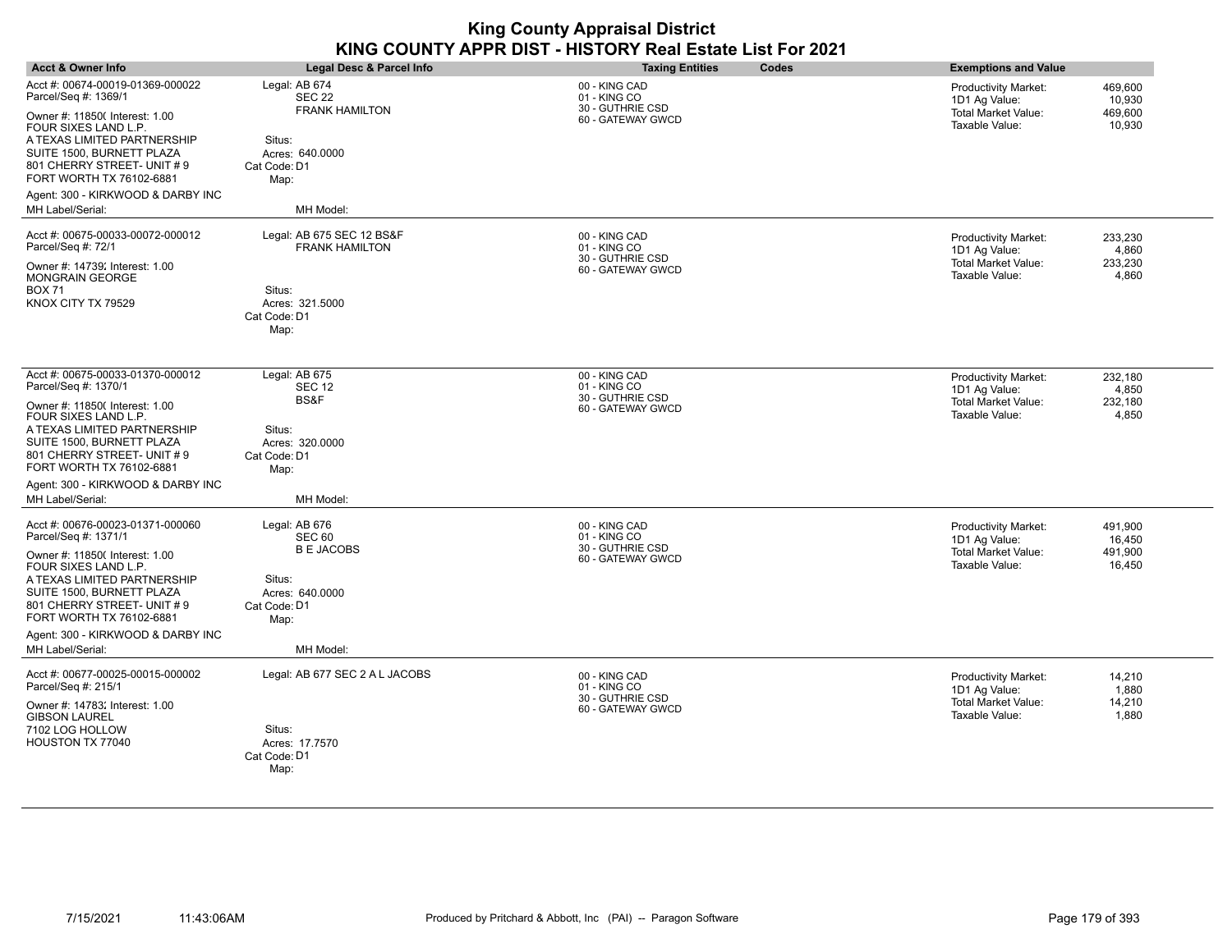# King County Appraisal District
## KING COUNTY APPR DIST - HISTORY Real Estate List For 2021

| Acct & Owner Info | Legal Desc & Parcel Info | Taxing Entities | Codes | Exemptions and Value |
|---|---|---|---|---|
| Acct #: 00674-00019-01369-000022<br>Parcel/Seq #: 1369/1<br>Owner #: 11850( Interest: 1.00<br>FOUR SIXES LAND L.P.<br>A TEXAS LIMITED PARTNERSHIP<br>SUITE 1500, BURNETT PLAZA<br>801 CHERRY STREET- UNIT # 9<br>FORT WORTH TX 76102-6881<br>Agent: 300 - KIRKWOOD & DARBY INC<br>MH Label/Serial: | Legal: AB 674<br>SEC 22<br>FRANK HAMILTON<br>Situs:<br>Acres: 640.0000<br>Cat Code: D1<br>Map:<br>MH Model: | 00 - KING CAD<br>01 - KING CO<br>30 - GUTHRIE CSD<br>60 - GATEWAY GWCD | | Productivity Market: 469,600<br>1D1 Ag Value: 10,930<br>Total Market Value: 469,600<br>Taxable Value: 10,930 |
| Acct #: 00675-00033-00072-000012<br>Parcel/Seq #: 72/1<br>Owner #: 14739; Interest: 1.00<br>MONGRAIN GEORGE<br>BOX 71<br>KNOX CITY TX 79529 | Legal: AB 675 SEC 12 BS&F<br>FRANK HAMILTON<br>Situs:<br>Acres: 321.5000<br>Cat Code: D1<br>Map: | 00 - KING CAD<br>01 - KING CO<br>30 - GUTHRIE CSD<br>60 - GATEWAY GWCD | | Productivity Market: 233,230<br>1D1 Ag Value: 4,860<br>Total Market Value: 233,230<br>Taxable Value: 4,860 |
| Acct #: 00675-00033-01370-000012<br>Parcel/Seq #: 1370/1<br>Owner #: 11850( Interest: 1.00<br>FOUR SIXES LAND L.P.<br>A TEXAS LIMITED PARTNERSHIP<br>SUITE 1500, BURNETT PLAZA<br>801 CHERRY STREET- UNIT # 9<br>FORT WORTH TX 76102-6881<br>Agent: 300 - KIRKWOOD & DARBY INC<br>MH Label/Serial: | Legal: AB 675<br>SEC 12<br>BS&F<br>Situs:<br>Acres: 320.0000<br>Cat Code: D1<br>Map:<br>MH Model: | 00 - KING CAD<br>01 - KING CO<br>30 - GUTHRIE CSD<br>60 - GATEWAY GWCD | | Productivity Market: 232,180<br>1D1 Ag Value: 4,850<br>Total Market Value: 232,180<br>Taxable Value: 4,850 |
| Acct #: 00676-00023-01371-000060<br>Parcel/Seq #: 1371/1<br>Owner #: 11850( Interest: 1.00<br>FOUR SIXES LAND L.P.<br>A TEXAS LIMITED PARTNERSHIP<br>SUITE 1500, BURNETT PLAZA<br>801 CHERRY STREET- UNIT # 9<br>FORT WORTH TX 76102-6881<br>Agent: 300 - KIRKWOOD & DARBY INC<br>MH Label/Serial: | Legal: AB 676<br>SEC 60<br>B E JACOBS<br>Situs:<br>Acres: 640.0000<br>Cat Code: D1<br>Map:<br>MH Model: | 00 - KING CAD<br>01 - KING CO<br>30 - GUTHRIE CSD<br>60 - GATEWAY GWCD | | Productivity Market: 491,900<br>1D1 Ag Value: 16,450<br>Total Market Value: 491,900<br>Taxable Value: 16,450 |
| Acct #: 00677-00025-00015-000002<br>Parcel/Seq #: 215/1<br>Owner #: 14783; Interest: 1.00<br>GIBSON LAUREL<br>7102 LOG HOLLOW<br>HOUSTON TX 77040 | Legal: AB 677 SEC 2 A L JACOBS<br>Situs:<br>Acres: 17.7570<br>Cat Code: D1<br>Map: | 00 - KING CAD<br>01 - KING CO<br>30 - GUTHRIE CSD<br>60 - GATEWAY GWCD | | Productivity Market: 14,210<br>1D1 Ag Value: 1,880<br>Total Market Value: 14,210<br>Taxable Value: 1,880 |

7/15/2021 11:43:06AM Produced by Pritchard & Abbott, Inc (PAI) -- Paragon Software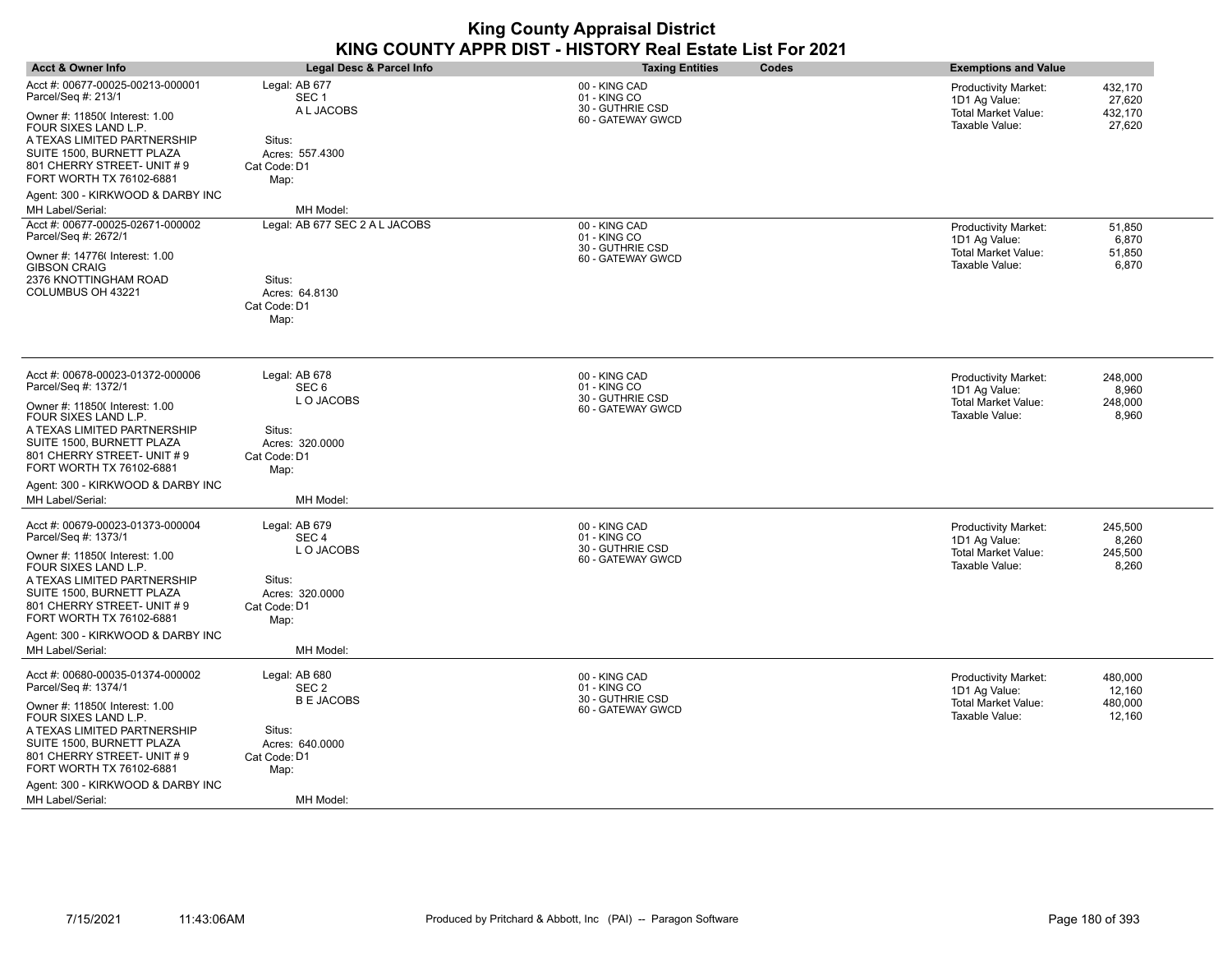# King County Appraisal District

## KING COUNTY APPR DIST - HISTORY Real Estate List For 2021

| Acct & Owner Info | Legal Desc & Parcel Info | Taxing Entities Codes | Exemptions and Value |
|---|---|---|---|
| Acct #: 00677-00025-00213-000001<br>Parcel/Seq #: 213/1<br>Owner #: 11850( Interest: 1.00<br>FOUR SIXES LAND L.P.<br>A TEXAS LIMITED PARTNERSHIP<br>SUITE 1500, BURNETT PLAZA<br>801 CHERRY STREET- UNIT # 9<br>FORT WORTH TX 76102-6881<br>Agent: 300 - KIRKWOOD & DARBY INC<br>MH Label/Serial: | Legal: AB 677<br>SEC 1<br>A L JACOBS<br>Situs:<br>Acres: 557.4300<br>Cat Code: D1<br>Map:<br>MH Model: | 00 - KING CAD<br>01 - KING CO<br>30 - GUTHRIE CSD<br>60 - GATEWAY GWCD | Productivity Market: 432,170<br>1D1 Ag Value: 27,620<br>Total Market Value: 432,170<br>Taxable Value: 27,620 |
| Acct #: 00677-00025-02671-000002<br>Parcel/Seq #: 2672/1<br>Owner #: 14776( Interest: 1.00<br>GIBSON CRAIG<br>2376 KNOTTINGHAM ROAD<br>COLUMBUS OH 43221 | Legal: AB 677 SEC 2 A L JACOBS<br>Situs:<br>Acres: 64.8130<br>Cat Code: D1<br>Map: | 00 - KING CAD<br>01 - KING CO<br>30 - GUTHRIE CSD<br>60 - GATEWAY GWCD | Productivity Market: 51,850<br>1D1 Ag Value: 6,870<br>Total Market Value: 51,850<br>Taxable Value: 6,870 |
| Acct #: 00678-00023-01372-000006<br>Parcel/Seq #: 1372/1<br>Owner #: 11850( Interest: 1.00<br>FOUR SIXES LAND L.P.<br>A TEXAS LIMITED PARTNERSHIP<br>SUITE 1500, BURNETT PLAZA<br>801 CHERRY STREET- UNIT # 9<br>FORT WORTH TX 76102-6881<br>Agent: 300 - KIRKWOOD & DARBY INC<br>MH Label/Serial: | Legal: AB 678<br>SEC 6<br>L O JACOBS<br>Situs:<br>Acres: 320.0000<br>Cat Code: D1<br>Map:<br>MH Model: | 00 - KING CAD<br>01 - KING CO<br>30 - GUTHRIE CSD<br>60 - GATEWAY GWCD | Productivity Market: 248,000<br>1D1 Ag Value: 8,960<br>Total Market Value: 248,000<br>Taxable Value: 8,960 |
| Acct #: 00679-00023-01373-000004<br>Parcel/Seq #: 1373/1<br>Owner #: 11850( Interest: 1.00<br>FOUR SIXES LAND L.P.<br>A TEXAS LIMITED PARTNERSHIP<br>SUITE 1500, BURNETT PLAZA<br>801 CHERRY STREET- UNIT # 9<br>FORT WORTH TX 76102-6881<br>Agent: 300 - KIRKWOOD & DARBY INC<br>MH Label/Serial: | Legal: AB 679<br>SEC 4<br>L O JACOBS<br>Situs:<br>Acres: 320.0000<br>Cat Code: D1<br>Map:<br>MH Model: | 00 - KING CAD<br>01 - KING CO<br>30 - GUTHRIE CSD<br>60 - GATEWAY GWCD | Productivity Market: 245,500<br>1D1 Ag Value: 8,260<br>Total Market Value: 245,500<br>Taxable Value: 8,260 |
| Acct #: 00680-00035-01374-000002<br>Parcel/Seq #: 1374/1<br>Owner #: 11850( Interest: 1.00<br>FOUR SIXES LAND L.P.<br>A TEXAS LIMITED PARTNERSHIP<br>SUITE 1500, BURNETT PLAZA<br>801 CHERRY STREET- UNIT # 9<br>FORT WORTH TX 76102-6881<br>Agent: 300 - KIRKWOOD & DARBY INC<br>MH Label/Serial: | Legal: AB 680<br>SEC 2<br>B E JACOBS<br>Situs:<br>Acres: 640.0000<br>Cat Code: D1<br>Map:<br>MH Model: | 00 - KING CAD<br>01 - KING CO<br>30 - GUTHRIE CSD<br>60 - GATEWAY GWCD | Productivity Market: 480,000<br>1D1 Ag Value: 12,160<br>Total Market Value: 480,000<br>Taxable Value: 12,160 |

7/15/2021 11:43:06AM Produced by Pritchard & Abbott, Inc (PAI) -- Paragon Software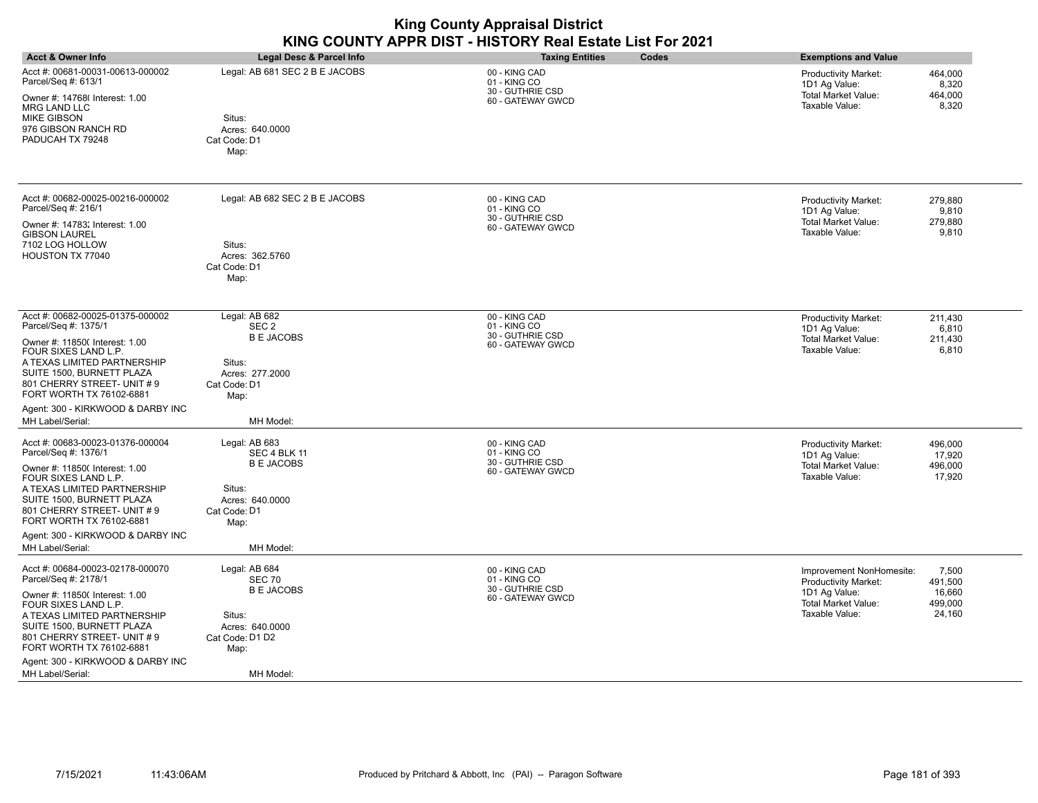# King County Appraisal District

## KING COUNTY APPR DIST - HISTORY Real Estate List For 2021

| Acct & Owner Info | Legal Desc & Parcel Info | Taxing Entities | Codes | Exemptions and Value |
|---|---|---|---|---|
| Acct #: 00681-00031-00613-000002<br>Parcel/Seq #: 613/1<br>Owner #: 14768( Interest: 1.00<br>MRG LAND LLC<br>MIKE GIBSON<br>976 GIBSON RANCH RD<br>PADUCAH TX 79248 | Legal: AB 681 SEC 2 B E JACOBS<br>Situs:<br>Acres: 640.0000<br>Cat Code: D1<br>Map: | 00 - KING CAD<br>01 - KING CO<br>30 - GUTHRIE CSD<br>60 - GATEWAY GWCD | | Productivity Market: 464,000<br>1D1 Ag Value: 8,320<br>Total Market Value: 464,000<br>Taxable Value: 8,320 |
| Acct #: 00682-00025-00216-000002<br>Parcel/Seq #: 216/1<br>Owner #: 14783( Interest: 1.00<br>GIBSON LAUREL<br>7102 LOG HOLLOW<br>HOUSTON TX 77040 | Legal: AB 682 SEC 2 B E JACOBS<br>Situs:<br>Acres: 362.5760<br>Cat Code: D1<br>Map: | 00 - KING CAD<br>01 - KING CO<br>30 - GUTHRIE CSD<br>60 - GATEWAY GWCD | | Productivity Market: 279,880<br>1D1 Ag Value: 9,810<br>Total Market Value: 279,880<br>Taxable Value: 9,810 |
| Acct #: 00682-00025-01375-000002<br>Parcel/Seq #: 1375/1<br>Owner #: 11850( Interest: 1.00<br>FOUR SIXES LAND L.P.<br>A TEXAS LIMITED PARTNERSHIP<br>SUITE 1500, BURNETT PLAZA<br>801 CHERRY STREET- UNIT # 9<br>FORT WORTH TX 76102-6881<br>Agent: 300 - KIRKWOOD & DARBY INC<br>MH Label/Serial: | Legal: AB 682<br>SEC 2<br>B E JACOBS<br>Situs:<br>Acres: 277.2000<br>Cat Code: D1<br>Map:<br>MH Model: | 00 - KING CAD<br>01 - KING CO<br>30 - GUTHRIE CSD<br>60 - GATEWAY GWCD | | Productivity Market: 211,430<br>1D1 Ag Value: 6,810<br>Total Market Value: 211,430<br>Taxable Value: 6,810 |
| Acct #: 00683-00023-01376-000004<br>Parcel/Seq #: 1376/1<br>Owner #: 11850( Interest: 1.00<br>FOUR SIXES LAND L.P.<br>A TEXAS LIMITED PARTNERSHIP<br>SUITE 1500, BURNETT PLAZA<br>801 CHERRY STREET- UNIT # 9<br>FORT WORTH TX 76102-6881<br>Agent: 300 - KIRKWOOD & DARBY INC<br>MH Label/Serial: | Legal: AB 683<br>SEC 4 BLK 11<br>B E JACOBS<br>Situs:<br>Acres: 640.0000<br>Cat Code: D1<br>Map:<br>MH Model: | 00 - KING CAD<br>01 - KING CO<br>30 - GUTHRIE CSD<br>60 - GATEWAY GWCD | | Productivity Market: 496,000<br>1D1 Ag Value: 17,920<br>Total Market Value: 496,000<br>Taxable Value: 17,920 |
| Acct #: 00684-00023-02178-000070<br>Parcel/Seq #: 2178/1<br>Owner #: 11850( Interest: 1.00<br>FOUR SIXES LAND L.P.<br>A TEXAS LIMITED PARTNERSHIP<br>SUITE 1500, BURNETT PLAZA<br>801 CHERRY STREET- UNIT # 9<br>FORT WORTH TX 76102-6881<br>Agent: 300 - KIRKWOOD & DARBY INC<br>MH Label/Serial: | Legal: AB 684<br>SEC 70<br>B E JACOBS<br>Situs:<br>Acres: 640.0000<br>Cat Code: D1 D2<br>Map:<br>MH Model: | 00 - KING CAD<br>01 - KING CO<br>30 - GUTHRIE CSD<br>60 - GATEWAY GWCD | | Improvement NonHomesite: 7,500<br>Productivity Market: 491,500<br>1D1 Ag Value: 16,660<br>Total Market Value: 499,000<br>Taxable Value: 24,160 |

7/15/2021 11:43:06AM Produced by Pritchard & Abbott, Inc (PAI) -- Paragon Software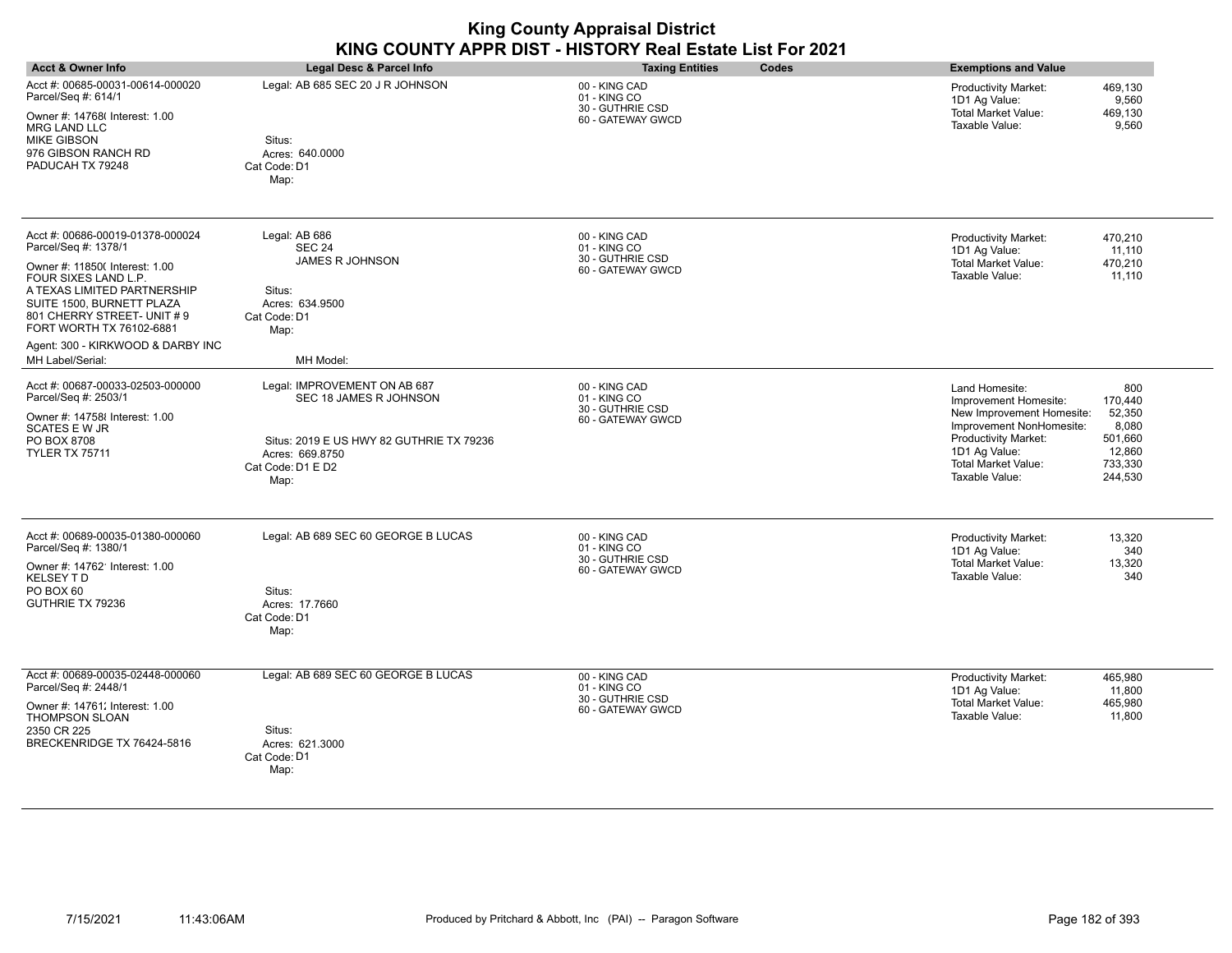# King County Appraisal District

## KING COUNTY APPR DIST - HISTORY Real Estate List For 2021

| Acct & Owner Info | Legal Desc & Parcel Info | Taxing Entities | Codes | Exemptions and Value |
|---|---|---|---|---|
| Acct #: 00685-00031-00614-000020<br>Parcel/Seq #: 614/1<br>Owner #: 14768( Interest: 1.00<br>MRG LAND LLC<br>MIKE GIBSON<br>976 GIBSON RANCH RD<br>PADUCAH TX 79248 | Legal: AB 685 SEC 20 J R JOHNSON<br>Situs:<br>Acres: 640.0000<br>Cat Code: D1<br>Map: | 00 - KING CAD<br>01 - KING CO<br>30 - GUTHRIE CSD<br>60 - GATEWAY GWCD | | Productivity Market: 469,130<br>1D1 Ag Value: 9,560<br>Total Market Value: 469,130<br>Taxable Value: 9,560 |
| Acct #: 00686-00019-01378-000024<br>Parcel/Seq #: 1378/1<br>Owner #: 11850( Interest: 1.00<br>FOUR SIXES LAND L.P.<br>A TEXAS LIMITED PARTNERSHIP<br>SUITE 1500, BURNETT PLAZA<br>801 CHERRY STREET- UNIT # 9<br>FORT WORTH TX 76102-6881<br>Agent: 300 - KIRKWOOD & DARBY INC<br>MH Label/Serial: | Legal: AB 686<br>SEC 24<br>JAMES R JOHNSON<br>Situs:<br>Acres: 634.9500<br>Cat Code: D1<br>Map:<br>MH Model: | 00 - KING CAD<br>01 - KING CO<br>30 - GUTHRIE CSD<br>60 - GATEWAY GWCD | | Productivity Market: 470,210<br>1D1 Ag Value: 11,110<br>Total Market Value: 470,210<br>Taxable Value: 11,110 |
| Acct #: 00687-00033-02503-000000<br>Parcel/Seq #: 2503/1<br>Owner #: 14758( Interest: 1.00<br>SCATES E W JR<br>PO BOX 8708<br>TYLER TX 75711 | Legal: IMPROVEMENT ON AB 687<br>SEC 18 JAMES R JOHNSON<br>Situs: 2019 E US HWY 82 GUTHRIE TX 79236<br>Acres: 669.8750<br>Cat Code: D1 E D2<br>Map: | 00 - KING CAD<br>01 - KING CO<br>30 - GUTHRIE CSD<br>60 - GATEWAY GWCD | | Land Homesite: 800<br>Improvement Homesite: 170,440<br>New Improvement Homesite: 52,350<br>Improvement NonHomesite: 8,080<br>Productivity Market: 501,660<br>1D1 Ag Value: 12,860<br>Total Market Value: 733,330<br>Taxable Value: 244,530 |
| Acct #: 00689-00035-01380-000060<br>Parcel/Seq #: 1380/1<br>Owner #: 14762' Interest: 1.00<br>KELSEY T D<br>PO BOX 60<br>GUTHRIE TX 79236 | Legal: AB 689 SEC 60 GEORGE B LUCAS<br>Situs:<br>Acres: 17.7660<br>Cat Code: D1<br>Map: | 00 - KING CAD<br>01 - KING CO<br>30 - GUTHRIE CSD<br>60 - GATEWAY GWCD | | Productivity Market: 13,320<br>1D1 Ag Value: 340<br>Total Market Value: 13,320<br>Taxable Value: 340 |
| Acct #: 00689-00035-02448-000060<br>Parcel/Seq #: 2448/1<br>Owner #: 14761: Interest: 1.00<br>THOMPSON SLOAN<br>2350 CR 225<br>BRECKENRIDGE TX 76424-5816 | Legal: AB 689 SEC 60 GEORGE B LUCAS<br>Situs:<br>Acres: 621.3000<br>Cat Code: D1<br>Map: | 00 - KING CAD<br>01 - KING CO<br>30 - GUTHRIE CSD<br>60 - GATEWAY GWCD | | Productivity Market: 465,980<br>1D1 Ag Value: 11,800<br>Total Market Value: 465,980<br>Taxable Value: 11,800 |

7/15/2021 11:43:06AM Produced by Pritchard & Abbott, Inc (PAI) -- Paragon Software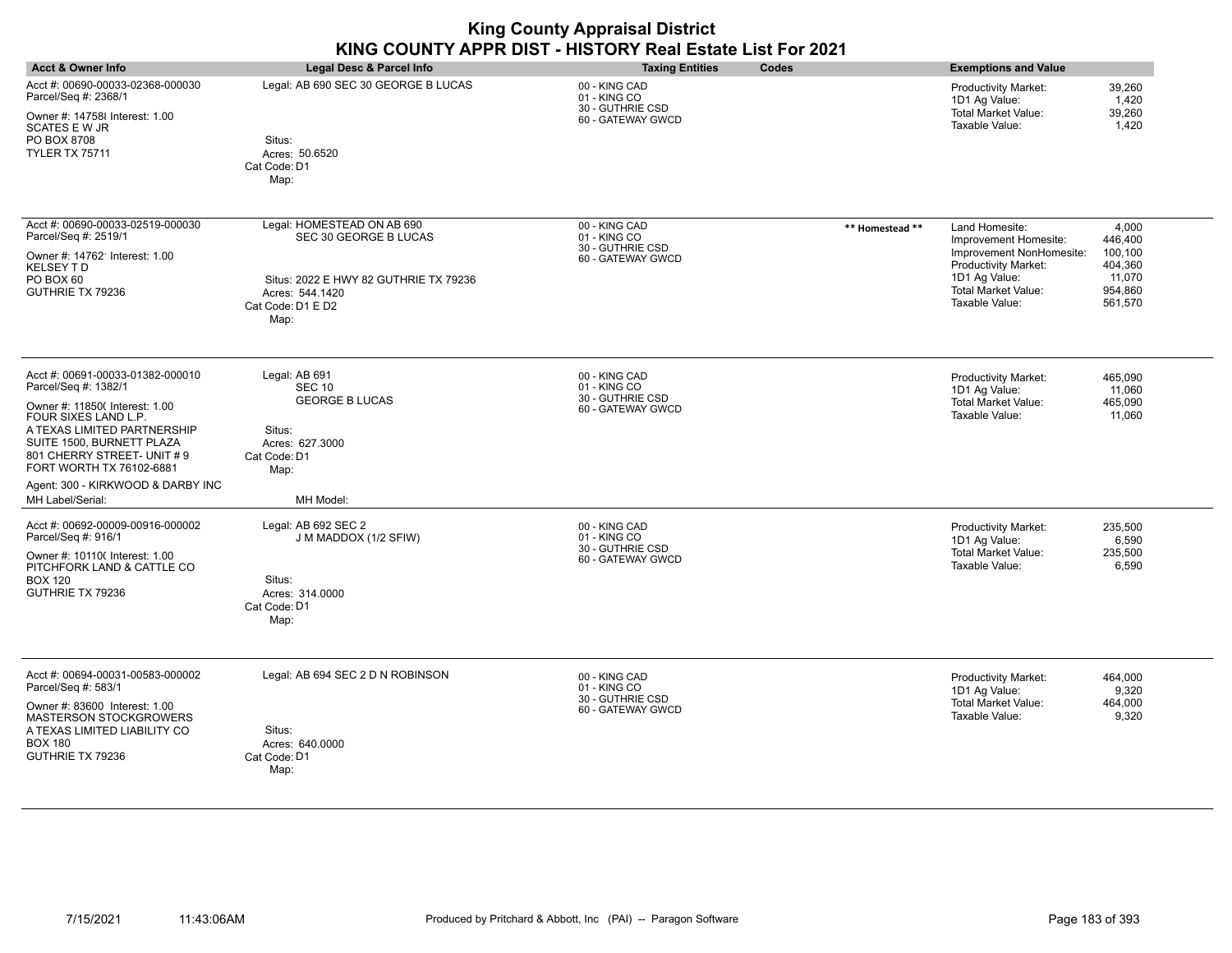# King County Appraisal District
## KING COUNTY APPR DIST - HISTORY Real Estate List For 2021

| Acct & Owner Info | Legal Desc & Parcel Info | Taxing Entities | Codes | Exemptions and Value |
|---|---|---|---|---|
| Acct #: 00690-00033-02368-000030<br>Parcel/Seq #: 2368/1<br>Owner #: 14758( Interest: 1.00<br>SCATES E W JR<br>PO BOX 8708<br>TYLER TX 75711 | Legal: AB 690 SEC 30 GEORGE B LUCAS<br>Situs:<br>Acres: 50.6520<br>Cat Code: D1<br>Map: | 00 - KING CAD<br>01 - KING CO<br>30 - GUTHRIE CSD<br>60 - GATEWAY GWCD | | Productivity Market: 39,260<br>1D1 Ag Value: 1,420<br>Total Market Value: 39,260<br>Taxable Value: 1,420 |
| Acct #: 00690-00033-02519-000030<br>Parcel/Seq #: 2519/1<br>Owner #: 14762' Interest: 1.00<br>KELSEY T D<br>PO BOX 60<br>GUTHRIE TX 79236 | Legal: HOMESTEAD ON AB 690 SEC 30 GEORGE B LUCAS<br>Situs: 2022 E HWY 82 GUTHRIE TX 79236<br>Acres: 544.1420<br>Cat Code: D1 E D2<br>Map: | 00 - KING CAD<br>01 - KING CO<br>30 - GUTHRIE CSD<br>60 - GATEWAY GWCD | ** Homestead ** | Land Homesite: 4,000<br>Improvement Homesite: 446,400<br>Improvement NonHomesite: 100,100<br>Productivity Market: 404,360<br>1D1 Ag Value: 11,070<br>Total Market Value: 954,860<br>Taxable Value: 561,570 |
| Acct #: 00691-00033-01382-000010<br>Parcel/Seq #: 1382/1<br>Owner #: 11850( Interest: 1.00<br>FOUR SIXES LAND L.P.<br>A TEXAS LIMITED PARTNERSHIP<br>SUITE 1500, BURNETT PLAZA<br>801 CHERRY STREET- UNIT # 9<br>FORT WORTH TX 76102-6881<br>Agent: 300 - KIRKWOOD & DARBY INC<br>MH Label/Serial: | Legal: AB 691 SEC 10 GEORGE B LUCAS<br>Situs:<br>Acres: 627.3000<br>Cat Code: D1<br>Map:<br>MH Model: | 00 - KING CAD<br>01 - KING CO<br>30 - GUTHRIE CSD<br>60 - GATEWAY GWCD | | Productivity Market: 465,090<br>1D1 Ag Value: 11,060<br>Total Market Value: 465,090<br>Taxable Value: 11,060 |
| Acct #: 00692-00009-00916-000002<br>Parcel/Seq #: 916/1<br>Owner #: 10110( Interest: 1.00<br>PITCHFORK LAND & CATTLE CO<br>BOX 120<br>GUTHRIE TX 79236 | Legal: AB 692 SEC 2 J M MADDOX (1/2 SFIW)<br>Situs:<br>Acres: 314.0000<br>Cat Code: D1<br>Map: | 00 - KING CAD<br>01 - KING CO<br>30 - GUTHRIE CSD<br>60 - GATEWAY GWCD | | Productivity Market: 235,500<br>1D1 Ag Value: 6,590<br>Total Market Value: 235,500<br>Taxable Value: 6,590 |
| Acct #: 00694-00031-00583-000002<br>Parcel/Seq #: 583/1<br>Owner #: 83600 Interest: 1.00<br>MASTERSON STOCKGROWERS<br>A TEXAS LIMITED LIABILITY CO<br>BOX 180<br>GUTHRIE TX 79236 | Legal: AB 694 SEC 2 D N ROBINSON<br>Situs:<br>Acres: 640.0000<br>Cat Code: D1<br>Map: | 00 - KING CAD<br>01 - KING CO<br>30 - GUTHRIE CSD<br>60 - GATEWAY GWCD | | Productivity Market: 464,000<br>1D1 Ag Value: 9,320<br>Total Market Value: 464,000<br>Taxable Value: 9,320 |

7/15/2021 11:43:06AM Produced by Pritchard & Abbott, Inc (PAI) -- Paragon Software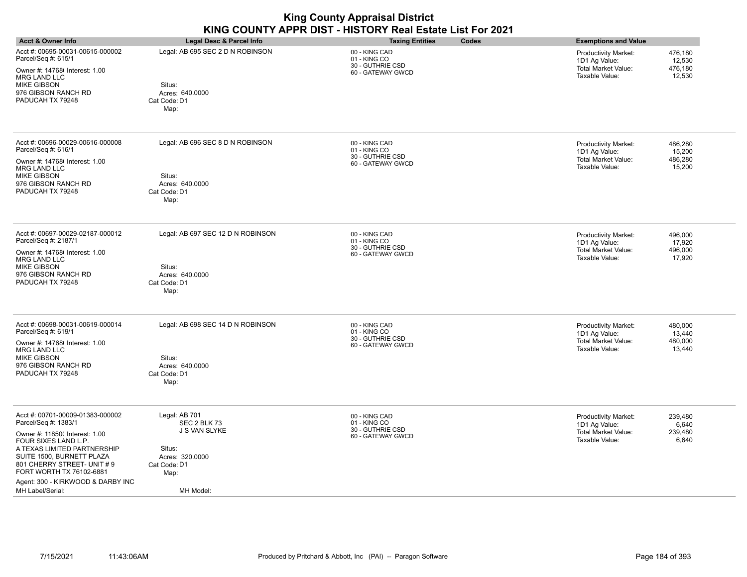# King County Appraisal District

## KING COUNTY APPR DIST - HISTORY Real Estate List For 2021

| Acct & Owner Info | Legal Desc & Parcel Info | Taxing Entities | Codes | Exemptions and Value |
|---|---|---|---|---|
| Acct #: 00695-00031-00615-000002<br>Parcel/Seq #: 615/1<br>Owner #: 14768( Interest: 1.00<br>MRG LAND LLC<br>MIKE GIBSON<br>976 GIBSON RANCH RD<br>PADUCAH TX 79248 | Legal: AB 695 SEC 2 D N ROBINSON<br>Situs:<br>Acres: 640.0000<br>Cat Code: D1<br>Map: | 00 - KING CAD<br>01 - KING CO<br>30 - GUTHRIE CSD<br>60 - GATEWAY GWCD | | Productivity Market: 476,180<br>1D1 Ag Value: 12,530<br>Total Market Value: 476,180<br>Taxable Value: 12,530 |
| Acct #: 00696-00029-00616-000008<br>Parcel/Seq #: 616/1<br>Owner #: 14768( Interest: 1.00<br>MRG LAND LLC<br>MIKE GIBSON<br>976 GIBSON RANCH RD<br>PADUCAH TX 79248 | Legal: AB 696 SEC 8 D N ROBINSON<br>Situs:<br>Acres: 640.0000<br>Cat Code: D1<br>Map: | 00 - KING CAD<br>01 - KING CO<br>30 - GUTHRIE CSD<br>60 - GATEWAY GWCD | | Productivity Market: 486,280<br>1D1 Ag Value: 15,200<br>Total Market Value: 486,280<br>Taxable Value: 15,200 |
| Acct #: 00697-00029-02187-000012<br>Parcel/Seq #: 2187/1<br>Owner #: 14768( Interest: 1.00<br>MRG LAND LLC<br>MIKE GIBSON<br>976 GIBSON RANCH RD<br>PADUCAH TX 79248 | Legal: AB 697 SEC 12 D N ROBINSON<br>Situs:<br>Acres: 640.0000<br>Cat Code: D1<br>Map: | 00 - KING CAD<br>01 - KING CO<br>30 - GUTHRIE CSD<br>60 - GATEWAY GWCD | | Productivity Market: 496,000<br>1D1 Ag Value: 17,920<br>Total Market Value: 496,000<br>Taxable Value: 17,920 |
| Acct #: 00698-00031-00619-000014<br>Parcel/Seq #: 619/1<br>Owner #: 14768( Interest: 1.00<br>MRG LAND LLC<br>MIKE GIBSON<br>976 GIBSON RANCH RD<br>PADUCAH TX 79248 | Legal: AB 698 SEC 14 D N ROBINSON<br>Situs:<br>Acres: 640.0000<br>Cat Code: D1<br>Map: | 00 - KING CAD<br>01 - KING CO<br>30 - GUTHRIE CSD<br>60 - GATEWAY GWCD | | Productivity Market: 480,000<br>1D1 Ag Value: 13,440<br>Total Market Value: 480,000<br>Taxable Value: 13,440 |
| Acct #: 00701-00009-01383-000002<br>Parcel/Seq #: 1383/1<br>Owner #: 11850( Interest: 1.00<br>FOUR SIXES LAND L.P.<br>A TEXAS LIMITED PARTNERSHIP<br>SUITE 1500, BURNETT PLAZA<br>801 CHERRY STREET- UNIT # 9<br>FORT WORTH TX 76102-6881<br>Agent: 300 - KIRKWOOD & DARBY INC<br>MH Label/Serial: | Legal: AB 701<br>SEC 2 BLK 73<br>J S VAN SLYKE<br>Situs:<br>Acres: 320.0000<br>Cat Code: D1<br>Map:<br>MH Model: | 00 - KING CAD<br>01 - KING CO<br>30 - GUTHRIE CSD<br>60 - GATEWAY GWCD | | Productivity Market: 239,480<br>1D1 Ag Value: 6,640<br>Total Market Value: 239,480<br>Taxable Value: 6,640 |

7/15/2021 11:43:06AM Produced by Pritchard & Abbott, Inc (PAI) -- Paragon Software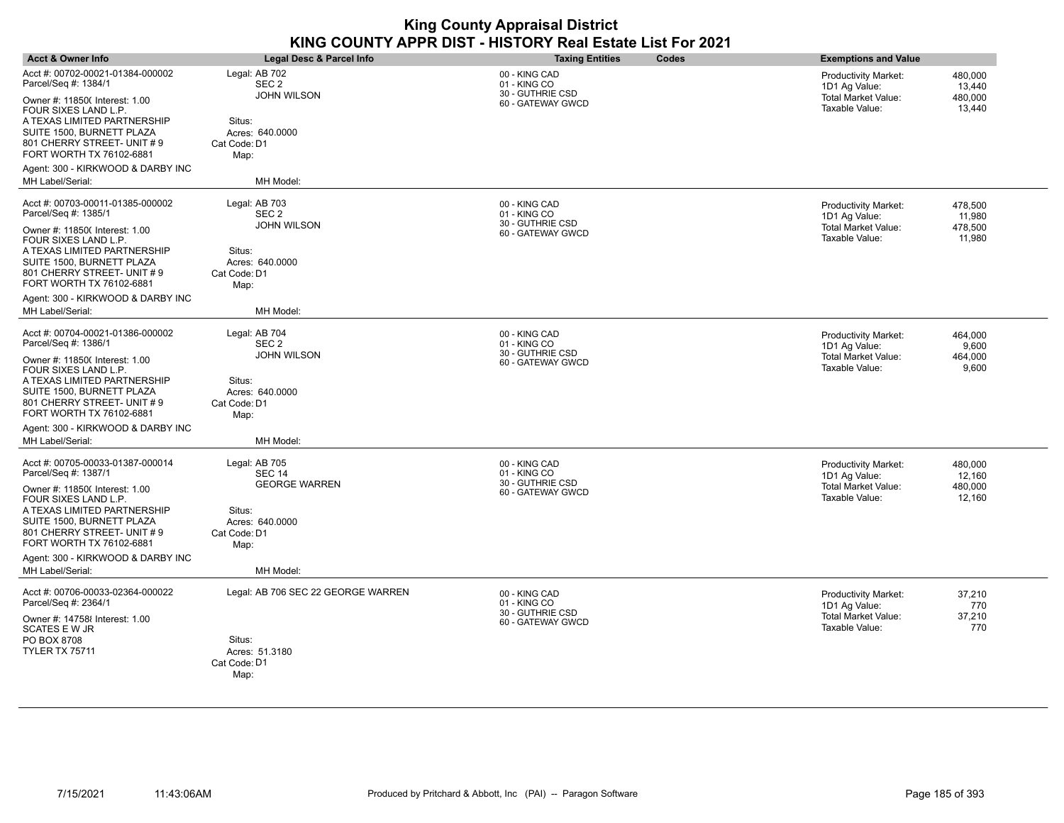# King County Appraisal District

## KING COUNTY APPR DIST - HISTORY Real Estate List For 2021

| Acct & Owner Info | Legal Desc & Parcel Info | Taxing Entities | Codes | Exemptions and Value |
|---|---|---|---|---|
| Acct #: 00702-00021-01384-000002<br>Parcel/Seq #: 1384/1<br>Owner #: 11850( Interest: 1.00<br>FOUR SIXES LAND L.P.<br>A TEXAS LIMITED PARTNERSHIP<br>SUITE 1500, BURNETT PLAZA<br>801 CHERRY STREET- UNIT # 9<br>FORT WORTH TX 76102-6881<br>Agent: 300 - KIRKWOOD & DARBY INC<br>MH Label/Serial: | Legal: AB 702<br>SEC 2<br>JOHN WILSON<br>Situs:<br>Acres: 640.0000<br>Cat Code: D1<br>Map:<br>MH Model: | 00 - KING CAD<br>01 - KING CO<br>30 - GUTHRIE CSD<br>60 - GATEWAY GWCD | | Productivity Market: 480,000<br>1D1 Ag Value: 13,440<br>Total Market Value: 480,000<br>Taxable Value: 13,440 |
| Acct #: 00703-00011-01385-000002<br>Parcel/Seq #: 1385/1<br>Owner #: 11850( Interest: 1.00<br>FOUR SIXES LAND L.P.<br>A TEXAS LIMITED PARTNERSHIP<br>SUITE 1500, BURNETT PLAZA<br>801 CHERRY STREET- UNIT # 9<br>FORT WORTH TX 76102-6881<br>Agent: 300 - KIRKWOOD & DARBY INC<br>MH Label/Serial: | Legal: AB 703<br>SEC 2<br>JOHN WILSON<br>Situs:<br>Acres: 640.0000<br>Cat Code: D1<br>Map:<br>MH Model: | 00 - KING CAD<br>01 - KING CO<br>30 - GUTHRIE CSD<br>60 - GATEWAY GWCD | | Productivity Market: 478,500<br>1D1 Ag Value: 11,980<br>Total Market Value: 478,500<br>Taxable Value: 11,980 |
| Acct #: 00704-00021-01386-000002<br>Parcel/Seq #: 1386/1<br>Owner #: 11850( Interest: 1.00<br>FOUR SIXES LAND L.P.<br>A TEXAS LIMITED PARTNERSHIP<br>SUITE 1500, BURNETT PLAZA<br>801 CHERRY STREET- UNIT # 9<br>FORT WORTH TX 76102-6881<br>Agent: 300 - KIRKWOOD & DARBY INC<br>MH Label/Serial: | Legal: AB 704<br>SEC 2<br>JOHN WILSON<br>Situs:<br>Acres: 640.0000<br>Cat Code: D1<br>Map:<br>MH Model: | 00 - KING CAD<br>01 - KING CO<br>30 - GUTHRIE CSD<br>60 - GATEWAY GWCD | | Productivity Market: 464,000<br>1D1 Ag Value: 9,600<br>Total Market Value: 464,000<br>Taxable Value: 9,600 |
| Acct #: 00705-00033-01387-000014<br>Parcel/Seq #: 1387/1<br>Owner #: 11850( Interest: 1.00<br>FOUR SIXES LAND L.P.<br>A TEXAS LIMITED PARTNERSHIP<br>SUITE 1500, BURNETT PLAZA<br>801 CHERRY STREET- UNIT # 9<br>FORT WORTH TX 76102-6881<br>Agent: 300 - KIRKWOOD & DARBY INC<br>MH Label/Serial: | Legal: AB 705<br>SEC 14<br>GEORGE WARREN<br>Situs:<br>Acres: 640.0000<br>Cat Code: D1<br>Map:<br>MH Model: | 00 - KING CAD<br>01 - KING CO<br>30 - GUTHRIE CSD<br>60 - GATEWAY GWCD | | Productivity Market: 480,000<br>1D1 Ag Value: 12,160<br>Total Market Value: 480,000<br>Taxable Value: 12,160 |
| Acct #: 00706-00033-02364-000022<br>Parcel/Seq #: 2364/1<br>Owner #: 14758( Interest: 1.00<br>SCATES E W JR<br>PO BOX 8708<br>TYLER TX 75711 | Legal: AB 706 SEC 22 GEORGE WARREN<br>Situs:<br>Acres: 51.3180<br>Cat Code: D1<br>Map: | 00 - KING CAD<br>01 - KING CO<br>30 - GUTHRIE CSD<br>60 - GATEWAY GWCD | | Productivity Market: 37,210<br>1D1 Ag Value: 770<br>Total Market Value: 37,210<br>Taxable Value: 770 |

7/15/2021 11:43:06AM Produced by Pritchard & Abbott, Inc (PAI) -- Paragon Software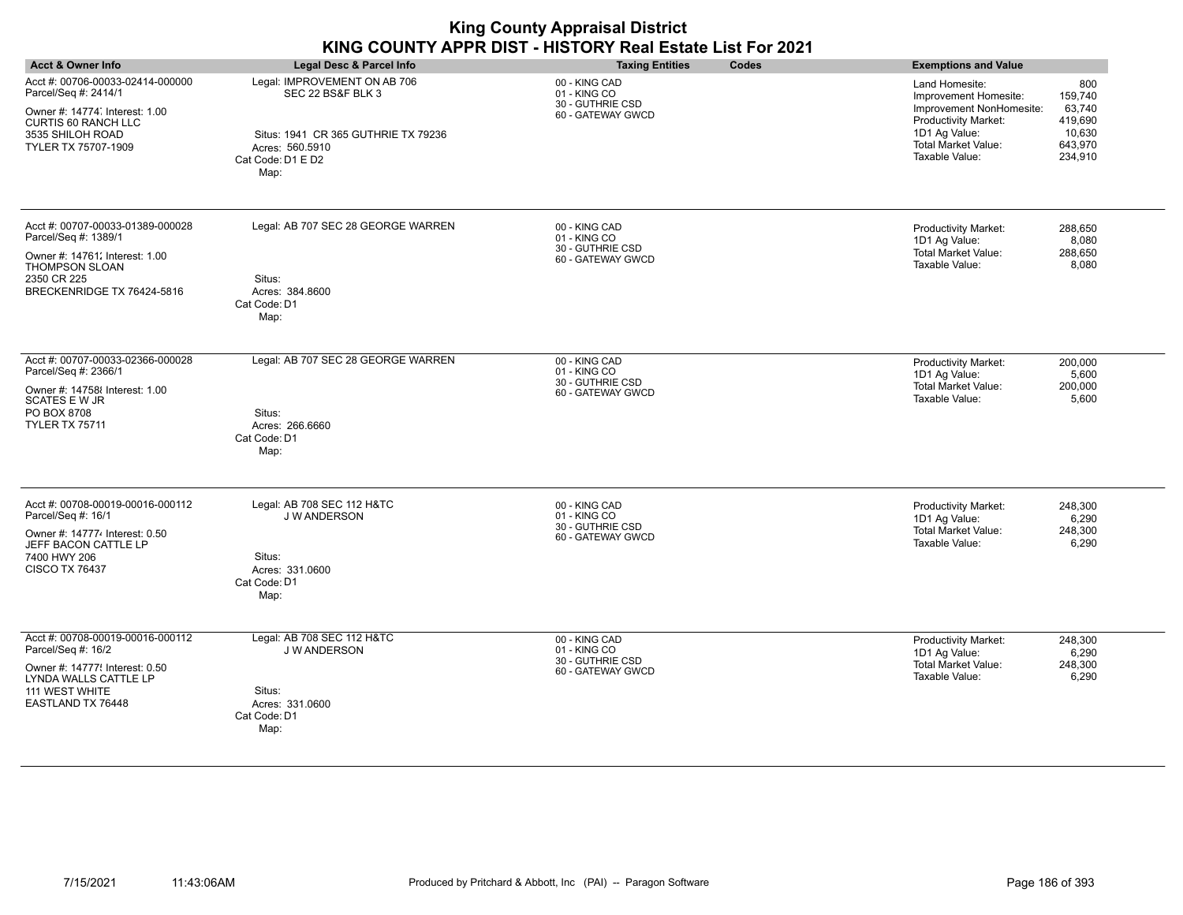# King County Appraisal District

## KING COUNTY APPR DIST - HISTORY Real Estate List For 2021

| Acct & Owner Info | Legal Desc & Parcel Info | Taxing Entities | Codes | Exemptions and Value |
|---|---|---|---|---|
| Acct #: 00706-00033-02414-000000<br>Parcel/Seq #: 2414/1<br>Owner #: 14774; Interest: 1.00<br>CURTIS 60 RANCH LLC<br>3535 SHILOH ROAD<br>TYLER TX 75707-1909 | Legal: IMPROVEMENT ON AB 706 SEC 22 BS&F BLK 3<br>Situs: 1941 CR 365 GUTHRIE TX 79236<br>Acres: 560.5910<br>Cat Code: D1 E D2<br>Map: | 00 - KING CAD<br>01 - KING CO<br>30 - GUTHRIE CSD<br>60 - GATEWAY GWCD | | Land Homesite: 800<br>Improvement Homesite: 159,740<br>Improvement NonHomesite: 63,740<br>Productivity Market: 419,690<br>1D1 Ag Value: 10,630<br>Total Market Value: 643,970<br>Taxable Value: 234,910 |
| Acct #: 00707-00033-01389-000028<br>Parcel/Seq #: 1389/1<br>Owner #: 14761; Interest: 1.00<br>THOMPSON SLOAN<br>2350 CR 225<br>BRECKENRIDGE TX 76424-5816 | Legal: AB 707 SEC 28 GEORGE WARREN<br>Situs:<br>Acres: 384.8600<br>Cat Code: D1<br>Map: | 00 - KING CAD<br>01 - KING CO<br>30 - GUTHRIE CSD<br>60 - GATEWAY GWCD | | Productivity Market: 288,650<br>1D1 Ag Value: 8,080<br>Total Market Value: 288,650<br>Taxable Value: 8,080 |
| Acct #: 00707-00033-02366-000028<br>Parcel/Seq #: 2366/1<br>Owner #: 14758( Interest: 1.00<br>SCATES E W JR<br>PO BOX 8708<br>TYLER TX 75711 | Legal: AB 707 SEC 28 GEORGE WARREN<br>Situs:<br>Acres: 266.6660<br>Cat Code: D1<br>Map: | 00 - KING CAD<br>01 - KING CO<br>30 - GUTHRIE CSD<br>60 - GATEWAY GWCD | | Productivity Market: 200,000<br>1D1 Ag Value: 5,600<br>Total Market Value: 200,000<br>Taxable Value: 5,600 |
| Acct #: 00708-00019-00016-000112<br>Parcel/Seq #: 16/1<br>Owner #: 14777( Interest: 0.50<br>JEFF BACON CATTLE LP<br>7400 HWY 206<br>CISCO TX 76437 | Legal: AB 708 SEC 112 H&TC J W ANDERSON<br>Situs:<br>Acres: 331.0600<br>Cat Code: D1<br>Map: | 00 - KING CAD<br>01 - KING CO<br>30 - GUTHRIE CSD<br>60 - GATEWAY GWCD | | Productivity Market: 248,300<br>1D1 Ag Value: 6,290<br>Total Market Value: 248,300<br>Taxable Value: 6,290 |
| Acct #: 00708-00019-00016-000112<br>Parcel/Seq #: 16/2<br>Owner #: 14777! Interest: 0.50<br>LYNDA WALLS CATTLE LP<br>111 WEST WHITE<br>EASTLAND TX 76448 | Legal: AB 708 SEC 112 H&TC J W ANDERSON<br>Situs:<br>Acres: 331.0600<br>Cat Code: D1<br>Map: | 00 - KING CAD<br>01 - KING CO<br>30 - GUTHRIE CSD<br>60 - GATEWAY GWCD | | Productivity Market: 248,300<br>1D1 Ag Value: 6,290<br>Total Market Value: 248,300<br>Taxable Value: 6,290 |

7/15/2021 11:43:06AM Produced by Pritchard & Abbott, Inc (PAI) -- Paragon Software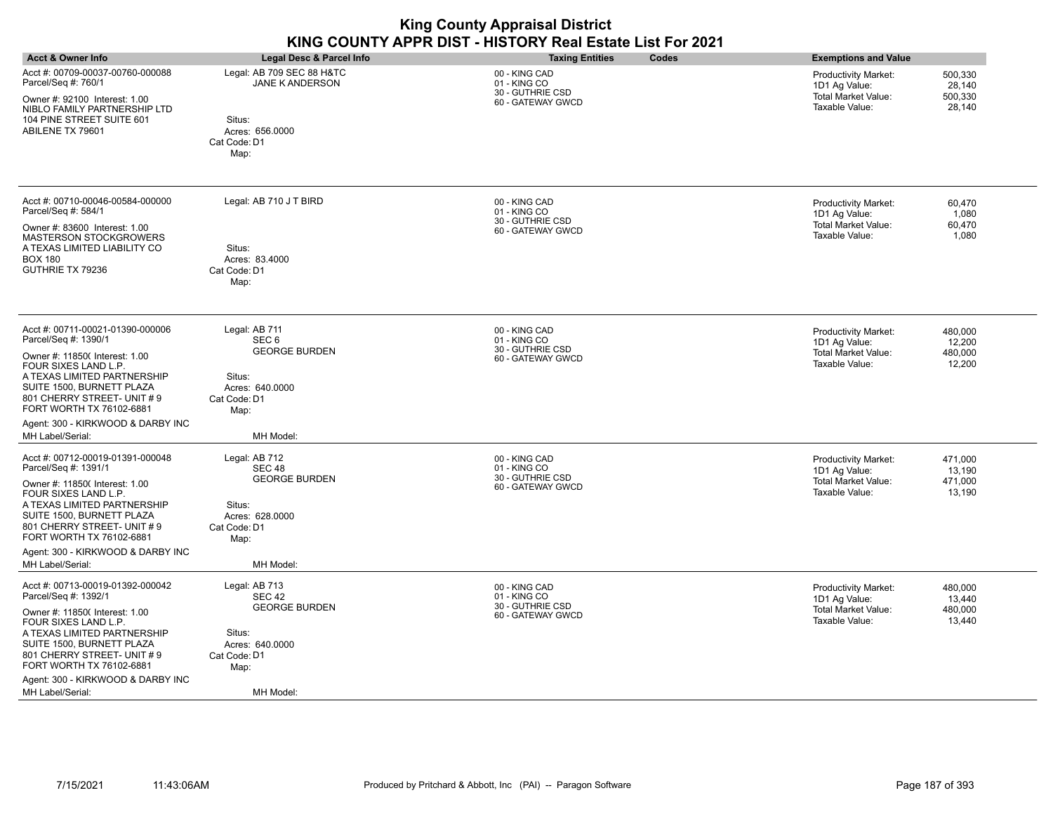# King County Appraisal District

## KING COUNTY APPR DIST - HISTORY Real Estate List For 2021

| Acct & Owner Info | Legal Desc & Parcel Info | Taxing Entities | Codes | Exemptions and Value |
|---|---|---|---|---|
| Acct #: 00709-00037-00760-000088<br>Parcel/Seq #: 760/1<br>Owner #: 92100 Interest: 1.00<br>NIBLO FAMILY PARTNERSHIP LTD<br>104 PINE STREET SUITE 601<br>ABILENE TX 79601 | Legal: AB 709 SEC 88 H&TC<br>JANE K ANDERSON<br>Situs:<br>Acres: 656.0000<br>Cat Code: D1<br>Map: | 00 - KING CAD<br>01 - KING CO<br>30 - GUTHRIE CSD<br>60 - GATEWAY GWCD | | Productivity Market: 500,330<br>1D1 Ag Value: 28,140<br>Total Market Value: 500,330<br>Taxable Value: 28,140 |
| Acct #: 00710-00046-00584-000000<br>Parcel/Seq #: 584/1<br>Owner #: 83600 Interest: 1.00<br>MASTERSON STOCKGROWERS<br>A TEXAS LIMITED LIABILITY CO<br>BOX 180<br>GUTHRIE TX 79236 | Legal: AB 710 J T BIRD<br>Situs:<br>Acres: 83.4000<br>Cat Code: D1<br>Map: | 00 - KING CAD<br>01 - KING CO<br>30 - GUTHRIE CSD<br>60 - GATEWAY GWCD | | Productivity Market: 60,470<br>1D1 Ag Value: 1,080<br>Total Market Value: 60,470<br>Taxable Value: 1,080 |
| Acct #: 00711-00021-01390-000006<br>Parcel/Seq #: 1390/1<br>Owner #: 11850( Interest: 1.00<br>FOUR SIXES LAND L.P.<br>A TEXAS LIMITED PARTNERSHIP<br>SUITE 1500, BURNETT PLAZA<br>801 CHERRY STREET- UNIT # 9<br>FORT WORTH TX 76102-6881<br>Agent: 300 - KIRKWOOD & DARBY INC<br>MH Label/Serial: | Legal: AB 711<br>SEC 6<br>GEORGE BURDEN<br>Situs:<br>Acres: 640.0000<br>Cat Code: D1<br>Map:<br>MH Model: | 00 - KING CAD<br>01 - KING CO<br>30 - GUTHRIE CSD<br>60 - GATEWAY GWCD | | Productivity Market: 480,000<br>1D1 Ag Value: 12,200<br>Total Market Value: 480,000<br>Taxable Value: 12,200 |
| Acct #: 00712-00019-01391-000048<br>Parcel/Seq #: 1391/1<br>Owner #: 11850( Interest: 1.00<br>FOUR SIXES LAND L.P.<br>A TEXAS LIMITED PARTNERSHIP<br>SUITE 1500, BURNETT PLAZA<br>801 CHERRY STREET- UNIT # 9<br>FORT WORTH TX 76102-6881<br>Agent: 300 - KIRKWOOD & DARBY INC<br>MH Label/Serial: | Legal: AB 712<br>SEC 48<br>GEORGE BURDEN<br>Situs:<br>Acres: 628.0000<br>Cat Code: D1<br>Map:<br>MH Model: | 00 - KING CAD<br>01 - KING CO<br>30 - GUTHRIE CSD<br>60 - GATEWAY GWCD | | Productivity Market: 471,000<br>1D1 Ag Value: 13,190<br>Total Market Value: 471,000<br>Taxable Value: 13,190 |
| Acct #: 00713-00019-01392-000042<br>Parcel/Seq #: 1392/1<br>Owner #: 11850( Interest: 1.00<br>FOUR SIXES LAND L.P.<br>A TEXAS LIMITED PARTNERSHIP<br>SUITE 1500, BURNETT PLAZA<br>801 CHERRY STREET- UNIT # 9<br>FORT WORTH TX 76102-6881<br>Agent: 300 - KIRKWOOD & DARBY INC<br>MH Label/Serial: | Legal: AB 713<br>SEC 42<br>GEORGE BURDEN<br>Situs:<br>Acres: 640.0000<br>Cat Code: D1<br>Map:<br>MH Model: | 00 - KING CAD<br>01 - KING CO<br>30 - GUTHRIE CSD<br>60 - GATEWAY GWCD | | Productivity Market: 480,000<br>1D1 Ag Value: 13,440<br>Total Market Value: 480,000<br>Taxable Value: 13,440 |

7/15/2021 11:43:06AM Produced by Pritchard & Abbott, Inc (PAI) -- Paragon Software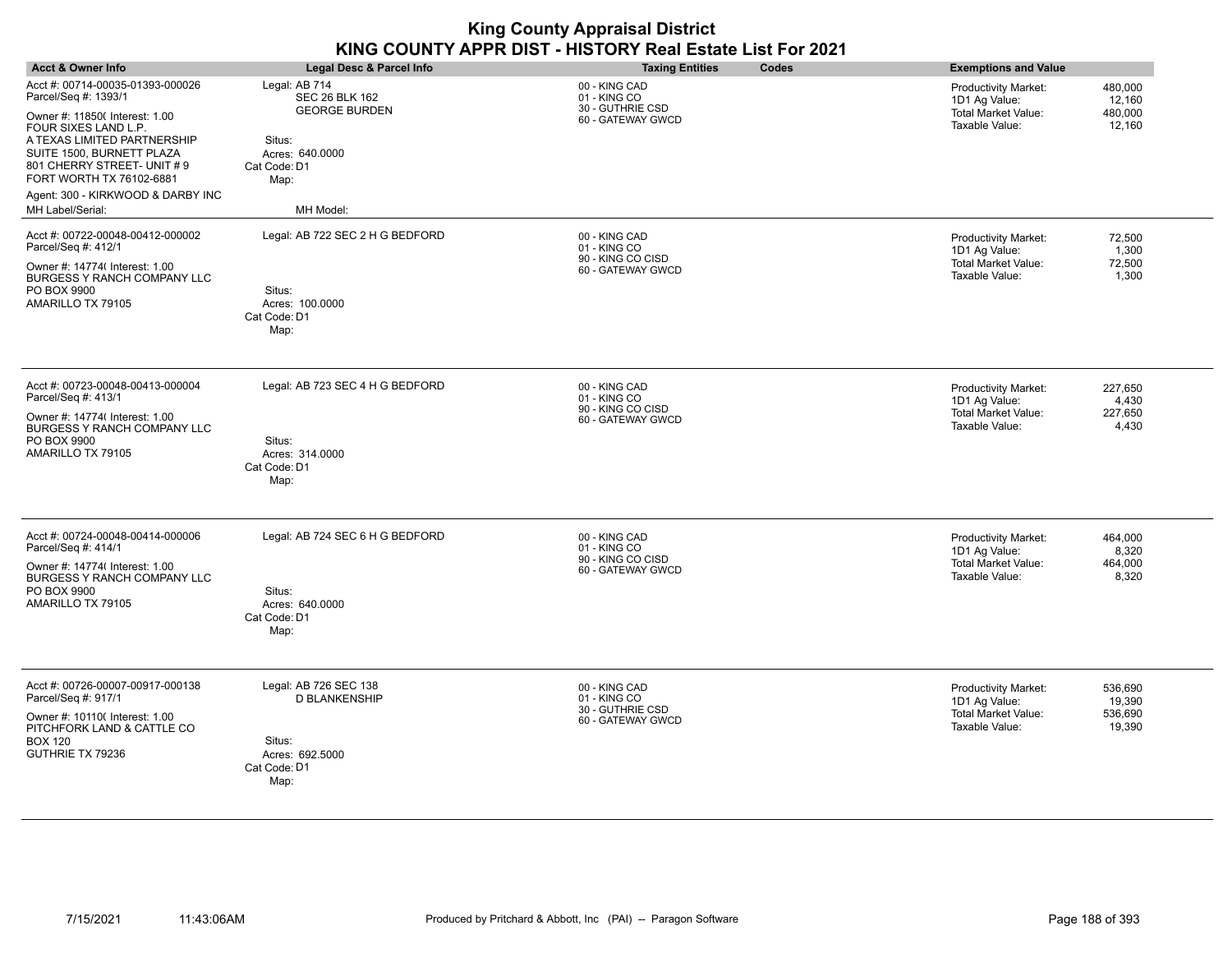# King County Appraisal District

## KING COUNTY APPR DIST - HISTORY Real Estate List For 2021

| Acct & Owner Info | Legal Desc & Parcel Info | Taxing Entities | Codes | Exemptions and Value |
|---|---|---|---|---|
| Acct #: 00714-00035-01393-000026<br>Parcel/Seq #: 1393/1<br>Owner #: 11850( Interest: 1.00<br>FOUR SIXES LAND L.P.<br>A TEXAS LIMITED PARTNERSHIP<br>SUITE 1500, BURNETT PLAZA<br>801 CHERRY STREET- UNIT # 9<br>FORT WORTH TX 76102-6881<br>Agent: 300 - KIRKWOOD & DARBY INC<br>MH Label/Serial: | Legal: AB 714<br>SEC 26 BLK 162<br>GEORGE BURDEN<br>Situs:<br>Acres: 640.0000<br>Cat Code: D1<br>Map:<br>MH Model: | 00 - KING CAD<br>01 - KING CO<br>30 - GUTHRIE CSD<br>60 - GATEWAY GWCD | | Productivity Market: 480,000<br>1D1 Ag Value: 12,160<br>Total Market Value: 480,000<br>Taxable Value: 12,160 |
| Acct #: 00722-00048-00412-000002<br>Parcel/Seq #: 412/1<br>Owner #: 14774( Interest: 1.00<br>BURGESS Y RANCH COMPANY LLC<br>PO BOX 9900<br>AMARILLO TX 79105 | Legal: AB 722 SEC 2 H G BEDFORD<br>Situs:<br>Acres: 100.0000<br>Cat Code: D1<br>Map: | 00 - KING CAD<br>01 - KING CO<br>90 - KING CO CISD<br>60 - GATEWAY GWCD | | Productivity Market: 72,500<br>1D1 Ag Value: 1,300<br>Total Market Value: 72,500<br>Taxable Value: 1,300 |
| Acct #: 00723-00048-00413-000004<br>Parcel/Seq #: 413/1<br>Owner #: 14774( Interest: 1.00<br>BURGESS Y RANCH COMPANY LLC<br>PO BOX 9900<br>AMARILLO TX 79105 | Legal: AB 723 SEC 4 H G BEDFORD<br>Situs:<br>Acres: 314.0000<br>Cat Code: D1<br>Map: | 00 - KING CAD<br>01 - KING CO<br>90 - KING CO CISD<br>60 - GATEWAY GWCD | | Productivity Market: 227,650<br>1D1 Ag Value: 4,430<br>Total Market Value: 227,650<br>Taxable Value: 4,430 |
| Acct #: 00724-00048-00414-000006<br>Parcel/Seq #: 414/1<br>Owner #: 14774( Interest: 1.00<br>BURGESS Y RANCH COMPANY LLC<br>PO BOX 9900<br>AMARILLO TX 79105 | Legal: AB 724 SEC 6 H G BEDFORD<br>Situs:<br>Acres: 640.0000<br>Cat Code: D1<br>Map: | 00 - KING CAD<br>01 - KING CO<br>90 - KING CO CISD<br>60 - GATEWAY GWCD | | Productivity Market: 464,000<br>1D1 Ag Value: 8,320<br>Total Market Value: 464,000<br>Taxable Value: 8,320 |
| Acct #: 00726-00007-00917-000138<br>Parcel/Seq #: 917/1<br>Owner #: 10110( Interest: 1.00<br>PITCHFORK LAND & CATTLE CO<br>BOX 120<br>GUTHRIE TX 79236 | Legal: AB 726 SEC 138<br>D BLANKENSHIP<br>Situs:<br>Acres: 692.5000<br>Cat Code: D1<br>Map: | 00 - KING CAD<br>01 - KING CO<br>30 - GUTHRIE CSD<br>60 - GATEWAY GWCD | | Productivity Market: 536,690<br>1D1 Ag Value: 19,390<br>Total Market Value: 536,690<br>Taxable Value: 19,390 |

7/15/2021 11:43:06AM Produced by Pritchard & Abbott, Inc (PAI) -- Paragon Software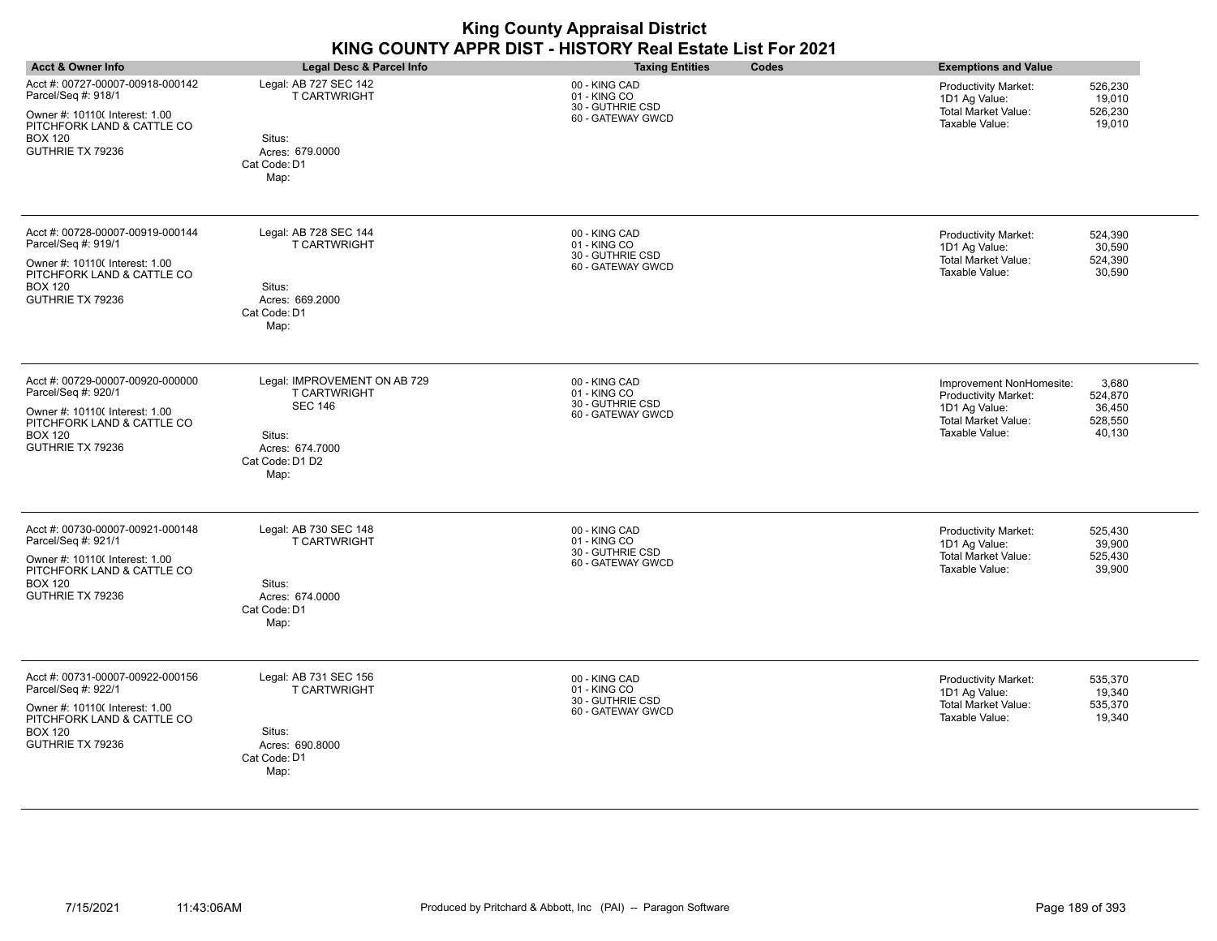# King County Appraisal District

## KING COUNTY APPR DIST - HISTORY Real Estate List For 2021

| Acct & Owner Info | Legal Desc & Parcel Info | Taxing Entities | Codes | Exemptions and Value |
|---|---|---|---|---|
| Acct #: 00727-00007-00918-000142<br>Parcel/Seq #: 918/1<br>Owner #: 10110( Interest: 1.00<br>PITCHFORK LAND & CATTLE CO<br>BOX 120<br>GUTHRIE TX 79236 | Legal: AB 727 SEC 142<br>T CARTWRIGHT<br>Situs:<br>Acres: 679.0000<br>Cat Code: D1<br>Map: | 00 - KING CAD<br>01 - KING CO<br>30 - GUTHRIE CSD<br>60 - GATEWAY GWCD | | Productivity Market: 526,230<br>1D1 Ag Value: 19,010<br>Total Market Value: 526,230<br>Taxable Value: 19,010 |
| Acct #: 00728-00007-00919-000144<br>Parcel/Seq #: 919/1<br>Owner #: 10110( Interest: 1.00<br>PITCHFORK LAND & CATTLE CO<br>BOX 120<br>GUTHRIE TX 79236 | Legal: AB 728 SEC 144<br>T CARTWRIGHT<br>Situs:<br>Acres: 669.2000<br>Cat Code: D1<br>Map: | 00 - KING CAD<br>01 - KING CO<br>30 - GUTHRIE CSD<br>60 - GATEWAY GWCD | | Productivity Market: 524,390<br>1D1 Ag Value: 30,590<br>Total Market Value: 524,390<br>Taxable Value: 30,590 |
| Acct #: 00729-00007-00920-000000<br>Parcel/Seq #: 920/1<br>Owner #: 10110( Interest: 1.00<br>PITCHFORK LAND & CATTLE CO<br>BOX 120<br>GUTHRIE TX 79236 | Legal: IMPROVEMENT ON AB 729<br>T CARTWRIGHT<br>SEC 146<br>Situs:<br>Acres: 674.7000<br>Cat Code: D1 D2<br>Map: | 00 - KING CAD<br>01 - KING CO<br>30 - GUTHRIE CSD<br>60 - GATEWAY GWCD | | Improvement NonHomesite: 3,680<br>Productivity Market: 524,870<br>1D1 Ag Value: 36,450<br>Total Market Value: 528,550<br>Taxable Value: 40,130 |
| Acct #: 00730-00007-00921-000148<br>Parcel/Seq #: 921/1<br>Owner #: 10110( Interest: 1.00<br>PITCHFORK LAND & CATTLE CO<br>BOX 120<br>GUTHRIE TX 79236 | Legal: AB 730 SEC 148<br>T CARTWRIGHT<br>Situs:<br>Acres: 674.0000<br>Cat Code: D1<br>Map: | 00 - KING CAD<br>01 - KING CO<br>30 - GUTHRIE CSD<br>60 - GATEWAY GWCD | | Productivity Market: 525,430<br>1D1 Ag Value: 39,900<br>Total Market Value: 525,430<br>Taxable Value: 39,900 |
| Acct #: 00731-00007-00922-000156<br>Parcel/Seq #: 922/1<br>Owner #: 10110( Interest: 1.00<br>PITCHFORK LAND & CATTLE CO<br>BOX 120<br>GUTHRIE TX 79236 | Legal: AB 731 SEC 156<br>T CARTWRIGHT<br>Situs:<br>Acres: 690.8000<br>Cat Code: D1<br>Map: | 00 - KING CAD<br>01 - KING CO<br>30 - GUTHRIE CSD<br>60 - GATEWAY GWCD | | Productivity Market: 535,370<br>1D1 Ag Value: 19,340<br>Total Market Value: 535,370<br>Taxable Value: 19,340 |

7/15/2021 11:43:06AM Produced by Pritchard & Abbott, Inc (PAI) -- Paragon Software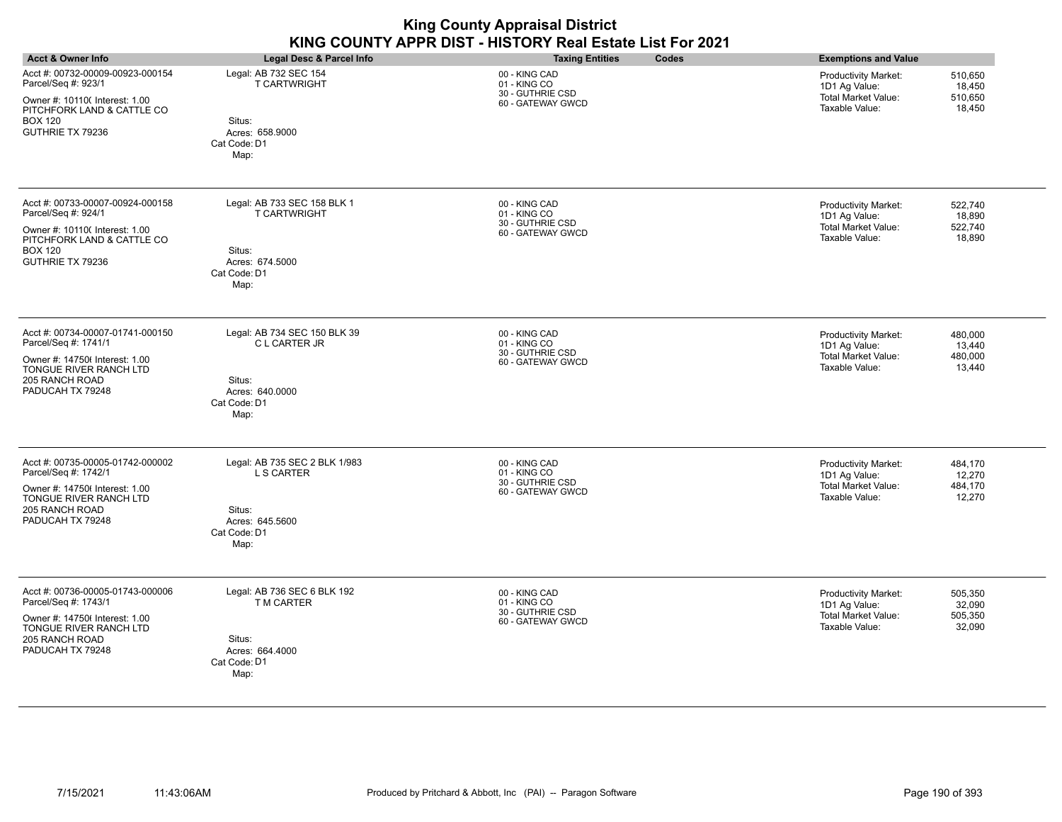# King County Appraisal District

## KING COUNTY APPR DIST - HISTORY Real Estate List For 2021

| Acct & Owner Info | Legal Desc & Parcel Info | Taxing Entities | Codes | Exemptions and Value |
|---|---|---|---|---|
| Acct #: 00732-00009-00923-000154<br>Parcel/Seq #: 923/1<br>Owner #: 10110( Interest: 1.00<br>PITCHFORK LAND & CATTLE CO<br>BOX 120<br>GUTHRIE TX 79236 | Legal: AB 732 SEC 154<br>T CARTWRIGHT<br>Situs:<br>Acres: 658.9000<br>Cat Code: D1<br>Map: | 00 - KING CAD<br>01 - KING CO<br>30 - GUTHRIE CSD<br>60 - GATEWAY GWCD | | Productivity Market: 510,650<br>1D1 Ag Value: 18,450<br>Total Market Value: 510,650<br>Taxable Value: 18,450 |
| Acct #: 00733-00007-00924-000158<br>Parcel/Seq #: 924/1<br>Owner #: 10110( Interest: 1.00<br>PITCHFORK LAND & CATTLE CO<br>BOX 120<br>GUTHRIE TX 79236 | Legal: AB 733 SEC 158 BLK 1<br>T CARTWRIGHT<br>Situs:<br>Acres: 674.5000<br>Cat Code: D1<br>Map: | 00 - KING CAD<br>01 - KING CO<br>30 - GUTHRIE CSD<br>60 - GATEWAY GWCD | | Productivity Market: 522,740<br>1D1 Ag Value: 18,890<br>Total Market Value: 522,740<br>Taxable Value: 18,890 |
| Acct #: 00734-00007-01741-000150<br>Parcel/Seq #: 1741/1<br>Owner #: 14750( Interest: 1.00<br>TONGUE RIVER RANCH LTD<br>205 RANCH ROAD<br>PADUCAH TX 79248 | Legal: AB 734 SEC 150 BLK 39<br>C L CARTER JR<br>Situs:<br>Acres: 640.0000<br>Cat Code: D1<br>Map: | 00 - KING CAD<br>01 - KING CO<br>30 - GUTHRIE CSD<br>60 - GATEWAY GWCD | | Productivity Market: 480,000<br>1D1 Ag Value: 13,440<br>Total Market Value: 480,000<br>Taxable Value: 13,440 |
| Acct #: 00735-00005-01742-000002<br>Parcel/Seq #: 1742/1<br>Owner #: 14750( Interest: 1.00<br>TONGUE RIVER RANCH LTD<br>205 RANCH ROAD<br>PADUCAH TX 79248 | Legal: AB 735 SEC 2 BLK 1/983<br>L S CARTER<br>Situs:<br>Acres: 645.5600<br>Cat Code: D1<br>Map: | 00 - KING CAD<br>01 - KING CO<br>30 - GUTHRIE CSD<br>60 - GATEWAY GWCD | | Productivity Market: 484,170<br>1D1 Ag Value: 12,270<br>Total Market Value: 484,170<br>Taxable Value: 12,270 |
| Acct #: 00736-00005-01743-000006<br>Parcel/Seq #: 1743/1<br>Owner #: 14750( Interest: 1.00<br>TONGUE RIVER RANCH LTD<br>205 RANCH ROAD<br>PADUCAH TX 79248 | Legal: AB 736 SEC 6 BLK 192<br>T M CARTER<br>Situs:<br>Acres: 664.4000<br>Cat Code: D1<br>Map: | 00 - KING CAD<br>01 - KING CO<br>30 - GUTHRIE CSD<br>60 - GATEWAY GWCD | | Productivity Market: 505,350<br>1D1 Ag Value: 32,090<br>Total Market Value: 505,350<br>Taxable Value: 32,090 |

7/15/2021 11:43:06AM Produced by Pritchard & Abbott, Inc (PAI) -- Paragon Software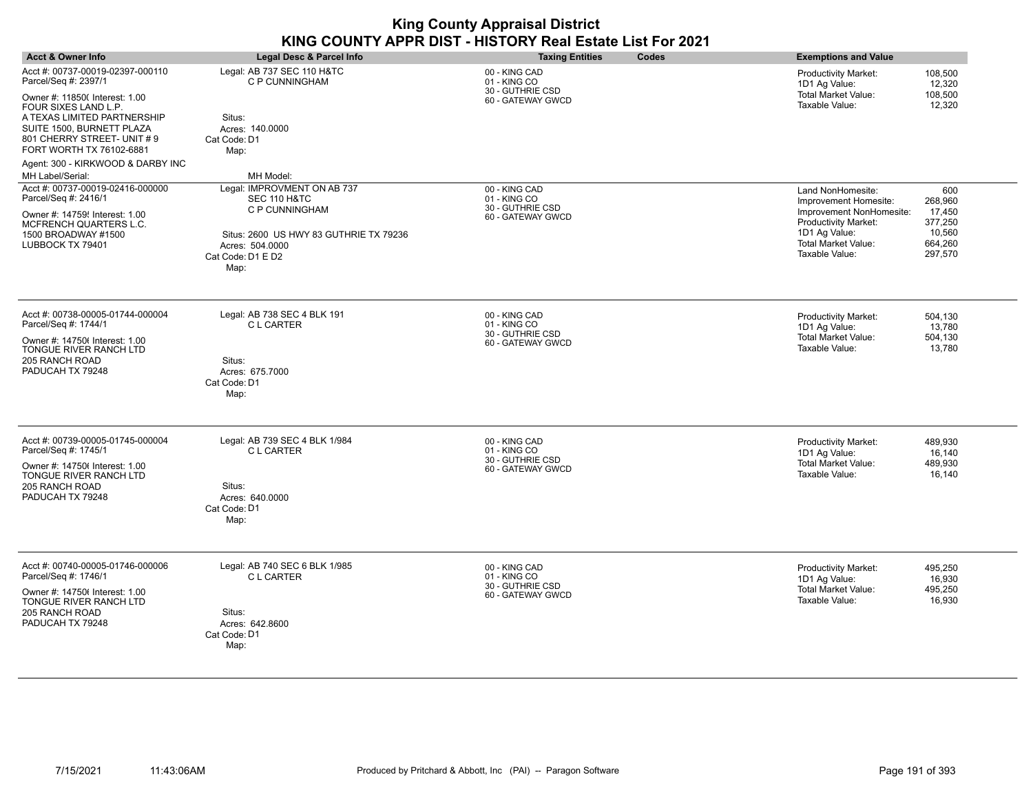# King County Appraisal District

## KING COUNTY APPR DIST - HISTORY Real Estate List For 2021

| Acct & Owner Info | Legal Desc & Parcel Info | Taxing Entities | Codes | Exemptions and Value |
|---|---|---|---|---|
| Acct #: 00737-00019-02397-000110<br>Parcel/Seq #: 2397/1<br>Owner #: 11850( Interest: 1.00<br>FOUR SIXES LAND L.P.<br>A TEXAS LIMITED PARTNERSHIP<br>SUITE 1500, BURNETT PLAZA<br>801 CHERRY STREET- UNIT # 9<br>FORT WORTH TX 76102-6881<br>Agent: 300 - KIRKWOOD & DARBY INC<br>MH Label/Serial: | Legal: AB 737 SEC 110 H&TC<br>C P CUNNINGHAM<br>Situs:<br>Acres: 140.0000<br>Cat Code: D1<br>Map:<br>MH Model: | 00 - KING CAD<br>01 - KING CO<br>30 - GUTHRIE CSD<br>60 - GATEWAY GWCD | | Productivity Market: 108,500<br>1D1 Ag Value: 12,320<br>Total Market Value: 108,500<br>Taxable Value: 12,320 |
| Acct #: 00737-00019-02416-000000<br>Parcel/Seq #: 2416/1<br>Owner #: 14759! Interest: 1.00<br>MCFRENCH QUARTERS L.C.<br>1500 BROADWAY #1500<br>LUBBOCK TX 79401 | Legal: IMPROVMENT ON AB 737<br>SEC 110 H&TC<br>C P CUNNINGHAM<br>Situs: 2600 US HWY 83 GUTHRIE TX 79236<br>Acres: 504.0000<br>Cat Code: D1 E D2<br>Map: | 00 - KING CAD<br>01 - KING CO<br>30 - GUTHRIE CSD<br>60 - GATEWAY GWCD | | Land NonHomesite: 600<br>Improvement Homesite: 268,960<br>Improvement NonHomesite: 17,450<br>Productivity Market: 377,250<br>1D1 Ag Value: 10,560<br>Total Market Value: 664,260<br>Taxable Value: 297,570 |
| Acct #: 00738-00005-01744-000004<br>Parcel/Seq #: 1744/1<br>Owner #: 14750( Interest: 1.00<br>TONGUE RIVER RANCH LTD<br>205 RANCH ROAD<br>PADUCAH TX 79248 | Legal: AB 738 SEC 4 BLK 191<br>C L CARTER<br>Situs:<br>Acres: 675.7000<br>Cat Code: D1<br>Map: | 00 - KING CAD<br>01 - KING CO<br>30 - GUTHRIE CSD<br>60 - GATEWAY GWCD | | Productivity Market: 504,130<br>1D1 Ag Value: 13,780<br>Total Market Value: 504,130<br>Taxable Value: 13,780 |
| Acct #: 00739-00005-01745-000004<br>Parcel/Seq #: 1745/1<br>Owner #: 14750( Interest: 1.00<br>TONGUE RIVER RANCH LTD<br>205 RANCH ROAD<br>PADUCAH TX 79248 | Legal: AB 739 SEC 4 BLK 1/984<br>C L CARTER<br>Situs:<br>Acres: 640.0000<br>Cat Code: D1<br>Map: | 00 - KING CAD<br>01 - KING CO<br>30 - GUTHRIE CSD<br>60 - GATEWAY GWCD | | Productivity Market: 489,930<br>1D1 Ag Value: 16,140<br>Total Market Value: 489,930<br>Taxable Value: 16,140 |
| Acct #: 00740-00005-01746-000006<br>Parcel/Seq #: 1746/1<br>Owner #: 14750( Interest: 1.00<br>TONGUE RIVER RANCH LTD<br>205 RANCH ROAD<br>PADUCAH TX 79248 | Legal: AB 740 SEC 6 BLK 1/985<br>C L CARTER<br>Situs:<br>Acres: 642.8600<br>Cat Code: D1<br>Map: | 00 - KING CAD<br>01 - KING CO<br>30 - GUTHRIE CSD<br>60 - GATEWAY GWCD | | Productivity Market: 495,250<br>1D1 Ag Value: 16,930<br>Total Market Value: 495,250<br>Taxable Value: 16,930 |

7/15/2021 11:43:06AM Produced by Pritchard & Abbott, Inc (PAI) -- Paragon Software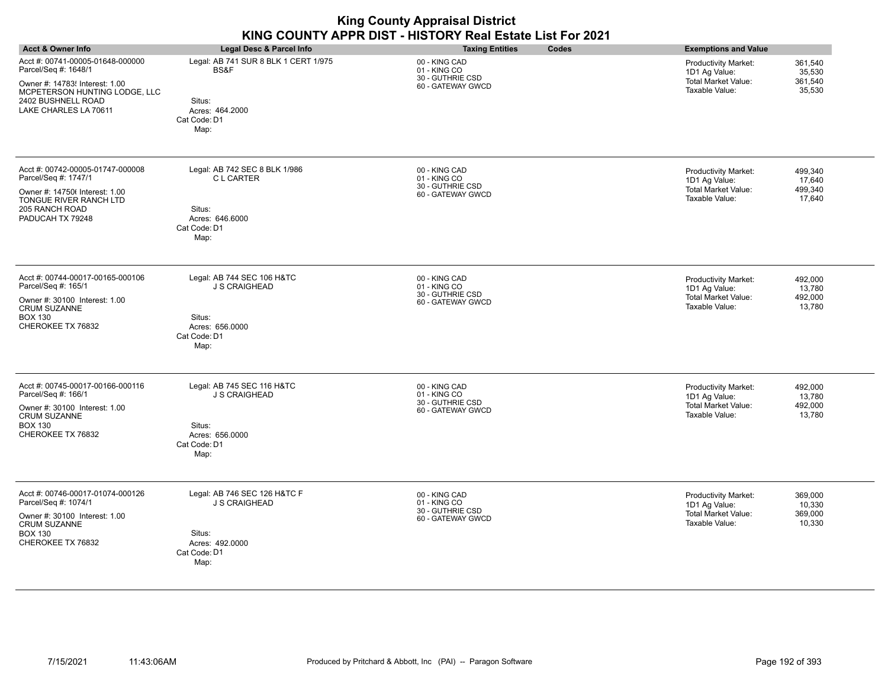# King County Appraisal District

## KING COUNTY APPR DIST - HISTORY Real Estate List For 2021

| Acct & Owner Info | Legal Desc & Parcel Info | Taxing Entities | Codes | Exemptions and Value |
|---|---|---|---|---|
| Acct #: 00741-00005-01648-000000<br>Parcel/Seq #: 1648/1<br>Owner #: 14783! Interest: 1.00<br>MCPETERSON HUNTING LODGE, LLC<br>2402 BUSHNELL ROAD<br>LAKE CHARLES LA 70611 | Legal: AB 741 SUR 8 BLK 1 CERT 1/975<br>BS&F<br>Situs:<br>Acres: 464.2000<br>Cat Code: D1<br>Map: | 00 - KING CAD<br>01 - KING CO<br>30 - GUTHRIE CSD<br>60 - GATEWAY GWCD | | Productivity Market: 361,540<br>1D1 Ag Value: 35,530<br>Total Market Value: 361,540<br>Taxable Value: 35,530 |
| Acct #: 00742-00005-01747-000008<br>Parcel/Seq #: 1747/1<br>Owner #: 14750( Interest: 1.00<br>TONGUE RIVER RANCH LTD<br>205 RANCH ROAD<br>PADUCAH TX 79248 | Legal: AB 742 SEC 8 BLK 1/986<br>C L CARTER<br>Situs:<br>Acres: 646.6000<br>Cat Code: D1<br>Map: | 00 - KING CAD<br>01 - KING CO<br>30 - GUTHRIE CSD<br>60 - GATEWAY GWCD | | Productivity Market: 499,340<br>1D1 Ag Value: 17,640<br>Total Market Value: 499,340<br>Taxable Value: 17,640 |
| Acct #: 00744-00017-00165-000106<br>Parcel/Seq #: 165/1<br>Owner #: 30100 Interest: 1.00<br>CRUM SUZANNE<br>BOX 130<br>CHEROKEE TX 76832 | Legal: AB 744 SEC 106 H&TC<br>J S CRAIGHEAD<br>Situs:<br>Acres: 656.0000<br>Cat Code: D1<br>Map: | 00 - KING CAD<br>01 - KING CO<br>30 - GUTHRIE CSD<br>60 - GATEWAY GWCD | | Productivity Market: 492,000<br>1D1 Ag Value: 13,780<br>Total Market Value: 492,000<br>Taxable Value: 13,780 |
| Acct #: 00745-00017-00166-000116<br>Parcel/Seq #: 166/1<br>Owner #: 30100 Interest: 1.00<br>CRUM SUZANNE<br>BOX 130<br>CHEROKEE TX 76832 | Legal: AB 745 SEC 116 H&TC<br>J S CRAIGHEAD<br>Situs:<br>Acres: 656.0000<br>Cat Code: D1<br>Map: | 00 - KING CAD<br>01 - KING CO<br>30 - GUTHRIE CSD<br>60 - GATEWAY GWCD | | Productivity Market: 492,000<br>1D1 Ag Value: 13,780<br>Total Market Value: 492,000<br>Taxable Value: 13,780 |
| Acct #: 00746-00017-01074-000126<br>Parcel/Seq #: 1074/1<br>Owner #: 30100 Interest: 1.00<br>CRUM SUZANNE<br>BOX 130<br>CHEROKEE TX 76832 | Legal: AB 746 SEC 126 H&TC F<br>J S CRAIGHEAD<br>Situs:<br>Acres: 492.0000<br>Cat Code: D1<br>Map: | 00 - KING CAD<br>01 - KING CO<br>30 - GUTHRIE CSD<br>60 - GATEWAY GWCD | | Productivity Market: 369,000<br>1D1 Ag Value: 10,330<br>Total Market Value: 369,000<br>Taxable Value: 10,330 |

7/15/2021 11:43:06AM Produced by Pritchard & Abbott, Inc (PAI) -- Paragon Software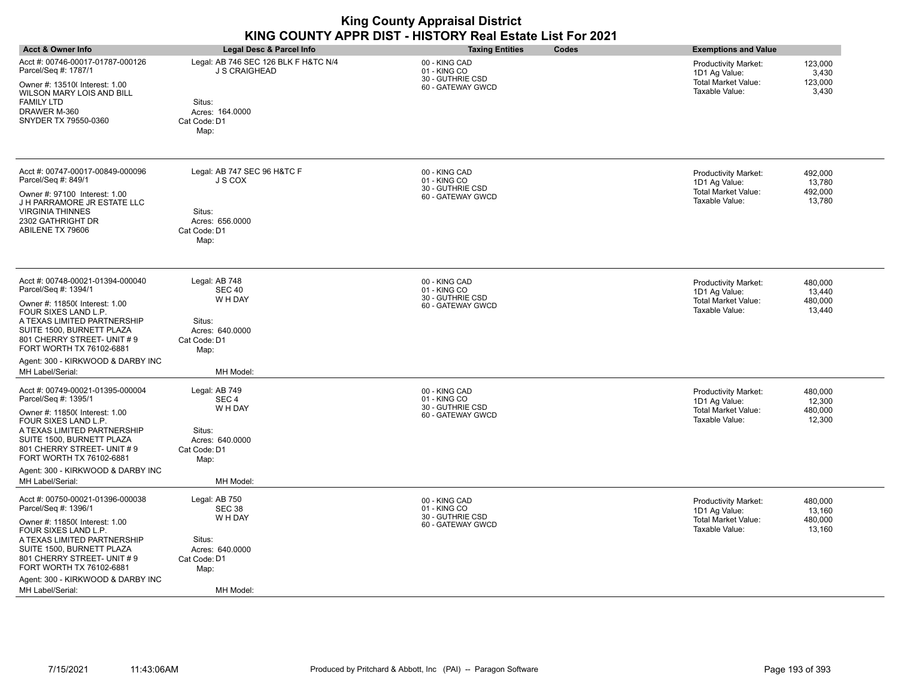# King County Appraisal District

## KING COUNTY APPR DIST - HISTORY Real Estate List For 2021

| Acct & Owner Info | Legal Desc & Parcel Info | Taxing Entities | Codes | Exemptions and Value |
|---|---|---|---|---|
| Acct #: 00746-00017-01787-000126<br>Parcel/Seq #: 1787/1<br>Owner #: 13510( Interest: 1.00<br>WILSON MARY LOIS AND BILL<br>FAMILY LTD<br>DRAWER M-360<br>SNYDER TX 79550-0360 | Legal: AB 746 SEC 126 BLK F H&TC N/4<br>J S CRAIGHEAD<br>Situs:<br>Acres: 164.0000<br>Cat Code: D1<br>Map: | 00 - KING CAD<br>01 - KING CO<br>30 - GUTHRIE CSD<br>60 - GATEWAY GWCD | | Productivity Market: 123,000<br>1D1 Ag Value: 3,430<br>Total Market Value: 123,000<br>Taxable Value: 3,430 |
| Acct #: 00747-00017-00849-000096<br>Parcel/Seq #: 849/1<br>Owner #: 97100 Interest: 1.00<br>J H PARRAMORE JR ESTATE LLC<br>VIRGINIA THINNES<br>2302 GATHRIGHT DR<br>ABILENE TX 79606 | Legal: AB 747 SEC 96 H&TC F<br>J S COX<br>Situs:<br>Acres: 656.0000<br>Cat Code: D1<br>Map: | 00 - KING CAD<br>01 - KING CO<br>30 - GUTHRIE CSD<br>60 - GATEWAY GWCD | | Productivity Market: 492,000<br>1D1 Ag Value: 13,780<br>Total Market Value: 492,000<br>Taxable Value: 13,780 |
| Acct #: 00748-00021-01394-000040<br>Parcel/Seq #: 1394/1<br>Owner #: 11850( Interest: 1.00<br>FOUR SIXES LAND L.P.<br>A TEXAS LIMITED PARTNERSHIP<br>SUITE 1500, BURNETT PLAZA<br>801 CHERRY STREET- UNIT # 9<br>FORT WORTH TX 76102-6881<br>Agent: 300 - KIRKWOOD & DARBY INC<br>MH Label/Serial: | Legal: AB 748<br>SEC 40<br>W H DAY<br>Situs:<br>Acres: 640.0000<br>Cat Code: D1<br>Map:<br>MH Model: | 00 - KING CAD<br>01 - KING CO<br>30 - GUTHRIE CSD<br>60 - GATEWAY GWCD | | Productivity Market: 480,000<br>1D1 Ag Value: 13,440<br>Total Market Value: 480,000<br>Taxable Value: 13,440 |
| Acct #: 00749-00021-01395-000004<br>Parcel/Seq #: 1395/1<br>Owner #: 11850( Interest: 1.00<br>FOUR SIXES LAND L.P.<br>A TEXAS LIMITED PARTNERSHIP<br>SUITE 1500, BURNETT PLAZA<br>801 CHERRY STREET- UNIT # 9<br>FORT WORTH TX 76102-6881<br>Agent: 300 - KIRKWOOD & DARBY INC<br>MH Label/Serial: | Legal: AB 749<br>SEC 4<br>W H DAY<br>Situs:<br>Acres: 640.0000<br>Cat Code: D1<br>Map:<br>MH Model: | 00 - KING CAD<br>01 - KING CO<br>30 - GUTHRIE CSD<br>60 - GATEWAY GWCD | | Productivity Market: 480,000<br>1D1 Ag Value: 12,300<br>Total Market Value: 480,000<br>Taxable Value: 12,300 |
| Acct #: 00750-00021-01396-000038<br>Parcel/Seq #: 1396/1<br>Owner #: 11850( Interest: 1.00<br>FOUR SIXES LAND L.P.<br>A TEXAS LIMITED PARTNERSHIP<br>SUITE 1500, BURNETT PLAZA<br>801 CHERRY STREET- UNIT # 9<br>FORT WORTH TX 76102-6881<br>Agent: 300 - KIRKWOOD & DARBY INC<br>MH Label/Serial: | Legal: AB 750<br>SEC 38<br>W H DAY<br>Situs:<br>Acres: 640.0000<br>Cat Code: D1<br>Map:<br>MH Model: | 00 - KING CAD<br>01 - KING CO<br>30 - GUTHRIE CSD<br>60 - GATEWAY GWCD | | Productivity Market: 480,000<br>1D1 Ag Value: 13,160<br>Total Market Value: 480,000<br>Taxable Value: 13,160 |

7/15/2021 11:43:06AM Produced by Pritchard & Abbott, Inc (PAI) -- Paragon Software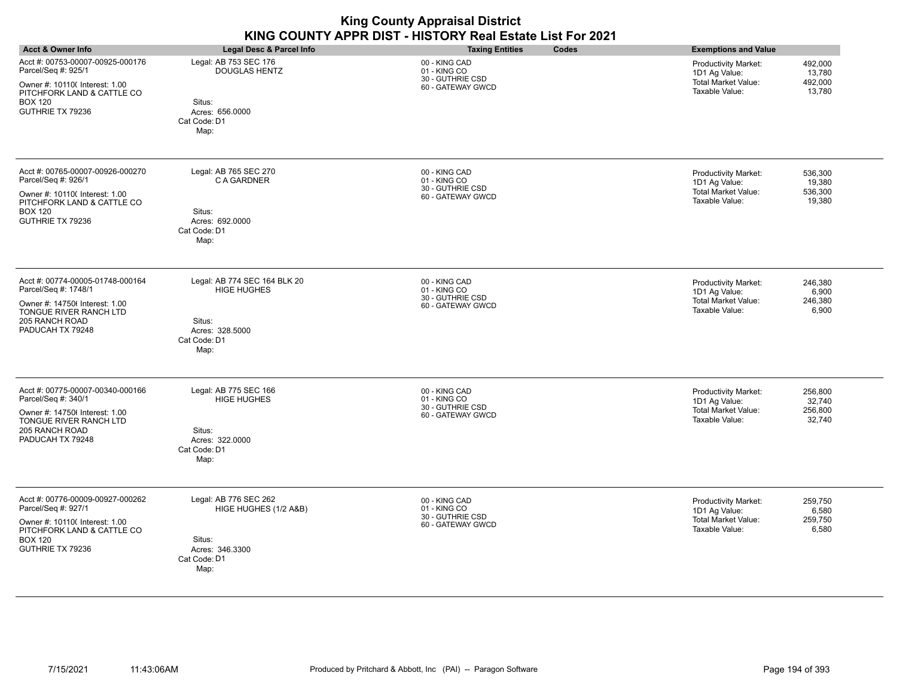# King County Appraisal District

## KING COUNTY APPR DIST - HISTORY Real Estate List For 2021

| Acct & Owner Info | Legal Desc & Parcel Info | Taxing Entities | Codes | Exemptions and Value |
|---|---|---|---|---|
| Acct #: 00753-00007-00925-000176<br>Parcel/Seq #: 925/1<br>Owner #: 10110( Interest: 1.00<br>PITCHFORK LAND & CATTLE CO<br>BOX 120<br>GUTHRIE TX 79236 | Legal: AB 753 SEC 176<br>DOUGLAS HENTZ<br>Situs:<br>Acres: 656.0000<br>Cat Code: D1<br>Map: | 00 - KING CAD<br>01 - KING CO<br>30 - GUTHRIE CSD<br>60 - GATEWAY GWCD | | Productivity Market: 492,000<br>1D1 Ag Value: 13,780<br>Total Market Value: 492,000<br>Taxable Value: 13,780 |
| Acct #: 00765-00007-00926-000270<br>Parcel/Seq #: 926/1<br>Owner #: 10110( Interest: 1.00<br>PITCHFORK LAND & CATTLE CO<br>BOX 120<br>GUTHRIE TX 79236 | Legal: AB 765 SEC 270<br>C A GARDNER<br>Situs:<br>Acres: 692.0000<br>Cat Code: D1<br>Map: | 00 - KING CAD<br>01 - KING CO<br>30 - GUTHRIE CSD<br>60 - GATEWAY GWCD | | Productivity Market: 536,300<br>1D1 Ag Value: 19,380<br>Total Market Value: 536,300<br>Taxable Value: 19,380 |
| Acct #: 00774-00005-01748-000164<br>Parcel/Seq #: 1748/1<br>Owner #: 14750( Interest: 1.00<br>TONGUE RIVER RANCH LTD<br>205 RANCH ROAD<br>PADUCAH TX 79248 | Legal: AB 774 SEC 164 BLK 20<br>HIGE HUGHES<br>Situs:<br>Acres: 328.5000<br>Cat Code: D1<br>Map: | 00 - KING CAD<br>01 - KING CO<br>30 - GUTHRIE CSD<br>60 - GATEWAY GWCD | | Productivity Market: 246,380<br>1D1 Ag Value: 6,900<br>Total Market Value: 246,380<br>Taxable Value: 6,900 |
| Acct #: 00775-00007-00340-000166<br>Parcel/Seq #: 340/1<br>Owner #: 14750( Interest: 1.00<br>TONGUE RIVER RANCH LTD<br>205 RANCH ROAD<br>PADUCAH TX 79248 | Legal: AB 775 SEC 166<br>HIGE HUGHES<br>Situs:<br>Acres: 322.0000<br>Cat Code: D1<br>Map: | 00 - KING CAD<br>01 - KING CO<br>30 - GUTHRIE CSD<br>60 - GATEWAY GWCD | | Productivity Market: 256,800<br>1D1 Ag Value: 32,740<br>Total Market Value: 256,800<br>Taxable Value: 32,740 |
| Acct #: 00776-00009-00927-000262<br>Parcel/Seq #: 927/1<br>Owner #: 10110( Interest: 1.00<br>PITCHFORK LAND & CATTLE CO<br>BOX 120<br>GUTHRIE TX 79236 | Legal: AB 776 SEC 262<br>HIGE HUGHES (1/2 A&B)<br>Situs:<br>Acres: 346.3300<br>Cat Code: D1<br>Map: | 00 - KING CAD<br>01 - KING CO<br>30 - GUTHRIE CSD<br>60 - GATEWAY GWCD | | Productivity Market: 259,750<br>1D1 Ag Value: 6,580<br>Total Market Value: 259,750<br>Taxable Value: 6,580 |

7/15/2021 11:43:06AM Produced by Pritchard & Abbott, Inc (PAI) -- Paragon Software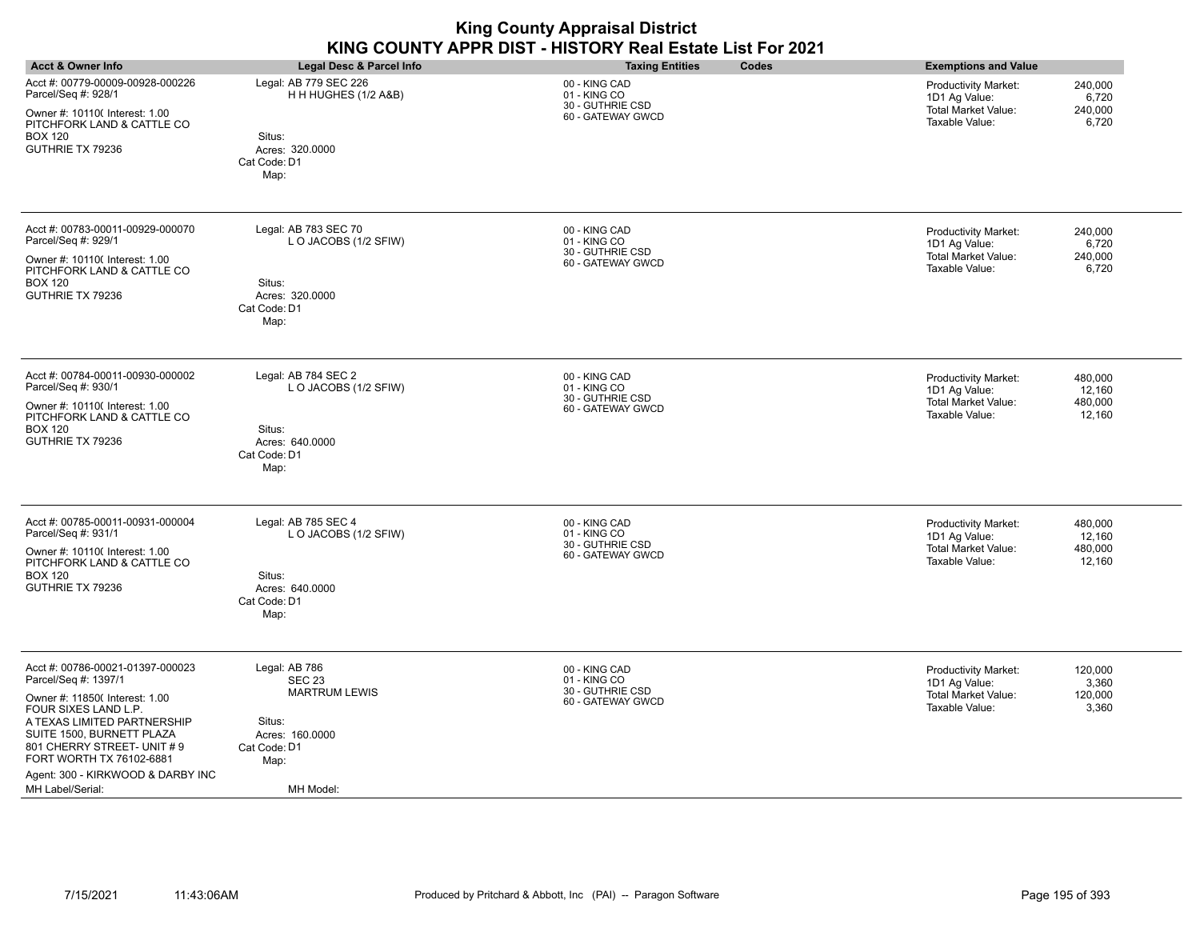# King County Appraisal District

## KING COUNTY APPR DIST - HISTORY Real Estate List For 2021

| Acct & Owner Info | Legal Desc & Parcel Info | Taxing Entities | Codes | Exemptions and Value |
|---|---|---|---|---|
| Acct #: 00779-00009-00928-000226<br>Parcel/Seq #: 928/1<br>Owner #: 10110( Interest: 1.00<br>PITCHFORK LAND & CATTLE CO<br>BOX 120<br>GUTHRIE TX 79236 | Legal: AB 779 SEC 226<br>H H HUGHES (1/2 A&B)<br>Situs:<br>Acres: 320.0000<br>Cat Code: D1<br>Map: | 00 - KING CAD<br>01 - KING CO<br>30 - GUTHRIE CSD<br>60 - GATEWAY GWCD | | Productivity Market: 240,000<br>1D1 Ag Value: 6,720<br>Total Market Value: 240,000<br>Taxable Value: 6,720 |
| Acct #: 00783-00011-00929-000070<br>Parcel/Seq #: 929/1<br>Owner #: 10110( Interest: 1.00<br>PITCHFORK LAND & CATTLE CO<br>BOX 120<br>GUTHRIE TX 79236 | Legal: AB 783 SEC 70<br>L O JACOBS (1/2 SFIW)<br>Situs:<br>Acres: 320.0000<br>Cat Code: D1<br>Map: | 00 - KING CAD<br>01 - KING CO<br>30 - GUTHRIE CSD<br>60 - GATEWAY GWCD | | Productivity Market: 240,000<br>1D1 Ag Value: 6,720<br>Total Market Value: 240,000<br>Taxable Value: 6,720 |
| Acct #: 00784-00011-00930-000002<br>Parcel/Seq #: 930/1<br>Owner #: 10110( Interest: 1.00<br>PITCHFORK LAND & CATTLE CO<br>BOX 120<br>GUTHRIE TX 79236 | Legal: AB 784 SEC 2<br>L O JACOBS (1/2 SFIW)<br>Situs:<br>Acres: 640.0000<br>Cat Code: D1<br>Map: | 00 - KING CAD<br>01 - KING CO<br>30 - GUTHRIE CSD<br>60 - GATEWAY GWCD | | Productivity Market: 480,000<br>1D1 Ag Value: 12,160<br>Total Market Value: 480,000<br>Taxable Value: 12,160 |
| Acct #: 00785-00011-00931-000004<br>Parcel/Seq #: 931/1<br>Owner #: 10110( Interest: 1.00<br>PITCHFORK LAND & CATTLE CO<br>BOX 120<br>GUTHRIE TX 79236 | Legal: AB 785 SEC 4<br>L O JACOBS (1/2 SFIW)<br>Situs:<br>Acres: 640.0000<br>Cat Code: D1<br>Map: | 00 - KING CAD<br>01 - KING CO<br>30 - GUTHRIE CSD<br>60 - GATEWAY GWCD | | Productivity Market: 480,000<br>1D1 Ag Value: 12,160<br>Total Market Value: 480,000<br>Taxable Value: 12,160 |
| Acct #: 00786-00021-01397-000023<br>Parcel/Seq #: 1397/1<br>Owner #: 11850( Interest: 1.00<br>FOUR SIXES LAND L.P.<br>A TEXAS LIMITED PARTNERSHIP<br>SUITE 1500, BURNETT PLAZA<br>801 CHERRY STREET- UNIT # 9<br>FORT WORTH TX 76102-6881<br>Agent: 300 - KIRKWOOD & DARBY INC<br>MH Label/Serial: | Legal: AB 786<br>SEC 23<br>MARTRUM LEWIS<br>Situs:<br>Acres: 160.0000<br>Cat Code: D1<br>Map:<br>MH Model: | 00 - KING CAD<br>01 - KING CO<br>30 - GUTHRIE CSD<br>60 - GATEWAY GWCD | | Productivity Market: 120,000<br>1D1 Ag Value: 3,360<br>Total Market Value: 120,000<br>Taxable Value: 3,360 |

7/15/2021 11:43:06AM Produced by Pritchard & Abbott, Inc (PAI) -- Paragon Software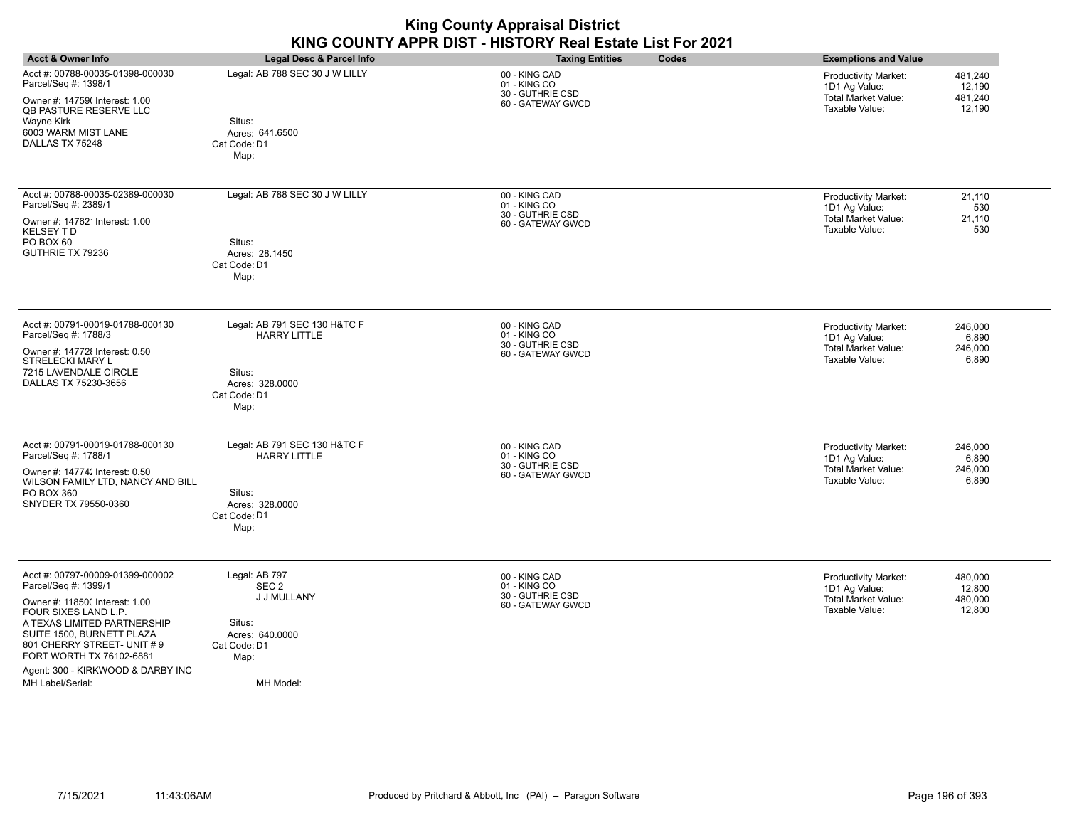# King County Appraisal District

## KING COUNTY APPR DIST - HISTORY Real Estate List For 2021

| Acct & Owner Info | Legal Desc & Parcel Info | Taxing Entities | Codes | Exemptions and Value |
|---|---|---|---|---|
| Acct #: 00788-00035-01398-000030<br>Parcel/Seq #: 1398/1<br>Owner #: 14759( Interest: 1.00<br>QB PASTURE RESERVE LLC<br>Wayne Kirk<br>6003 WARM MIST LANE<br>DALLAS TX 75248 | Legal: AB 788 SEC 30 J W LILLY<br>Situs:<br>Acres: 641.6500<br>Cat Code: D1<br>Map: | 00 - KING CAD<br>01 - KING CO<br>30 - GUTHRIE CSD<br>60 - GATEWAY GWCD | | Productivity Market: 481,240<br>1D1 Ag Value: 12,190<br>Total Market Value: 481,240<br>Taxable Value: 12,190 |
| Acct #: 00788-00035-02389-000030<br>Parcel/Seq #: 2389/1<br>Owner #: 14762' Interest: 1.00<br>KELSEY T D<br>PO BOX 60<br>GUTHRIE TX 79236 | Legal: AB 788 SEC 30 J W LILLY<br>Situs:<br>Acres: 28.1450<br>Cat Code: D1<br>Map: | 00 - KING CAD<br>01 - KING CO<br>30 - GUTHRIE CSD<br>60 - GATEWAY GWCD | | Productivity Market: 21,110<br>1D1 Ag Value: 530<br>Total Market Value: 21,110<br>Taxable Value: 530 |
| Acct #: 00791-00019-01788-000130<br>Parcel/Seq #: 1788/3<br>Owner #: 14772( Interest: 0.50<br>STRELECKI MARY L<br>7215 LAVENDALE CIRCLE<br>DALLAS TX 75230-3656 | Legal: AB 791 SEC 130 H&TC F HARRY LITTLE<br>Situs:<br>Acres: 328.0000<br>Cat Code: D1<br>Map: | 00 - KING CAD<br>01 - KING CO<br>30 - GUTHRIE CSD<br>60 - GATEWAY GWCD | | Productivity Market: 246,000<br>1D1 Ag Value: 6,890<br>Total Market Value: 246,000<br>Taxable Value: 6,890 |
| Acct #: 00791-00019-01788-000130<br>Parcel/Seq #: 1788/1<br>Owner #: 14774; Interest: 0.50<br>WILSON FAMILY LTD, NANCY AND BILL<br>PO BOX 360<br>SNYDER TX 79550-0360 | Legal: AB 791 SEC 130 H&TC F HARRY LITTLE<br>Situs:<br>Acres: 328.0000<br>Cat Code: D1<br>Map: | 00 - KING CAD<br>01 - KING CO<br>30 - GUTHRIE CSD<br>60 - GATEWAY GWCD | | Productivity Market: 246,000<br>1D1 Ag Value: 6,890<br>Total Market Value: 246,000<br>Taxable Value: 6,890 |
| Acct #: 00797-00009-01399-000002<br>Parcel/Seq #: 1399/1<br>Owner #: 11850( Interest: 1.00<br>FOUR SIXES LAND L.P.<br>A TEXAS LIMITED PARTNERSHIP<br>SUITE 1500, BURNETT PLAZA<br>801 CHERRY STREET- UNIT # 9<br>FORT WORTH TX 76102-6881<br>Agent: 300 - KIRKWOOD & DARBY INC<br>MH Label/Serial: | Legal: AB 797 SEC 2 J J MULLANY<br>Situs:<br>Acres: 640.0000<br>Cat Code: D1<br>Map:<br>MH Model: | 00 - KING CAD<br>01 - KING CO<br>30 - GUTHRIE CSD<br>60 - GATEWAY GWCD | | Productivity Market: 480,000<br>1D1 Ag Value: 12,800<br>Total Market Value: 480,000<br>Taxable Value: 12,800 |

7/15/2021 11:43:06AM Produced by Pritchard & Abbott, Inc (PAI) -- Paragon Software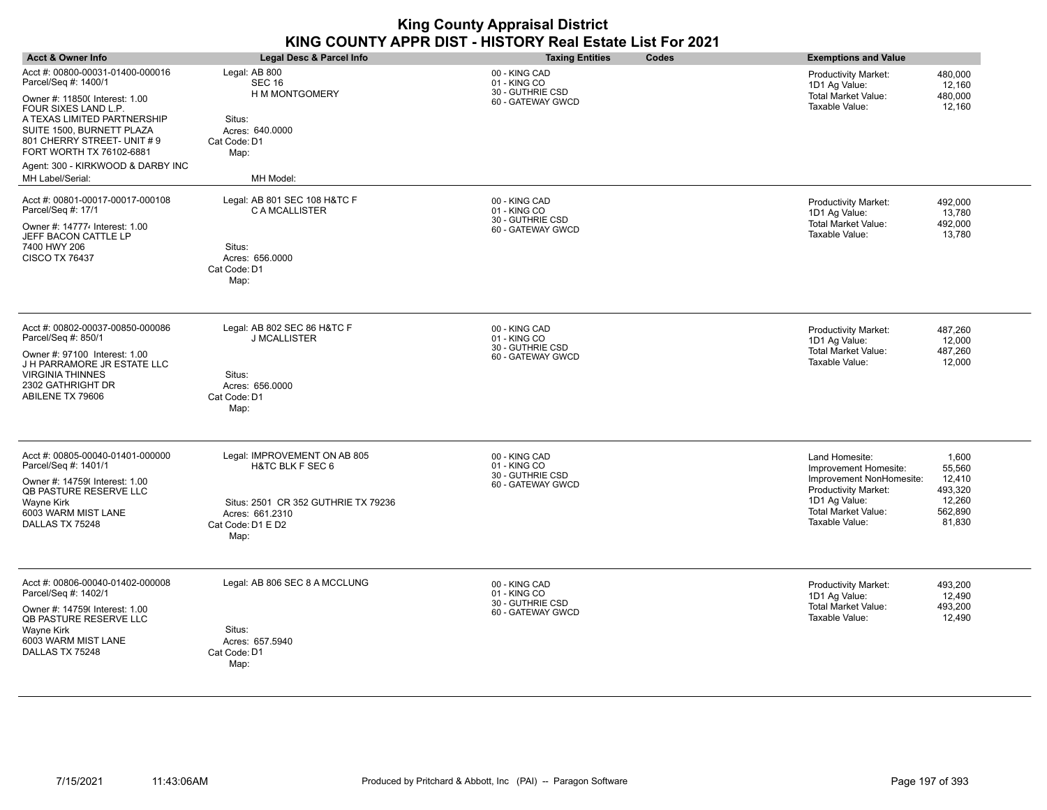# King County Appraisal District
## KING COUNTY APPR DIST - HISTORY Real Estate List For 2021

| Acct & Owner Info | Legal Desc & Parcel Info | Taxing Entities | Codes | Exemptions and Value |
|---|---|---|---|---|
| Acct #: 00800-00031-01400-000016<br>Parcel/Seq #: 1400/1<br>Owner #: 11850( Interest: 1.00<br>FOUR SIXES LAND L.P.<br>A TEXAS LIMITED PARTNERSHIP<br>SUITE 1500, BURNETT PLAZA<br>801 CHERRY STREET- UNIT # 9<br>FORT WORTH TX 76102-6881<br>Agent: 300 - KIRKWOOD & DARBY INC<br>MH Label/Serial: | Legal: AB 800<br>SEC 16<br>H M MONTGOMERY<br>Situs:<br>Acres: 640.0000<br>Cat Code: D1<br>Map:<br>MH Model: | 00 - KING CAD<br>01 - KING CO<br>30 - GUTHRIE CSD<br>60 - GATEWAY GWCD | | Productivity Market: 480,000<br>1D1 Ag Value: 12,160<br>Total Market Value: 480,000<br>Taxable Value: 12,160 |
| Acct #: 00801-00017-00017-000108<br>Parcel/Seq #: 17/1<br>Owner #: 14777( Interest: 1.00<br>JEFF BACON CATTLE LP<br>7400 HWY 206<br>CISCO TX 76437 | Legal: AB 801 SEC 108 H&TC F<br>C A MCALLISTER<br>Situs:<br>Acres: 656.0000<br>Cat Code: D1<br>Map: | 00 - KING CAD<br>01 - KING CO<br>30 - GUTHRIE CSD<br>60 - GATEWAY GWCD | | Productivity Market: 492,000<br>1D1 Ag Value: 13,780<br>Total Market Value: 492,000<br>Taxable Value: 13,780 |
| Acct #: 00802-00037-00850-000086<br>Parcel/Seq #: 850/1<br>Owner #: 97100 Interest: 1.00<br>J H PARRAMORE JR ESTATE LLC<br>VIRGINIA THINNES<br>2302 GATHRIGHT DR<br>ABILENE TX 79606 | Legal: AB 802 SEC 86 H&TC F<br>J MCALLISTER<br>Situs:<br>Acres: 656.0000<br>Cat Code: D1<br>Map: | 00 - KING CAD<br>01 - KING CO<br>30 - GUTHRIE CSD<br>60 - GATEWAY GWCD | | Productivity Market: 487,260<br>1D1 Ag Value: 12,000<br>Total Market Value: 487,260<br>Taxable Value: 12,000 |
| Acct #: 00805-00040-01401-000000<br>Parcel/Seq #: 1401/1<br>Owner #: 14759( Interest: 1.00<br>QB PASTURE RESERVE LLC<br>Wayne Kirk<br>6003 WARM MIST LANE<br>DALLAS TX 75248 | Legal: IMPROVEMENT ON AB 805<br>H&TC BLK F SEC 6<br>Situs: 2501 CR 352 GUTHRIE TX 79236<br>Acres: 661.2310<br>Cat Code: D1 E D2<br>Map: | 00 - KING CAD<br>01 - KING CO<br>30 - GUTHRIE CSD<br>60 - GATEWAY GWCD | | Land Homesite: 1,600<br>Improvement Homesite: 55,560<br>Improvement NonHomesite: 12,410<br>Productivity Market: 493,320<br>1D1 Ag Value: 12,260<br>Total Market Value: 562,890<br>Taxable Value: 81,830 |
| Acct #: 00806-00040-01402-000008<br>Parcel/Seq #: 1402/1<br>Owner #: 14759( Interest: 1.00<br>QB PASTURE RESERVE LLC<br>Wayne Kirk<br>6003 WARM MIST LANE<br>DALLAS TX 75248 | Legal: AB 806 SEC 8 A MCCLUNG<br>Situs:<br>Acres: 657.5940<br>Cat Code: D1<br>Map: | 00 - KING CAD<br>01 - KING CO<br>30 - GUTHRIE CSD<br>60 - GATEWAY GWCD | | Productivity Market: 493,200<br>1D1 Ag Value: 12,490<br>Total Market Value: 493,200<br>Taxable Value: 12,490 |

7/15/2021 11:43:06AM Produced by Pritchard & Abbott, Inc (PAI) -- Paragon Software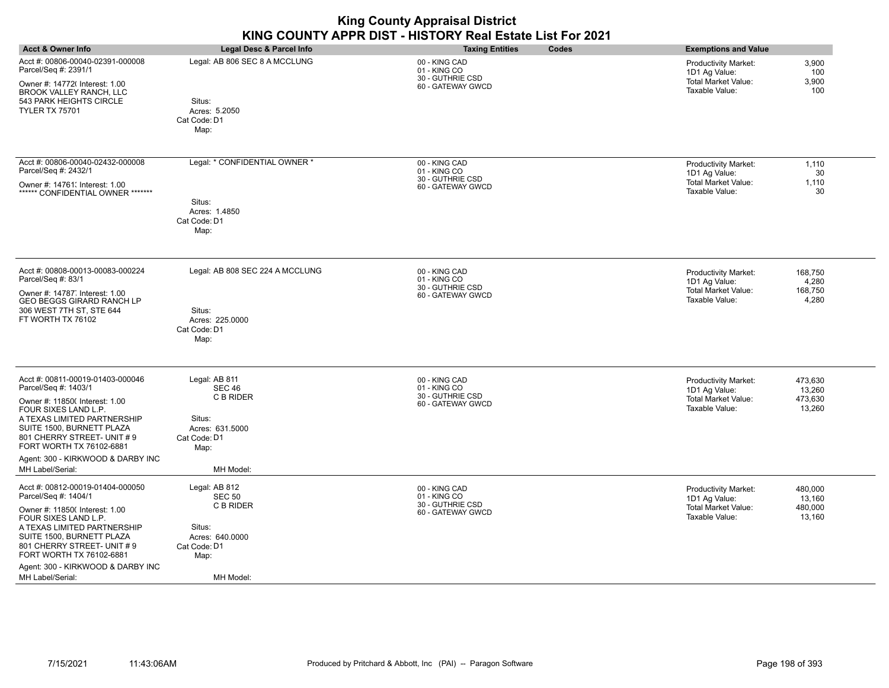# King County Appraisal District
## KING COUNTY APPR DIST - HISTORY Real Estate List For 2021

| Acct & Owner Info | Legal Desc & Parcel Info | Taxing Entities | Codes | Exemptions and Value |
|---|---|---|---|---|
| Acct #: 00806-00040-02391-000008<br>Parcel/Seq #: 2391/1<br>Owner #: 14772( Interest: 1.00<br>BROOK VALLEY RANCH, LLC<br>543 PARK HEIGHTS CIRCLE<br>TYLER TX 75701 | Legal: AB 806 SEC 8 A MCCLUNG<br>Situs:<br>Acres: 5.2050<br>Cat Code: D1<br>Map: | 00 - KING CAD<br>01 - KING CO<br>30 - GUTHRIE CSD<br>60 - GATEWAY GWCD | | Productivity Market: 3,900<br>1D1 Ag Value: 100<br>Total Market Value: 3,900<br>Taxable Value: 100 |
| Acct #: 00806-00040-02432-000008<br>Parcel/Seq #: 2432/1<br>Owner #: 14761: Interest: 1.00<br>****** CONFIDENTIAL OWNER ******* | Legal: * CONFIDENTIAL OWNER *<br>Situs:<br>Acres: 1.4850<br>Cat Code: D1<br>Map: | 00 - KING CAD<br>01 - KING CO<br>30 - GUTHRIE CSD<br>60 - GATEWAY GWCD | | Productivity Market: 1,110<br>1D1 Ag Value: 30<br>Total Market Value: 1,110<br>Taxable Value: 30 |
| Acct #: 00808-00013-00083-000224<br>Parcel/Seq #: 83/1<br>Owner #: 14787: Interest: 1.00<br>GEO BEGGS GIRARD RANCH LP<br>306 WEST 7TH ST, STE 644<br>FT WORTH TX 76102 | Legal: AB 808 SEC 224 A MCCLUNG<br>Situs:<br>Acres: 225.0000<br>Cat Code: D1<br>Map: | 00 - KING CAD<br>01 - KING CO<br>30 - GUTHRIE CSD<br>60 - GATEWAY GWCD | | Productivity Market: 168,750<br>1D1 Ag Value: 4,280<br>Total Market Value: 168,750<br>Taxable Value: 4,280 |
| Acct #: 00811-00019-01403-000046<br>Parcel/Seq #: 1403/1<br>Owner #: 11850( Interest: 1.00<br>FOUR SIXES LAND L.P.<br>A TEXAS LIMITED PARTNERSHIP<br>SUITE 1500, BURNETT PLAZA<br>801 CHERRY STREET- UNIT # 9<br>FORT WORTH TX 76102-6881<br>Agent: 300 - KIRKWOOD & DARBY INC<br>MH Label/Serial: | Legal: AB 811<br>SEC 46<br>C B RIDER<br>Situs:<br>Acres: 631.5000<br>Cat Code: D1<br>Map:<br>MH Model: | 00 - KING CAD<br>01 - KING CO<br>30 - GUTHRIE CSD<br>60 - GATEWAY GWCD | | Productivity Market: 473,630<br>1D1 Ag Value: 13,260<br>Total Market Value: 473,630<br>Taxable Value: 13,260 |
| Acct #: 00812-00019-01404-000050<br>Parcel/Seq #: 1404/1<br>Owner #: 11850( Interest: 1.00<br>FOUR SIXES LAND L.P.<br>A TEXAS LIMITED PARTNERSHIP<br>SUITE 1500, BURNETT PLAZA<br>801 CHERRY STREET- UNIT # 9<br>FORT WORTH TX 76102-6881<br>Agent: 300 - KIRKWOOD & DARBY INC<br>MH Label/Serial: | Legal: AB 812<br>SEC 50<br>C B RIDER<br>Situs:<br>Acres: 640.0000<br>Cat Code: D1<br>Map:<br>MH Model: | 00 - KING CAD<br>01 - KING CO<br>30 - GUTHRIE CSD<br>60 - GATEWAY GWCD | | Productivity Market: 480,000<br>1D1 Ag Value: 13,160<br>Total Market Value: 480,000<br>Taxable Value: 13,160 |

7/15/2021 11:43:06AM Produced by Pritchard & Abbott, Inc (PAI) -- Paragon Software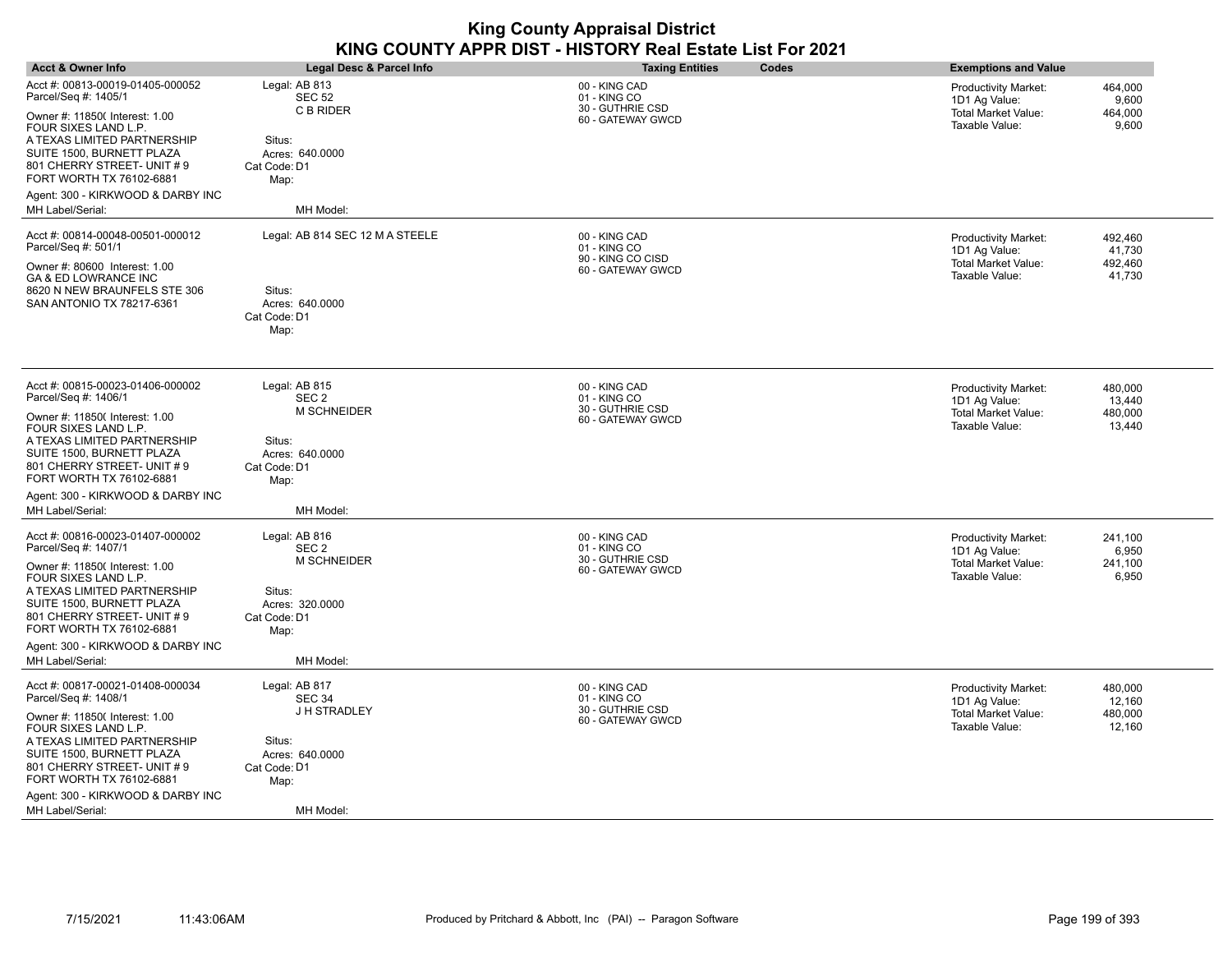# King County Appraisal District

## KING COUNTY APPR DIST - HISTORY Real Estate List For 2021

| Acct & Owner Info | Legal Desc & Parcel Info | Taxing Entities | Codes | Exemptions and Value |
|---|---|---|---|---|
| Acct #: 00813-00019-01405-000052<br>Parcel/Seq #: 1405/1<br>Owner #: 11850( Interest: 1.00<br>FOUR SIXES LAND L.P.<br>A TEXAS LIMITED PARTNERSHIP<br>SUITE 1500, BURNETT PLAZA<br>801 CHERRY STREET- UNIT # 9<br>FORT WORTH TX 76102-6881<br>Agent: 300 - KIRKWOOD & DARBY INC<br>MH Label/Serial: | Legal: AB 813<br>SEC 52<br>C B RIDER<br>Situs:<br>Acres: 640.0000<br>Cat Code: D1<br>Map:<br>MH Model: | 00 - KING CAD<br>01 - KING CO<br>30 - GUTHRIE CSD<br>60 - GATEWAY GWCD | | Productivity Market: 464,000<br>1D1 Ag Value: 9,600<br>Total Market Value: 464,000<br>Taxable Value: 9,600 |
| Acct #: 00814-00048-00501-000012<br>Parcel/Seq #: 501/1<br>Owner #: 80600 Interest: 1.00<br>GA & ED LOWRANCE INC<br>8620 N NEW BRAUNFELS STE 306<br>SAN ANTONIO TX 78217-6361 | Legal: AB 814 SEC 12 M A STEELE<br>Situs:<br>Acres: 640.0000<br>Cat Code: D1<br>Map: | 00 - KING CAD<br>01 - KING CO<br>90 - KING CO CISD<br>60 - GATEWAY GWCD | | Productivity Market: 492,460<br>1D1 Ag Value: 41,730<br>Total Market Value: 492,460<br>Taxable Value: 41,730 |
| Acct #: 00815-00023-01406-000002<br>Parcel/Seq #: 1406/1<br>Owner #: 11850( Interest: 1.00<br>FOUR SIXES LAND L.P.<br>A TEXAS LIMITED PARTNERSHIP<br>SUITE 1500, BURNETT PLAZA<br>801 CHERRY STREET- UNIT # 9<br>FORT WORTH TX 76102-6881<br>Agent: 300 - KIRKWOOD & DARBY INC<br>MH Label/Serial: | Legal: AB 815<br>SEC 2<br>M SCHNEIDER<br>Situs:<br>Acres: 640.0000<br>Cat Code: D1<br>Map:<br>MH Model: | 00 - KING CAD<br>01 - KING CO<br>30 - GUTHRIE CSD<br>60 - GATEWAY GWCD | | Productivity Market: 480,000<br>1D1 Ag Value: 13,440<br>Total Market Value: 480,000<br>Taxable Value: 13,440 |
| Acct #: 00816-00023-01407-000002<br>Parcel/Seq #: 1407/1<br>Owner #: 11850( Interest: 1.00<br>FOUR SIXES LAND L.P.<br>A TEXAS LIMITED PARTNERSHIP<br>SUITE 1500, BURNETT PLAZA<br>801 CHERRY STREET- UNIT # 9<br>FORT WORTH TX 76102-6881<br>Agent: 300 - KIRKWOOD & DARBY INC<br>MH Label/Serial: | Legal: AB 816<br>SEC 2<br>M SCHNEIDER<br>Situs:<br>Acres: 320.0000<br>Cat Code: D1<br>Map:<br>MH Model: | 00 - KING CAD<br>01 - KING CO<br>30 - GUTHRIE CSD<br>60 - GATEWAY GWCD | | Productivity Market: 241,100<br>1D1 Ag Value: 6,950<br>Total Market Value: 241,100<br>Taxable Value: 6,950 |
| Acct #: 00817-00021-01408-000034<br>Parcel/Seq #: 1408/1<br>Owner #: 11850( Interest: 1.00<br>FOUR SIXES LAND L.P.<br>A TEXAS LIMITED PARTNERSHIP<br>SUITE 1500, BURNETT PLAZA<br>801 CHERRY STREET- UNIT # 9<br>FORT WORTH TX 76102-6881<br>Agent: 300 - KIRKWOOD & DARBY INC<br>MH Label/Serial: | Legal: AB 817<br>SEC 34<br>J H STRADLEY<br>Situs:<br>Acres: 640.0000<br>Cat Code: D1<br>Map:<br>MH Model: | 00 - KING CAD<br>01 - KING CO<br>30 - GUTHRIE CSD<br>60 - GATEWAY GWCD | | Productivity Market: 480,000<br>1D1 Ag Value: 12,160<br>Total Market Value: 480,000<br>Taxable Value: 12,160 |

7/15/2021 11:43:06AM Produced by Pritchard & Abbott, Inc (PAI) -- Paragon Software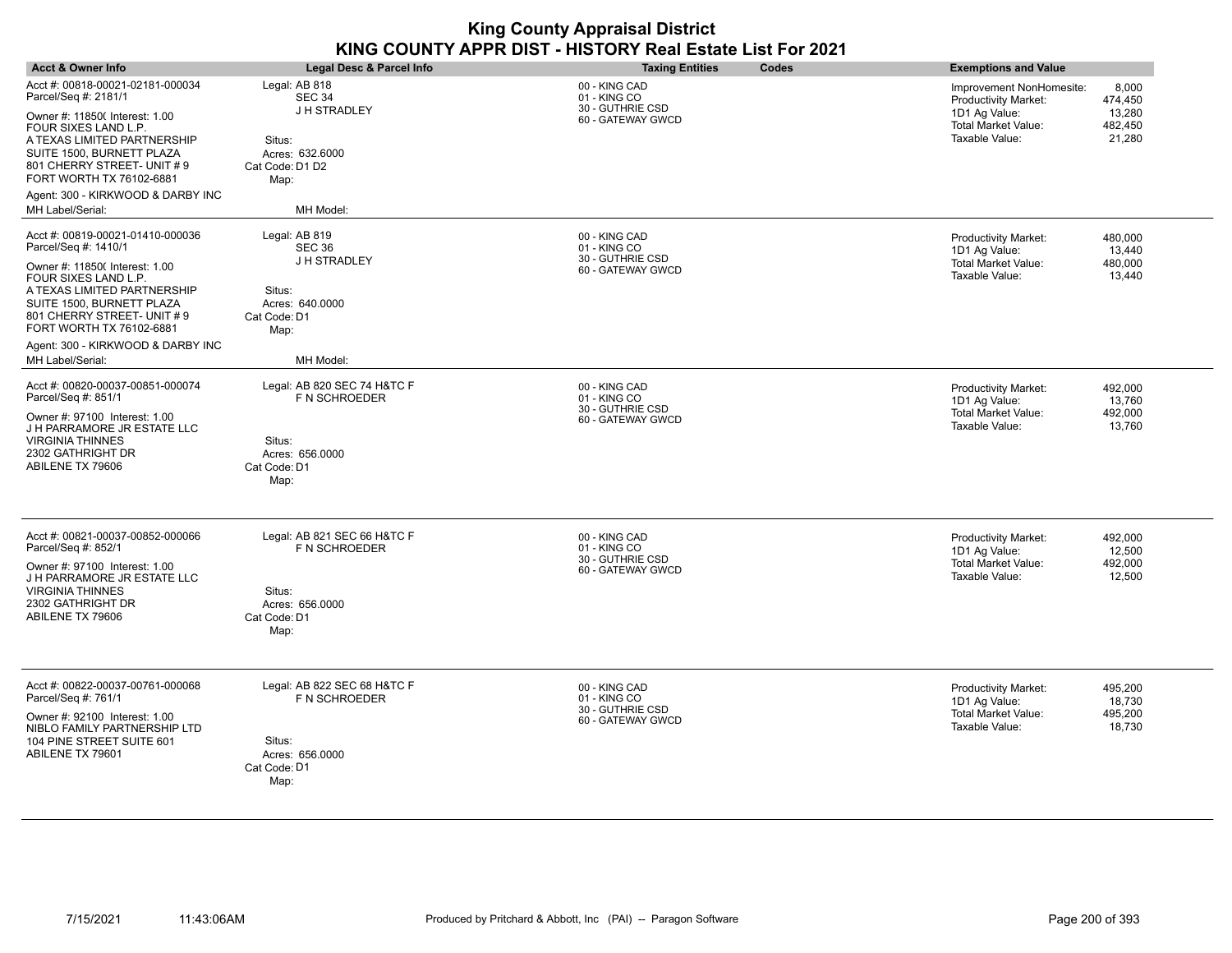# King County Appraisal District
## KING COUNTY APPR DIST - HISTORY Real Estate List For 2021

| Acct & Owner Info | Legal Desc & Parcel Info | Taxing Entities | Codes | Exemptions and Value |
|---|---|---|---|---|
| Acct #: 00818-00021-02181-000034<br>Parcel/Seq #: 2181/1<br>Owner #: 11850( Interest: 1.00<br>FOUR SIXES LAND L.P.<br>A TEXAS LIMITED PARTNERSHIP<br>SUITE 1500, BURNETT PLAZA<br>801 CHERRY STREET- UNIT # 9<br>FORT WORTH TX 76102-6881<br>Agent: 300 - KIRKWOOD & DARBY INC<br>MH Label/Serial: | Legal: AB 818<br>SEC 34<br>J H STRADLEY<br>Situs:<br>Acres: 632.6000<br>Cat Code: D1 D2<br>Map:<br>MH Model: | 00 - KING CAD<br>01 - KING CO<br>30 - GUTHRIE CSD<br>60 - GATEWAY GWCD | | Improvement NonHomesite: 8,000<br>Productivity Market: 474,450<br>1D1 Ag Value: 13,280<br>Total Market Value: 482,450<br>Taxable Value: 21,280 |
| Acct #: 00819-00021-01410-000036<br>Parcel/Seq #: 1410/1<br>Owner #: 11850( Interest: 1.00<br>FOUR SIXES LAND L.P.<br>A TEXAS LIMITED PARTNERSHIP<br>SUITE 1500, BURNETT PLAZA<br>801 CHERRY STREET- UNIT # 9<br>FORT WORTH TX 76102-6881<br>Agent: 300 - KIRKWOOD & DARBY INC<br>MH Label/Serial: | Legal: AB 819<br>SEC 36<br>J H STRADLEY<br>Situs:<br>Acres: 640.0000<br>Cat Code: D1<br>Map:<br>MH Model: | 00 - KING CAD<br>01 - KING CO<br>30 - GUTHRIE CSD<br>60 - GATEWAY GWCD | | Productivity Market: 480,000<br>1D1 Ag Value: 13,440<br>Total Market Value: 480,000<br>Taxable Value: 13,440 |
| Acct #: 00820-00037-00851-000074<br>Parcel/Seq #: 851/1<br>Owner #: 97100 Interest: 1.00<br>J H PARRAMORE JR ESTATE LLC<br>VIRGINIA THINNES<br>2302 GATHRIGHT DR<br>ABILENE TX 79606 | Legal: AB 820 SEC 74 H&TC F<br>F N SCHROEDER<br>Situs:<br>Acres: 656.0000<br>Cat Code: D1<br>Map: | 00 - KING CAD<br>01 - KING CO<br>30 - GUTHRIE CSD<br>60 - GATEWAY GWCD | | Productivity Market: 492,000<br>1D1 Ag Value: 13,760<br>Total Market Value: 492,000<br>Taxable Value: 13,760 |
| Acct #: 00821-00037-00852-000066<br>Parcel/Seq #: 852/1<br>Owner #: 97100 Interest: 1.00<br>J H PARRAMORE JR ESTATE LLC<br>VIRGINIA THINNES<br>2302 GATHRIGHT DR<br>ABILENE TX 79606 | Legal: AB 821 SEC 66 H&TC F<br>F N SCHROEDER<br>Situs:<br>Acres: 656.0000<br>Cat Code: D1<br>Map: | 00 - KING CAD<br>01 - KING CO<br>30 - GUTHRIE CSD<br>60 - GATEWAY GWCD | | Productivity Market: 492,000<br>1D1 Ag Value: 12,500<br>Total Market Value: 492,000<br>Taxable Value: 12,500 |
| Acct #: 00822-00037-00761-000068<br>Parcel/Seq #: 761/1<br>Owner #: 92100 Interest: 1.00<br>NIBLO FAMILY PARTNERSHIP LTD<br>104 PINE STREET SUITE 601<br>ABILENE TX 79601 | Legal: AB 822 SEC 68 H&TC F<br>F N SCHROEDER<br>Situs:<br>Acres: 656.0000<br>Cat Code: D1<br>Map: | 00 - KING CAD<br>01 - KING CO<br>30 - GUTHRIE CSD<br>60 - GATEWAY GWCD | | Productivity Market: 495,200<br>1D1 Ag Value: 18,730<br>Total Market Value: 495,200<br>Taxable Value: 18,730 |

7/15/2021 11:43:06AM Produced by Pritchard & Abbott, Inc (PAI) -- Paragon Software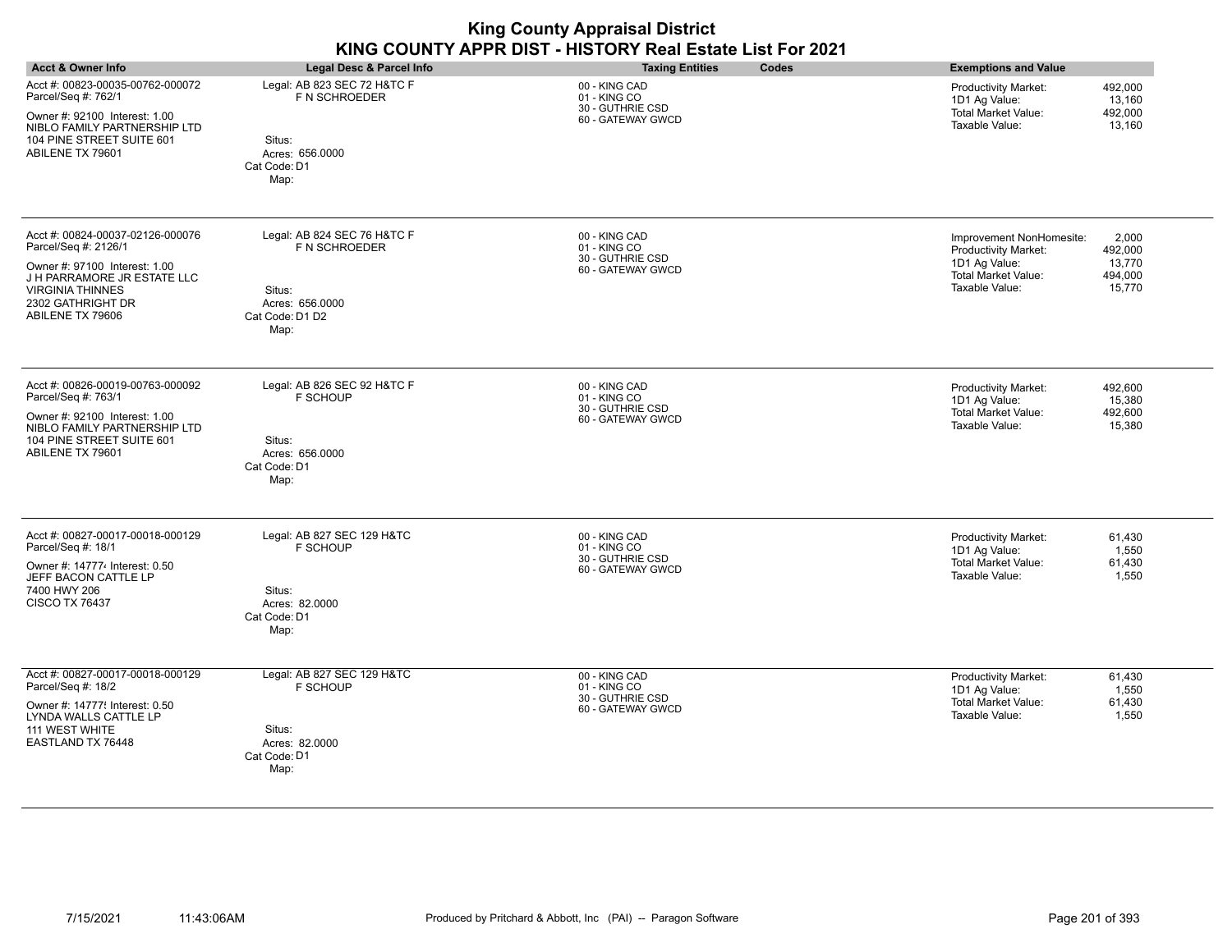# King County Appraisal District

## KING COUNTY APPR DIST - HISTORY Real Estate List For 2021

| Acct & Owner Info | Legal Desc & Parcel Info | Taxing Entities | Codes | Exemptions and Value |
|---|---|---|---|---|
| Acct #: 00823-00035-00762-000072<br>Parcel/Seq #: 762/1<br>Owner #: 92100 Interest: 1.00<br>NIBLO FAMILY PARTNERSHIP LTD<br>104 PINE STREET SUITE 601<br>ABILENE TX 79601 | Legal: AB 823 SEC 72 H&TC F F N SCHROEDER<br>Situs:<br>Acres: 656.0000<br>Cat Code: D1<br>Map: | 00 - KING CAD<br>01 - KING CO<br>30 - GUTHRIE CSD<br>60 - GATEWAY GWCD | | Productivity Market: 492,000<br>1D1 Ag Value: 13,160<br>Total Market Value: 492,000<br>Taxable Value: 13,160 |
| Acct #: 00824-00037-02126-000076<br>Parcel/Seq #: 2126/1<br>Owner #: 97100 Interest: 1.00<br>J H PARRAMORE JR ESTATE LLC<br>VIRGINIA THINNES<br>2302 GATHRIGHT DR<br>ABILENE TX 79606 | Legal: AB 824 SEC 76 H&TC F F N SCHROEDER<br>Situs:<br>Acres: 656.0000<br>Cat Code: D1 D2<br>Map: | 00 - KING CAD<br>01 - KING CO<br>30 - GUTHRIE CSD<br>60 - GATEWAY GWCD | | Improvement NonHomesite: 2,000<br>Productivity Market: 492,000<br>1D1 Ag Value: 13,770<br>Total Market Value: 494,000<br>Taxable Value: 15,770 |
| Acct #: 00826-00019-00763-000092<br>Parcel/Seq #: 763/1<br>Owner #: 92100 Interest: 1.00<br>NIBLO FAMILY PARTNERSHIP LTD<br>104 PINE STREET SUITE 601<br>ABILENE TX 79601 | Legal: AB 826 SEC 92 H&TC F F SCHOUP<br>Situs:<br>Acres: 656.0000<br>Cat Code: D1<br>Map: | 00 - KING CAD<br>01 - KING CO<br>30 - GUTHRIE CSD<br>60 - GATEWAY GWCD | | Productivity Market: 492,600<br>1D1 Ag Value: 15,380<br>Total Market Value: 492,600<br>Taxable Value: 15,380 |
| Acct #: 00827-00017-00018-000129<br>Parcel/Seq #: 18/1<br>Owner #: 14777 Interest: 0.50<br>JEFF BACON CATTLE LP<br>7400 HWY 206<br>CISCO TX 76437 | Legal: AB 827 SEC 129 H&TC F SCHOUP<br>Situs:<br>Acres: 82.0000<br>Cat Code: D1<br>Map: | 00 - KING CAD<br>01 - KING CO<br>30 - GUTHRIE CSD<br>60 - GATEWAY GWCD | | Productivity Market: 61,430<br>1D1 Ag Value: 1,550<br>Total Market Value: 61,430<br>Taxable Value: 1,550 |
| Acct #: 00827-00017-00018-000129<br>Parcel/Seq #: 18/2<br>Owner #: 14777 Interest: 0.50<br>LYNDA WALLS CATTLE LP<br>111 WEST WHITE<br>EASTLAND TX 76448 | Legal: AB 827 SEC 129 H&TC F SCHOUP<br>Situs:<br>Acres: 82.0000<br>Cat Code: D1<br>Map: | 00 - KING CAD<br>01 - KING CO<br>30 - GUTHRIE CSD<br>60 - GATEWAY GWCD | | Productivity Market: 61,430<br>1D1 Ag Value: 1,550<br>Total Market Value: 61,430<br>Taxable Value: 1,550 |

7/15/2021 11:43:06AM Produced by Pritchard & Abbott, Inc (PAI) -- Paragon Software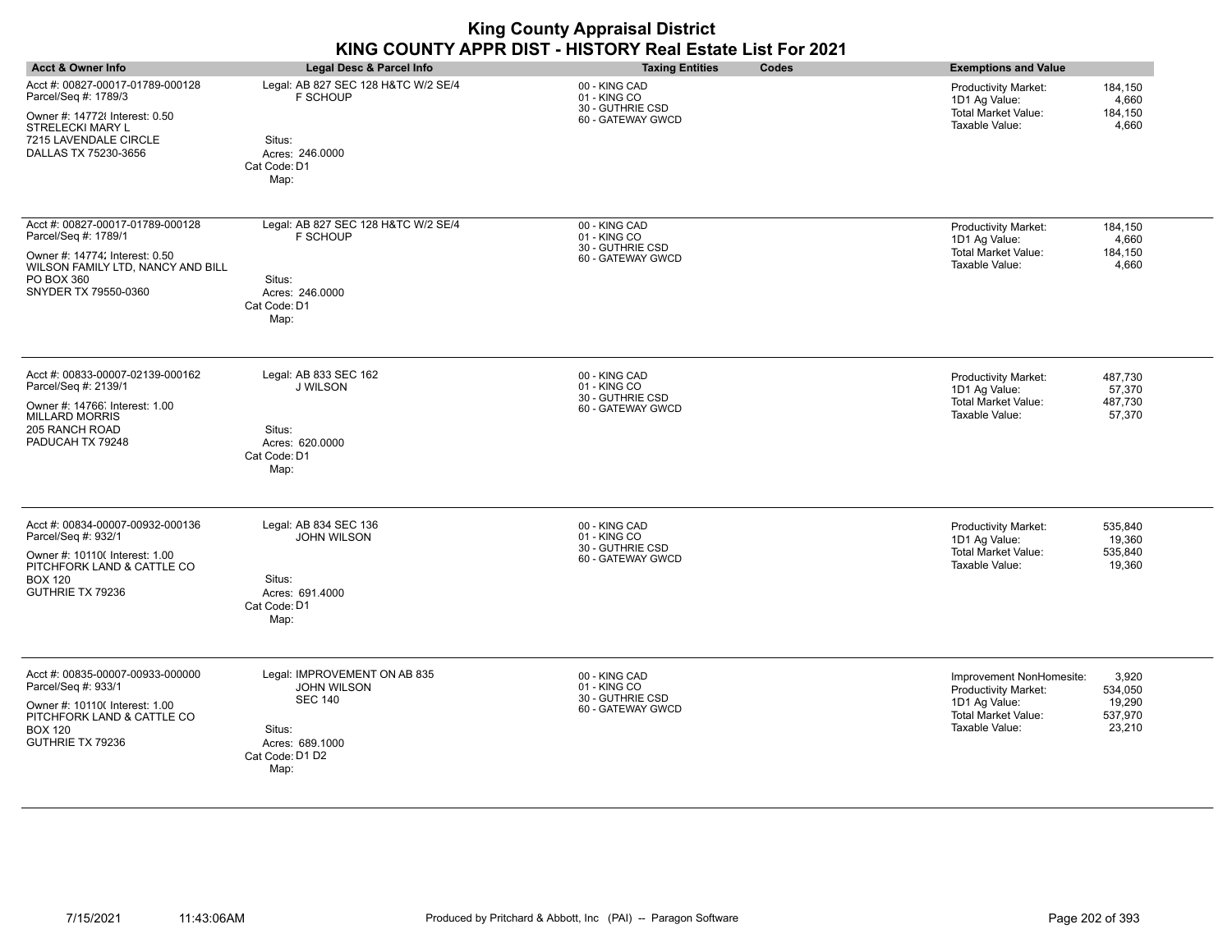# King County Appraisal District

## KING COUNTY APPR DIST - HISTORY Real Estate List For 2021

| Acct & Owner Info | Legal Desc & Parcel Info | Taxing Entities | Codes | Exemptions and Value |
|---|---|---|---|---|
| Acct #: 00827-00017-01789-000128<br>Parcel/Seq #: 1789/3<br>Owner #: 14772( Interest: 0.50<br>STRELECKI MARY L<br>7215 LAVENDALE CIRCLE<br>DALLAS TX 75230-3656 | Legal: AB 827 SEC 128 H&TC W/2 SE/4<br>F SCHOUP<br>Situs:<br>Acres: 246.0000<br>Cat Code: D1<br>Map: | 00 - KING CAD<br>01 - KING CO<br>30 - GUTHRIE CSD<br>60 - GATEWAY GWCD | | Productivity Market: 184,150<br>1D1 Ag Value: 4,660<br>Total Market Value: 184,150<br>Taxable Value: 4,660 |
| Acct #: 00827-00017-01789-000128<br>Parcel/Seq #: 1789/1<br>Owner #: 14774( Interest: 0.50<br>WILSON FAMILY LTD, NANCY AND BILL<br>PO BOX 360<br>SNYDER TX 79550-0360 | Legal: AB 827 SEC 128 H&TC W/2 SE/4<br>F SCHOUP<br>Situs:<br>Acres: 246.0000<br>Cat Code: D1<br>Map: | 00 - KING CAD<br>01 - KING CO<br>30 - GUTHRIE CSD<br>60 - GATEWAY GWCD | | Productivity Market: 184,150<br>1D1 Ag Value: 4,660<br>Total Market Value: 184,150<br>Taxable Value: 4,660 |
| Acct #: 00833-00007-02139-000162<br>Parcel/Seq #: 2139/1<br>Owner #: 14766( Interest: 1.00<br>MILLARD MORRIS<br>205 RANCH ROAD<br>PADUCAH TX 79248 | Legal: AB 833 SEC 162<br>J WILSON<br>Situs:<br>Acres: 620.0000<br>Cat Code: D1<br>Map: | 00 - KING CAD<br>01 - KING CO<br>30 - GUTHRIE CSD<br>60 - GATEWAY GWCD | | Productivity Market: 487,730<br>1D1 Ag Value: 57,370<br>Total Market Value: 487,730<br>Taxable Value: 57,370 |
| Acct #: 00834-00007-00932-000136<br>Parcel/Seq #: 932/1<br>Owner #: 10110( Interest: 1.00<br>PITCHFORK LAND & CATTLE CO<br>BOX 120<br>GUTHRIE TX 79236 | Legal: AB 834 SEC 136<br>JOHN WILSON<br>Situs:<br>Acres: 691.4000<br>Cat Code: D1<br>Map: | 00 - KING CAD<br>01 - KING CO<br>30 - GUTHRIE CSD<br>60 - GATEWAY GWCD | | Productivity Market: 535,840<br>1D1 Ag Value: 19,360<br>Total Market Value: 535,840<br>Taxable Value: 19,360 |
| Acct #: 00835-00007-00933-000000<br>Parcel/Seq #: 933/1<br>Owner #: 10110( Interest: 1.00<br>PITCHFORK LAND & CATTLE CO<br>BOX 120<br>GUTHRIE TX 79236 | Legal: IMPROVEMENT ON AB 835<br>JOHN WILSON<br>SEC 140<br>Situs:<br>Acres: 689.1000<br>Cat Code: D1 D2<br>Map: | 00 - KING CAD<br>01 - KING CO<br>30 - GUTHRIE CSD<br>60 - GATEWAY GWCD | | Improvement NonHomesite: 3,920<br>Productivity Market: 534,050<br>1D1 Ag Value: 19,290<br>Total Market Value: 537,970<br>Taxable Value: 23,210 |

7/15/2021 11:43:06AM Produced by Pritchard & Abbott, Inc (PAI) -- Paragon Software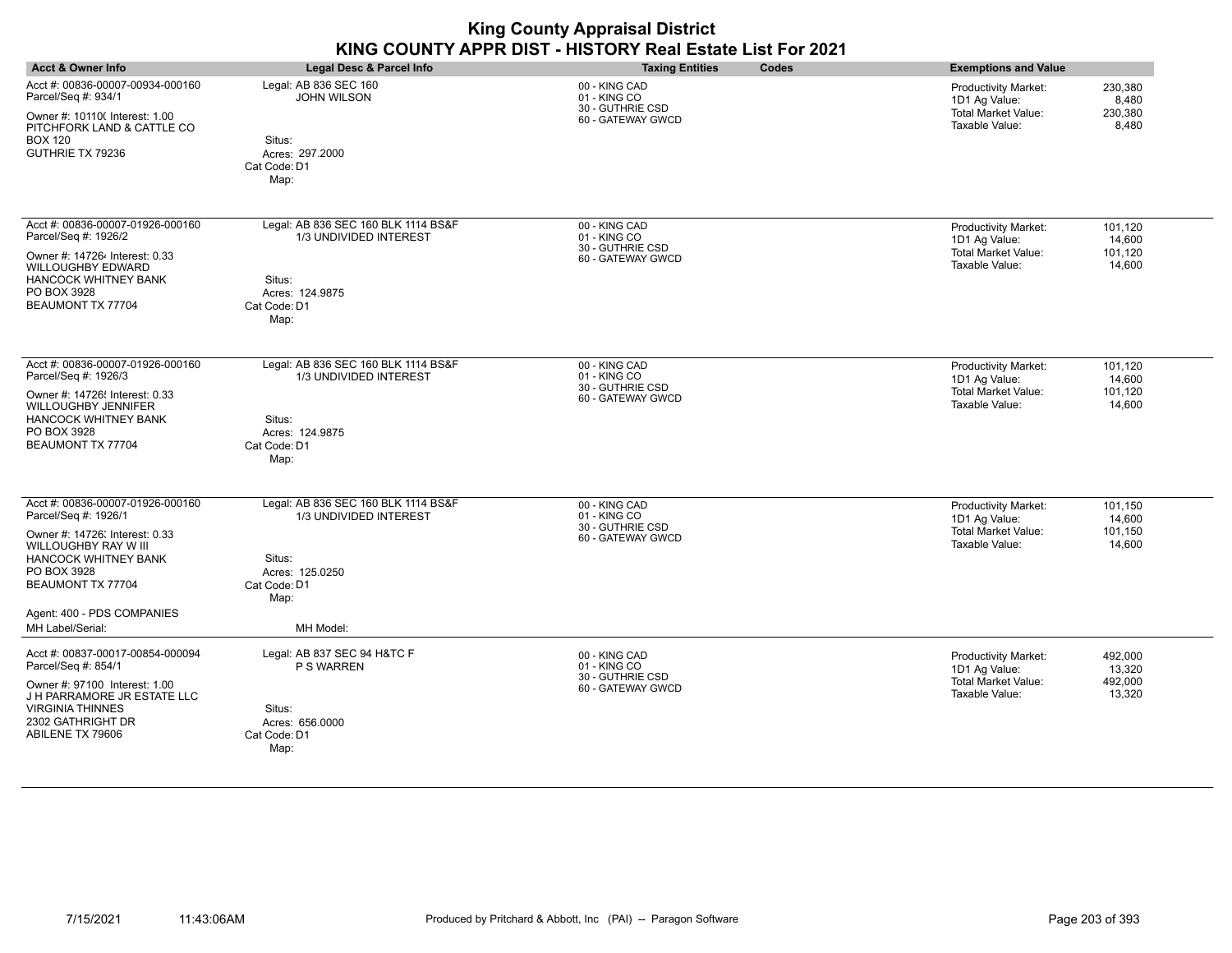# King County Appraisal District

## KING COUNTY APPR DIST - HISTORY Real Estate List For 2021

| Acct & Owner Info | Legal Desc & Parcel Info | Taxing Entities | Codes | Exemptions and Value |
|---|---|---|---|---|
| Acct #: 00836-00007-00934-000160<br>Parcel/Seq #: 934/1<br>Owner #: 10110( Interest: 1.00<br>PITCHFORK LAND & CATTLE CO<br>BOX 120<br>GUTHRIE TX 79236 | Legal: AB 836 SEC 160<br>JOHN WILSON<br>Situs:<br>Acres: 297.2000<br>Cat Code: D1<br>Map: | 00 - KING CAD<br>01 - KING CO<br>30 - GUTHRIE CSD<br>60 - GATEWAY GWCD | | Productivity Market: 230,380<br>1D1 Ag Value: 8,480<br>Total Market Value: 230,380<br>Taxable Value: 8,480 |
| Acct #: 00836-00007-01926-000160<br>Parcel/Seq #: 1926/2<br>Owner #: 14726( Interest: 0.33<br>WILLOUGHBY EDWARD<br>HANCOCK WHITNEY BANK<br>PO BOX 3928<br>BEAUMONT TX 77704 | Legal: AB 836 SEC 160 BLK 1114 BS&F<br>1/3 UNDIVIDED INTEREST<br>Situs:<br>Acres: 124.9875<br>Cat Code: D1<br>Map: | 00 - KING CAD<br>01 - KING CO<br>30 - GUTHRIE CSD<br>60 - GATEWAY GWCD | | Productivity Market: 101,120<br>1D1 Ag Value: 14,600<br>Total Market Value: 101,120<br>Taxable Value: 14,600 |
| Acct #: 00836-00007-01926-000160<br>Parcel/Seq #: 1926/3<br>Owner #: 14726! Interest: 0.33<br>WILLOUGHBY JENNIFER<br>HANCOCK WHITNEY BANK<br>PO BOX 3928<br>BEAUMONT TX 77704 | Legal: AB 836 SEC 160 BLK 1114 BS&F<br>1/3 UNDIVIDED INTEREST<br>Situs:<br>Acres: 124.9875<br>Cat Code: D1<br>Map: | 00 - KING CAD<br>01 - KING CO<br>30 - GUTHRIE CSD<br>60 - GATEWAY GWCD | | Productivity Market: 101,120<br>1D1 Ag Value: 14,600<br>Total Market Value: 101,120<br>Taxable Value: 14,600 |
| Acct #: 00836-00007-01926-000160<br>Parcel/Seq #: 1926/1<br>Owner #: 14726( Interest: 0.33<br>WILLOUGHBY RAY W III<br>HANCOCK WHITNEY BANK<br>PO BOX 3928<br>BEAUMONT TX 77704<br>Agent: 400 - PDS COMPANIES<br>MH Label/Serial: | Legal: AB 836 SEC 160 BLK 1114 BS&F<br>1/3 UNDIVIDED INTEREST<br>Situs:<br>Acres: 125.0250<br>Cat Code: D1<br>Map:<br>MH Model: | 00 - KING CAD<br>01 - KING CO<br>30 - GUTHRIE CSD<br>60 - GATEWAY GWCD | | Productivity Market: 101,150<br>1D1 Ag Value: 14,600<br>Total Market Value: 101,150<br>Taxable Value: 14,600 |
| Acct #: 00837-00017-00854-000094<br>Parcel/Seq #: 854/1<br>Owner #: 97100 Interest: 1.00<br>J H PARRAMORE JR ESTATE LLC<br>VIRGINIA THINNES<br>2302 GATHRIGHT DR<br>ABILENE TX 79606 | Legal: AB 837 SEC 94 H&TC F<br>P S WARREN<br>Situs:<br>Acres: 656.0000<br>Cat Code: D1<br>Map: | 00 - KING CAD<br>01 - KING CO<br>30 - GUTHRIE CSD<br>60 - GATEWAY GWCD | | Productivity Market: 492,000<br>1D1 Ag Value: 13,320<br>Total Market Value: 492,000<br>Taxable Value: 13,320 |

7/15/2021 11:43:06AM Produced by Pritchard & Abbott, Inc (PAI) -- Paragon Software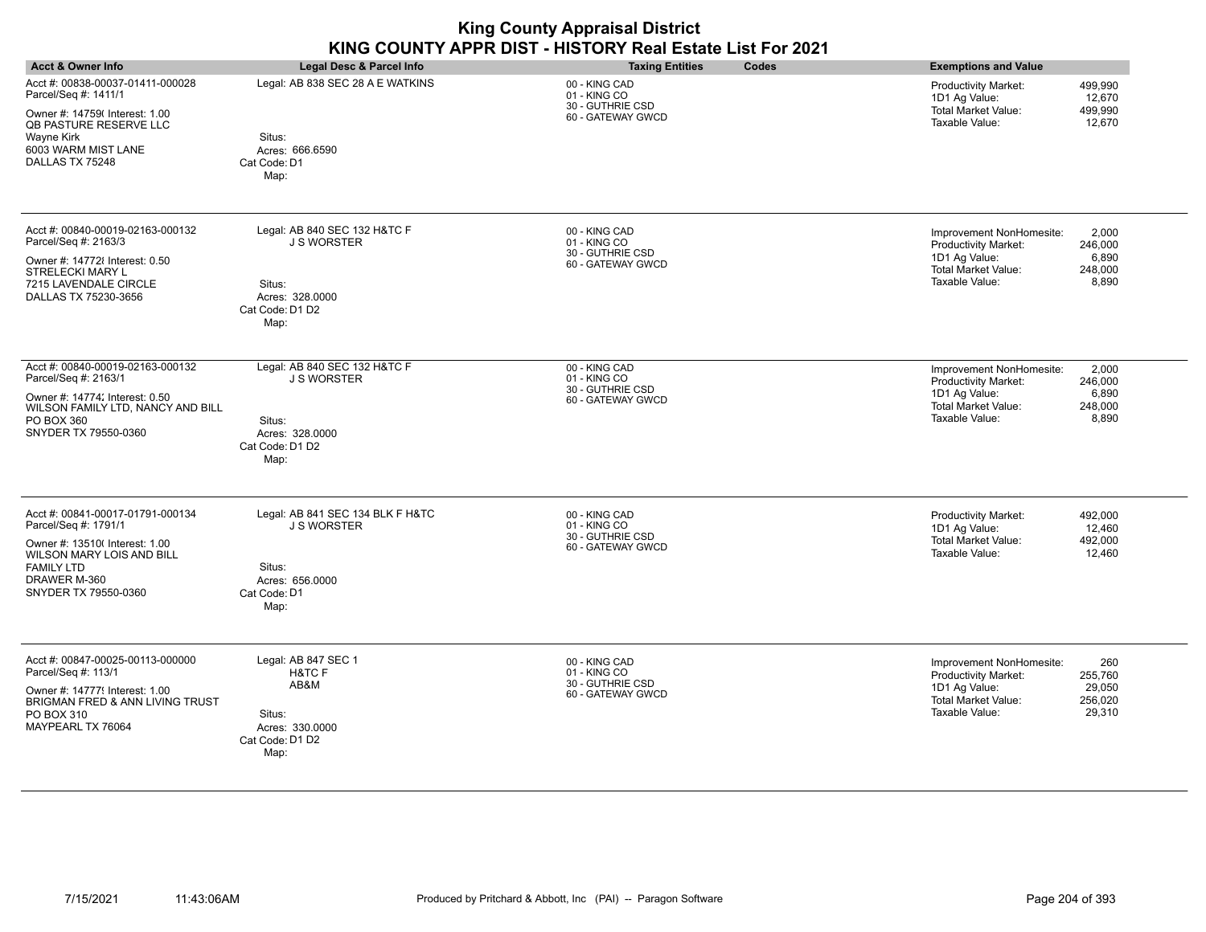# King County Appraisal District

## KING COUNTY APPR DIST - HISTORY Real Estate List For 2021

| Acct & Owner Info | Legal Desc & Parcel Info | Taxing Entities | Codes | Exemptions and Value |
|---|---|---|---|---|
| Acct #: 00838-00037-01411-000028<br>Parcel/Seq #: 1411/1<br>Owner #: 14759( Interest: 1.00<br>QB PASTURE RESERVE LLC<br>Wayne Kirk<br>6003 WARM MIST LANE<br>DALLAS TX 75248 | Legal: AB 838 SEC 28 A E WATKINS<br>Situs:<br>Acres: 666.6590<br>Cat Code: D1<br>Map: | 00 - KING CAD<br>01 - KING CO<br>30 - GUTHRIE CSD<br>60 - GATEWAY GWCD | | Productivity Market: 499,990<br>1D1 Ag Value: 12,670<br>Total Market Value: 499,990<br>Taxable Value: 12,670 |
| Acct #: 00840-00019-02163-000132<br>Parcel/Seq #: 2163/3<br>Owner #: 14772( Interest: 0.50<br>STRELECKI MARY L<br>7215 LAVENDALE CIRCLE<br>DALLAS TX 75230-3656 | Legal: AB 840 SEC 132 H&TC F J S WORSTER<br>Situs:<br>Acres: 328.0000<br>Cat Code: D1 D2<br>Map: | 00 - KING CAD<br>01 - KING CO<br>30 - GUTHRIE CSD<br>60 - GATEWAY GWCD | | Improvement NonHomesite: 2,000<br>Productivity Market: 246,000<br>1D1 Ag Value: 6,890<br>Total Market Value: 248,000<br>Taxable Value: 8,890 |
| Acct #: 00840-00019-02163-000132<br>Parcel/Seq #: 2163/1<br>Owner #: 14774; Interest: 0.50<br>WILSON FAMILY LTD, NANCY AND BILL<br>PO BOX 360<br>SNYDER TX 79550-0360 | Legal: AB 840 SEC 132 H&TC F J S WORSTER<br>Situs:<br>Acres: 328.0000<br>Cat Code: D1 D2<br>Map: | 00 - KING CAD<br>01 - KING CO<br>30 - GUTHRIE CSD<br>60 - GATEWAY GWCD | | Improvement NonHomesite: 2,000<br>Productivity Market: 246,000<br>1D1 Ag Value: 6,890<br>Total Market Value: 248,000<br>Taxable Value: 8,890 |
| Acct #: 00841-00017-01791-000134<br>Parcel/Seq #: 1791/1<br>Owner #: 13510( Interest: 1.00<br>WILSON MARY LOIS AND BILL FAMILY LTD<br>DRAWER M-360<br>SNYDER TX 79550-0360 | Legal: AB 841 SEC 134 BLK F H&TC J S WORSTER<br>Situs:<br>Acres: 656.0000<br>Cat Code: D1<br>Map: | 00 - KING CAD<br>01 - KING CO<br>30 - GUTHRIE CSD<br>60 - GATEWAY GWCD | | Productivity Market: 492,000<br>1D1 Ag Value: 12,460<br>Total Market Value: 492,000<br>Taxable Value: 12,460 |
| Acct #: 00847-00025-00113-000000<br>Parcel/Seq #: 113/1<br>Owner #: 14777! Interest: 1.00<br>BRIGMAN FRED & ANN LIVING TRUST<br>PO BOX 310<br>MAYPEARL TX 76064 | Legal: AB 847 SEC 1 H&TC F AB&M<br>Situs:<br>Acres: 330.0000<br>Cat Code: D1 D2<br>Map: | 00 - KING CAD<br>01 - KING CO<br>30 - GUTHRIE CSD<br>60 - GATEWAY GWCD | | Improvement NonHomesite: 260<br>Productivity Market: 255,760<br>1D1 Ag Value: 29,050<br>Total Market Value: 256,020<br>Taxable Value: 29,310 |

7/15/2021 11:43:06AM Produced by Pritchard & Abbott, Inc (PAI) -- Paragon Software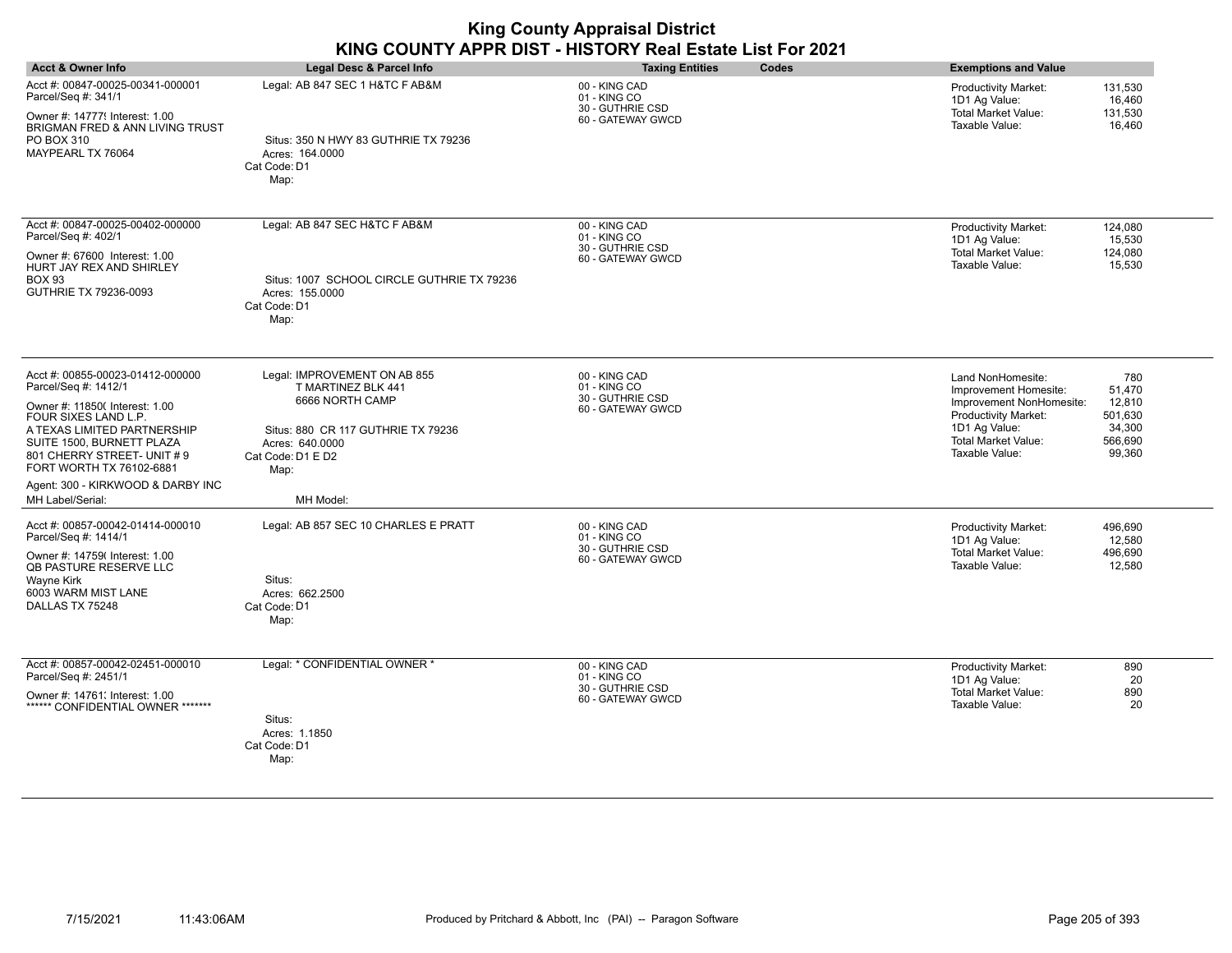# King County Appraisal District

## KING COUNTY APPR DIST - HISTORY Real Estate List For 2021

| Acct & Owner Info | Legal Desc & Parcel Info | Taxing Entities | Codes | Exemptions and Value |
|---|---|---|---|---|
| Acct #: 00847-00025-00341-000001<br>Parcel/Seq #: 341/1<br>Owner #: 14777! Interest: 1.00<br>BRIGMAN FRED & ANN LIVING TRUST<br>PO BOX 310<br>MAYPEARL TX 76064 | Legal: AB 847 SEC 1 H&TC F AB&M<br>Situs: 350 N HWY 83 GUTHRIE TX 79236<br>Acres: 164.0000<br>Cat Code: D1<br>Map: | 00 - KING CAD<br>01 - KING CO<br>30 - GUTHRIE CSD<br>60 - GATEWAY GWCD | | Productivity Market: 131,530<br>1D1 Ag Value: 16,460<br>Total Market Value: 131,530<br>Taxable Value: 16,460 |
| Acct #: 00847-00025-00402-000000<br>Parcel/Seq #: 402/1<br>Owner #: 67600 Interest: 1.00<br>HURT JAY REX AND SHIRLEY<br>BOX 93<br>GUTHRIE TX 79236-0093 | Legal: AB 847 SEC H&TC F AB&M<br>Situs: 1007 SCHOOL CIRCLE GUTHRIE TX 79236<br>Acres: 155.0000<br>Cat Code: D1<br>Map: | 00 - KING CAD<br>01 - KING CO<br>30 - GUTHRIE CSD<br>60 - GATEWAY GWCD | | Productivity Market: 124,080<br>1D1 Ag Value: 15,530<br>Total Market Value: 124,080<br>Taxable Value: 15,530 |
| Acct #: 00855-00023-01412-000000<br>Parcel/Seq #: 1412/1<br>Owner #: 11850( Interest: 1.00<br>FOUR SIXES LAND L.P.<br>A TEXAS LIMITED PARTNERSHIP<br>SUITE 1500, BURNETT PLAZA<br>801 CHERRY STREET- UNIT # 9<br>FORT WORTH TX 76102-6881<br>Agent: 300 - KIRKWOOD & DARBY INC<br>MH Label/Serial: | Legal: IMPROVEMENT ON AB 855 T MARTINEZ BLK 441 6666 NORTH CAMP<br>Situs: 880 CR 117 GUTHRIE TX 79236<br>Acres: 640.0000<br>Cat Code: D1 E D2<br>Map:<br>MH Model: | 00 - KING CAD<br>01 - KING CO<br>30 - GUTHRIE CSD<br>60 - GATEWAY GWCD | | Land NonHomesite: 780<br>Improvement Homesite: 51,470<br>Improvement NonHomesite: 12,810<br>Productivity Market: 501,630<br>1D1 Ag Value: 34,300<br>Total Market Value: 566,690<br>Taxable Value: 99,360 |
| Acct #: 00857-00042-01414-000010<br>Parcel/Seq #: 1414/1<br>Owner #: 14759( Interest: 1.00<br>QB PASTURE RESERVE LLC<br>Wayne Kirk<br>6003 WARM MIST LANE<br>DALLAS TX 75248 | Legal: AB 857 SEC 10 CHARLES E PRATT<br>Situs:<br>Acres: 662.2500<br>Cat Code: D1<br>Map: | 00 - KING CAD<br>01 - KING CO<br>30 - GUTHRIE CSD<br>60 - GATEWAY GWCD | | Productivity Market: 496,690<br>1D1 Ag Value: 12,580<br>Total Market Value: 496,690<br>Taxable Value: 12,580 |
| Acct #: 00857-00042-02451-000010<br>Parcel/Seq #: 2451/1<br>Owner #: 14761: Interest: 1.00<br>****** CONFIDENTIAL OWNER ******* | Legal: * CONFIDENTIAL OWNER *<br>Situs:<br>Acres: 1.1850<br>Cat Code: D1<br>Map: | 00 - KING CAD<br>01 - KING CO<br>30 - GUTHRIE CSD<br>60 - GATEWAY GWCD | | Productivity Market: 890<br>1D1 Ag Value: 20<br>Total Market Value: 890<br>Taxable Value: 20 |

7/15/2021 11:43:06AM Produced by Pritchard & Abbott, Inc (PAI) -- Paragon Software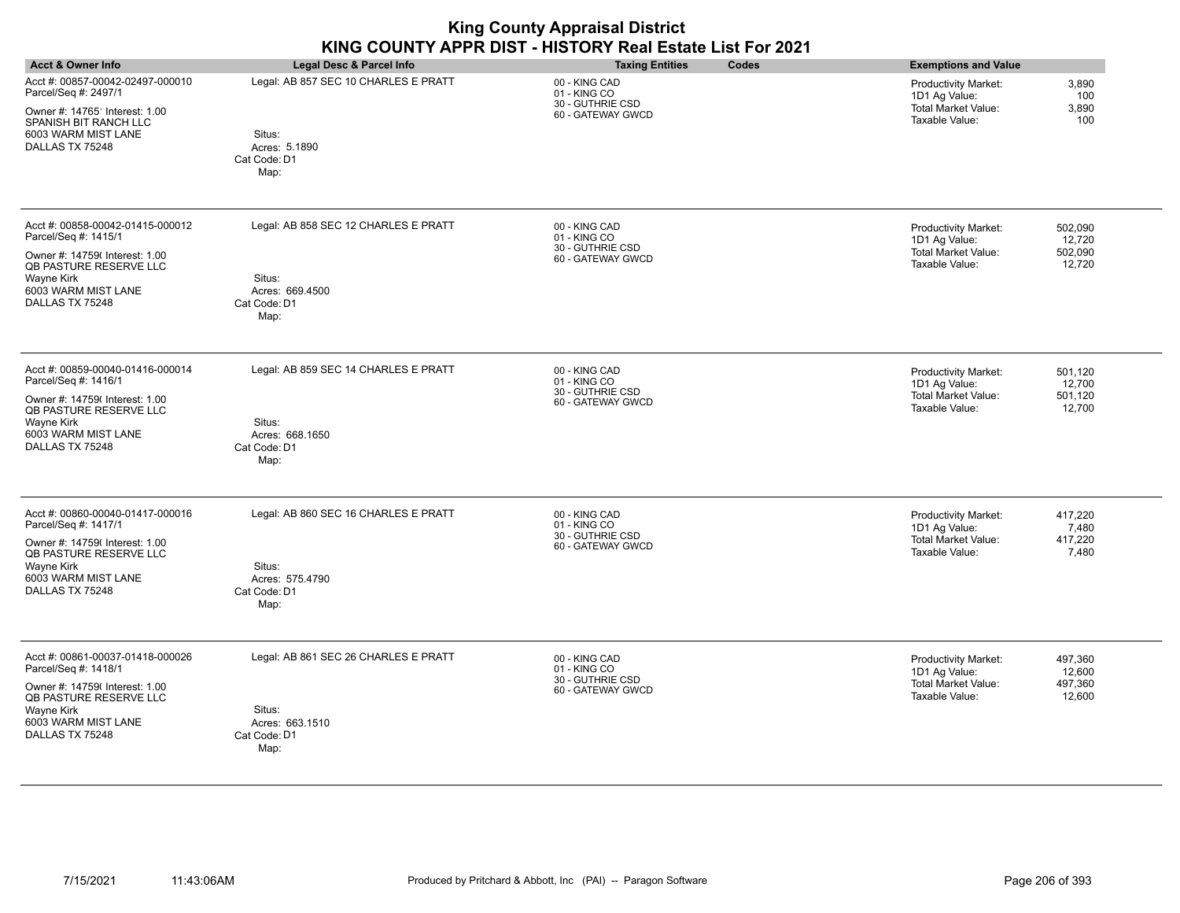# King County Appraisal District

## KING COUNTY APPR DIST - HISTORY Real Estate List For 2021

| Acct & Owner Info | Legal Desc & Parcel Info | Taxing Entities | Codes | Exemptions and Value |
|---|---|---|---|---|
| Acct #: 00857-00042-02497-000010<br>Parcel/Seq #: 2497/1<br>Owner #: 14765' Interest: 1.00<br>SPANISH BIT RANCH LLC<br>6003 WARM MIST LANE<br>DALLAS TX 75248 | Legal: AB 857 SEC 10 CHARLES E PRATT<br>Situs:<br>Acres: 5.1890<br>Cat Code: D1<br>Map: | 00 - KING CAD<br>01 - KING CO<br>30 - GUTHRIE CSD<br>60 - GATEWAY GWCD | | Productivity Market: 3,890<br>1D1 Ag Value: 100<br>Total Market Value: 3,890<br>Taxable Value: 100 |
| Acct #: 00858-00042-01415-000012<br>Parcel/Seq #: 1415/1<br>Owner #: 14759( Interest: 1.00<br>QB PASTURE RESERVE LLC<br>Wayne Kirk<br>6003 WARM MIST LANE<br>DALLAS TX 75248 | Legal: AB 858 SEC 12 CHARLES E PRATT<br>Situs:<br>Acres: 669.4500<br>Cat Code: D1<br>Map: | 00 - KING CAD<br>01 - KING CO<br>30 - GUTHRIE CSD<br>60 - GATEWAY GWCD | | Productivity Market: 502,090<br>1D1 Ag Value: 12,720<br>Total Market Value: 502,090<br>Taxable Value: 12,720 |
| Acct #: 00859-00040-01416-000014<br>Parcel/Seq #: 1416/1<br>Owner #: 14759( Interest: 1.00<br>QB PASTURE RESERVE LLC<br>Wayne Kirk<br>6003 WARM MIST LANE<br>DALLAS TX 75248 | Legal: AB 859 SEC 14 CHARLES E PRATT<br>Situs:<br>Acres: 668.1650<br>Cat Code: D1<br>Map: | 00 - KING CAD<br>01 - KING CO<br>30 - GUTHRIE CSD<br>60 - GATEWAY GWCD | | Productivity Market: 501,120<br>1D1 Ag Value: 12,700<br>Total Market Value: 501,120<br>Taxable Value: 12,700 |
| Acct #: 00860-00040-01417-000016<br>Parcel/Seq #: 1417/1<br>Owner #: 14759( Interest: 1.00<br>QB PASTURE RESERVE LLC<br>Wayne Kirk<br>6003 WARM MIST LANE<br>DALLAS TX 75248 | Legal: AB 860 SEC 16 CHARLES E PRATT<br>Situs:<br>Acres: 575.4790<br>Cat Code: D1<br>Map: | 00 - KING CAD<br>01 - KING CO<br>30 - GUTHRIE CSD<br>60 - GATEWAY GWCD | | Productivity Market: 417,220<br>1D1 Ag Value: 7,480<br>Total Market Value: 417,220<br>Taxable Value: 7,480 |
| Acct #: 00861-00037-01418-000026<br>Parcel/Seq #: 1418/1<br>Owner #: 14759( Interest: 1.00<br>QB PASTURE RESERVE LLC<br>Wayne Kirk<br>6003 WARM MIST LANE<br>DALLAS TX 75248 | Legal: AB 861 SEC 26 CHARLES E PRATT<br>Situs:<br>Acres: 663.1510<br>Cat Code: D1<br>Map: | 00 - KING CAD<br>01 - KING CO<br>30 - GUTHRIE CSD<br>60 - GATEWAY GWCD | | Productivity Market: 497,360<br>1D1 Ag Value: 12,600<br>Total Market Value: 497,360<br>Taxable Value: 12,600 |

7/15/2021 11:43:06AM Produced by Pritchard & Abbott, Inc (PAI) -- Paragon Software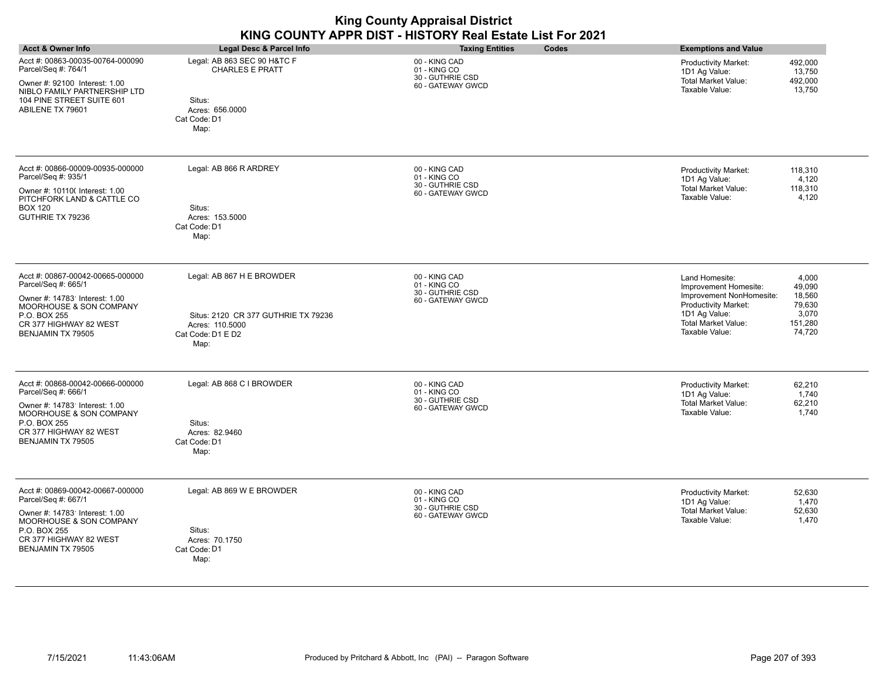# King County Appraisal District

## KING COUNTY APPR DIST - HISTORY Real Estate List For 2021

| Acct & Owner Info | Legal Desc & Parcel Info | Taxing Entities | Codes | Exemptions and Value |
|---|---|---|---|---|
| Acct #: 00863-00035-00764-000090<br>Parcel/Seq #: 764/1<br>Owner #: 92100 Interest: 1.00<br>NIBLO FAMILY PARTNERSHIP LTD<br>104 PINE STREET SUITE 601<br>ABILENE TX 79601 | Legal: AB 863 SEC 90 H&TC F CHARLES E PRATT<br>Situs:<br>Acres: 656.0000<br>Cat Code: D1<br>Map: | 00 - KING CAD<br>01 - KING CO<br>30 - GUTHRIE CSD<br>60 - GATEWAY GWCD | | Productivity Market: 492,000<br>1D1 Ag Value: 13,750<br>Total Market Value: 492,000<br>Taxable Value: 13,750 |
| Acct #: 00866-00009-00935-000000<br>Parcel/Seq #: 935/1<br>Owner #: 10110( Interest: 1.00<br>PITCHFORK LAND & CATTLE CO<br>BOX 120<br>GUTHRIE TX 79236 | Legal: AB 866 R ARDREY<br>Situs:<br>Acres: 153.5000<br>Cat Code: D1<br>Map: | 00 - KING CAD<br>01 - KING CO<br>30 - GUTHRIE CSD<br>60 - GATEWAY GWCD | | Productivity Market: 118,310<br>1D1 Ag Value: 4,120<br>Total Market Value: 118,310<br>Taxable Value: 4,120 |
| Acct #: 00867-00042-00665-000000<br>Parcel/Seq #: 665/1<br>Owner #: 14783' Interest: 1.00<br>MOORHOUSE & SON COMPANY<br>P.O. BOX 255<br>CR 377 HIGHWAY 82 WEST<br>BENJAMIN TX 79505 | Legal: AB 867 H E BROWDER<br>Situs: 2120 CR 377 GUTHRIE TX 79236<br>Acres: 110.5000<br>Cat Code: D1 E D2<br>Map: | 00 - KING CAD<br>01 - KING CO<br>30 - GUTHRIE CSD<br>60 - GATEWAY GWCD | | Land Homesite: 4,000<br>Improvement Homesite: 49,090<br>Improvement NonHomesite: 18,560<br>Productivity Market: 79,630<br>1D1 Ag Value: 3,070<br>Total Market Value: 151,280<br>Taxable Value: 74,720 |
| Acct #: 00868-00042-00666-000000<br>Parcel/Seq #: 666/1<br>Owner #: 14783' Interest: 1.00<br>MOORHOUSE & SON COMPANY<br>P.O. BOX 255<br>CR 377 HIGHWAY 82 WEST<br>BENJAMIN TX 79505 | Legal: AB 868 C I BROWDER<br>Situs:<br>Acres: 82.9460<br>Cat Code: D1<br>Map: | 00 - KING CAD<br>01 - KING CO<br>30 - GUTHRIE CSD<br>60 - GATEWAY GWCD | | Productivity Market: 62,210<br>1D1 Ag Value: 1,740<br>Total Market Value: 62,210<br>Taxable Value: 1,740 |
| Acct #: 00869-00042-00667-000000<br>Parcel/Seq #: 667/1<br>Owner #: 14783' Interest: 1.00<br>MOORHOUSE & SON COMPANY<br>P.O. BOX 255<br>CR 377 HIGHWAY 82 WEST<br>BENJAMIN TX 79505 | Legal: AB 869 W E BROWDER<br>Situs:<br>Acres: 70.1750<br>Cat Code: D1<br>Map: | 00 - KING CAD<br>01 - KING CO<br>30 - GUTHRIE CSD<br>60 - GATEWAY GWCD | | Productivity Market: 52,630<br>1D1 Ag Value: 1,470<br>Total Market Value: 52,630<br>Taxable Value: 1,470 |

7/15/2021 11:43:06AM Produced by Pritchard & Abbott, Inc (PAI) -- Paragon Software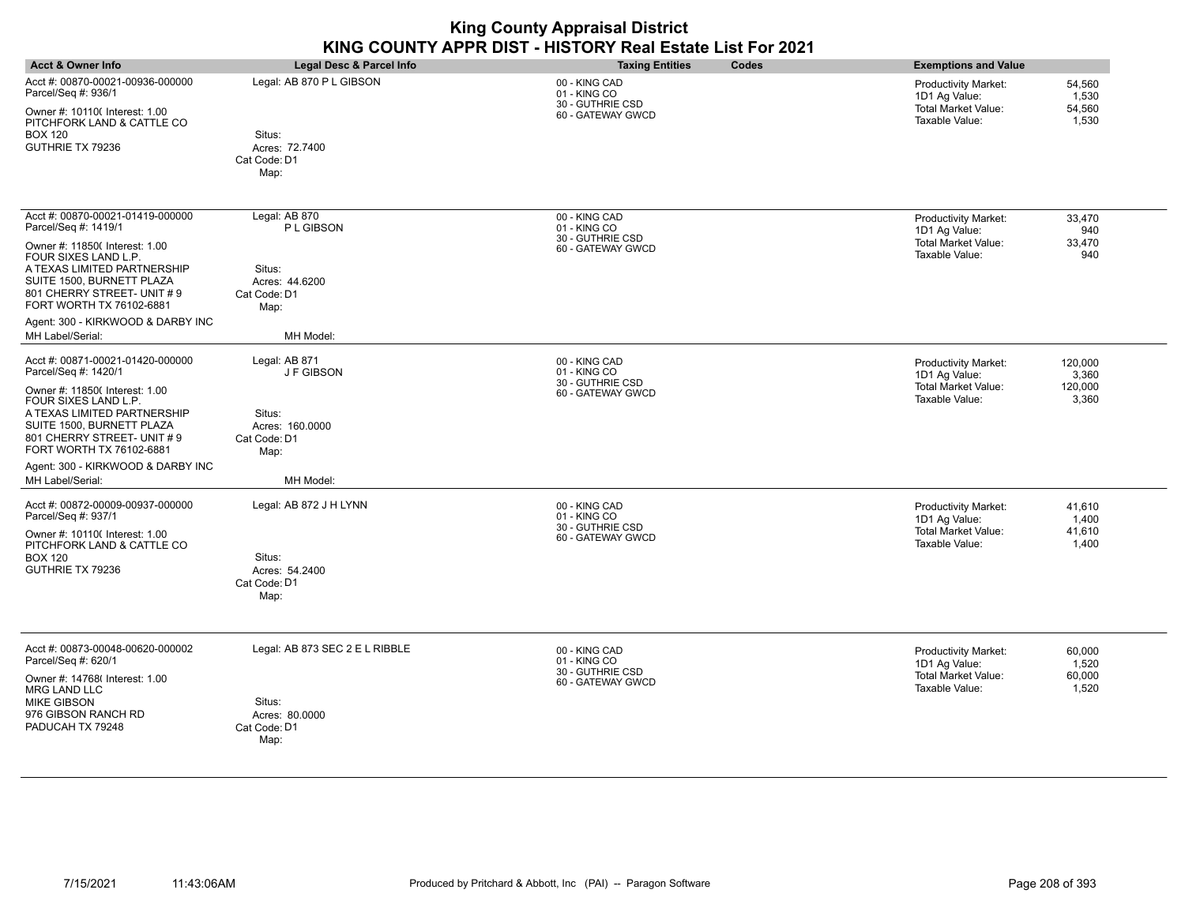# King County Appraisal District

## KING COUNTY APPR DIST - HISTORY Real Estate List For 2021

| Acct & Owner Info | Legal Desc & Parcel Info | Taxing Entities | Codes | Exemptions and Value |
|---|---|---|---|---|
| Acct #: 00870-00021-00936-000000<br>Parcel/Seq #: 936/1<br>Owner #: 10110( Interest: 1.00<br>PITCHFORK LAND & CATTLE CO<br>BOX 120<br>GUTHRIE TX 79236 | Legal: AB 870 P L GIBSON<br>Situs:<br>Acres: 72.7400<br>Cat Code: D1<br>Map: | 00 - KING CAD<br>01 - KING CO<br>30 - GUTHRIE CSD<br>60 - GATEWAY GWCD | | Productivity Market: 54,560<br>1D1 Ag Value: 1,530<br>Total Market Value: 54,560<br>Taxable Value: 1,530 |
| Acct #: 00870-00021-01419-000000<br>Parcel/Seq #: 1419/1<br>Owner #: 11850( Interest: 1.00<br>FOUR SIXES LAND L.P.<br>A TEXAS LIMITED PARTNERSHIP<br>SUITE 1500, BURNETT PLAZA<br>801 CHERRY STREET- UNIT # 9<br>FORT WORTH TX 76102-6881<br>Agent: 300 - KIRKWOOD & DARBY INC<br>MH Label/Serial: | Legal: AB 870<br>P L GIBSON<br>Situs:<br>Acres: 44.6200<br>Cat Code: D1<br>Map:<br>MH Model: | 00 - KING CAD<br>01 - KING CO<br>30 - GUTHRIE CSD<br>60 - GATEWAY GWCD | | Productivity Market: 33,470<br>1D1 Ag Value: 940<br>Total Market Value: 33,470<br>Taxable Value: 940 |
| Acct #: 00871-00021-01420-000000<br>Parcel/Seq #: 1420/1<br>Owner #: 11850( Interest: 1.00<br>FOUR SIXES LAND L.P.<br>A TEXAS LIMITED PARTNERSHIP<br>SUITE 1500, BURNETT PLAZA<br>801 CHERRY STREET- UNIT # 9<br>FORT WORTH TX 76102-6881<br>Agent: 300 - KIRKWOOD & DARBY INC<br>MH Label/Serial: | Legal: AB 871<br>J F GIBSON<br>Situs:<br>Acres: 160.0000<br>Cat Code: D1<br>Map:<br>MH Model: | 00 - KING CAD<br>01 - KING CO<br>30 - GUTHRIE CSD<br>60 - GATEWAY GWCD | | Productivity Market: 120,000<br>1D1 Ag Value: 3,360<br>Total Market Value: 120,000<br>Taxable Value: 3,360 |
| Acct #: 00872-00009-00937-000000<br>Parcel/Seq #: 937/1<br>Owner #: 10110( Interest: 1.00<br>PITCHFORK LAND & CATTLE CO<br>BOX 120<br>GUTHRIE TX 79236 | Legal: AB 872 J H LYNN<br>Situs:<br>Acres: 54.2400<br>Cat Code: D1<br>Map: | 00 - KING CAD<br>01 - KING CO<br>30 - GUTHRIE CSD<br>60 - GATEWAY GWCD | | Productivity Market: 41,610<br>1D1 Ag Value: 1,400<br>Total Market Value: 41,610<br>Taxable Value: 1,400 |
| Acct #: 00873-00048-00620-000002<br>Parcel/Seq #: 620/1<br>Owner #: 14768( Interest: 1.00<br>MRG LAND LLC<br>MIKE GIBSON<br>976 GIBSON RANCH RD<br>PADUCAH TX 79248 | Legal: AB 873 SEC 2 E L RIBBLE<br>Situs:<br>Acres: 80.0000<br>Cat Code: D1<br>Map: | 00 - KING CAD<br>01 - KING CO<br>30 - GUTHRIE CSD<br>60 - GATEWAY GWCD | | Productivity Market: 60,000<br>1D1 Ag Value: 1,520<br>Total Market Value: 60,000<br>Taxable Value: 1,520 |

7/15/2021 11:43:06AM Produced by Pritchard & Abbott, Inc (PAI) -- Paragon Software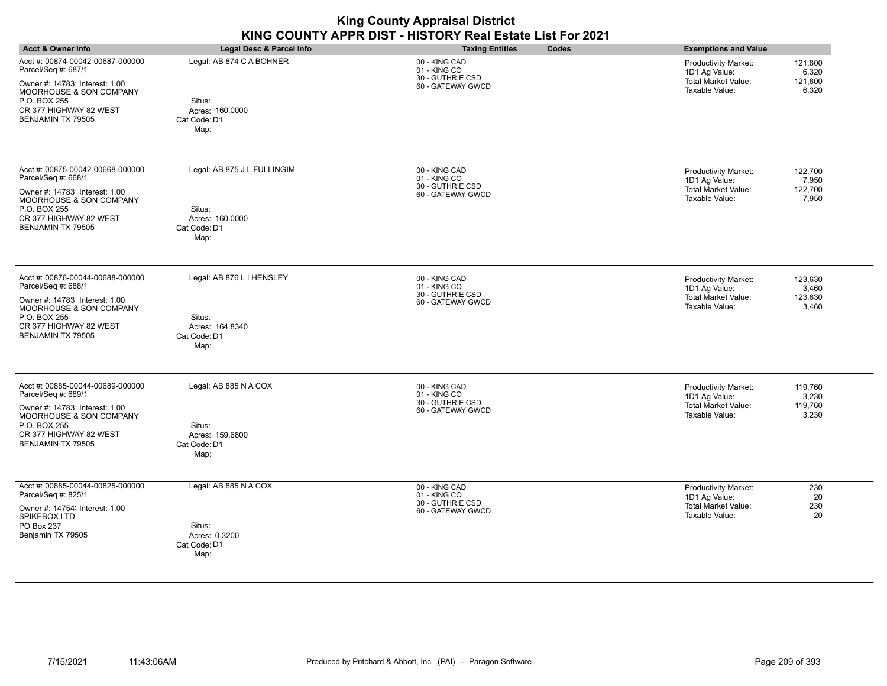# King County Appraisal District
## KING COUNTY APPR DIST - HISTORY Real Estate List For 2021

| Acct & Owner Info | Legal Desc & Parcel Info | Taxing Entities | Codes | Exemptions and Value |
|---|---|---|---|---|
| Acct #: 00874-00042-00687-000000<br>Parcel/Seq #: 687/1<br>Owner #: 14783· Interest: 1.00<br>MOORHOUSE & SON COMPANY<br>P.O. BOX 255<br>CR 377 HIGHWAY 82 WEST<br>BENJAMIN TX 79505 | Legal: AB 874 C A BOHNER<br>Situs:<br>Acres: 160.0000<br>Cat Code: D1<br>Map: | 00 - KING CAD<br>01 - KING CO<br>30 - GUTHRIE CSD<br>60 - GATEWAY GWCD | | Productivity Market: 121,800<br>1D1 Ag Value: 6,320<br>Total Market Value: 121,800<br>Taxable Value: 6,320 |
| Acct #: 00875-00042-00668-000000<br>Parcel/Seq #: 668/1<br>Owner #: 14783· Interest: 1.00<br>MOORHOUSE & SON COMPANY<br>P.O. BOX 255<br>CR 377 HIGHWAY 82 WEST<br>BENJAMIN TX 79505 | Legal: AB 875 J L FULLINGIM<br>Situs:<br>Acres: 160.0000<br>Cat Code: D1<br>Map: | 00 - KING CAD<br>01 - KING CO<br>30 - GUTHRIE CSD<br>60 - GATEWAY GWCD | | Productivity Market: 122,700<br>1D1 Ag Value: 7,950<br>Total Market Value: 122,700<br>Taxable Value: 7,950 |
| Acct #: 00876-00044-00688-000000<br>Parcel/Seq #: 688/1<br>Owner #: 14783· Interest: 1.00<br>MOORHOUSE & SON COMPANY<br>P.O. BOX 255<br>CR 377 HIGHWAY 82 WEST<br>BENJAMIN TX 79505 | Legal: AB 876 L I HENSLEY<br>Situs:<br>Acres: 164.8340<br>Cat Code: D1<br>Map: | 00 - KING CAD<br>01 - KING CO<br>30 - GUTHRIE CSD<br>60 - GATEWAY GWCD | | Productivity Market: 123,630<br>1D1 Ag Value: 3,460<br>Total Market Value: 123,630<br>Taxable Value: 3,460 |
| Acct #: 00885-00044-00689-000000<br>Parcel/Seq #: 689/1<br>Owner #: 14783· Interest: 1.00<br>MOORHOUSE & SON COMPANY<br>P.O. BOX 255<br>CR 377 HIGHWAY 82 WEST<br>BENJAMIN TX 79505 | Legal: AB 885 N A COX<br>Situs:<br>Acres: 159.6800<br>Cat Code: D1<br>Map: | 00 - KING CAD<br>01 - KING CO<br>30 - GUTHRIE CSD<br>60 - GATEWAY GWCD | | Productivity Market: 119,760<br>1D1 Ag Value: 3,230<br>Total Market Value: 119,760<br>Taxable Value: 3,230 |
| Acct #: 00885-00044-00825-000000<br>Parcel/Seq #: 825/1<br>Owner #: 14754: Interest: 1.00<br>SPIKEBOX LTD<br>PO Box 237<br>Benjamin TX 79505 | Legal: AB 885 N A COX<br>Situs:<br>Acres: 0.3200<br>Cat Code: D1<br>Map: | 00 - KING CAD<br>01 - KING CO<br>30 - GUTHRIE CSD<br>60 - GATEWAY GWCD | | Productivity Market: 230<br>1D1 Ag Value: 20<br>Total Market Value: 230<br>Taxable Value: 20 |

7/15/2021 11:43:06AM Produced by Pritchard & Abbott, Inc (PAI) -- Paragon Software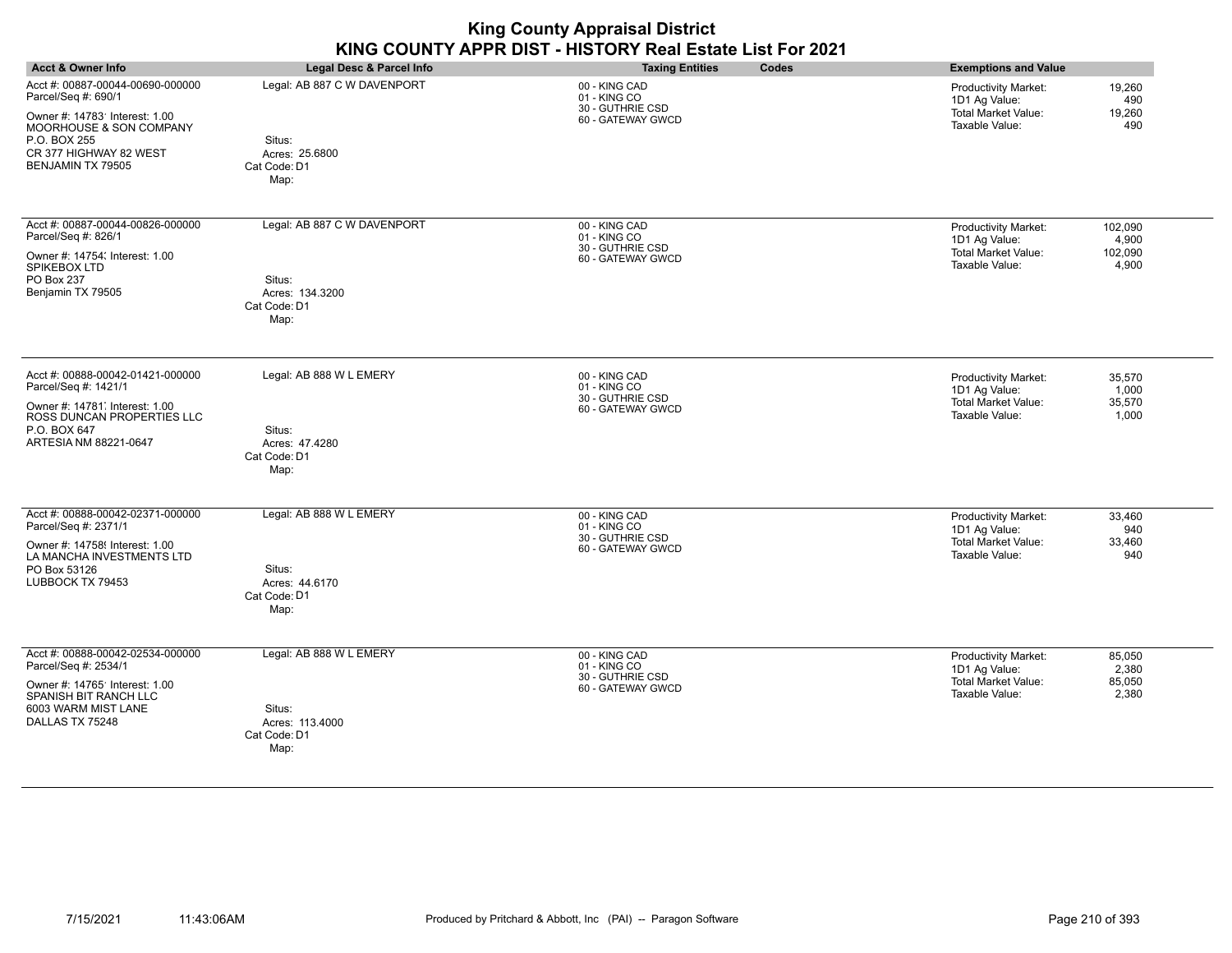# King County Appraisal District

## KING COUNTY APPR DIST - HISTORY Real Estate List For 2021

| Acct & Owner Info | Legal Desc & Parcel Info | Taxing Entities | Codes | Exemptions and Value |
|---|---|---|---|---|
| Acct #: 00887-00044-00690-000000<br>Parcel/Seq #: 690/1<br>Owner #: 14783' Interest: 1.00<br>MOORHOUSE & SON COMPANY<br>P.O. BOX 255<br>CR 377 HIGHWAY 82 WEST<br>BENJAMIN TX 79505 | Legal: AB 887 C W DAVENPORT<br>Situs:<br>Acres: 25.6800<br>Cat Code: D1<br>Map: | 00 - KING CAD<br>01 - KING CO<br>30 - GUTHRIE CSD<br>60 - GATEWAY GWCD | | Productivity Market: 19,260<br>1D1 Ag Value: 490<br>Total Market Value: 19,260<br>Taxable Value: 490 |
| Acct #: 00887-00044-00826-000000<br>Parcel/Seq #: 826/1<br>Owner #: 14754: Interest: 1.00<br>SPIKEBOX LTD<br>PO Box 237<br>Benjamin TX 79505 | Legal: AB 887 C W DAVENPORT<br>Situs:<br>Acres: 134.3200<br>Cat Code: D1<br>Map: | 00 - KING CAD<br>01 - KING CO<br>30 - GUTHRIE CSD<br>60 - GATEWAY GWCD | | Productivity Market: 102,090<br>1D1 Ag Value: 4,900<br>Total Market Value: 102,090<br>Taxable Value: 4,900 |
| Acct #: 00888-00042-01421-000000<br>Parcel/Seq #: 1421/1<br>Owner #: 14781; Interest: 1.00<br>ROSS DUNCAN PROPERTIES LLC<br>P.O. BOX 647<br>ARTESIA NM 88221-0647 | Legal: AB 888 W L EMERY<br>Situs:<br>Acres: 47.4280<br>Cat Code: D1<br>Map: | 00 - KING CAD<br>01 - KING CO<br>30 - GUTHRIE CSD<br>60 - GATEWAY GWCD | | Productivity Market: 35,570<br>1D1 Ag Value: 1,000<br>Total Market Value: 35,570<br>Taxable Value: 1,000 |
| Acct #: 00888-00042-02371-000000<br>Parcel/Seq #: 2371/1<br>Owner #: 14758( Interest: 1.00<br>LA MANCHA INVESTMENTS LTD<br>PO Box 53126<br>LUBBOCK TX 79453 | Legal: AB 888 W L EMERY<br>Situs:<br>Acres: 44.6170<br>Cat Code: D1<br>Map: | 00 - KING CAD<br>01 - KING CO<br>30 - GUTHRIE CSD<br>60 - GATEWAY GWCD | | Productivity Market: 33,460<br>1D1 Ag Value: 940<br>Total Market Value: 33,460<br>Taxable Value: 940 |
| Acct #: 00888-00042-02534-000000<br>Parcel/Seq #: 2534/1<br>Owner #: 14765' Interest: 1.00<br>SPANISH BIT RANCH LLC<br>6003 WARM MIST LANE<br>DALLAS TX 75248 | Legal: AB 888 W L EMERY<br>Situs:<br>Acres: 113.4000<br>Cat Code: D1<br>Map: | 00 - KING CAD<br>01 - KING CO<br>30 - GUTHRIE CSD<br>60 - GATEWAY GWCD | | Productivity Market: 85,050<br>1D1 Ag Value: 2,380<br>Total Market Value: 85,050<br>Taxable Value: 2,380 |

7/15/2021 11:43:06AM Produced by Pritchard & Abbott, Inc (PAI) -- Paragon Software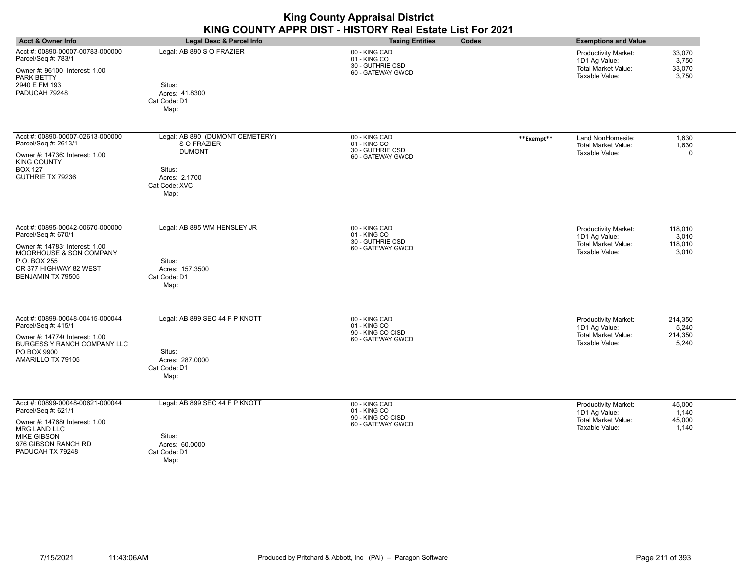# King County Appraisal District

## KING COUNTY APPR DIST - HISTORY Real Estate List For 2021

| Acct & Owner Info | Legal Desc & Parcel Info | Taxing Entities | Codes | Exemptions and Value |
|---|---|---|---|---|
| Acct #: 00890-00007-00783-000000<br>Parcel/Seq #: 783/1<br>Owner #: 96100 Interest: 1.00<br>PARK BETTY<br>2940 E FM 193<br>PADUCAH 79248 | Legal: AB 890 S O FRAZIER<br>Situs:<br>Acres: 41.8300<br>Cat Code: D1<br>Map: | 00 - KING CAD<br>01 - KING CO<br>30 - GUTHRIE CSD<br>60 - GATEWAY GWCD | | Productivity Market: 33,070<br>1D1 Ag Value: 3,750<br>Total Market Value: 33,070<br>Taxable Value: 3,750 |
| Acct #: 00890-00007-02613-000000<br>Parcel/Seq #: 2613/1<br>Owner #: 14736( Interest: 1.00<br>KING COUNTY<br>BOX 127<br>GUTHRIE TX 79236 | Legal: AB 890 (DUMONT CEMETERY) S O FRAZIER DUMONT<br>Situs:<br>Acres: 2.1700<br>Cat Code: XVC<br>Map: | 00 - KING CAD<br>01 - KING CO<br>30 - GUTHRIE CSD<br>60 - GATEWAY GWCD | **Exempt** | Land NonHomesite: 1,630<br>Total Market Value: 1,630<br>Taxable Value: 0 |
| Acct #: 00895-00042-00670-000000<br>Parcel/Seq #: 670/1<br>Owner #: 14783' Interest: 1.00<br>MOORHOUSE & SON COMPANY<br>P.O. BOX 255<br>CR 377 HIGHWAY 82 WEST<br>BENJAMIN TX 79505 | Legal: AB 895 WM HENSLEY JR<br>Situs:<br>Acres: 157.3500<br>Cat Code: D1<br>Map: | 00 - KING CAD<br>01 - KING CO<br>30 - GUTHRIE CSD<br>60 - GATEWAY GWCD | | Productivity Market: 118,010<br>1D1 Ag Value: 3,010<br>Total Market Value: 118,010<br>Taxable Value: 3,010 |
| Acct #: 00899-00048-00415-000044<br>Parcel/Seq #: 415/1<br>Owner #: 14774( Interest: 1.00<br>BURGESS Y RANCH COMPANY LLC<br>PO BOX 9900<br>AMARILLO TX 79105 | Legal: AB 899 SEC 44 F P KNOTT<br>Situs:<br>Acres: 287.0000<br>Cat Code: D1<br>Map: | 00 - KING CAD<br>01 - KING CO<br>90 - KING CO CISD<br>60 - GATEWAY GWCD | | Productivity Market: 214,350<br>1D1 Ag Value: 5,240<br>Total Market Value: 214,350<br>Taxable Value: 5,240 |
| Acct #: 00899-00048-00621-000044<br>Parcel/Seq #: 621/1<br>Owner #: 14768( Interest: 1.00<br>MRG LAND LLC<br>MIKE GIBSON<br>976 GIBSON RANCH RD<br>PADUCAH TX 79248 | Legal: AB 899 SEC 44 F P KNOTT<br>Situs:<br>Acres: 60.0000<br>Cat Code: D1<br>Map: | 00 - KING CAD<br>01 - KING CO<br>90 - KING CO CISD<br>60 - GATEWAY GWCD | | Productivity Market: 45,000<br>1D1 Ag Value: 1,140<br>Total Market Value: 45,000<br>Taxable Value: 1,140 |

7/15/2021 11:43:06AM Produced by Pritchard & Abbott, Inc (PAI) -- Paragon Software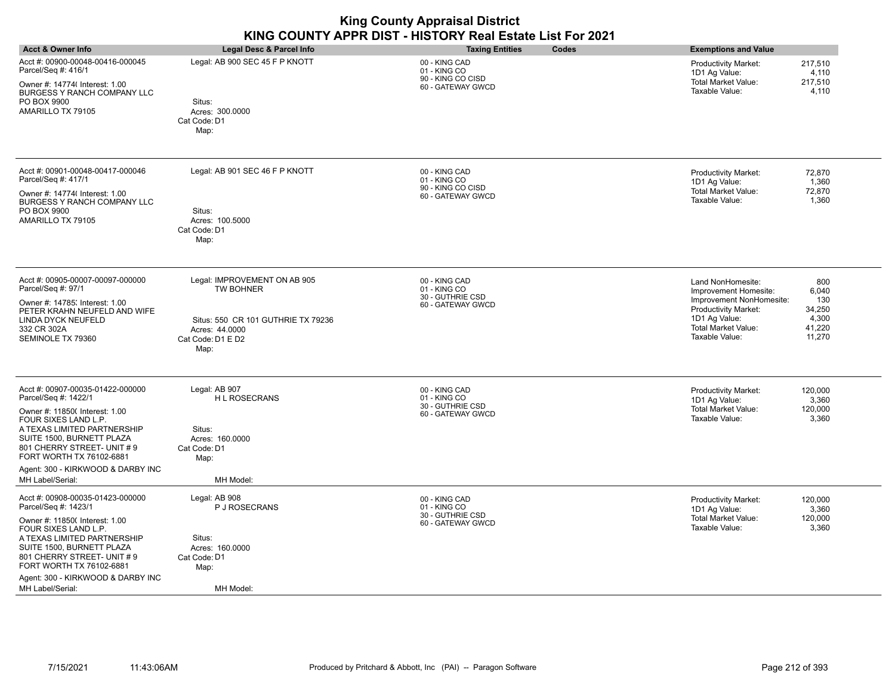# King County Appraisal District

## KING COUNTY APPR DIST - HISTORY Real Estate List For 2021

| Acct & Owner Info | Legal Desc & Parcel Info | Taxing Entities | Codes | Exemptions and Value |
|---|---|---|---|---|
| Acct #: 00900-00048-00416-000045<br>Parcel/Seq #: 416/1<br>Owner #: 14774( Interest: 1.00<br>BURGESS Y RANCH COMPANY LLC<br>PO BOX 9900<br>AMARILLO TX 79105 | Legal: AB 900 SEC 45 F P KNOTT<br>Situs:<br>Acres: 300.0000<br>Cat Code: D1<br>Map: | 00 - KING CAD<br>01 - KING CO<br>90 - KING CO CISD<br>60 - GATEWAY GWCD | | Productivity Market: 217,510<br>1D1 Ag Value: 4,110<br>Total Market Value: 217,510<br>Taxable Value: 4,110 |
| Acct #: 00901-00048-00417-000046<br>Parcel/Seq #: 417/1<br>Owner #: 14774( Interest: 1.00<br>BURGESS Y RANCH COMPANY LLC<br>PO BOX 9900<br>AMARILLO TX 79105 | Legal: AB 901 SEC 46 F P KNOTT<br>Situs:<br>Acres: 100.5000<br>Cat Code: D1<br>Map: | 00 - KING CAD<br>01 - KING CO<br>90 - KING CO CISD<br>60 - GATEWAY GWCD | | Productivity Market: 72,870<br>1D1 Ag Value: 1,360<br>Total Market Value: 72,870<br>Taxable Value: 1,360 |
| Acct #: 00905-00007-00097-000000<br>Parcel/Seq #: 97/1<br>Owner #: 14785: Interest: 1.00<br>PETER KRAHN NEUFELD AND WIFE<br>LINDA DYCK NEUFELD<br>332 CR 302A<br>SEMINOLE TX 79360 | Legal: IMPROVEMENT ON AB 905<br>TW BOHNER<br>Situs: 550 CR 101 GUTHRIE TX 79236<br>Acres: 44.0000<br>Cat Code: D1 E D2<br>Map: | 00 - KING CAD<br>01 - KING CO<br>30 - GUTHRIE CSD<br>60 - GATEWAY GWCD | | Land NonHomesite: 800<br>Improvement Homesite: 6,040<br>Improvement NonHomesite: 130<br>Productivity Market: 34,250<br>1D1 Ag Value: 4,300<br>Total Market Value: 41,220<br>Taxable Value: 11,270 |
| Acct #: 00907-00035-01422-000000<br>Parcel/Seq #: 1422/1<br>Owner #: 11850( Interest: 1.00<br>FOUR SIXES LAND L.P.<br>A TEXAS LIMITED PARTNERSHIP<br>SUITE 1500, BURNETT PLAZA<br>801 CHERRY STREET- UNIT # 9<br>FORT WORTH TX 76102-6881<br>Agent: 300 - KIRKWOOD & DARBY INC<br>MH Label/Serial: | Legal: AB 907<br>H L ROSECRANS<br>Situs:<br>Acres: 160.0000<br>Cat Code: D1<br>Map:<br>MH Model: | 00 - KING CAD<br>01 - KING CO<br>30 - GUTHRIE CSD<br>60 - GATEWAY GWCD | | Productivity Market: 120,000<br>1D1 Ag Value: 3,360<br>Total Market Value: 120,000<br>Taxable Value: 3,360 |
| Acct #: 00908-00035-01423-000000<br>Parcel/Seq #: 1423/1<br>Owner #: 11850( Interest: 1.00<br>FOUR SIXES LAND L.P.<br>A TEXAS LIMITED PARTNERSHIP<br>SUITE 1500, BURNETT PLAZA<br>801 CHERRY STREET- UNIT # 9<br>FORT WORTH TX 76102-6881<br>Agent: 300 - KIRKWOOD & DARBY INC<br>MH Label/Serial: | Legal: AB 908<br>P J ROSECRANS<br>Situs:<br>Acres: 160.0000<br>Cat Code: D1<br>Map:<br>MH Model: | 00 - KING CAD<br>01 - KING CO<br>30 - GUTHRIE CSD<br>60 - GATEWAY GWCD | | Productivity Market: 120,000<br>1D1 Ag Value: 3,360<br>Total Market Value: 120,000<br>Taxable Value: 3,360 |

7/15/2021 11:43:06AM Produced by Pritchard & Abbott, Inc (PAI) -- Paragon Software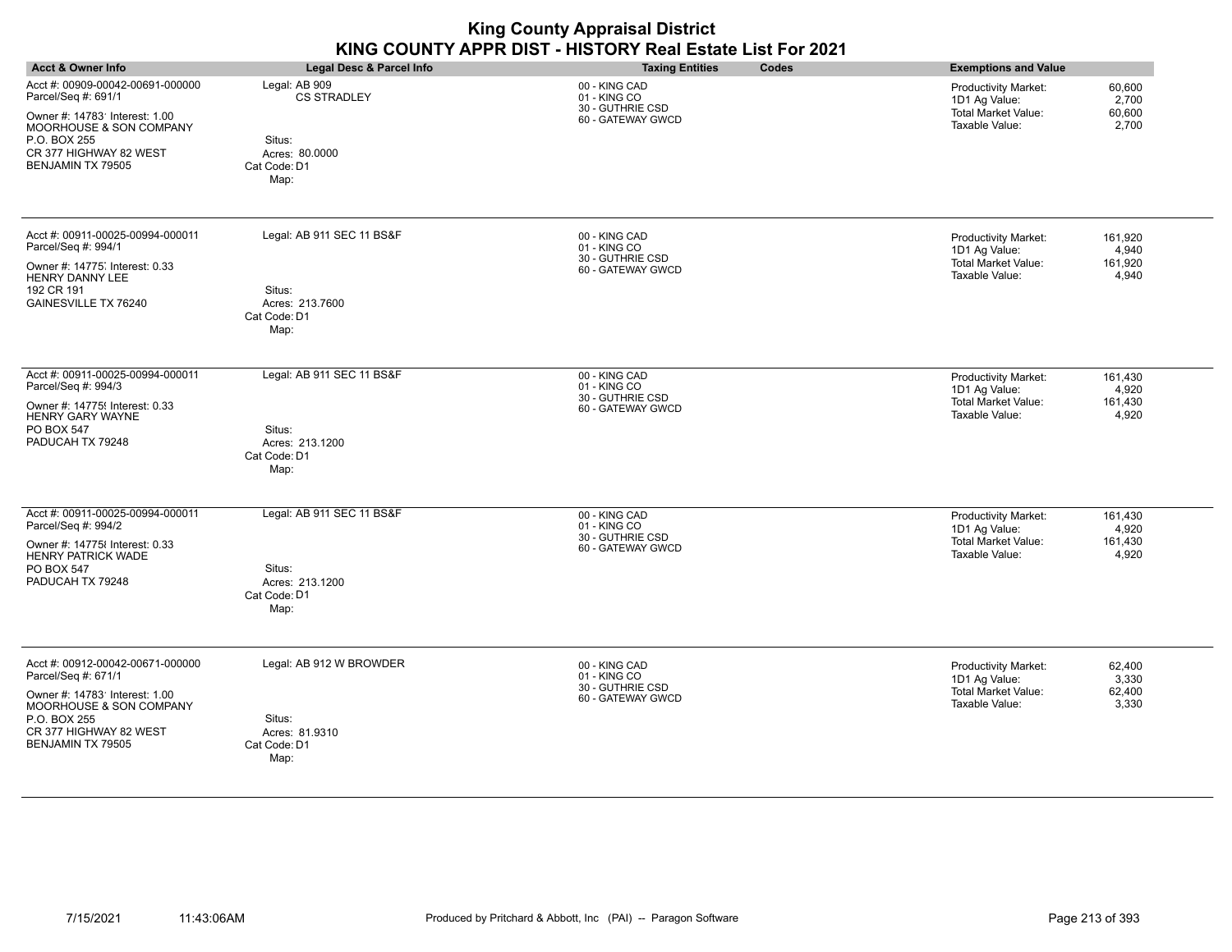# King County Appraisal District
## KING COUNTY APPR DIST - HISTORY Real Estate List For 2021

| Acct & Owner Info | Legal Desc & Parcel Info | Taxing Entities | Codes | Exemptions and Value |
|---|---|---|---|---|
| Acct #: 00909-00042-00691-000000<br>Parcel/Seq #: 691/1<br>Owner #: 14783' Interest: 1.00<br>MOORHOUSE & SON COMPANY<br>P.O. BOX 255<br>CR 377 HIGHWAY 82 WEST<br>BENJAMIN TX 79505 | Legal: AB 909<br>CS STRADLEY<br>Situs:<br>Acres: 80.0000<br>Cat Code: D1<br>Map: | 00 - KING CAD<br>01 - KING CO<br>30 - GUTHRIE CSD<br>60 - GATEWAY GWCD | | Productivity Market: 60,600<br>1D1 Ag Value: 2,700<br>Total Market Value: 60,600<br>Taxable Value: 2,700 |
| Acct #: 00911-00025-00994-000011<br>Parcel/Seq #: 994/1<br>Owner #: 14775; Interest: 0.33<br>HENRY DANNY LEE<br>192 CR 191<br>GAINESVILLE TX 76240 | Legal: AB 911 SEC 11 BS&F<br>Situs:<br>Acres: 213.7600<br>Cat Code: D1<br>Map: | 00 - KING CAD<br>01 - KING CO<br>30 - GUTHRIE CSD<br>60 - GATEWAY GWCD | | Productivity Market: 161,920<br>1D1 Ag Value: 4,940<br>Total Market Value: 161,920<br>Taxable Value: 4,940 |
| Acct #: 00911-00025-00994-000011<br>Parcel/Seq #: 994/3<br>Owner #: 14775! Interest: 0.33<br>HENRY GARY WAYNE<br>PO BOX 547<br>PADUCAH TX 79248 | Legal: AB 911 SEC 11 BS&F<br>Situs:<br>Acres: 213.1200<br>Cat Code: D1<br>Map: | 00 - KING CAD<br>01 - KING CO<br>30 - GUTHRIE CSD<br>60 - GATEWAY GWCD | | Productivity Market: 161,430<br>1D1 Ag Value: 4,920<br>Total Market Value: 161,430<br>Taxable Value: 4,920 |
| Acct #: 00911-00025-00994-000011<br>Parcel/Seq #: 994/2<br>Owner #: 14775( Interest: 0.33<br>HENRY PATRICK WADE<br>PO BOX 547<br>PADUCAH TX 79248 | Legal: AB 911 SEC 11 BS&F<br>Situs:<br>Acres: 213.1200<br>Cat Code: D1<br>Map: | 00 - KING CAD<br>01 - KING CO<br>30 - GUTHRIE CSD<br>60 - GATEWAY GWCD | | Productivity Market: 161,430<br>1D1 Ag Value: 4,920<br>Total Market Value: 161,430<br>Taxable Value: 4,920 |
| Acct #: 00912-00042-00671-000000<br>Parcel/Seq #: 671/1<br>Owner #: 14783' Interest: 1.00<br>MOORHOUSE & SON COMPANY<br>P.O. BOX 255<br>CR 377 HIGHWAY 82 WEST<br>BENJAMIN TX 79505 | Legal: AB 912 W BROWDER<br>Situs:<br>Acres: 81.9310<br>Cat Code: D1<br>Map: | 00 - KING CAD<br>01 - KING CO<br>30 - GUTHRIE CSD<br>60 - GATEWAY GWCD | | Productivity Market: 62,400<br>1D1 Ag Value: 3,330<br>Total Market Value: 62,400<br>Taxable Value: 3,330 |

7/15/2021 11:43:06AM Produced by Pritchard & Abbott, Inc (PAI) -- Paragon Software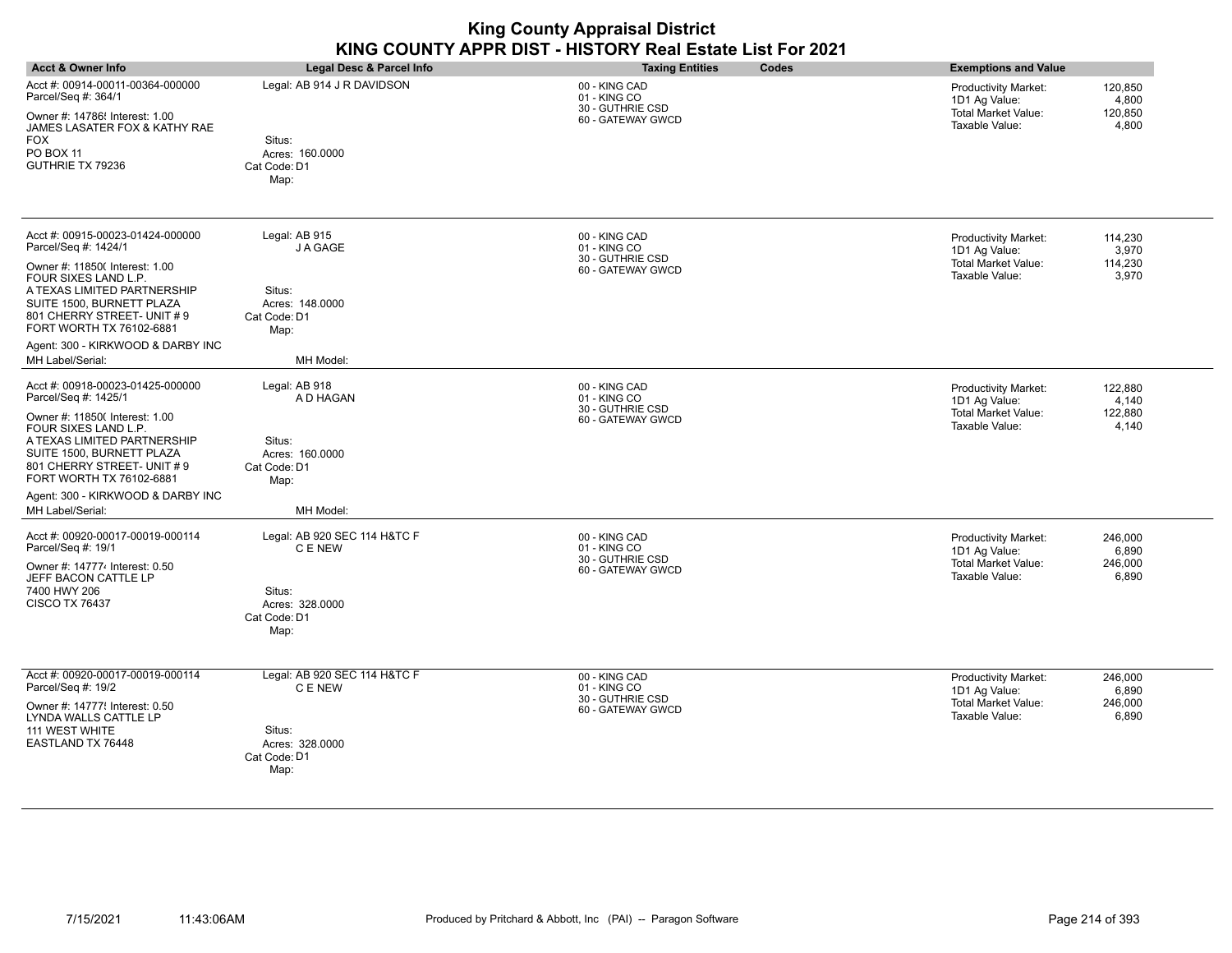# King County Appraisal District

## KING COUNTY APPR DIST - HISTORY Real Estate List For 2021

| Acct & Owner Info | Legal Desc & Parcel Info | Taxing Entities | Codes | Exemptions and Value |
|---|---|---|---|---|
| Acct #: 00914-00011-00364-000000<br>Parcel/Seq #: 364/1<br>Owner #: 14786! Interest: 1.00<br>JAMES LASATER FOX & KATHY RAE FOX<br>PO BOX 11<br>GUTHRIE TX 79236 | Legal: AB 914 J R DAVIDSON<br>Situs:<br>Acres: 160.0000<br>Cat Code: D1<br>Map: | 00 - KING CAD<br>01 - KING CO<br>30 - GUTHRIE CSD<br>60 - GATEWAY GWCD | | Productivity Market: 120,850<br>1D1 Ag Value: 4,800<br>Total Market Value: 120,850<br>Taxable Value: 4,800 |
| Acct #: 00915-00023-01424-000000<br>Parcel/Seq #: 1424/1<br>Owner #: 11850( Interest: 1.00<br>FOUR SIXES LAND L.P.<br>A TEXAS LIMITED PARTNERSHIP<br>SUITE 1500, BURNETT PLAZA<br>801 CHERRY STREET- UNIT # 9<br>FORT WORTH TX 76102-6881<br>Agent: 300 - KIRKWOOD & DARBY INC<br>MH Label/Serial: | Legal: AB 915 J A GAGE<br>Situs:<br>Acres: 148.0000<br>Cat Code: D1<br>Map:<br>MH Model: | 00 - KING CAD<br>01 - KING CO<br>30 - GUTHRIE CSD<br>60 - GATEWAY GWCD | | Productivity Market: 114,230<br>1D1 Ag Value: 3,970<br>Total Market Value: 114,230<br>Taxable Value: 3,970 |
| Acct #: 00918-00023-01425-000000<br>Parcel/Seq #: 1425/1<br>Owner #: 11850( Interest: 1.00<br>FOUR SIXES LAND L.P.<br>A TEXAS LIMITED PARTNERSHIP<br>SUITE 1500, BURNETT PLAZA<br>801 CHERRY STREET- UNIT # 9<br>FORT WORTH TX 76102-6881<br>Agent: 300 - KIRKWOOD & DARBY INC<br>MH Label/Serial: | Legal: AB 918 A D HAGAN<br>Situs:<br>Acres: 160.0000<br>Cat Code: D1<br>Map:<br>MH Model: | 00 - KING CAD<br>01 - KING CO<br>30 - GUTHRIE CSD<br>60 - GATEWAY GWCD | | Productivity Market: 122,880<br>1D1 Ag Value: 4,140<br>Total Market Value: 122,880<br>Taxable Value: 4,140 |
| Acct #: 00920-00017-00019-000114<br>Parcel/Seq #: 19/1<br>Owner #: 14777( Interest: 0.50<br>JEFF BACON CATTLE LP<br>7400 HWY 206<br>CISCO TX 76437 | Legal: AB 920 SEC 114 H&TC F C E NEW<br>Situs:<br>Acres: 328.0000<br>Cat Code: D1<br>Map: | 00 - KING CAD<br>01 - KING CO<br>30 - GUTHRIE CSD<br>60 - GATEWAY GWCD | | Productivity Market: 246,000<br>1D1 Ag Value: 6,890<br>Total Market Value: 246,000<br>Taxable Value: 6,890 |
| Acct #: 00920-00017-00019-000114<br>Parcel/Seq #: 19/2<br>Owner #: 14777! Interest: 0.50<br>LYNDA WALLS CATTLE LP<br>111 WEST WHITE<br>EASTLAND TX 76448 | Legal: AB 920 SEC 114 H&TC F C E NEW<br>Situs:<br>Acres: 328.0000<br>Cat Code: D1<br>Map: | 00 - KING CAD<br>01 - KING CO<br>30 - GUTHRIE CSD<br>60 - GATEWAY GWCD | | Productivity Market: 246,000<br>1D1 Ag Value: 6,890<br>Total Market Value: 246,000<br>Taxable Value: 6,890 |

7/15/2021 11:43:06AM Produced by Pritchard & Abbott, Inc (PAI) -- Paragon Software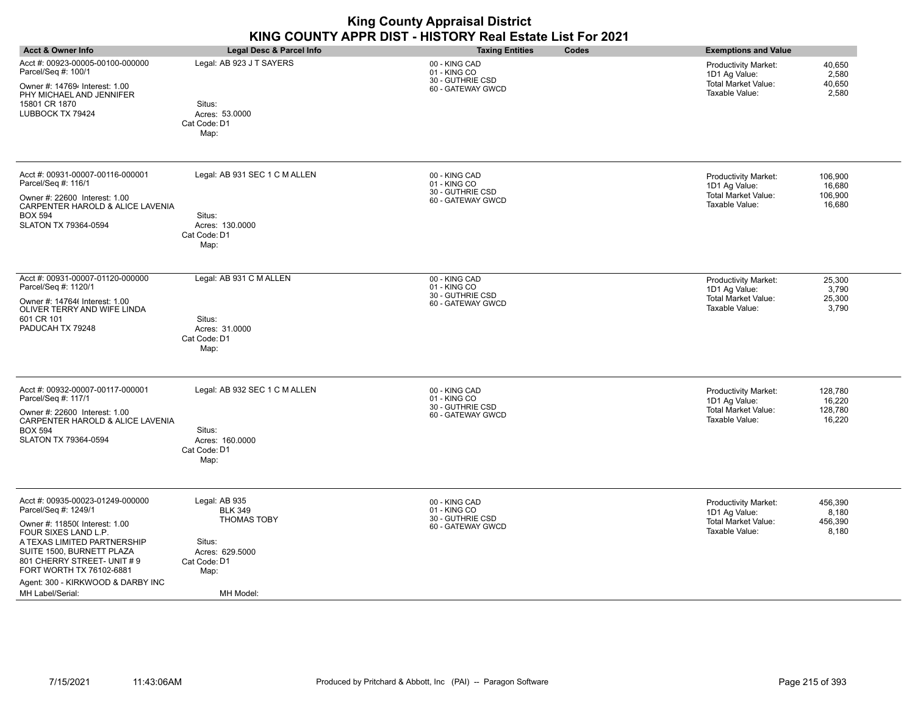# King County Appraisal District
## KING COUNTY APPR DIST - HISTORY Real Estate List For 2021

| Acct & Owner Info | Legal Desc & Parcel Info | Taxing Entities | Codes | Exemptions and Value |
|---|---|---|---|---|
| Acct #: 00923-00005-00100-000000<br>Parcel/Seq #: 100/1<br>Owner #: 14769( Interest: 1.00<br>PHY MICHAEL AND JENNIFER<br>15801 CR 1870<br>LUBBOCK TX 79424 | Legal: AB 923 J T SAYERS<br>Situs:<br>Acres: 53.0000<br>Cat Code: D1<br>Map: | 00 - KING CAD<br>01 - KING CO<br>30 - GUTHRIE CSD<br>60 - GATEWAY GWCD | | Productivity Market: 40,650<br>1D1 Ag Value: 2,580<br>Total Market Value: 40,650<br>Taxable Value: 2,580 |
| Acct #: 00931-00007-00116-000001<br>Parcel/Seq #: 116/1<br>Owner #: 22600 Interest: 1.00<br>CARPENTER HAROLD & ALICE LAVENIA<br>BOX 594<br>SLATON TX 79364-0594 | Legal: AB 931 SEC 1 C M ALLEN<br>Situs:<br>Acres: 130.0000<br>Cat Code: D1<br>Map: | 00 - KING CAD<br>01 - KING CO<br>30 - GUTHRIE CSD<br>60 - GATEWAY GWCD | | Productivity Market: 106,900<br>1D1 Ag Value: 16,680<br>Total Market Value: 106,900<br>Taxable Value: 16,680 |
| Acct #: 00931-00007-01120-000000<br>Parcel/Seq #: 1120/1<br>Owner #: 14764( Interest: 1.00<br>OLIVER TERRY AND WIFE LINDA<br>601 CR 101<br>PADUCAH TX 79248 | Legal: AB 931 C M ALLEN<br>Situs:<br>Acres: 31.0000<br>Cat Code: D1<br>Map: | 00 - KING CAD<br>01 - KING CO<br>30 - GUTHRIE CSD<br>60 - GATEWAY GWCD | | Productivity Market: 25,300<br>1D1 Ag Value: 3,790<br>Total Market Value: 25,300<br>Taxable Value: 3,790 |
| Acct #: 00932-00007-00117-000001<br>Parcel/Seq #: 117/1<br>Owner #: 22600 Interest: 1.00<br>CARPENTER HAROLD & ALICE LAVENIA<br>BOX 594<br>SLATON TX 79364-0594 | Legal: AB 932 SEC 1 C M ALLEN<br>Situs:<br>Acres: 160.0000<br>Cat Code: D1<br>Map: | 00 - KING CAD<br>01 - KING CO<br>30 - GUTHRIE CSD<br>60 - GATEWAY GWCD | | Productivity Market: 128,780<br>1D1 Ag Value: 16,220<br>Total Market Value: 128,780<br>Taxable Value: 16,220 |
| Acct #: 00935-00023-01249-000000<br>Parcel/Seq #: 1249/1<br>Owner #: 11850( Interest: 1.00<br>FOUR SIXES LAND L.P.<br>A TEXAS LIMITED PARTNERSHIP<br>SUITE 1500, BURNETT PLAZA<br>801 CHERRY STREET- UNIT # 9<br>FORT WORTH TX 76102-6881<br>Agent: 300 - KIRKWOOD & DARBY INC<br>MH Label/Serial: | Legal: AB 935<br>BLK 349<br>THOMAS TOBY<br>Situs:<br>Acres: 629.5000<br>Cat Code: D1<br>Map:<br>MH Model: | 00 - KING CAD<br>01 - KING CO<br>30 - GUTHRIE CSD<br>60 - GATEWAY GWCD | | Productivity Market: 456,390<br>1D1 Ag Value: 8,180<br>Total Market Value: 456,390<br>Taxable Value: 8,180 |

7/15/2021 11:43:06AM Produced by Pritchard & Abbott, Inc (PAI) -- Paragon Software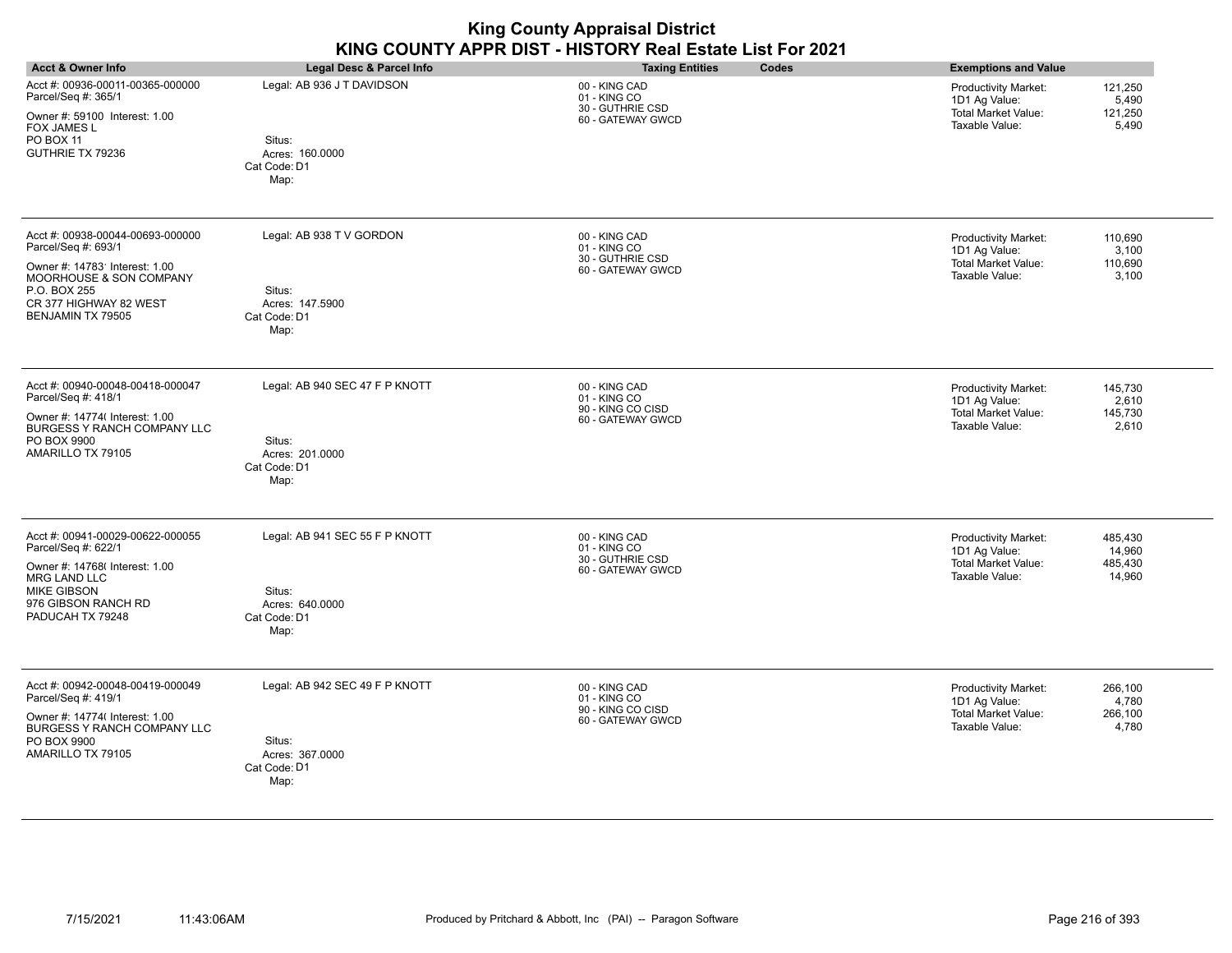# King County Appraisal District

## KING COUNTY APPR DIST - HISTORY Real Estate List For 2021

| Acct & Owner Info | Legal Desc & Parcel Info | Taxing Entities | Codes | Exemptions and Value |
|---|---|---|---|---|
| Acct #: 00936-00011-00365-000000<br>Parcel/Seq #: 365/1<br>Owner #: 59100 Interest: 1.00<br>FOX JAMES L<br>PO BOX 11<br>GUTHRIE TX 79236 | Legal: AB 936 J T DAVIDSON<br>Situs:<br>Acres: 160.0000<br>Cat Code: D1<br>Map: | 00 - KING CAD<br>01 - KING CO<br>30 - GUTHRIE CSD<br>60 - GATEWAY GWCD | | Productivity Market: 121,250<br>1D1 Ag Value: 5,490<br>Total Market Value: 121,250<br>Taxable Value: 5,490 |
| Acct #: 00938-00044-00693-000000<br>Parcel/Seq #: 693/1<br>Owner #: 14783' Interest: 1.00<br>MOORHOUSE & SON COMPANY<br>P.O. BOX 255<br>CR 377 HIGHWAY 82 WEST<br>BENJAMIN TX 79505 | Legal: AB 938 T V GORDON<br>Situs:<br>Acres: 147.5900<br>Cat Code: D1<br>Map: | 00 - KING CAD<br>01 - KING CO<br>30 - GUTHRIE CSD<br>60 - GATEWAY GWCD | | Productivity Market: 110,690<br>1D1 Ag Value: 3,100<br>Total Market Value: 110,690<br>Taxable Value: 3,100 |
| Acct #: 00940-00048-00418-000047<br>Parcel/Seq #: 418/1<br>Owner #: 14774( Interest: 1.00<br>BURGESS Y RANCH COMPANY LLC<br>PO BOX 9900<br>AMARILLO TX 79105 | Legal: AB 940 SEC 47 F P KNOTT<br>Situs:<br>Acres: 201.0000<br>Cat Code: D1<br>Map: | 00 - KING CAD<br>01 - KING CO<br>90 - KING CO CISD<br>60 - GATEWAY GWCD | | Productivity Market: 145,730<br>1D1 Ag Value: 2,610<br>Total Market Value: 145,730<br>Taxable Value: 2,610 |
| Acct #: 00941-00029-00622-000055<br>Parcel/Seq #: 622/1<br>Owner #: 14768( Interest: 1.00<br>MRG LAND LLC<br>MIKE GIBSON<br>976 GIBSON RANCH RD<br>PADUCAH TX 79248 | Legal: AB 941 SEC 55 F P KNOTT<br>Situs:<br>Acres: 640.0000<br>Cat Code: D1<br>Map: | 00 - KING CAD<br>01 - KING CO<br>30 - GUTHRIE CSD<br>60 - GATEWAY GWCD | | Productivity Market: 485,430<br>1D1 Ag Value: 14,960<br>Total Market Value: 485,430<br>Taxable Value: 14,960 |
| Acct #: 00942-00048-00419-000049<br>Parcel/Seq #: 419/1<br>Owner #: 14774( Interest: 1.00<br>BURGESS Y RANCH COMPANY LLC<br>PO BOX 9900<br>AMARILLO TX 79105 | Legal: AB 942 SEC 49 F P KNOTT<br>Situs:<br>Acres: 367.0000<br>Cat Code: D1<br>Map: | 00 - KING CAD<br>01 - KING CO<br>90 - KING CO CISD<br>60 - GATEWAY GWCD | | Productivity Market: 266,100<br>1D1 Ag Value: 4,780<br>Total Market Value: 266,100<br>Taxable Value: 4,780 |

7/15/2021 11:43:06AM Produced by Pritchard & Abbott, Inc (PAI) -- Paragon Software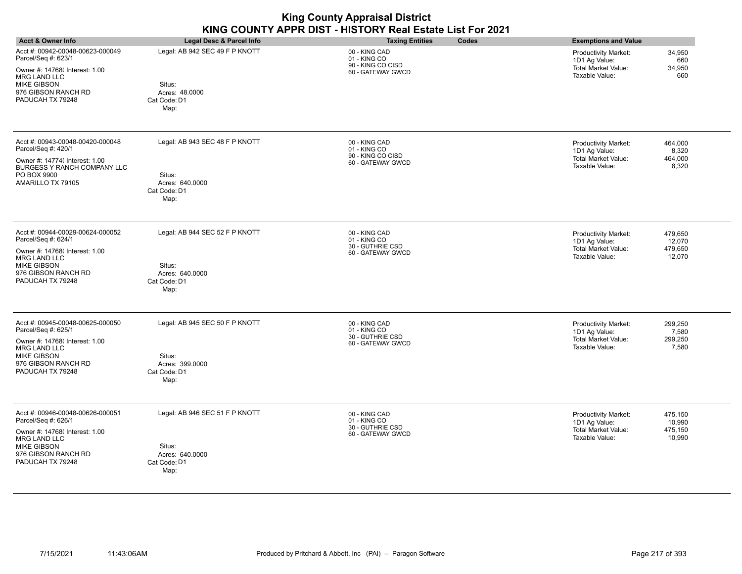# King County Appraisal District
## KING COUNTY APPR DIST - HISTORY Real Estate List For 2021

| Acct & Owner Info | Legal Desc & Parcel Info | Taxing Entities | Codes | Exemptions and Value |
|---|---|---|---|---|
| Acct #: 00942-00048-00623-000049<br>Parcel/Seq #: 623/1<br>Owner #: 14768( Interest: 1.00<br>MRG LAND LLC<br>MIKE GIBSON<br>976 GIBSON RANCH RD<br>PADUCAH TX 79248 | Legal: AB 942 SEC 49 F P KNOTT<br>Situs:<br>Acres: 48.0000<br>Cat Code: D1<br>Map: | 00 - KING CAD<br>01 - KING CO<br>90 - KING CO CISD<br>60 - GATEWAY GWCD | | Productivity Market: 34,950<br>1D1 Ag Value: 660<br>Total Market Value: 34,950<br>Taxable Value: 660 |
| Acct #: 00943-00048-00420-000048<br>Parcel/Seq #: 420/1<br>Owner #: 14774( Interest: 1.00<br>BURGESS Y RANCH COMPANY LLC<br>PO BOX 9900<br>AMARILLO TX 79105 | Legal: AB 943 SEC 48 F P KNOTT<br>Situs:<br>Acres: 640.0000<br>Cat Code: D1<br>Map: | 00 - KING CAD<br>01 - KING CO<br>90 - KING CO CISD<br>60 - GATEWAY GWCD | | Productivity Market: 464,000<br>1D1 Ag Value: 8,320<br>Total Market Value: 464,000<br>Taxable Value: 8,320 |
| Acct #: 00944-00029-00624-000052<br>Parcel/Seq #: 624/1<br>Owner #: 14768( Interest: 1.00<br>MRG LAND LLC<br>MIKE GIBSON<br>976 GIBSON RANCH RD<br>PADUCAH TX 79248 | Legal: AB 944 SEC 52 F P KNOTT<br>Situs:<br>Acres: 640.0000<br>Cat Code: D1<br>Map: | 00 - KING CAD<br>01 - KING CO<br>30 - GUTHRIE CSD<br>60 - GATEWAY GWCD | | Productivity Market: 479,650<br>1D1 Ag Value: 12,070<br>Total Market Value: 479,650<br>Taxable Value: 12,070 |
| Acct #: 00945-00048-00625-000050<br>Parcel/Seq #: 625/1<br>Owner #: 14768( Interest: 1.00<br>MRG LAND LLC<br>MIKE GIBSON<br>976 GIBSON RANCH RD<br>PADUCAH TX 79248 | Legal: AB 945 SEC 50 F P KNOTT<br>Situs:<br>Acres: 399.0000<br>Cat Code: D1<br>Map: | 00 - KING CAD<br>01 - KING CO<br>30 - GUTHRIE CSD<br>60 - GATEWAY GWCD | | Productivity Market: 299,250<br>1D1 Ag Value: 7,580<br>Total Market Value: 299,250<br>Taxable Value: 7,580 |
| Acct #: 00946-00048-00626-000051<br>Parcel/Seq #: 626/1<br>Owner #: 14768( Interest: 1.00<br>MRG LAND LLC<br>MIKE GIBSON<br>976 GIBSON RANCH RD<br>PADUCAH TX 79248 | Legal: AB 946 SEC 51 F P KNOTT<br>Situs:<br>Acres: 640.0000<br>Cat Code: D1<br>Map: | 00 - KING CAD<br>01 - KING CO<br>30 - GUTHRIE CSD<br>60 - GATEWAY GWCD | | Productivity Market: 475,150<br>1D1 Ag Value: 10,990<br>Total Market Value: 475,150<br>Taxable Value: 10,990 |

7/15/2021 11:43:06AM Produced by Pritchard & Abbott, Inc (PAI) -- Paragon Software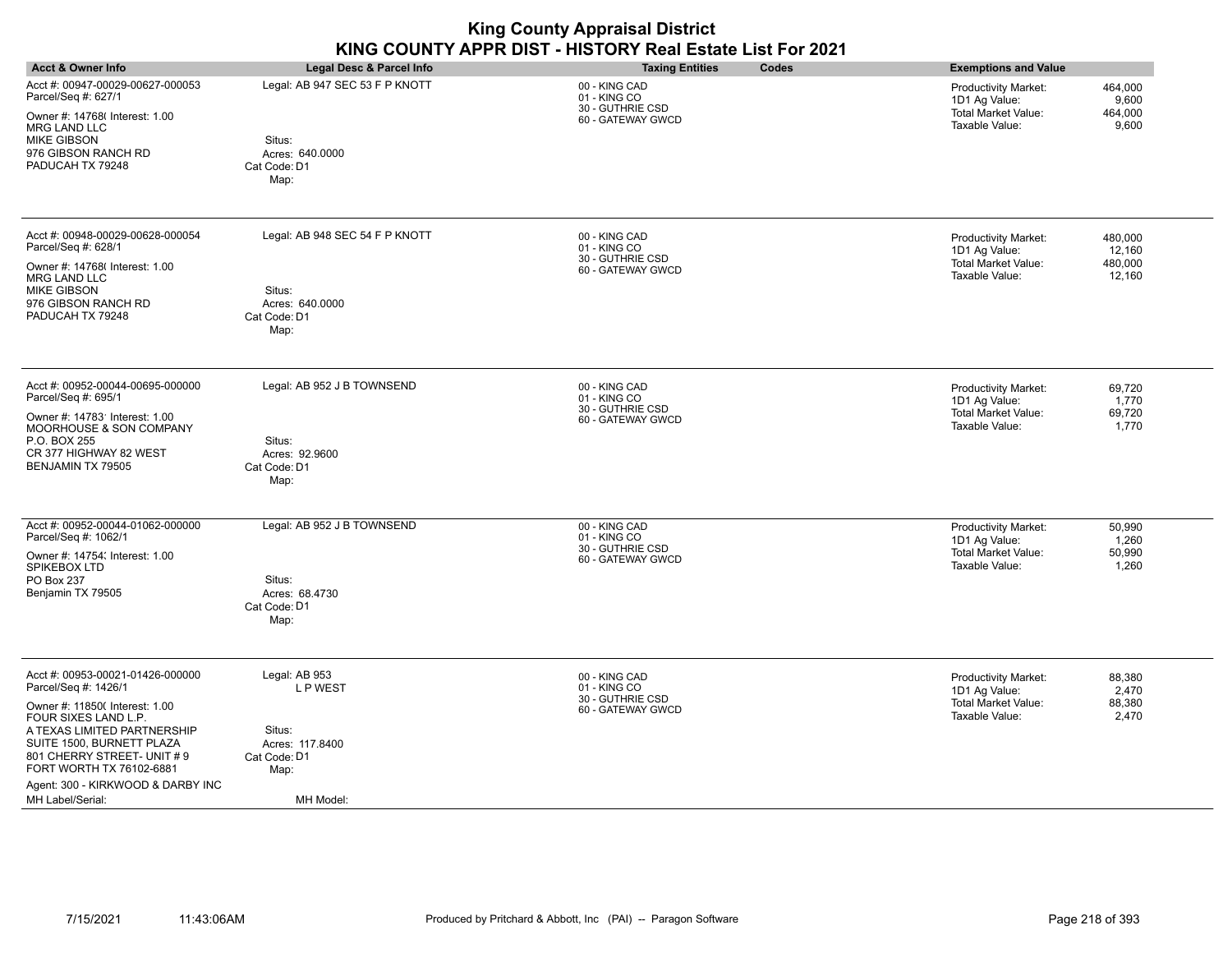# King County Appraisal District

## KING COUNTY APPR DIST - HISTORY Real Estate List For 2021

| Acct & Owner Info | Legal Desc & Parcel Info | Taxing Entities | Codes | Exemptions and Value |
|---|---|---|---|---|
| Acct #: 00947-00029-00627-000053<br>Parcel/Seq #: 627/1<br>Owner #: 14768( Interest: 1.00<br>MRG LAND LLC<br>MIKE GIBSON<br>976 GIBSON RANCH RD<br>PADUCAH TX 79248 | Legal: AB 947 SEC 53 F P KNOTT<br>Situs:<br>Acres: 640.0000<br>Cat Code: D1<br>Map: | 00 - KING CAD<br>01 - KING CO<br>30 - GUTHRIE CSD<br>60 - GATEWAY GWCD | | Productivity Market: 464,000<br>1D1 Ag Value: 9,600<br>Total Market Value: 464,000<br>Taxable Value: 9,600 |
| Acct #: 00948-00029-00628-000054<br>Parcel/Seq #: 628/1<br>Owner #: 14768( Interest: 1.00<br>MRG LAND LLC<br>MIKE GIBSON<br>976 GIBSON RANCH RD<br>PADUCAH TX 79248 | Legal: AB 948 SEC 54 F P KNOTT<br>Situs:<br>Acres: 640.0000<br>Cat Code: D1<br>Map: | 00 - KING CAD<br>01 - KING CO<br>30 - GUTHRIE CSD<br>60 - GATEWAY GWCD | | Productivity Market: 480,000<br>1D1 Ag Value: 12,160<br>Total Market Value: 480,000<br>Taxable Value: 12,160 |
| Acct #: 00952-00044-00695-000000<br>Parcel/Seq #: 695/1<br>Owner #: 14783' Interest: 1.00<br>MOORHOUSE & SON COMPANY<br>P.O. BOX 255<br>CR 377 HIGHWAY 82 WEST<br>BENJAMIN TX 79505 | Legal: AB 952 J B TOWNSEND<br>Situs:<br>Acres: 92.9600<br>Cat Code: D1<br>Map: | 00 - KING CAD<br>01 - KING CO<br>30 - GUTHRIE CSD<br>60 - GATEWAY GWCD | | Productivity Market: 69,720<br>1D1 Ag Value: 1,770<br>Total Market Value: 69,720<br>Taxable Value: 1,770 |
| Acct #: 00952-00044-01062-000000<br>Parcel/Seq #: 1062/1<br>Owner #: 14754: Interest: 1.00<br>SPIKEBOX LTD<br>PO Box 237<br>Benjamin TX 79505 | Legal: AB 952 J B TOWNSEND<br>Situs:<br>Acres: 68.4730<br>Cat Code: D1<br>Map: | 00 - KING CAD<br>01 - KING CO<br>30 - GUTHRIE CSD<br>60 - GATEWAY GWCD | | Productivity Market: 50,990<br>1D1 Ag Value: 1,260<br>Total Market Value: 50,990<br>Taxable Value: 1,260 |
| Acct #: 00953-00021-01426-000000<br>Parcel/Seq #: 1426/1<br>Owner #: 11850( Interest: 1.00<br>FOUR SIXES LAND L.P.<br>A TEXAS LIMITED PARTNERSHIP<br>SUITE 1500, BURNETT PLAZA<br>801 CHERRY STREET- UNIT # 9<br>FORT WORTH TX 76102-6881<br>Agent: 300 - KIRKWOOD & DARBY INC<br>MH Label/Serial: | Legal: AB 953<br>L P WEST<br>Situs:<br>Acres: 117.8400<br>Cat Code: D1<br>Map:<br>MH Model: | 00 - KING CAD<br>01 - KING CO<br>30 - GUTHRIE CSD<br>60 - GATEWAY GWCD | | Productivity Market: 88,380<br>1D1 Ag Value: 2,470<br>Total Market Value: 88,380<br>Taxable Value: 2,470 |

7/15/2021 11:43:06AM Produced by Pritchard & Abbott, Inc (PAI) -- Paragon Software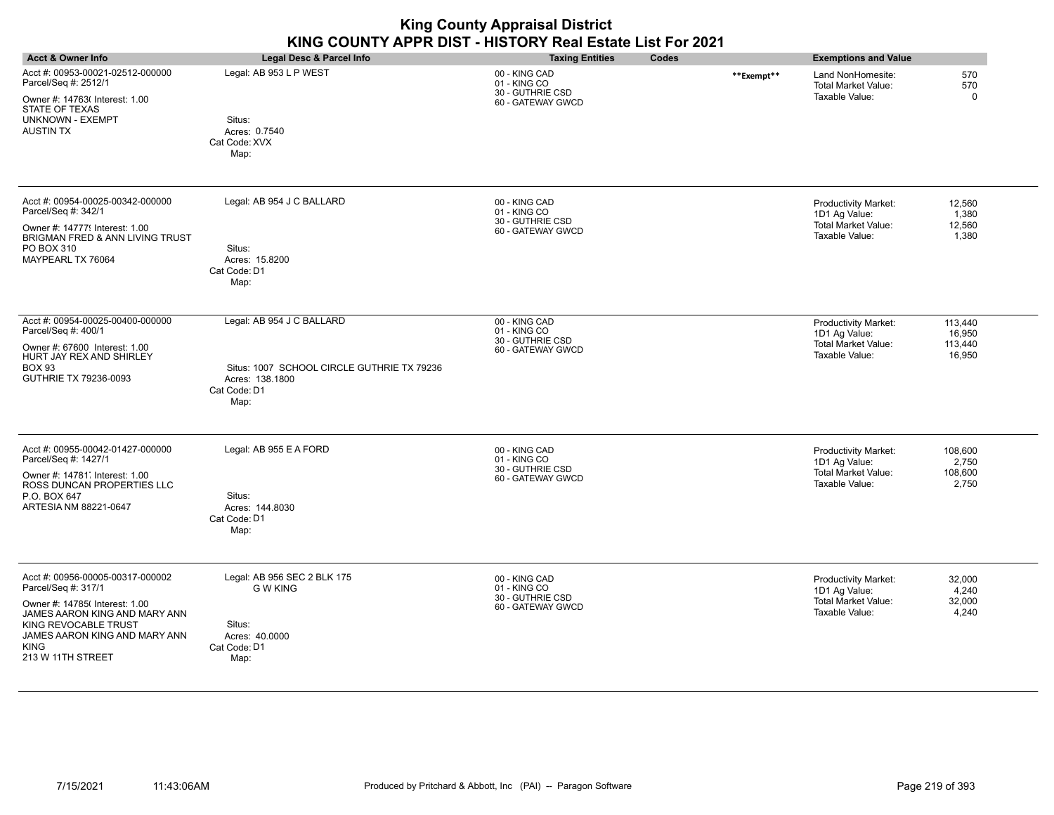# King County Appraisal District
## KING COUNTY APPR DIST - HISTORY Real Estate List For 2021

| Acct & Owner Info | Legal Desc & Parcel Info | Taxing Entities | Codes | Exemptions and Value |
|---|---|---|---|---|
| Acct #: 00953-00021-02512-000000<br>Parcel/Seq #: 2512/1<br>Owner #: 14763( Interest: 1.00<br>STATE OF TEXAS<br>UNKNOWN - EXEMPT<br>AUSTIN TX | Legal: AB 953 L P WEST<br>Situs:<br>Acres: 0.7540<br>Cat Code: XVX<br>Map: | 00 - KING CAD<br>01 - KING CO<br>30 - GUTHRIE CSD<br>60 - GATEWAY GWCD | **Exempt** | Land NonHomesite: 570<br>Total Market Value: 570<br>Taxable Value: 0 |
| Acct #: 00954-00025-00342-000000<br>Parcel/Seq #: 342/1<br>Owner #: 14777( Interest: 1.00<br>BRIGMAN FRED & ANN LIVING TRUST<br>PO BOX 310<br>MAYPEARL TX 76064 | Legal: AB 954 J C BALLARD<br>Situs:<br>Acres: 15.8200<br>Cat Code: D1<br>Map: | 00 - KING CAD<br>01 - KING CO<br>30 - GUTHRIE CSD<br>60 - GATEWAY GWCD | | Productivity Market: 12,560<br>1D1 Ag Value: 1,380<br>Total Market Value: 12,560<br>Taxable Value: 1,380 |
| Acct #: 00954-00025-00400-000000<br>Parcel/Seq #: 400/1<br>Owner #: 67600 Interest: 1.00<br>HURT JAY REX AND SHIRLEY<br>BOX 93<br>GUTHRIE TX 79236-0093 | Legal: AB 954 J C BALLARD<br>Situs: 1007 SCHOOL CIRCLE GUTHRIE TX 79236<br>Acres: 138.1800<br>Cat Code: D1<br>Map: | 00 - KING CAD<br>01 - KING CO<br>30 - GUTHRIE CSD<br>60 - GATEWAY GWCD | | Productivity Market: 113,440<br>1D1 Ag Value: 16,950<br>Total Market Value: 113,440<br>Taxable Value: 16,950 |
| Acct #: 00955-00042-01427-000000<br>Parcel/Seq #: 1427/1<br>Owner #: 14781( Interest: 1.00<br>ROSS DUNCAN PROPERTIES LLC<br>P.O. BOX 647<br>ARTESIA NM 88221-0647 | Legal: AB 955 E A FORD<br>Situs:<br>Acres: 144.8030<br>Cat Code: D1<br>Map: | 00 - KING CAD<br>01 - KING CO<br>30 - GUTHRIE CSD<br>60 - GATEWAY GWCD | | Productivity Market: 108,600<br>1D1 Ag Value: 2,750<br>Total Market Value: 108,600<br>Taxable Value: 2,750 |
| Acct #: 00956-00005-00317-000002<br>Parcel/Seq #: 317/1<br>Owner #: 14785( Interest: 1.00<br>JAMES AARON KING AND MARY ANN KING REVOCABLE TRUST<br>JAMES AARON KING AND MARY ANN KING<br>213 W 11TH STREET | Legal: AB 956 SEC 2 BLK 175 G W KING<br>Situs:<br>Acres: 40.0000<br>Cat Code: D1<br>Map: | 00 - KING CAD<br>01 - KING CO<br>30 - GUTHRIE CSD<br>60 - GATEWAY GWCD | | Productivity Market: 32,000<br>1D1 Ag Value: 4,240<br>Total Market Value: 32,000<br>Taxable Value: 4,240 |

7/15/2021 11:43:06AM Produced by Pritchard & Abbott, Inc (PAI) -- Paragon Software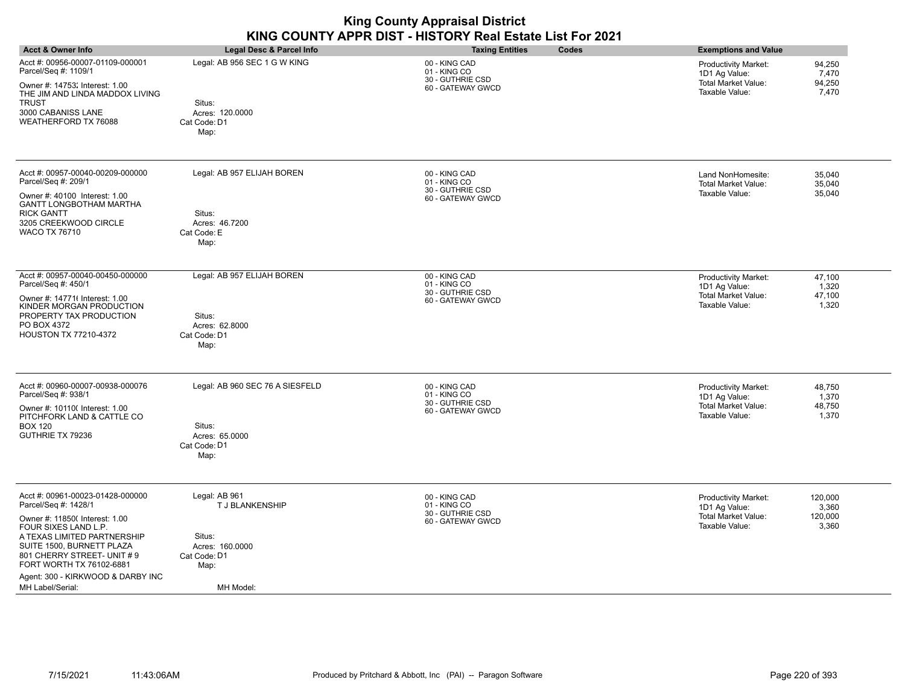# King County Appraisal District
## KING COUNTY APPR DIST - HISTORY Real Estate List For 2021

| Acct & Owner Info | Legal Desc & Parcel Info | Taxing Entities | Codes | Exemptions and Value |
|---|---|---|---|---|
| Acct #: 00956-00007-01109-000001<br>Parcel/Seq #: 1109/1<br>Owner #: 14753; Interest: 1.00<br>THE JIM AND LINDA MADDOX LIVING TRUST<br>3000 CABANISS LANE<br>WEATHERFORD TX 76088 | Legal: AB 956 SEC 1 G W KING<br>Situs:<br>Acres: 120.0000<br>Cat Code: D1<br>Map: | 00 - KING CAD<br>01 - KING CO<br>30 - GUTHRIE CSD<br>60 - GATEWAY GWCD | | Productivity Market: 94,250<br>1D1 Ag Value: 7,470<br>Total Market Value: 94,250<br>Taxable Value: 7,470 |
| Acct #: 00957-00040-00209-000000<br>Parcel/Seq #: 209/1<br>Owner #: 40100 Interest: 1.00<br>GANTT LONGBOTHAM MARTHA<br>RICK GANTT<br>3205 CREEKWOOD CIRCLE<br>WACO TX 76710 | Legal: AB 957 ELIJAH BOREN<br>Situs:<br>Acres: 46.7200<br>Cat Code: E<br>Map: | 00 - KING CAD<br>01 - KING CO<br>30 - GUTHRIE CSD<br>60 - GATEWAY GWCD | | Land NonHomesite: 35,040<br>Total Market Value: 35,040<br>Taxable Value: 35,040 |
| Acct #: 00957-00040-00450-000000<br>Parcel/Seq #: 450/1<br>Owner #: 14771( Interest: 1.00<br>KINDER MORGAN PRODUCTION<br>PROPERTY TAX PRODUCTION<br>PO BOX 4372<br>HOUSTON TX 77210-4372 | Legal: AB 957 ELIJAH BOREN<br>Situs:<br>Acres: 62.8000<br>Cat Code: D1<br>Map: | 00 - KING CAD<br>01 - KING CO<br>30 - GUTHRIE CSD<br>60 - GATEWAY GWCD | | Productivity Market: 47,100<br>1D1 Ag Value: 1,320<br>Total Market Value: 47,100<br>Taxable Value: 1,320 |
| Acct #: 00960-00007-00938-000076<br>Parcel/Seq #: 938/1<br>Owner #: 10110( Interest: 1.00<br>PITCHFORK LAND & CATTLE CO<br>BOX 120<br>GUTHRIE TX 79236 | Legal: AB 960 SEC 76 A SIESFELD<br>Situs:<br>Acres: 65.0000<br>Cat Code: D1<br>Map: | 00 - KING CAD<br>01 - KING CO<br>30 - GUTHRIE CSD<br>60 - GATEWAY GWCD | | Productivity Market: 48,750<br>1D1 Ag Value: 1,370<br>Total Market Value: 48,750<br>Taxable Value: 1,370 |
| Acct #: 00961-00023-01428-000000<br>Parcel/Seq #: 1428/1<br>Owner #: 11850( Interest: 1.00<br>FOUR SIXES LAND L.P.<br>A TEXAS LIMITED PARTNERSHIP<br>SUITE 1500, BURNETT PLAZA<br>801 CHERRY STREET- UNIT # 9<br>FORT WORTH TX 76102-6881<br>Agent: 300 - KIRKWOOD & DARBY INC<br>MH Label/Serial: | Legal: AB 961 T J BLANKENSHIP<br>Situs:<br>Acres: 160.0000<br>Cat Code: D1<br>Map:<br>MH Model: | 00 - KING CAD<br>01 - KING CO<br>30 - GUTHRIE CSD<br>60 - GATEWAY GWCD | | Productivity Market: 120,000<br>1D1 Ag Value: 3,360<br>Total Market Value: 120,000<br>Taxable Value: 3,360 |

7/15/2021 11:43:06AM Produced by Pritchard & Abbott, Inc (PAI) -- Paragon Software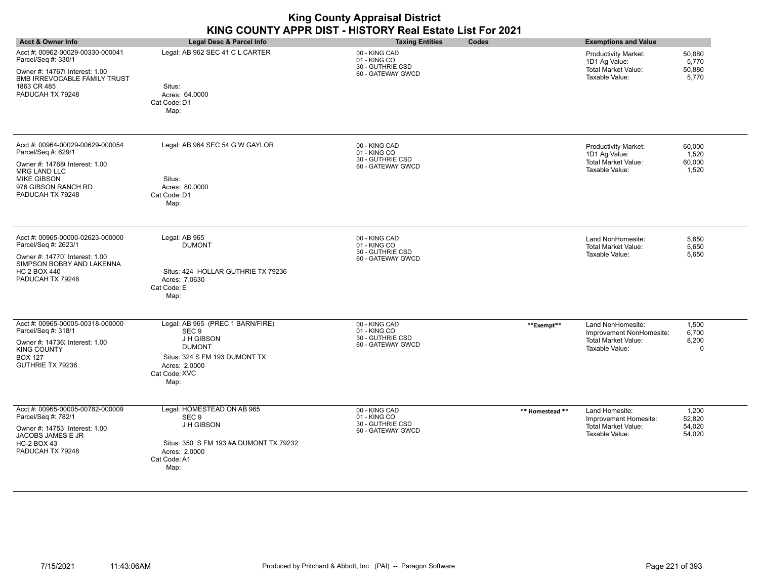# King County Appraisal District

## KING COUNTY APPR DIST - HISTORY Real Estate List For 2021

| Acct & Owner Info | Legal Desc & Parcel Info | Taxing Entities | Codes | Exemptions and Value |
|---|---|---|---|---|
| Acct #: 00962-00029-00330-000041<br>Parcel/Seq #: 330/1<br>Owner #: 14767! Interest: 1.00<br>BMB IRREVOCABLE FAMILY TRUST<br>1863 CR 485<br>PADUCAH TX 79248 | Legal: AB 962 SEC 41 C L CARTER<br>Situs:<br>Acres: 64.0000<br>Cat Code: D1<br>Map: | 00 - KING CAD<br>01 - KING CO<br>30 - GUTHRIE CSD<br>60 - GATEWAY GWCD | | Productivity Market: 50,880<br>1D1 Ag Value: 5,770<br>Total Market Value: 50,880<br>Taxable Value: 5,770 |
| Acct #: 00964-00029-00629-000054<br>Parcel/Seq #: 629/1<br>Owner #: 14768( Interest: 1.00<br>MRG LAND LLC<br>MIKE GIBSON<br>976 GIBSON RANCH RD<br>PADUCAH TX 79248 | Legal: AB 964 SEC 54 G W GAYLOR<br>Situs:<br>Acres: 80.0000<br>Cat Code: D1<br>Map: | 00 - KING CAD<br>01 - KING CO<br>30 - GUTHRIE CSD<br>60 - GATEWAY GWCD | | Productivity Market: 60,000<br>1D1 Ag Value: 1,520<br>Total Market Value: 60,000<br>Taxable Value: 1,520 |
| Acct #: 00965-00000-02623-000000<br>Parcel/Seq #: 2623/1<br>Owner #: 14770; Interest: 1.00<br>SIMPSON BOBBY AND LAKENNA<br>HC 2 BOX 440<br>PADUCAH TX 79248 | Legal: AB 965<br>DUMONT<br>Situs: 424 HOLLAR GUTHRIE TX 79236<br>Acres: 7.0630<br>Cat Code: E<br>Map: | 00 - KING CAD<br>01 - KING CO<br>30 - GUTHRIE CSD<br>60 - GATEWAY GWCD | | Land NonHomesite: 5,650<br>Total Market Value: 5,650<br>Taxable Value: 5,650 |
| Acct #: 00965-00005-00318-000000<br>Parcel/Seq #: 318/1<br>Owner #: 14736; Interest: 1.00<br>KING COUNTY<br>BOX 127<br>GUTHRIE TX 79236 | Legal: AB 965 (PREC 1 BARN/FIRE)<br>SEC 9<br>J H GIBSON<br>DUMONT<br>Situs: 324 S FM 193 DUMONT TX<br>Acres: 2.0000<br>Cat Code: XVC<br>Map: | 00 - KING CAD<br>01 - KING CO<br>30 - GUTHRIE CSD<br>60 - GATEWAY GWCD | **Exempt** | Land NonHomesite: 1,500<br>Improvement NonHomesite: 6,700<br>Total Market Value: 8,200<br>Taxable Value: 0 |
| Acct #: 00965-00005-00782-000009<br>Parcel/Seq #: 782/1<br>Owner #: 14753' Interest: 1.00<br>JACOBS JAMES E JR<br>HC-2 BOX 43<br>PADUCAH TX 79248 | Legal: HOMESTEAD ON AB 965<br>SEC 9<br>J H GIBSON<br>Situs: 350 S FM 193 #A DUMONT TX 79232<br>Acres: 2.0000<br>Cat Code: A1<br>Map: | 00 - KING CAD<br>01 - KING CO<br>30 - GUTHRIE CSD<br>60 - GATEWAY GWCD | ** Homestead ** | Land Homesite: 1,200<br>Improvement Homesite: 52,820<br>Total Market Value: 54,020<br>Taxable Value: 54,020 |

7/15/2021 11:43:06AM Produced by Pritchard & Abbott, Inc (PAI) -- Paragon Software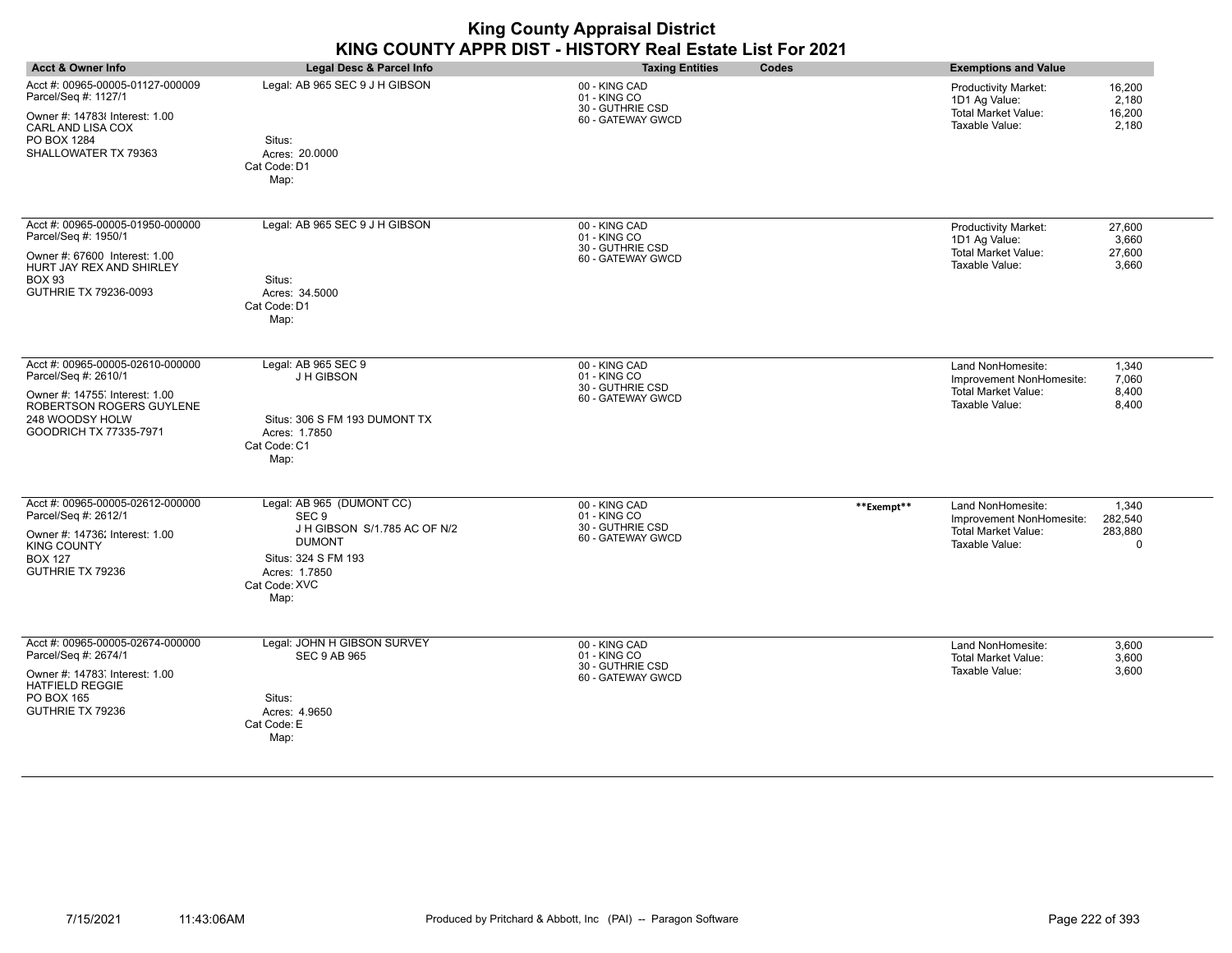# King County Appraisal District

## KING COUNTY APPR DIST - HISTORY Real Estate List For 2021

| Acct & Owner Info | Legal Desc & Parcel Info | Taxing Entities | Codes | Exemptions and Value |
|---|---|---|---|---|
| Acct #: 00965-00005-01127-000009<br>Parcel/Seq #: 1127/1<br>Owner #: 14783( Interest: 1.00<br>CARL AND LISA COX<br>PO BOX 1284<br>SHALLOWATER TX 79363 | Legal: AB 965 SEC 9 J H GIBSON<br>Situs:<br>Acres: 20.0000<br>Cat Code: D1<br>Map: | 00 - KING CAD<br>01 - KING CO<br>30 - GUTHRIE CSD<br>60 - GATEWAY GWCD | | Productivity Market: 16,200<br>1D1 Ag Value: 2,180<br>Total Market Value: 16,200<br>Taxable Value: 2,180 |
| Acct #: 00965-00005-01950-000000<br>Parcel/Seq #: 1950/1<br>Owner #: 67600 Interest: 1.00<br>HURT JAY REX AND SHIRLEY<br>BOX 93<br>GUTHRIE TX 79236-0093 | Legal: AB 965 SEC 9 J H GIBSON<br>Situs:<br>Acres: 34.5000<br>Cat Code: D1<br>Map: | 00 - KING CAD<br>01 - KING CO<br>30 - GUTHRIE CSD<br>60 - GATEWAY GWCD | | Productivity Market: 27,600<br>1D1 Ag Value: 3,660<br>Total Market Value: 27,600<br>Taxable Value: 3,660 |
| Acct #: 00965-00005-02610-000000<br>Parcel/Seq #: 2610/1<br>Owner #: 14755; Interest: 1.00<br>ROBERTSON ROGERS GUYLENE<br>248 WOODSY HOLW<br>GOODRICH TX 77335-7971 | Legal: AB 965 SEC 9<br>J H GIBSON<br>Situs: 306 S FM 193 DUMONT TX<br>Acres: 1.7850<br>Cat Code: C1<br>Map: | 00 - KING CAD<br>01 - KING CO<br>30 - GUTHRIE CSD<br>60 - GATEWAY GWCD | | Land NonHomesite: 1,340<br>Improvement NonHomesite: 7,060<br>Total Market Value: 8,400<br>Taxable Value: 8,400 |
| Acct #: 00965-00005-02612-000000<br>Parcel/Seq #: 2612/1<br>Owner #: 14736; Interest: 1.00<br>KING COUNTY<br>BOX 127<br>GUTHRIE TX 79236 | Legal: AB 965 (DUMONT CC)<br>SEC 9<br>J H GIBSON S/1.785 AC OF N/2<br>DUMONT<br>Situs: 324 S FM 193<br>Acres: 1.7850<br>Cat Code: XVC<br>Map: | 00 - KING CAD<br>01 - KING CO<br>30 - GUTHRIE CSD<br>60 - GATEWAY GWCD | \*\*Exempt\*\* | Land NonHomesite: 1,340<br>Improvement NonHomesite: 282,540<br>Total Market Value: 283,880<br>Taxable Value: 0 |
| Acct #: 00965-00005-02674-000000<br>Parcel/Seq #: 2674/1<br>Owner #: 14783; Interest: 1.00<br>HATFIELD REGGIE<br>PO BOX 165<br>GUTHRIE TX 79236 | Legal: JOHN H GIBSON SURVEY<br>SEC 9 AB 965<br>Situs:<br>Acres: 4.9650<br>Cat Code: E<br>Map: | 00 - KING CAD<br>01 - KING CO<br>30 - GUTHRIE CSD<br>60 - GATEWAY GWCD | | Land NonHomesite: 3,600<br>Total Market Value: 3,600<br>Taxable Value: 3,600 |

7/15/2021 11:43:06AM Produced by Pritchard & Abbott, Inc (PAI) -- Paragon Software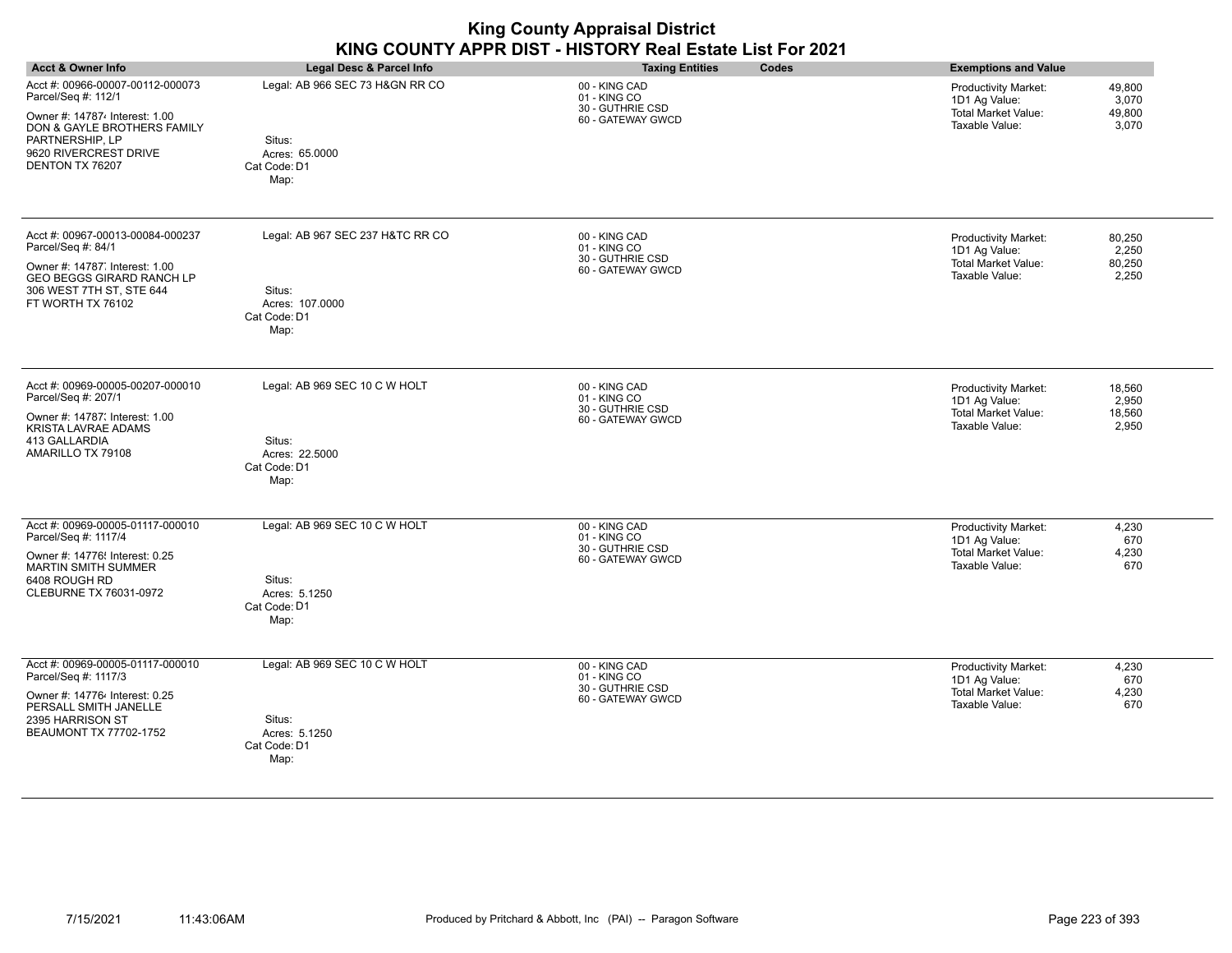# King County Appraisal District

## KING COUNTY APPR DIST - HISTORY Real Estate List For 2021

| Acct & Owner Info | Legal Desc & Parcel Info | Taxing Entities | Codes | Exemptions and Value | |
|---|---|---|---|---|---|
| Acct #: 00966-00007-00112-000073<br>Parcel/Seq #: 112/1<br>Owner #: 14787‹ Interest: 1.00<br>DON & GAYLE BROTHERS FAMILY PARTNERSHIP, LP<br>9620 RIVERCREST DRIVE<br>DENTON TX 76207 | Legal: AB 966 SEC 73 H&GN RR CO<br>Situs:<br>Acres: 65.0000<br>Cat Code: D1<br>Map: | 00 - KING CAD<br>01 - KING CO<br>30 - GUTHRIE CSD<br>60 - GATEWAY GWCD | | Productivity Market:<br>1D1 Ag Value:<br>Total Market Value:<br>Taxable Value: | 49,800<br>3,070<br>49,800<br>3,070 |
| Acct #: 00967-00013-00084-000237<br>Parcel/Seq #: 84/1<br>Owner #: 14787‹ Interest: 1.00<br>GEO BEGGS GIRARD RANCH LP<br>306 WEST 7TH ST, STE 644<br>FT WORTH TX 76102 | Legal: AB 967 SEC 237 H&TC RR CO<br>Situs:<br>Acres: 107.0000<br>Cat Code: D1<br>Map: | 00 - KING CAD<br>01 - KING CO<br>30 - GUTHRIE CSD<br>60 - GATEWAY GWCD | | Productivity Market:<br>1D1 Ag Value:<br>Total Market Value:<br>Taxable Value: | 80,250<br>2,250<br>80,250<br>2,250 |
| Acct #: 00969-00005-00207-000010<br>Parcel/Seq #: 207/1<br>Owner #: 14787‹ Interest: 1.00<br>KRISTA LAVRAE ADAMS<br>413 GALLARDIA<br>AMARILLO TX 79108 | Legal: AB 969 SEC 10 C W HOLT<br>Situs:<br>Acres: 22.5000<br>Cat Code: D1<br>Map: | 00 - KING CAD<br>01 - KING CO<br>30 - GUTHRIE CSD<br>60 - GATEWAY GWCD | | Productivity Market:<br>1D1 Ag Value:<br>Total Market Value:<br>Taxable Value: | 18,560<br>2,950<br>18,560<br>2,950 |
| Acct #: 00969-00005-01117-000010<br>Parcel/Seq #: 1117/4<br>Owner #: 14776‹ Interest: 0.25<br>MARTIN SMITH SUMMER<br>6408 ROUGH RD<br>CLEBURNE TX 76031-0972 | Legal: AB 969 SEC 10 C W HOLT<br>Situs:<br>Acres: 5.1250<br>Cat Code: D1<br>Map: | 00 - KING CAD<br>01 - KING CO<br>30 - GUTHRIE CSD<br>60 - GATEWAY GWCD | | Productivity Market:<br>1D1 Ag Value:<br>Total Market Value:<br>Taxable Value: | 4,230<br>670<br>4,230<br>670 |
| Acct #: 00969-00005-01117-000010<br>Parcel/Seq #: 1117/3<br>Owner #: 14776‹ Interest: 0.25<br>PERSALL SMITH JANELLE<br>2395 HARRISON ST<br>BEAUMONT TX 77702-1752 | Legal: AB 969 SEC 10 C W HOLT<br>Situs:<br>Acres: 5.1250<br>Cat Code: D1<br>Map: | 00 - KING CAD<br>01 - KING CO<br>30 - GUTHRIE CSD<br>60 - GATEWAY GWCD | | Productivity Market:<br>1D1 Ag Value:<br>Total Market Value:<br>Taxable Value: | 4,230<br>670<br>4,230<br>670 |

7/15/2021 11:43:06AM Produced by Pritchard & Abbott, Inc (PAI) -- Paragon Software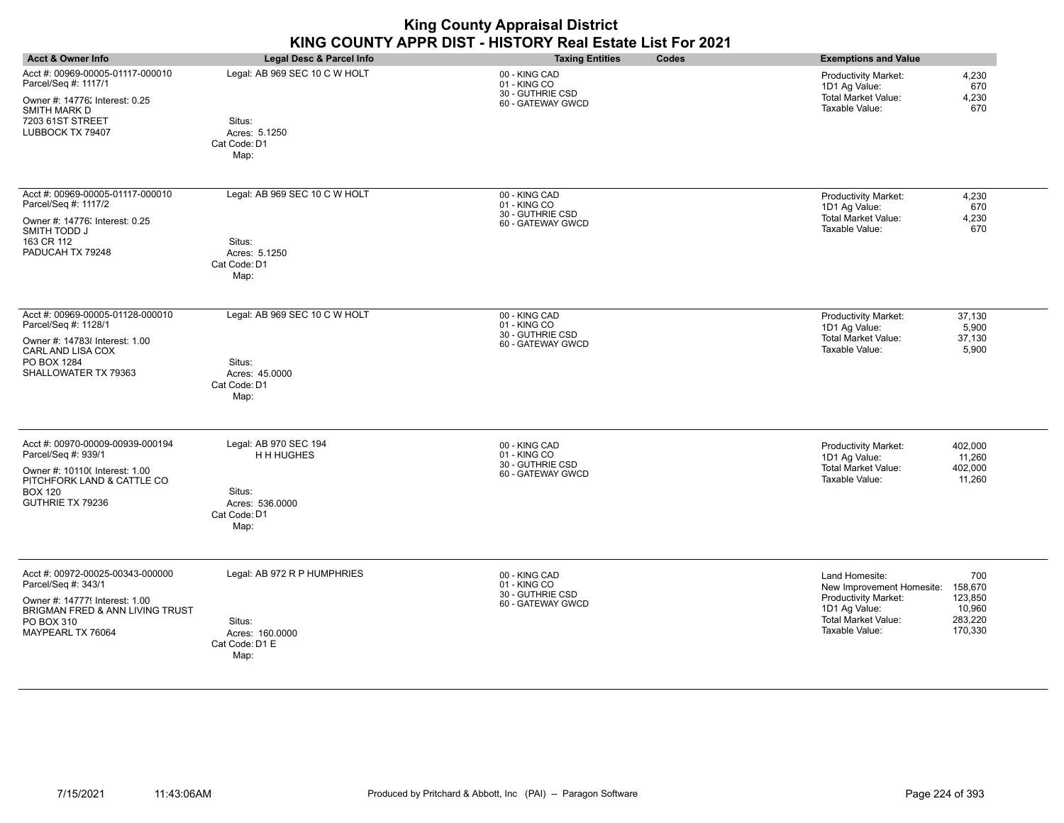# King County Appraisal District

## KING COUNTY APPR DIST - HISTORY Real Estate List For 2021

| Acct & Owner Info | Legal Desc & Parcel Info | Taxing Entities | Codes | Exemptions and Value |
|---|---|---|---|---|
| Acct #: 00969-00005-01117-000010<br>Parcel/Seq #: 1117/1<br>Owner #: 14776; Interest: 0.25<br>SMITH MARK D<br>7203 61ST STREET<br>LUBBOCK TX 79407 | Legal: AB 969 SEC 10 C W HOLT<br>Situs:<br>Acres: 5.1250<br>Cat Code: D1<br>Map: | 00 - KING CAD<br>01 - KING CO<br>30 - GUTHRIE CSD<br>60 - GATEWAY GWCD | | Productivity Market: 4,230<br>1D1 Ag Value: 670<br>Total Market Value: 4,230<br>Taxable Value: 670 |
| Acct #: 00969-00005-01117-000010<br>Parcel/Seq #: 1117/2<br>Owner #: 14776; Interest: 0.25<br>SMITH TODD J<br>163 CR 112<br>PADUCAH TX 79248 | Legal: AB 969 SEC 10 C W HOLT<br>Situs:<br>Acres: 5.1250<br>Cat Code: D1<br>Map: | 00 - KING CAD<br>01 - KING CO<br>30 - GUTHRIE CSD<br>60 - GATEWAY GWCD | | Productivity Market: 4,230<br>1D1 Ag Value: 670<br>Total Market Value: 4,230<br>Taxable Value: 670 |
| Acct #: 00969-00005-01128-000010<br>Parcel/Seq #: 1128/1<br>Owner #: 14783( Interest: 1.00<br>CARL AND LISA COX<br>PO BOX 1284<br>SHALLOWATER TX 79363 | Legal: AB 969 SEC 10 C W HOLT<br>Situs:<br>Acres: 45.0000<br>Cat Code: D1<br>Map: | 00 - KING CAD<br>01 - KING CO<br>30 - GUTHRIE CSD<br>60 - GATEWAY GWCD | | Productivity Market: 37,130<br>1D1 Ag Value: 5,900<br>Total Market Value: 37,130<br>Taxable Value: 5,900 |
| Acct #: 00970-00009-00939-000194<br>Parcel/Seq #: 939/1<br>Owner #: 10110( Interest: 1.00<br>PITCHFORK LAND & CATTLE CO<br>BOX 120<br>GUTHRIE TX 79236 | Legal: AB 970 SEC 194 H H HUGHES<br>Situs:<br>Acres: 536.0000<br>Cat Code: D1<br>Map: | 00 - KING CAD<br>01 - KING CO<br>30 - GUTHRIE CSD<br>60 - GATEWAY GWCD | | Productivity Market: 402,000<br>1D1 Ag Value: 11,260<br>Total Market Value: 402,000<br>Taxable Value: 11,260 |
| Acct #: 00972-00025-00343-000000<br>Parcel/Seq #: 343/1<br>Owner #: 14777( Interest: 1.00<br>BRIGMAN FRED & ANN LIVING TRUST<br>PO BOX 310<br>MAYPEARL TX 76064 | Legal: AB 972 R P HUMPHRIES<br>Situs:<br>Acres: 160.0000<br>Cat Code: D1 E<br>Map: | 00 - KING CAD<br>01 - KING CO<br>30 - GUTHRIE CSD<br>60 - GATEWAY GWCD | | Land Homesite: 700<br>New Improvement Homesite: 158,670<br>Productivity Market: 123,850<br>1D1 Ag Value: 10,960<br>Total Market Value: 283,220<br>Taxable Value: 170,330 |

7/15/2021 11:43:06AM Produced by Pritchard & Abbott, Inc (PAI) -- Paragon Software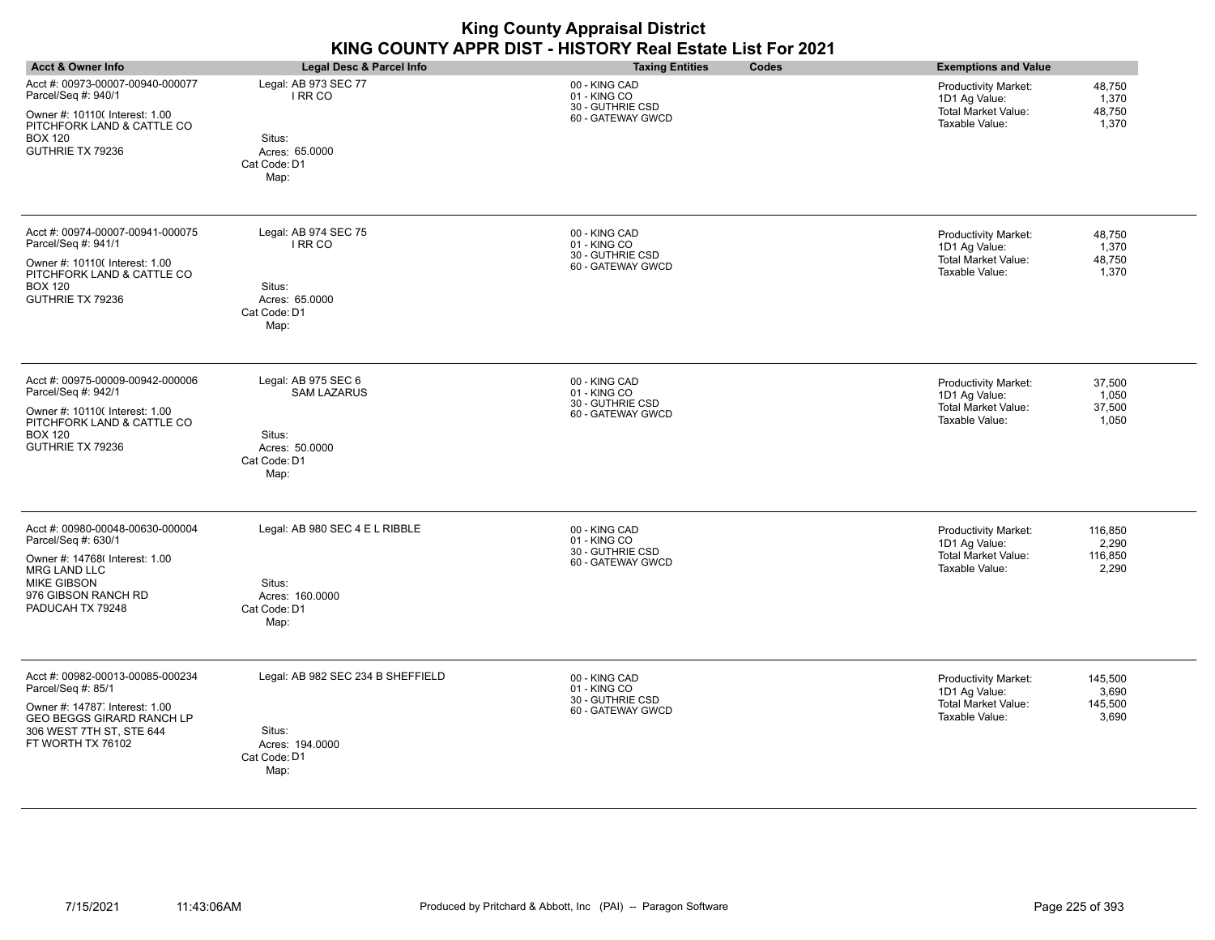# King County Appraisal District
## KING COUNTY APPR DIST - HISTORY Real Estate List For 2021

| Acct & Owner Info | Legal Desc & Parcel Info | Taxing Entities | Codes | Exemptions and Value |
|---|---|---|---|---|
| Acct #: 00973-00007-00940-000077<br>Parcel/Seq #: 940/1<br>Owner #: 10110( Interest: 1.00<br>PITCHFORK LAND & CATTLE CO<br>BOX 120<br>GUTHRIE TX 79236 | Legal: AB 973 SEC 77<br>I RR CO<br>Situs:<br>Acres: 65.0000<br>Cat Code: D1<br>Map: | 00 - KING CAD<br>01 - KING CO<br>30 - GUTHRIE CSD<br>60 - GATEWAY GWCD | | Productivity Market: 48,750<br>1D1 Ag Value: 1,370<br>Total Market Value: 48,750<br>Taxable Value: 1,370 |
| Acct #: 00974-00007-00941-000075<br>Parcel/Seq #: 941/1<br>Owner #: 10110( Interest: 1.00<br>PITCHFORK LAND & CATTLE CO<br>BOX 120<br>GUTHRIE TX 79236 | Legal: AB 974 SEC 75<br>I RR CO<br>Situs:<br>Acres: 65.0000<br>Cat Code: D1<br>Map: | 00 - KING CAD<br>01 - KING CO<br>30 - GUTHRIE CSD<br>60 - GATEWAY GWCD | | Productivity Market: 48,750<br>1D1 Ag Value: 1,370<br>Total Market Value: 48,750<br>Taxable Value: 1,370 |
| Acct #: 00975-00009-00942-000006<br>Parcel/Seq #: 942/1<br>Owner #: 10110( Interest: 1.00<br>PITCHFORK LAND & CATTLE CO<br>BOX 120<br>GUTHRIE TX 79236 | Legal: AB 975 SEC 6<br>SAM LAZARUS<br>Situs:<br>Acres: 50.0000<br>Cat Code: D1<br>Map: | 00 - KING CAD<br>01 - KING CO<br>30 - GUTHRIE CSD<br>60 - GATEWAY GWCD | | Productivity Market: 37,500<br>1D1 Ag Value: 1,050<br>Total Market Value: 37,500<br>Taxable Value: 1,050 |
| Acct #: 00980-00048-00630-000004<br>Parcel/Seq #: 630/1<br>Owner #: 14768( Interest: 1.00<br>MRG LAND LLC<br>MIKE GIBSON<br>976 GIBSON RANCH RD<br>PADUCAH TX 79248 | Legal: AB 980 SEC 4 E L RIBBLE<br>Situs:<br>Acres: 160.0000<br>Cat Code: D1<br>Map: | 00 - KING CAD<br>01 - KING CO<br>30 - GUTHRIE CSD<br>60 - GATEWAY GWCD | | Productivity Market: 116,850<br>1D1 Ag Value: 2,290<br>Total Market Value: 116,850<br>Taxable Value: 2,290 |
| Acct #: 00982-00013-00085-000234<br>Parcel/Seq #: 85/1<br>Owner #: 14787; Interest: 1.00<br>GEO BEGGS GIRARD RANCH LP<br>306 WEST 7TH ST, STE 644<br>FT WORTH TX 76102 | Legal: AB 982 SEC 234 B SHEFFIELD<br>Situs:<br>Acres: 194.0000<br>Cat Code: D1<br>Map: | 00 - KING CAD<br>01 - KING CO<br>30 - GUTHRIE CSD<br>60 - GATEWAY GWCD | | Productivity Market: 145,500<br>1D1 Ag Value: 3,690<br>Total Market Value: 145,500<br>Taxable Value: 3,690 |

7/15/2021 11:43:06AM Produced by Pritchard & Abbott, Inc (PAI) -- Paragon Software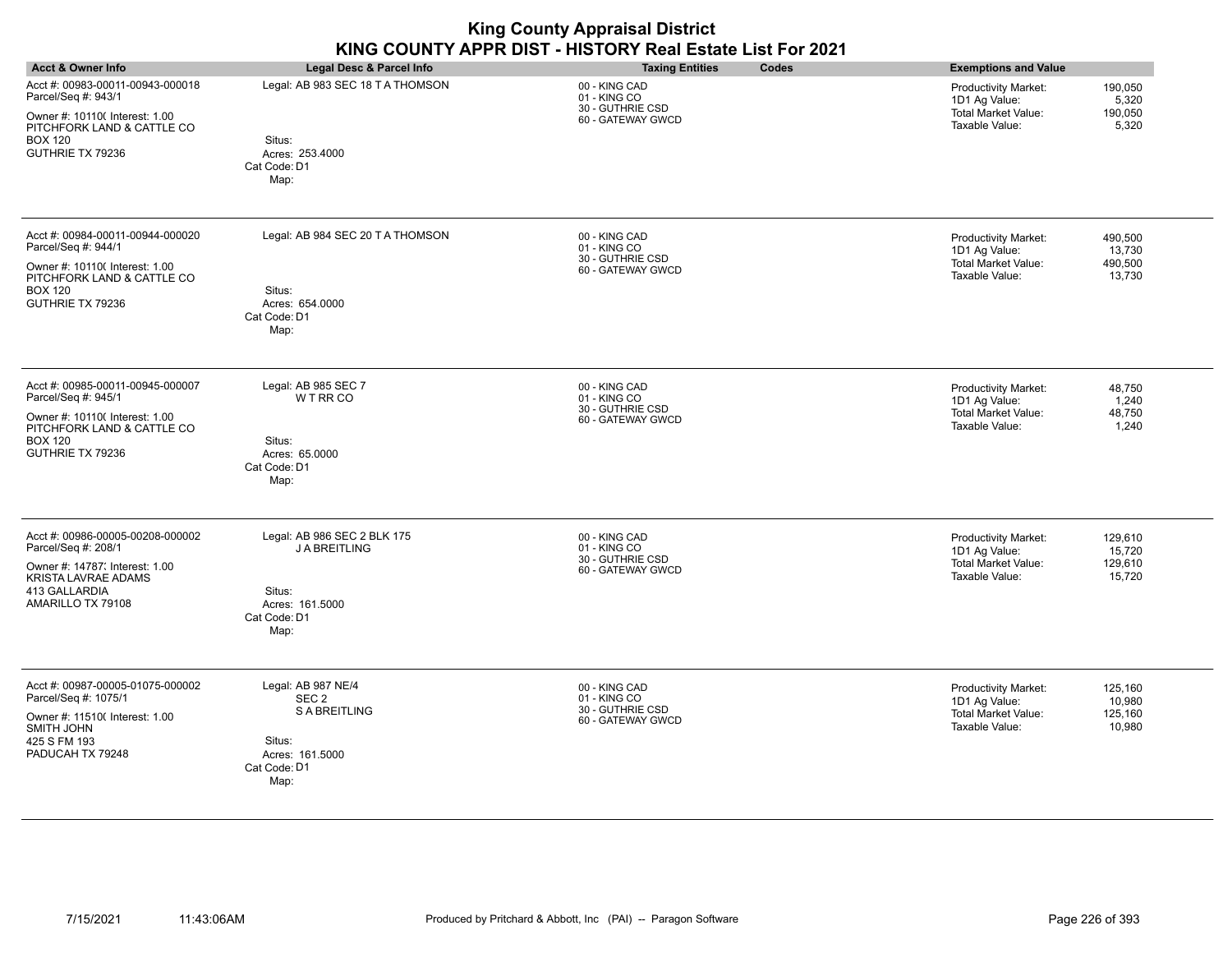# King County Appraisal District

## KING COUNTY APPR DIST - HISTORY Real Estate List For 2021

| Acct & Owner Info | Legal Desc & Parcel Info | Taxing Entities | Codes | Exemptions and Value |
|---|---|---|---|---|
| Acct #: 00983-00011-00943-000018<br>Parcel/Seq #: 943/1<br>Owner #: 10110( Interest: 1.00<br>PITCHFORK LAND & CATTLE CO<br>BOX 120<br>GUTHRIE TX 79236 | Legal: AB 983 SEC 18 T A THOMSON<br>Situs:<br>Acres: 253.4000<br>Cat Code: D1<br>Map: | 00 - KING CAD<br>01 - KING CO<br>30 - GUTHRIE CSD<br>60 - GATEWAY GWCD | | Productivity Market: 190,050<br>1D1 Ag Value: 5,320<br>Total Market Value: 190,050<br>Taxable Value: 5,320 |
| Acct #: 00984-00011-00944-000020<br>Parcel/Seq #: 944/1<br>Owner #: 10110( Interest: 1.00<br>PITCHFORK LAND & CATTLE CO<br>BOX 120<br>GUTHRIE TX 79236 | Legal: AB 984 SEC 20 T A THOMSON<br>Situs:<br>Acres: 654.0000<br>Cat Code: D1<br>Map: | 00 - KING CAD<br>01 - KING CO<br>30 - GUTHRIE CSD<br>60 - GATEWAY GWCD | | Productivity Market: 490,500<br>1D1 Ag Value: 13,730<br>Total Market Value: 490,500<br>Taxable Value: 13,730 |
| Acct #: 00985-00011-00945-000007<br>Parcel/Seq #: 945/1<br>Owner #: 10110( Interest: 1.00<br>PITCHFORK LAND & CATTLE CO<br>BOX 120<br>GUTHRIE TX 79236 | Legal: AB 985 SEC 7 W T RR CO<br>Situs:<br>Acres: 65.0000<br>Cat Code: D1<br>Map: | 00 - KING CAD<br>01 - KING CO<br>30 - GUTHRIE CSD<br>60 - GATEWAY GWCD | | Productivity Market: 48,750<br>1D1 Ag Value: 1,240<br>Total Market Value: 48,750<br>Taxable Value: 1,240 |
| Acct #: 00986-00005-00208-000002<br>Parcel/Seq #: 208/1<br>Owner #: 14787; Interest: 1.00<br>KRISTA LAVRAE ADAMS<br>413 GALLARDIA<br>AMARILLO TX 79108 | Legal: AB 986 SEC 2 BLK 175 J A BREITLING<br>Situs:<br>Acres: 161.5000<br>Cat Code: D1<br>Map: | 00 - KING CAD<br>01 - KING CO<br>30 - GUTHRIE CSD<br>60 - GATEWAY GWCD | | Productivity Market: 129,610<br>1D1 Ag Value: 15,720<br>Total Market Value: 129,610<br>Taxable Value: 15,720 |
| Acct #: 00987-00005-01075-000002<br>Parcel/Seq #: 1075/1<br>Owner #: 11510( Interest: 1.00<br>SMITH JOHN<br>425 S FM 193<br>PADUCAH TX 79248 | Legal: AB 987 NE/4 SEC 2 S A BREITLING<br>Situs:<br>Acres: 161.5000<br>Cat Code: D1<br>Map: | 00 - KING CAD<br>01 - KING CO<br>30 - GUTHRIE CSD<br>60 - GATEWAY GWCD | | Productivity Market: 125,160<br>1D1 Ag Value: 10,980<br>Total Market Value: 125,160<br>Taxable Value: 10,980 |

7/15/2021 11:43:06AM Produced by Pritchard & Abbott, Inc (PAI) -- Paragon Software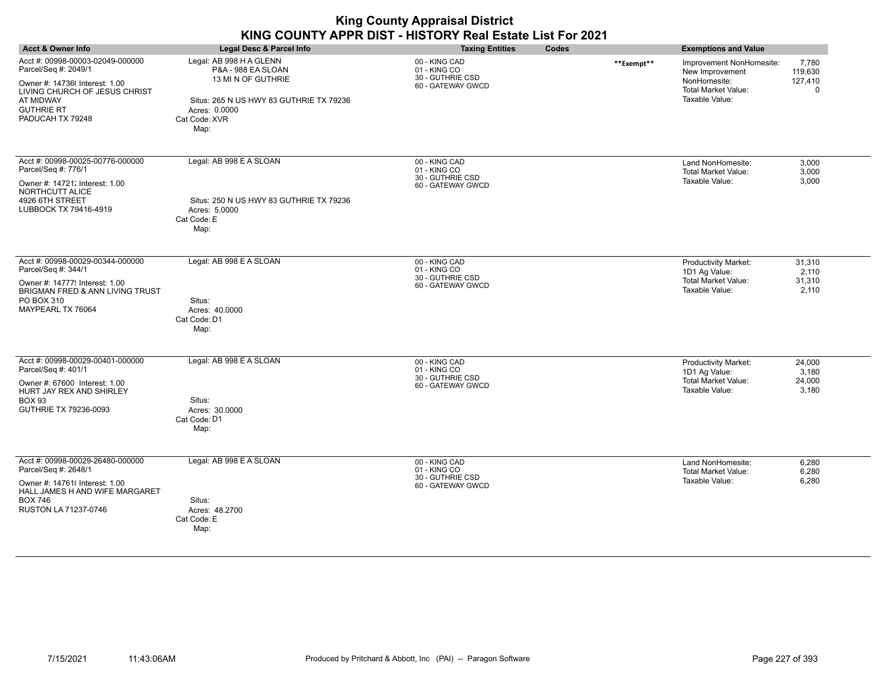# King County Appraisal District

## KING COUNTY APPR DIST - HISTORY Real Estate List For 2021

| Acct & Owner Info | Legal Desc & Parcel Info | Taxing Entities | Codes | Exemptions and Value |
|---|---|---|---|---|
| Acct #: 00998-00003-02049-000000<br>Parcel/Seq #: 2049/1<br>Owner #: 14736( Interest: 1.00<br>LIVING CHURCH OF JESUS CHRIST AT MIDWAY<br>GUTHRIE RT<br>PADUCAH TX 79248 | Legal: AB 998 H A GLENN<br>P&A - 988 EA SLOAN<br>13 MI N OF GUTHRIE<br>Situs: 265 N US HWY 83 GUTHRIE TX 79236<br>Acres: 0.0000<br>Cat Code: XVR<br>Map: | 00 - KING CAD<br>01 - KING CO<br>30 - GUTHRIE CSD<br>60 - GATEWAY GWCD | **Exempt** | Improvement NonHomesite: 7,780<br>New Improvement 119,630<br>NonHomesite: 127,410<br>Total Market Value: 0<br>Taxable Value: |
| Acct #: 00998-00025-00776-000000<br>Parcel/Seq #: 776/1<br>Owner #: 14721; Interest: 1.00<br>NORTHCUTT ALICE<br>4926 6TH STREET<br>LUBBOCK TX 79416-4919 | Legal: AB 998 E A SLOAN<br>Situs: 250 N US HWY 83 GUTHRIE TX 79236<br>Acres: 5.0000<br>Cat Code: E<br>Map: | 00 - KING CAD<br>01 - KING CO<br>30 - GUTHRIE CSD<br>60 - GATEWAY GWCD | | Land NonHomesite: 3,000<br>Total Market Value: 3,000<br>Taxable Value: 3,000 |
| Acct #: 00998-00029-00344-000000<br>Parcel/Seq #: 344/1<br>Owner #: 14777! Interest: 1.00<br>BRIGMAN FRED & ANN LIVING TRUST<br>PO BOX 310<br>MAYPEARL TX 76064 | Legal: AB 998 E A SLOAN<br>Situs:<br>Acres: 40.0000<br>Cat Code: D1<br>Map: | 00 - KING CAD<br>01 - KING CO<br>30 - GUTHRIE CSD<br>60 - GATEWAY GWCD | | Productivity Market: 31,310<br>1D1 Ag Value: 2,110<br>Total Market Value: 31,310<br>Taxable Value: 2,110 |
| Acct #: 00998-00029-00401-000000<br>Parcel/Seq #: 401/1<br>Owner #: 67600 Interest: 1.00<br>HURT JAY REX AND SHIRLEY<br>BOX 93<br>GUTHRIE TX 79236-0093 | Legal: AB 998 E A SLOAN<br>Situs:<br>Acres: 30.0000<br>Cat Code: D1<br>Map: | 00 - KING CAD<br>01 - KING CO<br>30 - GUTHRIE CSD<br>60 - GATEWAY GWCD | | Productivity Market: 24,000<br>1D1 Ag Value: 3,180<br>Total Market Value: 24,000<br>Taxable Value: 3,180 |
| Acct #: 00998-00029-26480-000000<br>Parcel/Seq #: 2648/1<br>Owner #: 14761( Interest: 1.00<br>HALL JAMES H AND WIFE MARGARET<br>BOX 746<br>RUSTON LA 71237-0746 | Legal: AB 998 E A SLOAN<br>Situs:<br>Acres: 48.2700<br>Cat Code: E<br>Map: | 00 - KING CAD<br>01 - KING CO<br>30 - GUTHRIE CSD<br>60 - GATEWAY GWCD | | Land NonHomesite: 6,280<br>Total Market Value: 6,280<br>Taxable Value: 6,280 |

7/15/2021 11:43:06AM Produced by Pritchard & Abbott, Inc (PAI) -- Paragon Software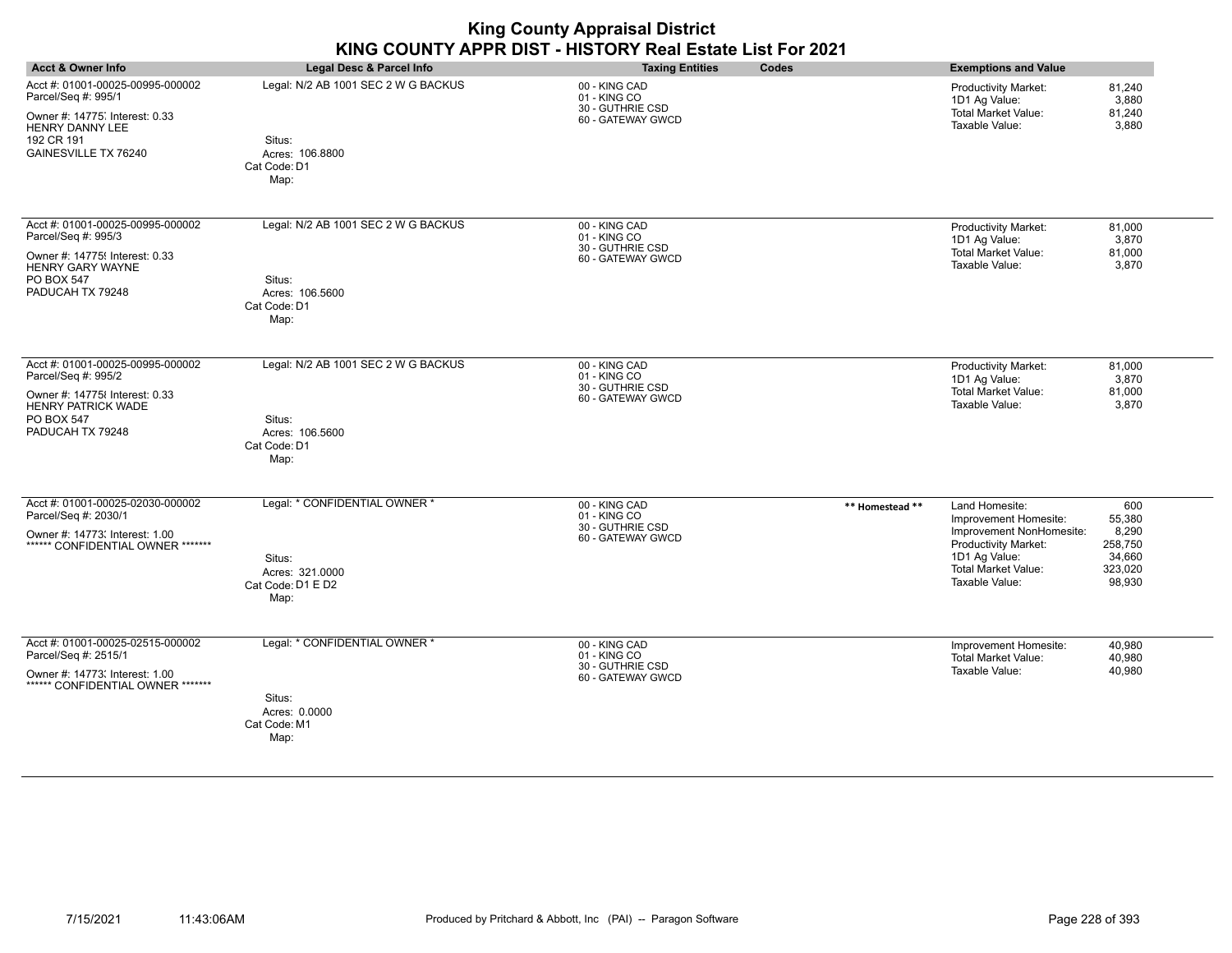# King County Appraisal District

## KING COUNTY APPR DIST - HISTORY Real Estate List For 2021

| Acct & Owner Info | Legal Desc & Parcel Info | Taxing Entities | Codes | Exemptions and Value |
|---|---|---|---|---|
| Acct #: 01001-00025-00995-000002<br>Parcel/Seq #: 995/1<br>Owner #: 14775; Interest: 0.33<br>HENRY DANNY LEE<br>192 CR 191<br>GAINESVILLE TX 76240 | Legal: N/2 AB 1001 SEC 2 W G BACKUS<br>Situs:<br>Acres: 106.8800<br>Cat Code: D1<br>Map: | 00 - KING CAD<br>01 - KING CO<br>30 - GUTHRIE CSD<br>60 - GATEWAY GWCD | | Productivity Market: 81,240<br>1D1 Ag Value: 3,880<br>Total Market Value: 81,240<br>Taxable Value: 3,880 |
| Acct #: 01001-00025-00995-000002<br>Parcel/Seq #: 995/3<br>Owner #: 14775( Interest: 0.33<br>HENRY GARY WAYNE<br>PO BOX 547<br>PADUCAH TX 79248 | Legal: N/2 AB 1001 SEC 2 W G BACKUS<br>Situs:<br>Acres: 106.5600<br>Cat Code: D1<br>Map: | 00 - KING CAD<br>01 - KING CO<br>30 - GUTHRIE CSD<br>60 - GATEWAY GWCD | | Productivity Market: 81,000<br>1D1 Ag Value: 3,870<br>Total Market Value: 81,000<br>Taxable Value: 3,870 |
| Acct #: 01001-00025-00995-000002<br>Parcel/Seq #: 995/2<br>Owner #: 14775( Interest: 0.33<br>HENRY PATRICK WADE<br>PO BOX 547<br>PADUCAH TX 79248 | Legal: N/2 AB 1001 SEC 2 W G BACKUS<br>Situs:<br>Acres: 106.5600<br>Cat Code: D1<br>Map: | 00 - KING CAD<br>01 - KING CO<br>30 - GUTHRIE CSD<br>60 - GATEWAY GWCD | | Productivity Market: 81,000<br>1D1 Ag Value: 3,870<br>Total Market Value: 81,000<br>Taxable Value: 3,870 |
| Acct #: 01001-00025-02030-000002<br>Parcel/Seq #: 2030/1<br>Owner #: 14773; Interest: 1.00<br>****** CONFIDENTIAL OWNER ******* | Legal: * CONFIDENTIAL OWNER *<br>Situs:<br>Acres: 321.0000<br>Cat Code: D1 E D2<br>Map: | 00 - KING CAD<br>01 - KING CO<br>30 - GUTHRIE CSD<br>60 - GATEWAY GWCD | ** Homestead ** | Land Homesite: 600<br>Improvement Homesite: 55,380<br>Improvement NonHomesite: 8,290<br>Productivity Market: 258,750<br>1D1 Ag Value: 34,660<br>Total Market Value: 323,020<br>Taxable Value: 98,930 |
| Acct #: 01001-00025-02515-000002<br>Parcel/Seq #: 2515/1<br>Owner #: 14773; Interest: 1.00<br>****** CONFIDENTIAL OWNER ******* | Legal: * CONFIDENTIAL OWNER *<br>Situs:<br>Acres: 0.0000<br>Cat Code: M1<br>Map: | 00 - KING CAD<br>01 - KING CO<br>30 - GUTHRIE CSD<br>60 - GATEWAY GWCD | | Improvement Homesite: 40,980<br>Total Market Value: 40,980<br>Taxable Value: 40,980 |

7/15/2021 11:43:06AM Produced by Pritchard & Abbott, Inc (PAI) -- Paragon Software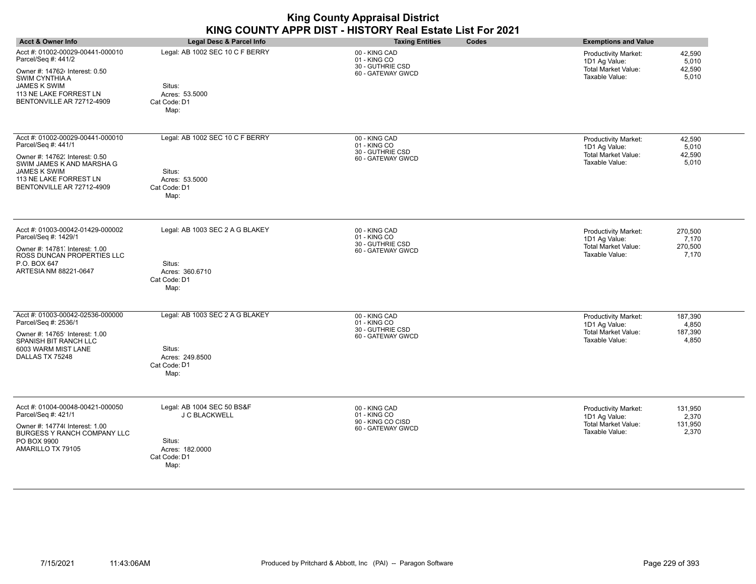# King County Appraisal District
## KING COUNTY APPR DIST - HISTORY Real Estate List For 2021

| Acct & Owner Info | Legal Desc & Parcel Info | Taxing Entities | Codes | Exemptions and Value |
|---|---|---|---|---|
| Acct #: 01002-00029-00441-000010<br>Parcel/Seq #: 441/2<br>Owner #: 14762( Interest: 0.50<br>SWIM CYNTHIA A<br>JAMES K SWIM<br>113 NE LAKE FORREST LN<br>BENTONVILLE AR 72712-4909 | Legal: AB 1002 SEC 10 C F BERRY<br>Situs:<br>Acres: 53.5000<br>Cat Code: D1<br>Map: | 00 - KING CAD<br>01 - KING CO<br>30 - GUTHRIE CSD<br>60 - GATEWAY GWCD | | Productivity Market: 42,590<br>1D1 Ag Value: 5,010<br>Total Market Value: 42,590<br>Taxable Value: 5,010 |
| Acct #: 01002-00029-00441-000010<br>Parcel/Seq #: 441/1<br>Owner #: 14762: Interest: 0.50<br>SWIM JAMES K AND MARSHA G<br>JAMES K SWIM<br>113 NE LAKE FORREST LN<br>BENTONVILLE AR 72712-4909 | Legal: AB 1002 SEC 10 C F BERRY<br>Situs:<br>Acres: 53.5000<br>Cat Code: D1<br>Map: | 00 - KING CAD<br>01 - KING CO<br>30 - GUTHRIE CSD<br>60 - GATEWAY GWCD | | Productivity Market: 42,590<br>1D1 Ag Value: 5,010<br>Total Market Value: 42,590<br>Taxable Value: 5,010 |
| Acct #: 01003-00042-01429-000002<br>Parcel/Seq #: 1429/1<br>Owner #: 14781; Interest: 1.00<br>ROSS DUNCAN PROPERTIES LLC<br>P.O. BOX 647<br>ARTESIA NM 88221-0647 | Legal: AB 1003 SEC 2 A G BLAKEY<br>Situs:<br>Acres: 360.6710<br>Cat Code: D1<br>Map: | 00 - KING CAD<br>01 - KING CO<br>30 - GUTHRIE CSD<br>60 - GATEWAY GWCD | | Productivity Market: 270,500<br>1D1 Ag Value: 7,170<br>Total Market Value: 270,500<br>Taxable Value: 7,170 |
| Acct #: 01003-00042-02536-000000<br>Parcel/Seq #: 2536/1<br>Owner #: 14765' Interest: 1.00<br>SPANISH BIT RANCH LLC<br>6003 WARM MIST LANE<br>DALLAS TX 75248 | Legal: AB 1003 SEC 2 A G BLAKEY<br>Situs:<br>Acres: 249.8500<br>Cat Code: D1<br>Map: | 00 - KING CAD<br>01 - KING CO<br>30 - GUTHRIE CSD<br>60 - GATEWAY GWCD | | Productivity Market: 187,390<br>1D1 Ag Value: 4,850<br>Total Market Value: 187,390<br>Taxable Value: 4,850 |
| Acct #: 01004-00048-00421-000050<br>Parcel/Seq #: 421/1<br>Owner #: 14774( Interest: 1.00<br>BURGESS Y RANCH COMPANY LLC<br>PO BOX 9900<br>AMARILLO TX 79105 | Legal: AB 1004 SEC 50 BS&F J C BLACKWELL<br>Situs:<br>Acres: 182.0000<br>Cat Code: D1<br>Map: | 00 - KING CAD<br>01 - KING CO<br>90 - KING CO CISD<br>60 - GATEWAY GWCD | | Productivity Market: 131,950<br>1D1 Ag Value: 2,370<br>Total Market Value: 131,950<br>Taxable Value: 2,370 |

7/15/2021 11:43:06AM Produced by Pritchard & Abbott, Inc (PAI) -- Paragon Software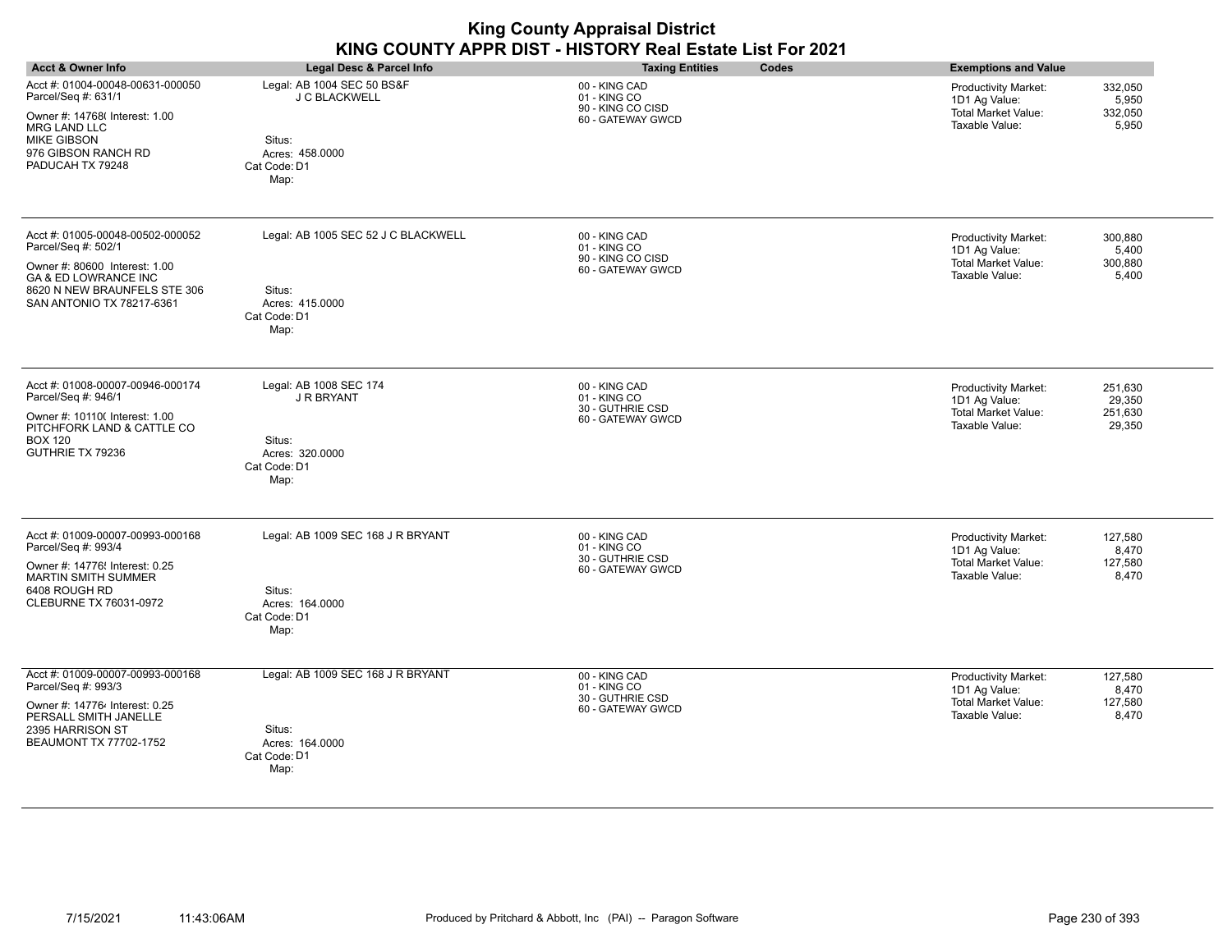# King County Appraisal District

## KING COUNTY APPR DIST - HISTORY Real Estate List For 2021

| Acct & Owner Info | Legal Desc & Parcel Info | Taxing Entities | Codes | Exemptions and Value |
|---|---|---|---|---|
| Acct #: 01004-00048-00631-000050<br>Parcel/Seq #: 631/1<br>Owner #: 14768( Interest: 1.00<br>MRG LAND LLC<br>MIKE GIBSON<br>976 GIBSON RANCH RD<br>PADUCAH TX 79248 | Legal: AB 1004 SEC 50 BS&F J C BLACKWELL<br>Situs:<br>Acres: 458.0000<br>Cat Code: D1<br>Map: | 00 - KING CAD<br>01 - KING CO<br>90 - KING CO CISD<br>60 - GATEWAY GWCD | | Productivity Market: 332,050<br>1D1 Ag Value: 5,950<br>Total Market Value: 332,050<br>Taxable Value: 5,950 |
| Acct #: 01005-00048-00502-000052<br>Parcel/Seq #: 502/1<br>Owner #: 80600 Interest: 1.00<br>GA & ED LOWRANCE INC<br>8620 N NEW BRAUNFELS STE 306<br>SAN ANTONIO TX 78217-6361 | Legal: AB 1005 SEC 52 J C BLACKWELL<br>Situs:<br>Acres: 415.0000<br>Cat Code: D1<br>Map: | 00 - KING CAD<br>01 - KING CO<br>90 - KING CO CISD<br>60 - GATEWAY GWCD | | Productivity Market: 300,880<br>1D1 Ag Value: 5,400<br>Total Market Value: 300,880<br>Taxable Value: 5,400 |
| Acct #: 01008-00007-00946-000174<br>Parcel/Seq #: 946/1<br>Owner #: 10110( Interest: 1.00<br>PITCHFORK LAND & CATTLE CO<br>BOX 120<br>GUTHRIE TX 79236 | Legal: AB 1008 SEC 174 J R BRYANT<br>Situs:<br>Acres: 320.0000<br>Cat Code: D1<br>Map: | 00 - KING CAD<br>01 - KING CO<br>30 - GUTHRIE CSD<br>60 - GATEWAY GWCD | | Productivity Market: 251,630<br>1D1 Ag Value: 29,350<br>Total Market Value: 251,630<br>Taxable Value: 29,350 |
| Acct #: 01009-00007-00993-000168<br>Parcel/Seq #: 993/4<br>Owner #: 14776! Interest: 0.25<br>MARTIN SMITH SUMMER<br>6408 ROUGH RD<br>CLEBURNE TX 76031-0972 | Legal: AB 1009 SEC 168 J R BRYANT<br>Situs:<br>Acres: 164.0000<br>Cat Code: D1<br>Map: | 00 - KING CAD<br>01 - KING CO<br>30 - GUTHRIE CSD<br>60 - GATEWAY GWCD | | Productivity Market: 127,580<br>1D1 Ag Value: 8,470<br>Total Market Value: 127,580<br>Taxable Value: 8,470 |
| Acct #: 01009-00007-00993-000168<br>Parcel/Seq #: 993/3<br>Owner #: 14776 Interest: 0.25<br>PERSALL SMITH JANELLE<br>2395 HARRISON ST<br>BEAUMONT TX 77702-1752 | Legal: AB 1009 SEC 168 J R BRYANT<br>Situs:<br>Acres: 164.0000<br>Cat Code: D1<br>Map: | 00 - KING CAD<br>01 - KING CO<br>30 - GUTHRIE CSD<br>60 - GATEWAY GWCD | | Productivity Market: 127,580<br>1D1 Ag Value: 8,470<br>Total Market Value: 127,580<br>Taxable Value: 8,470 |

7/15/2021 11:43:06AM Produced by Pritchard & Abbott, Inc (PAI) -- Paragon Software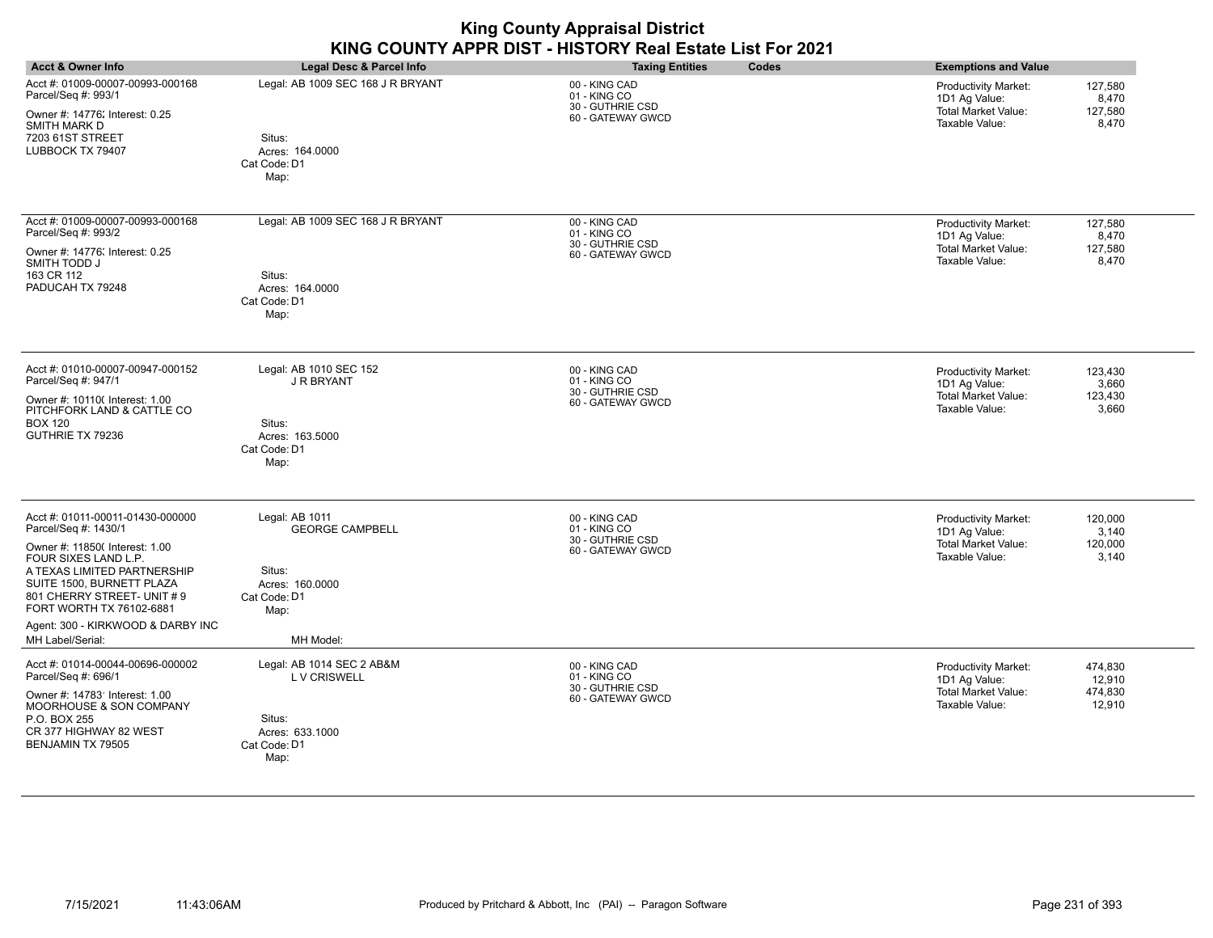# King County Appraisal District
## KING COUNTY APPR DIST - HISTORY Real Estate List For 2021

| Acct & Owner Info | Legal Desc & Parcel Info | Taxing Entities | Codes | Exemptions and Value |
|---|---|---|---|---|
| Acct #: 01009-00007-00993-000168<br>Parcel/Seq #: 993/1<br>Owner #: 14776; Interest: 0.25<br>SMITH MARK D<br>7203 61ST STREET<br>LUBBOCK TX 79407 | Legal: AB 1009 SEC 168 J R BRYANT<br>Situs:<br>Acres: 164.0000<br>Cat Code: D1<br>Map: | 00 - KING CAD<br>01 - KING CO<br>30 - GUTHRIE CSD<br>60 - GATEWAY GWCD | | Productivity Market: 127,580<br>1D1 Ag Value: 8,470<br>Total Market Value: 127,580<br>Taxable Value: 8,470 |
| Acct #: 01009-00007-00993-000168<br>Parcel/Seq #: 993/2<br>Owner #: 14776; Interest: 0.25<br>SMITH TODD J<br>163 CR 112<br>PADUCAH TX 79248 | Legal: AB 1009 SEC 168 J R BRYANT<br>Situs:<br>Acres: 164.0000<br>Cat Code: D1<br>Map: | 00 - KING CAD<br>01 - KING CO<br>30 - GUTHRIE CSD<br>60 - GATEWAY GWCD | | Productivity Market: 127,580<br>1D1 Ag Value: 8,470<br>Total Market Value: 127,580<br>Taxable Value: 8,470 |
| Acct #: 01010-00007-00947-000152<br>Parcel/Seq #: 947/1<br>Owner #: 10110( Interest: 1.00<br>PITCHFORK LAND & CATTLE CO<br>BOX 120<br>GUTHRIE TX 79236 | Legal: AB 1010 SEC 152<br>J R BRYANT<br>Situs:<br>Acres: 163.5000<br>Cat Code: D1<br>Map: | 00 - KING CAD<br>01 - KING CO<br>30 - GUTHRIE CSD<br>60 - GATEWAY GWCD | | Productivity Market: 123,430<br>1D1 Ag Value: 3,660<br>Total Market Value: 123,430<br>Taxable Value: 3,660 |
| Acct #: 01011-00011-01430-000000<br>Parcel/Seq #: 1430/1<br>Owner #: 11850( Interest: 1.00<br>FOUR SIXES LAND L.P.<br>A TEXAS LIMITED PARTNERSHIP<br>SUITE 1500, BURNETT PLAZA<br>801 CHERRY STREET- UNIT # 9<br>FORT WORTH TX 76102-6881<br>Agent: 300 - KIRKWOOD & DARBY INC<br>MH Label/Serial: | Legal: AB 1011<br>GEORGE CAMPBELL<br>Situs:<br>Acres: 160.0000<br>Cat Code: D1<br>Map:<br>MH Model: | 00 - KING CAD<br>01 - KING CO<br>30 - GUTHRIE CSD<br>60 - GATEWAY GWCD | | Productivity Market: 120,000<br>1D1 Ag Value: 3,140<br>Total Market Value: 120,000<br>Taxable Value: 3,140 |
| Acct #: 01014-00044-00696-000002<br>Parcel/Seq #: 696/1<br>Owner #: 14783' Interest: 1.00<br>MOORHOUSE & SON COMPANY<br>P.O. BOX 255<br>CR 377 HIGHWAY 82 WEST<br>BENJAMIN TX 79505 | Legal: AB 1014 SEC 2 AB&M<br>L V CRISWELL<br>Situs:<br>Acres: 633.1000<br>Cat Code: D1<br>Map: | 00 - KING CAD<br>01 - KING CO<br>30 - GUTHRIE CSD<br>60 - GATEWAY GWCD | | Productivity Market: 474,830<br>1D1 Ag Value: 12,910<br>Total Market Value: 474,830<br>Taxable Value: 12,910 |

7/15/2021 11:43:06AM Produced by Pritchard & Abbott, Inc (PAI) -- Paragon Software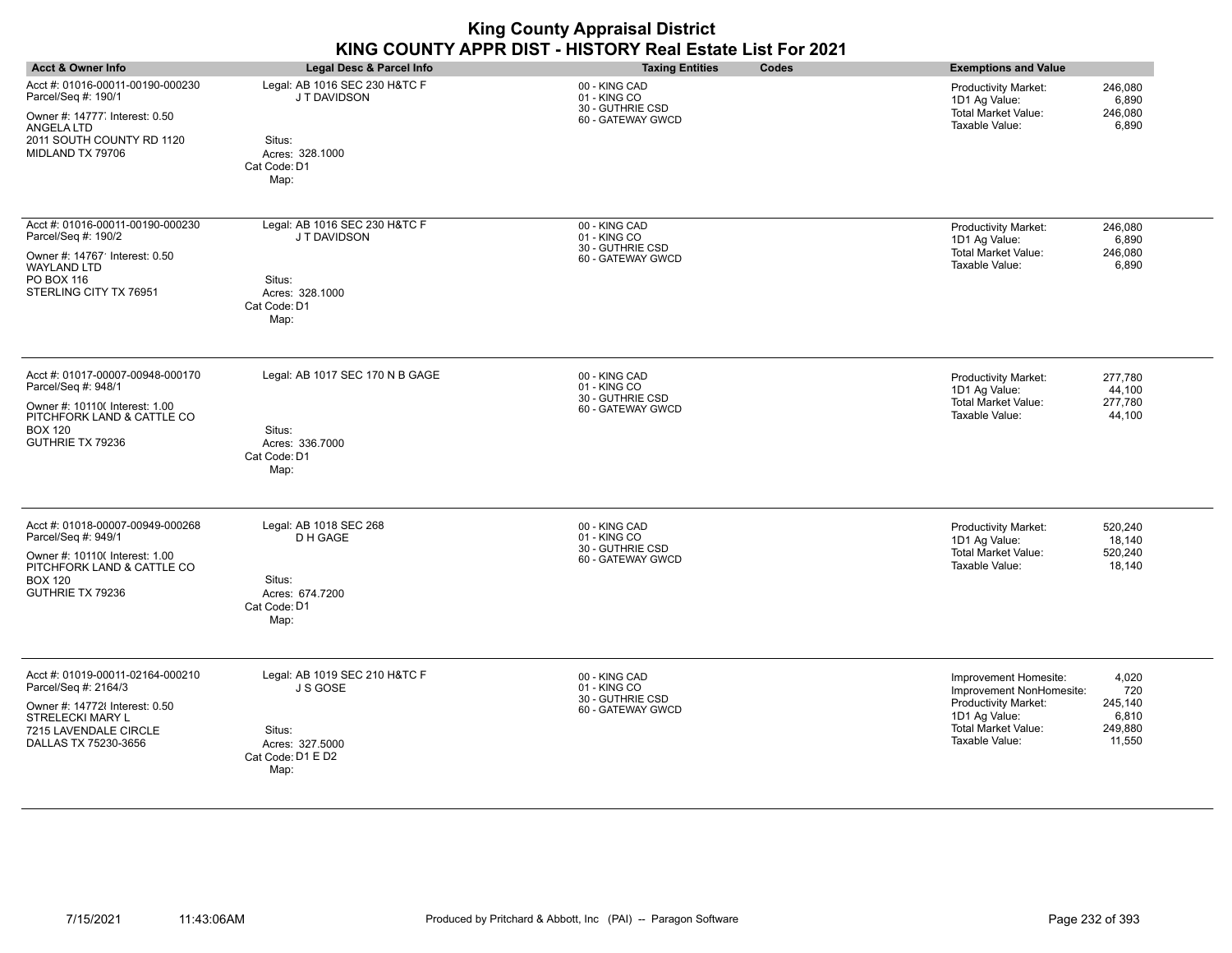# King County Appraisal District

## KING COUNTY APPR DIST - HISTORY Real Estate List For 2021

| Acct & Owner Info | Legal Desc & Parcel Info | Taxing Entities | Codes | Exemptions and Value |
|---|---|---|---|---|
| Acct #: 01016-00011-00190-000230<br>Parcel/Seq #: 190/1<br>Owner #: 14777; Interest: 0.50<br>ANGELA LTD<br>2011 SOUTH COUNTY RD 1120<br>MIDLAND TX 79706 | Legal: AB 1016 SEC 230 H&TC F J T DAVIDSON<br>Situs:<br>Acres: 328.1000<br>Cat Code: D1<br>Map: | 00 - KING CAD<br>01 - KING CO<br>30 - GUTHRIE CSD<br>60 - GATEWAY GWCD | | Productivity Market: 246,080<br>1D1 Ag Value: 6,890<br>Total Market Value: 246,080<br>Taxable Value: 6,890 |
| Acct #: 01016-00011-00190-000230<br>Parcel/Seq #: 190/2<br>Owner #: 14767' Interest: 0.50<br>WAYLAND LTD<br>PO BOX 116<br>STERLING CITY TX 76951 | Legal: AB 1016 SEC 230 H&TC F J T DAVIDSON<br>Situs:<br>Acres: 328.1000<br>Cat Code: D1<br>Map: | 00 - KING CAD<br>01 - KING CO<br>30 - GUTHRIE CSD<br>60 - GATEWAY GWCD | | Productivity Market: 246,080<br>1D1 Ag Value: 6,890<br>Total Market Value: 246,080<br>Taxable Value: 6,890 |
| Acct #: 01017-00007-00948-000170<br>Parcel/Seq #: 948/1<br>Owner #: 10110( Interest: 1.00<br>PITCHFORK LAND & CATTLE CO<br>BOX 120<br>GUTHRIE TX 79236 | Legal: AB 1017 SEC 170 N B GAGE<br>Situs:<br>Acres: 336.7000<br>Cat Code: D1<br>Map: | 00 - KING CAD<br>01 - KING CO<br>30 - GUTHRIE CSD<br>60 - GATEWAY GWCD | | Productivity Market: 277,780<br>1D1 Ag Value: 44,100<br>Total Market Value: 277,780<br>Taxable Value: 44,100 |
| Acct #: 01018-00007-00949-000268<br>Parcel/Seq #: 949/1<br>Owner #: 10110( Interest: 1.00<br>PITCHFORK LAND & CATTLE CO<br>BOX 120<br>GUTHRIE TX 79236 | Legal: AB 1018 SEC 268 D H GAGE<br>Situs:<br>Acres: 674.7200<br>Cat Code: D1<br>Map: | 00 - KING CAD<br>01 - KING CO<br>30 - GUTHRIE CSD<br>60 - GATEWAY GWCD | | Productivity Market: 520,240<br>1D1 Ag Value: 18,140<br>Total Market Value: 520,240<br>Taxable Value: 18,140 |
| Acct #: 01019-00011-02164-000210<br>Parcel/Seq #: 2164/3<br>Owner #: 14772( Interest: 0.50<br>STRELECKI MARY L<br>7215 LAVENDALE CIRCLE<br>DALLAS TX 75230-3656 | Legal: AB 1019 SEC 210 H&TC F J S GOSE<br>Situs:<br>Acres: 327.5000<br>Cat Code: D1 E D2<br>Map: | 00 - KING CAD<br>01 - KING CO<br>30 - GUTHRIE CSD<br>60 - GATEWAY GWCD | | Improvement Homesite: 4,020<br>Improvement NonHomesite: 720<br>Productivity Market: 245,140<br>1D1 Ag Value: 6,810<br>Total Market Value: 249,880<br>Taxable Value: 11,550 |

7/15/2021 11:43:06AM Produced by Pritchard & Abbott, Inc (PAI) -- Paragon Software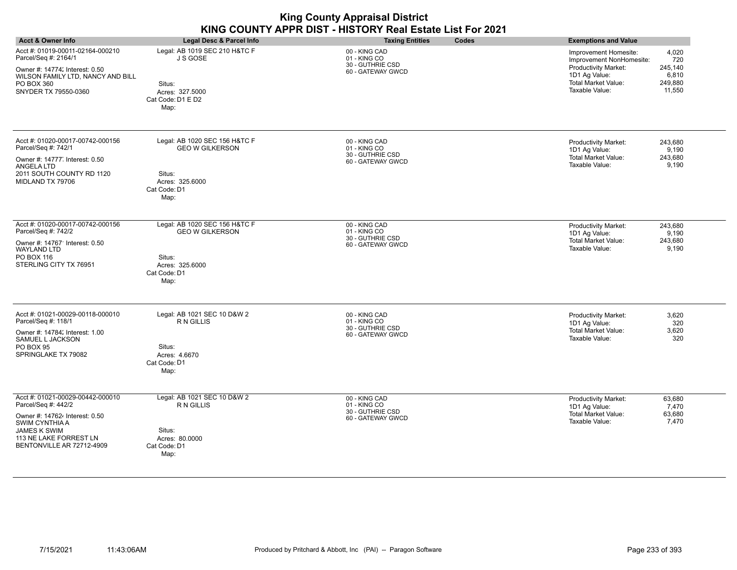# King County Appraisal District

## KING COUNTY APPR DIST - HISTORY Real Estate List For 2021

| Acct & Owner Info | Legal Desc & Parcel Info | Taxing Entities | Codes | Exemptions and Value |
|---|---|---|---|---|
| Acct #: 01019-00011-02164-000210<br>Parcel/Seq #: 2164/1<br>Owner #: 14774; Interest: 0.50<br>WILSON FAMILY LTD, NANCY AND BILL<br>PO BOX 360<br>SNYDER TX 79550-0360 | Legal: AB 1019 SEC 210 H&TC F<br>J S GOSE<br>Situs:<br>Acres: 327.5000<br>Cat Code: D1 E D2<br>Map: | 00 - KING CAD<br>01 - KING CO<br>30 - GUTHRIE CSD<br>60 - GATEWAY GWCD | | Improvement Homesite: 4,020<br>Improvement NonHomesite: 720<br>Productivity Market: 245,140<br>1D1 Ag Value: 6,810<br>Total Market Value: 249,880<br>Taxable Value: 11,550 |
| Acct #: 01020-00017-00742-000156<br>Parcel/Seq #: 742/1<br>Owner #: 14777; Interest: 0.50<br>ANGELA LTD<br>2011 SOUTH COUNTY RD 1120<br>MIDLAND TX 79706 | Legal: AB 1020 SEC 156 H&TC F<br>GEO W GILKERSON<br>Situs:<br>Acres: 325.6000<br>Cat Code: D1<br>Map: | 00 - KING CAD<br>01 - KING CO<br>30 - GUTHRIE CSD<br>60 - GATEWAY GWCD | | Productivity Market: 243,680<br>1D1 Ag Value: 9,190<br>Total Market Value: 243,680<br>Taxable Value: 9,190 |
| Acct #: 01020-00017-00742-000156<br>Parcel/Seq #: 742/2<br>Owner #: 14767' Interest: 0.50<br>WAYLAND LTD<br>PO BOX 116<br>STERLING CITY TX 76951 | Legal: AB 1020 SEC 156 H&TC F<br>GEO W GILKERSON<br>Situs:<br>Acres: 325.6000<br>Cat Code: D1<br>Map: | 00 - KING CAD<br>01 - KING CO<br>30 - GUTHRIE CSD<br>60 - GATEWAY GWCD | | Productivity Market: 243,680<br>1D1 Ag Value: 9,190<br>Total Market Value: 243,680<br>Taxable Value: 9,190 |
| Acct #: 01021-00029-00118-000010<br>Parcel/Seq #: 118/1<br>Owner #: 14784; Interest: 1.00<br>SAMUEL L JACKSON<br>PO BOX 95<br>SPRINGLAKE TX 79082 | Legal: AB 1021 SEC 10 D&W 2<br>R N GILLIS<br>Situs:<br>Acres: 4.6670<br>Cat Code: D1<br>Map: | 00 - KING CAD<br>01 - KING CO<br>30 - GUTHRIE CSD<br>60 - GATEWAY GWCD | | Productivity Market: 3,620<br>1D1 Ag Value: 320<br>Total Market Value: 3,620<br>Taxable Value: 320 |
| Acct #: 01021-00029-00442-000010<br>Parcel/Seq #: 442/2<br>Owner #: 14762' Interest: 0.50<br>SWIM CYNTHIA A<br>JAMES K SWIM<br>113 NE LAKE FORREST LN<br>BENTONVILLE AR 72712-4909 | Legal: AB 1021 SEC 10 D&W 2<br>R N GILLIS<br>Situs:<br>Acres: 80.0000<br>Cat Code: D1<br>Map: | 00 - KING CAD<br>01 - KING CO<br>30 - GUTHRIE CSD<br>60 - GATEWAY GWCD | | Productivity Market: 63,680<br>1D1 Ag Value: 7,470<br>Total Market Value: 63,680<br>Taxable Value: 7,470 |

7/15/2021 11:43:06AM Produced by Pritchard & Abbott, Inc (PAI) -- Paragon Software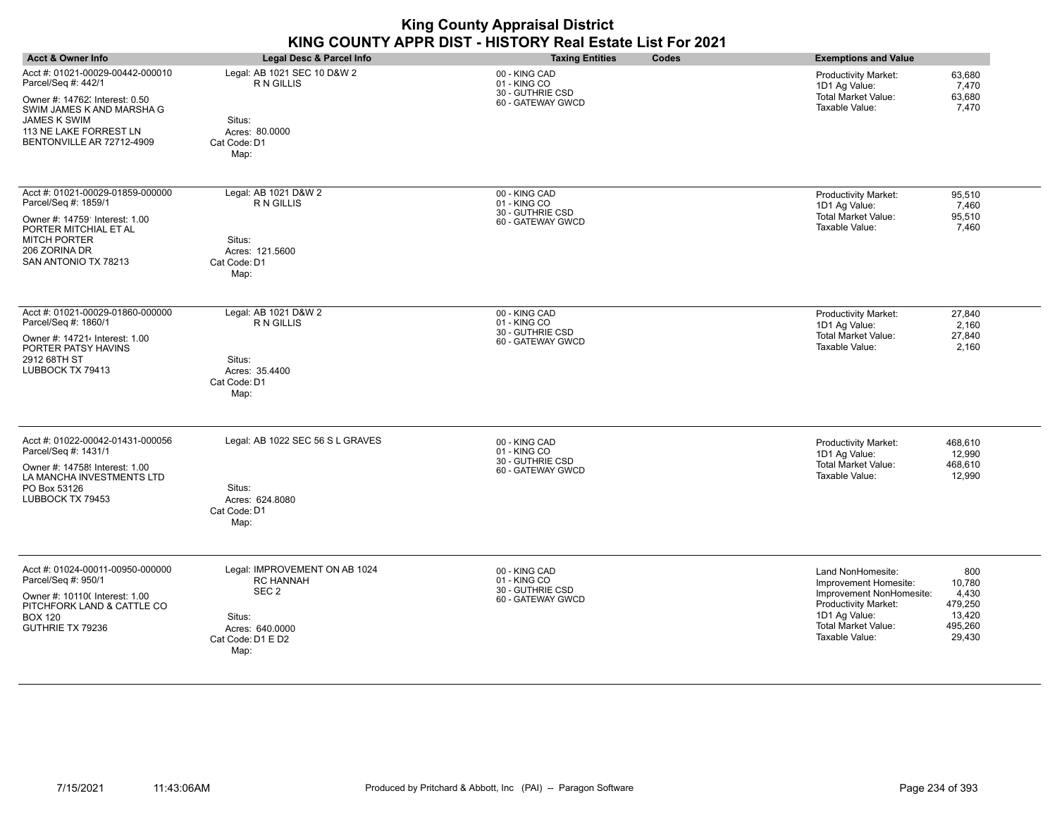# King County Appraisal District

## KING COUNTY APPR DIST - HISTORY Real Estate List For 2021

| Acct & Owner Info | Legal Desc & Parcel Info | Taxing Entities | Codes | Exemptions and Value |
|---|---|---|---|---|
| Acct #: 01021-00029-00442-000010<br>Parcel/Seq #: 442/1<br>Owner #: 14762: Interest: 0.50<br>SWIM JAMES K AND MARSHA G<br>JAMES K SWIM<br>113 NE LAKE FORREST LN<br>BENTONVILLE AR 72712-4909 | Legal: AB 1021 SEC 10 D&W 2<br>R N GILLIS<br>Situs:<br>Acres: 80.0000<br>Cat Code: D1<br>Map: | 00 - KING CAD<br>01 - KING CO<br>30 - GUTHRIE CSD<br>60 - GATEWAY GWCD | | Productivity Market: 63,680<br>1D1 Ag Value: 7,470<br>Total Market Value: 63,680<br>Taxable Value: 7,470 |
| Acct #: 01021-00029-01859-000000<br>Parcel/Seq #: 1859/1<br>Owner #: 14759' Interest: 1.00<br>PORTER MITCHIAL ET AL<br>MITCH PORTER<br>206 ZORINA DR<br>SAN ANTONIO TX 78213 | Legal: AB 1021 D&W 2<br>R N GILLIS<br>Situs:<br>Acres: 121.5600<br>Cat Code: D1<br>Map: | 00 - KING CAD<br>01 - KING CO<br>30 - GUTHRIE CSD<br>60 - GATEWAY GWCD | | Productivity Market: 95,510<br>1D1 Ag Value: 7,460<br>Total Market Value: 95,510<br>Taxable Value: 7,460 |
| Acct #: 01021-00029-01860-000000<br>Parcel/Seq #: 1860/1<br>Owner #: 14721‹ Interest: 1.00<br>PORTER PATSY HAVINS<br>2912 68TH ST<br>LUBBOCK TX 79413 | Legal: AB 1021 D&W 2<br>R N GILLIS<br>Situs:<br>Acres: 35.4400<br>Cat Code: D1<br>Map: | 00 - KING CAD<br>01 - KING CO<br>30 - GUTHRIE CSD<br>60 - GATEWAY GWCD | | Productivity Market: 27,840<br>1D1 Ag Value: 2,160<br>Total Market Value: 27,840<br>Taxable Value: 2,160 |
| Acct #: 01022-00042-01431-000056<br>Parcel/Seq #: 1431/1<br>Owner #: 14758{ Interest: 1.00<br>LA MANCHA INVESTMENTS LTD<br>PO Box 53126<br>LUBBOCK TX 79453 | Legal: AB 1022 SEC 56 S L GRAVES<br>Situs:<br>Acres: 624.8080<br>Cat Code: D1<br>Map: | 00 - KING CAD<br>01 - KING CO<br>30 - GUTHRIE CSD<br>60 - GATEWAY GWCD | | Productivity Market: 468,610<br>1D1 Ag Value: 12,990<br>Total Market Value: 468,610<br>Taxable Value: 12,990 |
| Acct #: 01024-00011-00950-000000<br>Parcel/Seq #: 950/1<br>Owner #: 10110( Interest: 1.00<br>PITCHFORK LAND & CATTLE CO<br>BOX 120<br>GUTHRIE TX 79236 | Legal: IMPROVEMENT ON AB 1024<br>RC HANNAH<br>SEC 2<br>Situs:<br>Acres: 640.0000<br>Cat Code: D1 E D2<br>Map: | 00 - KING CAD<br>01 - KING CO<br>30 - GUTHRIE CSD<br>60 - GATEWAY GWCD | | Land NonHomesite: 800<br>Improvement Homesite: 10,780<br>Improvement NonHomesite: 4,430<br>Productivity Market: 479,250<br>1D1 Ag Value: 13,420<br>Total Market Value: 495,260<br>Taxable Value: 29,430 |

7/15/2021 11:43:06AM Produced by Pritchard & Abbott, Inc (PAI) -- Paragon Software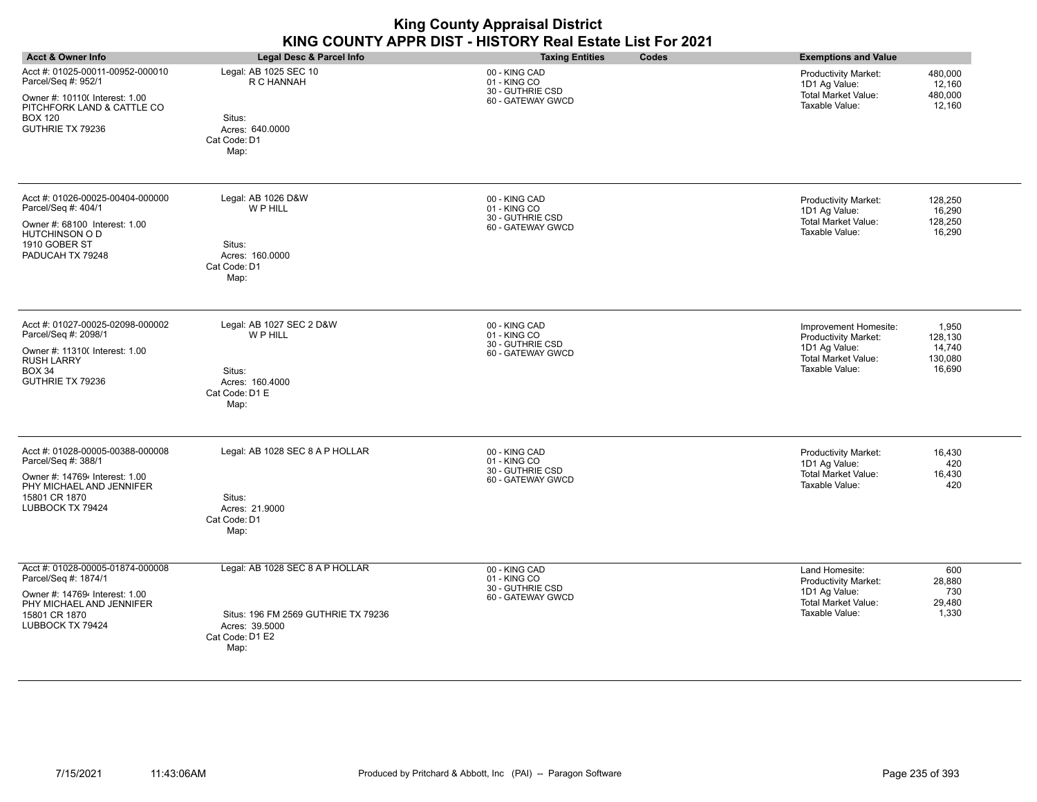# King County Appraisal District

## KING COUNTY APPR DIST - HISTORY Real Estate List For 2021

| Acct & Owner Info | Legal Desc & Parcel Info | Taxing Entities | Codes | Exemptions and Value |
|---|---|---|---|---|
| Acct #: 01025-00011-00952-000010<br>Parcel/Seq #: 952/1<br>Owner #: 10110( Interest: 1.00<br>PITCHFORK LAND & CATTLE CO<br>BOX 120<br>GUTHRIE TX 79236 | Legal: AB 1025 SEC 10<br>R C HANNAH<br>Situs:<br>Acres: 640.0000<br>Cat Code: D1<br>Map: | 00 - KING CAD<br>01 - KING CO<br>30 - GUTHRIE CSD<br>60 - GATEWAY GWCD | | Productivity Market: 480,000<br>1D1 Ag Value: 12,160<br>Total Market Value: 480,000<br>Taxable Value: 12,160 |
| Acct #: 01026-00025-00404-000000<br>Parcel/Seq #: 404/1<br>Owner #: 68100 Interest: 1.00<br>HUTCHINSON O D<br>1910 GOBER ST<br>PADUCAH TX 79248 | Legal: AB 1026 D&W<br>W P HILL<br>Situs:<br>Acres: 160.0000<br>Cat Code: D1<br>Map: | 00 - KING CAD<br>01 - KING CO<br>30 - GUTHRIE CSD<br>60 - GATEWAY GWCD | | Productivity Market: 128,250<br>1D1 Ag Value: 16,290<br>Total Market Value: 128,250<br>Taxable Value: 16,290 |
| Acct #: 01027-00025-02098-000002<br>Parcel/Seq #: 2098/1<br>Owner #: 11310( Interest: 1.00<br>RUSH LARRY<br>BOX 34<br>GUTHRIE TX 79236 | Legal: AB 1027 SEC 2 D&W<br>W P HILL<br>Situs:<br>Acres: 160.4000<br>Cat Code: D1 E<br>Map: | 00 - KING CAD<br>01 - KING CO<br>30 - GUTHRIE CSD<br>60 - GATEWAY GWCD | | Improvement Homesite: 1,950<br>Productivity Market: 128,130<br>1D1 Ag Value: 14,740<br>Total Market Value: 130,080<br>Taxable Value: 16,690 |
| Acct #: 01028-00005-00388-000008<br>Parcel/Seq #: 388/1<br>Owner #: 14769( Interest: 1.00<br>PHY MICHAEL AND JENNIFER<br>15801 CR 1870<br>LUBBOCK TX 79424 | Legal: AB 1028 SEC 8 A P HOLLAR<br>Situs:<br>Acres: 21.9000<br>Cat Code: D1<br>Map: | 00 - KING CAD<br>01 - KING CO<br>30 - GUTHRIE CSD<br>60 - GATEWAY GWCD | | Productivity Market: 16,430<br>1D1 Ag Value: 420<br>Total Market Value: 16,430<br>Taxable Value: 420 |
| Acct #: 01028-00005-01874-000008<br>Parcel/Seq #: 1874/1<br>Owner #: 14769( Interest: 1.00<br>PHY MICHAEL AND JENNIFER<br>15801 CR 1870<br>LUBBOCK TX 79424 | Legal: AB 1028 SEC 8 A P HOLLAR<br>Situs: 196 FM 2569 GUTHRIE TX 79236<br>Acres: 39.5000<br>Cat Code: D1 E2<br>Map: | 00 - KING CAD<br>01 - KING CO<br>30 - GUTHRIE CSD<br>60 - GATEWAY GWCD | | Land Homesite: 600<br>Productivity Market: 28,880<br>1D1 Ag Value: 730<br>Total Market Value: 29,480<br>Taxable Value: 1,330 |

7/15/2021 11:43:06AM Produced by Pritchard & Abbott, Inc (PAI) -- Paragon Software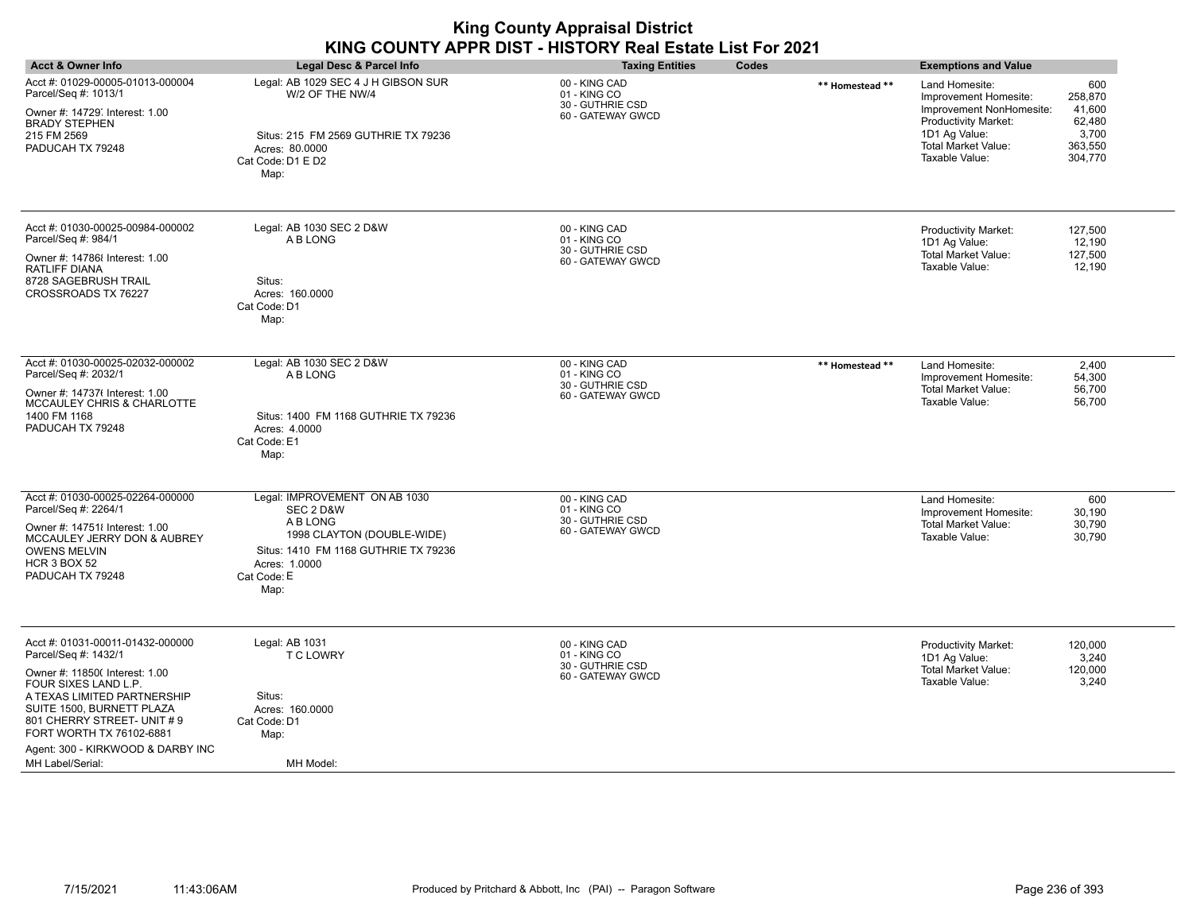# King County Appraisal District

## KING COUNTY APPR DIST - HISTORY Real Estate List For 2021

| Acct & Owner Info | Legal Desc & Parcel Info | Taxing Entities | Codes | Exemptions and Value |
|---|---|---|---|---|
| Acct #: 01029-00005-01013-000004<br>Parcel/Seq #: 1013/1<br>Owner #: 14729; Interest: 1.00<br>BRADY STEPHEN<br>215 FM 2569<br>PADUCAH TX 79248 | Legal: AB 1029 SEC 4 J H GIBSON SUR W/2 OF THE NW/4<br>Situs: 215 FM 2569 GUTHRIE TX 79236<br>Acres: 80.0000<br>Cat Code: D1 E D2<br>Map: | 00 - KING CAD<br>01 - KING CO<br>30 - GUTHRIE CSD<br>60 - GATEWAY GWCD | ** Homestead ** | Land Homesite: 600<br>Improvement Homesite: 258,870<br>Improvement NonHomesite: 41,600<br>Productivity Market: 62,480<br>1D1 Ag Value: 3,700<br>Total Market Value: 363,550<br>Taxable Value: 304,770 |
| Acct #: 01030-00025-00984-000002<br>Parcel/Seq #: 984/1<br>Owner #: 14786( Interest: 1.00<br>RATLIFF DIANA<br>8728 SAGEBRUSH TRAIL<br>CROSSROADS TX 76227 | Legal: AB 1030 SEC 2 D&W A B LONG<br>Situs:<br>Acres: 160.0000<br>Cat Code: D1<br>Map: | 00 - KING CAD<br>01 - KING CO<br>30 - GUTHRIE CSD<br>60 - GATEWAY GWCD | | Productivity Market: 127,500<br>1D1 Ag Value: 12,190<br>Total Market Value: 127,500<br>Taxable Value: 12,190 |
| Acct #: 01030-00025-02032-000002<br>Parcel/Seq #: 2032/1<br>Owner #: 14737( Interest: 1.00<br>MCCAULEY CHRIS & CHARLOTTE<br>1400 FM 1168<br>PADUCAH TX 79248 | Legal: AB 1030 SEC 2 D&W A B LONG<br>Situs: 1400 FM 1168 GUTHRIE TX 79236<br>Acres: 4.0000<br>Cat Code: E1<br>Map: | 00 - KING CAD<br>01 - KING CO<br>30 - GUTHRIE CSD<br>60 - GATEWAY GWCD | ** Homestead ** | Land Homesite: 2,400<br>Improvement Homesite: 54,300<br>Total Market Value: 56,700<br>Taxable Value: 56,700 |
| Acct #: 01030-00025-02264-000000<br>Parcel/Seq #: 2264/1<br>Owner #: 14751( Interest: 1.00<br>MCCAULEY JERRY DON & AUBREY<br>OWENS MELVIN<br>HCR 3 BOX 52<br>PADUCAH TX 79248 | Legal: IMPROVEMENT ON AB 1030 SEC 2 D&W A B LONG 1998 CLAYTON (DOUBLE-WIDE)<br>Situs: 1410 FM 1168 GUTHRIE TX 79236<br>Acres: 1.0000<br>Cat Code: E<br>Map: | 00 - KING CAD<br>01 - KING CO<br>30 - GUTHRIE CSD<br>60 - GATEWAY GWCD | | Land Homesite: 600<br>Improvement Homesite: 30,190<br>Total Market Value: 30,790<br>Taxable Value: 30,790 |
| Acct #: 01031-00011-01432-000000<br>Parcel/Seq #: 1432/1<br>Owner #: 11850( Interest: 1.00<br>FOUR SIXES LAND L.P.<br>A TEXAS LIMITED PARTNERSHIP<br>SUITE 1500, BURNETT PLAZA<br>801 CHERRY STREET- UNIT # 9<br>FORT WORTH TX 76102-6881<br>Agent: 300 - KIRKWOOD & DARBY INC<br>MH Label/Serial: | Legal: AB 1031 T C LOWRY<br>Situs:<br>Acres: 160.0000<br>Cat Code: D1<br>Map:<br>MH Model: | 00 - KING CAD<br>01 - KING CO<br>30 - GUTHRIE CSD<br>60 - GATEWAY GWCD | | Productivity Market: 120,000<br>1D1 Ag Value: 3,240<br>Total Market Value: 120,000<br>Taxable Value: 3,240 |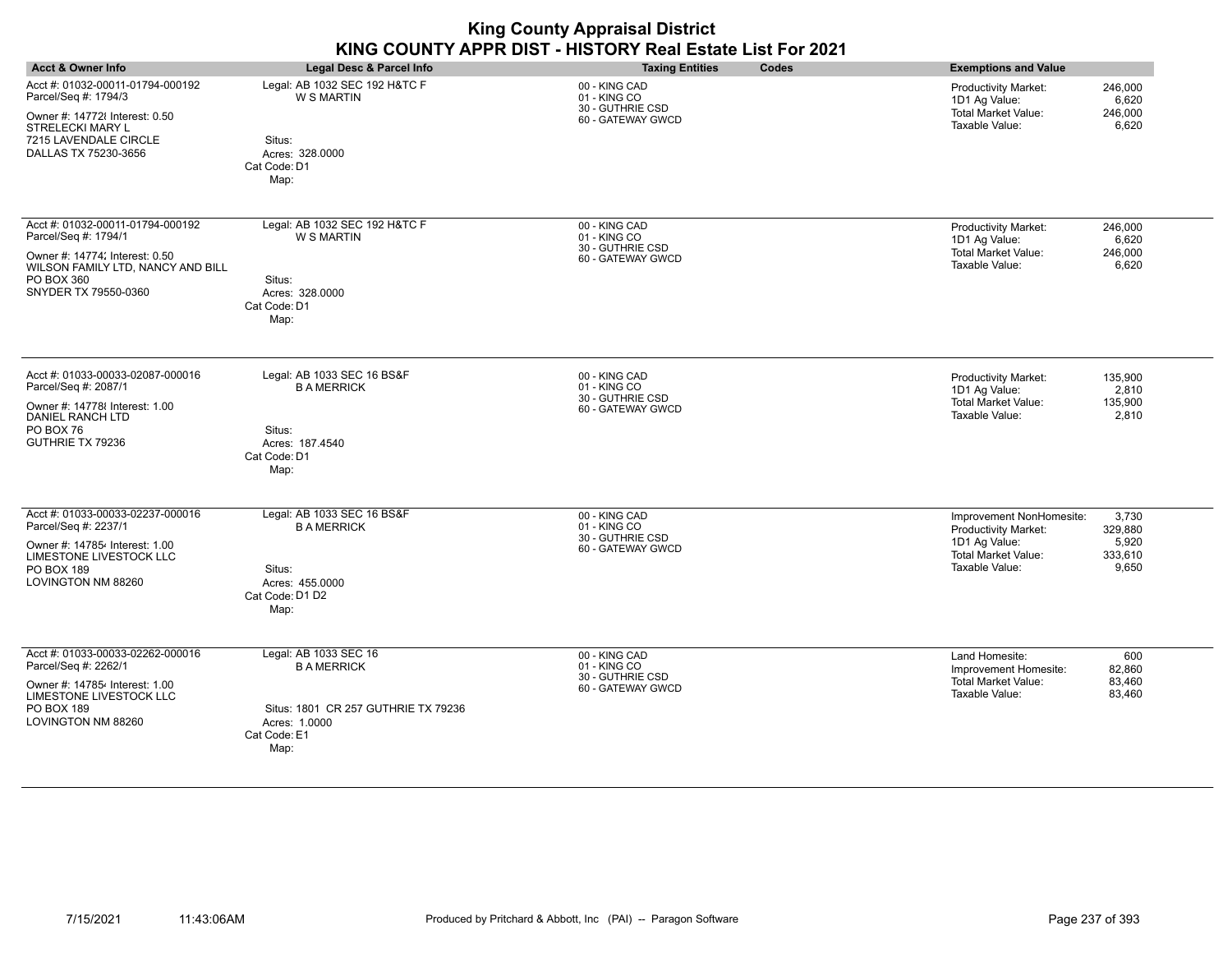# King County Appraisal District

## KING COUNTY APPR DIST - HISTORY Real Estate List For 2021

| Acct & Owner Info | Legal Desc & Parcel Info | Taxing Entities | Codes | Exemptions and Value |
|---|---|---|---|---|
| Acct #: 01032-00011-01794-000192<br>Parcel/Seq #: 1794/3<br>Owner #: 14772( Interest: 0.50<br>STRELECKI MARY L<br>7215 LAVENDALE CIRCLE<br>DALLAS TX 75230-3656 | Legal: AB 1032 SEC 192 H&TC F<br>W S MARTIN<br>Situs:<br>Acres: 328.0000<br>Cat Code: D1<br>Map: | 00 - KING CAD<br>01 - KING CO<br>30 - GUTHRIE CSD<br>60 - GATEWAY GWCD | | Productivity Market: 246,000<br>1D1 Ag Value: 6,620<br>Total Market Value: 246,000<br>Taxable Value: 6,620 |
| Acct #: 01032-00011-01794-000192<br>Parcel/Seq #: 1794/1<br>Owner #: 14774( Interest: 0.50<br>WILSON FAMILY LTD, NANCY AND BILL<br>PO BOX 360<br>SNYDER TX 79550-0360 | Legal: AB 1032 SEC 192 H&TC F<br>W S MARTIN<br>Situs:<br>Acres: 328.0000<br>Cat Code: D1<br>Map: | 00 - KING CAD<br>01 - KING CO<br>30 - GUTHRIE CSD<br>60 - GATEWAY GWCD | | Productivity Market: 246,000<br>1D1 Ag Value: 6,620<br>Total Market Value: 246,000<br>Taxable Value: 6,620 |
| Acct #: 01033-00033-02087-000016<br>Parcel/Seq #: 2087/1<br>Owner #: 14778( Interest: 1.00<br>DANIEL RANCH LTD<br>PO BOX 76<br>GUTHRIE TX 79236 | Legal: AB 1033 SEC 16 BS&F<br>B A MERRICK<br>Situs:<br>Acres: 187.4540<br>Cat Code: D1<br>Map: | 00 - KING CAD<br>01 - KING CO<br>30 - GUTHRIE CSD<br>60 - GATEWAY GWCD | | Productivity Market: 135,900<br>1D1 Ag Value: 2,810<br>Total Market Value: 135,900<br>Taxable Value: 2,810 |
| Acct #: 01033-00033-02237-000016<br>Parcel/Seq #: 2237/1<br>Owner #: 14785( Interest: 1.00<br>LIMESTONE LIVESTOCK LLC<br>PO BOX 189<br>LOVINGTON NM 88260 | Legal: AB 1033 SEC 16 BS&F<br>B A MERRICK<br>Situs:<br>Acres: 455.0000<br>Cat Code: D1 D2<br>Map: | 00 - KING CAD<br>01 - KING CO<br>30 - GUTHRIE CSD<br>60 - GATEWAY GWCD | | Improvement NonHomesite: 3,730<br>Productivity Market: 329,880<br>1D1 Ag Value: 5,920<br>Total Market Value: 333,610<br>Taxable Value: 9,650 |
| Acct #: 01033-00033-02262-000016<br>Parcel/Seq #: 2262/1<br>Owner #: 14785( Interest: 1.00<br>LIMESTONE LIVESTOCK LLC<br>PO BOX 189<br>LOVINGTON NM 88260 | Legal: AB 1033 SEC 16<br>B A MERRICK<br>Situs: 1801 CR 257 GUTHRIE TX 79236<br>Acres: 1.0000<br>Cat Code: E1<br>Map: | 00 - KING CAD<br>01 - KING CO<br>30 - GUTHRIE CSD<br>60 - GATEWAY GWCD | | Land Homesite: 600<br>Improvement Homesite: 82,860<br>Total Market Value: 83,460<br>Taxable Value: 83,460 |

7/15/2021 11:43:06AM Produced by Pritchard & Abbott, Inc (PAI) -- Paragon Software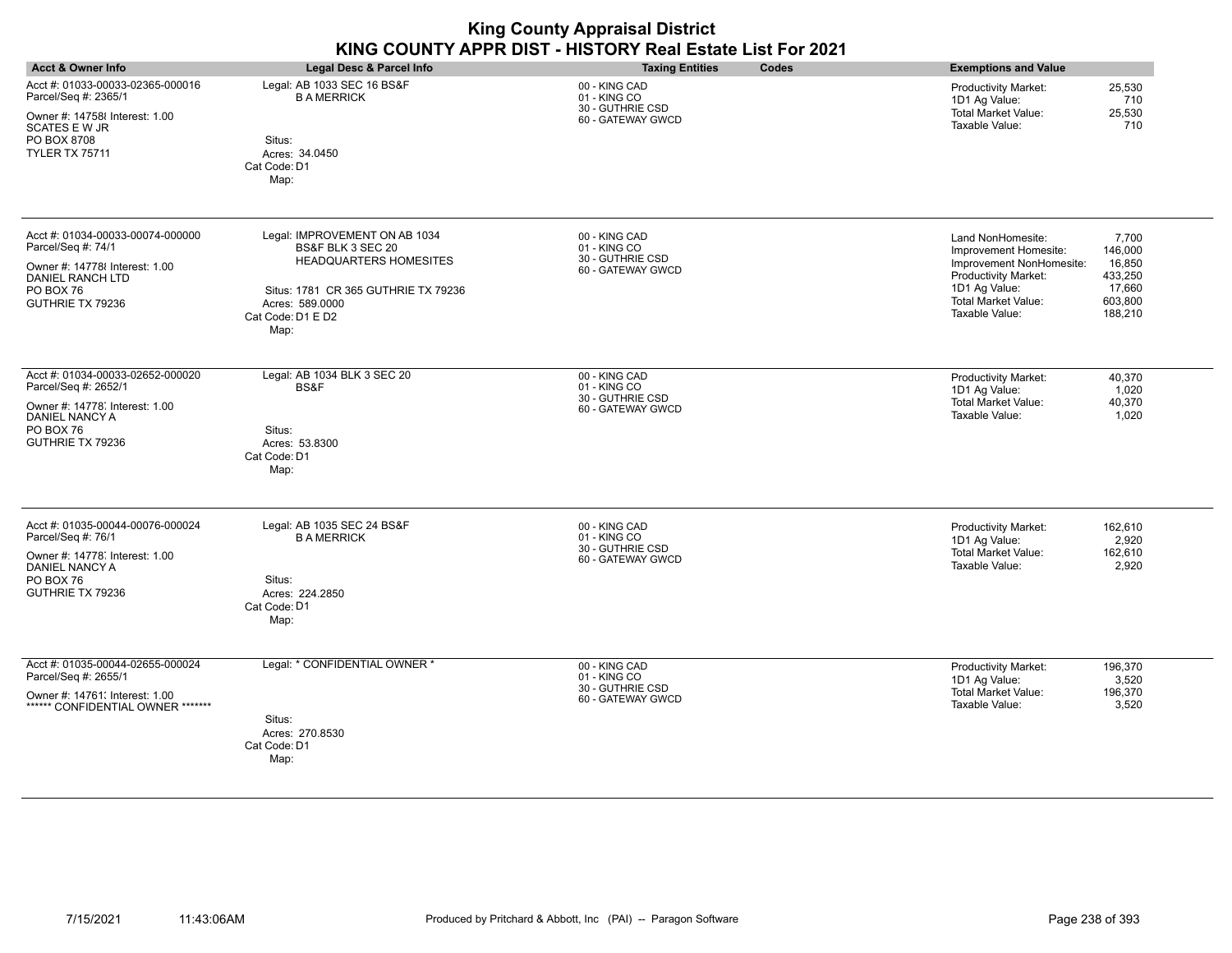# King County Appraisal District

## KING COUNTY APPR DIST - HISTORY Real Estate List For 2021

| Acct & Owner Info | Legal Desc & Parcel Info | Taxing Entities | Codes | Exemptions and Value |
|---|---|---|---|---|
| Acct #: 01033-00033-02365-000016<br>Parcel/Seq #: 2365/1<br>Owner #: 14758( Interest: 1.00<br>SCATES E W JR<br>PO BOX 8708<br>TYLER TX 75711 | Legal: AB 1033 SEC 16 BS&F B A MERRICK<br>Situs:<br>Acres: 34.0450<br>Cat Code: D1<br>Map: | 00 - KING CAD<br>01 - KING CO<br>30 - GUTHRIE CSD<br>60 - GATEWAY GWCD | | Productivity Market: 25,530<br>1D1 Ag Value: 710<br>Total Market Value: 25,530<br>Taxable Value: 710 |
| Acct #: 01034-00033-00074-000000<br>Parcel/Seq #: 74/1<br>Owner #: 14778( Interest: 1.00<br>DANIEL RANCH LTD<br>PO BOX 76<br>GUTHRIE TX 79236 | Legal: IMPROVEMENT ON AB 1034 BS&F BLK 3 SEC 20 HEADQUARTERS HOMESITES<br>Situs: 1781 CR 365 GUTHRIE TX 79236<br>Acres: 589.0000<br>Cat Code: D1 E D2<br>Map: | 00 - KING CAD<br>01 - KING CO<br>30 - GUTHRIE CSD<br>60 - GATEWAY GWCD | | Land NonHomesite: 7,700<br>Improvement Homesite: 146,000<br>Improvement NonHomesite: 16,850<br>Productivity Market: 433,250<br>1D1 Ag Value: 17,660<br>Total Market Value: 603,800<br>Taxable Value: 188,210 |
| Acct #: 01034-00033-02652-000020<br>Parcel/Seq #: 2652/1<br>Owner #: 14778: Interest: 1.00<br>DANIEL NANCY A<br>PO BOX 76<br>GUTHRIE TX 79236 | Legal: AB 1034 BLK 3 SEC 20 BS&F<br>Situs:<br>Acres: 53.8300<br>Cat Code: D1<br>Map: | 00 - KING CAD<br>01 - KING CO<br>30 - GUTHRIE CSD<br>60 - GATEWAY GWCD | | Productivity Market: 40,370<br>1D1 Ag Value: 1,020<br>Total Market Value: 40,370<br>Taxable Value: 1,020 |
| Acct #: 01035-00044-00076-000024<br>Parcel/Seq #: 76/1<br>Owner #: 14778: Interest: 1.00<br>DANIEL NANCY A<br>PO BOX 76<br>GUTHRIE TX 79236 | Legal: AB 1035 SEC 24 BS&F B A MERRICK<br>Situs:<br>Acres: 224.2850<br>Cat Code: D1<br>Map: | 00 - KING CAD<br>01 - KING CO<br>30 - GUTHRIE CSD<br>60 - GATEWAY GWCD | | Productivity Market: 162,610<br>1D1 Ag Value: 2,920<br>Total Market Value: 162,610<br>Taxable Value: 2,920 |
| Acct #: 01035-00044-02655-000024<br>Parcel/Seq #: 2655/1<br>Owner #: 14761: Interest: 1.00<br>****** CONFIDENTIAL OWNER ******* | Legal: * CONFIDENTIAL OWNER *<br>Situs:<br>Acres: 270.8530<br>Cat Code: D1<br>Map: | 00 - KING CAD<br>01 - KING CO<br>30 - GUTHRIE CSD<br>60 - GATEWAY GWCD | | Productivity Market: 196,370<br>1D1 Ag Value: 3,520<br>Total Market Value: 196,370<br>Taxable Value: 3,520 |

7/15/2021 11:43:06AM Produced by Pritchard & Abbott, Inc (PAI) -- Paragon Software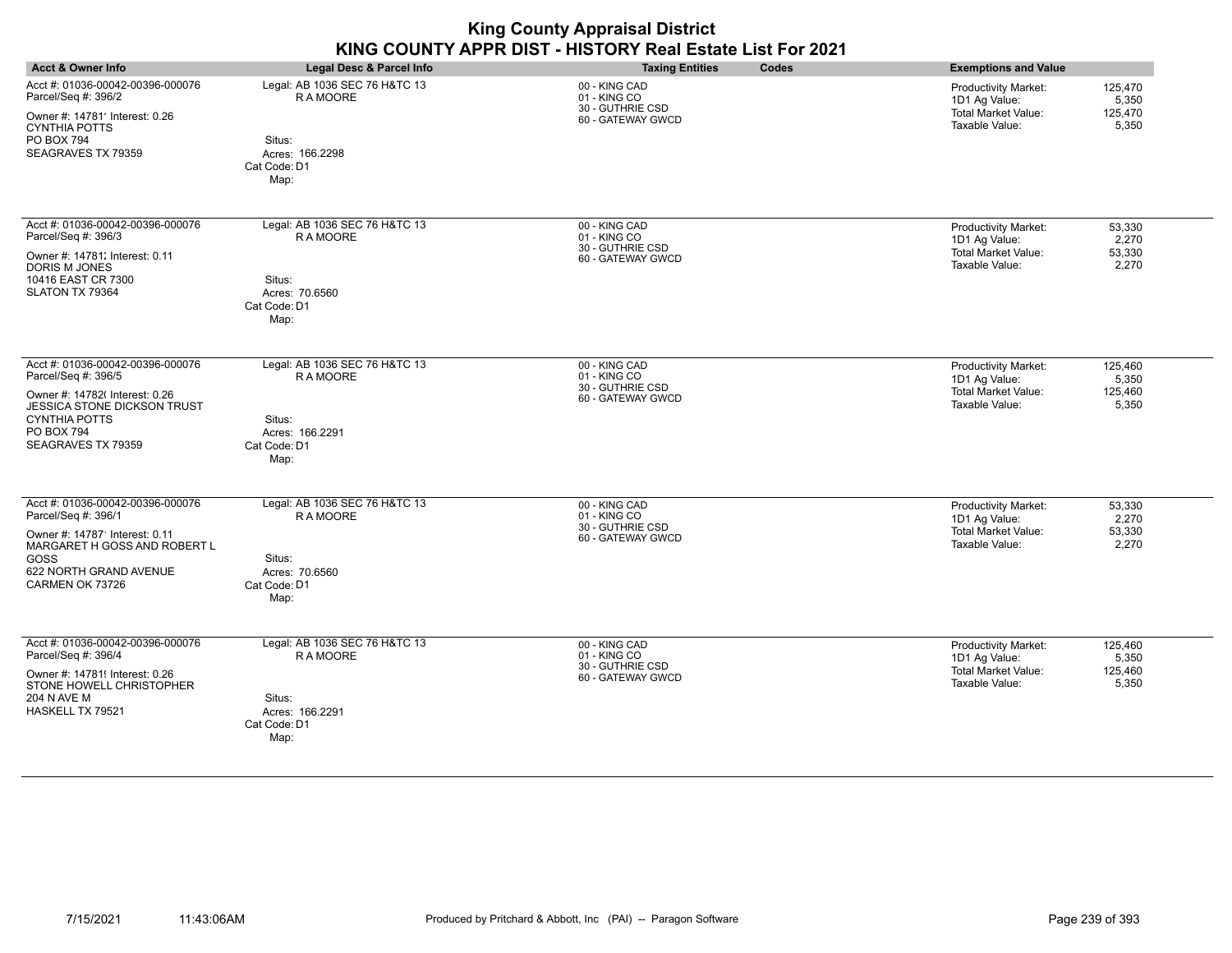# King County Appraisal District

## KING COUNTY APPR DIST - HISTORY Real Estate List For 2021

| Acct & Owner Info | Legal Desc & Parcel Info | Taxing Entities | Codes | Exemptions and Value |
|---|---|---|---|---|
| Acct #: 01036-00042-00396-000076<br>Parcel/Seq #: 396/2<br>Owner #: 14781' Interest: 0.26<br>CYNTHIA POTTS<br>PO BOX 794<br>SEAGRAVES TX 79359 | Legal: AB 1036 SEC 76 H&TC 13<br>R A MOORE<br>Situs:<br>Acres: 166.2298<br>Cat Code: D1<br>Map: | 00 - KING CAD<br>01 - KING CO<br>30 - GUTHRIE CSD<br>60 - GATEWAY GWCD | | Productivity Market: 125,470<br>1D1 Ag Value: 5,350<br>Total Market Value: 125,470<br>Taxable Value: 5,350 |
| Acct #: 01036-00042-00396-000076<br>Parcel/Seq #: 396/3<br>Owner #: 14781‹ Interest: 0.11<br>DORIS M JONES<br>10416 EAST CR 7300<br>SLATON TX 79364 | Legal: AB 1036 SEC 76 H&TC 13<br>R A MOORE<br>Situs:<br>Acres: 70.6560<br>Cat Code: D1<br>Map: | 00 - KING CAD<br>01 - KING CO<br>30 - GUTHRIE CSD<br>60 - GATEWAY GWCD | | Productivity Market: 53,330<br>1D1 Ag Value: 2,270<br>Total Market Value: 53,330<br>Taxable Value: 2,270 |
| Acct #: 01036-00042-00396-000076<br>Parcel/Seq #: 396/5<br>Owner #: 14782( Interest: 0.26<br>JESSICA STONE DICKSON TRUST<br>CYNTHIA POTTS<br>PO BOX 794<br>SEAGRAVES TX 79359 | Legal: AB 1036 SEC 76 H&TC 13<br>R A MOORE<br>Situs:<br>Acres: 166.2291<br>Cat Code: D1<br>Map: | 00 - KING CAD<br>01 - KING CO<br>30 - GUTHRIE CSD<br>60 - GATEWAY GWCD | | Productivity Market: 125,460<br>1D1 Ag Value: 5,350<br>Total Market Value: 125,460<br>Taxable Value: 5,350 |
| Acct #: 01036-00042-00396-000076<br>Parcel/Seq #: 396/1<br>Owner #: 14787' Interest: 0.11<br>MARGARET H GOSS AND ROBERT L GOSS<br>622 NORTH GRAND AVENUE<br>CARMEN OK 73726 | Legal: AB 1036 SEC 76 H&TC 13<br>R A MOORE<br>Situs:<br>Acres: 70.6560<br>Cat Code: D1<br>Map: | 00 - KING CAD<br>01 - KING CO<br>30 - GUTHRIE CSD<br>60 - GATEWAY GWCD | | Productivity Market: 53,330<br>1D1 Ag Value: 2,270<br>Total Market Value: 53,330<br>Taxable Value: 2,270 |
| Acct #: 01036-00042-00396-000076<br>Parcel/Seq #: 396/4<br>Owner #: 14781! Interest: 0.26<br>STONE HOWELL CHRISTOPHER<br>204 N AVE M<br>HASKELL TX 79521 | Legal: AB 1036 SEC 76 H&TC 13<br>R A MOORE<br>Situs:<br>Acres: 166.2291<br>Cat Code: D1<br>Map: | 00 - KING CAD<br>01 - KING CO<br>30 - GUTHRIE CSD<br>60 - GATEWAY GWCD | | Productivity Market: 125,460<br>1D1 Ag Value: 5,350<br>Total Market Value: 125,460<br>Taxable Value: 5,350 |

7/15/2021 11:43:06AM Produced by Pritchard & Abbott, Inc (PAI) -- Paragon Software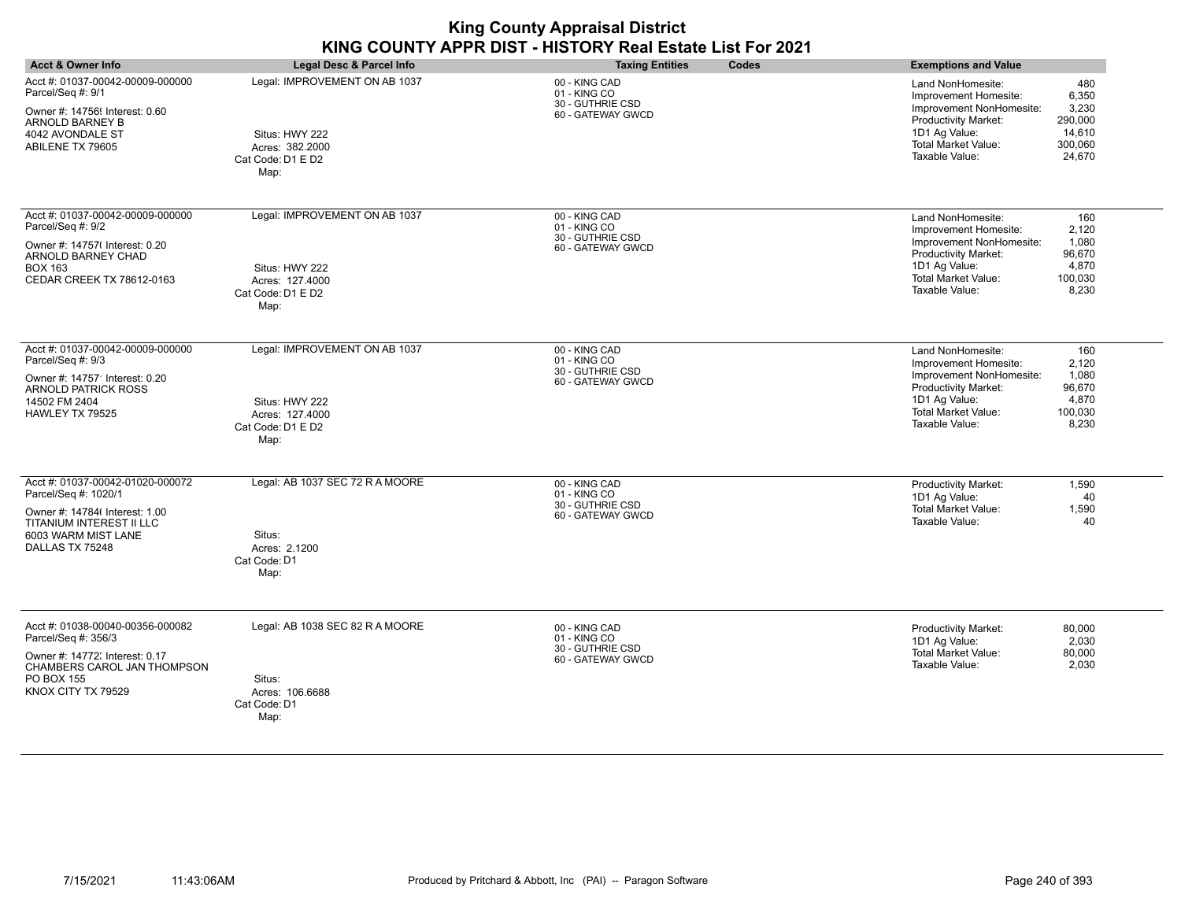# King County Appraisal District

## KING COUNTY APPR DIST - HISTORY Real Estate List For 2021

| Acct & Owner Info | Legal Desc & Parcel Info | Taxing Entities | Codes | Exemptions and Value |
|---|---|---|---|---|
| Acct #: 01037-00042-00009-000000<br>Parcel/Seq #: 9/1<br>Owner #: 14756( Interest: 0.60<br>ARNOLD BARNEY B<br>4042 AVONDALE ST<br>ABILENE TX 79605 | Legal: IMPROVEMENT ON AB 1037<br>Situs: HWY 222<br>Acres: 382.2000<br>Cat Code: D1 E D2<br>Map: | 00 - KING CAD<br>01 - KING CO<br>30 - GUTHRIE CSD<br>60 - GATEWAY GWCD | | Land NonHomesite: 480<br>Improvement Homesite: 6,350<br>Improvement NonHomesite: 3,230<br>Productivity Market: 290,000<br>1D1 Ag Value: 14,610<br>Total Market Value: 300,060<br>Taxable Value: 24,670 |
| Acct #: 01037-00042-00009-000000<br>Parcel/Seq #: 9/2<br>Owner #: 14757( Interest: 0.20<br>ARNOLD BARNEY CHAD<br>BOX 163<br>CEDAR CREEK TX 78612-0163 | Legal: IMPROVEMENT ON AB 1037<br>Situs: HWY 222<br>Acres: 127.4000<br>Cat Code: D1 E D2<br>Map: | 00 - KING CAD<br>01 - KING CO<br>30 - GUTHRIE CSD<br>60 - GATEWAY GWCD | | Land NonHomesite: 160<br>Improvement Homesite: 2,120<br>Improvement NonHomesite: 1,080<br>Productivity Market: 96,670<br>1D1 Ag Value: 4,870<br>Total Market Value: 100,030<br>Taxable Value: 8,230 |
| Acct #: 01037-00042-00009-000000<br>Parcel/Seq #: 9/3<br>Owner #: 14757' Interest: 0.20<br>ARNOLD PATRICK ROSS<br>14502 FM 2404<br>HAWLEY TX 79525 | Legal: IMPROVEMENT ON AB 1037<br>Situs: HWY 222<br>Acres: 127.4000<br>Cat Code: D1 E D2<br>Map: | 00 - KING CAD<br>01 - KING CO<br>30 - GUTHRIE CSD<br>60 - GATEWAY GWCD | | Land NonHomesite: 160<br>Improvement Homesite: 2,120<br>Improvement NonHomesite: 1,080<br>Productivity Market: 96,670<br>1D1 Ag Value: 4,870<br>Total Market Value: 100,030<br>Taxable Value: 8,230 |
| Acct #: 01037-00042-01020-000072<br>Parcel/Seq #: 1020/1<br>Owner #: 14784( Interest: 1.00<br>TITANIUM INTEREST II LLC<br>6003 WARM MIST LANE<br>DALLAS TX 75248 | Legal: AB 1037 SEC 72 R A MOORE<br>Situs:<br>Acres: 2.1200<br>Cat Code: D1<br>Map: | 00 - KING CAD<br>01 - KING CO<br>30 - GUTHRIE CSD<br>60 - GATEWAY GWCD | | Productivity Market: 1,590<br>1D1 Ag Value: 40<br>Total Market Value: 1,590<br>Taxable Value: 40 |
| Acct #: 01038-00040-00356-000082<br>Parcel/Seq #: 356/3<br>Owner #: 14772: Interest: 0.17<br>CHAMBERS CAROL JAN THOMPSON<br>PO BOX 155<br>KNOX CITY TX 79529 | Legal: AB 1038 SEC 82 R A MOORE<br>Situs:<br>Acres: 106.6688<br>Cat Code: D1<br>Map: | 00 - KING CAD<br>01 - KING CO<br>30 - GUTHRIE CSD<br>60 - GATEWAY GWCD | | Productivity Market: 80,000<br>1D1 Ag Value: 2,030<br>Total Market Value: 80,000<br>Taxable Value: 2,030 |

7/15/2021 11:43:06AM Produced by Pritchard & Abbott, Inc (PAI) -- Paragon Software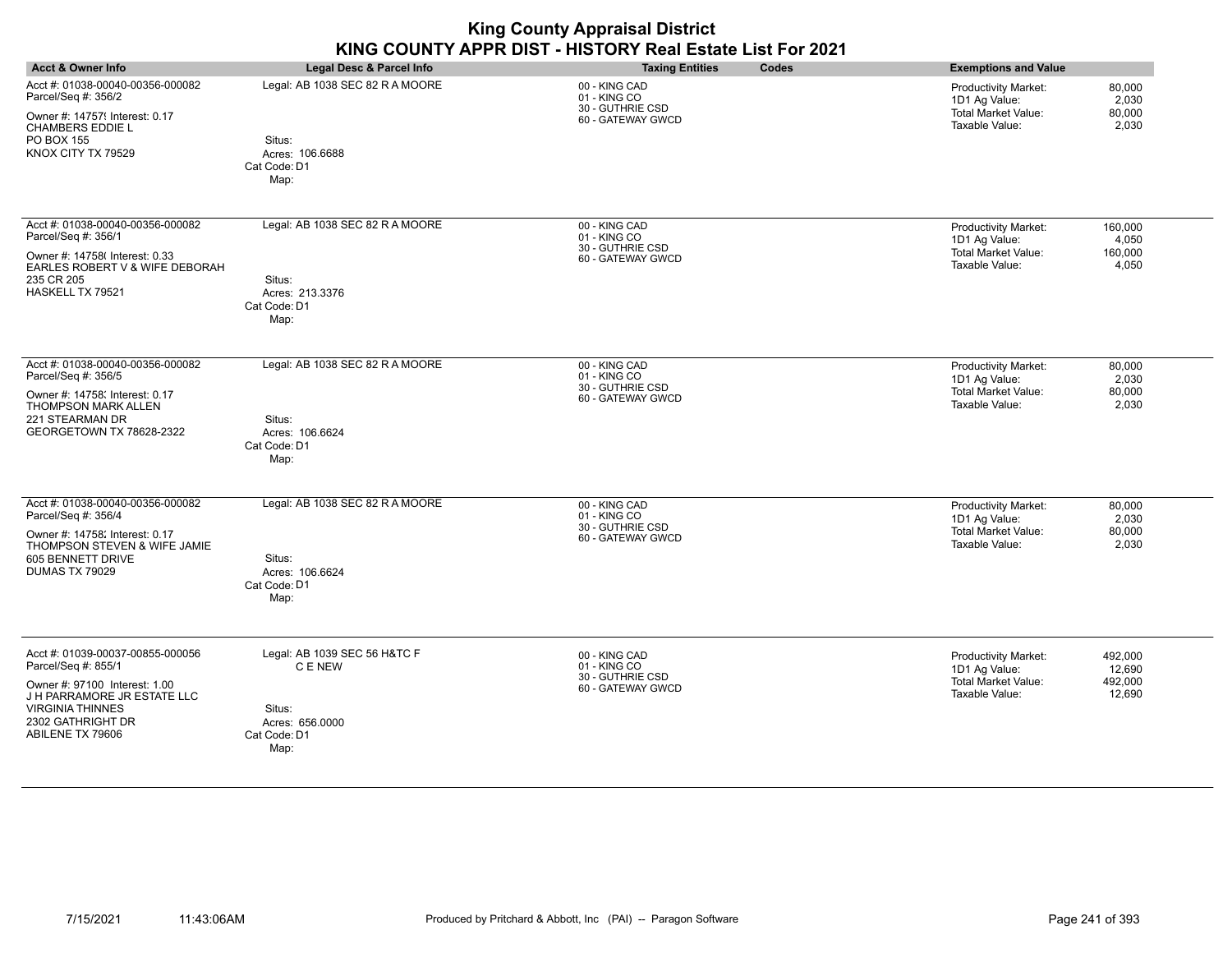# King County Appraisal District

## KING COUNTY APPR DIST - HISTORY Real Estate List For 2021

| Acct & Owner Info | Legal Desc & Parcel Info | Taxing Entities | Codes | Exemptions and Value |
|---|---|---|---|---|
| Acct #: 01038-00040-00356-000082<br>Parcel/Seq #: 356/2<br>Owner #: 14757! Interest: 0.17<br>CHAMBERS EDDIE L<br>PO BOX 155<br>KNOX CITY TX 79529 | Legal: AB 1038 SEC 82 R A MOORE<br>Situs:<br>Acres: 106.6688<br>Cat Code: D1<br>Map: | 00 - KING CAD<br>01 - KING CO<br>30 - GUTHRIE CSD<br>60 - GATEWAY GWCD | | Productivity Market: 80,000<br>1D1 Ag Value: 2,030<br>Total Market Value: 80,000<br>Taxable Value: 2,030 |
| Acct #: 01038-00040-00356-000082<br>Parcel/Seq #: 356/1<br>Owner #: 14758( Interest: 0.33<br>EARLES ROBERT V & WIFE DEBORAH<br>235 CR 205<br>HASKELL TX 79521 | Legal: AB 1038 SEC 82 R A MOORE<br>Situs:<br>Acres: 213.3376<br>Cat Code: D1<br>Map: | 00 - KING CAD<br>01 - KING CO<br>30 - GUTHRIE CSD<br>60 - GATEWAY GWCD | | Productivity Market: 160,000<br>1D1 Ag Value: 4,050<br>Total Market Value: 160,000<br>Taxable Value: 4,050 |
| Acct #: 01038-00040-00356-000082<br>Parcel/Seq #: 356/5<br>Owner #: 14758: Interest: 0.17<br>THOMPSON MARK ALLEN<br>221 STEARMAN DR<br>GEORGETOWN TX 78628-2322 | Legal: AB 1038 SEC 82 R A MOORE<br>Situs:<br>Acres: 106.6624<br>Cat Code: D1<br>Map: | 00 - KING CAD<br>01 - KING CO<br>30 - GUTHRIE CSD<br>60 - GATEWAY GWCD | | Productivity Market: 80,000<br>1D1 Ag Value: 2,030<br>Total Market Value: 80,000<br>Taxable Value: 2,030 |
| Acct #: 01038-00040-00356-000082<br>Parcel/Seq #: 356/4<br>Owner #: 14758; Interest: 0.17<br>THOMPSON STEVEN & WIFE JAMIE<br>605 BENNETT DRIVE<br>DUMAS TX 79029 | Legal: AB 1038 SEC 82 R A MOORE<br>Situs:<br>Acres: 106.6624<br>Cat Code: D1<br>Map: | 00 - KING CAD<br>01 - KING CO<br>30 - GUTHRIE CSD<br>60 - GATEWAY GWCD | | Productivity Market: 80,000<br>1D1 Ag Value: 2,030<br>Total Market Value: 80,000<br>Taxable Value: 2,030 |
| Acct #: 01039-00037-00855-000056<br>Parcel/Seq #: 855/1<br>Owner #: 97100 Interest: 1.00<br>J H PARRAMORE JR ESTATE LLC<br>VIRGINIA THINNES<br>2302 GATHRIGHT DR<br>ABILENE TX 79606 | Legal: AB 1039 SEC 56 H&TC F C E NEW<br>Situs:<br>Acres: 656.0000<br>Cat Code: D1<br>Map: | 00 - KING CAD<br>01 - KING CO<br>30 - GUTHRIE CSD<br>60 - GATEWAY GWCD | | Productivity Market: 492,000<br>1D1 Ag Value: 12,690<br>Total Market Value: 492,000<br>Taxable Value: 12,690 |

7/15/2021 11:43:06AM Produced by Pritchard & Abbott, Inc (PAI) -- Paragon Software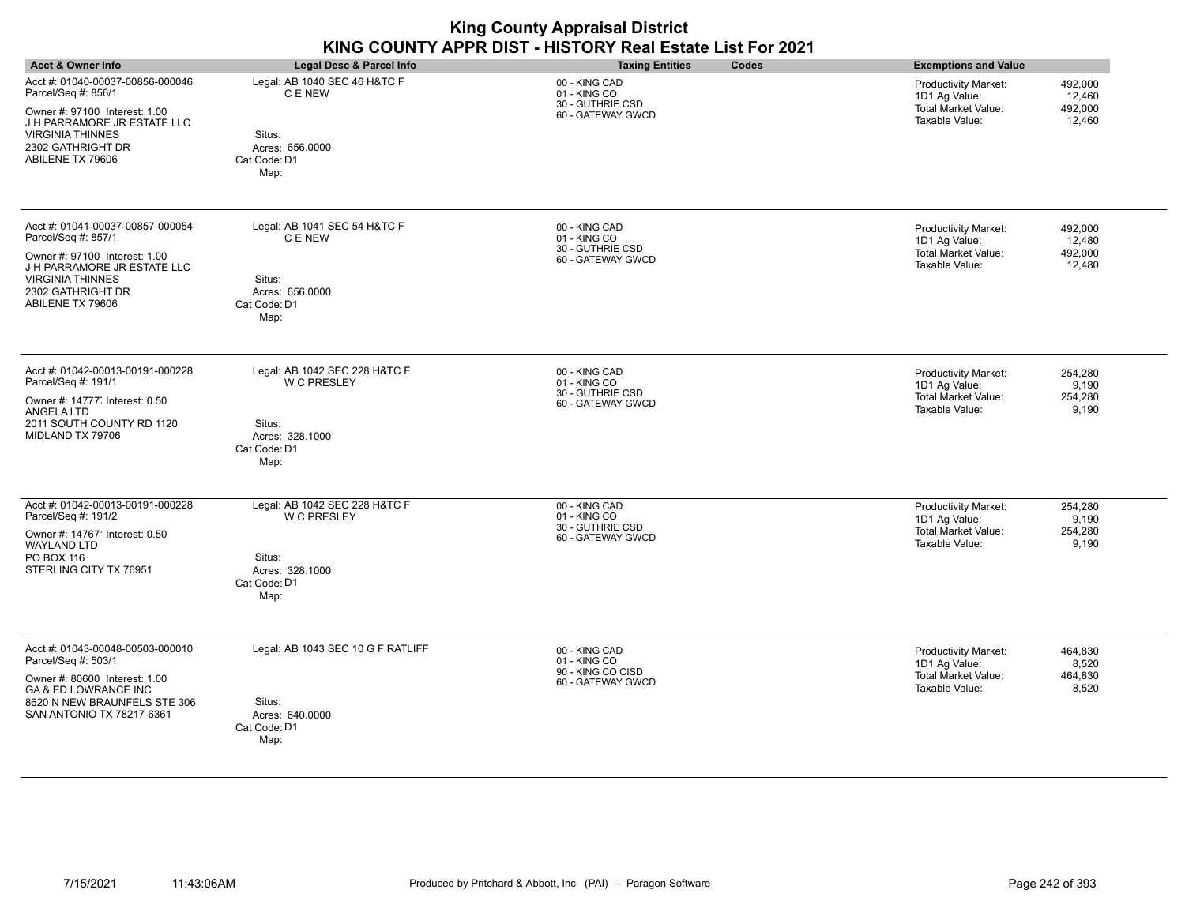# King County Appraisal District

## KING COUNTY APPR DIST - HISTORY Real Estate List For 2021

| Acct & Owner Info | Legal Desc & Parcel Info | Taxing Entities | Codes | Exemptions and Value |
|---|---|---|---|---|
| Acct #: 01040-00037-00856-000046<br>Parcel/Seq #: 856/1<br>Owner #: 97100 Interest: 1.00<br>J H PARRAMORE JR ESTATE LLC<br>VIRGINIA THINNES<br>2302 GATHRIGHT DR<br>ABILENE TX 79606 | Legal: AB 1040 SEC 46 H&TC F C E NEW<br>Situs:<br>Acres: 656.0000<br>Cat Code: D1<br>Map: | 00 - KING CAD<br>01 - KING CO<br>30 - GUTHRIE CSD<br>60 - GATEWAY GWCD | | Productivity Market: 492,000<br>1D1 Ag Value: 12,460<br>Total Market Value: 492,000<br>Taxable Value: 12,460 |
| Acct #: 01041-00037-00857-000054<br>Parcel/Seq #: 857/1<br>Owner #: 97100 Interest: 1.00<br>J H PARRAMORE JR ESTATE LLC<br>VIRGINIA THINNES<br>2302 GATHRIGHT DR<br>ABILENE TX 79606 | Legal: AB 1041 SEC 54 H&TC F C E NEW<br>Situs:<br>Acres: 656.0000<br>Cat Code: D1<br>Map: | 00 - KING CAD<br>01 - KING CO<br>30 - GUTHRIE CSD<br>60 - GATEWAY GWCD | | Productivity Market: 492,000<br>1D1 Ag Value: 12,480<br>Total Market Value: 492,000<br>Taxable Value: 12,480 |
| Acct #: 01042-00013-00191-000228<br>Parcel/Seq #: 191/1<br>Owner #: 14777 Interest: 0.50<br>ANGELA LTD<br>2011 SOUTH COUNTY RD 1120<br>MIDLAND TX 79706 | Legal: AB 1042 SEC 228 H&TC F W C PRESLEY<br>Situs:<br>Acres: 328.1000<br>Cat Code: D1<br>Map: | 00 - KING CAD<br>01 - KING CO<br>30 - GUTHRIE CSD<br>60 - GATEWAY GWCD | | Productivity Market: 254,280<br>1D1 Ag Value: 9,190<br>Total Market Value: 254,280<br>Taxable Value: 9,190 |
| Acct #: 01042-00013-00191-000228<br>Parcel/Seq #: 191/2<br>Owner #: 14767 Interest: 0.50<br>WAYLAND LTD<br>PO BOX 116<br>STERLING CITY TX 76951 | Legal: AB 1042 SEC 228 H&TC F W C PRESLEY<br>Situs:<br>Acres: 328.1000<br>Cat Code: D1<br>Map: | 00 - KING CAD<br>01 - KING CO<br>30 - GUTHRIE CSD<br>60 - GATEWAY GWCD | | Productivity Market: 254,280<br>1D1 Ag Value: 9,190<br>Total Market Value: 254,280<br>Taxable Value: 9,190 |
| Acct #: 01043-00048-00503-000010<br>Parcel/Seq #: 503/1<br>Owner #: 80600 Interest: 1.00<br>GA & ED LOWRANCE INC<br>8620 N NEW BRAUNFELS STE 306<br>SAN ANTONIO TX 78217-6361 | Legal: AB 1043 SEC 10 G F RATLIFF<br>Situs:<br>Acres: 640.0000<br>Cat Code: D1<br>Map: | 00 - KING CAD<br>01 - KING CO<br>90 - KING CO CISD<br>60 - GATEWAY GWCD | | Productivity Market: 464,830<br>1D1 Ag Value: 8,520<br>Total Market Value: 464,830<br>Taxable Value: 8,520 |

7/15/2021 11:43:06AM Produced by Pritchard & Abbott, Inc (PAI) -- Paragon Software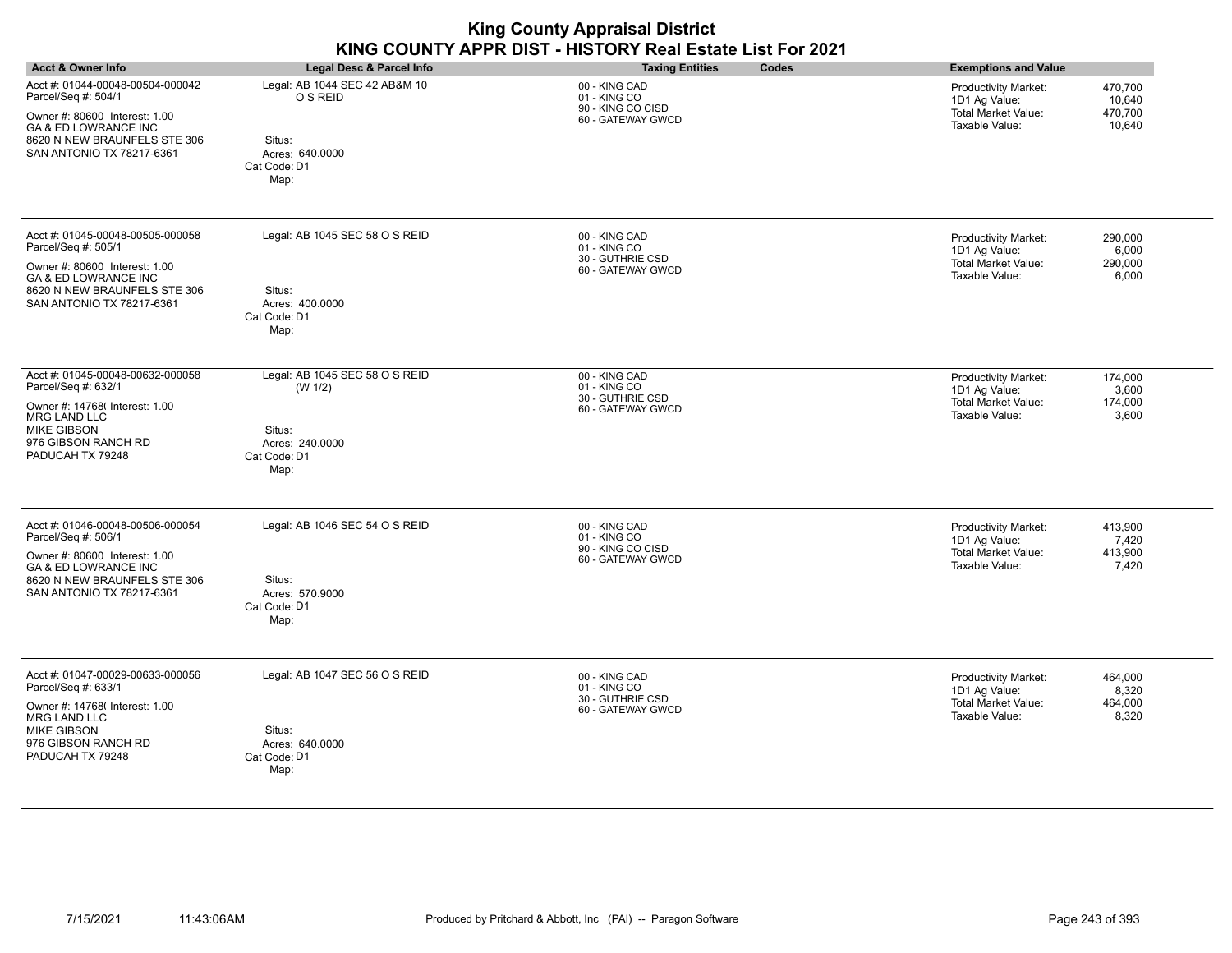# King County Appraisal District
## KING COUNTY APPR DIST - HISTORY Real Estate List For 2021

| Acct & Owner Info | Legal Desc & Parcel Info | Taxing Entities | Codes | Exemptions and Value |
|---|---|---|---|---|
| Acct #: 01044-00048-00504-000042<br>Parcel/Seq #: 504/1<br>Owner #: 80600 Interest: 1.00<br>GA & ED LOWRANCE INC<br>8620 N NEW BRAUNFELS STE 306<br>SAN ANTONIO TX 78217-6361 | Legal: AB 1044 SEC 42 AB&M 10 O S REID<br>Situs:<br>Acres: 640.0000<br>Cat Code: D1<br>Map: | 00 - KING CAD<br>01 - KING CO<br>90 - KING CO CISD<br>60 - GATEWAY GWCD | | Productivity Market: 470,700<br>1D1 Ag Value: 10,640<br>Total Market Value: 470,700<br>Taxable Value: 10,640 |
| Acct #: 01045-00048-00505-000058<br>Parcel/Seq #: 505/1<br>Owner #: 80600 Interest: 1.00<br>GA & ED LOWRANCE INC<br>8620 N NEW BRAUNFELS STE 306<br>SAN ANTONIO TX 78217-6361 | Legal: AB 1045 SEC 58 O S REID<br>Situs:<br>Acres: 400.0000<br>Cat Code: D1<br>Map: | 00 - KING CAD<br>01 - KING CO<br>30 - GUTHRIE CSD<br>60 - GATEWAY GWCD | | Productivity Market: 290,000<br>1D1 Ag Value: 6,000<br>Total Market Value: 290,000<br>Taxable Value: 6,000 |
| Acct #: 01045-00048-00632-000058<br>Parcel/Seq #: 632/1<br>Owner #: 14768( Interest: 1.00<br>MRG LAND LLC<br>MIKE GIBSON<br>976 GIBSON RANCH RD<br>PADUCAH TX 79248 | Legal: AB 1045 SEC 58 O S REID (W 1/2)<br>Situs:<br>Acres: 240.0000<br>Cat Code: D1<br>Map: | 00 - KING CAD<br>01 - KING CO<br>30 - GUTHRIE CSD<br>60 - GATEWAY GWCD | | Productivity Market: 174,000<br>1D1 Ag Value: 3,600<br>Total Market Value: 174,000<br>Taxable Value: 3,600 |
| Acct #: 01046-00048-00506-000054<br>Parcel/Seq #: 506/1<br>Owner #: 80600 Interest: 1.00<br>GA & ED LOWRANCE INC<br>8620 N NEW BRAUNFELS STE 306<br>SAN ANTONIO TX 78217-6361 | Legal: AB 1046 SEC 54 O S REID<br>Situs:<br>Acres: 570.9000<br>Cat Code: D1<br>Map: | 00 - KING CAD<br>01 - KING CO<br>90 - KING CO CISD<br>60 - GATEWAY GWCD | | Productivity Market: 413,900<br>1D1 Ag Value: 7,420<br>Total Market Value: 413,900<br>Taxable Value: 7,420 |
| Acct #: 01047-00029-00633-000056<br>Parcel/Seq #: 633/1<br>Owner #: 14768( Interest: 1.00<br>MRG LAND LLC<br>MIKE GIBSON<br>976 GIBSON RANCH RD<br>PADUCAH TX 79248 | Legal: AB 1047 SEC 56 O S REID<br>Situs:<br>Acres: 640.0000<br>Cat Code: D1<br>Map: | 00 - KING CAD<br>01 - KING CO<br>30 - GUTHRIE CSD<br>60 - GATEWAY GWCD | | Productivity Market: 464,000<br>1D1 Ag Value: 8,320<br>Total Market Value: 464,000<br>Taxable Value: 8,320 |

7/15/2021 11:43:06AM Produced by Pritchard & Abbott, Inc (PAI) -- Paragon Software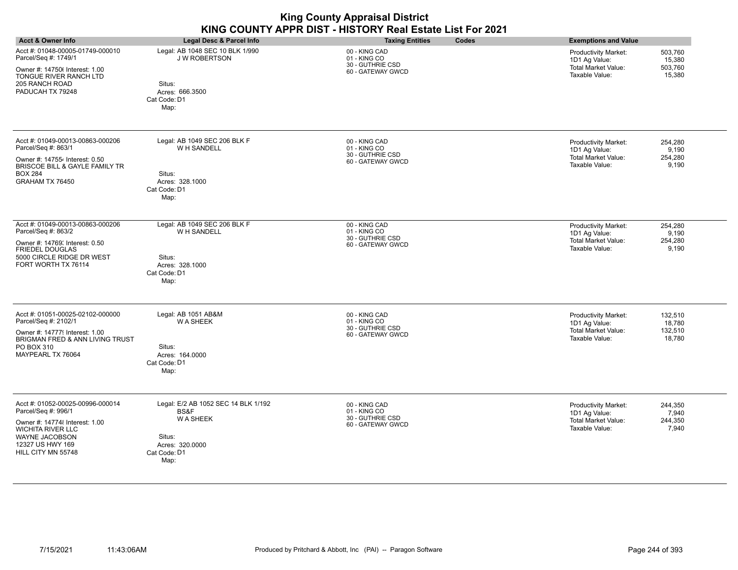# King County Appraisal District

## KING COUNTY APPR DIST - HISTORY Real Estate List For 2021

| Acct & Owner Info | Legal Desc & Parcel Info | Taxing Entities | Codes | Exemptions and Value |
|---|---|---|---|---|
| Acct #: 01048-00005-01749-000010<br>Parcel/Seq #: 1749/1<br>Owner #: 14750( Interest: 1.00<br>TONGUE RIVER RANCH LTD<br>205 RANCH ROAD<br>PADUCAH TX 79248 | Legal: AB 1048 SEC 10 BLK 1/990<br>J W ROBERTSON<br>Situs:<br>Acres: 666.3500<br>Cat Code: D1<br>Map: | 00 - KING CAD<br>01 - KING CO<br>30 - GUTHRIE CSD<br>60 - GATEWAY GWCD | | Productivity Market: 503,760<br>1D1 Ag Value: 15,380<br>Total Market Value: 503,760<br>Taxable Value: 15,380 |
| Acct #: 01049-00013-00863-000206<br>Parcel/Seq #: 863/1<br>Owner #: 14755‹ Interest: 0.50<br>BRISCOE BILL & GAYLE FAMILY TR<br>BOX 284<br>GRAHAM TX 76450 | Legal: AB 1049 SEC 206 BLK F<br>W H SANDELL<br>Situs:<br>Acres: 328.1000<br>Cat Code: D1<br>Map: | 00 - KING CAD<br>01 - KING CO<br>30 - GUTHRIE CSD<br>60 - GATEWAY GWCD | | Productivity Market: 254,280<br>1D1 Ag Value: 9,190<br>Total Market Value: 254,280<br>Taxable Value: 9,190 |
| Acct #: 01049-00013-00863-000206<br>Parcel/Seq #: 863/2<br>Owner #: 14769: Interest: 0.50<br>FRIEDEL DOUGLAS<br>5000 CIRCLE RIDGE DR WEST<br>FORT WORTH TX 76114 | Legal: AB 1049 SEC 206 BLK F<br>W H SANDELL<br>Situs:<br>Acres: 328.1000<br>Cat Code: D1<br>Map: | 00 - KING CAD<br>01 - KING CO<br>30 - GUTHRIE CSD<br>60 - GATEWAY GWCD | | Productivity Market: 254,280<br>1D1 Ag Value: 9,190<br>Total Market Value: 254,280<br>Taxable Value: 9,190 |
| Acct #: 01051-00025-02102-000000<br>Parcel/Seq #: 2102/1<br>Owner #: 14777! Interest: 1.00<br>BRIGMAN FRED & ANN LIVING TRUST<br>PO BOX 310<br>MAYPEARL TX 76064 | Legal: AB 1051 AB&M<br>W A SHEEK<br>Situs:<br>Acres: 164.0000<br>Cat Code: D1<br>Map: | 00 - KING CAD<br>01 - KING CO<br>30 - GUTHRIE CSD<br>60 - GATEWAY GWCD | | Productivity Market: 132,510<br>1D1 Ag Value: 18,780<br>Total Market Value: 132,510<br>Taxable Value: 18,780 |
| Acct #: 01052-00025-00996-000014<br>Parcel/Seq #: 996/1<br>Owner #: 14774( Interest: 1.00<br>WICHITA RIVER LLC<br>WAYNE JACOBSON<br>12327 US HWY 169<br>HILL CITY MN 55748 | Legal: E/2 AB 1052 SEC 14 BLK 1/192<br>BS&F<br>W A SHEEK<br>Situs:<br>Acres: 320.0000<br>Cat Code: D1<br>Map: | 00 - KING CAD<br>01 - KING CO<br>30 - GUTHRIE CSD<br>60 - GATEWAY GWCD | | Productivity Market: 244,350<br>1D1 Ag Value: 7,940<br>Total Market Value: 244,350<br>Taxable Value: 7,940 |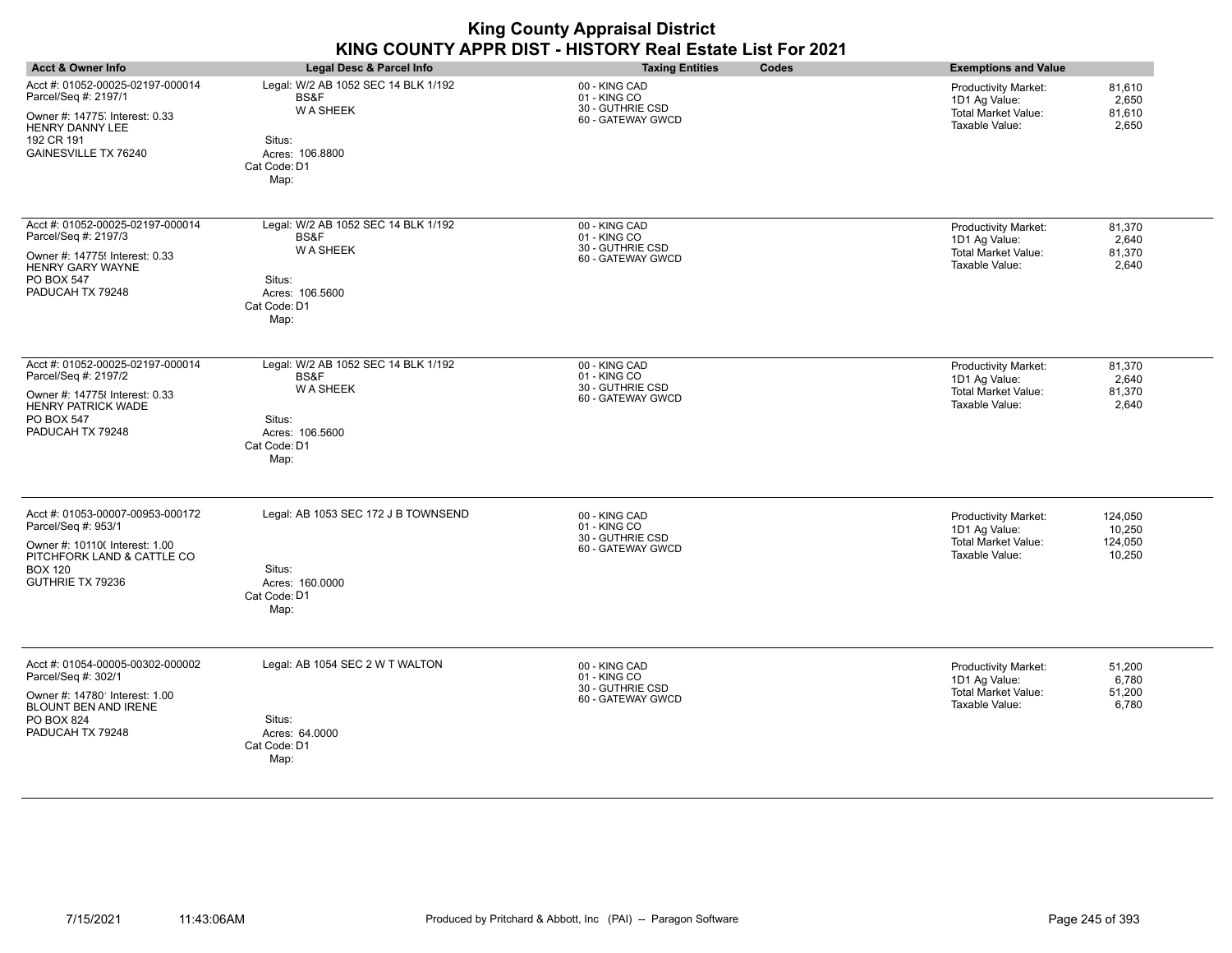# King County Appraisal District

## KING COUNTY APPR DIST - HISTORY Real Estate List For 2021

| Acct & Owner Info | Legal Desc & Parcel Info | Taxing Entities | Codes | Exemptions and Value |
|---|---|---|---|---|
| Acct #: 01052-00025-02197-000014<br>Parcel/Seq #: 2197/1<br>Owner #: 14775; Interest: 0.33<br>HENRY DANNY LEE<br>192 CR 191<br>GAINESVILLE TX 76240 | Legal: W/2 AB 1052 SEC 14 BLK 1/192 BS&F W A SHEEK<br>Situs:<br>Acres: 106.8800<br>Cat Code: D1<br>Map: | 00 - KING CAD<br>01 - KING CO<br>30 - GUTHRIE CSD<br>60 - GATEWAY GWCD | | Productivity Market: 81,610<br>1D1 Ag Value: 2,650<br>Total Market Value: 81,610<br>Taxable Value: 2,650 |
| Acct #: 01052-00025-02197-000014<br>Parcel/Seq #: 2197/3<br>Owner #: 14775( Interest: 0.33<br>HENRY GARY WAYNE<br>PO BOX 547<br>PADUCAH TX 79248 | Legal: W/2 AB 1052 SEC 14 BLK 1/192 BS&F W A SHEEK<br>Situs:<br>Acres: 106.5600<br>Cat Code: D1<br>Map: | 00 - KING CAD<br>01 - KING CO<br>30 - GUTHRIE CSD<br>60 - GATEWAY GWCD | | Productivity Market: 81,370<br>1D1 Ag Value: 2,640<br>Total Market Value: 81,370<br>Taxable Value: 2,640 |
| Acct #: 01052-00025-02197-000014<br>Parcel/Seq #: 2197/2<br>Owner #: 14775( Interest: 0.33<br>HENRY PATRICK WADE<br>PO BOX 547<br>PADUCAH TX 79248 | Legal: W/2 AB 1052 SEC 14 BLK 1/192 BS&F W A SHEEK<br>Situs:<br>Acres: 106.5600<br>Cat Code: D1<br>Map: | 00 - KING CAD<br>01 - KING CO<br>30 - GUTHRIE CSD<br>60 - GATEWAY GWCD | | Productivity Market: 81,370<br>1D1 Ag Value: 2,640<br>Total Market Value: 81,370<br>Taxable Value: 2,640 |
| Acct #: 01053-00007-00953-000172<br>Parcel/Seq #: 953/1<br>Owner #: 10110( Interest: 1.00<br>PITCHFORK LAND & CATTLE CO<br>BOX 120<br>GUTHRIE TX 79236 | Legal: AB 1053 SEC 172 J B TOWNSEND<br>Situs:<br>Acres: 160.0000<br>Cat Code: D1<br>Map: | 00 - KING CAD<br>01 - KING CO<br>30 - GUTHRIE CSD<br>60 - GATEWAY GWCD | | Productivity Market: 124,050<br>1D1 Ag Value: 10,250<br>Total Market Value: 124,050<br>Taxable Value: 10,250 |
| Acct #: 01054-00005-00302-000002<br>Parcel/Seq #: 302/1<br>Owner #: 14780' Interest: 1.00<br>BLOUNT BEN AND IRENE<br>PO BOX 824<br>PADUCAH TX 79248 | Legal: AB 1054 SEC 2 W T WALTON<br>Situs:<br>Acres: 64.0000<br>Cat Code: D1<br>Map: | 00 - KING CAD<br>01 - KING CO<br>30 - GUTHRIE CSD<br>60 - GATEWAY GWCD | | Productivity Market: 51,200<br>1D1 Ag Value: 6,780<br>Total Market Value: 51,200<br>Taxable Value: 6,780 |

7/15/2021 11:43:06AM Produced by Pritchard & Abbott, Inc (PAI) -- Paragon Software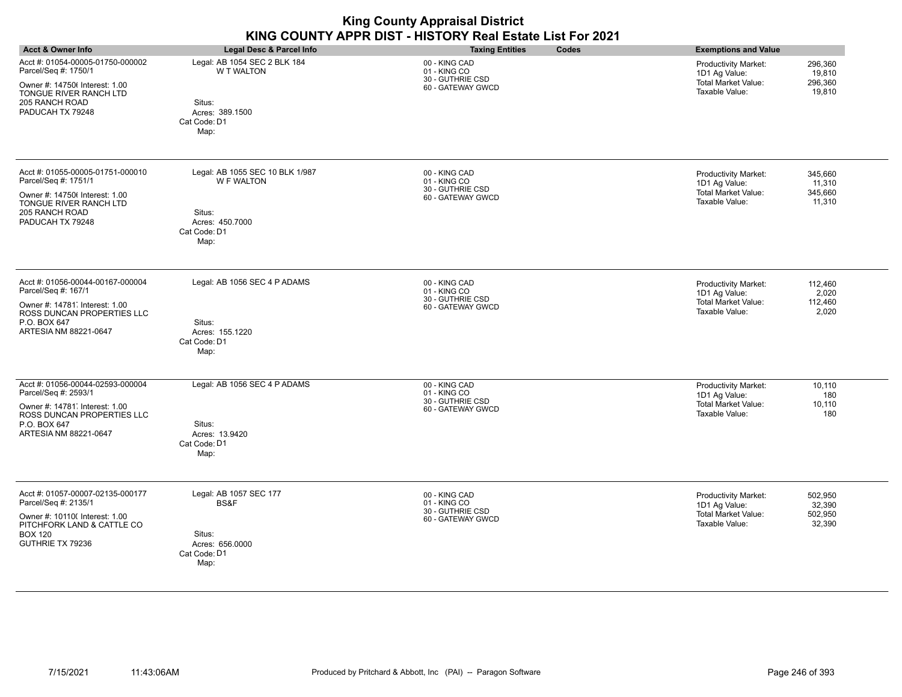# King County Appraisal District
## KING COUNTY APPR DIST - HISTORY Real Estate List For 2021

| Acct & Owner Info | Legal Desc & Parcel Info | Taxing Entities | Codes | Exemptions and Value |
|---|---|---|---|---|
| Acct #: 01054-00005-01750-000002<br>Parcel/Seq #: 1750/1<br>Owner #: 14750( Interest: 1.00<br>TONGUE RIVER RANCH LTD<br>205 RANCH ROAD<br>PADUCAH TX 79248 | Legal: AB 1054 SEC 2 BLK 184<br>W T WALTON<br>Situs:<br>Acres: 389.1500<br>Cat Code: D1<br>Map: | 00 - KING CAD<br>01 - KING CO<br>30 - GUTHRIE CSD<br>60 - GATEWAY GWCD | | Productivity Market: 296,360<br>1D1 Ag Value: 19,810<br>Total Market Value: 296,360<br>Taxable Value: 19,810 |
| Acct #: 01055-00005-01751-000010<br>Parcel/Seq #: 1751/1<br>Owner #: 14750( Interest: 1.00<br>TONGUE RIVER RANCH LTD<br>205 RANCH ROAD<br>PADUCAH TX 79248 | Legal: AB 1055 SEC 10 BLK 1/987<br>W F WALTON<br>Situs:<br>Acres: 450.7000<br>Cat Code: D1<br>Map: | 00 - KING CAD<br>01 - KING CO<br>30 - GUTHRIE CSD<br>60 - GATEWAY GWCD | | Productivity Market: 345,660<br>1D1 Ag Value: 11,310<br>Total Market Value: 345,660<br>Taxable Value: 11,310 |
| Acct #: 01056-00044-00167-000004<br>Parcel/Seq #: 167/1<br>Owner #: 14781; Interest: 1.00<br>ROSS DUNCAN PROPERTIES LLC<br>P.O. BOX 647<br>ARTESIA NM 88221-0647 | Legal: AB 1056 SEC 4 P ADAMS<br>Situs:<br>Acres: 155.1220<br>Cat Code: D1<br>Map: | 00 - KING CAD<br>01 - KING CO<br>30 - GUTHRIE CSD<br>60 - GATEWAY GWCD | | Productivity Market: 112,460<br>1D1 Ag Value: 2,020<br>Total Market Value: 112,460<br>Taxable Value: 2,020 |
| Acct #: 01056-00044-02593-000004<br>Parcel/Seq #: 2593/1<br>Owner #: 14781; Interest: 1.00<br>ROSS DUNCAN PROPERTIES LLC<br>P.O. BOX 647<br>ARTESIA NM 88221-0647 | Legal: AB 1056 SEC 4 P ADAMS<br>Situs:<br>Acres: 13.9420<br>Cat Code: D1<br>Map: | 00 - KING CAD<br>01 - KING CO<br>30 - GUTHRIE CSD<br>60 - GATEWAY GWCD | | Productivity Market: 10,110<br>1D1 Ag Value: 180<br>Total Market Value: 10,110<br>Taxable Value: 180 |
| Acct #: 01057-00007-02135-000177<br>Parcel/Seq #: 2135/1<br>Owner #: 10110( Interest: 1.00<br>PITCHFORK LAND & CATTLE CO<br>BOX 120<br>GUTHRIE TX 79236 | Legal: AB 1057 SEC 177<br>BS&F<br>Situs:<br>Acres: 656.0000<br>Cat Code: D1<br>Map: | 00 - KING CAD<br>01 - KING CO<br>30 - GUTHRIE CSD<br>60 - GATEWAY GWCD | | Productivity Market: 502,950<br>1D1 Ag Value: 32,390<br>Total Market Value: 502,950<br>Taxable Value: 32,390 |

7/15/2021 11:43:06AM Produced by Pritchard & Abbott, Inc (PAI) -- Paragon Software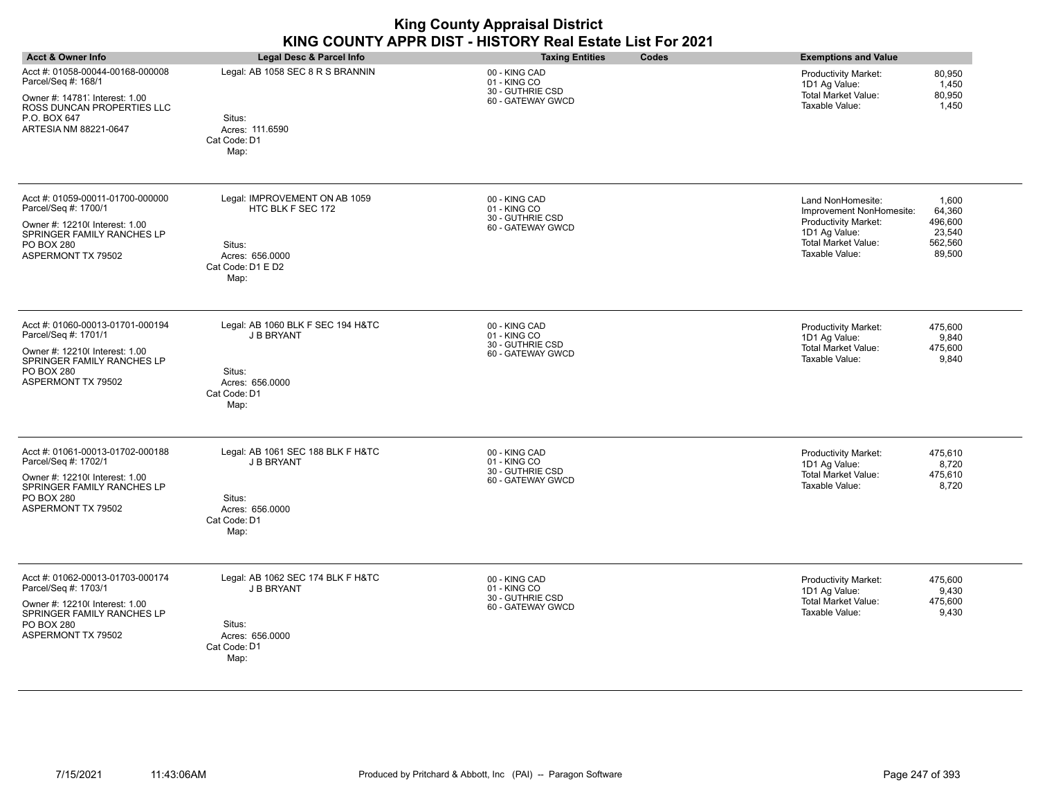# King County Appraisal District

## KING COUNTY APPR DIST - HISTORY Real Estate List For 2021

| Acct & Owner Info | Legal Desc & Parcel Info | Taxing Entities | Codes | Exemptions and Value |
|---|---|---|---|---|
| Acct #: 01058-00044-00168-000008<br>Parcel/Seq #: 168/1<br>Owner #: 14781; Interest: 1.00<br>ROSS DUNCAN PROPERTIES LLC<br>P.O. BOX 647<br>ARTESIA NM 88221-0647 | Legal: AB 1058 SEC 8 R S BRANNIN<br>Situs:<br>Acres: 111.6590<br>Cat Code: D1<br>Map: | 00 - KING CAD<br>01 - KING CO<br>30 - GUTHRIE CSD<br>60 - GATEWAY GWCD | | Productivity Market: 80,950<br>1D1 Ag Value: 1,450<br>Total Market Value: 80,950<br>Taxable Value: 1,450 |
| Acct #: 01059-00011-01700-000000<br>Parcel/Seq #: 1700/1<br>Owner #: 12210( Interest: 1.00<br>SPRINGER FAMILY RANCHES LP<br>PO BOX 280<br>ASPERMONT TX 79502 | Legal: IMPROVEMENT ON AB 1059 HTC BLK F SEC 172<br>Situs:<br>Acres: 656.0000<br>Cat Code: D1 E D2<br>Map: | 00 - KING CAD<br>01 - KING CO<br>30 - GUTHRIE CSD<br>60 - GATEWAY GWCD | | Land NonHomesite: 1,600<br>Improvement NonHomesite: 64,360<br>Productivity Market: 496,600<br>1D1 Ag Value: 23,540<br>Total Market Value: 562,560<br>Taxable Value: 89,500 |
| Acct #: 01060-00013-01701-000194<br>Parcel/Seq #: 1701/1<br>Owner #: 12210( Interest: 1.00<br>SPRINGER FAMILY RANCHES LP<br>PO BOX 280<br>ASPERMONT TX 79502 | Legal: AB 1060 BLK F SEC 194 H&TC J B BRYANT<br>Situs:<br>Acres: 656.0000<br>Cat Code: D1<br>Map: | 00 - KING CAD<br>01 - KING CO<br>30 - GUTHRIE CSD<br>60 - GATEWAY GWCD | | Productivity Market: 475,600<br>1D1 Ag Value: 9,840<br>Total Market Value: 475,600<br>Taxable Value: 9,840 |
| Acct #: 01061-00013-01702-000188<br>Parcel/Seq #: 1702/1<br>Owner #: 12210( Interest: 1.00<br>SPRINGER FAMILY RANCHES LP<br>PO BOX 280<br>ASPERMONT TX 79502 | Legal: AB 1061 SEC 188 BLK F H&TC J B BRYANT<br>Situs:<br>Acres: 656.0000<br>Cat Code: D1<br>Map: | 00 - KING CAD<br>01 - KING CO<br>30 - GUTHRIE CSD<br>60 - GATEWAY GWCD | | Productivity Market: 475,610<br>1D1 Ag Value: 8,720<br>Total Market Value: 475,610<br>Taxable Value: 8,720 |
| Acct #: 01062-00013-01703-000174<br>Parcel/Seq #: 1703/1<br>Owner #: 12210( Interest: 1.00<br>SPRINGER FAMILY RANCHES LP<br>PO BOX 280<br>ASPERMONT TX 79502 | Legal: AB 1062 SEC 174 BLK F H&TC J B BRYANT<br>Situs:<br>Acres: 656.0000<br>Cat Code: D1<br>Map: | 00 - KING CAD<br>01 - KING CO<br>30 - GUTHRIE CSD<br>60 - GATEWAY GWCD | | Productivity Market: 475,600<br>1D1 Ag Value: 9,430<br>Total Market Value: 475,600<br>Taxable Value: 9,430 |

7/15/2021 11:43:06AM Produced by Pritchard & Abbott, Inc (PAI) -- Paragon Software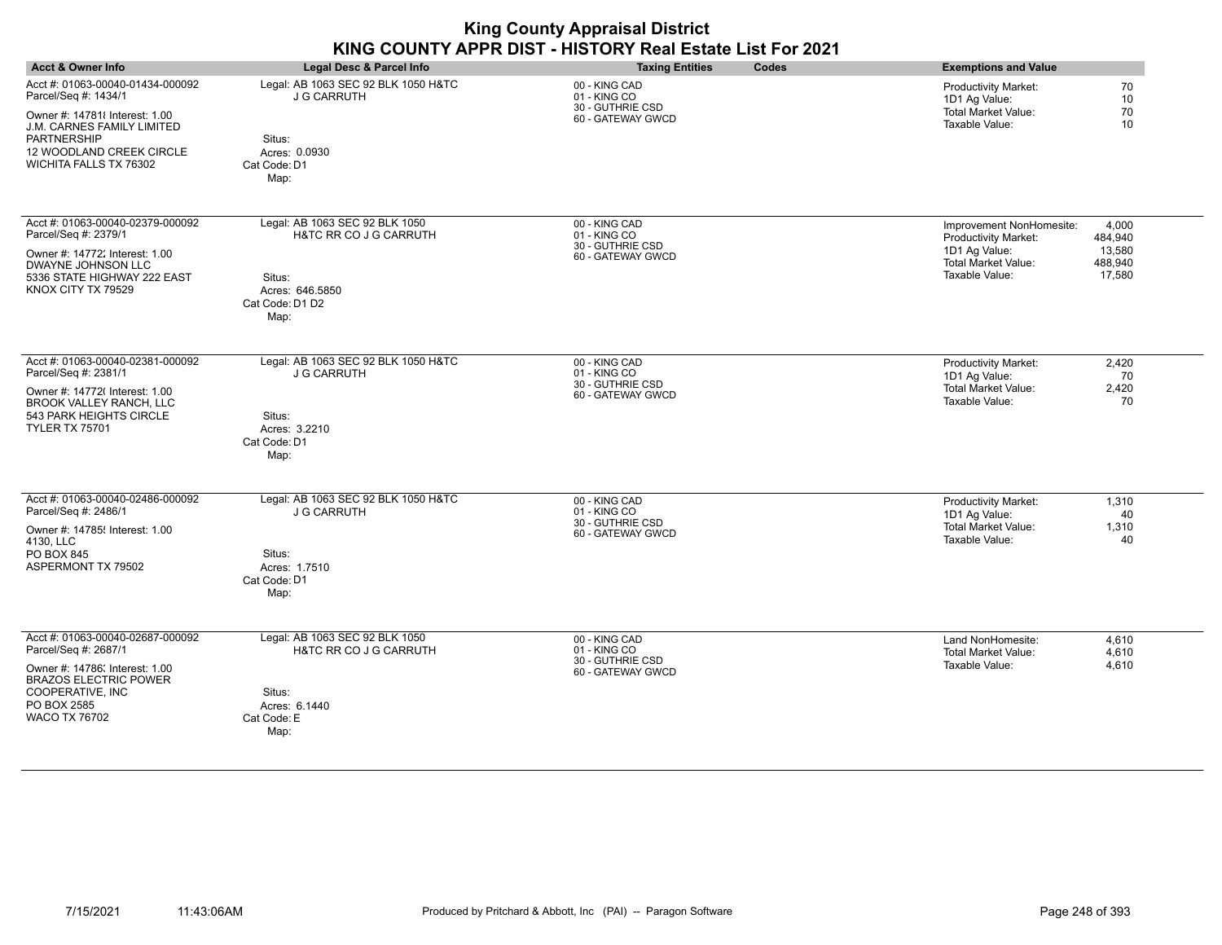# King County Appraisal District

## KING COUNTY APPR DIST - HISTORY Real Estate List For 2021

| Acct & Owner Info | Legal Desc & Parcel Info | Taxing Entities | Codes | Exemptions and Value |
|---|---|---|---|---|
| Acct #: 01063-00040-01434-000092<br>Parcel/Seq #: 1434/1<br>Owner #: 14781( Interest: 1.00<br>J.M. CARNES FAMILY LIMITED PARTNERSHIP<br>12 WOODLAND CREEK CIRCLE<br>WICHITA FALLS TX 76302 | Legal: AB 1063 SEC 92 BLK 1050 H&TC J G CARRUTH<br>Situs:<br>Acres: 0.0930<br>Cat Code: D1<br>Map: | 00 - KING CAD<br>01 - KING CO<br>30 - GUTHRIE CSD<br>60 - GATEWAY GWCD | | Productivity Market: 70<br>1D1 Ag Value: 10<br>Total Market Value: 70<br>Taxable Value: 10 |
| Acct #: 01063-00040-02379-000092<br>Parcel/Seq #: 2379/1<br>Owner #: 14772( Interest: 1.00<br>DWAYNE JOHNSON LLC<br>5336 STATE HIGHWAY 222 EAST<br>KNOX CITY TX 79529 | Legal: AB 1063 SEC 92 BLK 1050 H&TC RR CO J G CARRUTH<br>Situs:<br>Acres: 646.5850<br>Cat Code: D1 D2<br>Map: | 00 - KING CAD<br>01 - KING CO<br>30 - GUTHRIE CSD<br>60 - GATEWAY GWCD | | Improvement NonHomesite: 4,000<br>Productivity Market: 484,940<br>1D1 Ag Value: 13,580<br>Total Market Value: 488,940<br>Taxable Value: 17,580 |
| Acct #: 01063-00040-02381-000092<br>Parcel/Seq #: 2381/1<br>Owner #: 14772( Interest: 1.00<br>BROOK VALLEY RANCH, LLC<br>543 PARK HEIGHTS CIRCLE<br>TYLER TX 75701 | Legal: AB 1063 SEC 92 BLK 1050 H&TC J G CARRUTH<br>Situs:<br>Acres: 3.2210<br>Cat Code: D1<br>Map: | 00 - KING CAD<br>01 - KING CO<br>30 - GUTHRIE CSD<br>60 - GATEWAY GWCD | | Productivity Market: 2,420<br>1D1 Ag Value: 70<br>Total Market Value: 2,420<br>Taxable Value: 70 |
| Acct #: 01063-00040-02486-000092<br>Parcel/Seq #: 2486/1<br>Owner #: 14785( Interest: 1.00<br>4130, LLC<br>PO BOX 845<br>ASPERMONT TX 79502 | Legal: AB 1063 SEC 92 BLK 1050 H&TC J G CARRUTH<br>Situs:<br>Acres: 1.7510<br>Cat Code: D1<br>Map: | 00 - KING CAD<br>01 - KING CO<br>30 - GUTHRIE CSD<br>60 - GATEWAY GWCD | | Productivity Market: 1,310<br>1D1 Ag Value: 40<br>Total Market Value: 1,310<br>Taxable Value: 40 |
| Acct #: 01063-00040-02687-000092<br>Parcel/Seq #: 2687/1<br>Owner #: 14786( Interest: 1.00<br>BRAZOS ELECTRIC POWER COOPERATIVE, INC<br>PO BOX 2585<br>WACO TX 76702 | Legal: AB 1063 SEC 92 BLK 1050 H&TC RR CO J G CARRUTH<br>Situs:<br>Acres: 6.1440<br>Cat Code: E<br>Map: | 00 - KING CAD<br>01 - KING CO<br>30 - GUTHRIE CSD<br>60 - GATEWAY GWCD | | Land NonHomesite: 4,610<br>Total Market Value: 4,610<br>Taxable Value: 4,610 |

7/15/2021 11:43:06AM Produced by Pritchard & Abbott, Inc (PAI) -- Paragon Software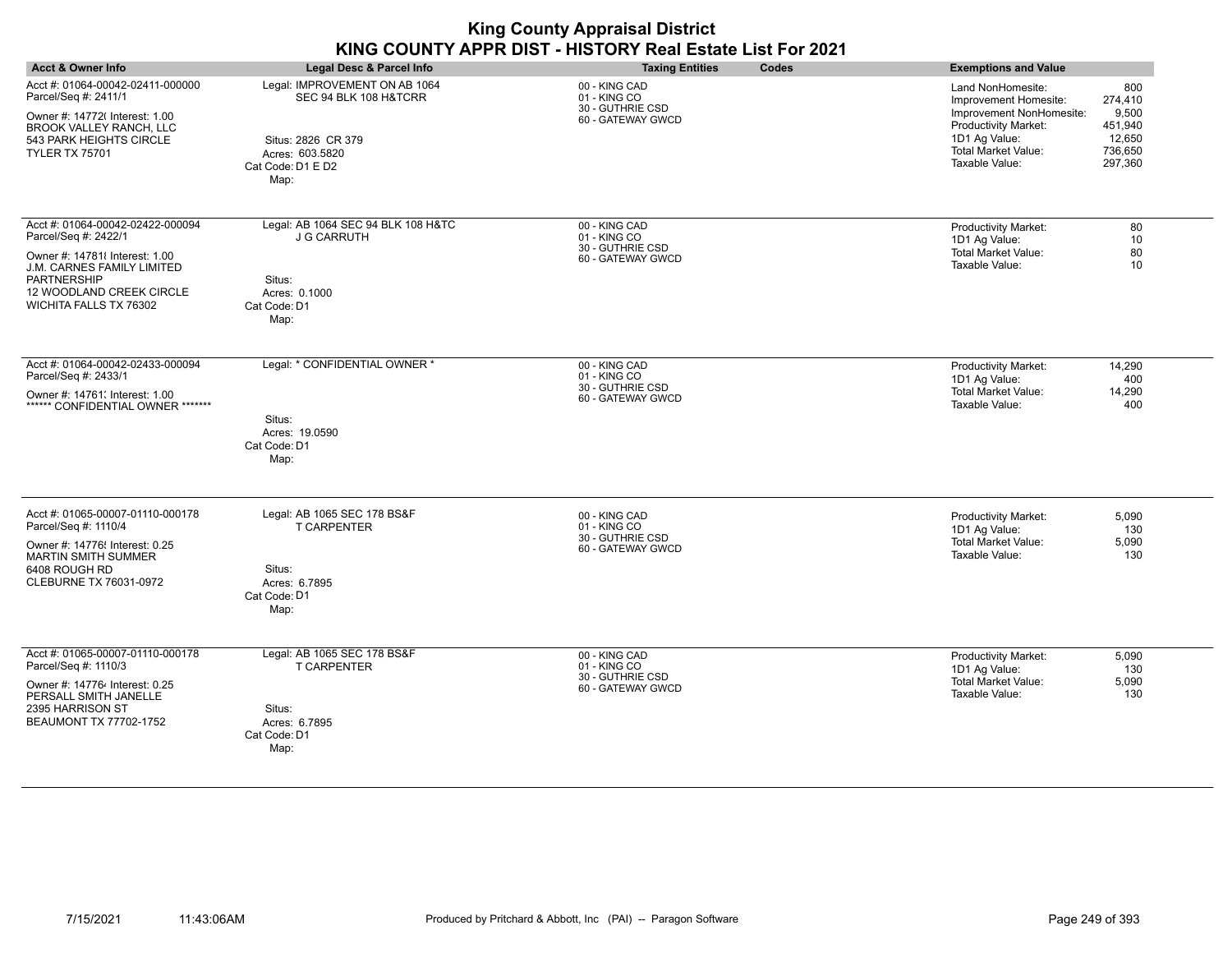# King County Appraisal District

## KING COUNTY APPR DIST - HISTORY Real Estate List For 2021

| Acct & Owner Info | Legal Desc & Parcel Info | Taxing Entities | Codes | Exemptions and Value |
|---|---|---|---|---|
| Acct #: 01064-00042-02411-000000<br>Parcel/Seq #: 2411/1<br>Owner #: 14772( Interest: 1.00<br>BROOK VALLEY RANCH, LLC<br>543 PARK HEIGHTS CIRCLE<br>TYLER TX 75701 | Legal: IMPROVEMENT ON AB 1064 SEC 94 BLK 108 H&TCRR<br>Situs: 2826 CR 379<br>Acres: 603.5820<br>Cat Code: D1 E D2<br>Map: | 00 - KING CAD<br>01 - KING CO<br>30 - GUTHRIE CSD<br>60 - GATEWAY GWCD | | Land NonHomesite: 800<br>Improvement Homesite: 274,410<br>Improvement NonHomesite: 9,500<br>Productivity Market: 451,940<br>1D1 Ag Value: 12,650<br>Total Market Value: 736,650<br>Taxable Value: 297,360 |
| Acct #: 01064-00042-02422-000094<br>Parcel/Seq #: 2422/1<br>Owner #: 14781{ Interest: 1.00<br>J.M. CARNES FAMILY LIMITED PARTNERSHIP<br>12 WOODLAND CREEK CIRCLE<br>WICHITA FALLS TX 76302 | Legal: AB 1064 SEC 94 BLK 108 H&TC J G CARRUTH<br>Situs:<br>Acres: 0.1000<br>Cat Code: D1<br>Map: | 00 - KING CAD<br>01 - KING CO<br>30 - GUTHRIE CSD<br>60 - GATEWAY GWCD | | Productivity Market: 80<br>1D1 Ag Value: 10<br>Total Market Value: 80<br>Taxable Value: 10 |
| Acct #: 01064-00042-02433-000094<br>Parcel/Seq #: 2433/1<br>Owner #: 14761: Interest: 1.00<br>****** CONFIDENTIAL OWNER ******* | Legal: * CONFIDENTIAL OWNER *<br>Situs:<br>Acres: 19.0590<br>Cat Code: D1<br>Map: | 00 - KING CAD<br>01 - KING CO<br>30 - GUTHRIE CSD<br>60 - GATEWAY GWCD | | Productivity Market: 14,290<br>1D1 Ag Value: 400<br>Total Market Value: 14,290<br>Taxable Value: 400 |
| Acct #: 01065-00007-01110-000178<br>Parcel/Seq #: 1110/4<br>Owner #: 14776! Interest: 0.25<br>MARTIN SMITH SUMMER<br>6408 ROUGH RD<br>CLEBURNE TX 76031-0972 | Legal: AB 1065 SEC 178 BS&F T CARPENTER<br>Situs:<br>Acres: 6.7895<br>Cat Code: D1<br>Map: | 00 - KING CAD<br>01 - KING CO<br>30 - GUTHRIE CSD<br>60 - GATEWAY GWCD | | Productivity Market: 5,090<br>1D1 Ag Value: 130<br>Total Market Value: 5,090<br>Taxable Value: 130 |
| Acct #: 01065-00007-01110-000178<br>Parcel/Seq #: 1110/3<br>Owner #: 14776 Interest: 0.25<br>PERSALL SMITH JANELLE<br>2395 HARRISON ST<br>BEAUMONT TX 77702-1752 | Legal: AB 1065 SEC 178 BS&F T CARPENTER<br>Situs:<br>Acres: 6.7895<br>Cat Code: D1<br>Map: | 00 - KING CAD<br>01 - KING CO<br>30 - GUTHRIE CSD<br>60 - GATEWAY GWCD | | Productivity Market: 5,090<br>1D1 Ag Value: 130<br>Total Market Value: 5,090<br>Taxable Value: 130 |

7/15/2021 11:43:06AM Produced by Pritchard & Abbott, Inc (PAI) -- Paragon Software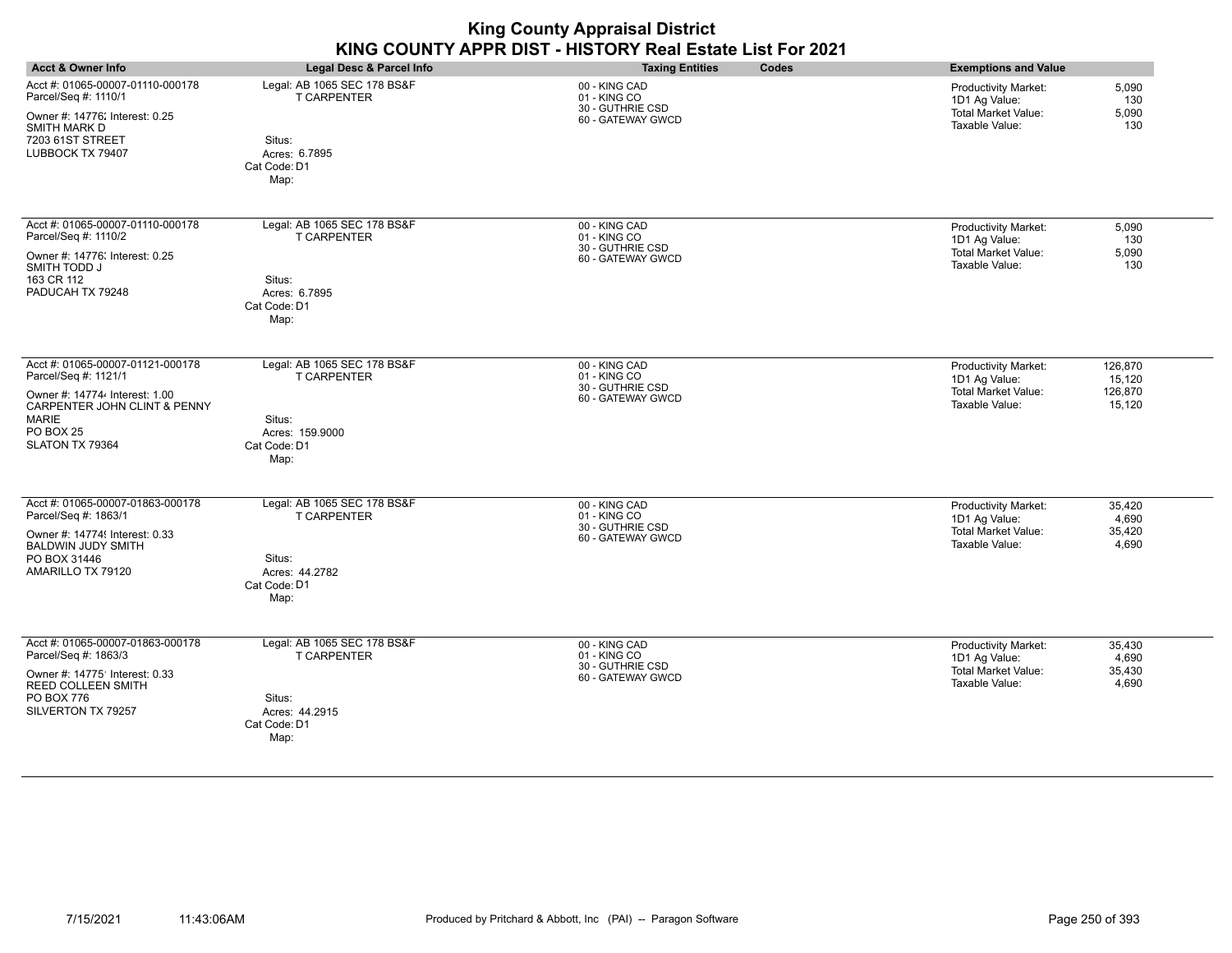# King County Appraisal District

## KING COUNTY APPR DIST - HISTORY Real Estate List For 2021

| Acct & Owner Info | Legal Desc & Parcel Info | Taxing Entities | Codes | Exemptions and Value |
|---|---|---|---|---|
| Acct #: 01065-00007-01110-000178<br>Parcel/Seq #: 1110/1<br>Owner #: 14776; Interest: 0.25<br>SMITH MARK D<br>7203 61ST STREET<br>LUBBOCK TX 79407 | Legal: AB 1065 SEC 178 BS&F T CARPENTER<br>Situs:<br>Acres: 6.7895<br>Cat Code: D1<br>Map: | 00 - KING CAD<br>01 - KING CO<br>30 - GUTHRIE CSD<br>60 - GATEWAY GWCD | | Productivity Market: 5,090<br>1D1 Ag Value: 130<br>Total Market Value: 5,090<br>Taxable Value: 130 |
| Acct #: 01065-00007-01110-000178<br>Parcel/Seq #: 1110/2<br>Owner #: 14776; Interest: 0.25<br>SMITH TODD J<br>163 CR 112<br>PADUCAH TX 79248 | Legal: AB 1065 SEC 178 BS&F T CARPENTER<br>Situs:<br>Acres: 6.7895<br>Cat Code: D1<br>Map: | 00 - KING CAD<br>01 - KING CO<br>30 - GUTHRIE CSD<br>60 - GATEWAY GWCD | | Productivity Market: 5,090<br>1D1 Ag Value: 130<br>Total Market Value: 5,090<br>Taxable Value: 130 |
| Acct #: 01065-00007-01121-000178<br>Parcel/Seq #: 1121/1<br>Owner #: 14774 Interest: 1.00<br>CARPENTER JOHN CLINT & PENNY MARIE<br>PO BOX 25<br>SLATON TX 79364 | Legal: AB 1065 SEC 178 BS&F T CARPENTER<br>Situs:<br>Acres: 159.9000<br>Cat Code: D1<br>Map: | 00 - KING CAD<br>01 - KING CO<br>30 - GUTHRIE CSD<br>60 - GATEWAY GWCD | | Productivity Market: 126,870<br>1D1 Ag Value: 15,120<br>Total Market Value: 126,870<br>Taxable Value: 15,120 |
| Acct #: 01065-00007-01863-000178<br>Parcel/Seq #: 1863/1<br>Owner #: 14774! Interest: 0.33<br>BALDWIN JUDY SMITH<br>PO BOX 31446<br>AMARILLO TX 79120 | Legal: AB 1065 SEC 178 BS&F T CARPENTER<br>Situs:<br>Acres: 44.2782<br>Cat Code: D1<br>Map: | 00 - KING CAD<br>01 - KING CO<br>30 - GUTHRIE CSD<br>60 - GATEWAY GWCD | | Productivity Market: 35,420<br>1D1 Ag Value: 4,690<br>Total Market Value: 35,420<br>Taxable Value: 4,690 |
| Acct #: 01065-00007-01863-000178<br>Parcel/Seq #: 1863/3<br>Owner #: 14775' Interest: 0.33<br>REED COLLEEN SMITH<br>PO BOX 776<br>SILVERTON TX 79257 | Legal: AB 1065 SEC 178 BS&F T CARPENTER<br>Situs:<br>Acres: 44.2915<br>Cat Code: D1<br>Map: | 00 - KING CAD<br>01 - KING CO<br>30 - GUTHRIE CSD<br>60 - GATEWAY GWCD | | Productivity Market: 35,430<br>1D1 Ag Value: 4,690<br>Total Market Value: 35,430<br>Taxable Value: 4,690 |

7/15/2021 11:43:06AM Produced by Pritchard & Abbott, Inc (PAI) -- Paragon Software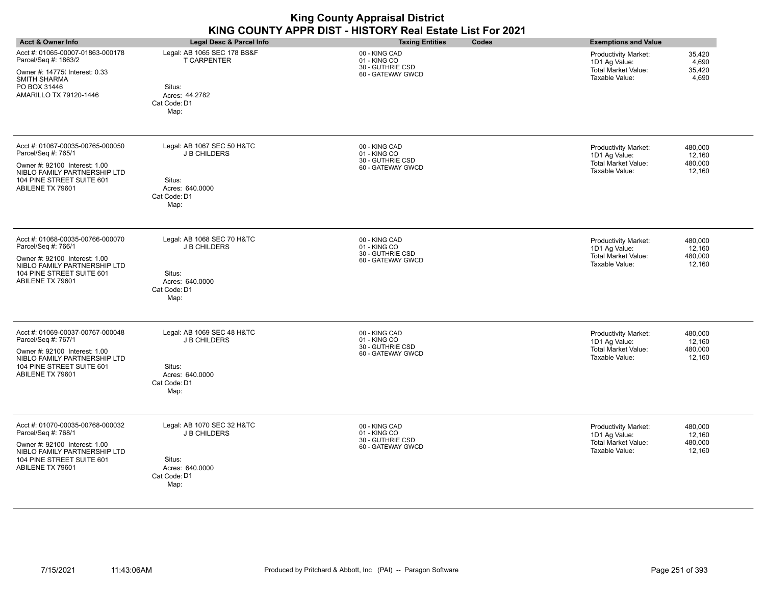# King County Appraisal District

## KING COUNTY APPR DIST - HISTORY Real Estate List For 2021

| Acct & Owner Info | Legal Desc & Parcel Info | Taxing Entities | Codes | Exemptions and Value |
| --- | --- | --- | --- | --- |
| Acct #: 01065-00007-01863-000178<br>Parcel/Seq #: 1863/2<br>Owner #: 14775( Interest: 0.33<br>SMITH SHARMA<br>PO BOX 31446<br>AMARILLO TX 79120-1446 | Legal: AB 1065 SEC 178 BS&F T CARPENTER<br>Situs:<br>Acres: 44.2782<br>Cat Code: D1<br>Map: | 00 - KING CAD<br>01 - KING CO<br>30 - GUTHRIE CSD<br>60 - GATEWAY GWCD | | Productivity Market: 35,420<br>1D1 Ag Value: 4,690<br>Total Market Value: 35,420<br>Taxable Value: 4,690 |
| Acct #: 01067-00035-00765-000050<br>Parcel/Seq #: 765/1<br>Owner #: 92100 Interest: 1.00<br>NIBLO FAMILY PARTNERSHIP LTD<br>104 PINE STREET SUITE 601<br>ABILENE TX 79601 | Legal: AB 1067 SEC 50 H&TC J B CHILDERS<br>Situs:<br>Acres: 640.0000<br>Cat Code: D1<br>Map: | 00 - KING CAD<br>01 - KING CO<br>30 - GUTHRIE CSD<br>60 - GATEWAY GWCD | | Productivity Market: 480,000<br>1D1 Ag Value: 12,160<br>Total Market Value: 480,000<br>Taxable Value: 12,160 |
| Acct #: 01068-00035-00766-000070<br>Parcel/Seq #: 766/1<br>Owner #: 92100 Interest: 1.00<br>NIBLO FAMILY PARTNERSHIP LTD<br>104 PINE STREET SUITE 601<br>ABILENE TX 79601 | Legal: AB 1068 SEC 70 H&TC J B CHILDERS<br>Situs:<br>Acres: 640.0000<br>Cat Code: D1<br>Map: | 00 - KING CAD<br>01 - KING CO<br>30 - GUTHRIE CSD<br>60 - GATEWAY GWCD | | Productivity Market: 480,000<br>1D1 Ag Value: 12,160<br>Total Market Value: 480,000<br>Taxable Value: 12,160 |
| Acct #: 01069-00037-00767-000048<br>Parcel/Seq #: 767/1<br>Owner #: 92100 Interest: 1.00<br>NIBLO FAMILY PARTNERSHIP LTD<br>104 PINE STREET SUITE 601<br>ABILENE TX 79601 | Legal: AB 1069 SEC 48 H&TC J B CHILDERS<br>Situs:<br>Acres: 640.0000<br>Cat Code: D1<br>Map: | 00 - KING CAD<br>01 - KING CO<br>30 - GUTHRIE CSD<br>60 - GATEWAY GWCD | | Productivity Market: 480,000<br>1D1 Ag Value: 12,160<br>Total Market Value: 480,000<br>Taxable Value: 12,160 |
| Acct #: 01070-00035-00768-000032<br>Parcel/Seq #: 768/1<br>Owner #: 92100 Interest: 1.00<br>NIBLO FAMILY PARTNERSHIP LTD<br>104 PINE STREET SUITE 601<br>ABILENE TX 79601 | Legal: AB 1070 SEC 32 H&TC J B CHILDERS<br>Situs:<br>Acres: 640.0000<br>Cat Code: D1<br>Map: | 00 - KING CAD<br>01 - KING CO<br>30 - GUTHRIE CSD<br>60 - GATEWAY GWCD | | Productivity Market: 480,000<br>1D1 Ag Value: 12,160<br>Total Market Value: 480,000<br>Taxable Value: 12,160 |

7/15/2021 11:43:06AM Produced by Pritchard & Abbott, Inc (PAI) -- Paragon Software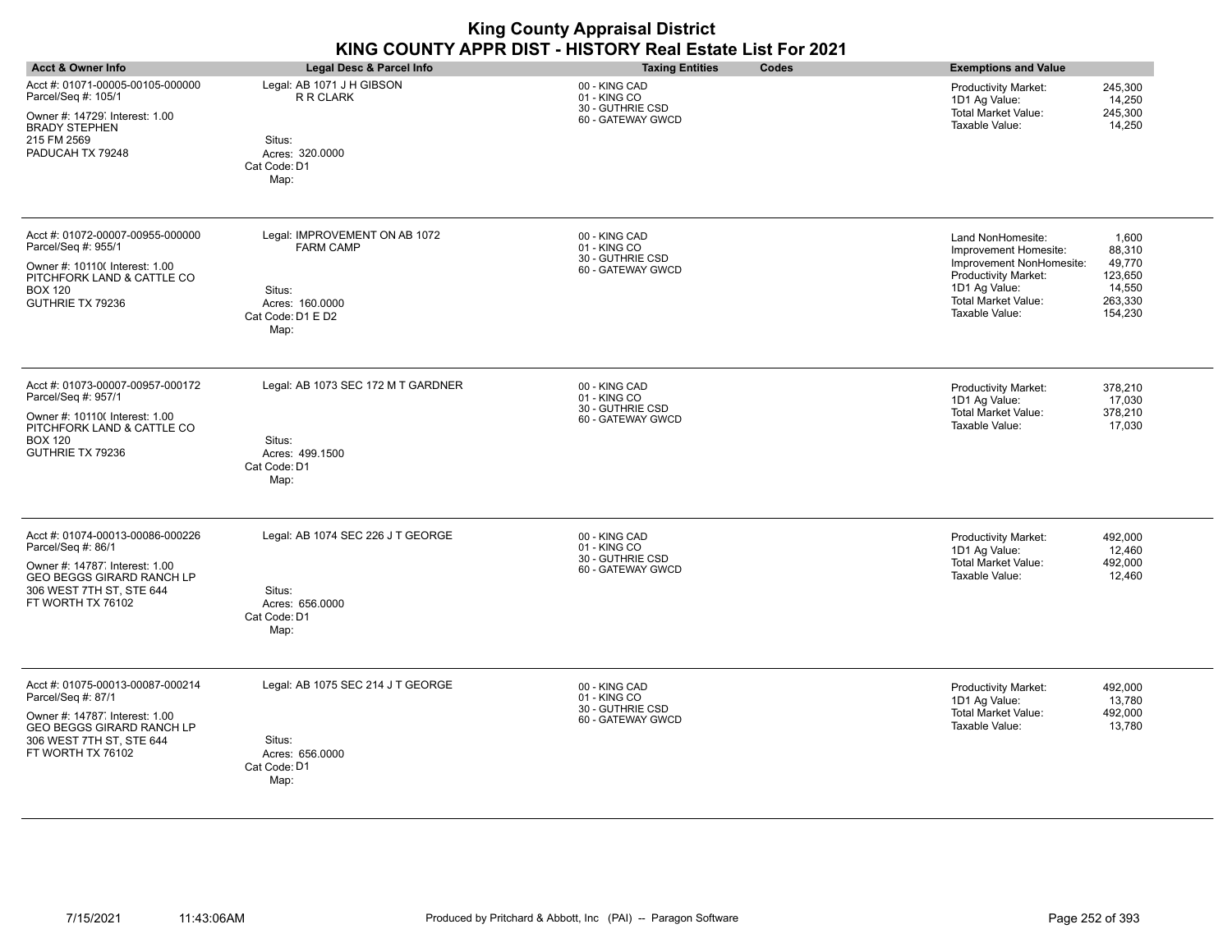# King County Appraisal District

## KING COUNTY APPR DIST - HISTORY Real Estate List For 2021

| Acct & Owner Info | Legal Desc & Parcel Info | Taxing Entities | Codes | Exemptions and Value |
|---|---|---|---|---|
| Acct #: 01071-00005-00105-000000<br>Parcel/Seq #: 105/1<br>Owner #: 14729; Interest: 1.00<br>BRADY STEPHEN<br>215 FM 2569<br>PADUCAH TX 79248 | Legal: AB 1071 J H GIBSON R R CLARK<br>Situs:<br>Acres: 320.0000<br>Cat Code: D1<br>Map: | 00 - KING CAD<br>01 - KING CO<br>30 - GUTHRIE CSD<br>60 - GATEWAY GWCD | | Productivity Market: 245,300<br>1D1 Ag Value: 14,250<br>Total Market Value: 245,300<br>Taxable Value: 14,250 |
| Acct #: 01072-00007-00955-000000<br>Parcel/Seq #: 955/1<br>Owner #: 10110( Interest: 1.00<br>PITCHFORK LAND & CATTLE CO<br>BOX 120<br>GUTHRIE TX 79236 | Legal: IMPROVEMENT ON AB 1072 FARM CAMP<br>Situs:<br>Acres: 160.0000<br>Cat Code: D1 E D2<br>Map: | 00 - KING CAD<br>01 - KING CO<br>30 - GUTHRIE CSD<br>60 - GATEWAY GWCD | | Land NonHomesite: 1,600<br>Improvement Homesite: 88,310<br>Improvement NonHomesite: 49,770<br>Productivity Market: 123,650<br>1D1 Ag Value: 14,550<br>Total Market Value: 263,330<br>Taxable Value: 154,230 |
| Acct #: 01073-00007-00957-000172<br>Parcel/Seq #: 957/1<br>Owner #: 10110( Interest: 1.00<br>PITCHFORK LAND & CATTLE CO<br>BOX 120<br>GUTHRIE TX 79236 | Legal: AB 1073 SEC 172 M T GARDNER<br>Situs:<br>Acres: 499.1500<br>Cat Code: D1<br>Map: | 00 - KING CAD<br>01 - KING CO<br>30 - GUTHRIE CSD<br>60 - GATEWAY GWCD | | Productivity Market: 378,210<br>1D1 Ag Value: 17,030<br>Total Market Value: 378,210<br>Taxable Value: 17,030 |
| Acct #: 01074-00013-00086-000226<br>Parcel/Seq #: 86/1<br>Owner #: 14787; Interest: 1.00<br>GEO BEGGS GIRARD RANCH LP<br>306 WEST 7TH ST, STE 644<br>FT WORTH TX 76102 | Legal: AB 1074 SEC 226 J T GEORGE<br>Situs:<br>Acres: 656.0000<br>Cat Code: D1<br>Map: | 00 - KING CAD<br>01 - KING CO<br>30 - GUTHRIE CSD<br>60 - GATEWAY GWCD | | Productivity Market: 492,000<br>1D1 Ag Value: 12,460<br>Total Market Value: 492,000<br>Taxable Value: 12,460 |
| Acct #: 01075-00013-00087-000214<br>Parcel/Seq #: 87/1<br>Owner #: 14787; Interest: 1.00<br>GEO BEGGS GIRARD RANCH LP<br>306 WEST 7TH ST, STE 644<br>FT WORTH TX 76102 | Legal: AB 1075 SEC 214 J T GEORGE<br>Situs:<br>Acres: 656.0000<br>Cat Code: D1<br>Map: | 00 - KING CAD<br>01 - KING CO<br>30 - GUTHRIE CSD<br>60 - GATEWAY GWCD | | Productivity Market: 492,000<br>1D1 Ag Value: 13,780<br>Total Market Value: 492,000<br>Taxable Value: 13,780 |

7/15/2021 11:43:06AM Produced by Pritchard & Abbott, Inc (PAI) -- Paragon Software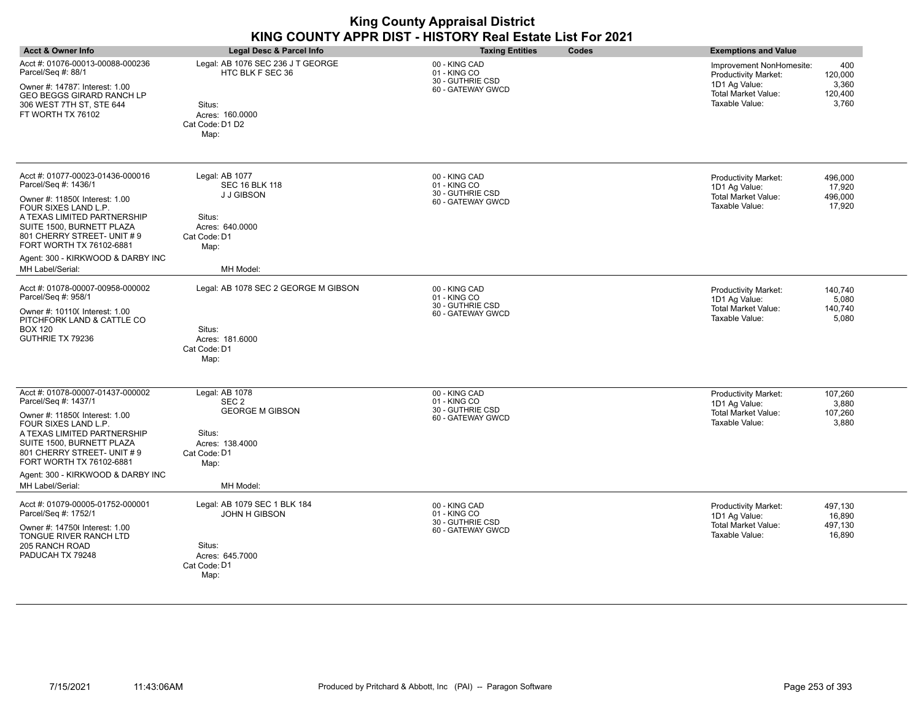# King County Appraisal District

## KING COUNTY APPR DIST - HISTORY Real Estate List For 2021

| Acct & Owner Info | Legal Desc & Parcel Info | Taxing Entities | Codes | Exemptions and Value |
|---|---|---|---|---|
| Acct #: 01076-00013-00088-000236<br>Parcel/Seq #: 88/1<br>Owner #: 14787; Interest: 1.00<br>GEO BEGGS GIRARD RANCH LP<br>306 WEST 7TH ST, STE 644<br>FT WORTH TX 76102 | Legal: AB 1076 SEC 236 J T GEORGE HTC BLK F SEC 36<br>Situs:<br>Acres: 160.0000<br>Cat Code: D1 D2<br>Map: | 00 - KING CAD<br>01 - KING CO<br>30 - GUTHRIE CSD<br>60 - GATEWAY GWCD | | Improvement NonHomesite: 400<br>Productivity Market: 120,000<br>1D1 Ag Value: 3,360<br>Total Market Value: 120,400<br>Taxable Value: 3,760 |
| Acct #: 01077-00023-01436-000016<br>Parcel/Seq #: 1436/1<br>Owner #: 11850( Interest: 1.00<br>FOUR SIXES LAND L.P.<br>A TEXAS LIMITED PARTNERSHIP<br>SUITE 1500, BURNETT PLAZA<br>801 CHERRY STREET- UNIT # 9<br>FORT WORTH TX 76102-6881<br>Agent: 300 - KIRKWOOD & DARBY INC<br>MH Label/Serial: | Legal: AB 1077 SEC 16 BLK 118 J J GIBSON<br>Situs:<br>Acres: 640.0000<br>Cat Code: D1<br>Map:<br>MH Model: | 00 - KING CAD<br>01 - KING CO<br>30 - GUTHRIE CSD<br>60 - GATEWAY GWCD | | Productivity Market: 496,000<br>1D1 Ag Value: 17,920<br>Total Market Value: 496,000<br>Taxable Value: 17,920 |
| Acct #: 01078-00007-00958-000002<br>Parcel/Seq #: 958/1<br>Owner #: 10110( Interest: 1.00<br>PITCHFORK LAND & CATTLE CO<br>BOX 120<br>GUTHRIE TX 79236 | Legal: AB 1078 SEC 2 GEORGE M GIBSON<br>Situs:<br>Acres: 181.6000<br>Cat Code: D1<br>Map: | 00 - KING CAD<br>01 - KING CO<br>30 - GUTHRIE CSD<br>60 - GATEWAY GWCD | | Productivity Market: 140,740<br>1D1 Ag Value: 5,080<br>Total Market Value: 140,740<br>Taxable Value: 5,080 |
| Acct #: 01078-00007-01437-000002<br>Parcel/Seq #: 1437/1<br>Owner #: 11850( Interest: 1.00<br>FOUR SIXES LAND L.P.<br>A TEXAS LIMITED PARTNERSHIP<br>SUITE 1500, BURNETT PLAZA<br>801 CHERRY STREET- UNIT # 9<br>FORT WORTH TX 76102-6881<br>Agent: 300 - KIRKWOOD & DARBY INC<br>MH Label/Serial: | Legal: AB 1078 SEC 2 GEORGE M GIBSON<br>Situs:<br>Acres: 138.4000<br>Cat Code: D1<br>Map:<br>MH Model: | 00 - KING CAD<br>01 - KING CO<br>30 - GUTHRIE CSD<br>60 - GATEWAY GWCD | | Productivity Market: 107,260<br>1D1 Ag Value: 3,880<br>Total Market Value: 107,260<br>Taxable Value: 3,880 |
| Acct #: 01079-00005-01752-000001<br>Parcel/Seq #: 1752/1<br>Owner #: 14750( Interest: 1.00<br>TONGUE RIVER RANCH LTD<br>205 RANCH ROAD<br>PADUCAH TX 79248 | Legal: AB 1079 SEC 1 BLK 184 JOHN H GIBSON<br>Situs:<br>Acres: 645.7000<br>Cat Code: D1<br>Map: | 00 - KING CAD<br>01 - KING CO<br>30 - GUTHRIE CSD<br>60 - GATEWAY GWCD | | Productivity Market: 497,130<br>1D1 Ag Value: 16,890<br>Total Market Value: 497,130<br>Taxable Value: 16,890 |

7/15/2021 11:43:06AM Produced by Pritchard & Abbott, Inc (PAI) -- Paragon Software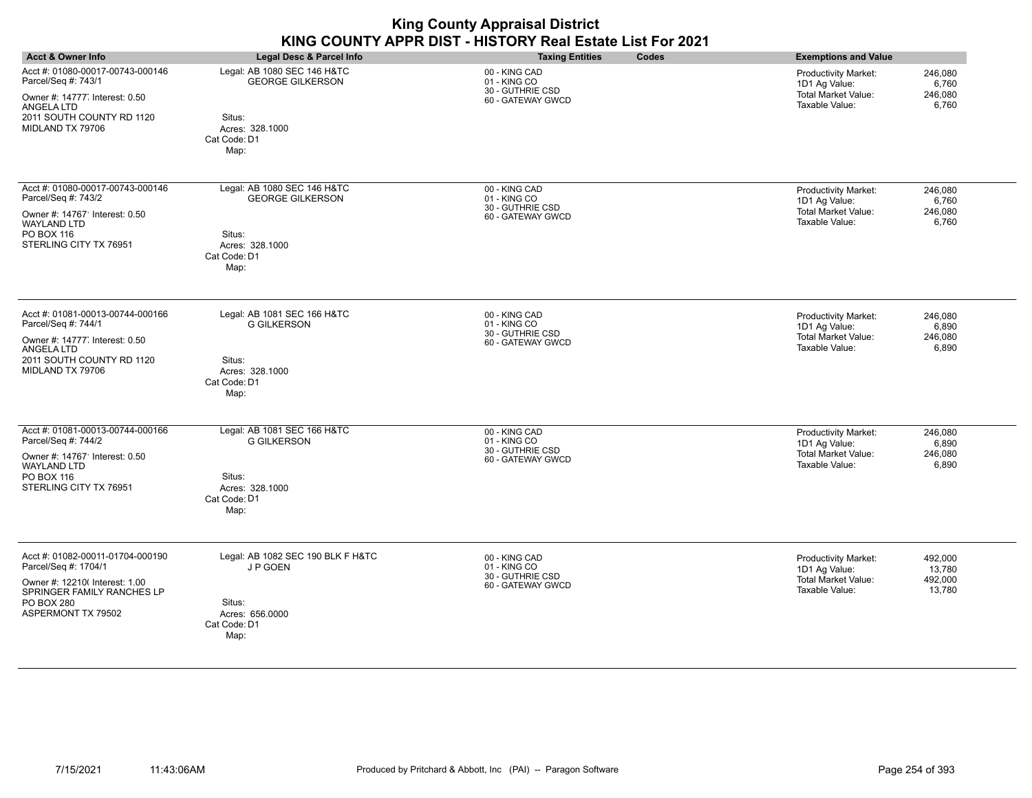# King County Appraisal District

## KING COUNTY APPR DIST - HISTORY Real Estate List For 2021

| Acct & Owner Info | Legal Desc & Parcel Info | Taxing Entities | Codes | Exemptions and Value |
|---|---|---|---|---|
| Acct #: 01080-00017-00743-000146<br>Parcel/Seq #: 743/1<br>Owner #: 14777; Interest: 0.50<br>ANGELA LTD<br>2011 SOUTH COUNTY RD 1120<br>MIDLAND TX 79706 | Legal: AB 1080 SEC 146 H&TC<br>GEORGE GILKERSON<br>Situs:<br>Acres: 328.1000<br>Cat Code: D1<br>Map: | 00 - KING CAD<br>01 - KING CO<br>30 - GUTHRIE CSD<br>60 - GATEWAY GWCD | | Productivity Market: 246,080<br>1D1 Ag Value: 6,760<br>Total Market Value: 246,080<br>Taxable Value: 6,760 |
| Acct #: 01080-00017-00743-000146<br>Parcel/Seq #: 743/2<br>Owner #: 14767' Interest: 0.50<br>WAYLAND LTD<br>PO BOX 116<br>STERLING CITY TX 76951 | Legal: AB 1080 SEC 146 H&TC<br>GEORGE GILKERSON<br>Situs:<br>Acres: 328.1000<br>Cat Code: D1<br>Map: | 00 - KING CAD<br>01 - KING CO<br>30 - GUTHRIE CSD<br>60 - GATEWAY GWCD | | Productivity Market: 246,080<br>1D1 Ag Value: 6,760<br>Total Market Value: 246,080<br>Taxable Value: 6,760 |
| Acct #: 01081-00013-00744-000166<br>Parcel/Seq #: 744/1<br>Owner #: 14777; Interest: 0.50<br>ANGELA LTD<br>2011 SOUTH COUNTY RD 1120<br>MIDLAND TX 79706 | Legal: AB 1081 SEC 166 H&TC<br>G GILKERSON<br>Situs:<br>Acres: 328.1000<br>Cat Code: D1<br>Map: | 00 - KING CAD<br>01 - KING CO<br>30 - GUTHRIE CSD<br>60 - GATEWAY GWCD | | Productivity Market: 246,080<br>1D1 Ag Value: 6,890<br>Total Market Value: 246,080<br>Taxable Value: 6,890 |
| Acct #: 01081-00013-00744-000166<br>Parcel/Seq #: 744/2<br>Owner #: 14767' Interest: 0.50<br>WAYLAND LTD<br>PO BOX 116<br>STERLING CITY TX 76951 | Legal: AB 1081 SEC 166 H&TC<br>G GILKERSON<br>Situs:<br>Acres: 328.1000<br>Cat Code: D1<br>Map: | 00 - KING CAD<br>01 - KING CO<br>30 - GUTHRIE CSD<br>60 - GATEWAY GWCD | | Productivity Market: 246,080<br>1D1 Ag Value: 6,890<br>Total Market Value: 246,080<br>Taxable Value: 6,890 |
| Acct #: 01082-00011-01704-000190<br>Parcel/Seq #: 1704/1<br>Owner #: 12210( Interest: 1.00<br>SPRINGER FAMILY RANCHES LP<br>PO BOX 280<br>ASPERMONT TX 79502 | Legal: AB 1082 SEC 190 BLK F H&TC<br>J P GOEN<br>Situs:<br>Acres: 656.0000<br>Cat Code: D1<br>Map: | 00 - KING CAD<br>01 - KING CO<br>30 - GUTHRIE CSD<br>60 - GATEWAY GWCD | | Productivity Market: 492,000<br>1D1 Ag Value: 13,780<br>Total Market Value: 492,000<br>Taxable Value: 13,780 |

7/15/2021 11:43:06AM Produced by Pritchard & Abbott, Inc (PAI) -- Paragon Software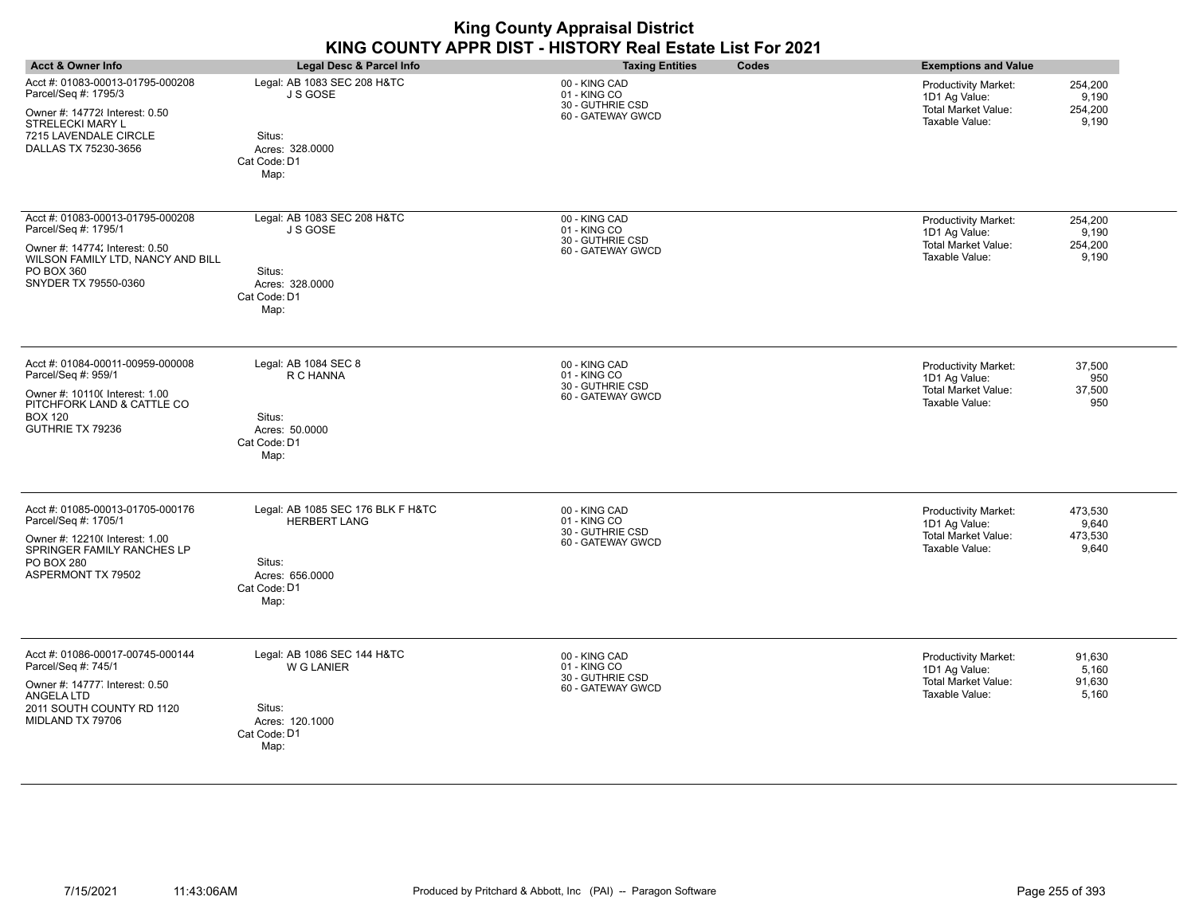# King County Appraisal District

## KING COUNTY APPR DIST - HISTORY Real Estate List For 2021

| Acct & Owner Info | Legal Desc & Parcel Info | Taxing Entities | Codes | Exemptions and Value |
|---|---|---|---|---|
| Acct #: 01083-00013-01795-000208<br>Parcel/Seq #: 1795/3<br>Owner #: 14772( Interest: 0.50<br>STRELECKI MARY L<br>7215 LAVENDALE CIRCLE<br>DALLAS TX 75230-3656 | Legal: AB 1083 SEC 208 H&TC<br>J S GOSE<br>Situs:<br>Acres: 328.0000<br>Cat Code: D1<br>Map: | 00 - KING CAD<br>01 - KING CO<br>30 - GUTHRIE CSD<br>60 - GATEWAY GWCD | | Productivity Market: 254,200<br>1D1 Ag Value: 9,190<br>Total Market Value: 254,200<br>Taxable Value: 9,190 |
| Acct #: 01083-00013-01795-000208<br>Parcel/Seq #: 1795/1<br>Owner #: 14774( Interest: 0.50<br>WILSON FAMILY LTD, NANCY AND BILL<br>PO BOX 360<br>SNYDER TX 79550-0360 | Legal: AB 1083 SEC 208 H&TC<br>J S GOSE<br>Situs:<br>Acres: 328.0000<br>Cat Code: D1<br>Map: | 00 - KING CAD<br>01 - KING CO<br>30 - GUTHRIE CSD<br>60 - GATEWAY GWCD | | Productivity Market: 254,200<br>1D1 Ag Value: 9,190<br>Total Market Value: 254,200<br>Taxable Value: 9,190 |
| Acct #: 01084-00011-00959-000008<br>Parcel/Seq #: 959/1<br>Owner #: 10110( Interest: 1.00<br>PITCHFORK LAND & CATTLE CO<br>BOX 120<br>GUTHRIE TX 79236 | Legal: AB 1084 SEC 8<br>R C HANNA<br>Situs:<br>Acres: 50.0000<br>Cat Code: D1<br>Map: | 00 - KING CAD<br>01 - KING CO<br>30 - GUTHRIE CSD<br>60 - GATEWAY GWCD | | Productivity Market: 37,500<br>1D1 Ag Value: 950<br>Total Market Value: 37,500<br>Taxable Value: 950 |
| Acct #: 01085-00013-01705-000176<br>Parcel/Seq #: 1705/1<br>Owner #: 12210( Interest: 1.00<br>SPRINGER FAMILY RANCHES LP<br>PO BOX 280<br>ASPERMONT TX 79502 | Legal: AB 1085 SEC 176 BLK F H&TC<br>HERBERT LANG<br>Situs:<br>Acres: 656.0000<br>Cat Code: D1<br>Map: | 00 - KING CAD<br>01 - KING CO<br>30 - GUTHRIE CSD<br>60 - GATEWAY GWCD | | Productivity Market: 473,530<br>1D1 Ag Value: 9,640<br>Total Market Value: 473,530<br>Taxable Value: 9,640 |
| Acct #: 01086-00017-00745-000144<br>Parcel/Seq #: 745/1<br>Owner #: 14777( Interest: 0.50<br>ANGELA LTD<br>2011 SOUTH COUNTY RD 1120<br>MIDLAND TX 79706 | Legal: AB 1086 SEC 144 H&TC<br>W G LANIER<br>Situs:<br>Acres: 120.1000<br>Cat Code: D1<br>Map: | 00 - KING CAD<br>01 - KING CO<br>30 - GUTHRIE CSD<br>60 - GATEWAY GWCD | | Productivity Market: 91,630<br>1D1 Ag Value: 5,160<br>Total Market Value: 91,630<br>Taxable Value: 5,160 |

7/15/2021 11:43:06AM Produced by Pritchard & Abbott, Inc (PAI) -- Paragon Software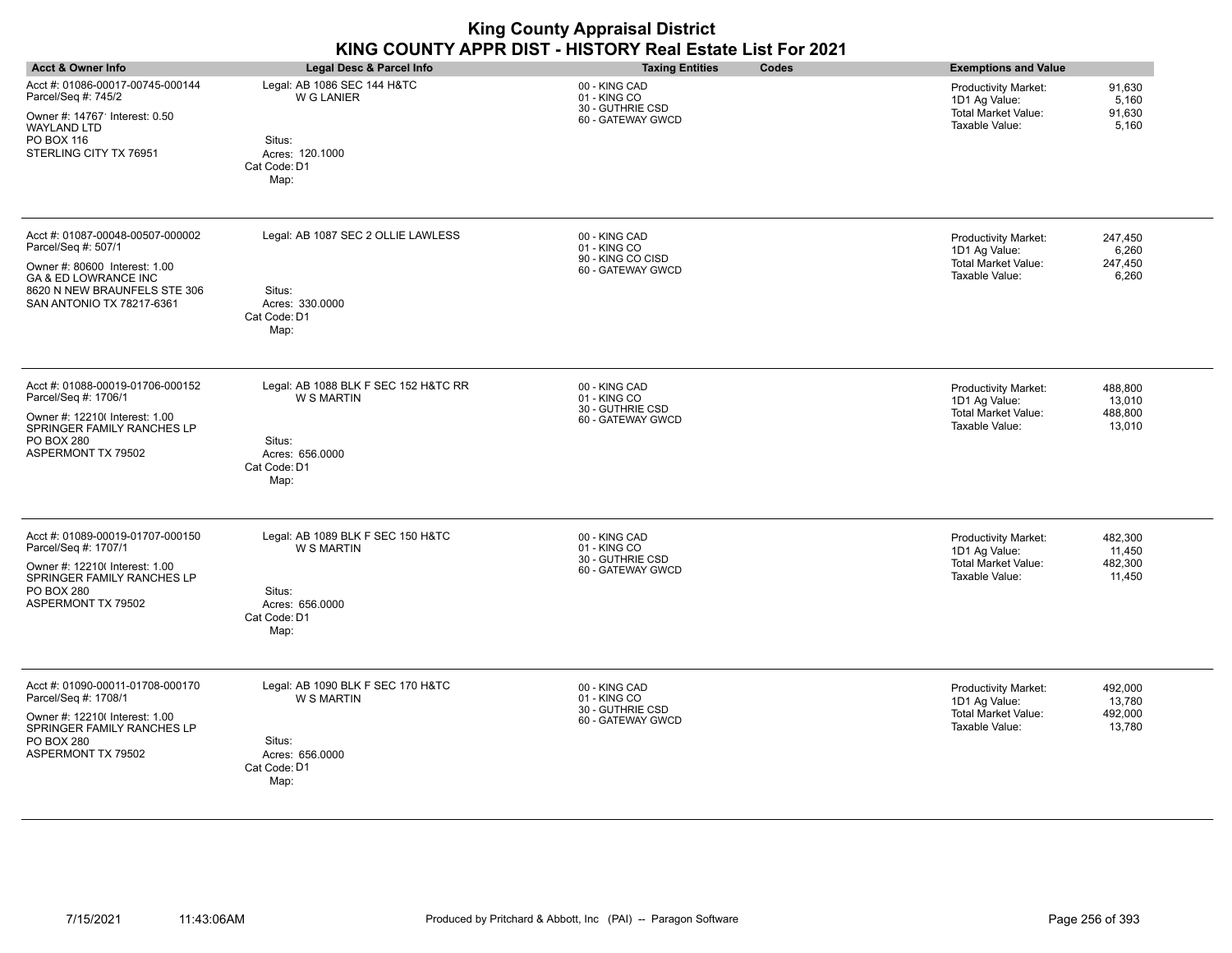# King County Appraisal District

## KING COUNTY APPR DIST - HISTORY Real Estate List For 2021

| Acct & Owner Info | Legal Desc & Parcel Info | Taxing Entities | Codes | Exemptions and Value |
|---|---|---|---|---|
| Acct #: 01086-00017-00745-000144<br>Parcel/Seq #: 745/2<br>Owner #: 14767' Interest: 0.50<br>WAYLAND LTD<br>PO BOX 116<br>STERLING CITY TX 76951 | Legal: AB 1086 SEC 144 H&TC W G LANIER<br>Situs:<br>Acres: 120.1000<br>Cat Code: D1<br>Map: | 00 - KING CAD<br>01 - KING CO<br>30 - GUTHRIE CSD<br>60 - GATEWAY GWCD | | Productivity Market: 91,630<br>1D1 Ag Value: 5,160<br>Total Market Value: 91,630<br>Taxable Value: 5,160 |
| Acct #: 01087-00048-00507-000002<br>Parcel/Seq #: 507/1<br>Owner #: 80600 Interest: 1.00<br>GA & ED LOWRANCE INC<br>8620 N NEW BRAUNFELS STE 306<br>SAN ANTONIO TX 78217-6361 | Legal: AB 1087 SEC 2 OLLIE LAWLESS<br>Situs:<br>Acres: 330.0000<br>Cat Code: D1<br>Map: | 00 - KING CAD<br>01 - KING CO<br>90 - KING CO CISD<br>60 - GATEWAY GWCD | | Productivity Market: 247,450<br>1D1 Ag Value: 6,260<br>Total Market Value: 247,450<br>Taxable Value: 6,260 |
| Acct #: 01088-00019-01706-000152<br>Parcel/Seq #: 1706/1<br>Owner #: 12210( Interest: 1.00<br>SPRINGER FAMILY RANCHES LP<br>PO BOX 280<br>ASPERMONT TX 79502 | Legal: AB 1088 BLK F SEC 152 H&TC RR W S MARTIN<br>Situs:<br>Acres: 656.0000<br>Cat Code: D1<br>Map: | 00 - KING CAD<br>01 - KING CO<br>30 - GUTHRIE CSD<br>60 - GATEWAY GWCD | | Productivity Market: 488,800<br>1D1 Ag Value: 13,010<br>Total Market Value: 488,800<br>Taxable Value: 13,010 |
| Acct #: 01089-00019-01707-000150<br>Parcel/Seq #: 1707/1<br>Owner #: 12210( Interest: 1.00<br>SPRINGER FAMILY RANCHES LP<br>PO BOX 280<br>ASPERMONT TX 79502 | Legal: AB 1089 BLK F SEC 150 H&TC W S MARTIN<br>Situs:<br>Acres: 656.0000<br>Cat Code: D1<br>Map: | 00 - KING CAD<br>01 - KING CO<br>30 - GUTHRIE CSD<br>60 - GATEWAY GWCD | | Productivity Market: 482,300<br>1D1 Ag Value: 11,450<br>Total Market Value: 482,300<br>Taxable Value: 11,450 |
| Acct #: 01090-00011-01708-000170<br>Parcel/Seq #: 1708/1<br>Owner #: 12210( Interest: 1.00<br>SPRINGER FAMILY RANCHES LP<br>PO BOX 280<br>ASPERMONT TX 79502 | Legal: AB 1090 BLK F SEC 170 H&TC W S MARTIN<br>Situs:<br>Acres: 656.0000<br>Cat Code: D1<br>Map: | 00 - KING CAD<br>01 - KING CO<br>30 - GUTHRIE CSD<br>60 - GATEWAY GWCD | | Productivity Market: 492,000<br>1D1 Ag Value: 13,780<br>Total Market Value: 492,000<br>Taxable Value: 13,780 |

7/15/2021 11:43:06AM Produced by Pritchard & Abbott, Inc (PAI) -- Paragon Software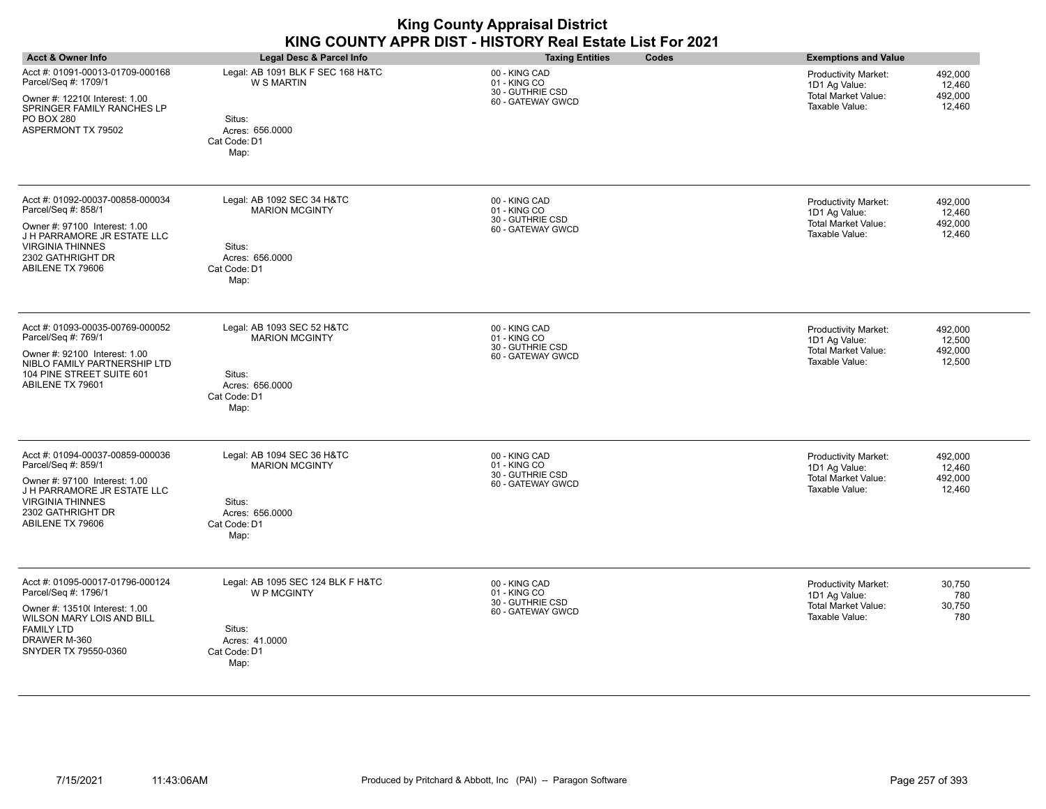# King County Appraisal District
## KING COUNTY APPR DIST - HISTORY Real Estate List For 2021

| Acct & Owner Info | Legal Desc & Parcel Info | Taxing Entities | Codes | Exemptions and Value |
|---|---|---|---|---|
| Acct #: 01091-00013-01709-000168<br>Parcel/Seq #: 1709/1<br>Owner #: 12210( Interest: 1.00<br>SPRINGER FAMILY RANCHES LP<br>PO BOX 280<br>ASPERMONT TX 79502 | Legal: AB 1091 BLK F SEC 168 H&TC W S MARTIN<br>Situs:<br>Acres: 656.0000<br>Cat Code: D1<br>Map: | 00 - KING CAD<br>01 - KING CO<br>30 - GUTHRIE CSD<br>60 - GATEWAY GWCD | | Productivity Market: 492,000<br>1D1 Ag Value: 12,460<br>Total Market Value: 492,000<br>Taxable Value: 12,460 |
| Acct #: 01092-00037-00858-000034<br>Parcel/Seq #: 858/1<br>Owner #: 97100 Interest: 1.00<br>J H PARRAMORE JR ESTATE LLC<br>VIRGINIA THINNES<br>2302 GATHRIGHT DR<br>ABILENE TX 79606 | Legal: AB 1092 SEC 34 H&TC MARION MCGINTY<br>Situs:<br>Acres: 656.0000<br>Cat Code: D1<br>Map: | 00 - KING CAD<br>01 - KING CO<br>30 - GUTHRIE CSD<br>60 - GATEWAY GWCD | | Productivity Market: 492,000<br>1D1 Ag Value: 12,460<br>Total Market Value: 492,000<br>Taxable Value: 12,460 |
| Acct #: 01093-00035-00769-000052<br>Parcel/Seq #: 769/1<br>Owner #: 92100 Interest: 1.00<br>NIBLO FAMILY PARTNERSHIP LTD<br>104 PINE STREET SUITE 601<br>ABILENE TX 79601 | Legal: AB 1093 SEC 52 H&TC MARION MCGINTY<br>Situs:<br>Acres: 656.0000<br>Cat Code: D1<br>Map: | 00 - KING CAD<br>01 - KING CO<br>30 - GUTHRIE CSD<br>60 - GATEWAY GWCD | | Productivity Market: 492,000<br>1D1 Ag Value: 12,500<br>Total Market Value: 492,000<br>Taxable Value: 12,500 |
| Acct #: 01094-00037-00859-000036<br>Parcel/Seq #: 859/1<br>Owner #: 97100 Interest: 1.00<br>J H PARRAMORE JR ESTATE LLC<br>VIRGINIA THINNES<br>2302 GATHRIGHT DR<br>ABILENE TX 79606 | Legal: AB 1094 SEC 36 H&TC MARION MCGINTY<br>Situs:<br>Acres: 656.0000<br>Cat Code: D1<br>Map: | 00 - KING CAD<br>01 - KING CO<br>30 - GUTHRIE CSD<br>60 - GATEWAY GWCD | | Productivity Market: 492,000<br>1D1 Ag Value: 12,460<br>Total Market Value: 492,000<br>Taxable Value: 12,460 |
| Acct #: 01095-00017-01796-000124<br>Parcel/Seq #: 1796/1<br>Owner #: 13510( Interest: 1.00<br>WILSON MARY LOIS AND BILL FAMILY LTD<br>DRAWER M-360<br>SNYDER TX 79550-0360 | Legal: AB 1095 SEC 124 BLK F H&TC W P MCGINTY<br>Situs:<br>Acres: 41.0000<br>Cat Code: D1<br>Map: | 00 - KING CAD<br>01 - KING CO<br>30 - GUTHRIE CSD<br>60 - GATEWAY GWCD | | Productivity Market: 30,750<br>1D1 Ag Value: 780<br>Total Market Value: 30,750<br>Taxable Value: 780 |

7/15/2021 11:43:06AM Produced by Pritchard & Abbott, Inc (PAI) -- Paragon Software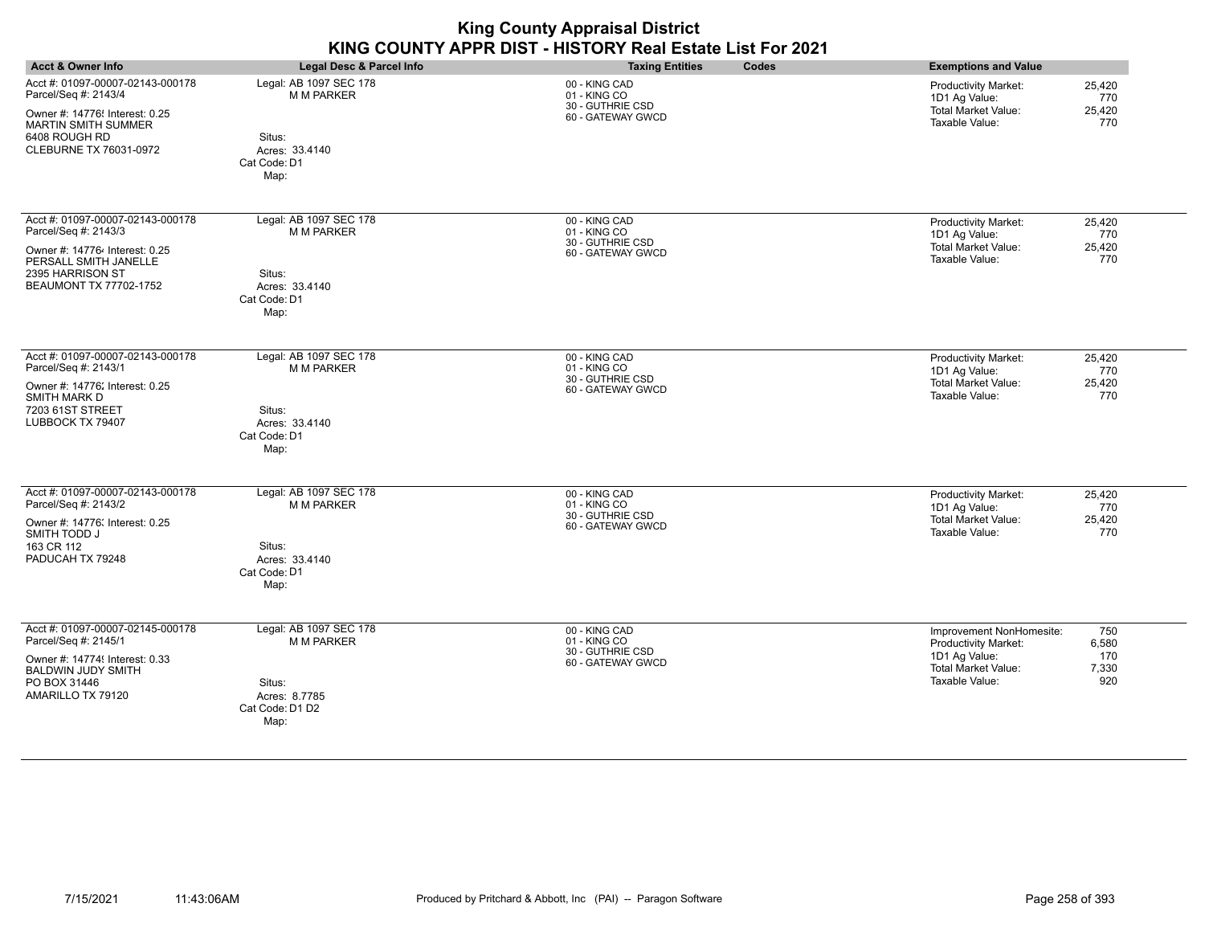# King County Appraisal District

## KING COUNTY APPR DIST - HISTORY Real Estate List For 2021

| Acct & Owner Info | Legal Desc & Parcel Info | Taxing Entities | Codes | Exemptions and Value |
|---|---|---|---|---|
| Acct #: 01097-00007-02143-000178<br>Parcel/Seq #: 2143/4<br>Owner #: 14776! Interest: 0.25<br>MARTIN SMITH SUMMER<br>6408 ROUGH RD<br>CLEBURNE TX 76031-0972 | Legal: AB 1097 SEC 178<br>M M PARKER<br>Situs:<br>Acres: 33.4140<br>Cat Code: D1<br>Map: | 00 - KING CAD<br>01 - KING CO<br>30 - GUTHRIE CSD<br>60 - GATEWAY GWCD | | Productivity Market: 25,420<br>1D1 Ag Value: 770<br>Total Market Value: 25,420<br>Taxable Value: 770 |
| Acct #: 01097-00007-02143-000178<br>Parcel/Seq #: 2143/3<br>Owner #: 14776‹ Interest: 0.25<br>PERSALL SMITH JANELLE<br>2395 HARRISON ST<br>BEAUMONT TX 77702-1752 | Legal: AB 1097 SEC 178<br>M M PARKER<br>Situs:<br>Acres: 33.4140<br>Cat Code: D1<br>Map: | 00 - KING CAD<br>01 - KING CO<br>30 - GUTHRIE CSD<br>60 - GATEWAY GWCD | | Productivity Market: 25,420<br>1D1 Ag Value: 770<br>Total Market Value: 25,420<br>Taxable Value: 770 |
| Acct #: 01097-00007-02143-000178<br>Parcel/Seq #: 2143/1<br>Owner #: 14776; Interest: 0.25<br>SMITH MARK D<br>7203 61ST STREET<br>LUBBOCK TX 79407 | Legal: AB 1097 SEC 178<br>M M PARKER<br>Situs:<br>Acres: 33.4140<br>Cat Code: D1<br>Map: | 00 - KING CAD<br>01 - KING CO<br>30 - GUTHRIE CSD<br>60 - GATEWAY GWCD | | Productivity Market: 25,420<br>1D1 Ag Value: 770<br>Total Market Value: 25,420<br>Taxable Value: 770 |
| Acct #: 01097-00007-02143-000178<br>Parcel/Seq #: 2143/2<br>Owner #: 14776; Interest: 0.25<br>SMITH TODD J<br>163 CR 112<br>PADUCAH TX 79248 | Legal: AB 1097 SEC 178<br>M M PARKER<br>Situs:<br>Acres: 33.4140<br>Cat Code: D1<br>Map: | 00 - KING CAD<br>01 - KING CO<br>30 - GUTHRIE CSD<br>60 - GATEWAY GWCD | | Productivity Market: 25,420<br>1D1 Ag Value: 770<br>Total Market Value: 25,420<br>Taxable Value: 770 |
| Acct #: 01097-00007-02145-000178<br>Parcel/Seq #: 2145/1<br>Owner #: 14774! Interest: 0.33<br>BALDWIN JUDY SMITH<br>PO BOX 31446<br>AMARILLO TX 79120 | Legal: AB 1097 SEC 178<br>M M PARKER<br>Situs:<br>Acres: 8.7785<br>Cat Code: D1 D2<br>Map: | 00 - KING CAD<br>01 - KING CO<br>30 - GUTHRIE CSD<br>60 - GATEWAY GWCD | | Improvement NonHomesite: 750<br>Productivity Market: 6,580<br>1D1 Ag Value: 170<br>Total Market Value: 7,330<br>Taxable Value: 920 |

7/15/2021 11:43:06AM Produced by Pritchard & Abbott, Inc (PAI) -- Paragon Software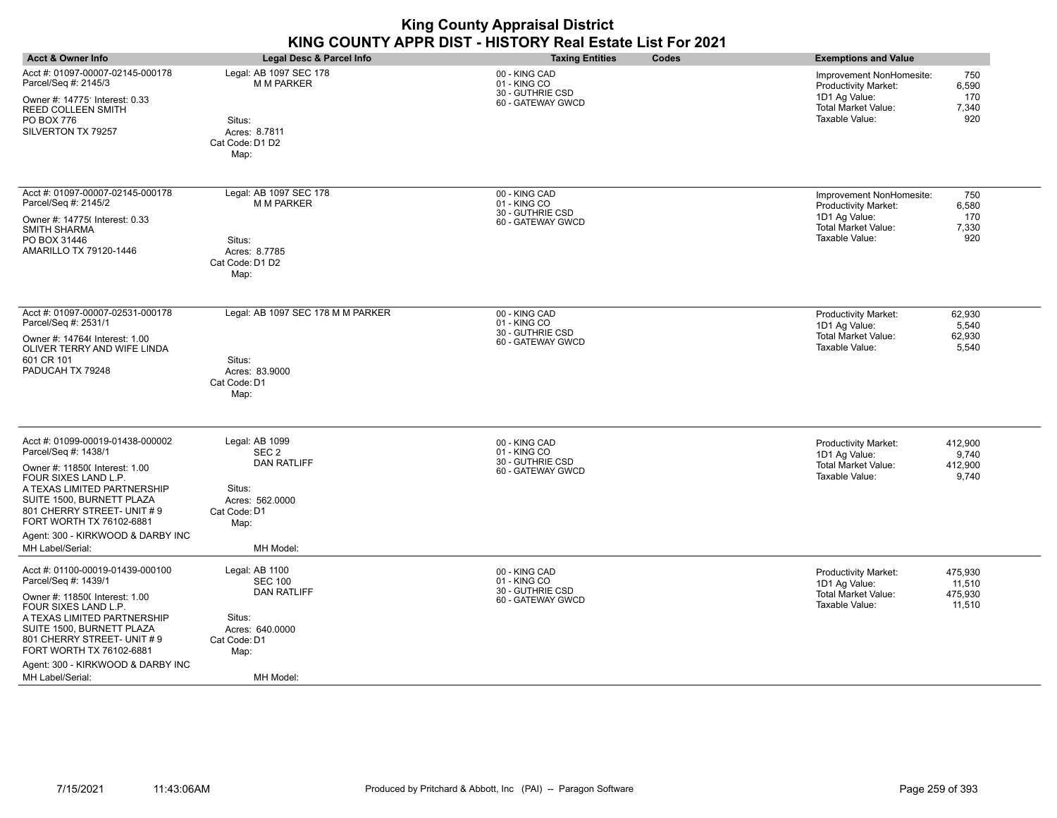# King County Appraisal District

## KING COUNTY APPR DIST - HISTORY Real Estate List For 2021

| Acct & Owner Info | Legal Desc & Parcel Info | Taxing Entities | Codes | Exemptions and Value |
|---|---|---|---|---|
| Acct #: 01097-00007-02145-000178<br>Parcel/Seq #: 2145/3<br>Owner #: 14775' Interest: 0.33<br>REED COLLEEN SMITH<br>PO BOX 776<br>SILVERTON TX 79257 | Legal: AB 1097 SEC 178<br>M M PARKER<br>Situs:<br>Acres: 8.7811<br>Cat Code: D1 D2<br>Map: | 00 - KING CAD<br>01 - KING CO<br>30 - GUTHRIE CSD<br>60 - GATEWAY GWCD | | Improvement NonHomesite: 750<br>Productivity Market: 6,590<br>1D1 Ag Value: 170<br>Total Market Value: 7,340<br>Taxable Value: 920 |
| Acct #: 01097-00007-02145-000178<br>Parcel/Seq #: 2145/2<br>Owner #: 14775( Interest: 0.33<br>SMITH SHARMA<br>PO BOX 31446<br>AMARILLO TX 79120-1446 | Legal: AB 1097 SEC 178<br>M M PARKER<br>Situs:<br>Acres: 8.7785<br>Cat Code: D1 D2<br>Map: | 00 - KING CAD<br>01 - KING CO<br>30 - GUTHRIE CSD<br>60 - GATEWAY GWCD | | Improvement NonHomesite: 750<br>Productivity Market: 6,580<br>1D1 Ag Value: 170<br>Total Market Value: 7,330<br>Taxable Value: 920 |
| Acct #: 01097-00007-02531-000178<br>Parcel/Seq #: 2531/1<br>Owner #: 14764( Interest: 1.00<br>OLIVER TERRY AND WIFE LINDA<br>601 CR 101<br>PADUCAH TX 79248 | Legal: AB 1097 SEC 178 M M PARKER<br>Situs:<br>Acres: 83.9000<br>Cat Code: D1<br>Map: | 00 - KING CAD<br>01 - KING CO<br>30 - GUTHRIE CSD<br>60 - GATEWAY GWCD | | Productivity Market: 62,930<br>1D1 Ag Value: 5,540<br>Total Market Value: 62,930<br>Taxable Value: 5,540 |
| Acct #: 01099-00019-01438-000002<br>Parcel/Seq #: 1438/1<br>Owner #: 11850( Interest: 1.00<br>FOUR SIXES LAND L.P.<br>A TEXAS LIMITED PARTNERSHIP<br>SUITE 1500, BURNETT PLAZA<br>801 CHERRY STREET- UNIT # 9<br>FORT WORTH TX 76102-6881<br>Agent: 300 - KIRKWOOD & DARBY INC<br>MH Label/Serial: | Legal: AB 1099<br>SEC 2<br>DAN RATLIFF<br>Situs:<br>Acres: 562.0000<br>Cat Code: D1<br>Map:<br>MH Model: | 00 - KING CAD<br>01 - KING CO<br>30 - GUTHRIE CSD<br>60 - GATEWAY GWCD | | Productivity Market: 412,900<br>1D1 Ag Value: 9,740<br>Total Market Value: 412,900<br>Taxable Value: 9,740 |
| Acct #: 01100-00019-01439-000100<br>Parcel/Seq #: 1439/1<br>Owner #: 11850( Interest: 1.00<br>FOUR SIXES LAND L.P.<br>A TEXAS LIMITED PARTNERSHIP<br>SUITE 1500, BURNETT PLAZA<br>801 CHERRY STREET- UNIT # 9<br>FORT WORTH TX 76102-6881<br>Agent: 300 - KIRKWOOD & DARBY INC<br>MH Label/Serial: | Legal: AB 1100<br>SEC 100<br>DAN RATLIFF<br>Situs:<br>Acres: 640.0000<br>Cat Code: D1<br>Map:<br>MH Model: | 00 - KING CAD<br>01 - KING CO<br>30 - GUTHRIE CSD<br>60 - GATEWAY GWCD | | Productivity Market: 475,930<br>1D1 Ag Value: 11,510<br>Total Market Value: 475,930<br>Taxable Value: 11,510 |

7/15/2021 11:43:06AM Produced by Pritchard & Abbott, Inc (PAI) -- Paragon Software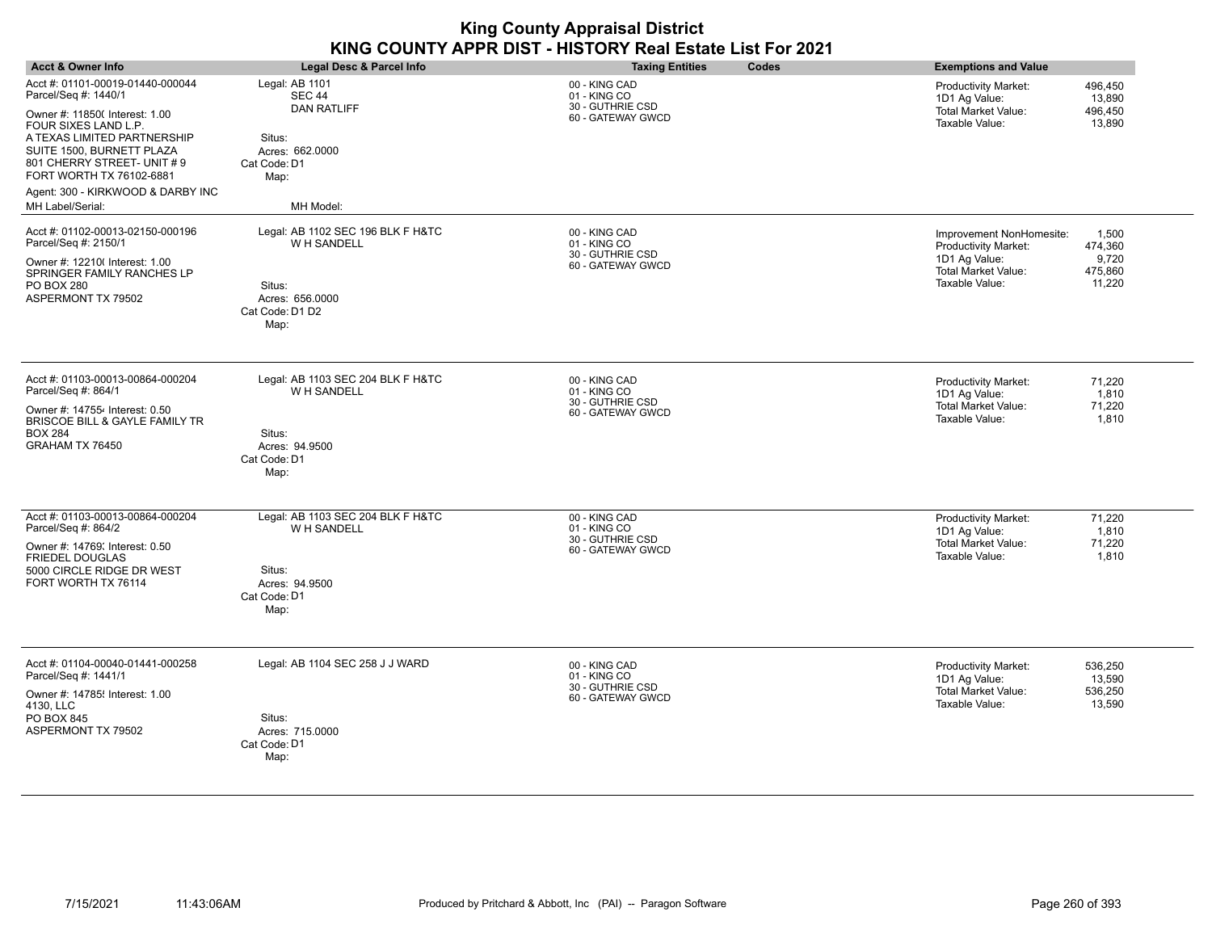# King County Appraisal District

## KING COUNTY APPR DIST - HISTORY Real Estate List For 2021

| Acct & Owner Info | Legal Desc & Parcel Info | Taxing Entities | Codes | Exemptions and Value |
|---|---|---|---|---|
| Acct #: 01101-00019-01440-000044<br>Parcel/Seq #: 1440/1<br>Owner #: 11850( Interest: 1.00<br>FOUR SIXES LAND L.P.<br>A TEXAS LIMITED PARTNERSHIP<br>SUITE 1500, BURNETT PLAZA<br>801 CHERRY STREET- UNIT # 9<br>FORT WORTH TX 76102-6881<br>Agent: 300 - KIRKWOOD & DARBY INC<br>MH Label/Serial: | Legal: AB 1101<br>SEC 44<br>DAN RATLIFF<br>Situs:<br>Acres: 662.0000<br>Cat Code: D1<br>Map:<br>MH Model: | 00 - KING CAD<br>01 - KING CO<br>30 - GUTHRIE CSD<br>60 - GATEWAY GWCD | | Productivity Market: 496,450<br>1D1 Ag Value: 13,890<br>Total Market Value: 496,450<br>Taxable Value: 13,890 |
| Acct #: 01102-00013-02150-000196<br>Parcel/Seq #: 2150/1<br>Owner #: 12210( Interest: 1.00<br>SPRINGER FAMILY RANCHES LP<br>PO BOX 280<br>ASPERMONT TX 79502 | Legal: AB 1102 SEC 196 BLK F H&TC<br>W H SANDELL<br>Situs:<br>Acres: 656.0000<br>Cat Code: D1 D2<br>Map: | 00 - KING CAD<br>01 - KING CO<br>30 - GUTHRIE CSD<br>60 - GATEWAY GWCD | | Improvement NonHomesite: 1,500<br>Productivity Market: 474,360<br>1D1 Ag Value: 9,720<br>Total Market Value: 475,860<br>Taxable Value: 11,220 |
| Acct #: 01103-00013-00864-000204<br>Parcel/Seq #: 864/1<br>Owner #: 14755‹ Interest: 0.50<br>BRISCOE BILL & GAYLE FAMILY TR<br>BOX 284<br>GRAHAM TX 76450 | Legal: AB 1103 SEC 204 BLK F H&TC<br>W H SANDELL<br>Situs:<br>Acres: 94.9500<br>Cat Code: D1<br>Map: | 00 - KING CAD<br>01 - KING CO<br>30 - GUTHRIE CSD<br>60 - GATEWAY GWCD | | Productivity Market: 71,220<br>1D1 Ag Value: 1,810<br>Total Market Value: 71,220<br>Taxable Value: 1,810 |
| Acct #: 01103-00013-00864-000204<br>Parcel/Seq #: 864/2<br>Owner #: 14769: Interest: 0.50<br>FRIEDEL DOUGLAS<br>5000 CIRCLE RIDGE DR WEST<br>FORT WORTH TX 76114 | Legal: AB 1103 SEC 204 BLK F H&TC<br>W H SANDELL<br>Situs:<br>Acres: 94.9500<br>Cat Code: D1<br>Map: | 00 - KING CAD<br>01 - KING CO<br>30 - GUTHRIE CSD<br>60 - GATEWAY GWCD | | Productivity Market: 71,220<br>1D1 Ag Value: 1,810<br>Total Market Value: 71,220<br>Taxable Value: 1,810 |
| Acct #: 01104-00040-01441-000258<br>Parcel/Seq #: 1441/1<br>Owner #: 14785! Interest: 1.00<br>4130, LLC<br>PO BOX 845<br>ASPERMONT TX 79502 | Legal: AB 1104 SEC 258 J J WARD<br>Situs:<br>Acres: 715.0000<br>Cat Code: D1<br>Map: | 00 - KING CAD<br>01 - KING CO<br>30 - GUTHRIE CSD<br>60 - GATEWAY GWCD | | Productivity Market: 536,250<br>1D1 Ag Value: 13,590<br>Total Market Value: 536,250<br>Taxable Value: 13,590 |

7/15/2021 11:43:06AM Produced by Pritchard & Abbott, Inc (PAI) -- Paragon Software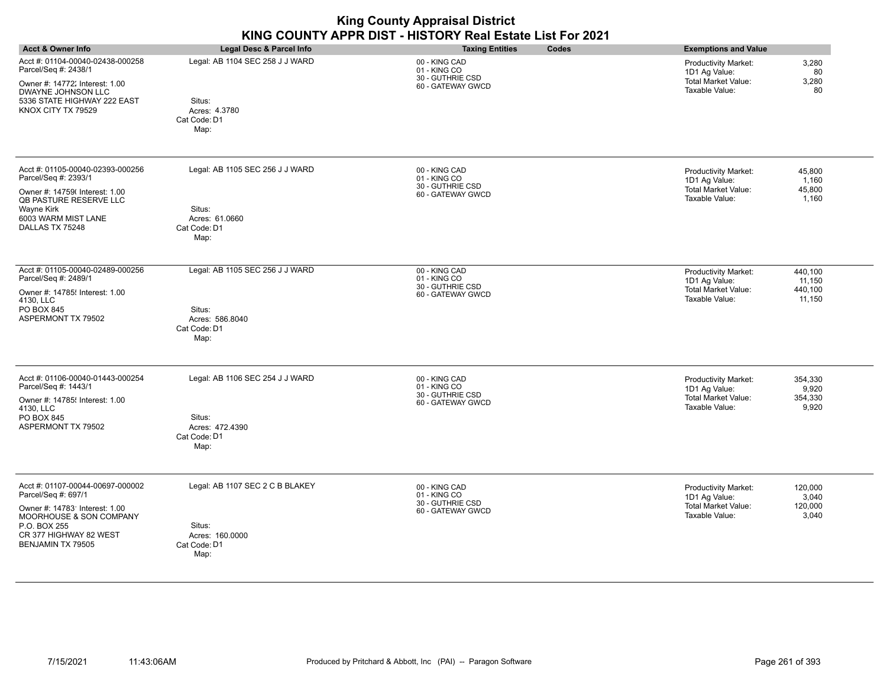# King County Appraisal District

## KING COUNTY APPR DIST - HISTORY Real Estate List For 2021

| Acct & Owner Info | Legal Desc & Parcel Info | Taxing Entities | Codes | Exemptions and Value |
|---|---|---|---|---|
| Acct #: 01104-00040-02438-000258<br>Parcel/Seq #: 2438/1<br>Owner #: 14772: Interest: 1.00<br>DWAYNE JOHNSON LLC<br>5336 STATE HIGHWAY 222 EAST<br>KNOX CITY TX 79529 | Legal: AB 1104 SEC 258 J J WARD<br>Situs:<br>Acres: 4.3780<br>Cat Code: D1<br>Map: | 00 - KING CAD<br>01 - KING CO<br>30 - GUTHRIE CSD<br>60 - GATEWAY GWCD | | Productivity Market: 3,280<br>1D1 Ag Value: 80<br>Total Market Value: 3,280<br>Taxable Value: 80 |
| Acct #: 01105-00040-02393-000256<br>Parcel/Seq #: 2393/1<br>Owner #: 14759( Interest: 1.00<br>QB PASTURE RESERVE LLC<br>Wayne Kirk<br>6003 WARM MIST LANE<br>DALLAS TX 75248 | Legal: AB 1105 SEC 256 J J WARD<br>Situs:<br>Acres: 61.0660<br>Cat Code: D1<br>Map: | 00 - KING CAD<br>01 - KING CO<br>30 - GUTHRIE CSD<br>60 - GATEWAY GWCD | | Productivity Market: 45,800<br>1D1 Ag Value: 1,160<br>Total Market Value: 45,800<br>Taxable Value: 1,160 |
| Acct #: 01105-00040-02489-000256<br>Parcel/Seq #: 2489/1<br>Owner #: 14785! Interest: 1.00<br>4130, LLC<br>PO BOX 845<br>ASPERMONT TX 79502 | Legal: AB 1105 SEC 256 J J WARD<br>Situs:<br>Acres: 586.8040<br>Cat Code: D1<br>Map: | 00 - KING CAD<br>01 - KING CO<br>30 - GUTHRIE CSD<br>60 - GATEWAY GWCD | | Productivity Market: 440,100<br>1D1 Ag Value: 11,150<br>Total Market Value: 440,100<br>Taxable Value: 11,150 |
| Acct #: 01106-00040-01443-000254<br>Parcel/Seq #: 1443/1<br>Owner #: 14785! Interest: 1.00<br>4130, LLC<br>PO BOX 845<br>ASPERMONT TX 79502 | Legal: AB 1106 SEC 254 J J WARD<br>Situs:<br>Acres: 472.4390<br>Cat Code: D1<br>Map: | 00 - KING CAD<br>01 - KING CO<br>30 - GUTHRIE CSD<br>60 - GATEWAY GWCD | | Productivity Market: 354,330<br>1D1 Ag Value: 9,920<br>Total Market Value: 354,330<br>Taxable Value: 9,920 |
| Acct #: 01107-00044-00697-000002<br>Parcel/Seq #: 697/1<br>Owner #: 14783' Interest: 1.00<br>MOORHOUSE & SON COMPANY<br>P.O. BOX 255<br>CR 377 HIGHWAY 82 WEST<br>BENJAMIN TX 79505 | Legal: AB 1107 SEC 2 C B BLAKEY<br>Situs:<br>Acres: 160.0000<br>Cat Code: D1<br>Map: | 00 - KING CAD<br>01 - KING CO<br>30 - GUTHRIE CSD<br>60 - GATEWAY GWCD | | Productivity Market: 120,000<br>1D1 Ag Value: 3,040<br>Total Market Value: 120,000<br>Taxable Value: 3,040 |

7/15/2021 11:43:06AM Produced by Pritchard & Abbott, Inc (PAI) -- Paragon Software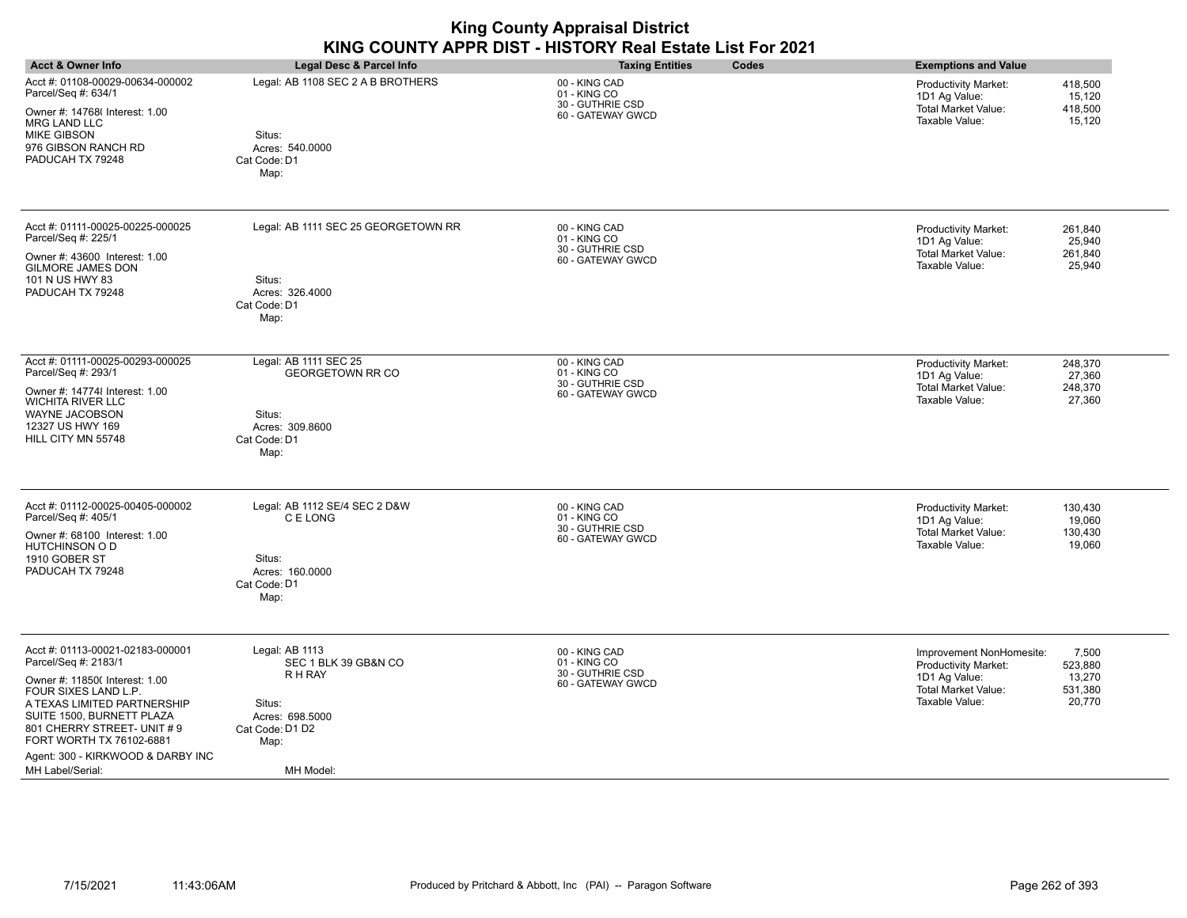# King County Appraisal District

## KING COUNTY APPR DIST - HISTORY Real Estate List For 2021

| Acct & Owner Info | Legal Desc & Parcel Info | Taxing Entities | Codes | Exemptions and Value |
|---|---|---|---|---|
| Acct #: 01108-00029-00634-000002<br>Parcel/Seq #: 634/1<br>Owner #: 14768( Interest: 1.00<br>MRG LAND LLC<br>MIKE GIBSON<br>976 GIBSON RANCH RD<br>PADUCAH TX 79248 | Legal: AB 1108 SEC 2 A B BROTHERS<br>Situs:<br>Acres: 540.0000<br>Cat Code: D1<br>Map: | 00 - KING CAD<br>01 - KING CO<br>30 - GUTHRIE CSD<br>60 - GATEWAY GWCD | | Productivity Market: 418,500<br>1D1 Ag Value: 15,120<br>Total Market Value: 418,500<br>Taxable Value: 15,120 |
| Acct #: 01111-00025-00225-000025<br>Parcel/Seq #: 225/1<br>Owner #: 43600 Interest: 1.00<br>GILMORE JAMES DON<br>101 N US HWY 83<br>PADUCAH TX 79248 | Legal: AB 1111 SEC 25 GEORGETOWN RR<br>Situs:<br>Acres: 326.4000<br>Cat Code: D1<br>Map: | 00 - KING CAD<br>01 - KING CO<br>30 - GUTHRIE CSD<br>60 - GATEWAY GWCD | | Productivity Market: 261,840<br>1D1 Ag Value: 25,940<br>Total Market Value: 261,840<br>Taxable Value: 25,940 |
| Acct #: 01111-00025-00293-000025<br>Parcel/Seq #: 293/1<br>Owner #: 14774( Interest: 1.00<br>WICHITA RIVER LLC<br>WAYNE JACOBSON<br>12327 US HWY 169<br>HILL CITY MN 55748 | Legal: AB 1111 SEC 25<br>GEORGETOWN RR CO<br>Situs:<br>Acres: 309.8600<br>Cat Code: D1<br>Map: | 00 - KING CAD<br>01 - KING CO<br>30 - GUTHRIE CSD<br>60 - GATEWAY GWCD | | Productivity Market: 248,370<br>1D1 Ag Value: 27,360<br>Total Market Value: 248,370<br>Taxable Value: 27,360 |
| Acct #: 01112-00025-00405-000002<br>Parcel/Seq #: 405/1<br>Owner #: 68100 Interest: 1.00<br>HUTCHINSON O D<br>1910 GOBER ST<br>PADUCAH TX 79248 | Legal: AB 1112 SE/4 SEC 2 D&W<br>C E LONG<br>Situs:<br>Acres: 160.0000<br>Cat Code: D1<br>Map: | 00 - KING CAD<br>01 - KING CO<br>30 - GUTHRIE CSD<br>60 - GATEWAY GWCD | | Productivity Market: 130,430<br>1D1 Ag Value: 19,060<br>Total Market Value: 130,430<br>Taxable Value: 19,060 |
| Acct #: 01113-00021-02183-000001<br>Parcel/Seq #: 2183/1<br>Owner #: 11850( Interest: 1.00<br>FOUR SIXES LAND L.P.<br>A TEXAS LIMITED PARTNERSHIP<br>SUITE 1500, BURNETT PLAZA<br>801 CHERRY STREET- UNIT # 9<br>FORT WORTH TX 76102-6881<br>Agent: 300 - KIRKWOOD & DARBY INC<br>MH Label/Serial: | Legal: AB 1113<br>SEC 1 BLK 39 GB&N CO<br>R H RAY<br>Situs:<br>Acres: 698.5000<br>Cat Code: D1 D2<br>Map:<br>MH Model: | 00 - KING CAD<br>01 - KING CO<br>30 - GUTHRIE CSD<br>60 - GATEWAY GWCD | | Improvement NonHomesite: 7,500<br>Productivity Market: 523,880<br>1D1 Ag Value: 13,270<br>Total Market Value: 531,380<br>Taxable Value: 20,770 |

7/15/2021 11:43:06AM Produced by Pritchard & Abbott, Inc (PAI) -- Paragon Software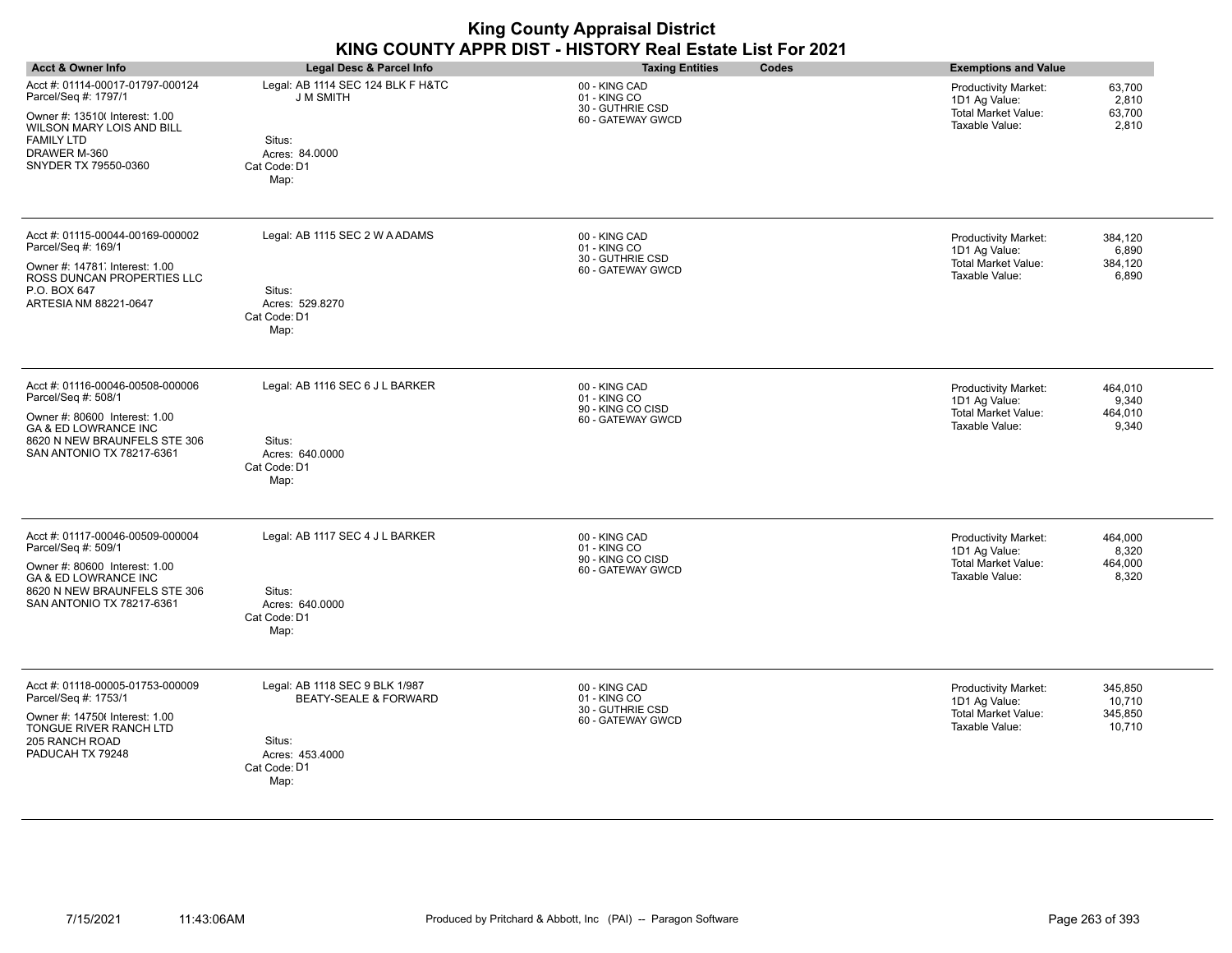# King County Appraisal District

## KING COUNTY APPR DIST - HISTORY Real Estate List For 2021

| Acct & Owner Info | Legal Desc & Parcel Info | Taxing Entities | Codes | Exemptions and Value |
|---|---|---|---|---|
| Acct #: 01114-00017-01797-000124<br>Parcel/Seq #: 1797/1<br>Owner #: 13510( Interest: 1.00<br>WILSON MARY LOIS AND BILL FAMILY LTD<br>DRAWER M-360<br>SNYDER TX 79550-0360 | Legal: AB 1114 SEC 124 BLK F H&TC J M SMITH<br>Situs:<br>Acres: 84.0000<br>Cat Code: D1<br>Map: | 00 - KING CAD<br>01 - KING CO<br>30 - GUTHRIE CSD<br>60 - GATEWAY GWCD | | Productivity Market: 63,700<br>1D1 Ag Value: 2,810<br>Total Market Value: 63,700<br>Taxable Value: 2,810 |
| Acct #: 01115-00044-00169-000002<br>Parcel/Seq #: 169/1<br>Owner #: 14781; Interest: 1.00<br>ROSS DUNCAN PROPERTIES LLC<br>P.O. BOX 647<br>ARTESIA NM 88221-0647 | Legal: AB 1115 SEC 2 W A ADAMS<br>Situs:<br>Acres: 529.8270<br>Cat Code: D1<br>Map: | 00 - KING CAD<br>01 - KING CO<br>30 - GUTHRIE CSD<br>60 - GATEWAY GWCD | | Productivity Market: 384,120<br>1D1 Ag Value: 6,890<br>Total Market Value: 384,120<br>Taxable Value: 6,890 |
| Acct #: 01116-00046-00508-000006<br>Parcel/Seq #: 508/1<br>Owner #: 80600 Interest: 1.00<br>GA & ED LOWRANCE INC<br>8620 N NEW BRAUNFELS STE 306<br>SAN ANTONIO TX 78217-6361 | Legal: AB 1116 SEC 6 J L BARKER<br>Situs:<br>Acres: 640.0000<br>Cat Code: D1<br>Map: | 00 - KING CAD<br>01 - KING CO<br>90 - KING CO CISD<br>60 - GATEWAY GWCD | | Productivity Market: 464,010<br>1D1 Ag Value: 9,340<br>Total Market Value: 464,010<br>Taxable Value: 9,340 |
| Acct #: 01117-00046-00509-000004<br>Parcel/Seq #: 509/1<br>Owner #: 80600 Interest: 1.00<br>GA & ED LOWRANCE INC<br>8620 N NEW BRAUNFELS STE 306<br>SAN ANTONIO TX 78217-6361 | Legal: AB 1117 SEC 4 J L BARKER<br>Situs:<br>Acres: 640.0000<br>Cat Code: D1<br>Map: | 00 - KING CAD<br>01 - KING CO<br>90 - KING CO CISD<br>60 - GATEWAY GWCD | | Productivity Market: 464,000<br>1D1 Ag Value: 8,320<br>Total Market Value: 464,000<br>Taxable Value: 8,320 |
| Acct #: 01118-00005-01753-000009<br>Parcel/Seq #: 1753/1<br>Owner #: 14750( Interest: 1.00<br>TONGUE RIVER RANCH LTD<br>205 RANCH ROAD<br>PADUCAH TX 79248 | Legal: AB 1118 SEC 9 BLK 1/987 BEATY-SEALE & FORWARD<br>Situs:<br>Acres: 453.4000<br>Cat Code: D1<br>Map: | 00 - KING CAD<br>01 - KING CO<br>30 - GUTHRIE CSD<br>60 - GATEWAY GWCD | | Productivity Market: 345,850<br>1D1 Ag Value: 10,710<br>Total Market Value: 345,850<br>Taxable Value: 10,710 |

7/15/2021 11:43:06AM Produced by Pritchard & Abbott, Inc (PAI) -- Paragon Software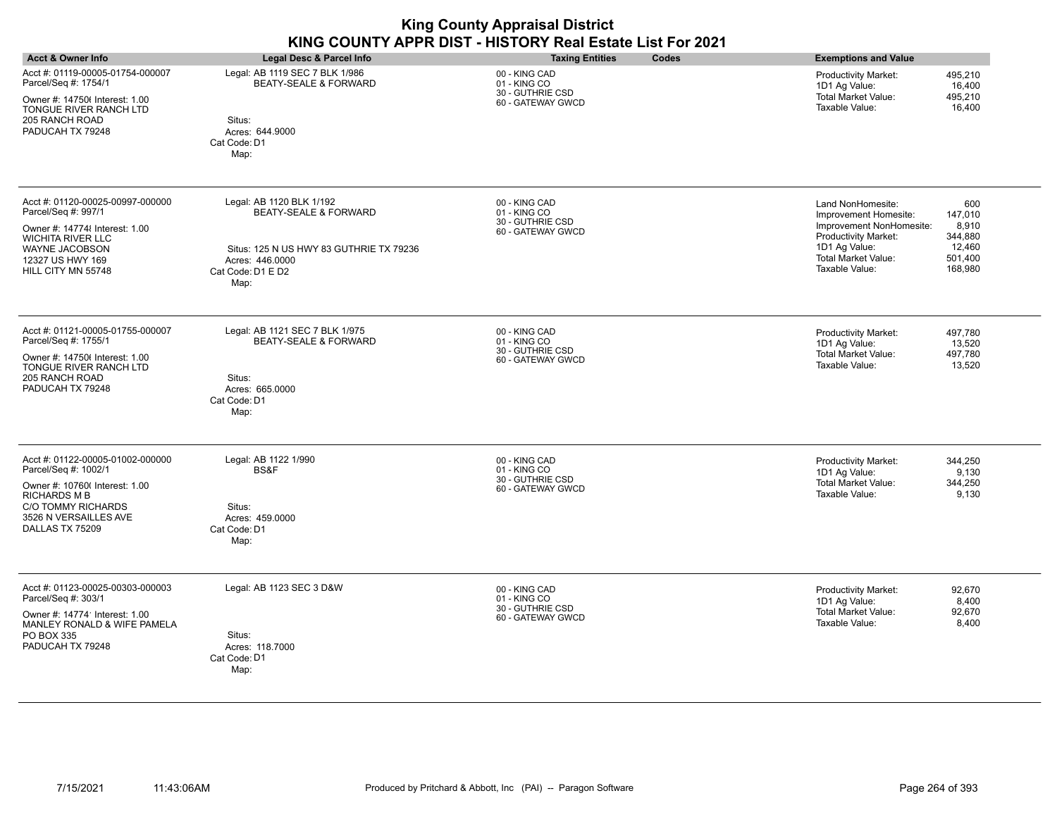# King County Appraisal District

## KING COUNTY APPR DIST - HISTORY Real Estate List For 2021

| Acct & Owner Info | Legal Desc & Parcel Info | Taxing Entities | Codes | Exemptions and Value |
|---|---|---|---|---|
| Acct #: 01119-00005-01754-000007<br>Parcel/Seq #: 1754/1<br>Owner #: 14750( Interest: 1.00<br>TONGUE RIVER RANCH LTD<br>205 RANCH ROAD<br>PADUCAH TX 79248 | Legal: AB 1119 SEC 7 BLK 1/986<br>BEATY-SEALE & FORWARD<br>Situs:<br>Acres: 644.9000<br>Cat Code: D1<br>Map: | 00 - KING CAD<br>01 - KING CO<br>30 - GUTHRIE CSD<br>60 - GATEWAY GWCD | | Productivity Market: 495,210<br>1D1 Ag Value: 16,400<br>Total Market Value: 495,210<br>Taxable Value: 16,400 |
| Acct #: 01120-00025-00997-000000<br>Parcel/Seq #: 997/1<br>Owner #: 14774( Interest: 1.00<br>WICHITA RIVER LLC<br>WAYNE JACOBSON<br>12327 US HWY 169<br>HILL CITY MN 55748 | Legal: AB 1120 BLK 1/192<br>BEATY-SEALE & FORWARD<br>Situs: 125 N US HWY 83 GUTHRIE TX 79236<br>Acres: 446.0000<br>Cat Code: D1 E D2<br>Map: | 00 - KING CAD<br>01 - KING CO<br>30 - GUTHRIE CSD<br>60 - GATEWAY GWCD | | Land NonHomesite: 600<br>Improvement Homesite: 147,010<br>Improvement NonHomesite: 8,910<br>Productivity Market: 344,880<br>1D1 Ag Value: 12,460<br>Total Market Value: 501,400<br>Taxable Value: 168,980 |
| Acct #: 01121-00005-01755-000007<br>Parcel/Seq #: 1755/1<br>Owner #: 14750( Interest: 1.00<br>TONGUE RIVER RANCH LTD<br>205 RANCH ROAD<br>PADUCAH TX 79248 | Legal: AB 1121 SEC 7 BLK 1/975<br>BEATY-SEALE & FORWARD<br>Situs:<br>Acres: 665.0000<br>Cat Code: D1<br>Map: | 00 - KING CAD<br>01 - KING CO<br>30 - GUTHRIE CSD<br>60 - GATEWAY GWCD | | Productivity Market: 497,780<br>1D1 Ag Value: 13,520<br>Total Market Value: 497,780<br>Taxable Value: 13,520 |
| Acct #: 01122-00005-01002-000000<br>Parcel/Seq #: 1002/1<br>Owner #: 10760( Interest: 1.00<br>RICHARDS M B<br>C/O TOMMY RICHARDS<br>3526 N VERSAILLES AVE<br>DALLAS TX 75209 | Legal: AB 1122 1/990<br>BS&F<br>Situs:<br>Acres: 459.0000<br>Cat Code: D1<br>Map: | 00 - KING CAD<br>01 - KING CO<br>30 - GUTHRIE CSD<br>60 - GATEWAY GWCD | | Productivity Market: 344,250<br>1D1 Ag Value: 9,130<br>Total Market Value: 344,250<br>Taxable Value: 9,130 |
| Acct #: 01123-00025-00303-000003<br>Parcel/Seq #: 303/1<br>Owner #: 14774' Interest: 1.00<br>MANLEY RONALD & WIFE PAMELA<br>PO BOX 335<br>PADUCAH TX 79248 | Legal: AB 1123 SEC 3 D&W<br>Situs:<br>Acres: 118.7000<br>Cat Code: D1<br>Map: | 00 - KING CAD<br>01 - KING CO<br>30 - GUTHRIE CSD<br>60 - GATEWAY GWCD | | Productivity Market: 92,670<br>1D1 Ag Value: 8,400<br>Total Market Value: 92,670<br>Taxable Value: 8,400 |

7/15/2021 11:43:06AM Produced by Pritchard & Abbott, Inc (PAI) -- Paragon Software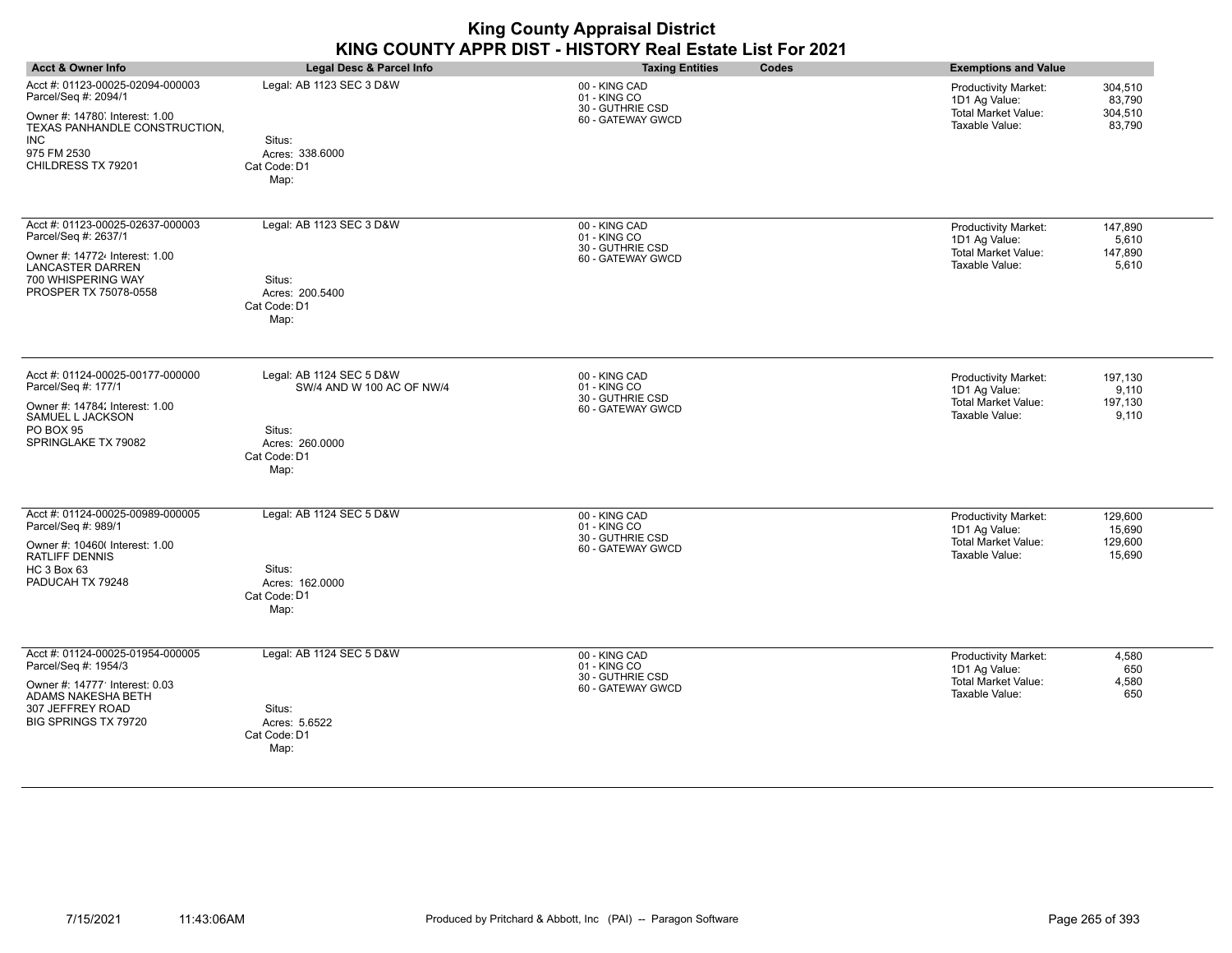# King County Appraisal District

## KING COUNTY APPR DIST - HISTORY Real Estate List For 2021

| Acct & Owner Info | Legal Desc & Parcel Info | Taxing Entities | Codes | Exemptions and Value |
|---|---|---|---|---|
| Acct #: 01123-00025-02094-000003<br>Parcel/Seq #: 2094/1<br>Owner #: 14780; Interest: 1.00<br>TEXAS PANHANDLE CONSTRUCTION, INC<br>975 FM 2530<br>CHILDRESS TX 79201 | Legal: AB 1123 SEC 3 D&W<br>Situs:<br>Acres: 338.6000<br>Cat Code: D1<br>Map: | 00 - KING CAD<br>01 - KING CO<br>30 - GUTHRIE CSD<br>60 - GATEWAY GWCD | | Productivity Market: 304,510<br>1D1 Ag Value: 83,790<br>Total Market Value: 304,510<br>Taxable Value: 83,790 |
| Acct #: 01123-00025-02637-000003<br>Parcel/Seq #: 2637/1<br>Owner #: 14772 Interest: 1.00<br>LANCASTER DARREN<br>700 WHISPERING WAY<br>PROSPER TX 75078-0558 | Legal: AB 1123 SEC 3 D&W<br>Situs:<br>Acres: 200.5400<br>Cat Code: D1<br>Map: | 00 - KING CAD<br>01 - KING CO<br>30 - GUTHRIE CSD<br>60 - GATEWAY GWCD | | Productivity Market: 147,890<br>1D1 Ag Value: 5,610<br>Total Market Value: 147,890<br>Taxable Value: 5,610 |
| Acct #: 01124-00025-00177-000000<br>Parcel/Seq #: 177/1<br>Owner #: 14784; Interest: 1.00<br>SAMUEL L JACKSON<br>PO BOX 95<br>SPRINGLAKE TX 79082 | Legal: AB 1124 SEC 5 D&W<br>SW/4 AND W 100 AC OF NW/4<br>Situs:<br>Acres: 260.0000<br>Cat Code: D1<br>Map: | 00 - KING CAD<br>01 - KING CO<br>30 - GUTHRIE CSD<br>60 - GATEWAY GWCD | | Productivity Market: 197,130<br>1D1 Ag Value: 9,110<br>Total Market Value: 197,130<br>Taxable Value: 9,110 |
| Acct #: 01124-00025-00989-000005<br>Parcel/Seq #: 989/1<br>Owner #: 10460( Interest: 1.00<br>RATLIFF DENNIS<br>HC 3 Box 63<br>PADUCAH TX 79248 | Legal: AB 1124 SEC 5 D&W<br>Situs:<br>Acres: 162.0000<br>Cat Code: D1<br>Map: | 00 - KING CAD<br>01 - KING CO<br>30 - GUTHRIE CSD<br>60 - GATEWAY GWCD | | Productivity Market: 129,600<br>1D1 Ag Value: 15,690<br>Total Market Value: 129,600<br>Taxable Value: 15,690 |
| Acct #: 01124-00025-01954-000005<br>Parcel/Seq #: 1954/3<br>Owner #: 14777' Interest: 0.03<br>ADAMS NAKESHA BETH<br>307 JEFFREY ROAD<br>BIG SPRINGS TX 79720 | Legal: AB 1124 SEC 5 D&W<br>Situs:<br>Acres: 5.6522<br>Cat Code: D1<br>Map: | 00 - KING CAD<br>01 - KING CO<br>30 - GUTHRIE CSD<br>60 - GATEWAY GWCD | | Productivity Market: 4,580<br>1D1 Ag Value: 650<br>Total Market Value: 4,580<br>Taxable Value: 650 |

7/15/2021 11:43:06AM Produced by Pritchard & Abbott, Inc (PAI) -- Paragon Software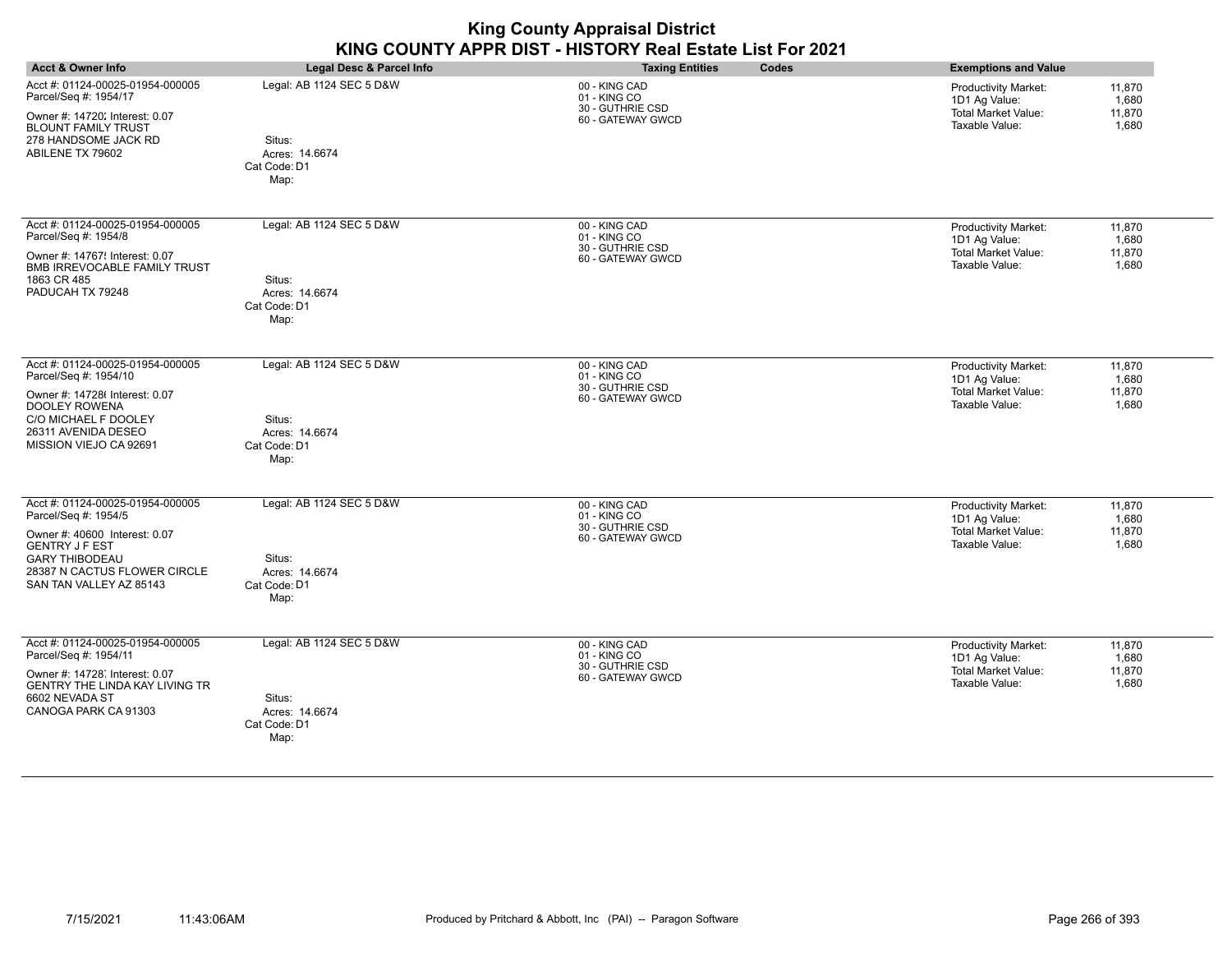# King County Appraisal District

## KING COUNTY APPR DIST - HISTORY Real Estate List For 2021

| Acct & Owner Info | Legal Desc & Parcel Info | Taxing Entities | Codes | Exemptions and Value |
|---|---|---|---|---|
| Acct #: 01124-00025-01954-000005<br>Parcel/Seq #: 1954/17<br>Owner #: 14720( Interest: 0.07<br>BLOUNT FAMILY TRUST<br>278 HANDSOME JACK RD<br>ABILENE TX 79602 | Legal: AB 1124 SEC 5 D&W<br>Situs:<br>Acres: 14.6674<br>Cat Code: D1<br>Map: | 00 - KING CAD<br>01 - KING CO<br>30 - GUTHRIE CSD<br>60 - GATEWAY GWCD | | Productivity Market: 11,870<br>1D1 Ag Value: 1,680<br>Total Market Value: 11,870<br>Taxable Value: 1,680 |
| Acct #: 01124-00025-01954-000005<br>Parcel/Seq #: 1954/8<br>Owner #: 14767! Interest: 0.07<br>BMB IRREVOCABLE FAMILY TRUST<br>1863 CR 485<br>PADUCAH TX 79248 | Legal: AB 1124 SEC 5 D&W<br>Situs:<br>Acres: 14.6674<br>Cat Code: D1<br>Map: | 00 - KING CAD<br>01 - KING CO<br>30 - GUTHRIE CSD<br>60 - GATEWAY GWCD | | Productivity Market: 11,870<br>1D1 Ag Value: 1,680<br>Total Market Value: 11,870<br>Taxable Value: 1,680 |
| Acct #: 01124-00025-01954-000005<br>Parcel/Seq #: 1954/10<br>Owner #: 14728( Interest: 0.07<br>DOOLEY ROWENA<br>C/O MICHAEL F DOOLEY<br>26311 AVENIDA DESEO<br>MISSION VIEJO CA 92691 | Legal: AB 1124 SEC 5 D&W<br>Situs:<br>Acres: 14.6674<br>Cat Code: D1<br>Map: | 00 - KING CAD<br>01 - KING CO<br>30 - GUTHRIE CSD<br>60 - GATEWAY GWCD | | Productivity Market: 11,870<br>1D1 Ag Value: 1,680<br>Total Market Value: 11,870<br>Taxable Value: 1,680 |
| Acct #: 01124-00025-01954-000005<br>Parcel/Seq #: 1954/5<br>Owner #: 40600 Interest: 0.07<br>GENTRY J F EST<br>GARY THIBODEAU<br>28387 N CACTUS FLOWER CIRCLE<br>SAN TAN VALLEY AZ 85143 | Legal: AB 1124 SEC 5 D&W<br>Situs:<br>Acres: 14.6674<br>Cat Code: D1<br>Map: | 00 - KING CAD<br>01 - KING CO<br>30 - GUTHRIE CSD<br>60 - GATEWAY GWCD | | Productivity Market: 11,870<br>1D1 Ag Value: 1,680<br>Total Market Value: 11,870<br>Taxable Value: 1,680 |
| Acct #: 01124-00025-01954-000005<br>Parcel/Seq #: 1954/11<br>Owner #: 14728: Interest: 0.07<br>GENTRY THE LINDA KAY LIVING TR<br>6602 NEVADA ST<br>CANOGA PARK CA 91303 | Legal: AB 1124 SEC 5 D&W<br>Situs:<br>Acres: 14.6674<br>Cat Code: D1<br>Map: | 00 - KING CAD<br>01 - KING CO<br>30 - GUTHRIE CSD<br>60 - GATEWAY GWCD | | Productivity Market: 11,870<br>1D1 Ag Value: 1,680<br>Total Market Value: 11,870<br>Taxable Value: 1,680 |

7/15/2021 11:43:06AM Produced by Pritchard & Abbott, Inc (PAI) -- Paragon Software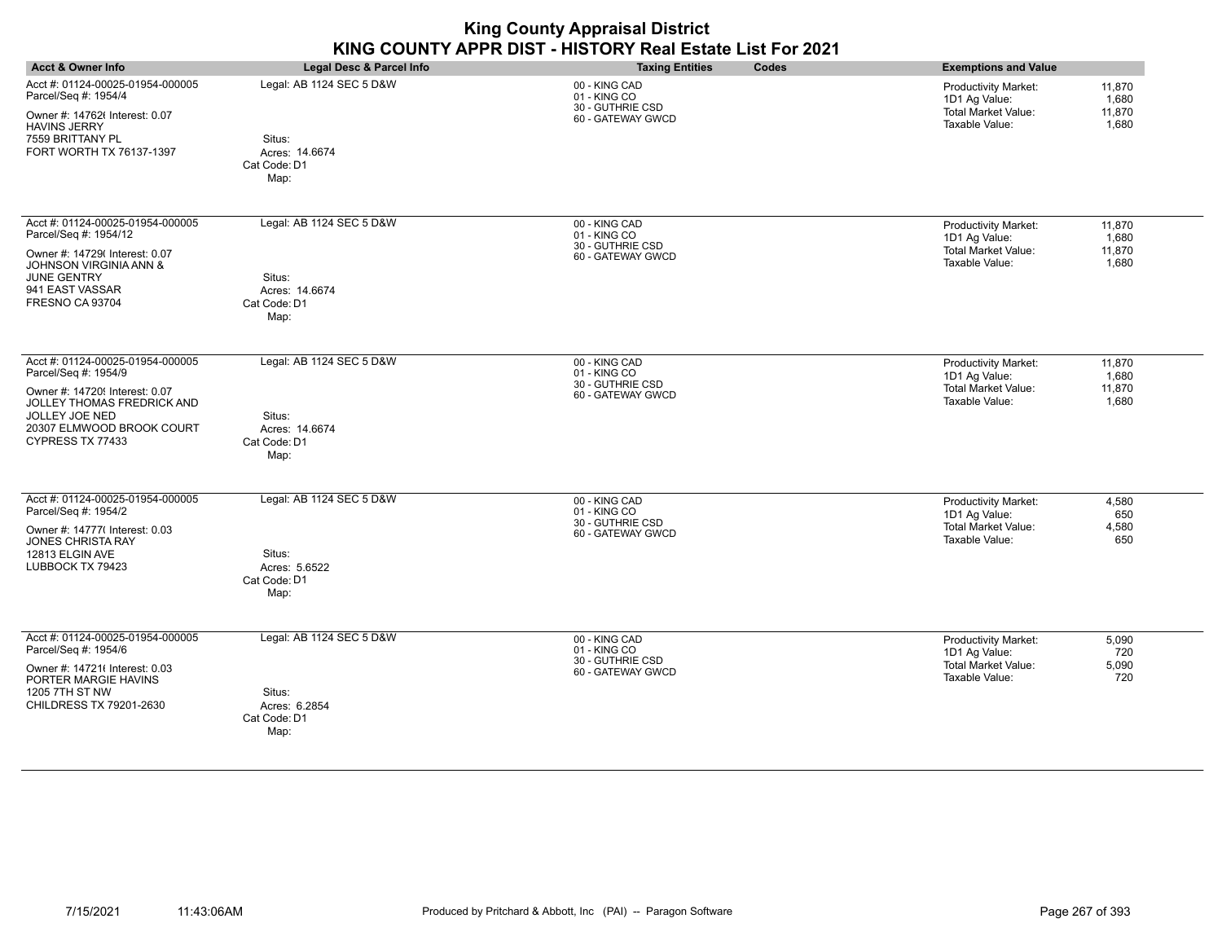# King County Appraisal District

## KING COUNTY APPR DIST - HISTORY Real Estate List For 2021

| Acct & Owner Info | Legal Desc & Parcel Info | Taxing Entities | Codes | Exemptions and Value |
|---|---|---|---|---|
| Acct #: 01124-00025-01954-000005<br>Parcel/Seq #: 1954/4<br>Owner #: 14762( Interest: 0.07<br>HAVINS JERRY<br>7559 BRITTANY PL<br>FORT WORTH TX 76137-1397 | Legal: AB 1124 SEC 5 D&W<br>Situs:<br>Acres: 14.6674<br>Cat Code: D1<br>Map: | 00 - KING CAD<br>01 - KING CO<br>30 - GUTHRIE CSD<br>60 - GATEWAY GWCD | | Productivity Market: 11,870<br>1D1 Ag Value: 1,680<br>Total Market Value: 11,870<br>Taxable Value: 1,680 |
| Acct #: 01124-00025-01954-000005<br>Parcel/Seq #: 1954/12<br>Owner #: 14729( Interest: 0.07<br>JOHNSON VIRGINIA ANN &<br>JUNE GENTRY<br>941 EAST VASSAR<br>FRESNO CA 93704 | Legal: AB 1124 SEC 5 D&W<br>Situs:<br>Acres: 14.6674<br>Cat Code: D1<br>Map: | 00 - KING CAD<br>01 - KING CO<br>30 - GUTHRIE CSD<br>60 - GATEWAY GWCD | | Productivity Market: 11,870<br>1D1 Ag Value: 1,680<br>Total Market Value: 11,870<br>Taxable Value: 1,680 |
| Acct #: 01124-00025-01954-000005<br>Parcel/Seq #: 1954/9<br>Owner #: 14720( Interest: 0.07<br>JOLLEY THOMAS FREDRICK AND<br>JOLLEY JOE NED<br>20307 ELMWOOD BROOK COURT<br>CYPRESS TX 77433 | Legal: AB 1124 SEC 5 D&W<br>Situs:<br>Acres: 14.6674<br>Cat Code: D1<br>Map: | 00 - KING CAD<br>01 - KING CO<br>30 - GUTHRIE CSD<br>60 - GATEWAY GWCD | | Productivity Market: 11,870<br>1D1 Ag Value: 1,680<br>Total Market Value: 11,870<br>Taxable Value: 1,680 |
| Acct #: 01124-00025-01954-000005<br>Parcel/Seq #: 1954/2<br>Owner #: 14777( Interest: 0.03<br>JONES CHRISTA RAY<br>12813 ELGIN AVE<br>LUBBOCK TX 79423 | Legal: AB 1124 SEC 5 D&W<br>Situs:<br>Acres: 5.6522<br>Cat Code: D1<br>Map: | 00 - KING CAD<br>01 - KING CO<br>30 - GUTHRIE CSD<br>60 - GATEWAY GWCD | | Productivity Market: 4,580<br>1D1 Ag Value: 650<br>Total Market Value: 4,580<br>Taxable Value: 650 |
| Acct #: 01124-00025-01954-000005<br>Parcel/Seq #: 1954/6<br>Owner #: 14721( Interest: 0.03<br>PORTER MARGIE HAVINS<br>1205 7TH ST NW<br>CHILDRESS TX 79201-2630 | Legal: AB 1124 SEC 5 D&W<br>Situs:<br>Acres: 6.2854<br>Cat Code: D1<br>Map: | 00 - KING CAD<br>01 - KING CO<br>30 - GUTHRIE CSD<br>60 - GATEWAY GWCD | | Productivity Market: 5,090<br>1D1 Ag Value: 720<br>Total Market Value: 5,090<br>Taxable Value: 720 |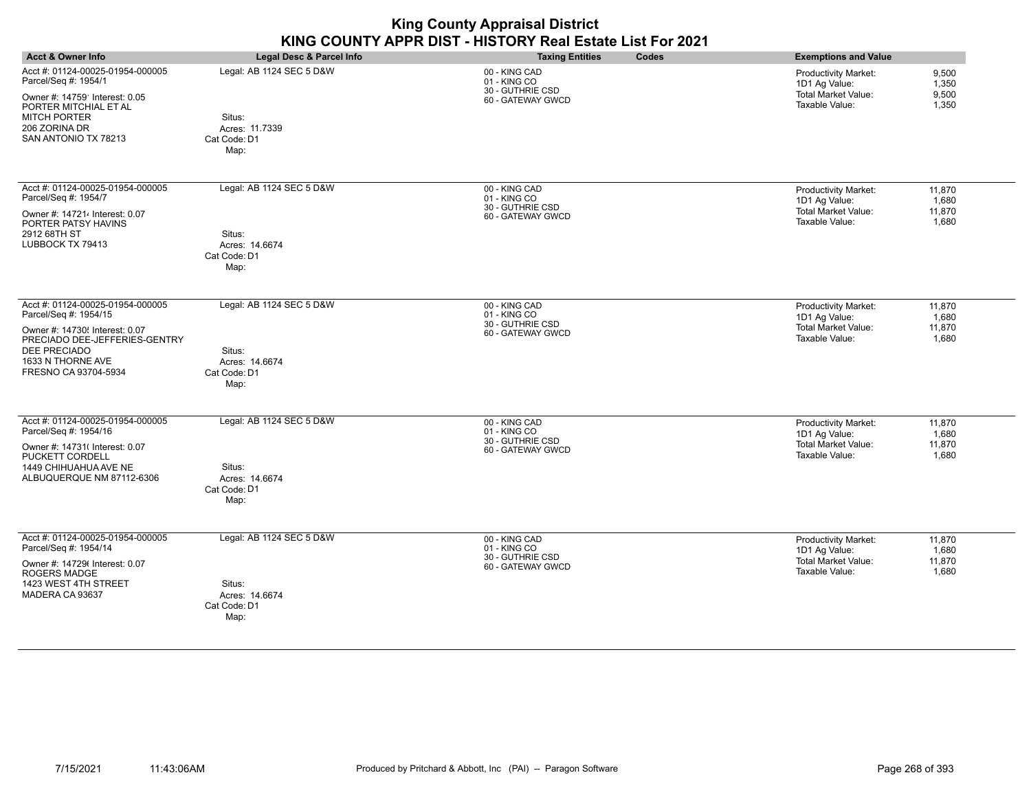# King County Appraisal District

## KING COUNTY APPR DIST - HISTORY Real Estate List For 2021

| Acct & Owner Info | Legal Desc & Parcel Info | Taxing Entities | Codes | Exemptions and Value |
|---|---|---|---|---|
| Acct #: 01124-00025-01954-000005<br>Parcel/Seq #: 1954/1<br>Owner #: 14759' Interest: 0.05<br>PORTER MITCHIAL ET AL<br>MITCH PORTER<br>206 ZORINA DR<br>SAN ANTONIO TX 78213 | Legal: AB 1124 SEC 5 D&W<br>Situs:<br>Acres: 11.7339<br>Cat Code: D1<br>Map: | 00 - KING CAD<br>01 - KING CO<br>30 - GUTHRIE CSD<br>60 - GATEWAY GWCD | | Productivity Market: 9,500<br>1D1 Ag Value: 1,350<br>Total Market Value: 9,500<br>Taxable Value: 1,350 |
| Acct #: 01124-00025-01954-000005<br>Parcel/Seq #: 1954/7<br>Owner #: 14721‹ Interest: 0.07<br>PORTER PATSY HAVINS<br>2912 68TH ST<br>LUBBOCK TX 79413 | Legal: AB 1124 SEC 5 D&W<br>Situs:<br>Acres: 14.6674<br>Cat Code: D1<br>Map: | 00 - KING CAD<br>01 - KING CO<br>30 - GUTHRIE CSD<br>60 - GATEWAY GWCD | | Productivity Market: 11,870<br>1D1 Ag Value: 1,680<br>Total Market Value: 11,870<br>Taxable Value: 1,680 |
| Acct #: 01124-00025-01954-000005<br>Parcel/Seq #: 1954/15<br>Owner #: 14730! Interest: 0.07<br>PRECIADO DEE-JEFFERIES-GENTRY<br>DEE PRECIADO<br>1633 N THORNE AVE<br>FRESNO CA 93704-5934 | Legal: AB 1124 SEC 5 D&W<br>Situs:<br>Acres: 14.6674<br>Cat Code: D1<br>Map: | 00 - KING CAD<br>01 - KING CO<br>30 - GUTHRIE CSD<br>60 - GATEWAY GWCD | | Productivity Market: 11,870<br>1D1 Ag Value: 1,680<br>Total Market Value: 11,870<br>Taxable Value: 1,680 |
| Acct #: 01124-00025-01954-000005<br>Parcel/Seq #: 1954/16<br>Owner #: 14731( Interest: 0.07<br>PUCKETT CORDELL<br>1449 CHIHUAHUA AVE NE<br>ALBUQUERQUE NM 87112-6306 | Legal: AB 1124 SEC 5 D&W<br>Situs:<br>Acres: 14.6674<br>Cat Code: D1<br>Map: | 00 - KING CAD<br>01 - KING CO<br>30 - GUTHRIE CSD<br>60 - GATEWAY GWCD | | Productivity Market: 11,870<br>1D1 Ag Value: 1,680<br>Total Market Value: 11,870<br>Taxable Value: 1,680 |
| Acct #: 01124-00025-01954-000005<br>Parcel/Seq #: 1954/14<br>Owner #: 14729( Interest: 0.07<br>ROGERS MADGE<br>1423 WEST 4TH STREET<br>MADERA CA 93637 | Legal: AB 1124 SEC 5 D&W<br>Situs:<br>Acres: 14.6674<br>Cat Code: D1<br>Map: | 00 - KING CAD<br>01 - KING CO<br>30 - GUTHRIE CSD<br>60 - GATEWAY GWCD | | Productivity Market: 11,870<br>1D1 Ag Value: 1,680<br>Total Market Value: 11,870<br>Taxable Value: 1,680 |

7/15/2021 11:43:06AM Produced by Pritchard & Abbott, Inc (PAI) -- Paragon Software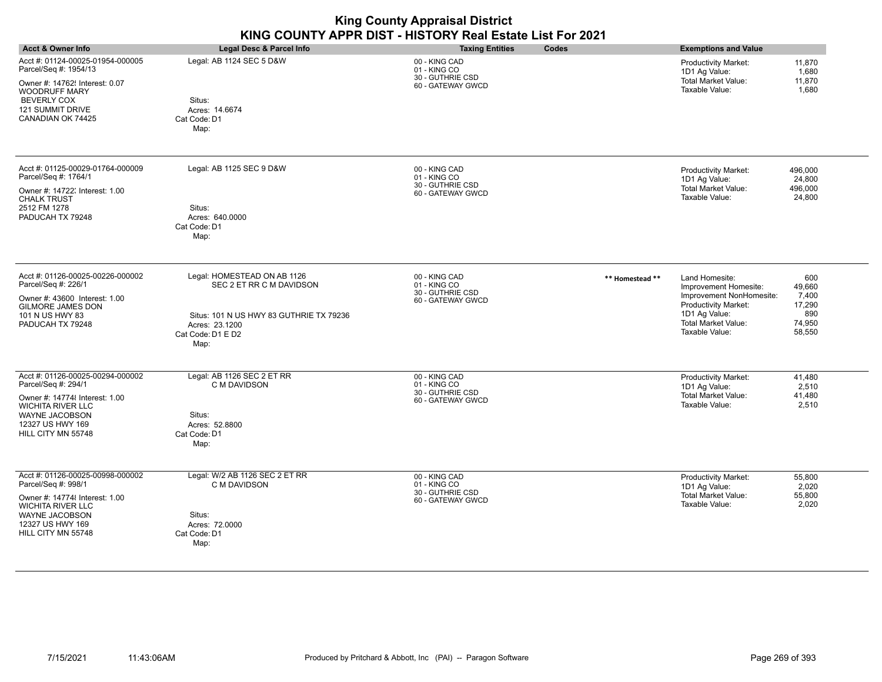# King County Appraisal District

## KING COUNTY APPR DIST - HISTORY Real Estate List For 2021

| Acct & Owner Info | Legal Desc & Parcel Info | Taxing Entities | Codes | Exemptions and Value |
|---|---|---|---|---|
| Acct #: 01124-00025-01954-000005<br>Parcel/Seq #: 1954/13<br>Owner #: 14762! Interest: 0.07<br>WOODRUFF MARY<br>BEVERLY COX<br>121 SUMMIT DRIVE<br>CANADIAN OK 74425 | Legal: AB 1124 SEC 5 D&W<br>Situs:<br>Acres: 14.6674<br>Cat Code: D1<br>Map: | 00 - KING CAD<br>01 - KING CO<br>30 - GUTHRIE CSD<br>60 - GATEWAY GWCD | | Productivity Market: 11,870<br>1D1 Ag Value: 1,680<br>Total Market Value: 11,870<br>Taxable Value: 1,680 |
| Acct #: 01125-00029-01764-000009<br>Parcel/Seq #: 1764/1<br>Owner #: 14722: Interest: 1.00<br>CHALK TRUST<br>2512 FM 1278<br>PADUCAH TX 79248 | Legal: AB 1125 SEC 9 D&W<br>Situs:<br>Acres: 640.0000<br>Cat Code: D1<br>Map: | 00 - KING CAD<br>01 - KING CO<br>30 - GUTHRIE CSD<br>60 - GATEWAY GWCD | | Productivity Market: 496,000<br>1D1 Ag Value: 24,800<br>Total Market Value: 496,000<br>Taxable Value: 24,800 |
| Acct #: 01126-00025-00226-000002<br>Parcel/Seq #: 226/1<br>Owner #: 43600 Interest: 1.00<br>GILMORE JAMES DON<br>101 N US HWY 83<br>PADUCAH TX 79248 | Legal: HOMESTEAD ON AB 1126 SEC 2 ET RR C M DAVIDSON<br>Situs: 101 N US HWY 83 GUTHRIE TX 79236<br>Acres: 23.1200<br>Cat Code: D1 E D2<br>Map: | 00 - KING CAD<br>01 - KING CO<br>30 - GUTHRIE CSD<br>60 - GATEWAY GWCD | ** Homestead ** | Land Homesite: 600<br>Improvement Homesite: 49,660<br>Improvement NonHomesite: 7,400<br>Productivity Market: 17,290<br>1D1 Ag Value: 890<br>Total Market Value: 74,950<br>Taxable Value: 58,550 |
| Acct #: 01126-00025-00294-000002<br>Parcel/Seq #: 294/1<br>Owner #: 14774! Interest: 1.00<br>WICHITA RIVER LLC<br>WAYNE JACOBSON<br>12327 US HWY 169<br>HILL CITY MN 55748 | Legal: AB 1126 SEC 2 ET RR C M DAVIDSON<br>Situs:<br>Acres: 52.8800<br>Cat Code: D1<br>Map: | 00 - KING CAD<br>01 - KING CO<br>30 - GUTHRIE CSD<br>60 - GATEWAY GWCD | | Productivity Market: 41,480<br>1D1 Ag Value: 2,510<br>Total Market Value: 41,480<br>Taxable Value: 2,510 |
| Acct #: 01126-00025-00998-000002<br>Parcel/Seq #: 998/1<br>Owner #: 14774! Interest: 1.00<br>WICHITA RIVER LLC<br>WAYNE JACOBSON<br>12327 US HWY 169<br>HILL CITY MN 55748 | Legal: W/2 AB 1126 SEC 2 ET RR C M DAVIDSON<br>Situs:<br>Acres: 72.0000<br>Cat Code: D1<br>Map: | 00 - KING CAD<br>01 - KING CO<br>30 - GUTHRIE CSD<br>60 - GATEWAY GWCD | | Productivity Market: 55,800<br>1D1 Ag Value: 2,020<br>Total Market Value: 55,800<br>Taxable Value: 2,020 |

7/15/2021 11:43:06AM Produced by Pritchard & Abbott, Inc (PAI) -- Paragon Software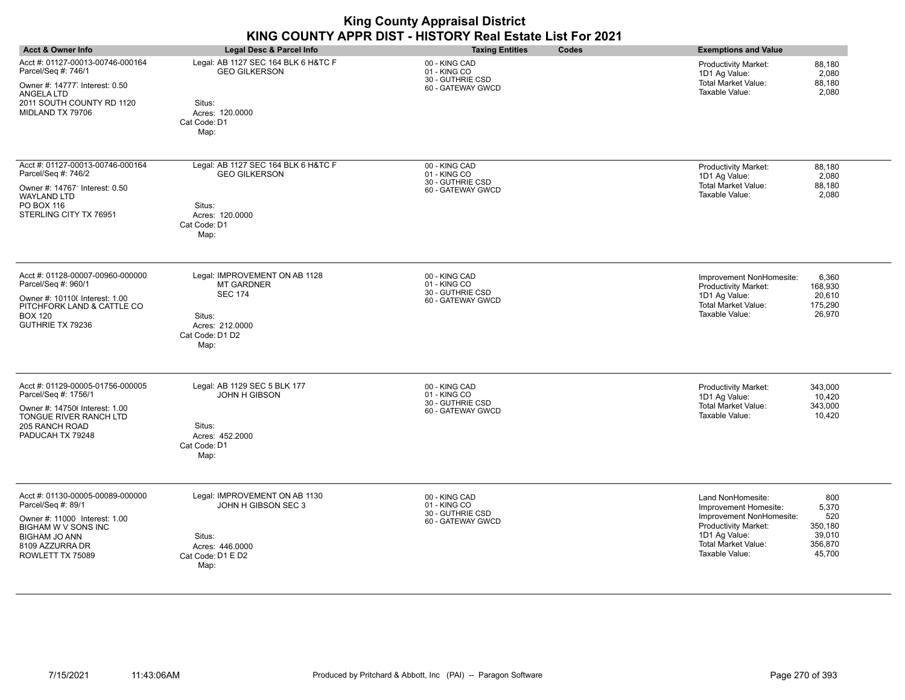# King County Appraisal District

## KING COUNTY APPR DIST - HISTORY Real Estate List For 2021

| Acct & Owner Info | Legal Desc & Parcel Info | Taxing Entities | Codes | Exemptions and Value |
|---|---|---|---|---|
| Acct #: 01127-00013-00746-000164<br>Parcel/Seq #: 746/1<br>Owner #: 14777' Interest: 0.50<br>ANGELA LTD<br>2011 SOUTH COUNTY RD 1120<br>MIDLAND TX 79706 | Legal: AB 1127 SEC 164 BLK 6 H&TC F GEO GILKERSON<br>Situs:<br>Acres: 120.0000<br>Cat Code: D1<br>Map: | 00 - KING CAD<br>01 - KING CO<br>30 - GUTHRIE CSD<br>60 - GATEWAY GWCD | | Productivity Market: 88,180<br>1D1 Ag Value: 2,080<br>Total Market Value: 88,180<br>Taxable Value: 2,080 |
| Acct #: 01127-00013-00746-000164<br>Parcel/Seq #: 746/2<br>Owner #: 14767' Interest: 0.50<br>WAYLAND LTD<br>PO BOX 116<br>STERLING CITY TX 76951 | Legal: AB 1127 SEC 164 BLK 6 H&TC F GEO GILKERSON<br>Situs:<br>Acres: 120.0000<br>Cat Code: D1<br>Map: | 00 - KING CAD<br>01 - KING CO<br>30 - GUTHRIE CSD<br>60 - GATEWAY GWCD | | Productivity Market: 88,180<br>1D1 Ag Value: 2,080<br>Total Market Value: 88,180<br>Taxable Value: 2,080 |
| Acct #: 01128-00007-00960-000000<br>Parcel/Seq #: 960/1<br>Owner #: 10110( Interest: 1.00<br>PITCHFORK LAND & CATTLE CO<br>BOX 120<br>GUTHRIE TX 79236 | Legal: IMPROVEMENT ON AB 1128 MT GARDNER SEC 174<br>Situs:<br>Acres: 212.0000<br>Cat Code: D1 D2<br>Map: | 00 - KING CAD<br>01 - KING CO<br>30 - GUTHRIE CSD<br>60 - GATEWAY GWCD | | Improvement NonHomesite: 6,360<br>Productivity Market: 168,930<br>1D1 Ag Value: 20,610<br>Total Market Value: 175,290<br>Taxable Value: 26,970 |
| Acct #: 01129-00005-01756-000005<br>Parcel/Seq #: 1756/1<br>Owner #: 14750( Interest: 1.00<br>TONGUE RIVER RANCH LTD<br>205 RANCH ROAD<br>PADUCAH TX 79248 | Legal: AB 1129 SEC 5 BLK 177 JOHN H GIBSON<br>Situs:<br>Acres: 452.2000<br>Cat Code: D1<br>Map: | 00 - KING CAD<br>01 - KING CO<br>30 - GUTHRIE CSD<br>60 - GATEWAY GWCD | | Productivity Market: 343,000<br>1D1 Ag Value: 10,420<br>Total Market Value: 343,000<br>Taxable Value: 10,420 |
| Acct #: 01130-00005-00089-000000<br>Parcel/Seq #: 89/1<br>Owner #: 11000 Interest: 1.00<br>BIGHAM W V SONS INC<br>BIGHAM JO ANN<br>8109 AZZURRA DR<br>ROWLETT TX 75089 | Legal: IMPROVEMENT ON AB 1130 JOHN H GIBSON SEC 3<br>Situs:<br>Acres: 446.0000<br>Cat Code: D1 E D2<br>Map: | 00 - KING CAD<br>01 - KING CO<br>30 - GUTHRIE CSD<br>60 - GATEWAY GWCD | | Land NonHomesite: 800<br>Improvement Homesite: 5,370<br>Improvement NonHomesite: 520<br>Productivity Market: 350,180<br>1D1 Ag Value: 39,010<br>Total Market Value: 356,870<br>Taxable Value: 45,700 |

7/15/2021 11:43:06AM Produced by Pritchard & Abbott, Inc (PAI) -- Paragon Software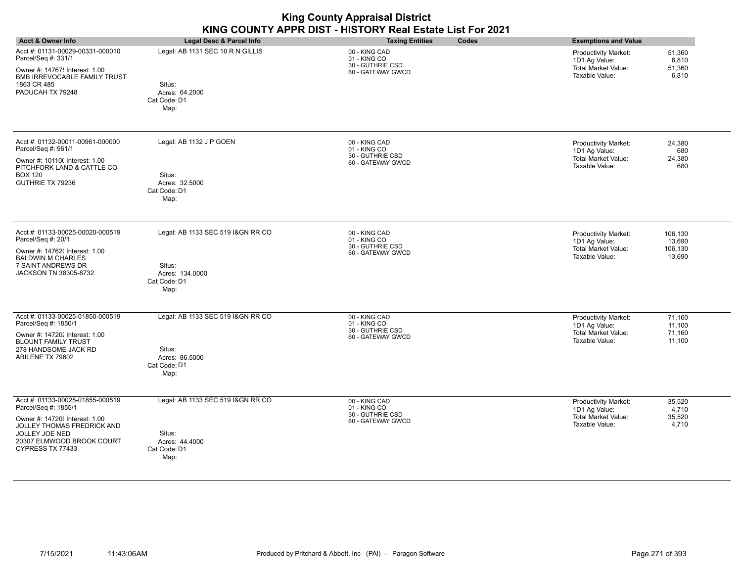# King County Appraisal District

## KING COUNTY APPR DIST - HISTORY Real Estate List For 2021

| Acct & Owner Info | Legal Desc & Parcel Info | Taxing Entities | Codes | Exemptions and Value |
|---|---|---|---|---|
| Acct #: 01131-00029-00331-000010<br>Parcel/Seq #: 331/1<br>Owner #: 14767! Interest: 1.00<br>BMB IRREVOCABLE FAMILY TRUST<br>1863 CR 485<br>PADUCAH TX 79248 | Legal: AB 1131 SEC 10 R N GILLIS<br>Situs:<br>Acres: 64.2000<br>Cat Code: D1<br>Map: | 00 - KING CAD<br>01 - KING CO<br>30 - GUTHRIE CSD<br>60 - GATEWAY GWCD | | Productivity Market: 51,360<br>1D1 Ag Value: 6,810<br>Total Market Value: 51,360<br>Taxable Value: 6,810 |
| Acct #: 01132-00011-00961-000000<br>Parcel/Seq #: 961/1<br>Owner #: 10110( Interest: 1.00<br>PITCHFORK LAND & CATTLE CO<br>BOX 120<br>GUTHRIE TX 79236 | Legal: AB 1132 J P GOEN<br>Situs:<br>Acres: 32.5000<br>Cat Code: D1<br>Map: | 00 - KING CAD<br>01 - KING CO<br>30 - GUTHRIE CSD<br>60 - GATEWAY GWCD | | Productivity Market: 24,380<br>1D1 Ag Value: 680<br>Total Market Value: 24,380<br>Taxable Value: 680 |
| Acct #: 01133-00025-00020-000519<br>Parcel/Seq #: 20/1<br>Owner #: 14762( Interest: 1.00<br>BALDWIN M CHARLES<br>7 SAINT ANDREWS DR<br>JACKSON TN 38305-8732 | Legal: AB 1133 SEC 519 I&GN RR CO<br>Situs:<br>Acres: 134.0000<br>Cat Code: D1<br>Map: | 00 - KING CAD<br>01 - KING CO<br>30 - GUTHRIE CSD<br>60 - GATEWAY GWCD | | Productivity Market: 106,130<br>1D1 Ag Value: 13,690<br>Total Market Value: 106,130<br>Taxable Value: 13,690 |
| Acct #: 01133-00025-01850-000519<br>Parcel/Seq #: 1850/1<br>Owner #: 14720; Interest: 1.00<br>BLOUNT FAMILY TRUST<br>278 HANDSOME JACK RD<br>ABILENE TX 79602 | Legal: AB 1133 SEC 519 I&GN RR CO<br>Situs:<br>Acres: 86.5000<br>Cat Code: D1<br>Map: | 00 - KING CAD<br>01 - KING CO<br>30 - GUTHRIE CSD<br>60 - GATEWAY GWCD | | Productivity Market: 71,160<br>1D1 Ag Value: 11,100<br>Total Market Value: 71,160<br>Taxable Value: 11,100 |
| Acct #: 01133-00025-01855-000519<br>Parcel/Seq #: 1855/1<br>Owner #: 14720! Interest: 1.00<br>JOLLEY THOMAS FREDRICK AND<br>JOLLEY JOE NED<br>20307 ELMWOOD BROOK COURT<br>CYPRESS TX 77433 | Legal: AB 1133 SEC 519 I&GN RR CO<br>Situs:<br>Acres: 44.4000<br>Cat Code: D1<br>Map: | 00 - KING CAD<br>01 - KING CO<br>30 - GUTHRIE CSD<br>60 - GATEWAY GWCD | | Productivity Market: 35,520<br>1D1 Ag Value: 4,710<br>Total Market Value: 35,520<br>Taxable Value: 4,710 |

7/15/2021 11:43:06AM Produced by Pritchard & Abbott, Inc (PAI) -- Paragon Software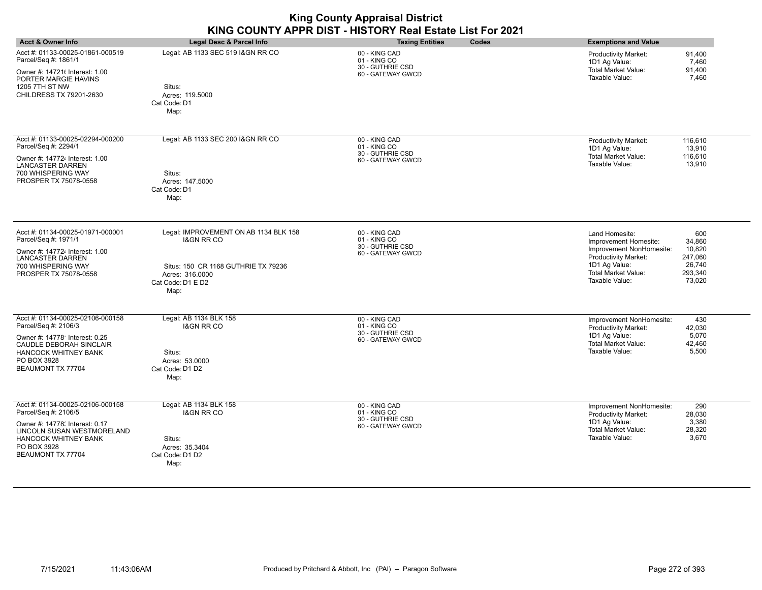# King County Appraisal District

## KING COUNTY APPR DIST - HISTORY Real Estate List For 2021

| Acct & Owner Info | Legal Desc & Parcel Info | Taxing Entities | Codes | Exemptions and Value |
|---|---|---|---|---|
| Acct #: 01133-00025-01861-000519<br>Parcel/Seq #: 1861/1<br>Owner #: 14721( Interest: 1.00<br>PORTER MARGIE HAVINS<br>1205 7TH ST NW<br>CHILDRESS TX 79201-2630 | Legal: AB 1133 SEC 519 I&GN RR CO<br>Situs:<br>Acres: 119.5000<br>Cat Code: D1<br>Map: | 00 - KING CAD<br>01 - KING CO<br>30 - GUTHRIE CSD<br>60 - GATEWAY GWCD | | Productivity Market: 91,400<br>1D1 Ag Value: 7,460<br>Total Market Value: 91,400<br>Taxable Value: 7,460 |
| Acct #: 01133-00025-02294-000200<br>Parcel/Seq #: 2294/1<br>Owner #: 14772( Interest: 1.00<br>LANCASTER DARREN<br>700 WHISPERING WAY<br>PROSPER TX 75078-0558 | Legal: AB 1133 SEC 200 I&GN RR CO<br>Situs:<br>Acres: 147.5000<br>Cat Code: D1<br>Map: | 00 - KING CAD<br>01 - KING CO<br>30 - GUTHRIE CSD<br>60 - GATEWAY GWCD | | Productivity Market: 116,610<br>1D1 Ag Value: 13,910<br>Total Market Value: 116,610<br>Taxable Value: 13,910 |
| Acct #: 01134-00025-01971-000001<br>Parcel/Seq #: 1971/1<br>Owner #: 14772( Interest: 1.00<br>LANCASTER DARREN<br>700 WHISPERING WAY<br>PROSPER TX 75078-0558 | Legal: IMPROVEMENT ON AB 1134 BLK 158 I&GN RR CO<br>Situs: 150 CR 1168 GUTHRIE TX 79236<br>Acres: 316.0000<br>Cat Code: D1 E D2<br>Map: | 00 - KING CAD<br>01 - KING CO<br>30 - GUTHRIE CSD<br>60 - GATEWAY GWCD | | Land Homesite: 600<br>Improvement Homesite: 34,860<br>Improvement NonHomesite: 10,820<br>Productivity Market: 247,060<br>1D1 Ag Value: 26,740<br>Total Market Value: 293,340<br>Taxable Value: 73,020 |
| Acct #: 01134-00025-02106-000158<br>Parcel/Seq #: 2106/3<br>Owner #: 14778( Interest: 0.25<br>CAUDLE DEBORAH SINCLAIR<br>HANCOCK WHITNEY BANK<br>PO BOX 3928<br>BEAUMONT TX 77704 | Legal: AB 1134 BLK 158 I&GN RR CO<br>Situs:<br>Acres: 53.0000<br>Cat Code: D1 D2<br>Map: | 00 - KING CAD<br>01 - KING CO<br>30 - GUTHRIE CSD<br>60 - GATEWAY GWCD | | Improvement NonHomesite: 430<br>Productivity Market: 42,030<br>1D1 Ag Value: 5,070<br>Total Market Value: 42,460<br>Taxable Value: 5,500 |
| Acct #: 01134-00025-02106-000158<br>Parcel/Seq #: 2106/5<br>Owner #: 14778( Interest: 0.17<br>LINCOLN SUSAN WESTMORELAND<br>HANCOCK WHITNEY BANK<br>PO BOX 3928<br>BEAUMONT TX 77704 | Legal: AB 1134 BLK 158 I&GN RR CO<br>Situs:<br>Acres: 35.3404<br>Cat Code: D1 D2<br>Map: | 00 - KING CAD<br>01 - KING CO<br>30 - GUTHRIE CSD<br>60 - GATEWAY GWCD | | Improvement NonHomesite: 290<br>Productivity Market: 28,030<br>1D1 Ag Value: 3,380<br>Total Market Value: 28,320<br>Taxable Value: 3,670 |

7/15/2021 11:43:06AM Produced by Pritchard & Abbott, Inc (PAI) -- Paragon Software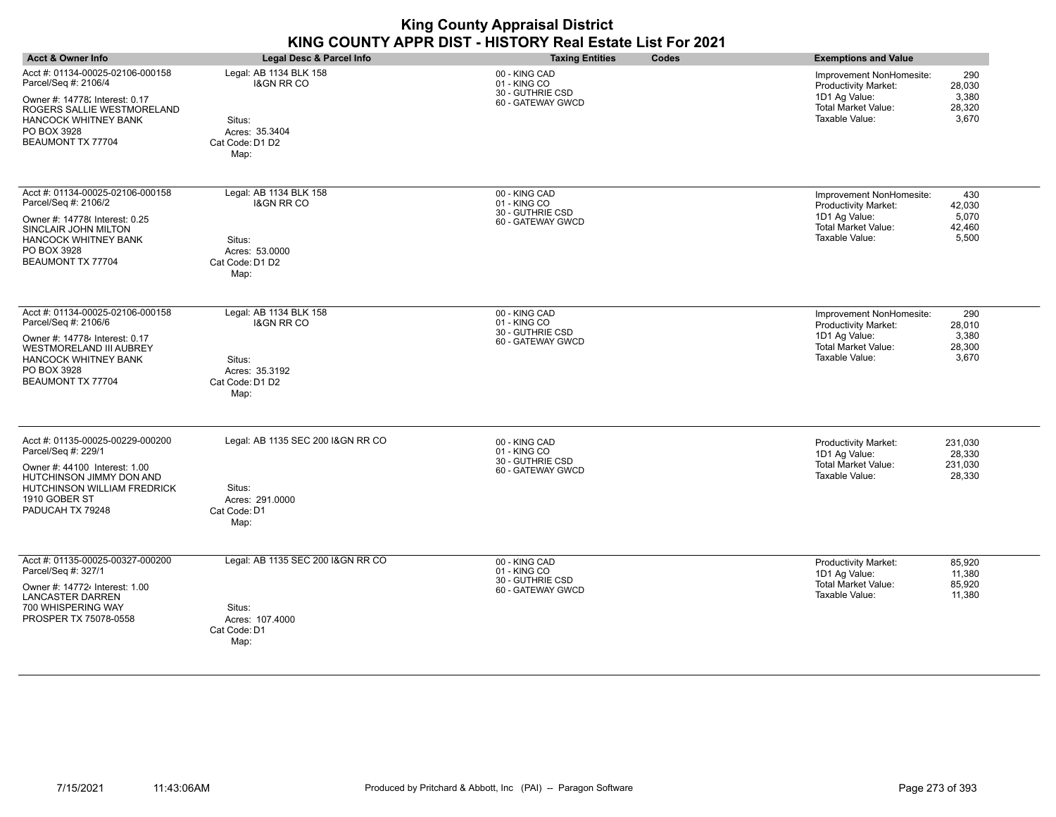# King County Appraisal District

## KING COUNTY APPR DIST - HISTORY Real Estate List For 2021

| Acct & Owner Info | Legal Desc & Parcel Info | Taxing Entities | Codes | Exemptions and Value |
|---|---|---|---|---|
| Acct #: 01134-00025-02106-000158<br>Parcel/Seq #: 2106/4<br>Owner #: 14778 Interest: 0.17<br>ROGERS SALLIE WESTMORELAND<br>HANCOCK WHITNEY BANK<br>PO BOX 3928<br>BEAUMONT TX 77704 | Legal: AB 1134 BLK 158 I&GN RR CO<br>Situs:<br>Acres: 35.3404<br>Cat Code: D1 D2<br>Map: | 00 - KING CAD<br>01 - KING CO<br>30 - GUTHRIE CSD<br>60 - GATEWAY GWCD | | Improvement NonHomesite: 290<br>Productivity Market: 28,030<br>1D1 Ag Value: 3,380<br>Total Market Value: 28,320<br>Taxable Value: 3,670 |
| Acct #: 01134-00025-02106-000158<br>Parcel/Seq #: 2106/2<br>Owner #: 14778 Interest: 0.25<br>SINCLAIR JOHN MILTON<br>HANCOCK WHITNEY BANK<br>PO BOX 3928<br>BEAUMONT TX 77704 | Legal: AB 1134 BLK 158 I&GN RR CO<br>Situs:<br>Acres: 53.0000<br>Cat Code: D1 D2<br>Map: | 00 - KING CAD<br>01 - KING CO<br>30 - GUTHRIE CSD<br>60 - GATEWAY GWCD | | Improvement NonHomesite: 430<br>Productivity Market: 42,030<br>1D1 Ag Value: 5,070<br>Total Market Value: 42,460<br>Taxable Value: 5,500 |
| Acct #: 01134-00025-02106-000158<br>Parcel/Seq #: 2106/6<br>Owner #: 14778 Interest: 0.17<br>WESTMORELAND III AUBREY<br>HANCOCK WHITNEY BANK<br>PO BOX 3928<br>BEAUMONT TX 77704 | Legal: AB 1134 BLK 158 I&GN RR CO<br>Situs:<br>Acres: 35.3192<br>Cat Code: D1 D2<br>Map: | 00 - KING CAD<br>01 - KING CO<br>30 - GUTHRIE CSD<br>60 - GATEWAY GWCD | | Improvement NonHomesite: 290<br>Productivity Market: 28,010<br>1D1 Ag Value: 3,380<br>Total Market Value: 28,300<br>Taxable Value: 3,670 |
| Acct #: 01135-00025-00229-000200<br>Parcel/Seq #: 229/1<br>Owner #: 44100 Interest: 1.00<br>HUTCHINSON JIMMY DON AND<br>HUTCHINSON WILLIAM FREDRICK<br>1910 GOBER ST<br>PADUCAH TX 79248 | Legal: AB 1135 SEC 200 I&GN RR CO<br>Situs:<br>Acres: 291.0000<br>Cat Code: D1<br>Map: | 00 - KING CAD<br>01 - KING CO<br>30 - GUTHRIE CSD<br>60 - GATEWAY GWCD | | Productivity Market: 231,030<br>1D1 Ag Value: 28,330<br>Total Market Value: 231,030<br>Taxable Value: 28,330 |
| Acct #: 01135-00025-00327-000200<br>Parcel/Seq #: 327/1<br>Owner #: 14772 Interest: 1.00<br>LANCASTER DARREN<br>700 WHISPERING WAY<br>PROSPER TX 75078-0558 | Legal: AB 1135 SEC 200 I&GN RR CO<br>Situs:<br>Acres: 107.4000<br>Cat Code: D1<br>Map: | 00 - KING CAD<br>01 - KING CO<br>30 - GUTHRIE CSD<br>60 - GATEWAY GWCD | | Productivity Market: 85,920<br>1D1 Ag Value: 11,380<br>Total Market Value: 85,920<br>Taxable Value: 11,380 |

7/15/2021 11:43:06AM Produced by Pritchard & Abbott, Inc (PAI) -- Paragon Software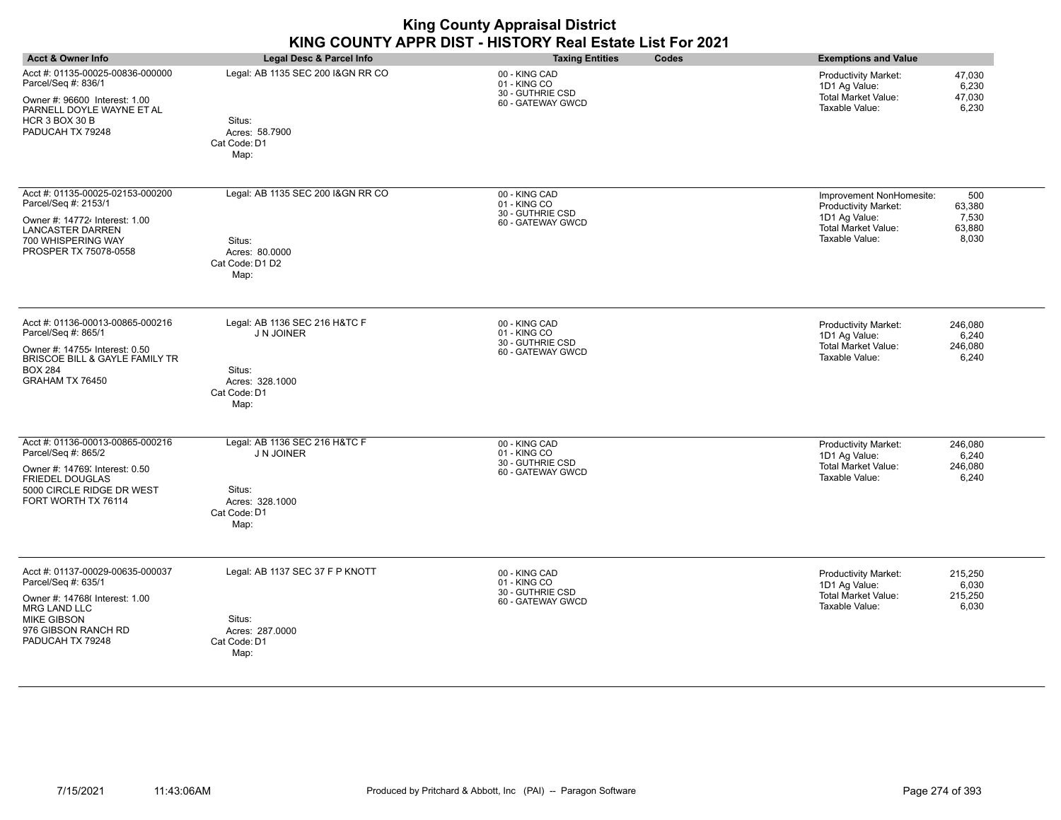# King County Appraisal District

## KING COUNTY APPR DIST - HISTORY Real Estate List For 2021

| Acct & Owner Info | Legal Desc & Parcel Info | Taxing Entities | Codes | Exemptions and Value |
|---|---|---|---|---|
| Acct #: 01135-00025-00836-000000<br>Parcel/Seq #: 836/1<br>Owner #: 96600 Interest: 1.00<br>PARNELL DOYLE WAYNE ET AL<br>HCR 3 BOX 30 B<br>PADUCAH TX 79248 | Legal: AB 1135 SEC 200 I&GN RR CO<br>Situs:<br>Acres: 58.7900<br>Cat Code: D1<br>Map: | 00 - KING CAD<br>01 - KING CO<br>30 - GUTHRIE CSD<br>60 - GATEWAY GWCD | | Productivity Market: 47,030<br>1D1 Ag Value: 6,230<br>Total Market Value: 47,030<br>Taxable Value: 6,230 |
| Acct #: 01135-00025-02153-000200<br>Parcel/Seq #: 2153/1<br>Owner #: 14772‹ Interest: 1.00<br>LANCASTER DARREN<br>700 WHISPERING WAY<br>PROSPER TX 75078-0558 | Legal: AB 1135 SEC 200 I&GN RR CO<br>Situs:<br>Acres: 80.0000<br>Cat Code: D1 D2<br>Map: | 00 - KING CAD<br>01 - KING CO<br>30 - GUTHRIE CSD<br>60 - GATEWAY GWCD | | Improvement NonHomesite: 500<br>Productivity Market: 63,380<br>1D1 Ag Value: 7,530<br>Total Market Value: 63,880<br>Taxable Value: 8,030 |
| Acct #: 01136-00013-00865-000216<br>Parcel/Seq #: 865/1<br>Owner #: 14755‹ Interest: 0.50<br>BRISCOE BILL & GAYLE FAMILY TR<br>BOX 284<br>GRAHAM TX 76450 | Legal: AB 1136 SEC 216 H&TC F<br>J N JOINER<br>Situs:<br>Acres: 328.1000<br>Cat Code: D1<br>Map: | 00 - KING CAD<br>01 - KING CO<br>30 - GUTHRIE CSD<br>60 - GATEWAY GWCD | | Productivity Market: 246,080<br>1D1 Ag Value: 6,240<br>Total Market Value: 246,080<br>Taxable Value: 6,240 |
| Acct #: 01136-00013-00865-000216<br>Parcel/Seq #: 865/2<br>Owner #: 14769‹ Interest: 0.50<br>FRIEDEL DOUGLAS<br>5000 CIRCLE RIDGE DR WEST<br>FORT WORTH TX 76114 | Legal: AB 1136 SEC 216 H&TC F<br>J N JOINER<br>Situs:<br>Acres: 328.1000<br>Cat Code: D1<br>Map: | 00 - KING CAD<br>01 - KING CO<br>30 - GUTHRIE CSD<br>60 - GATEWAY GWCD | | Productivity Market: 246,080<br>1D1 Ag Value: 6,240<br>Total Market Value: 246,080<br>Taxable Value: 6,240 |
| Acct #: 01137-00029-00635-000037<br>Parcel/Seq #: 635/1<br>Owner #: 14768( Interest: 1.00<br>MRG LAND LLC<br>MIKE GIBSON<br>976 GIBSON RANCH RD<br>PADUCAH TX 79248 | Legal: AB 1137 SEC 37 F P KNOTT<br>Situs:<br>Acres: 287.0000<br>Cat Code: D1<br>Map: | 00 - KING CAD<br>01 - KING CO<br>30 - GUTHRIE CSD<br>60 - GATEWAY GWCD | | Productivity Market: 215,250<br>1D1 Ag Value: 6,030<br>Total Market Value: 215,250<br>Taxable Value: 6,030 |

7/15/2021 11:43:06AM Produced by Pritchard & Abbott, Inc (PAI) -- Paragon Software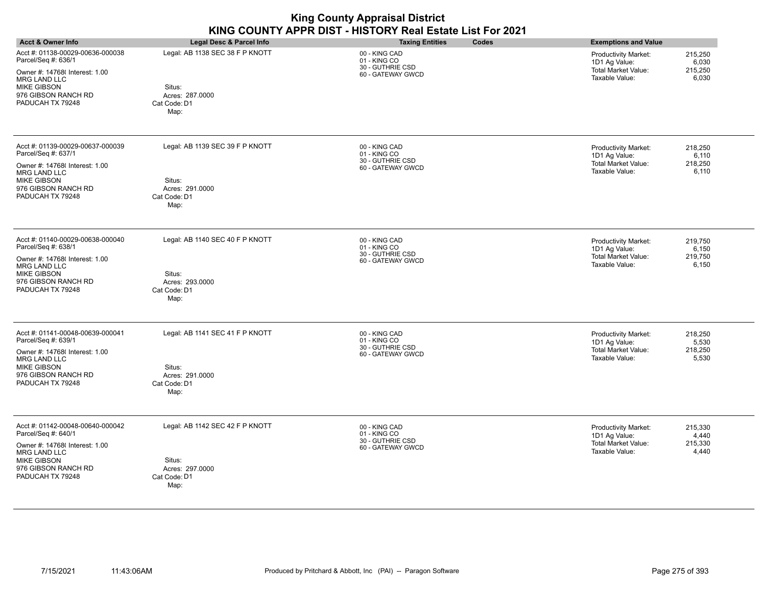# King County Appraisal District

## KING COUNTY APPR DIST - HISTORY Real Estate List For 2021

| Acct & Owner Info | Legal Desc & Parcel Info | Taxing Entities | Codes | Exemptions and Value |
|---|---|---|---|---|
| Acct #: 01138-00029-00636-000038<br>Parcel/Seq #: 636/1<br>Owner #: 14768( Interest: 1.00<br>MRG LAND LLC<br>MIKE GIBSON<br>976 GIBSON RANCH RD<br>PADUCAH TX 79248 | Legal: AB 1138 SEC 38 F P KNOTT<br>Situs:<br>Acres: 287.0000<br>Cat Code: D1<br>Map: | 00 - KING CAD<br>01 - KING CO<br>30 - GUTHRIE CSD<br>60 - GATEWAY GWCD | | Productivity Market: 215,250<br>1D1 Ag Value: 6,030<br>Total Market Value: 215,250<br>Taxable Value: 6,030 |
| Acct #: 01139-00029-00637-000039<br>Parcel/Seq #: 637/1<br>Owner #: 14768( Interest: 1.00<br>MRG LAND LLC<br>MIKE GIBSON<br>976 GIBSON RANCH RD<br>PADUCAH TX 79248 | Legal: AB 1139 SEC 39 F P KNOTT<br>Situs:<br>Acres: 291.0000<br>Cat Code: D1<br>Map: | 00 - KING CAD<br>01 - KING CO<br>30 - GUTHRIE CSD<br>60 - GATEWAY GWCD | | Productivity Market: 218,250<br>1D1 Ag Value: 6,110<br>Total Market Value: 218,250<br>Taxable Value: 6,110 |
| Acct #: 01140-00029-00638-000040<br>Parcel/Seq #: 638/1<br>Owner #: 14768( Interest: 1.00<br>MRG LAND LLC<br>MIKE GIBSON<br>976 GIBSON RANCH RD<br>PADUCAH TX 79248 | Legal: AB 1140 SEC 40 F P KNOTT<br>Situs:<br>Acres: 293.0000<br>Cat Code: D1<br>Map: | 00 - KING CAD<br>01 - KING CO<br>30 - GUTHRIE CSD<br>60 - GATEWAY GWCD | | Productivity Market: 219,750<br>1D1 Ag Value: 6,150<br>Total Market Value: 219,750<br>Taxable Value: 6,150 |
| Acct #: 01141-00048-00639-000041<br>Parcel/Seq #: 639/1<br>Owner #: 14768( Interest: 1.00<br>MRG LAND LLC<br>MIKE GIBSON<br>976 GIBSON RANCH RD<br>PADUCAH TX 79248 | Legal: AB 1141 SEC 41 F P KNOTT<br>Situs:<br>Acres: 291.0000<br>Cat Code: D1<br>Map: | 00 - KING CAD<br>01 - KING CO<br>30 - GUTHRIE CSD<br>60 - GATEWAY GWCD | | Productivity Market: 218,250<br>1D1 Ag Value: 5,530<br>Total Market Value: 218,250<br>Taxable Value: 5,530 |
| Acct #: 01142-00048-00640-000042<br>Parcel/Seq #: 640/1<br>Owner #: 14768( Interest: 1.00<br>MRG LAND LLC<br>MIKE GIBSON<br>976 GIBSON RANCH RD<br>PADUCAH TX 79248 | Legal: AB 1142 SEC 42 F P KNOTT<br>Situs:<br>Acres: 297.0000<br>Cat Code: D1<br>Map: | 00 - KING CAD<br>01 - KING CO<br>30 - GUTHRIE CSD<br>60 - GATEWAY GWCD | | Productivity Market: 215,330<br>1D1 Ag Value: 4,440<br>Total Market Value: 215,330<br>Taxable Value: 4,440 |

7/15/2021 11:43:06AM Produced by Pritchard & Abbott, Inc (PAI) -- Paragon Software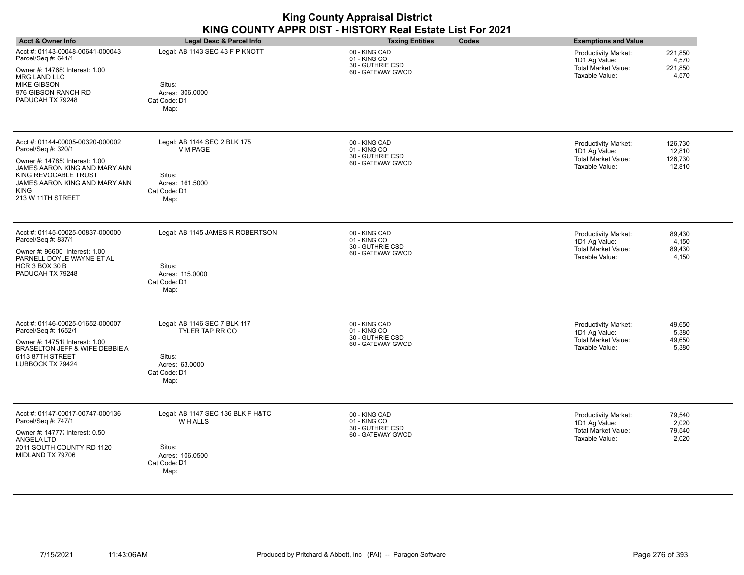# King County Appraisal District

## KING COUNTY APPR DIST - HISTORY Real Estate List For 2021

| Acct & Owner Info | Legal Desc & Parcel Info | Taxing Entities | Codes | Exemptions and Value |
|---|---|---|---|---|
| Acct #: 01143-00048-00641-000043<br>Parcel/Seq #: 641/1<br>Owner #: 14768( Interest: 1.00<br>MRG LAND LLC<br>MIKE GIBSON<br>976 GIBSON RANCH RD<br>PADUCAH TX 79248 | Legal: AB 1143 SEC 43 F P KNOTT<br>Situs:<br>Acres: 306.0000<br>Cat Code: D1<br>Map: | 00 - KING CAD<br>01 - KING CO<br>30 - GUTHRIE CSD<br>60 - GATEWAY GWCD | | Productivity Market: 221,850<br>1D1 Ag Value: 4,570<br>Total Market Value: 221,850<br>Taxable Value: 4,570 |
| Acct #: 01144-00005-00320-000002<br>Parcel/Seq #: 320/1<br>Owner #: 14785( Interest: 1.00<br>JAMES AARON KING AND MARY ANN KING REVOCABLE TRUST<br>JAMES AARON KING AND MARY ANN KING<br>213 W 11TH STREET | Legal: AB 1144 SEC 2 BLK 175 V M PAGE<br>Situs:<br>Acres: 161.5000<br>Cat Code: D1<br>Map: | 00 - KING CAD<br>01 - KING CO<br>30 - GUTHRIE CSD<br>60 - GATEWAY GWCD | | Productivity Market: 126,730<br>1D1 Ag Value: 12,810<br>Total Market Value: 126,730<br>Taxable Value: 12,810 |
| Acct #: 01145-00025-00837-000000<br>Parcel/Seq #: 837/1<br>Owner #: 96600 Interest: 1.00<br>PARNELL DOYLE WAYNE ET AL<br>HCR 3 BOX 30 B<br>PADUCAH TX 79248 | Legal: AB 1145 JAMES R ROBERTSON<br>Situs:<br>Acres: 115.0000<br>Cat Code: D1<br>Map: | 00 - KING CAD<br>01 - KING CO<br>30 - GUTHRIE CSD<br>60 - GATEWAY GWCD | | Productivity Market: 89,430<br>1D1 Ag Value: 4,150<br>Total Market Value: 89,430<br>Taxable Value: 4,150 |
| Acct #: 01146-00025-01652-000007<br>Parcel/Seq #: 1652/1<br>Owner #: 14751( Interest: 1.00<br>BRASELTON JEFF & WIFE DEBBIE A<br>6113 87TH STREET<br>LUBBOCK TX 79424 | Legal: AB 1146 SEC 7 BLK 117 TYLER TAP RR CO<br>Situs:<br>Acres: 63.0000<br>Cat Code: D1<br>Map: | 00 - KING CAD<br>01 - KING CO<br>30 - GUTHRIE CSD<br>60 - GATEWAY GWCD | | Productivity Market: 49,650<br>1D1 Ag Value: 5,380<br>Total Market Value: 49,650<br>Taxable Value: 5,380 |
| Acct #: 01147-00017-00747-000136<br>Parcel/Seq #: 747/1<br>Owner #: 14777 Interest: 0.50<br>ANGELA LTD<br>2011 SOUTH COUNTY RD 1120<br>MIDLAND TX 79706 | Legal: AB 1147 SEC 136 BLK F H&TC W H ALLS<br>Situs:<br>Acres: 106.0500<br>Cat Code: D1<br>Map: | 00 - KING CAD<br>01 - KING CO<br>30 - GUTHRIE CSD<br>60 - GATEWAY GWCD | | Productivity Market: 79,540<br>1D1 Ag Value: 2,020<br>Total Market Value: 79,540<br>Taxable Value: 2,020 |

7/15/2021 11:43:06AM Produced by Pritchard & Abbott, Inc (PAI) -- Paragon Software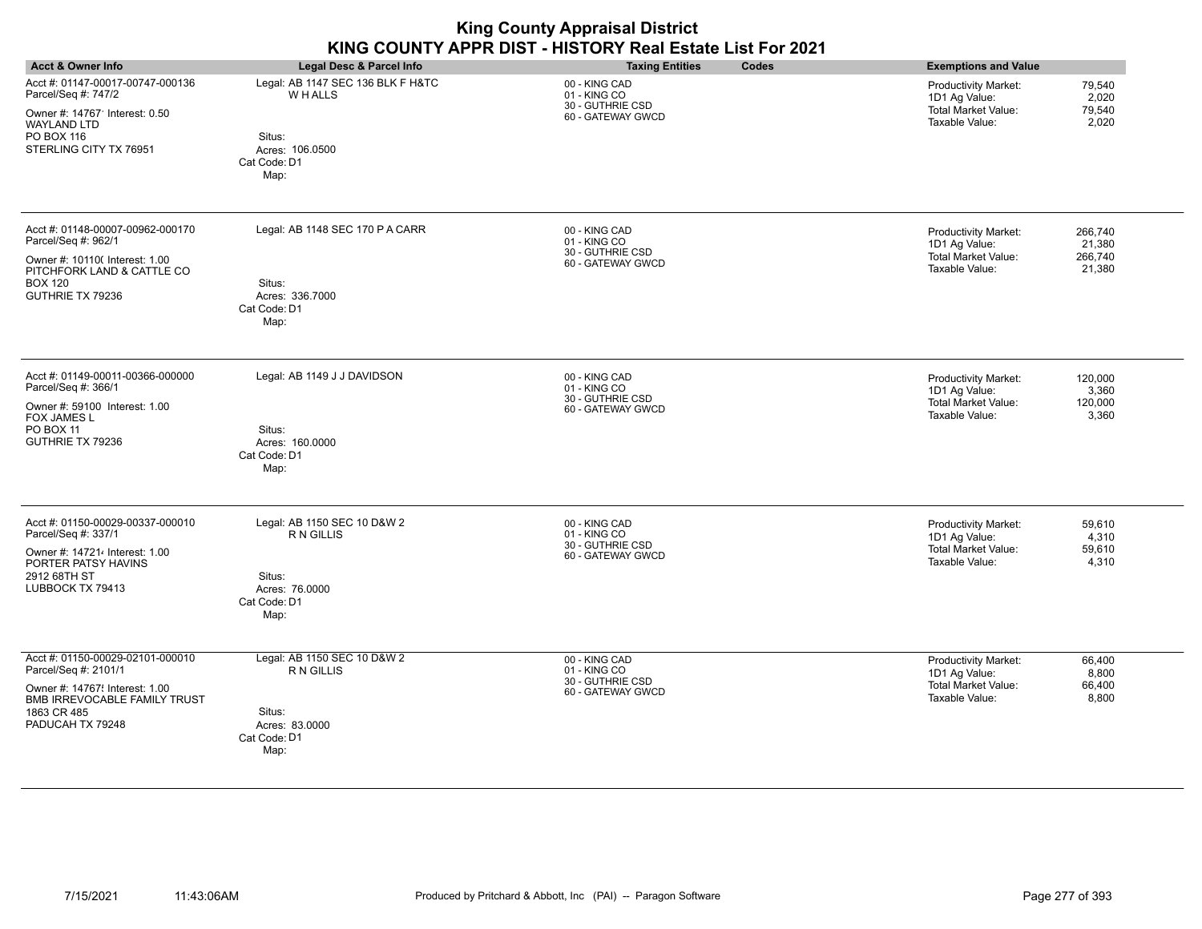# King County Appraisal District

## KING COUNTY APPR DIST - HISTORY Real Estate List For 2021

| Acct & Owner Info | Legal Desc & Parcel Info | Taxing Entities | Codes | Exemptions and Value |
|---|---|---|---|---|
| Acct #: 01147-00017-00747-000136<br>Parcel/Seq #: 747/2<br>Owner #: 14767' Interest: 0.50<br>WAYLAND LTD<br>PO BOX 116<br>STERLING CITY TX 76951 | Legal: AB 1147 SEC 136 BLK F H&TC W H ALLS<br>Situs:<br>Acres: 106.0500<br>Cat Code: D1<br>Map: | 00 - KING CAD<br>01 - KING CO<br>30 - GUTHRIE CSD<br>60 - GATEWAY GWCD | | Productivity Market: 79,540<br>1D1 Ag Value: 2,020<br>Total Market Value: 79,540<br>Taxable Value: 2,020 |
| Acct #: 01148-00007-00962-000170<br>Parcel/Seq #: 962/1<br>Owner #: 10110( Interest: 1.00<br>PITCHFORK LAND & CATTLE CO<br>BOX 120<br>GUTHRIE TX 79236 | Legal: AB 1148 SEC 170 P A CARR<br>Situs:<br>Acres: 336.7000<br>Cat Code: D1<br>Map: | 00 - KING CAD<br>01 - KING CO<br>30 - GUTHRIE CSD<br>60 - GATEWAY GWCD | | Productivity Market: 266,740<br>1D1 Ag Value: 21,380<br>Total Market Value: 266,740<br>Taxable Value: 21,380 |
| Acct #: 01149-00011-00366-000000<br>Parcel/Seq #: 366/1<br>Owner #: 59100 Interest: 1.00<br>FOX JAMES L<br>PO BOX 11<br>GUTHRIE TX 79236 | Legal: AB 1149 J J DAVIDSON<br>Situs:<br>Acres: 160.0000<br>Cat Code: D1<br>Map: | 00 - KING CAD<br>01 - KING CO<br>30 - GUTHRIE CSD<br>60 - GATEWAY GWCD | | Productivity Market: 120,000<br>1D1 Ag Value: 3,360<br>Total Market Value: 120,000<br>Taxable Value: 3,360 |
| Acct #: 01150-00029-00337-000010<br>Parcel/Seq #: 337/1<br>Owner #: 14721‹ Interest: 1.00<br>PORTER PATSY HAVINS<br>2912 68TH ST<br>LUBBOCK TX 79413 | Legal: AB 1150 SEC 10 D&W 2 R N GILLIS<br>Situs:<br>Acres: 76.0000<br>Cat Code: D1<br>Map: | 00 - KING CAD<br>01 - KING CO<br>30 - GUTHRIE CSD<br>60 - GATEWAY GWCD | | Productivity Market: 59,610<br>1D1 Ag Value: 4,310<br>Total Market Value: 59,610<br>Taxable Value: 4,310 |
| Acct #: 01150-00029-02101-000010<br>Parcel/Seq #: 2101/1<br>Owner #: 14767! Interest: 1.00<br>BMB IRREVOCABLE FAMILY TRUST<br>1863 CR 485<br>PADUCAH TX 79248 | Legal: AB 1150 SEC 10 D&W 2 R N GILLIS<br>Situs:<br>Acres: 83.0000<br>Cat Code: D1<br>Map: | 00 - KING CAD<br>01 - KING CO<br>30 - GUTHRIE CSD<br>60 - GATEWAY GWCD | | Productivity Market: 66,400<br>1D1 Ag Value: 8,800<br>Total Market Value: 66,400<br>Taxable Value: 8,800 |

7/15/2021 11:43:06AM Produced by Pritchard & Abbott, Inc (PAI) -- Paragon Software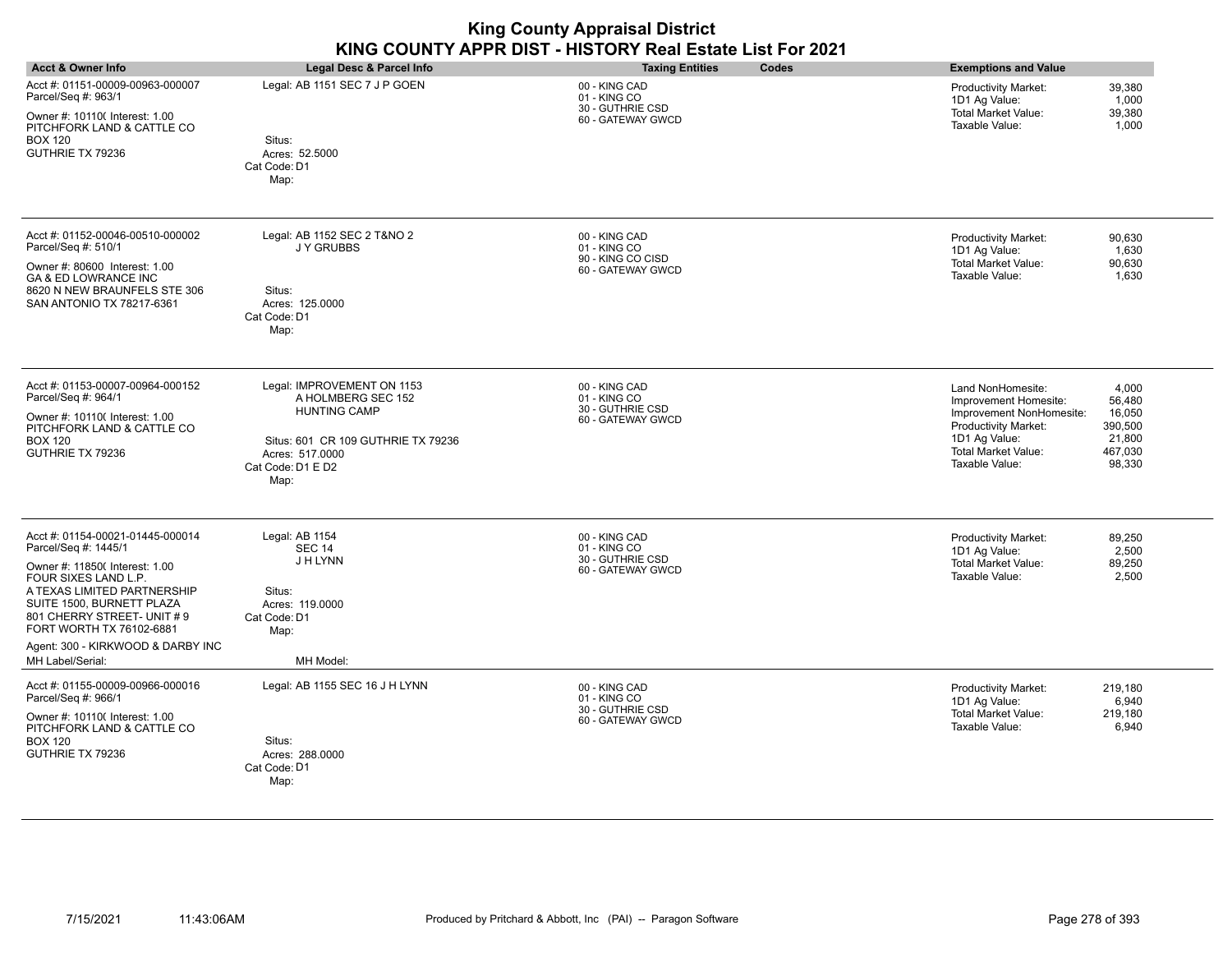# King County Appraisal District

## KING COUNTY APPR DIST - HISTORY Real Estate List For 2021

| Acct & Owner Info | Legal Desc & Parcel Info | Taxing Entities | Codes | Exemptions and Value |
|---|---|---|---|---|
| Acct #: 01151-00009-00963-000007<br>Parcel/Seq #: 963/1<br>Owner #: 10110( Interest: 1.00<br>PITCHFORK LAND & CATTLE CO<br>BOX 120<br>GUTHRIE TX 79236 | Legal: AB 1151 SEC 7 J P GOEN<br>Situs:<br>Acres: 52.5000<br>Cat Code: D1<br>Map: | 00 - KING CAD<br>01 - KING CO<br>30 - GUTHRIE CSD<br>60 - GATEWAY GWCD | | Productivity Market: 39,380<br>1D1 Ag Value: 1,000<br>Total Market Value: 39,380<br>Taxable Value: 1,000 |
| Acct #: 01152-00046-00510-000002<br>Parcel/Seq #: 510/1<br>Owner #: 80600 Interest: 1.00<br>GA & ED LOWRANCE INC<br>8620 N NEW BRAUNFELS STE 306<br>SAN ANTONIO TX 78217-6361 | Legal: AB 1152 SEC 2 T&NO 2<br>J Y GRUBBS<br>Situs:<br>Acres: 125.0000<br>Cat Code: D1<br>Map: | 00 - KING CAD<br>01 - KING CO<br>90 - KING CO CISD<br>60 - GATEWAY GWCD | | Productivity Market: 90,630<br>1D1 Ag Value: 1,630<br>Total Market Value: 90,630<br>Taxable Value: 1,630 |
| Acct #: 01153-00007-00964-000152<br>Parcel/Seq #: 964/1<br>Owner #: 10110( Interest: 1.00<br>PITCHFORK LAND & CATTLE CO<br>BOX 120<br>GUTHRIE TX 79236 | Legal: IMPROVEMENT ON 1153<br>A HOLMBERG SEC 152<br>HUNTING CAMP<br>Situs: 601 CR 109 GUTHRIE TX 79236<br>Acres: 517.0000<br>Cat Code: D1 E D2<br>Map: | 00 - KING CAD<br>01 - KING CO<br>30 - GUTHRIE CSD<br>60 - GATEWAY GWCD | | Land NonHomesite: 4,000<br>Improvement Homesite: 56,480<br>Improvement NonHomesite: 16,050<br>Productivity Market: 390,500<br>1D1 Ag Value: 21,800<br>Total Market Value: 467,030<br>Taxable Value: 98,330 |
| Acct #: 01154-00021-01445-000014<br>Parcel/Seq #: 1445/1<br>Owner #: 11850( Interest: 1.00<br>FOUR SIXES LAND L.P.<br>A TEXAS LIMITED PARTNERSHIP<br>SUITE 1500, BURNETT PLAZA<br>801 CHERRY STREET- UNIT # 9<br>FORT WORTH TX 76102-6881<br>Agent: 300 - KIRKWOOD & DARBY INC<br>MH Label/Serial: | Legal: AB 1154<br>SEC 14<br>J H LYNN<br>Situs:<br>Acres: 119.0000<br>Cat Code: D1<br>Map:<br>MH Model: | 00 - KING CAD<br>01 - KING CO<br>30 - GUTHRIE CSD<br>60 - GATEWAY GWCD | | Productivity Market: 89,250<br>1D1 Ag Value: 2,500<br>Total Market Value: 89,250<br>Taxable Value: 2,500 |
| Acct #: 01155-00009-00966-000016<br>Parcel/Seq #: 966/1<br>Owner #: 10110( Interest: 1.00<br>PITCHFORK LAND & CATTLE CO<br>BOX 120<br>GUTHRIE TX 79236 | Legal: AB 1155 SEC 16 J H LYNN<br>Situs:<br>Acres: 288.0000<br>Cat Code: D1<br>Map: | 00 - KING CAD<br>01 - KING CO<br>30 - GUTHRIE CSD<br>60 - GATEWAY GWCD | | Productivity Market: 219,180<br>1D1 Ag Value: 6,940<br>Total Market Value: 219,180<br>Taxable Value: 6,940 |

7/15/2021 11:43:06AM Produced by Pritchard & Abbott, Inc (PAI) -- Paragon Software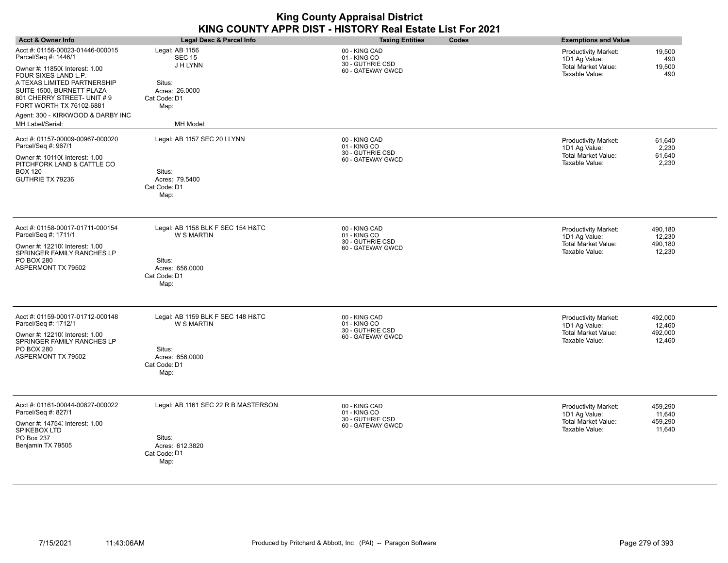# King County Appraisal District
## KING COUNTY APPR DIST - HISTORY Real Estate List For 2021

| Acct & Owner Info | Legal Desc & Parcel Info | Taxing Entities | Codes | Exemptions and Value |
|---|---|---|---|---|
| Acct #: 01156-00023-01446-000015<br>Parcel/Seq #: 1446/1<br>Owner #: 11850( Interest: 1.00<br>FOUR SIXES LAND L.P.<br>A TEXAS LIMITED PARTNERSHIP<br>SUITE 1500, BURNETT PLAZA<br>801 CHERRY STREET- UNIT # 9<br>FORT WORTH TX 76102-6881<br>Agent: 300 - KIRKWOOD & DARBY INC<br>MH Label/Serial: | Legal: AB 1156<br>SEC 15<br>J H LYNN<br>Situs:<br>Acres: 26.0000<br>Cat Code: D1<br>Map:<br>MH Model: | 00 - KING CAD<br>01 - KING CO<br>30 - GUTHRIE CSD<br>60 - GATEWAY GWCD | | Productivity Market: 19,500<br>1D1 Ag Value: 490<br>Total Market Value: 19,500<br>Taxable Value: 490 |
| Acct #: 01157-00009-00967-000020<br>Parcel/Seq #: 967/1<br>Owner #: 10110( Interest: 1.00<br>PITCHFORK LAND & CATTLE CO<br>BOX 120<br>GUTHRIE TX 79236 | Legal: AB 1157 SEC 20 I LYNN<br>Situs:<br>Acres: 79.5400<br>Cat Code: D1<br>Map: | 00 - KING CAD<br>01 - KING CO<br>30 - GUTHRIE CSD<br>60 - GATEWAY GWCD | | Productivity Market: 61,640<br>1D1 Ag Value: 2,230<br>Total Market Value: 61,640<br>Taxable Value: 2,230 |
| Acct #: 01158-00017-01711-000154<br>Parcel/Seq #: 1711/1<br>Owner #: 12210( Interest: 1.00<br>SPRINGER FAMILY RANCHES LP<br>PO BOX 280<br>ASPERMONT TX 79502 | Legal: AB 1158 BLK F SEC 154 H&TC<br>W S MARTIN<br>Situs:<br>Acres: 656.0000<br>Cat Code: D1<br>Map: | 00 - KING CAD<br>01 - KING CO<br>30 - GUTHRIE CSD<br>60 - GATEWAY GWCD | | Productivity Market: 490,180<br>1D1 Ag Value: 12,230<br>Total Market Value: 490,180<br>Taxable Value: 12,230 |
| Acct #: 01159-00017-01712-000148<br>Parcel/Seq #: 1712/1<br>Owner #: 12210( Interest: 1.00<br>SPRINGER FAMILY RANCHES LP<br>PO BOX 280<br>ASPERMONT TX 79502 | Legal: AB 1159 BLK F SEC 148 H&TC<br>W S MARTIN<br>Situs:<br>Acres: 656.0000<br>Cat Code: D1<br>Map: | 00 - KING CAD<br>01 - KING CO<br>30 - GUTHRIE CSD<br>60 - GATEWAY GWCD | | Productivity Market: 492,000<br>1D1 Ag Value: 12,460<br>Total Market Value: 492,000<br>Taxable Value: 12,460 |
| Acct #: 01161-00044-00827-000022<br>Parcel/Seq #: 827/1<br>Owner #: 14754: Interest: 1.00<br>SPIKEBOX LTD<br>PO Box 237<br>Benjamin TX 79505 | Legal: AB 1161 SEC 22 R B MASTERSON<br>Situs:<br>Acres: 612.3820<br>Cat Code: D1<br>Map: | 00 - KING CAD<br>01 - KING CO<br>30 - GUTHRIE CSD<br>60 - GATEWAY GWCD | | Productivity Market: 459,290<br>1D1 Ag Value: 11,640<br>Total Market Value: 459,290<br>Taxable Value: 11,640 |

7/15/2021 11:43:06AM Produced by Pritchard & Abbott, Inc (PAI) -- Paragon Software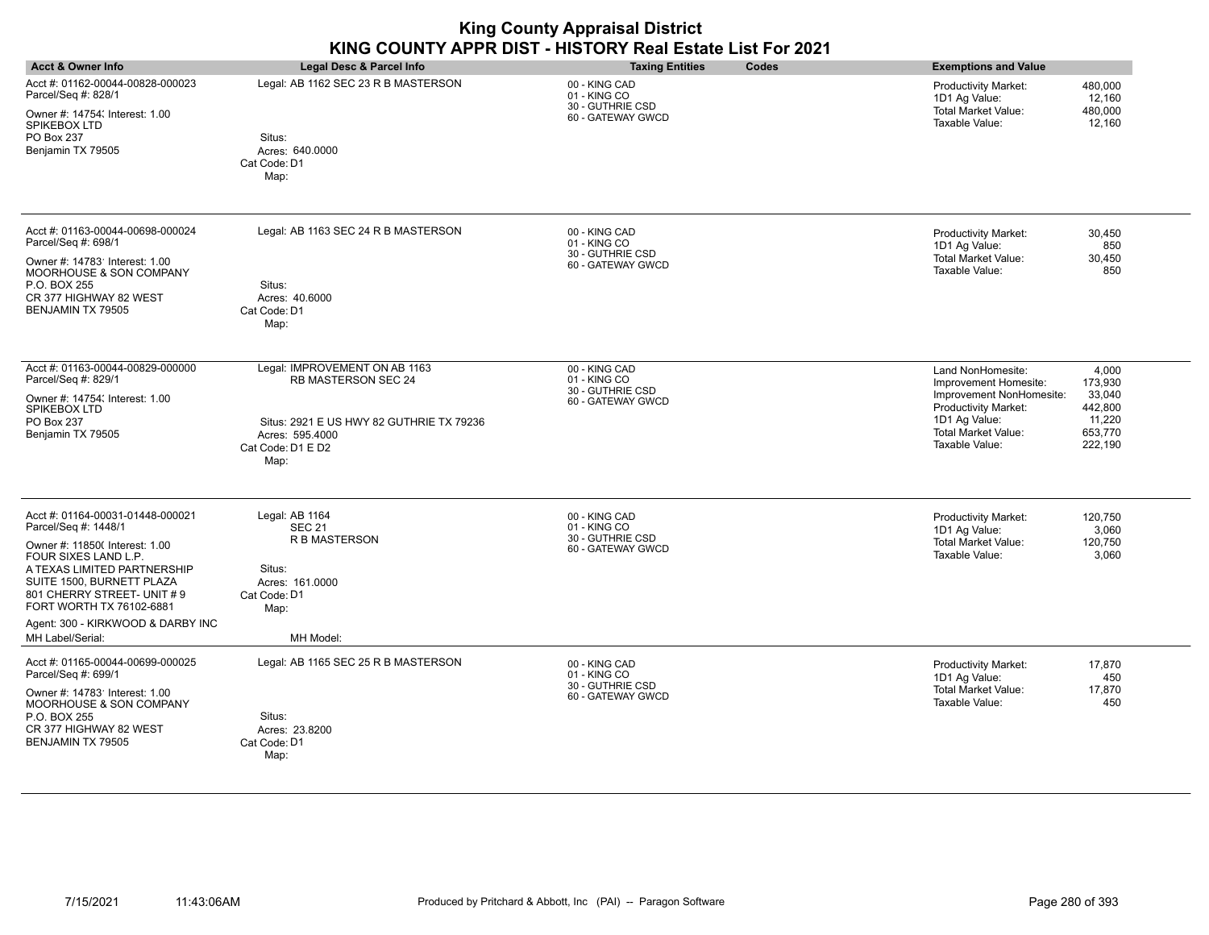# King County Appraisal District

## KING COUNTY APPR DIST - HISTORY Real Estate List For 2021

| Acct & Owner Info | Legal Desc & Parcel Info | Taxing Entities | Codes | Exemptions and Value |
|---|---|---|---|---|
| Acct #: 01162-00044-00828-000023<br>Parcel/Seq #: 828/1<br>Owner #: 14754; Interest: 1.00<br>SPIKEBOX LTD<br>PO Box 237<br>Benjamin TX 79505 | Legal: AB 1162 SEC 23 R B MASTERSON<br>Situs:<br>Acres: 640.0000<br>Cat Code: D1<br>Map: | 00 - KING CAD<br>01 - KING CO<br>30 - GUTHRIE CSD<br>60 - GATEWAY GWCD | | Productivity Market: 480,000<br>1D1 Ag Value: 12,160<br>Total Market Value: 480,000<br>Taxable Value: 12,160 |
| Acct #: 01163-00044-00698-000024<br>Parcel/Seq #: 698/1<br>Owner #: 14783' Interest: 1.00<br>MOORHOUSE & SON COMPANY<br>P.O. BOX 255<br>CR 377 HIGHWAY 82 WEST<br>BENJAMIN TX 79505 | Legal: AB 1163 SEC 24 R B MASTERSON<br>Situs:<br>Acres: 40.6000<br>Cat Code: D1<br>Map: | 00 - KING CAD<br>01 - KING CO<br>30 - GUTHRIE CSD<br>60 - GATEWAY GWCD | | Productivity Market: 30,450<br>1D1 Ag Value: 850<br>Total Market Value: 30,450<br>Taxable Value: 850 |
| Acct #: 01163-00044-00829-000000<br>Parcel/Seq #: 829/1<br>Owner #: 14754; Interest: 1.00<br>SPIKEBOX LTD<br>PO Box 237<br>Benjamin TX 79505 | Legal: IMPROVEMENT ON AB 1163 RB MASTERSON SEC 24<br>Situs: 2921 E US HWY 82 GUTHRIE TX 79236<br>Acres: 595.4000<br>Cat Code: D1 E D2<br>Map: | 00 - KING CAD<br>01 - KING CO<br>30 - GUTHRIE CSD<br>60 - GATEWAY GWCD | | Land NonHomesite: 4,000<br>Improvement Homesite: 173,930<br>Improvement NonHomesite: 33,040<br>Productivity Market: 442,800<br>1D1 Ag Value: 11,220<br>Total Market Value: 653,770<br>Taxable Value: 222,190 |
| Acct #: 01164-00031-01448-000021<br>Parcel/Seq #: 1448/1<br>Owner #: 11850( Interest: 1.00<br>FOUR SIXES LAND L.P.<br>A TEXAS LIMITED PARTNERSHIP<br>SUITE 1500, BURNETT PLAZA<br>801 CHERRY STREET- UNIT # 9<br>FORT WORTH TX 76102-6881<br>Agent: 300 - KIRKWOOD & DARBY INC<br>MH Label/Serial: | Legal: AB 1164 SEC 21 R B MASTERSON<br>Situs:<br>Acres: 161.0000<br>Cat Code: D1<br>Map:<br>MH Model: | 00 - KING CAD<br>01 - KING CO<br>30 - GUTHRIE CSD<br>60 - GATEWAY GWCD | | Productivity Market: 120,750<br>1D1 Ag Value: 3,060<br>Total Market Value: 120,750<br>Taxable Value: 3,060 |
| Acct #: 01165-00044-00699-000025<br>Parcel/Seq #: 699/1<br>Owner #: 14783' Interest: 1.00<br>MOORHOUSE & SON COMPANY<br>P.O. BOX 255<br>CR 377 HIGHWAY 82 WEST<br>BENJAMIN TX 79505 | Legal: AB 1165 SEC 25 R B MASTERSON<br>Situs:<br>Acres: 23.8200<br>Cat Code: D1<br>Map: | 00 - KING CAD<br>01 - KING CO<br>30 - GUTHRIE CSD<br>60 - GATEWAY GWCD | | Productivity Market: 17,870<br>1D1 Ag Value: 450<br>Total Market Value: 17,870<br>Taxable Value: 450 |

7/15/2021 11:43:06AM Produced by Pritchard & Abbott, Inc (PAI) -- Paragon Software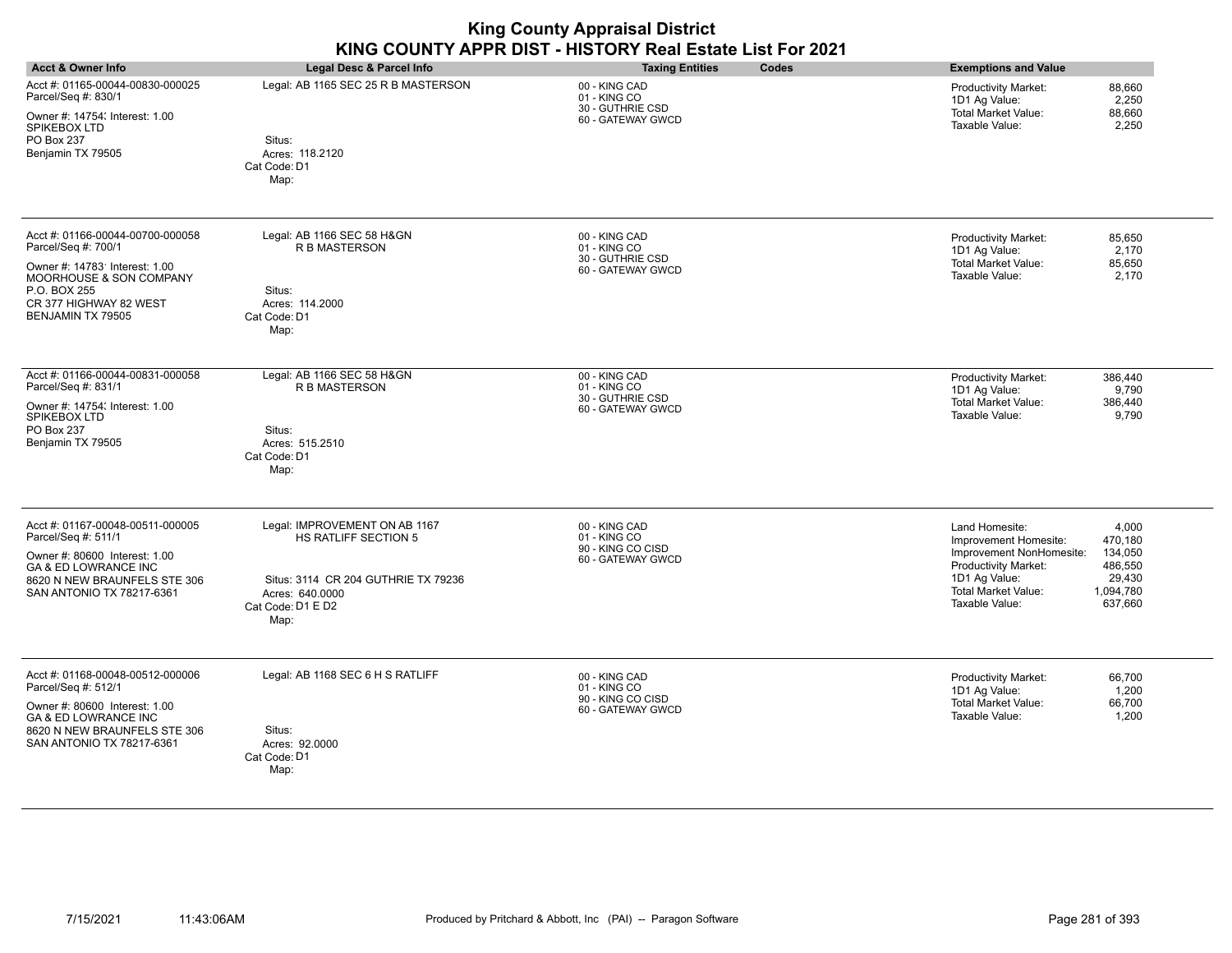# King County Appraisal District
## KING COUNTY APPR DIST - HISTORY Real Estate List For 2021

| Acct & Owner Info | Legal Desc & Parcel Info | Taxing Entities | Codes | Exemptions and Value |
|---|---|---|---|---|
| Acct #: 01165-00044-00830-000025<br>Parcel/Seq #: 830/1<br>Owner #: 14754; Interest: 1.00<br>SPIKEBOX LTD<br>PO Box 237<br>Benjamin TX 79505 | Legal: AB 1165 SEC 25 R B MASTERSON<br>Situs:<br>Acres: 118.2120<br>Cat Code: D1<br>Map: | 00 - KING CAD<br>01 - KING CO<br>30 - GUTHRIE CSD<br>60 - GATEWAY GWCD | | Productivity Market: 88,660<br>1D1 Ag Value: 2,250<br>Total Market Value: 88,660<br>Taxable Value: 2,250 |
| Acct #: 01166-00044-00700-000058<br>Parcel/Seq #: 700/1<br>Owner #: 14783' Interest: 1.00<br>MOORHOUSE & SON COMPANY<br>P.O. BOX 255<br>CR 377 HIGHWAY 82 WEST<br>BENJAMIN TX 79505 | Legal: AB 1166 SEC 58 H&GN R B MASTERSON<br>Situs:<br>Acres: 114.2000<br>Cat Code: D1<br>Map: | 00 - KING CAD<br>01 - KING CO<br>30 - GUTHRIE CSD<br>60 - GATEWAY GWCD | | Productivity Market: 85,650<br>1D1 Ag Value: 2,170<br>Total Market Value: 85,650<br>Taxable Value: 2,170 |
| Acct #: 01166-00044-00831-000058<br>Parcel/Seq #: 831/1<br>Owner #: 14754; Interest: 1.00<br>SPIKEBOX LTD<br>PO Box 237<br>Benjamin TX 79505 | Legal: AB 1166 SEC 58 H&GN R B MASTERSON<br>Situs:<br>Acres: 515.2510<br>Cat Code: D1<br>Map: | 00 - KING CAD<br>01 - KING CO<br>30 - GUTHRIE CSD<br>60 - GATEWAY GWCD | | Productivity Market: 386,440<br>1D1 Ag Value: 9,790<br>Total Market Value: 386,440<br>Taxable Value: 9,790 |
| Acct #: 01167-00048-00511-000005<br>Parcel/Seq #: 511/1<br>Owner #: 80600 Interest: 1.00<br>GA & ED LOWRANCE INC<br>8620 N NEW BRAUNFELS STE 306<br>SAN ANTONIO TX 78217-6361 | Legal: IMPROVEMENT ON AB 1167 HS RATLIFF SECTION 5<br>Situs: 3114 CR 204 GUTHRIE TX 79236<br>Acres: 640.0000<br>Cat Code: D1 E D2<br>Map: | 00 - KING CAD<br>01 - KING CO<br>90 - KING CO CISD<br>60 - GATEWAY GWCD | | Land Homesite: 4,000<br>Improvement Homesite: 470,180<br>Improvement NonHomesite: 134,050<br>Productivity Market: 486,550<br>1D1 Ag Value: 29,430<br>Total Market Value: 1,094,780<br>Taxable Value: 637,660 |
| Acct #: 01168-00048-00512-000006<br>Parcel/Seq #: 512/1<br>Owner #: 80600 Interest: 1.00<br>GA & ED LOWRANCE INC<br>8620 N NEW BRAUNFELS STE 306<br>SAN ANTONIO TX 78217-6361 | Legal: AB 1168 SEC 6 H S RATLIFF<br>Situs:<br>Acres: 92.0000<br>Cat Code: D1<br>Map: | 00 - KING CAD<br>01 - KING CO<br>90 - KING CO CISD<br>60 - GATEWAY GWCD | | Productivity Market: 66,700<br>1D1 Ag Value: 1,200<br>Total Market Value: 66,700<br>Taxable Value: 1,200 |

7/15/2021 11:43:06AM Produced by Pritchard & Abbott, Inc (PAI) -- Paragon Software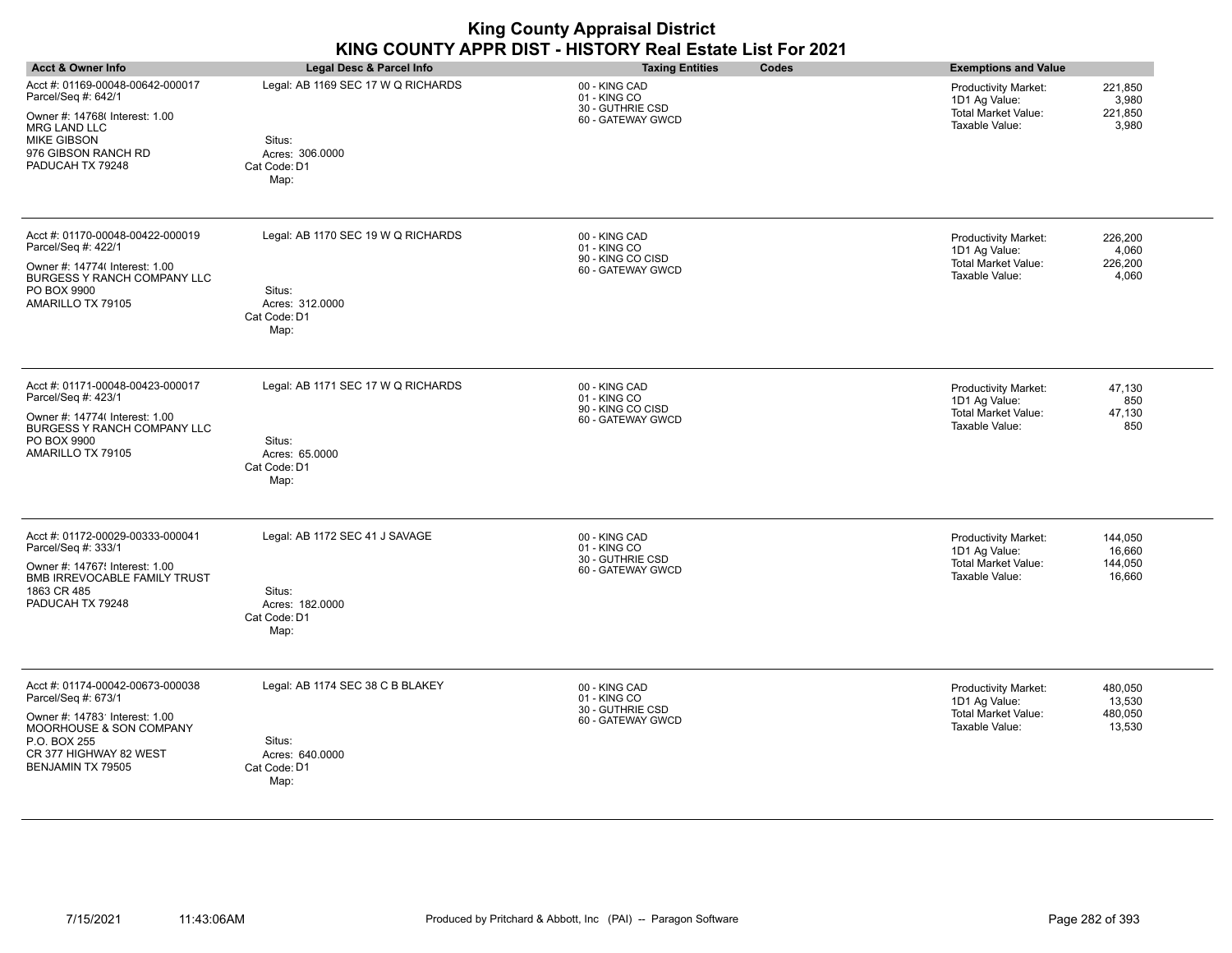# King County Appraisal District

## KING COUNTY APPR DIST - HISTORY Real Estate List For 2021

| Acct & Owner Info | Legal Desc & Parcel Info | Taxing Entities | Codes | Exemptions and Value |
|---|---|---|---|---|
| Acct #: 01169-00048-00642-000017<br>Parcel/Seq #: 642/1<br>Owner #: 14768( Interest: 1.00<br>MRG LAND LLC<br>MIKE GIBSON<br>976 GIBSON RANCH RD<br>PADUCAH TX 79248 | Legal: AB 1169 SEC 17 W Q RICHARDS<br>Situs:<br>Acres: 306.0000<br>Cat Code: D1<br>Map: | 00 - KING CAD<br>01 - KING CO<br>30 - GUTHRIE CSD<br>60 - GATEWAY GWCD | | Productivity Market: 221,850<br>1D1 Ag Value: 3,980<br>Total Market Value: 221,850<br>Taxable Value: 3,980 |
| Acct #: 01170-00048-00422-000019<br>Parcel/Seq #: 422/1<br>Owner #: 14774( Interest: 1.00<br>BURGESS Y RANCH COMPANY LLC<br>PO BOX 9900<br>AMARILLO TX 79105 | Legal: AB 1170 SEC 19 W Q RICHARDS<br>Situs:<br>Acres: 312.0000<br>Cat Code: D1<br>Map: | 00 - KING CAD<br>01 - KING CO<br>90 - KING CO CISD<br>60 - GATEWAY GWCD | | Productivity Market: 226,200<br>1D1 Ag Value: 4,060<br>Total Market Value: 226,200<br>Taxable Value: 4,060 |
| Acct #: 01171-00048-00423-000017<br>Parcel/Seq #: 423/1<br>Owner #: 14774( Interest: 1.00<br>BURGESS Y RANCH COMPANY LLC<br>PO BOX 9900<br>AMARILLO TX 79105 | Legal: AB 1171 SEC 17 W Q RICHARDS<br>Situs:<br>Acres: 65.0000<br>Cat Code: D1<br>Map: | 00 - KING CAD<br>01 - KING CO<br>90 - KING CO CISD<br>60 - GATEWAY GWCD | | Productivity Market: 47,130<br>1D1 Ag Value: 850<br>Total Market Value: 47,130<br>Taxable Value: 850 |
| Acct #: 01172-00029-00333-000041<br>Parcel/Seq #: 333/1<br>Owner #: 14767! Interest: 1.00<br>BMB IRREVOCABLE FAMILY TRUST<br>1863 CR 485<br>PADUCAH TX 79248 | Legal: AB 1172 SEC 41 J SAVAGE<br>Situs:<br>Acres: 182.0000<br>Cat Code: D1<br>Map: | 00 - KING CAD<br>01 - KING CO<br>30 - GUTHRIE CSD<br>60 - GATEWAY GWCD | | Productivity Market: 144,050<br>1D1 Ag Value: 16,660<br>Total Market Value: 144,050<br>Taxable Value: 16,660 |
| Acct #: 01174-00042-00673-000038<br>Parcel/Seq #: 673/1<br>Owner #: 14783' Interest: 1.00<br>MOORHOUSE & SON COMPANY<br>P.O. BOX 255<br>CR 377 HIGHWAY 82 WEST<br>BENJAMIN TX 79505 | Legal: AB 1174 SEC 38 C B BLAKEY<br>Situs:<br>Acres: 640.0000<br>Cat Code: D1<br>Map: | 00 - KING CAD<br>01 - KING CO<br>30 - GUTHRIE CSD<br>60 - GATEWAY GWCD | | Productivity Market: 480,050<br>1D1 Ag Value: 13,530<br>Total Market Value: 480,050<br>Taxable Value: 13,530 |

7/15/2021 11:43:06AM Produced by Pritchard & Abbott, Inc (PAI) -- Paragon Software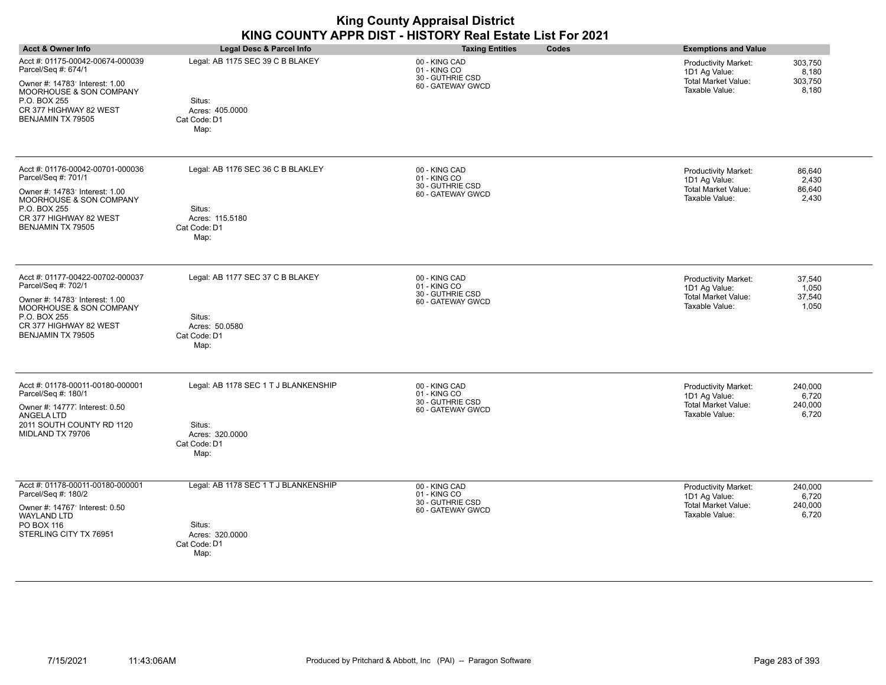# King County Appraisal District

## KING COUNTY APPR DIST - HISTORY Real Estate List For 2021

| Acct & Owner Info | Legal Desc & Parcel Info | Taxing Entities | Codes | Exemptions and Value |
|---|---|---|---|---|
| Acct #: 01175-00042-00674-000039<br>Parcel/Seq #: 674/1<br>Owner #: 14783· Interest: 1.00<br>MOORHOUSE & SON COMPANY<br>P.O. BOX 255<br>CR 377 HIGHWAY 82 WEST<br>BENJAMIN TX 79505 | Legal: AB 1175 SEC 39 C B BLAKEY<br>Situs:<br>Acres: 405.0000<br>Cat Code: D1<br>Map: | 00 - KING CAD<br>01 - KING CO<br>30 - GUTHRIE CSD<br>60 - GATEWAY GWCD | | Productivity Market: 303,750<br>1D1 Ag Value: 8,180<br>Total Market Value: 303,750<br>Taxable Value: 8,180 |
| Acct #: 01176-00042-00701-000036<br>Parcel/Seq #: 701/1<br>Owner #: 14783· Interest: 1.00<br>MOORHOUSE & SON COMPANY<br>P.O. BOX 255<br>CR 377 HIGHWAY 82 WEST<br>BENJAMIN TX 79505 | Legal: AB 1176 SEC 36 C B BLAKLEY<br>Situs:<br>Acres: 115.5180<br>Cat Code: D1<br>Map: | 00 - KING CAD<br>01 - KING CO<br>30 - GUTHRIE CSD<br>60 - GATEWAY GWCD | | Productivity Market: 86,640<br>1D1 Ag Value: 2,430<br>Total Market Value: 86,640<br>Taxable Value: 2,430 |
| Acct #: 01177-00422-00702-000037<br>Parcel/Seq #: 702/1<br>Owner #: 14783· Interest: 1.00<br>MOORHOUSE & SON COMPANY<br>P.O. BOX 255<br>CR 377 HIGHWAY 82 WEST<br>BENJAMIN TX 79505 | Legal: AB 1177 SEC 37 C B BLAKEY<br>Situs:<br>Acres: 50.0580<br>Cat Code: D1<br>Map: | 00 - KING CAD<br>01 - KING CO<br>30 - GUTHRIE CSD<br>60 - GATEWAY GWCD | | Productivity Market: 37,540<br>1D1 Ag Value: 1,050<br>Total Market Value: 37,540<br>Taxable Value: 1,050 |
| Acct #: 01178-00011-00180-000001<br>Parcel/Seq #: 180/1<br>Owner #: 14777; Interest: 0.50<br>ANGELA LTD<br>2011 SOUTH COUNTY RD 1120<br>MIDLAND TX 79706 | Legal: AB 1178 SEC 1 T J BLANKENSHIP<br>Situs:<br>Acres: 320.0000<br>Cat Code: D1<br>Map: | 00 - KING CAD<br>01 - KING CO<br>30 - GUTHRIE CSD<br>60 - GATEWAY GWCD | | Productivity Market: 240,000<br>1D1 Ag Value: 6,720<br>Total Market Value: 240,000<br>Taxable Value: 6,720 |
| Acct #: 01178-00011-00180-000001<br>Parcel/Seq #: 180/2<br>Owner #: 14767· Interest: 0.50<br>WAYLAND LTD<br>PO BOX 116<br>STERLING CITY TX 76951 | Legal: AB 1178 SEC 1 T J BLANKENSHIP<br>Situs:<br>Acres: 320.0000<br>Cat Code: D1<br>Map: | 00 - KING CAD<br>01 - KING CO<br>30 - GUTHRIE CSD<br>60 - GATEWAY GWCD | | Productivity Market: 240,000<br>1D1 Ag Value: 6,720<br>Total Market Value: 240,000<br>Taxable Value: 6,720 |

7/15/2021 11:43:06AM Produced by Pritchard & Abbott, Inc (PAI) -- Paragon Software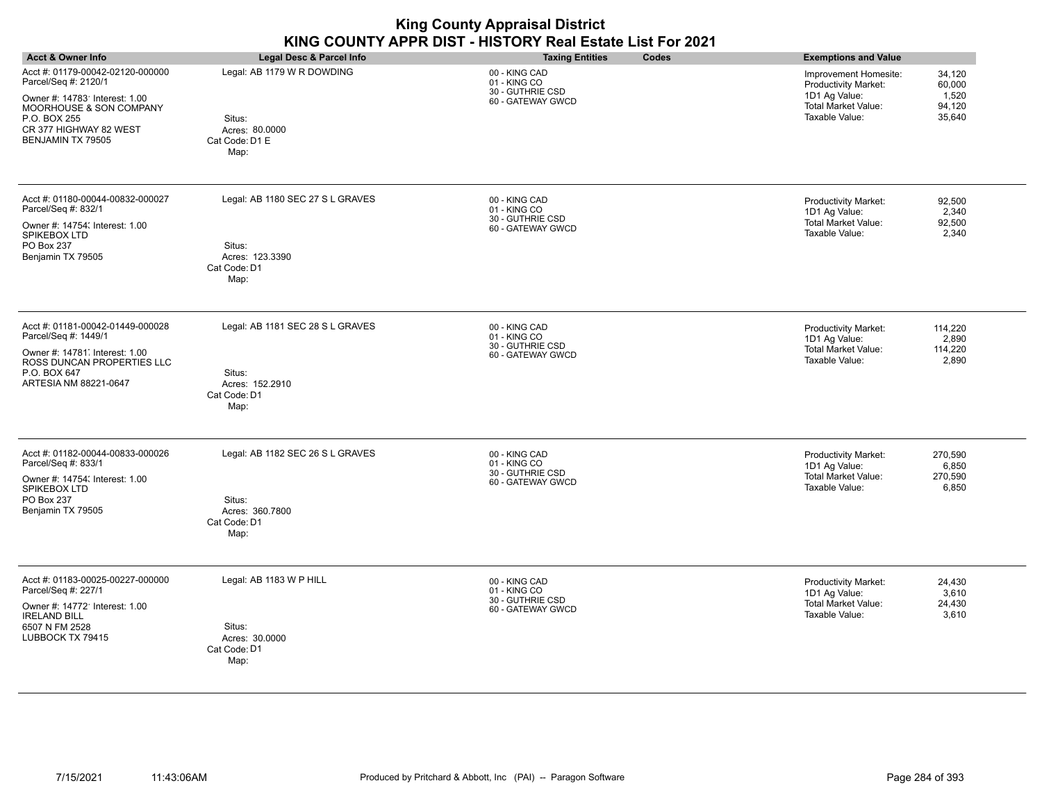# King County Appraisal District
## KING COUNTY APPR DIST - HISTORY Real Estate List For 2021

| Acct & Owner Info | Legal Desc & Parcel Info | Taxing Entities | Codes | Exemptions and Value |
|---|---|---|---|---|
| Acct #: 01179-00042-02120-000000<br>Parcel/Seq #: 2120/1<br>Owner #: 14783' Interest: 1.00<br>MOORHOUSE & SON COMPANY<br>P.O. BOX 255<br>CR 377 HIGHWAY 82 WEST<br>BENJAMIN TX 79505 | Legal: AB 1179 W R DOWDING<br>Situs:<br>Acres: 80.0000<br>Cat Code: D1 E<br>Map: | 00 - KING CAD<br>01 - KING CO<br>30 - GUTHRIE CSD<br>60 - GATEWAY GWCD | | Improvement Homesite: 34,120<br>Productivity Market: 60,000<br>1D1 Ag Value: 1,520<br>Total Market Value: 94,120<br>Taxable Value: 35,640 |
| Acct #: 01180-00044-00832-000027<br>Parcel/Seq #: 832/1<br>Owner #: 14754; Interest: 1.00<br>SPIKEBOX LTD<br>PO Box 237<br>Benjamin TX 79505 | Legal: AB 1180 SEC 27 S L GRAVES<br>Situs:<br>Acres: 123.3390<br>Cat Code: D1<br>Map: | 00 - KING CAD<br>01 - KING CO<br>30 - GUTHRIE CSD<br>60 - GATEWAY GWCD | | Productivity Market: 92,500<br>1D1 Ag Value: 2,340<br>Total Market Value: 92,500<br>Taxable Value: 2,340 |
| Acct #: 01181-00042-01449-000028<br>Parcel/Seq #: 1449/1<br>Owner #: 14781; Interest: 1.00<br>ROSS DUNCAN PROPERTIES LLC<br>P.O. BOX 647<br>ARTESIA NM 88221-0647 | Legal: AB 1181 SEC 28 S L GRAVES<br>Situs:<br>Acres: 152.2910<br>Cat Code: D1<br>Map: | 00 - KING CAD<br>01 - KING CO<br>30 - GUTHRIE CSD<br>60 - GATEWAY GWCD | | Productivity Market: 114,220<br>1D1 Ag Value: 2,890<br>Total Market Value: 114,220<br>Taxable Value: 2,890 |
| Acct #: 01182-00044-00833-000026<br>Parcel/Seq #: 833/1<br>Owner #: 14754; Interest: 1.00<br>SPIKEBOX LTD<br>PO Box 237<br>Benjamin TX 79505 | Legal: AB 1182 SEC 26 S L GRAVES<br>Situs:<br>Acres: 360.7800<br>Cat Code: D1<br>Map: | 00 - KING CAD<br>01 - KING CO<br>30 - GUTHRIE CSD<br>60 - GATEWAY GWCD | | Productivity Market: 270,590<br>1D1 Ag Value: 6,850<br>Total Market Value: 270,590<br>Taxable Value: 6,850 |
| Acct #: 01183-00025-00227-000000<br>Parcel/Seq #: 227/1<br>Owner #: 14772' Interest: 1.00<br>IRELAND BILL<br>6507 N FM 2528<br>LUBBOCK TX 79415 | Legal: AB 1183 W P HILL<br>Situs:<br>Acres: 30.0000<br>Cat Code: D1<br>Map: | 00 - KING CAD<br>01 - KING CO<br>30 - GUTHRIE CSD<br>60 - GATEWAY GWCD | | Productivity Market: 24,430<br>1D1 Ag Value: 3,610<br>Total Market Value: 24,430<br>Taxable Value: 3,610 |

7/15/2021 11:43:06AM Produced by Pritchard & Abbott, Inc (PAI) -- Paragon Software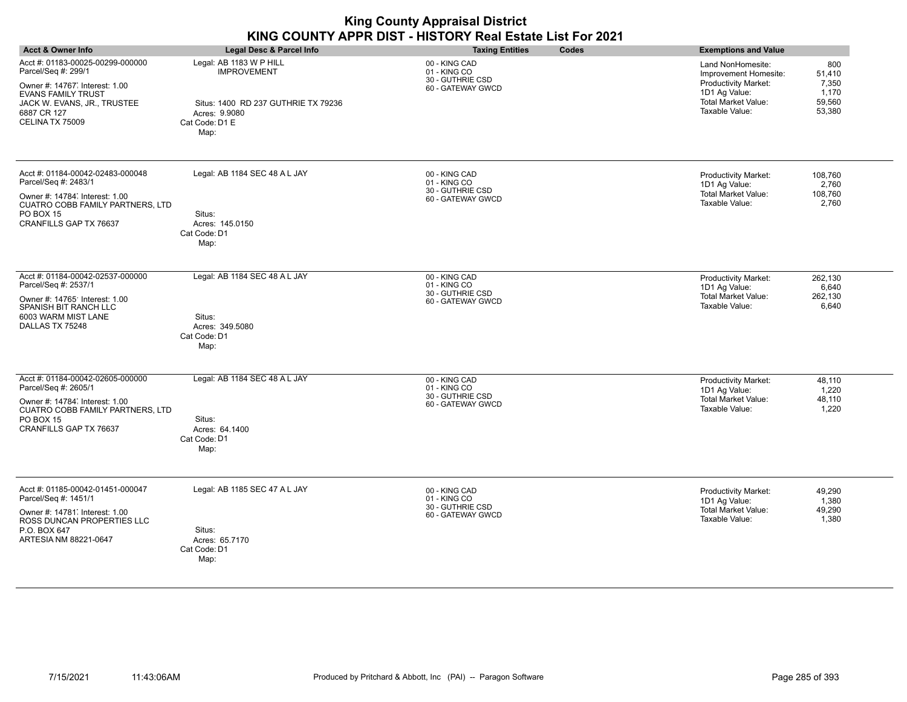# King County Appraisal District

## KING COUNTY APPR DIST - HISTORY Real Estate List For 2021

| Acct & Owner Info | Legal Desc & Parcel Info | Taxing Entities | Codes | Exemptions and Value |
|---|---|---|---|---|
| Acct #: 01183-00025-00299-000000<br>Parcel/Seq #: 299/1<br>Owner #: 14767; Interest: 1.00<br>EVANS FAMILY TRUST<br>JACK W. EVANS, JR., TRUSTEE<br>6887 CR 127<br>CELINA TX 75009 | Legal: AB 1183 W P HILL<br>IMPROVEMENT<br>Situs: 1400 RD 237 GUTHRIE TX 79236<br>Acres: 9.9080<br>Cat Code: D1 E<br>Map: | 00 - KING CAD<br>01 - KING CO<br>30 - GUTHRIE CSD<br>60 - GATEWAY GWCD | | Land NonHomesite: 800<br>Improvement Homesite: 51,410<br>Productivity Market: 7,350<br>1D1 Ag Value: 1,170<br>Total Market Value: 59,560<br>Taxable Value: 53,380 |
| Acct #: 01184-00042-02483-000048<br>Parcel/Seq #: 2483/1<br>Owner #: 14784; Interest: 1.00<br>CUATRO COBB FAMILY PARTNERS, LTD<br>PO BOX 15<br>CRANFILLS GAP TX 76637 | Legal: AB 1184 SEC 48 A L JAY<br>Situs:<br>Acres: 145.0150<br>Cat Code: D1<br>Map: | 00 - KING CAD<br>01 - KING CO<br>30 - GUTHRIE CSD<br>60 - GATEWAY GWCD | | Productivity Market: 108,760<br>1D1 Ag Value: 2,760<br>Total Market Value: 108,760<br>Taxable Value: 2,760 |
| Acct #: 01184-00042-02537-000000<br>Parcel/Seq #: 2537/1<br>Owner #: 14765; Interest: 1.00<br>SPANISH BIT RANCH LLC<br>6003 WARM MIST LANE<br>DALLAS TX 75248 | Legal: AB 1184 SEC 48 A L JAY<br>Situs:<br>Acres: 349.5080<br>Cat Code: D1<br>Map: | 00 - KING CAD<br>01 - KING CO<br>30 - GUTHRIE CSD<br>60 - GATEWAY GWCD | | Productivity Market: 262,130<br>1D1 Ag Value: 6,640<br>Total Market Value: 262,130<br>Taxable Value: 6,640 |
| Acct #: 01184-00042-02605-000000<br>Parcel/Seq #: 2605/1<br>Owner #: 14784; Interest: 1.00<br>CUATRO COBB FAMILY PARTNERS, LTD<br>PO BOX 15<br>CRANFILLS GAP TX 76637 | Legal: AB 1184 SEC 48 A L JAY<br>Situs:<br>Acres: 64.1400<br>Cat Code: D1<br>Map: | 00 - KING CAD<br>01 - KING CO<br>30 - GUTHRIE CSD<br>60 - GATEWAY GWCD | | Productivity Market: 48,110<br>1D1 Ag Value: 1,220<br>Total Market Value: 48,110<br>Taxable Value: 1,220 |
| Acct #: 01185-00042-01451-000047<br>Parcel/Seq #: 1451/1<br>Owner #: 14781; Interest: 1.00<br>ROSS DUNCAN PROPERTIES LLC<br>P.O. BOX 647<br>ARTESIA NM 88221-0647 | Legal: AB 1185 SEC 47 A L JAY<br>Situs:<br>Acres: 65.7170<br>Cat Code: D1<br>Map: | 00 - KING CAD<br>01 - KING CO<br>30 - GUTHRIE CSD<br>60 - GATEWAY GWCD | | Productivity Market: 49,290<br>1D1 Ag Value: 1,380<br>Total Market Value: 49,290<br>Taxable Value: 1,380 |

7/15/2021 11:43:06AM Produced by Pritchard & Abbott, Inc (PAI) -- Paragon Software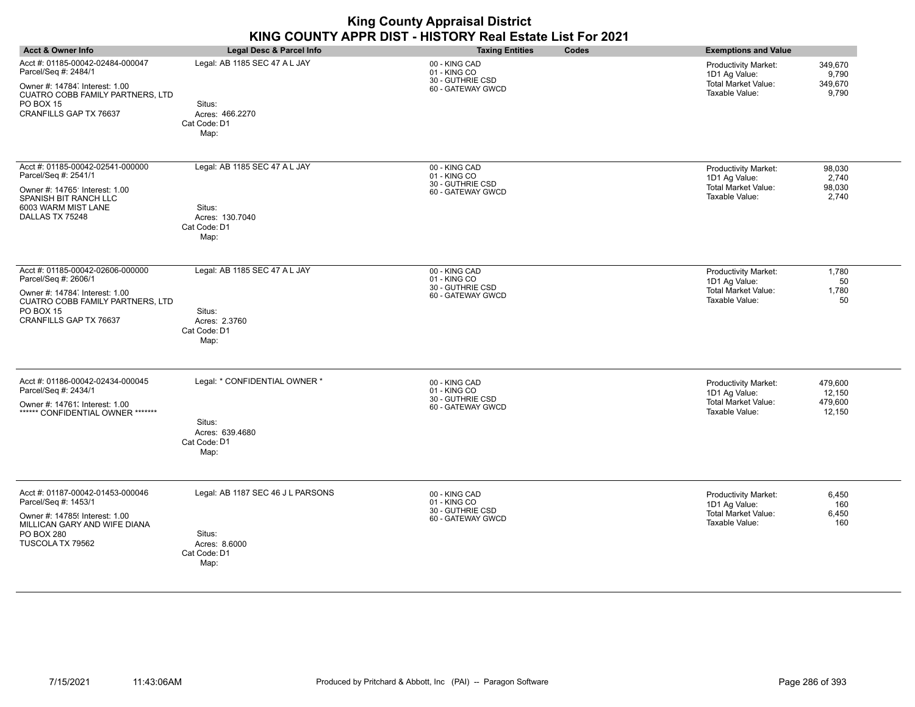# King County Appraisal District

## KING COUNTY APPR DIST - HISTORY Real Estate List For 2021

| Acct & Owner Info | Legal Desc & Parcel Info | Taxing Entities | Codes | Exemptions and Value |
|---|---|---|---|---|
| Acct #: 01185-00042-02484-000047<br>Parcel/Seq #: 2484/1<br>Owner #: 14784; Interest: 1.00<br>CUATRO COBB FAMILY PARTNERS, LTD<br>PO BOX 15<br>CRANFILLS GAP TX 76637 | Legal: AB 1185 SEC 47 A L JAY<br>Situs:<br>Acres: 466.2270<br>Cat Code: D1<br>Map: | 00 - KING CAD<br>01 - KING CO<br>30 - GUTHRIE CSD<br>60 - GATEWAY GWCD | | Productivity Market: 349,670<br>1D1 Ag Value: 9,790<br>Total Market Value: 349,670<br>Taxable Value: 9,790 |
| Acct #: 01185-00042-02541-000000<br>Parcel/Seq #: 2541/1<br>Owner #: 14765' Interest: 1.00<br>SPANISH BIT RANCH LLC<br>6003 WARM MIST LANE<br>DALLAS TX 75248 | Legal: AB 1185 SEC 47 A L JAY<br>Situs:<br>Acres: 130.7040<br>Cat Code: D1<br>Map: | 00 - KING CAD<br>01 - KING CO<br>30 - GUTHRIE CSD<br>60 - GATEWAY GWCD | | Productivity Market: 98,030<br>1D1 Ag Value: 2,740<br>Total Market Value: 98,030<br>Taxable Value: 2,740 |
| Acct #: 01185-00042-02606-000000<br>Parcel/Seq #: 2606/1<br>Owner #: 14784; Interest: 1.00<br>CUATRO COBB FAMILY PARTNERS, LTD<br>PO BOX 15<br>CRANFILLS GAP TX 76637 | Legal: AB 1185 SEC 47 A L JAY<br>Situs:<br>Acres: 2.3760<br>Cat Code: D1<br>Map: | 00 - KING CAD<br>01 - KING CO<br>30 - GUTHRIE CSD<br>60 - GATEWAY GWCD | | Productivity Market: 1,780<br>1D1 Ag Value: 50<br>Total Market Value: 1,780<br>Taxable Value: 50 |
| Acct #: 01186-00042-02434-000045<br>Parcel/Seq #: 2434/1<br>Owner #: 14761; Interest: 1.00<br>****** CONFIDENTIAL OWNER ******* | Legal: * CONFIDENTIAL OWNER *<br>Situs:<br>Acres: 639.4680<br>Cat Code: D1<br>Map: | 00 - KING CAD<br>01 - KING CO<br>30 - GUTHRIE CSD<br>60 - GATEWAY GWCD | | Productivity Market: 479,600<br>1D1 Ag Value: 12,150<br>Total Market Value: 479,600<br>Taxable Value: 12,150 |
| Acct #: 01187-00042-01453-000046<br>Parcel/Seq #: 1453/1<br>Owner #: 14785! Interest: 1.00<br>MILLICAN GARY AND WIFE DIANA<br>PO BOX 280<br>TUSCOLA TX 79562 | Legal: AB 1187 SEC 46 J L PARSONS<br>Situs:<br>Acres: 8.6000<br>Cat Code: D1<br>Map: | 00 - KING CAD<br>01 - KING CO<br>30 - GUTHRIE CSD<br>60 - GATEWAY GWCD | | Productivity Market: 6,450<br>1D1 Ag Value: 160<br>Total Market Value: 6,450<br>Taxable Value: 160 |

7/15/2021 11:43:06AM Produced by Pritchard & Abbott, Inc (PAI) -- Paragon Software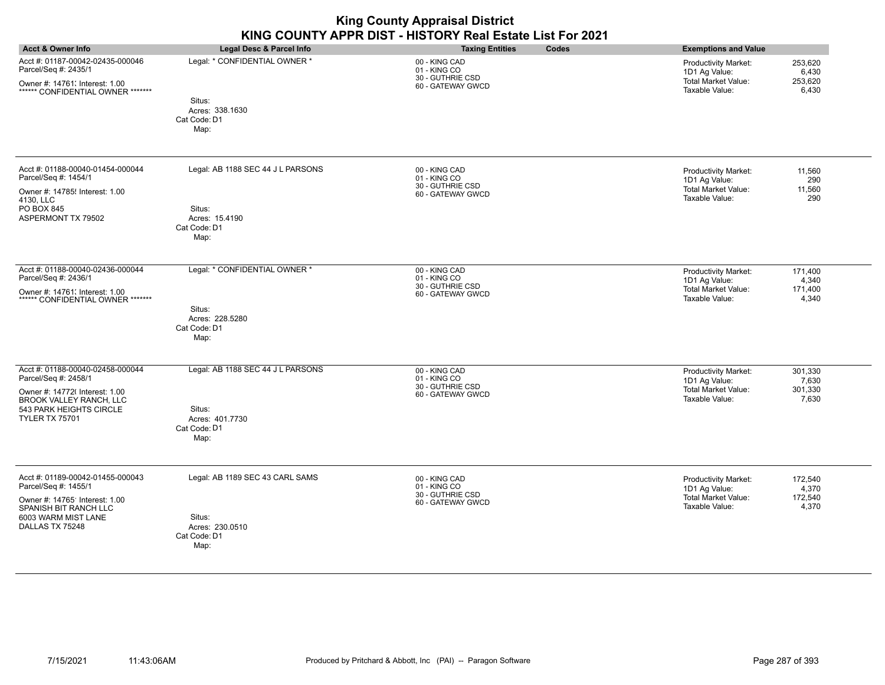# King County Appraisal District

## KING COUNTY APPR DIST - HISTORY Real Estate List For 2021

| Acct & Owner Info | Legal Desc & Parcel Info | Taxing Entities | Codes | Exemptions and Value |
|---|---|---|---|---|
| Acct #: 01187-00042-02435-000046<br>Parcel/Seq #: 2435/1<br>Owner #: 14761: Interest: 1.00<br>****** CONFIDENTIAL OWNER ******* | Legal: * CONFIDENTIAL OWNER *<br>Situs:<br>Acres: 338.1630<br>Cat Code: D1<br>Map: | 00 - KING CAD<br>01 - KING CO<br>30 - GUTHRIE CSD<br>60 - GATEWAY GWCD | | Productivity Market: 253,620<br>1D1 Ag Value: 6,430<br>Total Market Value: 253,620<br>Taxable Value: 6,430 |
| Acct #: 01188-00040-01454-000044<br>Parcel/Seq #: 1454/1<br>Owner #: 14785! Interest: 1.00<br>4130, LLC<br>PO BOX 845<br>ASPERMONT TX 79502 | Legal: AB 1188 SEC 44 J L PARSONS<br>Situs:<br>Acres: 15.4190<br>Cat Code: D1<br>Map: | 00 - KING CAD<br>01 - KING CO<br>30 - GUTHRIE CSD<br>60 - GATEWAY GWCD | | Productivity Market: 11,560<br>1D1 Ag Value: 290<br>Total Market Value: 11,560<br>Taxable Value: 290 |
| Acct #: 01188-00040-02436-000044<br>Parcel/Seq #: 2436/1<br>Owner #: 14761: Interest: 1.00<br>****** CONFIDENTIAL OWNER ******* | Legal: * CONFIDENTIAL OWNER *<br>Situs:<br>Acres: 228.5280<br>Cat Code: D1<br>Map: | 00 - KING CAD<br>01 - KING CO<br>30 - GUTHRIE CSD<br>60 - GATEWAY GWCD | | Productivity Market: 171,400<br>1D1 Ag Value: 4,340<br>Total Market Value: 171,400<br>Taxable Value: 4,340 |
| Acct #: 01188-00040-02458-000044<br>Parcel/Seq #: 2458/1<br>Owner #: 14772( Interest: 1.00<br>BROOK VALLEY RANCH, LLC<br>543 PARK HEIGHTS CIRCLE<br>TYLER TX 75701 | Legal: AB 1188 SEC 44 J L PARSONS<br>Situs:<br>Acres: 401.7730<br>Cat Code: D1<br>Map: | 00 - KING CAD<br>01 - KING CO<br>30 - GUTHRIE CSD<br>60 - GATEWAY GWCD | | Productivity Market: 301,330<br>1D1 Ag Value: 7,630<br>Total Market Value: 301,330<br>Taxable Value: 7,630 |
| Acct #: 01189-00042-01455-000043<br>Parcel/Seq #: 1455/1<br>Owner #: 14765' Interest: 1.00<br>SPANISH BIT RANCH LLC<br>6003 WARM MIST LANE<br>DALLAS TX 75248 | Legal: AB 1189 SEC 43 CARL SAMS<br>Situs:<br>Acres: 230.0510<br>Cat Code: D1<br>Map: | 00 - KING CAD<br>01 - KING CO<br>30 - GUTHRIE CSD<br>60 - GATEWAY GWCD | | Productivity Market: 172,540<br>1D1 Ag Value: 4,370<br>Total Market Value: 172,540<br>Taxable Value: 4,370 |

7/15/2021 11:43:06AM Produced by Pritchard & Abbott, Inc (PAI) -- Paragon Software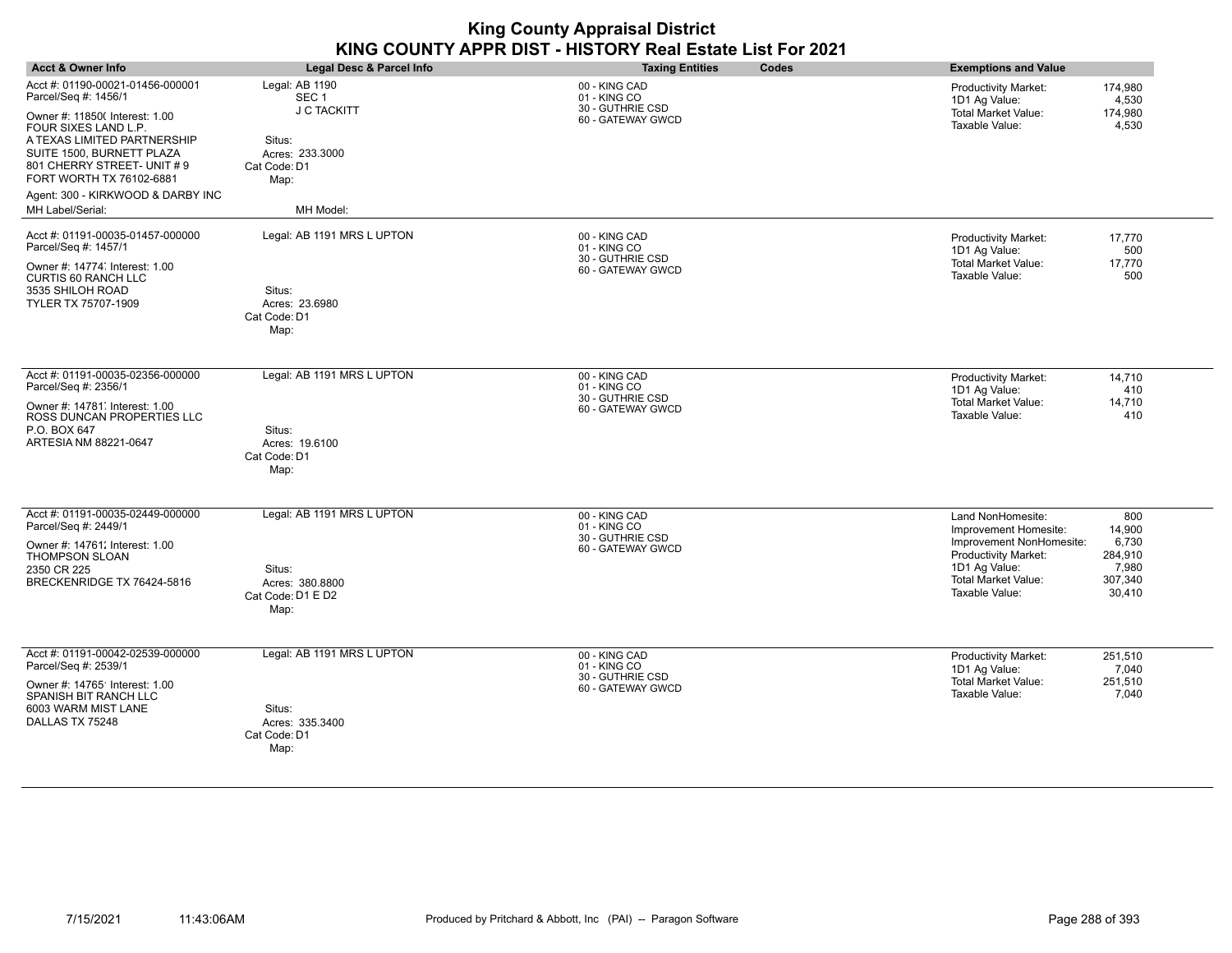# King County Appraisal District

## KING COUNTY APPR DIST - HISTORY Real Estate List For 2021

| Acct & Owner Info | Legal Desc & Parcel Info | Taxing Entities | Codes | Exemptions and Value |
|---|---|---|---|---|
| Acct #: 01190-00021-01456-000001<br>Parcel/Seq #: 1456/1<br>Owner #: 11850( Interest: 1.00<br>FOUR SIXES LAND L.P.<br>A TEXAS LIMITED PARTNERSHIP<br>SUITE 1500, BURNETT PLAZA<br>801 CHERRY STREET- UNIT # 9<br>FORT WORTH TX 76102-6881<br>Agent: 300 - KIRKWOOD & DARBY INC<br>MH Label/Serial: | Legal: AB 1190<br>SEC 1<br>J C TACKITT<br>Situs:<br>Acres: 233.3000<br>Cat Code: D1<br>Map:<br>MH Model: | 00 - KING CAD<br>01 - KING CO<br>30 - GUTHRIE CSD<br>60 - GATEWAY GWCD | | Productivity Market: 174,980<br>1D1 Ag Value: 4,530<br>Total Market Value: 174,980<br>Taxable Value: 4,530 |
| Acct #: 01191-00035-01457-000000<br>Parcel/Seq #: 1457/1<br>Owner #: 14774; Interest: 1.00<br>CURTIS 60 RANCH LLC<br>3535 SHILOH ROAD<br>TYLER TX 75707-1909 | Legal: AB 1191 MRS L UPTON<br>Situs:<br>Acres: 23.6980<br>Cat Code: D1<br>Map: | 00 - KING CAD<br>01 - KING CO<br>30 - GUTHRIE CSD<br>60 - GATEWAY GWCD | | Productivity Market: 17,770<br>1D1 Ag Value: 500<br>Total Market Value: 17,770<br>Taxable Value: 500 |
| Acct #: 01191-00035-02356-000000<br>Parcel/Seq #: 2356/1<br>Owner #: 14781; Interest: 1.00<br>ROSS DUNCAN PROPERTIES LLC<br>P.O. BOX 647<br>ARTESIA NM 88221-0647 | Legal: AB 1191 MRS L UPTON<br>Situs:<br>Acres: 19.6100<br>Cat Code: D1<br>Map: | 00 - KING CAD<br>01 - KING CO<br>30 - GUTHRIE CSD<br>60 - GATEWAY GWCD | | Productivity Market: 14,710<br>1D1 Ag Value: 410<br>Total Market Value: 14,710<br>Taxable Value: 410 |
| Acct #: 01191-00035-02449-000000<br>Parcel/Seq #: 2449/1<br>Owner #: 14761; Interest: 1.00<br>THOMPSON SLOAN<br>2350 CR 225<br>BRECKENRIDGE TX 76424-5816 | Legal: AB 1191 MRS L UPTON<br>Situs:<br>Acres: 380.8800<br>Cat Code: D1 E D2<br>Map: | 00 - KING CAD<br>01 - KING CO<br>30 - GUTHRIE CSD<br>60 - GATEWAY GWCD | | Land NonHomesite: 800<br>Improvement Homesite: 14,900<br>Improvement NonHomesite: 6,730<br>Productivity Market: 284,910<br>1D1 Ag Value: 7,980<br>Total Market Value: 307,340<br>Taxable Value: 30,410 |
| Acct #: 01191-00042-02539-000000<br>Parcel/Seq #: 2539/1<br>Owner #: 14765' Interest: 1.00<br>SPANISH BIT RANCH LLC<br>6003 WARM MIST LANE<br>DALLAS TX 75248 | Legal: AB 1191 MRS L UPTON<br>Situs:<br>Acres: 335.3400<br>Cat Code: D1<br>Map: | 00 - KING CAD<br>01 - KING CO<br>30 - GUTHRIE CSD<br>60 - GATEWAY GWCD | | Productivity Market: 251,510<br>1D1 Ag Value: 7,040<br>Total Market Value: 251,510<br>Taxable Value: 7,040 |

7/15/2021 11:43:06AM Produced by Pritchard & Abbott, Inc (PAI) -- Paragon Software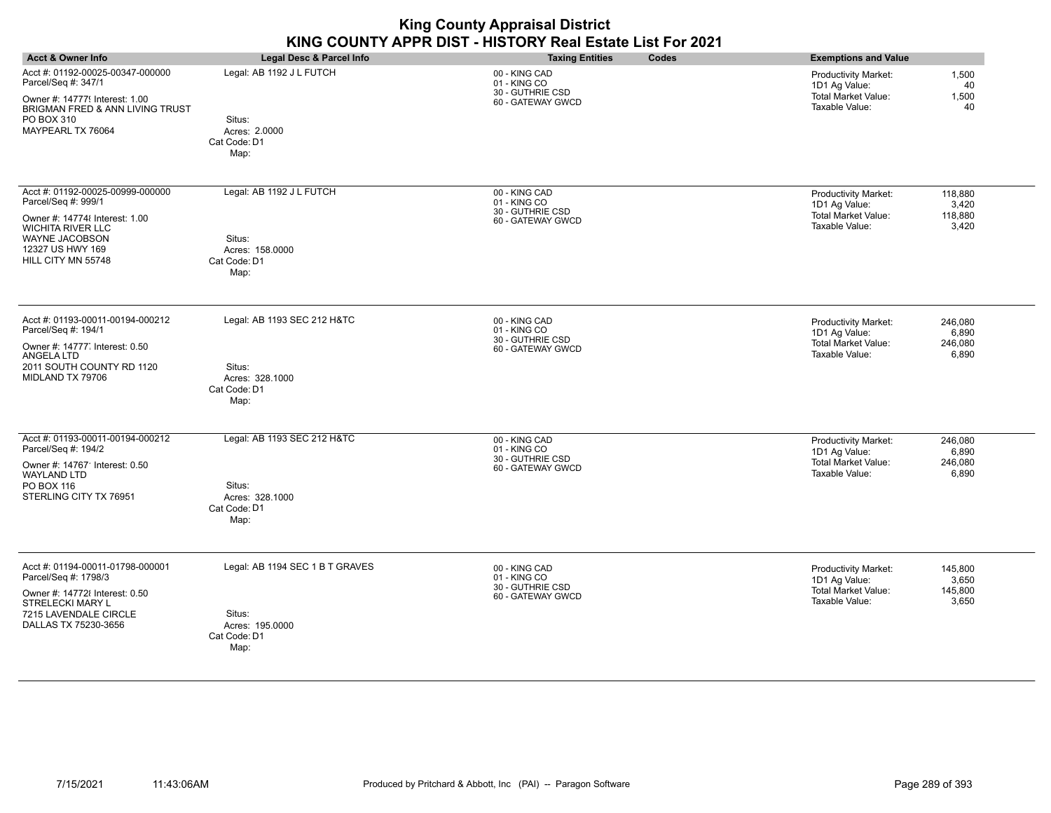# King County Appraisal District

## KING COUNTY APPR DIST - HISTORY Real Estate List For 2021

| Acct & Owner Info | Legal Desc & Parcel Info | Taxing Entities | Codes | Exemptions and Value |
|---|---|---|---|---|
| Acct #: 01192-00025-00347-000000<br>Parcel/Seq #: 347/1<br>Owner #: 14777! Interest: 1.00<br>BRIGMAN FRED & ANN LIVING TRUST<br>PO BOX 310<br>MAYPEARL TX 76064 | Legal: AB 1192 J L FUTCH<br>Situs:<br>Acres: 2.0000<br>Cat Code: D1<br>Map: | 00 - KING CAD<br>01 - KING CO<br>30 - GUTHRIE CSD<br>60 - GATEWAY GWCD | | Productivity Market: 1,500<br>1D1 Ag Value: 40<br>Total Market Value: 1,500<br>Taxable Value: 40 |
| Acct #: 01192-00025-00999-000000<br>Parcel/Seq #: 999/1<br>Owner #: 14774{ Interest: 1.00<br>WICHITA RIVER LLC<br>WAYNE JACOBSON<br>12327 US HWY 169<br>HILL CITY MN 55748 | Legal: AB 1192 J L FUTCH<br>Situs:<br>Acres: 158.0000<br>Cat Code: D1<br>Map: | 00 - KING CAD<br>01 - KING CO<br>30 - GUTHRIE CSD<br>60 - GATEWAY GWCD | | Productivity Market: 118,880<br>1D1 Ag Value: 3,420<br>Total Market Value: 118,880<br>Taxable Value: 3,420 |
| Acct #: 01193-00011-00194-000212<br>Parcel/Seq #: 194/1<br>Owner #: 14777; Interest: 0.50<br>ANGELA LTD<br>2011 SOUTH COUNTY RD 1120<br>MIDLAND TX 79706 | Legal: AB 1193 SEC 212 H&TC<br>Situs:<br>Acres: 328.1000<br>Cat Code: D1<br>Map: | 00 - KING CAD<br>01 - KING CO<br>30 - GUTHRIE CSD<br>60 - GATEWAY GWCD | | Productivity Market: 246,080<br>1D1 Ag Value: 6,890<br>Total Market Value: 246,080<br>Taxable Value: 6,890 |
| Acct #: 01193-00011-00194-000212<br>Parcel/Seq #: 194/2<br>Owner #: 14767' Interest: 0.50<br>WAYLAND LTD<br>PO BOX 116<br>STERLING CITY TX 76951 | Legal: AB 1193 SEC 212 H&TC<br>Situs:<br>Acres: 328.1000<br>Cat Code: D1<br>Map: | 00 - KING CAD<br>01 - KING CO<br>30 - GUTHRIE CSD<br>60 - GATEWAY GWCD | | Productivity Market: 246,080<br>1D1 Ag Value: 6,890<br>Total Market Value: 246,080<br>Taxable Value: 6,890 |
| Acct #: 01194-00011-01798-000001<br>Parcel/Seq #: 1798/3<br>Owner #: 14772{ Interest: 0.50<br>STRELECKI MARY L<br>7215 LAVENDALE CIRCLE<br>DALLAS TX 75230-3656 | Legal: AB 1194 SEC 1 B T GRAVES<br>Situs:<br>Acres: 195.0000<br>Cat Code: D1<br>Map: | 00 - KING CAD<br>01 - KING CO<br>30 - GUTHRIE CSD<br>60 - GATEWAY GWCD | | Productivity Market: 145,800<br>1D1 Ag Value: 3,650<br>Total Market Value: 145,800<br>Taxable Value: 3,650 |

7/15/2021 11:43:06AM Produced by Pritchard & Abbott, Inc (PAI) -- Paragon Software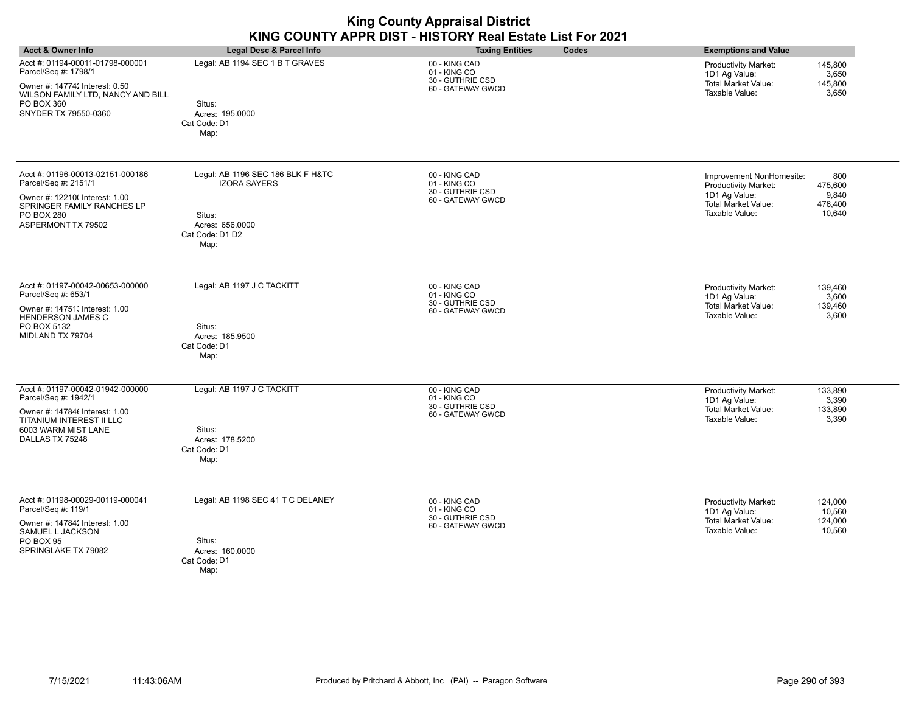# King County Appraisal District

## KING COUNTY APPR DIST - HISTORY Real Estate List For 2021

| Acct & Owner Info | Legal Desc & Parcel Info | Taxing Entities | Codes | Exemptions and Value |
|---|---|---|---|---|
| Acct #: 01194-00011-01798-000001<br>Parcel/Seq #: 1798/1<br>Owner #: 14774; Interest: 0.50<br>WILSON FAMILY LTD, NANCY AND BILL<br>PO BOX 360<br>SNYDER TX 79550-0360 | Legal: AB 1194 SEC 1 B T GRAVES<br>Situs:<br>Acres: 195.0000<br>Cat Code: D1<br>Map: | 00 - KING CAD<br>01 - KING CO<br>30 - GUTHRIE CSD<br>60 - GATEWAY GWCD | | Productivity Market: 145,800<br>1D1 Ag Value: 3,650<br>Total Market Value: 145,800<br>Taxable Value: 3,650 |
| Acct #: 01196-00013-02151-000186<br>Parcel/Seq #: 2151/1<br>Owner #: 12210( Interest: 1.00<br>SPRINGER FAMILY RANCHES LP<br>PO BOX 280<br>ASPERMONT TX 79502 | Legal: AB 1196 SEC 186 BLK F H&TC IZORA SAYERS<br>Situs:<br>Acres: 656.0000<br>Cat Code: D1 D2<br>Map: | 00 - KING CAD<br>01 - KING CO<br>30 - GUTHRIE CSD<br>60 - GATEWAY GWCD | | Improvement NonHomesite: 800<br>Productivity Market: 475,600<br>1D1 Ag Value: 9,840<br>Total Market Value: 476,400<br>Taxable Value: 10,640 |
| Acct #: 01197-00042-00653-000000<br>Parcel/Seq #: 653/1<br>Owner #: 14751; Interest: 1.00<br>HENDERSON JAMES C<br>PO BOX 5132<br>MIDLAND TX 79704 | Legal: AB 1197 J C TACKITT<br>Situs:<br>Acres: 185.9500<br>Cat Code: D1<br>Map: | 00 - KING CAD<br>01 - KING CO<br>30 - GUTHRIE CSD<br>60 - GATEWAY GWCD | | Productivity Market: 139,460<br>1D1 Ag Value: 3,600<br>Total Market Value: 139,460<br>Taxable Value: 3,600 |
| Acct #: 01197-00042-01942-000000<br>Parcel/Seq #: 1942/1<br>Owner #: 14784( Interest: 1.00<br>TITANIUM INTEREST II LLC<br>6003 WARM MIST LANE<br>DALLAS TX 75248 | Legal: AB 1197 J C TACKITT<br>Situs:<br>Acres: 178.5200<br>Cat Code: D1<br>Map: | 00 - KING CAD<br>01 - KING CO<br>30 - GUTHRIE CSD<br>60 - GATEWAY GWCD | | Productivity Market: 133,890<br>1D1 Ag Value: 3,390<br>Total Market Value: 133,890<br>Taxable Value: 3,390 |
| Acct #: 01198-00029-00119-000041<br>Parcel/Seq #: 119/1<br>Owner #: 14784; Interest: 1.00<br>SAMUEL L JACKSON<br>PO BOX 95<br>SPRINGLAKE TX 79082 | Legal: AB 1198 SEC 41 T C DELANEY<br>Situs:<br>Acres: 160.0000<br>Cat Code: D1<br>Map: | 00 - KING CAD<br>01 - KING CO<br>30 - GUTHRIE CSD<br>60 - GATEWAY GWCD | | Productivity Market: 124,000<br>1D1 Ag Value: 10,560<br>Total Market Value: 124,000<br>Taxable Value: 10,560 |

7/15/2021 11:43:06AM Produced by Pritchard & Abbott, Inc (PAI) -- Paragon Software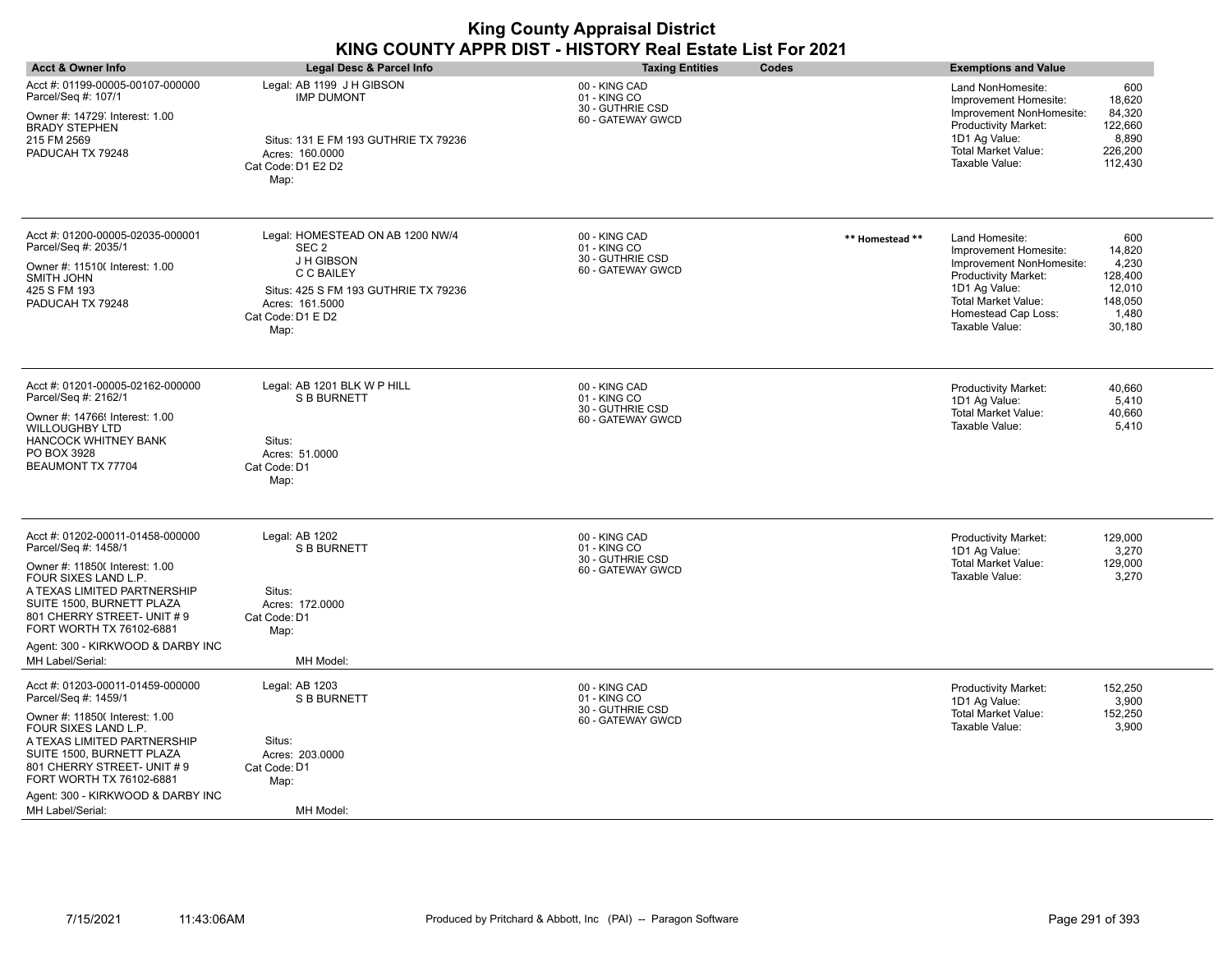# King County Appraisal District

## KING COUNTY APPR DIST - HISTORY Real Estate List For 2021

| Acct & Owner Info | Legal Desc & Parcel Info | Taxing Entities | Codes | Exemptions and Value |
|---|---|---|---|---|
| Acct #: 01199-00005-00107-000000<br>Parcel/Seq #: 107/1<br>Owner #: 14729; Interest: 1.00<br>BRADY STEPHEN<br>215 FM 2569<br>PADUCAH TX 79248 | Legal: AB 1199 J H GIBSON<br>IMP DUMONT<br>Situs: 131 E FM 193 GUTHRIE TX 79236<br>Acres: 160.0000<br>Cat Code: D1 E2 D2<br>Map: | 00 - KING CAD<br>01 - KING CO<br>30 - GUTHRIE CSD<br>60 - GATEWAY GWCD | | Land NonHomesite: 600<br>Improvement Homesite: 18,620<br>Improvement NonHomesite: 84,320<br>Productivity Market: 122,660<br>1D1 Ag Value: 8,890<br>Total Market Value: 226,200<br>Taxable Value: 112,430 |
| Acct #: 01200-00005-02035-000001<br>Parcel/Seq #: 2035/1<br>Owner #: 11510( Interest: 1.00<br>SMITH JOHN<br>425 S FM 193<br>PADUCAH TX 79248 | Legal: HOMESTEAD ON AB 1200 NW/4<br>SEC 2<br>J H GIBSON<br>C C BAILEY<br>Situs: 425 S FM 193 GUTHRIE TX 79236<br>Acres: 161.5000<br>Cat Code: D1 E D2<br>Map: | 00 - KING CAD<br>01 - KING CO<br>30 - GUTHRIE CSD<br>60 - GATEWAY GWCD | ** Homestead ** | Land Homesite: 600<br>Improvement Homesite: 14,820<br>Improvement NonHomesite: 4,230<br>Productivity Market: 128,400<br>1D1 Ag Value: 12,010<br>Total Market Value: 148,050<br>Homestead Cap Loss: 1,480<br>Taxable Value: 30,180 |
| Acct #: 01201-00005-02162-000000<br>Parcel/Seq #: 2162/1<br>Owner #: 14766( Interest: 1.00<br>WILLOUGHBY LTD<br>HANCOCK WHITNEY BANK<br>PO BOX 3928<br>BEAUMONT TX 77704 | Legal: AB 1201 BLK W P HILL<br>S B BURNETT<br>Situs:<br>Acres: 51.0000<br>Cat Code: D1<br>Map: | 00 - KING CAD<br>01 - KING CO<br>30 - GUTHRIE CSD<br>60 - GATEWAY GWCD | | Productivity Market: 40,660<br>1D1 Ag Value: 5,410<br>Total Market Value: 40,660<br>Taxable Value: 5,410 |
| Acct #: 01202-00011-01458-000000<br>Parcel/Seq #: 1458/1<br>Owner #: 11850( Interest: 1.00<br>FOUR SIXES LAND L.P.<br>A TEXAS LIMITED PARTNERSHIP<br>SUITE 1500, BURNETT PLAZA<br>801 CHERRY STREET- UNIT # 9<br>FORT WORTH TX 76102-6881<br>Agent: 300 - KIRKWOOD & DARBY INC<br>MH Label/Serial: | Legal: AB 1202<br>S B BURNETT<br>Situs:<br>Acres: 172.0000<br>Cat Code: D1<br>Map:<br>MH Model: | 00 - KING CAD<br>01 - KING CO<br>30 - GUTHRIE CSD<br>60 - GATEWAY GWCD | | Productivity Market: 129,000<br>1D1 Ag Value: 3,270<br>Total Market Value: 129,000<br>Taxable Value: 3,270 |
| Acct #: 01203-00011-01459-000000<br>Parcel/Seq #: 1459/1<br>Owner #: 11850( Interest: 1.00<br>FOUR SIXES LAND L.P.<br>A TEXAS LIMITED PARTNERSHIP<br>SUITE 1500, BURNETT PLAZA<br>801 CHERRY STREET- UNIT # 9<br>FORT WORTH TX 76102-6881<br>Agent: 300 - KIRKWOOD & DARBY INC<br>MH Label/Serial: | Legal: AB 1203<br>S B BURNETT<br>Situs:<br>Acres: 203.0000<br>Cat Code: D1<br>Map:<br>MH Model: | 00 - KING CAD<br>01 - KING CO<br>30 - GUTHRIE CSD<br>60 - GATEWAY GWCD | | Productivity Market: 152,250<br>1D1 Ag Value: 3,900<br>Total Market Value: 152,250<br>Taxable Value: 3,900 |

7/15/2021 11:43:06AM Produced by Pritchard & Abbott, Inc (PAI) -- Paragon Software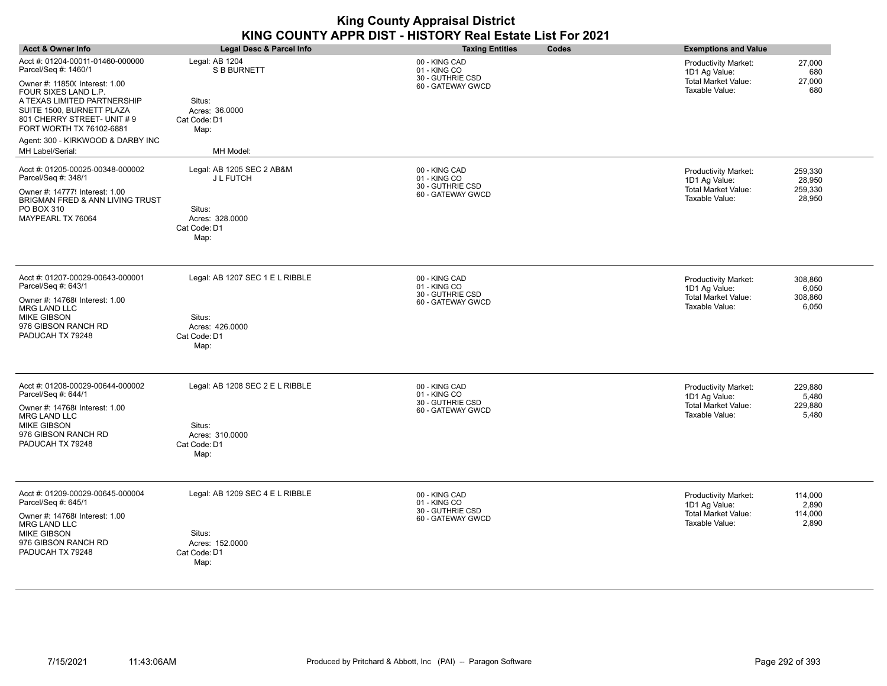# King County Appraisal District
## KING COUNTY APPR DIST - HISTORY Real Estate List For 2021

| Acct & Owner Info | Legal Desc & Parcel Info | Taxing Entities | Codes | Exemptions and Value |
|---|---|---|---|---|
| Acct #: 01204-00011-01460-000000<br>Parcel/Seq #: 1460/1<br>Owner #: 11850( Interest: 1.00<br>FOUR SIXES LAND L.P.<br>A TEXAS LIMITED PARTNERSHIP<br>SUITE 1500, BURNETT PLAZA<br>801 CHERRY STREET- UNIT # 9<br>FORT WORTH TX 76102-6881<br>Agent: 300 - KIRKWOOD & DARBY INC<br>MH Label/Serial: | Legal: AB 1204<br>S B BURNETT<br>Situs:<br>Acres: 36.0000<br>Cat Code: D1<br>Map:<br>MH Model: | 00 - KING CAD<br>01 - KING CO<br>30 - GUTHRIE CSD<br>60 - GATEWAY GWCD | | Productivity Market: 27,000<br>1D1 Ag Value: 680<br>Total Market Value: 27,000<br>Taxable Value: 680 |
| Acct #: 01205-00025-00348-000002<br>Parcel/Seq #: 348/1<br>Owner #: 14777! Interest: 1.00<br>BRIGMAN FRED & ANN LIVING TRUST<br>PO BOX 310<br>MAYPEARL TX 76064 | Legal: AB 1205 SEC 2 AB&M<br>J L FUTCH<br>Situs:<br>Acres: 328.0000<br>Cat Code: D1<br>Map: | 00 - KING CAD<br>01 - KING CO<br>30 - GUTHRIE CSD<br>60 - GATEWAY GWCD | | Productivity Market: 259,330<br>1D1 Ag Value: 28,950<br>Total Market Value: 259,330<br>Taxable Value: 28,950 |
| Acct #: 01207-00029-00643-000001<br>Parcel/Seq #: 643/1<br>Owner #: 14768( Interest: 1.00<br>MRG LAND LLC<br>MIKE GIBSON<br>976 GIBSON RANCH RD<br>PADUCAH TX 79248 | Legal: AB 1207 SEC 1 E L RIBBLE<br>Situs:<br>Acres: 426.0000<br>Cat Code: D1<br>Map: | 00 - KING CAD<br>01 - KING CO<br>30 - GUTHRIE CSD<br>60 - GATEWAY GWCD | | Productivity Market: 308,860<br>1D1 Ag Value: 6,050<br>Total Market Value: 308,860<br>Taxable Value: 6,050 |
| Acct #: 01208-00029-00644-000002<br>Parcel/Seq #: 644/1<br>Owner #: 14768( Interest: 1.00<br>MRG LAND LLC<br>MIKE GIBSON<br>976 GIBSON RANCH RD<br>PADUCAH TX 79248 | Legal: AB 1208 SEC 2 E L RIBBLE<br>Situs:<br>Acres: 310.0000<br>Cat Code: D1<br>Map: | 00 - KING CAD<br>01 - KING CO<br>30 - GUTHRIE CSD<br>60 - GATEWAY GWCD | | Productivity Market: 229,880<br>1D1 Ag Value: 5,480<br>Total Market Value: 229,880<br>Taxable Value: 5,480 |
| Acct #: 01209-00029-00645-000004<br>Parcel/Seq #: 645/1<br>Owner #: 14768( Interest: 1.00<br>MRG LAND LLC<br>MIKE GIBSON<br>976 GIBSON RANCH RD<br>PADUCAH TX 79248 | Legal: AB 1209 SEC 4 E L RIBBLE<br>Situs:<br>Acres: 152.0000<br>Cat Code: D1<br>Map: | 00 - KING CAD<br>01 - KING CO<br>30 - GUTHRIE CSD<br>60 - GATEWAY GWCD | | Productivity Market: 114,000<br>1D1 Ag Value: 2,890<br>Total Market Value: 114,000<br>Taxable Value: 2,890 |

7/15/2021 11:43:06AM Produced by Pritchard & Abbott, Inc (PAI) -- Paragon Software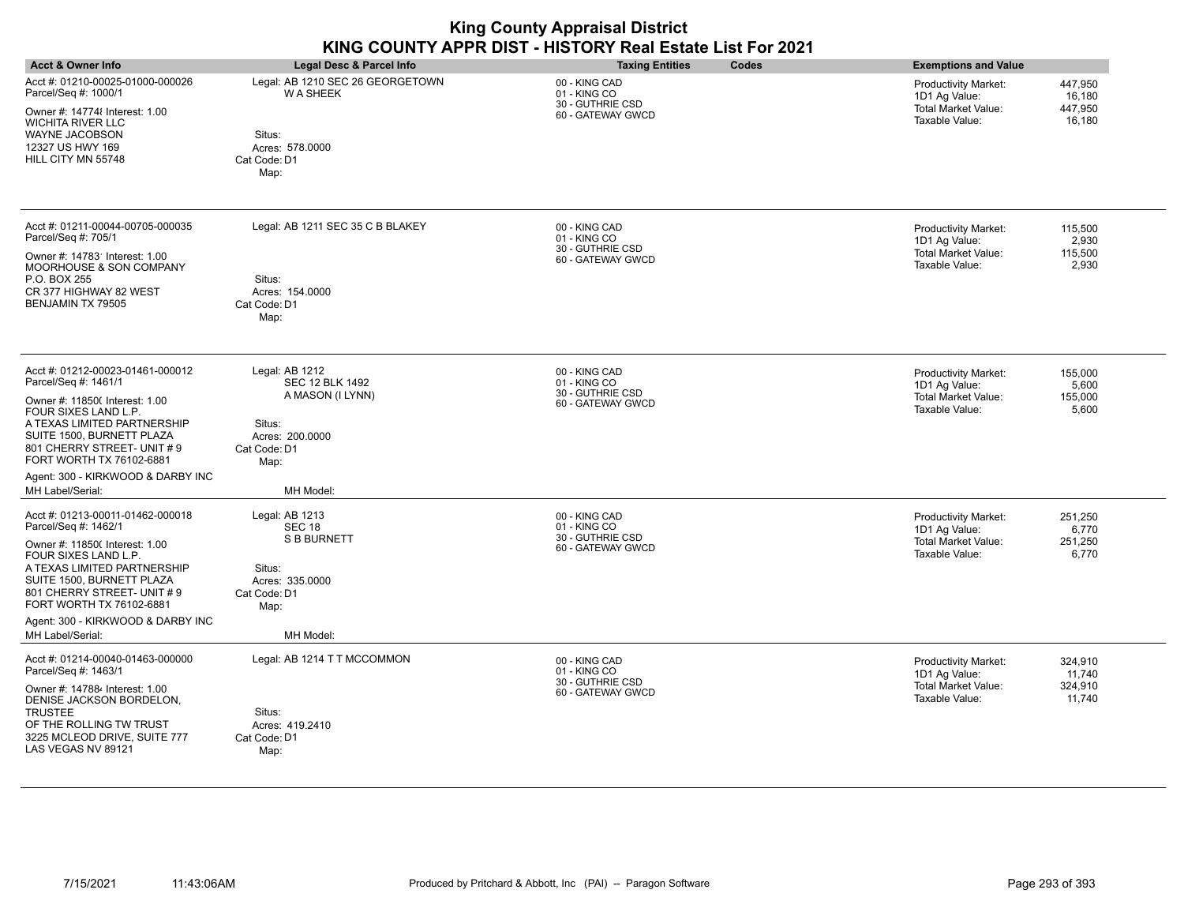# King County Appraisal District

## KING COUNTY APPR DIST - HISTORY Real Estate List For 2021

| Acct & Owner Info | Legal Desc & Parcel Info | Taxing Entities | Codes | Exemptions and Value |
|---|---|---|---|---|
| Acct #: 01210-00025-01000-000026<br>Parcel/Seq #: 1000/1<br>Owner #: 14774( Interest: 1.00<br>WICHITA RIVER LLC<br>WAYNE JACOBSON<br>12327 US HWY 169<br>HILL CITY MN 55748 | Legal: AB 1210 SEC 26 GEORGETOWN W A SHEEK<br>Situs:<br>Acres: 578.0000<br>Cat Code: D1<br>Map: | 00 - KING CAD<br>01 - KING CO<br>30 - GUTHRIE CSD<br>60 - GATEWAY GWCD | | Productivity Market: 447,950<br>1D1 Ag Value: 16,180<br>Total Market Value: 447,950<br>Taxable Value: 16,180 |
| Acct #: 01211-00044-00705-000035<br>Parcel/Seq #: 705/1<br>Owner #: 14783' Interest: 1.00<br>MOORHOUSE & SON COMPANY<br>P.O. BOX 255<br>CR 377 HIGHWAY 82 WEST<br>BENJAMIN TX 79505 | Legal: AB 1211 SEC 35 C B BLAKEY<br>Situs:<br>Acres: 154.0000<br>Cat Code: D1<br>Map: | 00 - KING CAD<br>01 - KING CO<br>30 - GUTHRIE CSD<br>60 - GATEWAY GWCD | | Productivity Market: 115,500<br>1D1 Ag Value: 2,930<br>Total Market Value: 115,500<br>Taxable Value: 2,930 |
| Acct #: 01212-00023-01461-000012<br>Parcel/Seq #: 1461/1<br>Owner #: 11850( Interest: 1.00<br>FOUR SIXES LAND L.P.<br>A TEXAS LIMITED PARTNERSHIP<br>SUITE 1500, BURNETT PLAZA<br>801 CHERRY STREET- UNIT # 9<br>FORT WORTH TX 76102-6881<br>Agent: 300 - KIRKWOOD & DARBY INC<br>MH Label/Serial: | Legal: AB 1212 SEC 12 BLK 1492 A MASON (I LYNN)<br>Situs:<br>Acres: 200.0000<br>Cat Code: D1<br>Map:<br>MH Model: | 00 - KING CAD<br>01 - KING CO<br>30 - GUTHRIE CSD<br>60 - GATEWAY GWCD | | Productivity Market: 155,000<br>1D1 Ag Value: 5,600<br>Total Market Value: 155,000<br>Taxable Value: 5,600 |
| Acct #: 01213-00011-01462-000018<br>Parcel/Seq #: 1462/1<br>Owner #: 11850( Interest: 1.00<br>FOUR SIXES LAND L.P.<br>A TEXAS LIMITED PARTNERSHIP<br>SUITE 1500, BURNETT PLAZA<br>801 CHERRY STREET- UNIT # 9<br>FORT WORTH TX 76102-6881<br>Agent: 300 - KIRKWOOD & DARBY INC<br>MH Label/Serial: | Legal: AB 1213 SEC 18 S B BURNETT<br>Situs:<br>Acres: 335.0000<br>Cat Code: D1<br>Map:<br>MH Model: | 00 - KING CAD<br>01 - KING CO<br>30 - GUTHRIE CSD<br>60 - GATEWAY GWCD | | Productivity Market: 251,250<br>1D1 Ag Value: 6,770<br>Total Market Value: 251,250<br>Taxable Value: 6,770 |
| Acct #: 01214-00040-01463-000000<br>Parcel/Seq #: 1463/1<br>Owner #: 14788( Interest: 1.00<br>DENISE JACKSON BORDELON, TRUSTEE<br>OF THE ROLLING TW TRUST<br>3225 MCLEOD DRIVE, SUITE 777<br>LAS VEGAS NV 89121 | Legal: AB 1214 T T MCCOMMON<br>Situs:<br>Acres: 419.2410<br>Cat Code: D1<br>Map: | 00 - KING CAD<br>01 - KING CO<br>30 - GUTHRIE CSD<br>60 - GATEWAY GWCD | | Productivity Market: 324,910<br>1D1 Ag Value: 11,740<br>Total Market Value: 324,910<br>Taxable Value: 11,740 |

7/15/2021 11:43:06AM Produced by Pritchard & Abbott, Inc (PAI) -- Paragon Software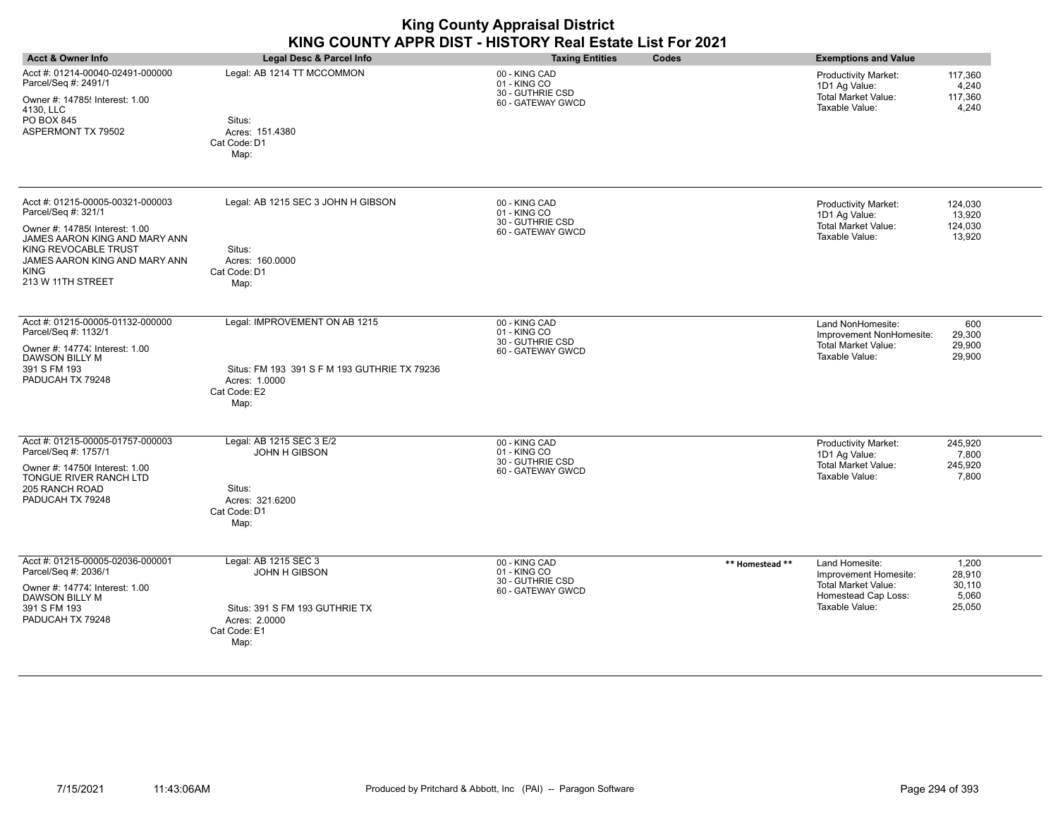# King County Appraisal District

## KING COUNTY APPR DIST - HISTORY Real Estate List For 2021

| Acct & Owner Info | Legal Desc & Parcel Info | Taxing Entities | Codes | Exemptions and Value |
|---|---|---|---|---|
| Acct #: 01214-00040-02491-000000<br>Parcel/Seq #: 2491/1<br>Owner #: 14785! Interest: 1.00<br>4130, LLC<br>PO BOX 845<br>ASPERMONT TX 79502 | Legal: AB 1214 TT MCCOMMON<br>Situs:<br>Acres: 151.4380<br>Cat Code: D1<br>Map: | 00 - KING CAD<br>01 - KING CO<br>30 - GUTHRIE CSD<br>60 - GATEWAY GWCD | | Productivity Market: 117,360<br>1D1 Ag Value: 4,240<br>Total Market Value: 117,360<br>Taxable Value: 4,240 |
| Acct #: 01215-00005-00321-000003<br>Parcel/Seq #: 321/1<br>Owner #: 14785( Interest: 1.00<br>JAMES AARON KING AND MARY ANN KING REVOCABLE TRUST<br>JAMES AARON KING AND MARY ANN KING<br>213 W 11TH STREET | Legal: AB 1215 SEC 3 JOHN H GIBSON<br>Situs:<br>Acres: 160.0000<br>Cat Code: D1<br>Map: | 00 - KING CAD<br>01 - KING CO<br>30 - GUTHRIE CSD<br>60 - GATEWAY GWCD | | Productivity Market: 124,030<br>1D1 Ag Value: 13,920<br>Total Market Value: 124,030<br>Taxable Value: 13,920 |
| Acct #: 01215-00005-01132-000000<br>Parcel/Seq #: 1132/1<br>Owner #: 14774: Interest: 1.00<br>DAWSON BILLY M<br>391 S FM 193<br>PADUCAH TX 79248 | Legal: IMPROVEMENT ON AB 1215<br>Situs: FM 193 391 S F M 193 GUTHRIE TX 79236<br>Acres: 1.0000<br>Cat Code: E2<br>Map: | 00 - KING CAD<br>01 - KING CO<br>30 - GUTHRIE CSD<br>60 - GATEWAY GWCD | | Land NonHomesite: 600<br>Improvement NonHomesite: 29,300<br>Total Market Value: 29,900<br>Taxable Value: 29,900 |
| Acct #: 01215-00005-01757-000003<br>Parcel/Seq #: 1757/1<br>Owner #: 14750( Interest: 1.00<br>TONGUE RIVER RANCH LTD<br>205 RANCH ROAD<br>PADUCAH TX 79248 | Legal: AB 1215 SEC 3 E/2 JOHN H GIBSON<br>Situs:<br>Acres: 321.6200<br>Cat Code: D1<br>Map: | 00 - KING CAD<br>01 - KING CO<br>30 - GUTHRIE CSD<br>60 - GATEWAY GWCD | | Productivity Market: 245,920<br>1D1 Ag Value: 7,800<br>Total Market Value: 245,920<br>Taxable Value: 7,800 |
| Acct #: 01215-00005-02036-000001<br>Parcel/Seq #: 2036/1<br>Owner #: 14774: Interest: 1.00<br>DAWSON BILLY M<br>391 S FM 193<br>PADUCAH TX 79248 | Legal: AB 1215 SEC 3 JOHN H GIBSON<br>Situs: 391 S FM 193 GUTHRIE TX<br>Acres: 2.0000<br>Cat Code: E1<br>Map: | 00 - KING CAD<br>01 - KING CO<br>30 - GUTHRIE CSD<br>60 - GATEWAY GWCD | ** Homestead ** | Land Homesite: 1,200<br>Improvement Homesite: 28,910<br>Total Market Value: 30,110<br>Homestead Cap Loss: 5,060<br>Taxable Value: 25,050 |

7/15/2021 11:43:06AM Produced by Pritchard & Abbott, Inc (PAI) -- Paragon Software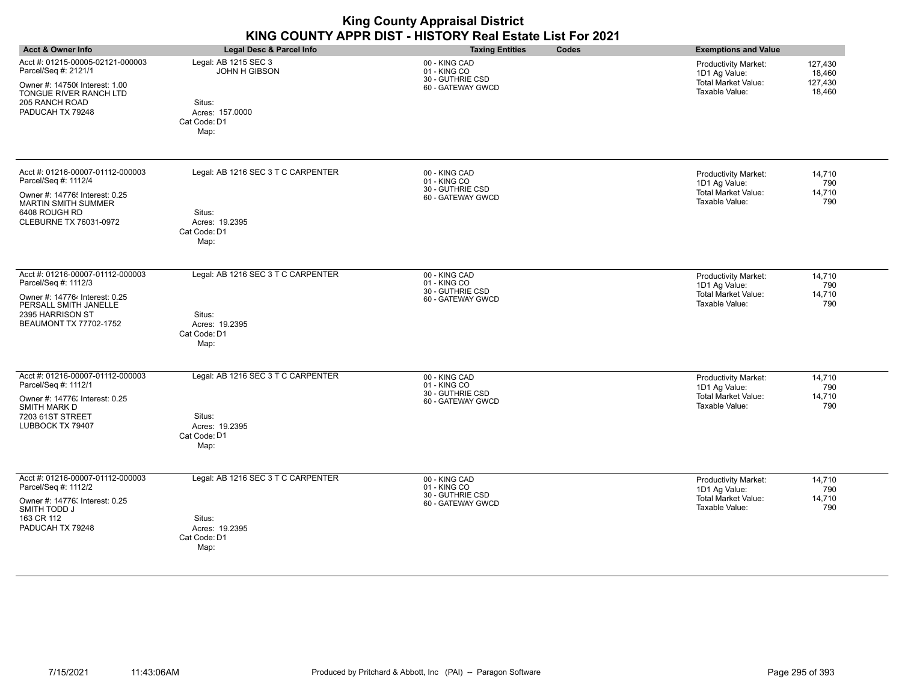# King County Appraisal District
## KING COUNTY APPR DIST - HISTORY Real Estate List For 2021

| Acct & Owner Info | Legal Desc & Parcel Info | Taxing Entities | Codes | Exemptions and Value |
|---|---|---|---|---|
| Acct #: 01215-00005-02121-000003<br>Parcel/Seq #: 2121/1<br>Owner #: 14750( Interest: 1.00<br>TONGUE RIVER RANCH LTD<br>205 RANCH ROAD<br>PADUCAH TX 79248 | Legal: AB 1215 SEC 3<br>JOHN H GIBSON<br>Situs:<br>Acres: 157.0000<br>Cat Code: D1<br>Map: | 00 - KING CAD<br>01 - KING CO<br>30 - GUTHRIE CSD<br>60 - GATEWAY GWCD | | Productivity Market: 127,430<br>1D1 Ag Value: 18,460<br>Total Market Value: 127,430<br>Taxable Value: 18,460 |
| Acct #: 01216-00007-01112-000003<br>Parcel/Seq #: 1112/4<br>Owner #: 14776! Interest: 0.25<br>MARTIN SMITH SUMMER<br>6408 ROUGH RD<br>CLEBURNE TX 76031-0972 | Legal: AB 1216 SEC 3 T C CARPENTER<br>Situs:<br>Acres: 19.2395<br>Cat Code: D1<br>Map: | 00 - KING CAD<br>01 - KING CO<br>30 - GUTHRIE CSD<br>60 - GATEWAY GWCD | | Productivity Market: 14,710<br>1D1 Ag Value: 790<br>Total Market Value: 14,710<br>Taxable Value: 790 |
| Acct #: 01216-00007-01112-000003<br>Parcel/Seq #: 1112/3<br>Owner #: 14776« Interest: 0.25<br>PERSALL SMITH JANELLE<br>2395 HARRISON ST<br>BEAUMONT TX 77702-1752 | Legal: AB 1216 SEC 3 T C CARPENTER<br>Situs:<br>Acres: 19.2395<br>Cat Code: D1<br>Map: | 00 - KING CAD<br>01 - KING CO<br>30 - GUTHRIE CSD<br>60 - GATEWAY GWCD | | Productivity Market: 14,710<br>1D1 Ag Value: 790<br>Total Market Value: 14,710<br>Taxable Value: 790 |
| Acct #: 01216-00007-01112-000003<br>Parcel/Seq #: 1112/1<br>Owner #: 14776; Interest: 0.25<br>SMITH MARK D<br>7203 61ST STREET<br>LUBBOCK TX 79407 | Legal: AB 1216 SEC 3 T C CARPENTER<br>Situs:<br>Acres: 19.2395<br>Cat Code: D1<br>Map: | 00 - KING CAD<br>01 - KING CO<br>30 - GUTHRIE CSD<br>60 - GATEWAY GWCD | | Productivity Market: 14,710<br>1D1 Ag Value: 790<br>Total Market Value: 14,710<br>Taxable Value: 790 |
| Acct #: 01216-00007-01112-000003<br>Parcel/Seq #: 1112/2<br>Owner #: 14776: Interest: 0.25<br>SMITH TODD J<br>163 CR 112<br>PADUCAH TX 79248 | Legal: AB 1216 SEC 3 T C CARPENTER<br>Situs:<br>Acres: 19.2395<br>Cat Code: D1<br>Map: | 00 - KING CAD<br>01 - KING CO<br>30 - GUTHRIE CSD<br>60 - GATEWAY GWCD | | Productivity Market: 14,710<br>1D1 Ag Value: 790<br>Total Market Value: 14,710<br>Taxable Value: 790 |

7/15/2021 11:43:06AM Produced by Pritchard & Abbott, Inc (PAI) -- Paragon Software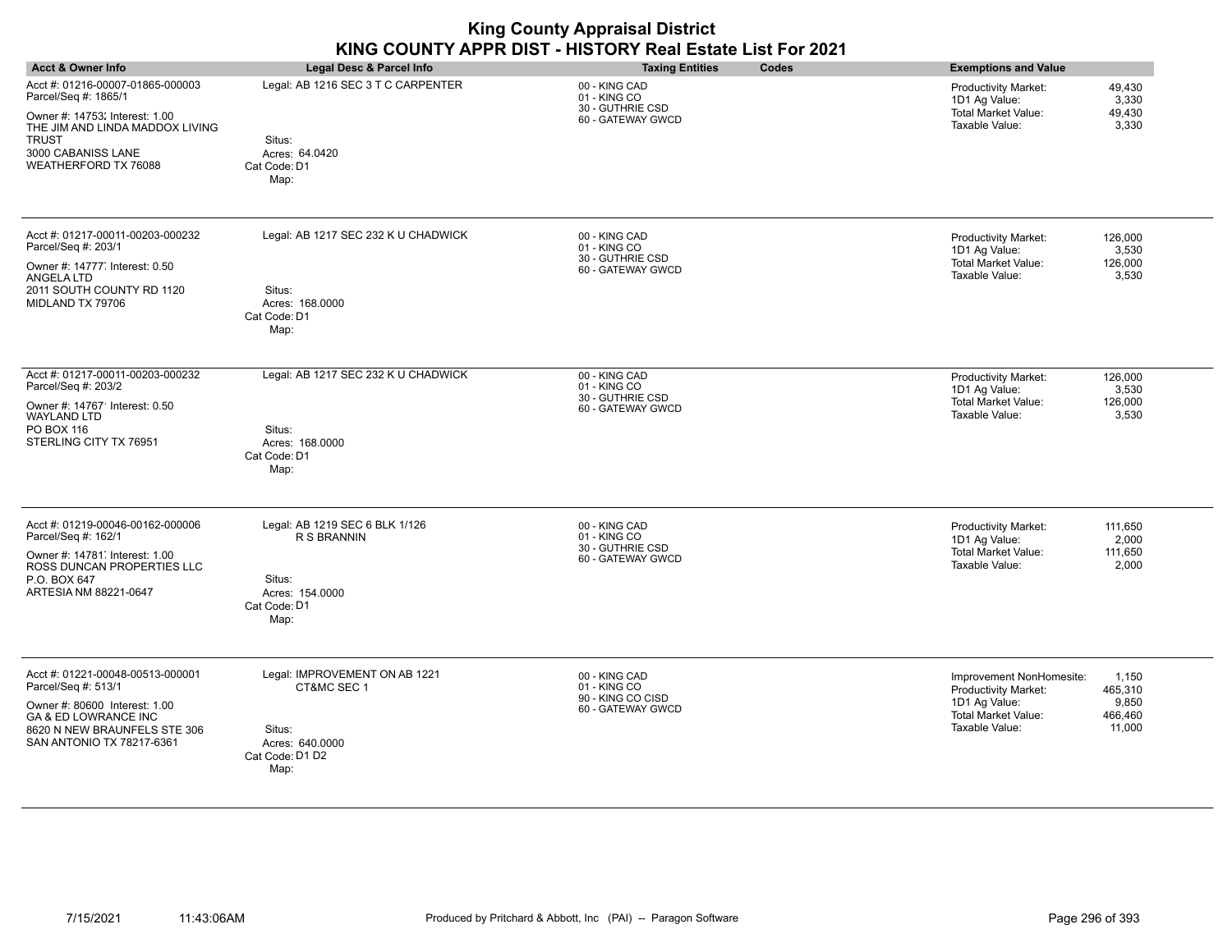# King County Appraisal District
## KING COUNTY APPR DIST - HISTORY Real Estate List For 2021

| Acct & Owner Info | Legal Desc & Parcel Info | Taxing Entities | Codes | Exemptions and Value |
|---|---|---|---|---|
| Acct #: 01216-00007-01865-000003<br>Parcel/Seq #: 1865/1<br>Owner #: 14753; Interest: 1.00<br>THE JIM AND LINDA MADDOX LIVING TRUST<br>3000 CABANISS LANE<br>WEATHERFORD TX 76088 | Legal: AB 1216 SEC 3 T C CARPENTER<br>Situs:<br>Acres: 64.0420<br>Cat Code: D1<br>Map: | 00 - KING CAD<br>01 - KING CO<br>30 - GUTHRIE CSD<br>60 - GATEWAY GWCD | | Productivity Market: 49,430<br>1D1 Ag Value: 3,330<br>Total Market Value: 49,430<br>Taxable Value: 3,330 |
| Acct #: 01217-00011-00203-000232<br>Parcel/Seq #: 203/1<br>Owner #: 14777; Interest: 0.50<br>ANGELA LTD<br>2011 SOUTH COUNTY RD 1120<br>MIDLAND TX 79706 | Legal: AB 1217 SEC 232 K U CHADWICK<br>Situs:<br>Acres: 168.0000<br>Cat Code: D1<br>Map: | 00 - KING CAD<br>01 - KING CO<br>30 - GUTHRIE CSD<br>60 - GATEWAY GWCD | | Productivity Market: 126,000<br>1D1 Ag Value: 3,530<br>Total Market Value: 126,000<br>Taxable Value: 3,530 |
| Acct #: 01217-00011-00203-000232<br>Parcel/Seq #: 203/2<br>Owner #: 14767' Interest: 0.50<br>WAYLAND LTD<br>PO BOX 116<br>STERLING CITY TX 76951 | Legal: AB 1217 SEC 232 K U CHADWICK<br>Situs:<br>Acres: 168.0000<br>Cat Code: D1<br>Map: | 00 - KING CAD<br>01 - KING CO<br>30 - GUTHRIE CSD<br>60 - GATEWAY GWCD | | Productivity Market: 126,000<br>1D1 Ag Value: 3,530<br>Total Market Value: 126,000<br>Taxable Value: 3,530 |
| Acct #: 01219-00046-00162-000006<br>Parcel/Seq #: 162/1<br>Owner #: 14781; Interest: 1.00<br>ROSS DUNCAN PROPERTIES LLC<br>P.O. BOX 647<br>ARTESIA NM 88221-0647 | Legal: AB 1219 SEC 6 BLK 1/126 R S BRANNIN<br>Situs:<br>Acres: 154.0000<br>Cat Code: D1<br>Map: | 00 - KING CAD<br>01 - KING CO<br>30 - GUTHRIE CSD<br>60 - GATEWAY GWCD | | Productivity Market: 111,650<br>1D1 Ag Value: 2,000<br>Total Market Value: 111,650<br>Taxable Value: 2,000 |
| Acct #: 01221-00048-00513-000001<br>Parcel/Seq #: 513/1<br>Owner #: 80600 Interest: 1.00<br>GA & ED LOWRANCE INC<br>8620 N NEW BRAUNFELS STE 306<br>SAN ANTONIO TX 78217-6361 | Legal: IMPROVEMENT ON AB 1221 CT&MC SEC 1<br>Situs:<br>Acres: 640.0000<br>Cat Code: D1 D2<br>Map: | 00 - KING CAD<br>01 - KING CO<br>90 - KING CO CISD<br>60 - GATEWAY GWCD | | Improvement NonHomesite: 1,150<br>Productivity Market: 465,310<br>1D1 Ag Value: 9,850<br>Total Market Value: 466,460<br>Taxable Value: 11,000 |

7/15/2021 11:43:06AM Produced by Pritchard & Abbott, Inc (PAI) -- Paragon Software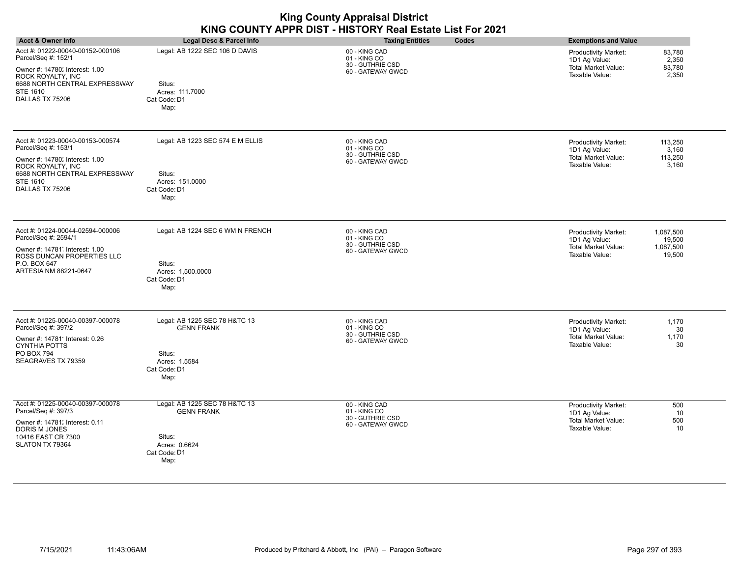# King County Appraisal District

## KING COUNTY APPR DIST - HISTORY Real Estate List For 2021

| Acct & Owner Info | Legal Desc & Parcel Info | Taxing Entities | Codes | Exemptions and Value |
|---|---|---|---|---|
| Acct #: 01222-00040-00152-000106<br>Parcel/Seq #: 152/1<br>Owner #: 14780; Interest: 1.00<br>ROCK ROYALTY, INC<br>6688 NORTH CENTRAL EXPRESSWAY<br>STE 1610<br>DALLAS TX 75206 | Legal: AB 1222 SEC 106 D DAVIS<br>Situs:<br>Acres: 111.7000<br>Cat Code: D1<br>Map: | 00 - KING CAD<br>01 - KING CO<br>30 - GUTHRIE CSD<br>60 - GATEWAY GWCD | | Productivity Market: 83,780<br>1D1 Ag Value: 2,350<br>Total Market Value: 83,780<br>Taxable Value: 2,350 |
| Acct #: 01223-00040-00153-000574<br>Parcel/Seq #: 153/1<br>Owner #: 14780; Interest: 1.00<br>ROCK ROYALTY, INC<br>6688 NORTH CENTRAL EXPRESSWAY<br>STE 1610<br>DALLAS TX 75206 | Legal: AB 1223 SEC 574 E M ELLIS<br>Situs:<br>Acres: 151.0000<br>Cat Code: D1<br>Map: | 00 - KING CAD<br>01 - KING CO<br>30 - GUTHRIE CSD<br>60 - GATEWAY GWCD | | Productivity Market: 113,250<br>1D1 Ag Value: 3,160<br>Total Market Value: 113,250<br>Taxable Value: 3,160 |
| Acct #: 01224-00044-02594-000006<br>Parcel/Seq #: 2594/1<br>Owner #: 14781; Interest: 1.00<br>ROSS DUNCAN PROPERTIES LLC<br>P.O. BOX 647<br>ARTESIA NM 88221-0647 | Legal: AB 1224 SEC 6 WM N FRENCH<br>Situs:<br>Acres: 1,500.0000<br>Cat Code: D1<br>Map: | 00 - KING CAD<br>01 - KING CO<br>30 - GUTHRIE CSD<br>60 - GATEWAY GWCD | | Productivity Market: 1,087,500<br>1D1 Ag Value: 19,500<br>Total Market Value: 1,087,500<br>Taxable Value: 19,500 |
| Acct #: 01225-00040-00397-000078<br>Parcel/Seq #: 397/2<br>Owner #: 14781' Interest: 0.26<br>CYNTHIA POTTS<br>PO BOX 794<br>SEAGRAVES TX 79359 | Legal: AB 1225 SEC 78 H&TC 13<br>GENN FRANK<br>Situs:<br>Acres: 1.5584<br>Cat Code: D1<br>Map: | 00 - KING CAD<br>01 - KING CO<br>30 - GUTHRIE CSD<br>60 - GATEWAY GWCD | | Productivity Market: 1,170<br>1D1 Ag Value: 30<br>Total Market Value: 1,170<br>Taxable Value: 30 |
| Acct #: 01225-00040-00397-000078<br>Parcel/Seq #: 397/3<br>Owner #: 14781; Interest: 0.11<br>DORIS M JONES<br>10416 EAST CR 7300<br>SLATON TX 79364 | Legal: AB 1225 SEC 78 H&TC 13<br>GENN FRANK<br>Situs:<br>Acres: 0.6624<br>Cat Code: D1<br>Map: | 00 - KING CAD<br>01 - KING CO<br>30 - GUTHRIE CSD<br>60 - GATEWAY GWCD | | Productivity Market: 500<br>1D1 Ag Value: 10<br>Total Market Value: 500<br>Taxable Value: 10 |

7/15/2021 11:43:06AM Produced by Pritchard & Abbott, Inc (PAI) -- Paragon Software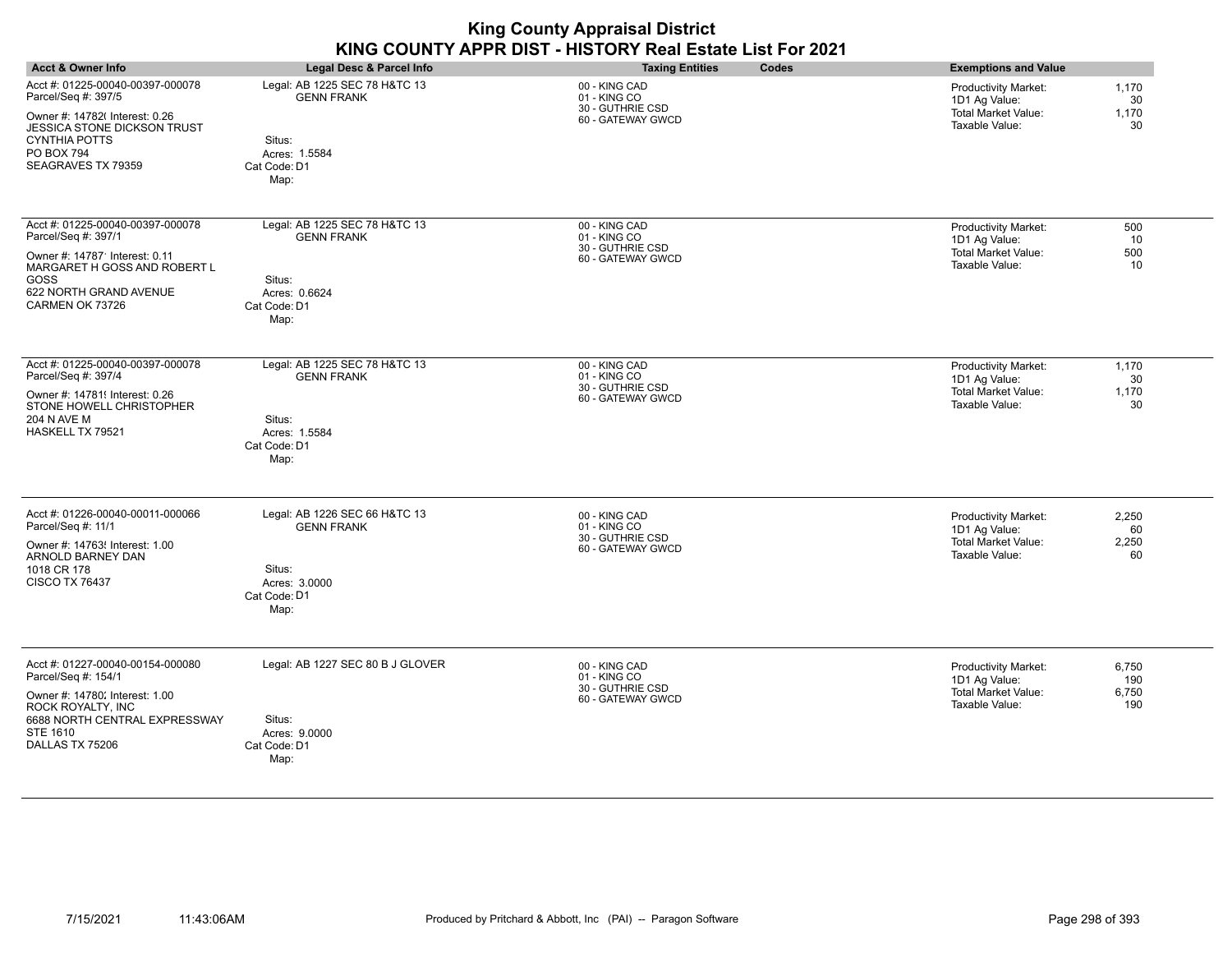# King County Appraisal District
## KING COUNTY APPR DIST - HISTORY Real Estate List For 2021

| Acct & Owner Info | Legal Desc & Parcel Info | Taxing Entities | Codes | Exemptions and Value |
|---|---|---|---|---|
| Acct #: 01225-00040-00397-000078<br>Parcel/Seq #: 397/5<br>Owner #: 14782( Interest: 0.26<br>JESSICA STONE DICKSON TRUST<br>CYNTHIA POTTS<br>PO BOX 794<br>SEAGRAVES TX 79359 | Legal: AB 1225 SEC 78 H&TC 13 GENN FRANK<br>Situs:<br>Acres: 1.5584<br>Cat Code: D1<br>Map: | 00 - KING CAD<br>01 - KING CO<br>30 - GUTHRIE CSD<br>60 - GATEWAY GWCD | | Productivity Market: 1,170<br>1D1 Ag Value: 30<br>Total Market Value: 1,170<br>Taxable Value: 30 |
| Acct #: 01225-00040-00397-000078<br>Parcel/Seq #: 397/1<br>Owner #: 14787' Interest: 0.11<br>MARGARET H GOSS AND ROBERT L GOSS<br>622 NORTH GRAND AVENUE<br>CARMEN OK 73726 | Legal: AB 1225 SEC 78 H&TC 13 GENN FRANK<br>Situs:<br>Acres: 0.6624<br>Cat Code: D1<br>Map: | 00 - KING CAD<br>01 - KING CO<br>30 - GUTHRIE CSD<br>60 - GATEWAY GWCD | | Productivity Market: 500<br>1D1 Ag Value: 10<br>Total Market Value: 500<br>Taxable Value: 10 |
| Acct #: 01225-00040-00397-000078<br>Parcel/Seq #: 397/4<br>Owner #: 14781! Interest: 0.26<br>STONE HOWELL CHRISTOPHER<br>204 N AVE M<br>HASKELL TX 79521 | Legal: AB 1225 SEC 78 H&TC 13 GENN FRANK<br>Situs:<br>Acres: 1.5584<br>Cat Code: D1<br>Map: | 00 - KING CAD<br>01 - KING CO<br>30 - GUTHRIE CSD<br>60 - GATEWAY GWCD | | Productivity Market: 1,170<br>1D1 Ag Value: 30<br>Total Market Value: 1,170<br>Taxable Value: 30 |
| Acct #: 01226-00040-00011-000066<br>Parcel/Seq #: 11/1<br>Owner #: 14763! Interest: 1.00<br>ARNOLD BARNEY DAN<br>1018 CR 178<br>CISCO TX 76437 | Legal: AB 1226 SEC 66 H&TC 13 GENN FRANK<br>Situs:<br>Acres: 3.0000<br>Cat Code: D1<br>Map: | 00 - KING CAD<br>01 - KING CO<br>30 - GUTHRIE CSD<br>60 - GATEWAY GWCD | | Productivity Market: 2,250<br>1D1 Ag Value: 60<br>Total Market Value: 2,250<br>Taxable Value: 60 |
| Acct #: 01227-00040-00154-000080<br>Parcel/Seq #: 154/1<br>Owner #: 14780: Interest: 1.00<br>ROCK ROYALTY, INC<br>6688 NORTH CENTRAL EXPRESSWAY STE 1610<br>DALLAS TX 75206 | Legal: AB 1227 SEC 80 B J GLOVER<br>Situs:<br>Acres: 9.0000<br>Cat Code: D1<br>Map: | 00 - KING CAD<br>01 - KING CO<br>30 - GUTHRIE CSD<br>60 - GATEWAY GWCD | | Productivity Market: 6,750<br>1D1 Ag Value: 190<br>Total Market Value: 6,750<br>Taxable Value: 190 |

7/15/2021 11:43:06AM Produced by Pritchard & Abbott, Inc (PAI) -- Paragon Software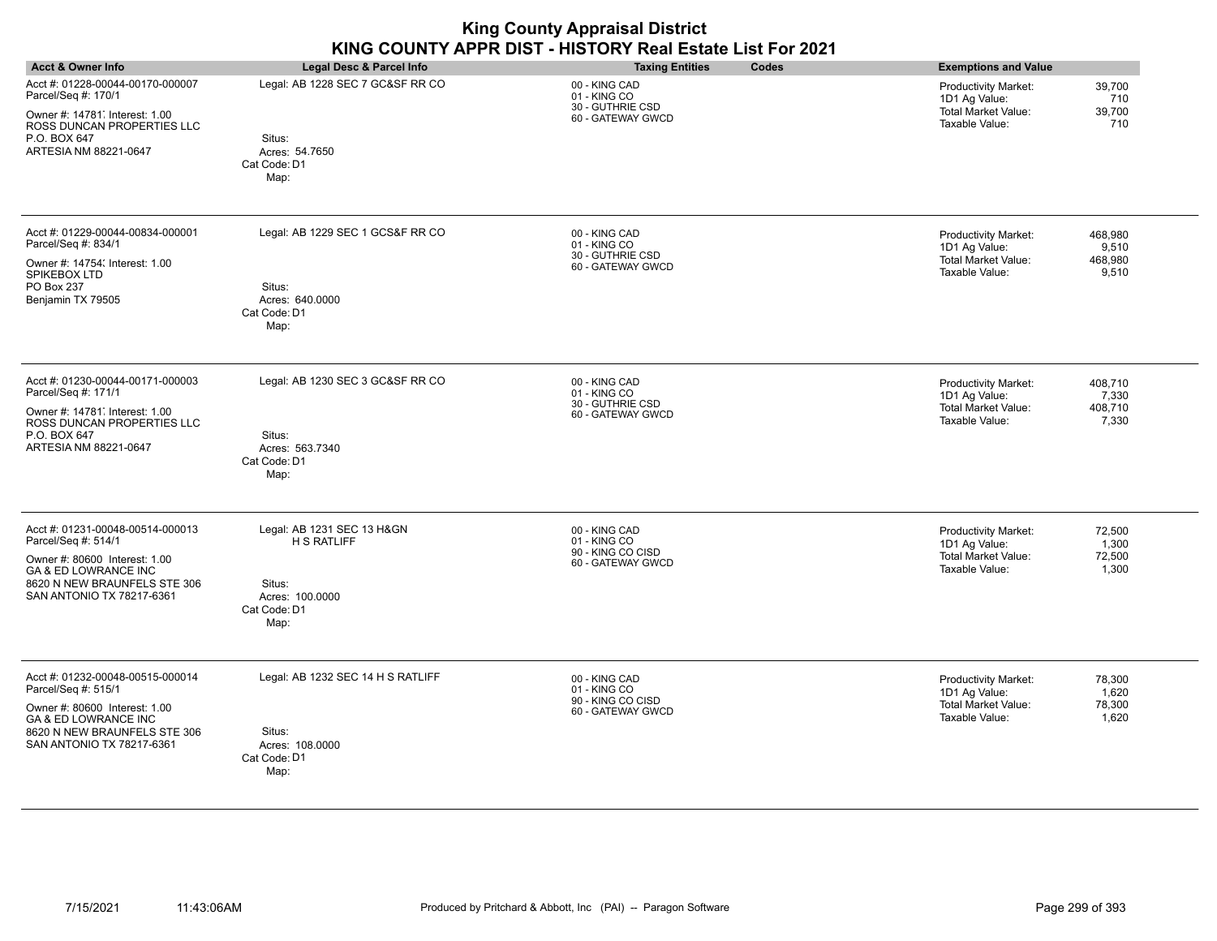# King County Appraisal District

## KING COUNTY APPR DIST - HISTORY Real Estate List For 2021

| Acct & Owner Info | Legal Desc & Parcel Info | Taxing Entities | Codes | Exemptions and Value |
|---|---|---|---|---|
| Acct #: 01228-00044-00170-000007<br>Parcel/Seq #: 170/1<br>Owner #: 14781; Interest: 1.00<br>ROSS DUNCAN PROPERTIES LLC<br>P.O. BOX 647<br>ARTESIA NM 88221-0647 | Legal: AB 1228 SEC 7 GC&SF RR CO<br>Situs:<br>Acres: 54.7650<br>Cat Code: D1<br>Map: | 00 - KING CAD<br>01 - KING CO<br>30 - GUTHRIE CSD<br>60 - GATEWAY GWCD | | Productivity Market: 39,700<br>1D1 Ag Value: 710<br>Total Market Value: 39,700<br>Taxable Value: 710 |
| Acct #: 01229-00044-00834-000001<br>Parcel/Seq #: 834/1<br>Owner #: 14754; Interest: 1.00<br>SPIKEBOX LTD<br>PO Box 237<br>Benjamin TX 79505 | Legal: AB 1229 SEC 1 GCS&F RR CO<br>Situs:<br>Acres: 640.0000<br>Cat Code: D1<br>Map: | 00 - KING CAD<br>01 - KING CO<br>30 - GUTHRIE CSD<br>60 - GATEWAY GWCD | | Productivity Market: 468,980<br>1D1 Ag Value: 9,510<br>Total Market Value: 468,980<br>Taxable Value: 9,510 |
| Acct #: 01230-00044-00171-000003<br>Parcel/Seq #: 171/1<br>Owner #: 14781; Interest: 1.00<br>ROSS DUNCAN PROPERTIES LLC<br>P.O. BOX 647<br>ARTESIA NM 88221-0647 | Legal: AB 1230 SEC 3 GC&SF RR CO<br>Situs:<br>Acres: 563.7340<br>Cat Code: D1<br>Map: | 00 - KING CAD<br>01 - KING CO<br>30 - GUTHRIE CSD<br>60 - GATEWAY GWCD | | Productivity Market: 408,710<br>1D1 Ag Value: 7,330<br>Total Market Value: 408,710<br>Taxable Value: 7,330 |
| Acct #: 01231-00048-00514-000013<br>Parcel/Seq #: 514/1<br>Owner #: 80600 Interest: 1.00<br>GA & ED LOWRANCE INC<br>8620 N NEW BRAUNFELS STE 306<br>SAN ANTONIO TX 78217-6361 | Legal: AB 1231 SEC 13 H&GN<br>H S RATLIFF<br>Situs:<br>Acres: 100.0000<br>Cat Code: D1<br>Map: | 00 - KING CAD<br>01 - KING CO<br>90 - KING CO CISD<br>60 - GATEWAY GWCD | | Productivity Market: 72,500<br>1D1 Ag Value: 1,300<br>Total Market Value: 72,500<br>Taxable Value: 1,300 |
| Acct #: 01232-00048-00515-000014<br>Parcel/Seq #: 515/1<br>Owner #: 80600 Interest: 1.00<br>GA & ED LOWRANCE INC<br>8620 N NEW BRAUNFELS STE 306<br>SAN ANTONIO TX 78217-6361 | Legal: AB 1232 SEC 14 H S RATLIFF<br>Situs:<br>Acres: 108.0000<br>Cat Code: D1<br>Map: | 00 - KING CAD<br>01 - KING CO<br>90 - KING CO CISD<br>60 - GATEWAY GWCD | | Productivity Market: 78,300<br>1D1 Ag Value: 1,620<br>Total Market Value: 78,300<br>Taxable Value: 1,620 |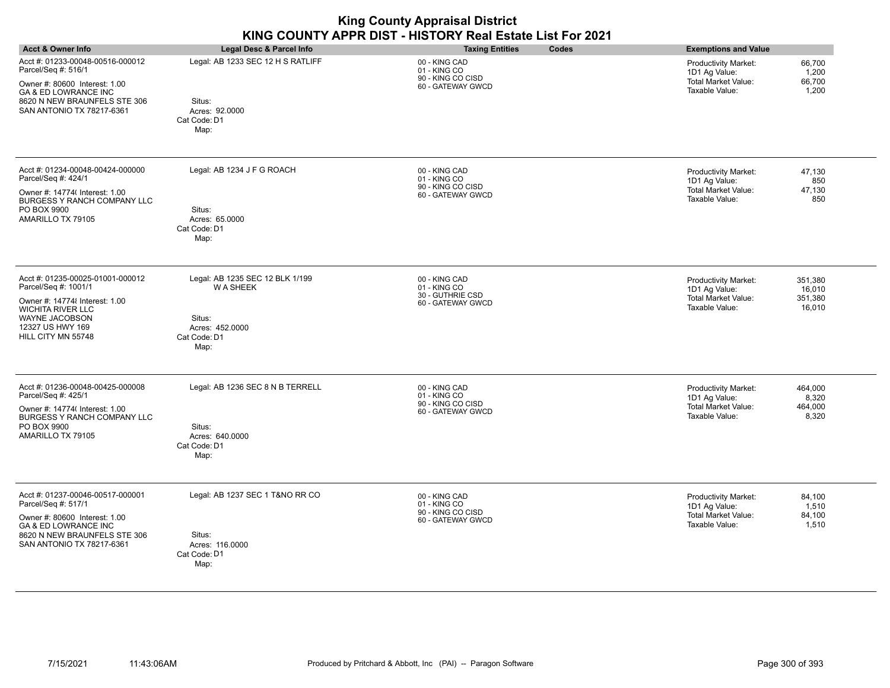# King County Appraisal District
## KING COUNTY APPR DIST - HISTORY Real Estate List For 2021

| Acct & Owner Info | Legal Desc & Parcel Info | Taxing Entities | Codes | Exemptions and Value |
|---|---|---|---|---|
| Acct #: 01233-00048-00516-000012<br>Parcel/Seq #: 516/1<br>Owner #: 80600 Interest: 1.00<br>GA & ED LOWRANCE INC<br>8620 N NEW BRAUNFELS STE 306<br>SAN ANTONIO TX 78217-6361 | Legal: AB 1233 SEC 12 H S RATLIFF<br>Situs:<br>Acres: 92.0000<br>Cat Code: D1<br>Map: | 00 - KING CAD<br>01 - KING CO<br>90 - KING CO CISD<br>60 - GATEWAY GWCD | | Productivity Market: 66,700<br>1D1 Ag Value: 1,200<br>Total Market Value: 66,700<br>Taxable Value: 1,200 |
| Acct #: 01234-00048-00424-000000<br>Parcel/Seq #: 424/1<br>Owner #: 14774( Interest: 1.00<br>BURGESS Y RANCH COMPANY LLC<br>PO BOX 9900<br>AMARILLO TX 79105 | Legal: AB 1234 J F G ROACH<br>Situs:<br>Acres: 65.0000<br>Cat Code: D1<br>Map: | 00 - KING CAD<br>01 - KING CO<br>90 - KING CO CISD<br>60 - GATEWAY GWCD | | Productivity Market: 47,130<br>1D1 Ag Value: 850<br>Total Market Value: 47,130<br>Taxable Value: 850 |
| Acct #: 01235-00025-01001-000012<br>Parcel/Seq #: 1001/1<br>Owner #: 14774( Interest: 1.00<br>WICHITA RIVER LLC<br>WAYNE JACOBSON<br>12327 US HWY 169<br>HILL CITY MN 55748 | Legal: AB 1235 SEC 12 BLK 1/199 W A SHEEK<br>Situs:<br>Acres: 452.0000<br>Cat Code: D1<br>Map: | 00 - KING CAD<br>01 - KING CO<br>30 - GUTHRIE CSD<br>60 - GATEWAY GWCD | | Productivity Market: 351,380<br>1D1 Ag Value: 16,010<br>Total Market Value: 351,380<br>Taxable Value: 16,010 |
| Acct #: 01236-00048-00425-000008<br>Parcel/Seq #: 425/1<br>Owner #: 14774( Interest: 1.00<br>BURGESS Y RANCH COMPANY LLC<br>PO BOX 9900<br>AMARILLO TX 79105 | Legal: AB 1236 SEC 8 N B TERRELL<br>Situs:<br>Acres: 640.0000<br>Cat Code: D1<br>Map: | 00 - KING CAD<br>01 - KING CO<br>90 - KING CO CISD<br>60 - GATEWAY GWCD | | Productivity Market: 464,000<br>1D1 Ag Value: 8,320<br>Total Market Value: 464,000<br>Taxable Value: 8,320 |
| Acct #: 01237-00046-00517-000001<br>Parcel/Seq #: 517/1<br>Owner #: 80600 Interest: 1.00<br>GA & ED LOWRANCE INC<br>8620 N NEW BRAUNFELS STE 306<br>SAN ANTONIO TX 78217-6361 | Legal: AB 1237 SEC 1 T&NO RR CO<br>Situs:<br>Acres: 116.0000<br>Cat Code: D1<br>Map: | 00 - KING CAD<br>01 - KING CO<br>90 - KING CO CISD<br>60 - GATEWAY GWCD | | Productivity Market: 84,100<br>1D1 Ag Value: 1,510<br>Total Market Value: 84,100<br>Taxable Value: 1,510 |

7/15/2021 11:43:06AM Produced by Pritchard & Abbott, Inc (PAI) -- Paragon Software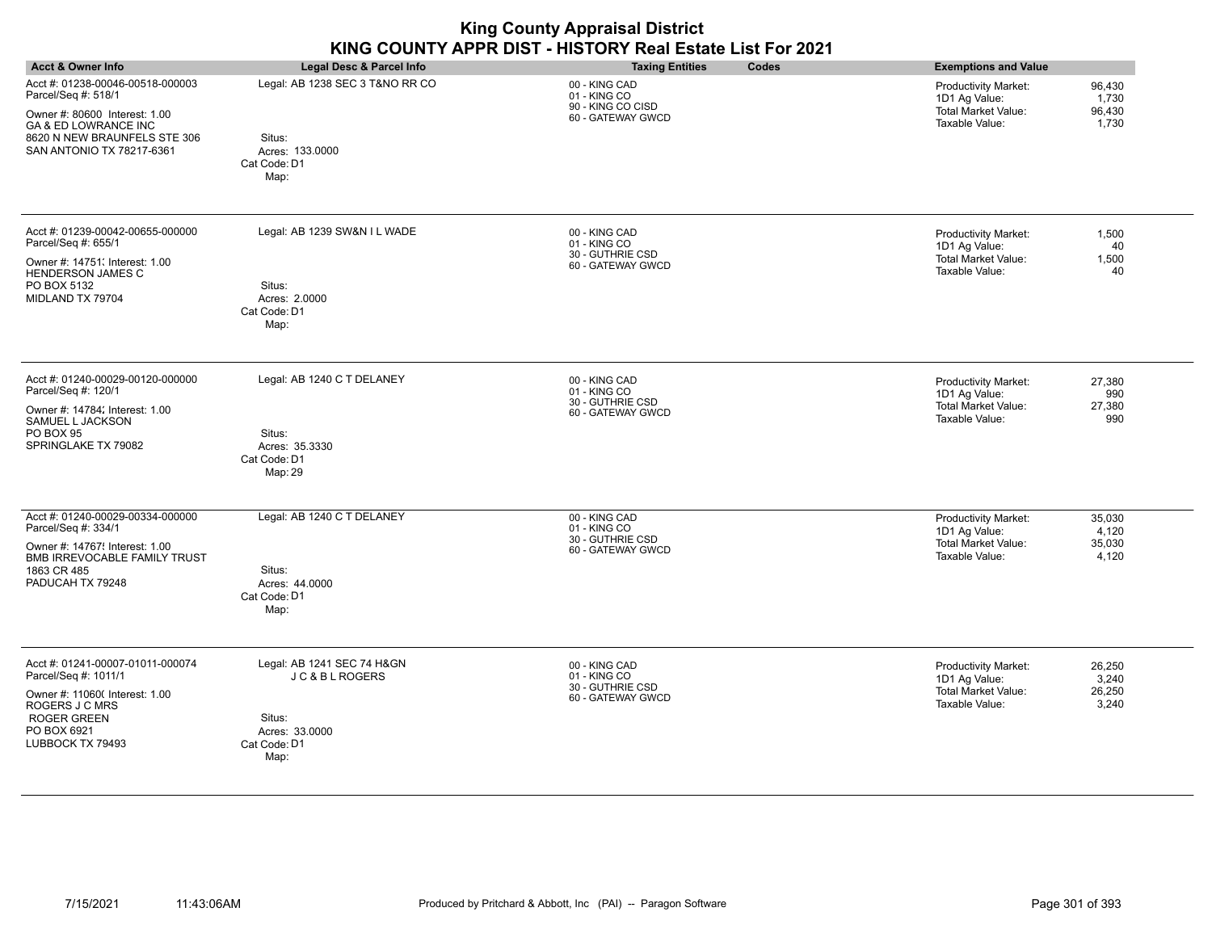# King County Appraisal District

## KING COUNTY APPR DIST - HISTORY Real Estate List For 2021

| Acct & Owner Info | Legal Desc & Parcel Info | Taxing Entities | Codes | Exemptions and Value |
|---|---|---|---|---|
| Acct #: 01238-00046-00518-000003<br>Parcel/Seq #: 518/1<br>Owner #: 80600 Interest: 1.00<br>GA & ED LOWRANCE INC<br>8620 N NEW BRAUNFELS STE 306<br>SAN ANTONIO TX 78217-6361 | Legal: AB 1238 SEC 3 T&NO RR CO<br>Situs:<br>Acres: 133.0000<br>Cat Code: D1<br>Map: | 00 - KING CAD<br>01 - KING CO<br>90 - KING CO CISD<br>60 - GATEWAY GWCD | | Productivity Market: 96,430<br>1D1 Ag Value: 1,730<br>Total Market Value: 96,430<br>Taxable Value: 1,730 |
| Acct #: 01239-00042-00655-000000<br>Parcel/Seq #: 655/1<br>Owner #: 14751; Interest: 1.00<br>HENDERSON JAMES C<br>PO BOX 5132<br>MIDLAND TX 79704 | Legal: AB 1239 SW&N I L WADE<br>Situs:<br>Acres: 2.0000<br>Cat Code: D1<br>Map: | 00 - KING CAD<br>01 - KING CO<br>30 - GUTHRIE CSD<br>60 - GATEWAY GWCD | | Productivity Market: 1,500<br>1D1 Ag Value: 40<br>Total Market Value: 1,500<br>Taxable Value: 40 |
| Acct #: 01240-00029-00120-000000<br>Parcel/Seq #: 120/1<br>Owner #: 14784; Interest: 1.00<br>SAMUEL L JACKSON<br>PO BOX 95<br>SPRINGLAKE TX 79082 | Legal: AB 1240 C T DELANEY<br>Situs:<br>Acres: 35.3330<br>Cat Code: D1<br>Map: 29 | 00 - KING CAD<br>01 - KING CO<br>30 - GUTHRIE CSD<br>60 - GATEWAY GWCD | | Productivity Market: 27,380<br>1D1 Ag Value: 990<br>Total Market Value: 27,380<br>Taxable Value: 990 |
| Acct #: 01240-00029-00334-000000<br>Parcel/Seq #: 334/1<br>Owner #: 14767! Interest: 1.00<br>BMB IRREVOCABLE FAMILY TRUST<br>1863 CR 485<br>PADUCAH TX 79248 | Legal: AB 1240 C T DELANEY<br>Situs:<br>Acres: 44.0000<br>Cat Code: D1<br>Map: | 00 - KING CAD<br>01 - KING CO<br>30 - GUTHRIE CSD<br>60 - GATEWAY GWCD | | Productivity Market: 35,030<br>1D1 Ag Value: 4,120<br>Total Market Value: 35,030<br>Taxable Value: 4,120 |
| Acct #: 01241-00007-01011-000074<br>Parcel/Seq #: 1011/1<br>Owner #: 11060( Interest: 1.00<br>ROGERS J C MRS<br>ROGER GREEN<br>PO BOX 6921<br>LUBBOCK TX 79493 | Legal: AB 1241 SEC 74 H&GN<br>J C & B L ROGERS<br>Situs:<br>Acres: 33.0000<br>Cat Code: D1<br>Map: | 00 - KING CAD<br>01 - KING CO<br>30 - GUTHRIE CSD<br>60 - GATEWAY GWCD | | Productivity Market: 26,250<br>1D1 Ag Value: 3,240<br>Total Market Value: 26,250<br>Taxable Value: 3,240 |

7/15/2021 11:43:06AM Produced by Pritchard & Abbott, Inc (PAI) -- Paragon Software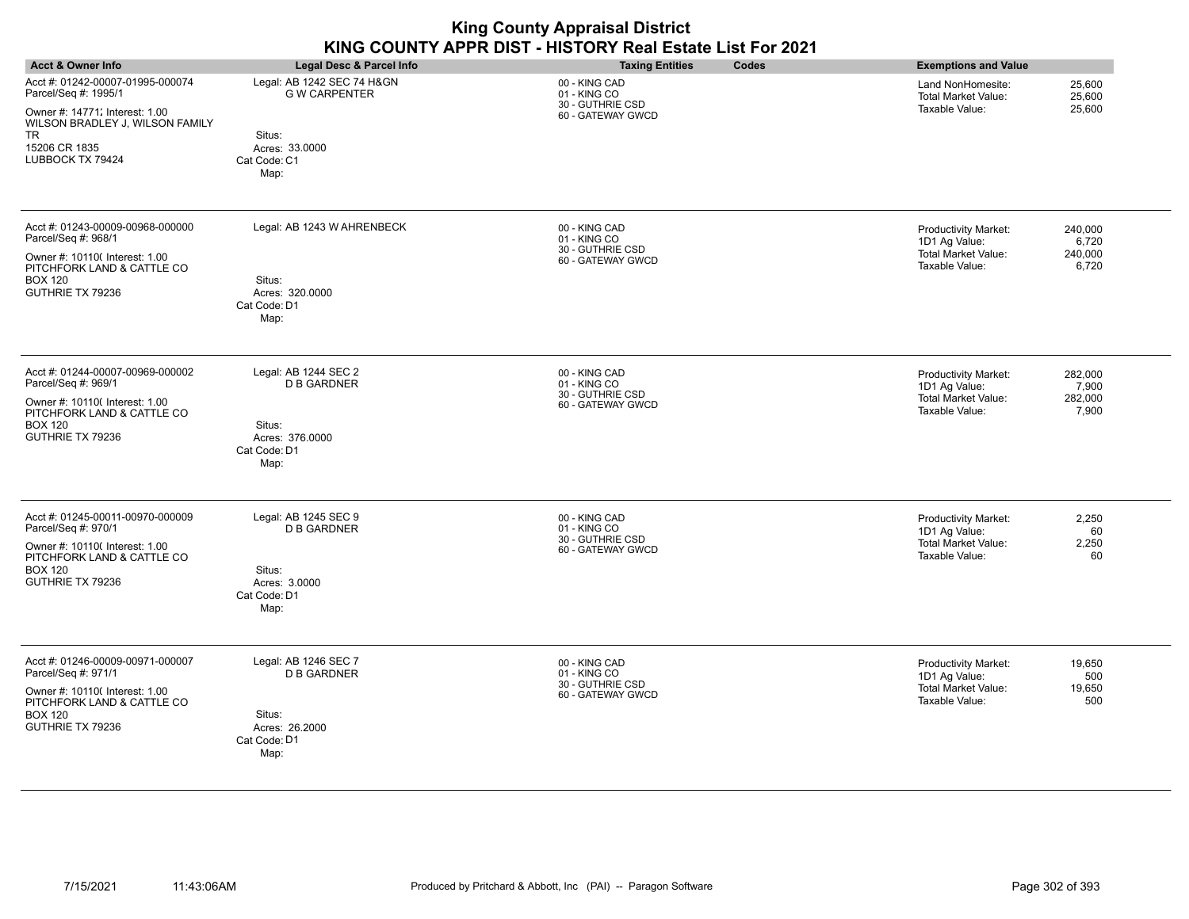# King County Appraisal District
## KING COUNTY APPR DIST - HISTORY Real Estate List For 2021

| Acct & Owner Info | Legal Desc & Parcel Info | Taxing Entities | Codes | Exemptions and Value |
|---|---|---|---|---|
| Acct #: 01242-00007-01995-000074<br>Parcel/Seq #: 1995/1<br>Owner #: 14771; Interest: 1.00<br>WILSON BRADLEY J, WILSON FAMILY TR<br>15206 CR 1835<br>LUBBOCK TX 79424 | Legal: AB 1242 SEC 74 H&GN G W CARPENTER<br>Situs:<br>Acres: 33.0000<br>Cat Code: C1<br>Map: | 00 - KING CAD<br>01 - KING CO<br>30 - GUTHRIE CSD<br>60 - GATEWAY GWCD | | Land NonHomesite: 25,600<br>Total Market Value: 25,600<br>Taxable Value: 25,600 |
| Acct #: 01243-00009-00968-000000<br>Parcel/Seq #: 968/1<br>Owner #: 10110( Interest: 1.00<br>PITCHFORK LAND & CATTLE CO<br>BOX 120<br>GUTHRIE TX 79236 | Legal: AB 1243 W AHRENBECK<br>Situs:<br>Acres: 320.0000<br>Cat Code: D1<br>Map: | 00 - KING CAD<br>01 - KING CO<br>30 - GUTHRIE CSD<br>60 - GATEWAY GWCD | | Productivity Market: 240,000<br>1D1 Ag Value: 6,720<br>Total Market Value: 240,000<br>Taxable Value: 6,720 |
| Acct #: 01244-00007-00969-000002<br>Parcel/Seq #: 969/1<br>Owner #: 10110( Interest: 1.00<br>PITCHFORK LAND & CATTLE CO<br>BOX 120<br>GUTHRIE TX 79236 | Legal: AB 1244 SEC 2 D B GARDNER<br>Situs:<br>Acres: 376.0000<br>Cat Code: D1<br>Map: | 00 - KING CAD<br>01 - KING CO<br>30 - GUTHRIE CSD<br>60 - GATEWAY GWCD | | Productivity Market: 282,000<br>1D1 Ag Value: 7,900<br>Total Market Value: 282,000<br>Taxable Value: 7,900 |
| Acct #: 01245-00011-00970-000009<br>Parcel/Seq #: 970/1<br>Owner #: 10110( Interest: 1.00<br>PITCHFORK LAND & CATTLE CO<br>BOX 120<br>GUTHRIE TX 79236 | Legal: AB 1245 SEC 9 D B GARDNER<br>Situs:<br>Acres: 3.0000<br>Cat Code: D1<br>Map: | 00 - KING CAD<br>01 - KING CO<br>30 - GUTHRIE CSD<br>60 - GATEWAY GWCD | | Productivity Market: 2,250<br>1D1 Ag Value: 60<br>Total Market Value: 2,250<br>Taxable Value: 60 |
| Acct #: 01246-00009-00971-000007<br>Parcel/Seq #: 971/1<br>Owner #: 10110( Interest: 1.00<br>PITCHFORK LAND & CATTLE CO<br>BOX 120<br>GUTHRIE TX 79236 | Legal: AB 1246 SEC 7 D B GARDNER<br>Situs:<br>Acres: 26.2000<br>Cat Code: D1<br>Map: | 00 - KING CAD<br>01 - KING CO<br>30 - GUTHRIE CSD<br>60 - GATEWAY GWCD | | Productivity Market: 19,650<br>1D1 Ag Value: 500<br>Total Market Value: 19,650<br>Taxable Value: 500 |

7/15/2021 11:43:06AM Produced by Pritchard & Abbott, Inc (PAI) -- Paragon Software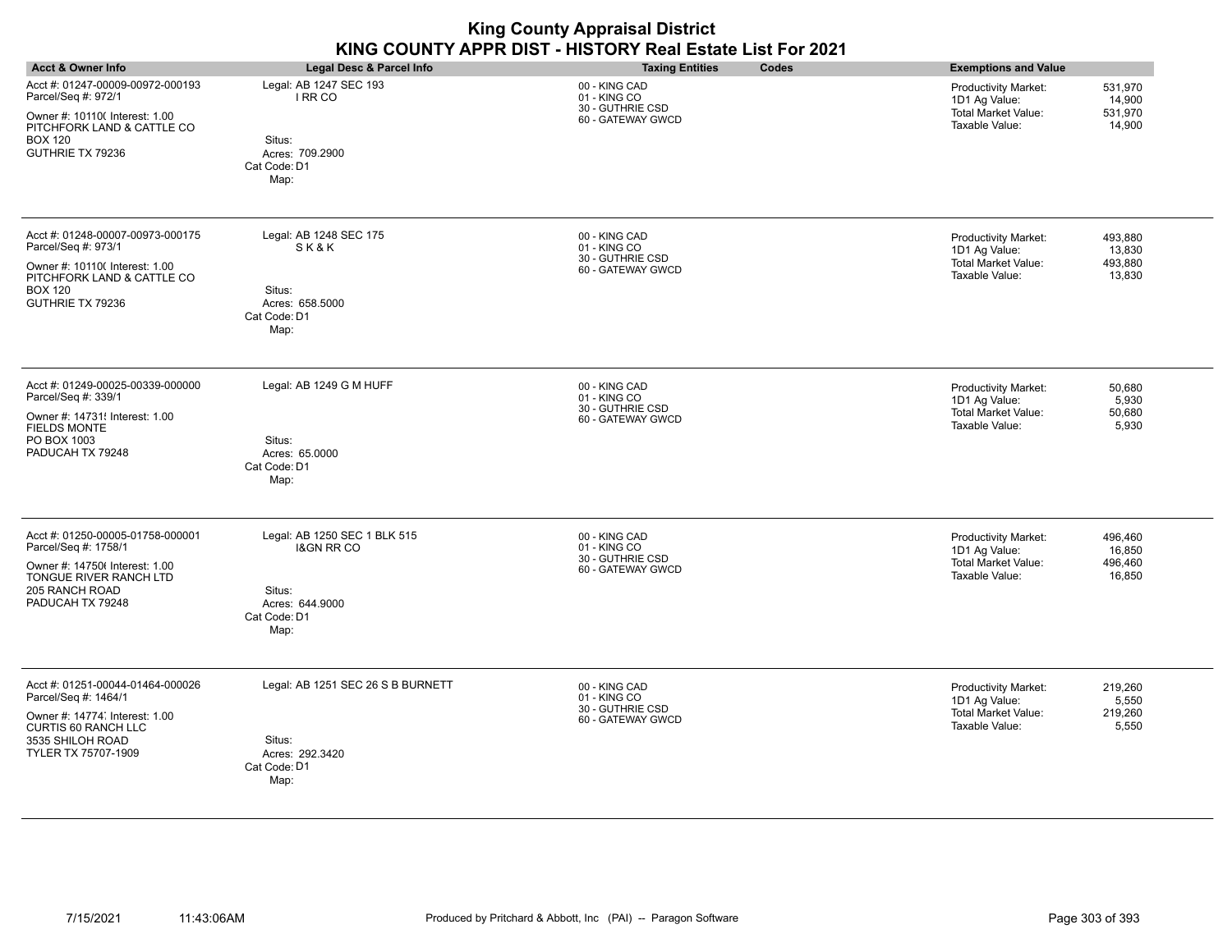# King County Appraisal District

## KING COUNTY APPR DIST - HISTORY Real Estate List For 2021

| Acct & Owner Info | Legal Desc & Parcel Info | Taxing Entities | Codes | Exemptions and Value |
|---|---|---|---|---|
| Acct #: 01247-00009-00972-000193<br>Parcel/Seq #: 972/1<br>Owner #: 10110( Interest: 1.00<br>PITCHFORK LAND & CATTLE CO<br>BOX 120<br>GUTHRIE TX 79236 | Legal: AB 1247 SEC 193<br>I RR CO<br>Situs:<br>Acres: 709.2900<br>Cat Code: D1<br>Map: | 00 - KING CAD<br>01 - KING CO<br>30 - GUTHRIE CSD<br>60 - GATEWAY GWCD | | Productivity Market: 531,970<br>1D1 Ag Value: 14,900<br>Total Market Value: 531,970<br>Taxable Value: 14,900 |
| Acct #: 01248-00007-00973-000175<br>Parcel/Seq #: 973/1<br>Owner #: 10110( Interest: 1.00<br>PITCHFORK LAND & CATTLE CO<br>BOX 120<br>GUTHRIE TX 79236 | Legal: AB 1248 SEC 175<br>S K & K<br>Situs:<br>Acres: 658.5000<br>Cat Code: D1<br>Map: | 00 - KING CAD<br>01 - KING CO<br>30 - GUTHRIE CSD<br>60 - GATEWAY GWCD | | Productivity Market: 493,880<br>1D1 Ag Value: 13,830<br>Total Market Value: 493,880<br>Taxable Value: 13,830 |
| Acct #: 01249-00025-00339-000000<br>Parcel/Seq #: 339/1<br>Owner #: 14731! Interest: 1.00<br>FIELDS MONTE<br>PO BOX 1003<br>PADUCAH TX 79248 | Legal: AB 1249 G M HUFF<br>Situs:<br>Acres: 65.0000<br>Cat Code: D1<br>Map: | 00 - KING CAD<br>01 - KING CO<br>30 - GUTHRIE CSD<br>60 - GATEWAY GWCD | | Productivity Market: 50,680<br>1D1 Ag Value: 5,930<br>Total Market Value: 50,680<br>Taxable Value: 5,930 |
| Acct #: 01250-00005-01758-000001<br>Parcel/Seq #: 1758/1<br>Owner #: 14750( Interest: 1.00<br>TONGUE RIVER RANCH LTD<br>205 RANCH ROAD<br>PADUCAH TX 79248 | Legal: AB 1250 SEC 1 BLK 515<br>I&GN RR CO<br>Situs:<br>Acres: 644.9000<br>Cat Code: D1<br>Map: | 00 - KING CAD<br>01 - KING CO<br>30 - GUTHRIE CSD<br>60 - GATEWAY GWCD | | Productivity Market: 496,460<br>1D1 Ag Value: 16,850<br>Total Market Value: 496,460<br>Taxable Value: 16,850 |
| Acct #: 01251-00044-01464-000026<br>Parcel/Seq #: 1464/1<br>Owner #: 14774; Interest: 1.00<br>CURTIS 60 RANCH LLC<br>3535 SHILOH ROAD<br>TYLER TX 75707-1909 | Legal: AB 1251 SEC 26 S B BURNETT<br>Situs:<br>Acres: 292.3420<br>Cat Code: D1<br>Map: | 00 - KING CAD<br>01 - KING CO<br>30 - GUTHRIE CSD<br>60 - GATEWAY GWCD | | Productivity Market: 219,260<br>1D1 Ag Value: 5,550<br>Total Market Value: 219,260<br>Taxable Value: 5,550 |

7/15/2021 11:43:06AM Produced by Pritchard & Abbott, Inc (PAI) -- Paragon Software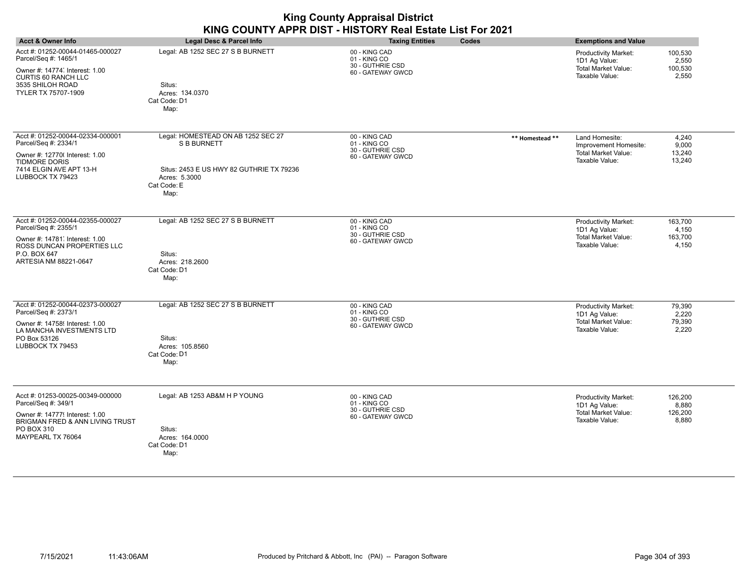# King County Appraisal District

## KING COUNTY APPR DIST - HISTORY Real Estate List For 2021

| Acct & Owner Info | Legal Desc & Parcel Info | Taxing Entities | Codes | Exemptions and Value |
|---|---|---|---|---|
| Acct #: 01252-00044-01465-000027<br>Parcel/Seq #: 1465/1<br>Owner #: 14774: Interest: 1.00<br>CURTIS 60 RANCH LLC<br>3535 SHILOH ROAD<br>TYLER TX 75707-1909 | Legal: AB 1252 SEC 27 S B BURNETT<br>Situs:<br>Acres: 134.0370<br>Cat Code: D1<br>Map: | 00 - KING CAD<br>01 - KING CO<br>30 - GUTHRIE CSD<br>60 - GATEWAY GWCD | | Productivity Market: 100,530<br>1D1 Ag Value: 2,550<br>Total Market Value: 100,530<br>Taxable Value: 2,550 |
| Acct #: 01252-00044-02334-000001<br>Parcel/Seq #: 2334/1<br>Owner #: 12770( Interest: 1.00<br>TIDMORE DORIS<br>7414 ELGIN AVE APT 13-H<br>LUBBOCK TX 79423 | Legal: HOMESTEAD ON AB 1252 SEC 27 S B BURNETT<br>Situs: 2453 E US HWY 82 GUTHRIE TX 79236<br>Acres: 5.3000<br>Cat Code: E<br>Map: | 00 - KING CAD<br>01 - KING CO<br>30 - GUTHRIE CSD<br>60 - GATEWAY GWCD | ** Homestead ** | Land Homesite: 4,240<br>Improvement Homesite: 9,000<br>Total Market Value: 13,240<br>Taxable Value: 13,240 |
| Acct #: 01252-00044-02355-000027<br>Parcel/Seq #: 2355/1<br>Owner #: 14781; Interest: 1.00<br>ROSS DUNCAN PROPERTIES LLC<br>P.O. BOX 647<br>ARTESIA NM 88221-0647 | Legal: AB 1252 SEC 27 S B BURNETT<br>Situs:<br>Acres: 218.2600<br>Cat Code: D1<br>Map: | 00 - KING CAD<br>01 - KING CO<br>30 - GUTHRIE CSD<br>60 - GATEWAY GWCD | | Productivity Market: 163,700<br>1D1 Ag Value: 4,150<br>Total Market Value: 163,700<br>Taxable Value: 4,150 |
| Acct #: 01252-00044-02373-000027<br>Parcel/Seq #: 2373/1<br>Owner #: 14758! Interest: 1.00<br>LA MANCHA INVESTMENTS LTD<br>PO Box 53126<br>LUBBOCK TX 79453 | Legal: AB 1252 SEC 27 S B BURNETT<br>Situs:<br>Acres: 105.8560<br>Cat Code: D1<br>Map: | 00 - KING CAD<br>01 - KING CO<br>30 - GUTHRIE CSD<br>60 - GATEWAY GWCD | | Productivity Market: 79,390<br>1D1 Ag Value: 2,220<br>Total Market Value: 79,390<br>Taxable Value: 2,220 |
| Acct #: 01253-00025-00349-000000<br>Parcel/Seq #: 349/1<br>Owner #: 14777! Interest: 1.00<br>BRIGMAN FRED & ANN LIVING TRUST<br>PO BOX 310<br>MAYPEARL TX 76064 | Legal: AB 1253 AB&M H P YOUNG<br>Situs:<br>Acres: 164.0000<br>Cat Code: D1<br>Map: | 00 - KING CAD<br>01 - KING CO<br>30 - GUTHRIE CSD<br>60 - GATEWAY GWCD | | Productivity Market: 126,200<br>1D1 Ag Value: 8,880<br>Total Market Value: 126,200<br>Taxable Value: 8,880 |

7/15/2021 11:43:06AM Produced by Pritchard & Abbott, Inc (PAI) -- Paragon Software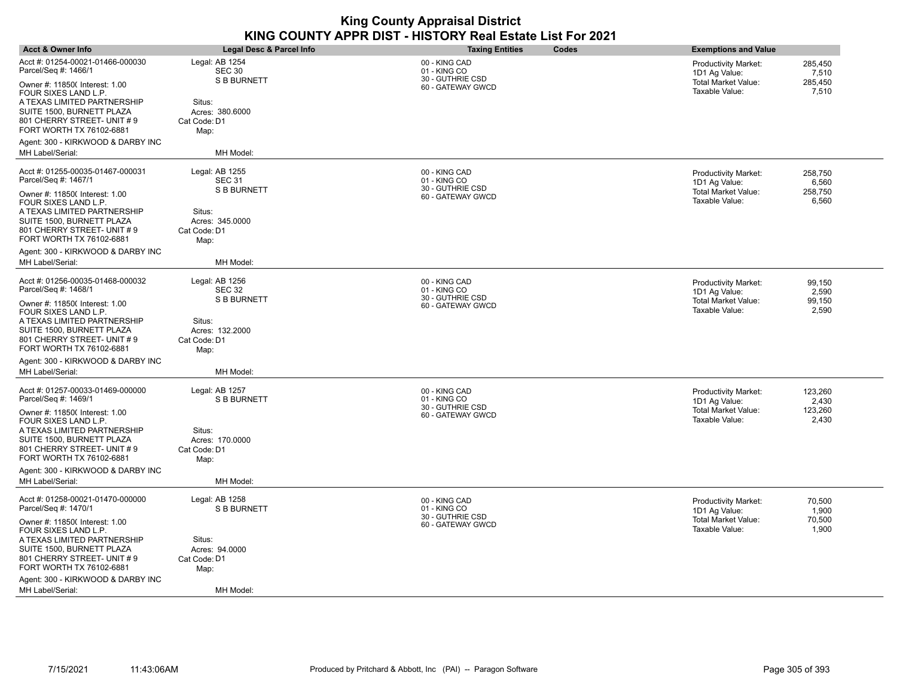# King County Appraisal District
## KING COUNTY APPR DIST - HISTORY Real Estate List For 2021

| Acct & Owner Info | Legal Desc & Parcel Info | Taxing Entities | Codes | Exemptions and Value |
|---|---|---|---|---|
| Acct #: 01254-00021-01466-000030<br>Parcel/Seq #: 1466/1<br>Owner #: 11850( Interest: 1.00<br>FOUR SIXES LAND L.P.<br>A TEXAS LIMITED PARTNERSHIP<br>SUITE 1500, BURNETT PLAZA<br>801 CHERRY STREET- UNIT # 9<br>FORT WORTH TX 76102-6881<br>Agent: 300 - KIRKWOOD & DARBY INC<br>MH Label/Serial: | Legal: AB 1254<br>SEC 30<br>S B BURNETT<br>Situs:<br>Acres: 380.6000<br>Cat Code: D1<br>Map:<br>MH Model: | 00 - KING CAD<br>01 - KING CO<br>30 - GUTHRIE CSD<br>60 - GATEWAY GWCD | | Productivity Market: 285,450<br>1D1 Ag Value: 7,510<br>Total Market Value: 285,450<br>Taxable Value: 7,510 |
| Acct #: 01255-00035-01467-000031<br>Parcel/Seq #: 1467/1<br>Owner #: 11850( Interest: 1.00<br>FOUR SIXES LAND L.P.<br>A TEXAS LIMITED PARTNERSHIP<br>SUITE 1500, BURNETT PLAZA<br>801 CHERRY STREET- UNIT # 9<br>FORT WORTH TX 76102-6881<br>Agent: 300 - KIRKWOOD & DARBY INC<br>MH Label/Serial: | Legal: AB 1255<br>SEC 31<br>S B BURNETT<br>Situs:<br>Acres: 345.0000<br>Cat Code: D1<br>Map:<br>MH Model: | 00 - KING CAD<br>01 - KING CO<br>30 - GUTHRIE CSD<br>60 - GATEWAY GWCD | | Productivity Market: 258,750<br>1D1 Ag Value: 6,560<br>Total Market Value: 258,750<br>Taxable Value: 6,560 |
| Acct #: 01256-00035-01468-000032<br>Parcel/Seq #: 1468/1<br>Owner #: 11850( Interest: 1.00<br>FOUR SIXES LAND L.P.<br>A TEXAS LIMITED PARTNERSHIP<br>SUITE 1500, BURNETT PLAZA<br>801 CHERRY STREET- UNIT # 9<br>FORT WORTH TX 76102-6881<br>Agent: 300 - KIRKWOOD & DARBY INC<br>MH Label/Serial: | Legal: AB 1256<br>SEC 32<br>S B BURNETT<br>Situs:<br>Acres: 132.2000<br>Cat Code: D1<br>Map:<br>MH Model: | 00 - KING CAD<br>01 - KING CO<br>30 - GUTHRIE CSD<br>60 - GATEWAY GWCD | | Productivity Market: 99,150<br>1D1 Ag Value: 2,590<br>Total Market Value: 99,150<br>Taxable Value: 2,590 |
| Acct #: 01257-00033-01469-000000<br>Parcel/Seq #: 1469/1<br>Owner #: 11850( Interest: 1.00<br>FOUR SIXES LAND L.P.<br>A TEXAS LIMITED PARTNERSHIP<br>SUITE 1500, BURNETT PLAZA<br>801 CHERRY STREET- UNIT # 9<br>FORT WORTH TX 76102-6881<br>Agent: 300 - KIRKWOOD & DARBY INC<br>MH Label/Serial: | Legal: AB 1257<br>S B BURNETT<br>Situs:<br>Acres: 170.0000<br>Cat Code: D1<br>Map:<br>MH Model: | 00 - KING CAD<br>01 - KING CO<br>30 - GUTHRIE CSD<br>60 - GATEWAY GWCD | | Productivity Market: 123,260<br>1D1 Ag Value: 2,430<br>Total Market Value: 123,260<br>Taxable Value: 2,430 |
| Acct #: 01258-00021-01470-000000<br>Parcel/Seq #: 1470/1<br>Owner #: 11850( Interest: 1.00<br>FOUR SIXES LAND L.P.<br>A TEXAS LIMITED PARTNERSHIP<br>SUITE 1500, BURNETT PLAZA<br>801 CHERRY STREET- UNIT # 9<br>FORT WORTH TX 76102-6881<br>Agent: 300 - KIRKWOOD & DARBY INC<br>MH Label/Serial: | Legal: AB 1258<br>S B BURNETT<br>Situs:<br>Acres: 94.0000<br>Cat Code: D1<br>Map:<br>MH Model: | 00 - KING CAD<br>01 - KING CO<br>30 - GUTHRIE CSD<br>60 - GATEWAY GWCD | | Productivity Market: 70,500<br>1D1 Ag Value: 1,900<br>Total Market Value: 70,500<br>Taxable Value: 1,900 |

7/15/2021 11:43:06AM Produced by Pritchard & Abbott, Inc (PAI) -- Paragon Software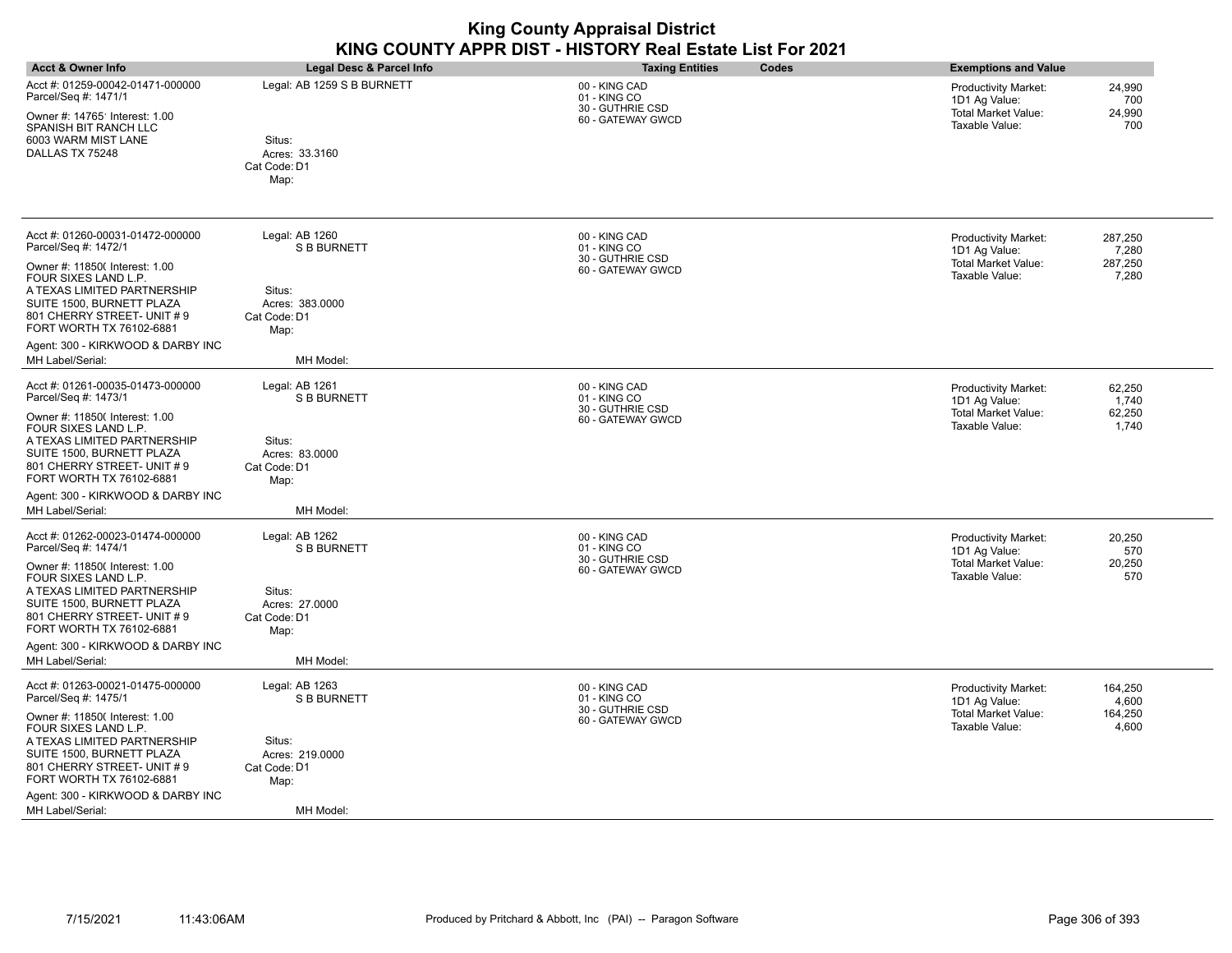# King County Appraisal District
## KING COUNTY APPR DIST - HISTORY Real Estate List For 2021

| Acct & Owner Info | Legal Desc & Parcel Info | Taxing Entities | Codes | Exemptions and Value |
|---|---|---|---|---|
| Acct #: 01259-00042-01471-000000<br>Parcel/Seq #: 1471/1<br>Owner #: 14765' Interest: 1.00<br>SPANISH BIT RANCH LLC<br>6003 WARM MIST LANE<br>DALLAS TX 75248 | Legal: AB 1259 S B BURNETT<br>Situs:<br>Acres: 33.3160<br>Cat Code: D1<br>Map: | 00 - KING CAD<br>01 - KING CO<br>30 - GUTHRIE CSD<br>60 - GATEWAY GWCD | | Productivity Market: 24,990<br>1D1 Ag Value: 700<br>Total Market Value: 24,990<br>Taxable Value: 700 |
| Acct #: 01260-00031-01472-000000<br>Parcel/Seq #: 1472/1<br>Owner #: 11850( Interest: 1.00<br>FOUR SIXES LAND L.P.<br>A TEXAS LIMITED PARTNERSHIP<br>SUITE 1500, BURNETT PLAZA<br>801 CHERRY STREET- UNIT # 9<br>FORT WORTH TX 76102-6881<br>Agent: 300 - KIRKWOOD & DARBY INC<br>MH Label/Serial: | Legal: AB 1260<br>S B BURNETT<br>Situs:<br>Acres: 383.0000<br>Cat Code: D1<br>Map:<br>MH Model: | 00 - KING CAD<br>01 - KING CO<br>30 - GUTHRIE CSD<br>60 - GATEWAY GWCD | | Productivity Market: 287,250<br>1D1 Ag Value: 7,280<br>Total Market Value: 287,250<br>Taxable Value: 7,280 |
| Acct #: 01261-00035-01473-000000<br>Parcel/Seq #: 1473/1<br>Owner #: 11850( Interest: 1.00<br>FOUR SIXES LAND L.P.<br>A TEXAS LIMITED PARTNERSHIP<br>SUITE 1500, BURNETT PLAZA<br>801 CHERRY STREET- UNIT # 9<br>FORT WORTH TX 76102-6881<br>Agent: 300 - KIRKWOOD & DARBY INC<br>MH Label/Serial: | Legal: AB 1261<br>S B BURNETT<br>Situs:<br>Acres: 83.0000<br>Cat Code: D1<br>Map:<br>MH Model: | 00 - KING CAD<br>01 - KING CO<br>30 - GUTHRIE CSD<br>60 - GATEWAY GWCD | | Productivity Market: 62,250<br>1D1 Ag Value: 1,740<br>Total Market Value: 62,250<br>Taxable Value: 1,740 |
| Acct #: 01262-00023-01474-000000<br>Parcel/Seq #: 1474/1<br>Owner #: 11850( Interest: 1.00<br>FOUR SIXES LAND L.P.<br>A TEXAS LIMITED PARTNERSHIP<br>SUITE 1500, BURNETT PLAZA<br>801 CHERRY STREET- UNIT # 9<br>FORT WORTH TX 76102-6881<br>Agent: 300 - KIRKWOOD & DARBY INC<br>MH Label/Serial: | Legal: AB 1262<br>S B BURNETT<br>Situs:<br>Acres: 27.0000<br>Cat Code: D1<br>Map:<br>MH Model: | 00 - KING CAD<br>01 - KING CO<br>30 - GUTHRIE CSD<br>60 - GATEWAY GWCD | | Productivity Market: 20,250<br>1D1 Ag Value: 570<br>Total Market Value: 20,250<br>Taxable Value: 570 |
| Acct #: 01263-00021-01475-000000<br>Parcel/Seq #: 1475/1<br>Owner #: 11850( Interest: 1.00<br>FOUR SIXES LAND L.P.<br>A TEXAS LIMITED PARTNERSHIP<br>SUITE 1500, BURNETT PLAZA<br>801 CHERRY STREET- UNIT # 9<br>FORT WORTH TX 76102-6881<br>Agent: 300 - KIRKWOOD & DARBY INC<br>MH Label/Serial: | Legal: AB 1263<br>S B BURNETT<br>Situs:<br>Acres: 219.0000<br>Cat Code: D1<br>Map:<br>MH Model: | 00 - KING CAD<br>01 - KING CO<br>30 - GUTHRIE CSD<br>60 - GATEWAY GWCD | | Productivity Market: 164,250<br>1D1 Ag Value: 4,600<br>Total Market Value: 164,250<br>Taxable Value: 4,600 |

7/15/2021 11:43:06AM Produced by Pritchard & Abbott, Inc (PAI) -- Paragon Software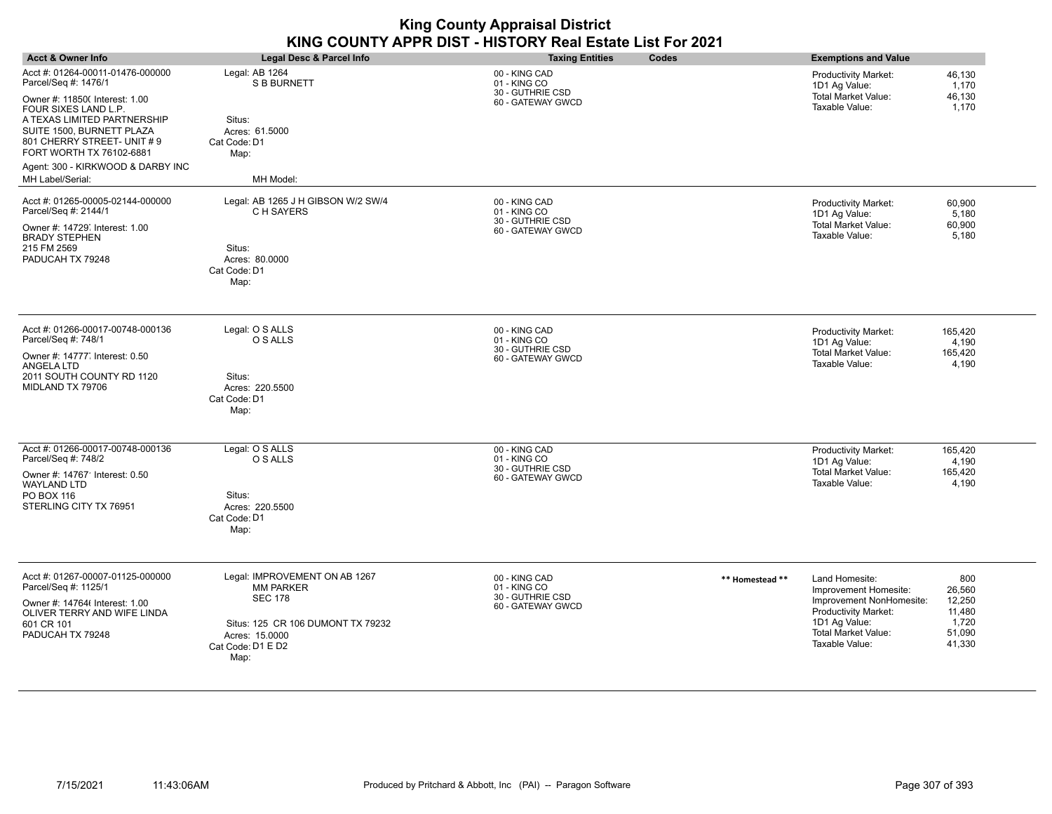# King County Appraisal District

## KING COUNTY APPR DIST - HISTORY Real Estate List For 2021

| Acct & Owner Info | Legal Desc & Parcel Info | Taxing Entities | Codes | Exemptions and Value |
|---|---|---|---|---|
| Acct #: 01264-00011-01476-000000<br>Parcel/Seq #: 1476/1<br>Owner #: 11850( Interest: 1.00<br>FOUR SIXES LAND L.P.<br>A TEXAS LIMITED PARTNERSHIP<br>SUITE 1500, BURNETT PLAZA<br>801 CHERRY STREET- UNIT # 9<br>FORT WORTH TX 76102-6881<br>Agent: 300 - KIRKWOOD & DARBY INC<br>MH Label/Serial: | Legal: AB 1264<br>S B BURNETT<br>Situs:<br>Acres: 61.5000<br>Cat Code: D1<br>Map:<br>MH Model: | 00 - KING CAD<br>01 - KING CO<br>30 - GUTHRIE CSD<br>60 - GATEWAY GWCD | | Productivity Market: 46,130<br>1D1 Ag Value: 1,170<br>Total Market Value: 46,130<br>Taxable Value: 1,170 |
| Acct #: 01265-00005-02144-000000<br>Parcel/Seq #: 2144/1<br>Owner #: 14729; Interest: 1.00<br>BRADY STEPHEN<br>215 FM 2569<br>PADUCAH TX 79248 | Legal: AB 1265 J H GIBSON W/2 SW/4<br>C H SAYERS<br>Situs:<br>Acres: 80.0000<br>Cat Code: D1<br>Map: | 00 - KING CAD<br>01 - KING CO<br>30 - GUTHRIE CSD<br>60 - GATEWAY GWCD | | Productivity Market: 60,900<br>1D1 Ag Value: 5,180<br>Total Market Value: 60,900<br>Taxable Value: 5,180 |
| Acct #: 01266-00017-00748-000136<br>Parcel/Seq #: 748/1<br>Owner #: 14777; Interest: 0.50<br>ANGELA LTD<br>2011 SOUTH COUNTY RD 1120<br>MIDLAND TX 79706 | Legal: O S ALLS<br>O S ALLS<br>Situs:<br>Acres: 220.5500<br>Cat Code: D1<br>Map: | 00 - KING CAD<br>01 - KING CO<br>30 - GUTHRIE CSD<br>60 - GATEWAY GWCD | | Productivity Market: 165,420<br>1D1 Ag Value: 4,190<br>Total Market Value: 165,420<br>Taxable Value: 4,190 |
| Acct #: 01266-00017-00748-000136<br>Parcel/Seq #: 748/2<br>Owner #: 14767' Interest: 0.50<br>WAYLAND LTD<br>PO BOX 116<br>STERLING CITY TX 76951 | Legal: O S ALLS<br>O S ALLS<br>Situs:<br>Acres: 220.5500<br>Cat Code: D1<br>Map: | 00 - KING CAD<br>01 - KING CO<br>30 - GUTHRIE CSD<br>60 - GATEWAY GWCD | | Productivity Market: 165,420<br>1D1 Ag Value: 4,190<br>Total Market Value: 165,420<br>Taxable Value: 4,190 |
| Acct #: 01267-00007-01125-000000<br>Parcel/Seq #: 1125/1<br>Owner #: 14764( Interest: 1.00<br>OLIVER TERRY AND WIFE LINDA<br>601 CR 101<br>PADUCAH TX 79248 | Legal: IMPROVEMENT ON AB 1267<br>MM PARKER<br>SEC 178<br>Situs: 125 CR 106 DUMONT TX 79232<br>Acres: 15.0000<br>Cat Code: D1 E D2<br>Map: | 00 - KING CAD<br>01 - KING CO<br>30 - GUTHRIE CSD<br>60 - GATEWAY GWCD | ** Homestead ** | Land Homesite: 800<br>Improvement Homesite: 26,560<br>Improvement NonHomesite: 12,250<br>Productivity Market: 11,480<br>1D1 Ag Value: 1,720<br>Total Market Value: 51,090<br>Taxable Value: 41,330 |

7/15/2021 11:43:06AM Produced by Pritchard & Abbott, Inc (PAI) -- Paragon Software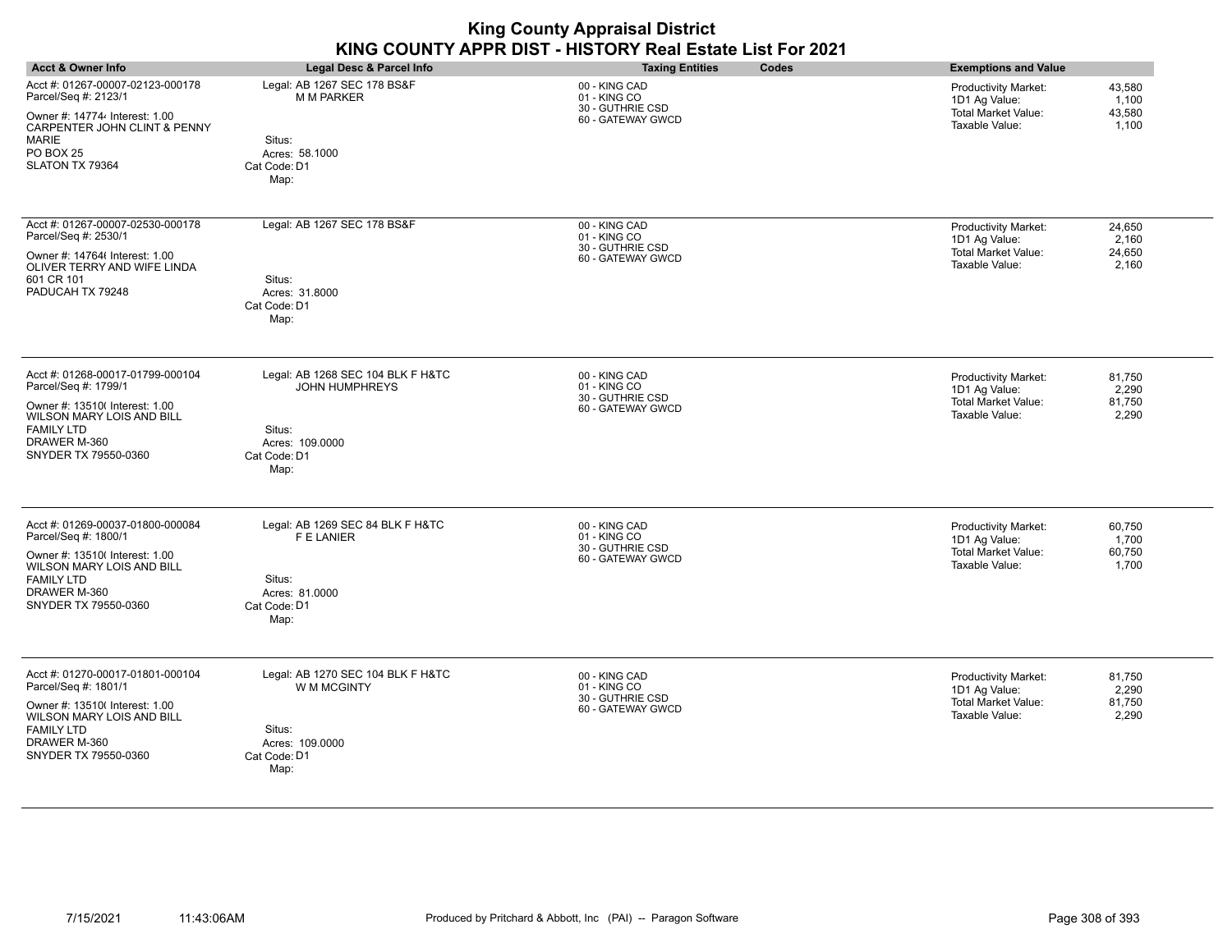# King County Appraisal District
## KING COUNTY APPR DIST - HISTORY Real Estate List For 2021

| Acct & Owner Info | Legal Desc & Parcel Info | Taxing Entities | Codes | Exemptions and Value |
|---|---|---|---|---|
| Acct #: 01267-00007-02123-000178<br>Parcel/Seq #: 2123/1<br>Owner #: 14774 Interest: 1.00<br>CARPENTER JOHN CLINT & PENNY MARIE<br>PO BOX 25<br>SLATON TX 79364 | Legal: AB 1267 SEC 178 BS&F M M PARKER<br>Situs:<br>Acres: 58.1000<br>Cat Code: D1<br>Map: | 00 - KING CAD<br>01 - KING CO<br>30 - GUTHRIE CSD<br>60 - GATEWAY GWCD | | Productivity Market: 43,580<br>1D1 Ag Value: 1,100<br>Total Market Value: 43,580<br>Taxable Value: 1,100 |
| Acct #: 01267-00007-02530-000178<br>Parcel/Seq #: 2530/1<br>Owner #: 14764 Interest: 1.00<br>OLIVER TERRY AND WIFE LINDA<br>601 CR 101<br>PADUCAH TX 79248 | Legal: AB 1267 SEC 178 BS&F<br>Situs:<br>Acres: 31.8000<br>Cat Code: D1<br>Map: | 00 - KING CAD<br>01 - KING CO<br>30 - GUTHRIE CSD<br>60 - GATEWAY GWCD | | Productivity Market: 24,650<br>1D1 Ag Value: 2,160<br>Total Market Value: 24,650<br>Taxable Value: 2,160 |
| Acct #: 01268-00017-01799-000104<br>Parcel/Seq #: 1799/1<br>Owner #: 13510 Interest: 1.00<br>WILSON MARY LOIS AND BILL FAMILY LTD<br>DRAWER M-360<br>SNYDER TX 79550-0360 | Legal: AB 1268 SEC 104 BLK F H&TC JOHN HUMPHREYS<br>Situs:<br>Acres: 109.0000<br>Cat Code: D1<br>Map: | 00 - KING CAD<br>01 - KING CO<br>30 - GUTHRIE CSD<br>60 - GATEWAY GWCD | | Productivity Market: 81,750<br>1D1 Ag Value: 2,290<br>Total Market Value: 81,750<br>Taxable Value: 2,290 |
| Acct #: 01269-00037-01800-000084<br>Parcel/Seq #: 1800/1<br>Owner #: 13510 Interest: 1.00<br>WILSON MARY LOIS AND BILL FAMILY LTD<br>DRAWER M-360<br>SNYDER TX 79550-0360 | Legal: AB 1269 SEC 84 BLK F H&TC F E LANIER<br>Situs:<br>Acres: 81.0000<br>Cat Code: D1<br>Map: | 00 - KING CAD<br>01 - KING CO<br>30 - GUTHRIE CSD<br>60 - GATEWAY GWCD | | Productivity Market: 60,750<br>1D1 Ag Value: 1,700<br>Total Market Value: 60,750<br>Taxable Value: 1,700 |
| Acct #: 01270-00017-01801-000104<br>Parcel/Seq #: 1801/1<br>Owner #: 13510 Interest: 1.00<br>WILSON MARY LOIS AND BILL FAMILY LTD<br>DRAWER M-360<br>SNYDER TX 79550-0360 | Legal: AB 1270 SEC 104 BLK F H&TC W M MCGINTY<br>Situs:<br>Acres: 109.0000<br>Cat Code: D1<br>Map: | 00 - KING CAD<br>01 - KING CO<br>30 - GUTHRIE CSD<br>60 - GATEWAY GWCD | | Productivity Market: 81,750<br>1D1 Ag Value: 2,290<br>Total Market Value: 81,750<br>Taxable Value: 2,290 |

7/15/2021 11:43:06AM Produced by Pritchard & Abbott, Inc (PAI) -- Paragon Software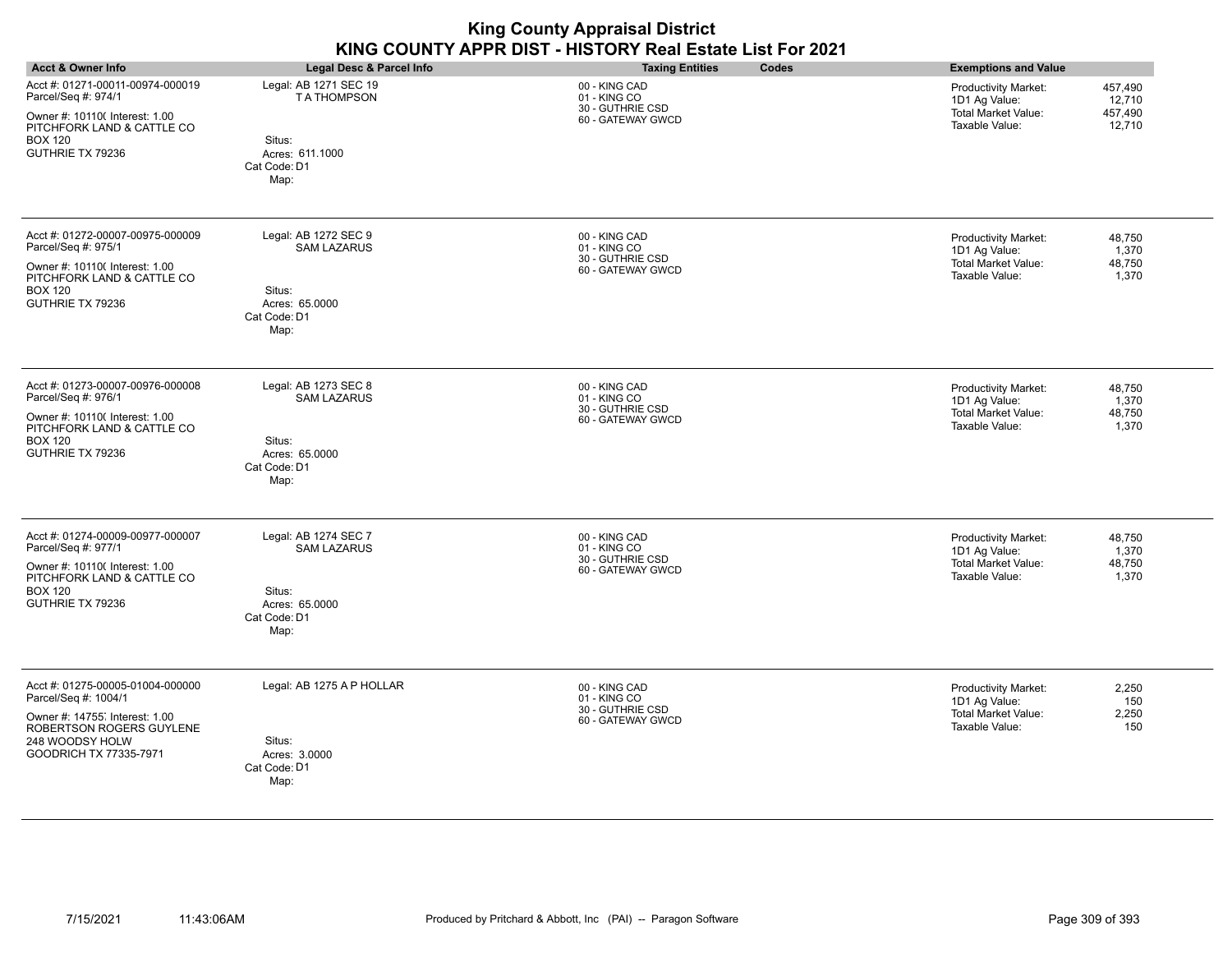# King County Appraisal District

## KING COUNTY APPR DIST - HISTORY Real Estate List For 2021

| Acct & Owner Info | Legal Desc & Parcel Info | Taxing Entities | Codes | Exemptions and Value |
|---|---|---|---|---|
| Acct #: 01271-00011-00974-000019<br>Parcel/Seq #: 974/1<br>Owner #: 10110( Interest: 1.00<br>PITCHFORK LAND & CATTLE CO<br>BOX 120<br>GUTHRIE TX 79236 | Legal: AB 1271 SEC 19<br>T A THOMPSON<br>Situs:<br>Acres: 611.1000<br>Cat Code: D1<br>Map: | 00 - KING CAD<br>01 - KING CO<br>30 - GUTHRIE CSD<br>60 - GATEWAY GWCD | | Productivity Market: 457,490<br>1D1 Ag Value: 12,710<br>Total Market Value: 457,490<br>Taxable Value: 12,710 |
| Acct #: 01272-00007-00975-000009<br>Parcel/Seq #: 975/1<br>Owner #: 10110( Interest: 1.00<br>PITCHFORK LAND & CATTLE CO<br>BOX 120<br>GUTHRIE TX 79236 | Legal: AB 1272 SEC 9<br>SAM LAZARUS<br>Situs:<br>Acres: 65.0000<br>Cat Code: D1<br>Map: | 00 - KING CAD<br>01 - KING CO<br>30 - GUTHRIE CSD<br>60 - GATEWAY GWCD | | Productivity Market: 48,750<br>1D1 Ag Value: 1,370<br>Total Market Value: 48,750<br>Taxable Value: 1,370 |
| Acct #: 01273-00007-00976-000008<br>Parcel/Seq #: 976/1<br>Owner #: 10110( Interest: 1.00<br>PITCHFORK LAND & CATTLE CO<br>BOX 120<br>GUTHRIE TX 79236 | Legal: AB 1273 SEC 8<br>SAM LAZARUS<br>Situs:<br>Acres: 65.0000<br>Cat Code: D1<br>Map: | 00 - KING CAD<br>01 - KING CO<br>30 - GUTHRIE CSD<br>60 - GATEWAY GWCD | | Productivity Market: 48,750<br>1D1 Ag Value: 1,370<br>Total Market Value: 48,750<br>Taxable Value: 1,370 |
| Acct #: 01274-00009-00977-000007<br>Parcel/Seq #: 977/1<br>Owner #: 10110( Interest: 1.00<br>PITCHFORK LAND & CATTLE CO<br>BOX 120<br>GUTHRIE TX 79236 | Legal: AB 1274 SEC 7<br>SAM LAZARUS<br>Situs:<br>Acres: 65.0000<br>Cat Code: D1<br>Map: | 00 - KING CAD<br>01 - KING CO<br>30 - GUTHRIE CSD<br>60 - GATEWAY GWCD | | Productivity Market: 48,750<br>1D1 Ag Value: 1,370<br>Total Market Value: 48,750<br>Taxable Value: 1,370 |
| Acct #: 01275-00005-01004-000000<br>Parcel/Seq #: 1004/1<br>Owner #: 14755; Interest: 1.00<br>ROBERTSON ROGERS GUYLENE<br>248 WOODSY HOLW<br>GOODRICH TX 77335-7971 | Legal: AB 1275 A P HOLLAR<br>Situs:<br>Acres: 3.0000<br>Cat Code: D1<br>Map: | 00 - KING CAD<br>01 - KING CO<br>30 - GUTHRIE CSD<br>60 - GATEWAY GWCD | | Productivity Market: 2,250<br>1D1 Ag Value: 150<br>Total Market Value: 2,250<br>Taxable Value: 150 |

7/15/2021 11:43:06AM Produced by Pritchard & Abbott, Inc (PAI) -- Paragon Software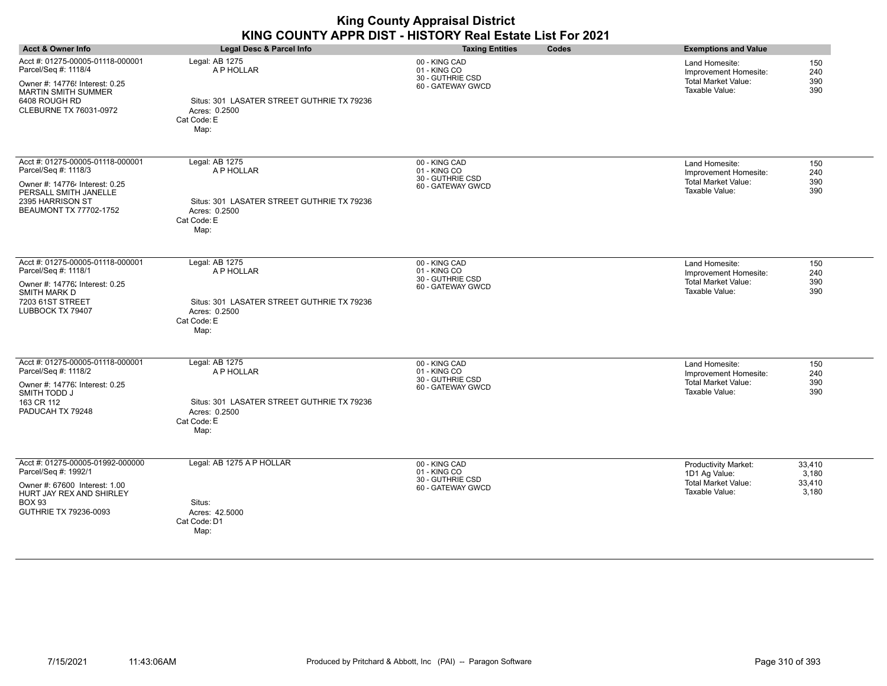# King County Appraisal District

## KING COUNTY APPR DIST - HISTORY Real Estate List For 2021

| Acct & Owner Info | Legal Desc & Parcel Info | Taxing Entities | Codes | Exemptions and Value | |
|---|---|---|---|---|---|
| Acct #: 01275-00005-01118-000001<br>Parcel/Seq #: 1118/4<br>Owner #: 14776! Interest: 0.25<br>MARTIN SMITH SUMMER<br>6408 ROUGH RD<br>CLEBURNE TX 76031-0972 | Legal: AB 1275<br>A P HOLLAR<br>Situs: 301 LASATER STREET GUTHRIE TX 79236<br>Acres: 0.2500<br>Cat Code: E<br>Map: | 00 - KING CAD<br>01 - KING CO<br>30 - GUTHRIE CSD<br>60 - GATEWAY GWCD | | Land Homesite:<br>Improvement Homesite:<br>Total Market Value:<br>Taxable Value: | 150<br>240<br>390<br>390 |
| Acct #: 01275-00005-01118-000001<br>Parcel/Seq #: 1118/3<br>Owner #: 14776‹ Interest: 0.25<br>PERSALL SMITH JANELLE<br>2395 HARRISON ST<br>BEAUMONT TX 77702-1752 | Legal: AB 1275<br>A P HOLLAR<br>Situs: 301 LASATER STREET GUTHRIE TX 79236<br>Acres: 0.2500<br>Cat Code: E<br>Map: | 00 - KING CAD<br>01 - KING CO<br>30 - GUTHRIE CSD<br>60 - GATEWAY GWCD | | Land Homesite:<br>Improvement Homesite:<br>Total Market Value:<br>Taxable Value: | 150<br>240<br>390<br>390 |
| Acct #: 01275-00005-01118-000001<br>Parcel/Seq #: 1118/1<br>Owner #: 14776: Interest: 0.25<br>SMITH MARK D<br>7203 61ST STREET<br>LUBBOCK TX 79407 | Legal: AB 1275<br>A P HOLLAR<br>Situs: 301 LASATER STREET GUTHRIE TX 79236<br>Acres: 0.2500<br>Cat Code: E<br>Map: | 00 - KING CAD<br>01 - KING CO<br>30 - GUTHRIE CSD<br>60 - GATEWAY GWCD | | Land Homesite:<br>Improvement Homesite:<br>Total Market Value:<br>Taxable Value: | 150<br>240<br>390<br>390 |
| Acct #: 01275-00005-01118-000001<br>Parcel/Seq #: 1118/2<br>Owner #: 14776: Interest: 0.25<br>SMITH TODD J<br>163 CR 112<br>PADUCAH TX 79248 | Legal: AB 1275<br>A P HOLLAR<br>Situs: 301 LASATER STREET GUTHRIE TX 79236<br>Acres: 0.2500<br>Cat Code: E<br>Map: | 00 - KING CAD<br>01 - KING CO<br>30 - GUTHRIE CSD<br>60 - GATEWAY GWCD | | Land Homesite:<br>Improvement Homesite:<br>Total Market Value:<br>Taxable Value: | 150<br>240<br>390<br>390 |
| Acct #: 01275-00005-01992-000000<br>Parcel/Seq #: 1992/1<br>Owner #: 67600 Interest: 1.00<br>HURT JAY REX AND SHIRLEY<br>BOX 93<br>GUTHRIE TX 79236-0093 | Legal: AB 1275 A P HOLLAR<br>Situs:<br>Acres: 42.5000<br>Cat Code: D1<br>Map: | 00 - KING CAD<br>01 - KING CO<br>30 - GUTHRIE CSD<br>60 - GATEWAY GWCD | | Productivity Market:<br>1D1 Ag Value:<br>Total Market Value:<br>Taxable Value: | 33,410<br>3,180<br>33,410<br>3,180 |

7/15/2021 11:43:06AM Produced by Pritchard & Abbott, Inc (PAI) -- Paragon Software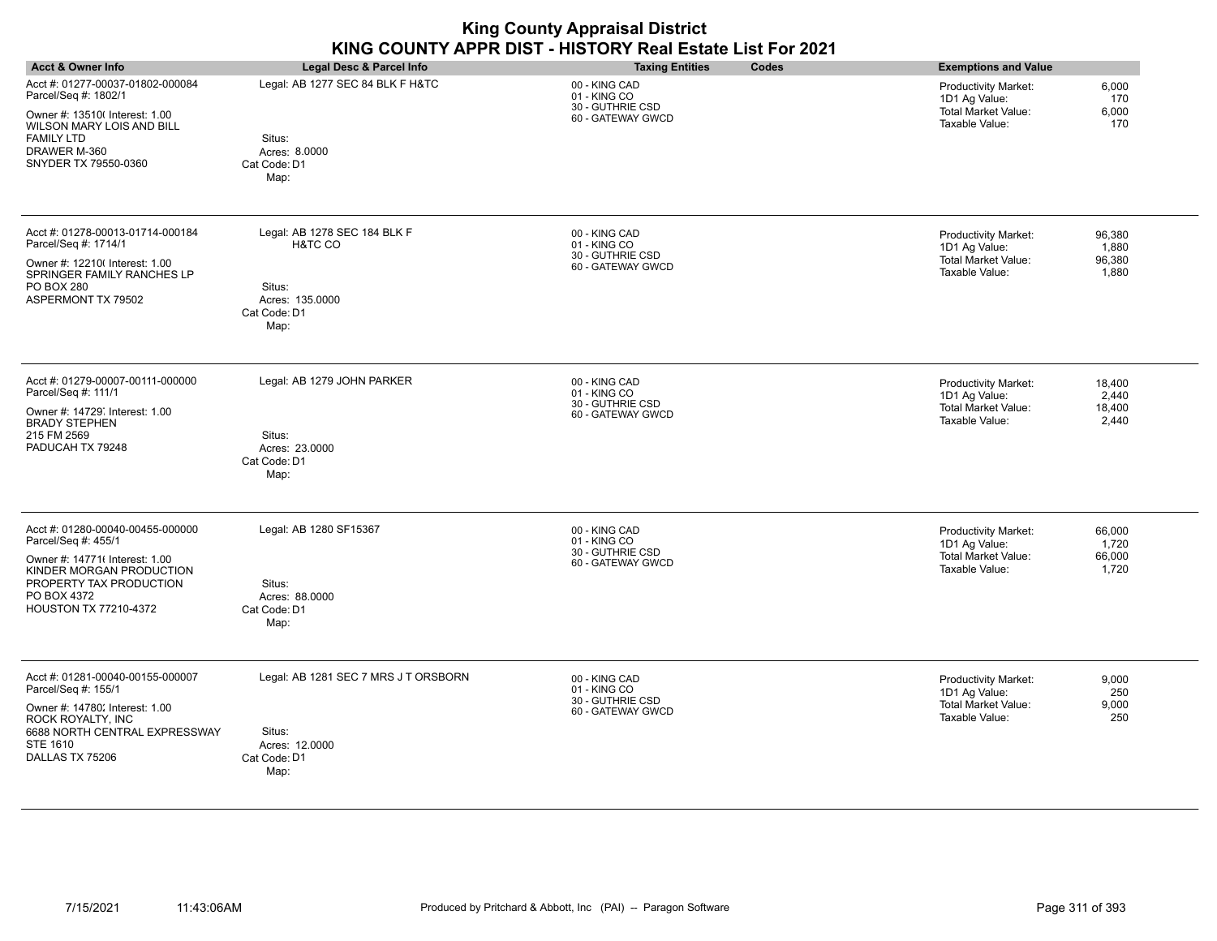# King County Appraisal District

## KING COUNTY APPR DIST - HISTORY Real Estate List For 2021

| Acct & Owner Info | Legal Desc & Parcel Info | Taxing Entities | Codes | Exemptions and Value |
|---|---|---|---|---|
| Acct #: 01277-00037-01802-000084<br>Parcel/Seq #: 1802/1<br>Owner #: 13510( Interest: 1.00<br>WILSON MARY LOIS AND BILL FAMILY LTD<br>DRAWER M-360<br>SNYDER TX 79550-0360 | Legal: AB 1277 SEC 84 BLK F H&TC<br>Situs:<br>Acres: 8.0000<br>Cat Code: D1<br>Map: | 00 - KING CAD<br>01 - KING CO<br>30 - GUTHRIE CSD<br>60 - GATEWAY GWCD | | Productivity Market: 6,000<br>1D1 Ag Value: 170<br>Total Market Value: 6,000<br>Taxable Value: 170 |
| Acct #: 01278-00013-01714-000184<br>Parcel/Seq #: 1714/1<br>Owner #: 12210( Interest: 1.00<br>SPRINGER FAMILY RANCHES LP<br>PO BOX 280<br>ASPERMONT TX 79502 | Legal: AB 1278 SEC 184 BLK F H&TC CO<br>Situs:<br>Acres: 135.0000<br>Cat Code: D1<br>Map: | 00 - KING CAD<br>01 - KING CO<br>30 - GUTHRIE CSD<br>60 - GATEWAY GWCD | | Productivity Market: 96,380<br>1D1 Ag Value: 1,880<br>Total Market Value: 96,380<br>Taxable Value: 1,880 |
| Acct #: 01279-00007-00111-000000<br>Parcel/Seq #: 111/1<br>Owner #: 14729: Interest: 1.00<br>BRADY STEPHEN<br>215 FM 2569<br>PADUCAH TX 79248 | Legal: AB 1279 JOHN PARKER<br>Situs:<br>Acres: 23.0000<br>Cat Code: D1<br>Map: | 00 - KING CAD<br>01 - KING CO<br>30 - GUTHRIE CSD<br>60 - GATEWAY GWCD | | Productivity Market: 18,400<br>1D1 Ag Value: 2,440<br>Total Market Value: 18,400<br>Taxable Value: 2,440 |
| Acct #: 01280-00040-00455-000000<br>Parcel/Seq #: 455/1<br>Owner #: 14771( Interest: 1.00<br>KINDER MORGAN PRODUCTION<br>PROPERTY TAX PRODUCTION<br>PO BOX 4372<br>HOUSTON TX 77210-4372 | Legal: AB 1280 SF15367<br>Situs:<br>Acres: 88.0000<br>Cat Code: D1<br>Map: | 00 - KING CAD<br>01 - KING CO<br>30 - GUTHRIE CSD<br>60 - GATEWAY GWCD | | Productivity Market: 66,000<br>1D1 Ag Value: 1,720<br>Total Market Value: 66,000<br>Taxable Value: 1,720 |
| Acct #: 01281-00040-00155-000007<br>Parcel/Seq #: 155/1<br>Owner #: 14780: Interest: 1.00<br>ROCK ROYALTY, INC<br>6688 NORTH CENTRAL EXPRESSWAY STE 1610<br>DALLAS TX 75206 | Legal: AB 1281 SEC 7 MRS J T ORSBORN<br>Situs:<br>Acres: 12.0000<br>Cat Code: D1<br>Map: | 00 - KING CAD<br>01 - KING CO<br>30 - GUTHRIE CSD<br>60 - GATEWAY GWCD | | Productivity Market: 9,000<br>1D1 Ag Value: 250<br>Total Market Value: 9,000<br>Taxable Value: 250 |

7/15/2021 11:43:06AM Produced by Pritchard & Abbott, Inc (PAI) -- Paragon Software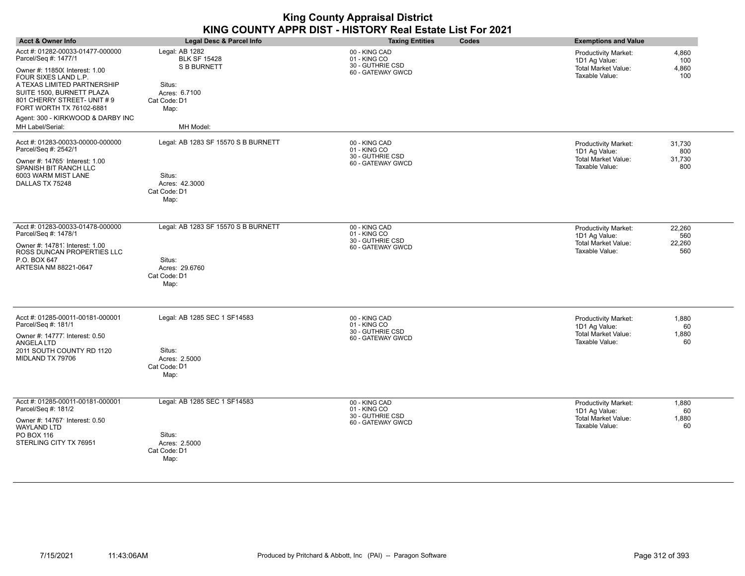# King County Appraisal District

## KING COUNTY APPR DIST - HISTORY Real Estate List For 2021

| Acct & Owner Info | Legal Desc & Parcel Info | Taxing Entities | Codes | Exemptions and Value |
|---|---|---|---|---|
| Acct #: 01282-00033-01477-000000<br>Parcel/Seq #: 1477/1<br>Owner #: 11850( Interest: 1.00<br>FOUR SIXES LAND L.P.<br>A TEXAS LIMITED PARTNERSHIP<br>SUITE 1500, BURNETT PLAZA<br>801 CHERRY STREET- UNIT # 9<br>FORT WORTH TX 76102-6881<br>Agent: 300 - KIRKWOOD & DARBY INC<br>MH Label/Serial: | Legal: AB 1282<br>BLK SF 15428<br>S B BURNETT<br>Situs:<br>Acres: 6.7100<br>Cat Code: D1<br>Map:<br>MH Model: | 00 - KING CAD<br>01 - KING CO<br>30 - GUTHRIE CSD<br>60 - GATEWAY GWCD | | Productivity Market: 4,860<br>1D1 Ag Value: 100<br>Total Market Value: 4,860<br>Taxable Value: 100 |
| Acct #: 01283-00033-00000-000000<br>Parcel/Seq #: 2542/1<br>Owner #: 14765' Interest: 1.00<br>SPANISH BIT RANCH LLC<br>6003 WARM MIST LANE<br>DALLAS TX 75248 | Legal: AB 1283 SF 15570 S B BURNETT<br>Situs:<br>Acres: 42.3000<br>Cat Code: D1<br>Map: | 00 - KING CAD<br>01 - KING CO<br>30 - GUTHRIE CSD<br>60 - GATEWAY GWCD | | Productivity Market: 31,730<br>1D1 Ag Value: 800<br>Total Market Value: 31,730<br>Taxable Value: 800 |
| Acct #: 01283-00033-01478-000000<br>Parcel/Seq #: 1478/1<br>Owner #: 14781; Interest: 1.00<br>ROSS DUNCAN PROPERTIES LLC<br>P.O. BOX 647<br>ARTESIA NM 88221-0647 | Legal: AB 1283 SF 15570 S B BURNETT<br>Situs:<br>Acres: 29.6760<br>Cat Code: D1<br>Map: | 00 - KING CAD<br>01 - KING CO<br>30 - GUTHRIE CSD<br>60 - GATEWAY GWCD | | Productivity Market: 22,260<br>1D1 Ag Value: 560<br>Total Market Value: 22,260<br>Taxable Value: 560 |
| Acct #: 01285-00011-00181-000001<br>Parcel/Seq #: 181/1<br>Owner #: 14777; Interest: 0.50<br>ANGELA LTD<br>2011 SOUTH COUNTY RD 1120<br>MIDLAND TX 79706 | Legal: AB 1285 SEC 1 SF14583<br>Situs:<br>Acres: 2.5000<br>Cat Code: D1<br>Map: | 00 - KING CAD<br>01 - KING CO<br>30 - GUTHRIE CSD<br>60 - GATEWAY GWCD | | Productivity Market: 1,880<br>1D1 Ag Value: 60<br>Total Market Value: 1,880<br>Taxable Value: 60 |
| Acct #: 01285-00011-00181-000001<br>Parcel/Seq #: 181/2<br>Owner #: 14767' Interest: 0.50<br>WAYLAND LTD<br>PO BOX 116<br>STERLING CITY TX 76951 | Legal: AB 1285 SEC 1 SF14583<br>Situs:<br>Acres: 2.5000<br>Cat Code: D1<br>Map: | 00 - KING CAD<br>01 - KING CO<br>30 - GUTHRIE CSD<br>60 - GATEWAY GWCD | | Productivity Market: 1,880<br>1D1 Ag Value: 60<br>Total Market Value: 1,880<br>Taxable Value: 60 |

7/15/2021 11:43:06AM Produced by Pritchard & Abbott, Inc (PAI) -- Paragon Software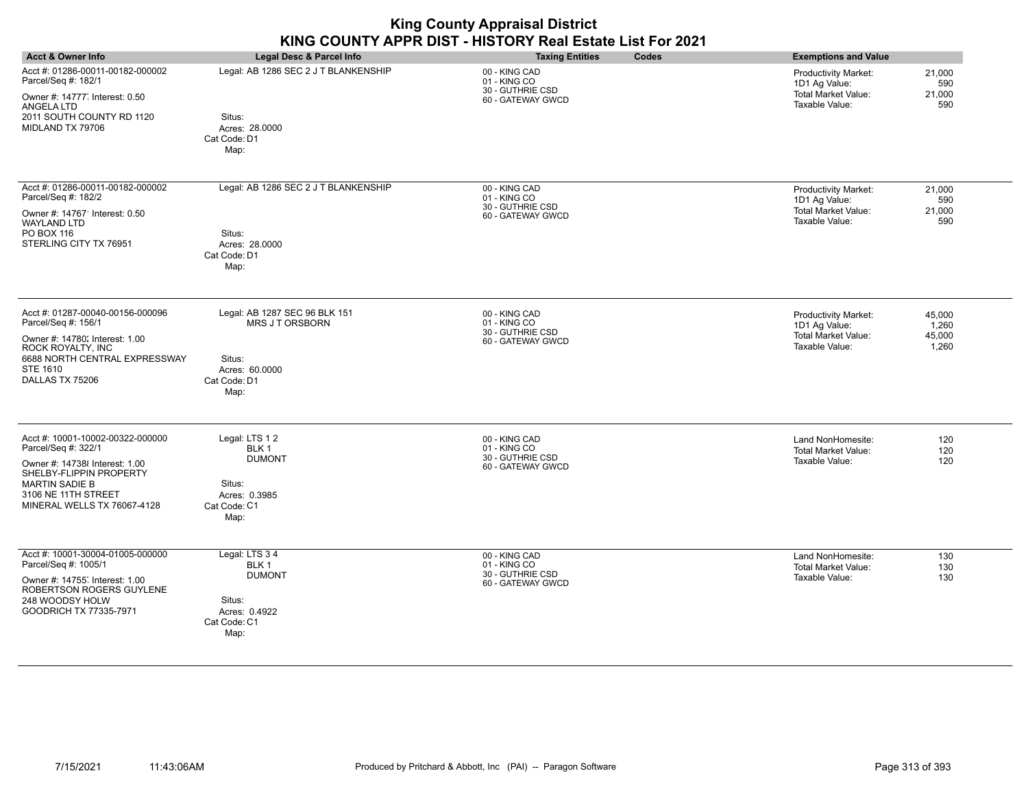# King County Appraisal District

## KING COUNTY APPR DIST - HISTORY Real Estate List For 2021

| Acct & Owner Info | Legal Desc & Parcel Info | Taxing Entities | Codes | Exemptions and Value |
|---|---|---|---|---|
| Acct #: 01286-00011-00182-000002<br>Parcel/Seq #: 182/1<br>Owner #: 14777; Interest: 0.50<br>ANGELA LTD<br>2011 SOUTH COUNTY RD 1120<br>MIDLAND TX 79706 | Legal: AB 1286 SEC 2 J T BLANKENSHIP<br>Situs:<br>Acres: 28.0000<br>Cat Code: D1<br>Map: | 00 - KING CAD<br>01 - KING CO<br>30 - GUTHRIE CSD<br>60 - GATEWAY GWCD | | Productivity Market: 21,000<br>1D1 Ag Value: 590<br>Total Market Value: 21,000<br>Taxable Value: 590 |
| Acct #: 01286-00011-00182-000002<br>Parcel/Seq #: 182/2<br>Owner #: 14767' Interest: 0.50<br>WAYLAND LTD<br>PO BOX 116<br>STERLING CITY TX 76951 | Legal: AB 1286 SEC 2 J T BLANKENSHIP<br>Situs:<br>Acres: 28.0000<br>Cat Code: D1<br>Map: | 00 - KING CAD<br>01 - KING CO<br>30 - GUTHRIE CSD<br>60 - GATEWAY GWCD | | Productivity Market: 21,000<br>1D1 Ag Value: 590<br>Total Market Value: 21,000<br>Taxable Value: 590 |
| Acct #: 01287-00040-00156-000096<br>Parcel/Seq #: 156/1<br>Owner #: 14780; Interest: 1.00<br>ROCK ROYALTY, INC<br>6688 NORTH CENTRAL EXPRESSWAY<br>STE 1610<br>DALLAS TX 75206 | Legal: AB 1287 SEC 96 BLK 151<br>MRS J T ORSBORN<br>Situs:<br>Acres: 60.0000<br>Cat Code: D1<br>Map: | 00 - KING CAD<br>01 - KING CO<br>30 - GUTHRIE CSD<br>60 - GATEWAY GWCD | | Productivity Market: 45,000<br>1D1 Ag Value: 1,260<br>Total Market Value: 45,000<br>Taxable Value: 1,260 |
| Acct #: 10001-10002-00322-000000<br>Parcel/Seq #: 322/1<br>Owner #: 14738( Interest: 1.00<br>SHELBY-FLIPPIN PROPERTY<br>MARTIN SADIE B<br>3106 NE 11TH STREET<br>MINERAL WELLS TX 76067-4128 | Legal: LTS 1 2<br>BLK 1<br>DUMONT<br>Situs:<br>Acres: 0.3985<br>Cat Code: C1<br>Map: | 00 - KING CAD<br>01 - KING CO<br>30 - GUTHRIE CSD<br>60 - GATEWAY GWCD | | Land NonHomesite: 120<br>Total Market Value: 120<br>Taxable Value: 120 |
| Acct #: 10001-30004-01005-000000<br>Parcel/Seq #: 1005/1<br>Owner #: 14755; Interest: 1.00<br>ROBERTSON ROGERS GUYLENE<br>248 WOODSY HOLW<br>GOODRICH TX 77335-7971 | Legal: LTS 3 4<br>BLK 1<br>DUMONT<br>Situs:<br>Acres: 0.4922<br>Cat Code: C1<br>Map: | 00 - KING CAD<br>01 - KING CO<br>30 - GUTHRIE CSD<br>60 - GATEWAY GWCD | | Land NonHomesite: 130<br>Total Market Value: 130<br>Taxable Value: 130 |

7/15/2021 11:43:06AM Produced by Pritchard & Abbott, Inc (PAI) -- Paragon Software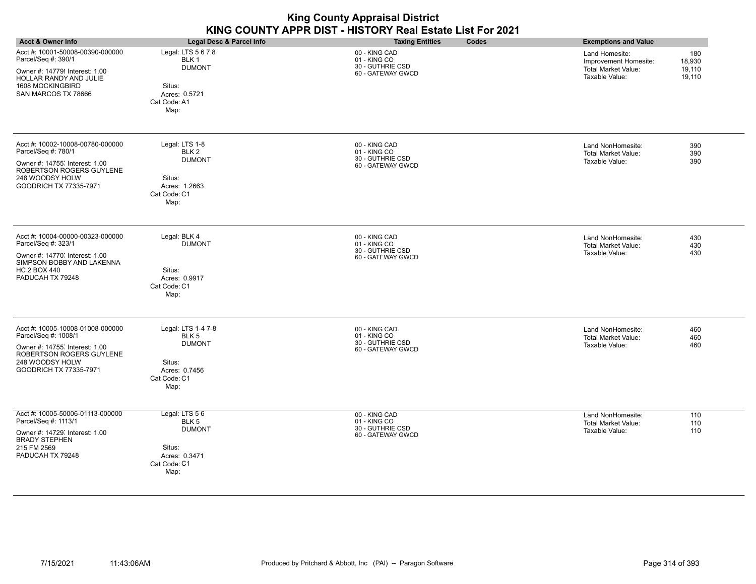# King County Appraisal District

## KING COUNTY APPR DIST - HISTORY Real Estate List For 2021

| Acct & Owner Info | Legal Desc & Parcel Info | Taxing Entities | Codes | Exemptions and Value |
|---|---|---|---|---|
| Acct #: 10001-50008-00390-000000<br>Parcel/Seq #: 390/1<br>Owner #: 14779! Interest: 1.00<br>HOLLAR RANDY AND JULIE<br>1608 MOCKINGBIRD<br>SAN MARCOS TX 78666 | Legal: LTS 5 6 7 8<br>BLK 1<br>DUMONT<br>Situs:<br>Acres: 0.5721<br>Cat Code: A1<br>Map: | 00 - KING CAD<br>01 - KING CO<br>30 - GUTHRIE CSD<br>60 - GATEWAY GWCD | | Land Homesite: 180<br>Improvement Homesite: 18,930<br>Total Market Value: 19,110<br>Taxable Value: 19,110 |
| Acct #: 10002-10008-00780-000000<br>Parcel/Seq #: 780/1<br>Owner #: 14755; Interest: 1.00<br>ROBERTSON ROGERS GUYLENE<br>248 WOODSY HOLW<br>GOODRICH TX 77335-7971 | Legal: LTS 1-8<br>BLK 2<br>DUMONT<br>Situs:<br>Acres: 1.2663<br>Cat Code: C1<br>Map: | 00 - KING CAD<br>01 - KING CO<br>30 - GUTHRIE CSD<br>60 - GATEWAY GWCD | | Land NonHomesite: 390<br>Total Market Value: 390<br>Taxable Value: 390 |
| Acct #: 10004-00000-00323-000000<br>Parcel/Seq #: 323/1<br>Owner #: 14770; Interest: 1.00<br>SIMPSON BOBBY AND LAKENNA<br>HC 2 BOX 440<br>PADUCAH TX 79248 | Legal: BLK 4<br>DUMONT<br>Situs:<br>Acres: 0.9917<br>Cat Code: C1<br>Map: | 00 - KING CAD<br>01 - KING CO<br>30 - GUTHRIE CSD<br>60 - GATEWAY GWCD | | Land NonHomesite: 430<br>Total Market Value: 430<br>Taxable Value: 430 |
| Acct #: 10005-10008-01008-000000<br>Parcel/Seq #: 1008/1<br>Owner #: 14755; Interest: 1.00<br>ROBERTSON ROGERS GUYLENE<br>248 WOODSY HOLW<br>GOODRICH TX 77335-7971 | Legal: LTS 1-4 7-8<br>BLK 5<br>DUMONT<br>Situs:<br>Acres: 0.7456<br>Cat Code: C1<br>Map: | 00 - KING CAD<br>01 - KING CO<br>30 - GUTHRIE CSD<br>60 - GATEWAY GWCD | | Land NonHomesite: 460<br>Total Market Value: 460<br>Taxable Value: 460 |
| Acct #: 10005-50006-01113-000000<br>Parcel/Seq #: 1113/1<br>Owner #: 14729; Interest: 1.00<br>BRADY STEPHEN<br>215 FM 2569<br>PADUCAH TX 79248 | Legal: LTS 5 6<br>BLK 5<br>DUMONT<br>Situs:<br>Acres: 0.3471<br>Cat Code: C1<br>Map: | 00 - KING CAD<br>01 - KING CO<br>30 - GUTHRIE CSD<br>60 - GATEWAY GWCD | | Land NonHomesite: 110<br>Total Market Value: 110<br>Taxable Value: 110 |

7/15/2021 11:43:06AM Produced by Pritchard & Abbott, Inc (PAI) -- Paragon Software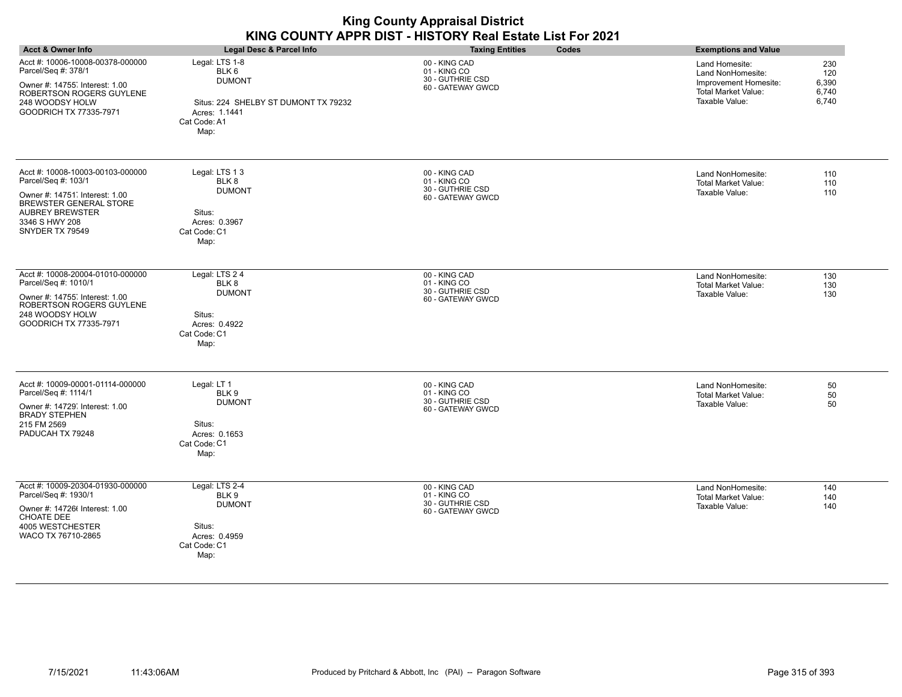# King County Appraisal District
## KING COUNTY APPR DIST - HISTORY Real Estate List For 2021

| Acct & Owner Info | Legal Desc & Parcel Info | Taxing Entities | Codes | Exemptions and Value |
|---|---|---|---|---|
| Acct #: 10006-10008-00378-000000<br>Parcel/Seq #: 378/1<br>Owner #: 14755; Interest: 1.00<br>ROBERTSON ROGERS GUYLENE<br>248 WOODSY HOLW<br>GOODRICH TX 77335-7971 | Legal: LTS 1-8<br>BLK 6<br>DUMONT<br>Situs: 224 SHELBY ST DUMONT TX 79232<br>Acres: 1.1441<br>Cat Code: A1<br>Map: | 00 - KING CAD<br>01 - KING CO<br>30 - GUTHRIE CSD<br>60 - GATEWAY GWCD | | Land Homesite: 230<br>Land NonHomesite: 120<br>Improvement Homesite: 6,390<br>Total Market Value: 6,740<br>Taxable Value: 6,740 |
| Acct #: 10008-10003-00103-000000<br>Parcel/Seq #: 103/1<br>Owner #: 14751; Interest: 1.00<br>BREWSTER GENERAL STORE<br>AUBREY BREWSTER<br>3346 S HWY 208<br>SNYDER TX 79549 | Legal: LTS 1 3<br>BLK 8<br>DUMONT<br>Situs:<br>Acres: 0.3967<br>Cat Code: C1<br>Map: | 00 - KING CAD<br>01 - KING CO<br>30 - GUTHRIE CSD<br>60 - GATEWAY GWCD | | Land NonHomesite: 110<br>Total Market Value: 110<br>Taxable Value: 110 |
| Acct #: 10008-20004-01010-000000<br>Parcel/Seq #: 1010/1<br>Owner #: 14755; Interest: 1.00<br>ROBERTSON ROGERS GUYLENE<br>248 WOODSY HOLW<br>GOODRICH TX 77335-7971 | Legal: LTS 2 4<br>BLK 8<br>DUMONT<br>Situs:<br>Acres: 0.4922<br>Cat Code: C1<br>Map: | 00 - KING CAD<br>01 - KING CO<br>30 - GUTHRIE CSD<br>60 - GATEWAY GWCD | | Land NonHomesite: 130<br>Total Market Value: 130<br>Taxable Value: 130 |
| Acct #: 10009-00001-01114-000000<br>Parcel/Seq #: 1114/1<br>Owner #: 14729; Interest: 1.00<br>BRADY STEPHEN<br>215 FM 2569<br>PADUCAH TX 79248 | Legal: LT 1<br>BLK 9<br>DUMONT<br>Situs:<br>Acres: 0.1653<br>Cat Code: C1<br>Map: | 00 - KING CAD<br>01 - KING CO<br>30 - GUTHRIE CSD<br>60 - GATEWAY GWCD | | Land NonHomesite: 50<br>Total Market Value: 50<br>Taxable Value: 50 |
| Acct #: 10009-20304-01930-000000<br>Parcel/Seq #: 1930/1<br>Owner #: 14726( Interest: 1.00<br>CHOATE DEE<br>4005 WESTCHESTER<br>WACO TX 76710-2865 | Legal: LTS 2-4<br>BLK 9<br>DUMONT<br>Situs:<br>Acres: 0.4959<br>Cat Code: C1<br>Map: | 00 - KING CAD<br>01 - KING CO<br>30 - GUTHRIE CSD<br>60 - GATEWAY GWCD | | Land NonHomesite: 140<br>Total Market Value: 140<br>Taxable Value: 140 |

7/15/2021 11:43:06AM Produced by Pritchard & Abbott, Inc (PAI) -- Paragon Software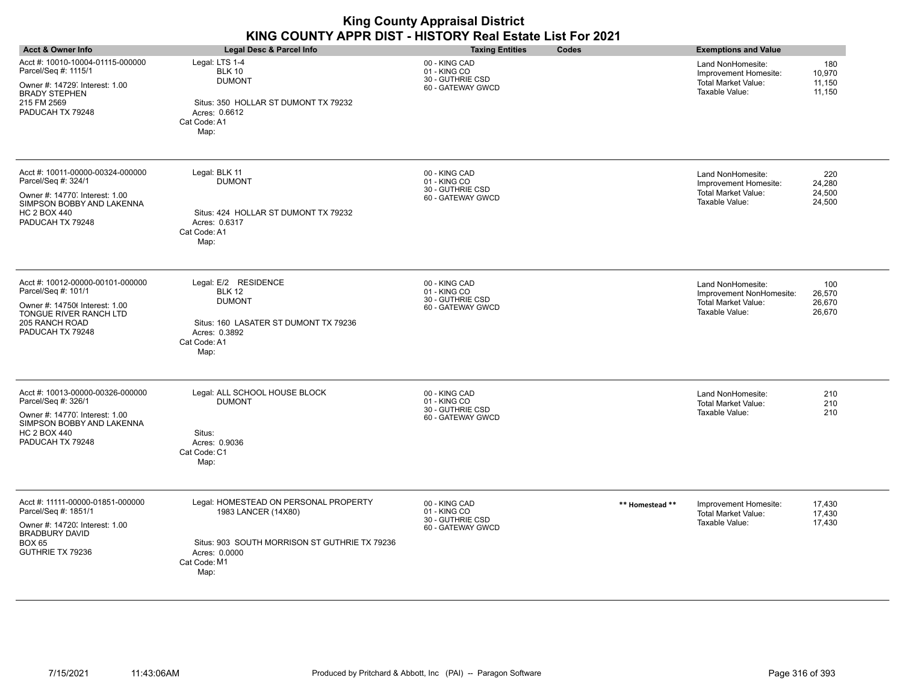# King County Appraisal District

## KING COUNTY APPR DIST - HISTORY Real Estate List For 2021

| Acct & Owner Info | Legal Desc & Parcel Info | Taxing Entities | Codes | Exemptions and Value | |
|---|---|---|---|---|---|
| Acct #: 10010-10004-01115-000000<br>Parcel/Seq #: 1115/1<br>Owner #: 14729; Interest: 1.00<br>BRADY STEPHEN<br>215 FM 2569<br>PADUCAH TX 79248 | Legal: LTS 1-4<br>BLK 10<br>DUMONT<br>Situs: 350 HOLLAR ST DUMONT TX 79232<br>Acres: 0.6612<br>Cat Code: A1<br>Map: | 00 - KING CAD<br>01 - KING CO<br>30 - GUTHRIE CSD<br>60 - GATEWAY GWCD | | Land NonHomesite:<br>Improvement Homesite:<br>Total Market Value:<br>Taxable Value: | 180<br>10,970<br>11,150<br>11,150 |
| Acct #: 10011-00000-00324-000000<br>Parcel/Seq #: 324/1<br>Owner #: 14770; Interest: 1.00<br>SIMPSON BOBBY AND LAKENNA<br>HC 2 BOX 440<br>PADUCAH TX 79248 | Legal: BLK 11<br>DUMONT<br>Situs: 424 HOLLAR ST DUMONT TX 79232<br>Acres: 0.6317<br>Cat Code: A1<br>Map: | 00 - KING CAD<br>01 - KING CO<br>30 - GUTHRIE CSD<br>60 - GATEWAY GWCD | | Land NonHomesite:<br>Improvement Homesite:<br>Total Market Value:<br>Taxable Value: | 220<br>24,280<br>24,500<br>24,500 |
| Acct #: 10012-00000-00101-000000<br>Parcel/Seq #: 101/1<br>Owner #: 14750( Interest: 1.00<br>TONGUE RIVER RANCH LTD<br>205 RANCH ROAD<br>PADUCAH TX 79248 | Legal: E/2 RESIDENCE<br>BLK 12<br>DUMONT<br>Situs: 160 LASATER ST DUMONT TX 79236<br>Acres: 0.3892<br>Cat Code: A1<br>Map: | 00 - KING CAD<br>01 - KING CO<br>30 - GUTHRIE CSD<br>60 - GATEWAY GWCD | | Land NonHomesite:<br>Improvement NonHomesite:<br>Total Market Value:<br>Taxable Value: | 100<br>26,570<br>26,670<br>26,670 |
| Acct #: 10013-00000-00326-000000<br>Parcel/Seq #: 326/1<br>Owner #: 14770; Interest: 1.00<br>SIMPSON BOBBY AND LAKENNA<br>HC 2 BOX 440<br>PADUCAH TX 79248 | Legal: ALL SCHOOL HOUSE BLOCK<br>DUMONT<br>Situs:<br>Acres: 0.9036<br>Cat Code: C1<br>Map: | 00 - KING CAD<br>01 - KING CO<br>30 - GUTHRIE CSD<br>60 - GATEWAY GWCD | | Land NonHomesite:<br>Total Market Value:<br>Taxable Value: | 210<br>210<br>210 |
| Acct #: 11111-00000-01851-000000<br>Parcel/Seq #: 1851/1<br>Owner #: 14720; Interest: 1.00<br>BRADBURY DAVID<br>BOX 65<br>GUTHRIE TX 79236 | Legal: HOMESTEAD ON PERSONAL PROPERTY<br>1983 LANCER (14X80)<br>Situs: 903 SOUTH MORRISON ST GUTHRIE TX 79236<br>Acres: 0.0000<br>Cat Code: M1<br>Map: | 00 - KING CAD<br>01 - KING CO<br>30 - GUTHRIE CSD<br>60 - GATEWAY GWCD | ** Homestead ** | Improvement Homesite:<br>Total Market Value:<br>Taxable Value: | 17,430<br>17,430<br>17,430 |

7/15/2021 11:43:06AM Produced by Pritchard & Abbott, Inc (PAI) -- Paragon Software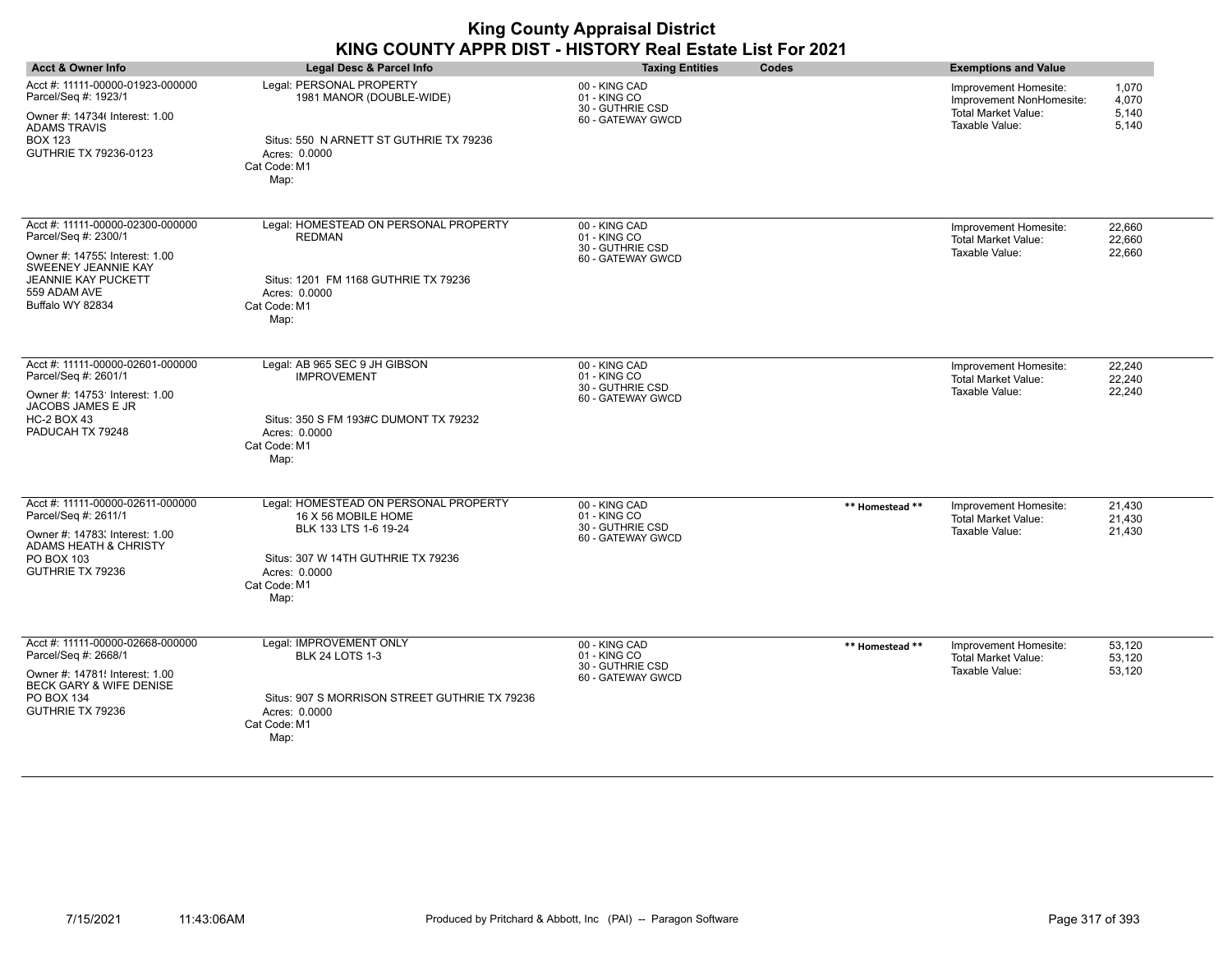# King County Appraisal District

## KING COUNTY APPR DIST - HISTORY Real Estate List For 2021

| Acct & Owner Info | Legal Desc & Parcel Info | Taxing Entities | Codes | Exemptions and Value |
|---|---|---|---|---|
| Acct #: 11111-00000-01923-000000<br>Parcel/Seq #: 1923/1<br>Owner #: 14734( Interest: 1.00<br>ADAMS TRAVIS<br>BOX 123<br>GUTHRIE TX 79236-0123 | Legal: PERSONAL PROPERTY<br>1981 MANOR (DOUBLE-WIDE)<br>Situs: 550 N ARNETT ST GUTHRIE TX 79236<br>Acres: 0.0000<br>Cat Code: M1<br>Map: | 00 - KING CAD<br>01 - KING CO<br>30 - GUTHRIE CSD<br>60 - GATEWAY GWCD | | Improvement Homesite: 1,070<br>Improvement NonHomesite: 4,070<br>Total Market Value: 5,140<br>Taxable Value: 5,140 |
| Acct #: 11111-00000-02300-000000<br>Parcel/Seq #: 2300/1<br>Owner #: 14755: Interest: 1.00<br>SWEENEY JEANNIE KAY<br>JEANNIE KAY PUCKETT<br>559 ADAM AVE<br>Buffalo WY 82834 | Legal: HOMESTEAD ON PERSONAL PROPERTY<br>REDMAN<br>Situs: 1201 FM 1168 GUTHRIE TX 79236<br>Acres: 0.0000<br>Cat Code: M1<br>Map: | 00 - KING CAD<br>01 - KING CO<br>30 - GUTHRIE CSD<br>60 - GATEWAY GWCD | | Improvement Homesite: 22,660<br>Total Market Value: 22,660<br>Taxable Value: 22,660 |
| Acct #: 11111-00000-02601-000000<br>Parcel/Seq #: 2601/1<br>Owner #: 14753' Interest: 1.00<br>JACOBS JAMES E JR<br>HC-2 BOX 43<br>PADUCAH TX 79248 | Legal: AB 965 SEC 9 JH GIBSON<br>IMPROVEMENT<br>Situs: 350 S FM 193#C DUMONT TX 79232<br>Acres: 0.0000<br>Cat Code: M1<br>Map: | 00 - KING CAD<br>01 - KING CO<br>30 - GUTHRIE CSD<br>60 - GATEWAY GWCD | | Improvement Homesite: 22,240<br>Total Market Value: 22,240<br>Taxable Value: 22,240 |
| Acct #: 11111-00000-02611-000000<br>Parcel/Seq #: 2611/1<br>Owner #: 14783: Interest: 1.00<br>ADAMS HEATH & CHRISTY<br>PO BOX 103<br>GUTHRIE TX 79236 | Legal: HOMESTEAD ON PERSONAL PROPERTY<br>16 X 56 MOBILE HOME<br>BLK 133 LTS 1-6 19-24<br>Situs: 307 W 14TH GUTHRIE TX 79236<br>Acres: 0.0000<br>Cat Code: M1<br>Map: | 00 - KING CAD<br>01 - KING CO<br>30 - GUTHRIE CSD<br>60 - GATEWAY GWCD | ** Homestead ** | Improvement Homesite: 21,430<br>Total Market Value: 21,430<br>Taxable Value: 21,430 |
| Acct #: 11111-00000-02668-000000<br>Parcel/Seq #: 2668/1<br>Owner #: 14781! Interest: 1.00<br>BECK GARY & WIFE DENISE<br>PO BOX 134<br>GUTHRIE TX 79236 | Legal: IMPROVEMENT ONLY<br>BLK 24 LOTS 1-3<br>Situs: 907 S MORRISON STREET GUTHRIE TX 79236<br>Acres: 0.0000<br>Cat Code: M1<br>Map: | 00 - KING CAD<br>01 - KING CO<br>30 - GUTHRIE CSD<br>60 - GATEWAY GWCD | ** Homestead ** | Improvement Homesite: 53,120<br>Total Market Value: 53,120<br>Taxable Value: 53,120 |

7/15/2021 11:43:06AM Produced by Pritchard & Abbott, Inc (PAI) -- Paragon Software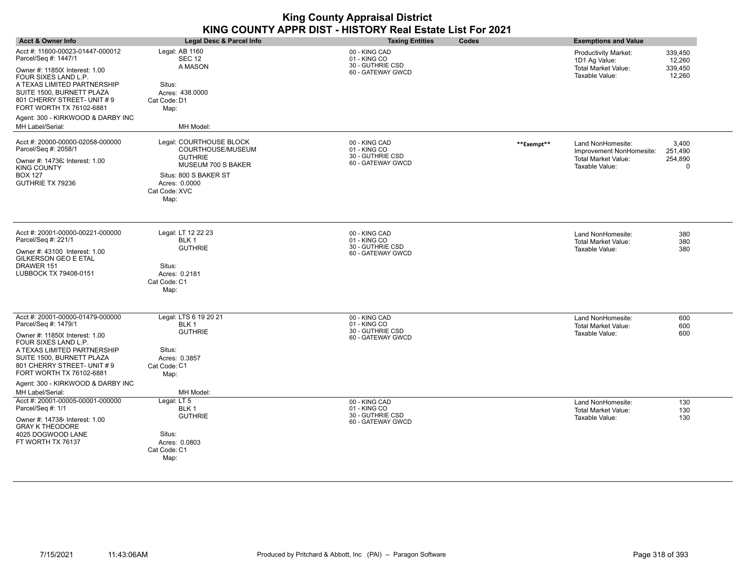# King County Appraisal District

## KING COUNTY APPR DIST - HISTORY Real Estate List For 2021

| Acct & Owner Info | Legal Desc & Parcel Info | Taxing Entities | Codes | Exemptions and Value |
|---|---|---|---|---|
| Acct #: 11600-00023-01447-000012<br>Parcel/Seq #: 1447/1<br>Owner #: 11850( Interest: 1.00<br>FOUR SIXES LAND L.P.<br>A TEXAS LIMITED PARTNERSHIP<br>SUITE 1500, BURNETT PLAZA<br>801 CHERRY STREET- UNIT # 9<br>FORT WORTH TX 76102-6881<br>Agent: 300 - KIRKWOOD & DARBY INC<br>MH Label/Serial: | Legal: AB 1160<br>SEC 12<br>A MASON<br>Situs:<br>Acres: 438.0000<br>Cat Code: D1<br>Map:<br>MH Model: | 00 - KING CAD<br>01 - KING CO<br>30 - GUTHRIE CSD<br>60 - GATEWAY GWCD | | Productivity Market: 339,450<br>1D1 Ag Value: 12,260<br>Total Market Value: 339,450<br>Taxable Value: 12,260 |
| Acct #: 20000-00000-02058-000000<br>Parcel/Seq #: 2058/1<br>Owner #: 14736 Interest: 1.00<br>KING COUNTY<br>BOX 127<br>GUTHRIE TX 79236 | Legal: COURTHOUSE BLOCK<br>COURTHOUSE/MUSEUM<br>GUTHRIE<br>MUSEUM 700 S BAKER<br>Situs: 800 S BAKER ST<br>Acres: 0.0000<br>Cat Code: XVC<br>Map: | 00 - KING CAD<br>01 - KING CO<br>30 - GUTHRIE CSD<br>60 - GATEWAY GWCD | **Exempt** | Land NonHomesite: 3,400<br>Improvement NonHomesite: 251,490<br>Total Market Value: 254,890<br>Taxable Value: 0 |
| Acct #: 20001-00000-00221-000000<br>Parcel/Seq #: 221/1<br>Owner #: 43100 Interest: 1.00<br>GILKERSON GEO E ETAL<br>DRAWER 151<br>LUBBOCK TX 79408-0151 | Legal: LT 12 22 23<br>BLK 1<br>GUTHRIE<br>Situs:<br>Acres: 0.2181<br>Cat Code: C1<br>Map: | 00 - KING CAD<br>01 - KING CO<br>30 - GUTHRIE CSD<br>60 - GATEWAY GWCD | | Land NonHomesite: 380<br>Total Market Value: 380<br>Taxable Value: 380 |
| Acct #: 20001-00000-01479-000000<br>Parcel/Seq #: 1479/1<br>Owner #: 11850( Interest: 1.00<br>FOUR SIXES LAND L.P.<br>A TEXAS LIMITED PARTNERSHIP<br>SUITE 1500, BURNETT PLAZA<br>801 CHERRY STREET- UNIT # 9<br>FORT WORTH TX 76102-6881<br>Agent: 300 - KIRKWOOD & DARBY INC<br>MH Label/Serial: | Legal: LTS 6 19 20 21<br>BLK 1<br>GUTHRIE<br>Situs:<br>Acres: 0.3857<br>Cat Code: C1<br>Map:<br>MH Model: | 00 - KING CAD<br>01 - KING CO<br>30 - GUTHRIE CSD<br>60 - GATEWAY GWCD | | Land NonHomesite: 600<br>Total Market Value: 600<br>Taxable Value: 600 |
| Acct #: 20001-00005-00001-000000<br>Parcel/Seq #: 1/1<br>Owner #: 14738 Interest: 1.00<br>GRAY K THEODORE<br>4025 DOGWOOD LANE<br>FT WORTH TX 76137 | Legal: LT 5<br>BLK 1<br>GUTHRIE<br>Situs:<br>Acres: 0.0803<br>Cat Code: C1<br>Map: | 00 - KING CAD<br>01 - KING CO<br>30 - GUTHRIE CSD<br>60 - GATEWAY GWCD | | Land NonHomesite: 130<br>Total Market Value: 130<br>Taxable Value: 130 |

7/15/2021 11:43:06AM Produced by Pritchard & Abbott, Inc (PAI) -- Paragon Software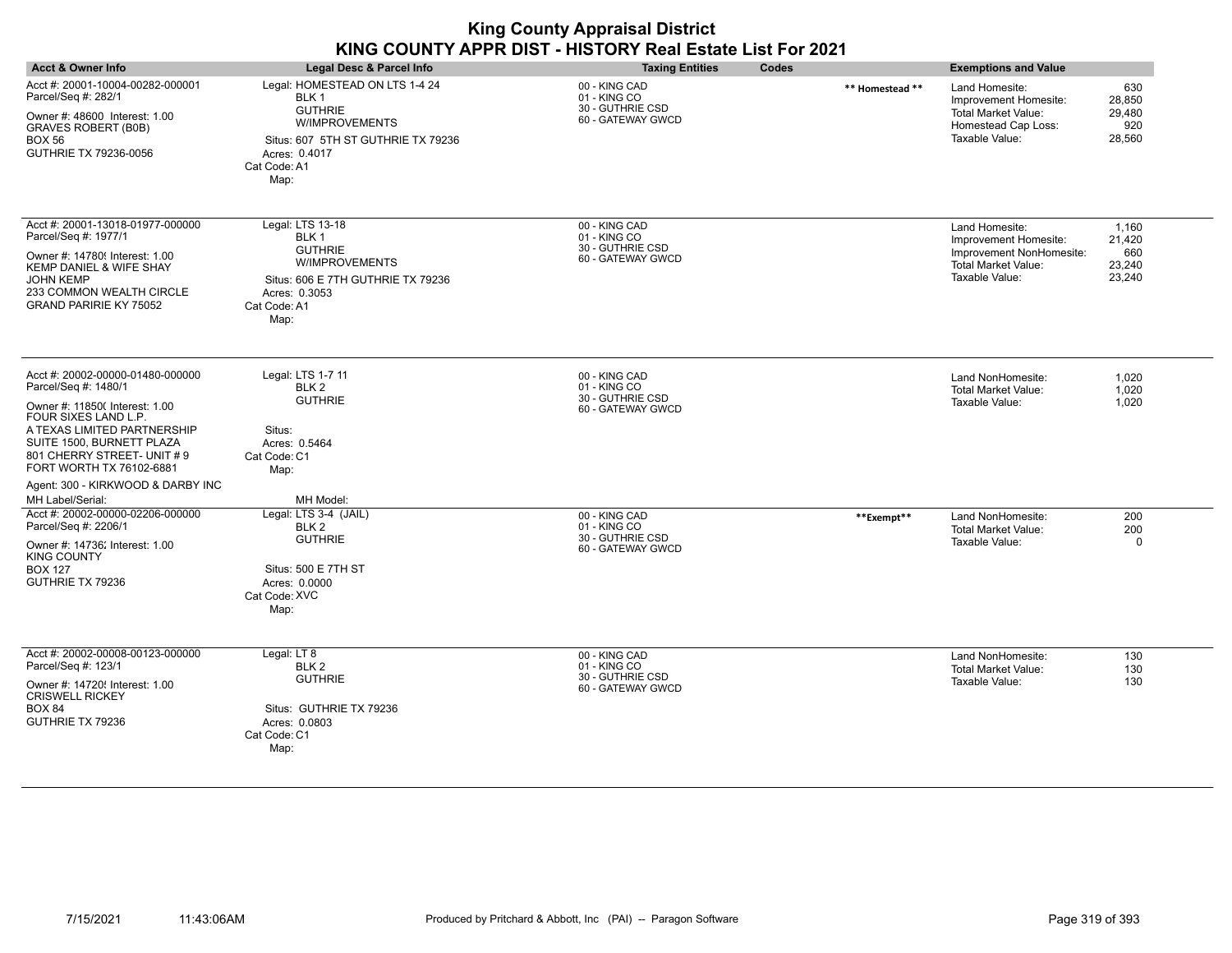# King County Appraisal District

## KING COUNTY APPR DIST - HISTORY Real Estate List For 2021

| Acct & Owner Info | Legal Desc & Parcel Info | Taxing Entities | Codes | Exemptions and Value |
|---|---|---|---|---|
| Acct #: 20001-10004-00282-000001<br>Parcel/Seq #: 282/1<br>Owner #: 48600 Interest: 1.00<br>GRAVES ROBERT (B0B)<br>BOX 56<br>GUTHRIE TX 79236-0056 | Legal: HOMESTEAD ON LTS 1-4 24<br>BLK 1<br>GUTHRIE<br>W/IMPROVEMENTS<br>Situs: 607 5TH ST GUTHRIE TX 79236<br>Acres: 0.4017<br>Cat Code: A1<br>Map: | 00 - KING CAD<br>01 - KING CO<br>30 - GUTHRIE CSD<br>60 - GATEWAY GWCD | ** Homestead ** | Land Homesite: 630<br>Improvement Homesite: 28,850<br>Total Market Value: 29,480<br>Homestead Cap Loss: 920<br>Taxable Value: 28,560 |
| Acct #: 20001-13018-01977-000000<br>Parcel/Seq #: 1977/1<br>Owner #: 14780( Interest: 1.00<br>KEMP DANIEL & WIFE SHAY<br>JOHN KEMP<br>233 COMMON WEALTH CIRCLE<br>GRAND PARIRIE KY 75052 | Legal: LTS 13-18<br>BLK 1<br>GUTHRIE<br>W/IMPROVEMENTS<br>Situs: 606 E 7TH GUTHRIE TX 79236<br>Acres: 0.3053<br>Cat Code: A1<br>Map: | 00 - KING CAD<br>01 - KING CO<br>30 - GUTHRIE CSD<br>60 - GATEWAY GWCD | | Land Homesite: 1,160<br>Improvement Homesite: 21,420<br>Improvement NonHomesite: 660<br>Total Market Value: 23,240<br>Taxable Value: 23,240 |
| Acct #: 20002-00000-01480-000000<br>Parcel/Seq #: 1480/1<br>Owner #: 11850( Interest: 1.00<br>FOUR SIXES LAND L.P.<br>A TEXAS LIMITED PARTNERSHIP<br>SUITE 1500, BURNETT PLAZA<br>801 CHERRY STREET- UNIT # 9<br>FORT WORTH TX 76102-6881<br>Agent: 300 - KIRKWOOD & DARBY INC<br>MH Label/Serial: | Legal: LTS 1-7 11<br>BLK 2<br>GUTHRIE<br>Situs:<br>Acres: 0.5464<br>Cat Code: C1<br>Map:<br>MH Model: | 00 - KING CAD<br>01 - KING CO<br>30 - GUTHRIE CSD<br>60 - GATEWAY GWCD | | Land NonHomesite: 1,020<br>Total Market Value: 1,020<br>Taxable Value: 1,020 |
| Acct #: 20002-00000-02206-000000<br>Parcel/Seq #: 2206/1<br>Owner #: 14736; Interest: 1.00<br>KING COUNTY<br>BOX 127<br>GUTHRIE TX 79236 | Legal: LTS 3-4 (JAIL)<br>BLK 2<br>GUTHRIE<br>Situs: 500 E 7TH ST<br>Acres: 0.0000<br>Cat Code: XVC<br>Map: | 00 - KING CAD<br>01 - KING CO<br>30 - GUTHRIE CSD<br>60 - GATEWAY GWCD | **Exempt** | Land NonHomesite: 200<br>Total Market Value: 200<br>Taxable Value: 0 |
| Acct #: 20002-00008-00123-000000<br>Parcel/Seq #: 123/1<br>Owner #: 14720! Interest: 1.00<br>CRISWELL RICKEY<br>BOX 84<br>GUTHRIE TX 79236 | Legal: LT 8<br>BLK 2<br>GUTHRIE<br>Situs: GUTHRIE TX 79236<br>Acres: 0.0803<br>Cat Code: C1<br>Map: | 00 - KING CAD<br>01 - KING CO<br>30 - GUTHRIE CSD<br>60 - GATEWAY GWCD | | Land NonHomesite: 130<br>Total Market Value: 130<br>Taxable Value: 130 |

7/15/2021 11:43:06AM Produced by Pritchard & Abbott, Inc (PAI) -- Paragon Software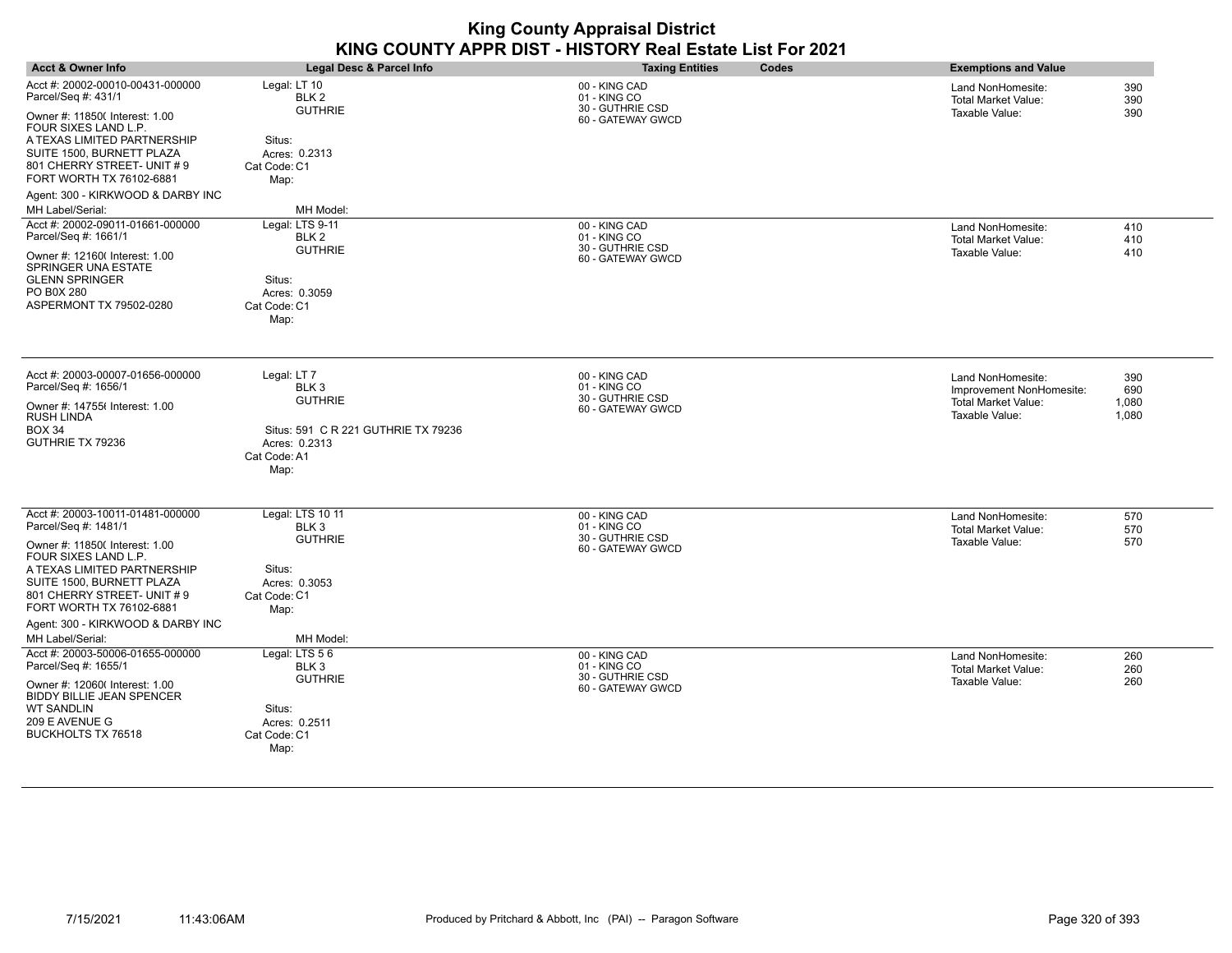# King County Appraisal District
## KING COUNTY APPR DIST - HISTORY Real Estate List For 2021

| Acct & Owner Info | Legal Desc & Parcel Info | Taxing Entities | Codes | Exemptions and Value |
|---|---|---|---|---|
| Acct #: 20002-00010-00431-000000<br>Parcel/Seq #: 431/1<br>Owner #: 11850( Interest: 1.00<br>FOUR SIXES LAND L.P.<br>A TEXAS LIMITED PARTNERSHIP<br>SUITE 1500, BURNETT PLAZA<br>801 CHERRY STREET- UNIT # 9<br>FORT WORTH TX 76102-6881<br>Agent: 300 - KIRKWOOD & DARBY INC<br>MH Label/Serial: | Legal: LT 10<br>BLK 2<br>GUTHRIE<br>Situs:<br>Acres: 0.2313<br>Cat Code: C1<br>Map:<br>MH Model: | 00 - KING CAD<br>01 - KING CO<br>30 - GUTHRIE CSD<br>60 - GATEWAY GWCD | | Land NonHomesite: 390<br>Total Market Value: 390<br>Taxable Value: 390 |
| Acct #: 20002-09011-01661-000000<br>Parcel/Seq #: 1661/1<br>Owner #: 12160( Interest: 1.00<br>SPRINGER UNA ESTATE<br>GLENN SPRINGER<br>PO B0X 280<br>ASPERMONT TX 79502-0280 | Legal: LTS 9-11<br>BLK 2<br>GUTHRIE<br>Situs:<br>Acres: 0.3059<br>Cat Code: C1<br>Map: | 00 - KING CAD<br>01 - KING CO<br>30 - GUTHRIE CSD<br>60 - GATEWAY GWCD | | Land NonHomesite: 410<br>Total Market Value: 410<br>Taxable Value: 410 |
| Acct #: 20003-00007-01656-000000<br>Parcel/Seq #: 1656/1<br>Owner #: 14755( Interest: 1.00<br>RUSH LINDA<br>BOX 34<br>GUTHRIE TX 79236 | Legal: LT 7<br>BLK 3<br>GUTHRIE<br>Situs: 591 C R 221 GUTHRIE TX 79236<br>Acres: 0.2313<br>Cat Code: A1<br>Map: | 00 - KING CAD<br>01 - KING CO<br>30 - GUTHRIE CSD<br>60 - GATEWAY GWCD | | Land NonHomesite: 390<br>Improvement NonHomesite: 690<br>Total Market Value: 1,080<br>Taxable Value: 1,080 |
| Acct #: 20003-10011-01481-000000<br>Parcel/Seq #: 1481/1<br>Owner #: 11850( Interest: 1.00<br>FOUR SIXES LAND L.P.<br>A TEXAS LIMITED PARTNERSHIP<br>SUITE 1500, BURNETT PLAZA<br>801 CHERRY STREET- UNIT # 9<br>FORT WORTH TX 76102-6881<br>Agent: 300 - KIRKWOOD & DARBY INC<br>MH Label/Serial: | Legal: LTS 10 11<br>BLK 3<br>GUTHRIE<br>Situs:<br>Acres: 0.3053<br>Cat Code: C1<br>Map:<br>MH Model: | 00 - KING CAD<br>01 - KING CO<br>30 - GUTHRIE CSD<br>60 - GATEWAY GWCD | | Land NonHomesite: 570<br>Total Market Value: 570<br>Taxable Value: 570 |
| Acct #: 20003-50006-01655-000000<br>Parcel/Seq #: 1655/1<br>Owner #: 12060( Interest: 1.00<br>BIDDY BILLIE JEAN SPENCER<br>WT SANDLIN<br>209 E AVENUE G<br>BUCKHOLTS TX 76518 | Legal: LTS 5 6<br>BLK 3<br>GUTHRIE<br>Situs:<br>Acres: 0.2511<br>Cat Code: C1<br>Map: | 00 - KING CAD<br>01 - KING CO<br>30 - GUTHRIE CSD<br>60 - GATEWAY GWCD | | Land NonHomesite: 260<br>Total Market Value: 260<br>Taxable Value: 260 |

7/15/2021 11:43:06AM Produced by Pritchard & Abbott, Inc (PAI) -- Paragon Software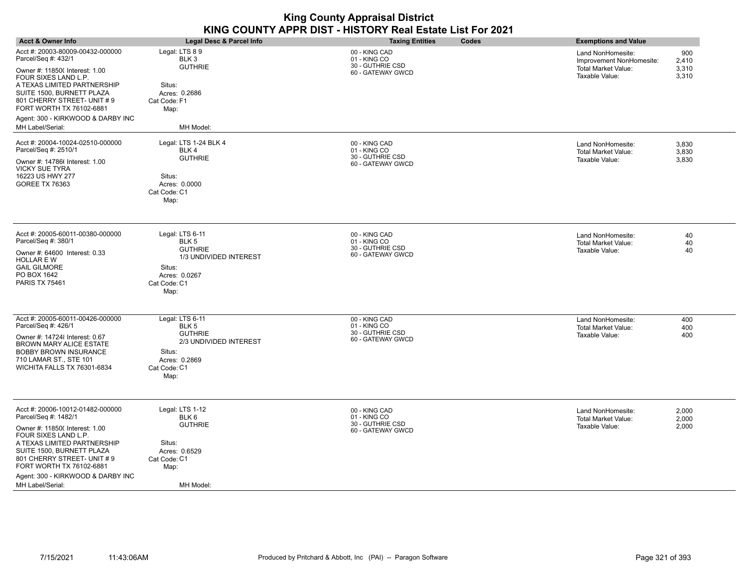# King County Appraisal District

## KING COUNTY APPR DIST - HISTORY Real Estate List For 2021

| Acct & Owner Info | Legal Desc & Parcel Info | Taxing Entities | Codes | Exemptions and Value |
|---|---|---|---|---|
| Acct #: 20003-80009-00432-000000<br>Parcel/Seq #: 432/1<br>Owner #: 11850( Interest: 1.00<br>FOUR SIXES LAND L.P.<br>A TEXAS LIMITED PARTNERSHIP<br>SUITE 1500, BURNETT PLAZA<br>801 CHERRY STREET- UNIT # 9<br>FORT WORTH TX 76102-6881<br>Agent: 300 - KIRKWOOD & DARBY INC<br>MH Label/Serial: | Legal: LTS 8 9<br>BLK 3<br>GUTHRIE<br>Situs:<br>Acres: 0.2686<br>Cat Code: F1<br>Map:<br>MH Model: | 00 - KING CAD<br>01 - KING CO<br>30 - GUTHRIE CSD<br>60 - GATEWAY GWCD | | Land NonHomesite: 900<br>Improvement NonHomesite: 2,410<br>Total Market Value: 3,310<br>Taxable Value: 3,310 |
| Acct #: 20004-10024-02510-000000<br>Parcel/Seq #: 2510/1<br>Owner #: 14786( Interest: 1.00<br>VICKY SUE TYRA<br>16223 US HWY 277<br>GOREE TX 76363 | Legal: LTS 1-24 BLK 4<br>BLK 4<br>GUTHRIE<br>Situs:<br>Acres: 0.0000<br>Cat Code: C1<br>Map: | 00 - KING CAD<br>01 - KING CO<br>30 - GUTHRIE CSD<br>60 - GATEWAY GWCD | | Land NonHomesite: 3,830<br>Total Market Value: 3,830<br>Taxable Value: 3,830 |
| Acct #: 20005-60011-00380-000000<br>Parcel/Seq #: 380/1<br>Owner #: 64600 Interest: 0.33<br>HOLLAR E W<br>GAIL GILMORE<br>PO BOX 1642<br>PARIS TX 75461 | Legal: LTS 6-11<br>BLK 5<br>GUTHRIE<br>1/3 UNDIVIDED INTEREST<br>Situs:<br>Acres: 0.0267<br>Cat Code: C1<br>Map: | 00 - KING CAD<br>01 - KING CO<br>30 - GUTHRIE CSD<br>60 - GATEWAY GWCD | | Land NonHomesite: 40<br>Total Market Value: 40<br>Taxable Value: 40 |
| Acct #: 20005-60011-00426-000000<br>Parcel/Seq #: 426/1<br>Owner #: 14724( Interest: 0.67<br>BROWN MARY ALICE ESTATE<br>BOBBY BROWN INSURANCE<br>710 LAMAR ST., STE 101<br>WICHITA FALLS TX 76301-6834 | Legal: LTS 6-11<br>BLK 5<br>GUTHRIE<br>2/3 UNDIVIDED INTEREST<br>Situs:<br>Acres: 0.2869<br>Cat Code: C1<br>Map: | 00 - KING CAD<br>01 - KING CO<br>30 - GUTHRIE CSD<br>60 - GATEWAY GWCD | | Land NonHomesite: 400<br>Total Market Value: 400<br>Taxable Value: 400 |
| Acct #: 20006-10012-01482-000000<br>Parcel/Seq #: 1482/1<br>Owner #: 11850( Interest: 1.00<br>FOUR SIXES LAND L.P.<br>A TEXAS LIMITED PARTNERSHIP<br>SUITE 1500, BURNETT PLAZA<br>801 CHERRY STREET- UNIT # 9<br>FORT WORTH TX 76102-6881<br>Agent: 300 - KIRKWOOD & DARBY INC<br>MH Label/Serial: | Legal: LTS 1-12<br>BLK 6<br>GUTHRIE<br>Situs:<br>Acres: 0.6529<br>Cat Code: C1<br>Map:<br>MH Model: | 00 - KING CAD<br>01 - KING CO<br>30 - GUTHRIE CSD<br>60 - GATEWAY GWCD | | Land NonHomesite: 2,000<br>Total Market Value: 2,000<br>Taxable Value: 2,000 |

7/15/2021 11:43:06AM Produced by Pritchard & Abbott, Inc (PAI) -- Paragon Software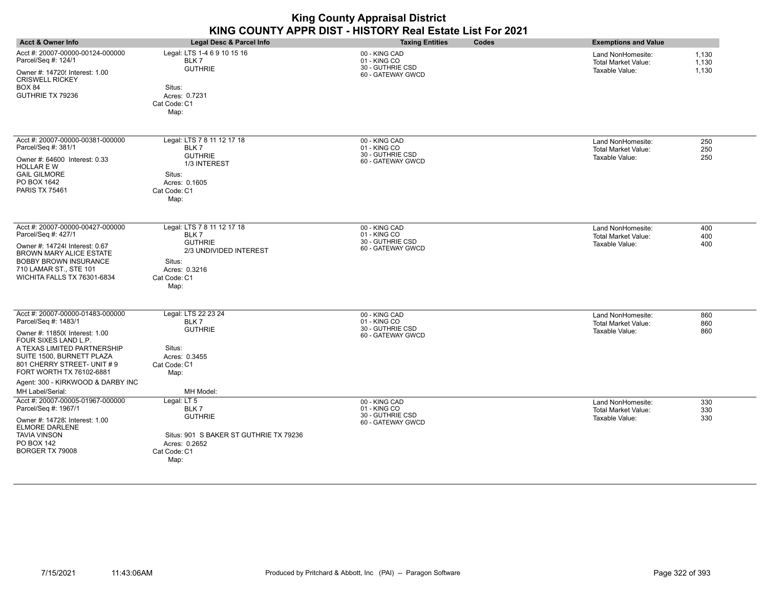# King County Appraisal District

## KING COUNTY APPR DIST - HISTORY Real Estate List For 2021

| Acct & Owner Info | Legal Desc & Parcel Info | Taxing Entities | Codes | Exemptions and Value |
|---|---|---|---|---|
| Acct #: 20007-00000-00124-000000<br>Parcel/Seq #: 124/1<br>Owner #: 14720! Interest: 1.00<br>CRISWELL RICKEY<br>BOX 84<br>GUTHRIE TX 79236 | Legal: LTS 1-4 6 9 10 15 16<br>BLK 7<br>GUTHRIE<br>Situs:<br>Acres: 0.7231<br>Cat Code: C1<br>Map: | 00 - KING CAD<br>01 - KING CO<br>30 - GUTHRIE CSD<br>60 - GATEWAY GWCD | | Land NonHomesite: 1,130<br>Total Market Value: 1,130<br>Taxable Value: 1,130 |
| Acct #: 20007-00000-00381-000000<br>Parcel/Seq #: 381/1<br>Owner #: 64600 Interest: 0.33<br>HOLLAR E W<br>GAIL GILMORE<br>PO BOX 1642<br>PARIS TX 75461 | Legal: LTS 7 8 11 12 17 18<br>BLK 7<br>GUTHRIE<br>1/3 INTEREST<br>Situs:<br>Acres: 0.1605<br>Cat Code: C1<br>Map: | 00 - KING CAD<br>01 - KING CO<br>30 - GUTHRIE CSD<br>60 - GATEWAY GWCD | | Land NonHomesite: 250<br>Total Market Value: 250<br>Taxable Value: 250 |
| Acct #: 20007-00000-00427-000000<br>Parcel/Seq #: 427/1<br>Owner #: 14724( Interest: 0.67<br>BROWN MARY ALICE ESTATE<br>BOBBY BROWN INSURANCE<br>710 LAMAR ST., STE 101<br>WICHITA FALLS TX 76301-6834 | Legal: LTS 7 8 11 12 17 18<br>BLK 7<br>GUTHRIE<br>2/3 UNDIVIDED INTEREST<br>Situs:<br>Acres: 0.3216<br>Cat Code: C1<br>Map: | 00 - KING CAD<br>01 - KING CO<br>30 - GUTHRIE CSD<br>60 - GATEWAY GWCD | | Land NonHomesite: 400<br>Total Market Value: 400<br>Taxable Value: 400 |
| Acct #: 20007-00000-01483-000000<br>Parcel/Seq #: 1483/1<br>Owner #: 11850( Interest: 1.00<br>FOUR SIXES LAND L.P.<br>A TEXAS LIMITED PARTNERSHIP<br>SUITE 1500, BURNETT PLAZA<br>801 CHERRY STREET- UNIT # 9<br>FORT WORTH TX 76102-6881<br>Agent: 300 - KIRKWOOD & DARBY INC<br>MH Label/Serial: | Legal: LTS 22 23 24<br>BLK 7<br>GUTHRIE<br>Situs:<br>Acres: 0.3455<br>Cat Code: C1<br>Map:<br>MH Model: | 00 - KING CAD<br>01 - KING CO<br>30 - GUTHRIE CSD<br>60 - GATEWAY GWCD | | Land NonHomesite: 860<br>Total Market Value: 860<br>Taxable Value: 860 |
| Acct #: 20007-00005-01967-000000<br>Parcel/Seq #: 1967/1<br>Owner #: 14728: Interest: 1.00<br>ELMORE DARLENE<br>TAVIA VINSON<br>PO BOX 142<br>BORGER TX 79008 | Legal: LT 5<br>BLK 7<br>GUTHRIE<br>Situs: 901 S BAKER ST GUTHRIE TX 79236<br>Acres: 0.2652<br>Cat Code: C1<br>Map: | 00 - KING CAD<br>01 - KING CO<br>30 - GUTHRIE CSD<br>60 - GATEWAY GWCD | | Land NonHomesite: 330<br>Total Market Value: 330<br>Taxable Value: 330 |

7/15/2021 11:43:06AM Produced by Pritchard & Abbott, Inc (PAI) -- Paragon Software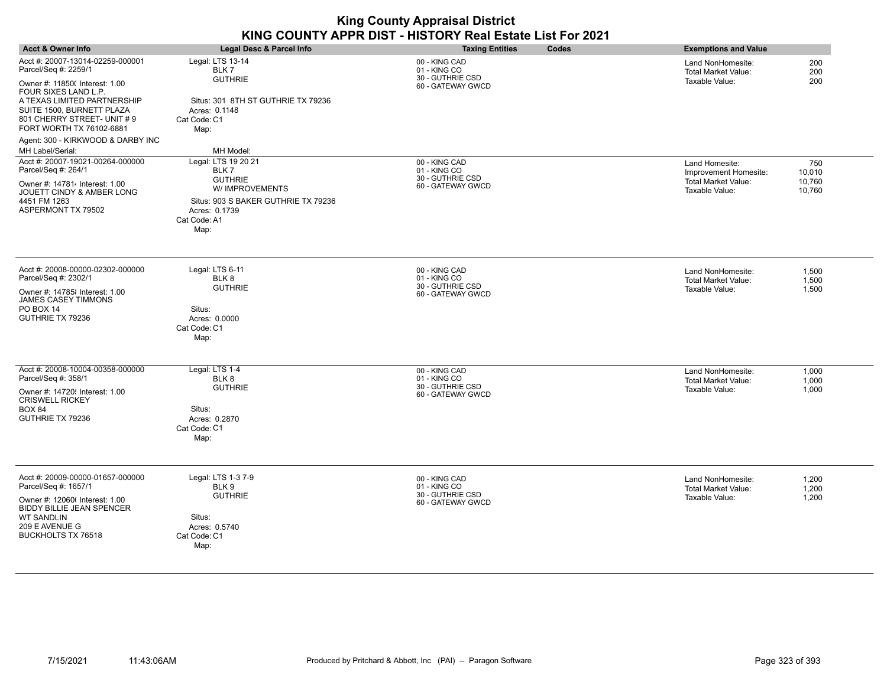# King County Appraisal District
## KING COUNTY APPR DIST - HISTORY Real Estate List For 2021

| Acct & Owner Info | Legal Desc & Parcel Info | Taxing Entities | Codes | Exemptions and Value |
|---|---|---|---|---|
| Acct #: 20007-13014-02259-000001<br>Parcel/Seq #: 2259/1<br>Owner #: 11850( Interest: 1.00<br>FOUR SIXES LAND L.P.<br>A TEXAS LIMITED PARTNERSHIP<br>SUITE 1500, BURNETT PLAZA<br>801 CHERRY STREET- UNIT # 9<br>FORT WORTH TX 76102-6881<br>Agent: 300 - KIRKWOOD & DARBY INC<br>MH Label/Serial: | Legal: LTS 13-14<br>BLK 7<br>GUTHRIE<br>Situs: 301 8TH ST GUTHRIE TX 79236<br>Acres: 0.1148<br>Cat Code: C1<br>Map:<br>MH Model: | 00 - KING CAD<br>01 - KING CO<br>30 - GUTHRIE CSD<br>60 - GATEWAY GWCD | | Land NonHomesite: 200<br>Total Market Value: 200<br>Taxable Value: 200 |
| Acct #: 20007-19021-00264-000000<br>Parcel/Seq #: 264/1<br>Owner #: 14781( Interest: 1.00<br>JOUETT CINDY & AMBER LONG<br>4451 FM 1263<br>ASPERMONT TX 79502 | Legal: LTS 19 20 21<br>BLK 7<br>GUTHRIE<br>W/ IMPROVEMENTS<br>Situs: 903 S BAKER GUTHRIE TX 79236<br>Acres: 0.1739<br>Cat Code: A1<br>Map: | 00 - KING CAD<br>01 - KING CO<br>30 - GUTHRIE CSD<br>60 - GATEWAY GWCD | | Land Homesite: 750<br>Improvement Homesite: 10,010<br>Total Market Value: 10,760<br>Taxable Value: 10,760 |
| Acct #: 20008-00000-02302-000000<br>Parcel/Seq #: 2302/1<br>Owner #: 14785( Interest: 1.00<br>JAMES CASEY TIMMONS<br>PO BOX 14<br>GUTHRIE TX 79236 | Legal: LTS 6-11<br>BLK 8<br>GUTHRIE<br>Situs:<br>Acres: 0.0000<br>Cat Code: C1<br>Map: | 00 - KING CAD<br>01 - KING CO<br>30 - GUTHRIE CSD<br>60 - GATEWAY GWCD | | Land NonHomesite: 1,500<br>Total Market Value: 1,500<br>Taxable Value: 1,500 |
| Acct #: 20008-10004-00358-000000<br>Parcel/Seq #: 358/1<br>Owner #: 14720( Interest: 1.00<br>CRISWELL RICKEY<br>BOX 84<br>GUTHRIE TX 79236 | Legal: LTS 1-4<br>BLK 8<br>GUTHRIE<br>Situs:<br>Acres: 0.2870<br>Cat Code: C1<br>Map: | 00 - KING CAD<br>01 - KING CO<br>30 - GUTHRIE CSD<br>60 - GATEWAY GWCD | | Land NonHomesite: 1,000<br>Total Market Value: 1,000<br>Taxable Value: 1,000 |
| Acct #: 20009-00000-01657-000000<br>Parcel/Seq #: 1657/1<br>Owner #: 12060( Interest: 1.00<br>BIDDY BILLIE JEAN SPENCER<br>WT SANDLIN<br>209 E AVENUE G<br>BUCKHOLTS TX 76518 | Legal: LTS 1-3 7-9<br>BLK 9<br>GUTHRIE<br>Situs:<br>Acres: 0.5740<br>Cat Code: C1<br>Map: | 00 - KING CAD<br>01 - KING CO<br>30 - GUTHRIE CSD<br>60 - GATEWAY GWCD | | Land NonHomesite: 1,200<br>Total Market Value: 1,200<br>Taxable Value: 1,200 |

7/15/2021 11:43:06AM Produced by Pritchard & Abbott, Inc (PAI) -- Paragon Software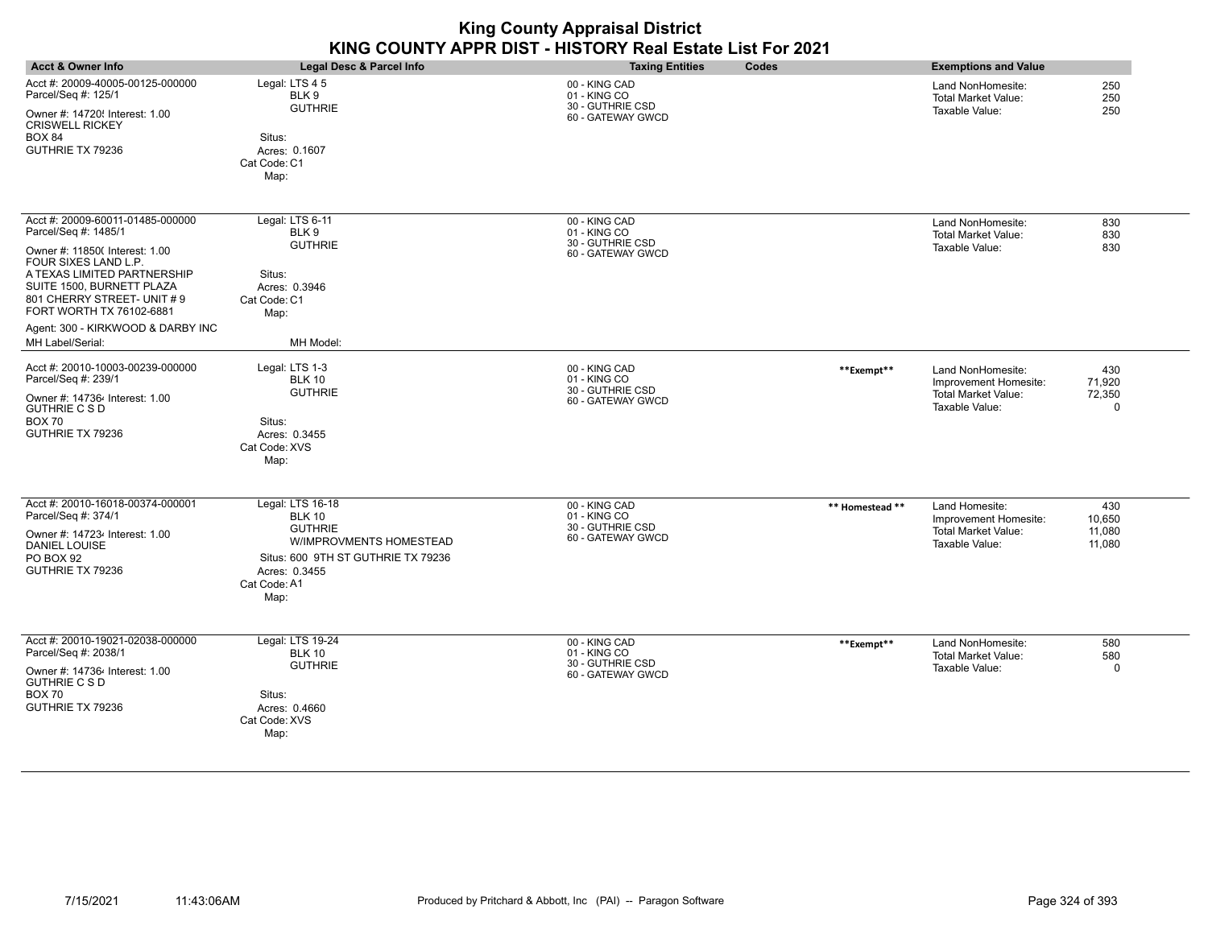# King County Appraisal District
## KING COUNTY APPR DIST - HISTORY Real Estate List For 2021

| Acct & Owner Info | Legal Desc & Parcel Info | Taxing Entities | Codes | Exemptions and Value |
|---|---|---|---|---|
| Acct #: 20009-40005-00125-000000<br>Parcel/Seq #: 125/1<br>Owner #: 14720! Interest: 1.00<br>CRISWELL RICKEY<br>BOX 84<br>GUTHRIE TX 79236 | Legal: LTS 4 5<br>BLK 9<br>GUTHRIE<br>Situs:<br>Acres: 0.1607<br>Cat Code: C1<br>Map: | 00 - KING CAD<br>01 - KING CO<br>30 - GUTHRIE CSD<br>60 - GATEWAY GWCD | | Land NonHomesite: 250<br>Total Market Value: 250<br>Taxable Value: 250 |
| Acct #: 20009-60011-01485-000000<br>Parcel/Seq #: 1485/1<br>Owner #: 11850( Interest: 1.00<br>FOUR SIXES LAND L.P.<br>A TEXAS LIMITED PARTNERSHIP<br>SUITE 1500, BURNETT PLAZA<br>801 CHERRY STREET- UNIT # 9<br>FORT WORTH TX 76102-6881<br>Agent: 300 - KIRKWOOD & DARBY INC<br>MH Label/Serial: | Legal: LTS 6-11<br>BLK 9<br>GUTHRIE<br>Situs:<br>Acres: 0.3946<br>Cat Code: C1<br>Map:<br>MH Model: | 00 - KING CAD<br>01 - KING CO<br>30 - GUTHRIE CSD<br>60 - GATEWAY GWCD | | Land NonHomesite: 830<br>Total Market Value: 830<br>Taxable Value: 830 |
| Acct #: 20010-10003-00239-000000<br>Parcel/Seq #: 239/1<br>Owner #: 14736 Interest: 1.00<br>GUTHRIE C S D<br>BOX 70<br>GUTHRIE TX 79236 | Legal: LTS 1-3<br>BLK 10<br>GUTHRIE<br>Situs:<br>Acres: 0.3455<br>Cat Code: XVS<br>Map: | 00 - KING CAD<br>01 - KING CO<br>30 - GUTHRIE CSD<br>60 - GATEWAY GWCD | **Exempt** | Land NonHomesite: 430<br>Improvement Homesite: 71,920<br>Total Market Value: 72,350<br>Taxable Value: 0 |
| Acct #: 20010-16018-00374-000001<br>Parcel/Seq #: 374/1<br>Owner #: 14723 Interest: 1.00<br>DANIEL LOUISE<br>PO BOX 92<br>GUTHRIE TX 79236 | Legal: LTS 16-18<br>BLK 10<br>GUTHRIE<br>W/IMPROVMENTS HOMESTEAD<br>Situs: 600 9TH ST GUTHRIE TX 79236<br>Acres: 0.3455<br>Cat Code: A1<br>Map: | 00 - KING CAD<br>01 - KING CO<br>30 - GUTHRIE CSD<br>60 - GATEWAY GWCD | ** Homestead ** | Land Homesite: 430<br>Improvement Homesite: 10,650<br>Total Market Value: 11,080<br>Taxable Value: 11,080 |
| Acct #: 20010-19021-02038-000000<br>Parcel/Seq #: 2038/1<br>Owner #: 14736 Interest: 1.00<br>GUTHRIE C S D<br>BOX 70<br>GUTHRIE TX 79236 | Legal: LTS 19-24<br>BLK 10<br>GUTHRIE<br>Situs:<br>Acres: 0.4660<br>Cat Code: XVS<br>Map: | 00 - KING CAD<br>01 - KING CO<br>30 - GUTHRIE CSD<br>60 - GATEWAY GWCD | **Exempt** | Land NonHomesite: 580<br>Total Market Value: 580<br>Taxable Value: 0 |

7/15/2021 11:43:06AM Produced by Pritchard & Abbott, Inc (PAI) -- Paragon Software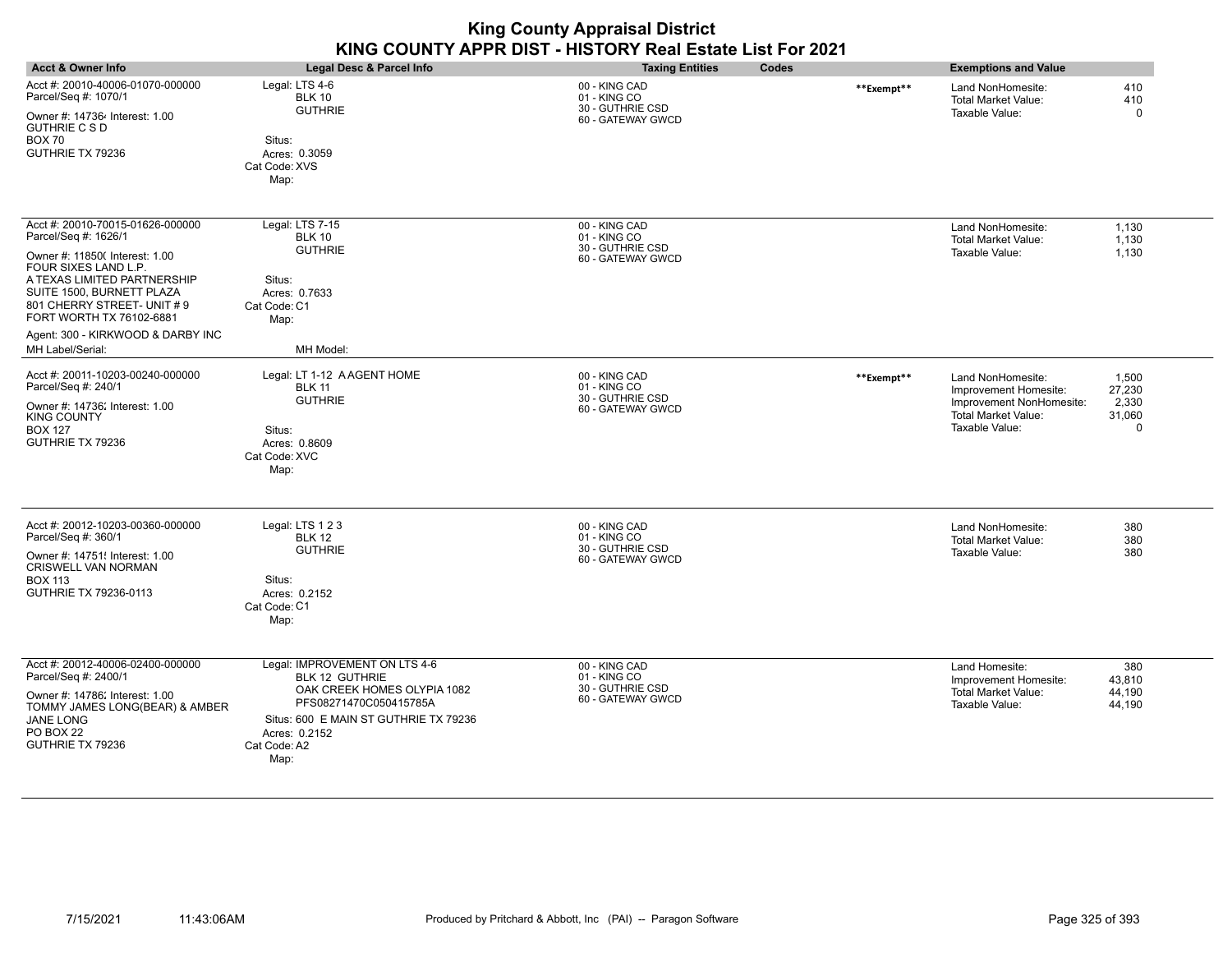# King County Appraisal District

## KING COUNTY APPR DIST - HISTORY Real Estate List For 2021

| Acct & Owner Info | Legal Desc & Parcel Info | Taxing Entities | Codes | Exemptions and Value |
|---|---|---|---|---|
| Acct #: 20010-40006-01070-000000<br>Parcel/Seq #: 1070/1<br>Owner #: 14736‹ Interest: 1.00<br>GUTHRIE C S D<br>BOX 70<br>GUTHRIE TX 79236 | Legal: LTS 4-6<br>BLK 10<br>GUTHRIE<br>Situs:<br>Acres: 0.3059<br>Cat Code: XVS<br>Map: | 00 - KING CAD<br>01 - KING CO<br>30 - GUTHRIE CSD<br>60 - GATEWAY GWCD | **Exempt** | Land NonHomesite: 410<br>Total Market Value: 410<br>Taxable Value: 0 |
| Acct #: 20010-70015-01626-000000<br>Parcel/Seq #: 1626/1<br>Owner #: 11850( Interest: 1.00<br>FOUR SIXES LAND L.P.<br>A TEXAS LIMITED PARTNERSHIP<br>SUITE 1500, BURNETT PLAZA<br>801 CHERRY STREET- UNIT # 9<br>FORT WORTH TX 76102-6881<br>Agent: 300 - KIRKWOOD & DARBY INC<br>MH Label/Serial: | Legal: LTS 7-15<br>BLK 10<br>GUTHRIE<br>Situs:<br>Acres: 0.7633<br>Cat Code: C1<br>Map:<br>MH Model: | 00 - KING CAD<br>01 - KING CO<br>30 - GUTHRIE CSD<br>60 - GATEWAY GWCD | | Land NonHomesite: 1,130<br>Total Market Value: 1,130<br>Taxable Value: 1,130 |
| Acct #: 20011-10203-00240-000000<br>Parcel/Seq #: 240/1<br>Owner #: 14736‹ Interest: 1.00<br>KING COUNTY<br>BOX 127<br>GUTHRIE TX 79236 | Legal: LT 1-12 A AGENT HOME<br>BLK 11<br>GUTHRIE<br>Situs:<br>Acres: 0.8609<br>Cat Code: XVC<br>Map: | 00 - KING CAD<br>01 - KING CO<br>30 - GUTHRIE CSD<br>60 - GATEWAY GWCD | **Exempt** | Land NonHomesite: 1,500<br>Improvement Homesite: 27,230<br>Improvement NonHomesite: 2,330<br>Total Market Value: 31,060<br>Taxable Value: 0 |
| Acct #: 20012-10203-00360-000000<br>Parcel/Seq #: 360/1<br>Owner #: 14751! Interest: 1.00<br>CRISWELL VAN NORMAN<br>BOX 113<br>GUTHRIE TX 79236-0113 | Legal: LTS 1 2 3<br>BLK 12<br>GUTHRIE<br>Situs:<br>Acres: 0.2152<br>Cat Code: C1<br>Map: | 00 - KING CAD<br>01 - KING CO<br>30 - GUTHRIE CSD<br>60 - GATEWAY GWCD | | Land NonHomesite: 380<br>Total Market Value: 380<br>Taxable Value: 380 |
| Acct #: 20012-40006-02400-000000<br>Parcel/Seq #: 2400/1<br>Owner #: 14786‹ Interest: 1.00<br>TOMMY JAMES LONG(BEAR) & AMBER<br>JANE LONG<br>PO BOX 22<br>GUTHRIE TX 79236 | Legal: IMPROVEMENT ON LTS 4-6<br>BLK 12 GUTHRIE<br>OAK CREEK HOMES OLYPIA 1082<br>PFS08271470C050415785A<br>Situs: 600 E MAIN ST GUTHRIE TX 79236<br>Acres: 0.2152<br>Cat Code: A2<br>Map: | 00 - KING CAD<br>01 - KING CO<br>30 - GUTHRIE CSD<br>60 - GATEWAY GWCD | | Land Homesite: 380<br>Improvement Homesite: 43,810<br>Total Market Value: 44,190<br>Taxable Value: 44,190 |

7/15/2021 11:43:06AM Produced by Pritchard & Abbott, Inc (PAI) -- Paragon Software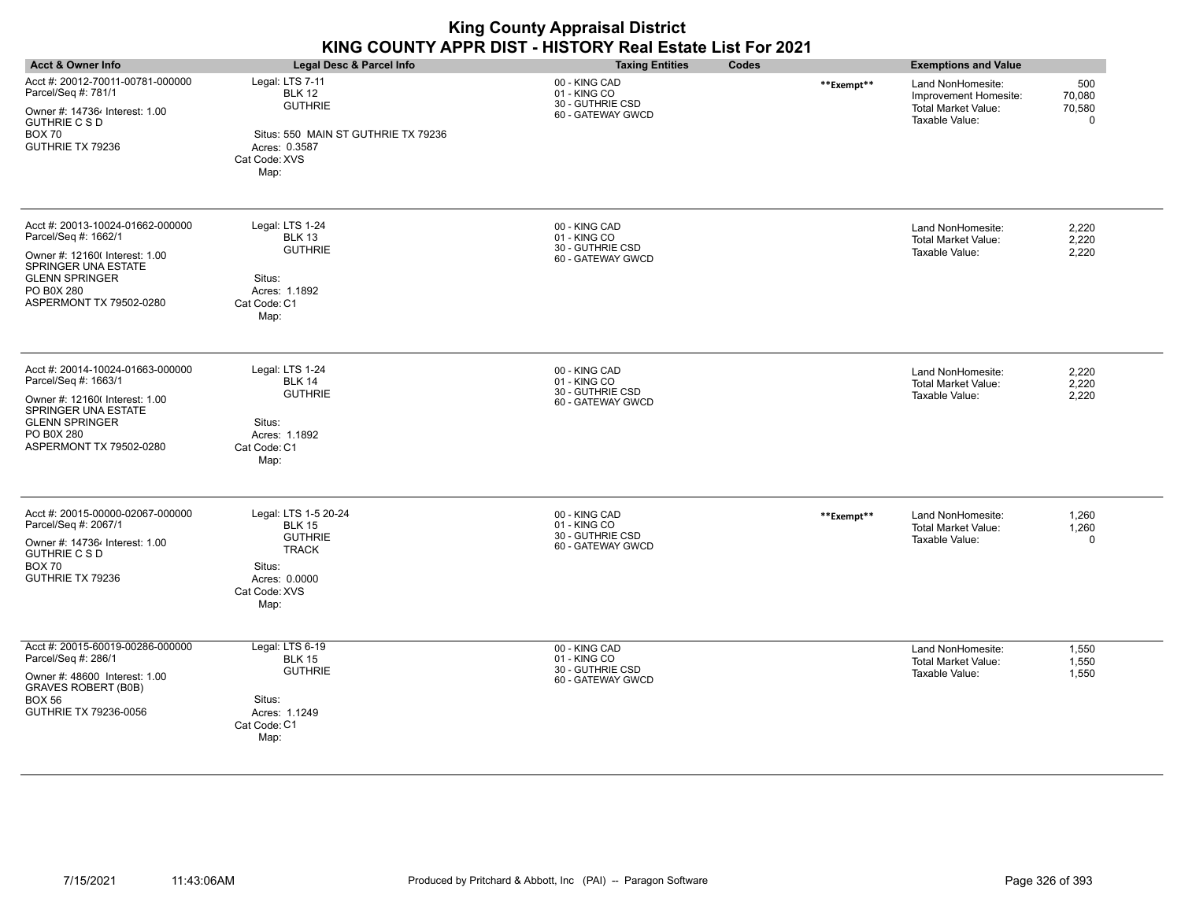# King County Appraisal District

## KING COUNTY APPR DIST - HISTORY Real Estate List For 2021

| Acct & Owner Info | Legal Desc & Parcel Info | Taxing Entities | Codes | Exemptions and Value |
|---|---|---|---|---|
| Acct #: 20012-70011-00781-000000<br>Parcel/Seq #: 781/1<br>Owner #: 14736( Interest: 1.00<br>GUTHRIE C S D<br>BOX 70<br>GUTHRIE TX 79236 | Legal: LTS 7-11<br>BLK 12<br>GUTHRIE<br>Situs: 550 MAIN ST GUTHRIE TX 79236<br>Acres: 0.3587<br>Cat Code: XVS<br>Map: | 00 - KING CAD<br>01 - KING CO<br>30 - GUTHRIE CSD<br>60 - GATEWAY GWCD | **Exempt** | Land NonHomesite: 500<br>Improvement Homesite: 70,080<br>Total Market Value: 70,580<br>Taxable Value: 0 |
| Acct #: 20013-10024-01662-000000<br>Parcel/Seq #: 1662/1<br>Owner #: 12160( Interest: 1.00<br>SPRINGER UNA ESTATE<br>GLENN SPRINGER<br>PO B0X 280<br>ASPERMONT TX 79502-0280 | Legal: LTS 1-24<br>BLK 13<br>GUTHRIE<br>Situs:<br>Acres: 1.1892<br>Cat Code: C1<br>Map: | 00 - KING CAD<br>01 - KING CO<br>30 - GUTHRIE CSD<br>60 - GATEWAY GWCD | | Land NonHomesite: 2,220<br>Total Market Value: 2,220<br>Taxable Value: 2,220 |
| Acct #: 20014-10024-01663-000000<br>Parcel/Seq #: 1663/1<br>Owner #: 12160( Interest: 1.00<br>SPRINGER UNA ESTATE<br>GLENN SPRINGER<br>PO B0X 280<br>ASPERMONT TX 79502-0280 | Legal: LTS 1-24<br>BLK 14<br>GUTHRIE<br>Situs:<br>Acres: 1.1892<br>Cat Code: C1<br>Map: | 00 - KING CAD<br>01 - KING CO<br>30 - GUTHRIE CSD<br>60 - GATEWAY GWCD | | Land NonHomesite: 2,220<br>Total Market Value: 2,220<br>Taxable Value: 2,220 |
| Acct #: 20015-00000-02067-000000<br>Parcel/Seq #: 2067/1<br>Owner #: 14736( Interest: 1.00<br>GUTHRIE C S D<br>BOX 70<br>GUTHRIE TX 79236 | Legal: LTS 1-5 20-24<br>BLK 15<br>GUTHRIE<br>TRACK<br>Situs:<br>Acres: 0.0000<br>Cat Code: XVS<br>Map: | 00 - KING CAD<br>01 - KING CO<br>30 - GUTHRIE CSD<br>60 - GATEWAY GWCD | **Exempt** | Land NonHomesite: 1,260<br>Total Market Value: 1,260<br>Taxable Value: 0 |
| Acct #: 20015-60019-00286-000000<br>Parcel/Seq #: 286/1<br>Owner #: 48600 Interest: 1.00<br>GRAVES ROBERT (B0B)<br>BOX 56<br>GUTHRIE TX 79236-0056 | Legal: LTS 6-19<br>BLK 15<br>GUTHRIE<br>Situs:<br>Acres: 1.1249<br>Cat Code: C1<br>Map: | 00 - KING CAD<br>01 - KING CO<br>30 - GUTHRIE CSD<br>60 - GATEWAY GWCD | | Land NonHomesite: 1,550<br>Total Market Value: 1,550<br>Taxable Value: 1,550 |

7/15/2021 11:43:06AM Produced by Pritchard & Abbott, Inc (PAI) -- Paragon Software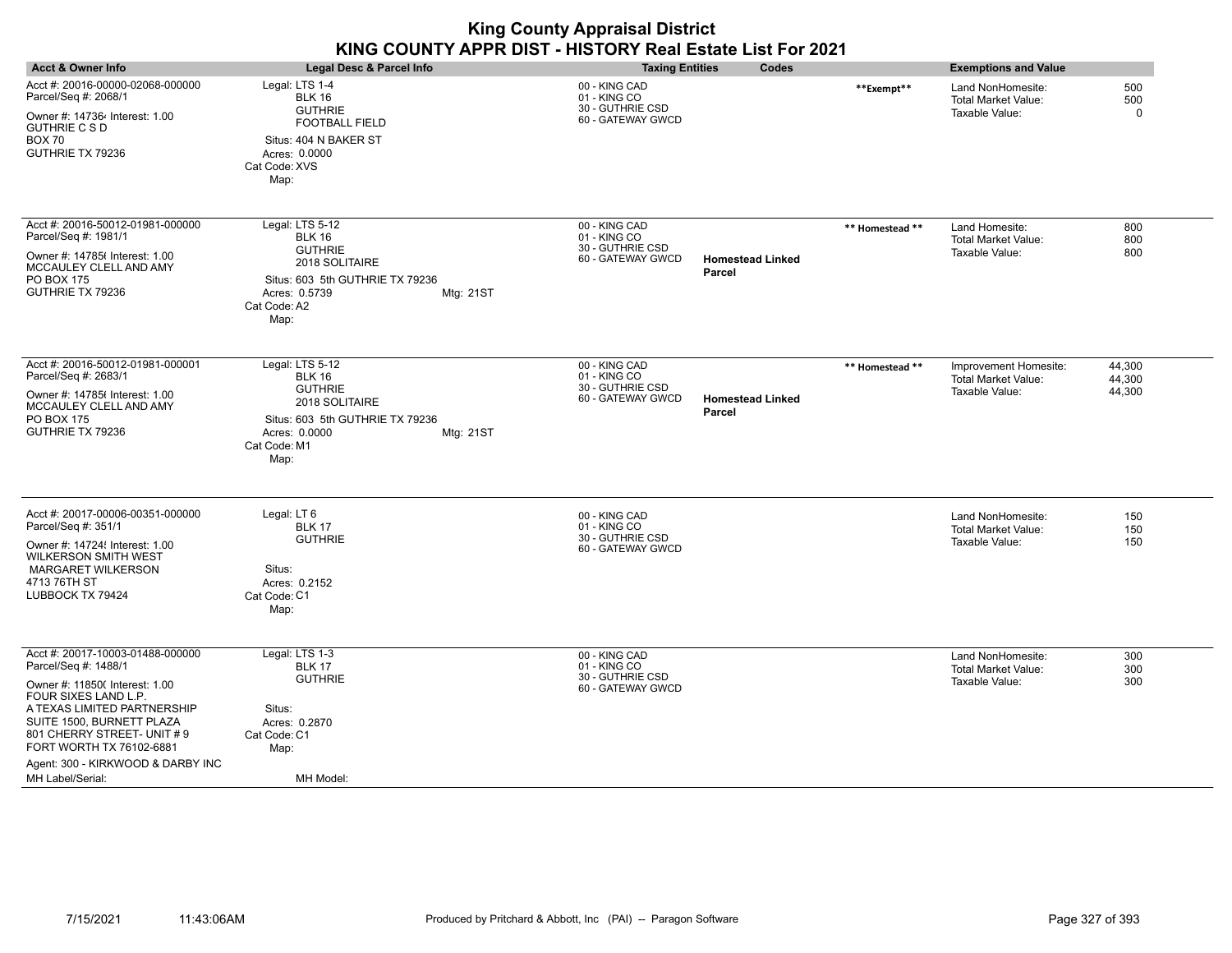# King County Appraisal District

## KING COUNTY APPR DIST - HISTORY Real Estate List For 2021

| Acct & Owner Info | Legal Desc & Parcel Info | Taxing Entities | Codes | | Exemptions and Value | |
|---|---|---|---|---|---|---|
| Acct #: 20016-00000-02068-000000<br>Parcel/Seq #: 2068/1<br>Owner #: 14736( Interest: 1.00<br>GUTHRIE C S D<br>BOX 70<br>GUTHRIE TX 79236 | Legal: LTS 1-4<br>BLK 16<br>GUTHRIE<br>FOOTBALL FIELD<br>Situs: 404 N BAKER ST<br>Acres: 0.0000<br>Cat Code: XVS<br>Map: | 00 - KING CAD<br>01 - KING CO<br>30 - GUTHRIE CSD<br>60 - GATEWAY GWCD | | **Exempt** | Land NonHomesite:<br>Total Market Value:<br>Taxable Value: | 500<br>500<br>0 |
| Acct #: 20016-50012-01981-000000<br>Parcel/Seq #: 1981/1<br>Owner #: 14785( Interest: 1.00<br>MCCAULEY CLELL AND AMY<br>PO BOX 175<br>GUTHRIE TX 79236 | Legal: LTS 5-12<br>BLK 16<br>GUTHRIE<br>2018 SOLITAIRE<br>Situs: 603 5th GUTHRIE TX 79236<br>Acres: 0.5739 Mtg: 21ST<br>Cat Code: A2<br>Map: | 00 - KING CAD<br>01 - KING CO<br>30 - GUTHRIE CSD<br>60 - GATEWAY GWCD | **Homestead Linked Parcel** | ** Homestead ** | Land Homesite:<br>Total Market Value:<br>Taxable Value: | 800<br>800<br>800 |
| Acct #: 20016-50012-01981-000001<br>Parcel/Seq #: 2683/1<br>Owner #: 14785( Interest: 1.00<br>MCCAULEY CLELL AND AMY<br>PO BOX 175<br>GUTHRIE TX 79236 | Legal: LTS 5-12<br>BLK 16<br>GUTHRIE<br>2018 SOLITAIRE<br>Situs: 603 5th GUTHRIE TX 79236<br>Acres: 0.0000 Mtg: 21ST<br>Cat Code: M1<br>Map: | 00 - KING CAD<br>01 - KING CO<br>30 - GUTHRIE CSD<br>60 - GATEWAY GWCD | **Homestead Linked Parcel** | ** Homestead ** | Improvement Homesite:<br>Total Market Value:<br>Taxable Value: | 44,300<br>44,300<br>44,300 |
| Acct #: 20017-00006-00351-000000<br>Parcel/Seq #: 351/1<br>Owner #: 14724( Interest: 1.00<br>WILKERSON SMITH WEST<br>MARGARET WILKERSON<br>4713 76TH ST<br>LUBBOCK TX 79424 | Legal: LT 6<br>BLK 17<br>GUTHRIE<br>Situs:<br>Acres: 0.2152<br>Cat Code: C1<br>Map: | 00 - KING CAD<br>01 - KING CO<br>30 - GUTHRIE CSD<br>60 - GATEWAY GWCD | | | Land NonHomesite:<br>Total Market Value:<br>Taxable Value: | 150<br>150<br>150 |
| Acct #: 20017-10003-01488-000000<br>Parcel/Seq #: 1488/1<br>Owner #: 11850( Interest: 1.00<br>FOUR SIXES LAND L.P.<br>A TEXAS LIMITED PARTNERSHIP<br>SUITE 1500, BURNETT PLAZA<br>801 CHERRY STREET- UNIT # 9<br>FORT WORTH TX 76102-6881<br>Agent: 300 - KIRKWOOD & DARBY INC<br>MH Label/Serial: | Legal: LTS 1-3<br>BLK 17<br>GUTHRIE<br>Situs:<br>Acres: 0.2870<br>Cat Code: C1<br>Map:<br>MH Model: | 00 - KING CAD<br>01 - KING CO<br>30 - GUTHRIE CSD<br>60 - GATEWAY GWCD | | | Land NonHomesite:<br>Total Market Value:<br>Taxable Value: | 300<br>300<br>300 |

7/15/2021 11:43:06AM Produced by Pritchard & Abbott, Inc (PAI) -- Paragon Software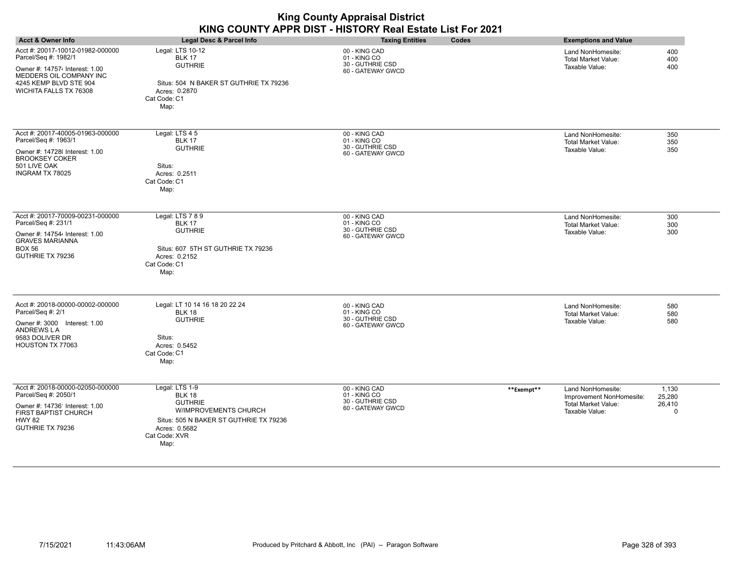# King County Appraisal District

## KING COUNTY APPR DIST - HISTORY Real Estate List For 2021

| Acct & Owner Info | Legal Desc & Parcel Info | Taxing Entities | Codes | Exemptions and Value |
|---|---|---|---|---|
| Acct #: 20017-10012-01982-000000<br>Parcel/Seq #: 1982/1<br>Owner #: 14757 Interest: 1.00<br>MEDDERS OIL COMPANY INC<br>4245 KEMP BLVD STE 904<br>WICHITA FALLS TX 76308 | Legal: LTS 10-12<br>BLK 17<br>GUTHRIE<br>Situs: 504 N BAKER ST GUTHRIE TX 79236<br>Acres: 0.2870<br>Cat Code: C1<br>Map: | 00 - KING CAD<br>01 - KING CO<br>30 - GUTHRIE CSD<br>60 - GATEWAY GWCD | | Land NonHomesite: 400<br>Total Market Value: 400<br>Taxable Value: 400 |
| Acct #: 20017-40005-01963-000000<br>Parcel/Seq #: 1963/1<br>Owner #: 14728 Interest: 1.00<br>BROOKSEY COKER<br>501 LIVE OAK<br>INGRAM TX 78025 | Legal: LTS 4 5<br>BLK 17<br>GUTHRIE<br>Situs:<br>Acres: 0.2511<br>Cat Code: C1<br>Map: | 00 - KING CAD<br>01 - KING CO<br>30 - GUTHRIE CSD<br>60 - GATEWAY GWCD | | Land NonHomesite: 350<br>Total Market Value: 350<br>Taxable Value: 350 |
| Acct #: 20017-70009-00231-000000<br>Parcel/Seq #: 231/1<br>Owner #: 14754 Interest: 1.00<br>GRAVES MARIANNA<br>BOX 56<br>GUTHRIE TX 79236 | Legal: LTS 7 8 9<br>BLK 17<br>GUTHRIE<br>Situs: 607 5TH ST GUTHRIE TX 79236<br>Acres: 0.2152<br>Cat Code: C1<br>Map: | 00 - KING CAD<br>01 - KING CO<br>30 - GUTHRIE CSD<br>60 - GATEWAY GWCD | | Land NonHomesite: 300<br>Total Market Value: 300<br>Taxable Value: 300 |
| Acct #: 20018-00000-00002-000000<br>Parcel/Seq #: 2/1<br>Owner #: 3000 Interest: 1.00<br>ANDREWS L A<br>9583 DOLIVER DR<br>HOUSTON TX 77063 | Legal: LT 10 14 16 18 20 22 24<br>BLK 18<br>GUTHRIE<br>Situs:<br>Acres: 0.5452<br>Cat Code: C1<br>Map: | 00 - KING CAD<br>01 - KING CO<br>30 - GUTHRIE CSD<br>60 - GATEWAY GWCD | | Land NonHomesite: 580<br>Total Market Value: 580<br>Taxable Value: 580 |
| Acct #: 20018-00000-02050-000000<br>Parcel/Seq #: 2050/1<br>Owner #: 14736 Interest: 1.00<br>FIRST BAPTIST CHURCH<br>HWY 82<br>GUTHRIE TX 79236 | Legal: LTS 1-9<br>BLK 18<br>GUTHRIE<br>W/IMPROVEMENTS CHURCH<br>Situs: 505 N BAKER ST GUTHRIE TX 79236<br>Acres: 0.5682<br>Cat Code: XVR<br>Map: | 00 - KING CAD<br>01 - KING CO<br>30 - GUTHRIE CSD<br>60 - GATEWAY GWCD | \*\*Exempt\*\* | Land NonHomesite: 1,130<br>Improvement NonHomesite: 25,280<br>Total Market Value: 26,410<br>Taxable Value: 0 |

7/15/2021 11:43:06AM Produced by Pritchard & Abbott, Inc (PAI) -- Paragon Software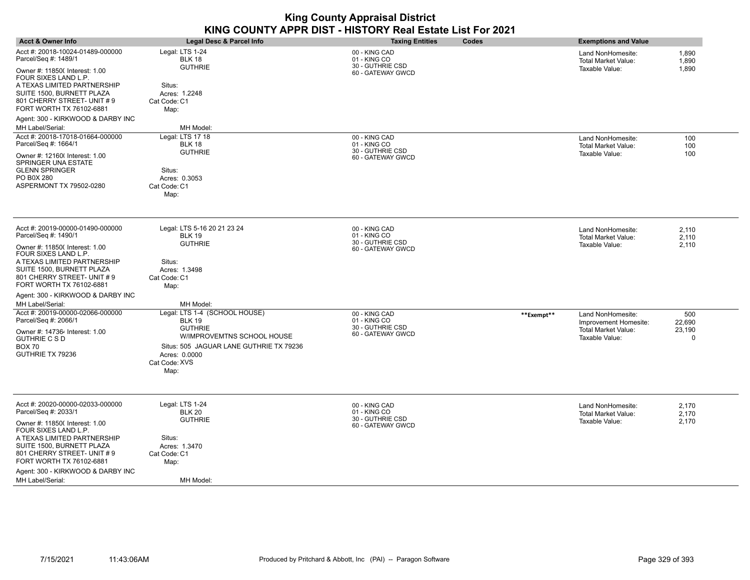# King County Appraisal District
## KING COUNTY APPR DIST - HISTORY Real Estate List For 2021

| Acct & Owner Info | Legal Desc & Parcel Info | Taxing Entities | Codes | Exemptions and Value |
|---|---|---|---|---|
| Acct #: 20018-10024-01489-000000<br>Parcel/Seq #: 1489/1<br>Owner #: 11850( Interest: 1.00<br>FOUR SIXES LAND L.P.<br>A TEXAS LIMITED PARTNERSHIP<br>SUITE 1500, BURNETT PLAZA<br>801 CHERRY STREET- UNIT # 9<br>FORT WORTH TX 76102-6881<br>Agent: 300 - KIRKWOOD & DARBY INC<br>MH Label/Serial: | Legal: LTS 1-24<br>BLK 18<br>GUTHRIE<br>Situs:<br>Acres: 1.2248<br>Cat Code: C1<br>Map:<br>MH Model: | 00 - KING CAD<br>01 - KING CO<br>30 - GUTHRIE CSD<br>60 - GATEWAY GWCD | | Land NonHomesite: 1,890<br>Total Market Value: 1,890<br>Taxable Value: 1,890 |
| Acct #: 20018-17018-01664-000000<br>Parcel/Seq #: 1664/1<br>Owner #: 12160( Interest: 1.00<br>SPRINGER UNA ESTATE<br>GLENN SPRINGER<br>PO B0X 280<br>ASPERMONT TX 79502-0280 | Legal: LTS 17 18<br>BLK 18<br>GUTHRIE<br>Situs:<br>Acres: 0.3053<br>Cat Code: C1<br>Map: | 00 - KING CAD<br>01 - KING CO<br>30 - GUTHRIE CSD<br>60 - GATEWAY GWCD | | Land NonHomesite: 100<br>Total Market Value: 100<br>Taxable Value: 100 |
| Acct #: 20019-00000-01490-000000<br>Parcel/Seq #: 1490/1<br>Owner #: 11850( Interest: 1.00<br>FOUR SIXES LAND L.P.<br>A TEXAS LIMITED PARTNERSHIP<br>SUITE 1500, BURNETT PLAZA<br>801 CHERRY STREET- UNIT # 9<br>FORT WORTH TX 76102-6881<br>Agent: 300 - KIRKWOOD & DARBY INC<br>MH Label/Serial: | Legal: LTS 5-16 20 21 23 24<br>BLK 19<br>GUTHRIE<br>Situs:<br>Acres: 1.3498<br>Cat Code: C1<br>Map:<br>MH Model: | 00 - KING CAD<br>01 - KING CO<br>30 - GUTHRIE CSD<br>60 - GATEWAY GWCD | | Land NonHomesite: 2,110<br>Total Market Value: 2,110<br>Taxable Value: 2,110 |
| Acct #: 20019-00000-02066-000000<br>Parcel/Seq #: 2066/1<br>Owner #: 14736( Interest: 1.00<br>GUTHRIE C S D<br>BOX 70<br>GUTHRIE TX 79236 | Legal: LTS 1-4 (SCHOOL HOUSE)<br>BLK 19<br>GUTHRIE<br>W/IMPROVEMTNS SCHOOL HOUSE<br>Situs: 505 JAGUAR LANE GUTHRIE TX 79236<br>Acres: 0.0000<br>Cat Code: XVS<br>Map: | 00 - KING CAD<br>01 - KING CO<br>30 - GUTHRIE CSD<br>60 - GATEWAY GWCD | **Exempt** | Land NonHomesite: 500<br>Improvement Homesite: 22,690<br>Total Market Value: 23,190<br>Taxable Value: 0 |
| Acct #: 20020-00000-02033-000000<br>Parcel/Seq #: 2033/1<br>Owner #: 11850( Interest: 1.00<br>FOUR SIXES LAND L.P.<br>A TEXAS LIMITED PARTNERSHIP<br>SUITE 1500, BURNETT PLAZA<br>801 CHERRY STREET- UNIT # 9<br>FORT WORTH TX 76102-6881<br>Agent: 300 - KIRKWOOD & DARBY INC<br>MH Label/Serial: | Legal: LTS 1-24<br>BLK 20<br>GUTHRIE<br>Situs:<br>Acres: 1.3470<br>Cat Code: C1<br>Map:<br>MH Model: | 00 - KING CAD<br>01 - KING CO<br>30 - GUTHRIE CSD<br>60 - GATEWAY GWCD | | Land NonHomesite: 2,170<br>Total Market Value: 2,170<br>Taxable Value: 2,170 |

7/15/2021 11:43:06AM Produced by Pritchard & Abbott, Inc (PAI) -- Paragon Software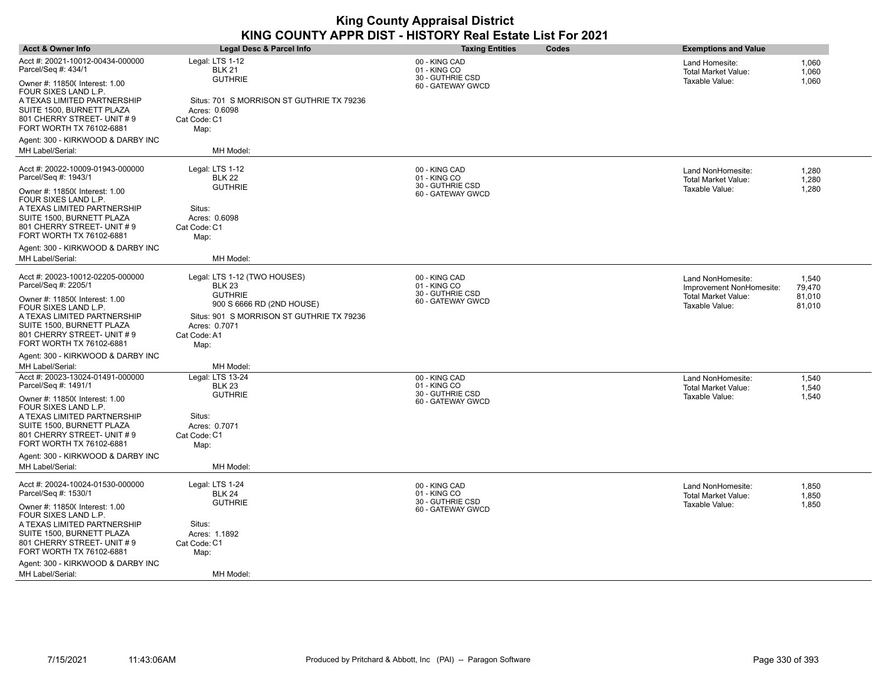# King County Appraisal District
## KING COUNTY APPR DIST - HISTORY Real Estate List For 2021

| Acct & Owner Info | Legal Desc & Parcel Info | Taxing Entities | Codes | Exemptions and Value |
|---|---|---|---|---|
| Acct #: 20021-10012-00434-000000<br>Parcel/Seq #: 434/1<br>Owner #: 11850( Interest: 1.00<br>FOUR SIXES LAND L.P.<br>A TEXAS LIMITED PARTNERSHIP<br>SUITE 1500, BURNETT PLAZA<br>801 CHERRY STREET- UNIT # 9<br>FORT WORTH TX 76102-6881<br>Agent: 300 - KIRKWOOD & DARBY INC<br>MH Label/Serial: | Legal: LTS 1-12<br>BLK 21<br>GUTHRIE<br>Situs: 701 S MORRISON ST GUTHRIE TX 79236<br>Acres: 0.6098<br>Cat Code: C1<br>Map:<br>MH Model: | 00 - KING CAD<br>01 - KING CO<br>30 - GUTHRIE CSD<br>60 - GATEWAY GWCD | | Land Homesite: 1,060<br>Total Market Value: 1,060<br>Taxable Value: 1,060 |
| Acct #: 20022-10009-01943-000000<br>Parcel/Seq #: 1943/1<br>Owner #: 11850( Interest: 1.00<br>FOUR SIXES LAND L.P.<br>A TEXAS LIMITED PARTNERSHIP<br>SUITE 1500, BURNETT PLAZA<br>801 CHERRY STREET- UNIT # 9<br>FORT WORTH TX 76102-6881<br>Agent: 300 - KIRKWOOD & DARBY INC<br>MH Label/Serial: | Legal: LTS 1-12<br>BLK 22<br>GUTHRIE<br>Situs:<br>Acres: 0.6098<br>Cat Code: C1<br>Map:<br>MH Model: | 00 - KING CAD<br>01 - KING CO<br>30 - GUTHRIE CSD<br>60 - GATEWAY GWCD | | Land NonHomesite: 1,280<br>Total Market Value: 1,280<br>Taxable Value: 1,280 |
| Acct #: 20023-10012-02205-000000<br>Parcel/Seq #: 2205/1<br>Owner #: 11850( Interest: 1.00<br>FOUR SIXES LAND L.P.<br>A TEXAS LIMITED PARTNERSHIP<br>SUITE 1500, BURNETT PLAZA<br>801 CHERRY STREET- UNIT # 9<br>FORT WORTH TX 76102-6881<br>Agent: 300 - KIRKWOOD & DARBY INC<br>MH Label/Serial: | Legal: LTS 1-12 (TWO HOUSES)<br>BLK 23<br>GUTHRIE<br>900 S 6666 RD (2ND HOUSE)<br>Situs: 901 S MORRISON ST GUTHRIE TX 79236<br>Acres: 0.7071<br>Cat Code: A1<br>Map:<br>MH Model: | 00 - KING CAD<br>01 - KING CO<br>30 - GUTHRIE CSD<br>60 - GATEWAY GWCD | | Land NonHomesite: 1,540<br>Improvement NonHomesite: 79,470<br>Total Market Value: 81,010<br>Taxable Value: 81,010 |
| Acct #: 20023-13024-01491-000000<br>Parcel/Seq #: 1491/1<br>Owner #: 11850( Interest: 1.00<br>FOUR SIXES LAND L.P.<br>A TEXAS LIMITED PARTNERSHIP<br>SUITE 1500, BURNETT PLAZA<br>801 CHERRY STREET- UNIT # 9<br>FORT WORTH TX 76102-6881<br>Agent: 300 - KIRKWOOD & DARBY INC<br>MH Label/Serial: | Legal: LTS 13-24<br>BLK 23<br>GUTHRIE<br>Situs:<br>Acres: 0.7071<br>Cat Code: C1<br>Map:<br>MH Model: | 00 - KING CAD<br>01 - KING CO<br>30 - GUTHRIE CSD<br>60 - GATEWAY GWCD | | Land NonHomesite: 1,540<br>Total Market Value: 1,540<br>Taxable Value: 1,540 |
| Acct #: 20024-10024-01530-000000<br>Parcel/Seq #: 1530/1<br>Owner #: 11850( Interest: 1.00<br>FOUR SIXES LAND L.P.<br>A TEXAS LIMITED PARTNERSHIP<br>SUITE 1500, BURNETT PLAZA<br>801 CHERRY STREET- UNIT # 9<br>FORT WORTH TX 76102-6881<br>Agent: 300 - KIRKWOOD & DARBY INC<br>MH Label/Serial: | Legal: LTS 1-24<br>BLK 24<br>GUTHRIE<br>Situs:<br>Acres: 1.1892<br>Cat Code: C1<br>Map:<br>MH Model: | 00 - KING CAD<br>01 - KING CO<br>30 - GUTHRIE CSD<br>60 - GATEWAY GWCD | | Land NonHomesite: 1,850<br>Total Market Value: 1,850<br>Taxable Value: 1,850 |

7/15/2021 11:43:06AM Produced by Pritchard & Abbott, Inc (PAI) -- Paragon Software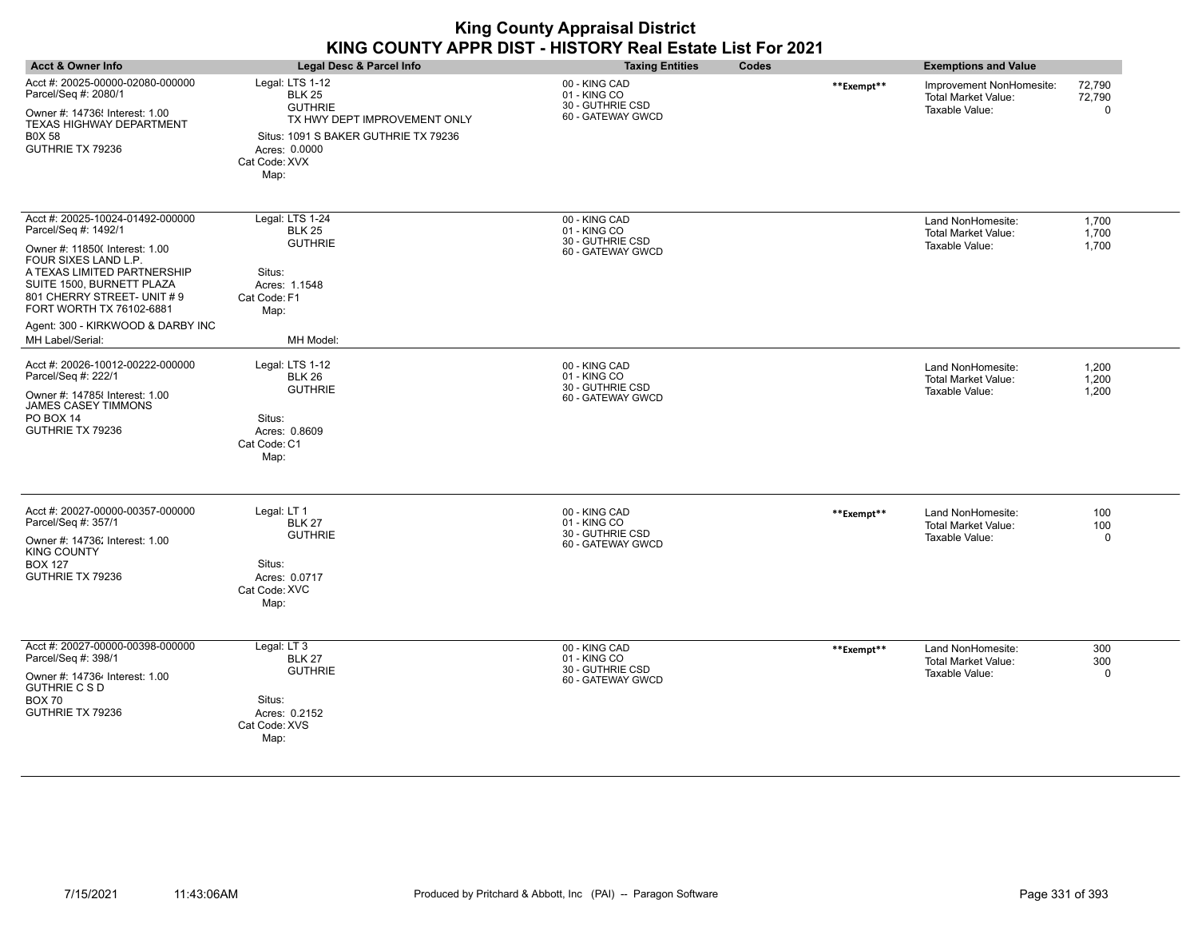# King County Appraisal District

## KING COUNTY APPR DIST - HISTORY Real Estate List For 2021

| Acct & Owner Info | Legal Desc & Parcel Info | Taxing Entities | Codes | Exemptions and Value |
|---|---|---|---|---|
| Acct #: 20025-00000-02080-000000<br>Parcel/Seq #: 2080/1<br>Owner #: 14736‹ Interest: 1.00<br>TEXAS HIGHWAY DEPARTMENT<br>B0X 58<br>GUTHRIE TX 79236 | Legal: LTS 1-12<br>BLK 25<br>GUTHRIE<br>TX HWY DEPT IMPROVEMENT ONLY<br>Situs: 1091 S BAKER GUTHRIE TX 79236<br>Acres: 0.0000<br>Cat Code: XVX<br>Map: | 00 - KING CAD<br>01 - KING CO<br>30 - GUTHRIE CSD<br>60 - GATEWAY GWCD | **Exempt** | Improvement NonHomesite: 72,790<br>Total Market Value: 72,790<br>Taxable Value: 0 |
| Acct #: 20025-10024-01492-000000<br>Parcel/Seq #: 1492/1<br>Owner #: 11850( Interest: 1.00<br>FOUR SIXES LAND L.P.<br>A TEXAS LIMITED PARTNERSHIP<br>SUITE 1500, BURNETT PLAZA<br>801 CHERRY STREET- UNIT # 9<br>FORT WORTH TX 76102-6881<br>Agent: 300 - KIRKWOOD & DARBY INC<br>MH Label/Serial: | Legal: LTS 1-24<br>BLK 25<br>GUTHRIE<br>Situs:<br>Acres: 1.1548<br>Cat Code: F1<br>Map:<br>MH Model: | 00 - KING CAD<br>01 - KING CO<br>30 - GUTHRIE CSD<br>60 - GATEWAY GWCD | | Land NonHomesite: 1,700<br>Total Market Value: 1,700<br>Taxable Value: 1,700 |
| Acct #: 20026-10012-00222-000000<br>Parcel/Seq #: 222/1<br>Owner #: 14785( Interest: 1.00<br>JAMES CASEY TIMMONS<br>PO BOX 14<br>GUTHRIE TX 79236 | Legal: LTS 1-12<br>BLK 26<br>GUTHRIE<br>Situs:<br>Acres: 0.8609<br>Cat Code: C1<br>Map: | 00 - KING CAD<br>01 - KING CO<br>30 - GUTHRIE CSD<br>60 - GATEWAY GWCD | | Land NonHomesite: 1,200<br>Total Market Value: 1,200<br>Taxable Value: 1,200 |
| Acct #: 20027-00000-00357-000000<br>Parcel/Seq #: 357/1<br>Owner #: 14736‹ Interest: 1.00<br>KING COUNTY<br>BOX 127<br>GUTHRIE TX 79236 | Legal: LT 1<br>BLK 27<br>GUTHRIE<br>Situs:<br>Acres: 0.0717<br>Cat Code: XVC<br>Map: | 00 - KING CAD<br>01 - KING CO<br>30 - GUTHRIE CSD<br>60 - GATEWAY GWCD | **Exempt** | Land NonHomesite: 100<br>Total Market Value: 100<br>Taxable Value: 0 |
| Acct #: 20027-00000-00398-000000<br>Parcel/Seq #: 398/1<br>Owner #: 14736‹ Interest: 1.00<br>GUTHRIE C S D<br>BOX 70<br>GUTHRIE TX 79236 | Legal: LT 3<br>BLK 27<br>GUTHRIE<br>Situs:<br>Acres: 0.2152<br>Cat Code: XVS<br>Map: | 00 - KING CAD<br>01 - KING CO<br>30 - GUTHRIE CSD<br>60 - GATEWAY GWCD | **Exempt** | Land NonHomesite: 300<br>Total Market Value: 300<br>Taxable Value: 0 |

7/15/2021 11:43:06AM Produced by Pritchard & Abbott, Inc (PAI) -- Paragon Software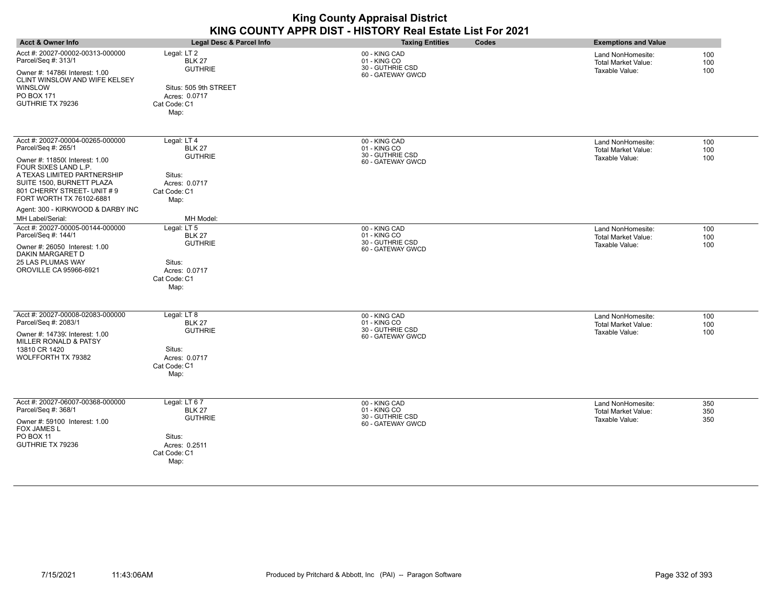# King County Appraisal District

## KING COUNTY APPR DIST - HISTORY Real Estate List For 2021

| Acct & Owner Info | Legal Desc & Parcel Info | Taxing Entities | Codes | Exemptions and Value | |
|---|---|---|---|---|---|
| Acct #: 20027-00002-00313-000000<br>Parcel/Seq #: 313/1<br>Owner #: 14786( Interest: 1.00<br>CLINT WINSLOW AND WIFE KELSEY WINSLOW<br>PO BOX 171<br>GUTHRIE TX 79236 | Legal: LT 2<br>BLK 27<br>GUTHRIE<br>Situs: 505 9th STREET<br>Acres: 0.0717<br>Cat Code: C1<br>Map: | 00 - KING CAD<br>01 - KING CO<br>30 - GUTHRIE CSD<br>60 - GATEWAY GWCD | | Land NonHomesite:<br>Total Market Value:<br>Taxable Value: | 100<br>100<br>100 |
| Acct #: 20027-00004-00265-000000<br>Parcel/Seq #: 265/1<br>Owner #: 11850( Interest: 1.00<br>FOUR SIXES LAND L.P.<br>A TEXAS LIMITED PARTNERSHIP<br>SUITE 1500, BURNETT PLAZA<br>801 CHERRY STREET- UNIT # 9<br>FORT WORTH TX 76102-6881<br>Agent: 300 - KIRKWOOD & DARBY INC<br>MH Label/Serial: | Legal: LT 4<br>BLK 27<br>GUTHRIE<br>Situs:<br>Acres: 0.0717<br>Cat Code: C1<br>Map:<br>MH Model: | 00 - KING CAD<br>01 - KING CO<br>30 - GUTHRIE CSD<br>60 - GATEWAY GWCD | | Land NonHomesite:<br>Total Market Value:<br>Taxable Value: | 100<br>100<br>100 |
| Acct #: 20027-00005-00144-000000<br>Parcel/Seq #: 144/1<br>Owner #: 26050 Interest: 1.00<br>DAKIN MARGARET D<br>25 LAS PLUMAS WAY<br>OROVILLE CA 95966-6921 | Legal: LT 5<br>BLK 27<br>GUTHRIE<br>Situs:<br>Acres: 0.0717<br>Cat Code: C1<br>Map: | 00 - KING CAD<br>01 - KING CO<br>30 - GUTHRIE CSD<br>60 - GATEWAY GWCD | | Land NonHomesite:<br>Total Market Value:<br>Taxable Value: | 100<br>100<br>100 |
| Acct #: 20027-00008-02083-000000<br>Parcel/Seq #: 2083/1<br>Owner #: 14739( Interest: 1.00<br>MILLER RONALD & PATSY<br>13810 CR 1420<br>WOLFFORTH TX 79382 | Legal: LT 8<br>BLK 27<br>GUTHRIE<br>Situs:<br>Acres: 0.0717<br>Cat Code: C1<br>Map: | 00 - KING CAD<br>01 - KING CO<br>30 - GUTHRIE CSD<br>60 - GATEWAY GWCD | | Land NonHomesite:<br>Total Market Value:<br>Taxable Value: | 100<br>100<br>100 |
| Acct #: 20027-06007-00368-000000<br>Parcel/Seq #: 368/1<br>Owner #: 59100 Interest: 1.00<br>FOX JAMES L<br>PO BOX 11<br>GUTHRIE TX 79236 | Legal: LT 6 7<br>BLK 27<br>GUTHRIE<br>Situs:<br>Acres: 0.2511<br>Cat Code: C1<br>Map: | 00 - KING CAD<br>01 - KING CO<br>30 - GUTHRIE CSD<br>60 - GATEWAY GWCD | | Land NonHomesite:<br>Total Market Value:<br>Taxable Value: | 350<br>350<br>350 |

7/15/2021 11:43:06AM Produced by Pritchard & Abbott, Inc (PAI) -- Paragon Software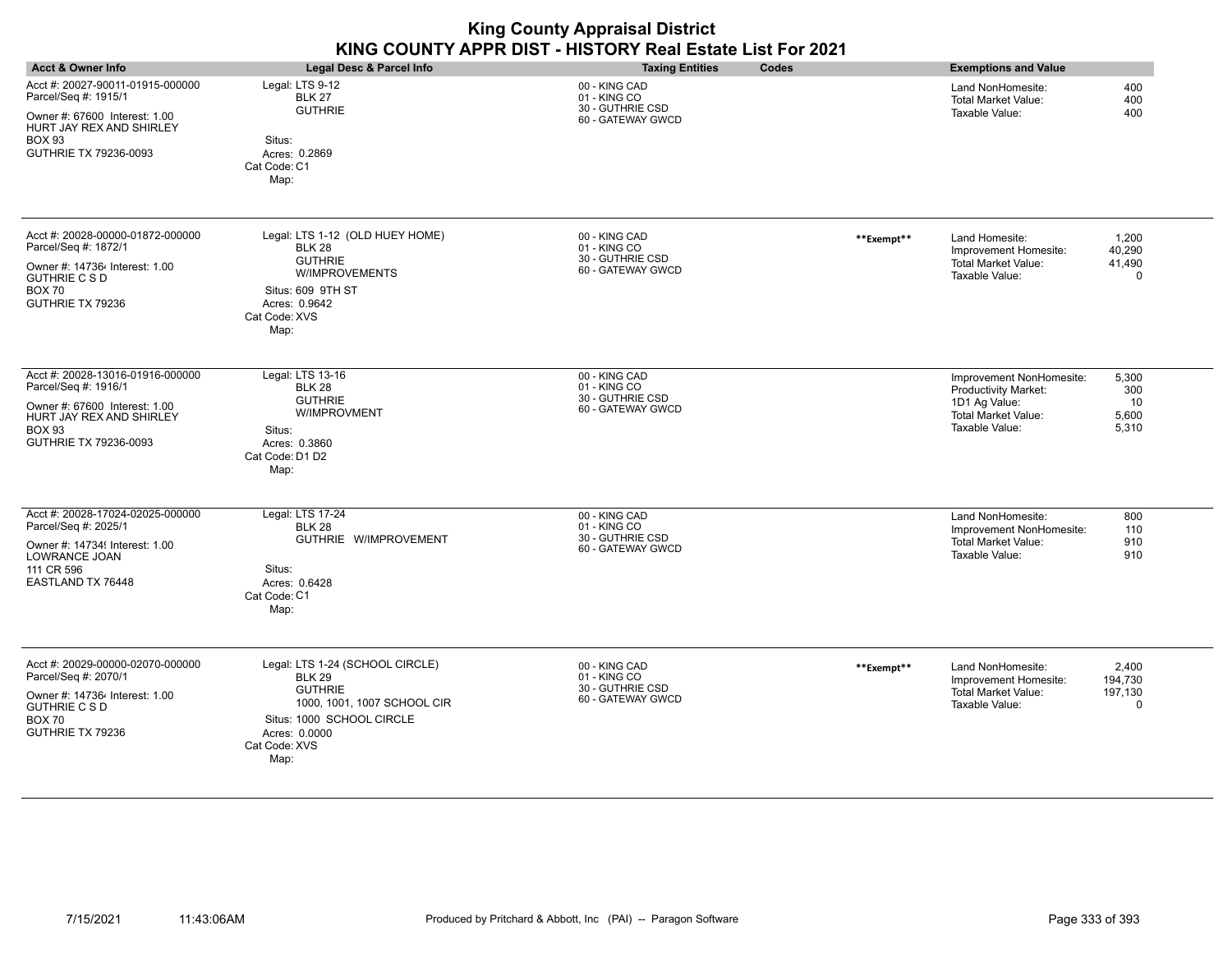# King County Appraisal District

## KING COUNTY APPR DIST - HISTORY Real Estate List For 2021

| Acct & Owner Info | Legal Desc & Parcel Info | Taxing Entities | Codes | Exemptions and Value |
|---|---|---|---|---|
| Acct #: 20027-90011-01915-000000<br>Parcel/Seq #: 1915/1<br>Owner #: 67600 Interest: 1.00<br>HURT JAY REX AND SHIRLEY<br>BOX 93<br>GUTHRIE TX 79236-0093 | Legal: LTS 9-12<br>BLK 27<br>GUTHRIE<br>Situs:<br>Acres: 0.2869<br>Cat Code: C1<br>Map: | 00 - KING CAD<br>01 - KING CO<br>30 - GUTHRIE CSD<br>60 - GATEWAY GWCD | | Land NonHomesite: 400<br>Total Market Value: 400<br>Taxable Value: 400 |
| Acct #: 20028-00000-01872-000000<br>Parcel/Seq #: 1872/1<br>Owner #: 14736‹ Interest: 1.00<br>GUTHRIE C S D<br>BOX 70<br>GUTHRIE TX 79236 | Legal: LTS 1-12 (OLD HUEY HOME)<br>BLK 28<br>GUTHRIE<br>W/IMPROVEMENTS<br>Situs: 609 9TH ST<br>Acres: 0.9642<br>Cat Code: XVS<br>Map: | 00 - KING CAD<br>01 - KING CO<br>30 - GUTHRIE CSD<br>60 - GATEWAY GWCD | **Exempt** | Land Homesite: 1,200<br>Improvement Homesite: 40,290<br>Total Market Value: 41,490<br>Taxable Value: 0 |
| Acct #: 20028-13016-01916-000000<br>Parcel/Seq #: 1916/1<br>Owner #: 67600 Interest: 1.00<br>HURT JAY REX AND SHIRLEY<br>BOX 93<br>GUTHRIE TX 79236-0093 | Legal: LTS 13-16<br>BLK 28<br>GUTHRIE<br>W/IMPROVMENT<br>Situs:<br>Acres: 0.3860<br>Cat Code: D1 D2<br>Map: | 00 - KING CAD<br>01 - KING CO<br>30 - GUTHRIE CSD<br>60 - GATEWAY GWCD | | Improvement NonHomesite: 5,300<br>Productivity Market: 300<br>1D1 Ag Value: 10<br>Total Market Value: 5,600<br>Taxable Value: 5,310 |
| Acct #: 20028-17024-02025-000000<br>Parcel/Seq #: 2025/1<br>Owner #: 14734! Interest: 1.00<br>LOWRANCE JOAN<br>111 CR 596<br>EASTLAND TX 76448 | Legal: LTS 17-24<br>BLK 28<br>GUTHRIE W/IMPROVEMENT<br>Situs:<br>Acres: 0.6428<br>Cat Code: C1<br>Map: | 00 - KING CAD<br>01 - KING CO<br>30 - GUTHRIE CSD<br>60 - GATEWAY GWCD | | Land NonHomesite: 800<br>Improvement NonHomesite: 110<br>Total Market Value: 910<br>Taxable Value: 910 |
| Acct #: 20029-00000-02070-000000<br>Parcel/Seq #: 2070/1<br>Owner #: 14736‹ Interest: 1.00<br>GUTHRIE C S D<br>BOX 70<br>GUTHRIE TX 79236 | Legal: LTS 1-24 (SCHOOL CIRCLE)<br>BLK 29<br>GUTHRIE<br>1000, 1001, 1007 SCHOOL CIR<br>Situs: 1000 SCHOOL CIRCLE<br>Acres: 0.0000<br>Cat Code: XVS<br>Map: | 00 - KING CAD<br>01 - KING CO<br>30 - GUTHRIE CSD<br>60 - GATEWAY GWCD | **Exempt** | Land NonHomesite: 2,400<br>Improvement Homesite: 194,730<br>Total Market Value: 197,130<br>Taxable Value: 0 |

7/15/2021 11:43:06AM Produced by Pritchard & Abbott, Inc (PAI) -- Paragon Software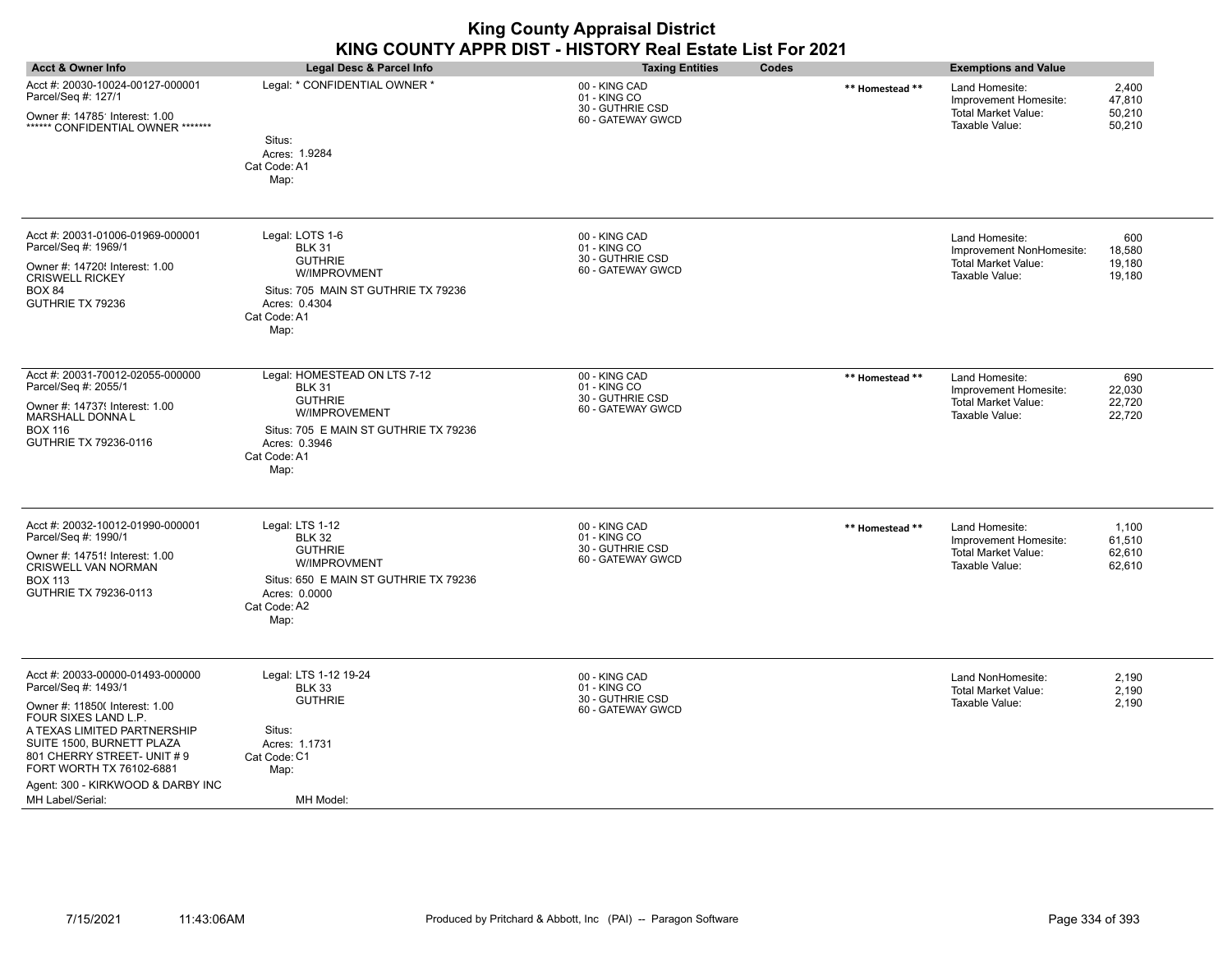# King County Appraisal District

## KING COUNTY APPR DIST - HISTORY Real Estate List For 2021

| Acct & Owner Info | Legal Desc & Parcel Info | Taxing Entities | Codes | Exemptions and Value | |
|---|---|---|---|---|---|
| Acct #: 20030-10024-00127-000001<br>Parcel/Seq #: 127/1<br>Owner #: 14785' Interest: 1.00<br>****** CONFIDENTIAL OWNER ******* | Legal: * CONFIDENTIAL OWNER *<br>Situs:<br>Acres: 1.9284<br>Cat Code: A1<br>Map: | 00 - KING CAD<br>01 - KING CO<br>30 - GUTHRIE CSD<br>60 - GATEWAY GWCD | ** Homestead ** | Land Homesite:<br>Improvement Homesite:<br>Total Market Value:<br>Taxable Value: | 2,400<br>47,810<br>50,210<br>50,210 |
| Acct #: 20031-01006-01969-000001<br>Parcel/Seq #: 1969/1<br>Owner #: 14720! Interest: 1.00<br>CRISWELL RICKEY<br>BOX 84<br>GUTHRIE TX 79236 | Legal: LOTS 1-6<br>BLK 31<br>GUTHRIE<br>W/IMPROVMENT<br>Situs: 705 MAIN ST GUTHRIE TX 79236<br>Acres: 0.4304<br>Cat Code: A1<br>Map: | 00 - KING CAD<br>01 - KING CO<br>30 - GUTHRIE CSD<br>60 - GATEWAY GWCD | | Land Homesite:<br>Improvement NonHomesite:<br>Total Market Value:<br>Taxable Value: | 600<br>18,580<br>19,180<br>19,180 |
| Acct #: 20031-70012-02055-000000<br>Parcel/Seq #: 2055/1<br>Owner #: 14737! Interest: 1.00<br>MARSHALL DONNA L<br>BOX 116<br>GUTHRIE TX 79236-0116 | Legal: HOMESTEAD ON LTS 7-12<br>BLK 31<br>GUTHRIE<br>W/IMPROVEMENT<br>Situs: 705 E MAIN ST GUTHRIE TX 79236<br>Acres: 0.3946<br>Cat Code: A1<br>Map: | 00 - KING CAD<br>01 - KING CO<br>30 - GUTHRIE CSD<br>60 - GATEWAY GWCD | ** Homestead ** | Land Homesite:<br>Improvement Homesite:<br>Total Market Value:<br>Taxable Value: | 690<br>22,030<br>22,720<br>22,720 |
| Acct #: 20032-10012-01990-000001<br>Parcel/Seq #: 1990/1<br>Owner #: 14751! Interest: 1.00<br>CRISWELL VAN NORMAN<br>BOX 113<br>GUTHRIE TX 79236-0113 | Legal: LTS 1-12<br>BLK 32<br>GUTHRIE<br>W/IMPROVMENT<br>Situs: 650 E MAIN ST GUTHRIE TX 79236<br>Acres: 0.0000<br>Cat Code: A2<br>Map: | 00 - KING CAD<br>01 - KING CO<br>30 - GUTHRIE CSD<br>60 - GATEWAY GWCD | ** Homestead ** | Land Homesite:<br>Improvement Homesite:<br>Total Market Value:<br>Taxable Value: | 1,100<br>61,510<br>62,610<br>62,610 |
| Acct #: 20033-00000-01493-000000<br>Parcel/Seq #: 1493/1<br>Owner #: 11850( Interest: 1.00<br>FOUR SIXES LAND L.P.<br>A TEXAS LIMITED PARTNERSHIP<br>SUITE 1500, BURNETT PLAZA<br>801 CHERRY STREET- UNIT # 9<br>FORT WORTH TX 76102-6881<br>Agent: 300 - KIRKWOOD & DARBY INC<br>MH Label/Serial: | Legal: LTS 1-12 19-24<br>BLK 33<br>GUTHRIE<br>Situs:<br>Acres: 1.1731<br>Cat Code: C1<br>Map:<br>MH Model: | 00 - KING CAD<br>01 - KING CO<br>30 - GUTHRIE CSD<br>60 - GATEWAY GWCD | | Land NonHomesite:<br>Total Market Value:<br>Taxable Value: | 2,190<br>2,190<br>2,190 |

7/15/2021 11:43:06AM Produced by Pritchard & Abbott, Inc (PAI) -- Paragon Software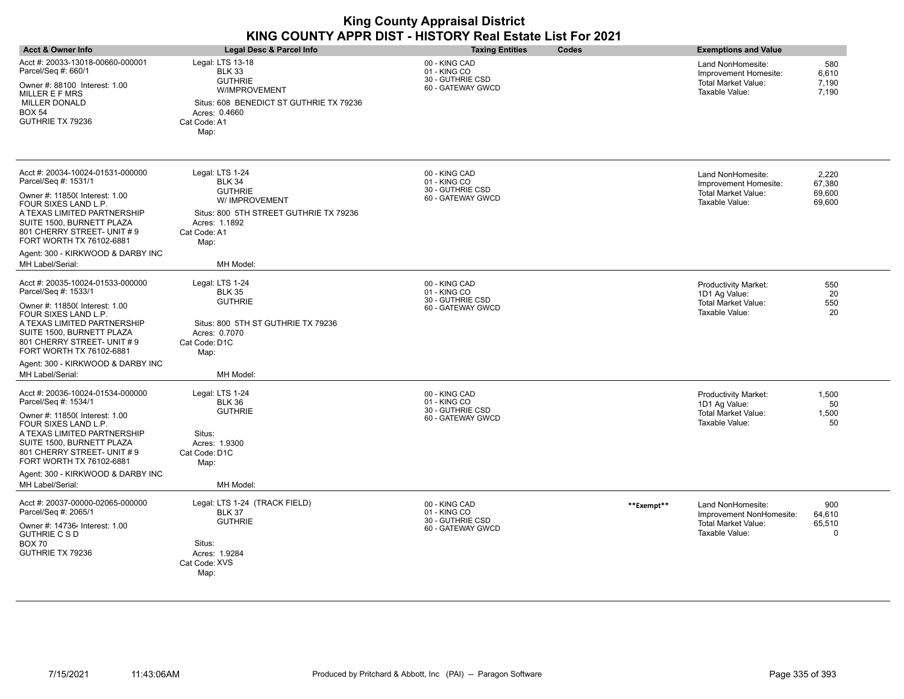# King County Appraisal District

## KING COUNTY APPR DIST - HISTORY Real Estate List For 2021

| Acct & Owner Info | Legal Desc & Parcel Info | Taxing Entities | Codes | Exemptions and Value |
|---|---|---|---|---|
| Acct #: 20033-13018-00660-000001<br>Parcel/Seq #: 660/1<br>Owner #: 88100 Interest: 1.00<br>MILLER E F MRS<br>MILLER DONALD<br>BOX 54<br>GUTHRIE TX 79236 | Legal: LTS 13-18<br>BLK 33<br>GUTHRIE<br>W/IMPROVEMENT<br>Situs: 608 BENEDICT ST GUTHRIE TX 79236<br>Acres: 0.4660<br>Cat Code: A1<br>Map: | 00 - KING CAD<br>01 - KING CO<br>30 - GUTHRIE CSD<br>60 - GATEWAY GWCD | | Land NonHomesite: 580<br>Improvement Homesite: 6,610<br>Total Market Value: 7,190<br>Taxable Value: 7,190 |
| Acct #: 20034-10024-01531-000000<br>Parcel/Seq #: 1531/1<br>Owner #: 11850( Interest: 1.00<br>FOUR SIXES LAND L.P.<br>A TEXAS LIMITED PARTNERSHIP<br>SUITE 1500, BURNETT PLAZA<br>801 CHERRY STREET- UNIT # 9<br>FORT WORTH TX 76102-6881<br>Agent: 300 - KIRKWOOD & DARBY INC<br>MH Label/Serial: | Legal: LTS 1-24<br>BLK 34<br>GUTHRIE<br>W/ IMPROVEMENT<br>Situs: 800 5TH STREET GUTHRIE TX 79236<br>Acres: 1.1892<br>Cat Code: A1<br>Map:<br>MH Model: | 00 - KING CAD<br>01 - KING CO<br>30 - GUTHRIE CSD<br>60 - GATEWAY GWCD | | Land NonHomesite: 2,220<br>Improvement Homesite: 67,380<br>Total Market Value: 69,600<br>Taxable Value: 69,600 |
| Acct #: 20035-10024-01533-000000<br>Parcel/Seq #: 1533/1<br>Owner #: 11850( Interest: 1.00<br>FOUR SIXES LAND L.P.<br>A TEXAS LIMITED PARTNERSHIP<br>SUITE 1500, BURNETT PLAZA<br>801 CHERRY STREET- UNIT # 9<br>FORT WORTH TX 76102-6881<br>Agent: 300 - KIRKWOOD & DARBY INC<br>MH Label/Serial: | Legal: LTS 1-24<br>BLK 35<br>GUTHRIE<br>Situs: 800 5TH ST GUTHRIE TX 79236<br>Acres: 0.7070<br>Cat Code: D1C<br>Map:<br>MH Model: | 00 - KING CAD<br>01 - KING CO<br>30 - GUTHRIE CSD<br>60 - GATEWAY GWCD | | Productivity Market: 550<br>1D1 Ag Value: 20<br>Total Market Value: 550<br>Taxable Value: 20 |
| Acct #: 20036-10024-01534-000000<br>Parcel/Seq #: 1534/1<br>Owner #: 11850( Interest: 1.00<br>FOUR SIXES LAND L.P.<br>A TEXAS LIMITED PARTNERSHIP<br>SUITE 1500, BURNETT PLAZA<br>801 CHERRY STREET- UNIT # 9<br>FORT WORTH TX 76102-6881<br>Agent: 300 - KIRKWOOD & DARBY INC<br>MH Label/Serial: | Legal: LTS 1-24<br>BLK 36<br>GUTHRIE<br>Situs:<br>Acres: 1.9300<br>Cat Code: D1C<br>Map:<br>MH Model: | 00 - KING CAD<br>01 - KING CO<br>30 - GUTHRIE CSD<br>60 - GATEWAY GWCD | | Productivity Market: 1,500<br>1D1 Ag Value: 50<br>Total Market Value: 1,500<br>Taxable Value: 50 |
| Acct #: 20037-00000-02065-000000<br>Parcel/Seq #: 2065/1<br>Owner #: 14736 Interest: 1.00<br>GUTHRIE C S D<br>BOX 70<br>GUTHRIE TX 79236 | Legal: LTS 1-24 (TRACK FIELD)<br>BLK 37<br>GUTHRIE<br>Situs:<br>Acres: 1.9284<br>Cat Code: XVS<br>Map: | 00 - KING CAD<br>01 - KING CO<br>30 - GUTHRIE CSD<br>60 - GATEWAY GWCD | **Exempt** | Land NonHomesite: 900<br>Improvement NonHomesite: 64,610<br>Total Market Value: 65,510<br>Taxable Value: 0 |

7/15/2021 11:43:06AM Produced by Pritchard & Abbott, Inc (PAI) -- Paragon Software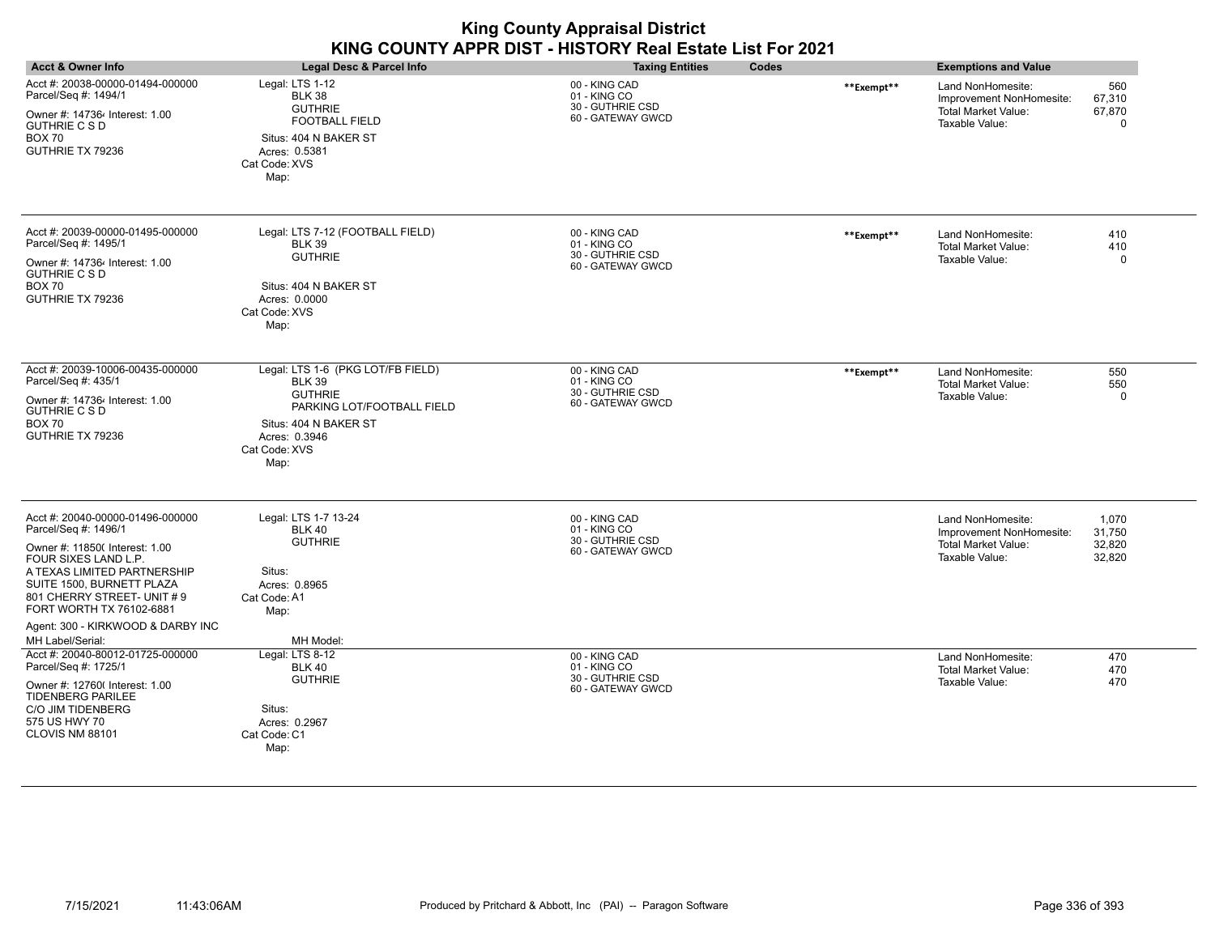# King County Appraisal District
## KING COUNTY APPR DIST - HISTORY Real Estate List For 2021

| Acct & Owner Info | Legal Desc & Parcel Info | Taxing Entities | Codes | Exemptions and Value |
|---|---|---|---|---|
| Acct #: 20038-00000-01494-000000<br>Parcel/Seq #: 1494/1<br>Owner #: 14736 Interest: 1.00<br>GUTHRIE C S D<br>BOX 70<br>GUTHRIE TX 79236 | Legal: LTS 1-12<br>BLK 38<br>GUTHRIE<br>FOOTBALL FIELD<br>Situs: 404 N BAKER ST<br>Acres: 0.5381<br>Cat Code: XVS<br>Map: | 00 - KING CAD<br>01 - KING CO<br>30 - GUTHRIE CSD<br>60 - GATEWAY GWCD | **Exempt** | Land NonHomesite: 560<br>Improvement NonHomesite: 67,310<br>Total Market Value: 67,870<br>Taxable Value: 0 |
| Acct #: 20039-00000-01495-000000<br>Parcel/Seq #: 1495/1<br>Owner #: 14736 Interest: 1.00<br>GUTHRIE C S D<br>BOX 70<br>GUTHRIE TX 79236 | Legal: LTS 7-12 (FOOTBALL FIELD)<br>BLK 39<br>GUTHRIE<br>Situs: 404 N BAKER ST<br>Acres: 0.0000<br>Cat Code: XVS<br>Map: | 00 - KING CAD<br>01 - KING CO<br>30 - GUTHRIE CSD<br>60 - GATEWAY GWCD | **Exempt** | Land NonHomesite: 410<br>Total Market Value: 410<br>Taxable Value: 0 |
| Acct #: 20039-10006-00435-000000<br>Parcel/Seq #: 435/1<br>Owner #: 14736 Interest: 1.00<br>GUTHRIE C S D<br>BOX 70<br>GUTHRIE TX 79236 | Legal: LTS 1-6 (PKG LOT/FB FIELD)<br>BLK 39<br>GUTHRIE<br>PARKING LOT/FOOTBALL FIELD<br>Situs: 404 N BAKER ST<br>Acres: 0.3946<br>Cat Code: XVS<br>Map: | 00 - KING CAD<br>01 - KING CO<br>30 - GUTHRIE CSD<br>60 - GATEWAY GWCD | **Exempt** | Land NonHomesite: 550<br>Total Market Value: 550<br>Taxable Value: 0 |
| Acct #: 20040-00000-01496-000000<br>Parcel/Seq #: 1496/1<br>Owner #: 11850 Interest: 1.00<br>FOUR SIXES LAND L.P.<br>A TEXAS LIMITED PARTNERSHIP<br>SUITE 1500, BURNETT PLAZA<br>801 CHERRY STREET- UNIT # 9<br>FORT WORTH TX 76102-6881<br>Agent: 300 - KIRKWOOD & DARBY INC<br>MH Label/Serial: | Legal: LTS 1-7 13-24<br>BLK 40<br>GUTHRIE<br>Situs:<br>Acres: 0.8965<br>Cat Code: A1<br>Map:<br>MH Model: | 00 - KING CAD<br>01 - KING CO<br>30 - GUTHRIE CSD<br>60 - GATEWAY GWCD | | Land NonHomesite: 1,070<br>Improvement NonHomesite: 31,750<br>Total Market Value: 32,820<br>Taxable Value: 32,820 |
| Acct #: 20040-80012-01725-000000<br>Parcel/Seq #: 1725/1<br>Owner #: 12760 Interest: 1.00<br>TIDENBERG PARILEE<br>C/O JIM TIDENBERG<br>575 US HWY 70<br>CLOVIS NM 88101 | Legal: LTS 8-12<br>BLK 40<br>GUTHRIE<br>Situs:<br>Acres: 0.2967<br>Cat Code: C1<br>Map: | 00 - KING CAD<br>01 - KING CO<br>30 - GUTHRIE CSD<br>60 - GATEWAY GWCD | | Land NonHomesite: 470<br>Total Market Value: 470<br>Taxable Value: 470 |

7/15/2021 11:43:06AM Produced by Pritchard & Abbott, Inc (PAI) -- Paragon Software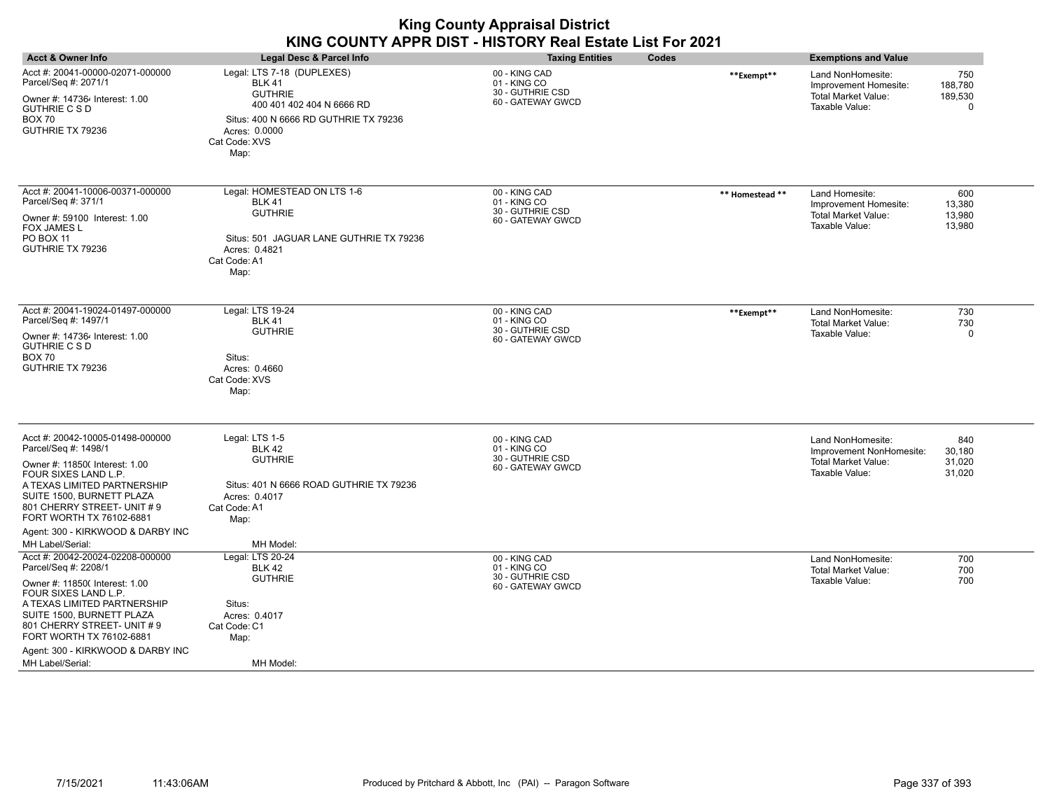# King County Appraisal District
## KING COUNTY APPR DIST - HISTORY Real Estate List For 2021

| Acct & Owner Info | Legal Desc & Parcel Info | Taxing Entities | Codes | Exemptions and Value |
|---|---|---|---|---|
| Acct #: 20041-00000-02071-000000<br>Parcel/Seq #: 2071/1<br>Owner #: 14736( Interest: 1.00<br>GUTHRIE C S D<br>BOX 70<br>GUTHRIE TX 79236 | Legal: LTS 7-18 (DUPLEXES)<br>BLK 41<br>GUTHRIE<br>400 401 402 404 N 6666 RD<br>Situs: 400 N 6666 RD GUTHRIE TX 79236<br>Acres: 0.0000<br>Cat Code: XVS<br>Map: | 00 - KING CAD<br>01 - KING CO<br>30 - GUTHRIE CSD<br>60 - GATEWAY GWCD | **Exempt** | Land NonHomesite: 750<br>Improvement Homesite: 188,780<br>Total Market Value: 189,530<br>Taxable Value: 0 |
| Acct #: 20041-10006-00371-000000<br>Parcel/Seq #: 371/1<br>Owner #: 59100 Interest: 1.00<br>FOX JAMES L<br>PO BOX 11<br>GUTHRIE TX 79236 | Legal: HOMESTEAD ON LTS 1-6<br>BLK 41<br>GUTHRIE<br>Situs: 501 JAGUAR LANE GUTHRIE TX 79236<br>Acres: 0.4821<br>Cat Code: A1<br>Map: | 00 - KING CAD<br>01 - KING CO<br>30 - GUTHRIE CSD<br>60 - GATEWAY GWCD | ** Homestead ** | Land Homesite: 600<br>Improvement Homesite: 13,380<br>Total Market Value: 13,980<br>Taxable Value: 13,980 |
| Acct #: 20041-19024-01497-000000<br>Parcel/Seq #: 1497/1<br>Owner #: 14736( Interest: 1.00<br>GUTHRIE C S D<br>BOX 70<br>GUTHRIE TX 79236 | Legal: LTS 19-24<br>BLK 41<br>GUTHRIE<br>Situs:<br>Acres: 0.4660<br>Cat Code: XVS<br>Map: | 00 - KING CAD<br>01 - KING CO<br>30 - GUTHRIE CSD<br>60 - GATEWAY GWCD | **Exempt** | Land NonHomesite: 730<br>Total Market Value: 730<br>Taxable Value: 0 |
| Acct #: 20042-10005-01498-000000<br>Parcel/Seq #: 1498/1<br>Owner #: 11850( Interest: 1.00<br>FOUR SIXES LAND L.P.<br>A TEXAS LIMITED PARTNERSHIP<br>SUITE 1500, BURNETT PLAZA<br>801 CHERRY STREET- UNIT # 9<br>FORT WORTH TX 76102-6881<br>Agent: 300 - KIRKWOOD & DARBY INC<br>MH Label/Serial: | Legal: LTS 1-5<br>BLK 42<br>GUTHRIE<br>Situs: 401 N 6666 ROAD GUTHRIE TX 79236<br>Acres: 0.4017<br>Cat Code: A1<br>Map:<br>MH Model: | 00 - KING CAD<br>01 - KING CO<br>30 - GUTHRIE CSD<br>60 - GATEWAY GWCD | | Land NonHomesite: 840<br>Improvement NonHomesite: 30,180<br>Total Market Value: 31,020<br>Taxable Value: 31,020 |
| Acct #: 20042-20024-02208-000000<br>Parcel/Seq #: 2208/1<br>Owner #: 11850( Interest: 1.00<br>FOUR SIXES LAND L.P.<br>A TEXAS LIMITED PARTNERSHIP<br>SUITE 1500, BURNETT PLAZA<br>801 CHERRY STREET- UNIT # 9<br>FORT WORTH TX 76102-6881<br>Agent: 300 - KIRKWOOD & DARBY INC<br>MH Label/Serial: | Legal: LTS 20-24<br>BLK 42<br>GUTHRIE<br>Situs:<br>Acres: 0.4017<br>Cat Code: C1<br>Map:<br>MH Model: | 00 - KING CAD<br>01 - KING CO<br>30 - GUTHRIE CSD<br>60 - GATEWAY GWCD | | Land NonHomesite: 700<br>Total Market Value: 700<br>Taxable Value: 700 |

7/15/2021 11:43:06AM Produced by Pritchard & Abbott, Inc (PAI) -- Paragon Software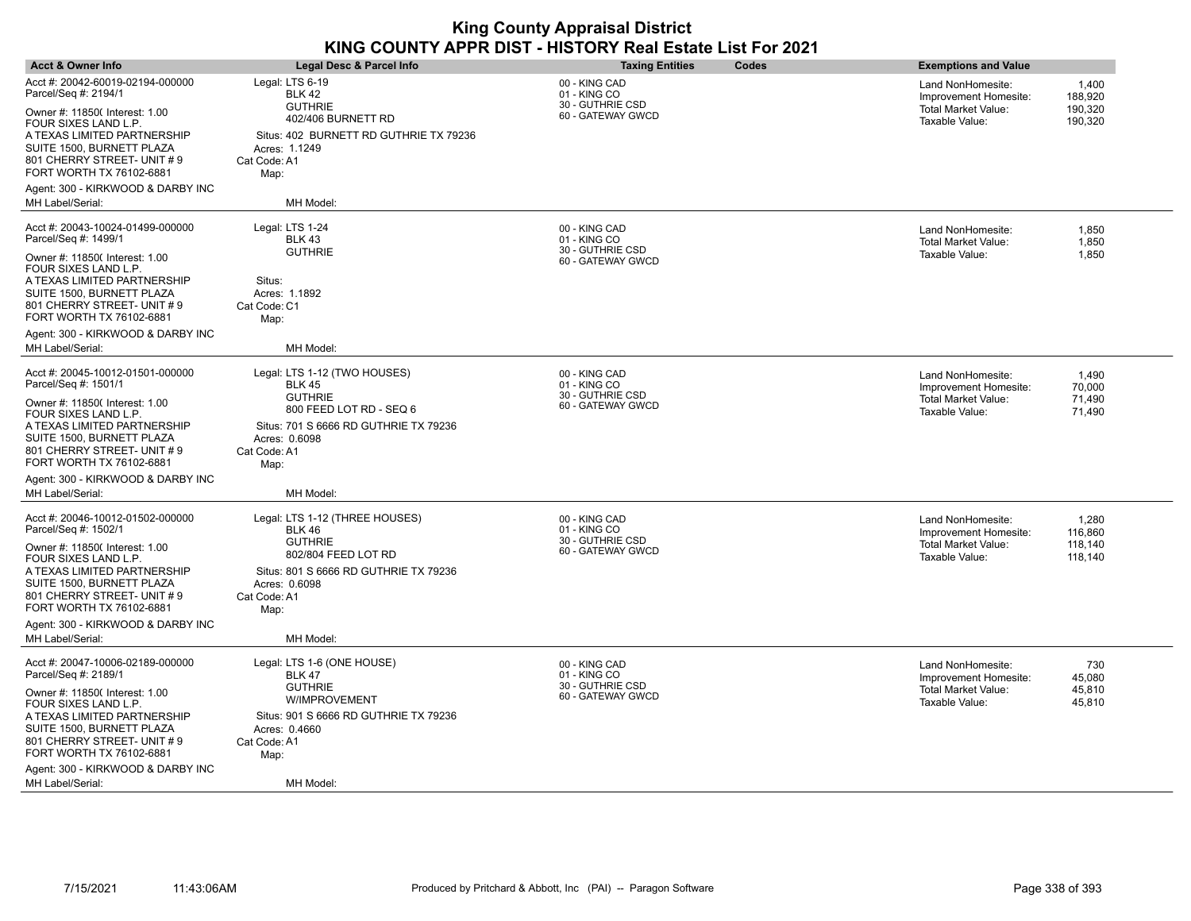# King County Appraisal District
## KING COUNTY APPR DIST - HISTORY Real Estate List For 2021

| Acct & Owner Info | Legal Desc & Parcel Info | Taxing Entities | Codes | Exemptions and Value |
|---|---|---|---|---|
| Acct #: 20042-60019-02194-000000<br>Parcel/Seq #: 2194/1<br>Owner #: 11850( Interest: 1.00<br>FOUR SIXES LAND L.P.<br>A TEXAS LIMITED PARTNERSHIP<br>SUITE 1500, BURNETT PLAZA<br>801 CHERRY STREET- UNIT # 9<br>FORT WORTH TX 76102-6881<br>Agent: 300 - KIRKWOOD & DARBY INC<br>MH Label/Serial: | Legal: LTS 6-19<br>BLK 42<br>GUTHRIE<br>402/406 BURNETT RD<br>Situs: 402 BURNETT RD GUTHRIE TX 79236<br>Acres: 1.1249<br>Cat Code: A1<br>Map:<br>MH Model: | 00 - KING CAD<br>01 - KING CO<br>30 - GUTHRIE CSD<br>60 - GATEWAY GWCD | | Land NonHomesite: 1,400<br>Improvement Homesite: 188,920<br>Total Market Value: 190,320<br>Taxable Value: 190,320 |
| Acct #: 20043-10024-01499-000000<br>Parcel/Seq #: 1499/1<br>Owner #: 11850( Interest: 1.00<br>FOUR SIXES LAND L.P.<br>A TEXAS LIMITED PARTNERSHIP<br>SUITE 1500, BURNETT PLAZA<br>801 CHERRY STREET- UNIT # 9<br>FORT WORTH TX 76102-6881<br>Agent: 300 - KIRKWOOD & DARBY INC<br>MH Label/Serial: | Legal: LTS 1-24<br>BLK 43<br>GUTHRIE<br>Situs:<br>Acres: 1.1892<br>Cat Code: C1<br>Map:<br>MH Model: | 00 - KING CAD<br>01 - KING CO<br>30 - GUTHRIE CSD<br>60 - GATEWAY GWCD | | Land NonHomesite: 1,850<br>Total Market Value: 1,850<br>Taxable Value: 1,850 |
| Acct #: 20045-10012-01501-000000<br>Parcel/Seq #: 1501/1<br>Owner #: 11850( Interest: 1.00<br>FOUR SIXES LAND L.P.<br>A TEXAS LIMITED PARTNERSHIP<br>SUITE 1500, BURNETT PLAZA<br>801 CHERRY STREET- UNIT # 9<br>FORT WORTH TX 76102-6881<br>Agent: 300 - KIRKWOOD & DARBY INC<br>MH Label/Serial: | Legal: LTS 1-12 (TWO HOUSES)<br>BLK 45<br>GUTHRIE<br>800 FEED LOT RD - SEQ 6<br>Situs: 701 S 6666 RD GUTHRIE TX 79236<br>Acres: 0.6098<br>Cat Code: A1<br>Map:<br>MH Model: | 00 - KING CAD<br>01 - KING CO<br>30 - GUTHRIE CSD<br>60 - GATEWAY GWCD | | Land NonHomesite: 1,490<br>Improvement Homesite: 70,000<br>Total Market Value: 71,490<br>Taxable Value: 71,490 |
| Acct #: 20046-10012-01502-000000<br>Parcel/Seq #: 1502/1<br>Owner #: 11850( Interest: 1.00<br>FOUR SIXES LAND L.P.<br>A TEXAS LIMITED PARTNERSHIP<br>SUITE 1500, BURNETT PLAZA<br>801 CHERRY STREET- UNIT # 9<br>FORT WORTH TX 76102-6881<br>Agent: 300 - KIRKWOOD & DARBY INC<br>MH Label/Serial: | Legal: LTS 1-12 (THREE HOUSES)<br>BLK 46<br>GUTHRIE<br>802/804 FEED LOT RD<br>Situs: 801 S 6666 RD GUTHRIE TX 79236<br>Acres: 0.6098<br>Cat Code: A1<br>Map:<br>MH Model: | 00 - KING CAD<br>01 - KING CO<br>30 - GUTHRIE CSD<br>60 - GATEWAY GWCD | | Land NonHomesite: 1,280<br>Improvement Homesite: 116,860<br>Total Market Value: 118,140<br>Taxable Value: 118,140 |
| Acct #: 20047-10006-02189-000000<br>Parcel/Seq #: 2189/1<br>Owner #: 11850( Interest: 1.00<br>FOUR SIXES LAND L.P.<br>A TEXAS LIMITED PARTNERSHIP<br>SUITE 1500, BURNETT PLAZA<br>801 CHERRY STREET- UNIT # 9<br>FORT WORTH TX 76102-6881<br>Agent: 300 - KIRKWOOD & DARBY INC<br>MH Label/Serial: | Legal: LTS 1-6 (ONE HOUSE)<br>BLK 47<br>GUTHRIE<br>W/IMPROVEMENT<br>Situs: 901 S 6666 RD GUTHRIE TX 79236<br>Acres: 0.4660<br>Cat Code: A1<br>Map:<br>MH Model: | 00 - KING CAD<br>01 - KING CO<br>30 - GUTHRIE CSD<br>60 - GATEWAY GWCD | | Land NonHomesite: 730<br>Improvement Homesite: 45,080<br>Total Market Value: 45,810<br>Taxable Value: 45,810 |

7/15/2021 11:43:06AM Produced by Pritchard & Abbott, Inc (PAI) -- Paragon Software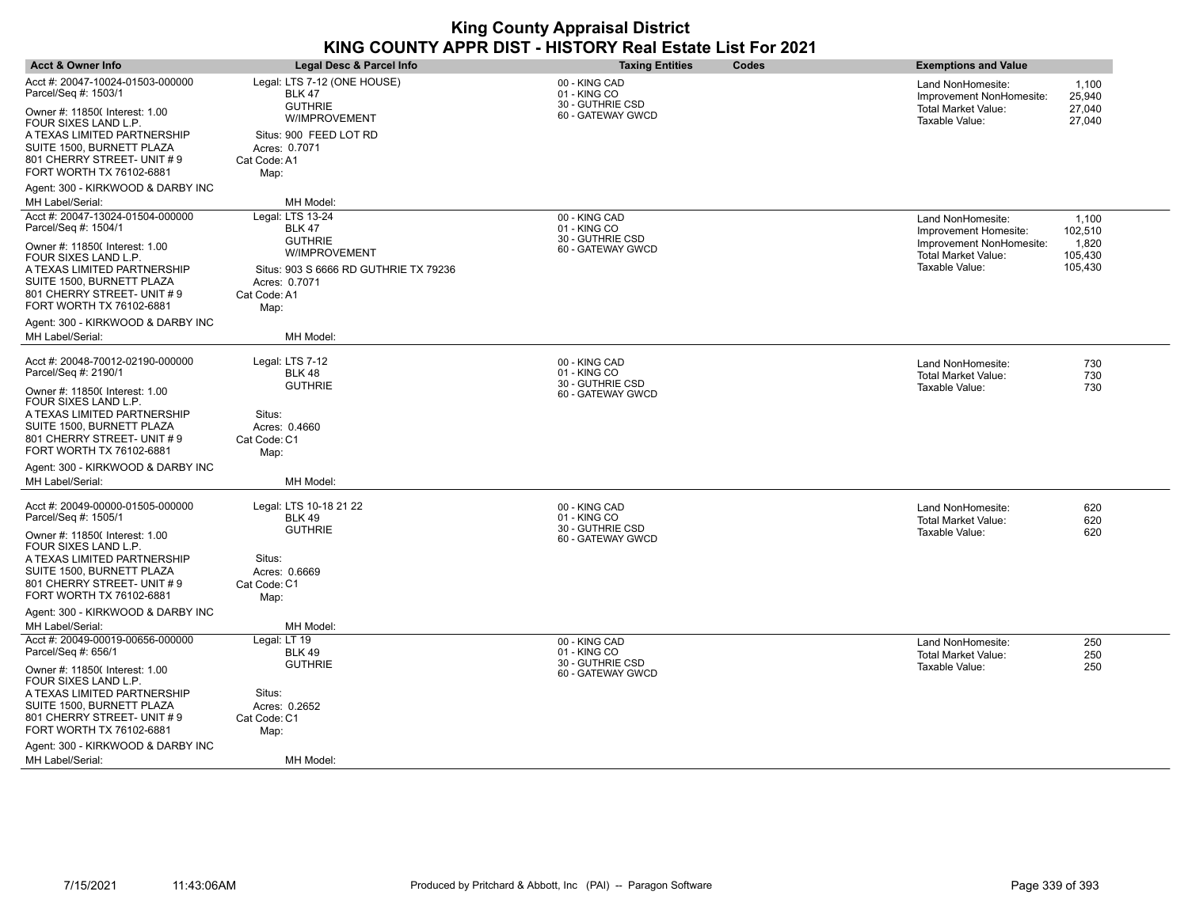# King County Appraisal District

## KING COUNTY APPR DIST - HISTORY Real Estate List For 2021

| Acct & Owner Info | Legal Desc & Parcel Info | Taxing Entities | Codes | Exemptions and Value |
|---|---|---|---|---|
| Acct #: 20047-10024-01503-000000<br>Parcel/Seq #: 1503/1<br>Owner #: 11850( Interest: 1.00<br>FOUR SIXES LAND L.P.<br>A TEXAS LIMITED PARTNERSHIP<br>SUITE 1500, BURNETT PLAZA<br>801 CHERRY STREET- UNIT # 9<br>FORT WORTH TX 76102-6881<br>Agent: 300 - KIRKWOOD & DARBY INC<br>MH Label/Serial: | Legal: LTS 7-12 (ONE HOUSE)<br>BLK 47<br>GUTHRIE<br>W/IMPROVEMENT<br>Situs: 900 FEED LOT RD<br>Acres: 0.7071<br>Cat Code: A1<br>Map:<br>MH Model: | 00 - KING CAD<br>01 - KING CO<br>30 - GUTHRIE CSD<br>60 - GATEWAY GWCD | | Land NonHomesite: 1,100<br>Improvement NonHomesite: 25,940<br>Total Market Value: 27,040<br>Taxable Value: 27,040 |
| Acct #: 20047-13024-01504-000000<br>Parcel/Seq #: 1504/1<br>Owner #: 11850( Interest: 1.00<br>FOUR SIXES LAND L.P.<br>A TEXAS LIMITED PARTNERSHIP<br>SUITE 1500, BURNETT PLAZA<br>801 CHERRY STREET- UNIT # 9<br>FORT WORTH TX 76102-6881<br>Agent: 300 - KIRKWOOD & DARBY INC<br>MH Label/Serial: | Legal: LTS 13-24<br>BLK 47<br>GUTHRIE<br>W/IMPROVEMENT<br>Situs: 903 S 6666 RD GUTHRIE TX 79236<br>Acres: 0.7071<br>Cat Code: A1<br>Map:<br>MH Model: | 00 - KING CAD<br>01 - KING CO<br>30 - GUTHRIE CSD<br>60 - GATEWAY GWCD | | Land NonHomesite: 1,100<br>Improvement Homesite: 102,510<br>Improvement NonHomesite: 1,820<br>Total Market Value: 105,430<br>Taxable Value: 105,430 |
| Acct #: 20048-70012-02190-000000<br>Parcel/Seq #: 2190/1<br>Owner #: 11850( Interest: 1.00<br>FOUR SIXES LAND L.P.<br>A TEXAS LIMITED PARTNERSHIP<br>SUITE 1500, BURNETT PLAZA<br>801 CHERRY STREET- UNIT # 9<br>FORT WORTH TX 76102-6881<br>Agent: 300 - KIRKWOOD & DARBY INC<br>MH Label/Serial: | Legal: LTS 7-12<br>BLK 48<br>GUTHRIE<br>Situs:<br>Acres: 0.4660<br>Cat Code: C1<br>Map:<br>MH Model: | 00 - KING CAD<br>01 - KING CO<br>30 - GUTHRIE CSD<br>60 - GATEWAY GWCD | | Land NonHomesite: 730<br>Total Market Value: 730<br>Taxable Value: 730 |
| Acct #: 20049-00000-01505-000000<br>Parcel/Seq #: 1505/1<br>Owner #: 11850( Interest: 1.00<br>FOUR SIXES LAND L.P.<br>A TEXAS LIMITED PARTNERSHIP<br>SUITE 1500, BURNETT PLAZA<br>801 CHERRY STREET- UNIT # 9<br>FORT WORTH TX 76102-6881<br>Agent: 300 - KIRKWOOD & DARBY INC<br>MH Label/Serial: | Legal: LTS 10-18 21 22<br>BLK 49<br>GUTHRIE<br>Situs:<br>Acres: 0.6669<br>Cat Code: C1<br>Map:<br>MH Model: | 00 - KING CAD<br>01 - KING CO<br>30 - GUTHRIE CSD<br>60 - GATEWAY GWCD | | Land NonHomesite: 620<br>Total Market Value: 620<br>Taxable Value: 620 |
| Acct #: 20049-00019-00656-000000<br>Parcel/Seq #: 656/1<br>Owner #: 11850( Interest: 1.00<br>FOUR SIXES LAND L.P.<br>A TEXAS LIMITED PARTNERSHIP<br>SUITE 1500, BURNETT PLAZA<br>801 CHERRY STREET- UNIT # 9<br>FORT WORTH TX 76102-6881<br>Agent: 300 - KIRKWOOD & DARBY INC<br>MH Label/Serial: | Legal: LT 19<br>BLK 49<br>GUTHRIE<br>Situs:<br>Acres: 0.2652<br>Cat Code: C1<br>Map:<br>MH Model: | 00 - KING CAD<br>01 - KING CO<br>30 - GUTHRIE CSD<br>60 - GATEWAY GWCD | | Land NonHomesite: 250<br>Total Market Value: 250<br>Taxable Value: 250 |

7/15/2021 11:43:06AM Produced by Pritchard & Abbott, Inc (PAI) -- Paragon Software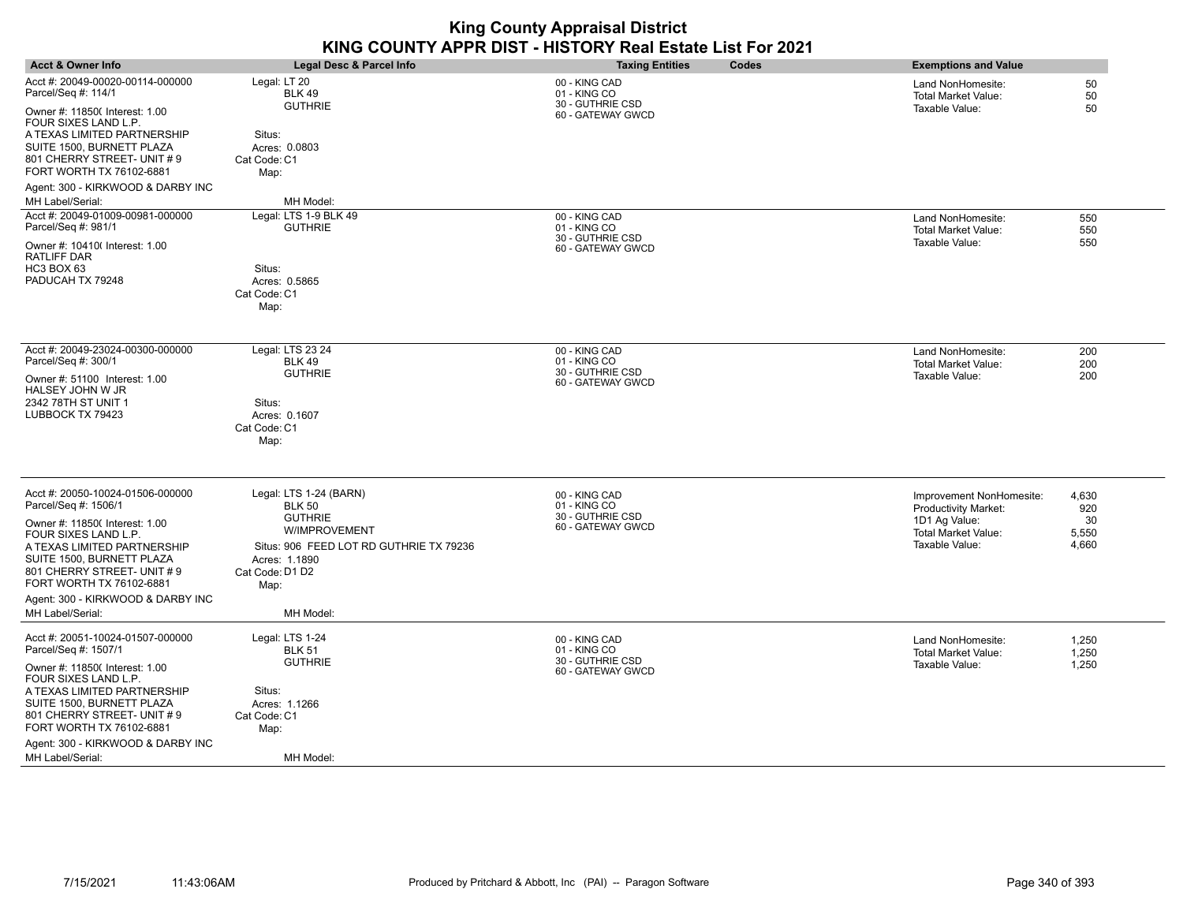# King County Appraisal District

## KING COUNTY APPR DIST - HISTORY Real Estate List For 2021

| Acct & Owner Info | Legal Desc & Parcel Info | Taxing Entities | Codes | Exemptions and Value |
|---|---|---|---|---|
| Acct #: 20049-00020-00114-000000<br>Parcel/Seq #: 114/1<br>Owner #: 11850( Interest: 1.00<br>FOUR SIXES LAND L.P.<br>A TEXAS LIMITED PARTNERSHIP<br>SUITE 1500, BURNETT PLAZA<br>801 CHERRY STREET- UNIT # 9<br>FORT WORTH TX 76102-6881<br>Agent: 300 - KIRKWOOD & DARBY INC<br>MH Label/Serial: | Legal: LT 20<br>BLK 49<br>GUTHRIE<br>Situs:<br>Acres: 0.0803<br>Cat Code: C1<br>Map:<br>MH Model: | 00 - KING CAD<br>01 - KING CO<br>30 - GUTHRIE CSD<br>60 - GATEWAY GWCD | | Land NonHomesite: 50<br>Total Market Value: 50<br>Taxable Value: 50 |
| Acct #: 20049-01009-00981-000000<br>Parcel/Seq #: 981/1<br>Owner #: 10410( Interest: 1.00<br>RATLIFF DAR<br>HC3 BOX 63<br>PADUCAH TX 79248 | Legal: LTS 1-9 BLK 49<br>GUTHRIE<br>Situs:<br>Acres: 0.5865<br>Cat Code: C1<br>Map: | 00 - KING CAD<br>01 - KING CO<br>30 - GUTHRIE CSD<br>60 - GATEWAY GWCD | | Land NonHomesite: 550<br>Total Market Value: 550<br>Taxable Value: 550 |
| Acct #: 20049-23024-00300-000000<br>Parcel/Seq #: 300/1<br>Owner #: 51100 Interest: 1.00<br>HALSEY JOHN W JR<br>2342 78TH ST UNIT 1<br>LUBBOCK TX 79423 | Legal: LTS 23 24<br>BLK 49<br>GUTHRIE<br>Situs:<br>Acres: 0.1607<br>Cat Code: C1<br>Map: | 00 - KING CAD<br>01 - KING CO<br>30 - GUTHRIE CSD<br>60 - GATEWAY GWCD | | Land NonHomesite: 200<br>Total Market Value: 200<br>Taxable Value: 200 |
| Acct #: 20050-10024-01506-000000<br>Parcel/Seq #: 1506/1<br>Owner #: 11850( Interest: 1.00<br>FOUR SIXES LAND L.P.<br>A TEXAS LIMITED PARTNERSHIP<br>SUITE 1500, BURNETT PLAZA<br>801 CHERRY STREET- UNIT # 9<br>FORT WORTH TX 76102-6881<br>Agent: 300 - KIRKWOOD & DARBY INC<br>MH Label/Serial: | Legal: LTS 1-24 (BARN)<br>BLK 50<br>GUTHRIE<br>W/IMPROVEMENT<br>Situs: 906 FEED LOT RD GUTHRIE TX 79236<br>Acres: 1.1890<br>Cat Code: D1 D2<br>Map:<br>MH Model: | 00 - KING CAD<br>01 - KING CO<br>30 - GUTHRIE CSD<br>60 - GATEWAY GWCD | | Improvement NonHomesite: 4,630<br>Productivity Market: 920<br>1D1 Ag Value: 30<br>Total Market Value: 5,550<br>Taxable Value: 4,660 |
| Acct #: 20051-10024-01507-000000<br>Parcel/Seq #: 1507/1<br>Owner #: 11850( Interest: 1.00<br>FOUR SIXES LAND L.P.<br>A TEXAS LIMITED PARTNERSHIP<br>SUITE 1500, BURNETT PLAZA<br>801 CHERRY STREET- UNIT # 9<br>FORT WORTH TX 76102-6881<br>Agent: 300 - KIRKWOOD & DARBY INC<br>MH Label/Serial: | Legal: LTS 1-24<br>BLK 51<br>GUTHRIE<br>Situs:<br>Acres: 1.1266<br>Cat Code: C1<br>Map:<br>MH Model: | 00 - KING CAD<br>01 - KING CO<br>30 - GUTHRIE CSD<br>60 - GATEWAY GWCD | | Land NonHomesite: 1,250<br>Total Market Value: 1,250<br>Taxable Value: 1,250 |

7/15/2021 11:43:06AM Produced by Pritchard & Abbott, Inc (PAI) -- Paragon Software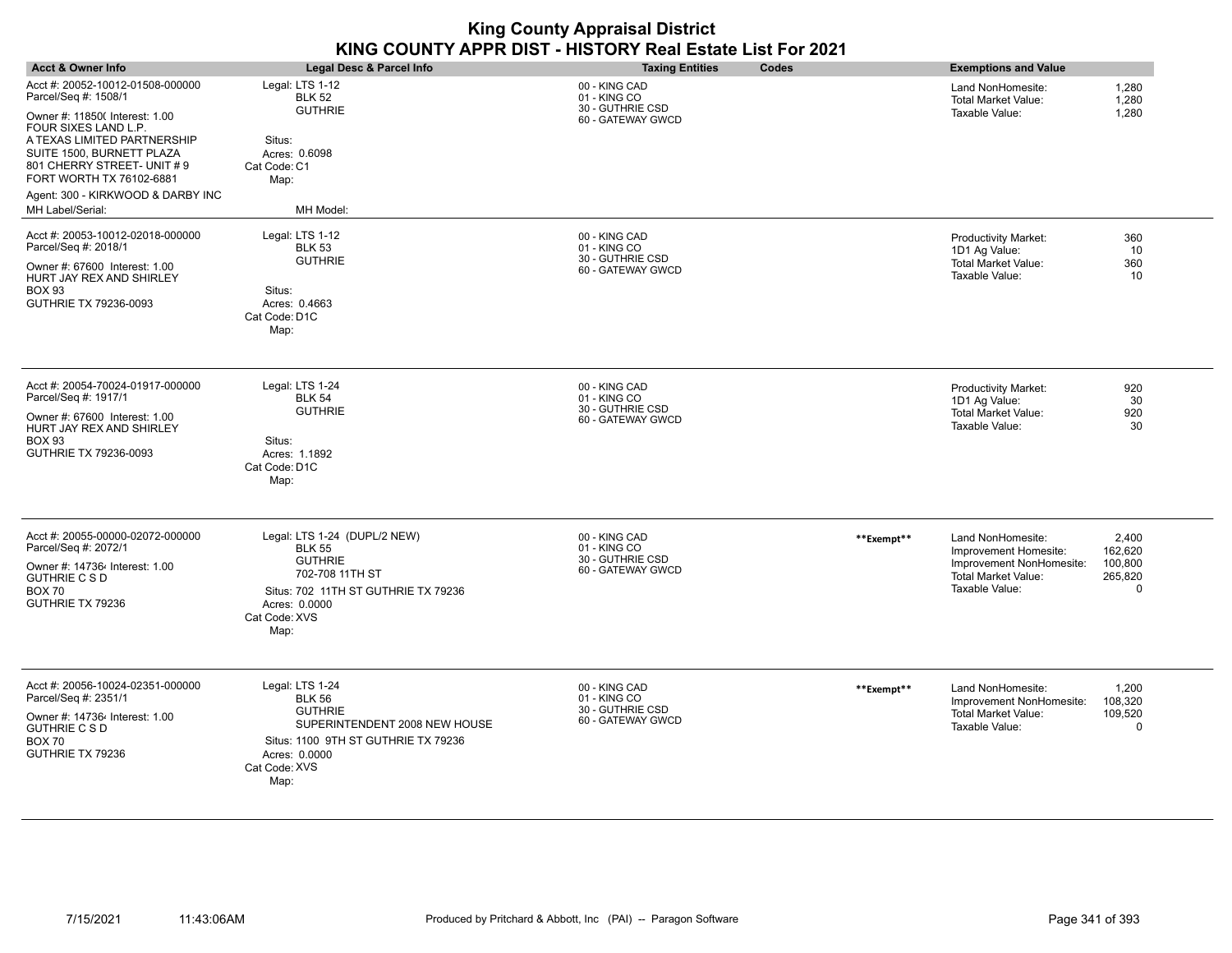# King County Appraisal District

## KING COUNTY APPR DIST - HISTORY Real Estate List For 2021

| Acct & Owner Info | Legal Desc & Parcel Info | Taxing Entities | Codes | Exemptions and Value |
|---|---|---|---|---|
| Acct #: 20052-10012-01508-000000<br>Parcel/Seq #: 1508/1<br>Owner #: 11850( Interest: 1.00<br>FOUR SIXES LAND L.P.<br>A TEXAS LIMITED PARTNERSHIP<br>SUITE 1500, BURNETT PLAZA<br>801 CHERRY STREET- UNIT # 9<br>FORT WORTH TX 76102-6881<br>Agent: 300 - KIRKWOOD & DARBY INC<br>MH Label/Serial: | Legal: LTS 1-12<br>BLK 52<br>GUTHRIE<br>Situs:<br>Acres: 0.6098<br>Cat Code: C1<br>Map:<br>MH Model: | 00 - KING CAD<br>01 - KING CO<br>30 - GUTHRIE CSD<br>60 - GATEWAY GWCD | | Land NonHomesite: 1,280<br>Total Market Value: 1,280<br>Taxable Value: 1,280 |
| Acct #: 20053-10012-02018-000000<br>Parcel/Seq #: 2018/1<br>Owner #: 67600 Interest: 1.00<br>HURT JAY REX AND SHIRLEY<br>BOX 93<br>GUTHRIE TX 79236-0093 | Legal: LTS 1-12<br>BLK 53<br>GUTHRIE<br>Situs:<br>Acres: 0.4663<br>Cat Code: D1C<br>Map: | 00 - KING CAD<br>01 - KING CO<br>30 - GUTHRIE CSD<br>60 - GATEWAY GWCD | | Productivity Market: 360<br>1D1 Ag Value: 10<br>Total Market Value: 360<br>Taxable Value: 10 |
| Acct #: 20054-70024-01917-000000<br>Parcel/Seq #: 1917/1<br>Owner #: 67600 Interest: 1.00<br>HURT JAY REX AND SHIRLEY<br>BOX 93<br>GUTHRIE TX 79236-0093 | Legal: LTS 1-24<br>BLK 54<br>GUTHRIE<br>Situs:<br>Acres: 1.1892<br>Cat Code: D1C<br>Map: | 00 - KING CAD<br>01 - KING CO<br>30 - GUTHRIE CSD<br>60 - GATEWAY GWCD | | Productivity Market: 920<br>1D1 Ag Value: 30<br>Total Market Value: 920<br>Taxable Value: 30 |
| Acct #: 20055-00000-02072-000000<br>Parcel/Seq #: 2072/1<br>Owner #: 14736( Interest: 1.00<br>GUTHRIE C S D<br>BOX 70<br>GUTHRIE TX 79236 | Legal: LTS 1-24 (DUPL/2 NEW)<br>BLK 55<br>GUTHRIE<br>702-708 11TH ST<br>Situs: 702 11TH ST GUTHRIE TX 79236<br>Acres: 0.0000<br>Cat Code: XVS<br>Map: | 00 - KING CAD<br>01 - KING CO<br>30 - GUTHRIE CSD<br>60 - GATEWAY GWCD | **Exempt** | Land NonHomesite: 2,400<br>Improvement Homesite: 162,620<br>Improvement NonHomesite: 100,800<br>Total Market Value: 265,820<br>Taxable Value: 0 |
| Acct #: 20056-10024-02351-000000<br>Parcel/Seq #: 2351/1<br>Owner #: 14736( Interest: 1.00<br>GUTHRIE C S D<br>BOX 70<br>GUTHRIE TX 79236 | Legal: LTS 1-24<br>BLK 56<br>GUTHRIE<br>SUPERINTENDENT 2008 NEW HOUSE<br>Situs: 1100 9TH ST GUTHRIE TX 79236<br>Acres: 0.0000<br>Cat Code: XVS<br>Map: | 00 - KING CAD<br>01 - KING CO<br>30 - GUTHRIE CSD<br>60 - GATEWAY GWCD | **Exempt** | Land NonHomesite: 1,200<br>Improvement NonHomesite: 108,320<br>Total Market Value: 109,520<br>Taxable Value: 0 |

7/15/2021 11:43:06AM Produced by Pritchard & Abbott, Inc (PAI) -- Paragon Software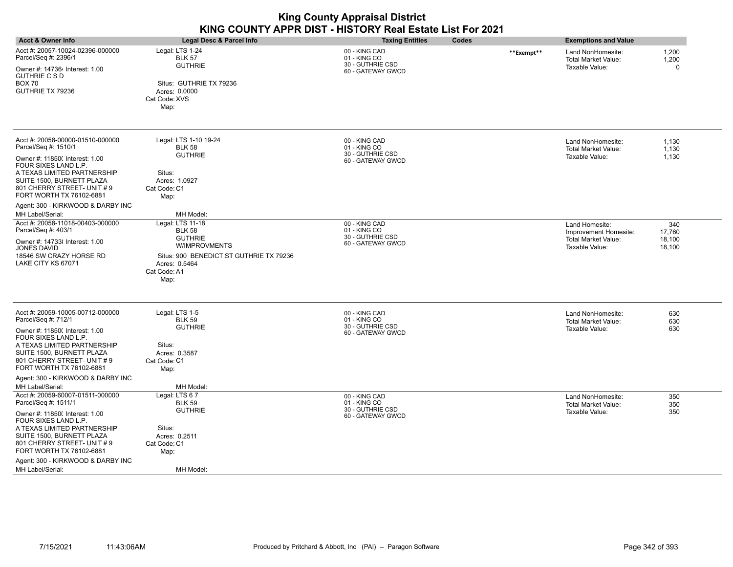# King County Appraisal District

## KING COUNTY APPR DIST - HISTORY Real Estate List For 2021

| Acct & Owner Info | Legal Desc & Parcel Info | Taxing Entities | Codes | Exemptions and Value |
|---|---|---|---|---|
| Acct #: 20057-10024-02396-000000<br>Parcel/Seq #: 2396/1<br>Owner #: 14736( Interest: 1.00<br>GUTHRIE C S D<br>BOX 70<br>GUTHRIE TX 79236 | Legal: LTS 1-24<br>BLK 57<br>GUTHRIE<br>Situs: GUTHRIE TX 79236<br>Acres: 0.0000<br>Cat Code: XVS<br>Map: | 00 - KING CAD<br>01 - KING CO<br>30 - GUTHRIE CSD<br>60 - GATEWAY GWCD | \*\*Exempt\*\* | Land NonHomesite: 1,200<br>Total Market Value: 1,200<br>Taxable Value: 0 |
| Acct #: 20058-00000-01510-000000<br>Parcel/Seq #: 1510/1<br>Owner #: 11850( Interest: 1.00<br>FOUR SIXES LAND L.P.<br>A TEXAS LIMITED PARTNERSHIP<br>SUITE 1500, BURNETT PLAZA<br>801 CHERRY STREET- UNIT # 9<br>FORT WORTH TX 76102-6881<br>Agent: 300 - KIRKWOOD & DARBY INC<br>MH Label/Serial: | Legal: LTS 1-10 19-24<br>BLK 58<br>GUTHRIE<br>Situs:<br>Acres: 1.0927<br>Cat Code: C1<br>Map:<br>MH Model: | 00 - KING CAD<br>01 - KING CO<br>30 - GUTHRIE CSD<br>60 - GATEWAY GWCD | | Land NonHomesite: 1,130<br>Total Market Value: 1,130<br>Taxable Value: 1,130 |
| Acct #: 20058-11018-00403-000000<br>Parcel/Seq #: 403/1<br>Owner #: 14733( Interest: 1.00<br>JONES DAVID<br>18546 SW CRAZY HORSE RD<br>LAKE CITY KS 67071 | Legal: LTS 11-18<br>BLK 58<br>GUTHRIE<br>W/IMPROVMENTS<br>Situs: 900 BENEDICT ST GUTHRIE TX 79236<br>Acres: 0.5464<br>Cat Code: A1<br>Map: | 00 - KING CAD<br>01 - KING CO<br>30 - GUTHRIE CSD<br>60 - GATEWAY GWCD | | Land Homesite: 340<br>Improvement Homesite: 17,760<br>Total Market Value: 18,100<br>Taxable Value: 18,100 |
| Acct #: 20059-10005-00712-000000<br>Parcel/Seq #: 712/1<br>Owner #: 11850( Interest: 1.00<br>FOUR SIXES LAND L.P.<br>A TEXAS LIMITED PARTNERSHIP<br>SUITE 1500, BURNETT PLAZA<br>801 CHERRY STREET- UNIT # 9<br>FORT WORTH TX 76102-6881<br>Agent: 300 - KIRKWOOD & DARBY INC<br>MH Label/Serial: | Legal: LTS 1-5<br>BLK 59<br>GUTHRIE<br>Situs:<br>Acres: 0.3587<br>Cat Code: C1<br>Map:<br>MH Model: | 00 - KING CAD<br>01 - KING CO<br>30 - GUTHRIE CSD<br>60 - GATEWAY GWCD | | Land NonHomesite: 630<br>Total Market Value: 630<br>Taxable Value: 630 |
| Acct #: 20059-60007-01511-000000<br>Parcel/Seq #: 1511/1<br>Owner #: 11850( Interest: 1.00<br>FOUR SIXES LAND L.P.<br>A TEXAS LIMITED PARTNERSHIP<br>SUITE 1500, BURNETT PLAZA<br>801 CHERRY STREET- UNIT # 9<br>FORT WORTH TX 76102-6881<br>Agent: 300 - KIRKWOOD & DARBY INC<br>MH Label/Serial: | Legal: LTS 6 7<br>BLK 59<br>GUTHRIE<br>Situs:<br>Acres: 0.2511<br>Cat Code: C1<br>Map:<br>MH Model: | 00 - KING CAD<br>01 - KING CO<br>30 - GUTHRIE CSD<br>60 - GATEWAY GWCD | | Land NonHomesite: 350<br>Total Market Value: 350<br>Taxable Value: 350 |

7/15/2021 11:43:06AM Produced by Pritchard & Abbott, Inc (PAI) -- Paragon Software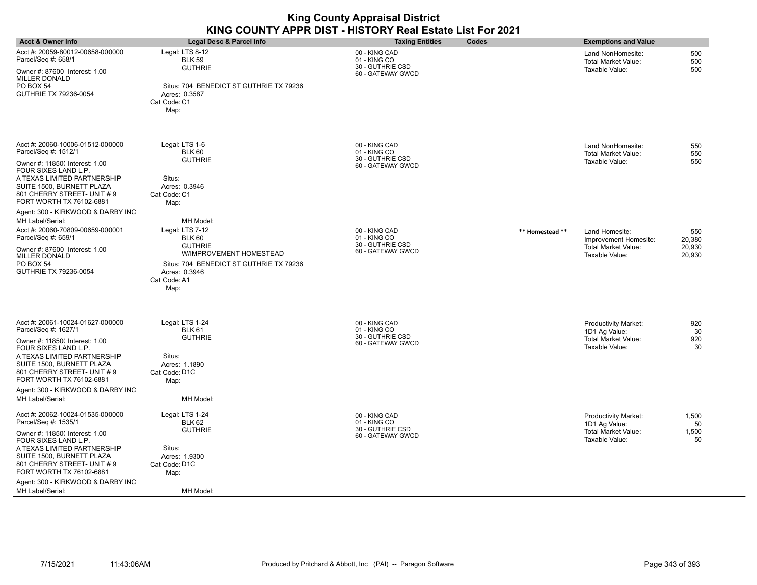# King County Appraisal District

## KING COUNTY APPR DIST - HISTORY Real Estate List For 2021

| Acct & Owner Info | Legal Desc & Parcel Info | Taxing Entities | Codes | Exemptions and Value |
|---|---|---|---|---|
| Acct #: 20059-80012-00658-000000<br>Parcel/Seq #: 658/1<br>Owner #: 87600 Interest: 1.00<br>MILLER DONALD<br>PO BOX 54<br>GUTHRIE TX 79236-0054 | Legal: LTS 8-12<br>BLK 59<br>GUTHRIE<br>Situs: 704 BENEDICT ST GUTHRIE TX 79236<br>Acres: 0.3587<br>Cat Code: C1<br>Map: | 00 - KING CAD<br>01 - KING CO<br>30 - GUTHRIE CSD<br>60 - GATEWAY GWCD | | Land NonHomesite: 500<br>Total Market Value: 500<br>Taxable Value: 500 |
| Acct #: 20060-10006-01512-000000<br>Parcel/Seq #: 1512/1<br>Owner #: 11850( Interest: 1.00<br>FOUR SIXES LAND L.P.<br>A TEXAS LIMITED PARTNERSHIP<br>SUITE 1500, BURNETT PLAZA<br>801 CHERRY STREET- UNIT # 9<br>FORT WORTH TX 76102-6881<br>Agent: 300 - KIRKWOOD & DARBY INC<br>MH Label/Serial: | Legal: LTS 1-6<br>BLK 60<br>GUTHRIE<br>Situs:<br>Acres: 0.3946<br>Cat Code: C1<br>Map:<br>MH Model: | 00 - KING CAD<br>01 - KING CO<br>30 - GUTHRIE CSD<br>60 - GATEWAY GWCD | | Land NonHomesite: 550<br>Total Market Value: 550<br>Taxable Value: 550 |
| Acct #: 20060-70809-00659-000001<br>Parcel/Seq #: 659/1<br>Owner #: 87600 Interest: 1.00<br>MILLER DONALD<br>PO BOX 54<br>GUTHRIE TX 79236-0054 | Legal: LTS 7-12<br>BLK 60<br>GUTHRIE<br>W/IMPROVEMENT HOMESTEAD<br>Situs: 704 BENEDICT ST GUTHRIE TX 79236<br>Acres: 0.3946<br>Cat Code: A1<br>Map: | 00 - KING CAD<br>01 - KING CO<br>30 - GUTHRIE CSD<br>60 - GATEWAY GWCD | ** Homestead ** | Land Homesite: 550<br>Improvement Homesite: 20,380<br>Total Market Value: 20,930<br>Taxable Value: 20,930 |
| Acct #: 20061-10024-01627-000000<br>Parcel/Seq #: 1627/1<br>Owner #: 11850( Interest: 1.00<br>FOUR SIXES LAND L.P.<br>A TEXAS LIMITED PARTNERSHIP<br>SUITE 1500, BURNETT PLAZA<br>801 CHERRY STREET- UNIT # 9<br>FORT WORTH TX 76102-6881<br>Agent: 300 - KIRKWOOD & DARBY INC<br>MH Label/Serial: | Legal: LTS 1-24<br>BLK 61<br>GUTHRIE<br>Situs:<br>Acres: 1.1890<br>Cat Code: D1C<br>Map:<br>MH Model: | 00 - KING CAD<br>01 - KING CO<br>30 - GUTHRIE CSD<br>60 - GATEWAY GWCD | | Productivity Market: 920<br>1D1 Ag Value: 30<br>Total Market Value: 920<br>Taxable Value: 30 |
| Acct #: 20062-10024-01535-000000<br>Parcel/Seq #: 1535/1<br>Owner #: 11850( Interest: 1.00<br>FOUR SIXES LAND L.P.<br>A TEXAS LIMITED PARTNERSHIP<br>SUITE 1500, BURNETT PLAZA<br>801 CHERRY STREET- UNIT # 9<br>FORT WORTH TX 76102-6881<br>Agent: 300 - KIRKWOOD & DARBY INC<br>MH Label/Serial: | Legal: LTS 1-24<br>BLK 62<br>GUTHRIE<br>Situs:<br>Acres: 1.9300<br>Cat Code: D1C<br>Map:<br>MH Model: | 00 - KING CAD<br>01 - KING CO<br>30 - GUTHRIE CSD<br>60 - GATEWAY GWCD | | Productivity Market: 1,500<br>1D1 Ag Value: 50<br>Total Market Value: 1,500<br>Taxable Value: 50 |

7/15/2021 11:43:06AM Produced by Pritchard & Abbott, Inc (PAI) -- Paragon Software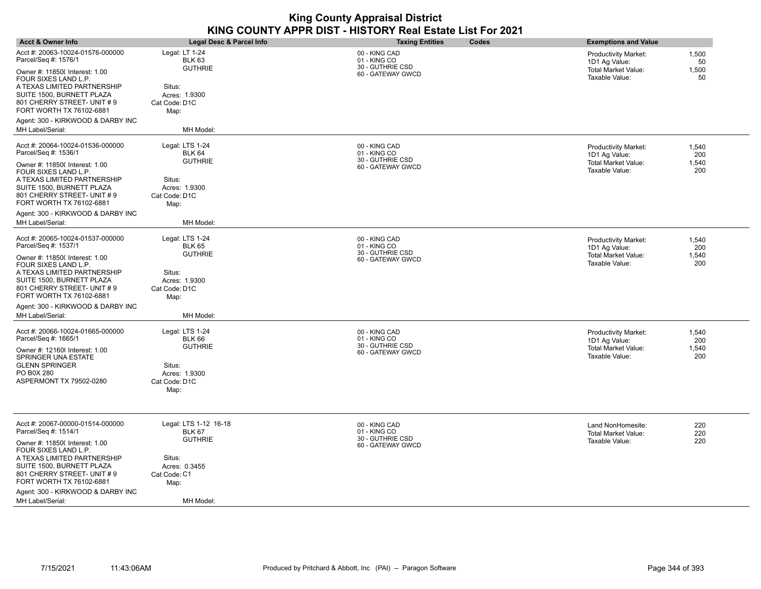# King County Appraisal District

## KING COUNTY APPR DIST - HISTORY Real Estate List For 2021

| Acct & Owner Info | Legal Desc & Parcel Info | Taxing Entities | Codes | Exemptions and Value |
|---|---|---|---|---|
| Acct #: 20063-10024-01576-000000<br>Parcel/Seq #: 1576/1<br>Owner #: 11850( Interest: 1.00<br>FOUR SIXES LAND L.P.<br>A TEXAS LIMITED PARTNERSHIP<br>SUITE 1500, BURNETT PLAZA<br>801 CHERRY STREET- UNIT # 9<br>FORT WORTH TX 76102-6881<br>Agent: 300 - KIRKWOOD & DARBY INC<br>MH Label/Serial: | Legal: LT 1-24<br>BLK 63<br>GUTHRIE<br>Situs:<br>Acres: 1.9300<br>Cat Code: D1C<br>Map:<br>MH Model: | 00 - KING CAD<br>01 - KING CO<br>30 - GUTHRIE CSD<br>60 - GATEWAY GWCD | | Productivity Market: 1,500<br>1D1 Ag Value: 50<br>Total Market Value: 1,500<br>Taxable Value: 50 |
| Acct #: 20064-10024-01536-000000<br>Parcel/Seq #: 1536/1<br>Owner #: 11850( Interest: 1.00<br>FOUR SIXES LAND L.P.<br>A TEXAS LIMITED PARTNERSHIP<br>SUITE 1500, BURNETT PLAZA<br>801 CHERRY STREET- UNIT # 9<br>FORT WORTH TX 76102-6881<br>Agent: 300 - KIRKWOOD & DARBY INC<br>MH Label/Serial: | Legal: LTS 1-24<br>BLK 64<br>GUTHRIE<br>Situs:<br>Acres: 1.9300<br>Cat Code: D1C<br>Map:<br>MH Model: | 00 - KING CAD<br>01 - KING CO<br>30 - GUTHRIE CSD<br>60 - GATEWAY GWCD | | Productivity Market: 1,540<br>1D1 Ag Value: 200<br>Total Market Value: 1,540<br>Taxable Value: 200 |
| Acct #: 20065-10024-01537-000000<br>Parcel/Seq #: 1537/1<br>Owner #: 11850( Interest: 1.00<br>FOUR SIXES LAND L.P.<br>A TEXAS LIMITED PARTNERSHIP<br>SUITE 1500, BURNETT PLAZA<br>801 CHERRY STREET- UNIT # 9<br>FORT WORTH TX 76102-6881<br>Agent: 300 - KIRKWOOD & DARBY INC<br>MH Label/Serial: | Legal: LTS 1-24<br>BLK 65<br>GUTHRIE<br>Situs:<br>Acres: 1.9300<br>Cat Code: D1C<br>Map:<br>MH Model: | 00 - KING CAD<br>01 - KING CO<br>30 - GUTHRIE CSD<br>60 - GATEWAY GWCD | | Productivity Market: 1,540<br>1D1 Ag Value: 200<br>Total Market Value: 1,540<br>Taxable Value: 200 |
| Acct #: 20066-10024-01665-000000<br>Parcel/Seq #: 1665/1<br>Owner #: 12160( Interest: 1.00<br>SPRINGER UNA ESTATE<br>GLENN SPRINGER<br>PO B0X 280<br>ASPERMONT TX 79502-0280 | Legal: LTS 1-24<br>BLK 66<br>GUTHRIE<br>Situs:<br>Acres: 1.9300<br>Cat Code: D1C<br>Map: | 00 - KING CAD<br>01 - KING CO<br>30 - GUTHRIE CSD<br>60 - GATEWAY GWCD | | Productivity Market: 1,540<br>1D1 Ag Value: 200<br>Total Market Value: 1,540<br>Taxable Value: 200 |
| Acct #: 20067-00000-01514-000000<br>Parcel/Seq #: 1514/1<br>Owner #: 11850( Interest: 1.00<br>FOUR SIXES LAND L.P.<br>A TEXAS LIMITED PARTNERSHIP<br>SUITE 1500, BURNETT PLAZA<br>801 CHERRY STREET- UNIT # 9<br>FORT WORTH TX 76102-6881<br>Agent: 300 - KIRKWOOD & DARBY INC<br>MH Label/Serial: | Legal: LTS 1-12 16-18<br>BLK 67<br>GUTHRIE<br>Situs:<br>Acres: 0.3455<br>Cat Code: C1<br>Map:<br>MH Model: | 00 - KING CAD<br>01 - KING CO<br>30 - GUTHRIE CSD<br>60 - GATEWAY GWCD | | Land NonHomesite: 220<br>Total Market Value: 220<br>Taxable Value: 220 |

7/15/2021 11:43:06AM Produced by Pritchard & Abbott, Inc (PAI) -- Paragon Software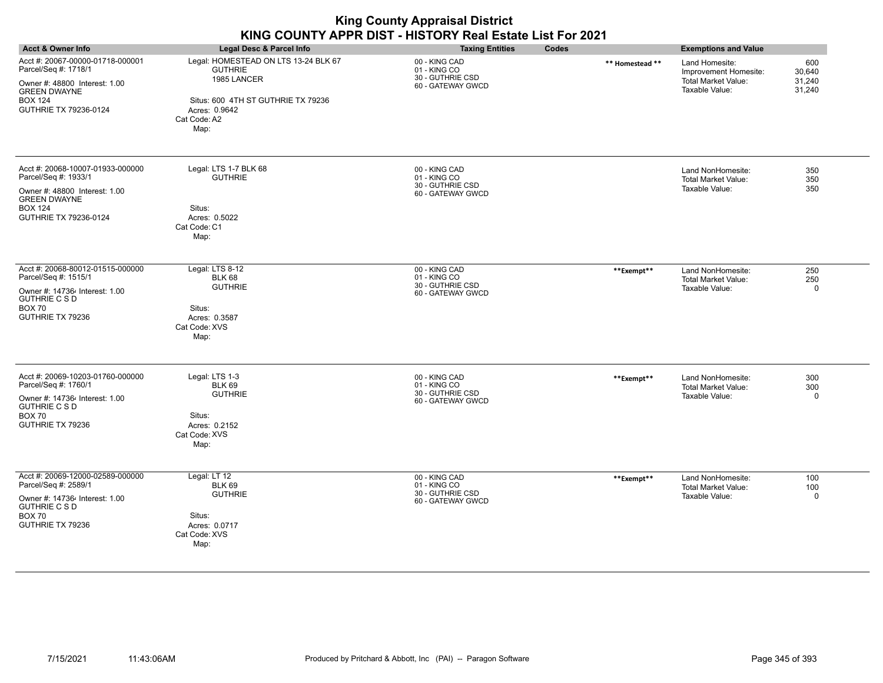# King County Appraisal District

## KING COUNTY APPR DIST - HISTORY Real Estate List For 2021

| Acct & Owner Info | Legal Desc & Parcel Info | Taxing Entities | Codes | Exemptions and Value |
|---|---|---|---|---|
| Acct #: 20067-00000-01718-000001<br>Parcel/Seq #: 1718/1<br>Owner #: 48800 Interest: 1.00<br>GREEN DWAYNE<br>BOX 124<br>GUTHRIE TX 79236-0124 | Legal: HOMESTEAD ON LTS 13-24 BLK 67<br>GUTHRIE<br>1985 LANCER<br>Situs: 600 4TH ST GUTHRIE TX 79236<br>Acres: 0.9642<br>Cat Code: A2<br>Map: | 00 - KING CAD<br>01 - KING CO<br>30 - GUTHRIE CSD<br>60 - GATEWAY GWCD | ** Homestead ** | Land Homesite: 600<br>Improvement Homesite: 30,640<br>Total Market Value: 31,240<br>Taxable Value: 31,240 |
| Acct #: 20068-10007-01933-000000<br>Parcel/Seq #: 1933/1<br>Owner #: 48800 Interest: 1.00<br>GREEN DWAYNE<br>BOX 124<br>GUTHRIE TX 79236-0124 | Legal: LTS 1-7 BLK 68<br>GUTHRIE<br>Situs:<br>Acres: 0.5022<br>Cat Code: C1<br>Map: | 00 - KING CAD<br>01 - KING CO<br>30 - GUTHRIE CSD<br>60 - GATEWAY GWCD | | Land NonHomesite: 350<br>Total Market Value: 350<br>Taxable Value: 350 |
| Acct #: 20068-80012-01515-000000<br>Parcel/Seq #: 1515/1<br>Owner #: 14736 Interest: 1.00<br>GUTHRIE C S D<br>BOX 70<br>GUTHRIE TX 79236 | Legal: LTS 8-12<br>BLK 68<br>GUTHRIE<br>Situs:<br>Acres: 0.3587<br>Cat Code: XVS<br>Map: | 00 - KING CAD<br>01 - KING CO<br>30 - GUTHRIE CSD<br>60 - GATEWAY GWCD | **Exempt** | Land NonHomesite: 250<br>Total Market Value: 250<br>Taxable Value: 0 |
| Acct #: 20069-10203-01760-000000<br>Parcel/Seq #: 1760/1<br>Owner #: 14736 Interest: 1.00<br>GUTHRIE C S D<br>BOX 70<br>GUTHRIE TX 79236 | Legal: LTS 1-3<br>BLK 69<br>GUTHRIE<br>Situs:<br>Acres: 0.2152<br>Cat Code: XVS<br>Map: | 00 - KING CAD<br>01 - KING CO<br>30 - GUTHRIE CSD<br>60 - GATEWAY GWCD | **Exempt** | Land NonHomesite: 300<br>Total Market Value: 300<br>Taxable Value: 0 |
| Acct #: 20069-12000-02589-000000<br>Parcel/Seq #: 2589/1<br>Owner #: 14736 Interest: 1.00<br>GUTHRIE C S D<br>BOX 70<br>GUTHRIE TX 79236 | Legal: LT 12<br>BLK 69<br>GUTHRIE<br>Situs:<br>Acres: 0.0717<br>Cat Code: XVS<br>Map: | 00 - KING CAD<br>01 - KING CO<br>30 - GUTHRIE CSD<br>60 - GATEWAY GWCD | **Exempt** | Land NonHomesite: 100<br>Total Market Value: 100<br>Taxable Value: 0 |

7/15/2021 11:43:06AM Produced by Pritchard & Abbott, Inc (PAI) -- Paragon Software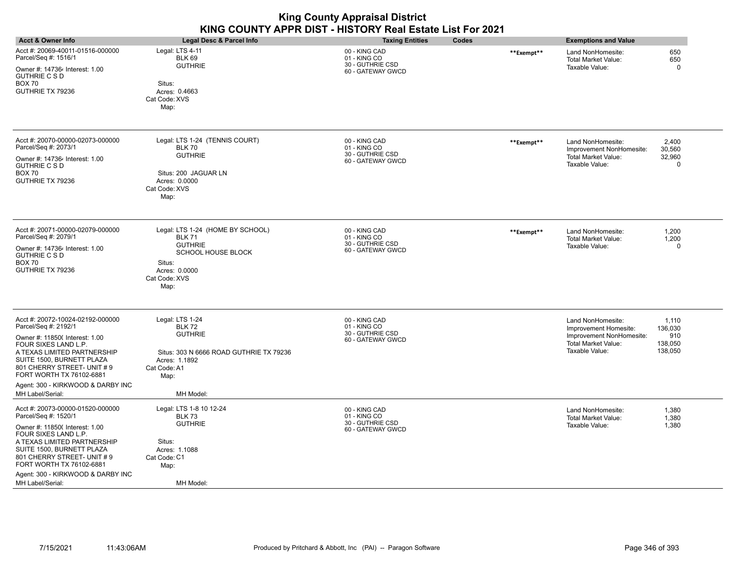# King County Appraisal District

## KING COUNTY APPR DIST - HISTORY Real Estate List For 2021

| Acct & Owner Info | Legal Desc & Parcel Info | Taxing Entities | Codes | Exemptions and Value |
|---|---|---|---|---|
| Acct #: 20069-40011-01516-000000<br>Parcel/Seq #: 1516/1<br>Owner #: 14736( Interest: 1.00<br>GUTHRIE C S D<br>BOX 70<br>GUTHRIE TX 79236 | Legal: LTS 4-11<br>BLK 69<br>GUTHRIE<br>Situs:<br>Acres: 0.4663<br>Cat Code: XVS<br>Map: | 00 - KING CAD<br>01 - KING CO<br>30 - GUTHRIE CSD<br>60 - GATEWAY GWCD | **Exempt** | Land NonHomesite: 650<br>Total Market Value: 650<br>Taxable Value: 0 |
| Acct #: 20070-00000-02073-000000<br>Parcel/Seq #: 2073/1<br>Owner #: 14736( Interest: 1.00<br>GUTHRIE C S D<br>BOX 70<br>GUTHRIE TX 79236 | Legal: LTS 1-24 (TENNIS COURT)<br>BLK 70<br>GUTHRIE<br>Situs: 200 JAGUAR LN<br>Acres: 0.0000<br>Cat Code: XVS<br>Map: | 00 - KING CAD<br>01 - KING CO<br>30 - GUTHRIE CSD<br>60 - GATEWAY GWCD | **Exempt** | Land NonHomesite: 2,400<br>Improvement NonHomesite: 30,560<br>Total Market Value: 32,960<br>Taxable Value: 0 |
| Acct #: 20071-00000-02079-000000<br>Parcel/Seq #: 2079/1<br>Owner #: 14736( Interest: 1.00<br>GUTHRIE C S D<br>BOX 70<br>GUTHRIE TX 79236 | Legal: LTS 1-24 (HOME BY SCHOOL)<br>BLK 71<br>GUTHRIE<br>SCHOOL HOUSE BLOCK<br>Situs:<br>Acres: 0.0000<br>Cat Code: XVS<br>Map: | 00 - KING CAD<br>01 - KING CO<br>30 - GUTHRIE CSD<br>60 - GATEWAY GWCD | **Exempt** | Land NonHomesite: 1,200<br>Total Market Value: 1,200<br>Taxable Value: 0 |
| Acct #: 20072-10024-02192-000000<br>Parcel/Seq #: 2192/1<br>Owner #: 11850( Interest: 1.00<br>FOUR SIXES LAND L.P.<br>A TEXAS LIMITED PARTNERSHIP<br>SUITE 1500, BURNETT PLAZA<br>801 CHERRY STREET- UNIT # 9<br>FORT WORTH TX 76102-6881<br>Agent: 300 - KIRKWOOD & DARBY INC<br>MH Label/Serial: | Legal: LTS 1-24<br>BLK 72<br>GUTHRIE<br>Situs: 303 N 6666 ROAD GUTHRIE TX 79236<br>Acres: 1.1892<br>Cat Code: A1<br>Map:<br>MH Model: | 00 - KING CAD<br>01 - KING CO<br>30 - GUTHRIE CSD<br>60 - GATEWAY GWCD | | Land NonHomesite: 1,110<br>Improvement Homesite: 136,030<br>Improvement NonHomesite: 910<br>Total Market Value: 138,050<br>Taxable Value: 138,050 |
| Acct #: 20073-00000-01520-000000<br>Parcel/Seq #: 1520/1<br>Owner #: 11850( Interest: 1.00<br>FOUR SIXES LAND L.P.<br>A TEXAS LIMITED PARTNERSHIP<br>SUITE 1500, BURNETT PLAZA<br>801 CHERRY STREET- UNIT # 9<br>FORT WORTH TX 76102-6881<br>Agent: 300 - KIRKWOOD & DARBY INC<br>MH Label/Serial: | Legal: LTS 1-8 10 12-24<br>BLK 73<br>GUTHRIE<br>Situs:<br>Acres: 1.1088<br>Cat Code: C1<br>Map:<br>MH Model: | 00 - KING CAD<br>01 - KING CO<br>30 - GUTHRIE CSD<br>60 - GATEWAY GWCD | | Land NonHomesite: 1,380<br>Total Market Value: 1,380<br>Taxable Value: 1,380 |

7/15/2021 11:43:06AM Produced by Pritchard & Abbott, Inc (PAI) -- Paragon Software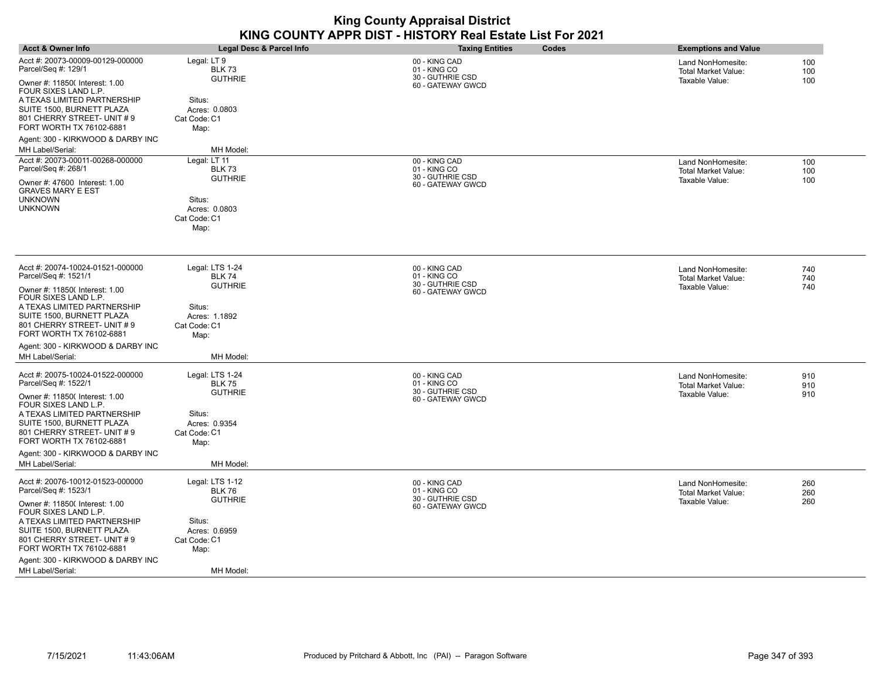# King County Appraisal District

## KING COUNTY APPR DIST - HISTORY Real Estate List For 2021

| Acct & Owner Info | Legal Desc & Parcel Info | Taxing Entities | Codes | Exemptions and Value |
|---|---|---|---|---|
| Acct #: 20073-00009-00129-000000<br>Parcel/Seq #: 129/1<br>Owner #: 11850( Interest: 1.00<br>FOUR SIXES LAND L.P.<br>A TEXAS LIMITED PARTNERSHIP<br>SUITE 1500, BURNETT PLAZA<br>801 CHERRY STREET- UNIT # 9<br>FORT WORTH TX 76102-6881<br>Agent: 300 - KIRKWOOD & DARBY INC<br>MH Label/Serial: | Legal: LT 9<br>BLK 73<br>GUTHRIE<br>Situs:<br>Acres: 0.0803<br>Cat Code: C1<br>Map:<br>MH Model: | 00 - KING CAD<br>01 - KING CO<br>30 - GUTHRIE CSD<br>60 - GATEWAY GWCD | | Land NonHomesite: 100<br>Total Market Value: 100<br>Taxable Value: 100 |
| Acct #: 20073-00011-00268-000000<br>Parcel/Seq #: 268/1<br>Owner #: 47600 Interest: 1.00<br>GRAVES MARY E EST<br>UNKNOWN<br>UNKNOWN | Legal: LT 11<br>BLK 73<br>GUTHRIE<br>Situs:<br>Acres: 0.0803<br>Cat Code: C1<br>Map: | 00 - KING CAD<br>01 - KING CO<br>30 - GUTHRIE CSD<br>60 - GATEWAY GWCD | | Land NonHomesite: 100<br>Total Market Value: 100<br>Taxable Value: 100 |
| Acct #: 20074-10024-01521-000000<br>Parcel/Seq #: 1521/1<br>Owner #: 11850( Interest: 1.00<br>FOUR SIXES LAND L.P.<br>A TEXAS LIMITED PARTNERSHIP<br>SUITE 1500, BURNETT PLAZA<br>801 CHERRY STREET- UNIT # 9<br>FORT WORTH TX 76102-6881<br>Agent: 300 - KIRKWOOD & DARBY INC<br>MH Label/Serial: | Legal: LTS 1-24<br>BLK 74<br>GUTHRIE<br>Situs:<br>Acres: 1.1892<br>Cat Code: C1<br>Map:<br>MH Model: | 00 - KING CAD<br>01 - KING CO<br>30 - GUTHRIE CSD<br>60 - GATEWAY GWCD | | Land NonHomesite: 740<br>Total Market Value: 740<br>Taxable Value: 740 |
| Acct #: 20075-10024-01522-000000<br>Parcel/Seq #: 1522/1<br>Owner #: 11850( Interest: 1.00<br>FOUR SIXES LAND L.P.<br>A TEXAS LIMITED PARTNERSHIP<br>SUITE 1500, BURNETT PLAZA<br>801 CHERRY STREET- UNIT # 9<br>FORT WORTH TX 76102-6881<br>Agent: 300 - KIRKWOOD & DARBY INC<br>MH Label/Serial: | Legal: LTS 1-24<br>BLK 75<br>GUTHRIE<br>Situs:<br>Acres: 0.9354<br>Cat Code: C1<br>Map:<br>MH Model: | 00 - KING CAD<br>01 - KING CO<br>30 - GUTHRIE CSD<br>60 - GATEWAY GWCD | | Land NonHomesite: 910<br>Total Market Value: 910<br>Taxable Value: 910 |
| Acct #: 20076-10012-01523-000000<br>Parcel/Seq #: 1523/1<br>Owner #: 11850( Interest: 1.00<br>FOUR SIXES LAND L.P.<br>A TEXAS LIMITED PARTNERSHIP<br>SUITE 1500, BURNETT PLAZA<br>801 CHERRY STREET- UNIT # 9<br>FORT WORTH TX 76102-6881<br>Agent: 300 - KIRKWOOD & DARBY INC<br>MH Label/Serial: | Legal: LTS 1-12<br>BLK 76<br>GUTHRIE<br>Situs:<br>Acres: 0.6959<br>Cat Code: C1<br>Map:<br>MH Model: | 00 - KING CAD<br>01 - KING CO<br>30 - GUTHRIE CSD<br>60 - GATEWAY GWCD | | Land NonHomesite: 260<br>Total Market Value: 260<br>Taxable Value: 260 |

7/15/2021 11:43:06AM Produced by Pritchard & Abbott, Inc (PAI) -- Paragon Software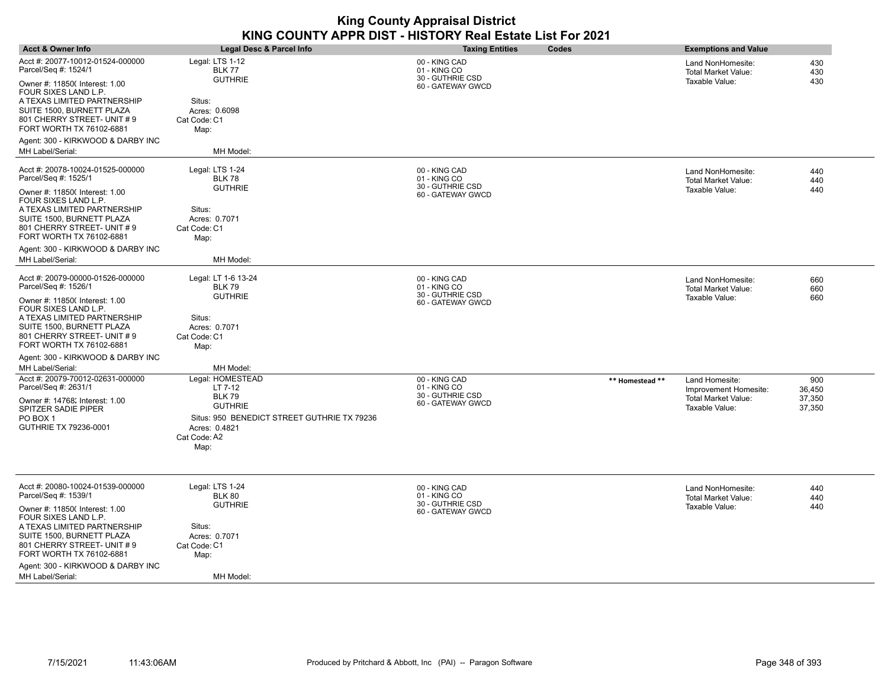# King County Appraisal District

## KING COUNTY APPR DIST - HISTORY Real Estate List For 2021

| Acct & Owner Info | Legal Desc & Parcel Info | Taxing Entities | Codes | Exemptions and Value | |
|---|---|---|---|---|---|
| Acct #: 20077-10012-01524-000000<br>Parcel/Seq #: 1524/1<br>Owner #: 11850( Interest: 1.00<br>FOUR SIXES LAND L.P.<br>A TEXAS LIMITED PARTNERSHIP<br>SUITE 1500, BURNETT PLAZA<br>801 CHERRY STREET- UNIT # 9<br>FORT WORTH TX 76102-6881<br>Agent: 300 - KIRKWOOD & DARBY INC<br>MH Label/Serial: | Legal: LTS 1-12<br>BLK 77<br>GUTHRIE<br>Situs:<br>Acres: 0.6098<br>Cat Code: C1<br>Map:<br>MH Model: | 00 - KING CAD<br>01 - KING CO<br>30 - GUTHRIE CSD<br>60 - GATEWAY GWCD | | Land NonHomesite:<br>Total Market Value:<br>Taxable Value: | 430<br>430<br>430 |
| Acct #: 20078-10024-01525-000000<br>Parcel/Seq #: 1525/1<br>Owner #: 11850( Interest: 1.00<br>FOUR SIXES LAND L.P.<br>A TEXAS LIMITED PARTNERSHIP<br>SUITE 1500, BURNETT PLAZA<br>801 CHERRY STREET- UNIT # 9<br>FORT WORTH TX 76102-6881<br>Agent: 300 - KIRKWOOD & DARBY INC<br>MH Label/Serial: | Legal: LTS 1-24<br>BLK 78<br>GUTHRIE<br>Situs:<br>Acres: 0.7071<br>Cat Code: C1<br>Map:<br>MH Model: | 00 - KING CAD<br>01 - KING CO<br>30 - GUTHRIE CSD<br>60 - GATEWAY GWCD | | Land NonHomesite:<br>Total Market Value:<br>Taxable Value: | 440<br>440<br>440 |
| Acct #: 20079-00000-01526-000000<br>Parcel/Seq #: 1526/1<br>Owner #: 11850( Interest: 1.00<br>FOUR SIXES LAND L.P.<br>A TEXAS LIMITED PARTNERSHIP<br>SUITE 1500, BURNETT PLAZA<br>801 CHERRY STREET- UNIT # 9<br>FORT WORTH TX 76102-6881<br>Agent: 300 - KIRKWOOD & DARBY INC<br>MH Label/Serial: | Legal: LT 1-6 13-24<br>BLK 79<br>GUTHRIE<br>Situs:<br>Acres: 0.7071<br>Cat Code: C1<br>Map:<br>MH Model: | 00 - KING CAD<br>01 - KING CO<br>30 - GUTHRIE CSD<br>60 - GATEWAY GWCD | | Land NonHomesite:<br>Total Market Value:<br>Taxable Value: | 660<br>660<br>660 |
| Acct #: 20079-70012-02631-000000<br>Parcel/Seq #: 2631/1<br>Owner #: 14768: Interest: 1.00<br>SPITZER SADIE PIPER<br>PO BOX 1<br>GUTHRIE TX 79236-0001 | Legal: HOMESTEAD<br>LT 7-12<br>BLK 79<br>GUTHRIE<br>Situs: 950 BENEDICT STREET GUTHRIE TX 79236<br>Acres: 0.4821<br>Cat Code: A2<br>Map: | 00 - KING CAD<br>01 - KING CO<br>30 - GUTHRIE CSD<br>60 - GATEWAY GWCD | ** Homestead ** | Land Homesite:<br>Improvement Homesite:<br>Total Market Value:<br>Taxable Value: | 900<br>36,450<br>37,350<br>37,350 |
| Acct #: 20080-10024-01539-000000<br>Parcel/Seq #: 1539/1<br>Owner #: 11850( Interest: 1.00<br>FOUR SIXES LAND L.P.<br>A TEXAS LIMITED PARTNERSHIP<br>SUITE 1500, BURNETT PLAZA<br>801 CHERRY STREET- UNIT # 9<br>FORT WORTH TX 76102-6881<br>Agent: 300 - KIRKWOOD & DARBY INC<br>MH Label/Serial: | Legal: LTS 1-24<br>BLK 80<br>GUTHRIE<br>Situs:<br>Acres: 0.7071<br>Cat Code: C1<br>Map:<br>MH Model: | 00 - KING CAD<br>01 - KING CO<br>30 - GUTHRIE CSD<br>60 - GATEWAY GWCD | | Land NonHomesite:<br>Total Market Value:<br>Taxable Value: | 440<br>440<br>440 |

7/15/2021 11:43:06AM Produced by Pritchard & Abbott, Inc (PAI) -- Paragon Software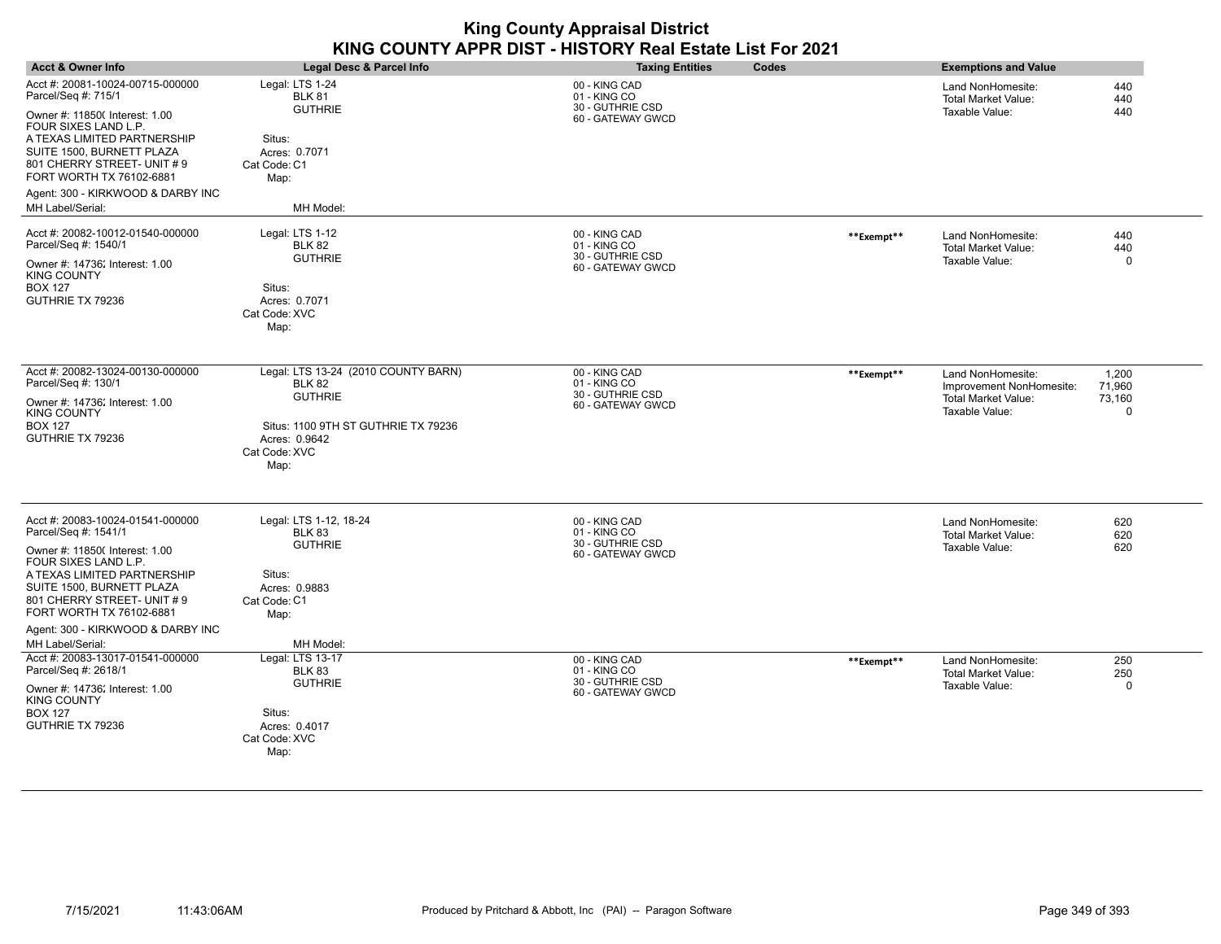# King County Appraisal District

## KING COUNTY APPR DIST - HISTORY Real Estate List For 2021

| Acct & Owner Info | Legal Desc & Parcel Info | Taxing Entities | Codes | Exemptions and Value |
|---|---|---|---|---|
| Acct #: 20081-10024-00715-000000<br>Parcel/Seq #: 715/1<br>Owner #: 11850( Interest: 1.00<br>FOUR SIXES LAND L.P.<br>A TEXAS LIMITED PARTNERSHIP<br>SUITE 1500, BURNETT PLAZA<br>801 CHERRY STREET- UNIT # 9<br>FORT WORTH TX 76102-6881<br>Agent: 300 - KIRKWOOD & DARBY INC<br>MH Label/Serial: | Legal: LTS 1-24<br>BLK 81<br>GUTHRIE<br>Situs:<br>Acres: 0.7071<br>Cat Code: C1<br>Map:<br>MH Model: | 00 - KING CAD<br>01 - KING CO<br>30 - GUTHRIE CSD<br>60 - GATEWAY GWCD | | Land NonHomesite: 440<br>Total Market Value: 440<br>Taxable Value: 440 |
| Acct #: 20082-10012-01540-000000<br>Parcel/Seq #: 1540/1<br>Owner #: 14736: Interest: 1.00<br>KING COUNTY<br>BOX 127<br>GUTHRIE TX 79236 | Legal: LTS 1-12<br>BLK 82<br>GUTHRIE<br>Situs:<br>Acres: 0.7071<br>Cat Code: XVC<br>Map: | 00 - KING CAD<br>01 - KING CO<br>30 - GUTHRIE CSD<br>60 - GATEWAY GWCD | **Exempt** | Land NonHomesite: 440<br>Total Market Value: 440<br>Taxable Value: 0 |
| Acct #: 20082-13024-00130-000000<br>Parcel/Seq #: 130/1<br>Owner #: 14736: Interest: 1.00<br>KING COUNTY<br>BOX 127<br>GUTHRIE TX 79236 | Legal: LTS 13-24 (2010 COUNTY BARN)<br>BLK 82<br>GUTHRIE<br>Situs: 1100 9TH ST GUTHRIE TX 79236<br>Acres: 0.9642<br>Cat Code: XVC<br>Map: | 00 - KING CAD<br>01 - KING CO<br>30 - GUTHRIE CSD<br>60 - GATEWAY GWCD | **Exempt** | Land NonHomesite: 1,200<br>Improvement NonHomesite: 71,960<br>Total Market Value: 73,160<br>Taxable Value: 0 |
| Acct #: 20083-10024-01541-000000<br>Parcel/Seq #: 1541/1<br>Owner #: 11850( Interest: 1.00<br>FOUR SIXES LAND L.P.<br>A TEXAS LIMITED PARTNERSHIP<br>SUITE 1500, BURNETT PLAZA<br>801 CHERRY STREET- UNIT # 9<br>FORT WORTH TX 76102-6881<br>Agent: 300 - KIRKWOOD & DARBY INC<br>MH Label/Serial: | Legal: LTS 1-12, 18-24<br>BLK 83<br>GUTHRIE<br>Situs:<br>Acres: 0.9883<br>Cat Code: C1<br>Map:<br>MH Model: | 00 - KING CAD<br>01 - KING CO<br>30 - GUTHRIE CSD<br>60 - GATEWAY GWCD | | Land NonHomesite: 620<br>Total Market Value: 620<br>Taxable Value: 620 |
| Acct #: 20083-13017-01541-000000<br>Parcel/Seq #: 2618/1<br>Owner #: 14736: Interest: 1.00<br>KING COUNTY<br>BOX 127<br>GUTHRIE TX 79236 | Legal: LTS 13-17<br>BLK 83<br>GUTHRIE<br>Situs:<br>Acres: 0.4017<br>Cat Code: XVC<br>Map: | 00 - KING CAD<br>01 - KING CO<br>30 - GUTHRIE CSD<br>60 - GATEWAY GWCD | **Exempt** | Land NonHomesite: 250<br>Total Market Value: 250<br>Taxable Value: 0 |

7/15/2021 11:43:06AM Produced by Pritchard & Abbott, Inc (PAI) -- Paragon Software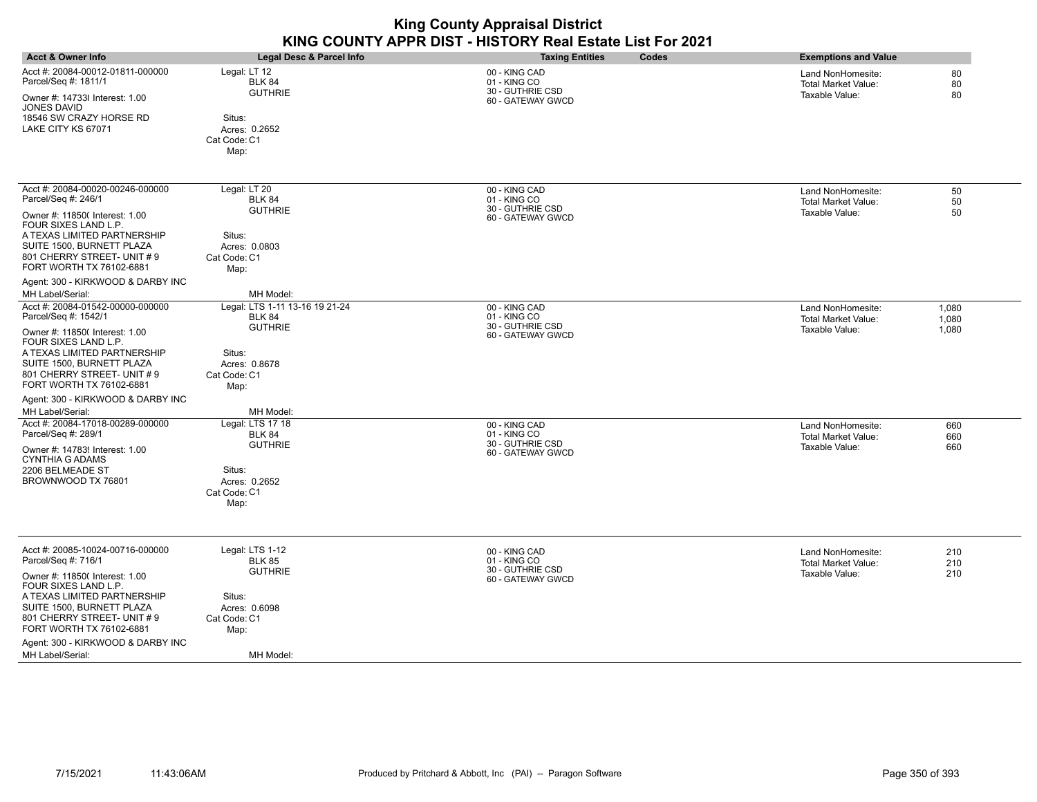# King County Appraisal District

## KING COUNTY APPR DIST - HISTORY Real Estate List For 2021

| Acct & Owner Info | Legal Desc & Parcel Info | Taxing Entities | Codes | Exemptions and Value |
|---|---|---|---|---|
| Acct #: 20084-00012-01811-000000<br>Parcel/Seq #: 1811/1<br>Owner #: 14733( Interest: 1.00<br>JONES DAVID<br>18546 SW CRAZY HORSE RD<br>LAKE CITY KS 67071 | Legal: LT 12<br>BLK 84<br>GUTHRIE<br>Situs:<br>Acres: 0.2652<br>Cat Code: C1<br>Map: | 00 - KING CAD<br>01 - KING CO<br>30 - GUTHRIE CSD<br>60 - GATEWAY GWCD | | Land NonHomesite: 80<br>Total Market Value: 80<br>Taxable Value: 80 |
| Acct #: 20084-00020-00246-000000<br>Parcel/Seq #: 246/1<br>Owner #: 11850( Interest: 1.00<br>FOUR SIXES LAND L.P.<br>A TEXAS LIMITED PARTNERSHIP<br>SUITE 1500, BURNETT PLAZA<br>801 CHERRY STREET- UNIT # 9<br>FORT WORTH TX 76102-6881<br>Agent: 300 - KIRKWOOD & DARBY INC<br>MH Label/Serial: | Legal: LT 20<br>BLK 84<br>GUTHRIE<br>Situs:<br>Acres: 0.0803<br>Cat Code: C1<br>Map:<br>MH Model: | 00 - KING CAD<br>01 - KING CO<br>30 - GUTHRIE CSD<br>60 - GATEWAY GWCD | | Land NonHomesite: 50<br>Total Market Value: 50<br>Taxable Value: 50 |
| Acct #: 20084-01542-00000-000000<br>Parcel/Seq #: 1542/1<br>Owner #: 11850( Interest: 1.00<br>FOUR SIXES LAND L.P.<br>A TEXAS LIMITED PARTNERSHIP<br>SUITE 1500, BURNETT PLAZA<br>801 CHERRY STREET- UNIT # 9<br>FORT WORTH TX 76102-6881<br>Agent: 300 - KIRKWOOD & DARBY INC<br>MH Label/Serial: | Legal: LTS 1-11 13-16 19 21-24<br>BLK 84<br>GUTHRIE<br>Situs:<br>Acres: 0.8678<br>Cat Code: C1<br>Map:<br>MH Model: | 00 - KING CAD<br>01 - KING CO<br>30 - GUTHRIE CSD<br>60 - GATEWAY GWCD | | Land NonHomesite: 1,080<br>Total Market Value: 1,080<br>Taxable Value: 1,080 |
| Acct #: 20084-17018-00289-000000<br>Parcel/Seq #: 289/1<br>Owner #: 14783( Interest: 1.00<br>CYNTHIA G ADAMS<br>2206 BELMEADE ST<br>BROWNWOOD TX 76801 | Legal: LTS 17 18<br>BLK 84<br>GUTHRIE<br>Situs:<br>Acres: 0.2652<br>Cat Code: C1<br>Map: | 00 - KING CAD<br>01 - KING CO<br>30 - GUTHRIE CSD<br>60 - GATEWAY GWCD | | Land NonHomesite: 660<br>Total Market Value: 660<br>Taxable Value: 660 |
| Acct #: 20085-10024-00716-000000<br>Parcel/Seq #: 716/1<br>Owner #: 11850( Interest: 1.00<br>FOUR SIXES LAND L.P.<br>A TEXAS LIMITED PARTNERSHIP<br>SUITE 1500, BURNETT PLAZA<br>801 CHERRY STREET- UNIT # 9<br>FORT WORTH TX 76102-6881<br>Agent: 300 - KIRKWOOD & DARBY INC<br>MH Label/Serial: | Legal: LTS 1-12<br>BLK 85<br>GUTHRIE<br>Situs:<br>Acres: 0.6098<br>Cat Code: C1<br>Map:<br>MH Model: | 00 - KING CAD<br>01 - KING CO<br>30 - GUTHRIE CSD<br>60 - GATEWAY GWCD | | Land NonHomesite: 210<br>Total Market Value: 210<br>Taxable Value: 210 |

7/15/2021 11:43:06AM Produced by Pritchard & Abbott, Inc (PAI) -- Paragon Software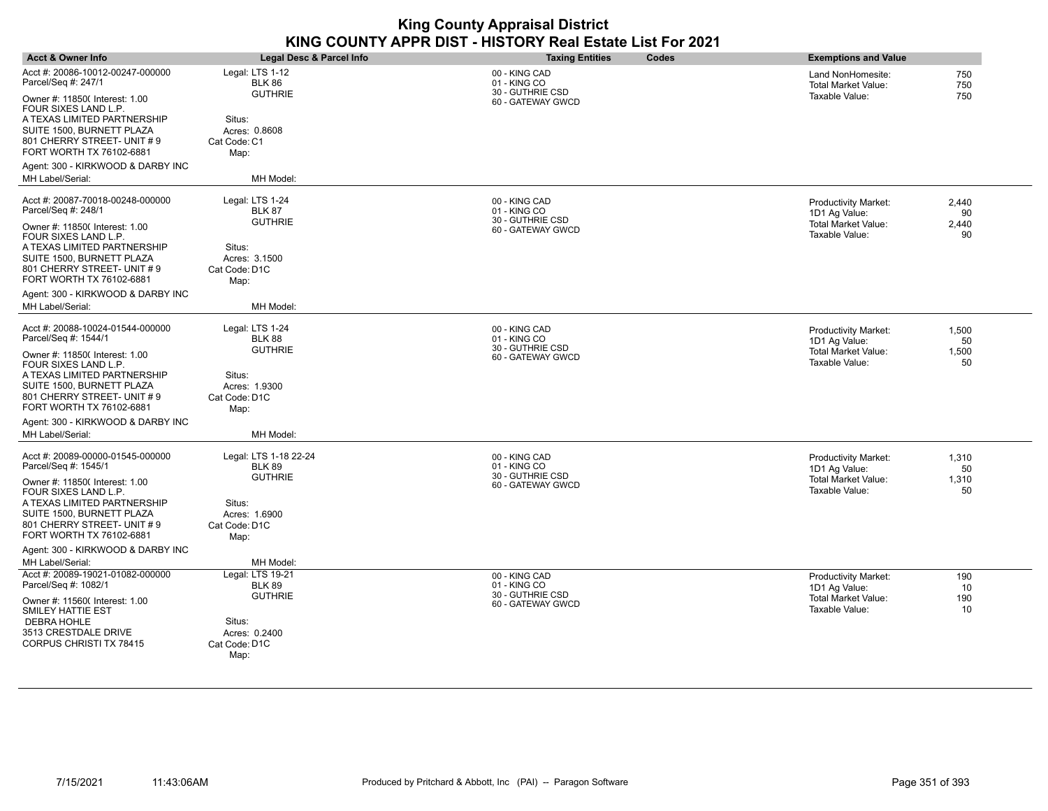# King County Appraisal District
## KING COUNTY APPR DIST - HISTORY Real Estate List For 2021

| Acct & Owner Info | Legal Desc & Parcel Info | Taxing Entities | Codes | Exemptions and Value |
|---|---|---|---|---|
| Acct #: 20086-10012-00247-000000<br>Parcel/Seq #: 247/1<br>Owner #: 11850( Interest: 1.00<br>FOUR SIXES LAND L.P.<br>A TEXAS LIMITED PARTNERSHIP<br>SUITE 1500, BURNETT PLAZA<br>801 CHERRY STREET- UNIT # 9<br>FORT WORTH TX 76102-6881<br>Agent: 300 - KIRKWOOD & DARBY INC<br>MH Label/Serial: | Legal: LTS 1-12<br>BLK 86<br>GUTHRIE<br>Situs:<br>Acres: 0.8608<br>Cat Code: C1<br>Map:<br>MH Model: | 00 - KING CAD<br>01 - KING CO<br>30 - GUTHRIE CSD<br>60 - GATEWAY GWCD | | Land NonHomesite: 750<br>Total Market Value: 750<br>Taxable Value: 750 |
| Acct #: 20087-70018-00248-000000<br>Parcel/Seq #: 248/1<br>Owner #: 11850( Interest: 1.00<br>FOUR SIXES LAND L.P.<br>A TEXAS LIMITED PARTNERSHIP<br>SUITE 1500, BURNETT PLAZA<br>801 CHERRY STREET- UNIT # 9<br>FORT WORTH TX 76102-6881<br>Agent: 300 - KIRKWOOD & DARBY INC<br>MH Label/Serial: | Legal: LTS 1-24<br>BLK 87<br>GUTHRIE<br>Situs:<br>Acres: 3.1500<br>Cat Code: D1C<br>Map:<br>MH Model: | 00 - KING CAD<br>01 - KING CO<br>30 - GUTHRIE CSD<br>60 - GATEWAY GWCD | | Productivity Market: 2,440<br>1D1 Ag Value: 90<br>Total Market Value: 2,440<br>Taxable Value: 90 |
| Acct #: 20088-10024-01544-000000<br>Parcel/Seq #: 1544/1<br>Owner #: 11850( Interest: 1.00<br>FOUR SIXES LAND L.P.<br>A TEXAS LIMITED PARTNERSHIP<br>SUITE 1500, BURNETT PLAZA<br>801 CHERRY STREET- UNIT # 9<br>FORT WORTH TX 76102-6881<br>Agent: 300 - KIRKWOOD & DARBY INC<br>MH Label/Serial: | Legal: LTS 1-24<br>BLK 88<br>GUTHRIE<br>Situs:<br>Acres: 1.9300<br>Cat Code: D1C<br>Map:<br>MH Model: | 00 - KING CAD<br>01 - KING CO<br>30 - GUTHRIE CSD<br>60 - GATEWAY GWCD | | Productivity Market: 1,500<br>1D1 Ag Value: 50<br>Total Market Value: 1,500<br>Taxable Value: 50 |
| Acct #: 20089-00000-01545-000000<br>Parcel/Seq #: 1545/1<br>Owner #: 11850( Interest: 1.00<br>FOUR SIXES LAND L.P.<br>A TEXAS LIMITED PARTNERSHIP<br>SUITE 1500, BURNETT PLAZA<br>801 CHERRY STREET- UNIT # 9<br>FORT WORTH TX 76102-6881<br>Agent: 300 - KIRKWOOD & DARBY INC<br>MH Label/Serial: | Legal: LTS 1-18 22-24<br>BLK 89<br>GUTHRIE<br>Situs:<br>Acres: 1.6900<br>Cat Code: D1C<br>Map:<br>MH Model: | 00 - KING CAD<br>01 - KING CO<br>30 - GUTHRIE CSD<br>60 - GATEWAY GWCD | | Productivity Market: 1,310<br>1D1 Ag Value: 50<br>Total Market Value: 1,310<br>Taxable Value: 50 |
| Acct #: 20089-19021-01082-000000<br>Parcel/Seq #: 1082/1<br>Owner #: 11560( Interest: 1.00<br>SMILEY HATTIE EST<br>DEBRA HOHLE<br>3513 CRESTDALE DRIVE<br>CORPUS CHRISTI TX 78415 | Legal: LTS 19-21<br>BLK 89<br>GUTHRIE<br>Situs:<br>Acres: 0.2400<br>Cat Code: D1C<br>Map: | 00 - KING CAD<br>01 - KING CO<br>30 - GUTHRIE CSD<br>60 - GATEWAY GWCD | | Productivity Market: 190<br>1D1 Ag Value: 10<br>Total Market Value: 190<br>Taxable Value: 10 |

7/15/2021 11:43:06AM Produced by Pritchard & Abbott, Inc (PAI) -- Paragon Software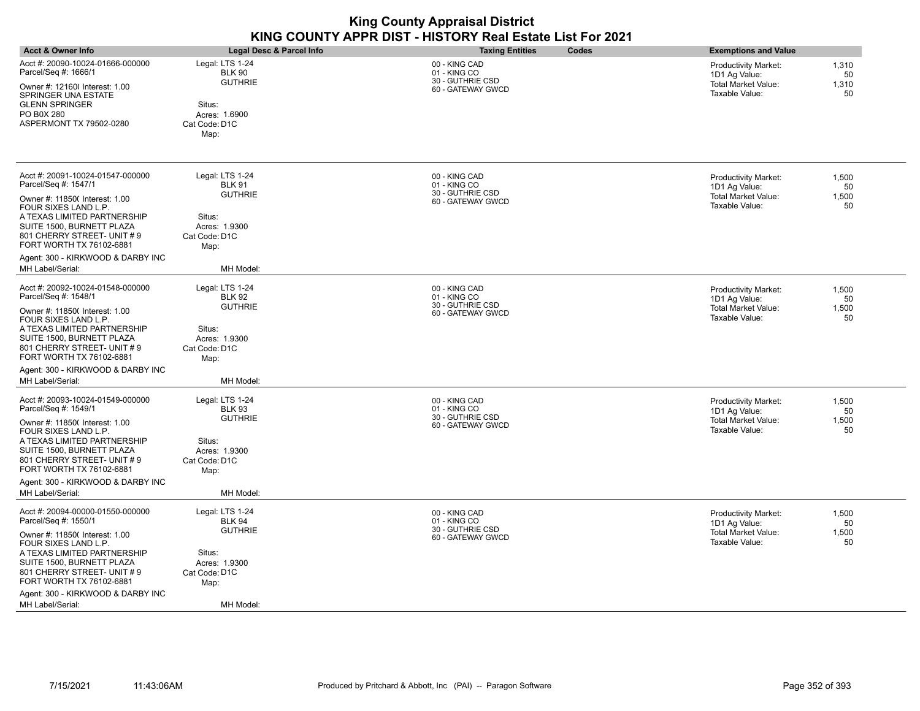# King County Appraisal District

## KING COUNTY APPR DIST - HISTORY Real Estate List For 2021

| Acct & Owner Info | Legal Desc & Parcel Info | Taxing Entities | Codes | Exemptions and Value |
|---|---|---|---|---|
| Acct #: 20090-10024-01666-000000<br>Parcel/Seq #: 1666/1<br>Owner #: 12160( Interest: 1.00<br>SPRINGER UNA ESTATE<br>GLENN SPRINGER<br>PO B0X 280<br>ASPERMONT TX 79502-0280 | Legal: LTS 1-24<br>BLK 90<br>GUTHRIE<br>Situs:<br>Acres: 1.6900<br>Cat Code: D1C<br>Map: | 00 - KING CAD<br>01 - KING CO<br>30 - GUTHRIE CSD<br>60 - GATEWAY GWCD | | Productivity Market: 1,310<br>1D1 Ag Value: 50<br>Total Market Value: 1,310<br>Taxable Value: 50 |
| Acct #: 20091-10024-01547-000000<br>Parcel/Seq #: 1547/1<br>Owner #: 11850( Interest: 1.00<br>FOUR SIXES LAND L.P.<br>A TEXAS LIMITED PARTNERSHIP<br>SUITE 1500, BURNETT PLAZA<br>801 CHERRY STREET- UNIT # 9<br>FORT WORTH TX 76102-6881<br>Agent: 300 - KIRKWOOD & DARBY INC<br>MH Label/Serial: | Legal: LTS 1-24<br>BLK 91<br>GUTHRIE<br>Situs:<br>Acres: 1.9300<br>Cat Code: D1C<br>Map:<br>MH Model: | 00 - KING CAD<br>01 - KING CO<br>30 - GUTHRIE CSD<br>60 - GATEWAY GWCD | | Productivity Market: 1,500<br>1D1 Ag Value: 50<br>Total Market Value: 1,500<br>Taxable Value: 50 |
| Acct #: 20092-10024-01548-000000<br>Parcel/Seq #: 1548/1<br>Owner #: 11850( Interest: 1.00<br>FOUR SIXES LAND L.P.<br>A TEXAS LIMITED PARTNERSHIP<br>SUITE 1500, BURNETT PLAZA<br>801 CHERRY STREET- UNIT # 9<br>FORT WORTH TX 76102-6881<br>Agent: 300 - KIRKWOOD & DARBY INC<br>MH Label/Serial: | Legal: LTS 1-24<br>BLK 92<br>GUTHRIE<br>Situs:<br>Acres: 1.9300<br>Cat Code: D1C<br>Map:<br>MH Model: | 00 - KING CAD<br>01 - KING CO<br>30 - GUTHRIE CSD<br>60 - GATEWAY GWCD | | Productivity Market: 1,500<br>1D1 Ag Value: 50<br>Total Market Value: 1,500<br>Taxable Value: 50 |
| Acct #: 20093-10024-01549-000000<br>Parcel/Seq #: 1549/1<br>Owner #: 11850( Interest: 1.00<br>FOUR SIXES LAND L.P.<br>A TEXAS LIMITED PARTNERSHIP<br>SUITE 1500, BURNETT PLAZA<br>801 CHERRY STREET- UNIT # 9<br>FORT WORTH TX 76102-6881<br>Agent: 300 - KIRKWOOD & DARBY INC<br>MH Label/Serial: | Legal: LTS 1-24<br>BLK 93<br>GUTHRIE<br>Situs:<br>Acres: 1.9300<br>Cat Code: D1C<br>Map:<br>MH Model: | 00 - KING CAD<br>01 - KING CO<br>30 - GUTHRIE CSD<br>60 - GATEWAY GWCD | | Productivity Market: 1,500<br>1D1 Ag Value: 50<br>Total Market Value: 1,500<br>Taxable Value: 50 |
| Acct #: 20094-00000-01550-000000<br>Parcel/Seq #: 1550/1<br>Owner #: 11850( Interest: 1.00<br>FOUR SIXES LAND L.P.<br>A TEXAS LIMITED PARTNERSHIP<br>SUITE 1500, BURNETT PLAZA<br>801 CHERRY STREET- UNIT # 9<br>FORT WORTH TX 76102-6881<br>Agent: 300 - KIRKWOOD & DARBY INC<br>MH Label/Serial: | Legal: LTS 1-24<br>BLK 94<br>GUTHRIE<br>Situs:<br>Acres: 1.9300<br>Cat Code: D1C<br>Map:<br>MH Model: | 00 - KING CAD<br>01 - KING CO<br>30 - GUTHRIE CSD<br>60 - GATEWAY GWCD | | Productivity Market: 1,500<br>1D1 Ag Value: 50<br>Total Market Value: 1,500<br>Taxable Value: 50 |

7/15/2021 11:43:06AM Produced by Pritchard & Abbott, Inc (PAI) -- Paragon Software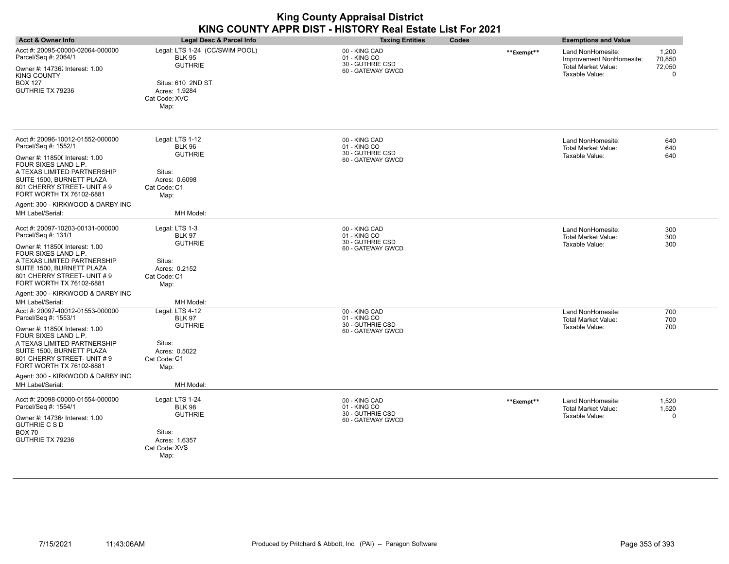# King County Appraisal District

## KING COUNTY APPR DIST - HISTORY Real Estate List For 2021

| Acct & Owner Info | Legal Desc & Parcel Info | Taxing Entities | Codes | Exemptions and Value |
|---|---|---|---|---|
| Acct #: 20095-00000-02064-000000<br>Parcel/Seq #: 2064/1<br>Owner #: 14736; Interest: 1.00<br>KING COUNTY<br>BOX 127<br>GUTHRIE TX 79236 | Legal: LTS 1-24 (CC/SWIM POOL)<br>BLK 95<br>GUTHRIE<br>Situs: 610 2ND ST<br>Acres: 1.9284<br>Cat Code: XVC<br>Map: | 00 - KING CAD<br>01 - KING CO<br>30 - GUTHRIE CSD<br>60 - GATEWAY GWCD | **Exempt** | Land NonHomesite: 1,200<br>Improvement NonHomesite: 70,850<br>Total Market Value: 72,050<br>Taxable Value: 0 |
| Acct #: 20096-10012-01552-000000<br>Parcel/Seq #: 1552/1<br>Owner #: 11850( Interest: 1.00<br>FOUR SIXES LAND L.P.<br>A TEXAS LIMITED PARTNERSHIP<br>SUITE 1500, BURNETT PLAZA<br>801 CHERRY STREET- UNIT # 9<br>FORT WORTH TX 76102-6881<br>Agent: 300 - KIRKWOOD & DARBY INC<br>MH Label/Serial: | Legal: LTS 1-12<br>BLK 96<br>GUTHRIE<br>Situs:<br>Acres: 0.6098<br>Cat Code: C1<br>Map:<br>MH Model: | 00 - KING CAD<br>01 - KING CO<br>30 - GUTHRIE CSD<br>60 - GATEWAY GWCD | | Land NonHomesite: 640<br>Total Market Value: 640<br>Taxable Value: 640 |
| Acct #: 20097-10203-00131-000000<br>Parcel/Seq #: 131/1<br>Owner #: 11850( Interest: 1.00<br>FOUR SIXES LAND L.P.<br>A TEXAS LIMITED PARTNERSHIP<br>SUITE 1500, BURNETT PLAZA<br>801 CHERRY STREET- UNIT # 9<br>FORT WORTH TX 76102-6881<br>Agent: 300 - KIRKWOOD & DARBY INC<br>MH Label/Serial: | Legal: LTS 1-3<br>BLK 97<br>GUTHRIE<br>Situs:<br>Acres: 0.2152<br>Cat Code: C1<br>Map:<br>MH Model: | 00 - KING CAD<br>01 - KING CO<br>30 - GUTHRIE CSD<br>60 - GATEWAY GWCD | | Land NonHomesite: 300<br>Total Market Value: 300<br>Taxable Value: 300 |
| Acct #: 20097-40012-01553-000000<br>Parcel/Seq #: 1553/1<br>Owner #: 11850( Interest: 1.00<br>FOUR SIXES LAND L.P.<br>A TEXAS LIMITED PARTNERSHIP<br>SUITE 1500, BURNETT PLAZA<br>801 CHERRY STREET- UNIT # 9<br>FORT WORTH TX 76102-6881<br>Agent: 300 - KIRKWOOD & DARBY INC<br>MH Label/Serial: | Legal: LTS 4-12<br>BLK 97<br>GUTHRIE<br>Situs:<br>Acres: 0.5022<br>Cat Code: C1<br>Map:<br>MH Model: | 00 - KING CAD<br>01 - KING CO<br>30 - GUTHRIE CSD<br>60 - GATEWAY GWCD | | Land NonHomesite: 700<br>Total Market Value: 700<br>Taxable Value: 700 |
| Acct #: 20098-00000-01554-000000<br>Parcel/Seq #: 1554/1<br>Owner #: 14736( Interest: 1.00<br>GUTHRIE C S D<br>BOX 70<br>GUTHRIE TX 79236 | Legal: LTS 1-24<br>BLK 98<br>GUTHRIE<br>Situs:<br>Acres: 1.6357<br>Cat Code: XVS<br>Map: | 00 - KING CAD<br>01 - KING CO<br>30 - GUTHRIE CSD<br>60 - GATEWAY GWCD | **Exempt** | Land NonHomesite: 1,520<br>Total Market Value: 1,520<br>Taxable Value: 0 |

7/15/2021 11:43:06AM Produced by Pritchard & Abbott, Inc (PAI) -- Paragon Software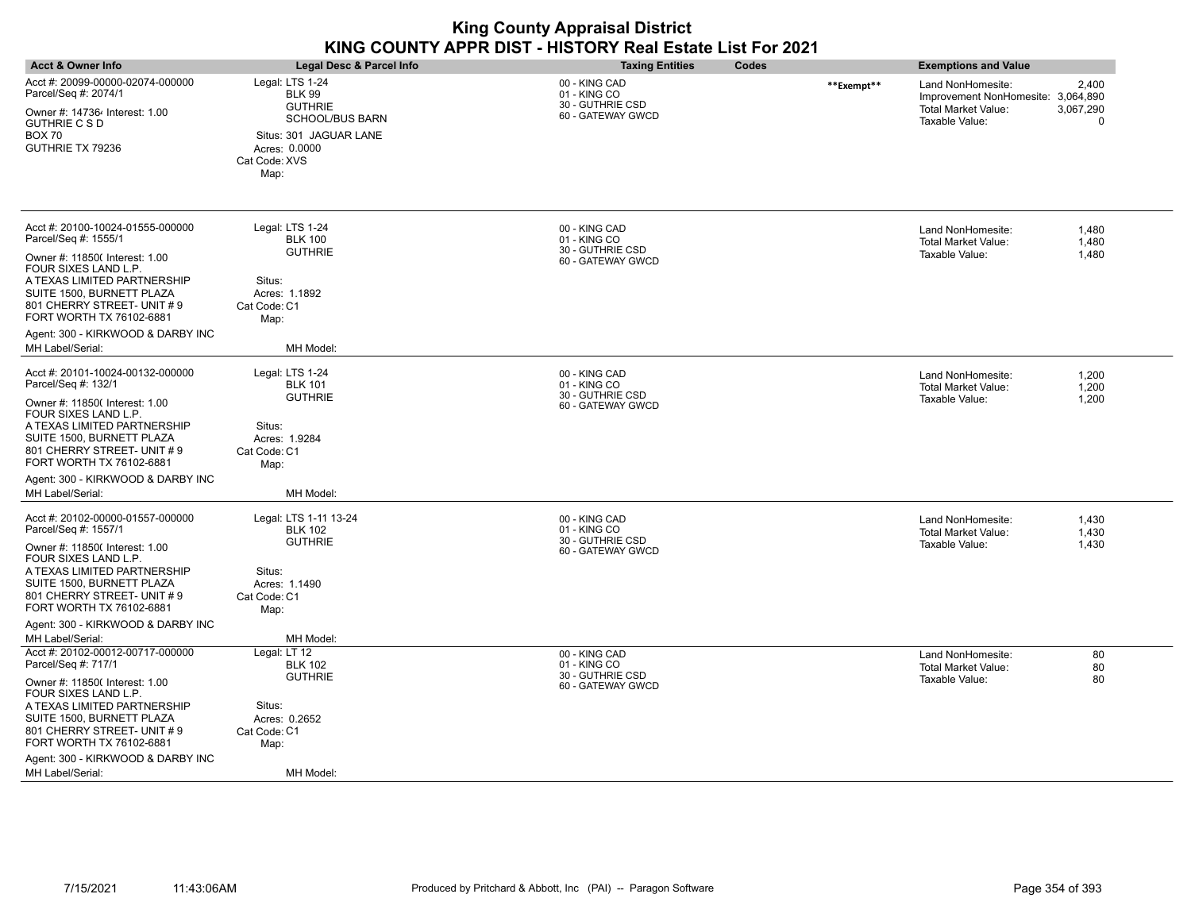# King County Appraisal District
## KING COUNTY APPR DIST - HISTORY Real Estate List For 2021

| Acct & Owner Info | Legal Desc & Parcel Info | Taxing Entities | Codes | Exemptions and Value |
|---|---|---|---|---|
| Acct #: 20099-00000-02074-000000<br>Parcel/Seq #: 2074/1<br>Owner #: 14736( Interest: 1.00<br>GUTHRIE C S D<br>BOX 70<br>GUTHRIE TX 79236 | Legal: LTS 1-24<br>BLK 99<br>GUTHRIE<br>SCHOOL/BUS BARN<br>Situs: 301 JAGUAR LANE<br>Acres: 0.0000<br>Cat Code: XVS<br>Map: | 00 - KING CAD<br>01 - KING CO<br>30 - GUTHRIE CSD<br>60 - GATEWAY GWCD | \*\*Exempt\*\* | Land NonHomesite: 2,400<br>Improvement NonHomesite: 3,064,890<br>Total Market Value: 3,067,290<br>Taxable Value: 0 |
| Acct #: 20100-10024-01555-000000<br>Parcel/Seq #: 1555/1<br>Owner #: 11850( Interest: 1.00<br>FOUR SIXES LAND L.P.<br>A TEXAS LIMITED PARTNERSHIP<br>SUITE 1500, BURNETT PLAZA<br>801 CHERRY STREET- UNIT # 9<br>FORT WORTH TX 76102-6881<br>Agent: 300 - KIRKWOOD & DARBY INC<br>MH Label/Serial: | Legal: LTS 1-24<br>BLK 100<br>GUTHRIE<br>Situs:<br>Acres: 1.1892<br>Cat Code: C1<br>Map:<br>MH Model: | 00 - KING CAD<br>01 - KING CO<br>30 - GUTHRIE CSD<br>60 - GATEWAY GWCD | | Land NonHomesite: 1,480<br>Total Market Value: 1,480<br>Taxable Value: 1,480 |
| Acct #: 20101-10024-00132-000000<br>Parcel/Seq #: 132/1<br>Owner #: 11850( Interest: 1.00<br>FOUR SIXES LAND L.P.<br>A TEXAS LIMITED PARTNERSHIP<br>SUITE 1500, BURNETT PLAZA<br>801 CHERRY STREET- UNIT # 9<br>FORT WORTH TX 76102-6881<br>Agent: 300 - KIRKWOOD & DARBY INC<br>MH Label/Serial: | Legal: LTS 1-24<br>BLK 101<br>GUTHRIE<br>Situs:<br>Acres: 1.9284<br>Cat Code: C1<br>Map:<br>MH Model: | 00 - KING CAD<br>01 - KING CO<br>30 - GUTHRIE CSD<br>60 - GATEWAY GWCD | | Land NonHomesite: 1,200<br>Total Market Value: 1,200<br>Taxable Value: 1,200 |
| Acct #: 20102-00000-01557-000000<br>Parcel/Seq #: 1557/1<br>Owner #: 11850( Interest: 1.00<br>FOUR SIXES LAND L.P.<br>A TEXAS LIMITED PARTNERSHIP<br>SUITE 1500, BURNETT PLAZA<br>801 CHERRY STREET- UNIT # 9<br>FORT WORTH TX 76102-6881<br>Agent: 300 - KIRKWOOD & DARBY INC<br>MH Label/Serial: | Legal: LTS 1-11 13-24<br>BLK 102<br>GUTHRIE<br>Situs:<br>Acres: 1.1490<br>Cat Code: C1<br>Map:<br>MH Model: | 00 - KING CAD<br>01 - KING CO<br>30 - GUTHRIE CSD<br>60 - GATEWAY GWCD | | Land NonHomesite: 1,430<br>Total Market Value: 1,430<br>Taxable Value: 1,430 |
| Acct #: 20102-00012-00717-000000<br>Parcel/Seq #: 717/1<br>Owner #: 11850( Interest: 1.00<br>FOUR SIXES LAND L.P.<br>A TEXAS LIMITED PARTNERSHIP<br>SUITE 1500, BURNETT PLAZA<br>801 CHERRY STREET- UNIT # 9<br>FORT WORTH TX 76102-6881<br>Agent: 300 - KIRKWOOD & DARBY INC<br>MH Label/Serial: | Legal: LT 12<br>BLK 102<br>GUTHRIE<br>Situs:<br>Acres: 0.2652<br>Cat Code: C1<br>Map:<br>MH Model: | 00 - KING CAD<br>01 - KING CO<br>30 - GUTHRIE CSD<br>60 - GATEWAY GWCD | | Land NonHomesite: 80<br>Total Market Value: 80<br>Taxable Value: 80 |

7/15/2021 11:43:06AM Produced by Pritchard & Abbott, Inc (PAI) -- Paragon Software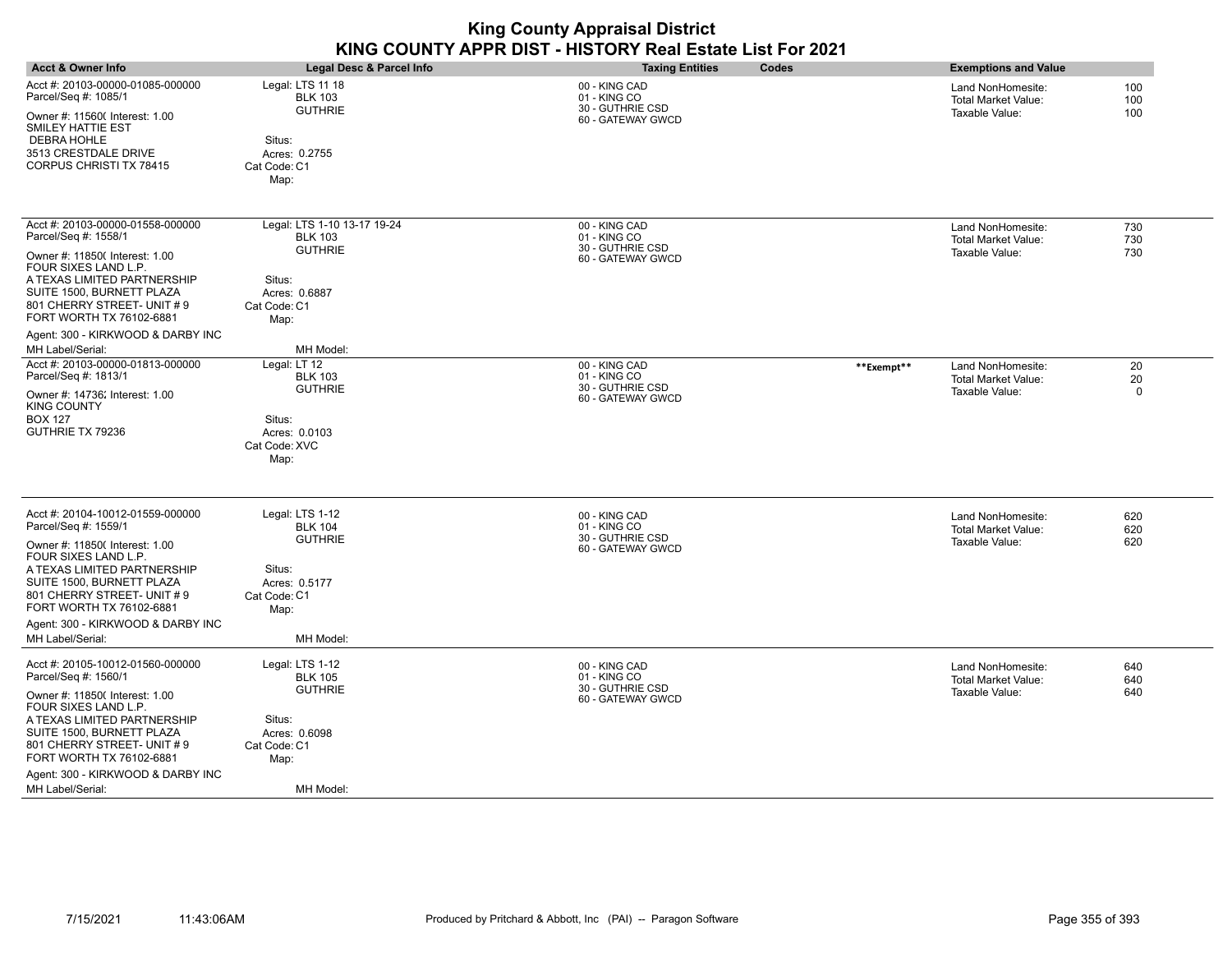# King County Appraisal District

## KING COUNTY APPR DIST - HISTORY Real Estate List For 2021

| Acct & Owner Info | Legal Desc & Parcel Info | Taxing Entities | Codes | Exemptions and Value |
|---|---|---|---|---|
| Acct #: 20103-00000-01085-000000<br>Parcel/Seq #: 1085/1<br>Owner #: 11560( Interest: 1.00<br>SMILEY HATTIE EST<br>DEBRA HOHLE<br>3513 CRESTDALE DRIVE<br>CORPUS CHRISTI TX 78415 | Legal: LTS 11 18<br>BLK 103<br>GUTHRIE<br>Situs:<br>Acres: 0.2755<br>Cat Code: C1<br>Map: | 00 - KING CAD<br>01 - KING CO<br>30 - GUTHRIE CSD<br>60 - GATEWAY GWCD | | Land NonHomesite: 100<br>Total Market Value: 100<br>Taxable Value: 100 |
| Acct #: 20103-00000-01558-000000<br>Parcel/Seq #: 1558/1<br>Owner #: 11850( Interest: 1.00<br>FOUR SIXES LAND L.P.<br>A TEXAS LIMITED PARTNERSHIP<br>SUITE 1500, BURNETT PLAZA<br>801 CHERRY STREET- UNIT # 9<br>FORT WORTH TX 76102-6881<br>Agent: 300 - KIRKWOOD & DARBY INC<br>MH Label/Serial: | Legal: LTS 1-10 13-17 19-24<br>BLK 103<br>GUTHRIE<br>Situs:<br>Acres: 0.6887<br>Cat Code: C1<br>Map:<br>MH Model: | 00 - KING CAD<br>01 - KING CO<br>30 - GUTHRIE CSD<br>60 - GATEWAY GWCD | | Land NonHomesite: 730<br>Total Market Value: 730<br>Taxable Value: 730 |
| Acct #: 20103-00000-01813-000000<br>Parcel/Seq #: 1813/1<br>Owner #: 14736; Interest: 1.00<br>KING COUNTY<br>BOX 127<br>GUTHRIE TX 79236 | Legal: LT 12<br>BLK 103<br>GUTHRIE<br>Situs:<br>Acres: 0.0103<br>Cat Code: XVC<br>Map: | 00 - KING CAD<br>01 - KING CO<br>30 - GUTHRIE CSD<br>60 - GATEWAY GWCD | \*\*Exempt\*\* | Land NonHomesite: 20<br>Total Market Value: 20<br>Taxable Value: 0 |
| Acct #: 20104-10012-01559-000000<br>Parcel/Seq #: 1559/1<br>Owner #: 11850( Interest: 1.00<br>FOUR SIXES LAND L.P.<br>A TEXAS LIMITED PARTNERSHIP<br>SUITE 1500, BURNETT PLAZA<br>801 CHERRY STREET- UNIT # 9<br>FORT WORTH TX 76102-6881<br>Agent: 300 - KIRKWOOD & DARBY INC<br>MH Label/Serial: | Legal: LTS 1-12<br>BLK 104<br>GUTHRIE<br>Situs:<br>Acres: 0.5177<br>Cat Code: C1<br>Map:<br>MH Model: | 00 - KING CAD<br>01 - KING CO<br>30 - GUTHRIE CSD<br>60 - GATEWAY GWCD | | Land NonHomesite: 620<br>Total Market Value: 620<br>Taxable Value: 620 |
| Acct #: 20105-10012-01560-000000<br>Parcel/Seq #: 1560/1<br>Owner #: 11850( Interest: 1.00<br>FOUR SIXES LAND L.P.<br>A TEXAS LIMITED PARTNERSHIP<br>SUITE 1500, BURNETT PLAZA<br>801 CHERRY STREET- UNIT # 9<br>FORT WORTH TX 76102-6881<br>Agent: 300 - KIRKWOOD & DARBY INC<br>MH Label/Serial: | Legal: LTS 1-12<br>BLK 105<br>GUTHRIE<br>Situs:<br>Acres: 0.6098<br>Cat Code: C1<br>Map:<br>MH Model: | 00 - KING CAD<br>01 - KING CO<br>30 - GUTHRIE CSD<br>60 - GATEWAY GWCD | | Land NonHomesite: 640<br>Total Market Value: 640<br>Taxable Value: 640 |

7/15/2021 11:43:06AM Produced by Pritchard & Abbott, Inc (PAI) -- Paragon Software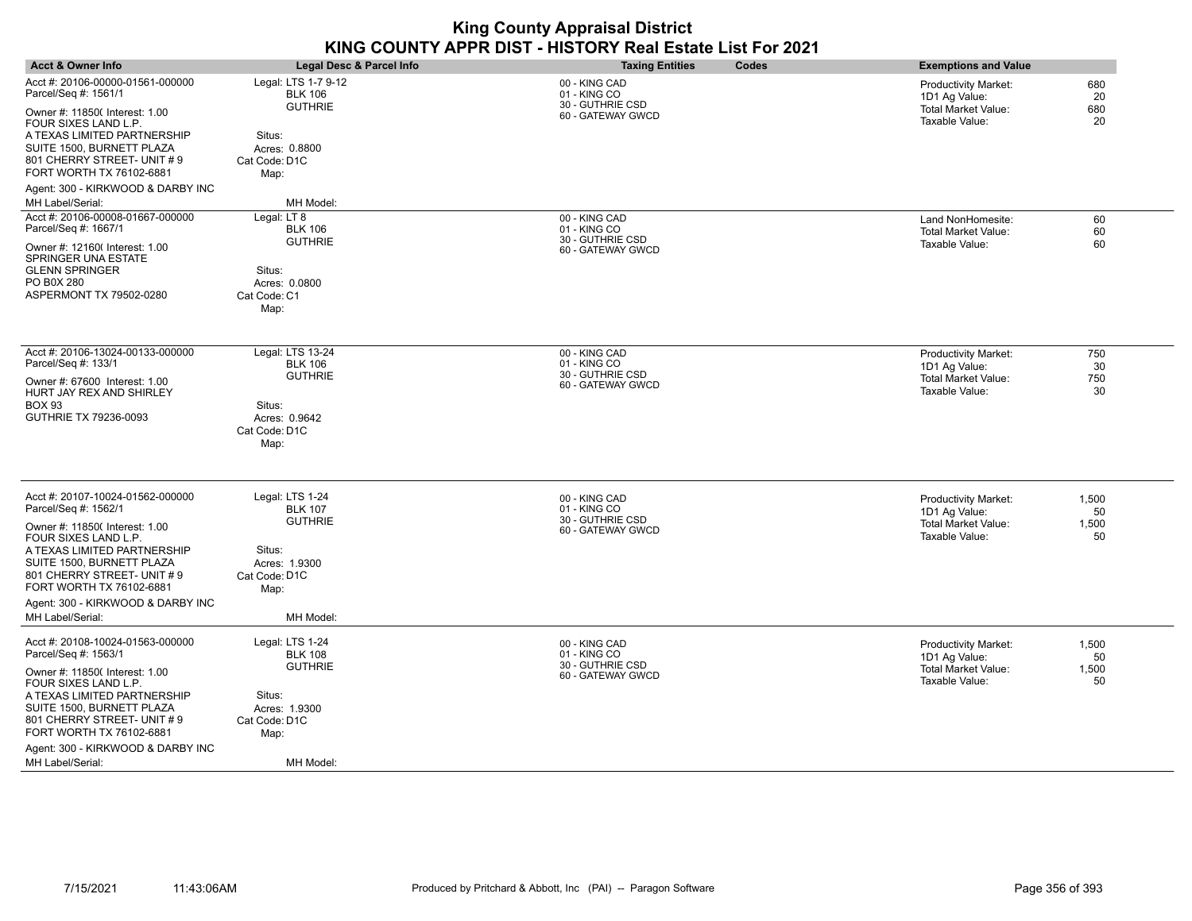# King County Appraisal District

## KING COUNTY APPR DIST - HISTORY Real Estate List For 2021

| Acct & Owner Info | Legal Desc & Parcel Info | Taxing Entities | Codes | Exemptions and Value |
|---|---|---|---|---|
| Acct #: 20106-00000-01561-000000<br>Parcel/Seq #: 1561/1<br>Owner #: 11850( Interest: 1.00<br>FOUR SIXES LAND L.P.<br>A TEXAS LIMITED PARTNERSHIP<br>SUITE 1500, BURNETT PLAZA<br>801 CHERRY STREET- UNIT # 9<br>FORT WORTH TX 76102-6881<br>Agent: 300 - KIRKWOOD & DARBY INC<br>MH Label/Serial: | Legal: LTS 1-7 9-12<br>BLK 106<br>GUTHRIE<br>Situs:<br>Acres: 0.8800<br>Cat Code: D1C<br>Map:<br>MH Model: | 00 - KING CAD<br>01 - KING CO<br>30 - GUTHRIE CSD<br>60 - GATEWAY GWCD | | Productivity Market: 680<br>1D1 Ag Value: 20<br>Total Market Value: 680<br>Taxable Value: 20 |
| Acct #: 20106-00008-01667-000000<br>Parcel/Seq #: 1667/1<br>Owner #: 12160( Interest: 1.00<br>SPRINGER UNA ESTATE<br>GLENN SPRINGER<br>PO B0X 280<br>ASPERMONT TX 79502-0280 | Legal: LT 8<br>BLK 106<br>GUTHRIE<br>Situs:<br>Acres: 0.0800<br>Cat Code: C1<br>Map: | 00 - KING CAD<br>01 - KING CO<br>30 - GUTHRIE CSD<br>60 - GATEWAY GWCD | | Land NonHomesite: 60<br>Total Market Value: 60<br>Taxable Value: 60 |
| Acct #: 20106-13024-00133-000000<br>Parcel/Seq #: 133/1<br>Owner #: 67600 Interest: 1.00<br>HURT JAY REX AND SHIRLEY<br>BOX 93<br>GUTHRIE TX 79236-0093 | Legal: LTS 13-24<br>BLK 106<br>GUTHRIE<br>Situs:<br>Acres: 0.9642<br>Cat Code: D1C<br>Map: | 00 - KING CAD<br>01 - KING CO<br>30 - GUTHRIE CSD<br>60 - GATEWAY GWCD | | Productivity Market: 750<br>1D1 Ag Value: 30<br>Total Market Value: 750<br>Taxable Value: 30 |
| Acct #: 20107-10024-01562-000000<br>Parcel/Seq #: 1562/1<br>Owner #: 11850( Interest: 1.00<br>FOUR SIXES LAND L.P.<br>A TEXAS LIMITED PARTNERSHIP<br>SUITE 1500, BURNETT PLAZA<br>801 CHERRY STREET- UNIT # 9<br>FORT WORTH TX 76102-6881<br>Agent: 300 - KIRKWOOD & DARBY INC<br>MH Label/Serial: | Legal: LTS 1-24<br>BLK 107<br>GUTHRIE<br>Situs:<br>Acres: 1.9300<br>Cat Code: D1C<br>Map:<br>MH Model: | 00 - KING CAD<br>01 - KING CO<br>30 - GUTHRIE CSD<br>60 - GATEWAY GWCD | | Productivity Market: 1,500<br>1D1 Ag Value: 50<br>Total Market Value: 1,500<br>Taxable Value: 50 |
| Acct #: 20108-10024-01563-000000<br>Parcel/Seq #: 1563/1<br>Owner #: 11850( Interest: 1.00<br>FOUR SIXES LAND L.P.<br>A TEXAS LIMITED PARTNERSHIP<br>SUITE 1500, BURNETT PLAZA<br>801 CHERRY STREET- UNIT # 9<br>FORT WORTH TX 76102-6881<br>Agent: 300 - KIRKWOOD & DARBY INC<br>MH Label/Serial: | Legal: LTS 1-24<br>BLK 108<br>GUTHRIE<br>Situs:<br>Acres: 1.9300<br>Cat Code: D1C<br>Map:<br>MH Model: | 00 - KING CAD<br>01 - KING CO<br>30 - GUTHRIE CSD<br>60 - GATEWAY GWCD | | Productivity Market: 1,500<br>1D1 Ag Value: 50<br>Total Market Value: 1,500<br>Taxable Value: 50 |

7/15/2021 11:43:06AM Produced by Pritchard & Abbott, Inc (PAI) -- Paragon Software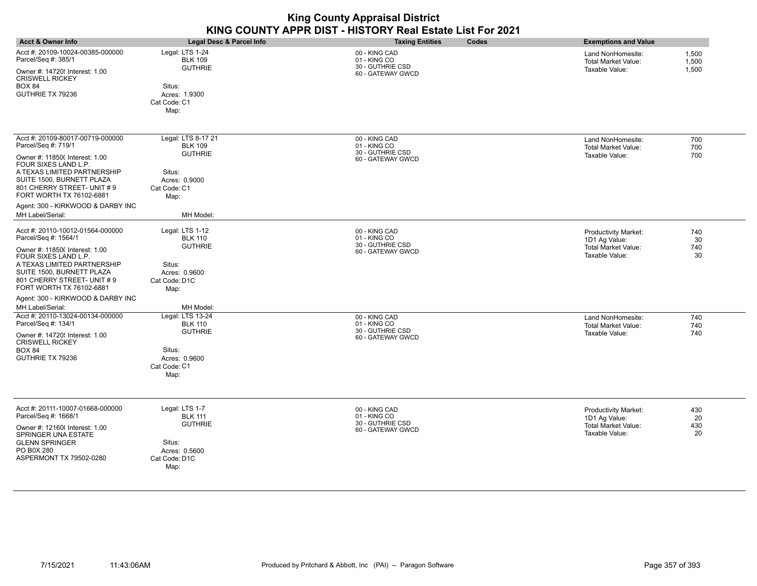# King County Appraisal District
## KING COUNTY APPR DIST - HISTORY Real Estate List For 2021

| Acct & Owner Info | Legal Desc & Parcel Info | Taxing Entities | Codes | Exemptions and Value |
|---|---|---|---|---|
| Acct #: 20109-10024-00385-000000<br>Parcel/Seq #: 385/1<br>Owner #: 14720! Interest: 1.00<br>CRISWELL RICKEY<br>BOX 84<br>GUTHRIE TX 79236 | Legal: LTS 1-24<br>BLK 109<br>GUTHRIE<br>Situs:<br>Acres: 1.9300<br>Cat Code: C1<br>Map: | 00 - KING CAD<br>01 - KING CO<br>30 - GUTHRIE CSD<br>60 - GATEWAY GWCD | | Land NonHomesite: 1,500<br>Total Market Value: 1,500<br>Taxable Value: 1,500 |
| Acct #: 20109-80017-00719-000000<br>Parcel/Seq #: 719/1<br>Owner #: 11850( Interest: 1.00<br>FOUR SIXES LAND L.P.<br>A TEXAS LIMITED PARTNERSHIP<br>SUITE 1500, BURNETT PLAZA<br>801 CHERRY STREET- UNIT # 9<br>FORT WORTH TX 76102-6881<br>Agent: 300 - KIRKWOOD & DARBY INC<br>MH Label/Serial: | Legal: LTS 8-17 21<br>BLK 109<br>GUTHRIE<br>Situs:<br>Acres: 0.9000<br>Cat Code: C1<br>Map:<br>MH Model: | 00 - KING CAD<br>01 - KING CO<br>30 - GUTHRIE CSD<br>60 - GATEWAY GWCD | | Land NonHomesite: 700<br>Total Market Value: 700<br>Taxable Value: 700 |
| Acct #: 20110-10012-01564-000000<br>Parcel/Seq #: 1564/1<br>Owner #: 11850( Interest: 1.00<br>FOUR SIXES LAND L.P.<br>A TEXAS LIMITED PARTNERSHIP<br>SUITE 1500, BURNETT PLAZA<br>801 CHERRY STREET- UNIT # 9<br>FORT WORTH TX 76102-6881<br>Agent: 300 - KIRKWOOD & DARBY INC<br>MH Label/Serial: | Legal: LTS 1-12<br>BLK 110<br>GUTHRIE<br>Situs:<br>Acres: 0.9600<br>Cat Code: D1C<br>Map:<br>MH Model: | 00 - KING CAD<br>01 - KING CO<br>30 - GUTHRIE CSD<br>60 - GATEWAY GWCD | | Productivity Market: 740<br>1D1 Ag Value: 30<br>Total Market Value: 740<br>Taxable Value: 30 |
| Acct #: 20110-13024-00134-000000<br>Parcel/Seq #: 134/1<br>Owner #: 14720! Interest: 1.00<br>CRISWELL RICKEY<br>BOX 84<br>GUTHRIE TX 79236 | Legal: LTS 13-24<br>BLK 110<br>GUTHRIE<br>Situs:<br>Acres: 0.9600<br>Cat Code: C1<br>Map: | 00 - KING CAD<br>01 - KING CO<br>30 - GUTHRIE CSD<br>60 - GATEWAY GWCD | | Land NonHomesite: 740<br>Total Market Value: 740<br>Taxable Value: 740 |
| Acct #: 20111-10007-01668-000000<br>Parcel/Seq #: 1668/1<br>Owner #: 12160( Interest: 1.00<br>SPRINGER UNA ESTATE<br>GLENN SPRINGER<br>PO B0X 280<br>ASPERMONT TX 79502-0280 | Legal: LTS 1-7<br>BLK 111<br>GUTHRIE<br>Situs:<br>Acres: 0.5600<br>Cat Code: D1C<br>Map: | 00 - KING CAD<br>01 - KING CO<br>30 - GUTHRIE CSD<br>60 - GATEWAY GWCD | | Productivity Market: 430<br>1D1 Ag Value: 20<br>Total Market Value: 430<br>Taxable Value: 20 |

7/15/2021 11:43:06AM Produced by Pritchard & Abbott, Inc (PAI) -- Paragon Software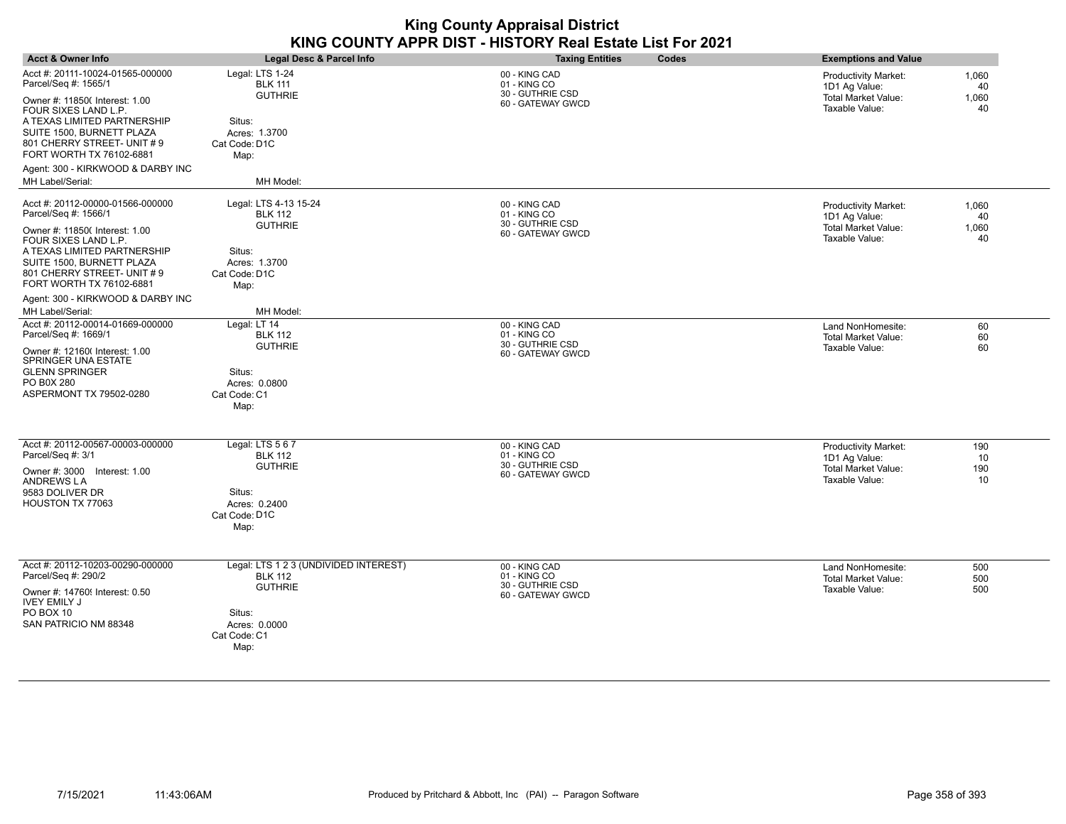# King County Appraisal District

## KING COUNTY APPR DIST - HISTORY Real Estate List For 2021

| Acct & Owner Info | Legal Desc & Parcel Info | Taxing Entities | Codes | Exemptions and Value |
|---|---|---|---|---|
| Acct #: 20111-10024-01565-000000<br>Parcel/Seq #: 1565/1<br>Owner #: 11850( Interest: 1.00<br>FOUR SIXES LAND L.P.<br>A TEXAS LIMITED PARTNERSHIP<br>SUITE 1500, BURNETT PLAZA<br>801 CHERRY STREET- UNIT # 9<br>FORT WORTH TX 76102-6881<br>Agent: 300 - KIRKWOOD & DARBY INC<br>MH Label/Serial: | Legal: LTS 1-24<br>BLK 111<br>GUTHRIE<br>Situs:<br>Acres: 1.3700<br>Cat Code: D1C<br>Map:<br>MH Model: | 00 - KING CAD<br>01 - KING CO<br>30 - GUTHRIE CSD<br>60 - GATEWAY GWCD | | Productivity Market: 1,060<br>1D1 Ag Value: 40<br>Total Market Value: 1,060<br>Taxable Value: 40 |
| Acct #: 20112-00000-01566-000000<br>Parcel/Seq #: 1566/1<br>Owner #: 11850( Interest: 1.00<br>FOUR SIXES LAND L.P.<br>A TEXAS LIMITED PARTNERSHIP<br>SUITE 1500, BURNETT PLAZA<br>801 CHERRY STREET- UNIT # 9<br>FORT WORTH TX 76102-6881<br>Agent: 300 - KIRKWOOD & DARBY INC<br>MH Label/Serial: | Legal: LTS 4-13 15-24<br>BLK 112<br>GUTHRIE<br>Situs:<br>Acres: 1.3700<br>Cat Code: D1C<br>Map:<br>MH Model: | 00 - KING CAD<br>01 - KING CO<br>30 - GUTHRIE CSD<br>60 - GATEWAY GWCD | | Productivity Market: 1,060<br>1D1 Ag Value: 40<br>Total Market Value: 1,060<br>Taxable Value: 40 |
| Acct #: 20112-00014-01669-000000<br>Parcel/Seq #: 1669/1<br>Owner #: 12160( Interest: 1.00<br>SPRINGER UNA ESTATE<br>GLENN SPRINGER<br>PO B0X 280<br>ASPERMONT TX 79502-0280 | Legal: LT 14<br>BLK 112<br>GUTHRIE<br>Situs:<br>Acres: 0.0800<br>Cat Code: C1<br>Map: | 00 - KING CAD<br>01 - KING CO<br>30 - GUTHRIE CSD<br>60 - GATEWAY GWCD | | Land NonHomesite: 60<br>Total Market Value: 60<br>Taxable Value: 60 |
| Acct #: 20112-00567-00003-000000<br>Parcel/Seq #: 3/1<br>Owner #: 3000 Interest: 1.00<br>ANDREWS L A<br>9583 DOLIVER DR<br>HOUSTON TX 77063 | Legal: LTS 5 6 7<br>BLK 112<br>GUTHRIE<br>Situs:<br>Acres: 0.2400<br>Cat Code: D1C<br>Map: | 00 - KING CAD<br>01 - KING CO<br>30 - GUTHRIE CSD<br>60 - GATEWAY GWCD | | Productivity Market: 190<br>1D1 Ag Value: 10<br>Total Market Value: 190<br>Taxable Value: 10 |
| Acct #: 20112-10203-00290-000000<br>Parcel/Seq #: 290/2<br>Owner #: 14760! Interest: 0.50<br>IVEY EMILY J<br>PO BOX 10<br>SAN PATRICIO NM 88348 | Legal: LTS 1 2 3 (UNDIVIDED INTEREST)<br>BLK 112<br>GUTHRIE<br>Situs:<br>Acres: 0.0000<br>Cat Code: C1<br>Map: | 00 - KING CAD<br>01 - KING CO<br>30 - GUTHRIE CSD<br>60 - GATEWAY GWCD | | Land NonHomesite: 500<br>Total Market Value: 500<br>Taxable Value: 500 |

7/15/2021 11:43:06AM Produced by Pritchard & Abbott, Inc (PAI) -- Paragon Software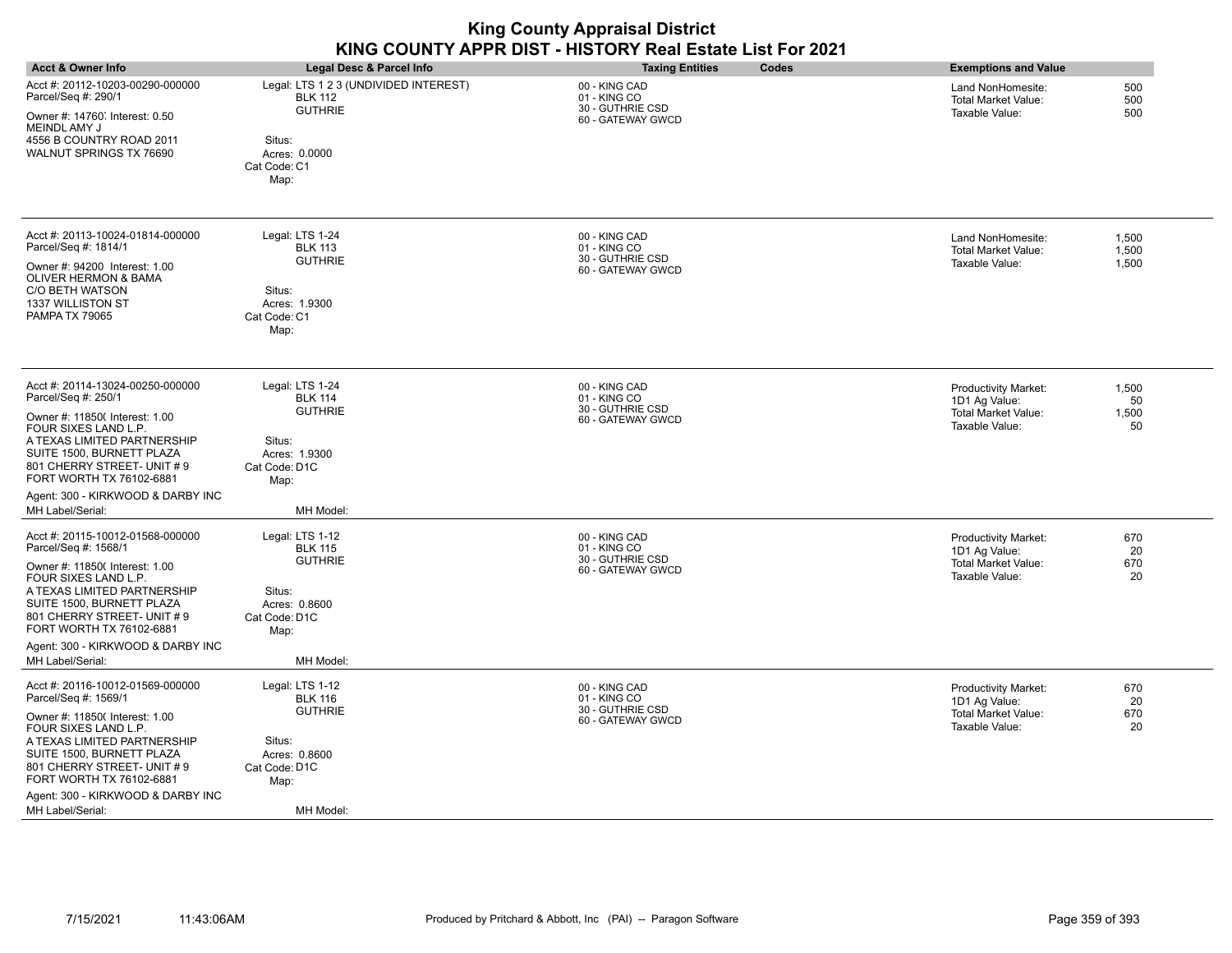# King County Appraisal District
## KING COUNTY APPR DIST - HISTORY Real Estate List For 2021

| Acct & Owner Info | Legal Desc & Parcel Info | Taxing Entities | Codes | Exemptions and Value |
|---|---|---|---|---|
| Acct #: 20112-10203-00290-000000<br>Parcel/Seq #: 290/1<br>Owner #: 14760; Interest: 0.50<br>MEINDL AMY J<br>4556 B COUNTRY ROAD 2011<br>WALNUT SPRINGS TX 76690 | Legal: LTS 1 2 3 (UNDIVIDED INTEREST)<br>BLK 112<br>GUTHRIE<br>Situs:<br>Acres: 0.0000<br>Cat Code: C1<br>Map: | 00 - KING CAD<br>01 - KING CO<br>30 - GUTHRIE CSD<br>60 - GATEWAY GWCD | | Land NonHomesite: 500<br>Total Market Value: 500<br>Taxable Value: 500 |
| Acct #: 20113-10024-01814-000000<br>Parcel/Seq #: 1814/1<br>Owner #: 94200 Interest: 1.00<br>OLIVER HERMON & BAMA<br>C/O BETH WATSON<br>1337 WILLISTON ST<br>PAMPA TX 79065 | Legal: LTS 1-24<br>BLK 113<br>GUTHRIE<br>Situs:<br>Acres: 1.9300<br>Cat Code: C1<br>Map: | 00 - KING CAD<br>01 - KING CO<br>30 - GUTHRIE CSD<br>60 - GATEWAY GWCD | | Land NonHomesite: 1,500<br>Total Market Value: 1,500<br>Taxable Value: 1,500 |
| Acct #: 20114-13024-00250-000000<br>Parcel/Seq #: 250/1<br>Owner #: 11850( Interest: 1.00<br>FOUR SIXES LAND L.P.<br>A TEXAS LIMITED PARTNERSHIP<br>SUITE 1500, BURNETT PLAZA<br>801 CHERRY STREET- UNIT # 9<br>FORT WORTH TX 76102-6881<br>Agent: 300 - KIRKWOOD & DARBY INC<br>MH Label/Serial: | Legal: LTS 1-24<br>BLK 114<br>GUTHRIE<br>Situs:<br>Acres: 1.9300<br>Cat Code: D1C<br>Map:<br>MH Model: | 00 - KING CAD<br>01 - KING CO<br>30 - GUTHRIE CSD<br>60 - GATEWAY GWCD | | Productivity Market: 1,500<br>1D1 Ag Value: 50<br>Total Market Value: 1,500<br>Taxable Value: 50 |
| Acct #: 20115-10012-01568-000000<br>Parcel/Seq #: 1568/1<br>Owner #: 11850( Interest: 1.00<br>FOUR SIXES LAND L.P.<br>A TEXAS LIMITED PARTNERSHIP<br>SUITE 1500, BURNETT PLAZA<br>801 CHERRY STREET- UNIT # 9<br>FORT WORTH TX 76102-6881<br>Agent: 300 - KIRKWOOD & DARBY INC<br>MH Label/Serial: | Legal: LTS 1-12<br>BLK 115<br>GUTHRIE<br>Situs:<br>Acres: 0.8600<br>Cat Code: D1C<br>Map:<br>MH Model: | 00 - KING CAD<br>01 - KING CO<br>30 - GUTHRIE CSD<br>60 - GATEWAY GWCD | | Productivity Market: 670<br>1D1 Ag Value: 20<br>Total Market Value: 670<br>Taxable Value: 20 |
| Acct #: 20116-10012-01569-000000<br>Parcel/Seq #: 1569/1<br>Owner #: 11850( Interest: 1.00<br>FOUR SIXES LAND L.P.<br>A TEXAS LIMITED PARTNERSHIP<br>SUITE 1500, BURNETT PLAZA<br>801 CHERRY STREET- UNIT # 9<br>FORT WORTH TX 76102-6881<br>Agent: 300 - KIRKWOOD & DARBY INC<br>MH Label/Serial: | Legal: LTS 1-12<br>BLK 116<br>GUTHRIE<br>Situs:<br>Acres: 0.8600<br>Cat Code: D1C<br>Map:<br>MH Model: | 00 - KING CAD<br>01 - KING CO<br>30 - GUTHRIE CSD<br>60 - GATEWAY GWCD | | Productivity Market: 670<br>1D1 Ag Value: 20<br>Total Market Value: 670<br>Taxable Value: 20 |

7/15/2021 11:43:06AM Produced by Pritchard & Abbott, Inc (PAI) -- Paragon Software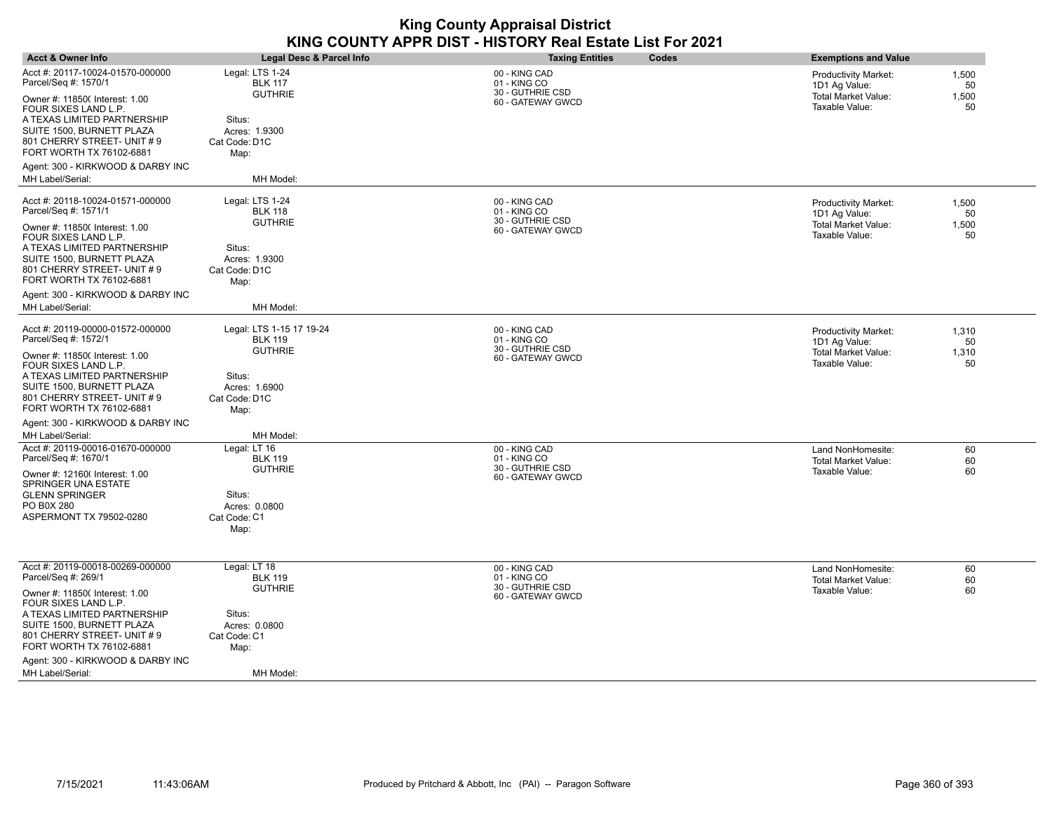# King County Appraisal District
## KING COUNTY APPR DIST - HISTORY Real Estate List For 2021

| Acct & Owner Info | Legal Desc & Parcel Info | Taxing Entities Codes | Exemptions and Value |
|---|---|---|---|
| Acct #: 20117-10024-01570-000000<br>Parcel/Seq #: 1570/1<br>Owner #: 11850( Interest: 1.00<br>FOUR SIXES LAND L.P.<br>A TEXAS LIMITED PARTNERSHIP<br>SUITE 1500, BURNETT PLAZA<br>801 CHERRY STREET- UNIT # 9<br>FORT WORTH TX 76102-6881<br>Agent: 300 - KIRKWOOD & DARBY INC<br>MH Label/Serial: | Legal: LTS 1-24<br>BLK 117<br>GUTHRIE<br>Situs:<br>Acres: 1.9300<br>Cat Code: D1C<br>Map:<br>MH Model: | 00 - KING CAD<br>01 - KING CO<br>30 - GUTHRIE CSD<br>60 - GATEWAY GWCD | Productivity Market: 1,500<br>1D1 Ag Value: 50<br>Total Market Value: 1,500<br>Taxable Value: 50 |
| Acct #: 20118-10024-01571-000000<br>Parcel/Seq #: 1571/1<br>Owner #: 11850( Interest: 1.00<br>FOUR SIXES LAND L.P.<br>A TEXAS LIMITED PARTNERSHIP<br>SUITE 1500, BURNETT PLAZA<br>801 CHERRY STREET- UNIT # 9<br>FORT WORTH TX 76102-6881<br>Agent: 300 - KIRKWOOD & DARBY INC<br>MH Label/Serial: | Legal: LTS 1-24<br>BLK 118<br>GUTHRIE<br>Situs:<br>Acres: 1.9300<br>Cat Code: D1C<br>Map:<br>MH Model: | 00 - KING CAD<br>01 - KING CO<br>30 - GUTHRIE CSD<br>60 - GATEWAY GWCD | Productivity Market: 1,500<br>1D1 Ag Value: 50<br>Total Market Value: 1,500<br>Taxable Value: 50 |
| Acct #: 20119-00000-01572-000000<br>Parcel/Seq #: 1572/1<br>Owner #: 11850( Interest: 1.00<br>FOUR SIXES LAND L.P.<br>A TEXAS LIMITED PARTNERSHIP<br>SUITE 1500, BURNETT PLAZA<br>801 CHERRY STREET- UNIT # 9<br>FORT WORTH TX 76102-6881<br>Agent: 300 - KIRKWOOD & DARBY INC<br>MH Label/Serial: | Legal: LTS 1-15 17 19-24<br>BLK 119<br>GUTHRIE<br>Situs:<br>Acres: 1.6900<br>Cat Code: D1C<br>Map:<br>MH Model: | 00 - KING CAD<br>01 - KING CO<br>30 - GUTHRIE CSD<br>60 - GATEWAY GWCD | Productivity Market: 1,310<br>1D1 Ag Value: 50<br>Total Market Value: 1,310<br>Taxable Value: 50 |
| Acct #: 20119-00016-01670-000000<br>Parcel/Seq #: 1670/1<br>Owner #: 12160( Interest: 1.00<br>SPRINGER UNA ESTATE<br>GLENN SPRINGER<br>PO B0X 280<br>ASPERMONT TX 79502-0280 | Legal: LT 16<br>BLK 119<br>GUTHRIE<br>Situs:<br>Acres: 0.0800<br>Cat Code: C1<br>Map: | 00 - KING CAD<br>01 - KING CO<br>30 - GUTHRIE CSD<br>60 - GATEWAY GWCD | Land NonHomesite: 60<br>Total Market Value: 60<br>Taxable Value: 60 |
| Acct #: 20119-00018-00269-000000<br>Parcel/Seq #: 269/1<br>Owner #: 11850( Interest: 1.00<br>FOUR SIXES LAND L.P.<br>A TEXAS LIMITED PARTNERSHIP<br>SUITE 1500, BURNETT PLAZA<br>801 CHERRY STREET- UNIT # 9<br>FORT WORTH TX 76102-6881<br>Agent: 300 - KIRKWOOD & DARBY INC<br>MH Label/Serial: | Legal: LT 18<br>BLK 119<br>GUTHRIE<br>Situs:<br>Acres: 0.0800<br>Cat Code: C1<br>Map:<br>MH Model: | 00 - KING CAD<br>01 - KING CO<br>30 - GUTHRIE CSD<br>60 - GATEWAY GWCD | Land NonHomesite: 60<br>Total Market Value: 60<br>Taxable Value: 60 |

7/15/2021 11:43:06AM Produced by Pritchard & Abbott, Inc (PAI) -- Paragon Software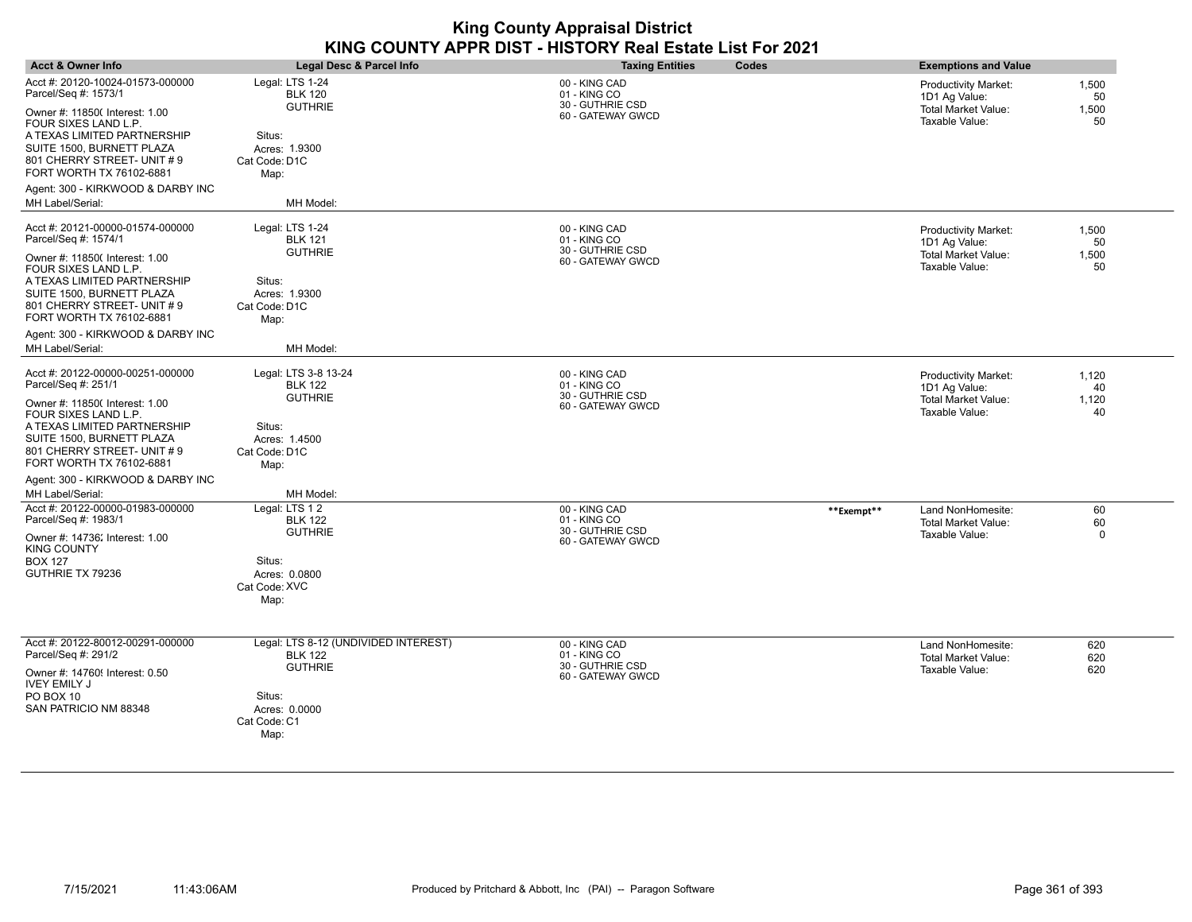# King County Appraisal District

## KING COUNTY APPR DIST - HISTORY Real Estate List For 2021

| Acct & Owner Info | Legal Desc & Parcel Info | Taxing Entities | Codes | Exemptions and Value |
|---|---|---|---|---|
| Acct #: 20120-10024-01573-000000<br>Parcel/Seq #: 1573/1<br>Owner #: 11850( Interest: 1.00<br>FOUR SIXES LAND L.P.<br>A TEXAS LIMITED PARTNERSHIP<br>SUITE 1500, BURNETT PLAZA<br>801 CHERRY STREET- UNIT # 9<br>FORT WORTH TX 76102-6881<br>Agent: 300 - KIRKWOOD & DARBY INC<br>MH Label/Serial: | Legal: LTS 1-24<br>BLK 120<br>GUTHRIE<br>Situs:<br>Acres: 1.9300<br>Cat Code: D1C<br>Map:<br>MH Model: | 00 - KING CAD<br>01 - KING CO<br>30 - GUTHRIE CSD<br>60 - GATEWAY GWCD | | Productivity Market: 1,500<br>1D1 Ag Value: 50<br>Total Market Value: 1,500<br>Taxable Value: 50 |
| Acct #: 20121-00000-01574-000000<br>Parcel/Seq #: 1574/1<br>Owner #: 11850( Interest: 1.00<br>FOUR SIXES LAND L.P.<br>A TEXAS LIMITED PARTNERSHIP<br>SUITE 1500, BURNETT PLAZA<br>801 CHERRY STREET- UNIT # 9<br>FORT WORTH TX 76102-6881<br>Agent: 300 - KIRKWOOD & DARBY INC<br>MH Label/Serial: | Legal: LTS 1-24<br>BLK 121<br>GUTHRIE<br>Situs:<br>Acres: 1.9300<br>Cat Code: D1C<br>Map:<br>MH Model: | 00 - KING CAD<br>01 - KING CO<br>30 - GUTHRIE CSD<br>60 - GATEWAY GWCD | | Productivity Market: 1,500<br>1D1 Ag Value: 50<br>Total Market Value: 1,500<br>Taxable Value: 50 |
| Acct #: 20122-00000-00251-000000<br>Parcel/Seq #: 251/1<br>Owner #: 11850( Interest: 1.00<br>FOUR SIXES LAND L.P.<br>A TEXAS LIMITED PARTNERSHIP<br>SUITE 1500, BURNETT PLAZA<br>801 CHERRY STREET- UNIT # 9<br>FORT WORTH TX 76102-6881<br>Agent: 300 - KIRKWOOD & DARBY INC<br>MH Label/Serial: | Legal: LTS 3-8 13-24<br>BLK 122<br>GUTHRIE<br>Situs:<br>Acres: 1.4500<br>Cat Code: D1C<br>Map:<br>MH Model: | 00 - KING CAD<br>01 - KING CO<br>30 - GUTHRIE CSD<br>60 - GATEWAY GWCD | | Productivity Market: 1,120<br>1D1 Ag Value: 40<br>Total Market Value: 1,120<br>Taxable Value: 40 |
| Acct #: 20122-00000-01983-000000<br>Parcel/Seq #: 1983/1<br>Owner #: 14736( Interest: 1.00<br>KING COUNTY<br>BOX 127<br>GUTHRIE TX 79236 | Legal: LTS 1 2<br>BLK 122<br>GUTHRIE<br>Situs:<br>Acres: 0.0800<br>Cat Code: XVC<br>Map: | 00 - KING CAD<br>01 - KING CO<br>30 - GUTHRIE CSD<br>60 - GATEWAY GWCD | **Exempt** | Land NonHomesite: 60<br>Total Market Value: 60<br>Taxable Value: 0 |
| Acct #: 20122-80012-00291-000000<br>Parcel/Seq #: 291/2<br>Owner #: 14760( Interest: 0.50<br>IVEY EMILY J<br>PO BOX 10<br>SAN PATRICIO NM 88348 | Legal: LTS 8-12 (UNDIVIDED INTEREST)<br>BLK 122<br>GUTHRIE<br>Situs:<br>Acres: 0.0000<br>Cat Code: C1<br>Map: | 00 - KING CAD<br>01 - KING CO<br>30 - GUTHRIE CSD<br>60 - GATEWAY GWCD | | Land NonHomesite: 620<br>Total Market Value: 620<br>Taxable Value: 620 |

7/15/2021 11:43:06AM Produced by Pritchard & Abbott, Inc (PAI) -- Paragon Software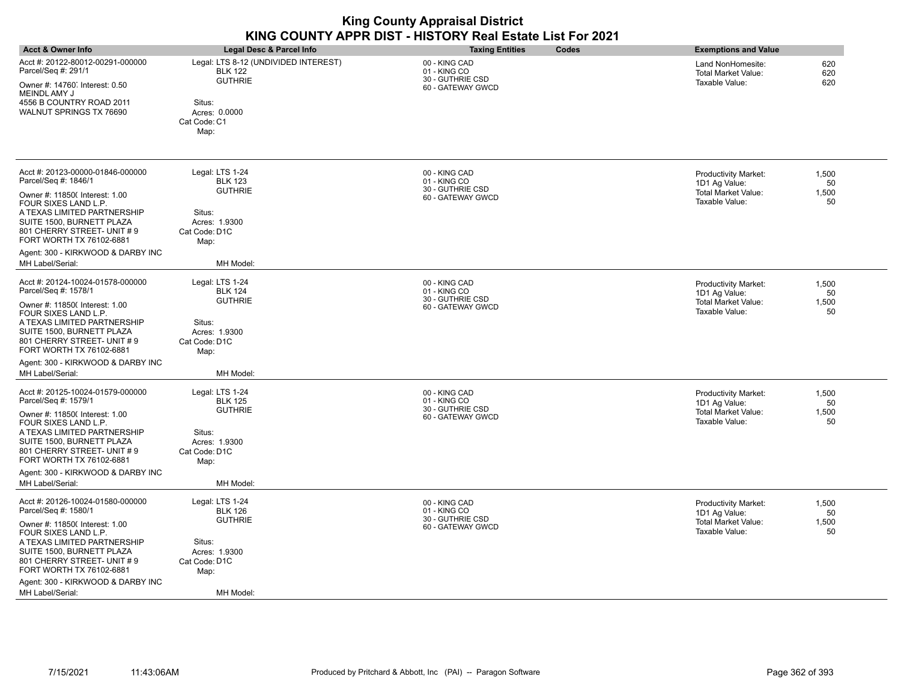# King County Appraisal District

## KING COUNTY APPR DIST - HISTORY Real Estate List For 2021

| Acct & Owner Info | Legal Desc & Parcel Info | Taxing Entities | Codes | Exemptions and Value |
|---|---|---|---|---|
| Acct #: 20122-80012-00291-000000<br>Parcel/Seq #: 291/1<br>Owner #: 14760; Interest: 0.50<br>MEINDL AMY J<br>4556 B COUNTRY ROAD 2011<br>WALNUT SPRINGS TX 76690 | Legal: LTS 8-12 (UNDIVIDED INTEREST)<br>BLK 122<br>GUTHRIE<br>Situs:<br>Acres: 0.0000<br>Cat Code: C1<br>Map: | 00 - KING CAD<br>01 - KING CO<br>30 - GUTHRIE CSD<br>60 - GATEWAY GWCD | | Land NonHomesite: 620<br>Total Market Value: 620<br>Taxable Value: 620 |
| Acct #: 20123-00000-01846-000000<br>Parcel/Seq #: 1846/1<br>Owner #: 11850( Interest: 1.00<br>FOUR SIXES LAND L.P.<br>A TEXAS LIMITED PARTNERSHIP<br>SUITE 1500, BURNETT PLAZA<br>801 CHERRY STREET- UNIT # 9<br>FORT WORTH TX 76102-6881<br>Agent: 300 - KIRKWOOD & DARBY INC<br>MH Label/Serial: | Legal: LTS 1-24<br>BLK 123<br>GUTHRIE<br>Situs:<br>Acres: 1.9300<br>Cat Code: D1C<br>Map:<br>MH Model: | 00 - KING CAD<br>01 - KING CO<br>30 - GUTHRIE CSD<br>60 - GATEWAY GWCD | | Productivity Market: 1,500<br>1D1 Ag Value: 50<br>Total Market Value: 1,500<br>Taxable Value: 50 |
| Acct #: 20124-10024-01578-000000<br>Parcel/Seq #: 1578/1<br>Owner #: 11850( Interest: 1.00<br>FOUR SIXES LAND L.P.<br>A TEXAS LIMITED PARTNERSHIP<br>SUITE 1500, BURNETT PLAZA<br>801 CHERRY STREET- UNIT # 9<br>FORT WORTH TX 76102-6881<br>Agent: 300 - KIRKWOOD & DARBY INC<br>MH Label/Serial: | Legal: LTS 1-24<br>BLK 124<br>GUTHRIE<br>Situs:<br>Acres: 1.9300<br>Cat Code: D1C<br>Map:<br>MH Model: | 00 - KING CAD<br>01 - KING CO<br>30 - GUTHRIE CSD<br>60 - GATEWAY GWCD | | Productivity Market: 1,500<br>1D1 Ag Value: 50<br>Total Market Value: 1,500<br>Taxable Value: 50 |
| Acct #: 20125-10024-01579-000000<br>Parcel/Seq #: 1579/1<br>Owner #: 11850( Interest: 1.00<br>FOUR SIXES LAND L.P.<br>A TEXAS LIMITED PARTNERSHIP<br>SUITE 1500, BURNETT PLAZA<br>801 CHERRY STREET- UNIT # 9<br>FORT WORTH TX 76102-6881<br>Agent: 300 - KIRKWOOD & DARBY INC<br>MH Label/Serial: | Legal: LTS 1-24<br>BLK 125<br>GUTHRIE<br>Situs:<br>Acres: 1.9300<br>Cat Code: D1C<br>Map:<br>MH Model: | 00 - KING CAD<br>01 - KING CO<br>30 - GUTHRIE CSD<br>60 - GATEWAY GWCD | | Productivity Market: 1,500<br>1D1 Ag Value: 50<br>Total Market Value: 1,500<br>Taxable Value: 50 |
| Acct #: 20126-10024-01580-000000<br>Parcel/Seq #: 1580/1<br>Owner #: 11850( Interest: 1.00<br>FOUR SIXES LAND L.P.<br>A TEXAS LIMITED PARTNERSHIP<br>SUITE 1500, BURNETT PLAZA<br>801 CHERRY STREET- UNIT # 9<br>FORT WORTH TX 76102-6881<br>Agent: 300 - KIRKWOOD & DARBY INC<br>MH Label/Serial: | Legal: LTS 1-24<br>BLK 126<br>GUTHRIE<br>Situs:<br>Acres: 1.9300<br>Cat Code: D1C<br>Map:<br>MH Model: | 00 - KING CAD<br>01 - KING CO<br>30 - GUTHRIE CSD<br>60 - GATEWAY GWCD | | Productivity Market: 1,500<br>1D1 Ag Value: 50<br>Total Market Value: 1,500<br>Taxable Value: 50 |

7/15/2021 11:43:06AM Produced by Pritchard & Abbott, Inc (PAI) -- Paragon Software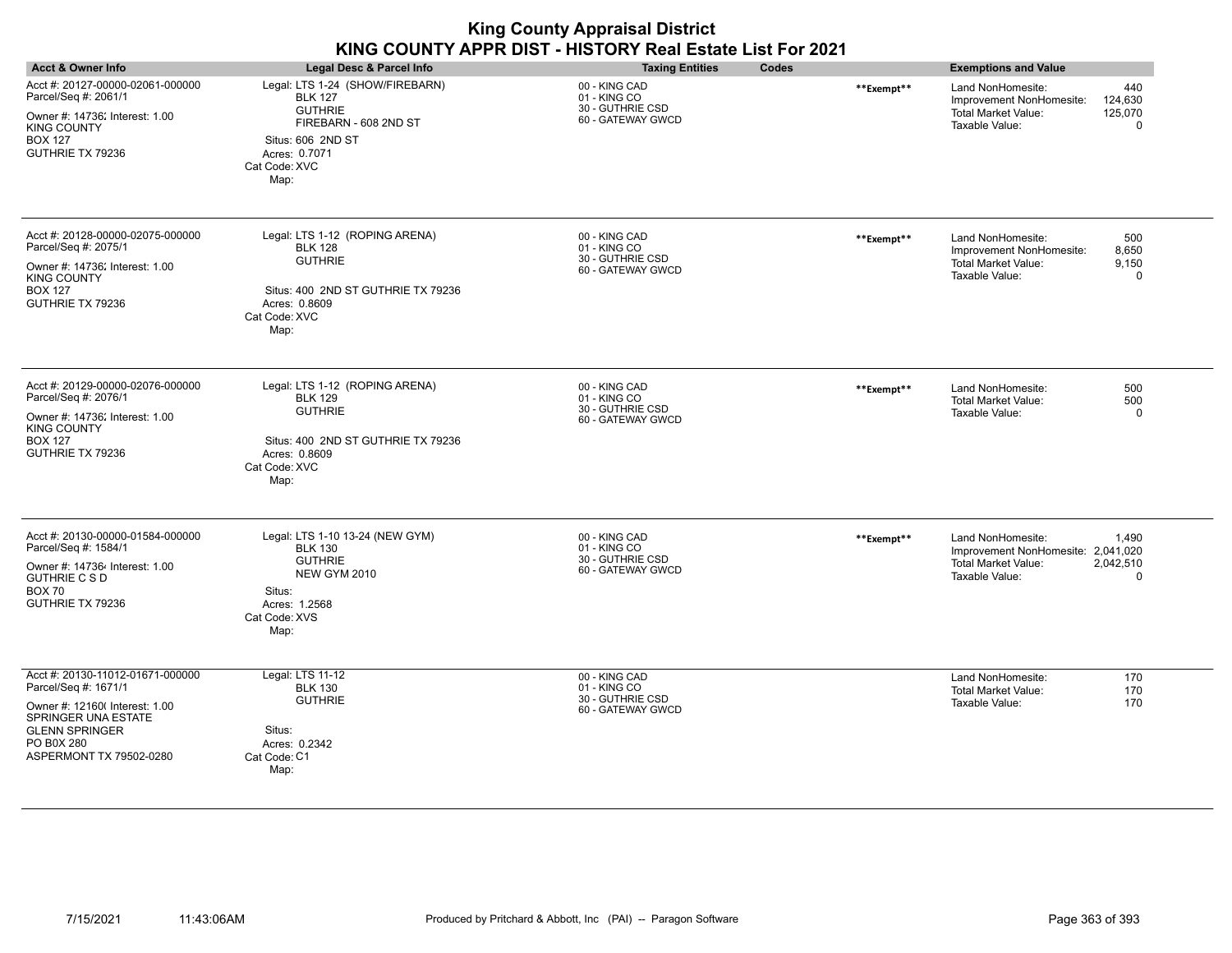# King County Appraisal District

## KING COUNTY APPR DIST - HISTORY Real Estate List For 2021

| Acct & Owner Info | Legal Desc & Parcel Info | Taxing Entities | Codes | Exemptions and Value |
|---|---|---|---|---|
| Acct #: 20127-00000-02061-000000<br>Parcel/Seq #: 2061/1<br>Owner #: 14736; Interest: 1.00<br>KING COUNTY<br>BOX 127<br>GUTHRIE TX 79236 | Legal: LTS 1-24 (SHOW/FIREBARN)<br>BLK 127<br>GUTHRIE<br>FIREBARN - 608 2ND ST<br>Situs: 606 2ND ST<br>Acres: 0.7071<br>Cat Code: XVC<br>Map: | 00 - KING CAD<br>01 - KING CO<br>30 - GUTHRIE CSD<br>60 - GATEWAY GWCD | **Exempt** | Land NonHomesite: 440<br>Improvement NonHomesite: 124,630<br>Total Market Value: 125,070<br>Taxable Value: 0 |
| Acct #: 20128-00000-02075-000000<br>Parcel/Seq #: 2075/1<br>Owner #: 14736; Interest: 1.00<br>KING COUNTY<br>BOX 127<br>GUTHRIE TX 79236 | Legal: LTS 1-12 (ROPING ARENA)<br>BLK 128<br>GUTHRIE<br>Situs: 400 2ND ST GUTHRIE TX 79236<br>Acres: 0.8609<br>Cat Code: XVC<br>Map: | 00 - KING CAD<br>01 - KING CO<br>30 - GUTHRIE CSD<br>60 - GATEWAY GWCD | **Exempt** | Land NonHomesite: 500<br>Improvement NonHomesite: 8,650<br>Total Market Value: 9,150<br>Taxable Value: 0 |
| Acct #: 20129-00000-02076-000000<br>Parcel/Seq #: 2076/1<br>Owner #: 14736; Interest: 1.00<br>KING COUNTY<br>BOX 127<br>GUTHRIE TX 79236 | Legal: LTS 1-12 (ROPING ARENA)<br>BLK 129<br>GUTHRIE<br>Situs: 400 2ND ST GUTHRIE TX 79236<br>Acres: 0.8609<br>Cat Code: XVC<br>Map: | 00 - KING CAD<br>01 - KING CO<br>30 - GUTHRIE CSD<br>60 - GATEWAY GWCD | **Exempt** | Land NonHomesite: 500<br>Total Market Value: 500<br>Taxable Value: 0 |
| Acct #: 20130-00000-01584-000000<br>Parcel/Seq #: 1584/1<br>Owner #: 14736 Interest: 1.00<br>GUTHRIE C S D<br>BOX 70<br>GUTHRIE TX 79236 | Legal: LTS 1-10 13-24 (NEW GYM)<br>BLK 130<br>GUTHRIE<br>NEW GYM 2010<br>Situs:<br>Acres: 1.2568<br>Cat Code: XVS<br>Map: | 00 - KING CAD<br>01 - KING CO<br>30 - GUTHRIE CSD<br>60 - GATEWAY GWCD | **Exempt** | Land NonHomesite: 1,490<br>Improvement NonHomesite: 2,041,020<br>Total Market Value: 2,042,510<br>Taxable Value: 0 |
| Acct #: 20130-11012-01671-000000<br>Parcel/Seq #: 1671/1<br>Owner #: 12160( Interest: 1.00<br>SPRINGER UNA ESTATE<br>GLENN SPRINGER<br>PO B0X 280<br>ASPERMONT TX 79502-0280 | Legal: LTS 11-12<br>BLK 130<br>GUTHRIE<br>Situs:<br>Acres: 0.2342<br>Cat Code: C1<br>Map: | 00 - KING CAD<br>01 - KING CO<br>30 - GUTHRIE CSD<br>60 - GATEWAY GWCD | | Land NonHomesite: 170<br>Total Market Value: 170<br>Taxable Value: 170 |

7/15/2021 11:43:06AM Produced by Pritchard & Abbott, Inc (PAI) -- Paragon Software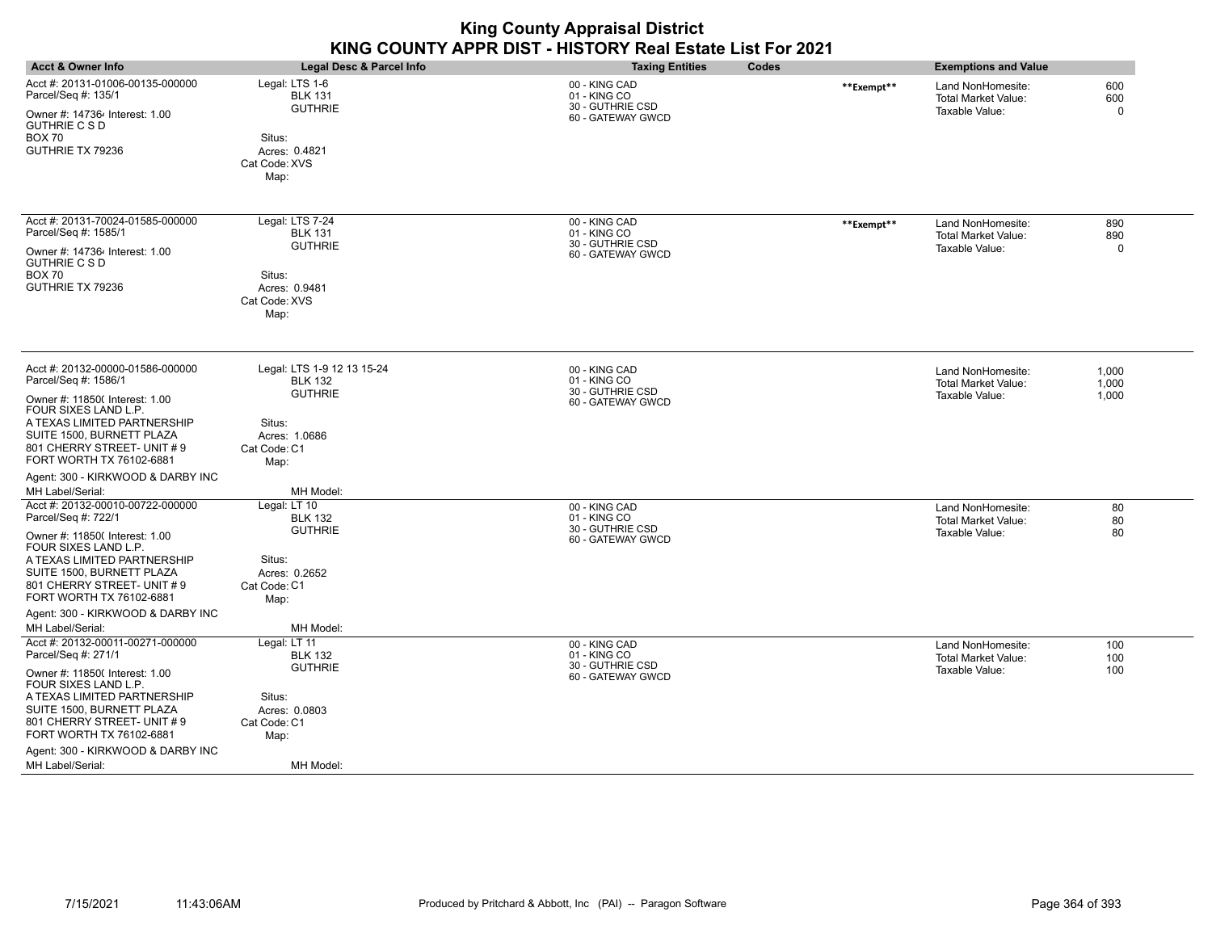# King County Appraisal District

## KING COUNTY APPR DIST - HISTORY Real Estate List For 2021

| Acct & Owner Info | Legal Desc & Parcel Info | Taxing Entities | Codes | Exemptions and Value |
|---|---|---|---|---|
| Acct #: 20131-01006-00135-000000<br>Parcel/Seq #: 135/1<br>Owner #: 14736( Interest: 1.00<br>GUTHRIE C S D<br>BOX 70<br>GUTHRIE TX 79236 | Legal: LTS 1-6<br>BLK 131<br>GUTHRIE<br>Situs:<br>Acres: 0.4821<br>Cat Code: XVS<br>Map: | 00 - KING CAD<br>01 - KING CO<br>30 - GUTHRIE CSD<br>60 - GATEWAY GWCD | **Exempt** | Land NonHomesite: 600<br>Total Market Value: 600<br>Taxable Value: 0 |
| Acct #: 20131-70024-01585-000000<br>Parcel/Seq #: 1585/1<br>Owner #: 14736( Interest: 1.00<br>GUTHRIE C S D<br>BOX 70<br>GUTHRIE TX 79236 | Legal: LTS 7-24<br>BLK 131<br>GUTHRIE<br>Situs:<br>Acres: 0.9481<br>Cat Code: XVS<br>Map: | 00 - KING CAD<br>01 - KING CO<br>30 - GUTHRIE CSD<br>60 - GATEWAY GWCD | **Exempt** | Land NonHomesite: 890<br>Total Market Value: 890<br>Taxable Value: 0 |
| Acct #: 20132-00000-01586-000000<br>Parcel/Seq #: 1586/1<br>Owner #: 11850( Interest: 1.00<br>FOUR SIXES LAND L.P.<br>A TEXAS LIMITED PARTNERSHIP<br>SUITE 1500, BURNETT PLAZA<br>801 CHERRY STREET- UNIT # 9<br>FORT WORTH TX 76102-6881<br>Agent: 300 - KIRKWOOD & DARBY INC<br>MH Label/Serial: | Legal: LTS 1-9 12 13 15-24<br>BLK 132<br>GUTHRIE<br>Situs:<br>Acres: 1.0686<br>Cat Code: C1<br>Map:<br>MH Model: | 00 - KING CAD<br>01 - KING CO<br>30 - GUTHRIE CSD<br>60 - GATEWAY GWCD | | Land NonHomesite: 1,000<br>Total Market Value: 1,000<br>Taxable Value: 1,000 |
| Acct #: 20132-00010-00722-000000<br>Parcel/Seq #: 722/1<br>Owner #: 11850( Interest: 1.00<br>FOUR SIXES LAND L.P.<br>A TEXAS LIMITED PARTNERSHIP<br>SUITE 1500, BURNETT PLAZA<br>801 CHERRY STREET- UNIT # 9<br>FORT WORTH TX 76102-6881<br>Agent: 300 - KIRKWOOD & DARBY INC<br>MH Label/Serial: | Legal: LT 10<br>BLK 132<br>GUTHRIE<br>Situs:<br>Acres: 0.2652<br>Cat Code: C1<br>Map:<br>MH Model: | 00 - KING CAD<br>01 - KING CO<br>30 - GUTHRIE CSD<br>60 - GATEWAY GWCD | | Land NonHomesite: 80<br>Total Market Value: 80<br>Taxable Value: 80 |
| Acct #: 20132-00011-00271-000000<br>Parcel/Seq #: 271/1<br>Owner #: 11850( Interest: 1.00<br>FOUR SIXES LAND L.P.<br>A TEXAS LIMITED PARTNERSHIP<br>SUITE 1500, BURNETT PLAZA<br>801 CHERRY STREET- UNIT # 9<br>FORT WORTH TX 76102-6881<br>Agent: 300 - KIRKWOOD & DARBY INC<br>MH Label/Serial: | Legal: LT 11<br>BLK 132<br>GUTHRIE<br>Situs:<br>Acres: 0.0803<br>Cat Code: C1<br>Map:<br>MH Model: | 00 - KING CAD<br>01 - KING CO<br>30 - GUTHRIE CSD<br>60 - GATEWAY GWCD | | Land NonHomesite: 100<br>Total Market Value: 100<br>Taxable Value: 100 |

7/15/2021 11:43:06AM Produced by Pritchard & Abbott, Inc (PAI) -- Paragon Software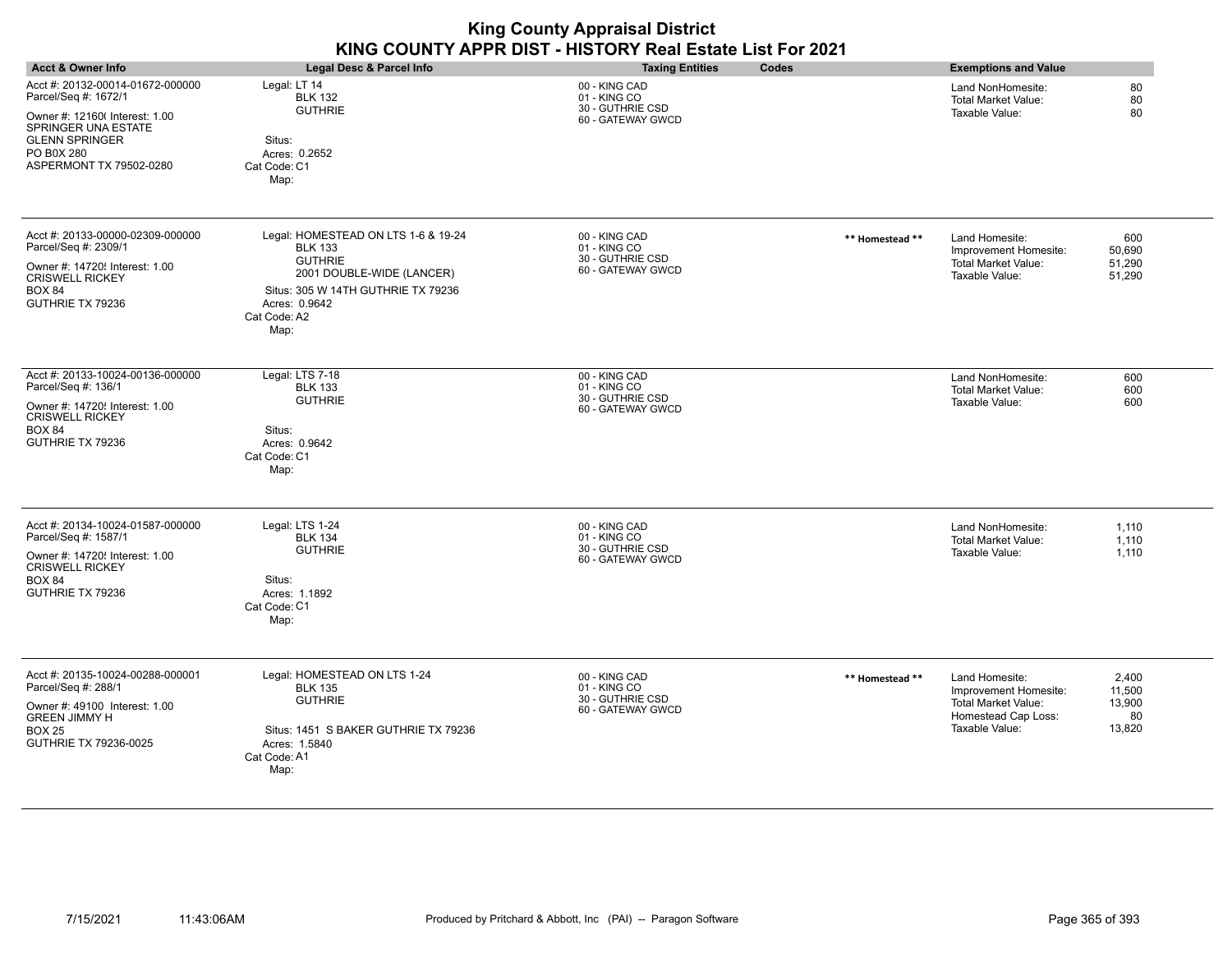# King County Appraisal District

## KING COUNTY APPR DIST - HISTORY Real Estate List For 2021

| Acct & Owner Info | Legal Desc & Parcel Info | Taxing Entities | Codes | Exemptions and Value |
|---|---|---|---|---|
| Acct #: 20132-00014-01672-000000<br>Parcel/Seq #: 1672/1<br>Owner #: 12160( Interest: 1.00<br>SPRINGER UNA ESTATE<br>GLENN SPRINGER<br>PO B0X 280<br>ASPERMONT TX 79502-0280 | Legal: LT 14<br>BLK 132<br>GUTHRIE<br>Situs:<br>Acres: 0.2652<br>Cat Code: C1<br>Map: | 00 - KING CAD<br>01 - KING CO<br>30 - GUTHRIE CSD<br>60 - GATEWAY GWCD | | Land NonHomesite: 80<br>Total Market Value: 80<br>Taxable Value: 80 |
| Acct #: 20133-00000-02309-000000<br>Parcel/Seq #: 2309/1<br>Owner #: 14720! Interest: 1.00<br>CRISWELL RICKEY<br>BOX 84<br>GUTHRIE TX 79236 | Legal: HOMESTEAD ON LTS 1-6 & 19-24<br>BLK 133<br>GUTHRIE<br>2001 DOUBLE-WIDE (LANCER)<br>Situs: 305 W 14TH GUTHRIE TX 79236<br>Acres: 0.9642<br>Cat Code: A2<br>Map: | 00 - KING CAD<br>01 - KING CO<br>30 - GUTHRIE CSD<br>60 - GATEWAY GWCD | ** Homestead ** | Land Homesite: 600<br>Improvement Homesite: 50,690<br>Total Market Value: 51,290<br>Taxable Value: 51,290 |
| Acct #: 20133-10024-00136-000000<br>Parcel/Seq #: 136/1<br>Owner #: 14720! Interest: 1.00<br>CRISWELL RICKEY<br>BOX 84<br>GUTHRIE TX 79236 | Legal: LTS 7-18<br>BLK 133<br>GUTHRIE<br>Situs:<br>Acres: 0.9642<br>Cat Code: C1<br>Map: | 00 - KING CAD<br>01 - KING CO<br>30 - GUTHRIE CSD<br>60 - GATEWAY GWCD | | Land NonHomesite: 600<br>Total Market Value: 600<br>Taxable Value: 600 |
| Acct #: 20134-10024-01587-000000<br>Parcel/Seq #: 1587/1<br>Owner #: 14720! Interest: 1.00<br>CRISWELL RICKEY<br>BOX 84<br>GUTHRIE TX 79236 | Legal: LTS 1-24<br>BLK 134<br>GUTHRIE<br>Situs:<br>Acres: 1.1892<br>Cat Code: C1<br>Map: | 00 - KING CAD<br>01 - KING CO<br>30 - GUTHRIE CSD<br>60 - GATEWAY GWCD | | Land NonHomesite: 1,110<br>Total Market Value: 1,110<br>Taxable Value: 1,110 |
| Acct #: 20135-10024-00288-000001<br>Parcel/Seq #: 288/1<br>Owner #: 49100 Interest: 1.00<br>GREEN JIMMY H<br>BOX 25<br>GUTHRIE TX 79236-0025 | Legal: HOMESTEAD ON LTS 1-24<br>BLK 135<br>GUTHRIE<br>Situs: 1451 S BAKER GUTHRIE TX 79236<br>Acres: 1.5840<br>Cat Code: A1<br>Map: | 00 - KING CAD<br>01 - KING CO<br>30 - GUTHRIE CSD<br>60 - GATEWAY GWCD | ** Homestead ** | Land Homesite: 2,400<br>Improvement Homesite: 11,500<br>Total Market Value: 13,900<br>Homestead Cap Loss: 80<br>Taxable Value: 13,820 |

7/15/2021 11:43:06AM Produced by Pritchard & Abbott, Inc (PAI) -- Paragon Software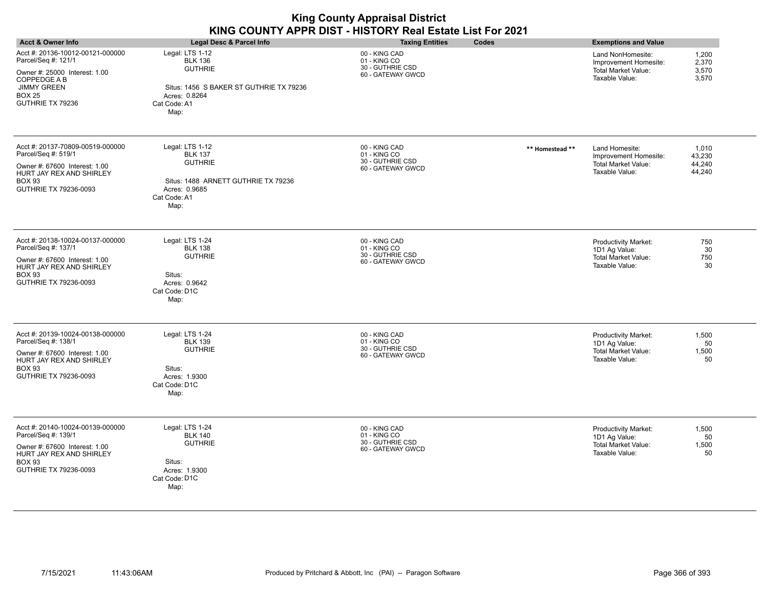# King County Appraisal District

## KING COUNTY APPR DIST - HISTORY Real Estate List For 2021

| Acct & Owner Info | Legal Desc & Parcel Info | Taxing Entities | Codes | Exemptions and Value |
|---|---|---|---|---|
| Acct #: 20136-10012-00121-000000<br>Parcel/Seq #: 121/1<br>Owner #: 25000 Interest: 1.00<br>COPPEDGE A B<br>JIMMY GREEN<br>BOX 25<br>GUTHRIE TX 79236 | Legal: LTS 1-12<br>BLK 136<br>GUTHRIE<br>Situs: 1456 S BAKER ST GUTHRIE TX 79236<br>Acres: 0.8264<br>Cat Code: A1<br>Map: | 00 - KING CAD<br>01 - KING CO<br>30 - GUTHRIE CSD<br>60 - GATEWAY GWCD | | Land NonHomesite: 1,200<br>Improvement Homesite: 2,370<br>Total Market Value: 3,570<br>Taxable Value: 3,570 |
| Acct #: 20137-70809-00519-000000<br>Parcel/Seq #: 519/1<br>Owner #: 67600 Interest: 1.00<br>HURT JAY REX AND SHIRLEY<br>BOX 93<br>GUTHRIE TX 79236-0093 | Legal: LTS 1-12<br>BLK 137<br>GUTHRIE<br>Situs: 1488 ARNETT GUTHRIE TX 79236<br>Acres: 0.9685<br>Cat Code: A1<br>Map: | 00 - KING CAD<br>01 - KING CO<br>30 - GUTHRIE CSD<br>60 - GATEWAY GWCD | ** Homestead ** | Land Homesite: 1,010<br>Improvement Homesite: 43,230<br>Total Market Value: 44,240<br>Taxable Value: 44,240 |
| Acct #: 20138-10024-00137-000000<br>Parcel/Seq #: 137/1<br>Owner #: 67600 Interest: 1.00<br>HURT JAY REX AND SHIRLEY<br>BOX 93<br>GUTHRIE TX 79236-0093 | Legal: LTS 1-24<br>BLK 138<br>GUTHRIE<br>Situs:<br>Acres: 0.9642<br>Cat Code: D1C<br>Map: | 00 - KING CAD<br>01 - KING CO<br>30 - GUTHRIE CSD<br>60 - GATEWAY GWCD | | Productivity Market: 750<br>1D1 Ag Value: 30<br>Total Market Value: 750<br>Taxable Value: 30 |
| Acct #: 20139-10024-00138-000000<br>Parcel/Seq #: 138/1<br>Owner #: 67600 Interest: 1.00<br>HURT JAY REX AND SHIRLEY<br>BOX 93<br>GUTHRIE TX 79236-0093 | Legal: LTS 1-24<br>BLK 139<br>GUTHRIE<br>Situs:<br>Acres: 1.9300<br>Cat Code: D1C<br>Map: | 00 - KING CAD<br>01 - KING CO<br>30 - GUTHRIE CSD<br>60 - GATEWAY GWCD | | Productivity Market: 1,500<br>1D1 Ag Value: 50<br>Total Market Value: 1,500<br>Taxable Value: 50 |
| Acct #: 20140-10024-00139-000000<br>Parcel/Seq #: 139/1<br>Owner #: 67600 Interest: 1.00<br>HURT JAY REX AND SHIRLEY<br>BOX 93<br>GUTHRIE TX 79236-0093 | Legal: LTS 1-24<br>BLK 140<br>GUTHRIE<br>Situs:<br>Acres: 1.9300<br>Cat Code: D1C<br>Map: | 00 - KING CAD<br>01 - KING CO<br>30 - GUTHRIE CSD<br>60 - GATEWAY GWCD | | Productivity Market: 1,500<br>1D1 Ag Value: 50<br>Total Market Value: 1,500<br>Taxable Value: 50 |

7/15/2021 11:43:06AM Produced by Pritchard & Abbott, Inc (PAI) -- Paragon Software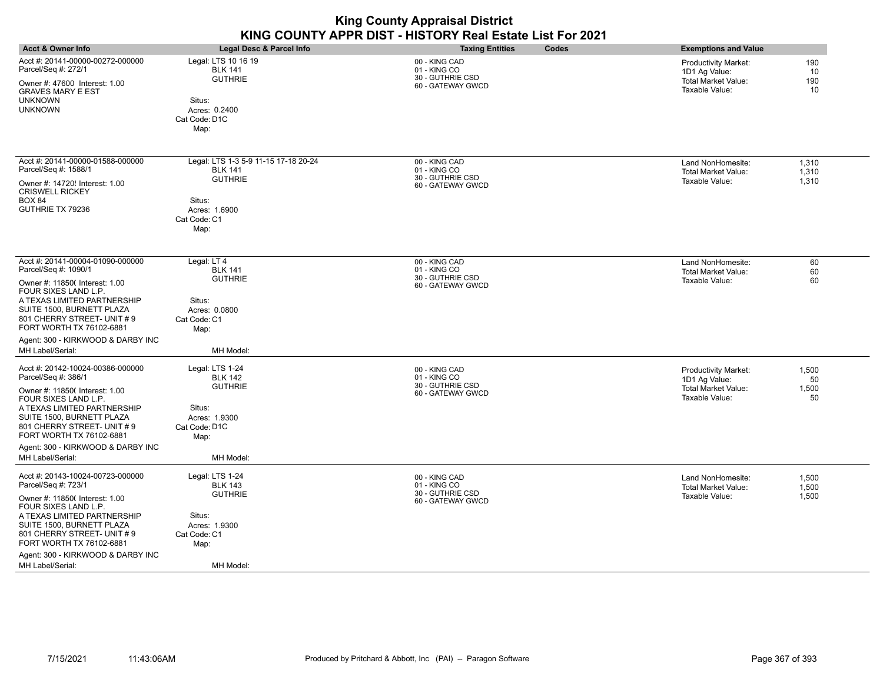# King County Appraisal District

## KING COUNTY APPR DIST - HISTORY Real Estate List For 2021

| Acct & Owner Info | Legal Desc & Parcel Info | Taxing Entities | Codes | Exemptions and Value |
|---|---|---|---|---|
| Acct #: 20141-00000-00272-000000<br>Parcel/Seq #: 272/1<br>Owner #: 47600 Interest: 1.00<br>GRAVES MARY E EST<br>UNKNOWN<br>UNKNOWN | Legal: LTS 10 16 19<br>BLK 141<br>GUTHRIE<br>Situs:<br>Acres: 0.2400<br>Cat Code: D1C<br>Map: | 00 - KING CAD<br>01 - KING CO<br>30 - GUTHRIE CSD<br>60 - GATEWAY GWCD | | Productivity Market: 190<br>1D1 Ag Value: 10<br>Total Market Value: 190<br>Taxable Value: 10 |
| Acct #: 20141-00000-01588-000000<br>Parcel/Seq #: 1588/1<br>Owner #: 14720! Interest: 1.00<br>CRISWELL RICKEY<br>BOX 84<br>GUTHRIE TX 79236 | Legal: LTS 1-3 5-9 11-15 17-18 20-24<br>BLK 141<br>GUTHRIE<br>Situs:<br>Acres: 1.6900<br>Cat Code: C1<br>Map: | 00 - KING CAD<br>01 - KING CO<br>30 - GUTHRIE CSD<br>60 - GATEWAY GWCD | | Land NonHomesite: 1,310<br>Total Market Value: 1,310<br>Taxable Value: 1,310 |
| Acct #: 20141-00004-01090-000000<br>Parcel/Seq #: 1090/1<br>Owner #: 11850( Interest: 1.00<br>FOUR SIXES LAND L.P.<br>A TEXAS LIMITED PARTNERSHIP<br>SUITE 1500, BURNETT PLAZA<br>801 CHERRY STREET- UNIT # 9<br>FORT WORTH TX 76102-6881<br>Agent: 300 - KIRKWOOD & DARBY INC<br>MH Label/Serial: | Legal: LT 4<br>BLK 141<br>GUTHRIE<br>Situs:<br>Acres: 0.0800<br>Cat Code: C1<br>Map:<br>MH Model: | 00 - KING CAD<br>01 - KING CO<br>30 - GUTHRIE CSD<br>60 - GATEWAY GWCD | | Land NonHomesite: 60<br>Total Market Value: 60<br>Taxable Value: 60 |
| Acct #: 20142-10024-00386-000000<br>Parcel/Seq #: 386/1<br>Owner #: 11850( Interest: 1.00<br>FOUR SIXES LAND L.P.<br>A TEXAS LIMITED PARTNERSHIP<br>SUITE 1500, BURNETT PLAZA<br>801 CHERRY STREET- UNIT # 9<br>FORT WORTH TX 76102-6881<br>Agent: 300 - KIRKWOOD & DARBY INC<br>MH Label/Serial: | Legal: LTS 1-24<br>BLK 142<br>GUTHRIE<br>Situs:<br>Acres: 1.9300<br>Cat Code: D1C<br>Map:<br>MH Model: | 00 - KING CAD<br>01 - KING CO<br>30 - GUTHRIE CSD<br>60 - GATEWAY GWCD | | Productivity Market: 1,500<br>1D1 Ag Value: 50<br>Total Market Value: 1,500<br>Taxable Value: 50 |
| Acct #: 20143-10024-00723-000000<br>Parcel/Seq #: 723/1<br>Owner #: 11850( Interest: 1.00<br>FOUR SIXES LAND L.P.<br>A TEXAS LIMITED PARTNERSHIP<br>SUITE 1500, BURNETT PLAZA<br>801 CHERRY STREET- UNIT # 9<br>FORT WORTH TX 76102-6881<br>Agent: 300 - KIRKWOOD & DARBY INC<br>MH Label/Serial: | Legal: LTS 1-24<br>BLK 143<br>GUTHRIE<br>Situs:<br>Acres: 1.9300<br>Cat Code: C1<br>Map:<br>MH Model: | 00 - KING CAD<br>01 - KING CO<br>30 - GUTHRIE CSD<br>60 - GATEWAY GWCD | | Land NonHomesite: 1,500<br>Total Market Value: 1,500<br>Taxable Value: 1,500 |

7/15/2021 11:43:06AM Produced by Pritchard & Abbott, Inc (PAI) -- Paragon Software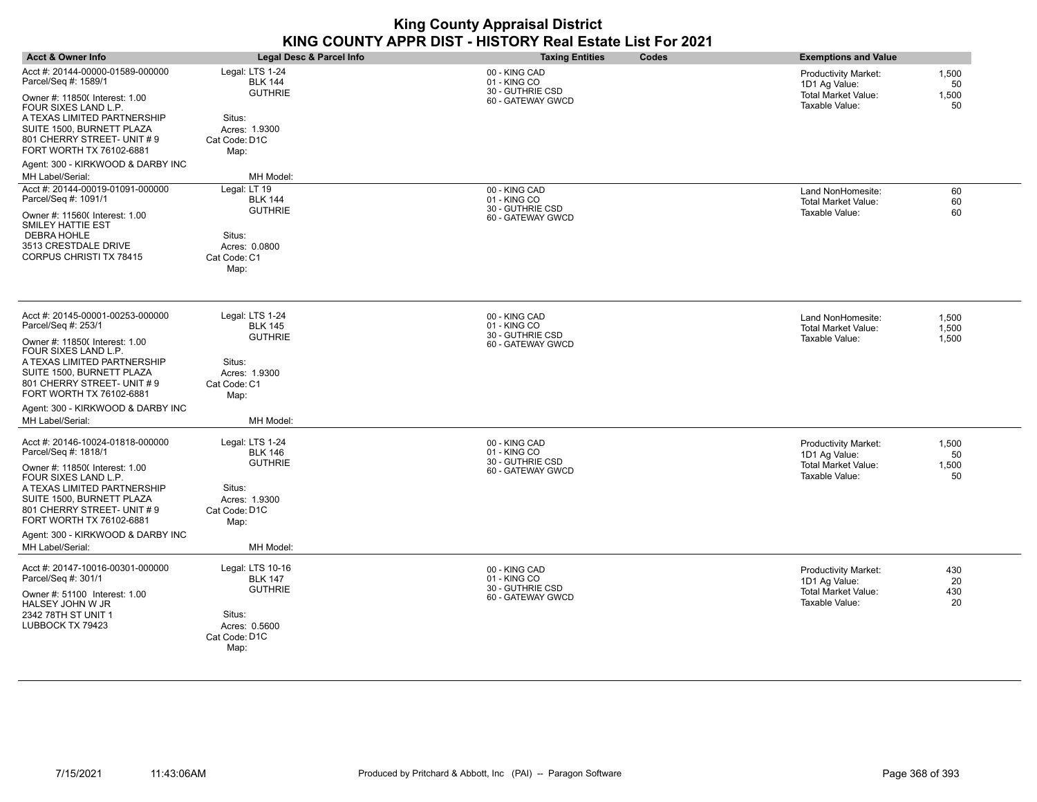# King County Appraisal District
## KING COUNTY APPR DIST - HISTORY Real Estate List For 2021

| Acct & Owner Info | Legal Desc & Parcel Info | Taxing Entities | Codes | Exemptions and Value |
|---|---|---|---|---|
| Acct #: 20144-00000-01589-000000<br>Parcel/Seq #: 1589/1<br>Owner #: 11850( Interest: 1.00<br>FOUR SIXES LAND L.P.<br>A TEXAS LIMITED PARTNERSHIP<br>SUITE 1500, BURNETT PLAZA<br>801 CHERRY STREET- UNIT # 9<br>FORT WORTH TX 76102-6881<br>Agent: 300 - KIRKWOOD & DARBY INC<br>MH Label/Serial: | Legal: LTS 1-24<br>BLK 144<br>GUTHRIE<br>Situs:<br>Acres: 1.9300<br>Cat Code: D1C<br>Map:<br>MH Model: | 00 - KING CAD<br>01 - KING CO<br>30 - GUTHRIE CSD<br>60 - GATEWAY GWCD | | Productivity Market: 1,500<br>1D1 Ag Value: 50<br>Total Market Value: 1,500<br>Taxable Value: 50 |
| Acct #: 20144-00019-01091-000000<br>Parcel/Seq #: 1091/1<br>Owner #: 11560( Interest: 1.00<br>SMILEY HATTIE EST<br>DEBRA HOHLE<br>3513 CRESTDALE DRIVE<br>CORPUS CHRISTI TX 78415 | Legal: LT 19<br>BLK 144<br>GUTHRIE<br>Situs:<br>Acres: 0.0800<br>Cat Code: C1<br>Map: | 00 - KING CAD<br>01 - KING CO<br>30 - GUTHRIE CSD<br>60 - GATEWAY GWCD | | Land NonHomesite: 60<br>Total Market Value: 60<br>Taxable Value: 60 |
| Acct #: 20145-00001-00253-000000<br>Parcel/Seq #: 253/1<br>Owner #: 11850( Interest: 1.00<br>FOUR SIXES LAND L.P.<br>A TEXAS LIMITED PARTNERSHIP<br>SUITE 1500, BURNETT PLAZA<br>801 CHERRY STREET- UNIT # 9<br>FORT WORTH TX 76102-6881<br>Agent: 300 - KIRKWOOD & DARBY INC<br>MH Label/Serial: | Legal: LTS 1-24<br>BLK 145<br>GUTHRIE<br>Situs:<br>Acres: 1.9300<br>Cat Code: C1<br>Map:<br>MH Model: | 00 - KING CAD<br>01 - KING CO<br>30 - GUTHRIE CSD<br>60 - GATEWAY GWCD | | Land NonHomesite: 1,500<br>Total Market Value: 1,500<br>Taxable Value: 1,500 |
| Acct #: 20146-10024-01818-000000<br>Parcel/Seq #: 1818/1<br>Owner #: 11850( Interest: 1.00<br>FOUR SIXES LAND L.P.<br>A TEXAS LIMITED PARTNERSHIP<br>SUITE 1500, BURNETT PLAZA<br>801 CHERRY STREET- UNIT # 9<br>FORT WORTH TX 76102-6881<br>Agent: 300 - KIRKWOOD & DARBY INC<br>MH Label/Serial: | Legal: LTS 1-24<br>BLK 146<br>GUTHRIE<br>Situs:<br>Acres: 1.9300<br>Cat Code: D1C<br>Map:<br>MH Model: | 00 - KING CAD<br>01 - KING CO<br>30 - GUTHRIE CSD<br>60 - GATEWAY GWCD | | Productivity Market: 1,500<br>1D1 Ag Value: 50<br>Total Market Value: 1,500<br>Taxable Value: 50 |
| Acct #: 20147-10016-00301-000000<br>Parcel/Seq #: 301/1<br>Owner #: 51100 Interest: 1.00<br>HALSEY JOHN W JR<br>2342 78TH ST UNIT 1<br>LUBBOCK TX 79423 | Legal: LTS 10-16<br>BLK 147<br>GUTHRIE<br>Situs:<br>Acres: 0.5600<br>Cat Code: D1C<br>Map: | 00 - KING CAD<br>01 - KING CO<br>30 - GUTHRIE CSD<br>60 - GATEWAY GWCD | | Productivity Market: 430<br>1D1 Ag Value: 20<br>Total Market Value: 430<br>Taxable Value: 20 |

7/15/2021 11:43:06AM Produced by Pritchard & Abbott, Inc (PAI) -- Paragon Software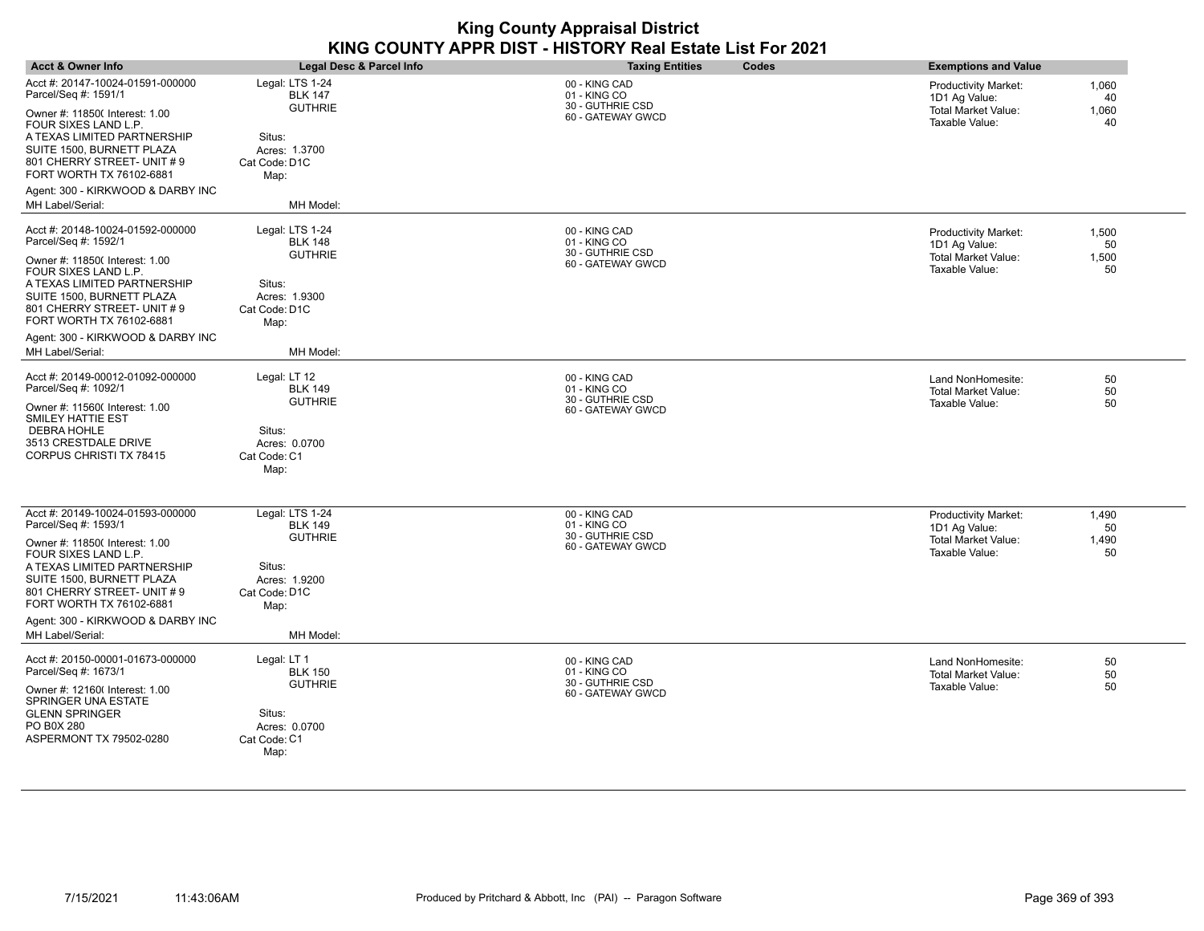# King County Appraisal District

## KING COUNTY APPR DIST - HISTORY Real Estate List For 2021

| Acct & Owner Info | Legal Desc & Parcel Info | Taxing Entities | Codes | Exemptions and Value |
|---|---|---|---|---|
| Acct #: 20147-10024-01591-000000<br>Parcel/Seq #: 1591/1<br>Owner #: 11850( Interest: 1.00<br>FOUR SIXES LAND L.P.<br>A TEXAS LIMITED PARTNERSHIP<br>SUITE 1500, BURNETT PLAZA<br>801 CHERRY STREET- UNIT # 9<br>FORT WORTH TX 76102-6881<br>Agent: 300 - KIRKWOOD & DARBY INC<br>MH Label/Serial: | Legal: LTS 1-24<br>BLK 147<br>GUTHRIE<br>Situs:<br>Acres: 1.3700<br>Cat Code: D1C<br>Map:<br>MH Model: | 00 - KING CAD<br>01 - KING CO<br>30 - GUTHRIE CSD<br>60 - GATEWAY GWCD | | Productivity Market: 1,060<br>1D1 Ag Value: 40<br>Total Market Value: 1,060<br>Taxable Value: 40 |
| Acct #: 20148-10024-01592-000000<br>Parcel/Seq #: 1592/1<br>Owner #: 11850( Interest: 1.00<br>FOUR SIXES LAND L.P.<br>A TEXAS LIMITED PARTNERSHIP<br>SUITE 1500, BURNETT PLAZA<br>801 CHERRY STREET- UNIT # 9<br>FORT WORTH TX 76102-6881<br>Agent: 300 - KIRKWOOD & DARBY INC<br>MH Label/Serial: | Legal: LTS 1-24<br>BLK 148<br>GUTHRIE<br>Situs:<br>Acres: 1.9300<br>Cat Code: D1C<br>Map:<br>MH Model: | 00 - KING CAD<br>01 - KING CO<br>30 - GUTHRIE CSD<br>60 - GATEWAY GWCD | | Productivity Market: 1,500<br>1D1 Ag Value: 50<br>Total Market Value: 1,500<br>Taxable Value: 50 |
| Acct #: 20149-00012-01092-000000<br>Parcel/Seq #: 1092/1<br>Owner #: 11560( Interest: 1.00<br>SMILEY HATTIE EST<br>DEBRA HOHLE<br>3513 CRESTDALE DRIVE<br>CORPUS CHRISTI TX 78415 | Legal: LT 12<br>BLK 149<br>GUTHRIE<br>Situs:<br>Acres: 0.0700<br>Cat Code: C1<br>Map: | 00 - KING CAD<br>01 - KING CO<br>30 - GUTHRIE CSD<br>60 - GATEWAY GWCD | | Land NonHomesite: 50<br>Total Market Value: 50<br>Taxable Value: 50 |
| Acct #: 20149-10024-01593-000000<br>Parcel/Seq #: 1593/1<br>Owner #: 11850( Interest: 1.00<br>FOUR SIXES LAND L.P.<br>A TEXAS LIMITED PARTNERSHIP<br>SUITE 1500, BURNETT PLAZA<br>801 CHERRY STREET- UNIT # 9<br>FORT WORTH TX 76102-6881<br>Agent: 300 - KIRKWOOD & DARBY INC<br>MH Label/Serial: | Legal: LTS 1-24<br>BLK 149<br>GUTHRIE<br>Situs:<br>Acres: 1.9200<br>Cat Code: D1C<br>Map:<br>MH Model: | 00 - KING CAD<br>01 - KING CO<br>30 - GUTHRIE CSD<br>60 - GATEWAY GWCD | | Productivity Market: 1,490<br>1D1 Ag Value: 50<br>Total Market Value: 1,490<br>Taxable Value: 50 |
| Acct #: 20150-00001-01673-000000<br>Parcel/Seq #: 1673/1<br>Owner #: 12160( Interest: 1.00<br>SPRINGER UNA ESTATE<br>GLENN SPRINGER<br>PO B0X 280<br>ASPERMONT TX 79502-0280 | Legal: LT 1<br>BLK 150<br>GUTHRIE<br>Situs:<br>Acres: 0.0700<br>Cat Code: C1<br>Map: | 00 - KING CAD<br>01 - KING CO<br>30 - GUTHRIE CSD<br>60 - GATEWAY GWCD | | Land NonHomesite: 50<br>Total Market Value: 50<br>Taxable Value: 50 |

7/15/2021 11:43:06AM Produced by Pritchard & Abbott, Inc (PAI) -- Paragon Software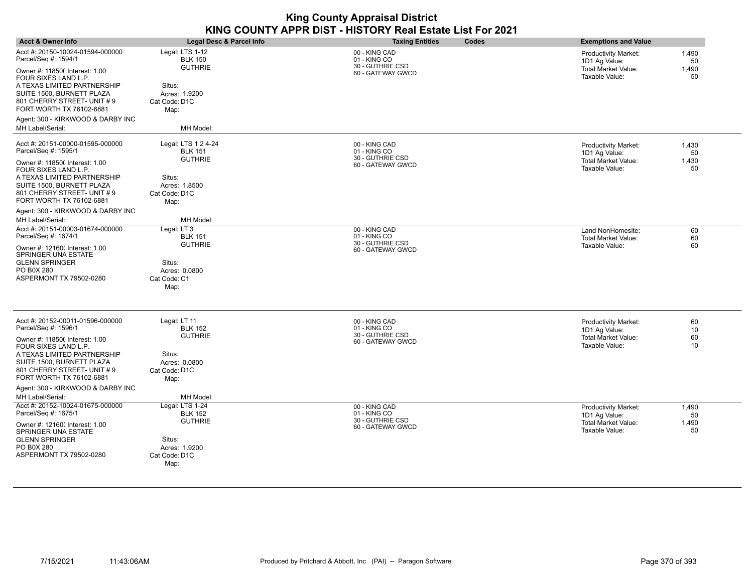# King County Appraisal District
## KING COUNTY APPR DIST - HISTORY Real Estate List For 2021

| Acct & Owner Info | Legal Desc & Parcel Info | Taxing Entities | Codes | Exemptions and Value |
|---|---|---|---|---|
| Acct #: 20150-10024-01594-000000<br>Parcel/Seq #: 1594/1<br>Owner #: 11850( Interest: 1.00<br>FOUR SIXES LAND L.P.<br>A TEXAS LIMITED PARTNERSHIP<br>SUITE 1500, BURNETT PLAZA<br>801 CHERRY STREET- UNIT # 9<br>FORT WORTH TX 76102-6881<br>Agent: 300 - KIRKWOOD & DARBY INC<br>MH Label/Serial: | Legal: LTS 1-12<br>BLK 150<br>GUTHRIE<br>Situs:<br>Acres: 1.9200<br>Cat Code: D1C<br>Map:<br>MH Model: | 00 - KING CAD<br>01 - KING CO<br>30 - GUTHRIE CSD<br>60 - GATEWAY GWCD | | Productivity Market: 1,490<br>1D1 Ag Value: 50<br>Total Market Value: 1,490<br>Taxable Value: 50 |
| Acct #: 20151-00000-01595-000000<br>Parcel/Seq #: 1595/1<br>Owner #: 11850( Interest: 1.00<br>FOUR SIXES LAND L.P.<br>A TEXAS LIMITED PARTNERSHIP<br>SUITE 1500, BURNETT PLAZA<br>801 CHERRY STREET- UNIT # 9<br>FORT WORTH TX 76102-6881<br>Agent: 300 - KIRKWOOD & DARBY INC<br>MH Label/Serial: | Legal: LTS 1 2 4-24<br>BLK 151<br>GUTHRIE<br>Situs:<br>Acres: 1.8500<br>Cat Code: D1C<br>Map:<br>MH Model: | 00 - KING CAD<br>01 - KING CO<br>30 - GUTHRIE CSD<br>60 - GATEWAY GWCD | | Productivity Market: 1,430<br>1D1 Ag Value: 50<br>Total Market Value: 1,430<br>Taxable Value: 50 |
| Acct #: 20151-00003-01674-000000<br>Parcel/Seq #: 1674/1<br>Owner #: 12160( Interest: 1.00<br>SPRINGER UNA ESTATE<br>GLENN SPRINGER<br>PO B0X 280<br>ASPERMONT TX 79502-0280 | Legal: LT 3<br>BLK 151<br>GUTHRIE<br>Situs:<br>Acres: 0.0800<br>Cat Code: C1<br>Map: | 00 - KING CAD<br>01 - KING CO<br>30 - GUTHRIE CSD<br>60 - GATEWAY GWCD | | Land NonHomesite: 60<br>Total Market Value: 60<br>Taxable Value: 60 |
| Acct #: 20152-00011-01596-000000<br>Parcel/Seq #: 1596/1<br>Owner #: 11850( Interest: 1.00<br>FOUR SIXES LAND L.P.<br>A TEXAS LIMITED PARTNERSHIP<br>SUITE 1500, BURNETT PLAZA<br>801 CHERRY STREET- UNIT # 9<br>FORT WORTH TX 76102-6881<br>Agent: 300 - KIRKWOOD & DARBY INC<br>MH Label/Serial: | Legal: LT 11<br>BLK 152<br>GUTHRIE<br>Situs:<br>Acres: 0.0800<br>Cat Code: D1C<br>Map:<br>MH Model: | 00 - KING CAD<br>01 - KING CO<br>30 - GUTHRIE CSD<br>60 - GATEWAY GWCD | | Productivity Market: 60<br>1D1 Ag Value: 10<br>Total Market Value: 60<br>Taxable Value: 10 |
| Acct #: 20152-10024-01675-000000<br>Parcel/Seq #: 1675/1<br>Owner #: 12160( Interest: 1.00<br>SPRINGER UNA ESTATE<br>GLENN SPRINGER<br>PO B0X 280<br>ASPERMONT TX 79502-0280 | Legal: LTS 1-24<br>BLK 152<br>GUTHRIE<br>Situs:<br>Acres: 1.9200<br>Cat Code: D1C<br>Map: | 00 - KING CAD<br>01 - KING CO<br>30 - GUTHRIE CSD<br>60 - GATEWAY GWCD | | Productivity Market: 1,490<br>1D1 Ag Value: 50<br>Total Market Value: 1,490<br>Taxable Value: 50 |

7/15/2021 11:43:06AM Produced by Pritchard & Abbott, Inc (PAI) -- Paragon Software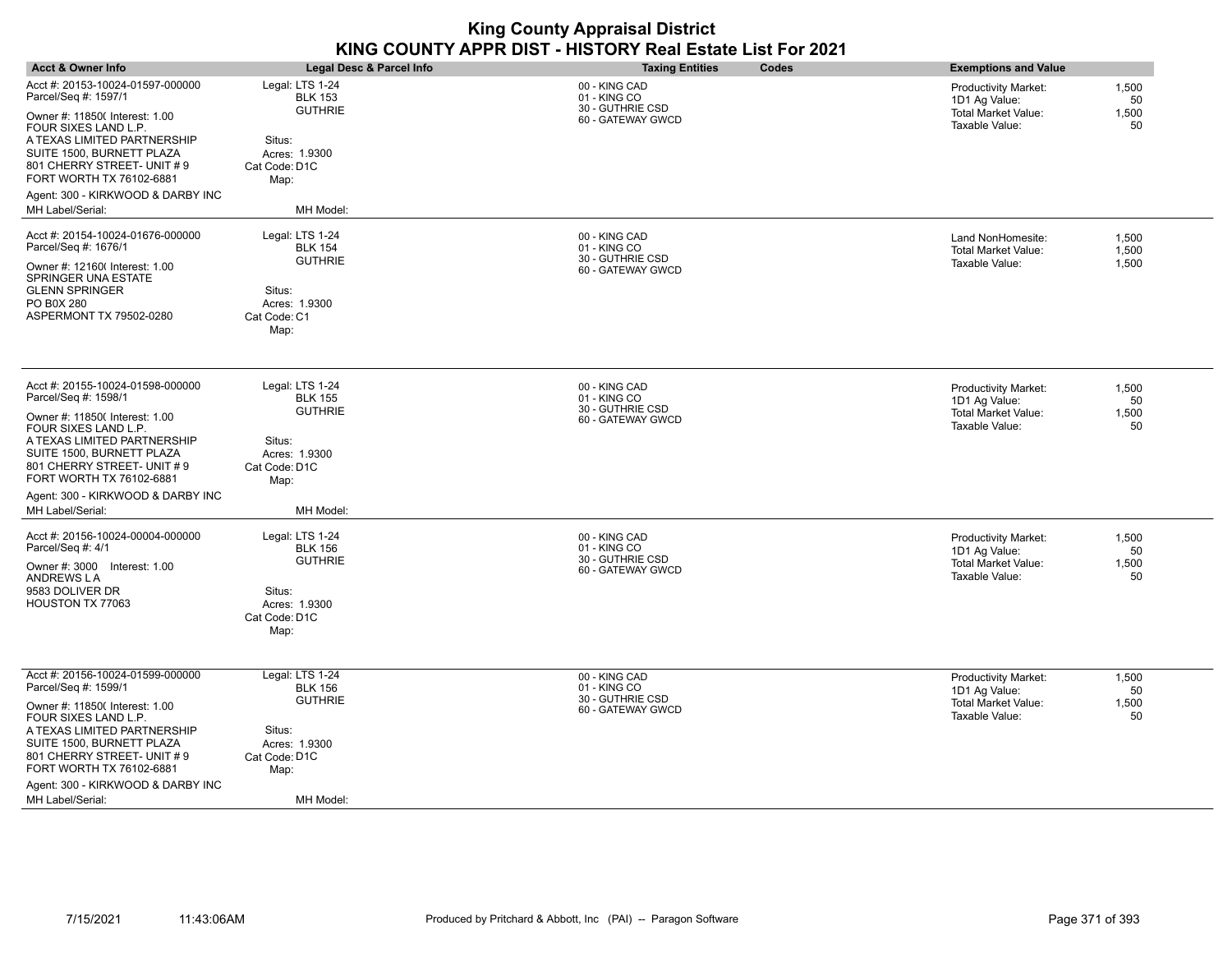# King County Appraisal District

## KING COUNTY APPR DIST - HISTORY Real Estate List For 2021

| Acct & Owner Info | Legal Desc & Parcel Info | Taxing Entities | Codes | Exemptions and Value |
|---|---|---|---|---|
| Acct #: 20153-10024-01597-000000<br>Parcel/Seq #: 1597/1<br>Owner #: 11850( Interest: 1.00<br>FOUR SIXES LAND L.P.<br>A TEXAS LIMITED PARTNERSHIP<br>SUITE 1500, BURNETT PLAZA<br>801 CHERRY STREET- UNIT # 9<br>FORT WORTH TX 76102-6881<br>Agent: 300 - KIRKWOOD & DARBY INC<br>MH Label/Serial: | Legal: LTS 1-24<br>BLK 153<br>GUTHRIE<br>Situs:<br>Acres: 1.9300<br>Cat Code: D1C<br>Map:<br>MH Model: | 00 - KING CAD<br>01 - KING CO<br>30 - GUTHRIE CSD<br>60 - GATEWAY GWCD | | Productivity Market: 1,500<br>1D1 Ag Value: 50<br>Total Market Value: 1,500<br>Taxable Value: 50 |
| Acct #: 20154-10024-01676-000000<br>Parcel/Seq #: 1676/1<br>Owner #: 12160( Interest: 1.00<br>SPRINGER UNA ESTATE<br>GLENN SPRINGER<br>PO B0X 280<br>ASPERMONT TX 79502-0280 | Legal: LTS 1-24<br>BLK 154<br>GUTHRIE<br>Situs:<br>Acres: 1.9300<br>Cat Code: C1<br>Map: | 00 - KING CAD<br>01 - KING CO<br>30 - GUTHRIE CSD<br>60 - GATEWAY GWCD | | Land NonHomesite: 1,500<br>Total Market Value: 1,500<br>Taxable Value: 1,500 |
| Acct #: 20155-10024-01598-000000<br>Parcel/Seq #: 1598/1<br>Owner #: 11850( Interest: 1.00<br>FOUR SIXES LAND L.P.<br>A TEXAS LIMITED PARTNERSHIP<br>SUITE 1500, BURNETT PLAZA<br>801 CHERRY STREET- UNIT # 9<br>FORT WORTH TX 76102-6881<br>Agent: 300 - KIRKWOOD & DARBY INC<br>MH Label/Serial: | Legal: LTS 1-24<br>BLK 155<br>GUTHRIE<br>Situs:<br>Acres: 1.9300<br>Cat Code: D1C<br>Map:<br>MH Model: | 00 - KING CAD<br>01 - KING CO<br>30 - GUTHRIE CSD<br>60 - GATEWAY GWCD | | Productivity Market: 1,500<br>1D1 Ag Value: 50<br>Total Market Value: 1,500<br>Taxable Value: 50 |
| Acct #: 20156-10024-00004-000000<br>Parcel/Seq #: 4/1<br>Owner #: 3000 Interest: 1.00<br>ANDREWS L A<br>9583 DOLIVER DR<br>HOUSTON TX 77063 | Legal: LTS 1-24<br>BLK 156<br>GUTHRIE<br>Situs:<br>Acres: 1.9300<br>Cat Code: D1C<br>Map: | 00 - KING CAD<br>01 - KING CO<br>30 - GUTHRIE CSD<br>60 - GATEWAY GWCD | | Productivity Market: 1,500<br>1D1 Ag Value: 50<br>Total Market Value: 1,500<br>Taxable Value: 50 |
| Acct #: 20156-10024-01599-000000<br>Parcel/Seq #: 1599/1<br>Owner #: 11850( Interest: 1.00<br>FOUR SIXES LAND L.P.<br>A TEXAS LIMITED PARTNERSHIP<br>SUITE 1500, BURNETT PLAZA<br>801 CHERRY STREET- UNIT # 9<br>FORT WORTH TX 76102-6881<br>Agent: 300 - KIRKWOOD & DARBY INC<br>MH Label/Serial: | Legal: LTS 1-24<br>BLK 156<br>GUTHRIE<br>Situs:<br>Acres: 1.9300<br>Cat Code: D1C<br>Map:<br>MH Model: | 00 - KING CAD<br>01 - KING CO<br>30 - GUTHRIE CSD<br>60 - GATEWAY GWCD | | Productivity Market: 1,500<br>1D1 Ag Value: 50<br>Total Market Value: 1,500<br>Taxable Value: 50 |

7/15/2021 11:43:06AM Produced by Pritchard & Abbott, Inc (PAI) -- Paragon Software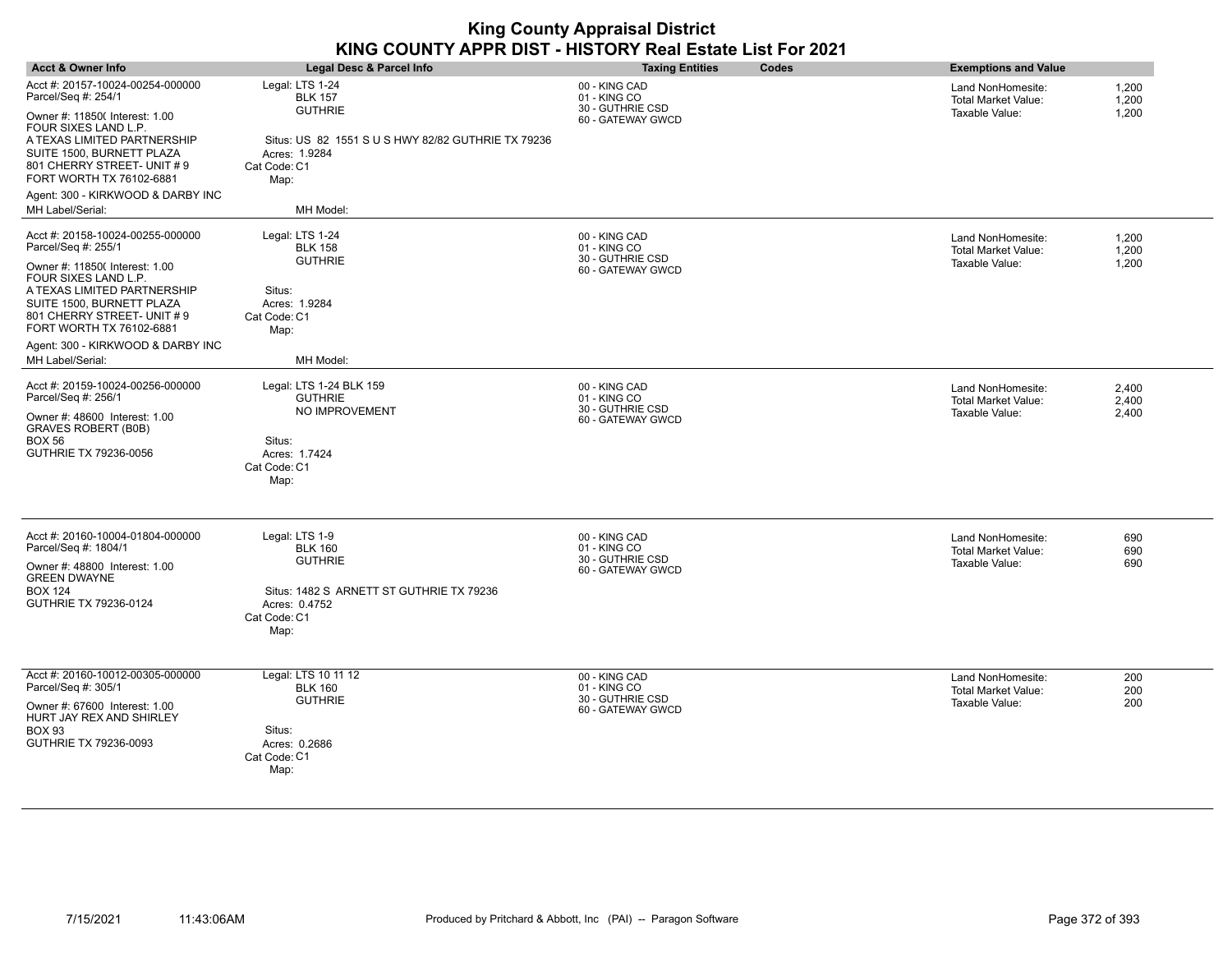# King County Appraisal District

## KING COUNTY APPR DIST - HISTORY Real Estate List For 2021

| Acct & Owner Info | Legal Desc & Parcel Info | Taxing Entities | Codes | Exemptions and Value |
|---|---|---|---|---|
| Acct #: 20157-10024-00254-000000<br>Parcel/Seq #: 254/1<br>Owner #: 11850( Interest: 1.00<br>FOUR SIXES LAND L.P.<br>A TEXAS LIMITED PARTNERSHIP<br>SUITE 1500, BURNETT PLAZA<br>801 CHERRY STREET- UNIT # 9<br>FORT WORTH TX 76102-6881<br>Agent: 300 - KIRKWOOD & DARBY INC<br>MH Label/Serial: | Legal: LTS 1-24<br>BLK 157<br>GUTHRIE<br>Situs: US 82 1551 S U S HWY 82/82 GUTHRIE TX 79236<br>Acres: 1.9284<br>Cat Code: C1<br>Map:<br>MH Model: | 00 - KING CAD<br>01 - KING CO<br>30 - GUTHRIE CSD<br>60 - GATEWAY GWCD | | Land NonHomesite: 1,200<br>Total Market Value: 1,200<br>Taxable Value: 1,200 |
| Acct #: 20158-10024-00255-000000<br>Parcel/Seq #: 255/1<br>Owner #: 11850( Interest: 1.00<br>FOUR SIXES LAND L.P.<br>A TEXAS LIMITED PARTNERSHIP<br>SUITE 1500, BURNETT PLAZA<br>801 CHERRY STREET- UNIT # 9<br>FORT WORTH TX 76102-6881<br>Agent: 300 - KIRKWOOD & DARBY INC<br>MH Label/Serial: | Legal: LTS 1-24<br>BLK 158<br>GUTHRIE<br>Situs:<br>Acres: 1.9284<br>Cat Code: C1<br>Map:<br>MH Model: | 00 - KING CAD<br>01 - KING CO<br>30 - GUTHRIE CSD<br>60 - GATEWAY GWCD | | Land NonHomesite: 1,200<br>Total Market Value: 1,200<br>Taxable Value: 1,200 |
| Acct #: 20159-10024-00256-000000<br>Parcel/Seq #: 256/1<br>Owner #: 48600 Interest: 1.00<br>GRAVES ROBERT (B0B)<br>BOX 56<br>GUTHRIE TX 79236-0056 | Legal: LTS 1-24 BLK 159<br>GUTHRIE<br>NO IMPROVEMENT<br>Situs:<br>Acres: 1.7424<br>Cat Code: C1<br>Map: | 00 - KING CAD<br>01 - KING CO<br>30 - GUTHRIE CSD<br>60 - GATEWAY GWCD | | Land NonHomesite: 2,400<br>Total Market Value: 2,400<br>Taxable Value: 2,400 |
| Acct #: 20160-10004-01804-000000<br>Parcel/Seq #: 1804/1<br>Owner #: 48800 Interest: 1.00<br>GREEN DWAYNE<br>BOX 124<br>GUTHRIE TX 79236-0124 | Legal: LTS 1-9<br>BLK 160<br>GUTHRIE<br>Situs: 1482 S ARNETT ST GUTHRIE TX 79236<br>Acres: 0.4752<br>Cat Code: C1<br>Map: | 00 - KING CAD<br>01 - KING CO<br>30 - GUTHRIE CSD<br>60 - GATEWAY GWCD | | Land NonHomesite: 690<br>Total Market Value: 690<br>Taxable Value: 690 |
| Acct #: 20160-10012-00305-000000<br>Parcel/Seq #: 305/1<br>Owner #: 67600 Interest: 1.00<br>HURT JAY REX AND SHIRLEY<br>BOX 93<br>GUTHRIE TX 79236-0093 | Legal: LTS 10 11 12<br>BLK 160<br>GUTHRIE<br>Situs:<br>Acres: 0.2686<br>Cat Code: C1<br>Map: | 00 - KING CAD<br>01 - KING CO<br>30 - GUTHRIE CSD<br>60 - GATEWAY GWCD | | Land NonHomesite: 200<br>Total Market Value: 200<br>Taxable Value: 200 |

7/15/2021 11:43:06AM Produced by Pritchard & Abbott, Inc (PAI) -- Paragon Software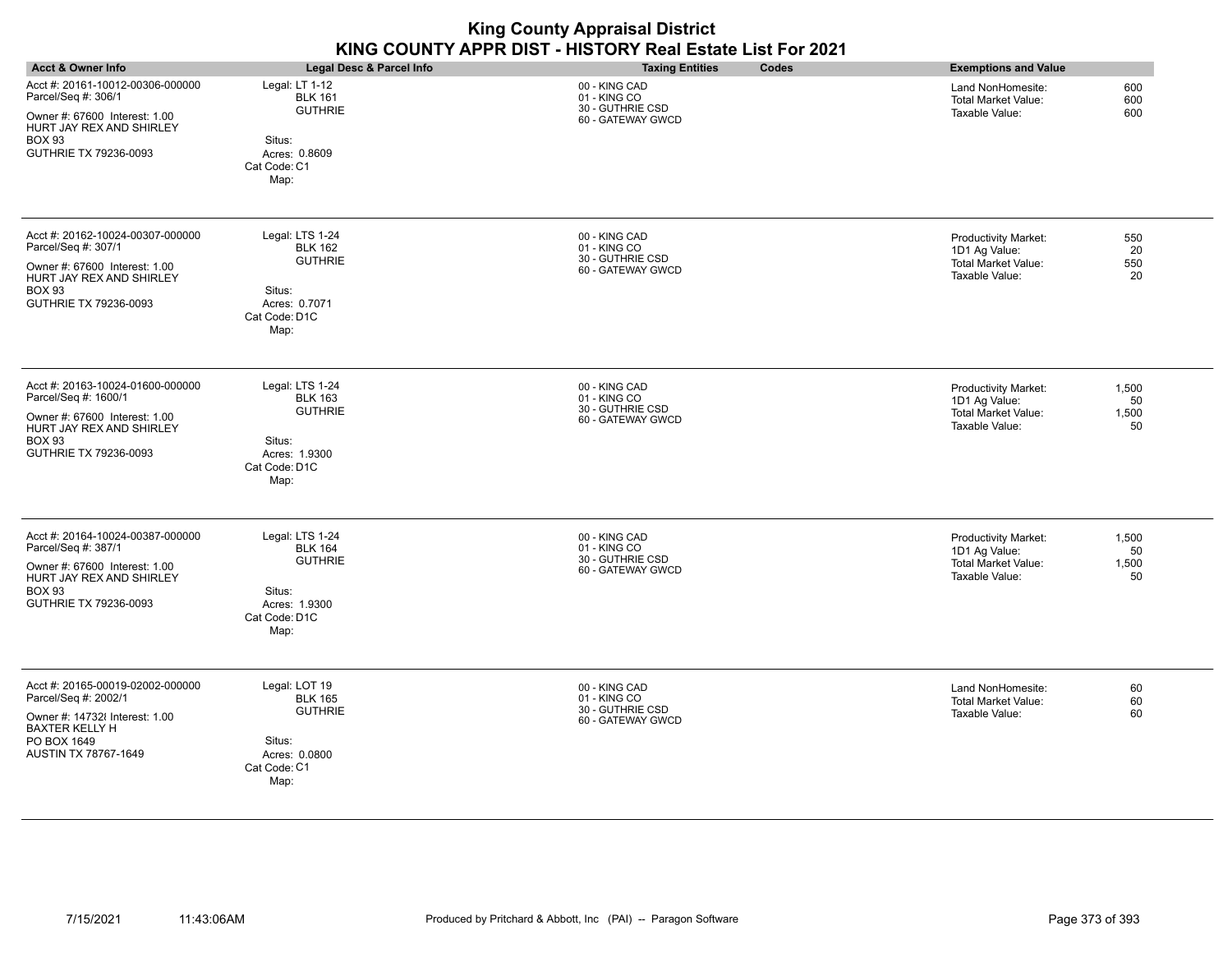# King County Appraisal District

## KING COUNTY APPR DIST - HISTORY Real Estate List For 2021

| Acct & Owner Info | Legal Desc & Parcel Info | Taxing Entities | Codes | Exemptions and Value |
|---|---|---|---|---|
| Acct #: 20161-10012-00306-000000<br>Parcel/Seq #: 306/1<br>Owner #: 67600 Interest: 1.00<br>HURT JAY REX AND SHIRLEY<br>BOX 93<br>GUTHRIE TX 79236-0093 | Legal: LT 1-12<br>BLK 161<br>GUTHRIE<br>Situs:<br>Acres: 0.8609<br>Cat Code: C1<br>Map: | 00 - KING CAD<br>01 - KING CO<br>30 - GUTHRIE CSD<br>60 - GATEWAY GWCD | | Land NonHomesite: 600<br>Total Market Value: 600<br>Taxable Value: 600 |
| Acct #: 20162-10024-00307-000000<br>Parcel/Seq #: 307/1<br>Owner #: 67600 Interest: 1.00<br>HURT JAY REX AND SHIRLEY<br>BOX 93<br>GUTHRIE TX 79236-0093 | Legal: LTS 1-24<br>BLK 162<br>GUTHRIE<br>Situs:<br>Acres: 0.7071<br>Cat Code: D1C<br>Map: | 00 - KING CAD<br>01 - KING CO<br>30 - GUTHRIE CSD<br>60 - GATEWAY GWCD | | Productivity Market: 550<br>1D1 Ag Value: 20<br>Total Market Value: 550<br>Taxable Value: 20 |
| Acct #: 20163-10024-01600-000000<br>Parcel/Seq #: 1600/1<br>Owner #: 67600 Interest: 1.00<br>HURT JAY REX AND SHIRLEY<br>BOX 93<br>GUTHRIE TX 79236-0093 | Legal: LTS 1-24<br>BLK 163<br>GUTHRIE<br>Situs:<br>Acres: 1.9300<br>Cat Code: D1C<br>Map: | 00 - KING CAD<br>01 - KING CO<br>30 - GUTHRIE CSD<br>60 - GATEWAY GWCD | | Productivity Market: 1,500<br>1D1 Ag Value: 50<br>Total Market Value: 1,500<br>Taxable Value: 50 |
| Acct #: 20164-10024-00387-000000<br>Parcel/Seq #: 387/1<br>Owner #: 67600 Interest: 1.00<br>HURT JAY REX AND SHIRLEY<br>BOX 93<br>GUTHRIE TX 79236-0093 | Legal: LTS 1-24<br>BLK 164<br>GUTHRIE<br>Situs:<br>Acres: 1.9300<br>Cat Code: D1C<br>Map: | 00 - KING CAD<br>01 - KING CO<br>30 - GUTHRIE CSD<br>60 - GATEWAY GWCD | | Productivity Market: 1,500<br>1D1 Ag Value: 50<br>Total Market Value: 1,500<br>Taxable Value: 50 |
| Acct #: 20165-00019-02002-000000<br>Parcel/Seq #: 2002/1<br>Owner #: 14732( Interest: 1.00<br>BAXTER KELLY H<br>PO BOX 1649<br>AUSTIN TX 78767-1649 | Legal: LOT 19<br>BLK 165<br>GUTHRIE<br>Situs:<br>Acres: 0.0800<br>Cat Code: C1<br>Map: | 00 - KING CAD<br>01 - KING CO<br>30 - GUTHRIE CSD<br>60 - GATEWAY GWCD | | Land NonHomesite: 60<br>Total Market Value: 60<br>Taxable Value: 60 |

7/15/2021 11:43:06AM Produced by Pritchard & Abbott, Inc (PAI) -- Paragon Software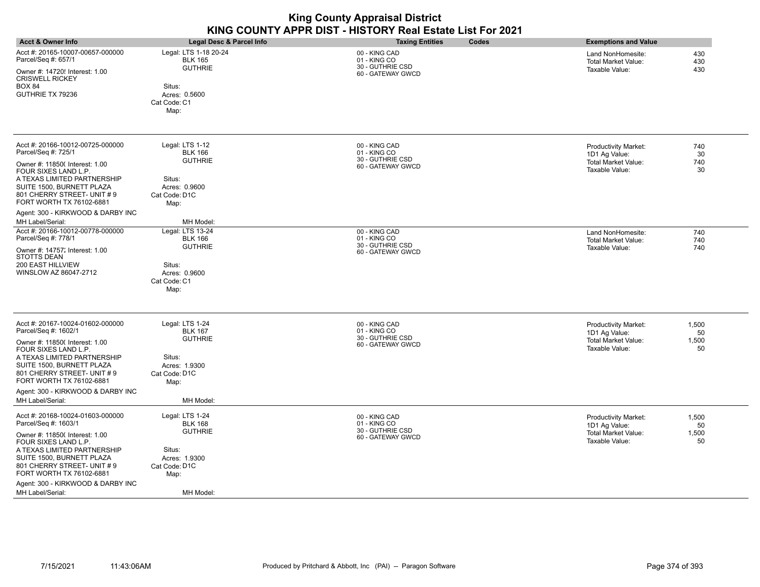# King County Appraisal District

## KING COUNTY APPR DIST - HISTORY Real Estate List For 2021

| Acct & Owner Info | Legal Desc & Parcel Info | Taxing Entities | Codes | Exemptions and Value |
|---|---|---|---|---|
| Acct #: 20165-10007-00657-000000<br>Parcel/Seq #: 657/1<br>Owner #: 14720! Interest: 1.00<br>CRISWELL RICKEY<br>BOX 84<br>GUTHRIE TX 79236 | Legal: LTS 1-18 20-24<br>BLK 165<br>GUTHRIE<br>Situs:<br>Acres: 0.5600<br>Cat Code: C1<br>Map: | 00 - KING CAD<br>01 - KING CO<br>30 - GUTHRIE CSD<br>60 - GATEWAY GWCD | | Land NonHomesite: 430<br>Total Market Value: 430<br>Taxable Value: 430 |
| Acct #: 20166-10012-00725-000000<br>Parcel/Seq #: 725/1<br>Owner #: 11850( Interest: 1.00<br>FOUR SIXES LAND L.P.<br>A TEXAS LIMITED PARTNERSHIP<br>SUITE 1500, BURNETT PLAZA<br>801 CHERRY STREET- UNIT # 9<br>FORT WORTH TX 76102-6881<br>Agent: 300 - KIRKWOOD & DARBY INC<br>MH Label/Serial: | Legal: LTS 1-12<br>BLK 166<br>GUTHRIE<br>Situs:<br>Acres: 0.9600<br>Cat Code: D1C<br>Map:<br>MH Model: | 00 - KING CAD<br>01 - KING CO<br>30 - GUTHRIE CSD<br>60 - GATEWAY GWCD | | Productivity Market: 740<br>1D1 Ag Value: 30<br>Total Market Value: 740<br>Taxable Value: 30 |
| Acct #: 20166-10012-00778-000000<br>Parcel/Seq #: 778/1<br>Owner #: 14757; Interest: 1.00<br>STOTTS DEAN<br>200 EAST HILLVIEW<br>WINSLOW AZ 86047-2712 | Legal: LTS 13-24<br>BLK 166<br>GUTHRIE<br>Situs:<br>Acres: 0.9600<br>Cat Code: C1<br>Map: | 00 - KING CAD<br>01 - KING CO<br>30 - GUTHRIE CSD<br>60 - GATEWAY GWCD | | Land NonHomesite: 740<br>Total Market Value: 740<br>Taxable Value: 740 |
| Acct #: 20167-10024-01602-000000<br>Parcel/Seq #: 1602/1<br>Owner #: 11850( Interest: 1.00<br>FOUR SIXES LAND L.P.<br>A TEXAS LIMITED PARTNERSHIP<br>SUITE 1500, BURNETT PLAZA<br>801 CHERRY STREET- UNIT # 9<br>FORT WORTH TX 76102-6881<br>Agent: 300 - KIRKWOOD & DARBY INC<br>MH Label/Serial: | Legal: LTS 1-24<br>BLK 167<br>GUTHRIE<br>Situs:<br>Acres: 1.9300<br>Cat Code: D1C<br>Map:<br>MH Model: | 00 - KING CAD<br>01 - KING CO<br>30 - GUTHRIE CSD<br>60 - GATEWAY GWCD | | Productivity Market: 1,500<br>1D1 Ag Value: 50<br>Total Market Value: 1,500<br>Taxable Value: 50 |
| Acct #: 20168-10024-01603-000000<br>Parcel/Seq #: 1603/1<br>Owner #: 11850( Interest: 1.00<br>FOUR SIXES LAND L.P.<br>A TEXAS LIMITED PARTNERSHIP<br>SUITE 1500, BURNETT PLAZA<br>801 CHERRY STREET- UNIT # 9<br>FORT WORTH TX 76102-6881<br>Agent: 300 - KIRKWOOD & DARBY INC<br>MH Label/Serial: | Legal: LTS 1-24<br>BLK 168<br>GUTHRIE<br>Situs:<br>Acres: 1.9300<br>Cat Code: D1C<br>Map:<br>MH Model: | 00 - KING CAD<br>01 - KING CO<br>30 - GUTHRIE CSD<br>60 - GATEWAY GWCD | | Productivity Market: 1,500<br>1D1 Ag Value: 50<br>Total Market Value: 1,500<br>Taxable Value: 50 |

7/15/2021 11:43:06AM Produced by Pritchard & Abbott, Inc (PAI) -- Paragon Software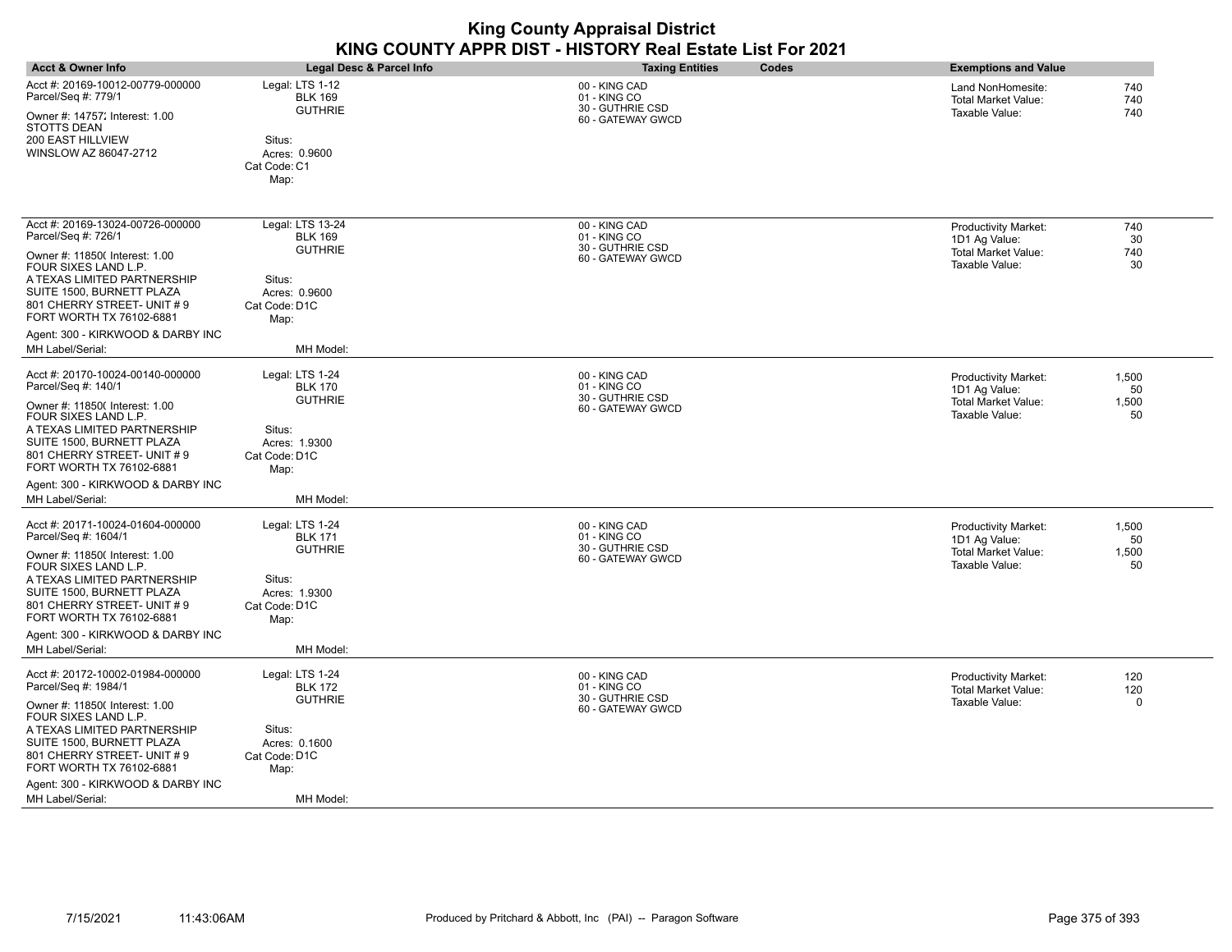# King County Appraisal District

## KING COUNTY APPR DIST - HISTORY Real Estate List For 2021

| Acct & Owner Info | Legal Desc & Parcel Info | Taxing Entities | Codes | Exemptions and Value |
|---|---|---|---|---|
| Acct #: 20169-10012-00779-000000<br>Parcel/Seq #: 779/1<br>Owner #: 14757‡ Interest: 1.00<br>STOTTS DEAN<br>200 EAST HILLVIEW<br>WINSLOW AZ 86047-2712 | Legal: LTS 1-12<br>BLK 169<br>GUTHRIE<br>Situs:<br>Acres: 0.9600<br>Cat Code: C1<br>Map: | 00 - KING CAD<br>01 - KING CO<br>30 - GUTHRIE CSD<br>60 - GATEWAY GWCD | | Land NonHomesite: 740<br>Total Market Value: 740<br>Taxable Value: 740 |
| Acct #: 20169-13024-00726-000000<br>Parcel/Seq #: 726/1<br>Owner #: 11850( Interest: 1.00<br>FOUR SIXES LAND L.P.<br>A TEXAS LIMITED PARTNERSHIP<br>SUITE 1500, BURNETT PLAZA<br>801 CHERRY STREET- UNIT # 9<br>FORT WORTH TX 76102-6881<br>Agent: 300 - KIRKWOOD & DARBY INC<br>MH Label/Serial: | Legal: LTS 13-24<br>BLK 169<br>GUTHRIE<br>Situs:<br>Acres: 0.9600<br>Cat Code: D1C<br>Map:<br>MH Model: | 00 - KING CAD<br>01 - KING CO<br>30 - GUTHRIE CSD<br>60 - GATEWAY GWCD | | Productivity Market: 740<br>1D1 Ag Value: 30<br>Total Market Value: 740<br>Taxable Value: 30 |
| Acct #: 20170-10024-00140-000000<br>Parcel/Seq #: 140/1<br>Owner #: 11850( Interest: 1.00<br>FOUR SIXES LAND L.P.<br>A TEXAS LIMITED PARTNERSHIP<br>SUITE 1500, BURNETT PLAZA<br>801 CHERRY STREET- UNIT # 9<br>FORT WORTH TX 76102-6881<br>Agent: 300 - KIRKWOOD & DARBY INC<br>MH Label/Serial: | Legal: LTS 1-24<br>BLK 170<br>GUTHRIE<br>Situs:<br>Acres: 1.9300<br>Cat Code: D1C<br>Map:<br>MH Model: | 00 - KING CAD<br>01 - KING CO<br>30 - GUTHRIE CSD<br>60 - GATEWAY GWCD | | Productivity Market: 1,500<br>1D1 Ag Value: 50<br>Total Market Value: 1,500<br>Taxable Value: 50 |
| Acct #: 20171-10024-01604-000000<br>Parcel/Seq #: 1604/1<br>Owner #: 11850( Interest: 1.00<br>FOUR SIXES LAND L.P.<br>A TEXAS LIMITED PARTNERSHIP<br>SUITE 1500, BURNETT PLAZA<br>801 CHERRY STREET- UNIT # 9<br>FORT WORTH TX 76102-6881<br>Agent: 300 - KIRKWOOD & DARBY INC<br>MH Label/Serial: | Legal: LTS 1-24<br>BLK 171<br>GUTHRIE<br>Situs:<br>Acres: 1.9300<br>Cat Code: D1C<br>Map:<br>MH Model: | 00 - KING CAD<br>01 - KING CO<br>30 - GUTHRIE CSD<br>60 - GATEWAY GWCD | | Productivity Market: 1,500<br>1D1 Ag Value: 50<br>Total Market Value: 1,500<br>Taxable Value: 50 |
| Acct #: 20172-10002-01984-000000<br>Parcel/Seq #: 1984/1<br>Owner #: 11850( Interest: 1.00<br>FOUR SIXES LAND L.P.<br>A TEXAS LIMITED PARTNERSHIP<br>SUITE 1500, BURNETT PLAZA<br>801 CHERRY STREET- UNIT # 9<br>FORT WORTH TX 76102-6881<br>Agent: 300 - KIRKWOOD & DARBY INC<br>MH Label/Serial: | Legal: LTS 1-24<br>BLK 172<br>GUTHRIE<br>Situs:<br>Acres: 0.1600<br>Cat Code: D1C<br>Map:<br>MH Model: | 00 - KING CAD<br>01 - KING CO<br>30 - GUTHRIE CSD<br>60 - GATEWAY GWCD | | Productivity Market: 120<br>Total Market Value: 120<br>Taxable Value: 0 |

7/15/2021 11:43:06AM Produced by Pritchard & Abbott, Inc (PAI) -- Paragon Software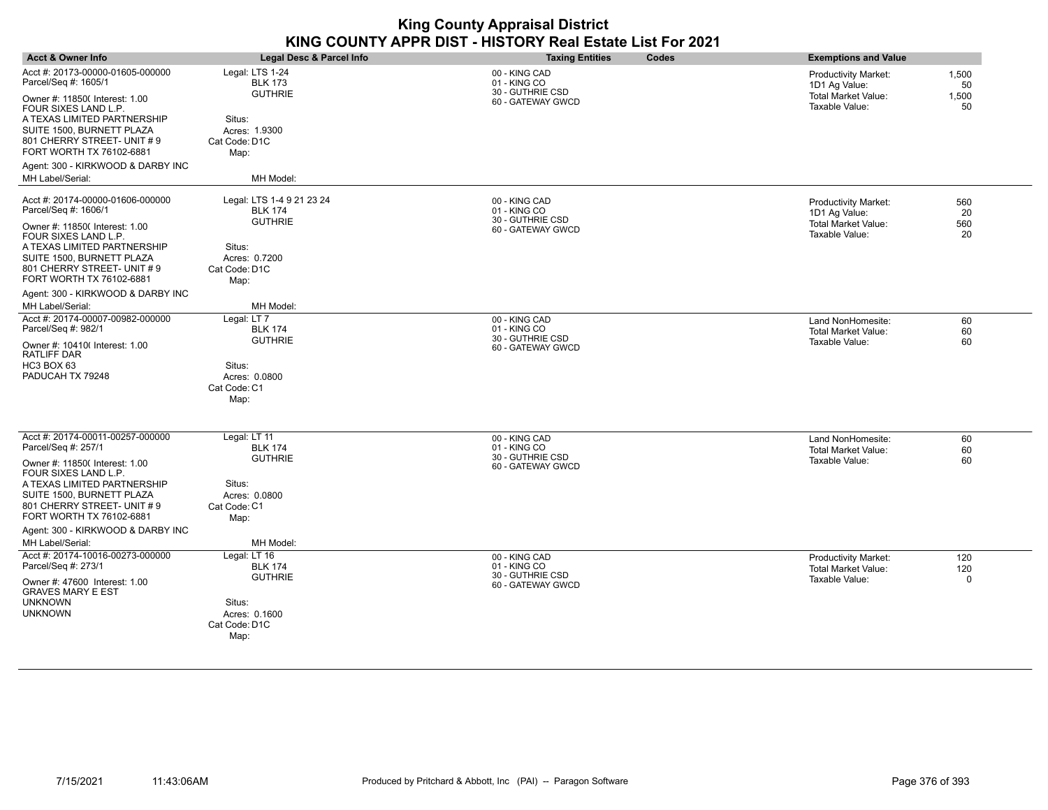# King County Appraisal District
## KING COUNTY APPR DIST - HISTORY Real Estate List For 2021

| Acct & Owner Info | Legal Desc & Parcel Info | Taxing Entities | Codes | Exemptions and Value |
|---|---|---|---|---|
| Acct #: 20173-00000-01605-000000<br>Parcel/Seq #: 1605/1<br>Owner #: 11850( Interest: 1.00<br>FOUR SIXES LAND L.P.<br>A TEXAS LIMITED PARTNERSHIP<br>SUITE 1500, BURNETT PLAZA<br>801 CHERRY STREET- UNIT # 9<br>FORT WORTH TX 76102-6881<br>Agent: 300 - KIRKWOOD & DARBY INC<br>MH Label/Serial: | Legal: LTS 1-24<br>BLK 173<br>GUTHRIE<br>Situs:<br>Acres: 1.9300<br>Cat Code: D1C<br>Map:<br>MH Model: | 00 - KING CAD<br>01 - KING CO<br>30 - GUTHRIE CSD<br>60 - GATEWAY GWCD | | Productivity Market: 1,500<br>1D1 Ag Value: 50<br>Total Market Value: 1,500<br>Taxable Value: 50 |
| Acct #: 20174-00000-01606-000000<br>Parcel/Seq #: 1606/1<br>Owner #: 11850( Interest: 1.00<br>FOUR SIXES LAND L.P.<br>A TEXAS LIMITED PARTNERSHIP<br>SUITE 1500, BURNETT PLAZA<br>801 CHERRY STREET- UNIT # 9<br>FORT WORTH TX 76102-6881<br>Agent: 300 - KIRKWOOD & DARBY INC<br>MH Label/Serial: | Legal: LTS 1-4 9 21 23 24<br>BLK 174<br>GUTHRIE<br>Situs:<br>Acres: 0.7200<br>Cat Code: D1C<br>Map:<br>MH Model: | 00 - KING CAD<br>01 - KING CO<br>30 - GUTHRIE CSD<br>60 - GATEWAY GWCD | | Productivity Market: 560<br>1D1 Ag Value: 20<br>Total Market Value: 560<br>Taxable Value: 20 |
| Acct #: 20174-00007-00982-000000<br>Parcel/Seq #: 982/1<br>Owner #: 10410( Interest: 1.00<br>RATLIFF DAR<br>HC3 BOX 63<br>PADUCAH TX 79248 | Legal: LT 7<br>BLK 174<br>GUTHRIE<br>Situs:<br>Acres: 0.0800<br>Cat Code: C1<br>Map: | 00 - KING CAD<br>01 - KING CO<br>30 - GUTHRIE CSD<br>60 - GATEWAY GWCD | | Land NonHomesite: 60<br>Total Market Value: 60<br>Taxable Value: 60 |
| Acct #: 20174-00011-00257-000000<br>Parcel/Seq #: 257/1<br>Owner #: 11850( Interest: 1.00<br>FOUR SIXES LAND L.P.<br>A TEXAS LIMITED PARTNERSHIP<br>SUITE 1500, BURNETT PLAZA<br>801 CHERRY STREET- UNIT # 9<br>FORT WORTH TX 76102-6881<br>Agent: 300 - KIRKWOOD & DARBY INC<br>MH Label/Serial: | Legal: LT 11<br>BLK 174<br>GUTHRIE<br>Situs:<br>Acres: 0.0800<br>Cat Code: C1<br>Map:<br>MH Model: | 00 - KING CAD<br>01 - KING CO<br>30 - GUTHRIE CSD<br>60 - GATEWAY GWCD | | Land NonHomesite: 60<br>Total Market Value: 60<br>Taxable Value: 60 |
| Acct #: 20174-10016-00273-000000<br>Parcel/Seq #: 273/1<br>Owner #: 47600 Interest: 1.00<br>GRAVES MARY E EST<br>UNKNOWN<br>UNKNOWN | Legal: LT 16<br>BLK 174<br>GUTHRIE<br>Situs:<br>Acres: 0.1600<br>Cat Code: D1C<br>Map: | 00 - KING CAD<br>01 - KING CO<br>30 - GUTHRIE CSD<br>60 - GATEWAY GWCD | | Productivity Market: 120<br>Total Market Value: 120<br>Taxable Value: 0 |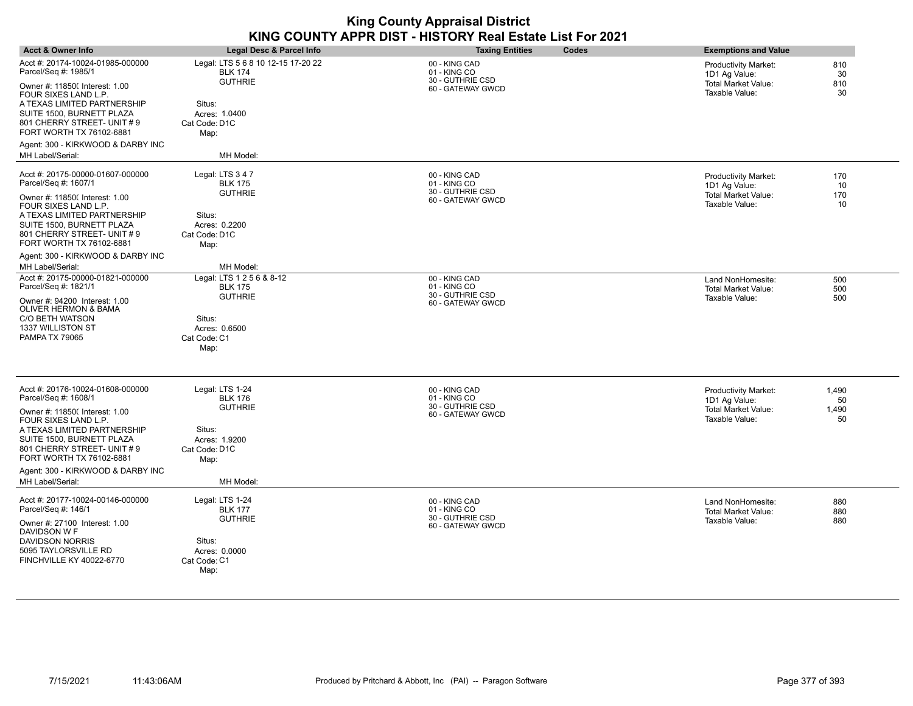# King County Appraisal District

## KING COUNTY APPR DIST - HISTORY Real Estate List For 2021

| Acct & Owner Info | Legal Desc & Parcel Info | Taxing Entities | Codes | Exemptions and Value |
|---|---|---|---|---|
| Acct #: 20174-10024-01985-000000<br>Parcel/Seq #: 1985/1<br>Owner #: 11850( Interest: 1.00<br>FOUR SIXES LAND L.P.<br>A TEXAS LIMITED PARTNERSHIP<br>SUITE 1500, BURNETT PLAZA<br>801 CHERRY STREET- UNIT # 9<br>FORT WORTH TX 76102-6881<br>Agent: 300 - KIRKWOOD & DARBY INC<br>MH Label/Serial: | Legal: LTS 5 6 8 10 12-15 17-20 22<br>BLK 174<br>GUTHRIE<br>Situs:<br>Acres: 1.0400<br>Cat Code: D1C<br>Map:<br>MH Model: | 00 - KING CAD<br>01 - KING CO<br>30 - GUTHRIE CSD<br>60 - GATEWAY GWCD | | Productivity Market: 810<br>1D1 Ag Value: 30<br>Total Market Value: 810<br>Taxable Value: 30 |
| Acct #: 20175-00000-01607-000000<br>Parcel/Seq #: 1607/1<br>Owner #: 11850( Interest: 1.00<br>FOUR SIXES LAND L.P.<br>A TEXAS LIMITED PARTNERSHIP<br>SUITE 1500, BURNETT PLAZA<br>801 CHERRY STREET- UNIT # 9<br>FORT WORTH TX 76102-6881<br>Agent: 300 - KIRKWOOD & DARBY INC<br>MH Label/Serial: | Legal: LTS 3 4 7<br>BLK 175<br>GUTHRIE<br>Situs:<br>Acres: 0.2200<br>Cat Code: D1C<br>Map:<br>MH Model: | 00 - KING CAD<br>01 - KING CO<br>30 - GUTHRIE CSD<br>60 - GATEWAY GWCD | | Productivity Market: 170<br>1D1 Ag Value: 10<br>Total Market Value: 170<br>Taxable Value: 10 |
| Acct #: 20175-00000-01821-000000<br>Parcel/Seq #: 1821/1<br>Owner #: 94200 Interest: 1.00<br>OLIVER HERMON & BAMA<br>C/O BETH WATSON<br>1337 WILLISTON ST<br>PAMPA TX 79065 | Legal: LTS 1 2 5 6 & 8-12<br>BLK 175<br>GUTHRIE<br>Situs:<br>Acres: 0.6500<br>Cat Code: C1<br>Map: | 00 - KING CAD<br>01 - KING CO<br>30 - GUTHRIE CSD<br>60 - GATEWAY GWCD | | Land NonHomesite: 500<br>Total Market Value: 500<br>Taxable Value: 500 |
| Acct #: 20176-10024-01608-000000<br>Parcel/Seq #: 1608/1<br>Owner #: 11850( Interest: 1.00<br>FOUR SIXES LAND L.P.<br>A TEXAS LIMITED PARTNERSHIP<br>SUITE 1500, BURNETT PLAZA<br>801 CHERRY STREET- UNIT # 9<br>FORT WORTH TX 76102-6881<br>Agent: 300 - KIRKWOOD & DARBY INC<br>MH Label/Serial: | Legal: LTS 1-24<br>BLK 176<br>GUTHRIE<br>Situs:<br>Acres: 1.9200<br>Cat Code: D1C<br>Map:<br>MH Model: | 00 - KING CAD<br>01 - KING CO<br>30 - GUTHRIE CSD<br>60 - GATEWAY GWCD | | Productivity Market: 1,490<br>1D1 Ag Value: 50<br>Total Market Value: 1,490<br>Taxable Value: 50 |
| Acct #: 20177-10024-00146-000000<br>Parcel/Seq #: 146/1<br>Owner #: 27100 Interest: 1.00<br>DAVIDSON W F<br>DAVIDSON NORRIS<br>5095 TAYLORSVILLE RD<br>FINCHVILLE KY 40022-6770 | Legal: LTS 1-24<br>BLK 177<br>GUTHRIE<br>Situs:<br>Acres: 0.0000<br>Cat Code: C1<br>Map: | 00 - KING CAD<br>01 - KING CO<br>30 - GUTHRIE CSD<br>60 - GATEWAY GWCD | | Land NonHomesite: 880<br>Total Market Value: 880<br>Taxable Value: 880 |

7/15/2021 11:43:06AM Produced by Pritchard & Abbott, Inc (PAI) -- Paragon Software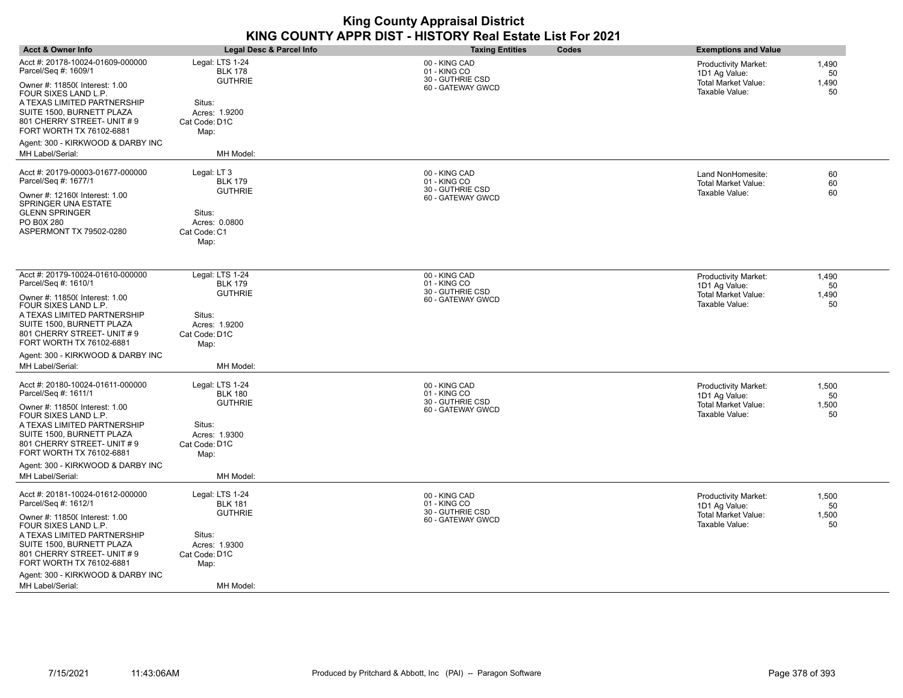# King County Appraisal District
## KING COUNTY APPR DIST - HISTORY Real Estate List For 2021

| Acct & Owner Info | Legal Desc & Parcel Info | Taxing Entities | Codes | Exemptions and Value |
|---|---|---|---|---|
| Acct #: 20178-10024-01609-000000<br>Parcel/Seq #: 1609/1<br>Owner #: 11850( Interest: 1.00<br>FOUR SIXES LAND L.P.<br>A TEXAS LIMITED PARTNERSHIP<br>SUITE 1500, BURNETT PLAZA<br>801 CHERRY STREET- UNIT # 9<br>FORT WORTH TX 76102-6881<br>Agent: 300 - KIRKWOOD & DARBY INC<br>MH Label/Serial: | Legal: LTS 1-24<br>BLK 178<br>GUTHRIE<br>Situs:<br>Acres: 1.9200<br>Cat Code: D1C<br>Map:<br>MH Model: | 00 - KING CAD<br>01 - KING CO<br>30 - GUTHRIE CSD<br>60 - GATEWAY GWCD | | Productivity Market: 1,490<br>1D1 Ag Value: 50<br>Total Market Value: 1,490<br>Taxable Value: 50 |
| Acct #: 20179-00003-01677-000000<br>Parcel/Seq #: 1677/1<br>Owner #: 12160( Interest: 1.00<br>SPRINGER UNA ESTATE<br>GLENN SPRINGER<br>PO B0X 280<br>ASPERMONT TX 79502-0280 | Legal: LT 3<br>BLK 179<br>GUTHRIE<br>Situs:<br>Acres: 0.0800<br>Cat Code: C1<br>Map: | 00 - KING CAD<br>01 - KING CO<br>30 - GUTHRIE CSD<br>60 - GATEWAY GWCD | | Land NonHomesite: 60<br>Total Market Value: 60<br>Taxable Value: 60 |
| Acct #: 20179-10024-01610-000000<br>Parcel/Seq #: 1610/1<br>Owner #: 11850( Interest: 1.00<br>FOUR SIXES LAND L.P.<br>A TEXAS LIMITED PARTNERSHIP<br>SUITE 1500, BURNETT PLAZA<br>801 CHERRY STREET- UNIT # 9<br>FORT WORTH TX 76102-6881<br>Agent: 300 - KIRKWOOD & DARBY INC<br>MH Label/Serial: | Legal: LTS 1-24<br>BLK 179<br>GUTHRIE<br>Situs:<br>Acres: 1.9200<br>Cat Code: D1C<br>Map:<br>MH Model: | 00 - KING CAD<br>01 - KING CO<br>30 - GUTHRIE CSD<br>60 - GATEWAY GWCD | | Productivity Market: 1,490<br>1D1 Ag Value: 50<br>Total Market Value: 1,490<br>Taxable Value: 50 |
| Acct #: 20180-10024-01611-000000<br>Parcel/Seq #: 1611/1<br>Owner #: 11850( Interest: 1.00<br>FOUR SIXES LAND L.P.<br>A TEXAS LIMITED PARTNERSHIP<br>SUITE 1500, BURNETT PLAZA<br>801 CHERRY STREET- UNIT # 9<br>FORT WORTH TX 76102-6881<br>Agent: 300 - KIRKWOOD & DARBY INC<br>MH Label/Serial: | Legal: LTS 1-24<br>BLK 180<br>GUTHRIE<br>Situs:<br>Acres: 1.9300<br>Cat Code: D1C<br>Map:<br>MH Model: | 00 - KING CAD<br>01 - KING CO<br>30 - GUTHRIE CSD<br>60 - GATEWAY GWCD | | Productivity Market: 1,500<br>1D1 Ag Value: 50<br>Total Market Value: 1,500<br>Taxable Value: 50 |
| Acct #: 20181-10024-01612-000000<br>Parcel/Seq #: 1612/1<br>Owner #: 11850( Interest: 1.00<br>FOUR SIXES LAND L.P.<br>A TEXAS LIMITED PARTNERSHIP<br>SUITE 1500, BURNETT PLAZA<br>801 CHERRY STREET- UNIT # 9<br>FORT WORTH TX 76102-6881<br>Agent: 300 - KIRKWOOD & DARBY INC<br>MH Label/Serial: | Legal: LTS 1-24<br>BLK 181<br>GUTHRIE<br>Situs:<br>Acres: 1.9300<br>Cat Code: D1C<br>Map:<br>MH Model: | 00 - KING CAD<br>01 - KING CO<br>30 - GUTHRIE CSD<br>60 - GATEWAY GWCD | | Productivity Market: 1,500<br>1D1 Ag Value: 50<br>Total Market Value: 1,500<br>Taxable Value: 50 |

7/15/2021 11:43:06AM Produced by Pritchard & Abbott, Inc (PAI) -- Paragon Software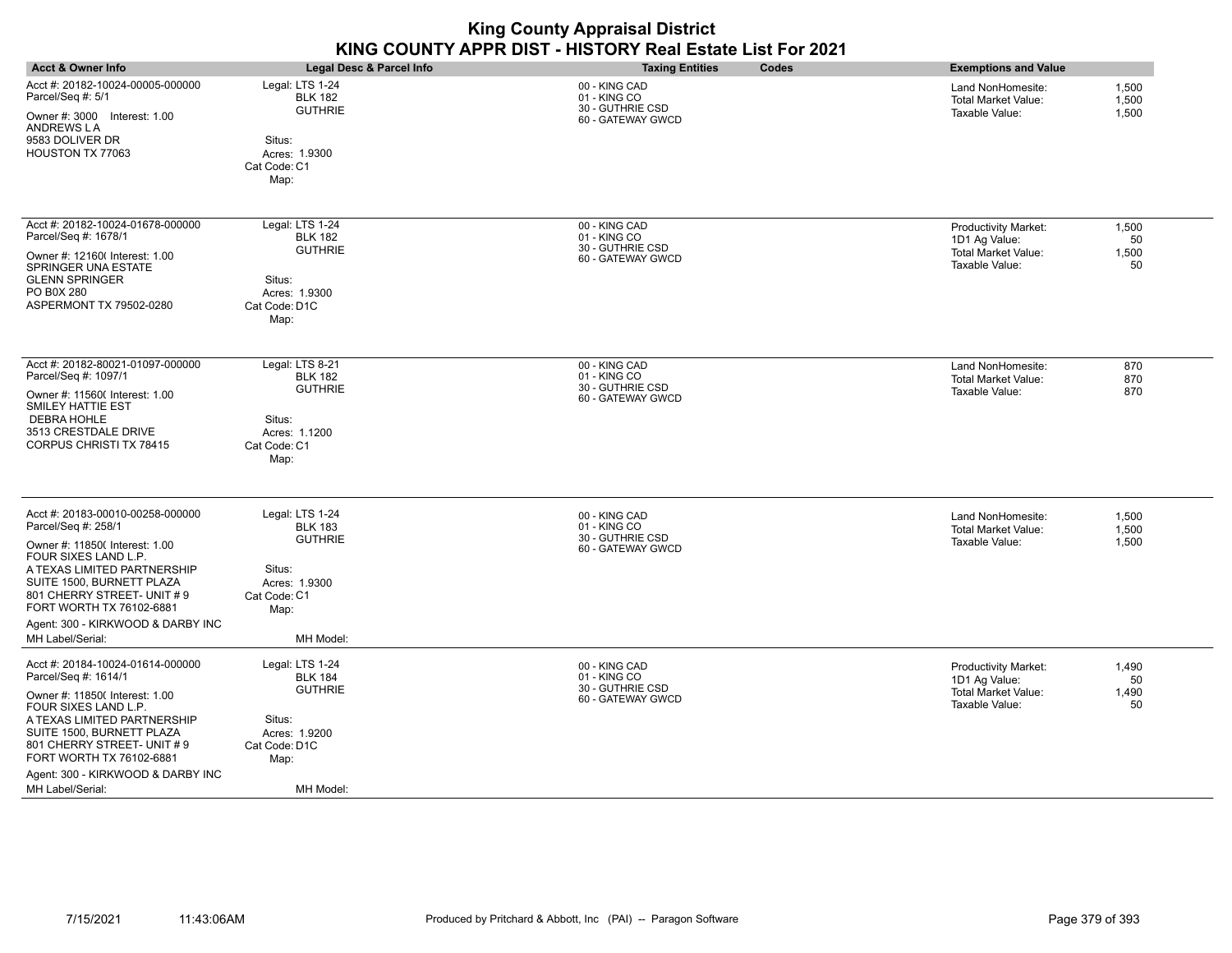# King County Appraisal District
## KING COUNTY APPR DIST - HISTORY Real Estate List For 2021

| Acct & Owner Info | Legal Desc & Parcel Info | Taxing Entities | Codes | Exemptions and Value |
|---|---|---|---|---|
| Acct #: 20182-10024-00005-000000<br>Parcel/Seq #: 5/1<br>Owner #: 3000 Interest: 1.00<br>ANDREWS L A<br>9583 DOLIVER DR<br>HOUSTON TX 77063 | Legal: LTS 1-24<br>BLK 182<br>GUTHRIE<br>Situs:<br>Acres: 1.9300<br>Cat Code: C1<br>Map: | 00 - KING CAD<br>01 - KING CO<br>30 - GUTHRIE CSD<br>60 - GATEWAY GWCD | | Land NonHomesite: 1,500<br>Total Market Value: 1,500<br>Taxable Value: 1,500 |
| Acct #: 20182-10024-01678-000000<br>Parcel/Seq #: 1678/1<br>Owner #: 12160( Interest: 1.00<br>SPRINGER UNA ESTATE<br>GLENN SPRINGER<br>PO B0X 280<br>ASPERMONT TX 79502-0280 | Legal: LTS 1-24<br>BLK 182<br>GUTHRIE<br>Situs:<br>Acres: 1.9300<br>Cat Code: D1C<br>Map: | 00 - KING CAD<br>01 - KING CO<br>30 - GUTHRIE CSD<br>60 - GATEWAY GWCD | | Productivity Market: 1,500<br>1D1 Ag Value: 50<br>Total Market Value: 1,500<br>Taxable Value: 50 |
| Acct #: 20182-80021-01097-000000<br>Parcel/Seq #: 1097/1<br>Owner #: 11560( Interest: 1.00<br>SMILEY HATTIE EST<br>DEBRA HOHLE<br>3513 CRESTDALE DRIVE<br>CORPUS CHRISTI TX 78415 | Legal: LTS 8-21<br>BLK 182<br>GUTHRIE<br>Situs:<br>Acres: 1.1200<br>Cat Code: C1<br>Map: | 00 - KING CAD<br>01 - KING CO<br>30 - GUTHRIE CSD<br>60 - GATEWAY GWCD | | Land NonHomesite: 870<br>Total Market Value: 870<br>Taxable Value: 870 |
| Acct #: 20183-00010-00258-000000<br>Parcel/Seq #: 258/1<br>Owner #: 11850( Interest: 1.00<br>FOUR SIXES LAND L.P.<br>A TEXAS LIMITED PARTNERSHIP<br>SUITE 1500, BURNETT PLAZA<br>801 CHERRY STREET- UNIT # 9<br>FORT WORTH TX 76102-6881<br>Agent: 300 - KIRKWOOD & DARBY INC<br>MH Label/Serial: | Legal: LTS 1-24<br>BLK 183<br>GUTHRIE<br>Situs:<br>Acres: 1.9300<br>Cat Code: C1<br>Map:<br>MH Model: | 00 - KING CAD<br>01 - KING CO<br>30 - GUTHRIE CSD<br>60 - GATEWAY GWCD | | Land NonHomesite: 1,500<br>Total Market Value: 1,500<br>Taxable Value: 1,500 |
| Acct #: 20184-10024-01614-000000<br>Parcel/Seq #: 1614/1<br>Owner #: 11850( Interest: 1.00<br>FOUR SIXES LAND L.P.<br>A TEXAS LIMITED PARTNERSHIP<br>SUITE 1500, BURNETT PLAZA<br>801 CHERRY STREET- UNIT # 9<br>FORT WORTH TX 76102-6881<br>Agent: 300 - KIRKWOOD & DARBY INC<br>MH Label/Serial: | Legal: LTS 1-24<br>BLK 184<br>GUTHRIE<br>Situs:<br>Acres: 1.9200<br>Cat Code: D1C<br>Map:<br>MH Model: | 00 - KING CAD<br>01 - KING CO<br>30 - GUTHRIE CSD<br>60 - GATEWAY GWCD | | Productivity Market: 1,490<br>1D1 Ag Value: 50<br>Total Market Value: 1,490<br>Taxable Value: 50 |

7/15/2021 11:43:06AM Produced by Pritchard & Abbott, Inc (PAI) -- Paragon Software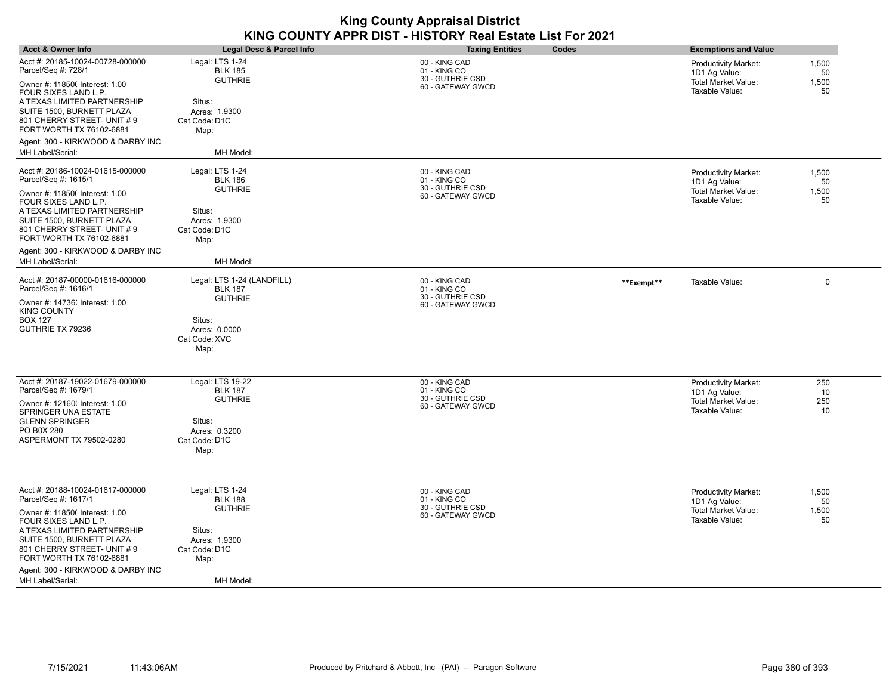# King County Appraisal District
## KING COUNTY APPR DIST - HISTORY Real Estate List For 2021

| Acct & Owner Info | Legal Desc & Parcel Info | Taxing Entities | Codes | Exemptions and Value |
|---|---|---|---|---|
| Acct #: 20185-10024-00728-000000<br>Parcel/Seq #: 728/1<br>Owner #: 11850( Interest: 1.00<br>FOUR SIXES LAND L.P.<br>A TEXAS LIMITED PARTNERSHIP<br>SUITE 1500, BURNETT PLAZA<br>801 CHERRY STREET- UNIT # 9<br>FORT WORTH TX 76102-6881<br>Agent: 300 - KIRKWOOD & DARBY INC<br>MH Label/Serial: | Legal: LTS 1-24<br>BLK 185<br>GUTHRIE<br>Situs:<br>Acres: 1.9300<br>Cat Code: D1C<br>Map:<br>MH Model: | 00 - KING CAD<br>01 - KING CO<br>30 - GUTHRIE CSD<br>60 - GATEWAY GWCD | | Productivity Market: 1,500<br>1D1 Ag Value: 50<br>Total Market Value: 1,500<br>Taxable Value: 50 |
| Acct #: 20186-10024-01615-000000<br>Parcel/Seq #: 1615/1<br>Owner #: 11850( Interest: 1.00<br>FOUR SIXES LAND L.P.<br>A TEXAS LIMITED PARTNERSHIP<br>SUITE 1500, BURNETT PLAZA<br>801 CHERRY STREET- UNIT # 9<br>FORT WORTH TX 76102-6881<br>Agent: 300 - KIRKWOOD & DARBY INC<br>MH Label/Serial: | Legal: LTS 1-24<br>BLK 186<br>GUTHRIE<br>Situs:<br>Acres: 1.9300<br>Cat Code: D1C<br>Map:<br>MH Model: | 00 - KING CAD<br>01 - KING CO<br>30 - GUTHRIE CSD<br>60 - GATEWAY GWCD | | Productivity Market: 1,500<br>1D1 Ag Value: 50<br>Total Market Value: 1,500<br>Taxable Value: 50 |
| Acct #: 20187-00000-01616-000000<br>Parcel/Seq #: 1616/1<br>Owner #: 14736: Interest: 1.00<br>KING COUNTY<br>BOX 127<br>GUTHRIE TX 79236 | Legal: LTS 1-24 (LANDFILL)<br>BLK 187<br>GUTHRIE<br>Situs:<br>Acres: 0.0000<br>Cat Code: XVC<br>Map: | 00 - KING CAD<br>01 - KING CO<br>30 - GUTHRIE CSD<br>60 - GATEWAY GWCD | **Exempt** | Taxable Value: 0 |
| Acct #: 20187-19022-01679-000000<br>Parcel/Seq #: 1679/1<br>Owner #: 12160( Interest: 1.00<br>SPRINGER UNA ESTATE<br>GLENN SPRINGER<br>PO B0X 280<br>ASPERMONT TX 79502-0280 | Legal: LTS 19-22<br>BLK 187<br>GUTHRIE<br>Situs:<br>Acres: 0.3200<br>Cat Code: D1C<br>Map: | 00 - KING CAD<br>01 - KING CO<br>30 - GUTHRIE CSD<br>60 - GATEWAY GWCD | | Productivity Market: 250<br>1D1 Ag Value: 10<br>Total Market Value: 250<br>Taxable Value: 10 |
| Acct #: 20188-10024-01617-000000<br>Parcel/Seq #: 1617/1<br>Owner #: 11850( Interest: 1.00<br>FOUR SIXES LAND L.P.<br>A TEXAS LIMITED PARTNERSHIP<br>SUITE 1500, BURNETT PLAZA<br>801 CHERRY STREET- UNIT # 9<br>FORT WORTH TX 76102-6881<br>Agent: 300 - KIRKWOOD & DARBY INC<br>MH Label/Serial: | Legal: LTS 1-24<br>BLK 188<br>GUTHRIE<br>Situs:<br>Acres: 1.9300<br>Cat Code: D1C<br>Map:<br>MH Model: | 00 - KING CAD<br>01 - KING CO<br>30 - GUTHRIE CSD<br>60 - GATEWAY GWCD | | Productivity Market: 1,500<br>1D1 Ag Value: 50<br>Total Market Value: 1,500<br>Taxable Value: 50 |

7/15/2021 11:43:06AM Produced by Pritchard & Abbott, Inc (PAI) -- Paragon Software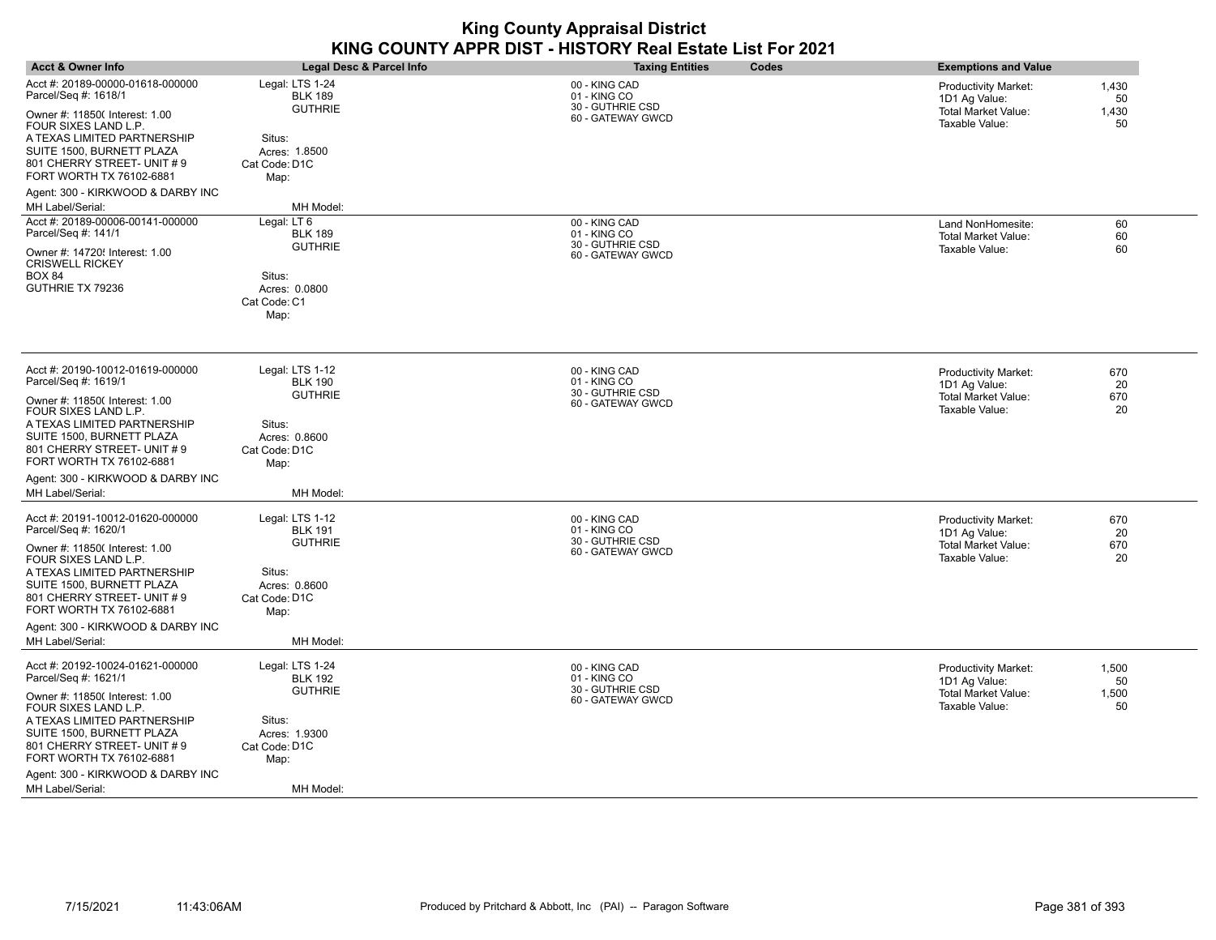# King County Appraisal District

## KING COUNTY APPR DIST - HISTORY Real Estate List For 2021

| Acct & Owner Info | Legal Desc & Parcel Info | Taxing Entities | Codes | Exemptions and Value |
|---|---|---|---|---|
| Acct #: 20189-00000-01618-000000<br>Parcel/Seq #: 1618/1<br>Owner #: 11850( Interest: 1.00<br>FOUR SIXES LAND L.P.<br>A TEXAS LIMITED PARTNERSHIP<br>SUITE 1500, BURNETT PLAZA<br>801 CHERRY STREET- UNIT # 9<br>FORT WORTH TX 76102-6881<br>Agent: 300 - KIRKWOOD & DARBY INC<br>MH Label/Serial: | Legal: LTS 1-24<br>BLK 189<br>GUTHRIE<br>Situs:<br>Acres: 1.8500<br>Cat Code: D1C<br>Map:<br>MH Model: | 00 - KING CAD<br>01 - KING CO<br>30 - GUTHRIE CSD<br>60 - GATEWAY GWCD | | Productivity Market: 1,430<br>1D1 Ag Value: 50<br>Total Market Value: 1,430<br>Taxable Value: 50 |
| Acct #: 20189-00006-00141-000000<br>Parcel/Seq #: 141/1<br>Owner #: 14720! Interest: 1.00<br>CRISWELL RICKEY<br>BOX 84<br>GUTHRIE TX 79236 | Legal: LT 6<br>BLK 189<br>GUTHRIE<br>Situs:<br>Acres: 0.0800<br>Cat Code: C1<br>Map: | 00 - KING CAD<br>01 - KING CO<br>30 - GUTHRIE CSD<br>60 - GATEWAY GWCD | | Land NonHomesite: 60<br>Total Market Value: 60<br>Taxable Value: 60 |
| Acct #: 20190-10012-01619-000000<br>Parcel/Seq #: 1619/1<br>Owner #: 11850( Interest: 1.00<br>FOUR SIXES LAND L.P.<br>A TEXAS LIMITED PARTNERSHIP<br>SUITE 1500, BURNETT PLAZA<br>801 CHERRY STREET- UNIT # 9<br>FORT WORTH TX 76102-6881<br>Agent: 300 - KIRKWOOD & DARBY INC<br>MH Label/Serial: | Legal: LTS 1-12<br>BLK 190<br>GUTHRIE<br>Situs:<br>Acres: 0.8600<br>Cat Code: D1C<br>Map:<br>MH Model: | 00 - KING CAD<br>01 - KING CO<br>30 - GUTHRIE CSD<br>60 - GATEWAY GWCD | | Productivity Market: 670<br>1D1 Ag Value: 20<br>Total Market Value: 670<br>Taxable Value: 20 |
| Acct #: 20191-10012-01620-000000<br>Parcel/Seq #: 1620/1<br>Owner #: 11850( Interest: 1.00<br>FOUR SIXES LAND L.P.<br>A TEXAS LIMITED PARTNERSHIP<br>SUITE 1500, BURNETT PLAZA<br>801 CHERRY STREET- UNIT # 9<br>FORT WORTH TX 76102-6881<br>Agent: 300 - KIRKWOOD & DARBY INC<br>MH Label/Serial: | Legal: LTS 1-12<br>BLK 191<br>GUTHRIE<br>Situs:<br>Acres: 0.8600<br>Cat Code: D1C<br>Map:<br>MH Model: | 00 - KING CAD<br>01 - KING CO<br>30 - GUTHRIE CSD<br>60 - GATEWAY GWCD | | Productivity Market: 670<br>1D1 Ag Value: 20<br>Total Market Value: 670<br>Taxable Value: 20 |
| Acct #: 20192-10024-01621-000000<br>Parcel/Seq #: 1621/1<br>Owner #: 11850( Interest: 1.00<br>FOUR SIXES LAND L.P.<br>A TEXAS LIMITED PARTNERSHIP<br>SUITE 1500, BURNETT PLAZA<br>801 CHERRY STREET- UNIT # 9<br>FORT WORTH TX 76102-6881<br>Agent: 300 - KIRKWOOD & DARBY INC<br>MH Label/Serial: | Legal: LTS 1-24<br>BLK 192<br>GUTHRIE<br>Situs:<br>Acres: 1.9300<br>Cat Code: D1C<br>Map:<br>MH Model: | 00 - KING CAD<br>01 - KING CO<br>30 - GUTHRIE CSD<br>60 - GATEWAY GWCD | | Productivity Market: 1,500<br>1D1 Ag Value: 50<br>Total Market Value: 1,500<br>Taxable Value: 50 |

7/15/2021 11:43:06AM Produced by Pritchard & Abbott, Inc (PAI) -- Paragon Software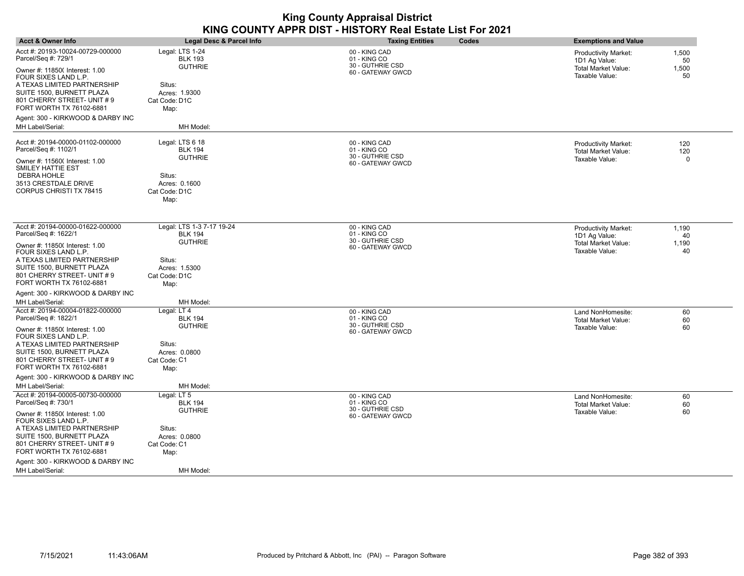# King County Appraisal District
## KING COUNTY APPR DIST - HISTORY Real Estate List For 2021

| Acct & Owner Info | Legal Desc & Parcel Info | Taxing Entities | Codes | Exemptions and Value |
|---|---|---|---|---|
| Acct #: 20193-10024-00729-000000<br>Parcel/Seq #: 729/1<br>Owner #: 11850( Interest: 1.00<br>FOUR SIXES LAND L.P.<br>A TEXAS LIMITED PARTNERSHIP<br>SUITE 1500, BURNETT PLAZA<br>801 CHERRY STREET- UNIT # 9<br>FORT WORTH TX 76102-6881<br>Agent: 300 - KIRKWOOD & DARBY INC<br>MH Label/Serial: | Legal: LTS 1-24<br>BLK 193<br>GUTHRIE<br>Situs:<br>Acres: 1.9300<br>Cat Code: D1C<br>Map:<br>MH Model: | 00 - KING CAD<br>01 - KING CO<br>30 - GUTHRIE CSD<br>60 - GATEWAY GWCD | | Productivity Market: 1,500<br>1D1 Ag Value: 50<br>Total Market Value: 1,500<br>Taxable Value: 50 |
| Acct #: 20194-00000-01102-000000<br>Parcel/Seq #: 1102/1<br>Owner #: 11560( Interest: 1.00<br>SMILEY HATTIE EST<br>DEBRA HOHLE<br>3513 CRESTDALE DRIVE<br>CORPUS CHRISTI TX 78415 | Legal: LTS 6 18<br>BLK 194<br>GUTHRIE<br>Situs:<br>Acres: 0.1600<br>Cat Code: D1C<br>Map: | 00 - KING CAD<br>01 - KING CO<br>30 - GUTHRIE CSD<br>60 - GATEWAY GWCD | | Productivity Market: 120<br>Total Market Value: 120<br>Taxable Value: 0 |
| Acct #: 20194-00000-01622-000000<br>Parcel/Seq #: 1622/1<br>Owner #: 11850( Interest: 1.00<br>FOUR SIXES LAND L.P.<br>A TEXAS LIMITED PARTNERSHIP<br>SUITE 1500, BURNETT PLAZA<br>801 CHERRY STREET- UNIT # 9<br>FORT WORTH TX 76102-6881<br>Agent: 300 - KIRKWOOD & DARBY INC<br>MH Label/Serial: | Legal: LTS 1-3 7-17 19-24<br>BLK 194<br>GUTHRIE<br>Situs:<br>Acres: 1.5300<br>Cat Code: D1C<br>Map:<br>MH Model: | 00 - KING CAD<br>01 - KING CO<br>30 - GUTHRIE CSD<br>60 - GATEWAY GWCD | | Productivity Market: 1,190<br>1D1 Ag Value: 40<br>Total Market Value: 1,190<br>Taxable Value: 40 |
| Acct #: 20194-00004-01822-000000<br>Parcel/Seq #: 1822/1<br>Owner #: 11850( Interest: 1.00<br>FOUR SIXES LAND L.P.<br>A TEXAS LIMITED PARTNERSHIP<br>SUITE 1500, BURNETT PLAZA<br>801 CHERRY STREET- UNIT # 9<br>FORT WORTH TX 76102-6881<br>Agent: 300 - KIRKWOOD & DARBY INC<br>MH Label/Serial: | Legal: LT 4<br>BLK 194<br>GUTHRIE<br>Situs:<br>Acres: 0.0800<br>Cat Code: C1<br>Map:<br>MH Model: | 00 - KING CAD<br>01 - KING CO<br>30 - GUTHRIE CSD<br>60 - GATEWAY GWCD | | Land NonHomesite: 60<br>Total Market Value: 60<br>Taxable Value: 60 |
| Acct #: 20194-00005-00730-000000<br>Parcel/Seq #: 730/1<br>Owner #: 11850( Interest: 1.00<br>FOUR SIXES LAND L.P.<br>A TEXAS LIMITED PARTNERSHIP<br>SUITE 1500, BURNETT PLAZA<br>801 CHERRY STREET- UNIT # 9<br>FORT WORTH TX 76102-6881<br>Agent: 300 - KIRKWOOD & DARBY INC<br>MH Label/Serial: | Legal: LT 5<br>BLK 194<br>GUTHRIE<br>Situs:<br>Acres: 0.0800<br>Cat Code: C1<br>Map:<br>MH Model: | 00 - KING CAD<br>01 - KING CO<br>30 - GUTHRIE CSD<br>60 - GATEWAY GWCD | | Land NonHomesite: 60<br>Total Market Value: 60<br>Taxable Value: 60 |

7/15/2021 11:43:06AM Produced by Pritchard & Abbott, Inc (PAI) -- Paragon Software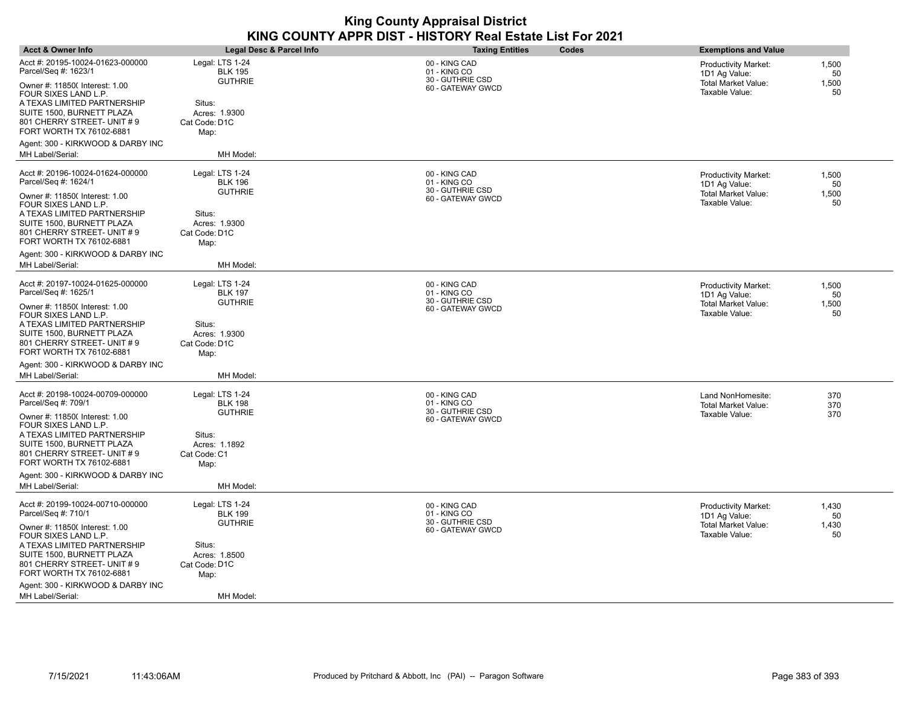# King County Appraisal District

## KING COUNTY APPR DIST - HISTORY Real Estate List For 2021

| Acct & Owner Info | Legal Desc & Parcel Info | Taxing Entities | Codes | Exemptions and Value |
|---|---|---|---|---|
| Acct #: 20195-10024-01623-000000<br>Parcel/Seq #: 1623/1<br>Owner #: 11850( Interest: 1.00<br>FOUR SIXES LAND L.P.<br>A TEXAS LIMITED PARTNERSHIP<br>SUITE 1500, BURNETT PLAZA<br>801 CHERRY STREET- UNIT # 9<br>FORT WORTH TX 76102-6881<br>Agent: 300 - KIRKWOOD & DARBY INC<br>MH Label/Serial: | Legal: LTS 1-24<br>BLK 195<br>GUTHRIE<br>Situs:<br>Acres: 1.9300<br>Cat Code: D1C<br>Map:<br>MH Model: | 00 - KING CAD<br>01 - KING CO<br>30 - GUTHRIE CSD<br>60 - GATEWAY GWCD | | Productivity Market: 1,500<br>1D1 Ag Value: 50<br>Total Market Value: 1,500<br>Taxable Value: 50 |
| Acct #: 20196-10024-01624-000000<br>Parcel/Seq #: 1624/1<br>Owner #: 11850( Interest: 1.00<br>FOUR SIXES LAND L.P.<br>A TEXAS LIMITED PARTNERSHIP<br>SUITE 1500, BURNETT PLAZA<br>801 CHERRY STREET- UNIT # 9<br>FORT WORTH TX 76102-6881<br>Agent: 300 - KIRKWOOD & DARBY INC<br>MH Label/Serial: | Legal: LTS 1-24<br>BLK 196<br>GUTHRIE<br>Situs:<br>Acres: 1.9300<br>Cat Code: D1C<br>Map:<br>MH Model: | 00 - KING CAD<br>01 - KING CO<br>30 - GUTHRIE CSD<br>60 - GATEWAY GWCD | | Productivity Market: 1,500<br>1D1 Ag Value: 50<br>Total Market Value: 1,500<br>Taxable Value: 50 |
| Acct #: 20197-10024-01625-000000<br>Parcel/Seq #: 1625/1<br>Owner #: 11850( Interest: 1.00<br>FOUR SIXES LAND L.P.<br>A TEXAS LIMITED PARTNERSHIP<br>SUITE 1500, BURNETT PLAZA<br>801 CHERRY STREET- UNIT # 9<br>FORT WORTH TX 76102-6881<br>Agent: 300 - KIRKWOOD & DARBY INC<br>MH Label/Serial: | Legal: LTS 1-24<br>BLK 197<br>GUTHRIE<br>Situs:<br>Acres: 1.9300<br>Cat Code: D1C<br>Map:<br>MH Model: | 00 - KING CAD<br>01 - KING CO<br>30 - GUTHRIE CSD<br>60 - GATEWAY GWCD | | Productivity Market: 1,500<br>1D1 Ag Value: 50<br>Total Market Value: 1,500<br>Taxable Value: 50 |
| Acct #: 20198-10024-00709-000000<br>Parcel/Seq #: 709/1<br>Owner #: 11850( Interest: 1.00<br>FOUR SIXES LAND L.P.<br>A TEXAS LIMITED PARTNERSHIP<br>SUITE 1500, BURNETT PLAZA<br>801 CHERRY STREET- UNIT # 9<br>FORT WORTH TX 76102-6881<br>Agent: 300 - KIRKWOOD & DARBY INC<br>MH Label/Serial: | Legal: LTS 1-24<br>BLK 198<br>GUTHRIE<br>Situs:<br>Acres: 1.1892<br>Cat Code: C1<br>Map:<br>MH Model: | 00 - KING CAD<br>01 - KING CO<br>30 - GUTHRIE CSD<br>60 - GATEWAY GWCD | | Land NonHomesite: 370<br>Total Market Value: 370<br>Taxable Value: 370 |
| Acct #: 20199-10024-00710-000000<br>Parcel/Seq #: 710/1<br>Owner #: 11850( Interest: 1.00<br>FOUR SIXES LAND L.P.<br>A TEXAS LIMITED PARTNERSHIP<br>SUITE 1500, BURNETT PLAZA<br>801 CHERRY STREET- UNIT # 9<br>FORT WORTH TX 76102-6881<br>Agent: 300 - KIRKWOOD & DARBY INC<br>MH Label/Serial: | Legal: LTS 1-24<br>BLK 199<br>GUTHRIE<br>Situs:<br>Acres: 1.8500<br>Cat Code: D1C<br>Map:<br>MH Model: | 00 - KING CAD<br>01 - KING CO<br>30 - GUTHRIE CSD<br>60 - GATEWAY GWCD | | Productivity Market: 1,430<br>1D1 Ag Value: 50<br>Total Market Value: 1,430<br>Taxable Value: 50 |

7/15/2021 11:43:06AM Produced by Pritchard & Abbott, Inc (PAI) -- Paragon Software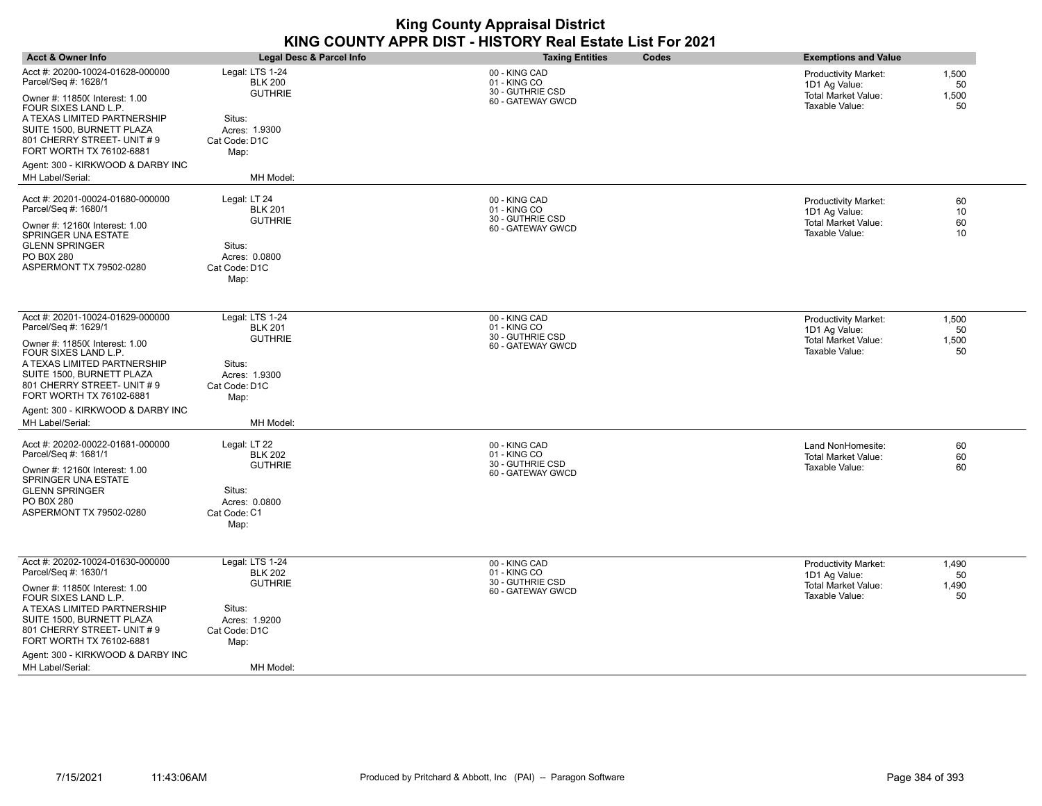# King County Appraisal District

## KING COUNTY APPR DIST - HISTORY Real Estate List For 2021

| Acct & Owner Info | Legal Desc & Parcel Info | Taxing Entities | Codes | Exemptions and Value |
|---|---|---|---|---|
| Acct #: 20200-10024-01628-000000<br>Parcel/Seq #: 1628/1<br>Owner #: 11850( Interest: 1.00<br>FOUR SIXES LAND L.P.<br>A TEXAS LIMITED PARTNERSHIP<br>SUITE 1500, BURNETT PLAZA<br>801 CHERRY STREET- UNIT # 9<br>FORT WORTH TX 76102-6881<br>Agent: 300 - KIRKWOOD & DARBY INC<br>MH Label/Serial: | Legal: LTS 1-24<br>BLK 200<br>GUTHRIE<br>Situs:<br>Acres: 1.9300<br>Cat Code: D1C<br>Map:<br>MH Model: | 00 - KING CAD<br>01 - KING CO<br>30 - GUTHRIE CSD<br>60 - GATEWAY GWCD | | Productivity Market: 1,500<br>1D1 Ag Value: 50<br>Total Market Value: 1,500<br>Taxable Value: 50 |
| Acct #: 20201-00024-01680-000000<br>Parcel/Seq #: 1680/1<br>Owner #: 12160( Interest: 1.00<br>SPRINGER UNA ESTATE<br>GLENN SPRINGER<br>PO B0X 280<br>ASPERMONT TX 79502-0280 | Legal: LT 24<br>BLK 201<br>GUTHRIE<br>Situs:<br>Acres: 0.0800<br>Cat Code: D1C<br>Map: | 00 - KING CAD<br>01 - KING CO<br>30 - GUTHRIE CSD<br>60 - GATEWAY GWCD | | Productivity Market: 60<br>1D1 Ag Value: 10<br>Total Market Value: 60<br>Taxable Value: 10 |
| Acct #: 20201-10024-01629-000000<br>Parcel/Seq #: 1629/1<br>Owner #: 11850( Interest: 1.00<br>FOUR SIXES LAND L.P.<br>A TEXAS LIMITED PARTNERSHIP<br>SUITE 1500, BURNETT PLAZA<br>801 CHERRY STREET- UNIT # 9<br>FORT WORTH TX 76102-6881<br>Agent: 300 - KIRKWOOD & DARBY INC<br>MH Label/Serial: | Legal: LTS 1-24<br>BLK 201<br>GUTHRIE<br>Situs:<br>Acres: 1.9300<br>Cat Code: D1C<br>Map:<br>MH Model: | 00 - KING CAD<br>01 - KING CO<br>30 - GUTHRIE CSD<br>60 - GATEWAY GWCD | | Productivity Market: 1,500<br>1D1 Ag Value: 50<br>Total Market Value: 1,500<br>Taxable Value: 50 |
| Acct #: 20202-00022-01681-000000<br>Parcel/Seq #: 1681/1<br>Owner #: 12160( Interest: 1.00<br>SPRINGER UNA ESTATE<br>GLENN SPRINGER<br>PO B0X 280<br>ASPERMONT TX 79502-0280 | Legal: LT 22<br>BLK 202<br>GUTHRIE<br>Situs:<br>Acres: 0.0800<br>Cat Code: C1<br>Map: | 00 - KING CAD<br>01 - KING CO<br>30 - GUTHRIE CSD<br>60 - GATEWAY GWCD | | Land NonHomesite: 60<br>Total Market Value: 60<br>Taxable Value: 60 |
| Acct #: 20202-10024-01630-000000<br>Parcel/Seq #: 1630/1<br>Owner #: 11850( Interest: 1.00<br>FOUR SIXES LAND L.P.<br>A TEXAS LIMITED PARTNERSHIP<br>SUITE 1500, BURNETT PLAZA<br>801 CHERRY STREET- UNIT # 9<br>FORT WORTH TX 76102-6881<br>Agent: 300 - KIRKWOOD & DARBY INC<br>MH Label/Serial: | Legal: LTS 1-24<br>BLK 202<br>GUTHRIE<br>Situs:<br>Acres: 1.9200<br>Cat Code: D1C<br>Map:<br>MH Model: | 00 - KING CAD<br>01 - KING CO<br>30 - GUTHRIE CSD<br>60 - GATEWAY GWCD | | Productivity Market: 1,490<br>1D1 Ag Value: 50<br>Total Market Value: 1,490<br>Taxable Value: 50 |

7/15/2021 11:43:06AM Produced by Pritchard & Abbott, Inc (PAI) -- Paragon Software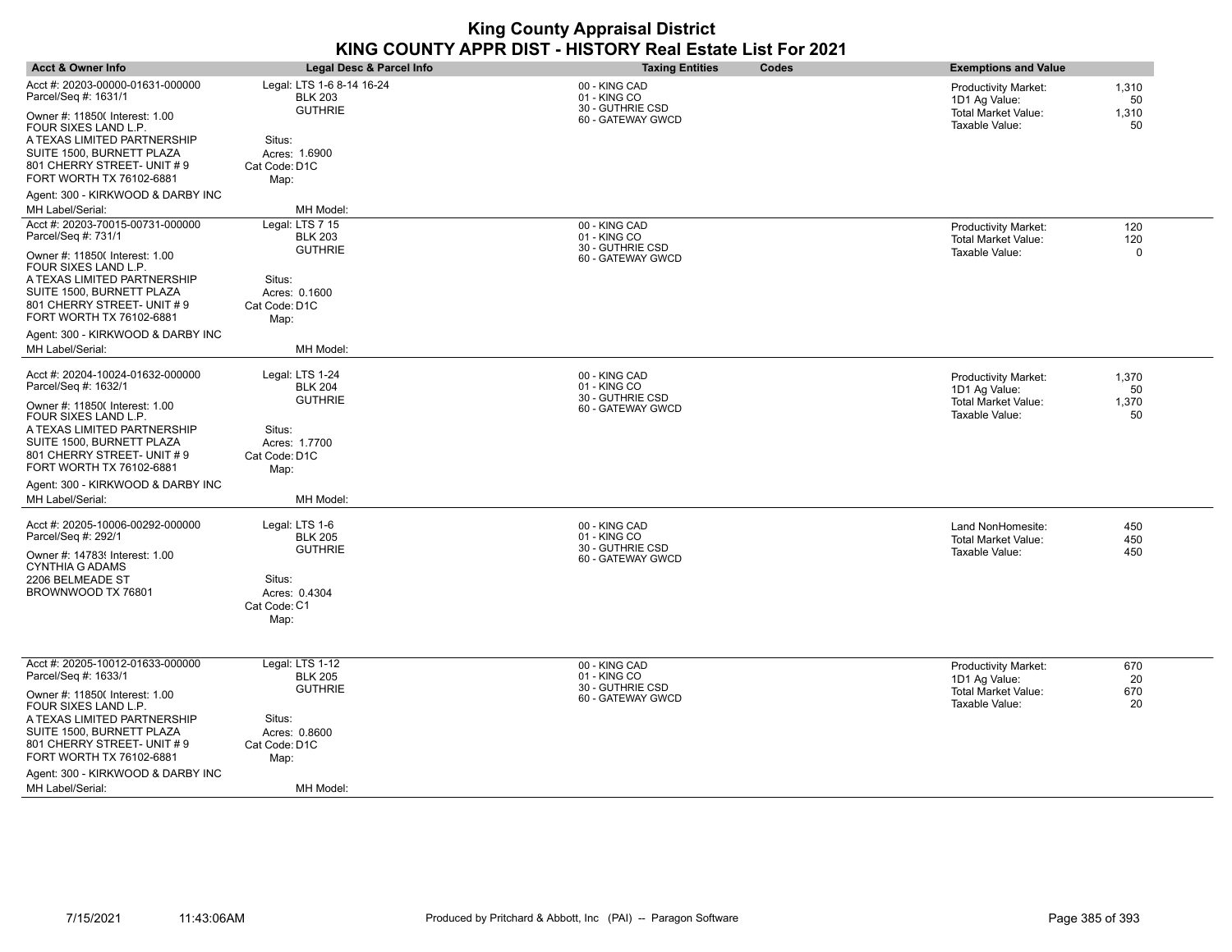# King County Appraisal District

## KING COUNTY APPR DIST - HISTORY Real Estate List For 2021

| Acct & Owner Info | Legal Desc & Parcel Info | Taxing Entities | Codes | Exemptions and Value |
|---|---|---|---|---|
| Acct #: 20203-00000-01631-000000<br>Parcel/Seq #: 1631/1<br>Owner #: 11850( Interest: 1.00<br>FOUR SIXES LAND L.P.<br>A TEXAS LIMITED PARTNERSHIP<br>SUITE 1500, BURNETT PLAZA<br>801 CHERRY STREET- UNIT # 9<br>FORT WORTH TX 76102-6881<br>Agent: 300 - KIRKWOOD & DARBY INC<br>MH Label/Serial: | Legal: LTS 1-6 8-14 16-24<br>BLK 203<br>GUTHRIE<br>Situs:<br>Acres: 1.6900<br>Cat Code: D1C<br>Map:<br>MH Model: | 00 - KING CAD<br>01 - KING CO<br>30 - GUTHRIE CSD<br>60 - GATEWAY GWCD | | Productivity Market: 1,310<br>1D1 Ag Value: 50<br>Total Market Value: 1,310<br>Taxable Value: 50 |
| Acct #: 20203-70015-00731-000000<br>Parcel/Seq #: 731/1<br>Owner #: 11850( Interest: 1.00<br>FOUR SIXES LAND L.P.<br>A TEXAS LIMITED PARTNERSHIP<br>SUITE 1500, BURNETT PLAZA<br>801 CHERRY STREET- UNIT # 9<br>FORT WORTH TX 76102-6881<br>Agent: 300 - KIRKWOOD & DARBY INC<br>MH Label/Serial: | Legal: LTS 7 15<br>BLK 203<br>GUTHRIE<br>Situs:<br>Acres: 0.1600<br>Cat Code: D1C<br>Map:<br>MH Model: | 00 - KING CAD<br>01 - KING CO<br>30 - GUTHRIE CSD<br>60 - GATEWAY GWCD | | Productivity Market: 120<br>Total Market Value: 120<br>Taxable Value: 0 |
| Acct #: 20204-10024-01632-000000<br>Parcel/Seq #: 1632/1<br>Owner #: 11850( Interest: 1.00<br>FOUR SIXES LAND L.P.<br>A TEXAS LIMITED PARTNERSHIP<br>SUITE 1500, BURNETT PLAZA<br>801 CHERRY STREET- UNIT # 9<br>FORT WORTH TX 76102-6881<br>Agent: 300 - KIRKWOOD & DARBY INC<br>MH Label/Serial: | Legal: LTS 1-24<br>BLK 204<br>GUTHRIE<br>Situs:<br>Acres: 1.7700<br>Cat Code: D1C<br>Map:<br>MH Model: | 00 - KING CAD<br>01 - KING CO<br>30 - GUTHRIE CSD<br>60 - GATEWAY GWCD | | Productivity Market: 1,370<br>1D1 Ag Value: 50<br>Total Market Value: 1,370<br>Taxable Value: 50 |
| Acct #: 20205-10006-00292-000000<br>Parcel/Seq #: 292/1<br>Owner #: 14783( Interest: 1.00<br>CYNTHIA G ADAMS<br>2206 BELMEADE ST<br>BROWNWOOD TX 76801 | Legal: LTS 1-6<br>BLK 205<br>GUTHRIE<br>Situs:<br>Acres: 0.4304<br>Cat Code: C1<br>Map: | 00 - KING CAD<br>01 - KING CO<br>30 - GUTHRIE CSD<br>60 - GATEWAY GWCD | | Land NonHomesite: 450<br>Total Market Value: 450<br>Taxable Value: 450 |
| Acct #: 20205-10012-01633-000000<br>Parcel/Seq #: 1633/1<br>Owner #: 11850( Interest: 1.00<br>FOUR SIXES LAND L.P.<br>A TEXAS LIMITED PARTNERSHIP<br>SUITE 1500, BURNETT PLAZA<br>801 CHERRY STREET- UNIT # 9<br>FORT WORTH TX 76102-6881<br>Agent: 300 - KIRKWOOD & DARBY INC<br>MH Label/Serial: | Legal: LTS 1-12<br>BLK 205<br>GUTHRIE<br>Situs:<br>Acres: 0.8600<br>Cat Code: D1C<br>Map:<br>MH Model: | 00 - KING CAD<br>01 - KING CO<br>30 - GUTHRIE CSD<br>60 - GATEWAY GWCD | | Productivity Market: 670<br>1D1 Ag Value: 20<br>Total Market Value: 670<br>Taxable Value: 20 |

7/15/2021 11:43:06AM Produced by Pritchard & Abbott, Inc (PAI) -- Paragon Software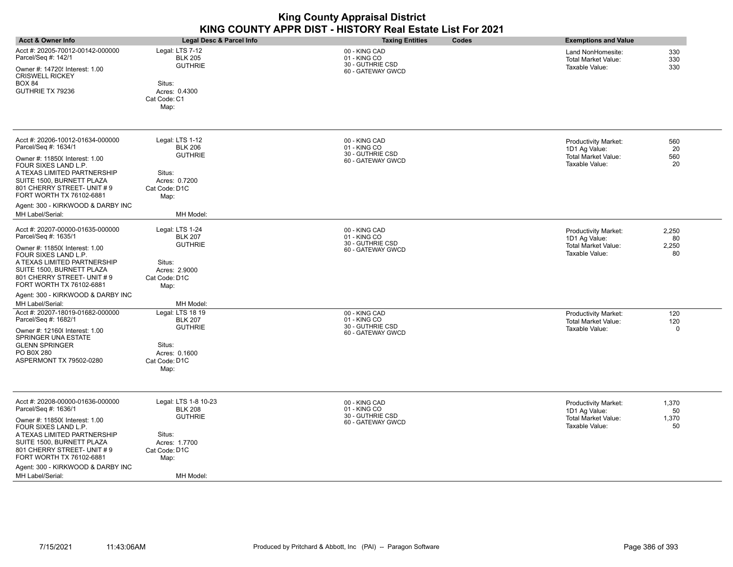# King County Appraisal District
## KING COUNTY APPR DIST - HISTORY Real Estate List For 2021

| Acct & Owner Info | Legal Desc & Parcel Info | Taxing Entities | Codes | Exemptions and Value |
|---|---|---|---|---|
| Acct #: 20205-70012-00142-000000<br>Parcel/Seq #: 142/1<br>Owner #: 14720! Interest: 1.00<br>CRISWELL RICKEY<br>BOX 84<br>GUTHRIE TX 79236 | Legal: LTS 7-12<br>BLK 205<br>GUTHRIE<br>Situs:<br>Acres: 0.4300<br>Cat Code: C1<br>Map: | 00 - KING CAD<br>01 - KING CO<br>30 - GUTHRIE CSD<br>60 - GATEWAY GWCD | | Land NonHomesite: 330<br>Total Market Value: 330<br>Taxable Value: 330 |
| Acct #: 20206-10012-01634-000000<br>Parcel/Seq #: 1634/1<br>Owner #: 11850( Interest: 1.00<br>FOUR SIXES LAND L.P.<br>A TEXAS LIMITED PARTNERSHIP<br>SUITE 1500, BURNETT PLAZA<br>801 CHERRY STREET- UNIT # 9<br>FORT WORTH TX 76102-6881<br>Agent: 300 - KIRKWOOD & DARBY INC<br>MH Label/Serial: | Legal: LTS 1-12<br>BLK 206<br>GUTHRIE<br>Situs:<br>Acres: 0.7200<br>Cat Code: D1C<br>Map:<br>MH Model: | 00 - KING CAD<br>01 - KING CO<br>30 - GUTHRIE CSD<br>60 - GATEWAY GWCD | | Productivity Market: 560<br>1D1 Ag Value: 20<br>Total Market Value: 560<br>Taxable Value: 20 |
| Acct #: 20207-00000-01635-000000<br>Parcel/Seq #: 1635/1<br>Owner #: 11850( Interest: 1.00<br>FOUR SIXES LAND L.P.<br>A TEXAS LIMITED PARTNERSHIP<br>SUITE 1500, BURNETT PLAZA<br>801 CHERRY STREET- UNIT # 9<br>FORT WORTH TX 76102-6881<br>Agent: 300 - KIRKWOOD & DARBY INC<br>MH Label/Serial: | Legal: LTS 1-24<br>BLK 207<br>GUTHRIE<br>Situs:<br>Acres: 2.9000<br>Cat Code: D1C<br>Map:<br>MH Model: | 00 - KING CAD<br>01 - KING CO<br>30 - GUTHRIE CSD<br>60 - GATEWAY GWCD | | Productivity Market: 2,250<br>1D1 Ag Value: 80<br>Total Market Value: 2,250<br>Taxable Value: 80 |
| Acct #: 20207-18019-01682-000000<br>Parcel/Seq #: 1682/1<br>Owner #: 12160( Interest: 1.00<br>SPRINGER UNA ESTATE<br>GLENN SPRINGER<br>PO B0X 280<br>ASPERMONT TX 79502-0280 | Legal: LTS 18 19<br>BLK 207<br>GUTHRIE<br>Situs:<br>Acres: 0.1600<br>Cat Code: D1C<br>Map: | 00 - KING CAD<br>01 - KING CO<br>30 - GUTHRIE CSD<br>60 - GATEWAY GWCD | | Productivity Market: 120<br>Total Market Value: 120<br>Taxable Value: 0 |
| Acct #: 20208-00000-01636-000000<br>Parcel/Seq #: 1636/1<br>Owner #: 11850( Interest: 1.00<br>FOUR SIXES LAND L.P.<br>A TEXAS LIMITED PARTNERSHIP<br>SUITE 1500, BURNETT PLAZA<br>801 CHERRY STREET- UNIT # 9<br>FORT WORTH TX 76102-6881<br>Agent: 300 - KIRKWOOD & DARBY INC<br>MH Label/Serial: | Legal: LTS 1-8 10-23<br>BLK 208<br>GUTHRIE<br>Situs:<br>Acres: 1.7700<br>Cat Code: D1C<br>Map:<br>MH Model: | 00 - KING CAD<br>01 - KING CO<br>30 - GUTHRIE CSD<br>60 - GATEWAY GWCD | | Productivity Market: 1,370<br>1D1 Ag Value: 50<br>Total Market Value: 1,370<br>Taxable Value: 50 |

7/15/2021 11:43:06AM Produced by Pritchard & Abbott, Inc (PAI) -- Paragon Software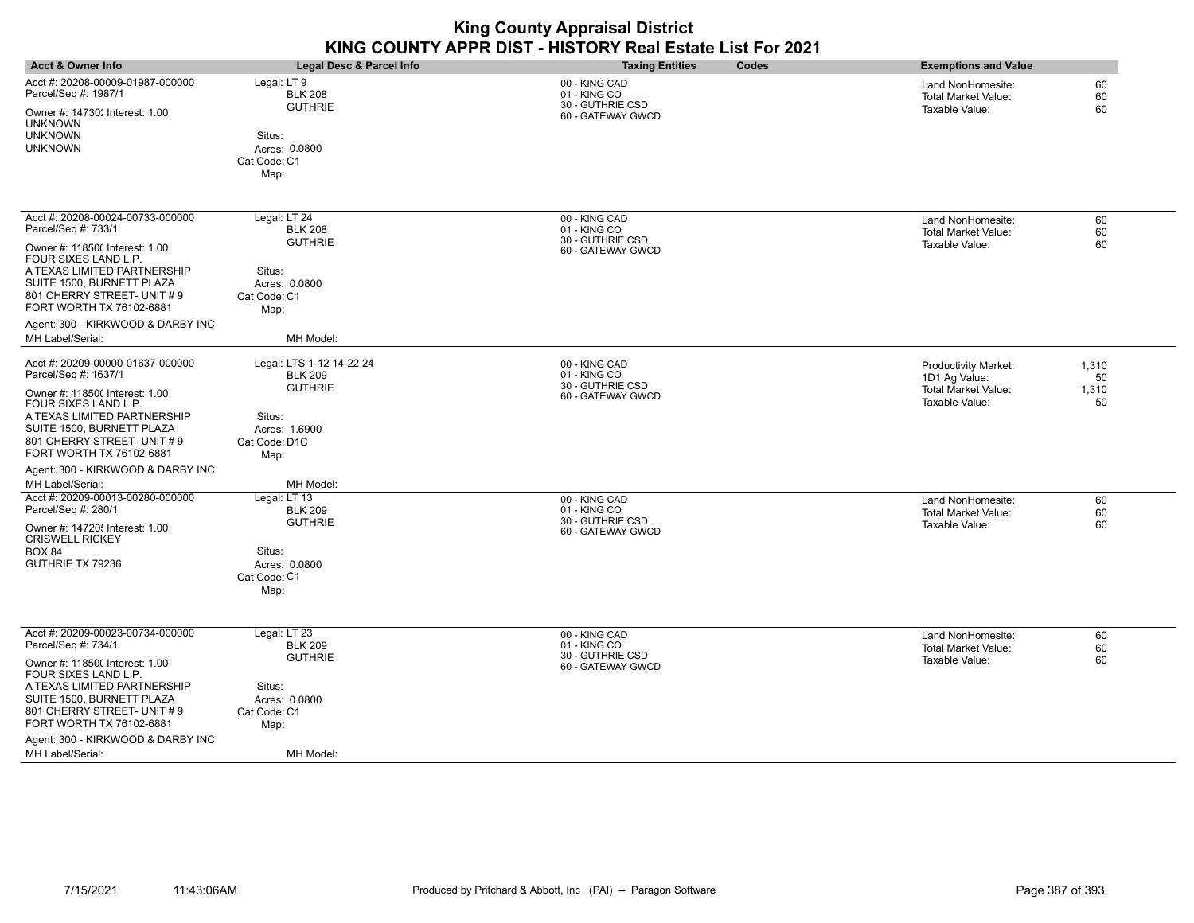# King County Appraisal District

## KING COUNTY APPR DIST - HISTORY Real Estate List For 2021

| Acct & Owner Info | Legal Desc & Parcel Info | Taxing Entities | Codes | Exemptions and Value |
|---|---|---|---|---|
| Acct #: 20208-00009-01987-000000<br>Parcel/Seq #: 1987/1<br>Owner #: 14730; Interest: 1.00<br>UNKNOWN<br>UNKNOWN<br>UNKNOWN | Legal: LT 9<br>BLK 208<br>GUTHRIE<br>Situs:<br>Acres: 0.0800<br>Cat Code: C1<br>Map: | 00 - KING CAD<br>01 - KING CO<br>30 - GUTHRIE CSD<br>60 - GATEWAY GWCD | | Land NonHomesite: 60<br>Total Market Value: 60<br>Taxable Value: 60 |
| Acct #: 20208-00024-00733-000000<br>Parcel/Seq #: 733/1<br>Owner #: 11850( Interest: 1.00<br>FOUR SIXES LAND L.P.<br>A TEXAS LIMITED PARTNERSHIP<br>SUITE 1500, BURNETT PLAZA<br>801 CHERRY STREET- UNIT # 9<br>FORT WORTH TX 76102-6881<br>Agent: 300 - KIRKWOOD & DARBY INC<br>MH Label/Serial: | Legal: LT 24<br>BLK 208<br>GUTHRIE<br>Situs:<br>Acres: 0.0800<br>Cat Code: C1<br>Map:<br>MH Model: | 00 - KING CAD<br>01 - KING CO<br>30 - GUTHRIE CSD<br>60 - GATEWAY GWCD | | Land NonHomesite: 60<br>Total Market Value: 60<br>Taxable Value: 60 |
| Acct #: 20209-00000-01637-000000<br>Parcel/Seq #: 1637/1<br>Owner #: 11850( Interest: 1.00<br>FOUR SIXES LAND L.P.<br>A TEXAS LIMITED PARTNERSHIP<br>SUITE 1500, BURNETT PLAZA<br>801 CHERRY STREET- UNIT # 9<br>FORT WORTH TX 76102-6881<br>Agent: 300 - KIRKWOOD & DARBY INC<br>MH Label/Serial: | Legal: LTS 1-12 14-22 24<br>BLK 209<br>GUTHRIE<br>Situs:<br>Acres: 1.6900<br>Cat Code: D1C<br>Map:<br>MH Model: | 00 - KING CAD<br>01 - KING CO<br>30 - GUTHRIE CSD<br>60 - GATEWAY GWCD | | Productivity Market: 1,310<br>1D1 Ag Value: 50<br>Total Market Value: 1,310<br>Taxable Value: 50 |
| Acct #: 20209-00013-00280-000000<br>Parcel/Seq #: 280/1<br>Owner #: 14720! Interest: 1.00<br>CRISWELL RICKEY<br>BOX 84<br>GUTHRIE TX 79236 | Legal: LT 13<br>BLK 209<br>GUTHRIE<br>Situs:<br>Acres: 0.0800<br>Cat Code: C1<br>Map: | 00 - KING CAD<br>01 - KING CO<br>30 - GUTHRIE CSD<br>60 - GATEWAY GWCD | | Land NonHomesite: 60<br>Total Market Value: 60<br>Taxable Value: 60 |
| Acct #: 20209-00023-00734-000000<br>Parcel/Seq #: 734/1<br>Owner #: 11850( Interest: 1.00<br>FOUR SIXES LAND L.P.<br>A TEXAS LIMITED PARTNERSHIP<br>SUITE 1500, BURNETT PLAZA<br>801 CHERRY STREET- UNIT # 9<br>FORT WORTH TX 76102-6881<br>Agent: 300 - KIRKWOOD & DARBY INC<br>MH Label/Serial: | Legal: LT 23<br>BLK 209<br>GUTHRIE<br>Situs:<br>Acres: 0.0800<br>Cat Code: C1<br>Map:<br>MH Model: | 00 - KING CAD<br>01 - KING CO<br>30 - GUTHRIE CSD<br>60 - GATEWAY GWCD | | Land NonHomesite: 60<br>Total Market Value: 60<br>Taxable Value: 60 |

7/15/2021 11:43:06AM Produced by Pritchard & Abbott, Inc (PAI) -- Paragon Software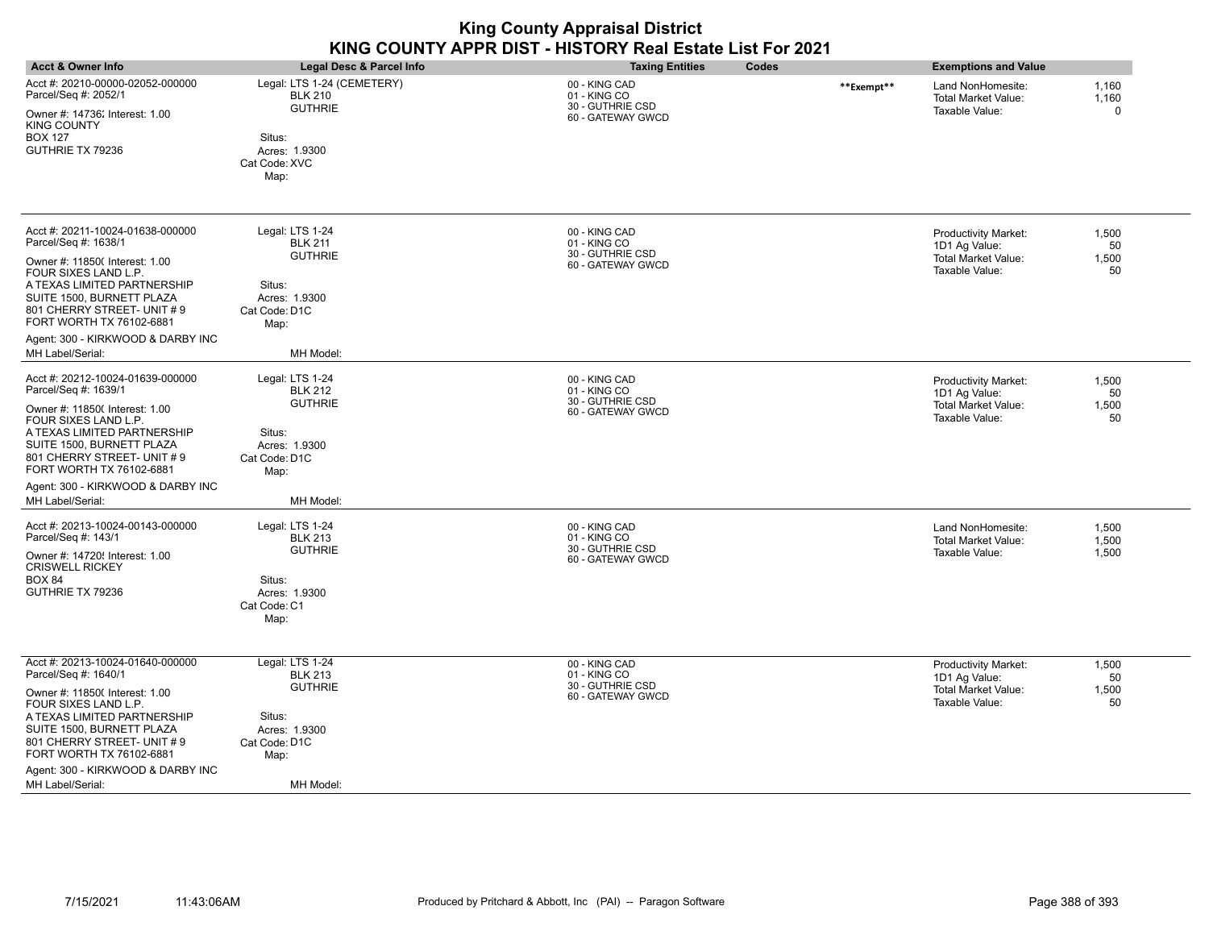# King County Appraisal District
## KING COUNTY APPR DIST - HISTORY Real Estate List For 2021

| Acct & Owner Info | Legal Desc & Parcel Info | Taxing Entities | Codes | Exemptions and Value |
|---|---|---|---|---|
| Acct #: 20210-00000-02052-000000<br>Parcel/Seq #: 2052/1<br>Owner #: 14736; Interest: 1.00<br>KING COUNTY<br>BOX 127<br>GUTHRIE TX 79236 | Legal: LTS 1-24 (CEMETERY)<br>BLK 210<br>GUTHRIE<br>Situs:<br>Acres: 1.9300<br>Cat Code: XVC<br>Map: | 00 - KING CAD<br>01 - KING CO<br>30 - GUTHRIE CSD<br>60 - GATEWAY GWCD | **Exempt** | Land NonHomesite: 1,160<br>Total Market Value: 1,160<br>Taxable Value: 0 |
| Acct #: 20211-10024-01638-000000<br>Parcel/Seq #: 1638/1<br>Owner #: 11850( Interest: 1.00<br>FOUR SIXES LAND L.P.<br>A TEXAS LIMITED PARTNERSHIP<br>SUITE 1500, BURNETT PLAZA<br>801 CHERRY STREET- UNIT # 9<br>FORT WORTH TX 76102-6881<br>Agent: 300 - KIRKWOOD & DARBY INC<br>MH Label/Serial: | Legal: LTS 1-24<br>BLK 211<br>GUTHRIE<br>Situs:<br>Acres: 1.9300<br>Cat Code: D1C<br>Map:<br>MH Model: | 00 - KING CAD<br>01 - KING CO<br>30 - GUTHRIE CSD<br>60 - GATEWAY GWCD | | Productivity Market: 1,500<br>1D1 Ag Value: 50<br>Total Market Value: 1,500<br>Taxable Value: 50 |
| Acct #: 20212-10024-01639-000000<br>Parcel/Seq #: 1639/1<br>Owner #: 11850( Interest: 1.00<br>FOUR SIXES LAND L.P.<br>A TEXAS LIMITED PARTNERSHIP<br>SUITE 1500, BURNETT PLAZA<br>801 CHERRY STREET- UNIT # 9<br>FORT WORTH TX 76102-6881<br>Agent: 300 - KIRKWOOD & DARBY INC<br>MH Label/Serial: | Legal: LTS 1-24<br>BLK 212<br>GUTHRIE<br>Situs:<br>Acres: 1.9300<br>Cat Code: D1C<br>Map:<br>MH Model: | 00 - KING CAD<br>01 - KING CO<br>30 - GUTHRIE CSD<br>60 - GATEWAY GWCD | | Productivity Market: 1,500<br>1D1 Ag Value: 50<br>Total Market Value: 1,500<br>Taxable Value: 50 |
| Acct #: 20213-10024-00143-000000<br>Parcel/Seq #: 143/1<br>Owner #: 14720! Interest: 1.00<br>CRISWELL RICKEY<br>BOX 84<br>GUTHRIE TX 79236 | Legal: LTS 1-24<br>BLK 213<br>GUTHRIE<br>Situs:<br>Acres: 1.9300<br>Cat Code: C1<br>Map: | 00 - KING CAD<br>01 - KING CO<br>30 - GUTHRIE CSD<br>60 - GATEWAY GWCD | | Land NonHomesite: 1,500<br>Total Market Value: 1,500<br>Taxable Value: 1,500 |
| Acct #: 20213-10024-01640-000000<br>Parcel/Seq #: 1640/1<br>Owner #: 11850( Interest: 1.00<br>FOUR SIXES LAND L.P.<br>A TEXAS LIMITED PARTNERSHIP<br>SUITE 1500, BURNETT PLAZA<br>801 CHERRY STREET- UNIT # 9<br>FORT WORTH TX 76102-6881<br>Agent: 300 - KIRKWOOD & DARBY INC<br>MH Label/Serial: | Legal: LTS 1-24<br>BLK 213<br>GUTHRIE<br>Situs:<br>Acres: 1.9300<br>Cat Code: D1C<br>Map:<br>MH Model: | 00 - KING CAD<br>01 - KING CO<br>30 - GUTHRIE CSD<br>60 - GATEWAY GWCD | | Productivity Market: 1,500<br>1D1 Ag Value: 50<br>Total Market Value: 1,500<br>Taxable Value: 50 |

7/15/2021 11:43:06AM Produced by Pritchard & Abbott, Inc (PAI) -- Paragon Software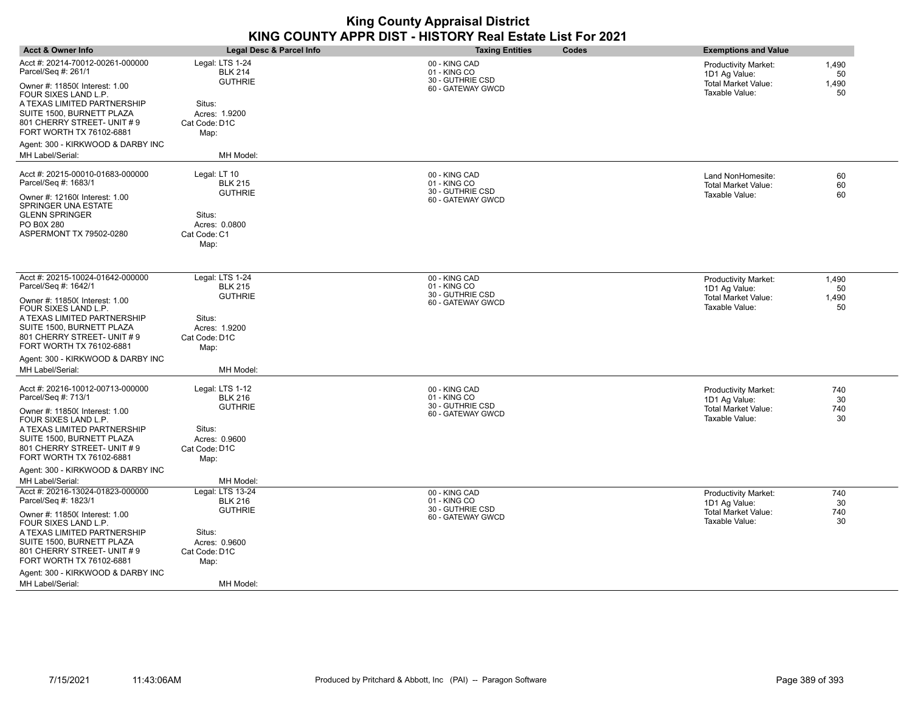# King County Appraisal District
## KING COUNTY APPR DIST - HISTORY Real Estate List For 2021

| Acct & Owner Info | Legal Desc & Parcel Info | Taxing Entities | Codes | Exemptions and Value |
|---|---|---|---|---|
| Acct #: 20214-70012-00261-000000<br>Parcel/Seq #: 261/1<br>Owner #: 11850( Interest: 1.00<br>FOUR SIXES LAND L.P.<br>A TEXAS LIMITED PARTNERSHIP<br>SUITE 1500, BURNETT PLAZA<br>801 CHERRY STREET- UNIT # 9<br>FORT WORTH TX 76102-6881<br>Agent: 300 - KIRKWOOD & DARBY INC<br>MH Label/Serial: | Legal: LTS 1-24<br>BLK 214<br>GUTHRIE<br>Situs:<br>Acres: 1.9200<br>Cat Code: D1C<br>Map:<br>MH Model: | 00 - KING CAD<br>01 - KING CO<br>30 - GUTHRIE CSD<br>60 - GATEWAY GWCD | | Productivity Market: 1,490<br>1D1 Ag Value: 50<br>Total Market Value: 1,490<br>Taxable Value: 50 |
| Acct #: 20215-00010-01683-000000<br>Parcel/Seq #: 1683/1<br>Owner #: 12160( Interest: 1.00<br>SPRINGER UNA ESTATE<br>GLENN SPRINGER<br>PO B0X 280<br>ASPERMONT TX 79502-0280 | Legal: LT 10<br>BLK 215<br>GUTHRIE<br>Situs:<br>Acres: 0.0800<br>Cat Code: C1<br>Map: | 00 - KING CAD<br>01 - KING CO<br>30 - GUTHRIE CSD<br>60 - GATEWAY GWCD | | Land NonHomesite: 60<br>Total Market Value: 60<br>Taxable Value: 60 |
| Acct #: 20215-10024-01642-000000<br>Parcel/Seq #: 1642/1<br>Owner #: 11850( Interest: 1.00<br>FOUR SIXES LAND L.P.<br>A TEXAS LIMITED PARTNERSHIP<br>SUITE 1500, BURNETT PLAZA<br>801 CHERRY STREET- UNIT # 9<br>FORT WORTH TX 76102-6881<br>Agent: 300 - KIRKWOOD & DARBY INC<br>MH Label/Serial: | Legal: LTS 1-24<br>BLK 215<br>GUTHRIE<br>Situs:<br>Acres: 1.9200<br>Cat Code: D1C<br>Map:<br>MH Model: | 00 - KING CAD<br>01 - KING CO<br>30 - GUTHRIE CSD<br>60 - GATEWAY GWCD | | Productivity Market: 1,490<br>1D1 Ag Value: 50<br>Total Market Value: 1,490<br>Taxable Value: 50 |
| Acct #: 20216-10012-00713-000000<br>Parcel/Seq #: 713/1<br>Owner #: 11850( Interest: 1.00<br>FOUR SIXES LAND L.P.<br>A TEXAS LIMITED PARTNERSHIP<br>SUITE 1500, BURNETT PLAZA<br>801 CHERRY STREET- UNIT # 9<br>FORT WORTH TX 76102-6881<br>Agent: 300 - KIRKWOOD & DARBY INC<br>MH Label/Serial: | Legal: LTS 1-12<br>BLK 216<br>GUTHRIE<br>Situs:<br>Acres: 0.9600<br>Cat Code: D1C<br>Map:<br>MH Model: | 00 - KING CAD<br>01 - KING CO<br>30 - GUTHRIE CSD<br>60 - GATEWAY GWCD | | Productivity Market: 740<br>1D1 Ag Value: 30<br>Total Market Value: 740<br>Taxable Value: 30 |
| Acct #: 20216-13024-01823-000000<br>Parcel/Seq #: 1823/1<br>Owner #: 11850( Interest: 1.00<br>FOUR SIXES LAND L.P.<br>A TEXAS LIMITED PARTNERSHIP<br>SUITE 1500, BURNETT PLAZA<br>801 CHERRY STREET- UNIT # 9<br>FORT WORTH TX 76102-6881<br>Agent: 300 - KIRKWOOD & DARBY INC<br>MH Label/Serial: | Legal: LTS 13-24<br>BLK 216<br>GUTHRIE<br>Situs:<br>Acres: 0.9600<br>Cat Code: D1C<br>Map:<br>MH Model: | 00 - KING CAD<br>01 - KING CO<br>30 - GUTHRIE CSD<br>60 - GATEWAY GWCD | | Productivity Market: 740<br>1D1 Ag Value: 30<br>Total Market Value: 740<br>Taxable Value: 30 |

7/15/2021 11:43:06AM Produced by Pritchard & Abbott, Inc (PAI) -- Paragon Software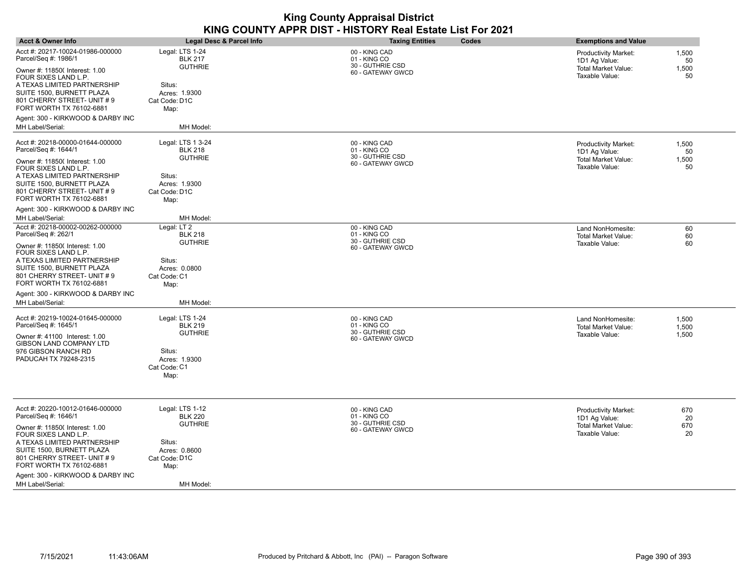# King County Appraisal District

## KING COUNTY APPR DIST - HISTORY Real Estate List For 2021

| Acct & Owner Info | Legal Desc & Parcel Info | Taxing Entities | Codes | Exemptions and Value |
|---|---|---|---|---|
| Acct #: 20217-10024-01986-000000<br>Parcel/Seq #: 1986/1<br>Owner #: 11850( Interest: 1.00<br>FOUR SIXES LAND L.P.<br>A TEXAS LIMITED PARTNERSHIP<br>SUITE 1500, BURNETT PLAZA<br>801 CHERRY STREET- UNIT # 9<br>FORT WORTH TX 76102-6881<br>Agent: 300 - KIRKWOOD & DARBY INC<br>MH Label/Serial: | Legal: LTS 1-24<br>BLK 217<br>GUTHRIE<br>Situs:<br>Acres: 1.9300<br>Cat Code: D1C<br>Map:<br>MH Model: | 00 - KING CAD<br>01 - KING CO<br>30 - GUTHRIE CSD<br>60 - GATEWAY GWCD | | Productivity Market: 1,500<br>1D1 Ag Value: 50<br>Total Market Value: 1,500<br>Taxable Value: 50 |
| Acct #: 20218-00000-01644-000000<br>Parcel/Seq #: 1644/1<br>Owner #: 11850( Interest: 1.00<br>FOUR SIXES LAND L.P.<br>A TEXAS LIMITED PARTNERSHIP<br>SUITE 1500, BURNETT PLAZA<br>801 CHERRY STREET- UNIT # 9<br>FORT WORTH TX 76102-6881<br>Agent: 300 - KIRKWOOD & DARBY INC<br>MH Label/Serial: | Legal: LTS 1 3-24<br>BLK 218<br>GUTHRIE<br>Situs:<br>Acres: 1.9300<br>Cat Code: D1C<br>Map:<br>MH Model: | 00 - KING CAD<br>01 - KING CO<br>30 - GUTHRIE CSD<br>60 - GATEWAY GWCD | | Productivity Market: 1,500<br>1D1 Ag Value: 50<br>Total Market Value: 1,500<br>Taxable Value: 50 |
| Acct #: 20218-00002-00262-000000<br>Parcel/Seq #: 262/1<br>Owner #: 11850( Interest: 1.00<br>FOUR SIXES LAND L.P.<br>A TEXAS LIMITED PARTNERSHIP<br>SUITE 1500, BURNETT PLAZA<br>801 CHERRY STREET- UNIT # 9<br>FORT WORTH TX 76102-6881<br>Agent: 300 - KIRKWOOD & DARBY INC<br>MH Label/Serial: | Legal: LT 2<br>BLK 218<br>GUTHRIE<br>Situs:<br>Acres: 0.0800<br>Cat Code: C1<br>Map:<br>MH Model: | 00 - KING CAD<br>01 - KING CO<br>30 - GUTHRIE CSD<br>60 - GATEWAY GWCD | | Land NonHomesite: 60<br>Total Market Value: 60<br>Taxable Value: 60 |
| Acct #: 20219-10024-01645-000000<br>Parcel/Seq #: 1645/1<br>Owner #: 41100 Interest: 1.00<br>GIBSON LAND COMPANY LTD<br>976 GIBSON RANCH RD<br>PADUCAH TX 79248-2315 | Legal: LTS 1-24<br>BLK 219<br>GUTHRIE<br>Situs:<br>Acres: 1.9300<br>Cat Code: C1<br>Map: | 00 - KING CAD<br>01 - KING CO<br>30 - GUTHRIE CSD<br>60 - GATEWAY GWCD | | Land NonHomesite: 1,500<br>Total Market Value: 1,500<br>Taxable Value: 1,500 |
| Acct #: 20220-10012-01646-000000<br>Parcel/Seq #: 1646/1<br>Owner #: 11850( Interest: 1.00<br>FOUR SIXES LAND L.P.<br>A TEXAS LIMITED PARTNERSHIP<br>SUITE 1500, BURNETT PLAZA<br>801 CHERRY STREET- UNIT # 9<br>FORT WORTH TX 76102-6881<br>Agent: 300 - KIRKWOOD & DARBY INC<br>MH Label/Serial: | Legal: LTS 1-12<br>BLK 220<br>GUTHRIE<br>Situs:<br>Acres: 0.8600<br>Cat Code: D1C<br>Map:<br>MH Model: | 00 - KING CAD<br>01 - KING CO<br>30 - GUTHRIE CSD<br>60 - GATEWAY GWCD | | Productivity Market: 670<br>1D1 Ag Value: 20<br>Total Market Value: 670<br>Taxable Value: 20 |

7/15/2021 11:43:06AM Produced by Pritchard & Abbott, Inc (PAI) -- Paragon Software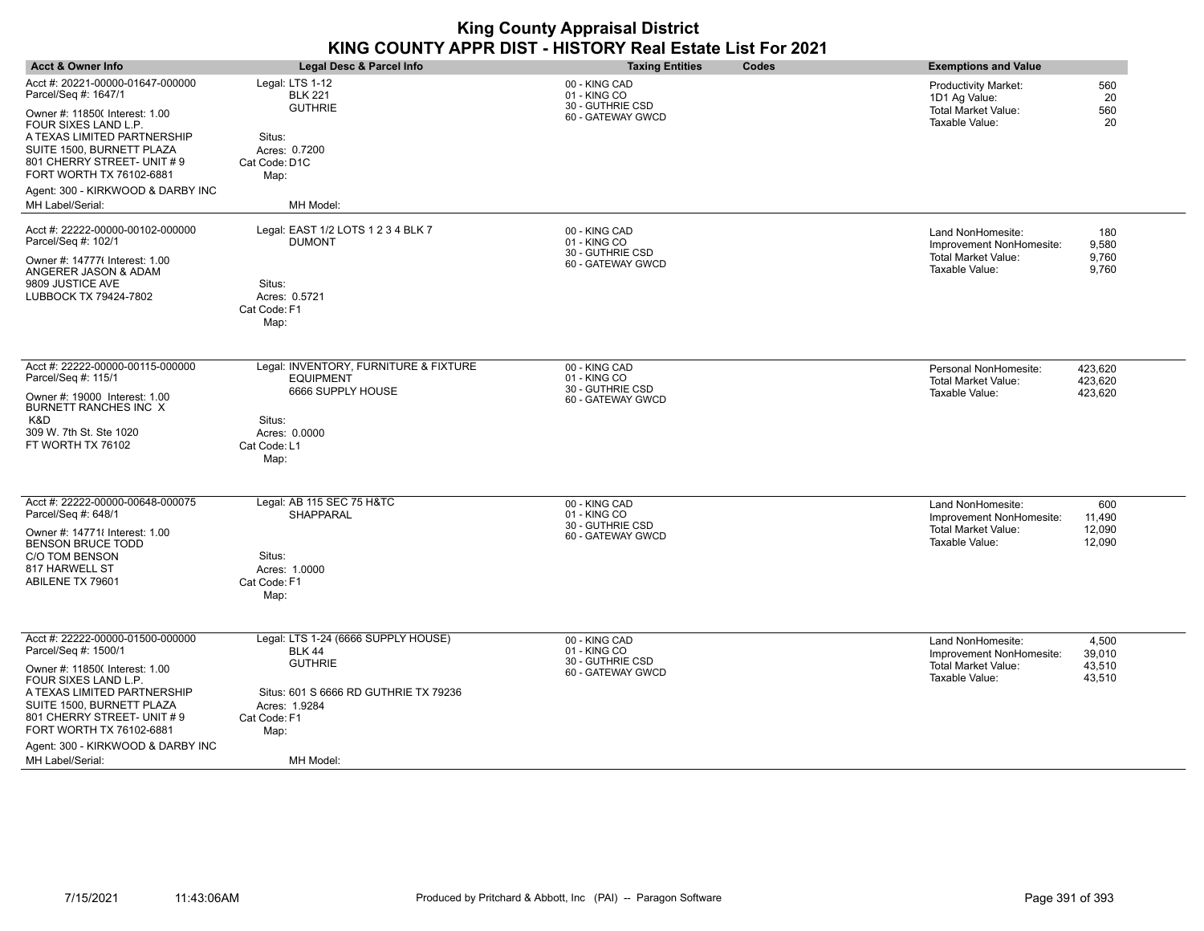# King County Appraisal District
## KING COUNTY APPR DIST - HISTORY Real Estate List For 2021

| Acct & Owner Info | Legal Desc & Parcel Info | Taxing Entities | Codes | Exemptions and Value |
|---|---|---|---|---|
| Acct #: 20221-00000-01647-000000<br>Parcel/Seq #: 1647/1<br>Owner #: 11850( Interest: 1.00<br>FOUR SIXES LAND L.P.<br>A TEXAS LIMITED PARTNERSHIP<br>SUITE 1500, BURNETT PLAZA<br>801 CHERRY STREET- UNIT # 9<br>FORT WORTH TX 76102-6881<br>Agent: 300 - KIRKWOOD & DARBY INC<br>MH Label/Serial: | Legal: LTS 1-12<br>BLK 221<br>GUTHRIE<br>Situs:<br>Acres: 0.7200<br>Cat Code: D1C<br>Map:<br>MH Model: | 00 - KING CAD<br>01 - KING CO<br>30 - GUTHRIE CSD<br>60 - GATEWAY GWCD | | Productivity Market: 560<br>1D1 Ag Value: 20<br>Total Market Value: 560<br>Taxable Value: 20 |
| Acct #: 22222-00000-00102-000000<br>Parcel/Seq #: 102/1<br>Owner #: 14777( Interest: 1.00<br>ANGERER JASON & ADAM<br>9809 JUSTICE AVE<br>LUBBOCK TX 79424-7802 | Legal: EAST 1/2 LOTS 1 2 3 4 BLK 7<br>DUMONT<br>Situs:<br>Acres: 0.5721<br>Cat Code: F1<br>Map: | 00 - KING CAD<br>01 - KING CO<br>30 - GUTHRIE CSD<br>60 - GATEWAY GWCD | | Land NonHomesite: 180<br>Improvement NonHomesite: 9,580<br>Total Market Value: 9,760<br>Taxable Value: 9,760 |
| Acct #: 22222-00000-00115-000000<br>Parcel/Seq #: 115/1<br>Owner #: 19000 Interest: 1.00<br>BURNETT RANCHES INC X<br>K&D<br>309 W. 7th St. Ste 1020<br>FT WORTH TX 76102 | Legal: INVENTORY, FURNITURE & FIXTURE<br>EQUIPMENT<br>6666 SUPPLY HOUSE<br>Situs:<br>Acres: 0.0000<br>Cat Code: L1<br>Map: | 00 - KING CAD<br>01 - KING CO<br>30 - GUTHRIE CSD<br>60 - GATEWAY GWCD | | Personal NonHomesite: 423,620<br>Total Market Value: 423,620<br>Taxable Value: 423,620 |
| Acct #: 22222-00000-00648-000075<br>Parcel/Seq #: 648/1<br>Owner #: 14771{ Interest: 1.00<br>BENSON BRUCE TODD<br>C/O TOM BENSON<br>817 HARWELL ST<br>ABILENE TX 79601 | Legal: AB 115 SEC 75 H&TC<br>SHAPPARAL<br>Situs:<br>Acres: 1.0000<br>Cat Code: F1<br>Map: | 00 - KING CAD<br>01 - KING CO<br>30 - GUTHRIE CSD<br>60 - GATEWAY GWCD | | Land NonHomesite: 600<br>Improvement NonHomesite: 11,490<br>Total Market Value: 12,090<br>Taxable Value: 12,090 |
| Acct #: 22222-00000-01500-000000<br>Parcel/Seq #: 1500/1<br>Owner #: 11850( Interest: 1.00<br>FOUR SIXES LAND L.P.<br>A TEXAS LIMITED PARTNERSHIP<br>SUITE 1500, BURNETT PLAZA<br>801 CHERRY STREET- UNIT # 9<br>FORT WORTH TX 76102-6881<br>Agent: 300 - KIRKWOOD & DARBY INC<br>MH Label/Serial: | Legal: LTS 1-24 (6666 SUPPLY HOUSE)<br>BLK 44<br>GUTHRIE<br>Situs: 601 S 6666 RD GUTHRIE TX 79236<br>Acres: 1.9284<br>Cat Code: F1<br>Map:<br>MH Model: | 00 - KING CAD<br>01 - KING CO<br>30 - GUTHRIE CSD<br>60 - GATEWAY GWCD | | Land NonHomesite: 4,500<br>Improvement NonHomesite: 39,010<br>Total Market Value: 43,510<br>Taxable Value: 43,510 |

7/15/2021 11:43:06AM Produced by Pritchard & Abbott, Inc (PAI) -- Paragon Software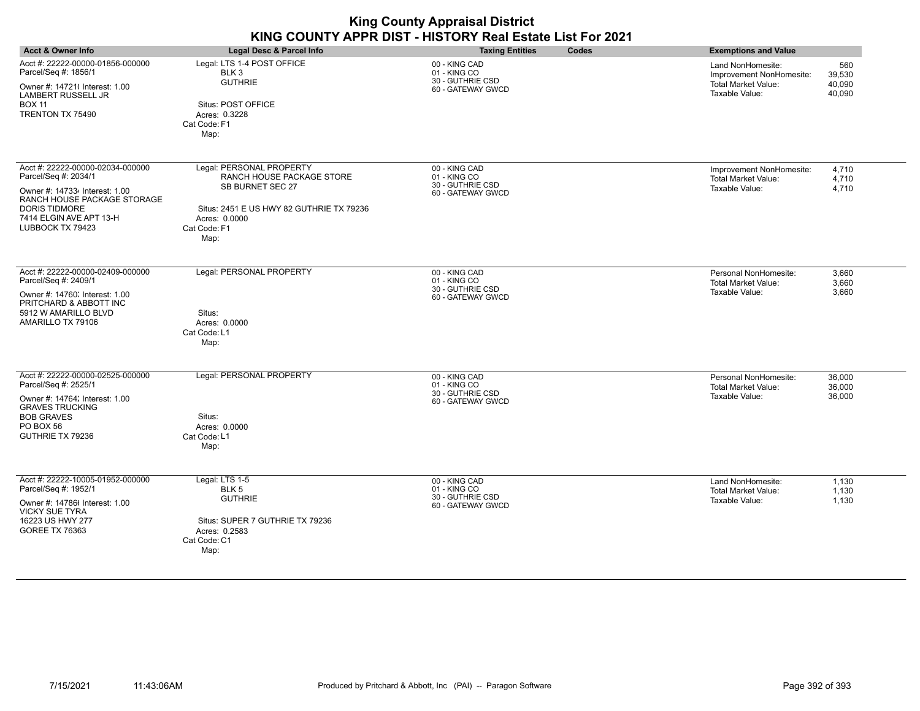# King County Appraisal District

## KING COUNTY APPR DIST - HISTORY Real Estate List For 2021

| Acct & Owner Info | Legal Desc & Parcel Info | Taxing Entities | Codes | Exemptions and Value |
|---|---|---|---|---|
| Acct #: 22222-00000-01856-000000<br>Parcel/Seq #: 1856/1<br>Owner #: 14721( Interest: 1.00<br>LAMBERT RUSSELL JR<br>BOX 11<br>TRENTON TX 75490 | Legal: LTS 1-4 POST OFFICE<br>BLK 3<br>GUTHRIE<br>Situs: POST OFFICE<br>Acres: 0.3228<br>Cat Code: F1<br>Map: | 00 - KING CAD<br>01 - KING CO<br>30 - GUTHRIE CSD<br>60 - GATEWAY GWCD | | Land NonHomesite: 560<br>Improvement NonHomesite: 39,530<br>Total Market Value: 40,090<br>Taxable Value: 40,090 |
| Acct #: 22222-00000-02034-000000<br>Parcel/Seq #: 2034/1<br>Owner #: 14733( Interest: 1.00<br>RANCH HOUSE PACKAGE STORAGE<br>DORIS TIDMORE<br>7414 ELGIN AVE APT 13-H<br>LUBBOCK TX 79423 | Legal: PERSONAL PROPERTY<br>RANCH HOUSE PACKAGE STORE<br>SB BURNET SEC 27<br>Situs: 2451 E US HWY 82 GUTHRIE TX 79236<br>Acres: 0.0000<br>Cat Code: F1<br>Map: | 00 - KING CAD<br>01 - KING CO<br>30 - GUTHRIE CSD<br>60 - GATEWAY GWCD | | Improvement NonHomesite: 4,710<br>Total Market Value: 4,710<br>Taxable Value: 4,710 |
| Acct #: 22222-00000-02409-000000<br>Parcel/Seq #: 2409/1<br>Owner #: 14760( Interest: 1.00<br>PRITCHARD & ABBOTT INC<br>5912 W AMARILLO BLVD<br>AMARILLO TX 79106 | Legal: PERSONAL PROPERTY<br>Situs:<br>Acres: 0.0000<br>Cat Code: L1<br>Map: | 00 - KING CAD<br>01 - KING CO<br>30 - GUTHRIE CSD<br>60 - GATEWAY GWCD | | Personal NonHomesite: 3,660<br>Total Market Value: 3,660<br>Taxable Value: 3,660 |
| Acct #: 22222-00000-02525-000000<br>Parcel/Seq #: 2525/1<br>Owner #: 14764( Interest: 1.00<br>GRAVES TRUCKING<br>BOB GRAVES<br>PO BOX 56<br>GUTHRIE TX 79236 | Legal: PERSONAL PROPERTY<br>Situs:<br>Acres: 0.0000<br>Cat Code: L1<br>Map: | 00 - KING CAD<br>01 - KING CO<br>30 - GUTHRIE CSD<br>60 - GATEWAY GWCD | | Personal NonHomesite: 36,000<br>Total Market Value: 36,000<br>Taxable Value: 36,000 |
| Acct #: 22222-10005-01952-000000<br>Parcel/Seq #: 1952/1<br>Owner #: 14786( Interest: 1.00<br>VICKY SUE TYRA<br>16223 US HWY 277<br>GOREE TX 76363 | Legal: LTS 1-5<br>BLK 5<br>GUTHRIE<br>Situs: SUPER 7 GUTHRIE TX 79236<br>Acres: 0.2583<br>Cat Code: C1<br>Map: | 00 - KING CAD<br>01 - KING CO<br>30 - GUTHRIE CSD<br>60 - GATEWAY GWCD | | Land NonHomesite: 1,130<br>Total Market Value: 1,130<br>Taxable Value: 1,130 |

7/15/2021 11:43:06AM Produced by Pritchard & Abbott, Inc (PAI) -- Paragon Software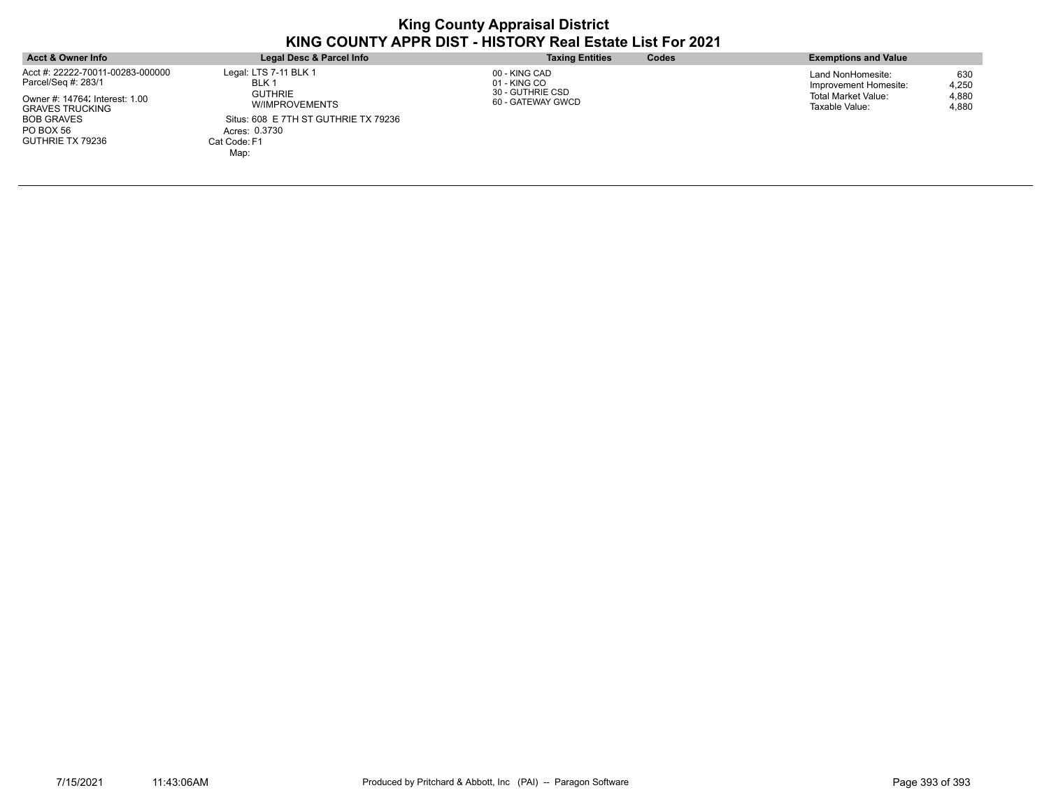# King County Appraisal District

## KING COUNTY APPR DIST - HISTORY Real Estate List For 2021

| Acct & Owner Info | Legal Desc & Parcel Info | Taxing Entities | Codes | Exemptions and Value |
|---|---|---|---|---|
| Acct #: 22222-70011-00283-000000<br>Parcel/Seq #: 283/1<br>Owner #: 14764; Interest: 1.00<br>GRAVES TRUCKING<br>BOB GRAVES<br>PO BOX 56<br>GUTHRIE TX 79236 | Legal: LTS 7-11 BLK 1<br>BLK 1<br>GUTHRIE<br>W/IMPROVEMENTS<br>Situs: 608 E 7TH ST GUTHRIE TX 79236<br>Acres: 0.3730<br>Cat Code: F1<br>Map: | 00 - KING CAD<br>01 - KING CO<br>30 - GUTHRIE CSD<br>60 - GATEWAY GWCD | | Land NonHomesite: 630<br>Improvement Homesite: 4,250<br>Total Market Value: 4,880<br>Taxable Value: 4,880 |

7/15/2021 11:43:06AM Produced by Pritchard & Abbott, Inc (PAI) -- Paragon Software